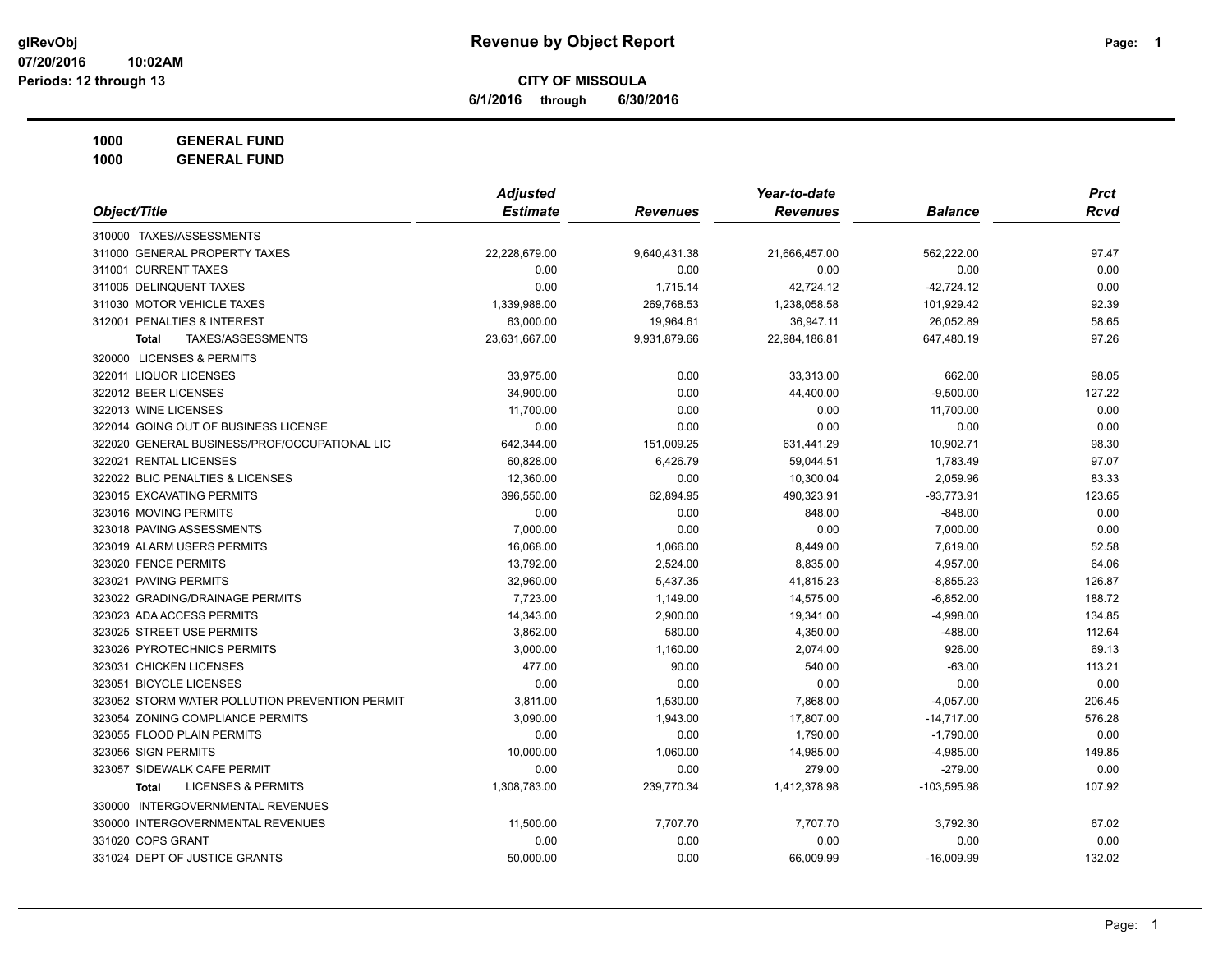glRevObj
07/20/2016 10:02AM
Periods: 12 through 13

# Revenue by Object Report

## CITY OF MISSOULA

**6/1/2016 through 6/30/2016**

**1000 GENERAL FUND**
**1000 GENERAL FUND**

| Object/Title | Adjusted Estimate | Revenues | Year-to-date Revenues | Balance | Prct Rcvd |
|---|---|---|---|---|---|
| 310000 TAXES/ASSESSMENTS | | | | | |
| 311000 GENERAL PROPERTY TAXES | 22,228,679.00 | 9,640,431.38 | 21,666,457.00 | 562,222.00 | 97.47 |
| 311001 CURRENT TAXES | 0.00 | 0.00 | 0.00 | 0.00 | 0.00 |
| 311005 DELINQUENT TAXES | 0.00 | 1,715.14 | 42,724.12 | -42,724.12 | 0.00 |
| 311030 MOTOR VEHICLE TAXES | 1,339,988.00 | 269,768.53 | 1,238,058.58 | 101,929.42 | 92.39 |
| 312001 PENALTIES & INTEREST | 63,000.00 | 19,964.61 | 36,947.11 | 26,052.89 | 58.65 |
| **Total** TAXES/ASSESSMENTS | 23,631,667.00 | 9,931,879.66 | 22,984,186.81 | 647,480.19 | 97.26 |
| 320000 LICENSES & PERMITS | | | | | |
| 322011 LIQUOR LICENSES | 33,975.00 | 0.00 | 33,313.00 | 662.00 | 98.05 |
| 322012 BEER LICENSES | 34,900.00 | 0.00 | 44,400.00 | -9,500.00 | 127.22 |
| 322013 WINE LICENSES | 11,700.00 | 0.00 | 0.00 | 11,700.00 | 0.00 |
| 322014 GOING OUT OF BUSINESS LICENSE | 0.00 | 0.00 | 0.00 | 0.00 | 0.00 |
| 322020 GENERAL BUSINESS/PROF/OCCUPATIONAL LIC | 642,344.00 | 151,009.25 | 631,441.29 | 10,902.71 | 98.30 |
| 322021 RENTAL LICENSES | 60,828.00 | 6,426.79 | 59,044.51 | 1,783.49 | 97.07 |
| 322022 BLIC PENALTIES & LICENSES | 12,360.00 | 0.00 | 10,300.04 | 2,059.96 | 83.33 |
| 323015 EXCAVATING PERMITS | 396,550.00 | 62,894.95 | 490,323.91 | -93,773.91 | 123.65 |
| 323016 MOVING PERMITS | 0.00 | 0.00 | 848.00 | -848.00 | 0.00 |
| 323018 PAVING ASSESSMENTS | 7,000.00 | 0.00 | 0.00 | 7,000.00 | 0.00 |
| 323019 ALARM USERS PERMITS | 16,068.00 | 1,066.00 | 8,449.00 | 7,619.00 | 52.58 |
| 323020 FENCE PERMITS | 13,792.00 | 2,524.00 | 8,835.00 | 4,957.00 | 64.06 |
| 323021 PAVING PERMITS | 32,960.00 | 5,437.35 | 41,815.23 | -8,855.23 | 126.87 |
| 323022 GRADING/DRAINAGE PERMITS | 7,723.00 | 1,149.00 | 14,575.00 | -6,852.00 | 188.72 |
| 323023 ADA ACCESS PERMITS | 14,343.00 | 2,900.00 | 19,341.00 | -4,998.00 | 134.85 |
| 323025 STREET USE PERMITS | 3,862.00 | 580.00 | 4,350.00 | -488.00 | 112.64 |
| 323026 PYROTECHNICS PERMITS | 3,000.00 | 1,160.00 | 2,074.00 | 926.00 | 69.13 |
| 323031 CHICKEN LICENSES | 477.00 | 90.00 | 540.00 | -63.00 | 113.21 |
| 323051 BICYCLE LICENSES | 0.00 | 0.00 | 0.00 | 0.00 | 0.00 |
| 323052 STORM WATER POLLUTION PREVENTION PERMIT | 3,811.00 | 1,530.00 | 7,868.00 | -4,057.00 | 206.45 |
| 323054 ZONING COMPLIANCE PERMITS | 3,090.00 | 1,943.00 | 17,807.00 | -14,717.00 | 576.28 |
| 323055 FLOOD PLAIN PERMITS | 0.00 | 0.00 | 1,790.00 | -1,790.00 | 0.00 |
| 323056 SIGN PERMITS | 10,000.00 | 1,060.00 | 14,985.00 | -4,985.00 | 149.85 |
| 323057 SIDEWALK CAFE PERMIT | 0.00 | 0.00 | 279.00 | -279.00 | 0.00 |
| **Total** LICENSES & PERMITS | 1,308,783.00 | 239,770.34 | 1,412,378.98 | -103,595.98 | 107.92 |
| 330000 INTERGOVERNMENTAL REVENUES | | | | | |
| 330000 INTERGOVERNMENTAL REVENUES | 11,500.00 | 7,707.70 | 7,707.70 | 3,792.30 | 67.02 |
| 331020 COPS GRANT | 0.00 | 0.00 | 0.00 | 0.00 | 0.00 |
| 331024 DEPT OF JUSTICE GRANTS | 50,000.00 | 0.00 | 66,009.99 | -16,009.99 | 132.02 |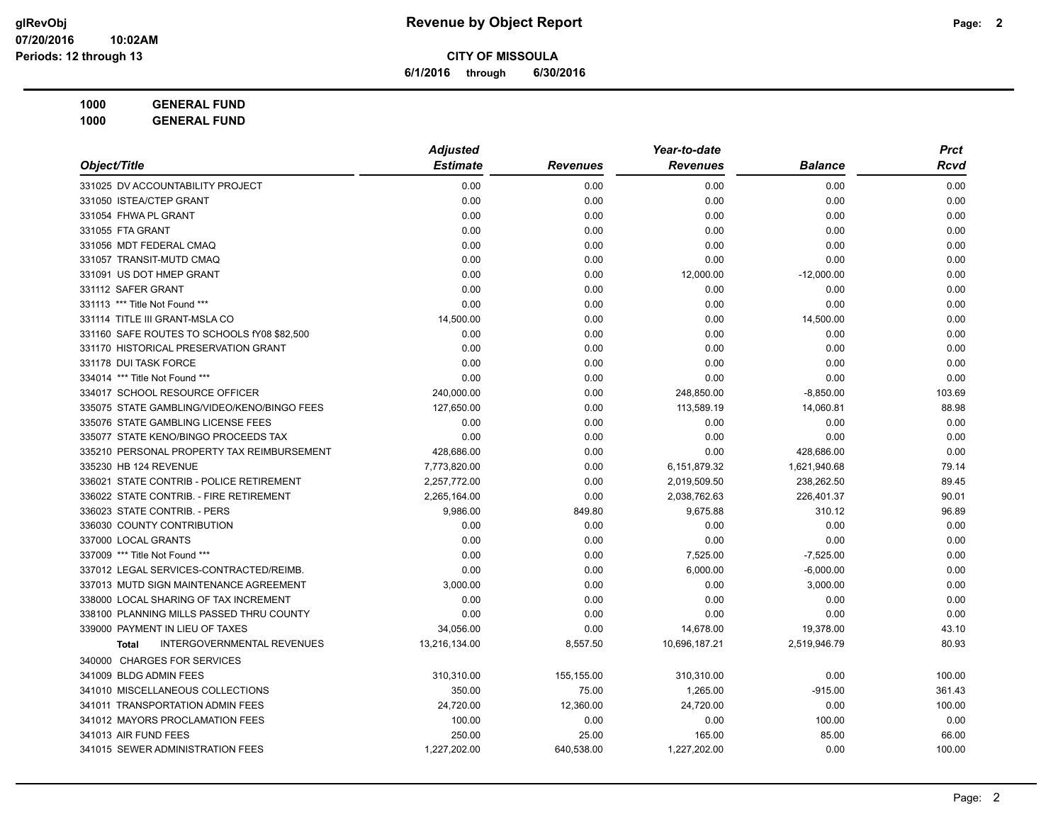# Revenue by Object Report

**CITY OF MISSOULA**

**6/1/2016 through 6/30/2016**

glRevObj
07/20/2016 10:02AM
Periods: 12 through 13

**1000 GENERAL FUND**

**1000 GENERAL FUND**

| Object/Title | Adjusted Estimate | Revenues | Year-to-date Revenues | Balance | Prct Rcvd |
|---|---|---|---|---|---|
| 331025 DV ACCOUNTABILITY PROJECT | 0.00 | 0.00 | 0.00 | 0.00 | 0.00 |
| 331050 ISTEA/CTEP GRANT | 0.00 | 0.00 | 0.00 | 0.00 | 0.00 |
| 331054 FHWA PL GRANT | 0.00 | 0.00 | 0.00 | 0.00 | 0.00 |
| 331055 FTA GRANT | 0.00 | 0.00 | 0.00 | 0.00 | 0.00 |
| 331056 MDT FEDERAL CMAQ | 0.00 | 0.00 | 0.00 | 0.00 | 0.00 |
| 331057 TRANSIT-MUTD CMAQ | 0.00 | 0.00 | 0.00 | 0.00 | 0.00 |
| 331091 US DOT HMEP GRANT | 0.00 | 0.00 | 12,000.00 | -12,000.00 | 0.00 |
| 331112 SAFER GRANT | 0.00 | 0.00 | 0.00 | 0.00 | 0.00 |
| 331113 *** Title Not Found *** | 0.00 | 0.00 | 0.00 | 0.00 | 0.00 |
| 331114 TITLE III GRANT-MSLA CO | 14,500.00 | 0.00 | 0.00 | 14,500.00 | 0.00 |
| 331160 SAFE ROUTES TO SCHOOLS fY08 $82,500 | 0.00 | 0.00 | 0.00 | 0.00 | 0.00 |
| 331170 HISTORICAL PRESERVATION GRANT | 0.00 | 0.00 | 0.00 | 0.00 | 0.00 |
| 331178 DUI TASK FORCE | 0.00 | 0.00 | 0.00 | 0.00 | 0.00 |
| 334014 *** Title Not Found *** | 0.00 | 0.00 | 0.00 | 0.00 | 0.00 |
| 334017 SCHOOL RESOURCE OFFICER | 240,000.00 | 0.00 | 248,850.00 | -8,850.00 | 103.69 |
| 335075 STATE GAMBLING/VIDEO/KENO/BINGO FEES | 127,650.00 | 0.00 | 113,589.19 | 14,060.81 | 88.98 |
| 335076 STATE GAMBLING LICENSE FEES | 0.00 | 0.00 | 0.00 | 0.00 | 0.00 |
| 335077 STATE KENO/BINGO PROCEEDS TAX | 0.00 | 0.00 | 0.00 | 0.00 | 0.00 |
| 335210 PERSONAL PROPERTY TAX REIMBURSEMENT | 428,686.00 | 0.00 | 0.00 | 428,686.00 | 0.00 |
| 335230 HB 124 REVENUE | 7,773,820.00 | 0.00 | 6,151,879.32 | 1,621,940.68 | 79.14 |
| 336021 STATE CONTRIB - POLICE RETIREMENT | 2,257,772.00 | 0.00 | 2,019,509.50 | 238,262.50 | 89.45 |
| 336022 STATE CONTRIB. - FIRE RETIREMENT | 2,265,164.00 | 0.00 | 2,038,762.63 | 226,401.37 | 90.01 |
| 336023 STATE CONTRIB. - PERS | 9,986.00 | 849.80 | 9,675.88 | 310.12 | 96.89 |
| 336030 COUNTY CONTRIBUTION | 0.00 | 0.00 | 0.00 | 0.00 | 0.00 |
| 337000 LOCAL GRANTS | 0.00 | 0.00 | 0.00 | 0.00 | 0.00 |
| 337009 *** Title Not Found *** | 0.00 | 0.00 | 7,525.00 | -7,525.00 | 0.00 |
| 337012 LEGAL SERVICES-CONTRACTED/REIMB. | 0.00 | 0.00 | 6,000.00 | -6,000.00 | 0.00 |
| 337013 MUTD SIGN MAINTENANCE AGREEMENT | 3,000.00 | 0.00 | 0.00 | 3,000.00 | 0.00 |
| 338000 LOCAL SHARING OF TAX INCREMENT | 0.00 | 0.00 | 0.00 | 0.00 | 0.00 |
| 338100 PLANNING MILLS PASSED THRU COUNTY | 0.00 | 0.00 | 0.00 | 0.00 | 0.00 |
| 339000 PAYMENT IN LIEU OF TAXES | 34,056.00 | 0.00 | 14,678.00 | 19,378.00 | 43.10 |
| **Total** INTERGOVERNMENTAL REVENUES | 13,216,134.00 | 8,557.50 | 10,696,187.21 | 2,519,946.79 | 80.93 |
| 340000 CHARGES FOR SERVICES | | | | | |
| 341009 BLDG ADMIN FEES | 310,310.00 | 155,155.00 | 310,310.00 | 0.00 | 100.00 |
| 341010 MISCELLANEOUS COLLECTIONS | 350.00 | 75.00 | 1,265.00 | -915.00 | 361.43 |
| 341011 TRANSPORTATION ADMIN FEES | 24,720.00 | 12,360.00 | 24,720.00 | 0.00 | 100.00 |
| 341012 MAYORS PROCLAMATION FEES | 100.00 | 0.00 | 0.00 | 100.00 | 0.00 |
| 341013 AIR FUND FEES | 250.00 | 25.00 | 165.00 | 85.00 | 66.00 |
| 341015 SEWER ADMINISTRATION FEES | 1,227,202.00 | 640,538.00 | 1,227,202.00 | 0.00 | 100.00 |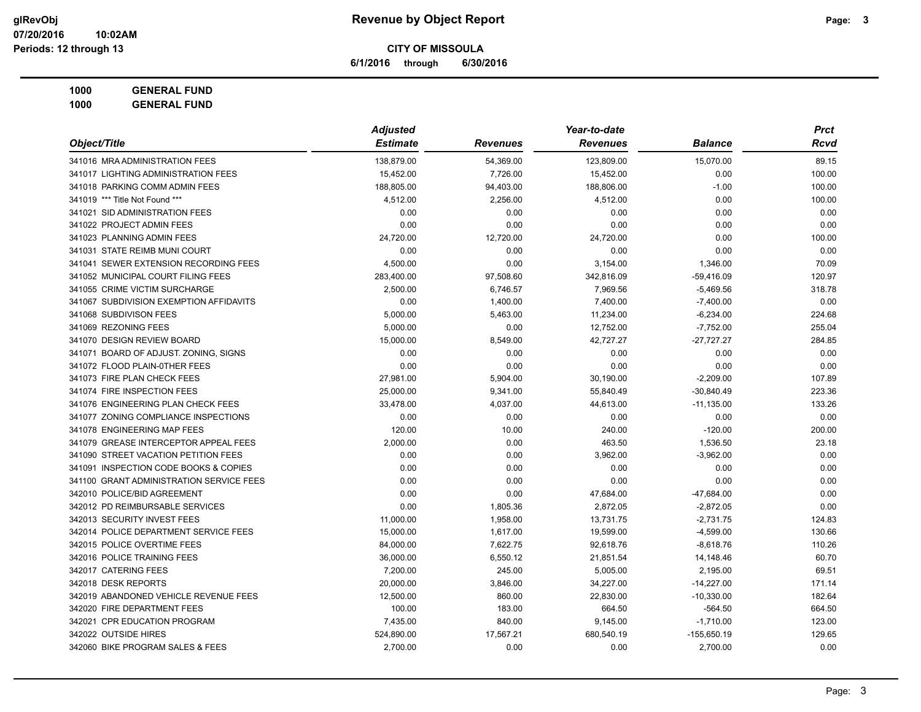# Revenue by Object Report

## CITY OF MISSOULA

**6/1/2016 through 6/30/2016**

glRevObj
07/20/2016 10:02AM
Periods: 12 through 13

**1000 GENERAL FUND**
**1000 GENERAL FUND**

| Object/Title | Adjusted Estimate | Revenues | Year-to-date Revenues | Balance | Prct Rcvd |
|---|---|---|---|---|---|
| 341016 MRA ADMINISTRATION FEES | 138,879.00 | 54,369.00 | 123,809.00 | 15,070.00 | 89.15 |
| 341017 LIGHTING ADMINISTRATION FEES | 15,452.00 | 7,726.00 | 15,452.00 | 0.00 | 100.00 |
| 341018 PARKING COMM ADMIN FEES | 188,805.00 | 94,403.00 | 188,806.00 | -1.00 | 100.00 |
| 341019 *** Title Not Found *** | 4,512.00 | 2,256.00 | 4,512.00 | 0.00 | 100.00 |
| 341021 SID ADMINISTRATION FEES | 0.00 | 0.00 | 0.00 | 0.00 | 0.00 |
| 341022 PROJECT ADMIN FEES | 0.00 | 0.00 | 0.00 | 0.00 | 0.00 |
| 341023 PLANNING ADMIN FEES | 24,720.00 | 12,720.00 | 24,720.00 | 0.00 | 100.00 |
| 341031 STATE REIMB MUNI COURT | 0.00 | 0.00 | 0.00 | 0.00 | 0.00 |
| 341041 SEWER EXTENSION RECORDING FEES | 4,500.00 | 0.00 | 3,154.00 | 1,346.00 | 70.09 |
| 341052 MUNICIPAL COURT FILING FEES | 283,400.00 | 97,508.60 | 342,816.09 | -59,416.09 | 120.97 |
| 341055 CRIME VICTIM SURCHARGE | 2,500.00 | 6,746.57 | 7,969.56 | -5,469.56 | 318.78 |
| 341067 SUBDIVISION EXEMPTION AFFIDAVITS | 0.00 | 1,400.00 | 7,400.00 | -7,400.00 | 0.00 |
| 341068 SUBDIVISON FEES | 5,000.00 | 5,463.00 | 11,234.00 | -6,234.00 | 224.68 |
| 341069 REZONING FEES | 5,000.00 | 0.00 | 12,752.00 | -7,752.00 | 255.04 |
| 341070 DESIGN REVIEW BOARD | 15,000.00 | 8,549.00 | 42,727.27 | -27,727.27 | 284.85 |
| 341071 BOARD OF ADJUST. ZONING, SIGNS | 0.00 | 0.00 | 0.00 | 0.00 | 0.00 |
| 341072 FLOOD PLAIN-0THER FEES | 0.00 | 0.00 | 0.00 | 0.00 | 0.00 |
| 341073 FIRE PLAN CHECK FEES | 27,981.00 | 5,904.00 | 30,190.00 | -2,209.00 | 107.89 |
| 341074 FIRE INSPECTION FEES | 25,000.00 | 9,341.00 | 55,840.49 | -30,840.49 | 223.36 |
| 341076 ENGINEERING PLAN CHECK FEES | 33,478.00 | 4,037.00 | 44,613.00 | -11,135.00 | 133.26 |
| 341077 ZONING COMPLIANCE INSPECTIONS | 0.00 | 0.00 | 0.00 | 0.00 | 0.00 |
| 341078 ENGINEERING MAP FEES | 120.00 | 10.00 | 240.00 | -120.00 | 200.00 |
| 341079 GREASE INTERCEPTOR APPEAL FEES | 2,000.00 | 0.00 | 463.50 | 1,536.50 | 23.18 |
| 341090 STREET VACATION PETITION FEES | 0.00 | 0.00 | 3,962.00 | -3,962.00 | 0.00 |
| 341091 INSPECTION CODE BOOKS & COPIES | 0.00 | 0.00 | 0.00 | 0.00 | 0.00 |
| 341100 GRANT ADMINISTRATION SERVICE FEES | 0.00 | 0.00 | 0.00 | 0.00 | 0.00 |
| 342010 POLICE/BID AGREEMENT | 0.00 | 0.00 | 47,684.00 | -47,684.00 | 0.00 |
| 342012 PD REIMBURSABLE SERVICES | 0.00 | 1,805.36 | 2,872.05 | -2,872.05 | 0.00 |
| 342013 SECURITY INVEST FEES | 11,000.00 | 1,958.00 | 13,731.75 | -2,731.75 | 124.83 |
| 342014 POLICE DEPARTMENT SERVICE FEES | 15,000.00 | 1,617.00 | 19,599.00 | -4,599.00 | 130.66 |
| 342015 POLICE OVERTIME FEES | 84,000.00 | 7,622.75 | 92,618.76 | -8,618.76 | 110.26 |
| 342016 POLICE TRAINING FEES | 36,000.00 | 6,550.12 | 21,851.54 | 14,148.46 | 60.70 |
| 342017 CATERING FEES | 7,200.00 | 245.00 | 5,005.00 | 2,195.00 | 69.51 |
| 342018 DESK REPORTS | 20,000.00 | 3,846.00 | 34,227.00 | -14,227.00 | 171.14 |
| 342019 ABANDONED VEHICLE REVENUE FEES | 12,500.00 | 860.00 | 22,830.00 | -10,330.00 | 182.64 |
| 342020 FIRE DEPARTMENT FEES | 100.00 | 183.00 | 664.50 | -564.50 | 664.50 |
| 342021 CPR EDUCATION PROGRAM | 7,435.00 | 840.00 | 9,145.00 | -1,710.00 | 123.00 |
| 342022 OUTSIDE HIRES | 524,890.00 | 17,567.21 | 680,540.19 | -155,650.19 | 129.65 |
| 342060 BIKE PROGRAM SALES & FEES | 2,700.00 | 0.00 | 0.00 | 2,700.00 | 0.00 |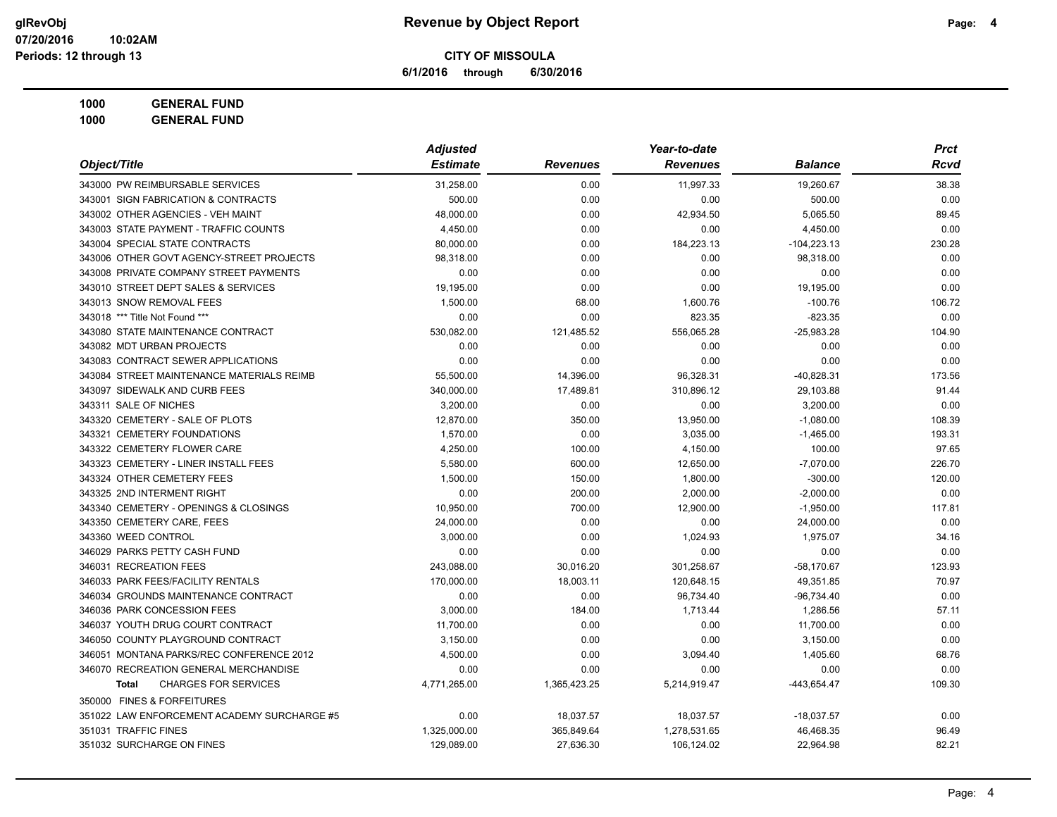# Revenue by Object Report

**CITY OF MISSOULA**

**6/1/2016 through 6/30/2016**

**1000 GENERAL FUND**

**1000 GENERAL FUND**

| Object/Title | Adjusted Estimate | Revenues | Year-to-date Revenues | Balance | Prct Rcvd |
|---|---|---|---|---|---|
| 343000 PW REIMBURSABLE SERVICES | 31,258.00 | 0.00 | 11,997.33 | 19,260.67 | 38.38 |
| 343001 SIGN FABRICATION & CONTRACTS | 500.00 | 0.00 | 0.00 | 500.00 | 0.00 |
| 343002 OTHER AGENCIES - VEH MAINT | 48,000.00 | 0.00 | 42,934.50 | 5,065.50 | 89.45 |
| 343003 STATE PAYMENT - TRAFFIC COUNTS | 4,450.00 | 0.00 | 0.00 | 4,450.00 | 0.00 |
| 343004 SPECIAL STATE CONTRACTS | 80,000.00 | 0.00 | 184,223.13 | -104,223.13 | 230.28 |
| 343006 OTHER GOVT AGENCY-STREET PROJECTS | 98,318.00 | 0.00 | 0.00 | 98,318.00 | 0.00 |
| 343008 PRIVATE COMPANY STREET PAYMENTS | 0.00 | 0.00 | 0.00 | 0.00 | 0.00 |
| 343010 STREET DEPT SALES & SERVICES | 19,195.00 | 0.00 | 0.00 | 19,195.00 | 0.00 |
| 343013 SNOW REMOVAL FEES | 1,500.00 | 68.00 | 1,600.76 | -100.76 | 106.72 |
| 343018 *** Title Not Found *** | 0.00 | 0.00 | 823.35 | -823.35 | 0.00 |
| 343080 STATE MAINTENANCE CONTRACT | 530,082.00 | 121,485.52 | 556,065.28 | -25,983.28 | 104.90 |
| 343082 MDT URBAN PROJECTS | 0.00 | 0.00 | 0.00 | 0.00 | 0.00 |
| 343083 CONTRACT SEWER APPLICATIONS | 0.00 | 0.00 | 0.00 | 0.00 | 0.00 |
| 343084 STREET MAINTENANCE MATERIALS REIMB | 55,500.00 | 14,396.00 | 96,328.31 | -40,828.31 | 173.56 |
| 343097 SIDEWALK AND CURB FEES | 340,000.00 | 17,489.81 | 310,896.12 | 29,103.88 | 91.44 |
| 343311 SALE OF NICHES | 3,200.00 | 0.00 | 0.00 | 3,200.00 | 0.00 |
| 343320 CEMETERY - SALE OF PLOTS | 12,870.00 | 350.00 | 13,950.00 | -1,080.00 | 108.39 |
| 343321 CEMETERY FOUNDATIONS | 1,570.00 | 0.00 | 3,035.00 | -1,465.00 | 193.31 |
| 343322 CEMETERY FLOWER CARE | 4,250.00 | 100.00 | 4,150.00 | 100.00 | 97.65 |
| 343323 CEMETERY - LINER INSTALL FEES | 5,580.00 | 600.00 | 12,650.00 | -7,070.00 | 226.70 |
| 343324 OTHER CEMETERY FEES | 1,500.00 | 150.00 | 1,800.00 | -300.00 | 120.00 |
| 343325 2ND INTERMENT RIGHT | 0.00 | 200.00 | 2,000.00 | -2,000.00 | 0.00 |
| 343340 CEMETERY - OPENINGS & CLOSINGS | 10,950.00 | 700.00 | 12,900.00 | -1,950.00 | 117.81 |
| 343350 CEMETERY CARE, FEES | 24,000.00 | 0.00 | 0.00 | 24,000.00 | 0.00 |
| 343360 WEED CONTROL | 3,000.00 | 0.00 | 1,024.93 | 1,975.07 | 34.16 |
| 346029 PARKS PETTY CASH FUND | 0.00 | 0.00 | 0.00 | 0.00 | 0.00 |
| 346031 RECREATION FEES | 243,088.00 | 30,016.20 | 301,258.67 | -58,170.67 | 123.93 |
| 346033 PARK FEES/FACILITY RENTALS | 170,000.00 | 18,003.11 | 120,648.15 | 49,351.85 | 70.97 |
| 346034 GROUNDS MAINTENANCE CONTRACT | 0.00 | 0.00 | 96,734.40 | -96,734.40 | 0.00 |
| 346036 PARK CONCESSION FEES | 3,000.00 | 184.00 | 1,713.44 | 1,286.56 | 57.11 |
| 346037 YOUTH DRUG COURT CONTRACT | 11,700.00 | 0.00 | 0.00 | 11,700.00 | 0.00 |
| 346050 COUNTY PLAYGROUND CONTRACT | 3,150.00 | 0.00 | 0.00 | 3,150.00 | 0.00 |
| 346051 MONTANA PARKS/REC CONFERENCE 2012 | 4,500.00 | 0.00 | 3,094.40 | 1,405.60 | 68.76 |
| 346070 RECREATION GENERAL MERCHANDISE | 0.00 | 0.00 | 0.00 | 0.00 | 0.00 |
| **Total** CHARGES FOR SERVICES | 4,771,265.00 | 1,365,423.25 | 5,214,919.47 | -443,654.47 | 109.30 |
| 350000 FINES & FORFEITURES | | | | | |
| 351022 LAW ENFORCEMENT ACADEMY SURCHARGE #5 | 0.00 | 18,037.57 | 18,037.57 | -18,037.57 | 0.00 |
| 351031 TRAFFIC FINES | 1,325,000.00 | 365,849.64 | 1,278,531.65 | 46,468.35 | 96.49 |
| 351032 SURCHARGE ON FINES | 129,089.00 | 27,636.30 | 106,124.02 | 22,964.98 | 82.21 |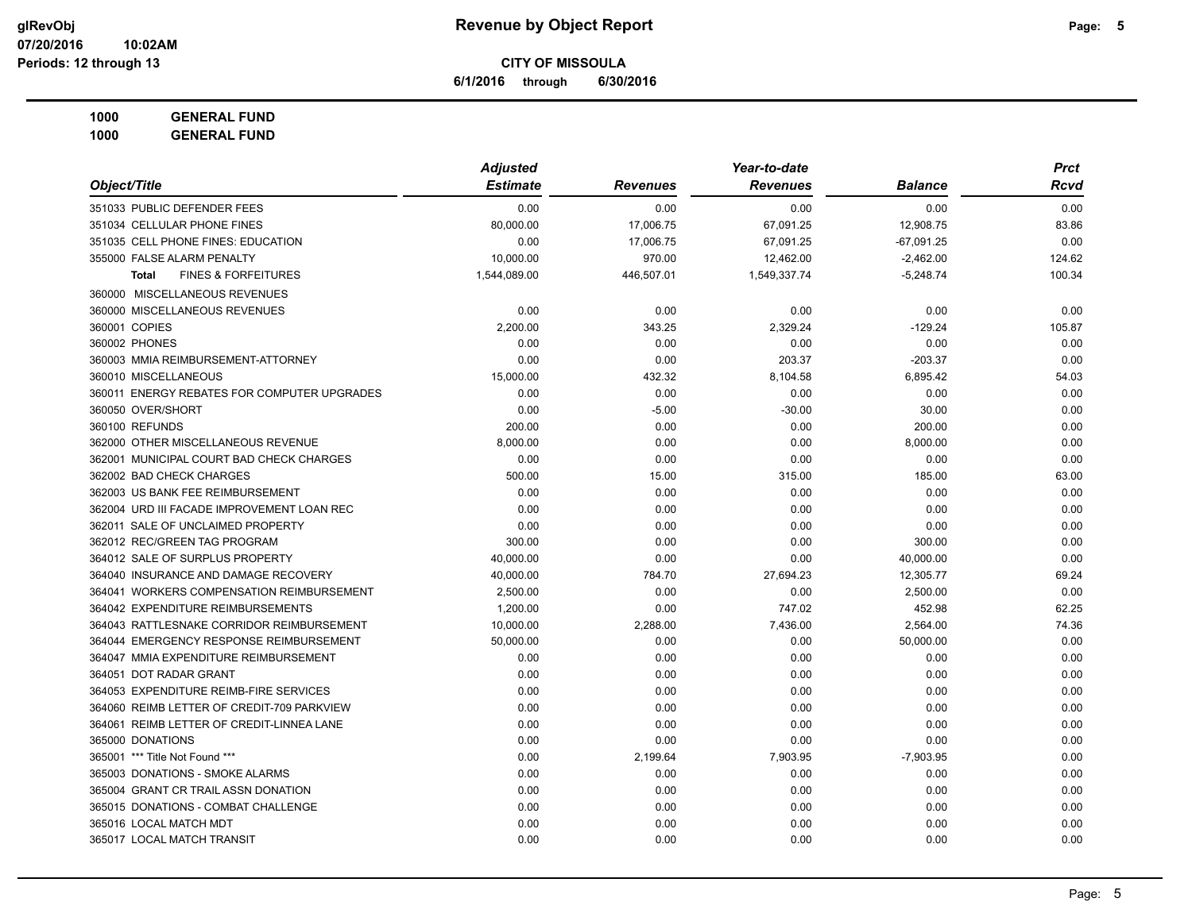**CITY OF MISSOULA**

**6/1/2016 through 6/30/2016**

**1000 GENERAL FUND**

**1000 GENERAL FUND**

| Object/Title | Adjusted Estimate | Revenues | Year-to-date Revenues | Balance | Prct Rcvd |
|---|---|---|---|---|---|
| 351033 PUBLIC DEFENDER FEES | 0.00 | 0.00 | 0.00 | 0.00 | 0.00 |
| 351034 CELLULAR PHONE FINES | 80,000.00 | 17,006.75 | 67,091.25 | 12,908.75 | 83.86 |
| 351035 CELL PHONE FINES: EDUCATION | 0.00 | 17,006.75 | 67,091.25 | -67,091.25 | 0.00 |
| 355000 FALSE ALARM PENALTY | 10,000.00 | 970.00 | 12,462.00 | -2,462.00 | 124.62 |
| **Total** FINES & FORFEITURES | 1,544,089.00 | 446,507.01 | 1,549,337.74 | -5,248.74 | 100.34 |
| 360000 MISCELLANEOUS REVENUES | | | | | |
| 360000 MISCELLANEOUS REVENUES | 0.00 | 0.00 | 0.00 | 0.00 | 0.00 |
| 360001 COPIES | 2,200.00 | 343.25 | 2,329.24 | -129.24 | 105.87 |
| 360002 PHONES | 0.00 | 0.00 | 0.00 | 0.00 | 0.00 |
| 360003 MMIA REIMBURSEMENT-ATTORNEY | 0.00 | 0.00 | 203.37 | -203.37 | 0.00 |
| 360010 MISCELLANEOUS | 15,000.00 | 432.32 | 8,104.58 | 6,895.42 | 54.03 |
| 360011 ENERGY REBATES FOR COMPUTER UPGRADES | 0.00 | 0.00 | 0.00 | 0.00 | 0.00 |
| 360050 OVER/SHORT | 0.00 | -5.00 | -30.00 | 30.00 | 0.00 |
| 360100 REFUNDS | 200.00 | 0.00 | 0.00 | 200.00 | 0.00 |
| 362000 OTHER MISCELLANEOUS REVENUE | 8,000.00 | 0.00 | 0.00 | 8,000.00 | 0.00 |
| 362001 MUNICIPAL COURT BAD CHECK CHARGES | 0.00 | 0.00 | 0.00 | 0.00 | 0.00 |
| 362002 BAD CHECK CHARGES | 500.00 | 15.00 | 315.00 | 185.00 | 63.00 |
| 362003 US BANK FEE REIMBURSEMENT | 0.00 | 0.00 | 0.00 | 0.00 | 0.00 |
| 362004 URD III FACADE IMPROVEMENT LOAN REC | 0.00 | 0.00 | 0.00 | 0.00 | 0.00 |
| 362011 SALE OF UNCLAIMED PROPERTY | 0.00 | 0.00 | 0.00 | 0.00 | 0.00 |
| 362012 REC/GREEN TAG PROGRAM | 300.00 | 0.00 | 0.00 | 300.00 | 0.00 |
| 364012 SALE OF SURPLUS PROPERTY | 40,000.00 | 0.00 | 0.00 | 40,000.00 | 0.00 |
| 364040 INSURANCE AND DAMAGE RECOVERY | 40,000.00 | 784.70 | 27,694.23 | 12,305.77 | 69.24 |
| 364041 WORKERS COMPENSATION REIMBURSEMENT | 2,500.00 | 0.00 | 0.00 | 2,500.00 | 0.00 |
| 364042 EXPENDITURE REIMBURSEMENTS | 1,200.00 | 0.00 | 747.02 | 452.98 | 62.25 |
| 364043 RATTLESNAKE CORRIDOR REIMBURSEMENT | 10,000.00 | 2,288.00 | 7,436.00 | 2,564.00 | 74.36 |
| 364044 EMERGENCY RESPONSE REIMBURSEMENT | 50,000.00 | 0.00 | 0.00 | 50,000.00 | 0.00 |
| 364047 MMIA EXPENDITURE REIMBURSEMENT | 0.00 | 0.00 | 0.00 | 0.00 | 0.00 |
| 364051 DOT RADAR GRANT | 0.00 | 0.00 | 0.00 | 0.00 | 0.00 |
| 364053 EXPENDITURE REIMB-FIRE SERVICES | 0.00 | 0.00 | 0.00 | 0.00 | 0.00 |
| 364060 REIMB LETTER OF CREDIT-709 PARKVIEW | 0.00 | 0.00 | 0.00 | 0.00 | 0.00 |
| 364061 REIMB LETTER OF CREDIT-LINNEA LANE | 0.00 | 0.00 | 0.00 | 0.00 | 0.00 |
| 365000 DONATIONS | 0.00 | 0.00 | 0.00 | 0.00 | 0.00 |
| 365001 *** Title Not Found *** | 0.00 | 2,199.64 | 7,903.95 | -7,903.95 | 0.00 |
| 365003 DONATIONS - SMOKE ALARMS | 0.00 | 0.00 | 0.00 | 0.00 | 0.00 |
| 365004 GRANT CR TRAIL ASSN DONATION | 0.00 | 0.00 | 0.00 | 0.00 | 0.00 |
| 365015 DONATIONS - COMBAT CHALLENGE | 0.00 | 0.00 | 0.00 | 0.00 | 0.00 |
| 365016 LOCAL MATCH MDT | 0.00 | 0.00 | 0.00 | 0.00 | 0.00 |
| 365017 LOCAL MATCH TRANSIT | 0.00 | 0.00 | 0.00 | 0.00 | 0.00 |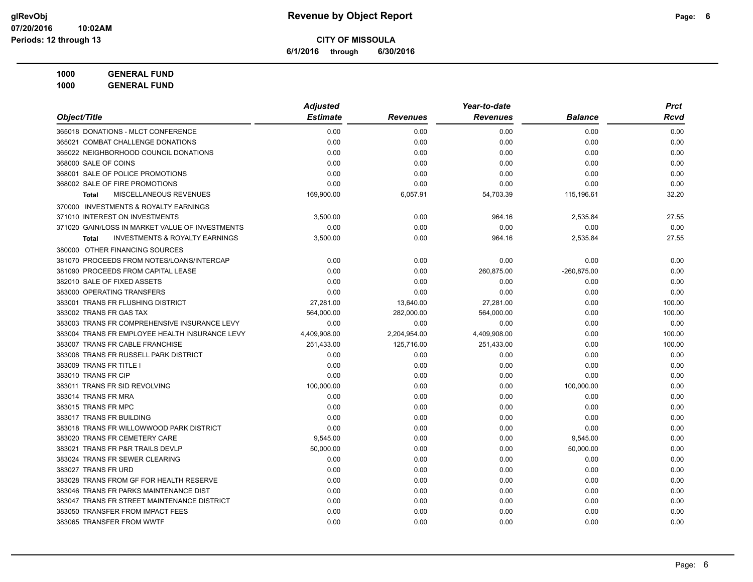**CITY OF MISSOULA**

**6/1/2016 through 6/30/2016**

**1000 GENERAL FUND**

**1000 GENERAL FUND**

| Object/Title | Adjusted Estimate | Revenues | Year-to-date Revenues | Balance | Prct Rcvd |
|---|---|---|---|---|---|
| 365018 DONATIONS - MLCT CONFERENCE | 0.00 | 0.00 | 0.00 | 0.00 | 0.00 |
| 365021 COMBAT CHALLENGE DONATIONS | 0.00 | 0.00 | 0.00 | 0.00 | 0.00 |
| 365022 NEIGHBORHOOD COUNCIL DONATIONS | 0.00 | 0.00 | 0.00 | 0.00 | 0.00 |
| 368000 SALE OF COINS | 0.00 | 0.00 | 0.00 | 0.00 | 0.00 |
| 368001 SALE OF POLICE PROMOTIONS | 0.00 | 0.00 | 0.00 | 0.00 | 0.00 |
| 368002 SALE OF FIRE PROMOTIONS | 0.00 | 0.00 | 0.00 | 0.00 | 0.00 |
| **Total** MISCELLANEOUS REVENUES | 169,900.00 | 6,057.91 | 54,703.39 | 115,196.61 | 32.20 |
| 370000 INVESTMENTS & ROYALTY EARNINGS | | | | | |
| 371010 INTEREST ON INVESTMENTS | 3,500.00 | 0.00 | 964.16 | 2,535.84 | 27.55 |
| 371020 GAIN/LOSS IN MARKET VALUE OF INVESTMENTS | 0.00 | 0.00 | 0.00 | 0.00 | 0.00 |
| **Total** INVESTMENTS & ROYALTY EARNINGS | 3,500.00 | 0.00 | 964.16 | 2,535.84 | 27.55 |
| 380000 OTHER FINANCING SOURCES | | | | | |
| 381070 PROCEEDS FROM NOTES/LOANS/INTERCAP | 0.00 | 0.00 | 0.00 | 0.00 | 0.00 |
| 381090 PROCEEDS FROM CAPITAL LEASE | 0.00 | 0.00 | 260,875.00 | -260,875.00 | 0.00 |
| 382010 SALE OF FIXED ASSETS | 0.00 | 0.00 | 0.00 | 0.00 | 0.00 |
| 383000 OPERATING TRANSFERS | 0.00 | 0.00 | 0.00 | 0.00 | 0.00 |
| 383001 TRANS FR FLUSHING DISTRICT | 27,281.00 | 13,640.00 | 27,281.00 | 0.00 | 100.00 |
| 383002 TRANS FR GAS TAX | 564,000.00 | 282,000.00 | 564,000.00 | 0.00 | 100.00 |
| 383003 TRANS FR COMPREHENSIVE INSURANCE LEVY | 0.00 | 0.00 | 0.00 | 0.00 | 0.00 |
| 383004 TRANS FR EMPLOYEE HEALTH INSURANCE LEVY | 4,409,908.00 | 2,204,954.00 | 4,409,908.00 | 0.00 | 100.00 |
| 383007 TRANS FR CABLE FRANCHISE | 251,433.00 | 125,716.00 | 251,433.00 | 0.00 | 100.00 |
| 383008 TRANS FR RUSSELL PARK DISTRICT | 0.00 | 0.00 | 0.00 | 0.00 | 0.00 |
| 383009 TRANS FR TITLE I | 0.00 | 0.00 | 0.00 | 0.00 | 0.00 |
| 383010 TRANS FR CIP | 0.00 | 0.00 | 0.00 | 0.00 | 0.00 |
| 383011 TRANS FR SID REVOLVING | 100,000.00 | 0.00 | 0.00 | 100,000.00 | 0.00 |
| 383014 TRANS FR MRA | 0.00 | 0.00 | 0.00 | 0.00 | 0.00 |
| 383015 TRANS FR MPC | 0.00 | 0.00 | 0.00 | 0.00 | 0.00 |
| 383017 TRANS FR BUILDING | 0.00 | 0.00 | 0.00 | 0.00 | 0.00 |
| 383018 TRANS FR WILLOWWOOD PARK DISTRICT | 0.00 | 0.00 | 0.00 | 0.00 | 0.00 |
| 383020 TRANS FR CEMETERY CARE | 9,545.00 | 0.00 | 0.00 | 9,545.00 | 0.00 |
| 383021 TRANS FR P&R TRAILS DEVLP | 50,000.00 | 0.00 | 0.00 | 50,000.00 | 0.00 |
| 383024 TRANS FR SEWER CLEARING | 0.00 | 0.00 | 0.00 | 0.00 | 0.00 |
| 383027 TRANS FR URD | 0.00 | 0.00 | 0.00 | 0.00 | 0.00 |
| 383028 TRANS FROM GF FOR HEALTH RESERVE | 0.00 | 0.00 | 0.00 | 0.00 | 0.00 |
| 383046 TRANS FR PARKS MAINTENANCE DIST | 0.00 | 0.00 | 0.00 | 0.00 | 0.00 |
| 383047 TRANS FR STREET MAINTENANCE DISTRICT | 0.00 | 0.00 | 0.00 | 0.00 | 0.00 |
| 383050 TRANSFER FROM IMPACT FEES | 0.00 | 0.00 | 0.00 | 0.00 | 0.00 |
| 383065 TRANSFER FROM WWTF | 0.00 | 0.00 | 0.00 | 0.00 | 0.00 |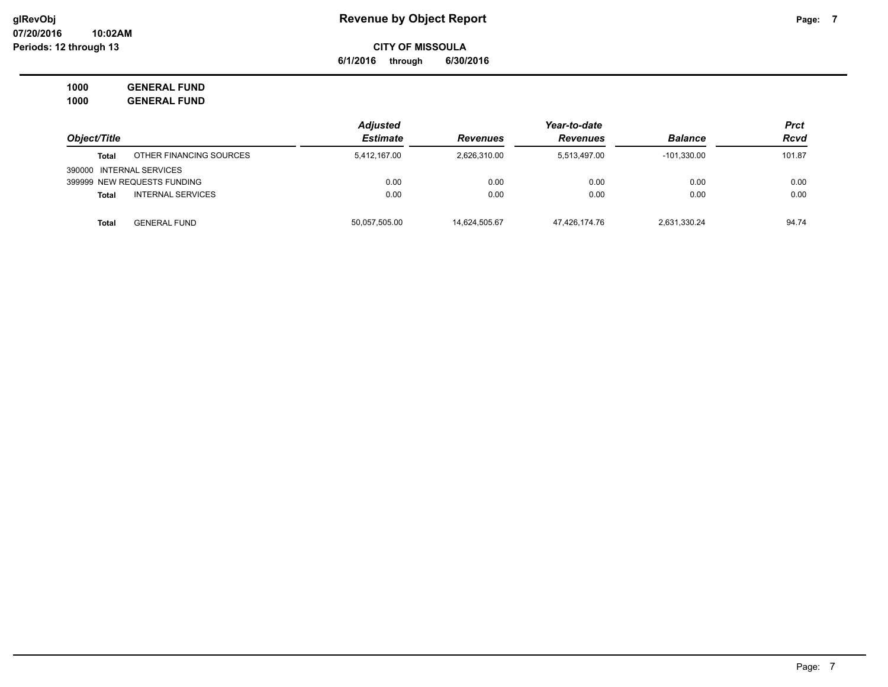# Revenue by Object Report

glRevObj
07/20/2016 10:02AM
Periods: 12 through 13

**CITY OF MISSOULA**
**6/1/2016 through 6/30/2016**

**1000 GENERAL FUND**
**1000 GENERAL FUND**

| Object/Title | | Adjusted Estimate | Revenues | Year-to-date Revenues | Balance | Prct Rcvd |
|---|---|---|---|---|---|---|
| **Total** | OTHER FINANCING SOURCES | 5,412,167.00 | 2,626,310.00 | 5,513,497.00 | -101,330.00 | 101.87 |
| 390000 | INTERNAL SERVICES | | | | | |
| 399999 | NEW REQUESTS FUNDING | 0.00 | 0.00 | 0.00 | 0.00 | 0.00 |
| **Total** | INTERNAL SERVICES | 0.00 | 0.00 | 0.00 | 0.00 | 0.00 |
| **Total** | GENERAL FUND | 50,057,505.00 | 14,624,505.67 | 47,426,174.76 | 2,631,330.24 | 94.74 |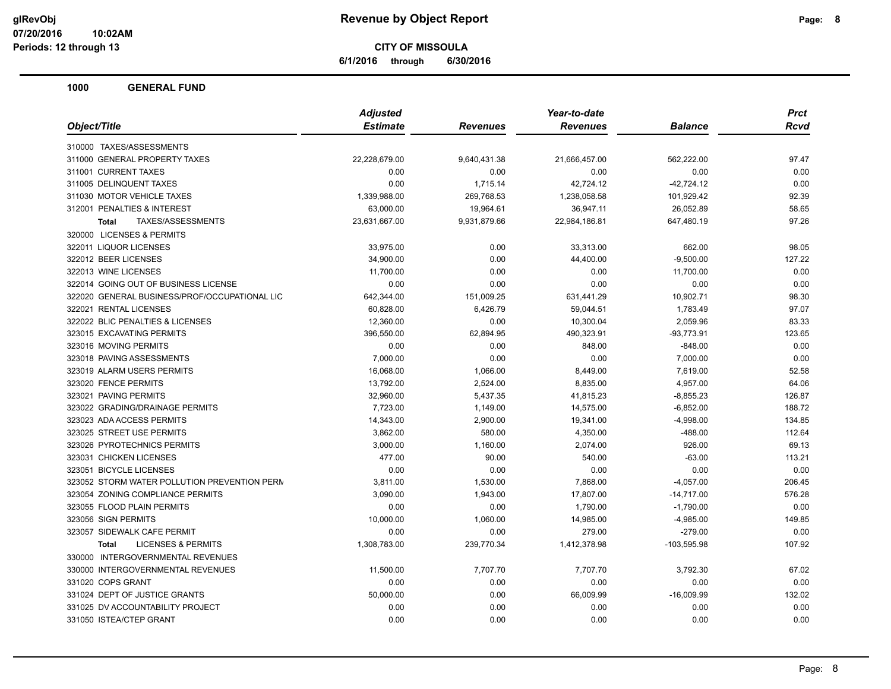# Revenue by Object Report

**CITY OF MISSOULA**

**6/1/2016 through 6/30/2016**

glRevObj
07/20/2016 10:02AM
Periods: 12 through 13

## 1000 GENERAL FUND

| Object/Title | Adjusted Estimate | Revenues | Year-to-date Revenues | Balance | Prct Rcvd |
|---|---|---|---|---|---|
| 310000 TAXES/ASSESSMENTS | | | | | |
| 311000 GENERAL PROPERTY TAXES | 22,228,679.00 | 9,640,431.38 | 21,666,457.00 | 562,222.00 | 97.47 |
| 311001 CURRENT TAXES | 0.00 | 0.00 | 0.00 | 0.00 | 0.00 |
| 311005 DELINQUENT TAXES | 0.00 | 1,715.14 | 42,724.12 | -42,724.12 | 0.00 |
| 311030 MOTOR VEHICLE TAXES | 1,339,988.00 | 269,768.53 | 1,238,058.58 | 101,929.42 | 92.39 |
| 312001 PENALTIES & INTEREST | 63,000.00 | 19,964.61 | 36,947.11 | 26,052.89 | 58.65 |
| **Total** TAXES/ASSESSMENTS | 23,631,667.00 | 9,931,879.66 | 22,984,186.81 | 647,480.19 | 97.26 |
| 320000 LICENSES & PERMITS | | | | | |
| 322011 LIQUOR LICENSES | 33,975.00 | 0.00 | 33,313.00 | 662.00 | 98.05 |
| 322012 BEER LICENSES | 34,900.00 | 0.00 | 44,400.00 | -9,500.00 | 127.22 |
| 322013 WINE LICENSES | 11,700.00 | 0.00 | 0.00 | 11,700.00 | 0.00 |
| 322014 GOING OUT OF BUSINESS LICENSE | 0.00 | 0.00 | 0.00 | 0.00 | 0.00 |
| 322020 GENERAL BUSINESS/PROF/OCCUPATIONAL LIC | 642,344.00 | 151,009.25 | 631,441.29 | 10,902.71 | 98.30 |
| 322021 RENTAL LICENSES | 60,828.00 | 6,426.79 | 59,044.51 | 1,783.49 | 97.07 |
| 322022 BLIC PENALTIES & LICENSES | 12,360.00 | 0.00 | 10,300.04 | 2,059.96 | 83.33 |
| 323015 EXCAVATING PERMITS | 396,550.00 | 62,894.95 | 490,323.91 | -93,773.91 | 123.65 |
| 323016 MOVING PERMITS | 0.00 | 0.00 | 848.00 | -848.00 | 0.00 |
| 323018 PAVING ASSESSMENTS | 7,000.00 | 0.00 | 0.00 | 7,000.00 | 0.00 |
| 323019 ALARM USERS PERMITS | 16,068.00 | 1,066.00 | 8,449.00 | 7,619.00 | 52.58 |
| 323020 FENCE PERMITS | 13,792.00 | 2,524.00 | 8,835.00 | 4,957.00 | 64.06 |
| 323021 PAVING PERMITS | 32,960.00 | 5,437.35 | 41,815.23 | -8,855.23 | 126.87 |
| 323022 GRADING/DRAINAGE PERMITS | 7,723.00 | 1,149.00 | 14,575.00 | -6,852.00 | 188.72 |
| 323023 ADA ACCESS PERMITS | 14,343.00 | 2,900.00 | 19,341.00 | -4,998.00 | 134.85 |
| 323025 STREET USE PERMITS | 3,862.00 | 580.00 | 4,350.00 | -488.00 | 112.64 |
| 323026 PYROTECHNICS PERMITS | 3,000.00 | 1,160.00 | 2,074.00 | 926.00 | 69.13 |
| 323031 CHICKEN LICENSES | 477.00 | 90.00 | 540.00 | -63.00 | 113.21 |
| 323051 BICYCLE LICENSES | 0.00 | 0.00 | 0.00 | 0.00 | 0.00 |
| 323052 STORM WATER POLLUTION PREVENTION PERM | 3,811.00 | 1,530.00 | 7,868.00 | -4,057.00 | 206.45 |
| 323054 ZONING COMPLIANCE PERMITS | 3,090.00 | 1,943.00 | 17,807.00 | -14,717.00 | 576.28 |
| 323055 FLOOD PLAIN PERMITS | 0.00 | 0.00 | 1,790.00 | -1,790.00 | 0.00 |
| 323056 SIGN PERMITS | 10,000.00 | 1,060.00 | 14,985.00 | -4,985.00 | 149.85 |
| 323057 SIDEWALK CAFE PERMIT | 0.00 | 0.00 | 279.00 | -279.00 | 0.00 |
| **Total** LICENSES & PERMITS | 1,308,783.00 | 239,770.34 | 1,412,378.98 | -103,595.98 | 107.92 |
| 330000 INTERGOVERNMENTAL REVENUES | | | | | |
| 330000 INTERGOVERNMENTAL REVENUES | 11,500.00 | 7,707.70 | 7,707.70 | 3,792.30 | 67.02 |
| 331020 COPS GRANT | 0.00 | 0.00 | 0.00 | 0.00 | 0.00 |
| 331024 DEPT OF JUSTICE GRANTS | 50,000.00 | 0.00 | 66,009.99 | -16,009.99 | 132.02 |
| 331025 DV ACCOUNTABILITY PROJECT | 0.00 | 0.00 | 0.00 | 0.00 | 0.00 |
| 331050 ISTEA/CTEP GRANT | 0.00 | 0.00 | 0.00 | 0.00 | 0.00 |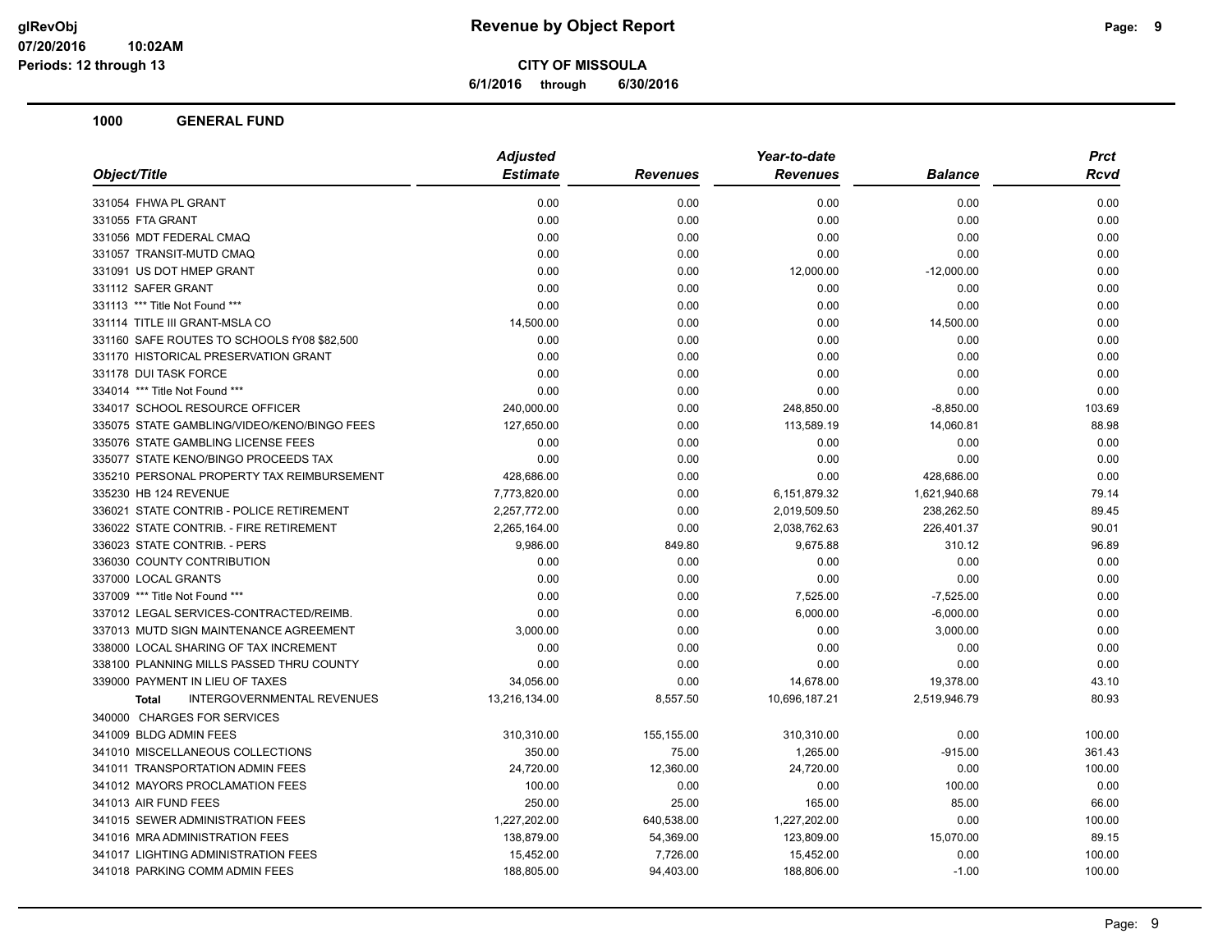**1000 GENERAL FUND**

| Object/Title | Adjusted Estimate | Revenues | Year-to-date Revenues | Balance | Prct Rcvd |
|---|---|---|---|---|---|
| 331054 FHWA PL GRANT | 0.00 | 0.00 | 0.00 | 0.00 | 0.00 |
| 331055 FTA GRANT | 0.00 | 0.00 | 0.00 | 0.00 | 0.00 |
| 331056 MDT FEDERAL CMAQ | 0.00 | 0.00 | 0.00 | 0.00 | 0.00 |
| 331057 TRANSIT-MUTD CMAQ | 0.00 | 0.00 | 0.00 | 0.00 | 0.00 |
| 331091 US DOT HMEP GRANT | 0.00 | 0.00 | 12,000.00 | -12,000.00 | 0.00 |
| 331112 SAFER GRANT | 0.00 | 0.00 | 0.00 | 0.00 | 0.00 |
| 331113 *** Title Not Found *** | 0.00 | 0.00 | 0.00 | 0.00 | 0.00 |
| 331114 TITLE III GRANT-MSLA CO | 14,500.00 | 0.00 | 0.00 | 14,500.00 | 0.00 |
| 331160 SAFE ROUTES TO SCHOOLS fY08 $82,500 | 0.00 | 0.00 | 0.00 | 0.00 | 0.00 |
| 331170 HISTORICAL PRESERVATION GRANT | 0.00 | 0.00 | 0.00 | 0.00 | 0.00 |
| 331178 DUI TASK FORCE | 0.00 | 0.00 | 0.00 | 0.00 | 0.00 |
| 334014 *** Title Not Found *** | 0.00 | 0.00 | 0.00 | 0.00 | 0.00 |
| 334017 SCHOOL RESOURCE OFFICER | 240,000.00 | 0.00 | 248,850.00 | -8,850.00 | 103.69 |
| 335075 STATE GAMBLING/VIDEO/KENO/BINGO FEES | 127,650.00 | 0.00 | 113,589.19 | 14,060.81 | 88.98 |
| 335076 STATE GAMBLING LICENSE FEES | 0.00 | 0.00 | 0.00 | 0.00 | 0.00 |
| 335077 STATE KENO/BINGO PROCEEDS TAX | 0.00 | 0.00 | 0.00 | 0.00 | 0.00 |
| 335210 PERSONAL PROPERTY TAX REIMBURSEMENT | 428,686.00 | 0.00 | 0.00 | 428,686.00 | 0.00 |
| 335230 HB 124 REVENUE | 7,773,820.00 | 0.00 | 6,151,879.32 | 1,621,940.68 | 79.14 |
| 336021 STATE CONTRIB - POLICE RETIREMENT | 2,257,772.00 | 0.00 | 2,019,509.50 | 238,262.50 | 89.45 |
| 336022 STATE CONTRIB. - FIRE RETIREMENT | 2,265,164.00 | 0.00 | 2,038,762.63 | 226,401.37 | 90.01 |
| 336023 STATE CONTRIB. - PERS | 9,986.00 | 849.80 | 9,675.88 | 310.12 | 96.89 |
| 336030 COUNTY CONTRIBUTION | 0.00 | 0.00 | 0.00 | 0.00 | 0.00 |
| 337000 LOCAL GRANTS | 0.00 | 0.00 | 0.00 | 0.00 | 0.00 |
| 337009 *** Title Not Found *** | 0.00 | 0.00 | 7,525.00 | -7,525.00 | 0.00 |
| 337012 LEGAL SERVICES-CONTRACTED/REIMB. | 0.00 | 0.00 | 6,000.00 | -6,000.00 | 0.00 |
| 337013 MUTD SIGN MAINTENANCE AGREEMENT | 3,000.00 | 0.00 | 0.00 | 3,000.00 | 0.00 |
| 338000 LOCAL SHARING OF TAX INCREMENT | 0.00 | 0.00 | 0.00 | 0.00 | 0.00 |
| 338100 PLANNING MILLS PASSED THRU COUNTY | 0.00 | 0.00 | 0.00 | 0.00 | 0.00 |
| 339000 PAYMENT IN LIEU OF TAXES | 34,056.00 | 0.00 | 14,678.00 | 19,378.00 | 43.10 |
| **Total** INTERGOVERNMENTAL REVENUES | 13,216,134.00 | 8,557.50 | 10,696,187.21 | 2,519,946.79 | 80.93 |
| 340000 CHARGES FOR SERVICES | | | | | |
| 341009 BLDG ADMIN FEES | 310,310.00 | 155,155.00 | 310,310.00 | 0.00 | 100.00 |
| 341010 MISCELLANEOUS COLLECTIONS | 350.00 | 75.00 | 1,265.00 | -915.00 | 361.43 |
| 341011 TRANSPORTATION ADMIN FEES | 24,720.00 | 12,360.00 | 24,720.00 | 0.00 | 100.00 |
| 341012 MAYORS PROCLAMATION FEES | 100.00 | 0.00 | 0.00 | 100.00 | 0.00 |
| 341013 AIR FUND FEES | 250.00 | 25.00 | 165.00 | 85.00 | 66.00 |
| 341015 SEWER ADMINISTRATION FEES | 1,227,202.00 | 640,538.00 | 1,227,202.00 | 0.00 | 100.00 |
| 341016 MRA ADMINISTRATION FEES | 138,879.00 | 54,369.00 | 123,809.00 | 15,070.00 | 89.15 |
| 341017 LIGHTING ADMINISTRATION FEES | 15,452.00 | 7,726.00 | 15,452.00 | 0.00 | 100.00 |
| 341018 PARKING COMM ADMIN FEES | 188,805.00 | 94,403.00 | 188,806.00 | -1.00 | 100.00 |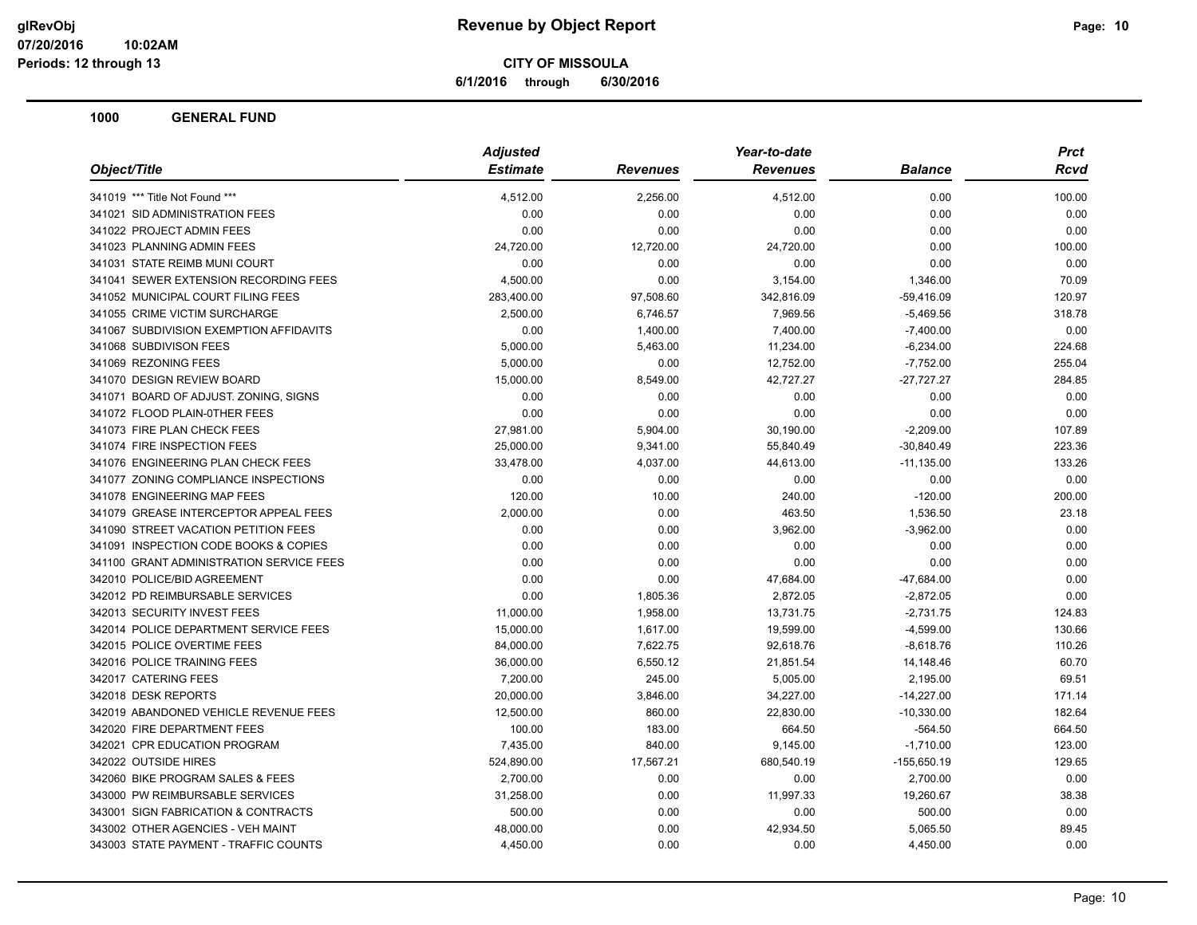**1000 GENERAL FUND**

| Object/Title | Adjusted Estimate | Revenues | Year-to-date Revenues | Balance | Prct Rcvd |
|---|---|---|---|---|---|
| 341019 *** Title Not Found *** | 4,512.00 | 2,256.00 | 4,512.00 | 0.00 | 100.00 |
| 341021 SID ADMINISTRATION FEES | 0.00 | 0.00 | 0.00 | 0.00 | 0.00 |
| 341022 PROJECT ADMIN FEES | 0.00 | 0.00 | 0.00 | 0.00 | 0.00 |
| 341023 PLANNING ADMIN FEES | 24,720.00 | 12,720.00 | 24,720.00 | 0.00 | 100.00 |
| 341031 STATE REIMB MUNI COURT | 0.00 | 0.00 | 0.00 | 0.00 | 0.00 |
| 341041 SEWER EXTENSION RECORDING FEES | 4,500.00 | 0.00 | 3,154.00 | 1,346.00 | 70.09 |
| 341052 MUNICIPAL COURT FILING FEES | 283,400.00 | 97,508.60 | 342,816.09 | -59,416.09 | 120.97 |
| 341055 CRIME VICTIM SURCHARGE | 2,500.00 | 6,746.57 | 7,969.56 | -5,469.56 | 318.78 |
| 341067 SUBDIVISION EXEMPTION AFFIDAVITS | 0.00 | 1,400.00 | 7,400.00 | -7,400.00 | 0.00 |
| 341068 SUBDIVISON FEES | 5,000.00 | 5,463.00 | 11,234.00 | -6,234.00 | 224.68 |
| 341069 REZONING FEES | 5,000.00 | 0.00 | 12,752.00 | -7,752.00 | 255.04 |
| 341070 DESIGN REVIEW BOARD | 15,000.00 | 8,549.00 | 42,727.27 | -27,727.27 | 284.85 |
| 341071 BOARD OF ADJUST. ZONING, SIGNS | 0.00 | 0.00 | 0.00 | 0.00 | 0.00 |
| 341072 FLOOD PLAIN-0THER FEES | 0.00 | 0.00 | 0.00 | 0.00 | 0.00 |
| 341073 FIRE PLAN CHECK FEES | 27,981.00 | 5,904.00 | 30,190.00 | -2,209.00 | 107.89 |
| 341074 FIRE INSPECTION FEES | 25,000.00 | 9,341.00 | 55,840.49 | -30,840.49 | 223.36 |
| 341076 ENGINEERING PLAN CHECK FEES | 33,478.00 | 4,037.00 | 44,613.00 | -11,135.00 | 133.26 |
| 341077 ZONING COMPLIANCE INSPECTIONS | 0.00 | 0.00 | 0.00 | 0.00 | 0.00 |
| 341078 ENGINEERING MAP FEES | 120.00 | 10.00 | 240.00 | -120.00 | 200.00 |
| 341079 GREASE INTERCEPTOR APPEAL FEES | 2,000.00 | 0.00 | 463.50 | 1,536.50 | 23.18 |
| 341090 STREET VACATION PETITION FEES | 0.00 | 0.00 | 3,962.00 | -3,962.00 | 0.00 |
| 341091 INSPECTION CODE BOOKS & COPIES | 0.00 | 0.00 | 0.00 | 0.00 | 0.00 |
| 341100 GRANT ADMINISTRATION SERVICE FEES | 0.00 | 0.00 | 0.00 | 0.00 | 0.00 |
| 342010 POLICE/BID AGREEMENT | 0.00 | 0.00 | 47,684.00 | -47,684.00 | 0.00 |
| 342012 PD REIMBURSABLE SERVICES | 0.00 | 1,805.36 | 2,872.05 | -2,872.05 | 0.00 |
| 342013 SECURITY INVEST FEES | 11,000.00 | 1,958.00 | 13,731.75 | -2,731.75 | 124.83 |
| 342014 POLICE DEPARTMENT SERVICE FEES | 15,000.00 | 1,617.00 | 19,599.00 | -4,599.00 | 130.66 |
| 342015 POLICE OVERTIME FEES | 84,000.00 | 7,622.75 | 92,618.76 | -8,618.76 | 110.26 |
| 342016 POLICE TRAINING FEES | 36,000.00 | 6,550.12 | 21,851.54 | 14,148.46 | 60.70 |
| 342017 CATERING FEES | 7,200.00 | 245.00 | 5,005.00 | 2,195.00 | 69.51 |
| 342018 DESK REPORTS | 20,000.00 | 3,846.00 | 34,227.00 | -14,227.00 | 171.14 |
| 342019 ABANDONED VEHICLE REVENUE FEES | 12,500.00 | 860.00 | 22,830.00 | -10,330.00 | 182.64 |
| 342020 FIRE DEPARTMENT FEES | 100.00 | 183.00 | 664.50 | -564.50 | 664.50 |
| 342021 CPR EDUCATION PROGRAM | 7,435.00 | 840.00 | 9,145.00 | -1,710.00 | 123.00 |
| 342022 OUTSIDE HIRES | 524,890.00 | 17,567.21 | 680,540.19 | -155,650.19 | 129.65 |
| 342060 BIKE PROGRAM SALES & FEES | 2,700.00 | 0.00 | 0.00 | 2,700.00 | 0.00 |
| 343000 PW REIMBURSABLE SERVICES | 31,258.00 | 0.00 | 11,997.33 | 19,260.67 | 38.38 |
| 343001 SIGN FABRICATION & CONTRACTS | 500.00 | 0.00 | 0.00 | 500.00 | 0.00 |
| 343002 OTHER AGENCIES - VEH MAINT | 48,000.00 | 0.00 | 42,934.50 | 5,065.50 | 89.45 |
| 343003 STATE PAYMENT - TRAFFIC COUNTS | 4,450.00 | 0.00 | 0.00 | 4,450.00 | 0.00 |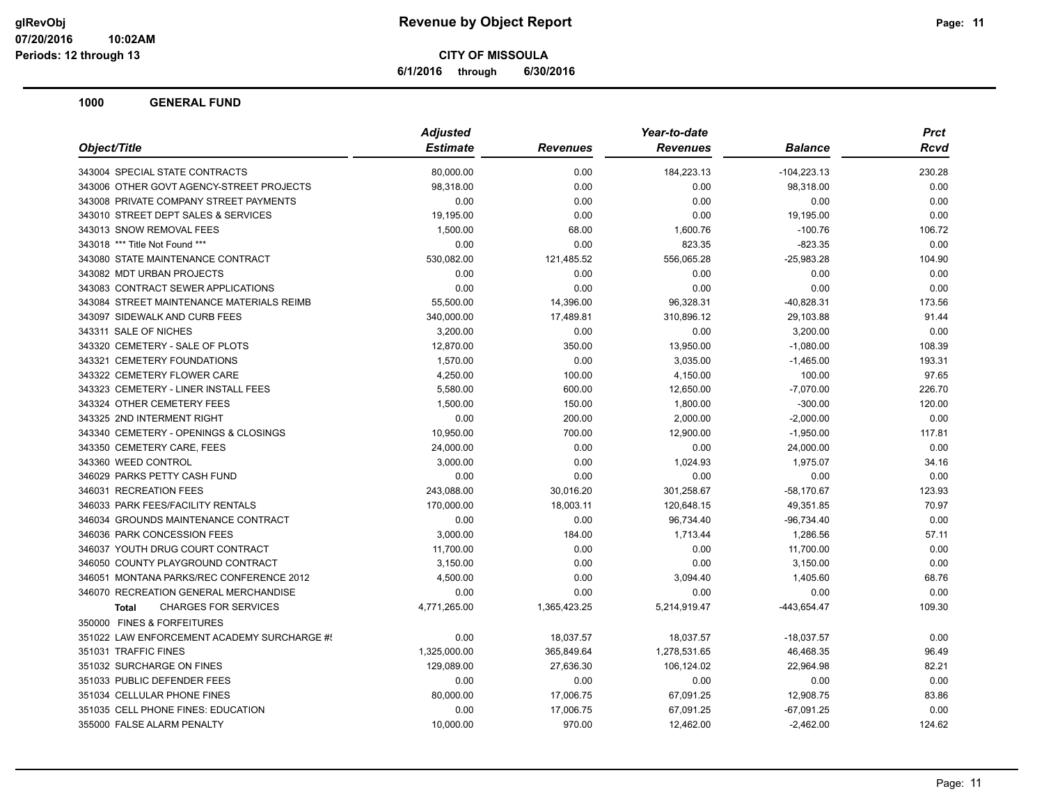# Revenue by Object Report

**CITY OF MISSOULA**

6/1/2016 through 6/30/2016

## 1000 GENERAL FUND

| Object/Title | Adjusted Estimate | Revenues | Year-to-date Revenues | Balance | Prct Rcvd |
|---|---|---|---|---|---|
| 343004 SPECIAL STATE CONTRACTS | 80,000.00 | 0.00 | 184,223.13 | -104,223.13 | 230.28 |
| 343006 OTHER GOVT AGENCY-STREET PROJECTS | 98,318.00 | 0.00 | 0.00 | 98,318.00 | 0.00 |
| 343008 PRIVATE COMPANY STREET PAYMENTS | 0.00 | 0.00 | 0.00 | 0.00 | 0.00 |
| 343010 STREET DEPT SALES & SERVICES | 19,195.00 | 0.00 | 0.00 | 19,195.00 | 0.00 |
| 343013 SNOW REMOVAL FEES | 1,500.00 | 68.00 | 1,600.76 | -100.76 | 106.72 |
| 343018 *** Title Not Found *** | 0.00 | 0.00 | 823.35 | -823.35 | 0.00 |
| 343080 STATE MAINTENANCE CONTRACT | 530,082.00 | 121,485.52 | 556,065.28 | -25,983.28 | 104.90 |
| 343082 MDT URBAN PROJECTS | 0.00 | 0.00 | 0.00 | 0.00 | 0.00 |
| 343083 CONTRACT SEWER APPLICATIONS | 0.00 | 0.00 | 0.00 | 0.00 | 0.00 |
| 343084 STREET MAINTENANCE MATERIALS REIMB | 55,500.00 | 14,396.00 | 96,328.31 | -40,828.31 | 173.56 |
| 343097 SIDEWALK AND CURB FEES | 340,000.00 | 17,489.81 | 310,896.12 | 29,103.88 | 91.44 |
| 343311 SALE OF NICHES | 3,200.00 | 0.00 | 0.00 | 3,200.00 | 0.00 |
| 343320 CEMETERY - SALE OF PLOTS | 12,870.00 | 350.00 | 13,950.00 | -1,080.00 | 108.39 |
| 343321 CEMETERY FOUNDATIONS | 1,570.00 | 0.00 | 3,035.00 | -1,465.00 | 193.31 |
| 343322 CEMETERY FLOWER CARE | 4,250.00 | 100.00 | 4,150.00 | 100.00 | 97.65 |
| 343323 CEMETERY - LINER INSTALL FEES | 5,580.00 | 600.00 | 12,650.00 | -7,070.00 | 226.70 |
| 343324 OTHER CEMETERY FEES | 1,500.00 | 150.00 | 1,800.00 | -300.00 | 120.00 |
| 343325 2ND INTERMENT RIGHT | 0.00 | 200.00 | 2,000.00 | -2,000.00 | 0.00 |
| 343340 CEMETERY - OPENINGS & CLOSINGS | 10,950.00 | 700.00 | 12,900.00 | -1,950.00 | 117.81 |
| 343350 CEMETERY CARE, FEES | 24,000.00 | 0.00 | 0.00 | 24,000.00 | 0.00 |
| 343360 WEED CONTROL | 3,000.00 | 0.00 | 1,024.93 | 1,975.07 | 34.16 |
| 346029 PARKS PETTY CASH FUND | 0.00 | 0.00 | 0.00 | 0.00 | 0.00 |
| 346031 RECREATION FEES | 243,088.00 | 30,016.20 | 301,258.67 | -58,170.67 | 123.93 |
| 346033 PARK FEES/FACILITY RENTALS | 170,000.00 | 18,003.11 | 120,648.15 | 49,351.85 | 70.97 |
| 346034 GROUNDS MAINTENANCE CONTRACT | 0.00 | 0.00 | 96,734.40 | -96,734.40 | 0.00 |
| 346036 PARK CONCESSION FEES | 3,000.00 | 184.00 | 1,713.44 | 1,286.56 | 57.11 |
| 346037 YOUTH DRUG COURT CONTRACT | 11,700.00 | 0.00 | 0.00 | 11,700.00 | 0.00 |
| 346050 COUNTY PLAYGROUND CONTRACT | 3,150.00 | 0.00 | 0.00 | 3,150.00 | 0.00 |
| 346051 MONTANA PARKS/REC CONFERENCE 2012 | 4,500.00 | 0.00 | 3,094.40 | 1,405.60 | 68.76 |
| 346070 RECREATION GENERAL MERCHANDISE | 0.00 | 0.00 | 0.00 | 0.00 | 0.00 |
| **Total** CHARGES FOR SERVICES | 4,771,265.00 | 1,365,423.25 | 5,214,919.47 | -443,654.47 | 109.30 |
| 350000 FINES & FORFEITURES | | | | | |
| 351022 LAW ENFORCEMENT ACADEMY SURCHARGE #! | 0.00 | 18,037.57 | 18,037.57 | -18,037.57 | 0.00 |
| 351031 TRAFFIC FINES | 1,325,000.00 | 365,849.64 | 1,278,531.65 | 46,468.35 | 96.49 |
| 351032 SURCHARGE ON FINES | 129,089.00 | 27,636.30 | 106,124.02 | 22,964.98 | 82.21 |
| 351033 PUBLIC DEFENDER FEES | 0.00 | 0.00 | 0.00 | 0.00 | 0.00 |
| 351034 CELLULAR PHONE FINES | 80,000.00 | 17,006.75 | 67,091.25 | 12,908.75 | 83.86 |
| 351035 CELL PHONE FINES: EDUCATION | 0.00 | 17,006.75 | 67,091.25 | -67,091.25 | 0.00 |
| 355000 FALSE ALARM PENALTY | 10,000.00 | 970.00 | 12,462.00 | -2,462.00 | 124.62 |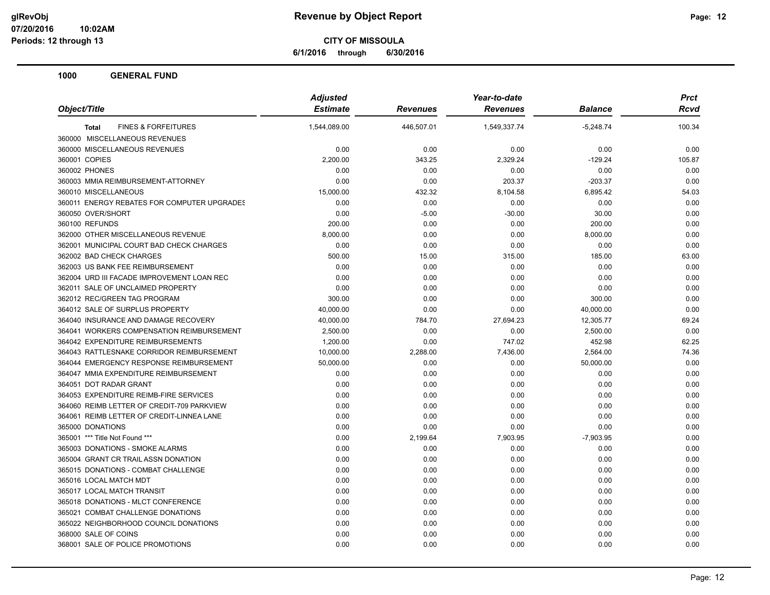# Revenue by Object Report

**CITY OF MISSOULA**

**6/1/2016 through 6/30/2016**

glRevObj
07/20/2016 10:02AM
Periods: 12 through 13

## 1000 GENERAL FUND

| Object/Title | Adjusted Estimate | Revenues | Year-to-date Revenues | Balance | Prct Rcvd |
|---|---|---|---|---|---|
| **Total** FINES & FORFEITURES | 1,544,089.00 | 446,507.01 | 1,549,337.74 | -5,248.74 | 100.34 |
| 360000 MISCELLANEOUS REVENUES | | | | | |
| 360000 MISCELLANEOUS REVENUES | 0.00 | 0.00 | 0.00 | 0.00 | 0.00 |
| 360001 COPIES | 2,200.00 | 343.25 | 2,329.24 | -129.24 | 105.87 |
| 360002 PHONES | 0.00 | 0.00 | 0.00 | 0.00 | 0.00 |
| 360003 MMIA REIMBURSEMENT-ATTORNEY | 0.00 | 0.00 | 203.37 | -203.37 | 0.00 |
| 360010 MISCELLANEOUS | 15,000.00 | 432.32 | 8,104.58 | 6,895.42 | 54.03 |
| 360011 ENERGY REBATES FOR COMPUTER UPGRADES | 0.00 | 0.00 | 0.00 | 0.00 | 0.00 |
| 360050 OVER/SHORT | 0.00 | -5.00 | -30.00 | 30.00 | 0.00 |
| 360100 REFUNDS | 200.00 | 0.00 | 0.00 | 200.00 | 0.00 |
| 362000 OTHER MISCELLANEOUS REVENUE | 8,000.00 | 0.00 | 0.00 | 8,000.00 | 0.00 |
| 362001 MUNICIPAL COURT BAD CHECK CHARGES | 0.00 | 0.00 | 0.00 | 0.00 | 0.00 |
| 362002 BAD CHECK CHARGES | 500.00 | 15.00 | 315.00 | 185.00 | 63.00 |
| 362003 US BANK FEE REIMBURSEMENT | 0.00 | 0.00 | 0.00 | 0.00 | 0.00 |
| 362004 URD III FACADE IMPROVEMENT LOAN REC | 0.00 | 0.00 | 0.00 | 0.00 | 0.00 |
| 362011 SALE OF UNCLAIMED PROPERTY | 0.00 | 0.00 | 0.00 | 0.00 | 0.00 |
| 362012 REC/GREEN TAG PROGRAM | 300.00 | 0.00 | 0.00 | 300.00 | 0.00 |
| 364012 SALE OF SURPLUS PROPERTY | 40,000.00 | 0.00 | 0.00 | 40,000.00 | 0.00 |
| 364040 INSURANCE AND DAMAGE RECOVERY | 40,000.00 | 784.70 | 27,694.23 | 12,305.77 | 69.24 |
| 364041 WORKERS COMPENSATION REIMBURSEMENT | 2,500.00 | 0.00 | 0.00 | 2,500.00 | 0.00 |
| 364042 EXPENDITURE REIMBURSEMENTS | 1,200.00 | 0.00 | 747.02 | 452.98 | 62.25 |
| 364043 RATTLESNAKE CORRIDOR REIMBURSEMENT | 10,000.00 | 2,288.00 | 7,436.00 | 2,564.00 | 74.36 |
| 364044 EMERGENCY RESPONSE REIMBURSEMENT | 50,000.00 | 0.00 | 0.00 | 50,000.00 | 0.00 |
| 364047 MMIA EXPENDITURE REIMBURSEMENT | 0.00 | 0.00 | 0.00 | 0.00 | 0.00 |
| 364051 DOT RADAR GRANT | 0.00 | 0.00 | 0.00 | 0.00 | 0.00 |
| 364053 EXPENDITURE REIMB-FIRE SERVICES | 0.00 | 0.00 | 0.00 | 0.00 | 0.00 |
| 364060 REIMB LETTER OF CREDIT-709 PARKVIEW | 0.00 | 0.00 | 0.00 | 0.00 | 0.00 |
| 364061 REIMB LETTER OF CREDIT-LINNEA LANE | 0.00 | 0.00 | 0.00 | 0.00 | 0.00 |
| 365000 DONATIONS | 0.00 | 0.00 | 0.00 | 0.00 | 0.00 |
| 365001 *** Title Not Found *** | 0.00 | 2,199.64 | 7,903.95 | -7,903.95 | 0.00 |
| 365003 DONATIONS - SMOKE ALARMS | 0.00 | 0.00 | 0.00 | 0.00 | 0.00 |
| 365004 GRANT CR TRAIL ASSN DONATION | 0.00 | 0.00 | 0.00 | 0.00 | 0.00 |
| 365015 DONATIONS - COMBAT CHALLENGE | 0.00 | 0.00 | 0.00 | 0.00 | 0.00 |
| 365016 LOCAL MATCH MDT | 0.00 | 0.00 | 0.00 | 0.00 | 0.00 |
| 365017 LOCAL MATCH TRANSIT | 0.00 | 0.00 | 0.00 | 0.00 | 0.00 |
| 365018 DONATIONS - MLCT CONFERENCE | 0.00 | 0.00 | 0.00 | 0.00 | 0.00 |
| 365021 COMBAT CHALLENGE DONATIONS | 0.00 | 0.00 | 0.00 | 0.00 | 0.00 |
| 365022 NEIGHBORHOOD COUNCIL DONATIONS | 0.00 | 0.00 | 0.00 | 0.00 | 0.00 |
| 368000 SALE OF COINS | 0.00 | 0.00 | 0.00 | 0.00 | 0.00 |
| 368001 SALE OF POLICE PROMOTIONS | 0.00 | 0.00 | 0.00 | 0.00 | 0.00 |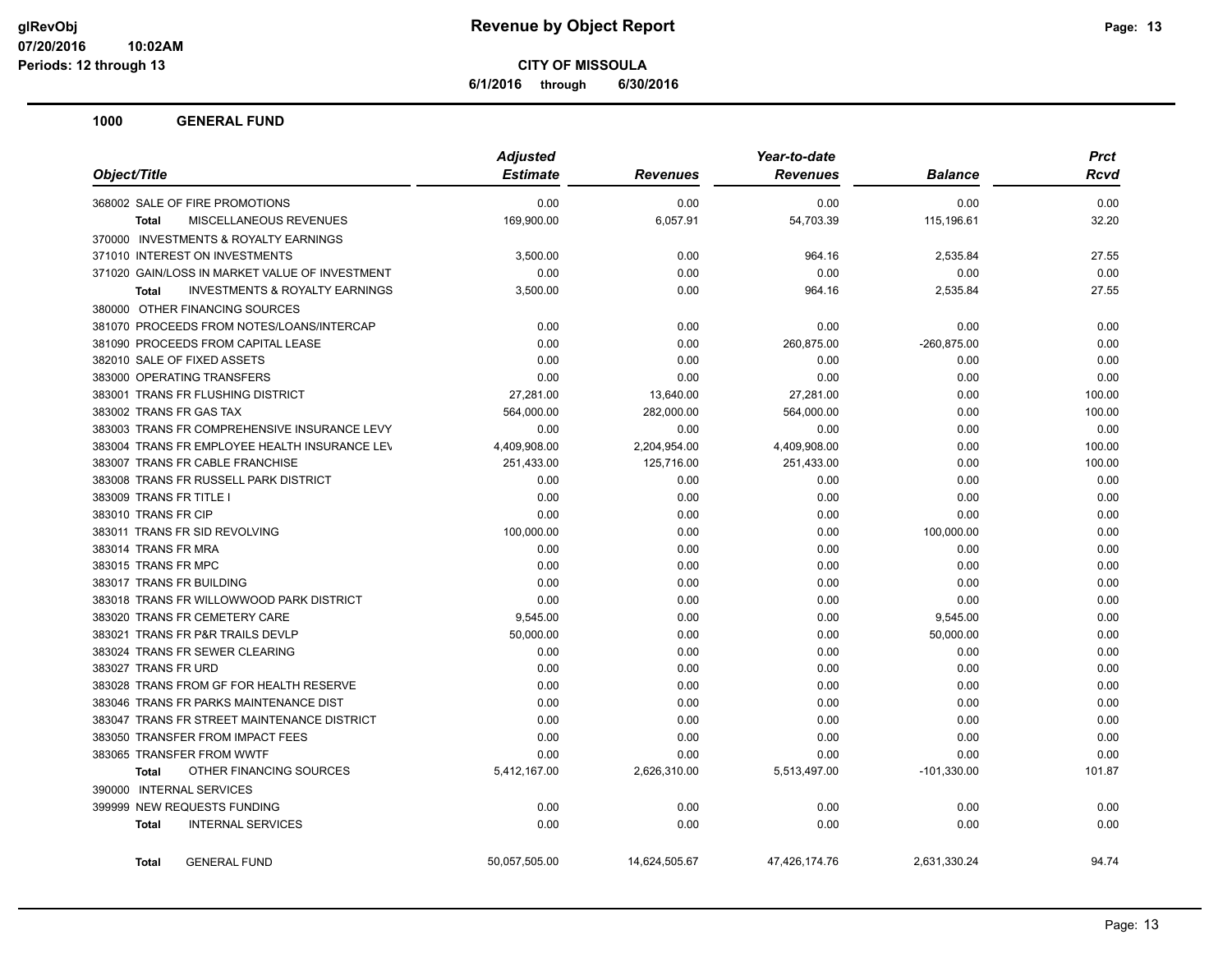# Revenue by Object Report

**CITY OF MISSOULA**

**6/1/2016 through 6/30/2016**

glRevObj
07/20/2016 10:02AM
Periods: 12 through 13

## 1000 GENERAL FUND

| Object/Title | Adjusted Estimate | Revenues | Year-to-date Revenues | Balance | Prct Rcvd |
|---|---|---|---|---|---|
| 368002 SALE OF FIRE PROMOTIONS | 0.00 | 0.00 | 0.00 | 0.00 | 0.00 |
| **Total** MISCELLANEOUS REVENUES | 169,900.00 | 6,057.91 | 54,703.39 | 115,196.61 | 32.20 |
| 370000 INVESTMENTS & ROYALTY EARNINGS | | | | | |
| 371010 INTEREST ON INVESTMENTS | 3,500.00 | 0.00 | 964.16 | 2,535.84 | 27.55 |
| 371020 GAIN/LOSS IN MARKET VALUE OF INVESTMENT | 0.00 | 0.00 | 0.00 | 0.00 | 0.00 |
| **Total** INVESTMENTS & ROYALTY EARNINGS | 3,500.00 | 0.00 | 964.16 | 2,535.84 | 27.55 |
| 380000 OTHER FINANCING SOURCES | | | | | |
| 381070 PROCEEDS FROM NOTES/LOANS/INTERCAP | 0.00 | 0.00 | 0.00 | 0.00 | 0.00 |
| 381090 PROCEEDS FROM CAPITAL LEASE | 0.00 | 0.00 | 260,875.00 | -260,875.00 | 0.00 |
| 382010 SALE OF FIXED ASSETS | 0.00 | 0.00 | 0.00 | 0.00 | 0.00 |
| 383000 OPERATING TRANSFERS | 0.00 | 0.00 | 0.00 | 0.00 | 0.00 |
| 383001 TRANS FR FLUSHING DISTRICT | 27,281.00 | 13,640.00 | 27,281.00 | 0.00 | 100.00 |
| 383002 TRANS FR GAS TAX | 564,000.00 | 282,000.00 | 564,000.00 | 0.00 | 100.00 |
| 383003 TRANS FR COMPREHENSIVE INSURANCE LEVY | 0.00 | 0.00 | 0.00 | 0.00 | 0.00 |
| 383004 TRANS FR EMPLOYEE HEALTH INSURANCE LEV | 4,409,908.00 | 2,204,954.00 | 4,409,908.00 | 0.00 | 100.00 |
| 383007 TRANS FR CABLE FRANCHISE | 251,433.00 | 125,716.00 | 251,433.00 | 0.00 | 100.00 |
| 383008 TRANS FR RUSSELL PARK DISTRICT | 0.00 | 0.00 | 0.00 | 0.00 | 0.00 |
| 383009 TRANS FR TITLE I | 0.00 | 0.00 | 0.00 | 0.00 | 0.00 |
| 383010 TRANS FR CIP | 0.00 | 0.00 | 0.00 | 0.00 | 0.00 |
| 383011 TRANS FR SID REVOLVING | 100,000.00 | 0.00 | 0.00 | 100,000.00 | 0.00 |
| 383014 TRANS FR MRA | 0.00 | 0.00 | 0.00 | 0.00 | 0.00 |
| 383015 TRANS FR MPC | 0.00 | 0.00 | 0.00 | 0.00 | 0.00 |
| 383017 TRANS FR BUILDING | 0.00 | 0.00 | 0.00 | 0.00 | 0.00 |
| 383018 TRANS FR WILLOWWOOD PARK DISTRICT | 0.00 | 0.00 | 0.00 | 0.00 | 0.00 |
| 383020 TRANS FR CEMETERY CARE | 9,545.00 | 0.00 | 0.00 | 9,545.00 | 0.00 |
| 383021 TRANS FR P&R TRAILS DEVLP | 50,000.00 | 0.00 | 0.00 | 50,000.00 | 0.00 |
| 383024 TRANS FR SEWER CLEARING | 0.00 | 0.00 | 0.00 | 0.00 | 0.00 |
| 383027 TRANS FR URD | 0.00 | 0.00 | 0.00 | 0.00 | 0.00 |
| 383028 TRANS FROM GF FOR HEALTH RESERVE | 0.00 | 0.00 | 0.00 | 0.00 | 0.00 |
| 383046 TRANS FR PARKS MAINTENANCE DIST | 0.00 | 0.00 | 0.00 | 0.00 | 0.00 |
| 383047 TRANS FR STREET MAINTENANCE DISTRICT | 0.00 | 0.00 | 0.00 | 0.00 | 0.00 |
| 383050 TRANSFER FROM IMPACT FEES | 0.00 | 0.00 | 0.00 | 0.00 | 0.00 |
| 383065 TRANSFER FROM WWTF | 0.00 | 0.00 | 0.00 | 0.00 | 0.00 |
| **Total** OTHER FINANCING SOURCES | 5,412,167.00 | 2,626,310.00 | 5,513,497.00 | -101,330.00 | 101.87 |
| 390000 INTERNAL SERVICES | | | | | |
| 399999 NEW REQUESTS FUNDING | 0.00 | 0.00 | 0.00 | 0.00 | 0.00 |
| **Total** INTERNAL SERVICES | 0.00 | 0.00 | 0.00 | 0.00 | 0.00 |
| **Total** GENERAL FUND | 50,057,505.00 | 14,624,505.67 | 47,426,174.76 | 2,631,330.24 | 94.74 |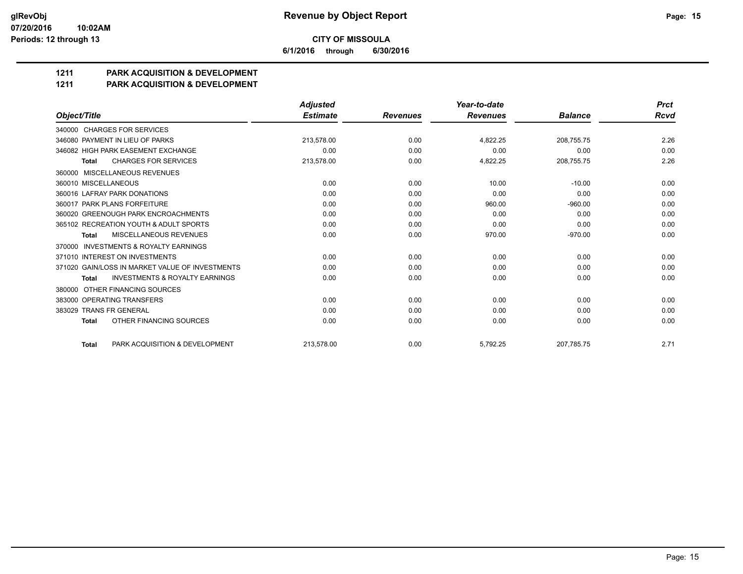**CITY OF MISSOULA**

**6/1/2016 through 6/30/2016**

**1211 PARK ACQUISITION & DEVELOPMENT**

**1211 PARK ACQUISITION & DEVELOPMENT**

| Object/Title | Adjusted Estimate | Revenues | Year-to-date Revenues | Balance | Prct Rcvd |
|---|---|---|---|---|---|
| 340000 CHARGES FOR SERVICES | | | | | |
| 346080 PAYMENT IN LIEU OF PARKS | 213,578.00 | 0.00 | 4,822.25 | 208,755.75 | 2.26 |
| 346082 HIGH PARK EASEMENT EXCHANGE | 0.00 | 0.00 | 0.00 | 0.00 | 0.00 |
| **Total** CHARGES FOR SERVICES | 213,578.00 | 0.00 | 4,822.25 | 208,755.75 | 2.26 |
| 360000 MISCELLANEOUS REVENUES | | | | | |
| 360010 MISCELLANEOUS | 0.00 | 0.00 | 10.00 | -10.00 | 0.00 |
| 360016 LAFRAY PARK DONATIONS | 0.00 | 0.00 | 0.00 | 0.00 | 0.00 |
| 360017 PARK PLANS FORFEITURE | 0.00 | 0.00 | 960.00 | -960.00 | 0.00 |
| 360020 GREENOUGH PARK ENCROACHMENTS | 0.00 | 0.00 | 0.00 | 0.00 | 0.00 |
| 365102 RECREATION YOUTH & ADULT SPORTS | 0.00 | 0.00 | 0.00 | 0.00 | 0.00 |
| **Total** MISCELLANEOUS REVENUES | 0.00 | 0.00 | 970.00 | -970.00 | 0.00 |
| 370000 INVESTMENTS & ROYALTY EARNINGS | | | | | |
| 371010 INTEREST ON INVESTMENTS | 0.00 | 0.00 | 0.00 | 0.00 | 0.00 |
| 371020 GAIN/LOSS IN MARKET VALUE OF INVESTMENTS | 0.00 | 0.00 | 0.00 | 0.00 | 0.00 |
| **Total** INVESTMENTS & ROYALTY EARNINGS | 0.00 | 0.00 | 0.00 | 0.00 | 0.00 |
| 380000 OTHER FINANCING SOURCES | | | | | |
| 383000 OPERATING TRANSFERS | 0.00 | 0.00 | 0.00 | 0.00 | 0.00 |
| 383029 TRANS FR GENERAL | 0.00 | 0.00 | 0.00 | 0.00 | 0.00 |
| **Total** OTHER FINANCING SOURCES | 0.00 | 0.00 | 0.00 | 0.00 | 0.00 |
| **Total** PARK ACQUISITION & DEVELOPMENT | 213,578.00 | 0.00 | 5,792.25 | 207,785.75 | 2.71 |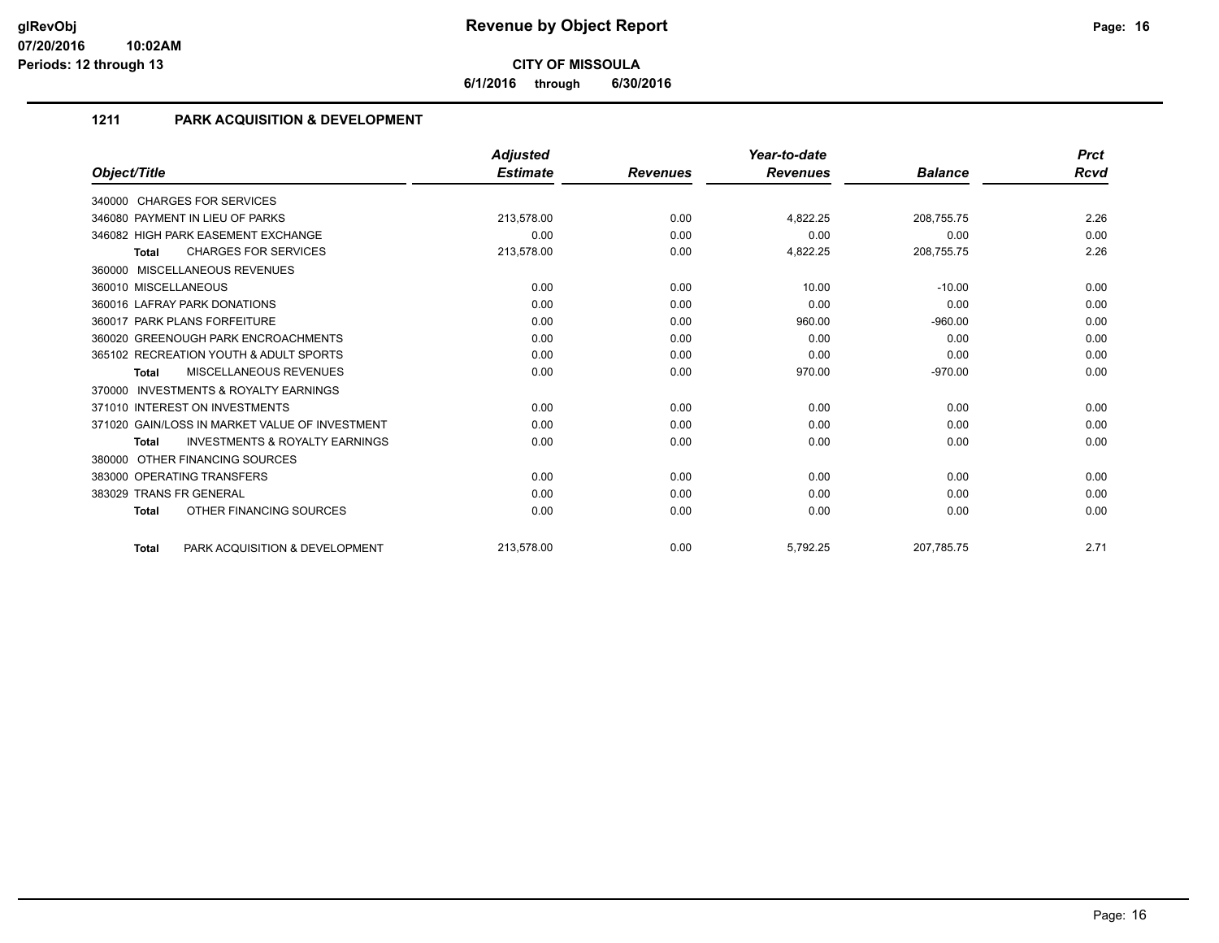# Revenue by Object Report

**CITY OF MISSOULA**

**6/1/2016 through 6/30/2016**

glRevObj
07/20/2016 10:02AM
Periods: 12 through 13

## 1211 PARK ACQUISITION & DEVELOPMENT

| Object/Title | Adjusted Estimate | Revenues | Year-to-date Revenues | Balance | Prct Rcvd |
|---|---|---|---|---|---|
| 340000 CHARGES FOR SERVICES | | | | | |
| 346080 PAYMENT IN LIEU OF PARKS | 213,578.00 | 0.00 | 4,822.25 | 208,755.75 | 2.26 |
| 346082 HIGH PARK EASEMENT EXCHANGE | 0.00 | 0.00 | 0.00 | 0.00 | 0.00 |
| **Total** CHARGES FOR SERVICES | 213,578.00 | 0.00 | 4,822.25 | 208,755.75 | 2.26 |
| 360000 MISCELLANEOUS REVENUES | | | | | |
| 360010 MISCELLANEOUS | 0.00 | 0.00 | 10.00 | -10.00 | 0.00 |
| 360016 LAFRAY PARK DONATIONS | 0.00 | 0.00 | 0.00 | 0.00 | 0.00 |
| 360017 PARK PLANS FORFEITURE | 0.00 | 0.00 | 960.00 | -960.00 | 0.00 |
| 360020 GREENOUGH PARK ENCROACHMENTS | 0.00 | 0.00 | 0.00 | 0.00 | 0.00 |
| 365102 RECREATION YOUTH & ADULT SPORTS | 0.00 | 0.00 | 0.00 | 0.00 | 0.00 |
| **Total** MISCELLANEOUS REVENUES | 0.00 | 0.00 | 970.00 | -970.00 | 0.00 |
| 370000 INVESTMENTS & ROYALTY EARNINGS | | | | | |
| 371010 INTEREST ON INVESTMENTS | 0.00 | 0.00 | 0.00 | 0.00 | 0.00 |
| 371020 GAIN/LOSS IN MARKET VALUE OF INVESTMENT | 0.00 | 0.00 | 0.00 | 0.00 | 0.00 |
| **Total** INVESTMENTS & ROYALTY EARNINGS | 0.00 | 0.00 | 0.00 | 0.00 | 0.00 |
| 380000 OTHER FINANCING SOURCES | | | | | |
| 383000 OPERATING TRANSFERS | 0.00 | 0.00 | 0.00 | 0.00 | 0.00 |
| 383029 TRANS FR GENERAL | 0.00 | 0.00 | 0.00 | 0.00 | 0.00 |
| **Total** OTHER FINANCING SOURCES | 0.00 | 0.00 | 0.00 | 0.00 | 0.00 |
| **Total** PARK ACQUISITION & DEVELOPMENT | 213,578.00 | 0.00 | 5,792.25 | 207,785.75 | 2.71 |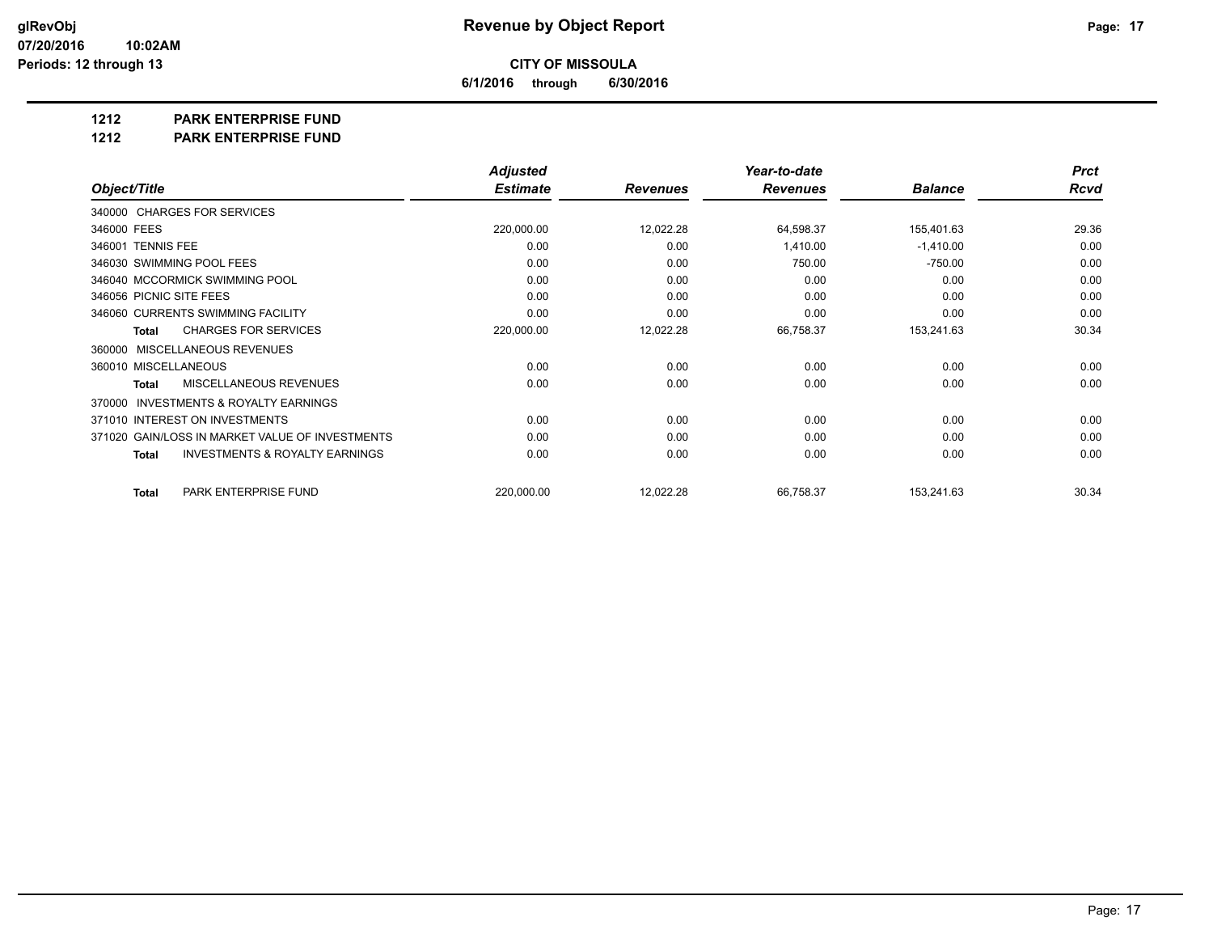**CITY OF MISSOULA**

**6/1/2016 through 6/30/2016**

## 1212 PARK ENTERPRISE FUND

## 1212 PARK ENTERPRISE FUND

| Object/Title | Adjusted Estimate | Revenues | Year-to-date Revenues | Balance | Prct Rcvd |
|---|---|---|---|---|---|
| 340000 CHARGES FOR SERVICES | | | | | |
| 346000 FEES | 220,000.00 | 12,022.28 | 64,598.37 | 155,401.63 | 29.36 |
| 346001 TENNIS FEE | 0.00 | 0.00 | 1,410.00 | -1,410.00 | 0.00 |
| 346030 SWIMMING POOL FEES | 0.00 | 0.00 | 750.00 | -750.00 | 0.00 |
| 346040 MCCORMICK SWIMMING POOL | 0.00 | 0.00 | 0.00 | 0.00 | 0.00 |
| 346056 PICNIC SITE FEES | 0.00 | 0.00 | 0.00 | 0.00 | 0.00 |
| 346060 CURRENTS SWIMMING FACILITY | 0.00 | 0.00 | 0.00 | 0.00 | 0.00 |
| **Total** CHARGES FOR SERVICES | 220,000.00 | 12,022.28 | 66,758.37 | 153,241.63 | 30.34 |
| 360000 MISCELLANEOUS REVENUES | | | | | |
| 360010 MISCELLANEOUS | 0.00 | 0.00 | 0.00 | 0.00 | 0.00 |
| **Total** MISCELLANEOUS REVENUES | 0.00 | 0.00 | 0.00 | 0.00 | 0.00 |
| 370000 INVESTMENTS & ROYALTY EARNINGS | | | | | |
| 371010 INTEREST ON INVESTMENTS | 0.00 | 0.00 | 0.00 | 0.00 | 0.00 |
| 371020 GAIN/LOSS IN MARKET VALUE OF INVESTMENTS | 0.00 | 0.00 | 0.00 | 0.00 | 0.00 |
| **Total** INVESTMENTS & ROYALTY EARNINGS | 0.00 | 0.00 | 0.00 | 0.00 | 0.00 |
| **Total** PARK ENTERPRISE FUND | 220,000.00 | 12,022.28 | 66,758.37 | 153,241.63 | 30.34 |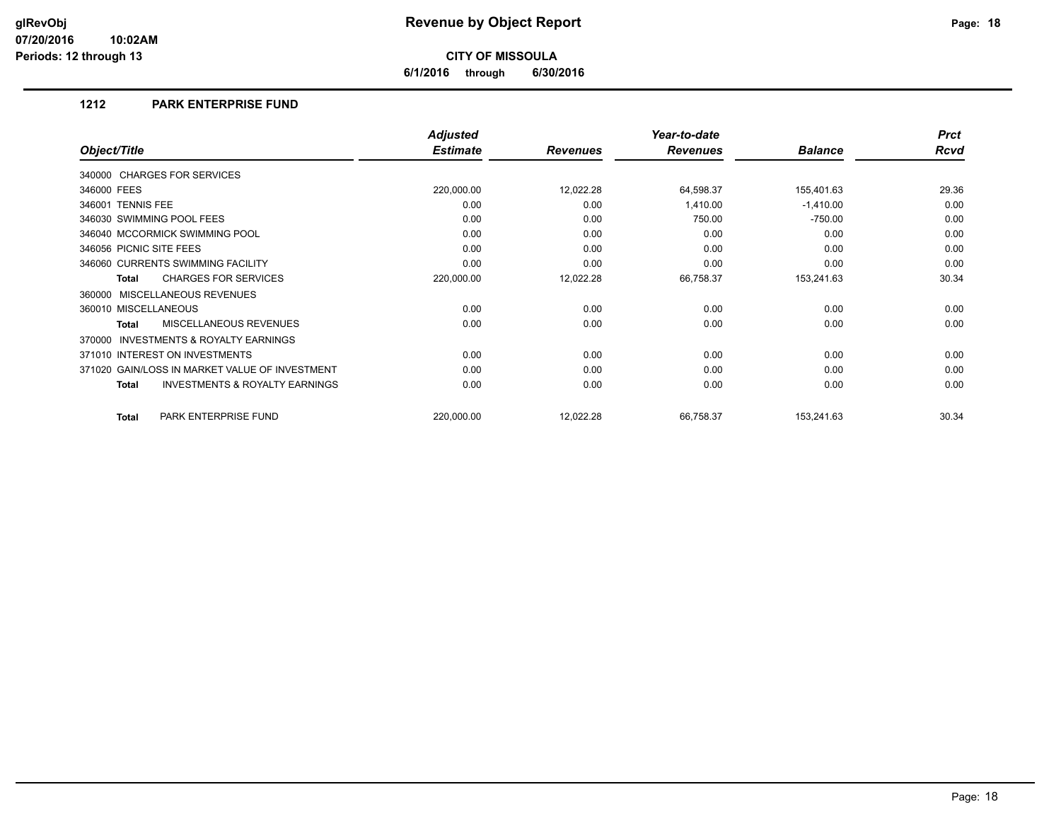# Revenue by Object Report

**CITY OF MISSOULA**

**6/1/2016 through 6/30/2016**

glRevObj
07/20/2016 10:02AM
Periods: 12 through 13

## 1212 PARK ENTERPRISE FUND

| Object/Title | Adjusted Estimate | Revenues | Year-to-date Revenues | Balance | Prct Rcvd |
|---|---|---|---|---|---|
| 340000 CHARGES FOR SERVICES | | | | | |
| 346000 FEES | 220,000.00 | 12,022.28 | 64,598.37 | 155,401.63 | 29.36 |
| 346001 TENNIS FEE | 0.00 | 0.00 | 1,410.00 | -1,410.00 | 0.00 |
| 346030 SWIMMING POOL FEES | 0.00 | 0.00 | 750.00 | -750.00 | 0.00 |
| 346040 MCCORMICK SWIMMING POOL | 0.00 | 0.00 | 0.00 | 0.00 | 0.00 |
| 346056 PICNIC SITE FEES | 0.00 | 0.00 | 0.00 | 0.00 | 0.00 |
| 346060 CURRENTS SWIMMING FACILITY | 0.00 | 0.00 | 0.00 | 0.00 | 0.00 |
| **Total** CHARGES FOR SERVICES | 220,000.00 | 12,022.28 | 66,758.37 | 153,241.63 | 30.34 |
| 360000 MISCELLANEOUS REVENUES | | | | | |
| 360010 MISCELLANEOUS | 0.00 | 0.00 | 0.00 | 0.00 | 0.00 |
| **Total** MISCELLANEOUS REVENUES | 0.00 | 0.00 | 0.00 | 0.00 | 0.00 |
| 370000 INVESTMENTS & ROYALTY EARNINGS | | | | | |
| 371010 INTEREST ON INVESTMENTS | 0.00 | 0.00 | 0.00 | 0.00 | 0.00 |
| 371020 GAIN/LOSS IN MARKET VALUE OF INVESTMENT | 0.00 | 0.00 | 0.00 | 0.00 | 0.00 |
| **Total** INVESTMENTS & ROYALTY EARNINGS | 0.00 | 0.00 | 0.00 | 0.00 | 0.00 |
| **Total** PARK ENTERPRISE FUND | 220,000.00 | 12,022.28 | 66,758.37 | 153,241.63 | 30.34 |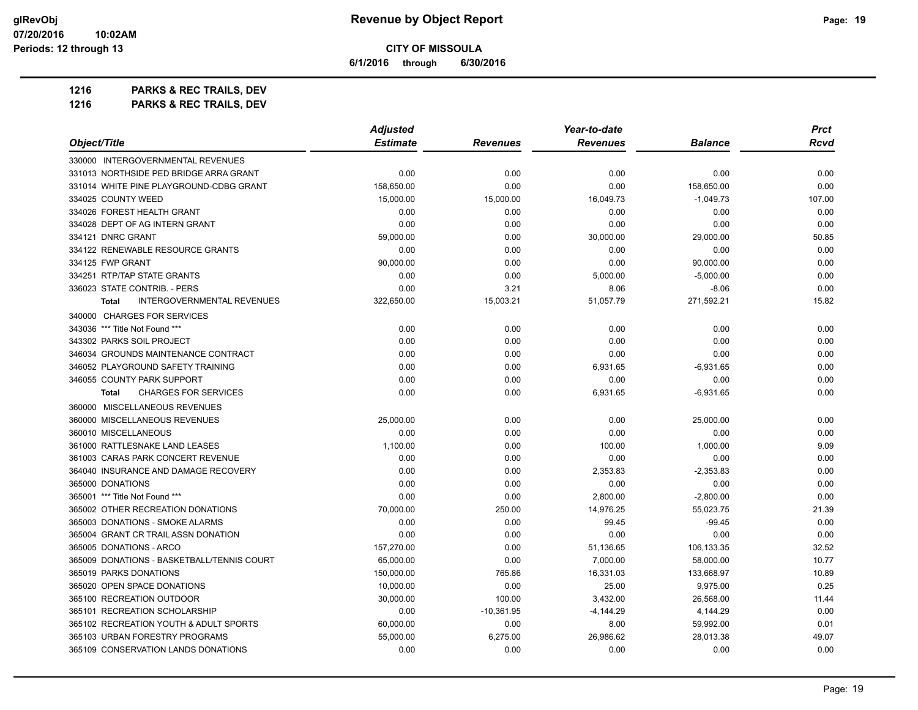# Revenue by Object Report

**CITY OF MISSOULA**

**6/1/2016 through 6/30/2016**

glRevObj
07/20/2016 10:02AM
Periods: 12 through 13

**1216 PARKS & REC TRAILS, DEV**
**1216 PARKS & REC TRAILS, DEV**

| Object/Title | Adjusted Estimate | Revenues | Year-to-date Revenues | Balance | Prct Rcvd |
|---|---|---|---|---|---|
| 330000 INTERGOVERNMENTAL REVENUES | | | | | |
| 331013 NORTHSIDE PED BRIDGE ARRA GRANT | 0.00 | 0.00 | 0.00 | 0.00 | 0.00 |
| 331014 WHITE PINE PLAYGROUND-CDBG GRANT | 158,650.00 | 0.00 | 0.00 | 158,650.00 | 0.00 |
| 334025 COUNTY WEED | 15,000.00 | 15,000.00 | 16,049.73 | -1,049.73 | 107.00 |
| 334026 FOREST HEALTH GRANT | 0.00 | 0.00 | 0.00 | 0.00 | 0.00 |
| 334028 DEPT OF AG INTERN GRANT | 0.00 | 0.00 | 0.00 | 0.00 | 0.00 |
| 334121 DNRC GRANT | 59,000.00 | 0.00 | 30,000.00 | 29,000.00 | 50.85 |
| 334122 RENEWABLE RESOURCE GRANTS | 0.00 | 0.00 | 0.00 | 0.00 | 0.00 |
| 334125 FWP GRANT | 90,000.00 | 0.00 | 0.00 | 90,000.00 | 0.00 |
| 334251 RTP/TAP STATE GRANTS | 0.00 | 0.00 | 5,000.00 | -5,000.00 | 0.00 |
| 336023 STATE CONTRIB. - PERS | 0.00 | 3.21 | 8.06 | -8.06 | 0.00 |
| **Total** INTERGOVERNMENTAL REVENUES | 322,650.00 | 15,003.21 | 51,057.79 | 271,592.21 | 15.82 |
| 340000 CHARGES FOR SERVICES | | | | | |
| 343036 *** Title Not Found *** | 0.00 | 0.00 | 0.00 | 0.00 | 0.00 |
| 343302 PARKS SOIL PROJECT | 0.00 | 0.00 | 0.00 | 0.00 | 0.00 |
| 346034 GROUNDS MAINTENANCE CONTRACT | 0.00 | 0.00 | 0.00 | 0.00 | 0.00 |
| 346052 PLAYGROUND SAFETY TRAINING | 0.00 | 0.00 | 6,931.65 | -6,931.65 | 0.00 |
| 346055 COUNTY PARK SUPPORT | 0.00 | 0.00 | 0.00 | 0.00 | 0.00 |
| **Total** CHARGES FOR SERVICES | 0.00 | 0.00 | 6,931.65 | -6,931.65 | 0.00 |
| 360000 MISCELLANEOUS REVENUES | | | | | |
| 360000 MISCELLANEOUS REVENUES | 25,000.00 | 0.00 | 0.00 | 25,000.00 | 0.00 |
| 360010 MISCELLANEOUS | 0.00 | 0.00 | 0.00 | 0.00 | 0.00 |
| 361000 RATTLESNAKE LAND LEASES | 1,100.00 | 0.00 | 100.00 | 1,000.00 | 9.09 |
| 361003 CARAS PARK CONCERT REVENUE | 0.00 | 0.00 | 0.00 | 0.00 | 0.00 |
| 364040 INSURANCE AND DAMAGE RECOVERY | 0.00 | 0.00 | 2,353.83 | -2,353.83 | 0.00 |
| 365000 DONATIONS | 0.00 | 0.00 | 0.00 | 0.00 | 0.00 |
| 365001 *** Title Not Found *** | 0.00 | 0.00 | 2,800.00 | -2,800.00 | 0.00 |
| 365002 OTHER RECREATION DONATIONS | 70,000.00 | 250.00 | 14,976.25 | 55,023.75 | 21.39 |
| 365003 DONATIONS - SMOKE ALARMS | 0.00 | 0.00 | 99.45 | -99.45 | 0.00 |
| 365004 GRANT CR TRAIL ASSN DONATION | 0.00 | 0.00 | 0.00 | 0.00 | 0.00 |
| 365005 DONATIONS - ARCO | 157,270.00 | 0.00 | 51,136.65 | 106,133.35 | 32.52 |
| 365009 DONATIONS - BASKETBALL/TENNIS COURT | 65,000.00 | 0.00 | 7,000.00 | 58,000.00 | 10.77 |
| 365019 PARKS DONATIONS | 150,000.00 | 765.86 | 16,331.03 | 133,668.97 | 10.89 |
| 365020 OPEN SPACE DONATIONS | 10,000.00 | 0.00 | 25.00 | 9,975.00 | 0.25 |
| 365100 RECREATION OUTDOOR | 30,000.00 | 100.00 | 3,432.00 | 26,568.00 | 11.44 |
| 365101 RECREATION SCHOLARSHIP | 0.00 | -10,361.95 | -4,144.29 | 4,144.29 | 0.00 |
| 365102 RECREATION YOUTH & ADULT SPORTS | 60,000.00 | 0.00 | 8.00 | 59,992.00 | 0.01 |
| 365103 URBAN FORESTRY PROGRAMS | 55,000.00 | 6,275.00 | 26,986.62 | 28,013.38 | 49.07 |
| 365109 CONSERVATION LANDS DONATIONS | 0.00 | 0.00 | 0.00 | 0.00 | 0.00 |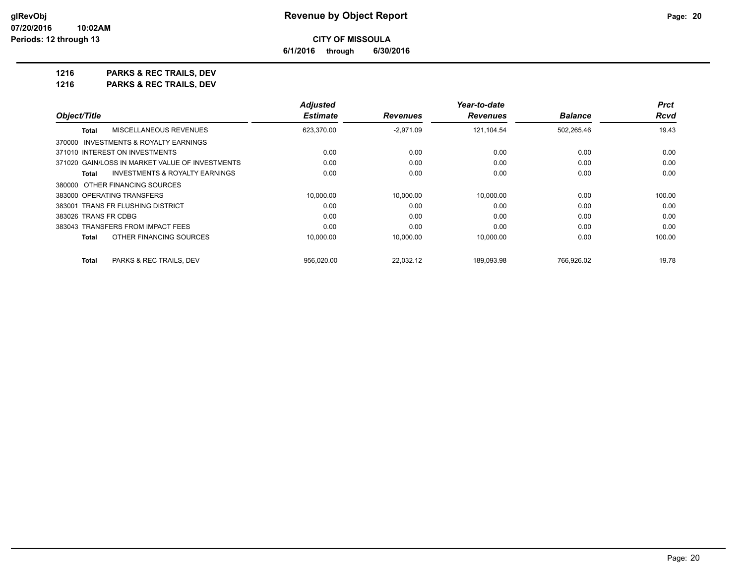glRevObj
07/20/2016 10:02AM
Periods: 12 through 13

# Revenue by Object Report

**CITY OF MISSOULA**

**6/1/2016 through 6/30/2016**

**1216 PARKS & REC TRAILS, DEV**
**1216 PARKS & REC TRAILS, DEV**

| Object/Title | Adjusted Estimate | Revenues | Year-to-date Revenues | Balance | Prct Rcvd |
|---|---|---|---|---|---|
| **Total** MISCELLANEOUS REVENUES | 623,370.00 | -2,971.09 | 121,104.54 | 502,265.46 | 19.43 |
| 370000 INVESTMENTS & ROYALTY EARNINGS | | | | | |
| 371010 INTEREST ON INVESTMENTS | 0.00 | 0.00 | 0.00 | 0.00 | 0.00 |
| 371020 GAIN/LOSS IN MARKET VALUE OF INVESTMENTS | 0.00 | 0.00 | 0.00 | 0.00 | 0.00 |
| **Total** INVESTMENTS & ROYALTY EARNINGS | 0.00 | 0.00 | 0.00 | 0.00 | 0.00 |
| 380000 OTHER FINANCING SOURCES | | | | | |
| 383000 OPERATING TRANSFERS | 10,000.00 | 10,000.00 | 10,000.00 | 0.00 | 100.00 |
| 383001 TRANS FR FLUSHING DISTRICT | 0.00 | 0.00 | 0.00 | 0.00 | 0.00 |
| 383026 TRANS FR CDBG | 0.00 | 0.00 | 0.00 | 0.00 | 0.00 |
| 383043 TRANSFERS FROM IMPACT FEES | 0.00 | 0.00 | 0.00 | 0.00 | 0.00 |
| **Total** OTHER FINANCING SOURCES | 10,000.00 | 10,000.00 | 10,000.00 | 0.00 | 100.00 |
| **Total** PARKS & REC TRAILS, DEV | 956,020.00 | 22,032.12 | 189,093.98 | 766,926.02 | 19.78 |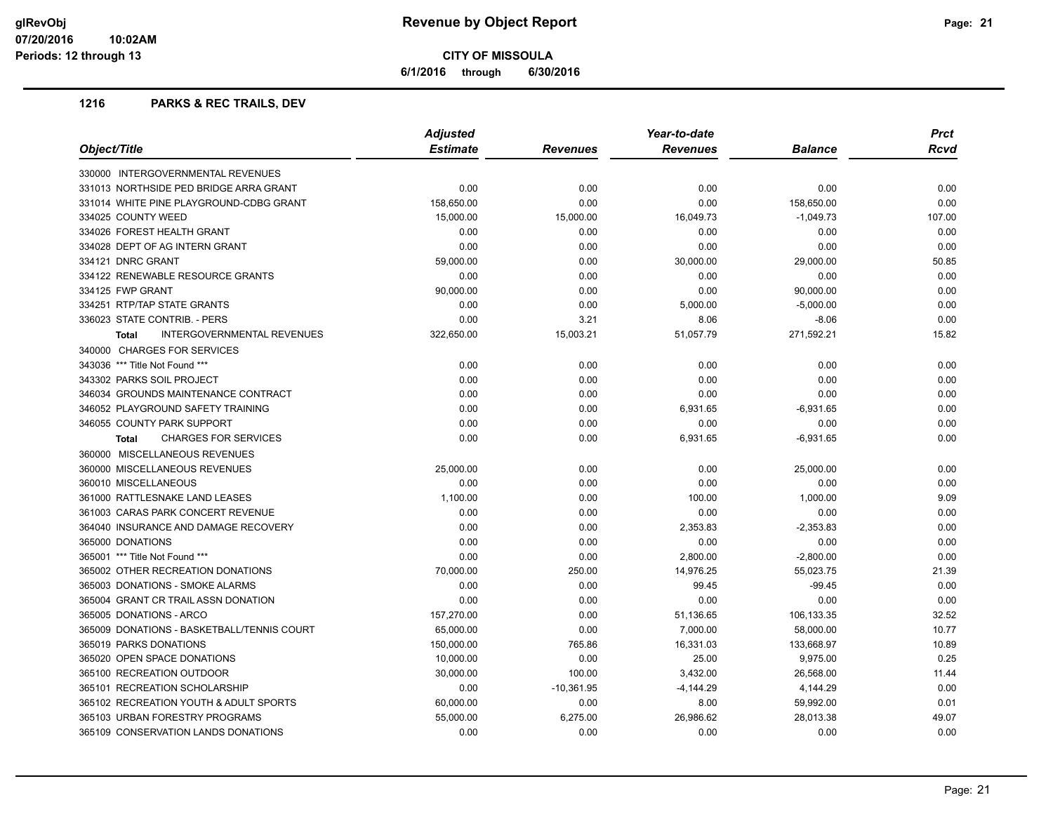# Revenue by Object Report

**CITY OF MISSOULA**

**6/1/2016 through 6/30/2016**

glRevObj
07/20/2016 10:02AM
Periods: 12 through 13

## 1216 PARKS & REC TRAILS, DEV

| Object/Title | Adjusted Estimate | Revenues | Year-to-date Revenues | Balance | Prct Rcvd |
|---|---|---|---|---|---|
| 330000 INTERGOVERNMENTAL REVENUES | | | | | |
| 331013 NORTHSIDE PED BRIDGE ARRA GRANT | 0.00 | 0.00 | 0.00 | 0.00 | 0.00 |
| 331014 WHITE PINE PLAYGROUND-CDBG GRANT | 158,650.00 | 0.00 | 0.00 | 158,650.00 | 0.00 |
| 334025 COUNTY WEED | 15,000.00 | 15,000.00 | 16,049.73 | -1,049.73 | 107.00 |
| 334026 FOREST HEALTH GRANT | 0.00 | 0.00 | 0.00 | 0.00 | 0.00 |
| 334028 DEPT OF AG INTERN GRANT | 0.00 | 0.00 | 0.00 | 0.00 | 0.00 |
| 334121 DNRC GRANT | 59,000.00 | 0.00 | 30,000.00 | 29,000.00 | 50.85 |
| 334122 RENEWABLE RESOURCE GRANTS | 0.00 | 0.00 | 0.00 | 0.00 | 0.00 |
| 334125 FWP GRANT | 90,000.00 | 0.00 | 0.00 | 90,000.00 | 0.00 |
| 334251 RTP/TAP STATE GRANTS | 0.00 | 0.00 | 5,000.00 | -5,000.00 | 0.00 |
| 336023 STATE CONTRIB. - PERS | 0.00 | 3.21 | 8.06 | -8.06 | 0.00 |
| **Total** INTERGOVERNMENTAL REVENUES | 322,650.00 | 15,003.21 | 51,057.79 | 271,592.21 | 15.82 |
| 340000 CHARGES FOR SERVICES | | | | | |
| 343036 *** Title Not Found *** | 0.00 | 0.00 | 0.00 | 0.00 | 0.00 |
| 343302 PARKS SOIL PROJECT | 0.00 | 0.00 | 0.00 | 0.00 | 0.00 |
| 346034 GROUNDS MAINTENANCE CONTRACT | 0.00 | 0.00 | 0.00 | 0.00 | 0.00 |
| 346052 PLAYGROUND SAFETY TRAINING | 0.00 | 0.00 | 6,931.65 | -6,931.65 | 0.00 |
| 346055 COUNTY PARK SUPPORT | 0.00 | 0.00 | 0.00 | 0.00 | 0.00 |
| **Total** CHARGES FOR SERVICES | 0.00 | 0.00 | 6,931.65 | -6,931.65 | 0.00 |
| 360000 MISCELLANEOUS REVENUES | | | | | |
| 360000 MISCELLANEOUS REVENUES | 25,000.00 | 0.00 | 0.00 | 25,000.00 | 0.00 |
| 360010 MISCELLANEOUS | 0.00 | 0.00 | 0.00 | 0.00 | 0.00 |
| 361000 RATTLESNAKE LAND LEASES | 1,100.00 | 0.00 | 100.00 | 1,000.00 | 9.09 |
| 361003 CARAS PARK CONCERT REVENUE | 0.00 | 0.00 | 0.00 | 0.00 | 0.00 |
| 364040 INSURANCE AND DAMAGE RECOVERY | 0.00 | 0.00 | 2,353.83 | -2,353.83 | 0.00 |
| 365000 DONATIONS | 0.00 | 0.00 | 0.00 | 0.00 | 0.00 |
| 365001 *** Title Not Found *** | 0.00 | 0.00 | 2,800.00 | -2,800.00 | 0.00 |
| 365002 OTHER RECREATION DONATIONS | 70,000.00 | 250.00 | 14,976.25 | 55,023.75 | 21.39 |
| 365003 DONATIONS - SMOKE ALARMS | 0.00 | 0.00 | 99.45 | -99.45 | 0.00 |
| 365004 GRANT CR TRAIL ASSN DONATION | 0.00 | 0.00 | 0.00 | 0.00 | 0.00 |
| 365005 DONATIONS - ARCO | 157,270.00 | 0.00 | 51,136.65 | 106,133.35 | 32.52 |
| 365009 DONATIONS - BASKETBALL/TENNIS COURT | 65,000.00 | 0.00 | 7,000.00 | 58,000.00 | 10.77 |
| 365019 PARKS DONATIONS | 150,000.00 | 765.86 | 16,331.03 | 133,668.97 | 10.89 |
| 365020 OPEN SPACE DONATIONS | 10,000.00 | 0.00 | 25.00 | 9,975.00 | 0.25 |
| 365100 RECREATION OUTDOOR | 30,000.00 | 100.00 | 3,432.00 | 26,568.00 | 11.44 |
| 365101 RECREATION SCHOLARSHIP | 0.00 | -10,361.95 | -4,144.29 | 4,144.29 | 0.00 |
| 365102 RECREATION YOUTH & ADULT SPORTS | 60,000.00 | 0.00 | 8.00 | 59,992.00 | 0.01 |
| 365103 URBAN FORESTRY PROGRAMS | 55,000.00 | 6,275.00 | 26,986.62 | 28,013.38 | 49.07 |
| 365109 CONSERVATION LANDS DONATIONS | 0.00 | 0.00 | 0.00 | 0.00 | 0.00 |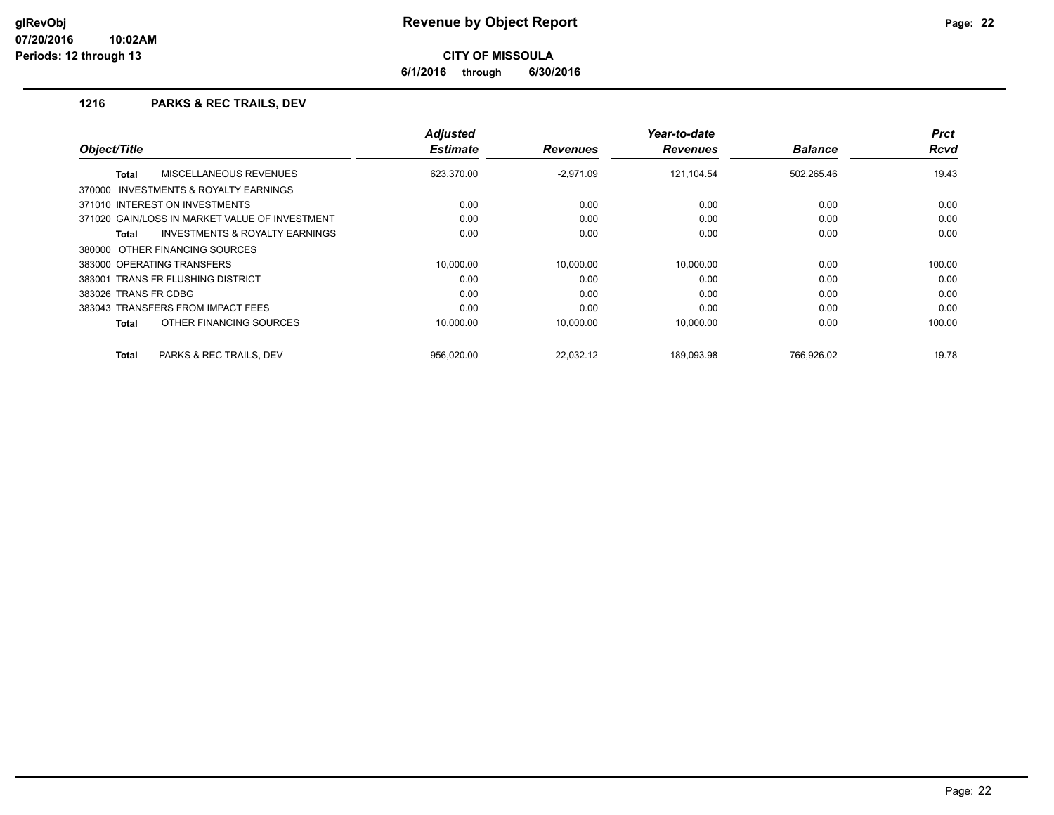# Revenue by Object Report

**CITY OF MISSOULA**

**6/1/2016 through 6/30/2016**

## 1216 PARKS & REC TRAILS, DEV

| Object/Title | Adjusted Estimate | Revenues | Year-to-date Revenues | Balance | Prct Rcvd |
|---|---|---|---|---|---|
| **Total** MISCELLANEOUS REVENUES | 623,370.00 | -2,971.09 | 121,104.54 | 502,265.46 | 19.43 |
| 370000 INVESTMENTS & ROYALTY EARNINGS | | | | | |
| 371010 INTEREST ON INVESTMENTS | 0.00 | 0.00 | 0.00 | 0.00 | 0.00 |
| 371020 GAIN/LOSS IN MARKET VALUE OF INVESTMENT | 0.00 | 0.00 | 0.00 | 0.00 | 0.00 |
| **Total** INVESTMENTS & ROYALTY EARNINGS | 0.00 | 0.00 | 0.00 | 0.00 | 0.00 |
| 380000 OTHER FINANCING SOURCES | | | | | |
| 383000 OPERATING TRANSFERS | 10,000.00 | 10,000.00 | 10,000.00 | 0.00 | 100.00 |
| 383001 TRANS FR FLUSHING DISTRICT | 0.00 | 0.00 | 0.00 | 0.00 | 0.00 |
| 383026 TRANS FR CDBG | 0.00 | 0.00 | 0.00 | 0.00 | 0.00 |
| 383043 TRANSFERS FROM IMPACT FEES | 0.00 | 0.00 | 0.00 | 0.00 | 0.00 |
| **Total** OTHER FINANCING SOURCES | 10,000.00 | 10,000.00 | 10,000.00 | 0.00 | 100.00 |
| **Total** PARKS & REC TRAILS, DEV | 956,020.00 | 22,032.12 | 189,093.98 | 766,926.02 | 19.78 |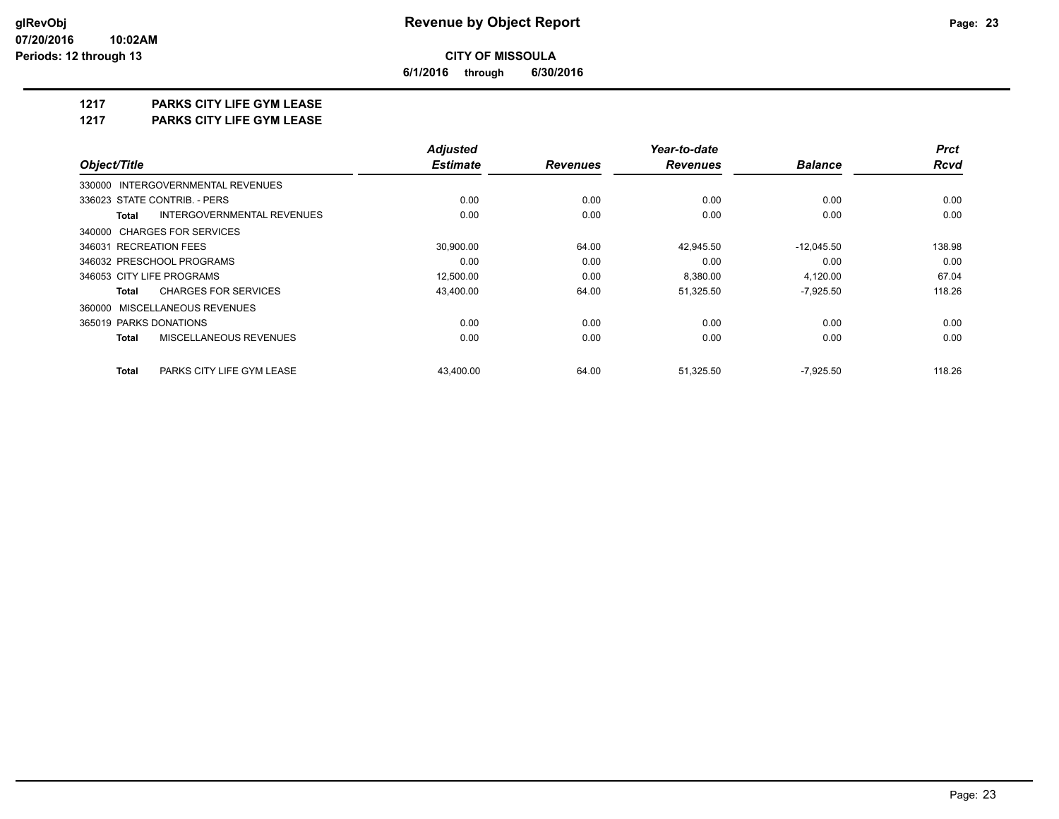**glRevObj**
**07/20/2016 10:02AM**
**Periods: 12 through 13**

# Revenue by Object Report

**CITY OF MISSOULA**

**6/1/2016 through 6/30/2016**

## 1217 PARKS CITY LIFE GYM LEASE
## 1217 PARKS CITY LIFE GYM LEASE

| Object/Title | Adjusted Estimate | Revenues | Year-to-date Revenues | Balance | Prct Rcvd |
|---|---|---|---|---|---|
| 330000 INTERGOVERNMENTAL REVENUES | | | | | |
| 336023 STATE CONTRIB. - PERS | 0.00 | 0.00 | 0.00 | 0.00 | 0.00 |
| **Total** INTERGOVERNMENTAL REVENUES | 0.00 | 0.00 | 0.00 | 0.00 | 0.00 |
| 340000 CHARGES FOR SERVICES | | | | | |
| 346031 RECREATION FEES | 30,900.00 | 64.00 | 42,945.50 | -12,045.50 | 138.98 |
| 346032 PRESCHOOL PROGRAMS | 0.00 | 0.00 | 0.00 | 0.00 | 0.00 |
| 346053 CITY LIFE PROGRAMS | 12,500.00 | 0.00 | 8,380.00 | 4,120.00 | 67.04 |
| **Total** CHARGES FOR SERVICES | 43,400.00 | 64.00 | 51,325.50 | -7,925.50 | 118.26 |
| 360000 MISCELLANEOUS REVENUES | | | | | |
| 365019 PARKS DONATIONS | 0.00 | 0.00 | 0.00 | 0.00 | 0.00 |
| **Total** MISCELLANEOUS REVENUES | 0.00 | 0.00 | 0.00 | 0.00 | 0.00 |
| **Total** PARKS CITY LIFE GYM LEASE | 43,400.00 | 64.00 | 51,325.50 | -7,925.50 | 118.26 |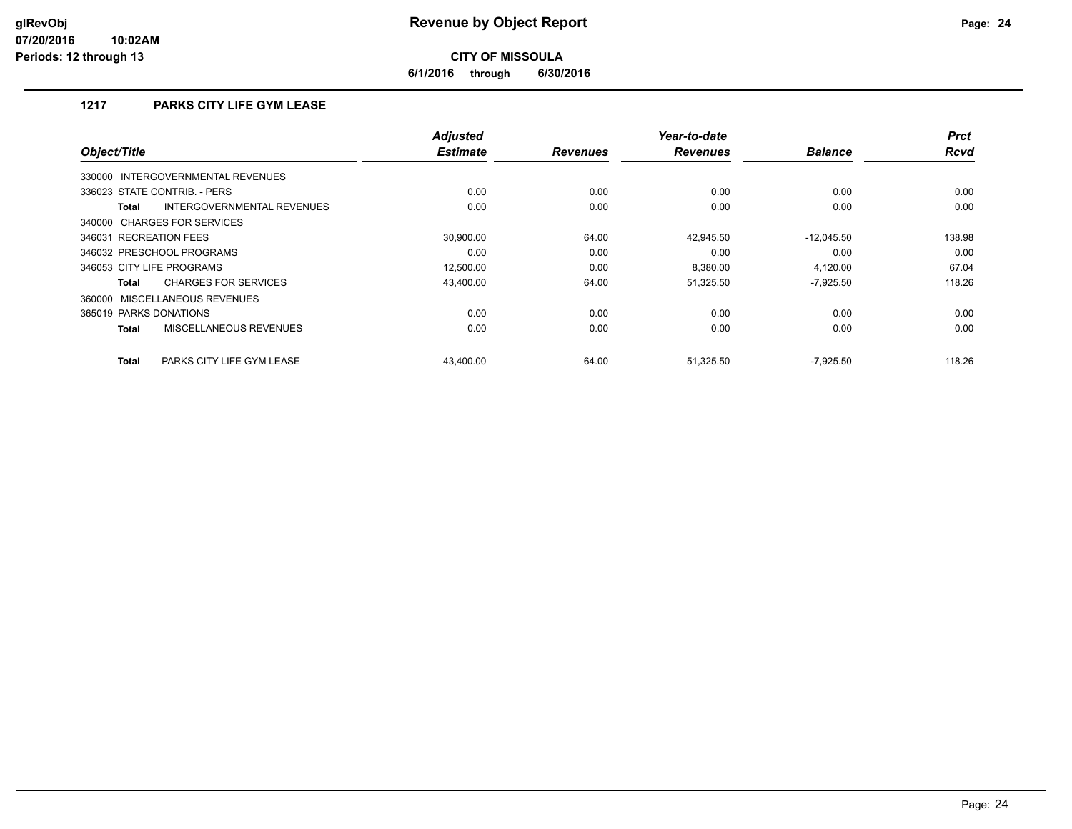# Revenue by Object Report

**CITY OF MISSOULA**

**6/1/2016 through 6/30/2016**

glRevObj
07/20/2016 10:02AM
Periods: 12 through 13

## 1217 PARKS CITY LIFE GYM LEASE

| Object/Title | Adjusted Estimate | Revenues | Year-to-date Revenues | Balance | Prct Rcvd |
|---|---|---|---|---|---|
| 330000 INTERGOVERNMENTAL REVENUES | | | | | |
| 336023 STATE CONTRIB. - PERS | 0.00 | 0.00 | 0.00 | 0.00 | 0.00 |
| **Total** INTERGOVERNMENTAL REVENUES | 0.00 | 0.00 | 0.00 | 0.00 | 0.00 |
| 340000 CHARGES FOR SERVICES | | | | | |
| 346031 RECREATION FEES | 30,900.00 | 64.00 | 42,945.50 | -12,045.50 | 138.98 |
| 346032 PRESCHOOL PROGRAMS | 0.00 | 0.00 | 0.00 | 0.00 | 0.00 |
| 346053 CITY LIFE PROGRAMS | 12,500.00 | 0.00 | 8,380.00 | 4,120.00 | 67.04 |
| **Total** CHARGES FOR SERVICES | 43,400.00 | 64.00 | 51,325.50 | -7,925.50 | 118.26 |
| 360000 MISCELLANEOUS REVENUES | | | | | |
| 365019 PARKS DONATIONS | 0.00 | 0.00 | 0.00 | 0.00 | 0.00 |
| **Total** MISCELLANEOUS REVENUES | 0.00 | 0.00 | 0.00 | 0.00 | 0.00 |
| **Total** PARKS CITY LIFE GYM LEASE | 43,400.00 | 64.00 | 51,325.50 | -7,925.50 | 118.26 |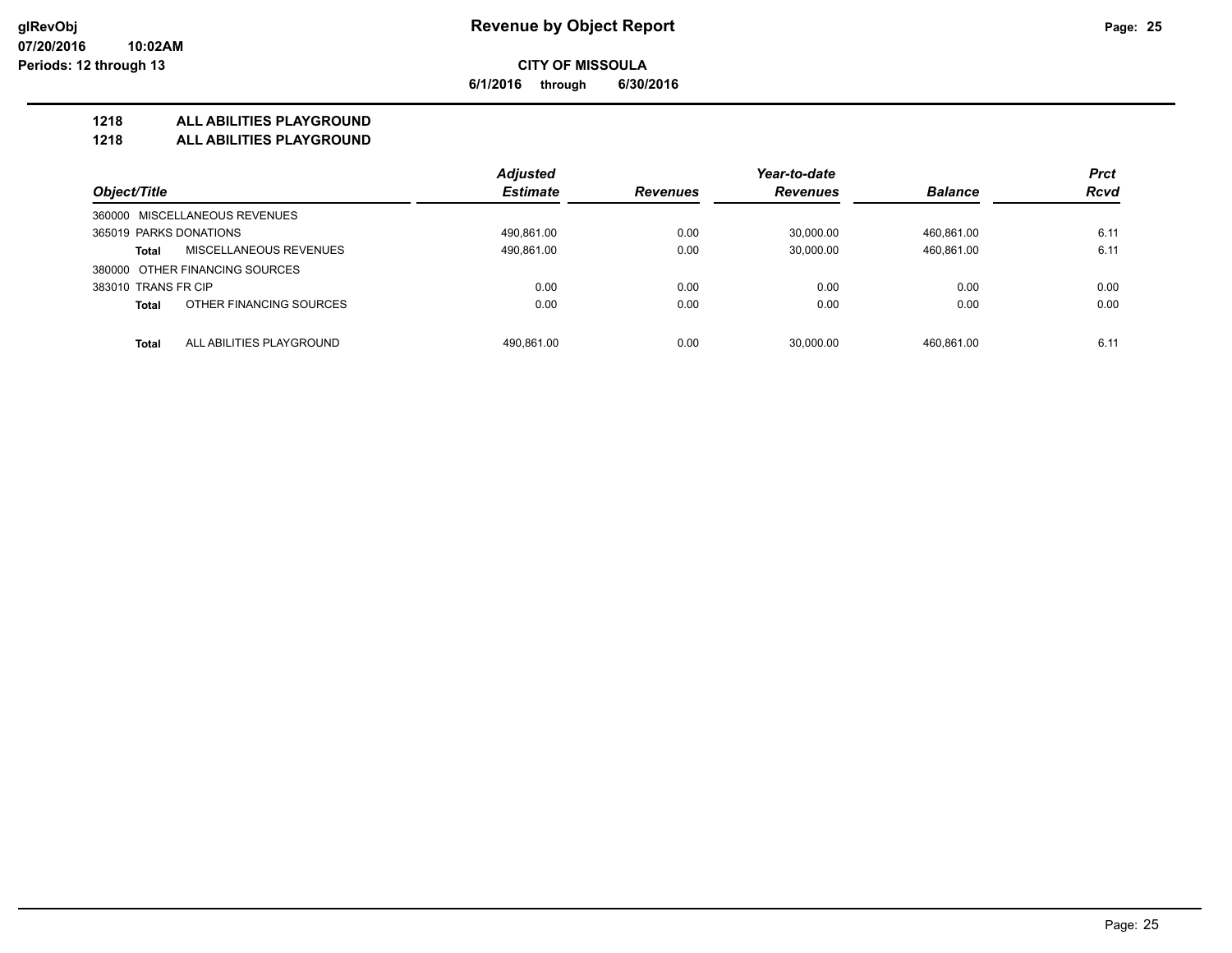# Revenue by Object Report

**CITY OF MISSOULA**

**6/1/2016 through 6/30/2016**

glRevObj
07/20/2016 10:02AM
Periods: 12 through 13

## 1218 ALL ABILITIES PLAYGROUND
## 1218 ALL ABILITIES PLAYGROUND

| Object/Title | | Adjusted Estimate | Revenues | Year-to-date Revenues | Balance | Prct Rcvd |
|---|---|---|---|---|---|---|
| 360000 MISCELLANEOUS REVENUES | | | | | | |
| 365019 PARKS DONATIONS | | 490,861.00 | 0.00 | 30,000.00 | 460,861.00 | 6.11 |
| **Total** | MISCELLANEOUS REVENUES | 490,861.00 | 0.00 | 30,000.00 | 460,861.00 | 6.11 |
| 380000 OTHER FINANCING SOURCES | | | | | | |
| 383010 TRANS FR CIP | | 0.00 | 0.00 | 0.00 | 0.00 | 0.00 |
| **Total** | OTHER FINANCING SOURCES | 0.00 | 0.00 | 0.00 | 0.00 | 0.00 |
| **Total** | ALL ABILITIES PLAYGROUND | 490,861.00 | 0.00 | 30,000.00 | 460,861.00 | 6.11 |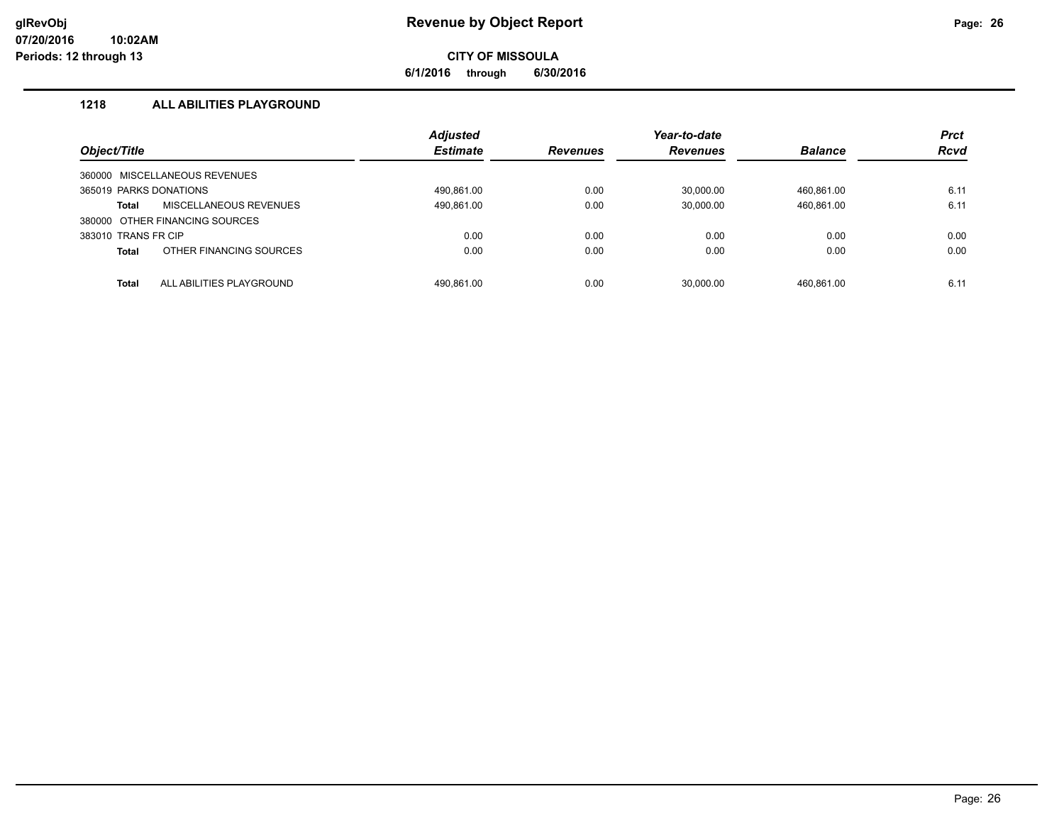**CITY OF MISSOULA**

**6/1/2016 through 6/30/2016**

### 1218 ALL ABILITIES PLAYGROUND

| Object/Title | Adjusted Estimate | Revenues | Year-to-date Revenues | Balance | Prct Rcvd |
|---|---|---|---|---|---|
| 360000 MISCELLANEOUS REVENUES | | | | | |
| 365019 PARKS DONATIONS | 490,861.00 | 0.00 | 30,000.00 | 460,861.00 | 6.11 |
| **Total** MISCELLANEOUS REVENUES | 490,861.00 | 0.00 | 30,000.00 | 460,861.00 | 6.11 |
| 380000 OTHER FINANCING SOURCES | | | | | |
| 383010 TRANS FR CIP | 0.00 | 0.00 | 0.00 | 0.00 | 0.00 |
| **Total** OTHER FINANCING SOURCES | 0.00 | 0.00 | 0.00 | 0.00 | 0.00 |
| **Total** ALL ABILITIES PLAYGROUND | 490,861.00 | 0.00 | 30,000.00 | 460,861.00 | 6.11 |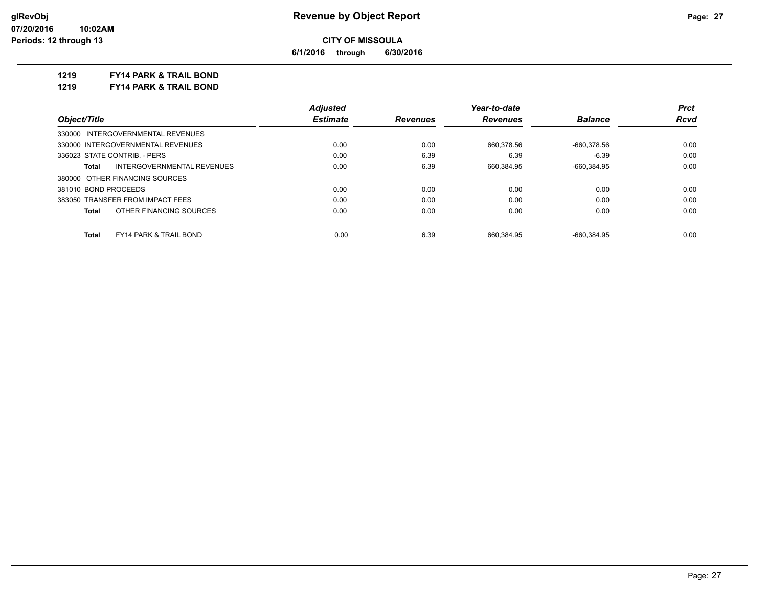# Revenue by Object Report

**CITY OF MISSOULA**

**6/1/2016 through 6/30/2016**

glRevObj
07/20/2016 10:02AM
Periods: 12 through 13

**1219 FY14 PARK & TRAIL BOND**

**1219 FY14 PARK & TRAIL BOND**

| Object/Title | Adjusted Estimate | Revenues | Year-to-date Revenues | Balance | Prct Rcvd |
|---|---|---|---|---|---|
| 330000 INTERGOVERNMENTAL REVENUES | | | | | |
| 330000 INTERGOVERNMENTAL REVENUES | 0.00 | 0.00 | 660,378.56 | -660,378.56 | 0.00 |
| 336023 STATE CONTRIB. - PERS | 0.00 | 6.39 | 6.39 | -6.39 | 0.00 |
| **Total** INTERGOVERNMENTAL REVENUES | 0.00 | 6.39 | 660,384.95 | -660,384.95 | 0.00 |
| 380000 OTHER FINANCING SOURCES | | | | | |
| 381010 BOND PROCEEDS | 0.00 | 0.00 | 0.00 | 0.00 | 0.00 |
| 383050 TRANSFER FROM IMPACT FEES | 0.00 | 0.00 | 0.00 | 0.00 | 0.00 |
| **Total** OTHER FINANCING SOURCES | 0.00 | 0.00 | 0.00 | 0.00 | 0.00 |
| **Total** FY14 PARK & TRAIL BOND | 0.00 | 6.39 | 660,384.95 | -660,384.95 | 0.00 |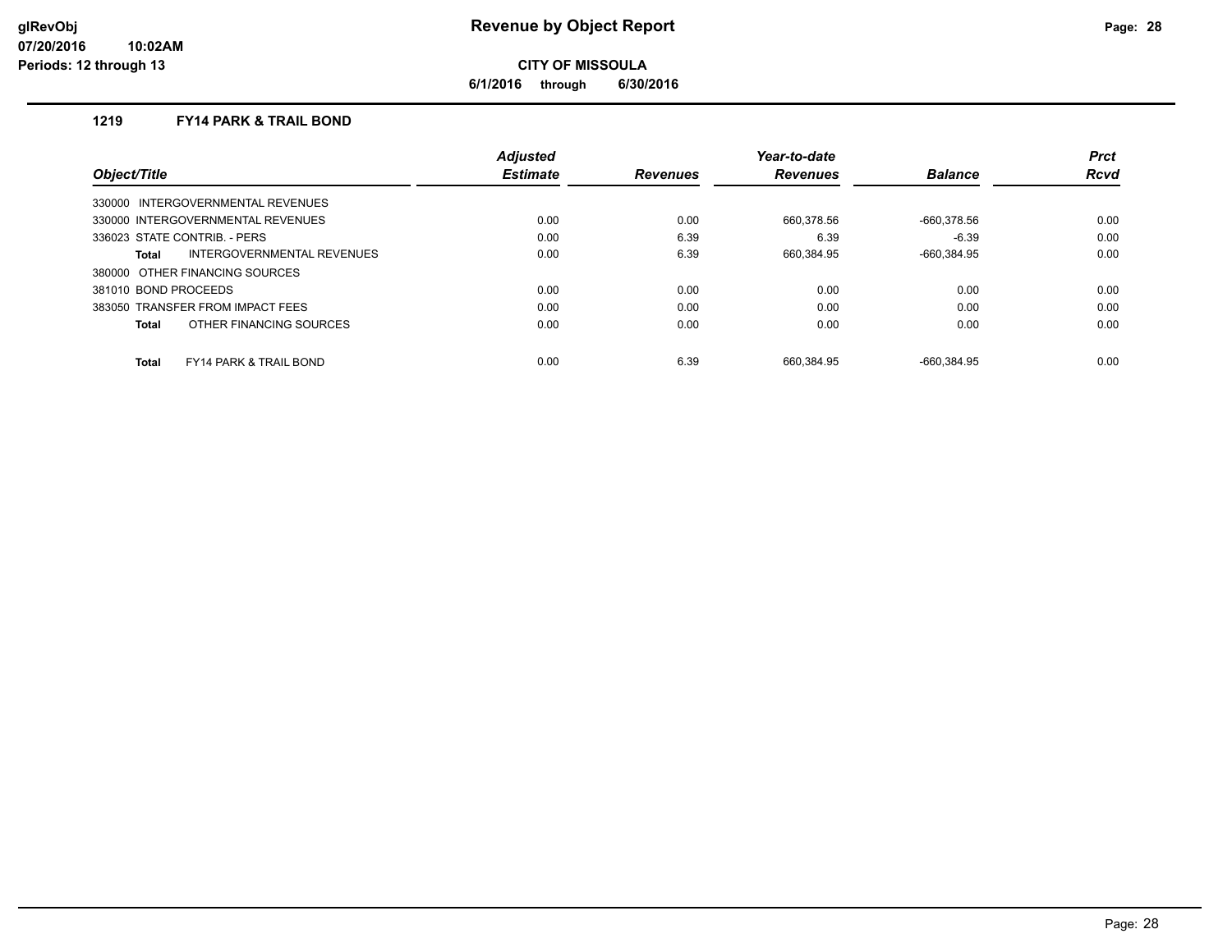glRevObj
07/20/2016 10:02AM
Periods: 12 through 13

# Revenue by Object Report

**CITY OF MISSOULA**

**6/1/2016 through 6/30/2016**

## 1219 FY14 PARK & TRAIL BOND

| Object/Title | Adjusted Estimate | Revenues | Year-to-date Revenues | Balance | Prct Rcvd |
|---|---|---|---|---|---|
| 330000 INTERGOVERNMENTAL REVENUES | | | | | |
| 330000 INTERGOVERNMENTAL REVENUES | 0.00 | 0.00 | 660,378.56 | -660,378.56 | 0.00 |
| 336023 STATE CONTRIB. - PERS | 0.00 | 6.39 | 6.39 | -6.39 | 0.00 |
| **Total** INTERGOVERNMENTAL REVENUES | 0.00 | 6.39 | 660,384.95 | -660,384.95 | 0.00 |
| 380000 OTHER FINANCING SOURCES | | | | | |
| 381010 BOND PROCEEDS | 0.00 | 0.00 | 0.00 | 0.00 | 0.00 |
| 383050 TRANSFER FROM IMPACT FEES | 0.00 | 0.00 | 0.00 | 0.00 | 0.00 |
| **Total** OTHER FINANCING SOURCES | 0.00 | 0.00 | 0.00 | 0.00 | 0.00 |
| **Total** FY14 PARK & TRAIL BOND | 0.00 | 6.39 | 660,384.95 | -660,384.95 | 0.00 |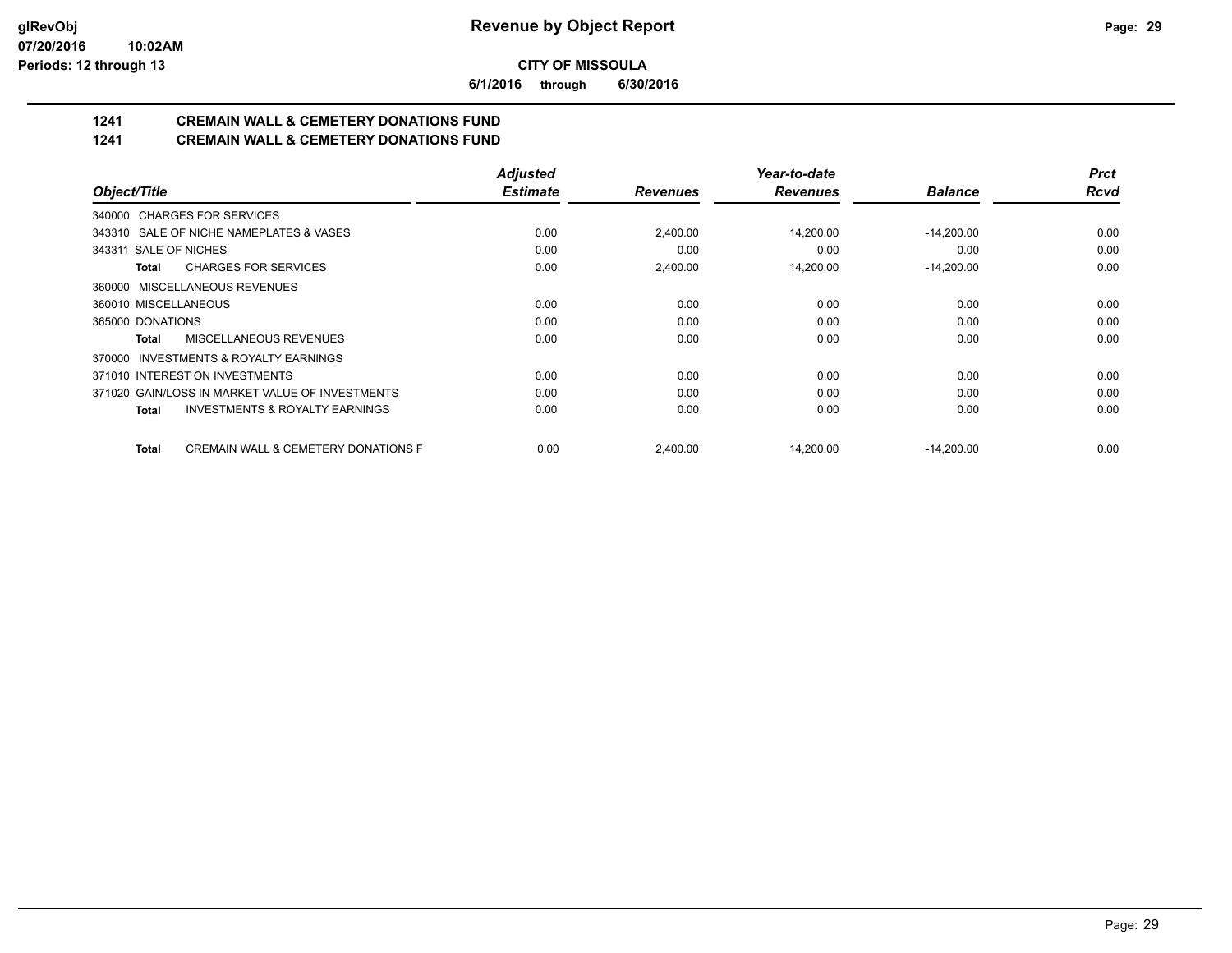**glRevObj**
**07/20/2016 10:02AM**
**Periods: 12 through 13**

# Revenue by Object Report

**CITY OF MISSOULA**

**6/1/2016 through 6/30/2016**

## 1241 CREMAIN WALL & CEMETERY DONATIONS FUND
## 1241 CREMAIN WALL & CEMETERY DONATIONS FUND

| Object/Title | Adjusted Estimate | Revenues | Year-to-date Revenues | Balance | Prct Rcvd |
|---|---|---|---|---|---|
| 340000 CHARGES FOR SERVICES | | | | | |
| 343310 SALE OF NICHE NAMEPLATES & VASES | 0.00 | 2,400.00 | 14,200.00 | -14,200.00 | 0.00 |
| 343311 SALE OF NICHES | 0.00 | 0.00 | 0.00 | 0.00 | 0.00 |
| **Total** CHARGES FOR SERVICES | 0.00 | 2,400.00 | 14,200.00 | -14,200.00 | 0.00 |
| 360000 MISCELLANEOUS REVENUES | | | | | |
| 360010 MISCELLANEOUS | 0.00 | 0.00 | 0.00 | 0.00 | 0.00 |
| 365000 DONATIONS | 0.00 | 0.00 | 0.00 | 0.00 | 0.00 |
| **Total** MISCELLANEOUS REVENUES | 0.00 | 0.00 | 0.00 | 0.00 | 0.00 |
| 370000 INVESTMENTS & ROYALTY EARNINGS | | | | | |
| 371010 INTEREST ON INVESTMENTS | 0.00 | 0.00 | 0.00 | 0.00 | 0.00 |
| 371020 GAIN/LOSS IN MARKET VALUE OF INVESTMENTS | 0.00 | 0.00 | 0.00 | 0.00 | 0.00 |
| **Total** INVESTMENTS & ROYALTY EARNINGS | 0.00 | 0.00 | 0.00 | 0.00 | 0.00 |
| **Total** CREMAIN WALL & CEMETERY DONATIONS F | 0.00 | 2,400.00 | 14,200.00 | -14,200.00 | 0.00 |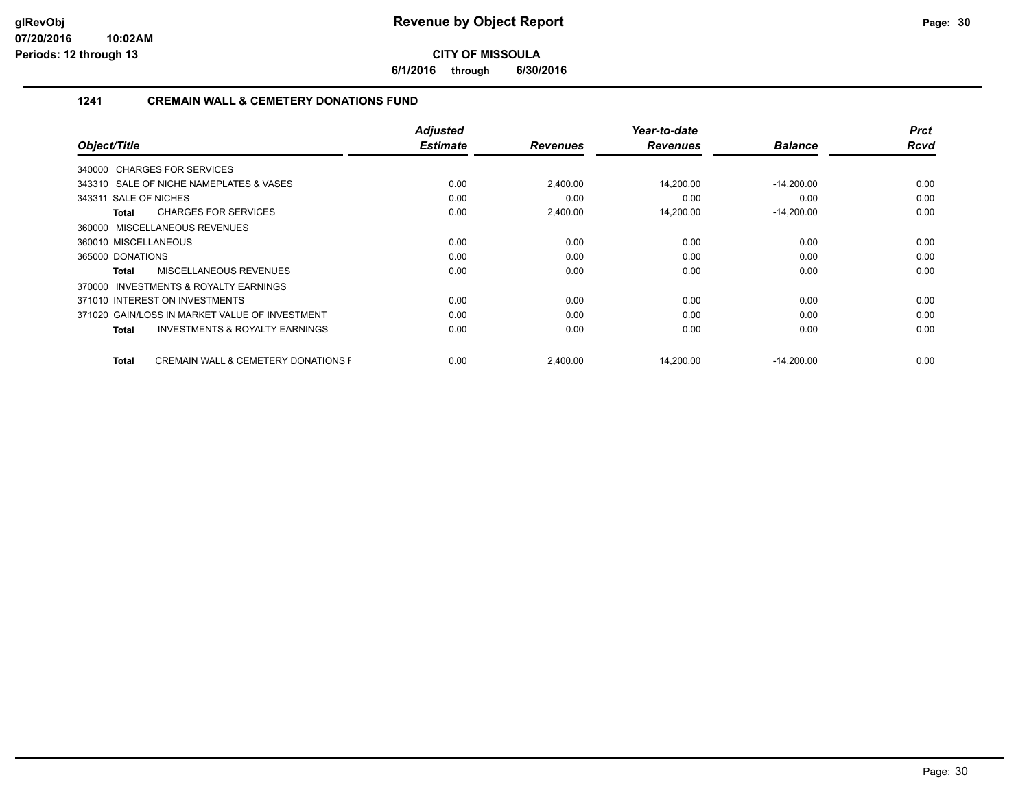# Revenue by Object Report

glRevObj
07/20/2016 10:02AM
Periods: 12 through 13

**CITY OF MISSOULA**

**6/1/2016 through 6/30/2016**

## 1241 CREMAIN WALL & CEMETERY DONATIONS FUND

| Object/Title | Adjusted Estimate | Revenues | Year-to-date Revenues | Balance | Prct Rcvd |
|---|---|---|---|---|---|
| 340000 CHARGES FOR SERVICES | | | | | |
| 343310 SALE OF NICHE NAMEPLATES & VASES | 0.00 | 2,400.00 | 14,200.00 | -14,200.00 | 0.00 |
| 343311 SALE OF NICHES | 0.00 | 0.00 | 0.00 | 0.00 | 0.00 |
| **Total** CHARGES FOR SERVICES | 0.00 | 2,400.00 | 14,200.00 | -14,200.00 | 0.00 |
| 360000 MISCELLANEOUS REVENUES | | | | | |
| 360010 MISCELLANEOUS | 0.00 | 0.00 | 0.00 | 0.00 | 0.00 |
| 365000 DONATIONS | 0.00 | 0.00 | 0.00 | 0.00 | 0.00 |
| **Total** MISCELLANEOUS REVENUES | 0.00 | 0.00 | 0.00 | 0.00 | 0.00 |
| 370000 INVESTMENTS & ROYALTY EARNINGS | | | | | |
| 371010 INTEREST ON INVESTMENTS | 0.00 | 0.00 | 0.00 | 0.00 | 0.00 |
| 371020 GAIN/LOSS IN MARKET VALUE OF INVESTMENT | 0.00 | 0.00 | 0.00 | 0.00 | 0.00 |
| **Total** INVESTMENTS & ROYALTY EARNINGS | 0.00 | 0.00 | 0.00 | 0.00 | 0.00 |
| **Total** CREMAIN WALL & CEMETERY DONATIONS F | 0.00 | 2,400.00 | 14,200.00 | -14,200.00 | 0.00 |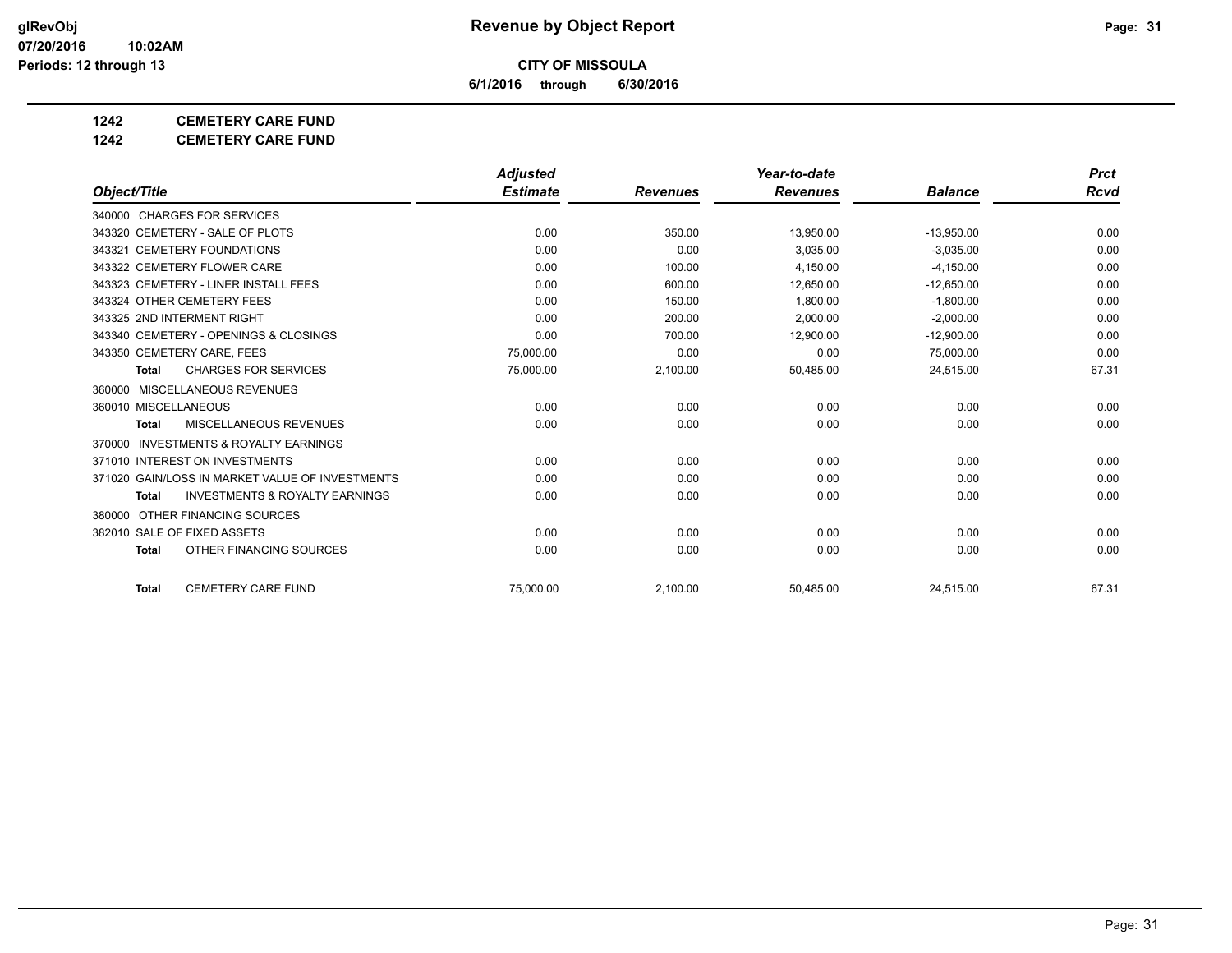# Revenue by Object Report

**CITY OF MISSOULA**

**6/1/2016 through 6/30/2016**

glRevObj
07/20/2016 10:02AM
Periods: 12 through 13

**1242 CEMETERY CARE FUND**

**1242 CEMETERY CARE FUND**

| Object/Title | Adjusted Estimate | Revenues | Year-to-date Revenues | Balance | Prct Rcvd |
|---|---|---|---|---|---|
| 340000 CHARGES FOR SERVICES | | | | | |
| 343320 CEMETERY - SALE OF PLOTS | 0.00 | 350.00 | 13,950.00 | -13,950.00 | 0.00 |
| 343321 CEMETERY FOUNDATIONS | 0.00 | 0.00 | 3,035.00 | -3,035.00 | 0.00 |
| 343322 CEMETERY FLOWER CARE | 0.00 | 100.00 | 4,150.00 | -4,150.00 | 0.00 |
| 343323 CEMETERY - LINER INSTALL FEES | 0.00 | 600.00 | 12,650.00 | -12,650.00 | 0.00 |
| 343324 OTHER CEMETERY FEES | 0.00 | 150.00 | 1,800.00 | -1,800.00 | 0.00 |
| 343325 2ND INTERMENT RIGHT | 0.00 | 200.00 | 2,000.00 | -2,000.00 | 0.00 |
| 343340 CEMETERY - OPENINGS & CLOSINGS | 0.00 | 700.00 | 12,900.00 | -12,900.00 | 0.00 |
| 343350 CEMETERY CARE, FEES | 75,000.00 | 0.00 | 0.00 | 75,000.00 | 0.00 |
| **Total** CHARGES FOR SERVICES | 75,000.00 | 2,100.00 | 50,485.00 | 24,515.00 | 67.31 |
| 360000 MISCELLANEOUS REVENUES | | | | | |
| 360010 MISCELLANEOUS | 0.00 | 0.00 | 0.00 | 0.00 | 0.00 |
| **Total** MISCELLANEOUS REVENUES | 0.00 | 0.00 | 0.00 | 0.00 | 0.00 |
| 370000 INVESTMENTS & ROYALTY EARNINGS | | | | | |
| 371010 INTEREST ON INVESTMENTS | 0.00 | 0.00 | 0.00 | 0.00 | 0.00 |
| 371020 GAIN/LOSS IN MARKET VALUE OF INVESTMENTS | 0.00 | 0.00 | 0.00 | 0.00 | 0.00 |
| **Total** INVESTMENTS & ROYALTY EARNINGS | 0.00 | 0.00 | 0.00 | 0.00 | 0.00 |
| 380000 OTHER FINANCING SOURCES | | | | | |
| 382010 SALE OF FIXED ASSETS | 0.00 | 0.00 | 0.00 | 0.00 | 0.00 |
| **Total** OTHER FINANCING SOURCES | 0.00 | 0.00 | 0.00 | 0.00 | 0.00 |
| **Total** CEMETERY CARE FUND | 75,000.00 | 2,100.00 | 50,485.00 | 24,515.00 | 67.31 |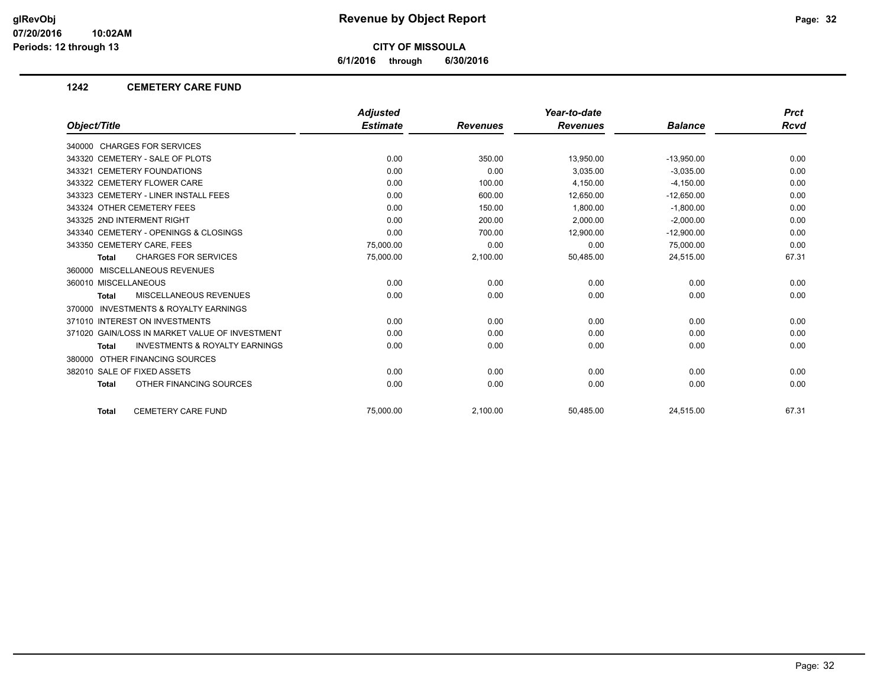# Revenue by Object Report

glRevObj
07/20/2016 10:02AM
Periods: 12 through 13

**CITY OF MISSOULA**

6/1/2016 through 6/30/2016

## 1242 CEMETERY CARE FUND

| Object/Title | Adjusted Estimate | Revenues | Year-to-date Revenues | Balance | Prct Rcvd |
|---|---|---|---|---|---|
| 340000 CHARGES FOR SERVICES | | | | | |
| 343320 CEMETERY - SALE OF PLOTS | 0.00 | 350.00 | 13,950.00 | -13,950.00 | 0.00 |
| 343321 CEMETERY FOUNDATIONS | 0.00 | 0.00 | 3,035.00 | -3,035.00 | 0.00 |
| 343322 CEMETERY FLOWER CARE | 0.00 | 100.00 | 4,150.00 | -4,150.00 | 0.00 |
| 343323 CEMETERY - LINER INSTALL FEES | 0.00 | 600.00 | 12,650.00 | -12,650.00 | 0.00 |
| 343324 OTHER CEMETERY FEES | 0.00 | 150.00 | 1,800.00 | -1,800.00 | 0.00 |
| 343325 2ND INTERMENT RIGHT | 0.00 | 200.00 | 2,000.00 | -2,000.00 | 0.00 |
| 343340 CEMETERY - OPENINGS & CLOSINGS | 0.00 | 700.00 | 12,900.00 | -12,900.00 | 0.00 |
| 343350 CEMETERY CARE, FEES | 75,000.00 | 0.00 | 0.00 | 75,000.00 | 0.00 |
| **Total** CHARGES FOR SERVICES | 75,000.00 | 2,100.00 | 50,485.00 | 24,515.00 | 67.31 |
| 360000 MISCELLANEOUS REVENUES | | | | | |
| 360010 MISCELLANEOUS | 0.00 | 0.00 | 0.00 | 0.00 | 0.00 |
| **Total** MISCELLANEOUS REVENUES | 0.00 | 0.00 | 0.00 | 0.00 | 0.00 |
| 370000 INVESTMENTS & ROYALTY EARNINGS | | | | | |
| 371010 INTEREST ON INVESTMENTS | 0.00 | 0.00 | 0.00 | 0.00 | 0.00 |
| 371020 GAIN/LOSS IN MARKET VALUE OF INVESTMENT | 0.00 | 0.00 | 0.00 | 0.00 | 0.00 |
| **Total** INVESTMENTS & ROYALTY EARNINGS | 0.00 | 0.00 | 0.00 | 0.00 | 0.00 |
| 380000 OTHER FINANCING SOURCES | | | | | |
| 382010 SALE OF FIXED ASSETS | 0.00 | 0.00 | 0.00 | 0.00 | 0.00 |
| **Total** OTHER FINANCING SOURCES | 0.00 | 0.00 | 0.00 | 0.00 | 0.00 |
| **Total** CEMETERY CARE FUND | 75,000.00 | 2,100.00 | 50,485.00 | 24,515.00 | 67.31 |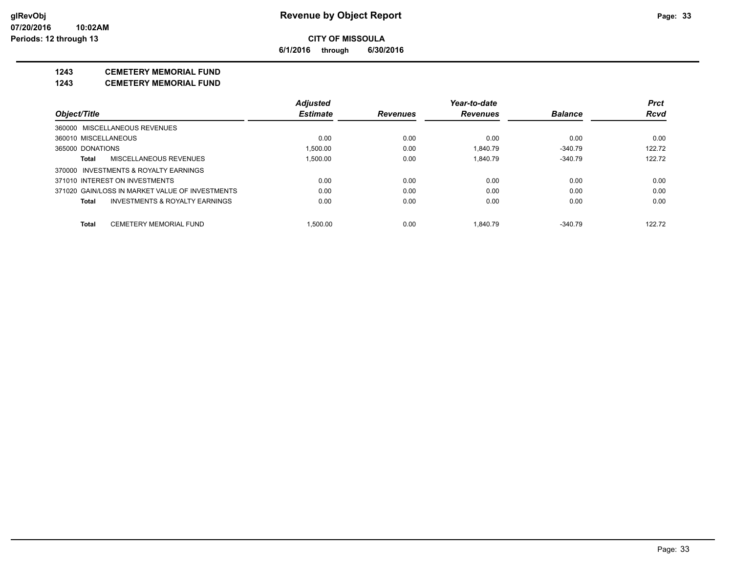**glRevObj**
**07/20/2016 10:02AM**
**Periods: 12 through 13**

# Revenue by Object Report

**CITY OF MISSOULA**

**6/1/2016 through 6/30/2016**

**1243 CEMETERY MEMORIAL FUND**
**1243 CEMETERY MEMORIAL FUND**

| Object/Title | Adjusted Estimate | Revenues | Year-to-date Revenues | Balance | Prct Rcvd |
|---|---|---|---|---|---|
| 360000 MISCELLANEOUS REVENUES | | | | | |
| 360010 MISCELLANEOUS | 0.00 | 0.00 | 0.00 | 0.00 | 0.00 |
| 365000 DONATIONS | 1,500.00 | 0.00 | 1,840.79 | -340.79 | 122.72 |
| **Total** MISCELLANEOUS REVENUES | 1,500.00 | 0.00 | 1,840.79 | -340.79 | 122.72 |
| 370000 INVESTMENTS & ROYALTY EARNINGS | | | | | |
| 371010 INTEREST ON INVESTMENTS | 0.00 | 0.00 | 0.00 | 0.00 | 0.00 |
| 371020 GAIN/LOSS IN MARKET VALUE OF INVESTMENTS | 0.00 | 0.00 | 0.00 | 0.00 | 0.00 |
| **Total** INVESTMENTS & ROYALTY EARNINGS | 0.00 | 0.00 | 0.00 | 0.00 | 0.00 |
| **Total** CEMETERY MEMORIAL FUND | 1,500.00 | 0.00 | 1,840.79 | -340.79 | 122.72 |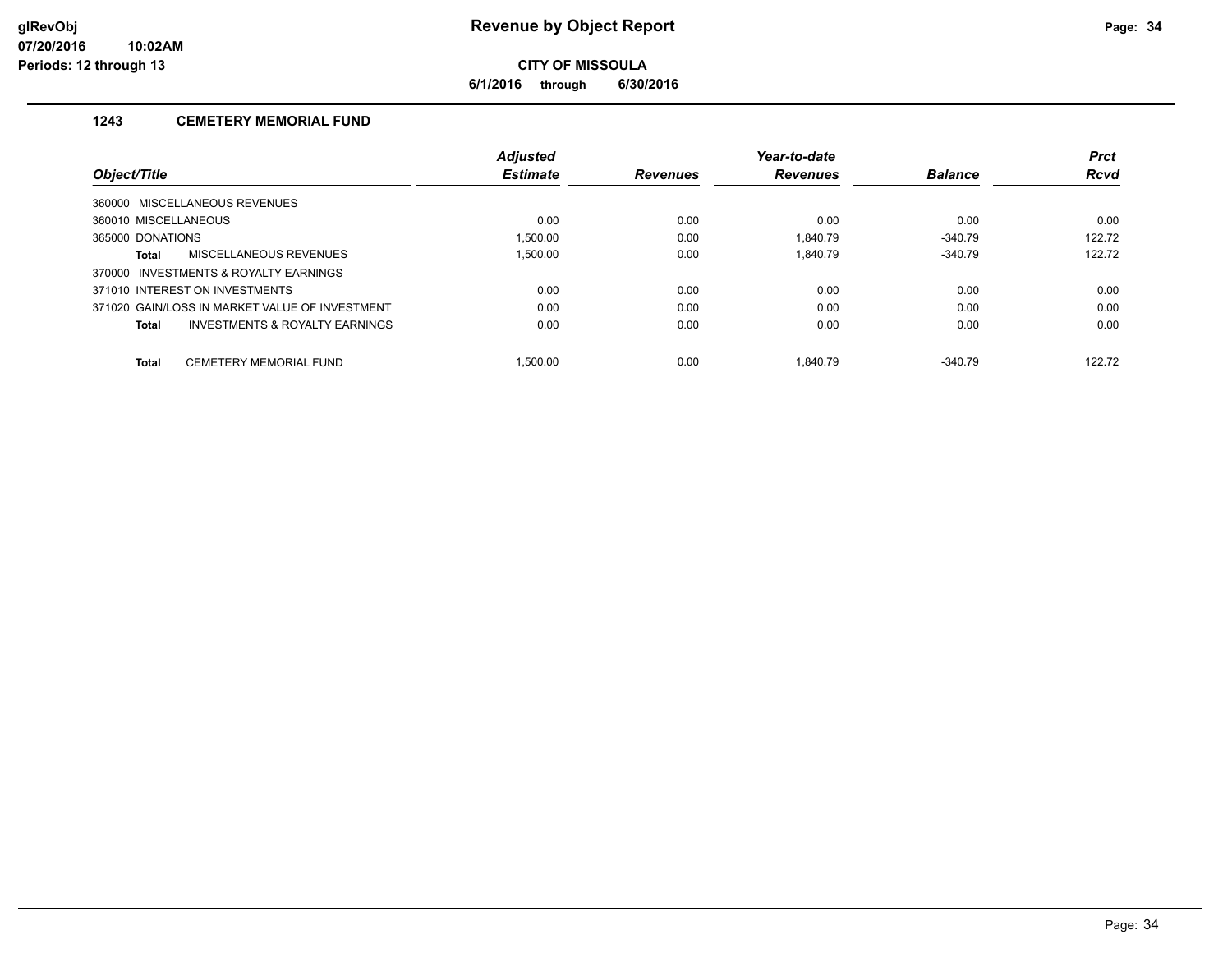# Revenue by Object Report

glRevObj
07/20/2016 10:02AM
Periods: 12 through 13

**CITY OF MISSOULA**

**6/1/2016 through 6/30/2016**

## 1243 CEMETERY MEMORIAL FUND

| Object/Title | Adjusted Estimate | Revenues | Year-to-date Revenues | Balance | Prct Rcvd |
|---|---|---|---|---|---|
| 360000 MISCELLANEOUS REVENUES | | | | | |
| 360010 MISCELLANEOUS | 0.00 | 0.00 | 0.00 | 0.00 | 0.00 |
| 365000 DONATIONS | 1,500.00 | 0.00 | 1,840.79 | -340.79 | 122.72 |
| **Total** MISCELLANEOUS REVENUES | 1,500.00 | 0.00 | 1,840.79 | -340.79 | 122.72 |
| 370000 INVESTMENTS & ROYALTY EARNINGS | | | | | |
| 371010 INTEREST ON INVESTMENTS | 0.00 | 0.00 | 0.00 | 0.00 | 0.00 |
| 371020 GAIN/LOSS IN MARKET VALUE OF INVESTMENT | 0.00 | 0.00 | 0.00 | 0.00 | 0.00 |
| **Total** INVESTMENTS & ROYALTY EARNINGS | 0.00 | 0.00 | 0.00 | 0.00 | 0.00 |
| **Total** CEMETERY MEMORIAL FUND | 1,500.00 | 0.00 | 1,840.79 | -340.79 | 122.72 |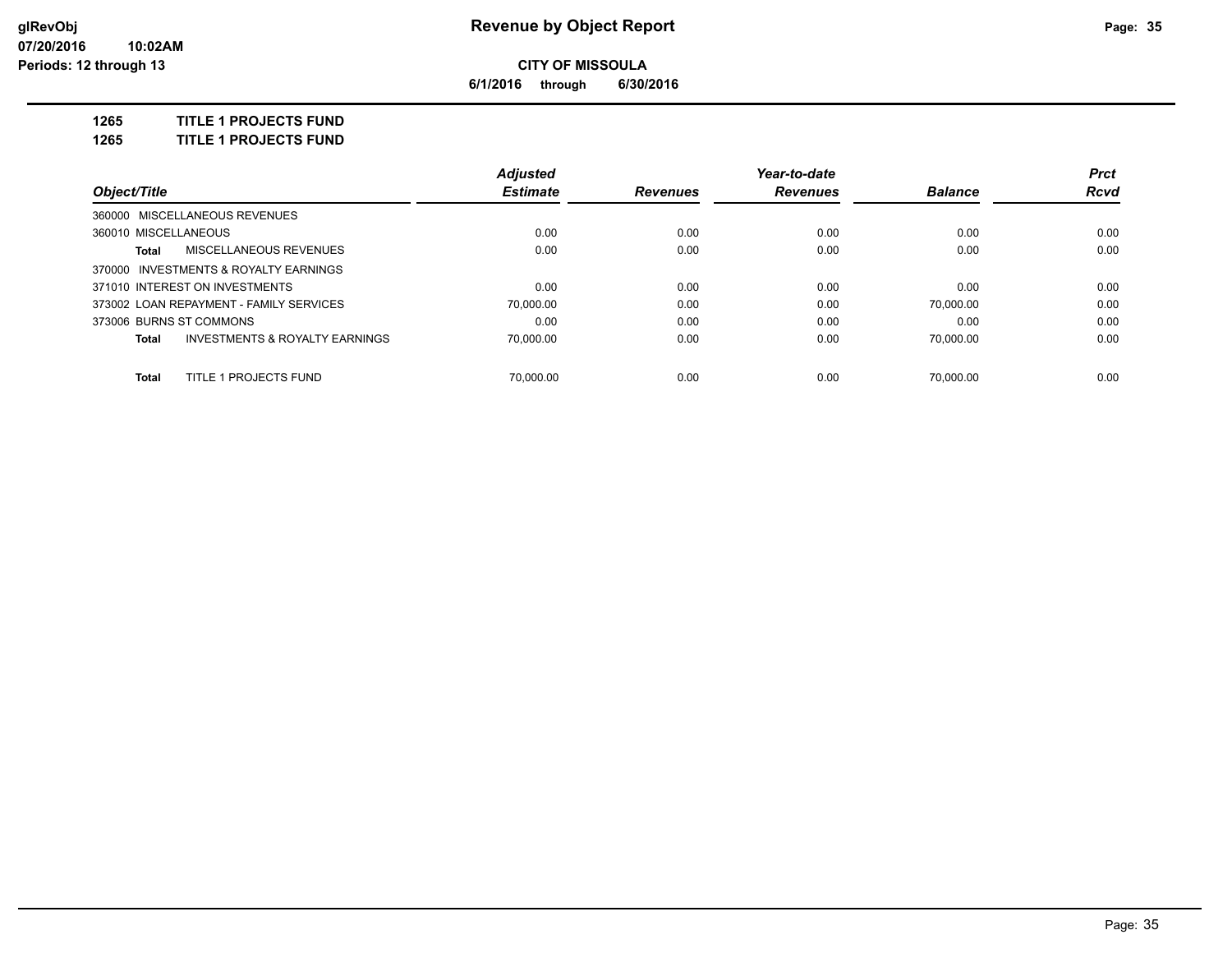# Revenue by Object Report

**CITY OF MISSOULA**

**6/1/2016 through 6/30/2016**

glRevObj
07/20/2016 10:02AM
Periods: 12 through 13

**1265 TITLE 1 PROJECTS FUND**

**1265 TITLE 1 PROJECTS FUND**

| Object/Title | Adjusted Estimate | Revenues | Year-to-date Revenues | Balance | Prct Rcvd |
|---|---|---|---|---|---|
| 360000 MISCELLANEOUS REVENUES | | | | | |
| 360010 MISCELLANEOUS | 0.00 | 0.00 | 0.00 | 0.00 | 0.00 |
| **Total** MISCELLANEOUS REVENUES | 0.00 | 0.00 | 0.00 | 0.00 | 0.00 |
| 370000 INVESTMENTS & ROYALTY EARNINGS | | | | | |
| 371010 INTEREST ON INVESTMENTS | 0.00 | 0.00 | 0.00 | 0.00 | 0.00 |
| 373002 LOAN REPAYMENT - FAMILY SERVICES | 70,000.00 | 0.00 | 0.00 | 70,000.00 | 0.00 |
| 373006 BURNS ST COMMONS | 0.00 | 0.00 | 0.00 | 0.00 | 0.00 |
| **Total** INVESTMENTS & ROYALTY EARNINGS | 70,000.00 | 0.00 | 0.00 | 70,000.00 | 0.00 |
| **Total** TITLE 1 PROJECTS FUND | 70,000.00 | 0.00 | 0.00 | 70,000.00 | 0.00 |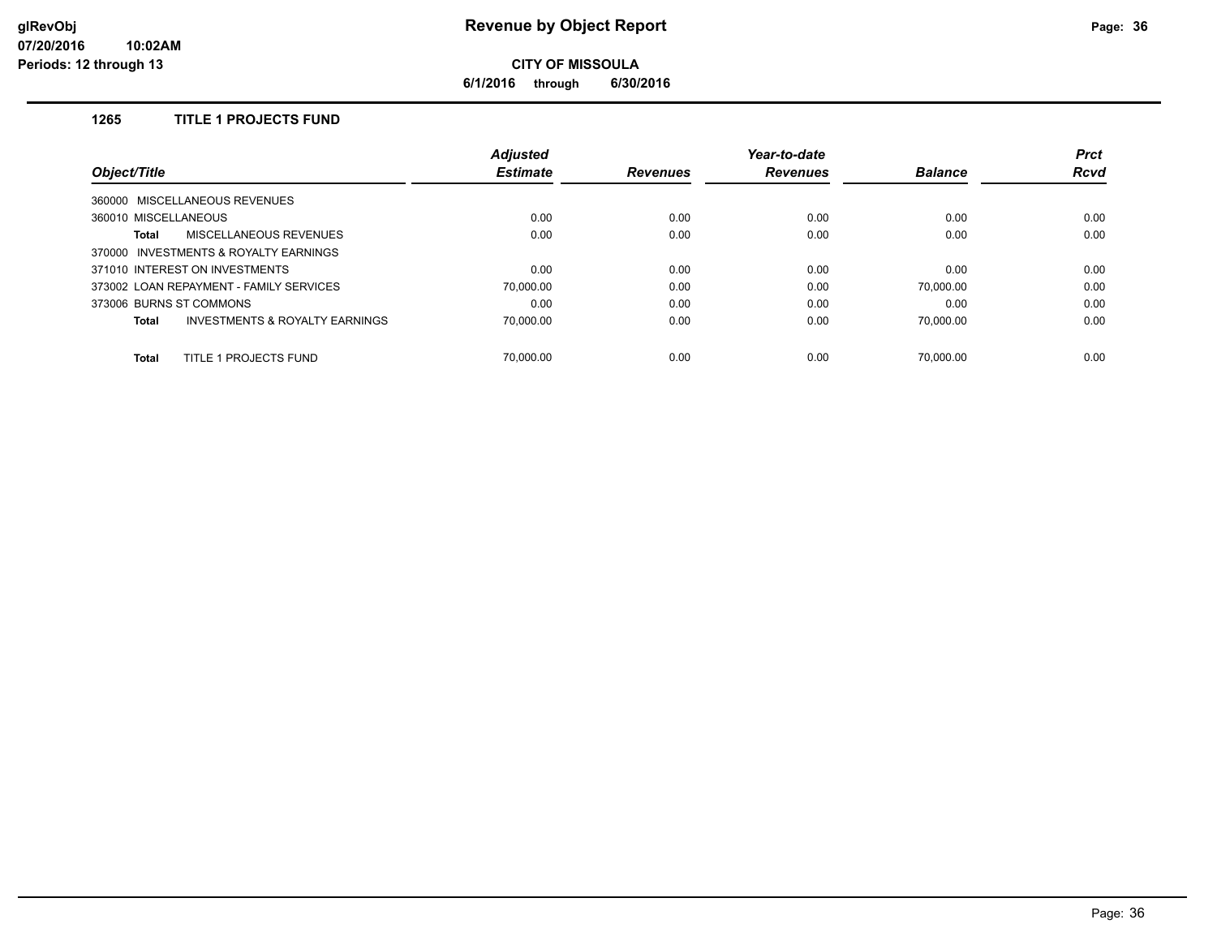# Revenue by Object Report

glRevObj
07/20/2016 10:02AM
Periods: 12 through 13

**CITY OF MISSOULA**

**6/1/2016 through 6/30/2016**

## 1265 TITLE 1 PROJECTS FUND

| Object/Title | Adjusted Estimate | Revenues | Year-to-date Revenues | Balance | Prct Rcvd |
|---|---|---|---|---|---|
| 360000 MISCELLANEOUS REVENUES | | | | | |
| 360010 MISCELLANEOUS | 0.00 | 0.00 | 0.00 | 0.00 | 0.00 |
| **Total** MISCELLANEOUS REVENUES | 0.00 | 0.00 | 0.00 | 0.00 | 0.00 |
| 370000 INVESTMENTS & ROYALTY EARNINGS | | | | | |
| 371010 INTEREST ON INVESTMENTS | 0.00 | 0.00 | 0.00 | 0.00 | 0.00 |
| 373002 LOAN REPAYMENT - FAMILY SERVICES | 70,000.00 | 0.00 | 0.00 | 70,000.00 | 0.00 |
| 373006 BURNS ST COMMONS | 0.00 | 0.00 | 0.00 | 0.00 | 0.00 |
| **Total** INVESTMENTS & ROYALTY EARNINGS | 70,000.00 | 0.00 | 0.00 | 70,000.00 | 0.00 |
| **Total** TITLE 1 PROJECTS FUND | 70,000.00 | 0.00 | 0.00 | 70,000.00 | 0.00 |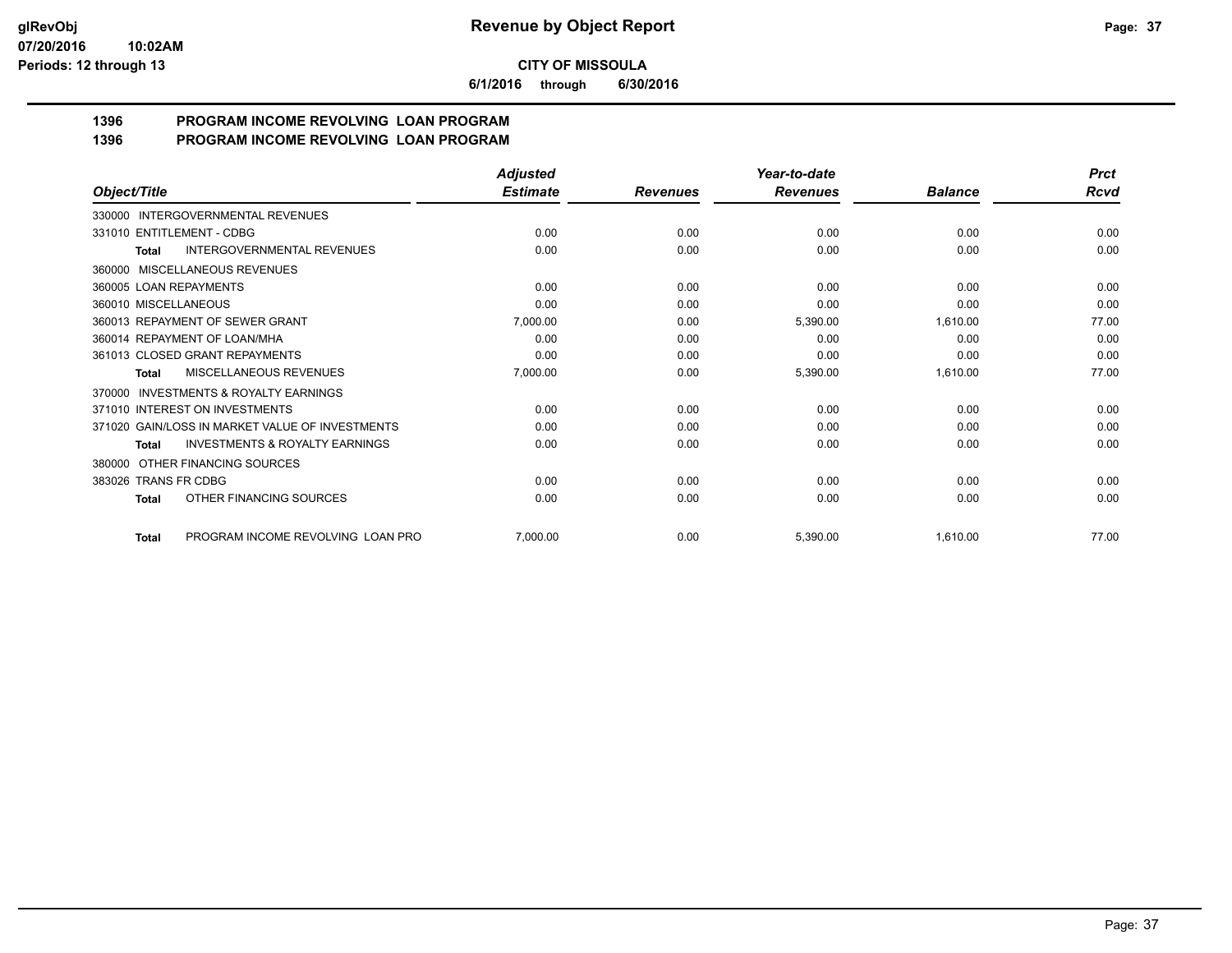**CITY OF MISSOULA**

**6/1/2016 through 6/30/2016**

## 1396 PROGRAM INCOME REVOLVING LOAN PROGRAM
## 1396 PROGRAM INCOME REVOLVING LOAN PROGRAM

| Object/Title | Adjusted Estimate | Revenues | Year-to-date Revenues | Balance | Prct Rcvd |
|---|---|---|---|---|---|
| 330000 INTERGOVERNMENTAL REVENUES | | | | | |
| 331010 ENTITLEMENT - CDBG | 0.00 | 0.00 | 0.00 | 0.00 | 0.00 |
| **Total** INTERGOVERNMENTAL REVENUES | 0.00 | 0.00 | 0.00 | 0.00 | 0.00 |
| 360000 MISCELLANEOUS REVENUES | | | | | |
| 360005 LOAN REPAYMENTS | 0.00 | 0.00 | 0.00 | 0.00 | 0.00 |
| 360010 MISCELLANEOUS | 0.00 | 0.00 | 0.00 | 0.00 | 0.00 |
| 360013 REPAYMENT OF SEWER GRANT | 7,000.00 | 0.00 | 5,390.00 | 1,610.00 | 77.00 |
| 360014 REPAYMENT OF LOAN/MHA | 0.00 | 0.00 | 0.00 | 0.00 | 0.00 |
| 361013 CLOSED GRANT REPAYMENTS | 0.00 | 0.00 | 0.00 | 0.00 | 0.00 |
| **Total** MISCELLANEOUS REVENUES | 7,000.00 | 0.00 | 5,390.00 | 1,610.00 | 77.00 |
| 370000 INVESTMENTS & ROYALTY EARNINGS | | | | | |
| 371010 INTEREST ON INVESTMENTS | 0.00 | 0.00 | 0.00 | 0.00 | 0.00 |
| 371020 GAIN/LOSS IN MARKET VALUE OF INVESTMENTS | 0.00 | 0.00 | 0.00 | 0.00 | 0.00 |
| **Total** INVESTMENTS & ROYALTY EARNINGS | 0.00 | 0.00 | 0.00 | 0.00 | 0.00 |
| 380000 OTHER FINANCING SOURCES | | | | | |
| 383026 TRANS FR CDBG | 0.00 | 0.00 | 0.00 | 0.00 | 0.00 |
| **Total** OTHER FINANCING SOURCES | 0.00 | 0.00 | 0.00 | 0.00 | 0.00 |
| **Total** PROGRAM INCOME REVOLVING LOAN PRO | 7,000.00 | 0.00 | 5,390.00 | 1,610.00 | 77.00 |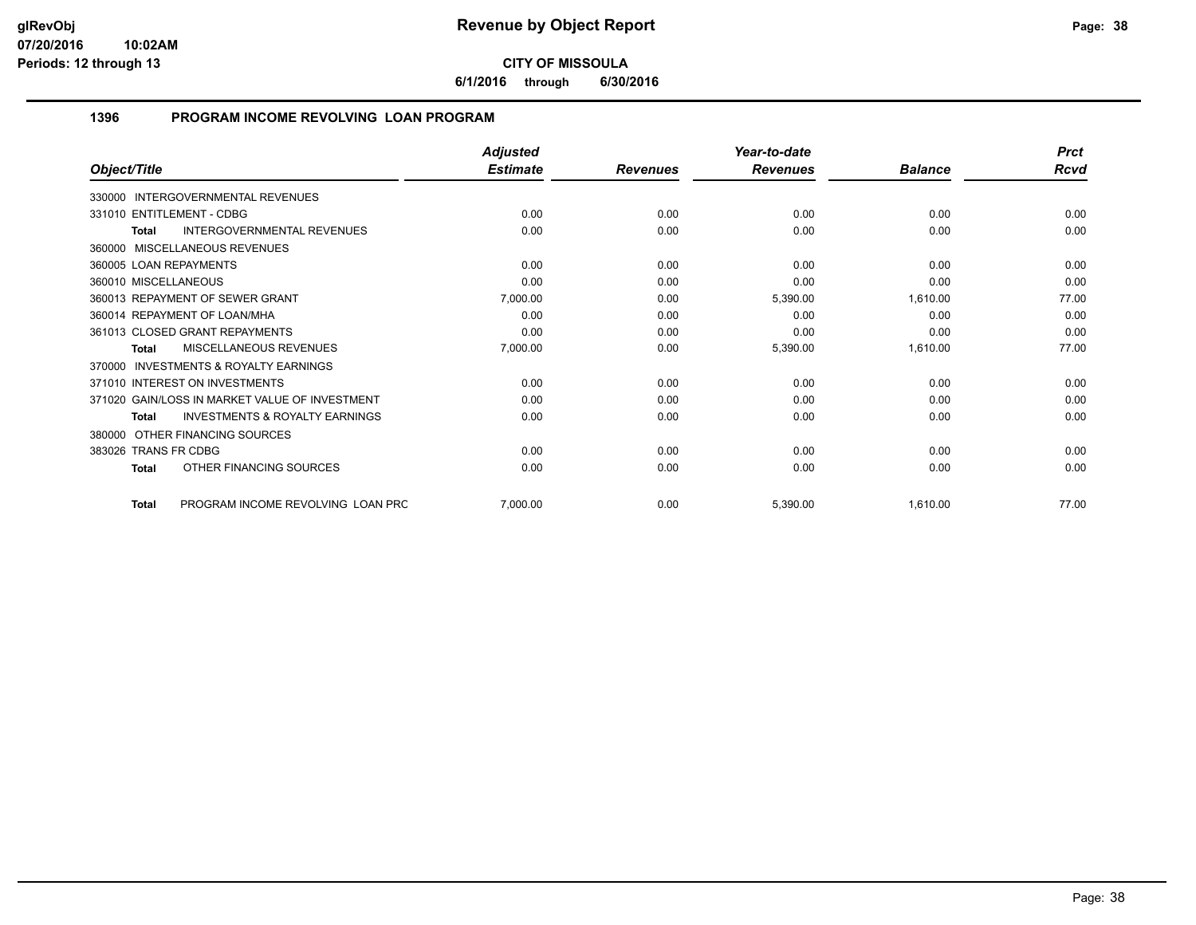# Revenue by Object Report

**CITY OF MISSOULA**

**6/1/2016 through 6/30/2016**

## 1396 PROGRAM INCOME REVOLVING LOAN PROGRAM

| Object/Title | Adjusted Estimate | Revenues | Year-to-date Revenues | Balance | Prct Rcvd |
|---|---|---|---|---|---|
| 330000 INTERGOVERNMENTAL REVENUES | | | | | |
| 331010 ENTITLEMENT - CDBG | 0.00 | 0.00 | 0.00 | 0.00 | 0.00 |
| **Total** INTERGOVERNMENTAL REVENUES | 0.00 | 0.00 | 0.00 | 0.00 | 0.00 |
| 360000 MISCELLANEOUS REVENUES | | | | | |
| 360005 LOAN REPAYMENTS | 0.00 | 0.00 | 0.00 | 0.00 | 0.00 |
| 360010 MISCELLANEOUS | 0.00 | 0.00 | 0.00 | 0.00 | 0.00 |
| 360013 REPAYMENT OF SEWER GRANT | 7,000.00 | 0.00 | 5,390.00 | 1,610.00 | 77.00 |
| 360014 REPAYMENT OF LOAN/MHA | 0.00 | 0.00 | 0.00 | 0.00 | 0.00 |
| 361013 CLOSED GRANT REPAYMENTS | 0.00 | 0.00 | 0.00 | 0.00 | 0.00 |
| **Total** MISCELLANEOUS REVENUES | 7,000.00 | 0.00 | 5,390.00 | 1,610.00 | 77.00 |
| 370000 INVESTMENTS & ROYALTY EARNINGS | | | | | |
| 371010 INTEREST ON INVESTMENTS | 0.00 | 0.00 | 0.00 | 0.00 | 0.00 |
| 371020 GAIN/LOSS IN MARKET VALUE OF INVESTMENT | 0.00 | 0.00 | 0.00 | 0.00 | 0.00 |
| **Total** INVESTMENTS & ROYALTY EARNINGS | 0.00 | 0.00 | 0.00 | 0.00 | 0.00 |
| 380000 OTHER FINANCING SOURCES | | | | | |
| 383026 TRANS FR CDBG | 0.00 | 0.00 | 0.00 | 0.00 | 0.00 |
| **Total** OTHER FINANCING SOURCES | 0.00 | 0.00 | 0.00 | 0.00 | 0.00 |
| **Total** PROGRAM INCOME REVOLVING LOAN PRC | 7,000.00 | 0.00 | 5,390.00 | 1,610.00 | 77.00 |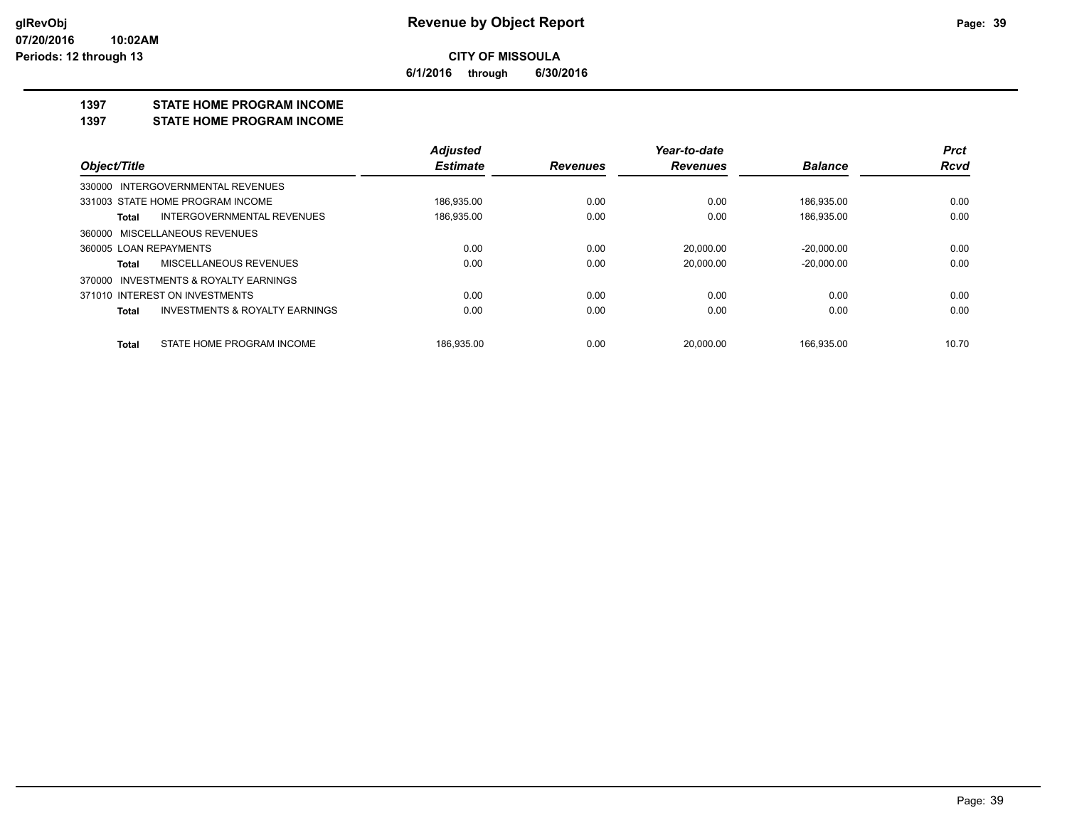# Revenue by Object Report

**CITY OF MISSOULA**

**6/1/2016 through 6/30/2016**

glRevObj
07/20/2016 10:02AM
Periods: 12 through 13

## 1397 STATE HOME PROGRAM INCOME

### 1397 STATE HOME PROGRAM INCOME

| Object/Title | Adjusted Estimate | Revenues | Year-to-date Revenues | Balance | Prct Rcvd |
|---|---|---|---|---|---|
| 330000 INTERGOVERNMENTAL REVENUES | | | | | |
| 331003 STATE HOME PROGRAM INCOME | 186,935.00 | 0.00 | 0.00 | 186,935.00 | 0.00 |
| **Total** INTERGOVERNMENTAL REVENUES | 186,935.00 | 0.00 | 0.00 | 186,935.00 | 0.00 |
| 360000 MISCELLANEOUS REVENUES | | | | | |
| 360005 LOAN REPAYMENTS | 0.00 | 0.00 | 20,000.00 | -20,000.00 | 0.00 |
| **Total** MISCELLANEOUS REVENUES | 0.00 | 0.00 | 20,000.00 | -20,000.00 | 0.00 |
| 370000 INVESTMENTS & ROYALTY EARNINGS | | | | | |
| 371010 INTEREST ON INVESTMENTS | 0.00 | 0.00 | 0.00 | 0.00 | 0.00 |
| **Total** INVESTMENTS & ROYALTY EARNINGS | 0.00 | 0.00 | 0.00 | 0.00 | 0.00 |
| **Total** STATE HOME PROGRAM INCOME | 186,935.00 | 0.00 | 20,000.00 | 166,935.00 | 10.70 |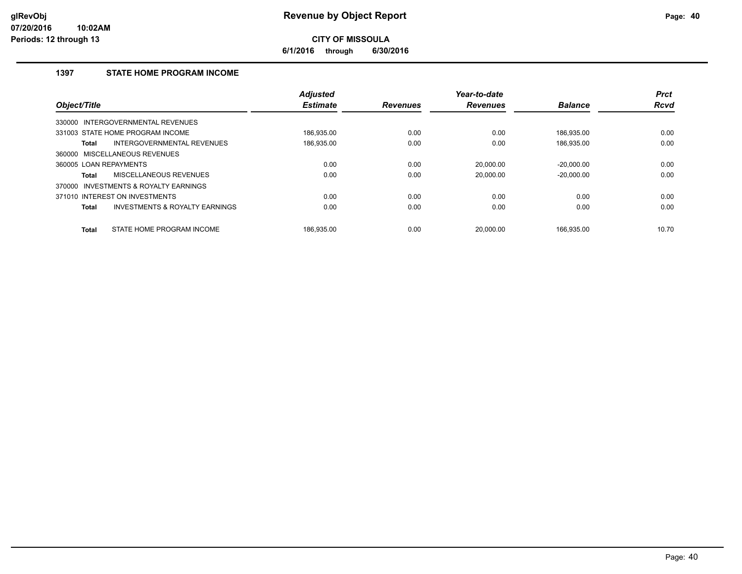**CITY OF MISSOULA**

**6/1/2016 through 6/30/2016**

## 1397 STATE HOME PROGRAM INCOME

| Object/Title | Adjusted Estimate | Revenues | Year-to-date Revenues | Balance | Prct Rcvd |
|---|---|---|---|---|---|
| 330000 INTERGOVERNMENTAL REVENUES | | | | | |
| 331003 STATE HOME PROGRAM INCOME | 186,935.00 | 0.00 | 0.00 | 186,935.00 | 0.00 |
| **Total** INTERGOVERNMENTAL REVENUES | 186,935.00 | 0.00 | 0.00 | 186,935.00 | 0.00 |
| 360000 MISCELLANEOUS REVENUES | | | | | |
| 360005 LOAN REPAYMENTS | 0.00 | 0.00 | 20,000.00 | -20,000.00 | 0.00 |
| **Total** MISCELLANEOUS REVENUES | 0.00 | 0.00 | 20,000.00 | -20,000.00 | 0.00 |
| 370000 INVESTMENTS & ROYALTY EARNINGS | | | | | |
| 371010 INTEREST ON INVESTMENTS | 0.00 | 0.00 | 0.00 | 0.00 | 0.00 |
| **Total** INVESTMENTS & ROYALTY EARNINGS | 0.00 | 0.00 | 0.00 | 0.00 | 0.00 |
| **Total** STATE HOME PROGRAM INCOME | 186,935.00 | 0.00 | 20,000.00 | 166,935.00 | 10.70 |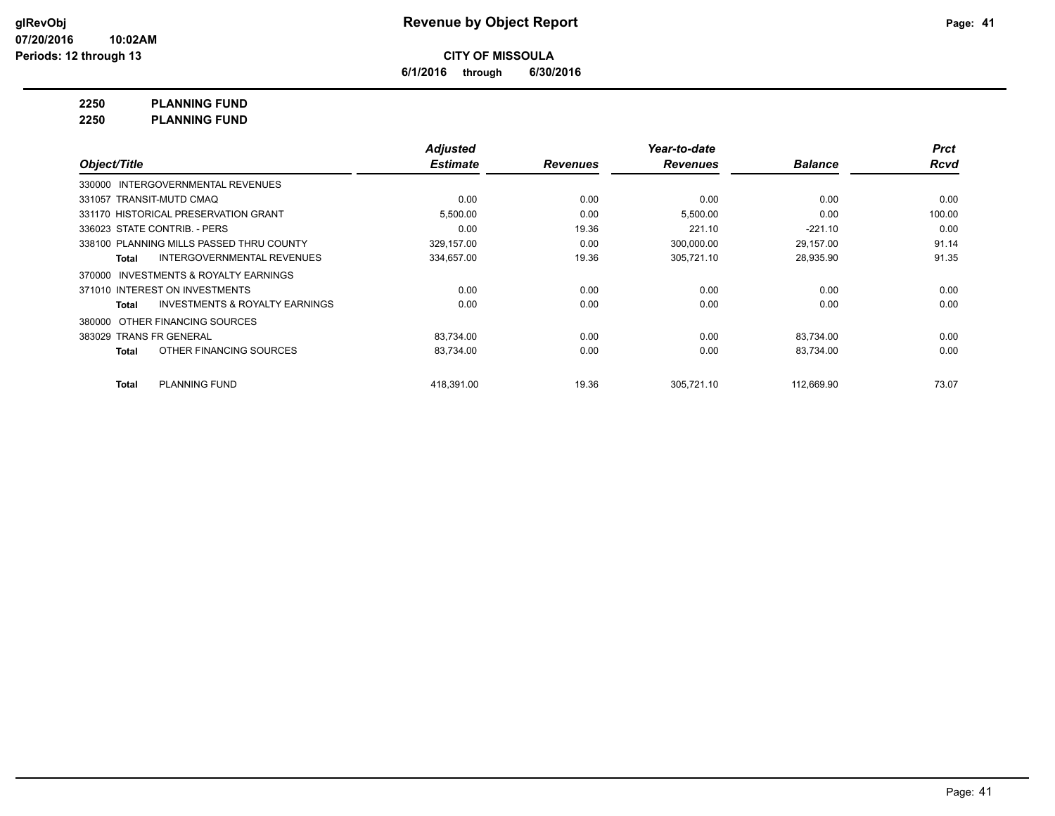# Revenue by Object Report

**CITY OF MISSOULA**

**6/1/2016 through 6/30/2016**

glRevObj
07/20/2016 10:02AM
Periods: 12 through 13

**2250 PLANNING FUND**
**2250 PLANNING FUND**

| Object/Title | Adjusted Estimate | Revenues | Year-to-date Revenues | Balance | Prct Rcvd |
|---|---|---|---|---|---|
| 330000 INTERGOVERNMENTAL REVENUES | | | | | |
| 331057 TRANSIT-MUTD CMAQ | 0.00 | 0.00 | 0.00 | 0.00 | 0.00 |
| 331170 HISTORICAL PRESERVATION GRANT | 5,500.00 | 0.00 | 5,500.00 | 0.00 | 100.00 |
| 336023 STATE CONTRIB. - PERS | 0.00 | 19.36 | 221.10 | -221.10 | 0.00 |
| 338100 PLANNING MILLS PASSED THRU COUNTY | 329,157.00 | 0.00 | 300,000.00 | 29,157.00 | 91.14 |
| **Total** INTERGOVERNMENTAL REVENUES | 334,657.00 | 19.36 | 305,721.10 | 28,935.90 | 91.35 |
| 370000 INVESTMENTS & ROYALTY EARNINGS | | | | | |
| 371010 INTEREST ON INVESTMENTS | 0.00 | 0.00 | 0.00 | 0.00 | 0.00 |
| **Total** INVESTMENTS & ROYALTY EARNINGS | 0.00 | 0.00 | 0.00 | 0.00 | 0.00 |
| 380000 OTHER FINANCING SOURCES | | | | | |
| 383029 TRANS FR GENERAL | 83,734.00 | 0.00 | 0.00 | 83,734.00 | 0.00 |
| **Total** OTHER FINANCING SOURCES | 83,734.00 | 0.00 | 0.00 | 83,734.00 | 0.00 |
| **Total** PLANNING FUND | 418,391.00 | 19.36 | 305,721.10 | 112,669.90 | 73.07 |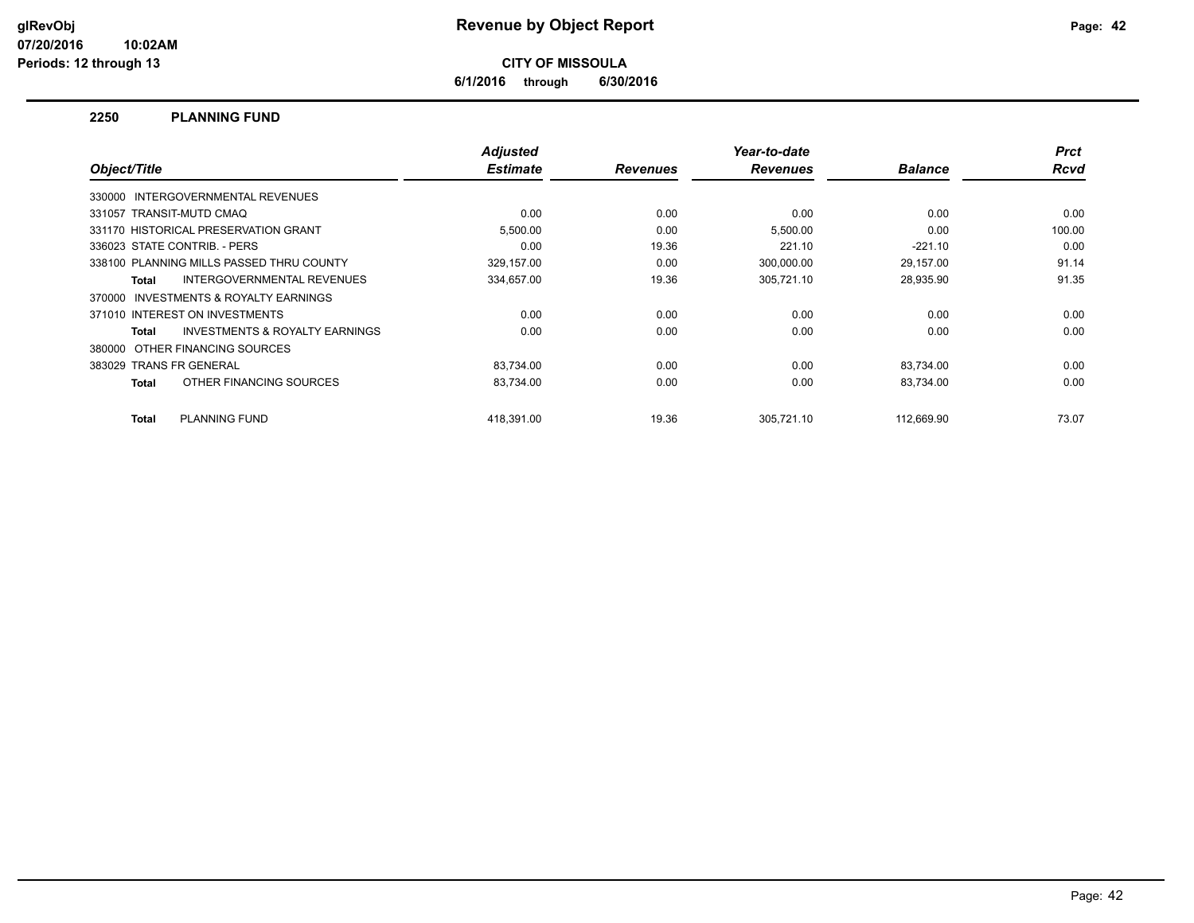**CITY OF MISSOULA**

**6/1/2016 through 6/30/2016**

## 2250 PLANNING FUND

| Object/Title | Adjusted Estimate | Revenues | Year-to-date Revenues | Balance | Prct Rcvd |
|---|---|---|---|---|---|
| 330000 INTERGOVERNMENTAL REVENUES | | | | | |
| 331057 TRANSIT-MUTD CMAQ | 0.00 | 0.00 | 0.00 | 0.00 | 0.00 |
| 331170 HISTORICAL PRESERVATION GRANT | 5,500.00 | 0.00 | 5,500.00 | 0.00 | 100.00 |
| 336023 STATE CONTRIB. - PERS | 0.00 | 19.36 | 221.10 | -221.10 | 0.00 |
| 338100 PLANNING MILLS PASSED THRU COUNTY | 329,157.00 | 0.00 | 300,000.00 | 29,157.00 | 91.14 |
| **Total** INTERGOVERNMENTAL REVENUES | 334,657.00 | 19.36 | 305,721.10 | 28,935.90 | 91.35 |
| 370000 INVESTMENTS & ROYALTY EARNINGS | | | | | |
| 371010 INTEREST ON INVESTMENTS | 0.00 | 0.00 | 0.00 | 0.00 | 0.00 |
| **Total** INVESTMENTS & ROYALTY EARNINGS | 0.00 | 0.00 | 0.00 | 0.00 | 0.00 |
| 380000 OTHER FINANCING SOURCES | | | | | |
| 383029 TRANS FR GENERAL | 83,734.00 | 0.00 | 0.00 | 83,734.00 | 0.00 |
| **Total** OTHER FINANCING SOURCES | 83,734.00 | 0.00 | 0.00 | 83,734.00 | 0.00 |
| **Total** PLANNING FUND | 418,391.00 | 19.36 | 305,721.10 | 112,669.90 | 73.07 |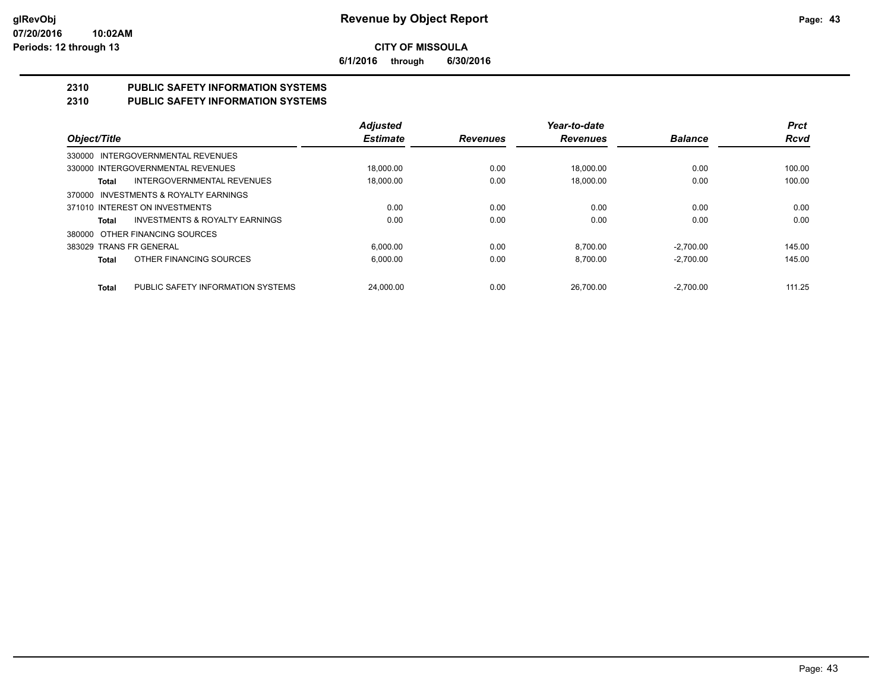**CITY OF MISSOULA**

**6/1/2016 through 6/30/2016**

## 2310 PUBLIC SAFETY INFORMATION SYSTEMS
## 2310 PUBLIC SAFETY INFORMATION SYSTEMS

| Object/Title | Adjusted Estimate | Revenues | Year-to-date Revenues | Balance | Prct Rcvd |
|---|---|---|---|---|---|
| 330000 INTERGOVERNMENTAL REVENUES | | | | | |
| 330000 INTERGOVERNMENTAL REVENUES | 18,000.00 | 0.00 | 18,000.00 | 0.00 | 100.00 |
| **Total** INTERGOVERNMENTAL REVENUES | 18,000.00 | 0.00 | 18,000.00 | 0.00 | 100.00 |
| 370000 INVESTMENTS & ROYALTY EARNINGS | | | | | |
| 371010 INTEREST ON INVESTMENTS | 0.00 | 0.00 | 0.00 | 0.00 | 0.00 |
| **Total** INVESTMENTS & ROYALTY EARNINGS | 0.00 | 0.00 | 0.00 | 0.00 | 0.00 |
| 380000 OTHER FINANCING SOURCES | | | | | |
| 383029 TRANS FR GENERAL | 6,000.00 | 0.00 | 8,700.00 | -2,700.00 | 145.00 |
| **Total** OTHER FINANCING SOURCES | 6,000.00 | 0.00 | 8,700.00 | -2,700.00 | 145.00 |
| **Total** PUBLIC SAFETY INFORMATION SYSTEMS | 24,000.00 | 0.00 | 26,700.00 | -2,700.00 | 111.25 |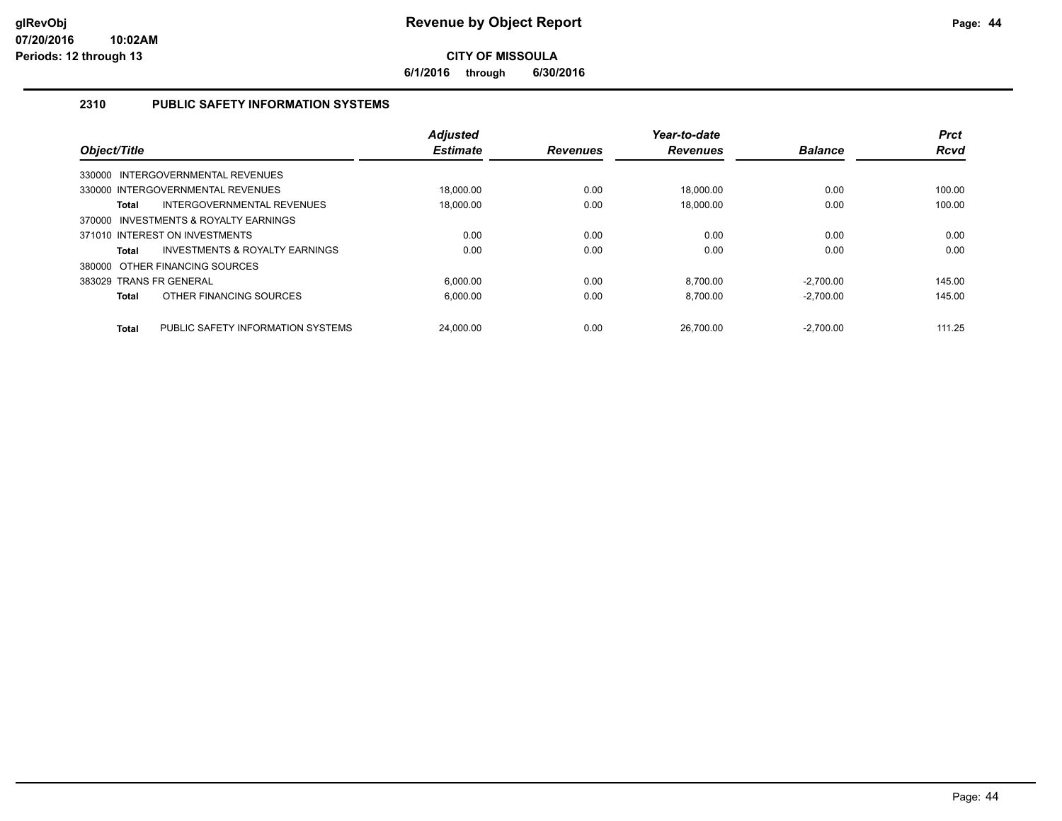# Revenue by Object Report

**CITY OF MISSOULA**

**6/1/2016 through 6/30/2016**

glRevObj
07/20/2016 10:02AM
Periods: 12 through 13

## 2310 PUBLIC SAFETY INFORMATION SYSTEMS

| Object/Title | Adjusted Estimate | Revenues | Year-to-date Revenues | Balance | Prct Rcvd |
|---|---|---|---|---|---|
| 330000 INTERGOVERNMENTAL REVENUES | | | | | |
| 330000 INTERGOVERNMENTAL REVENUES | 18,000.00 | 0.00 | 18,000.00 | 0.00 | 100.00 |
| **Total** INTERGOVERNMENTAL REVENUES | 18,000.00 | 0.00 | 18,000.00 | 0.00 | 100.00 |
| 370000 INVESTMENTS & ROYALTY EARNINGS | | | | | |
| 371010 INTEREST ON INVESTMENTS | 0.00 | 0.00 | 0.00 | 0.00 | 0.00 |
| **Total** INVESTMENTS & ROYALTY EARNINGS | 0.00 | 0.00 | 0.00 | 0.00 | 0.00 |
| 380000 OTHER FINANCING SOURCES | | | | | |
| 383029 TRANS FR GENERAL | 6,000.00 | 0.00 | 8,700.00 | -2,700.00 | 145.00 |
| **Total** OTHER FINANCING SOURCES | 6,000.00 | 0.00 | 8,700.00 | -2,700.00 | 145.00 |
| **Total** PUBLIC SAFETY INFORMATION SYSTEMS | 24,000.00 | 0.00 | 26,700.00 | -2,700.00 | 111.25 |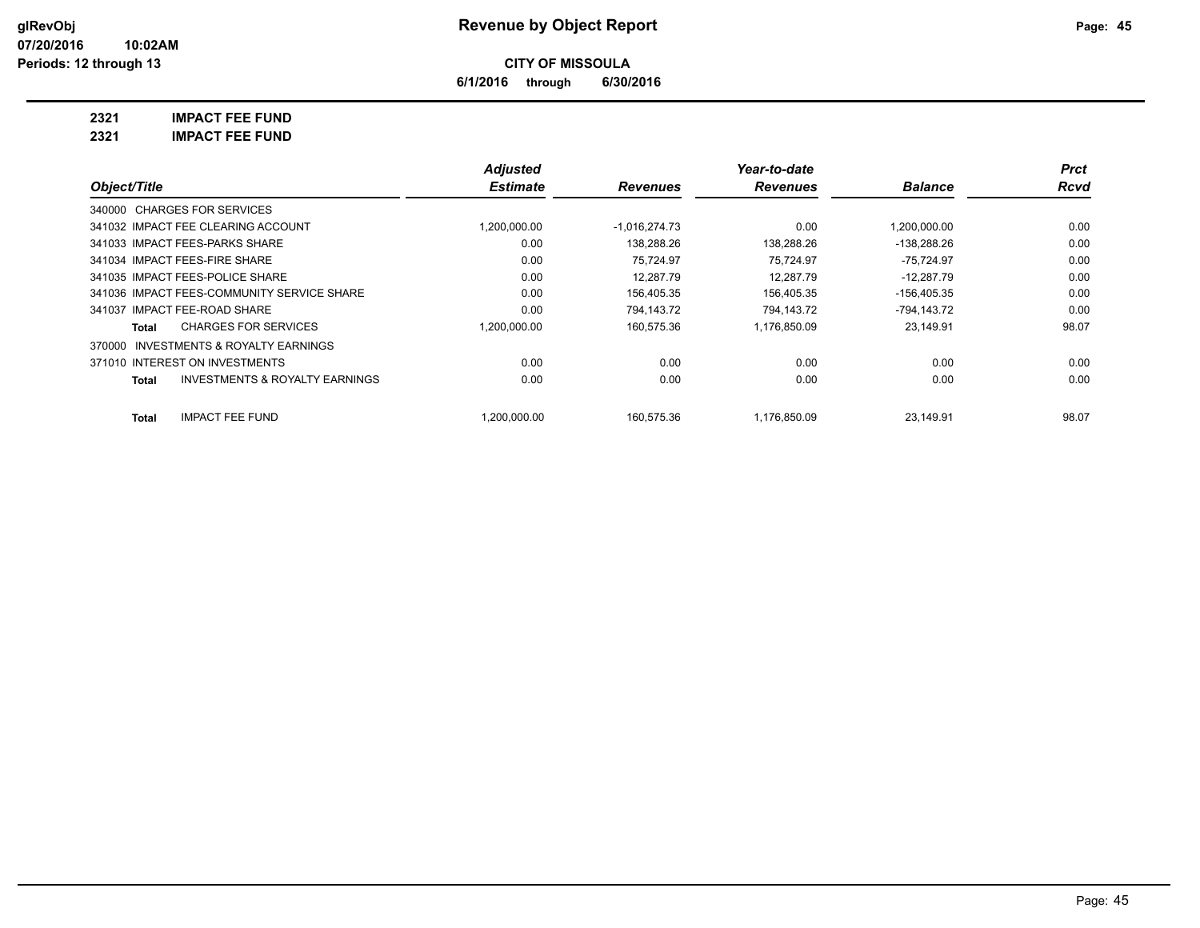# Revenue by Object Report

glRevObj
07/20/2016 10:02AM
Periods: 12 through 13

**CITY OF MISSOULA**
6/1/2016 through 6/30/2016

**2321 IMPACT FEE FUND**
**2321 IMPACT FEE FUND**

| Object/Title | Adjusted Estimate | Revenues | Year-to-date Revenues | Balance | Prct Rcvd |
|---|---|---|---|---|---|
| 340000 CHARGES FOR SERVICES | | | | | |
| 341032 IMPACT FEE CLEARING ACCOUNT | 1,200,000.00 | -1,016,274.73 | 0.00 | 1,200,000.00 | 0.00 |
| 341033 IMPACT FEES-PARKS SHARE | 0.00 | 138,288.26 | 138,288.26 | -138,288.26 | 0.00 |
| 341034 IMPACT FEES-FIRE SHARE | 0.00 | 75,724.97 | 75,724.97 | -75,724.97 | 0.00 |
| 341035 IMPACT FEES-POLICE SHARE | 0.00 | 12,287.79 | 12,287.79 | -12,287.79 | 0.00 |
| 341036 IMPACT FEES-COMMUNITY SERVICE SHARE | 0.00 | 156,405.35 | 156,405.35 | -156,405.35 | 0.00 |
| 341037 IMPACT FEE-ROAD SHARE | 0.00 | 794,143.72 | 794,143.72 | -794,143.72 | 0.00 |
| **Total** CHARGES FOR SERVICES | 1,200,000.00 | 160,575.36 | 1,176,850.09 | 23,149.91 | 98.07 |
| 370000 INVESTMENTS & ROYALTY EARNINGS | | | | | |
| 371010 INTEREST ON INVESTMENTS | 0.00 | 0.00 | 0.00 | 0.00 | 0.00 |
| **Total** INVESTMENTS & ROYALTY EARNINGS | 0.00 | 0.00 | 0.00 | 0.00 | 0.00 |
| **Total** IMPACT FEE FUND | 1,200,000.00 | 160,575.36 | 1,176,850.09 | 23,149.91 | 98.07 |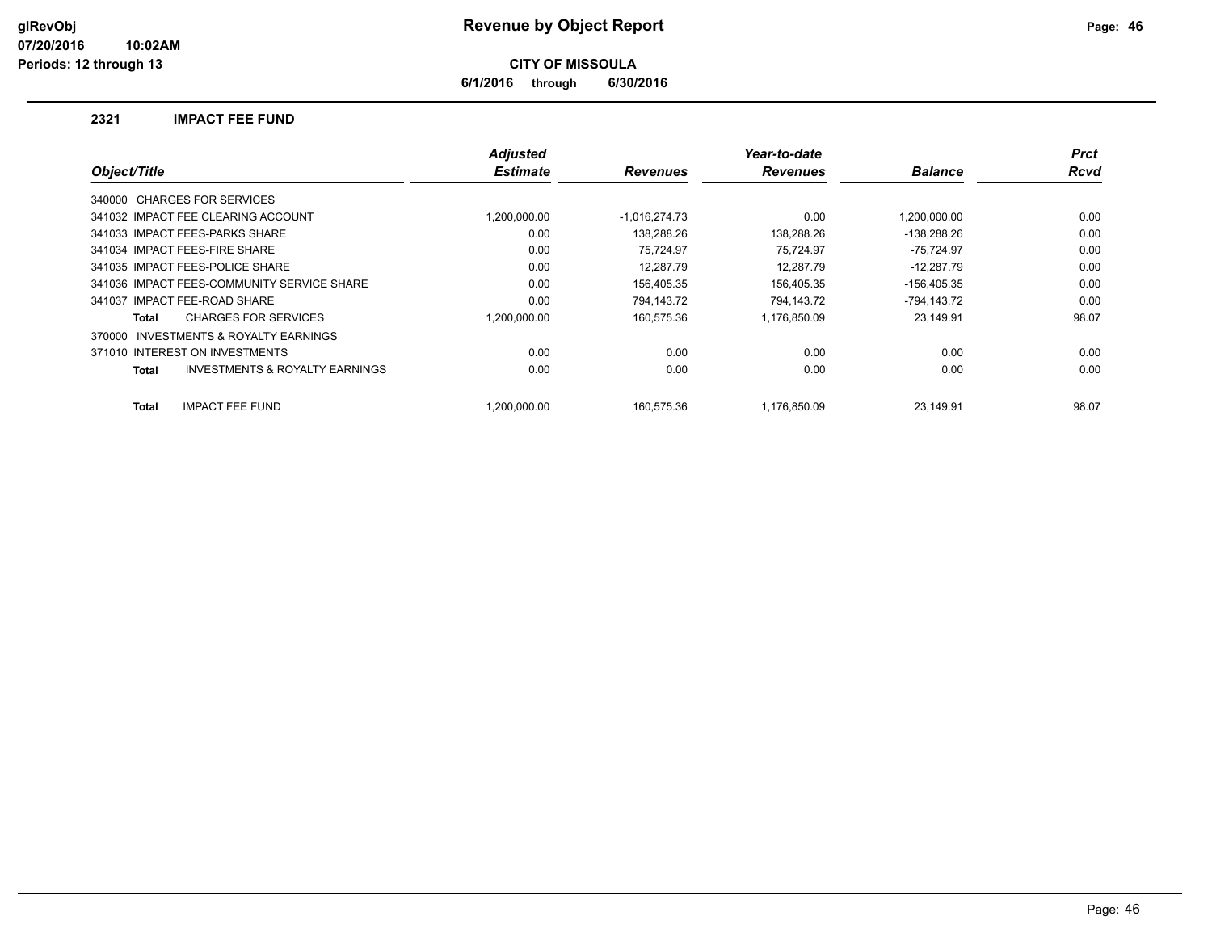# Revenue by Object Report

**glRevObj**
**07/20/2016 10:02AM**
**Periods: 12 through 13**

**CITY OF MISSOULA**
**6/1/2016 through 6/30/2016**

## 2321 IMPACT FEE FUND

| Object/Title | Adjusted Estimate | Revenues | Year-to-date Revenues | Balance | Prct Rcvd |
|---|---|---|---|---|---|
| 340000 CHARGES FOR SERVICES | | | | | |
| 341032 IMPACT FEE CLEARING ACCOUNT | 1,200,000.00 | -1,016,274.73 | 0.00 | 1,200,000.00 | 0.00 |
| 341033 IMPACT FEES-PARKS SHARE | 0.00 | 138,288.26 | 138,288.26 | -138,288.26 | 0.00 |
| 341034 IMPACT FEES-FIRE SHARE | 0.00 | 75,724.97 | 75,724.97 | -75,724.97 | 0.00 |
| 341035 IMPACT FEES-POLICE SHARE | 0.00 | 12,287.79 | 12,287.79 | -12,287.79 | 0.00 |
| 341036 IMPACT FEES-COMMUNITY SERVICE SHARE | 0.00 | 156,405.35 | 156,405.35 | -156,405.35 | 0.00 |
| 341037 IMPACT FEE-ROAD SHARE | 0.00 | 794,143.72 | 794,143.72 | -794,143.72 | 0.00 |
| **Total** CHARGES FOR SERVICES | 1,200,000.00 | 160,575.36 | 1,176,850.09 | 23,149.91 | 98.07 |
| 370000 INVESTMENTS & ROYALTY EARNINGS | | | | | |
| 371010 INTEREST ON INVESTMENTS | 0.00 | 0.00 | 0.00 | 0.00 | 0.00 |
| **Total** INVESTMENTS & ROYALTY EARNINGS | 0.00 | 0.00 | 0.00 | 0.00 | 0.00 |
| **Total** IMPACT FEE FUND | 1,200,000.00 | 160,575.36 | 1,176,850.09 | 23,149.91 | 98.07 |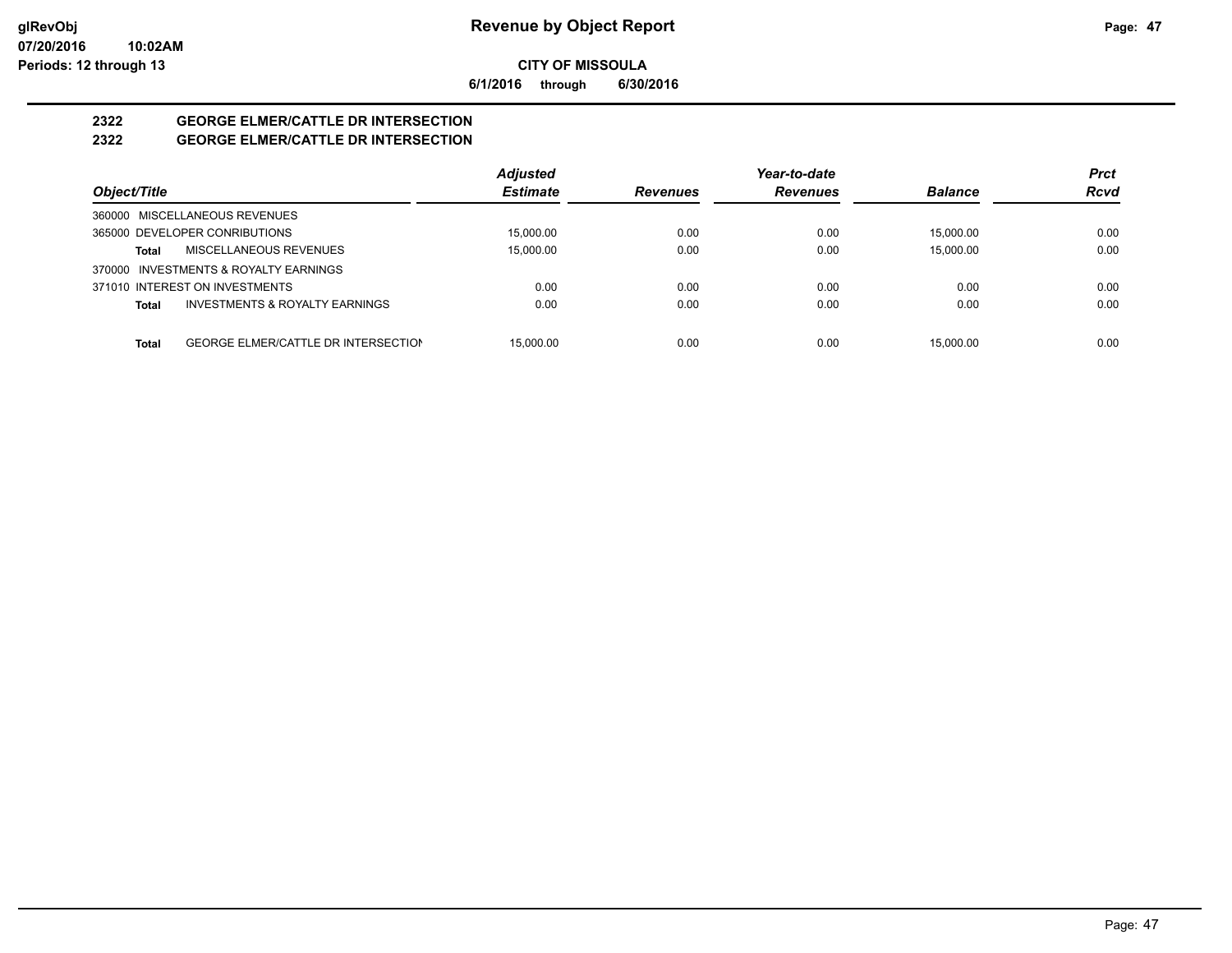**glRevObj**
**07/20/2016 10:02AM**
**Periods: 12 through 13**

# Revenue by Object Report

**CITY OF MISSOULA**

**6/1/2016 through 6/30/2016**

## 2322 GEORGE ELMER/CATTLE DR INTERSECTION
## 2322 GEORGE ELMER/CATTLE DR INTERSECTION

| Object/Title | Adjusted Estimate | Revenues | Year-to-date Revenues | Balance | Prct Rcvd |
|---|---|---|---|---|---|
| 360000 MISCELLANEOUS REVENUES | | | | | |
| 365000 DEVELOPER CONRIBUTIONS | 15,000.00 | 0.00 | 0.00 | 15,000.00 | 0.00 |
| **Total** MISCELLANEOUS REVENUES | 15,000.00 | 0.00 | 0.00 | 15,000.00 | 0.00 |
| 370000 INVESTMENTS & ROYALTY EARNINGS | | | | | |
| 371010 INTEREST ON INVESTMENTS | 0.00 | 0.00 | 0.00 | 0.00 | 0.00 |
| **Total** INVESTMENTS & ROYALTY EARNINGS | 0.00 | 0.00 | 0.00 | 0.00 | 0.00 |
| **Total** GEORGE ELMER/CATTLE DR INTERSECTION | 15,000.00 | 0.00 | 0.00 | 15,000.00 | 0.00 |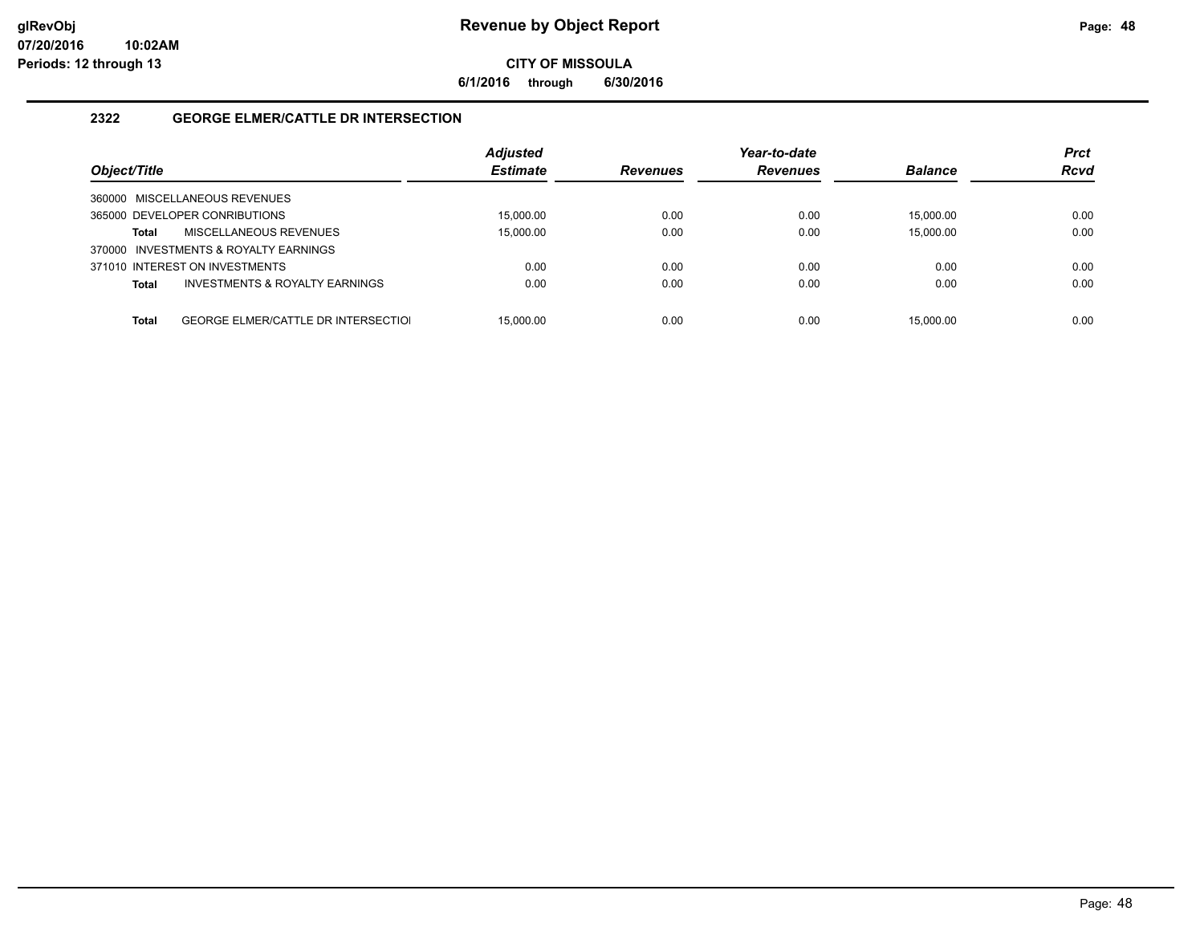# Revenue by Object Report

**CITY OF MISSOULA**

**6/1/2016 through 6/30/2016**

glRevObj
07/20/2016 10:02AM
Periods: 12 through 13

## 2322 GEORGE ELMER/CATTLE DR INTERSECTION

| Object/Title | Adjusted Estimate | Revenues | Year-to-date Revenues | Balance | Prct Rcvd |
|---|---|---|---|---|---|
| 360000 MISCELLANEOUS REVENUES | | | | | |
| 365000 DEVELOPER CONRIBUTIONS | 15,000.00 | 0.00 | 0.00 | 15,000.00 | 0.00 |
| **Total** MISCELLANEOUS REVENUES | 15,000.00 | 0.00 | 0.00 | 15,000.00 | 0.00 |
| 370000 INVESTMENTS & ROYALTY EARNINGS | | | | | |
| 371010 INTEREST ON INVESTMENTS | 0.00 | 0.00 | 0.00 | 0.00 | 0.00 |
| **Total** INVESTMENTS & ROYALTY EARNINGS | 0.00 | 0.00 | 0.00 | 0.00 | 0.00 |
| **Total** GEORGE ELMER/CATTLE DR INTERSECTIOI | 15,000.00 | 0.00 | 0.00 | 15,000.00 | 0.00 |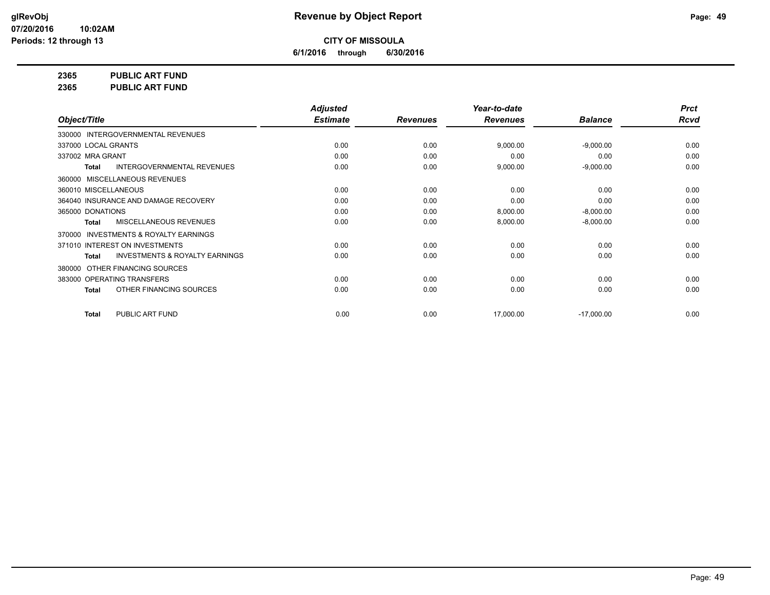# Revenue by Object Report

**CITY OF MISSOULA**

**6/1/2016 through 6/30/2016**

glRevObj
07/20/2016 10:02AM
Periods: 12 through 13

**2365 PUBLIC ART FUND**
**2365 PUBLIC ART FUND**

| Object/Title | Adjusted Estimate | Revenues | Year-to-date Revenues | Balance | Prct Rcvd |
|---|---|---|---|---|---|
| 330000 INTERGOVERNMENTAL REVENUES | | | | | |
| 337000 LOCAL GRANTS | 0.00 | 0.00 | 9,000.00 | -9,000.00 | 0.00 |
| 337002 MRA GRANT | 0.00 | 0.00 | 0.00 | 0.00 | 0.00 |
| **Total** INTERGOVERNMENTAL REVENUES | 0.00 | 0.00 | 9,000.00 | -9,000.00 | 0.00 |
| 360000 MISCELLANEOUS REVENUES | | | | | |
| 360010 MISCELLANEOUS | 0.00 | 0.00 | 0.00 | 0.00 | 0.00 |
| 364040 INSURANCE AND DAMAGE RECOVERY | 0.00 | 0.00 | 0.00 | 0.00 | 0.00 |
| 365000 DONATIONS | 0.00 | 0.00 | 8,000.00 | -8,000.00 | 0.00 |
| **Total** MISCELLANEOUS REVENUES | 0.00 | 0.00 | 8,000.00 | -8,000.00 | 0.00 |
| 370000 INVESTMENTS & ROYALTY EARNINGS | | | | | |
| 371010 INTEREST ON INVESTMENTS | 0.00 | 0.00 | 0.00 | 0.00 | 0.00 |
| **Total** INVESTMENTS & ROYALTY EARNINGS | 0.00 | 0.00 | 0.00 | 0.00 | 0.00 |
| 380000 OTHER FINANCING SOURCES | | | | | |
| 383000 OPERATING TRANSFERS | 0.00 | 0.00 | 0.00 | 0.00 | 0.00 |
| **Total** OTHER FINANCING SOURCES | 0.00 | 0.00 | 0.00 | 0.00 | 0.00 |
| **Total** PUBLIC ART FUND | 0.00 | 0.00 | 17,000.00 | -17,000.00 | 0.00 |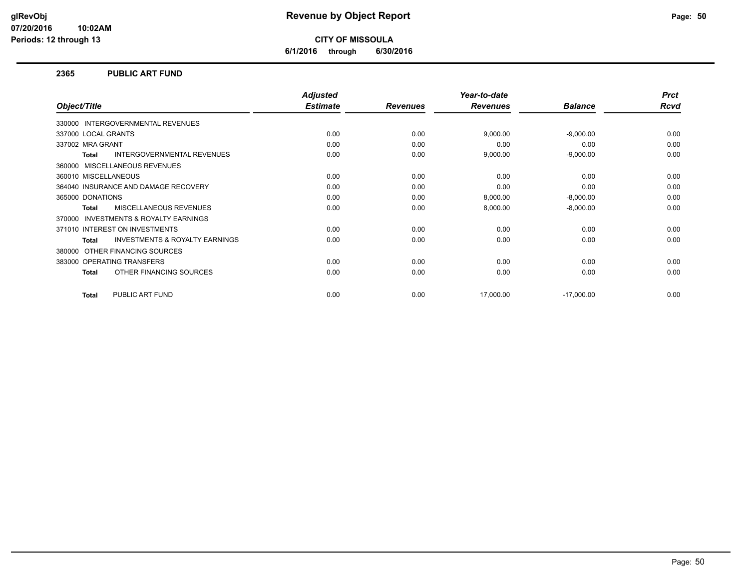**CITY OF MISSOULA**

**6/1/2016 through 6/30/2016**

## 2365 PUBLIC ART FUND

| Object/Title | Adjusted Estimate | Revenues | Year-to-date Revenues | Balance | Prct Rcvd |
|---|---|---|---|---|---|
| 330000 INTERGOVERNMENTAL REVENUES | | | | | |
| 337000 LOCAL GRANTS | 0.00 | 0.00 | 9,000.00 | -9,000.00 | 0.00 |
| 337002 MRA GRANT | 0.00 | 0.00 | 0.00 | 0.00 | 0.00 |
| **Total** INTERGOVERNMENTAL REVENUES | 0.00 | 0.00 | 9,000.00 | -9,000.00 | 0.00 |
| 360000 MISCELLANEOUS REVENUES | | | | | |
| 360010 MISCELLANEOUS | 0.00 | 0.00 | 0.00 | 0.00 | 0.00 |
| 364040 INSURANCE AND DAMAGE RECOVERY | 0.00 | 0.00 | 0.00 | 0.00 | 0.00 |
| 365000 DONATIONS | 0.00 | 0.00 | 8,000.00 | -8,000.00 | 0.00 |
| **Total** MISCELLANEOUS REVENUES | 0.00 | 0.00 | 8,000.00 | -8,000.00 | 0.00 |
| 370000 INVESTMENTS & ROYALTY EARNINGS | | | | | |
| 371010 INTEREST ON INVESTMENTS | 0.00 | 0.00 | 0.00 | 0.00 | 0.00 |
| **Total** INVESTMENTS & ROYALTY EARNINGS | 0.00 | 0.00 | 0.00 | 0.00 | 0.00 |
| 380000 OTHER FINANCING SOURCES | | | | | |
| 383000 OPERATING TRANSFERS | 0.00 | 0.00 | 0.00 | 0.00 | 0.00 |
| **Total** OTHER FINANCING SOURCES | 0.00 | 0.00 | 0.00 | 0.00 | 0.00 |
| **Total** PUBLIC ART FUND | 0.00 | 0.00 | 17,000.00 | -17,000.00 | 0.00 |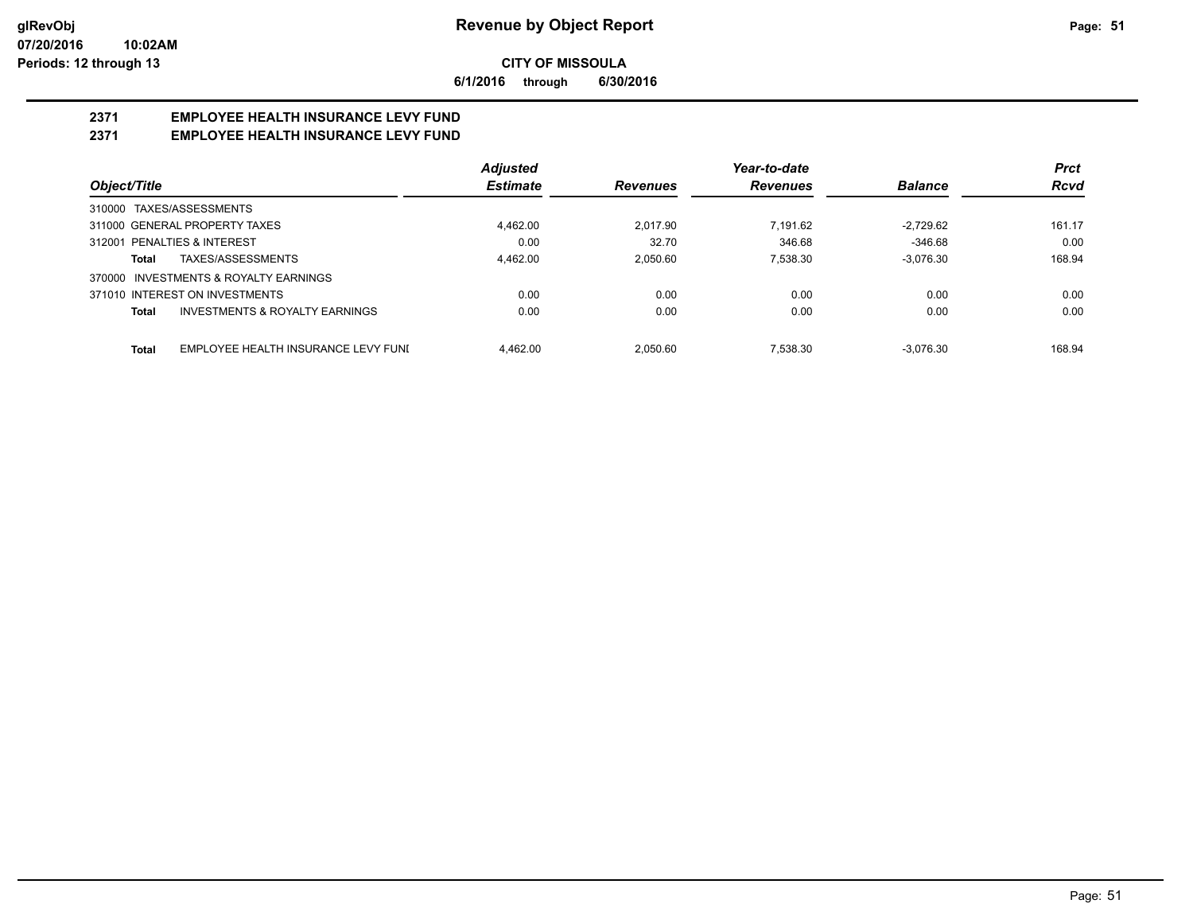# Revenue by Object Report

**CITY OF MISSOULA**

**6/1/2016 through 6/30/2016**

glRevObj
07/20/2016 10:02AM
Periods: 12 through 13

## 2371 EMPLOYEE HEALTH INSURANCE LEVY FUND
## 2371 EMPLOYEE HEALTH INSURANCE LEVY FUND

| Object/Title | Adjusted Estimate | Revenues | Year-to-date Revenues | Balance | Prct Rcvd |
|---|---|---|---|---|---|
| 310000 TAXES/ASSESSMENTS | | | | | |
| 311000 GENERAL PROPERTY TAXES | 4,462.00 | 2,017.90 | 7,191.62 | -2,729.62 | 161.17 |
| 312001 PENALTIES & INTEREST | 0.00 | 32.70 | 346.68 | -346.68 | 0.00 |
| **Total** TAXES/ASSESSMENTS | 4,462.00 | 2,050.60 | 7,538.30 | -3,076.30 | 168.94 |
| 370000 INVESTMENTS & ROYALTY EARNINGS | | | | | |
| 371010 INTEREST ON INVESTMENTS | 0.00 | 0.00 | 0.00 | 0.00 | 0.00 |
| **Total** INVESTMENTS & ROYALTY EARNINGS | 0.00 | 0.00 | 0.00 | 0.00 | 0.00 |
| **Total** EMPLOYEE HEALTH INSURANCE LEVY FUNI | 4,462.00 | 2,050.60 | 7,538.30 | -3,076.30 | 168.94 |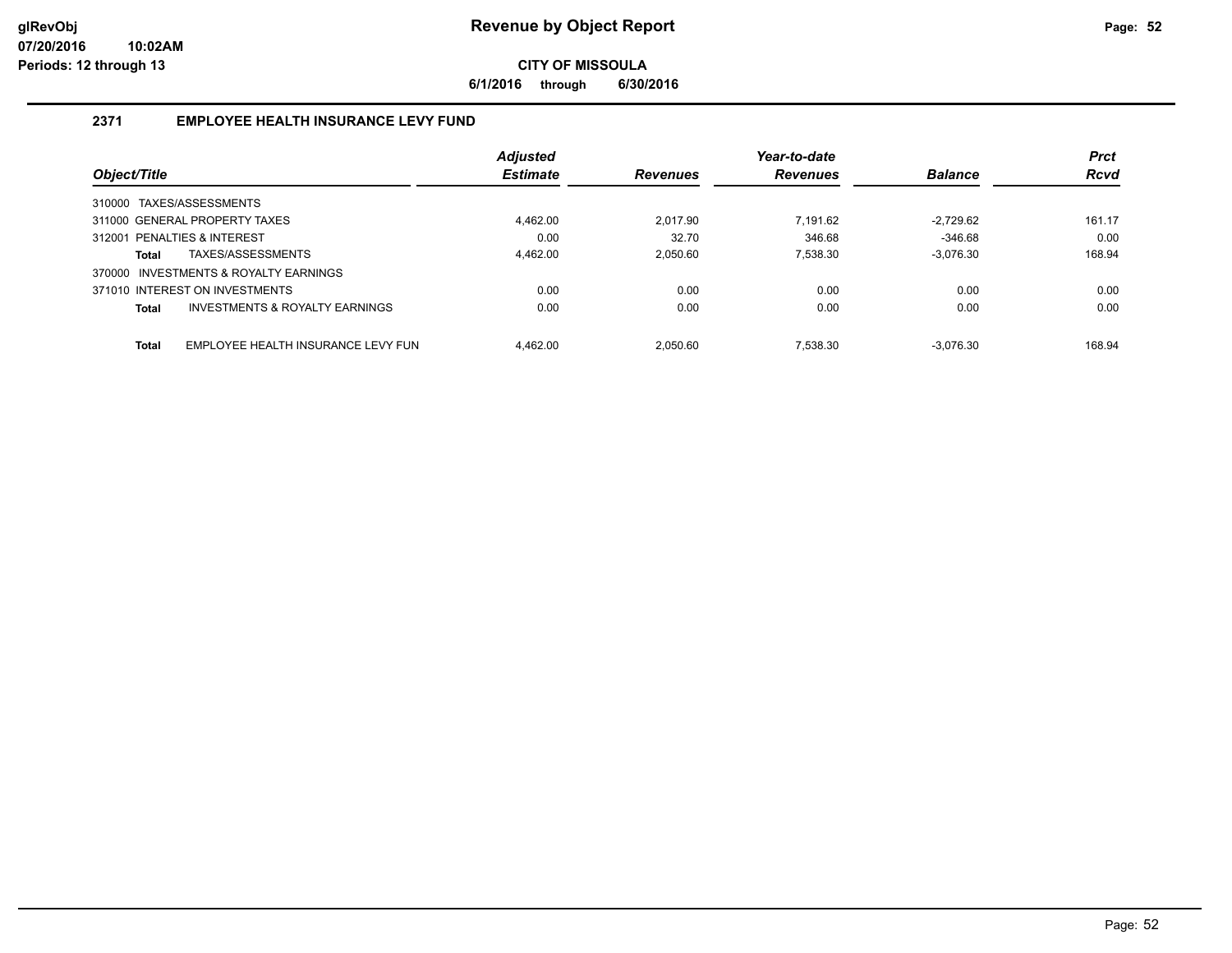# Revenue by Object Report

glRevObj
07/20/2016 10:02AM
Periods: 12 through 13

**CITY OF MISSOULA**

**6/1/2016 through 6/30/2016**

## 2371 EMPLOYEE HEALTH INSURANCE LEVY FUND

| Object/Title | Adjusted Estimate | Revenues | Year-to-date Revenues | Balance | Prct Rcvd |
|---|---|---|---|---|---|
| 310000 TAXES/ASSESSMENTS | | | | | |
| 311000 GENERAL PROPERTY TAXES | 4,462.00 | 2,017.90 | 7,191.62 | -2,729.62 | 161.17 |
| 312001 PENALTIES & INTEREST | 0.00 | 32.70 | 346.68 | -346.68 | 0.00 |
| **Total** TAXES/ASSESSMENTS | 4,462.00 | 2,050.60 | 7,538.30 | -3,076.30 | 168.94 |
| 370000 INVESTMENTS & ROYALTY EARNINGS | | | | | |
| 371010 INTEREST ON INVESTMENTS | 0.00 | 0.00 | 0.00 | 0.00 | 0.00 |
| **Total** INVESTMENTS & ROYALTY EARNINGS | 0.00 | 0.00 | 0.00 | 0.00 | 0.00 |
| **Total** EMPLOYEE HEALTH INSURANCE LEVY FUN | 4,462.00 | 2,050.60 | 7,538.30 | -3,076.30 | 168.94 |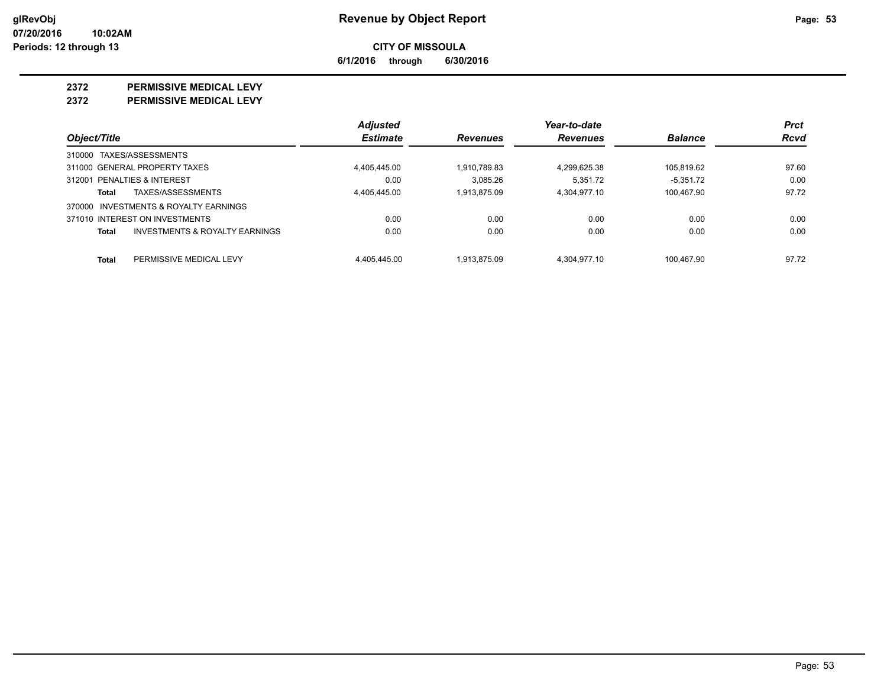# Revenue by Object Report

glRevObj
07/20/2016 10:02AM
Periods: 12 through 13

**CITY OF MISSOULA**

**6/1/2016 through 6/30/2016**

## 2372 PERMISSIVE MEDICAL LEVY

## 2372 PERMISSIVE MEDICAL LEVY

| Object/Title | Adjusted Estimate | Revenues | Year-to-date Revenues | Balance | Prct Rcvd |
|---|---|---|---|---|---|
| 310000 TAXES/ASSESSMENTS | | | | | |
| 311000 GENERAL PROPERTY TAXES | 4,405,445.00 | 1,910,789.83 | 4,299,625.38 | 105,819.62 | 97.60 |
| 312001 PENALTIES & INTEREST | 0.00 | 3,085.26 | 5,351.72 | -5,351.72 | 0.00 |
| **Total** TAXES/ASSESSMENTS | 4,405,445.00 | 1,913,875.09 | 4,304,977.10 | 100,467.90 | 97.72 |
| 370000 INVESTMENTS & ROYALTY EARNINGS | | | | | |
| 371010 INTEREST ON INVESTMENTS | 0.00 | 0.00 | 0.00 | 0.00 | 0.00 |
| **Total** INVESTMENTS & ROYALTY EARNINGS | 0.00 | 0.00 | 0.00 | 0.00 | 0.00 |
| **Total** PERMISSIVE MEDICAL LEVY | 4,405,445.00 | 1,913,875.09 | 4,304,977.10 | 100,467.90 | 97.72 |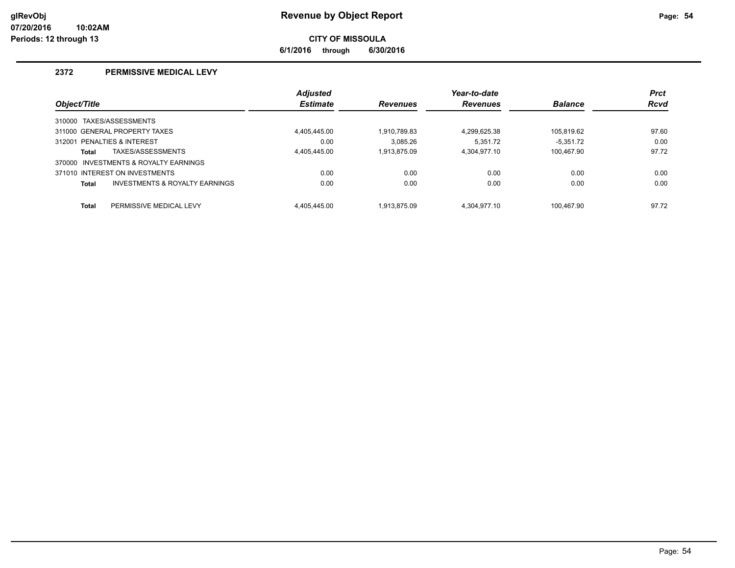# Revenue by Object Report

glRevObj
07/20/2016 10:02AM
Periods: 12 through 13

**CITY OF MISSOULA**

**6/1/2016 through 6/30/2016**

## 2372 PERMISSIVE MEDICAL LEVY

| Object/Title | Adjusted Estimate | Revenues | Year-to-date Revenues | Balance | Prct Rcvd |
|---|---|---|---|---|---|
| 310000 TAXES/ASSESSMENTS | | | | | |
| 311000 GENERAL PROPERTY TAXES | 4,405,445.00 | 1,910,789.83 | 4,299,625.38 | 105,819.62 | 97.60 |
| 312001 PENALTIES & INTEREST | 0.00 | 3,085.26 | 5,351.72 | -5,351.72 | 0.00 |
| **Total** TAXES/ASSESSMENTS | 4,405,445.00 | 1,913,875.09 | 4,304,977.10 | 100,467.90 | 97.72 |
| 370000 INVESTMENTS & ROYALTY EARNINGS | | | | | |
| 371010 INTEREST ON INVESTMENTS | 0.00 | 0.00 | 0.00 | 0.00 | 0.00 |
| **Total** INVESTMENTS & ROYALTY EARNINGS | 0.00 | 0.00 | 0.00 | 0.00 | 0.00 |
| **Total** PERMISSIVE MEDICAL LEVY | 4,405,445.00 | 1,913,875.09 | 4,304,977.10 | 100,467.90 | 97.72 |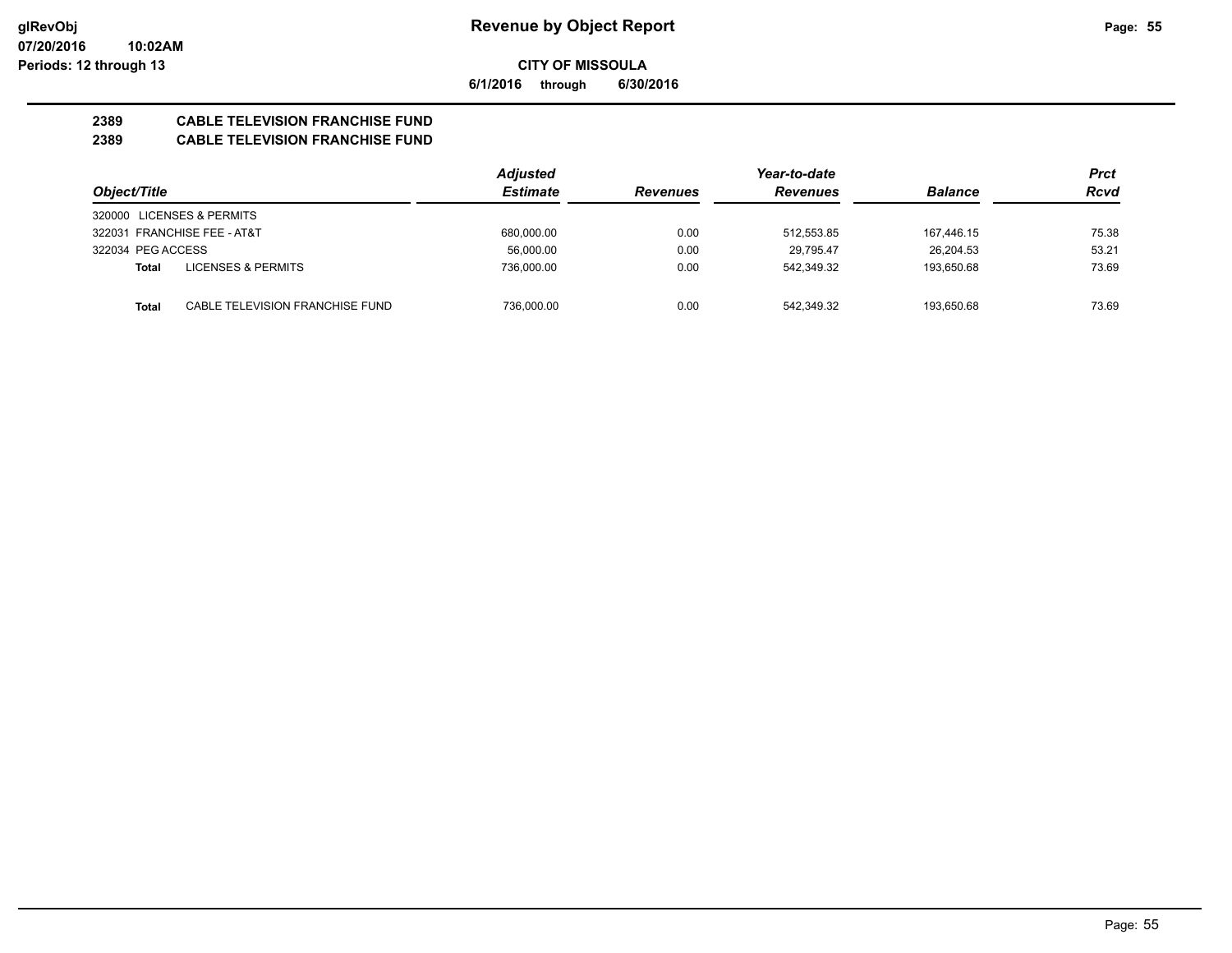**glRevObj** **Revenue by Object Report**

**07/20/2016 10:02AM**

**Periods: 12 through 13**

**CITY OF MISSOULA**

**6/1/2016 through 6/30/2016**

**2389 CABLE TELEVISION FRANCHISE FUND**

**2389 CABLE TELEVISION FRANCHISE FUND**

| Object/Title | | Adjusted Estimate | Revenues | Year-to-date Revenues | Balance | Prct Rcvd |
|---|---|---|---|---|---|---|
| 320000 LICENSES & PERMITS | | | | | | |
| 322031 FRANCHISE FEE - AT&T | | 680,000.00 | 0.00 | 512,553.85 | 167,446.15 | 75.38 |
| 322034 PEG ACCESS | | 56,000.00 | 0.00 | 29,795.47 | 26,204.53 | 53.21 |
| **Total** | LICENSES & PERMITS | 736,000.00 | 0.00 | 542,349.32 | 193,650.68 | 73.69 |
| **Total** | CABLE TELEVISION FRANCHISE FUND | 736,000.00 | 0.00 | 542,349.32 | 193,650.68 | 73.69 |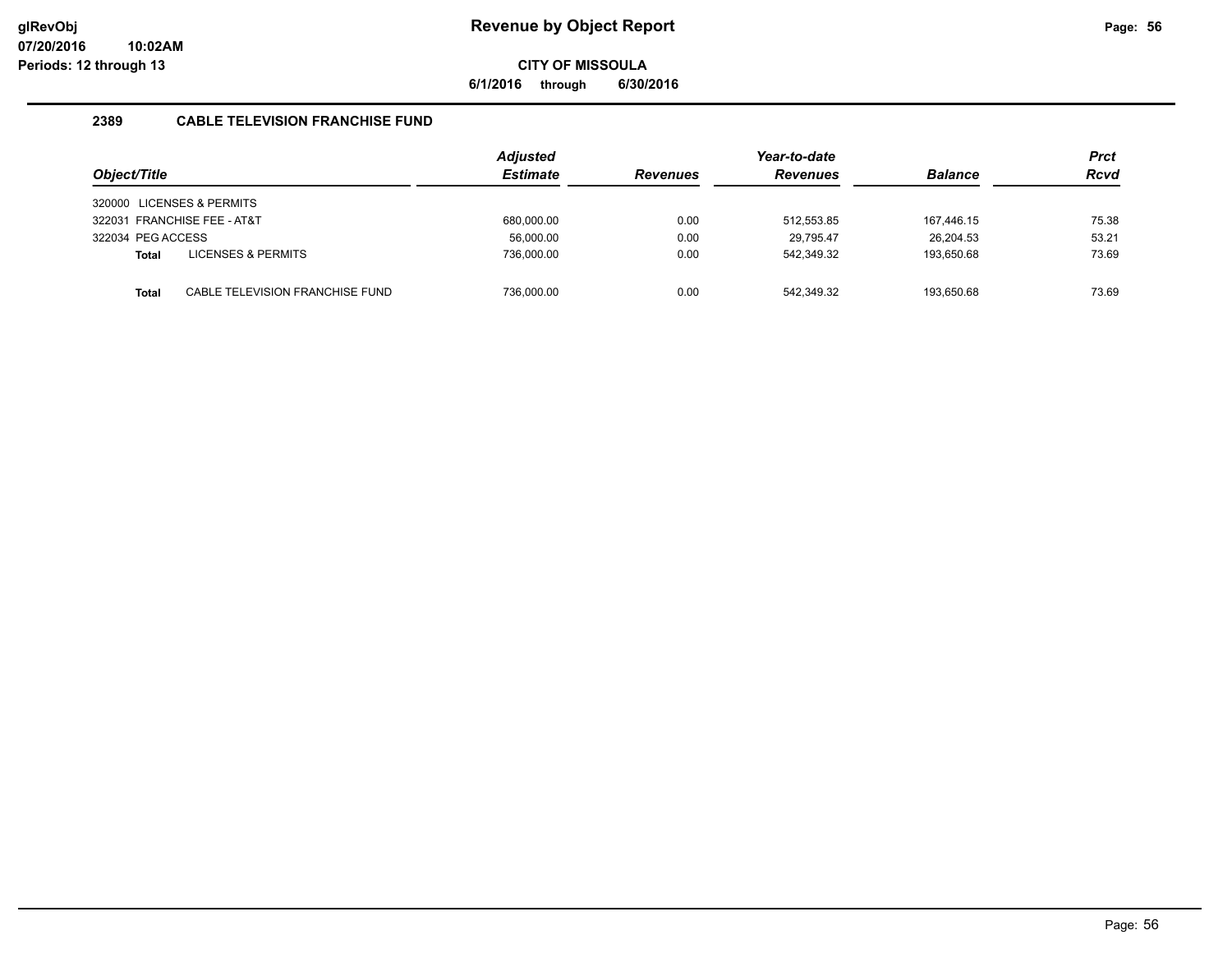# Revenue by Object Report

**CITY OF MISSOULA**

**6/1/2016 through 6/30/2016**

glRevObj
07/20/2016 10:02AM
Periods: 12 through 13

## 2389 CABLE TELEVISION FRANCHISE FUND

| Object/Title | Adjusted Estimate | Revenues | Year-to-date Revenues | Balance | Prct Rcvd |
|---|---|---|---|---|---|
| 320000 LICENSES & PERMITS | | | | | |
| 322031 FRANCHISE FEE - AT&T | 680,000.00 | 0.00 | 512,553.85 | 167,446.15 | 75.38 |
| 322034 PEG ACCESS | 56,000.00 | 0.00 | 29,795.47 | 26,204.53 | 53.21 |
| **Total** LICENSES & PERMITS | 736,000.00 | 0.00 | 542,349.32 | 193,650.68 | 73.69 |
| | | | | | |
| **Total** CABLE TELEVISION FRANCHISE FUND | 736,000.00 | 0.00 | 542,349.32 | 193,650.68 | 73.69 |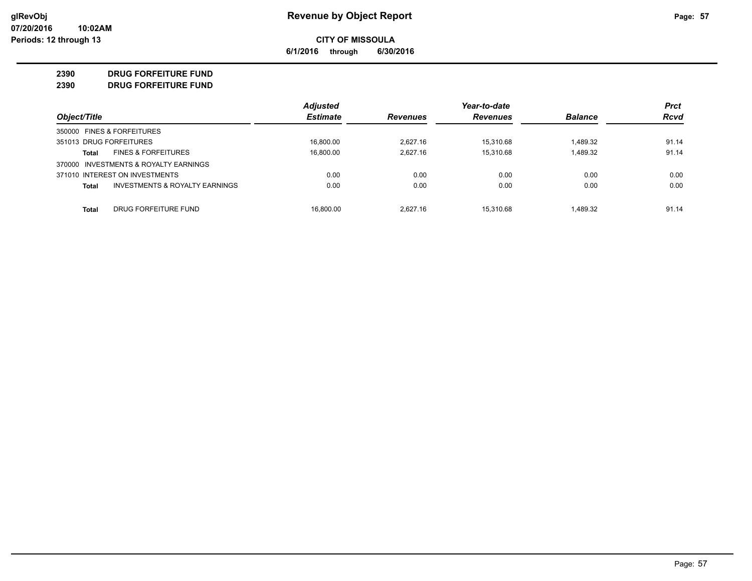glRevObj
07/20/2016 10:02AM
Periods: 12 through 13

# Revenue by Object Report

**CITY OF MISSOULA**

**6/1/2016 through 6/30/2016**

**2390 DRUG FORFEITURE FUND**
**2390 DRUG FORFEITURE FUND**

| Object/Title | | Adjusted Estimate | Revenues | Year-to-date Revenues | Balance | Prct Rcvd |
|---|---|---|---|---|---|---|
| 350000 FINES & FORFEITURES | | | | | | |
| 351013 DRUG FORFEITURES | | 16,800.00 | 2,627.16 | 15,310.68 | 1,489.32 | 91.14 |
| **Total** | FINES & FORFEITURES | 16,800.00 | 2,627.16 | 15,310.68 | 1,489.32 | 91.14 |
| 370000 INVESTMENTS & ROYALTY EARNINGS | | | | | | |
| 371010 INTEREST ON INVESTMENTS | | 0.00 | 0.00 | 0.00 | 0.00 | 0.00 |
| **Total** | INVESTMENTS & ROYALTY EARNINGS | 0.00 | 0.00 | 0.00 | 0.00 | 0.00 |
| **Total** | DRUG FORFEITURE FUND | 16,800.00 | 2,627.16 | 15,310.68 | 1,489.32 | 91.14 |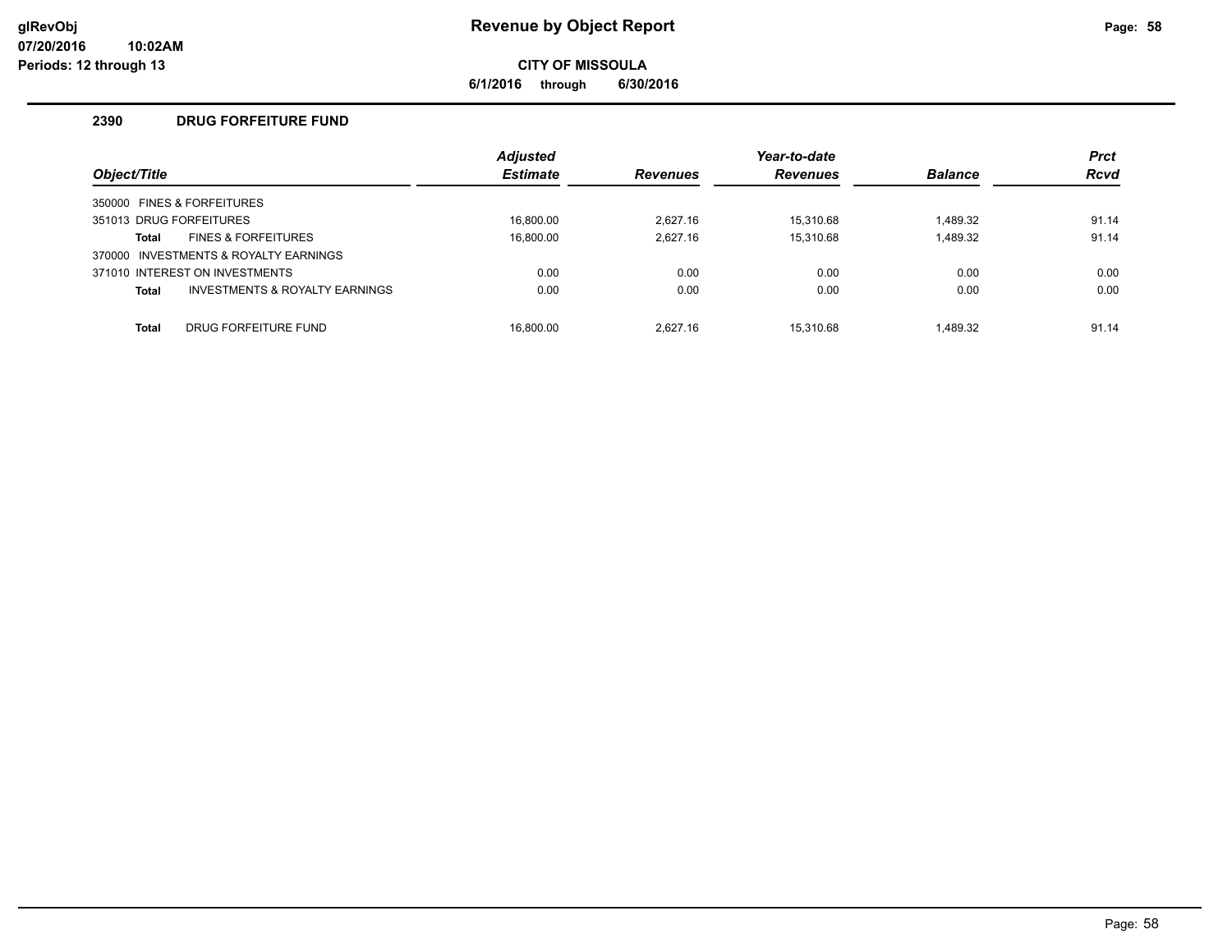# Revenue by Object Report

**CITY OF MISSOULA**

**6/1/2016 through 6/30/2016**

glRevObj
07/20/2016 10:02AM
Periods: 12 through 13

## 2390 DRUG FORFEITURE FUND

| Object/Title | | Adjusted Estimate | Revenues | Year-to-date Revenues | Balance | Prct Rcvd |
|---|---|---|---|---|---|---|
| 350000 FINES & FORFEITURES | | | | | | |
| 351013 DRUG FORFEITURES | | 16,800.00 | 2,627.16 | 15,310.68 | 1,489.32 | 91.14 |
| **Total** | FINES & FORFEITURES | 16,800.00 | 2,627.16 | 15,310.68 | 1,489.32 | 91.14 |
| 370000 INVESTMENTS & ROYALTY EARNINGS | | | | | | |
| 371010 INTEREST ON INVESTMENTS | | 0.00 | 0.00 | 0.00 | 0.00 | 0.00 |
| **Total** | INVESTMENTS & ROYALTY EARNINGS | 0.00 | 0.00 | 0.00 | 0.00 | 0.00 |
| **Total** | DRUG FORFEITURE FUND | 16,800.00 | 2,627.16 | 15,310.68 | 1,489.32 | 91.14 |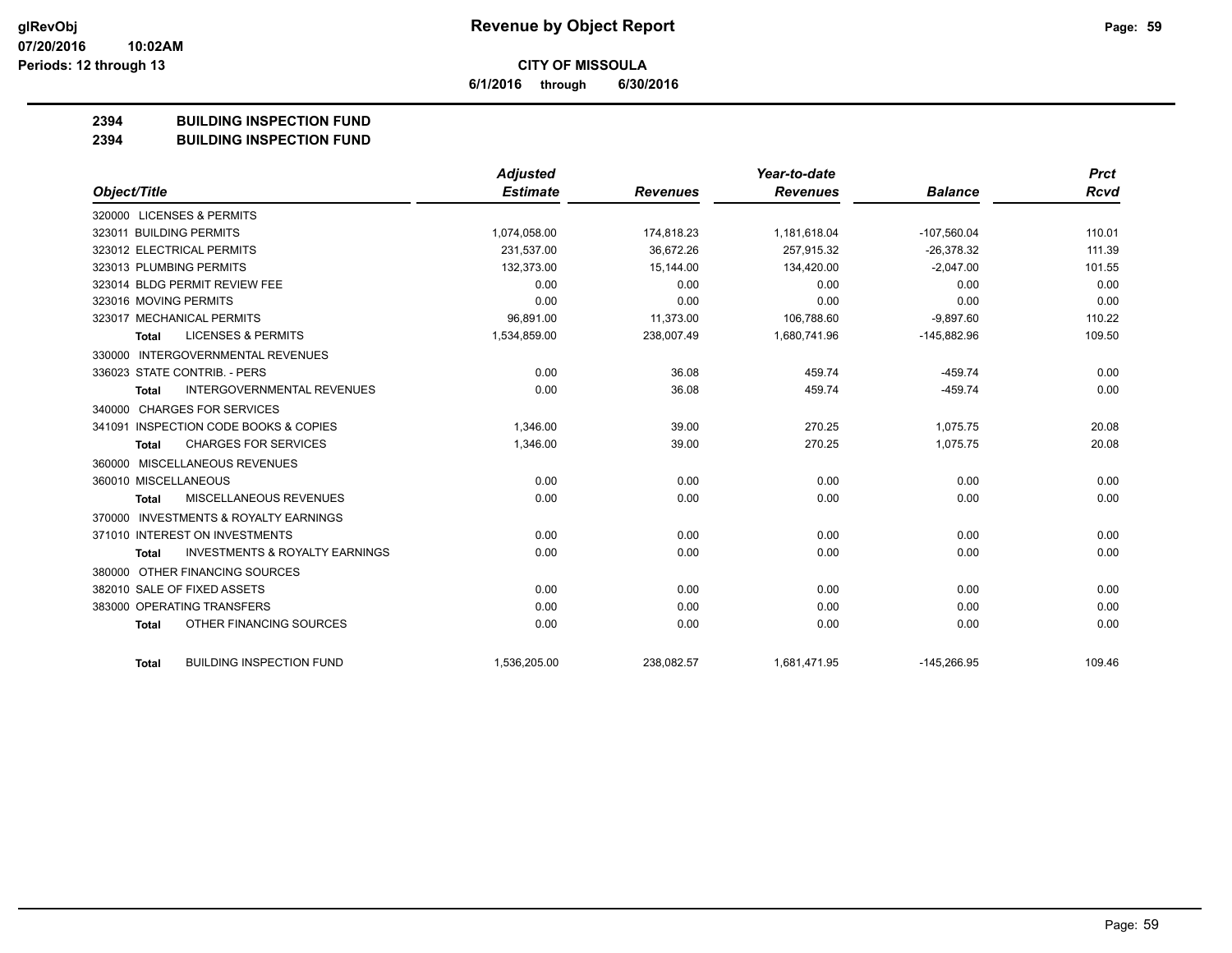**CITY OF MISSOULA**

**6/1/2016 through 6/30/2016**

**2394 BUILDING INSPECTION FUND**

**2394 BUILDING INSPECTION FUND**

| Object/Title | Adjusted Estimate | Revenues | Year-to-date Revenues | Balance | Prct Rcvd |
|---|---|---|---|---|---|
| 320000 LICENSES & PERMITS | | | | | |
| 323011 BUILDING PERMITS | 1,074,058.00 | 174,818.23 | 1,181,618.04 | -107,560.04 | 110.01 |
| 323012 ELECTRICAL PERMITS | 231,537.00 | 36,672.26 | 257,915.32 | -26,378.32 | 111.39 |
| 323013 PLUMBING PERMITS | 132,373.00 | 15,144.00 | 134,420.00 | -2,047.00 | 101.55 |
| 323014 BLDG PERMIT REVIEW FEE | 0.00 | 0.00 | 0.00 | 0.00 | 0.00 |
| 323016 MOVING PERMITS | 0.00 | 0.00 | 0.00 | 0.00 | 0.00 |
| 323017 MECHANICAL PERMITS | 96,891.00 | 11,373.00 | 106,788.60 | -9,897.60 | 110.22 |
| **Total** LICENSES & PERMITS | 1,534,859.00 | 238,007.49 | 1,680,741.96 | -145,882.96 | 109.50 |
| 330000 INTERGOVERNMENTAL REVENUES | | | | | |
| 336023 STATE CONTRIB. - PERS | 0.00 | 36.08 | 459.74 | -459.74 | 0.00 |
| **Total** INTERGOVERNMENTAL REVENUES | 0.00 | 36.08 | 459.74 | -459.74 | 0.00 |
| 340000 CHARGES FOR SERVICES | | | | | |
| 341091 INSPECTION CODE BOOKS & COPIES | 1,346.00 | 39.00 | 270.25 | 1,075.75 | 20.08 |
| **Total** CHARGES FOR SERVICES | 1,346.00 | 39.00 | 270.25 | 1,075.75 | 20.08 |
| 360000 MISCELLANEOUS REVENUES | | | | | |
| 360010 MISCELLANEOUS | 0.00 | 0.00 | 0.00 | 0.00 | 0.00 |
| **Total** MISCELLANEOUS REVENUES | 0.00 | 0.00 | 0.00 | 0.00 | 0.00 |
| 370000 INVESTMENTS & ROYALTY EARNINGS | | | | | |
| 371010 INTEREST ON INVESTMENTS | 0.00 | 0.00 | 0.00 | 0.00 | 0.00 |
| **Total** INVESTMENTS & ROYALTY EARNINGS | 0.00 | 0.00 | 0.00 | 0.00 | 0.00 |
| 380000 OTHER FINANCING SOURCES | | | | | |
| 382010 SALE OF FIXED ASSETS | 0.00 | 0.00 | 0.00 | 0.00 | 0.00 |
| 383000 OPERATING TRANSFERS | 0.00 | 0.00 | 0.00 | 0.00 | 0.00 |
| **Total** OTHER FINANCING SOURCES | 0.00 | 0.00 | 0.00 | 0.00 | 0.00 |
| **Total** BUILDING INSPECTION FUND | 1,536,205.00 | 238,082.57 | 1,681,471.95 | -145,266.95 | 109.46 |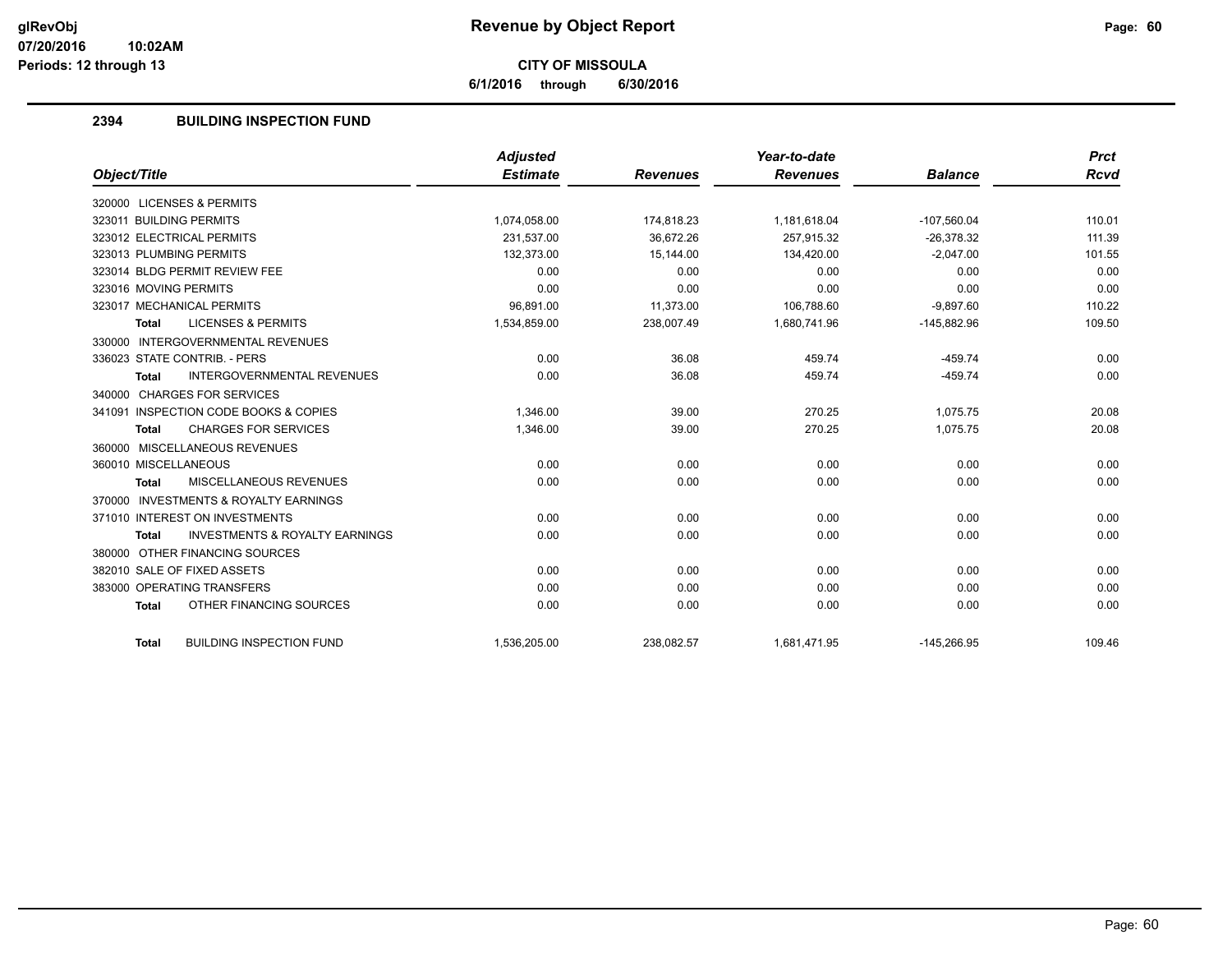# Revenue by Object Report

**CITY OF MISSOULA**

**6/1/2016 through 6/30/2016**

glRevObj
07/20/2016 10:02AM
Periods: 12 through 13

## 2394 BUILDING INSPECTION FUND

| Object/Title | Adjusted Estimate | Revenues | Year-to-date Revenues | Balance | Prct Rcvd |
|---|---|---|---|---|---|
| 320000 LICENSES & PERMITS | | | | | |
| 323011 BUILDING PERMITS | 1,074,058.00 | 174,818.23 | 1,181,618.04 | -107,560.04 | 110.01 |
| 323012 ELECTRICAL PERMITS | 231,537.00 | 36,672.26 | 257,915.32 | -26,378.32 | 111.39 |
| 323013 PLUMBING PERMITS | 132,373.00 | 15,144.00 | 134,420.00 | -2,047.00 | 101.55 |
| 323014 BLDG PERMIT REVIEW FEE | 0.00 | 0.00 | 0.00 | 0.00 | 0.00 |
| 323016 MOVING PERMITS | 0.00 | 0.00 | 0.00 | 0.00 | 0.00 |
| 323017 MECHANICAL PERMITS | 96,891.00 | 11,373.00 | 106,788.60 | -9,897.60 | 110.22 |
| **Total** LICENSES & PERMITS | 1,534,859.00 | 238,007.49 | 1,680,741.96 | -145,882.96 | 109.50 |
| 330000 INTERGOVERNMENTAL REVENUES | | | | | |
| 336023 STATE CONTRIB. - PERS | 0.00 | 36.08 | 459.74 | -459.74 | 0.00 |
| **Total** INTERGOVERNMENTAL REVENUES | 0.00 | 36.08 | 459.74 | -459.74 | 0.00 |
| 340000 CHARGES FOR SERVICES | | | | | |
| 341091 INSPECTION CODE BOOKS & COPIES | 1,346.00 | 39.00 | 270.25 | 1,075.75 | 20.08 |
| **Total** CHARGES FOR SERVICES | 1,346.00 | 39.00 | 270.25 | 1,075.75 | 20.08 |
| 360000 MISCELLANEOUS REVENUES | | | | | |
| 360010 MISCELLANEOUS | 0.00 | 0.00 | 0.00 | 0.00 | 0.00 |
| **Total** MISCELLANEOUS REVENUES | 0.00 | 0.00 | 0.00 | 0.00 | 0.00 |
| 370000 INVESTMENTS & ROYALTY EARNINGS | | | | | |
| 371010 INTEREST ON INVESTMENTS | 0.00 | 0.00 | 0.00 | 0.00 | 0.00 |
| **Total** INVESTMENTS & ROYALTY EARNINGS | 0.00 | 0.00 | 0.00 | 0.00 | 0.00 |
| 380000 OTHER FINANCING SOURCES | | | | | |
| 382010 SALE OF FIXED ASSETS | 0.00 | 0.00 | 0.00 | 0.00 | 0.00 |
| 383000 OPERATING TRANSFERS | 0.00 | 0.00 | 0.00 | 0.00 | 0.00 |
| **Total** OTHER FINANCING SOURCES | 0.00 | 0.00 | 0.00 | 0.00 | 0.00 |
| **Total** BUILDING INSPECTION FUND | 1,536,205.00 | 238,082.57 | 1,681,471.95 | -145,266.95 | 109.46 |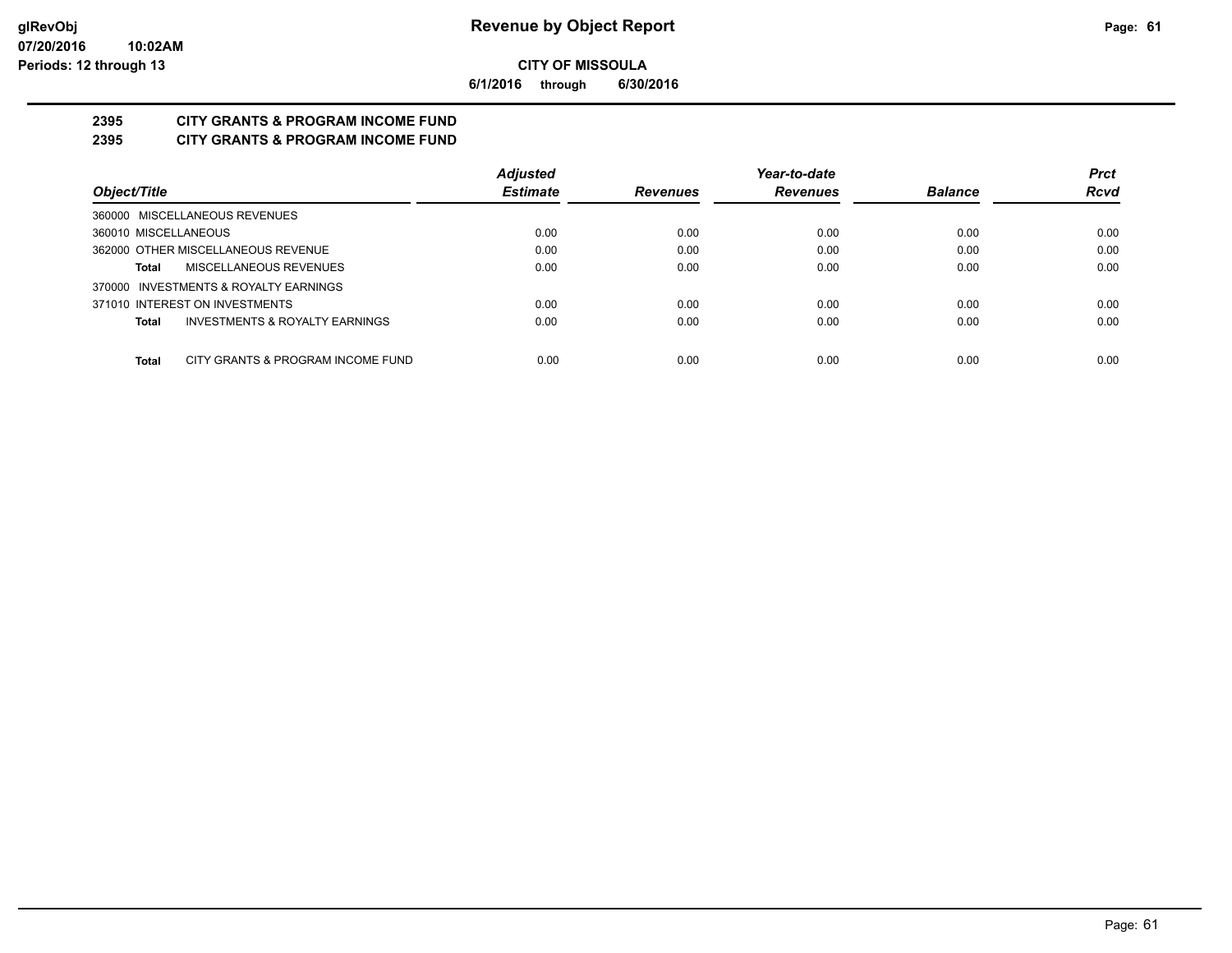**CITY OF MISSOULA**

**6/1/2016 through 6/30/2016**

## 2395 CITY GRANTS & PROGRAM INCOME FUND
## 2395 CITY GRANTS & PROGRAM INCOME FUND

| Object/Title | Adjusted Estimate | Revenues | Year-to-date Revenues | Balance | Prct Rcvd |
|---|---|---|---|---|---|
| 360000 MISCELLANEOUS REVENUES | | | | | |
| 360010 MISCELLANEOUS | 0.00 | 0.00 | 0.00 | 0.00 | 0.00 |
| 362000 OTHER MISCELLANEOUS REVENUE | 0.00 | 0.00 | 0.00 | 0.00 | 0.00 |
| **Total** MISCELLANEOUS REVENUES | 0.00 | 0.00 | 0.00 | 0.00 | 0.00 |
| 370000 INVESTMENTS & ROYALTY EARNINGS | | | | | |
| 371010 INTEREST ON INVESTMENTS | 0.00 | 0.00 | 0.00 | 0.00 | 0.00 |
| **Total** INVESTMENTS & ROYALTY EARNINGS | 0.00 | 0.00 | 0.00 | 0.00 | 0.00 |
| **Total** CITY GRANTS & PROGRAM INCOME FUND | 0.00 | 0.00 | 0.00 | 0.00 | 0.00 |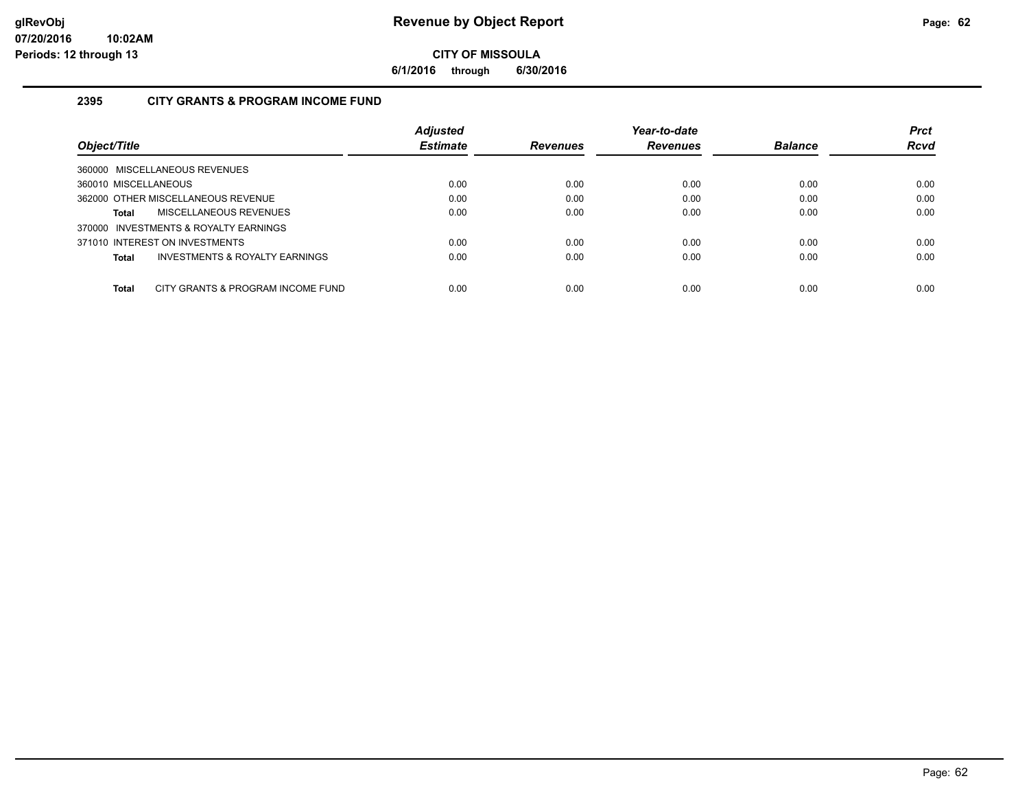# Revenue by Object Report

glRevObj
07/20/2016 10:02AM
Periods: 12 through 13

**CITY OF MISSOULA**

**6/1/2016 through 6/30/2016**

## 2395 CITY GRANTS & PROGRAM INCOME FUND

| Object/Title | Adjusted Estimate | Revenues | Year-to-date Revenues | Balance | Prct Rcvd |
|---|---|---|---|---|---|
| 360000 MISCELLANEOUS REVENUES | | | | | |
| 360010 MISCELLANEOUS | 0.00 | 0.00 | 0.00 | 0.00 | 0.00 |
| 362000 OTHER MISCELLANEOUS REVENUE | 0.00 | 0.00 | 0.00 | 0.00 | 0.00 |
| **Total** MISCELLANEOUS REVENUES | 0.00 | 0.00 | 0.00 | 0.00 | 0.00 |
| 370000 INVESTMENTS & ROYALTY EARNINGS | | | | | |
| 371010 INTEREST ON INVESTMENTS | 0.00 | 0.00 | 0.00 | 0.00 | 0.00 |
| **Total** INVESTMENTS & ROYALTY EARNINGS | 0.00 | 0.00 | 0.00 | 0.00 | 0.00 |
| **Total** CITY GRANTS & PROGRAM INCOME FUND | 0.00 | 0.00 | 0.00 | 0.00 | 0.00 |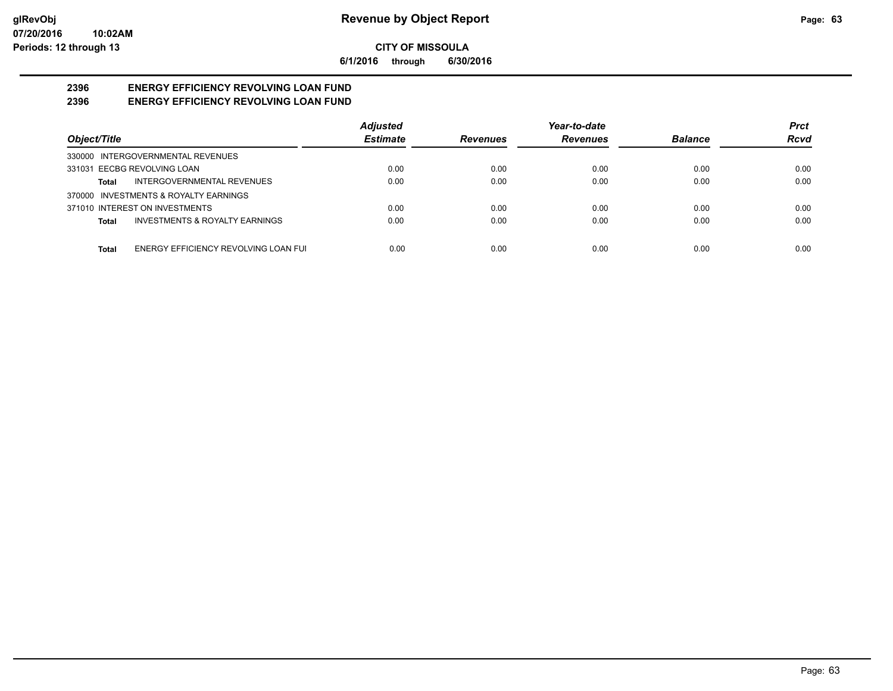# Revenue by Object Report

**CITY OF MISSOULA**

**6/1/2016 through 6/30/2016**

glRevObj
07/20/2016 10:02AM
Periods: 12 through 13

## 2396 ENERGY EFFICIENCY REVOLVING LOAN FUND
## 2396 ENERGY EFFICIENCY REVOLVING LOAN FUND

| Object/Title | Adjusted Estimate | Revenues | Year-to-date Revenues | Balance | Prct Rcvd |
|---|---|---|---|---|---|
| 330000 INTERGOVERNMENTAL REVENUES | | | | | |
| 331031 EECBG REVOLVING LOAN | 0.00 | 0.00 | 0.00 | 0.00 | 0.00 |
| **Total** INTERGOVERNMENTAL REVENUES | 0.00 | 0.00 | 0.00 | 0.00 | 0.00 |
| 370000 INVESTMENTS & ROYALTY EARNINGS | | | | | |
| 371010 INTEREST ON INVESTMENTS | 0.00 | 0.00 | 0.00 | 0.00 | 0.00 |
| **Total** INVESTMENTS & ROYALTY EARNINGS | 0.00 | 0.00 | 0.00 | 0.00 | 0.00 |
| **Total** ENERGY EFFICIENCY REVOLVING LOAN FUI | 0.00 | 0.00 | 0.00 | 0.00 | 0.00 |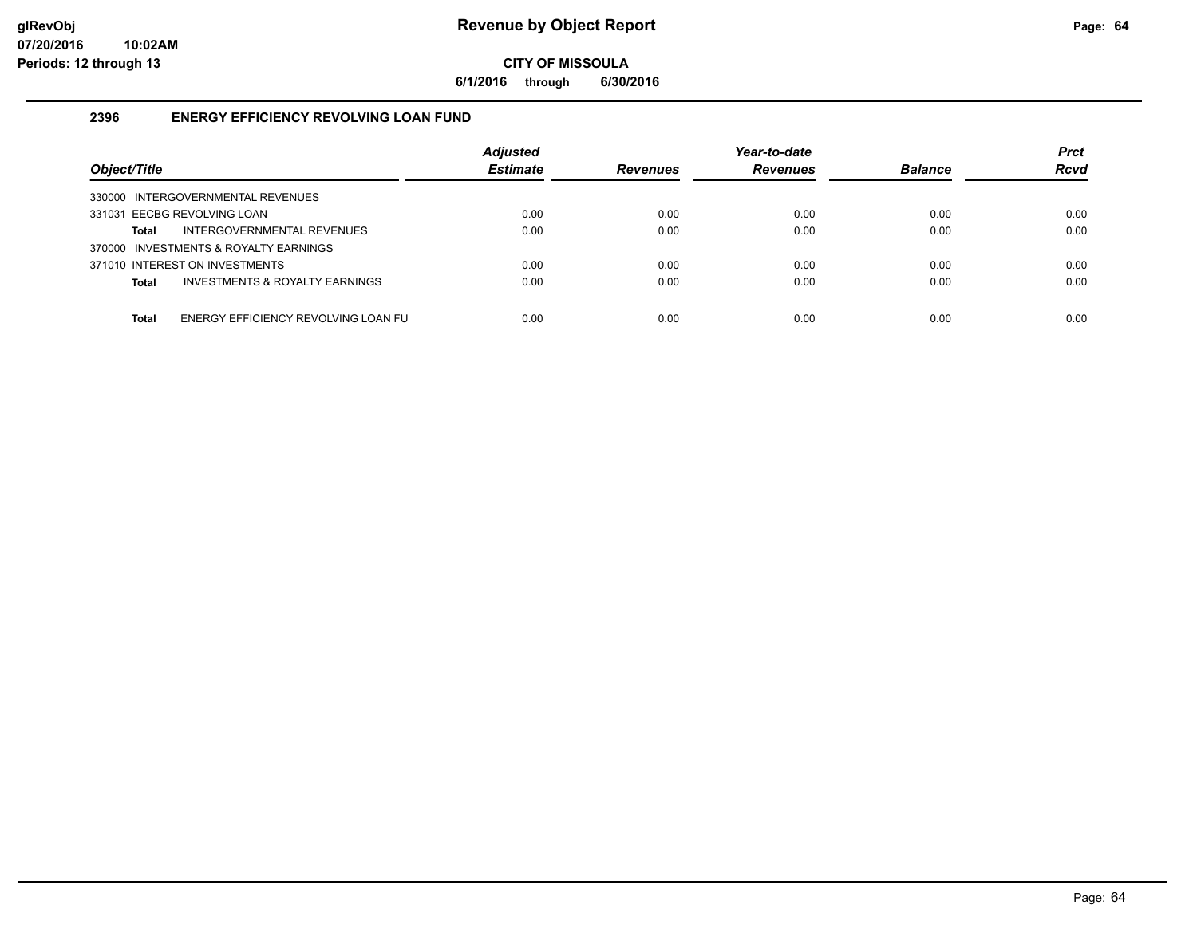# Revenue by Object Report

## CITY OF MISSOULA

**6/1/2016 through 6/30/2016**

### 2396 ENERGY EFFICIENCY REVOLVING LOAN FUND

| Object/Title | | Adjusted Estimate | Revenues | Year-to-date Revenues | Balance | Prct Rcvd |
|---|---|---|---|---|---|---|
| 330000 INTERGOVERNMENTAL REVENUES | | | | | | |
| 331031 EECBG REVOLVING LOAN | | 0.00 | 0.00 | 0.00 | 0.00 | 0.00 |
| **Total** | INTERGOVERNMENTAL REVENUES | 0.00 | 0.00 | 0.00 | 0.00 | 0.00 |
| 370000 INVESTMENTS & ROYALTY EARNINGS | | | | | | |
| 371010 INTEREST ON INVESTMENTS | | 0.00 | 0.00 | 0.00 | 0.00 | 0.00 |
| **Total** | INVESTMENTS & ROYALTY EARNINGS | 0.00 | 0.00 | 0.00 | 0.00 | 0.00 |
| **Total** | ENERGY EFFICIENCY REVOLVING LOAN FU | 0.00 | 0.00 | 0.00 | 0.00 | 0.00 |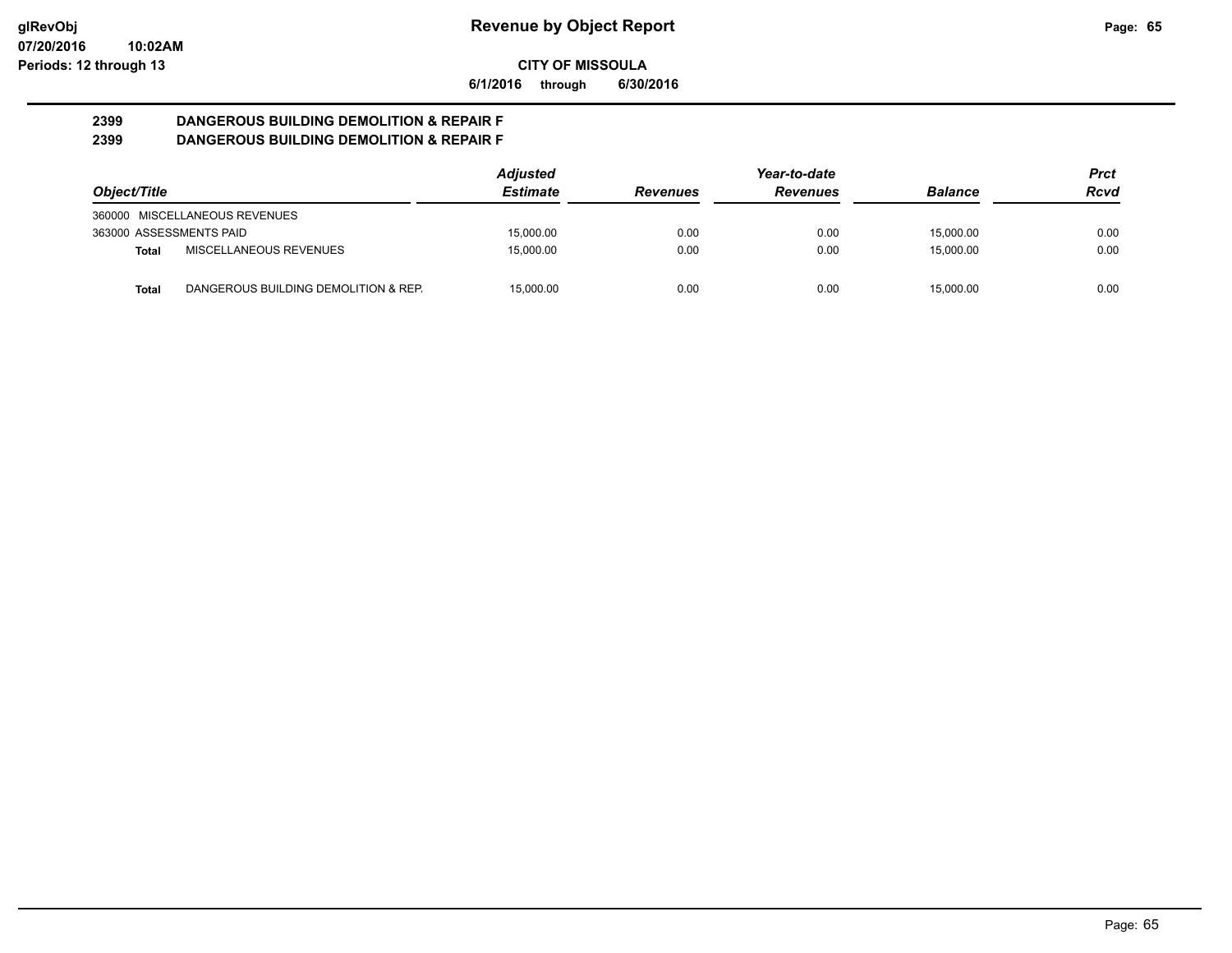**Revenue by Object Report**

**CITY OF MISSOULA**

**6/1/2016 through 6/30/2016**

glRevObj
07/20/2016 10:02AM
Periods: 12 through 13

## 2399 DANGEROUS BUILDING DEMOLITION & REPAIR F
## 2399 DANGEROUS BUILDING DEMOLITION & REPAIR F

| Object/Title | | Adjusted Estimate | Revenues | Year-to-date Revenues | Balance | Prct Rcvd |
|---|---|---|---|---|---|---|
| 360000 MISCELLANEOUS REVENUES | | | | | | |
| 363000 ASSESSMENTS PAID | | 15,000.00 | 0.00 | 0.00 | 15,000.00 | 0.00 |
| **Total** | MISCELLANEOUS REVENUES | 15,000.00 | 0.00 | 0.00 | 15,000.00 | 0.00 |
| **Total** | DANGEROUS BUILDING DEMOLITION & REP. | 15,000.00 | 0.00 | 0.00 | 15,000.00 | 0.00 |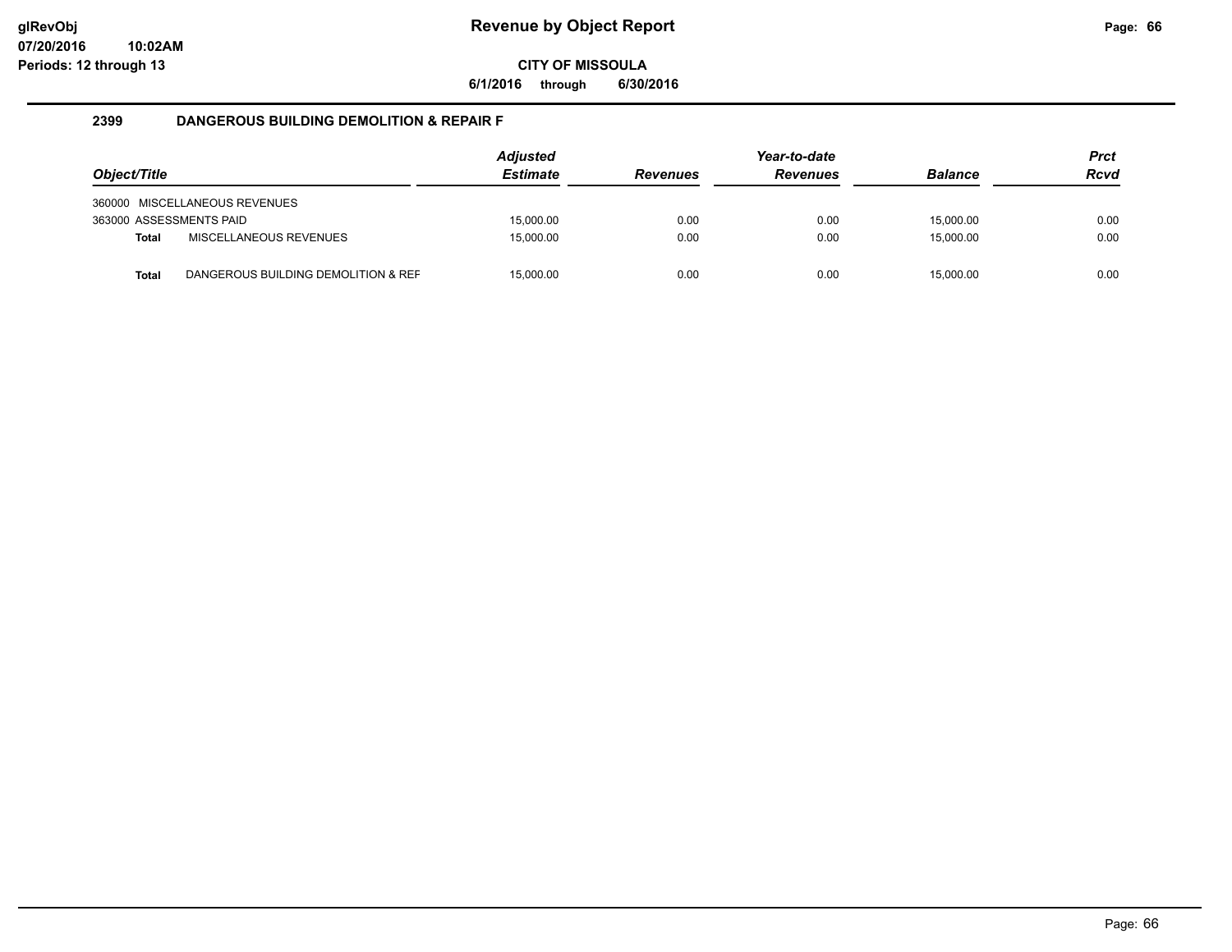**Revenue by Object Report**

**CITY OF MISSOULA**

**6/1/2016 through 6/30/2016**

glRevObj
07/20/2016 10:02AM
Periods: 12 through 13

## 2399 DANGEROUS BUILDING DEMOLITION & REPAIR F

| Object/Title | | Adjusted Estimate | Revenues | Year-to-date Revenues | Balance | Prct Rcvd |
|---|---|---|---|---|---|---|
| 360000 MISCELLANEOUS REVENUES | | | | | | |
| 363000 ASSESSMENTS PAID | | 15,000.00 | 0.00 | 0.00 | 15,000.00 | 0.00 |
| **Total** | MISCELLANEOUS REVENUES | 15,000.00 | 0.00 | 0.00 | 15,000.00 | 0.00 |
| **Total** | DANGEROUS BUILDING DEMOLITION & REF | 15,000.00 | 0.00 | 0.00 | 15,000.00 | 0.00 |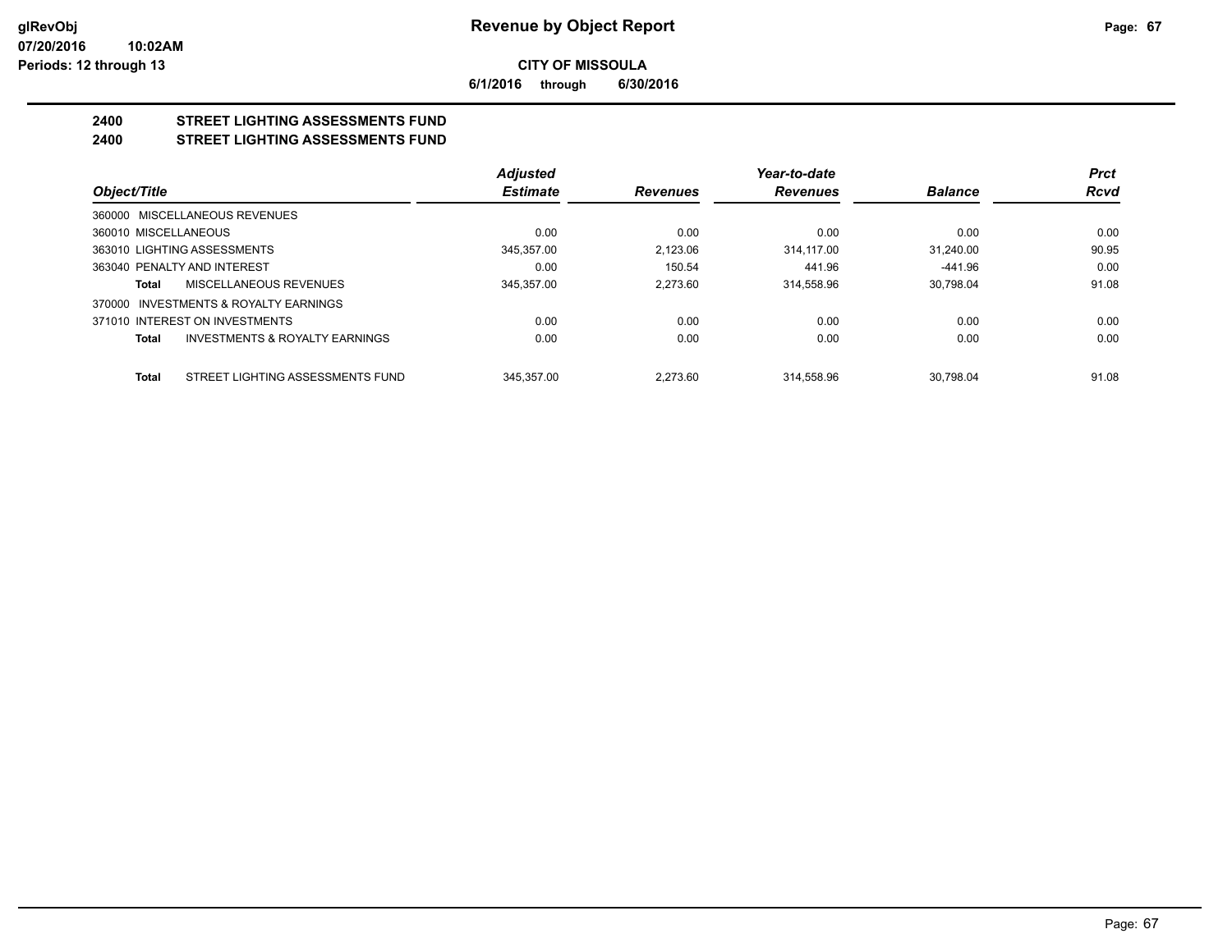**glRevObj**
**07/20/2016 10:02AM**
**Periods: 12 through 13**

# Revenue by Object Report

**CITY OF MISSOULA**

**6/1/2016 through 6/30/2016**

## 2400 STREET LIGHTING ASSESSMENTS FUND
## 2400 STREET LIGHTING ASSESSMENTS FUND

| Object/Title | | Adjusted Estimate | Revenues | Year-to-date Revenues | Balance | Prct Rcvd |
|---|---|---|---|---|---|---|
| 360000 MISCELLANEOUS REVENUES | | | | | | |
| 360010 MISCELLANEOUS | | 0.00 | 0.00 | 0.00 | 0.00 | 0.00 |
| 363010 LIGHTING ASSESSMENTS | | 345,357.00 | 2,123.06 | 314,117.00 | 31,240.00 | 90.95 |
| 363040 PENALTY AND INTEREST | | 0.00 | 150.54 | 441.96 | -441.96 | 0.00 |
| **Total** | MISCELLANEOUS REVENUES | 345,357.00 | 2,273.60 | 314,558.96 | 30,798.04 | 91.08 |
| 370000 INVESTMENTS & ROYALTY EARNINGS | | | | | | |
| 371010 INTEREST ON INVESTMENTS | | 0.00 | 0.00 | 0.00 | 0.00 | 0.00 |
| **Total** | INVESTMENTS & ROYALTY EARNINGS | 0.00 | 0.00 | 0.00 | 0.00 | 0.00 |
| **Total** | STREET LIGHTING ASSESSMENTS FUND | 345,357.00 | 2,273.60 | 314,558.96 | 30,798.04 | 91.08 |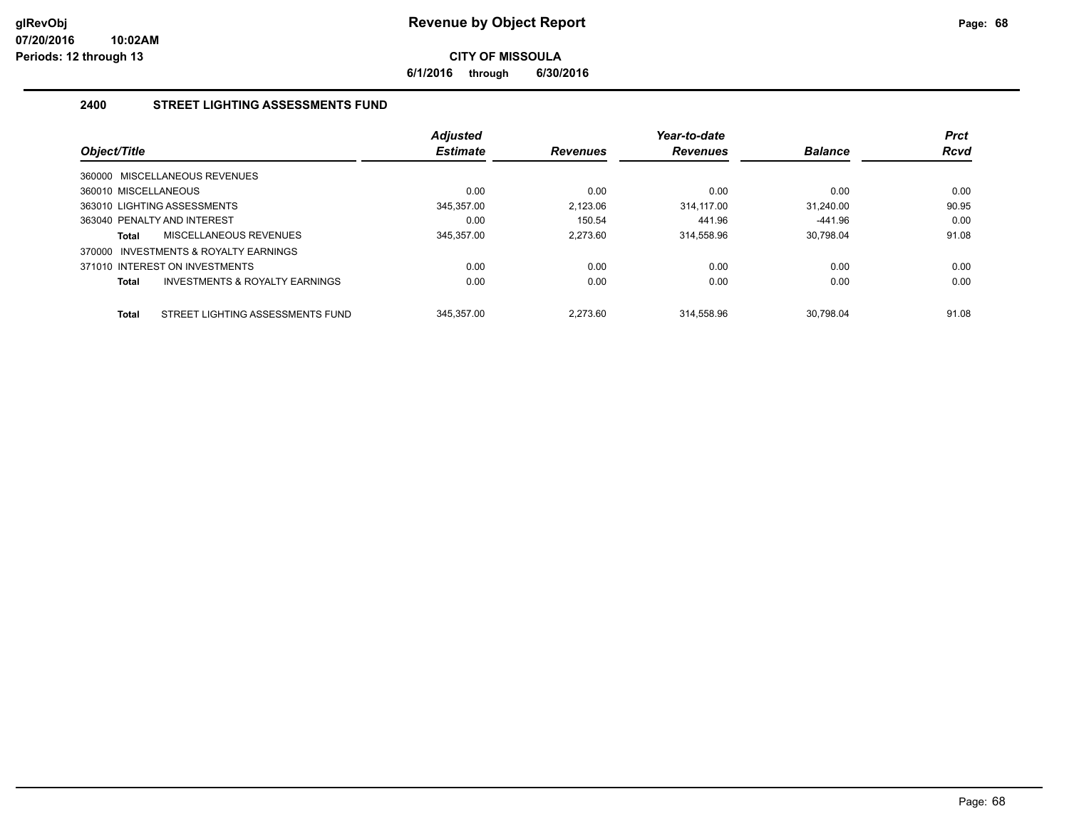**glRevObj**
**07/20/2016 10:02AM**
**Periods: 12 through 13**

# Revenue by Object Report

**CITY OF MISSOULA**

**6/1/2016 through 6/30/2016**

## 2400 STREET LIGHTING ASSESSMENTS FUND

| Object/Title | Adjusted Estimate | Revenues | Year-to-date Revenues | Balance | Prct Rcvd |
|---|---|---|---|---|---|
| 360000 MISCELLANEOUS REVENUES | | | | | |
| 360010 MISCELLANEOUS | 0.00 | 0.00 | 0.00 | 0.00 | 0.00 |
| 363010 LIGHTING ASSESSMENTS | 345,357.00 | 2,123.06 | 314,117.00 | 31,240.00 | 90.95 |
| 363040 PENALTY AND INTEREST | 0.00 | 150.54 | 441.96 | -441.96 | 0.00 |
| **Total** MISCELLANEOUS REVENUES | 345,357.00 | 2,273.60 | 314,558.96 | 30,798.04 | 91.08 |
| 370000 INVESTMENTS & ROYALTY EARNINGS | | | | | |
| 371010 INTEREST ON INVESTMENTS | 0.00 | 0.00 | 0.00 | 0.00 | 0.00 |
| **Total** INVESTMENTS & ROYALTY EARNINGS | 0.00 | 0.00 | 0.00 | 0.00 | 0.00 |
| **Total** STREET LIGHTING ASSESSMENTS FUND | 345,357.00 | 2,273.60 | 314,558.96 | 30,798.04 | 91.08 |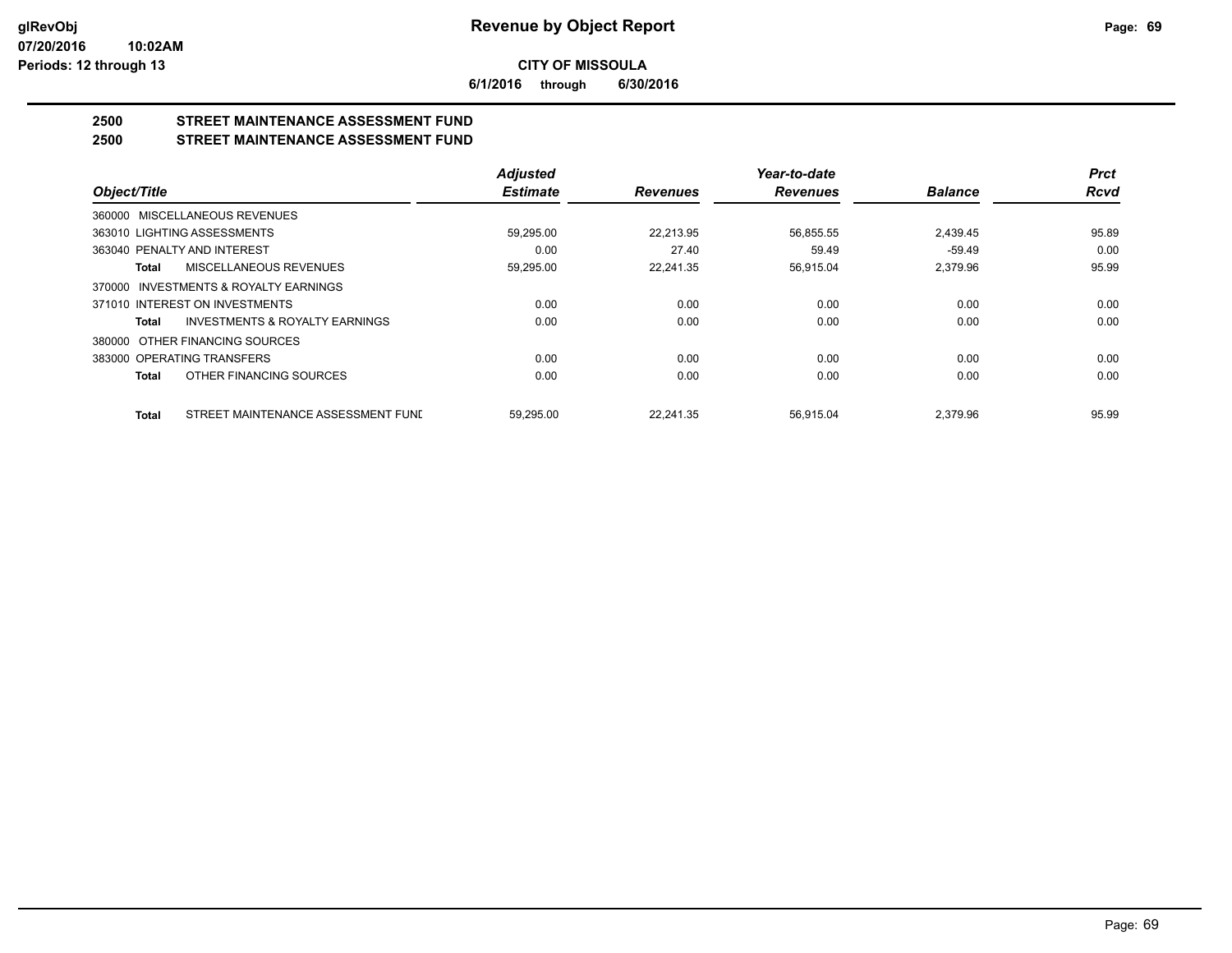glRevObj
07/20/2016 10:02AM
Periods: 12 through 13

# Revenue by Object Report

**CITY OF MISSOULA**

**6/1/2016 through 6/30/2016**

## 2500 STREET MAINTENANCE ASSESSMENT FUND
## 2500 STREET MAINTENANCE ASSESSMENT FUND

| Object/Title | Adjusted Estimate | Revenues | Year-to-date Revenues | Balance | Prct Rcvd |
|---|---|---|---|---|---|
| 360000 MISCELLANEOUS REVENUES | | | | | |
| 363010 LIGHTING ASSESSMENTS | 59,295.00 | 22,213.95 | 56,855.55 | 2,439.45 | 95.89 |
| 363040 PENALTY AND INTEREST | 0.00 | 27.40 | 59.49 | -59.49 | 0.00 |
| **Total** MISCELLANEOUS REVENUES | 59,295.00 | 22,241.35 | 56,915.04 | 2,379.96 | 95.99 |
| 370000 INVESTMENTS & ROYALTY EARNINGS | | | | | |
| 371010 INTEREST ON INVESTMENTS | 0.00 | 0.00 | 0.00 | 0.00 | 0.00 |
| **Total** INVESTMENTS & ROYALTY EARNINGS | 0.00 | 0.00 | 0.00 | 0.00 | 0.00 |
| 380000 OTHER FINANCING SOURCES | | | | | |
| 383000 OPERATING TRANSFERS | 0.00 | 0.00 | 0.00 | 0.00 | 0.00 |
| **Total** OTHER FINANCING SOURCES | 0.00 | 0.00 | 0.00 | 0.00 | 0.00 |
| **Total** STREET MAINTENANCE ASSESSMENT FUNI | 59,295.00 | 22,241.35 | 56,915.04 | 2,379.96 | 95.99 |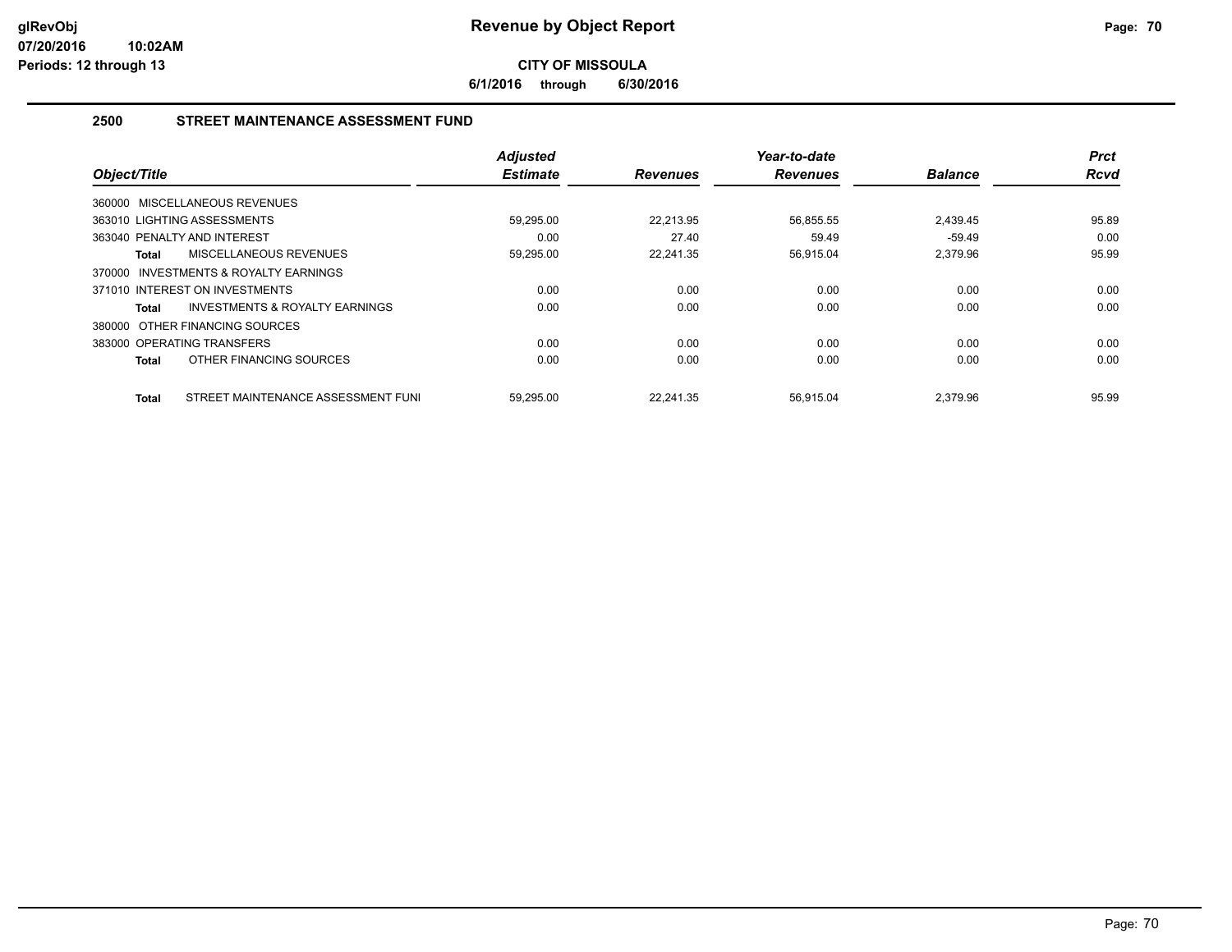# Revenue by Object Report

**CITY OF MISSOULA**

**6/1/2016 through 6/30/2016**

## 2500 STREET MAINTENANCE ASSESSMENT FUND

| Object/Title | Adjusted Estimate | Revenues | Year-to-date Revenues | Balance | Prct Rcvd |
|---|---|---|---|---|---|
| 360000 MISCELLANEOUS REVENUES | | | | | |
| 363010 LIGHTING ASSESSMENTS | 59,295.00 | 22,213.95 | 56,855.55 | 2,439.45 | 95.89 |
| 363040 PENALTY AND INTEREST | 0.00 | 27.40 | 59.49 | -59.49 | 0.00 |
| **Total** MISCELLANEOUS REVENUES | 59,295.00 | 22,241.35 | 56,915.04 | 2,379.96 | 95.99 |
| 370000 INVESTMENTS & ROYALTY EARNINGS | | | | | |
| 371010 INTEREST ON INVESTMENTS | 0.00 | 0.00 | 0.00 | 0.00 | 0.00 |
| **Total** INVESTMENTS & ROYALTY EARNINGS | 0.00 | 0.00 | 0.00 | 0.00 | 0.00 |
| 380000 OTHER FINANCING SOURCES | | | | | |
| 383000 OPERATING TRANSFERS | 0.00 | 0.00 | 0.00 | 0.00 | 0.00 |
| **Total** OTHER FINANCING SOURCES | 0.00 | 0.00 | 0.00 | 0.00 | 0.00 |
| **Total** STREET MAINTENANCE ASSESSMENT FUNI | 59,295.00 | 22,241.35 | 56,915.04 | 2,379.96 | 95.99 |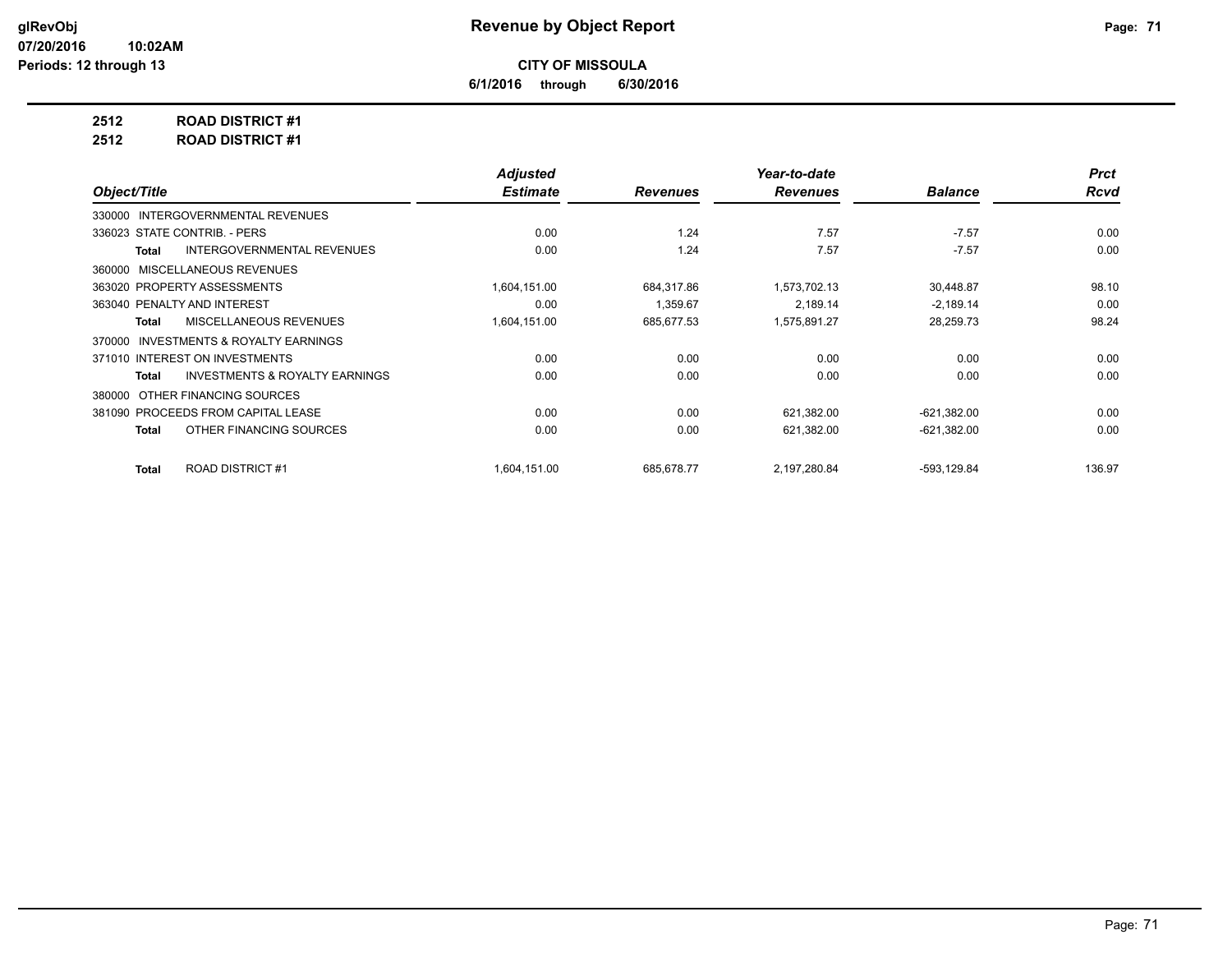# Revenue by Object Report

**CITY OF MISSOULA**

**6/1/2016 through 6/30/2016**

glRevObj
07/20/2016 10:02AM
Periods: 12 through 13

**2512 ROAD DISTRICT #1**
**2512 ROAD DISTRICT #1**

| Object/Title | Adjusted Estimate | Revenues | Year-to-date Revenues | Balance | Prct Rcvd |
|---|---|---|---|---|---|
| 330000 INTERGOVERNMENTAL REVENUES | | | | | |
| 336023 STATE CONTRIB. - PERS | 0.00 | 1.24 | 7.57 | -7.57 | 0.00 |
| **Total** INTERGOVERNMENTAL REVENUES | 0.00 | 1.24 | 7.57 | -7.57 | 0.00 |
| 360000 MISCELLANEOUS REVENUES | | | | | |
| 363020 PROPERTY ASSESSMENTS | 1,604,151.00 | 684,317.86 | 1,573,702.13 | 30,448.87 | 98.10 |
| 363040 PENALTY AND INTEREST | 0.00 | 1,359.67 | 2,189.14 | -2,189.14 | 0.00 |
| **Total** MISCELLANEOUS REVENUES | 1,604,151.00 | 685,677.53 | 1,575,891.27 | 28,259.73 | 98.24 |
| 370000 INVESTMENTS & ROYALTY EARNINGS | | | | | |
| 371010 INTEREST ON INVESTMENTS | 0.00 | 0.00 | 0.00 | 0.00 | 0.00 |
| **Total** INVESTMENTS & ROYALTY EARNINGS | 0.00 | 0.00 | 0.00 | 0.00 | 0.00 |
| 380000 OTHER FINANCING SOURCES | | | | | |
| 381090 PROCEEDS FROM CAPITAL LEASE | 0.00 | 0.00 | 621,382.00 | -621,382.00 | 0.00 |
| **Total** OTHER FINANCING SOURCES | 0.00 | 0.00 | 621,382.00 | -621,382.00 | 0.00 |
| **Total** ROAD DISTRICT #1 | 1,604,151.00 | 685,678.77 | 2,197,280.84 | -593,129.84 | 136.97 |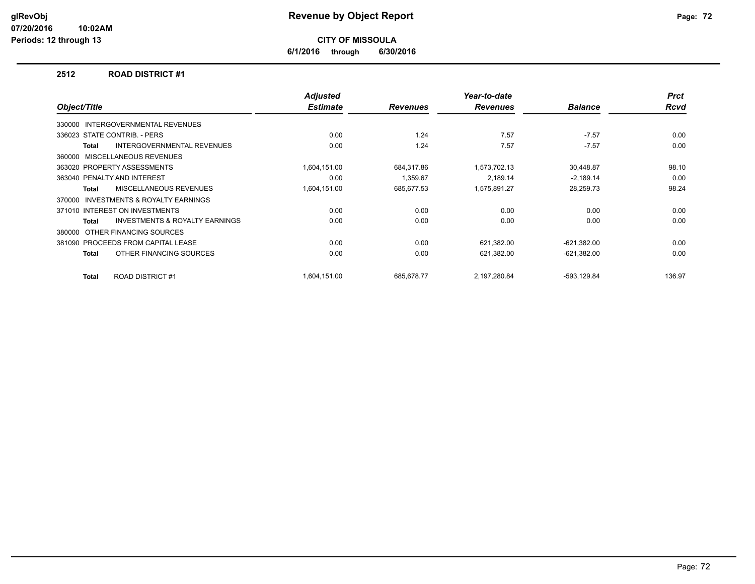# Revenue by Object Report

**CITY OF MISSOULA**

**6/1/2016 through 6/30/2016**

glRevObj
07/20/2016 10:02AM
Periods: 12 through 13

## 2512 ROAD DISTRICT #1

| Object/Title | Adjusted Estimate | Revenues | Year-to-date Revenues | Balance | Prct Rcvd |
|---|---|---|---|---|---|
| 330000 INTERGOVERNMENTAL REVENUES | | | | | |
| 336023 STATE CONTRIB. - PERS | 0.00 | 1.24 | 7.57 | -7.57 | 0.00 |
| **Total** INTERGOVERNMENTAL REVENUES | 0.00 | 1.24 | 7.57 | -7.57 | 0.00 |
| 360000 MISCELLANEOUS REVENUES | | | | | |
| 363020 PROPERTY ASSESSMENTS | 1,604,151.00 | 684,317.86 | 1,573,702.13 | 30,448.87 | 98.10 |
| 363040 PENALTY AND INTEREST | 0.00 | 1,359.67 | 2,189.14 | -2,189.14 | 0.00 |
| **Total** MISCELLANEOUS REVENUES | 1,604,151.00 | 685,677.53 | 1,575,891.27 | 28,259.73 | 98.24 |
| 370000 INVESTMENTS & ROYALTY EARNINGS | | | | | |
| 371010 INTEREST ON INVESTMENTS | 0.00 | 0.00 | 0.00 | 0.00 | 0.00 |
| **Total** INVESTMENTS & ROYALTY EARNINGS | 0.00 | 0.00 | 0.00 | 0.00 | 0.00 |
| 380000 OTHER FINANCING SOURCES | | | | | |
| 381090 PROCEEDS FROM CAPITAL LEASE | 0.00 | 0.00 | 621,382.00 | -621,382.00 | 0.00 |
| **Total** OTHER FINANCING SOURCES | 0.00 | 0.00 | 621,382.00 | -621,382.00 | 0.00 |
| **Total** ROAD DISTRICT #1 | 1,604,151.00 | 685,678.77 | 2,197,280.84 | -593,129.84 | 136.97 |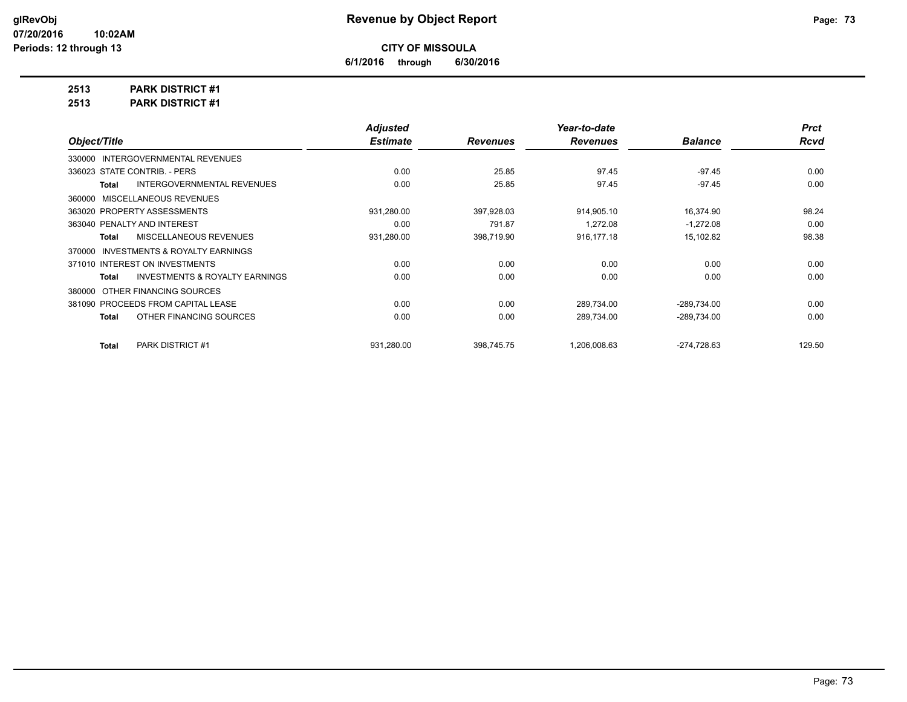glRevObj
07/20/2016 10:02AM
Periods: 12 through 13

# Revenue by Object Report

**CITY OF MISSOULA**

**6/1/2016 through 6/30/2016**

**2513 PARK DISTRICT #1**

**2513 PARK DISTRICT #1**

| Object/Title | Adjusted Estimate | Revenues | Year-to-date Revenues | Balance | Prct Rcvd |
|---|---|---|---|---|---|
| 330000 INTERGOVERNMENTAL REVENUES | | | | | |
| 336023 STATE CONTRIB. - PERS | 0.00 | 25.85 | 97.45 | -97.45 | 0.00 |
| **Total** INTERGOVERNMENTAL REVENUES | 0.00 | 25.85 | 97.45 | -97.45 | 0.00 |
| 360000 MISCELLANEOUS REVENUES | | | | | |
| 363020 PROPERTY ASSESSMENTS | 931,280.00 | 397,928.03 | 914,905.10 | 16,374.90 | 98.24 |
| 363040 PENALTY AND INTEREST | 0.00 | 791.87 | 1,272.08 | -1,272.08 | 0.00 |
| **Total** MISCELLANEOUS REVENUES | 931,280.00 | 398,719.90 | 916,177.18 | 15,102.82 | 98.38 |
| 370000 INVESTMENTS & ROYALTY EARNINGS | | | | | |
| 371010 INTEREST ON INVESTMENTS | 0.00 | 0.00 | 0.00 | 0.00 | 0.00 |
| **Total** INVESTMENTS & ROYALTY EARNINGS | 0.00 | 0.00 | 0.00 | 0.00 | 0.00 |
| 380000 OTHER FINANCING SOURCES | | | | | |
| 381090 PROCEEDS FROM CAPITAL LEASE | 0.00 | 0.00 | 289,734.00 | -289,734.00 | 0.00 |
| **Total** OTHER FINANCING SOURCES | 0.00 | 0.00 | 289,734.00 | -289,734.00 | 0.00 |
| **Total** PARK DISTRICT #1 | 931,280.00 | 398,745.75 | 1,206,008.63 | -274,728.63 | 129.50 |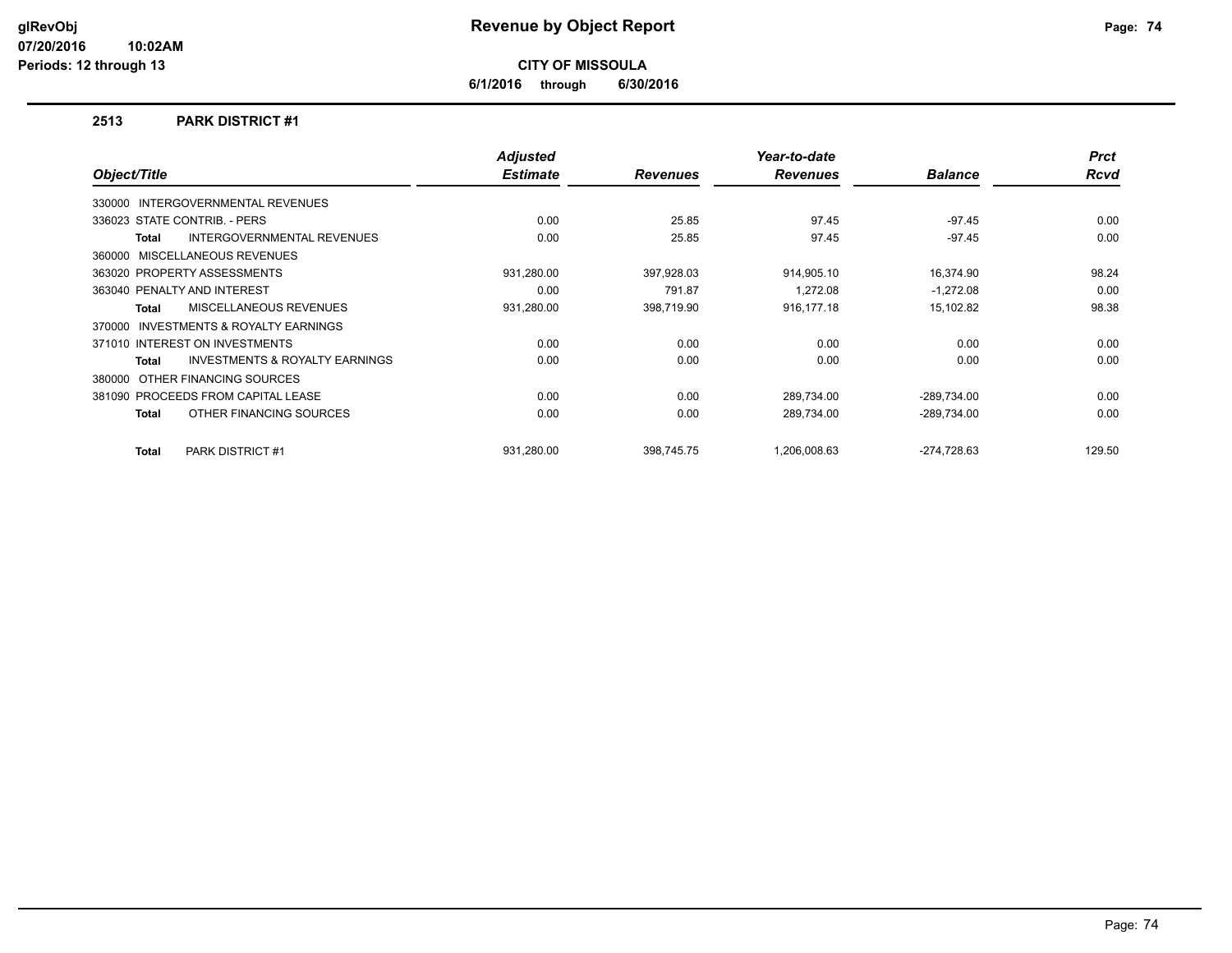# Revenue by Object Report

glRevObj
07/20/2016 10:02AM
Periods: 12 through 13

**CITY OF MISSOULA**

**6/1/2016 through 6/30/2016**

## 2513 PARK DISTRICT #1

| Object/Title | Adjusted Estimate | Revenues | Year-to-date Revenues | Balance | Prct Rcvd |
|---|---|---|---|---|---|
| 330000 INTERGOVERNMENTAL REVENUES | | | | | |
| 336023 STATE CONTRIB. - PERS | 0.00 | 25.85 | 97.45 | -97.45 | 0.00 |
| **Total** INTERGOVERNMENTAL REVENUES | 0.00 | 25.85 | 97.45 | -97.45 | 0.00 |
| 360000 MISCELLANEOUS REVENUES | | | | | |
| 363020 PROPERTY ASSESSMENTS | 931,280.00 | 397,928.03 | 914,905.10 | 16,374.90 | 98.24 |
| 363040 PENALTY AND INTEREST | 0.00 | 791.87 | 1,272.08 | -1,272.08 | 0.00 |
| **Total** MISCELLANEOUS REVENUES | 931,280.00 | 398,719.90 | 916,177.18 | 15,102.82 | 98.38 |
| 370000 INVESTMENTS & ROYALTY EARNINGS | | | | | |
| 371010 INTEREST ON INVESTMENTS | 0.00 | 0.00 | 0.00 | 0.00 | 0.00 |
| **Total** INVESTMENTS & ROYALTY EARNINGS | 0.00 | 0.00 | 0.00 | 0.00 | 0.00 |
| 380000 OTHER FINANCING SOURCES | | | | | |
| 381090 PROCEEDS FROM CAPITAL LEASE | 0.00 | 0.00 | 289,734.00 | -289,734.00 | 0.00 |
| **Total** OTHER FINANCING SOURCES | 0.00 | 0.00 | 289,734.00 | -289,734.00 | 0.00 |
| **Total** PARK DISTRICT #1 | 931,280.00 | 398,745.75 | 1,206,008.63 | -274,728.63 | 129.50 |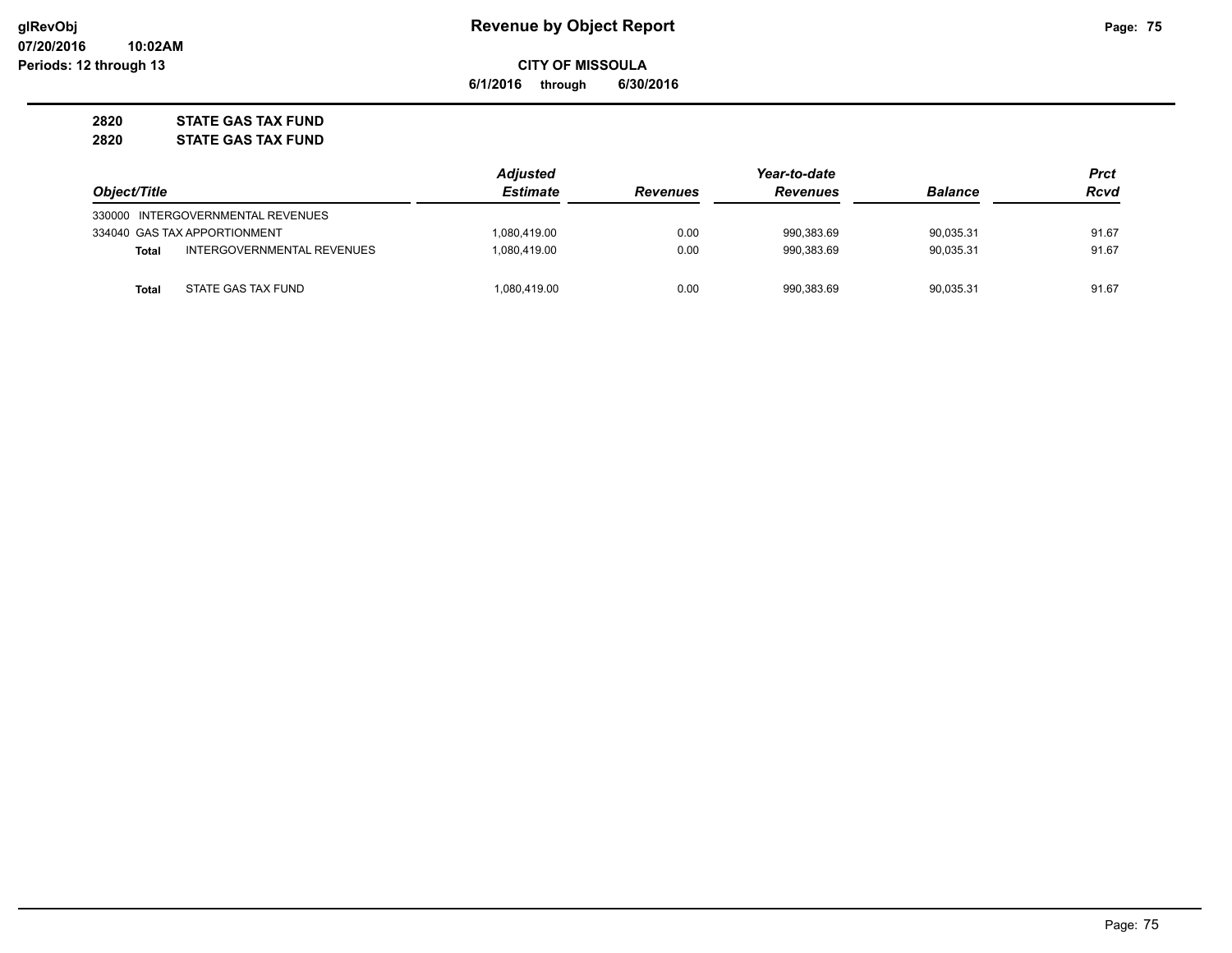# Revenue by Object Report

glRevObj
07/20/2016 10:02AM
Periods: 12 through 13

**CITY OF MISSOULA**

**6/1/2016 through 6/30/2016**

**2820 STATE GAS TAX FUND**
**2820 STATE GAS TAX FUND**

| Object/Title | | Adjusted Estimate | Revenues | Year-to-date Revenues | Balance | Prct Rcvd |
|---|---|---|---|---|---|---|
| 330000 INTERGOVERNMENTAL REVENUES | | | | | | |
| 334040 GAS TAX APPORTIONMENT | | 1,080,419.00 | 0.00 | 990,383.69 | 90,035.31 | 91.67 |
| **Total** | INTERGOVERNMENTAL REVENUES | 1,080,419.00 | 0.00 | 990,383.69 | 90,035.31 | 91.67 |
| **Total** | STATE GAS TAX FUND | 1,080,419.00 | 0.00 | 990,383.69 | 90,035.31 | 91.67 |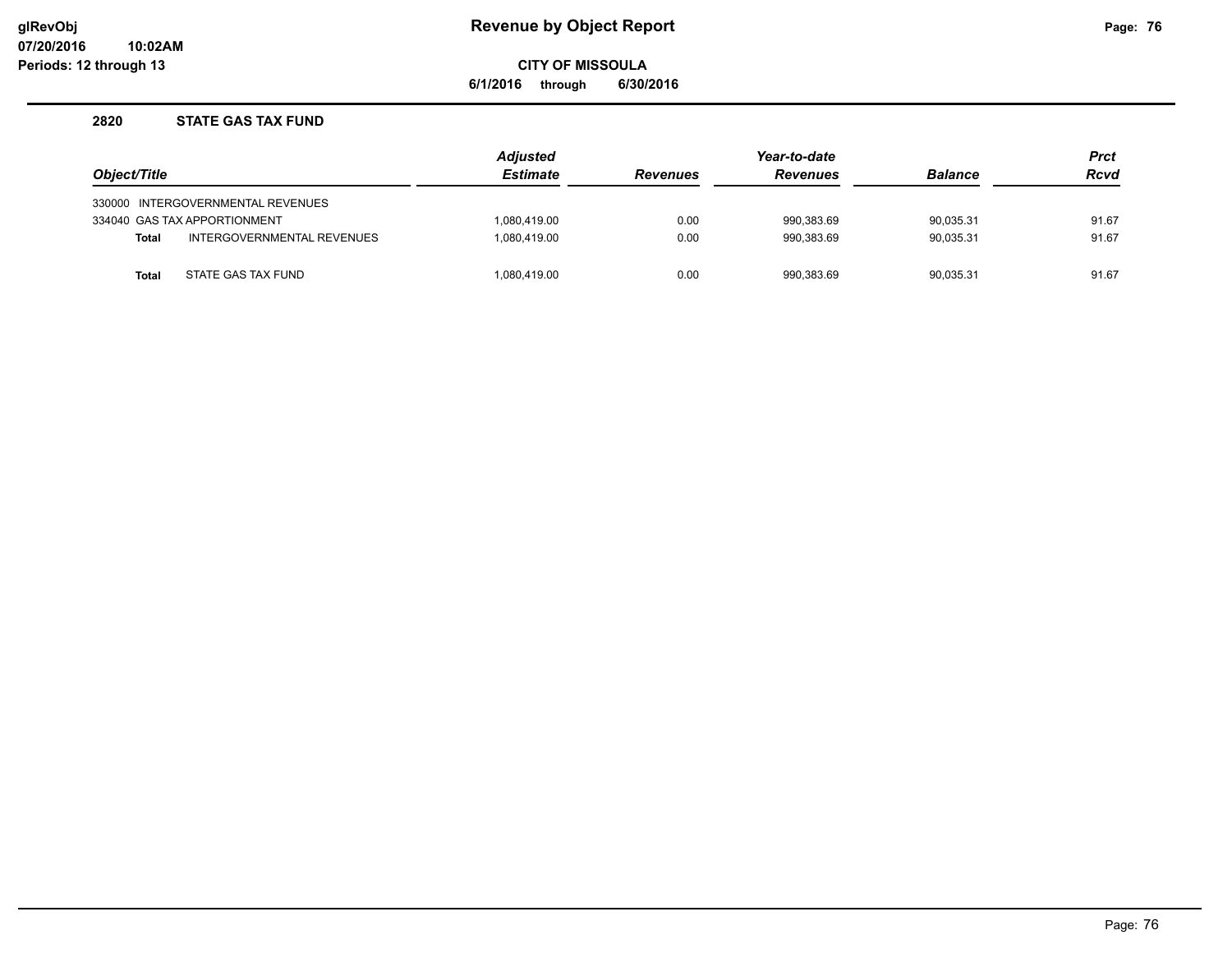# Revenue by Object Report

**CITY OF MISSOULA**

**6/1/2016 through 6/30/2016**

glRevObj
07/20/2016 10:02AM
Periods: 12 through 13

## 2820 STATE GAS TAX FUND

| Object/Title | | Adjusted Estimate | Revenues | Year-to-date Revenues | Balance | Prct Rcvd |
|---|---|---|---|---|---|---|
| 330000 | INTERGOVERNMENTAL REVENUES | | | | | |
| 334040 | GAS TAX APPORTIONMENT | 1,080,419.00 | 0.00 | 990,383.69 | 90,035.31 | 91.67 |
| **Total** | INTERGOVERNMENTAL REVENUES | 1,080,419.00 | 0.00 | 990,383.69 | 90,035.31 | 91.67 |
| **Total** | STATE GAS TAX FUND | 1,080,419.00 | 0.00 | 990,383.69 | 90,035.31 | 91.67 |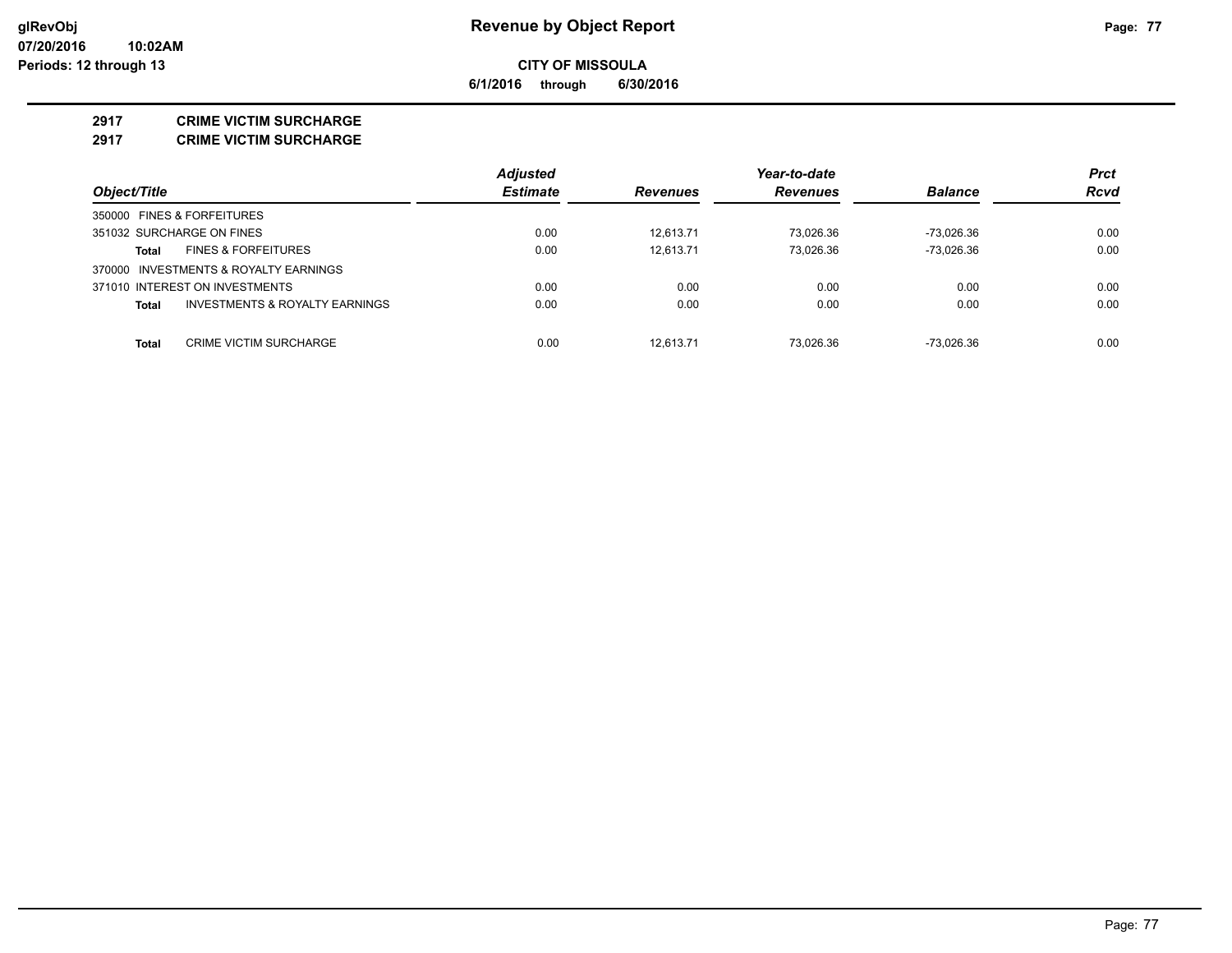**glRevObj**
**07/20/2016 10:02AM**
**Periods: 12 through 13**

# Revenue by Object Report

**CITY OF MISSOULA**

**6/1/2016 through 6/30/2016**

## 2917 CRIME VICTIM SURCHARGE
## 2917 CRIME VICTIM SURCHARGE

| Object/Title | Adjusted Estimate | Revenues | Year-to-date Revenues | Balance | Prct Rcvd |
|---|---|---|---|---|---|
| 350000 FINES & FORFEITURES | | | | | |
| 351032 SURCHARGE ON FINES | 0.00 | 12,613.71 | 73,026.36 | -73,026.36 | 0.00 |
| **Total** FINES & FORFEITURES | 0.00 | 12,613.71 | 73,026.36 | -73,026.36 | 0.00 |
| 370000 INVESTMENTS & ROYALTY EARNINGS | | | | | |
| 371010 INTEREST ON INVESTMENTS | 0.00 | 0.00 | 0.00 | 0.00 | 0.00 |
| **Total** INVESTMENTS & ROYALTY EARNINGS | 0.00 | 0.00 | 0.00 | 0.00 | 0.00 |
| **Total** CRIME VICTIM SURCHARGE | 0.00 | 12,613.71 | 73,026.36 | -73,026.36 | 0.00 |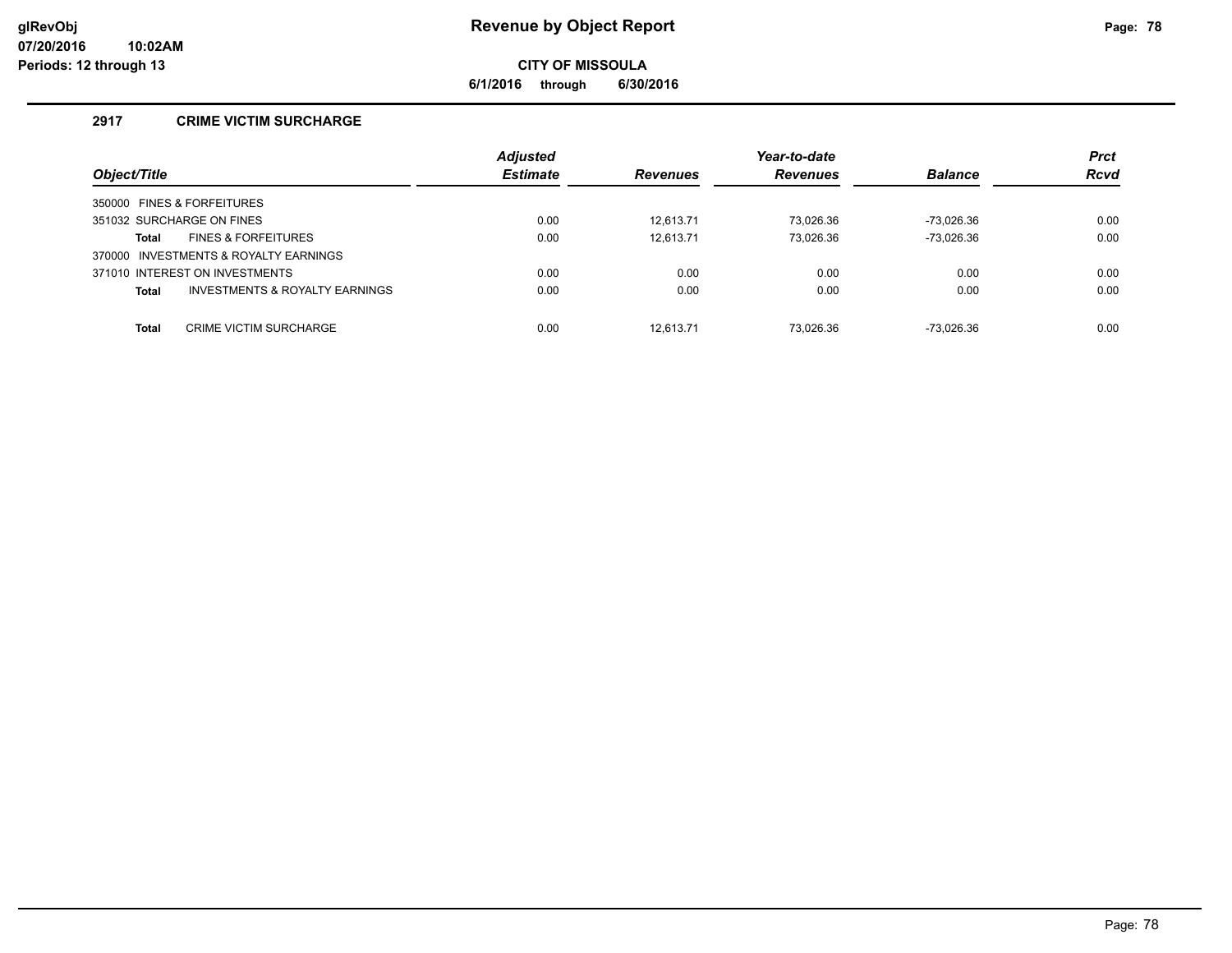**Revenue by Object Report**

**CITY OF MISSOULA**

**6/1/2016 through 6/30/2016**

glRevObj
07/20/2016 10:02AM
Periods: 12 through 13

## 2917 CRIME VICTIM SURCHARGE

| Object/Title | Adjusted Estimate | Revenues | Year-to-date Revenues | Balance | Prct Rcvd |
|---|---|---|---|---|---|
| 350000 FINES & FORFEITURES | | | | | |
| 351032 SURCHARGE ON FINES | 0.00 | 12,613.71 | 73,026.36 | -73,026.36 | 0.00 |
| **Total** FINES & FORFEITURES | 0.00 | 12,613.71 | 73,026.36 | -73,026.36 | 0.00 |
| 370000 INVESTMENTS & ROYALTY EARNINGS | | | | | |
| 371010 INTEREST ON INVESTMENTS | 0.00 | 0.00 | 0.00 | 0.00 | 0.00 |
| **Total** INVESTMENTS & ROYALTY EARNINGS | 0.00 | 0.00 | 0.00 | 0.00 | 0.00 |
| **Total** CRIME VICTIM SURCHARGE | 0.00 | 12,613.71 | 73,026.36 | -73,026.36 | 0.00 |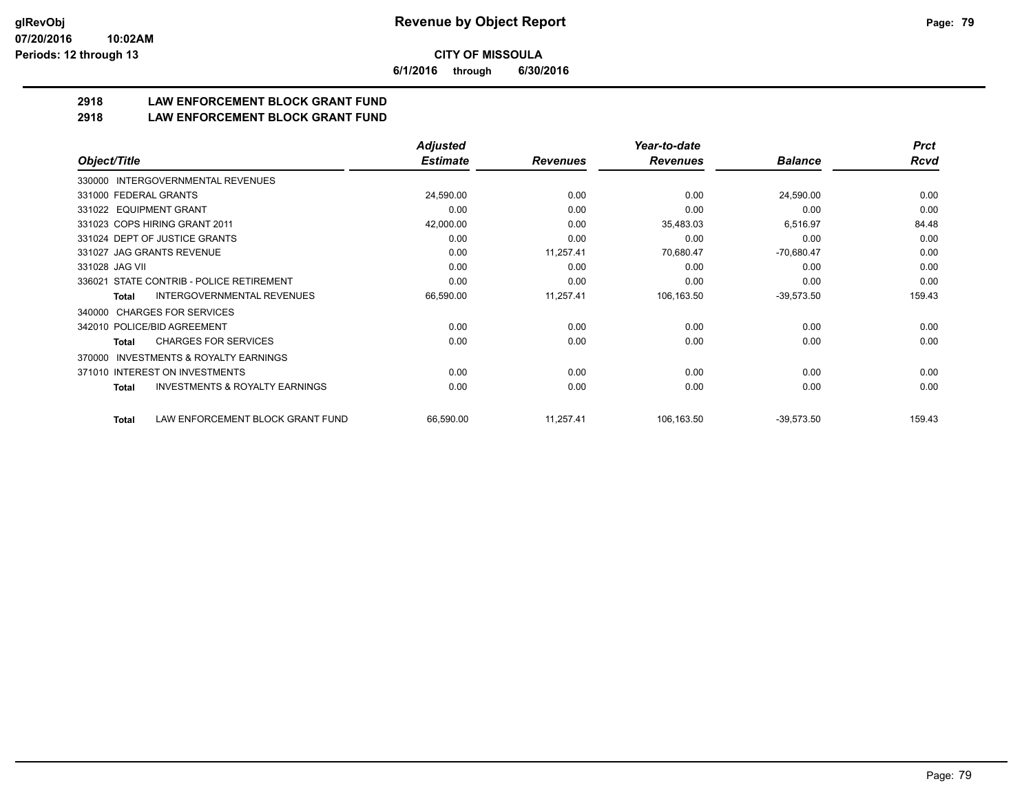**CITY OF MISSOULA**

**6/1/2016 through 6/30/2016**

## 2918 LAW ENFORCEMENT BLOCK GRANT FUND
## 2918 LAW ENFORCEMENT BLOCK GRANT FUND

| Object/Title | Adjusted Estimate | Revenues | Year-to-date Revenues | Balance | Prct Rcvd |
|---|---|---|---|---|---|
| 330000 INTERGOVERNMENTAL REVENUES | | | | | |
| 331000 FEDERAL GRANTS | 24,590.00 | 0.00 | 0.00 | 24,590.00 | 0.00 |
| 331022 EQUIPMENT GRANT | 0.00 | 0.00 | 0.00 | 0.00 | 0.00 |
| 331023 COPS HIRING GRANT 2011 | 42,000.00 | 0.00 | 35,483.03 | 6,516.97 | 84.48 |
| 331024 DEPT OF JUSTICE GRANTS | 0.00 | 0.00 | 0.00 | 0.00 | 0.00 |
| 331027 JAG GRANTS REVENUE | 0.00 | 11,257.41 | 70,680.47 | -70,680.47 | 0.00 |
| 331028 JAG VII | 0.00 | 0.00 | 0.00 | 0.00 | 0.00 |
| 336021 STATE CONTRIB - POLICE RETIREMENT | 0.00 | 0.00 | 0.00 | 0.00 | 0.00 |
| **Total** INTERGOVERNMENTAL REVENUES | 66,590.00 | 11,257.41 | 106,163.50 | -39,573.50 | 159.43 |
| 340000 CHARGES FOR SERVICES | | | | | |
| 342010 POLICE/BID AGREEMENT | 0.00 | 0.00 | 0.00 | 0.00 | 0.00 |
| **Total** CHARGES FOR SERVICES | 0.00 | 0.00 | 0.00 | 0.00 | 0.00 |
| 370000 INVESTMENTS & ROYALTY EARNINGS | | | | | |
| 371010 INTEREST ON INVESTMENTS | 0.00 | 0.00 | 0.00 | 0.00 | 0.00 |
| **Total** INVESTMENTS & ROYALTY EARNINGS | 0.00 | 0.00 | 0.00 | 0.00 | 0.00 |
| **Total** LAW ENFORCEMENT BLOCK GRANT FUND | 66,590.00 | 11,257.41 | 106,163.50 | -39,573.50 | 159.43 |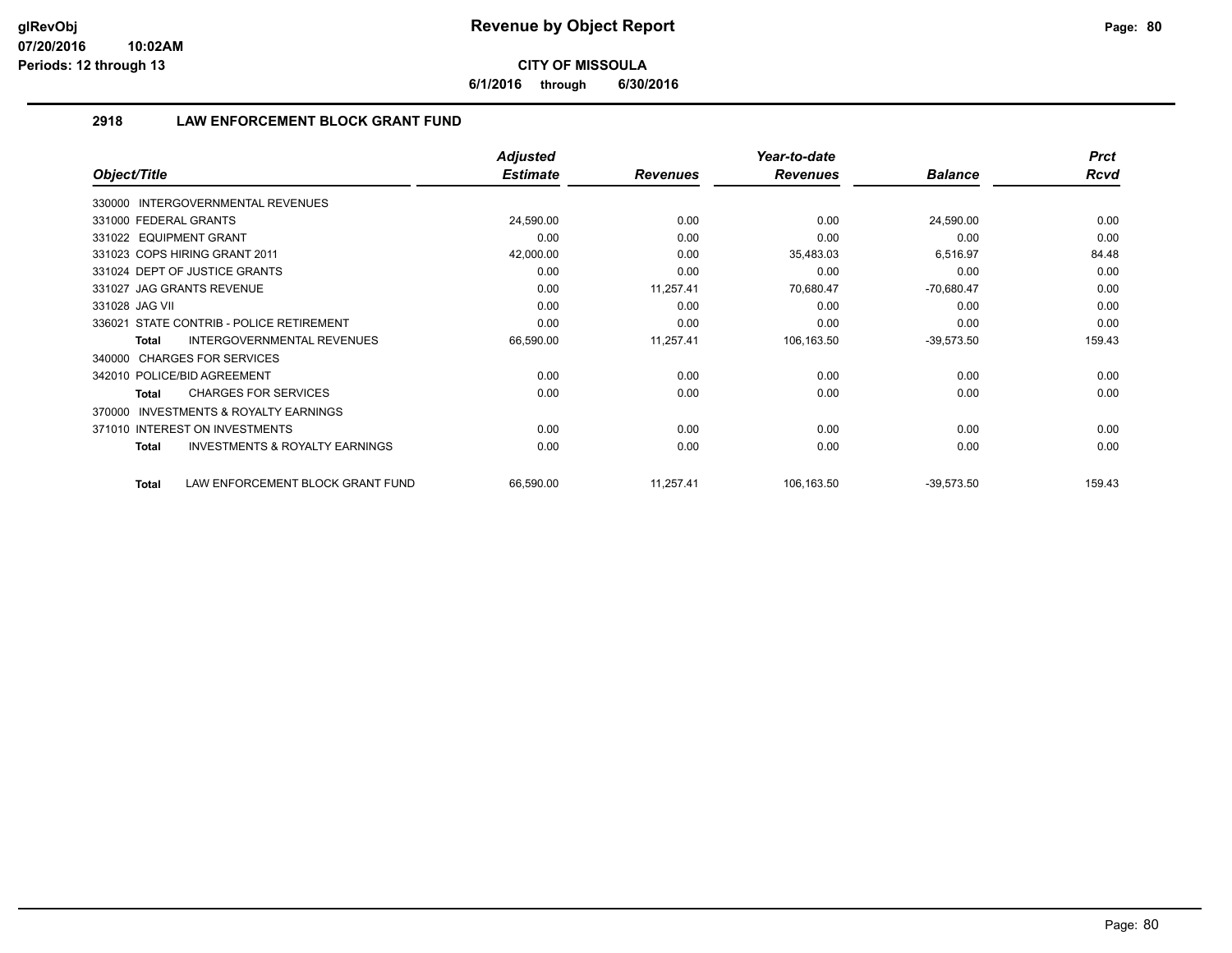# Revenue by Object Report

**CITY OF MISSOULA**

**6/1/2016 through 6/30/2016**

glRevObj
07/20/2016 10:02AM
Periods: 12 through 13

## 2918 LAW ENFORCEMENT BLOCK GRANT FUND

| Object/Title | Adjusted Estimate | Revenues | Year-to-date Revenues | Balance | Prct Rcvd |
|---|---|---|---|---|---|
| 330000 INTERGOVERNMENTAL REVENUES | | | | | |
| 331000 FEDERAL GRANTS | 24,590.00 | 0.00 | 0.00 | 24,590.00 | 0.00 |
| 331022 EQUIPMENT GRANT | 0.00 | 0.00 | 0.00 | 0.00 | 0.00 |
| 331023 COPS HIRING GRANT 2011 | 42,000.00 | 0.00 | 35,483.03 | 6,516.97 | 84.48 |
| 331024 DEPT OF JUSTICE GRANTS | 0.00 | 0.00 | 0.00 | 0.00 | 0.00 |
| 331027 JAG GRANTS REVENUE | 0.00 | 11,257.41 | 70,680.47 | -70,680.47 | 0.00 |
| 331028 JAG VII | 0.00 | 0.00 | 0.00 | 0.00 | 0.00 |
| 336021 STATE CONTRIB - POLICE RETIREMENT | 0.00 | 0.00 | 0.00 | 0.00 | 0.00 |
| **Total** INTERGOVERNMENTAL REVENUES | 66,590.00 | 11,257.41 | 106,163.50 | -39,573.50 | 159.43 |
| 340000 CHARGES FOR SERVICES | | | | | |
| 342010 POLICE/BID AGREEMENT | 0.00 | 0.00 | 0.00 | 0.00 | 0.00 |
| **Total** CHARGES FOR SERVICES | 0.00 | 0.00 | 0.00 | 0.00 | 0.00 |
| 370000 INVESTMENTS & ROYALTY EARNINGS | | | | | |
| 371010 INTEREST ON INVESTMENTS | 0.00 | 0.00 | 0.00 | 0.00 | 0.00 |
| **Total** INVESTMENTS & ROYALTY EARNINGS | 0.00 | 0.00 | 0.00 | 0.00 | 0.00 |
| **Total** LAW ENFORCEMENT BLOCK GRANT FUND | 66,590.00 | 11,257.41 | 106,163.50 | -39,573.50 | 159.43 |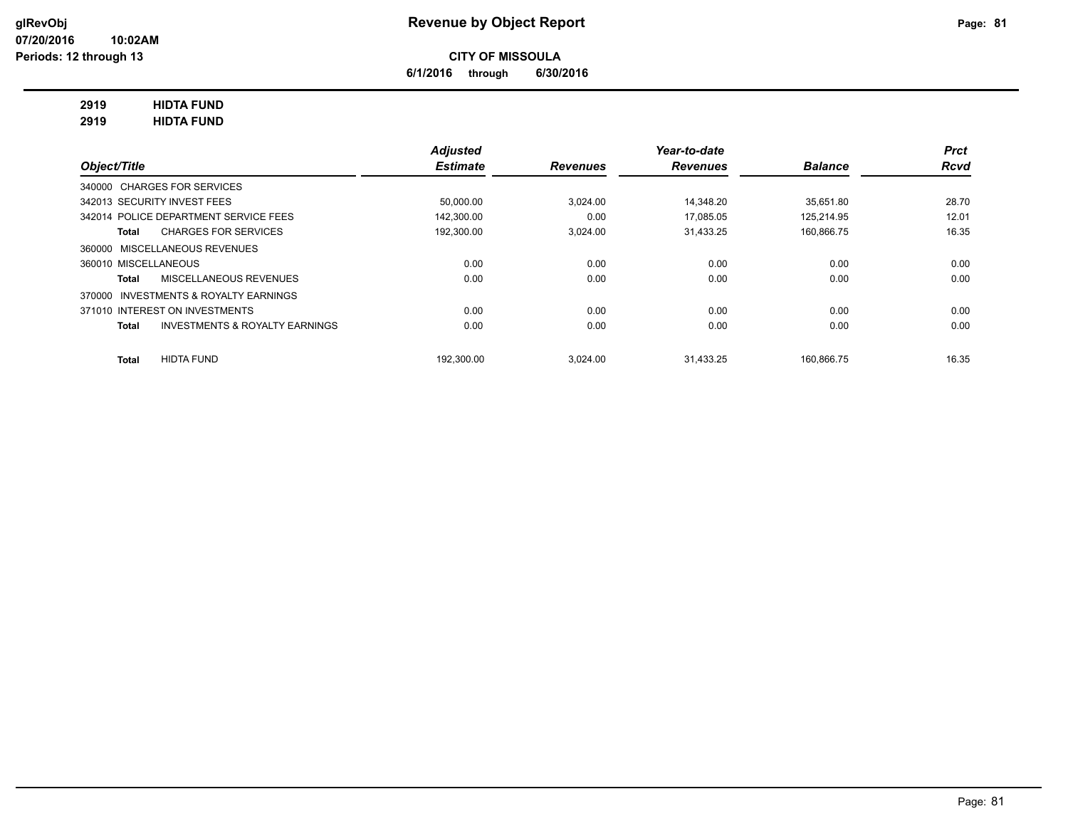**glRevObj**
**07/20/2016 10:02AM**
**Periods: 12 through 13**

# Revenue by Object Report

**CITY OF MISSOULA**

**6/1/2016 through 6/30/2016**

**2919 HIDTA FUND**
**2919 HIDTA FUND**

| Object/Title | Adjusted Estimate | Revenues | Year-to-date Revenues | Balance | Prct Rcvd |
|---|---|---|---|---|---|
| 340000 CHARGES FOR SERVICES | | | | | |
| 342013 SECURITY INVEST FEES | 50,000.00 | 3,024.00 | 14,348.20 | 35,651.80 | 28.70 |
| 342014 POLICE DEPARTMENT SERVICE FEES | 142,300.00 | 0.00 | 17,085.05 | 125,214.95 | 12.01 |
| **Total** CHARGES FOR SERVICES | 192,300.00 | 3,024.00 | 31,433.25 | 160,866.75 | 16.35 |
| 360000 MISCELLANEOUS REVENUES | | | | | |
| 360010 MISCELLANEOUS | 0.00 | 0.00 | 0.00 | 0.00 | 0.00 |
| **Total** MISCELLANEOUS REVENUES | 0.00 | 0.00 | 0.00 | 0.00 | 0.00 |
| 370000 INVESTMENTS & ROYALTY EARNINGS | | | | | |
| 371010 INTEREST ON INVESTMENTS | 0.00 | 0.00 | 0.00 | 0.00 | 0.00 |
| **Total** INVESTMENTS & ROYALTY EARNINGS | 0.00 | 0.00 | 0.00 | 0.00 | 0.00 |
| **Total** HIDTA FUND | 192,300.00 | 3,024.00 | 31,433.25 | 160,866.75 | 16.35 |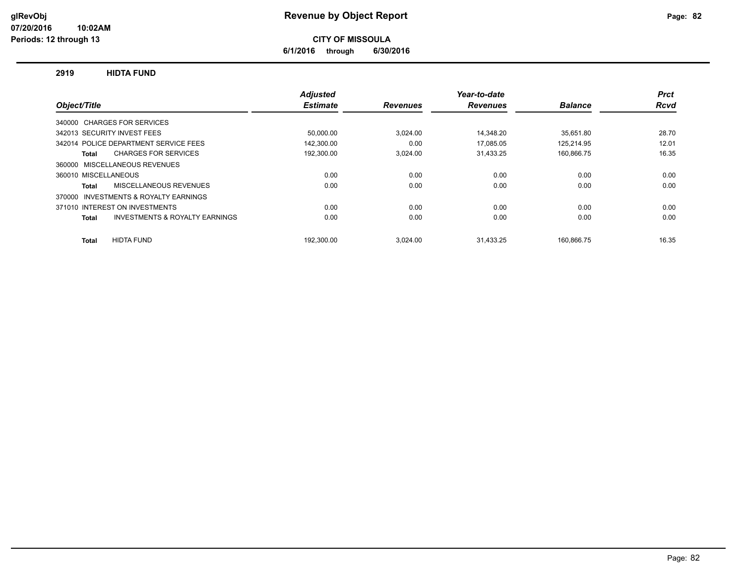# Revenue by Object Report

glRevObj
07/20/2016 10:02AM
Periods: 12 through 13

**CITY OF MISSOULA**

**6/1/2016 through 6/30/2016**

## 2919 HIDTA FUND

| Object/Title | Adjusted Estimate | Revenues | Year-to-date Revenues | Balance | Prct Rcvd |
|---|---|---|---|---|---|
| 340000 CHARGES FOR SERVICES | | | | | |
| 342013 SECURITY INVEST FEES | 50,000.00 | 3,024.00 | 14,348.20 | 35,651.80 | 28.70 |
| 342014 POLICE DEPARTMENT SERVICE FEES | 142,300.00 | 0.00 | 17,085.05 | 125,214.95 | 12.01 |
| **Total** CHARGES FOR SERVICES | 192,300.00 | 3,024.00 | 31,433.25 | 160,866.75 | 16.35 |
| 360000 MISCELLANEOUS REVENUES | | | | | |
| 360010 MISCELLANEOUS | 0.00 | 0.00 | 0.00 | 0.00 | 0.00 |
| **Total** MISCELLANEOUS REVENUES | 0.00 | 0.00 | 0.00 | 0.00 | 0.00 |
| 370000 INVESTMENTS & ROYALTY EARNINGS | | | | | |
| 371010 INTEREST ON INVESTMENTS | 0.00 | 0.00 | 0.00 | 0.00 | 0.00 |
| **Total** INVESTMENTS & ROYALTY EARNINGS | 0.00 | 0.00 | 0.00 | 0.00 | 0.00 |
| **Total** HIDTA FUND | 192,300.00 | 3,024.00 | 31,433.25 | 160,866.75 | 16.35 |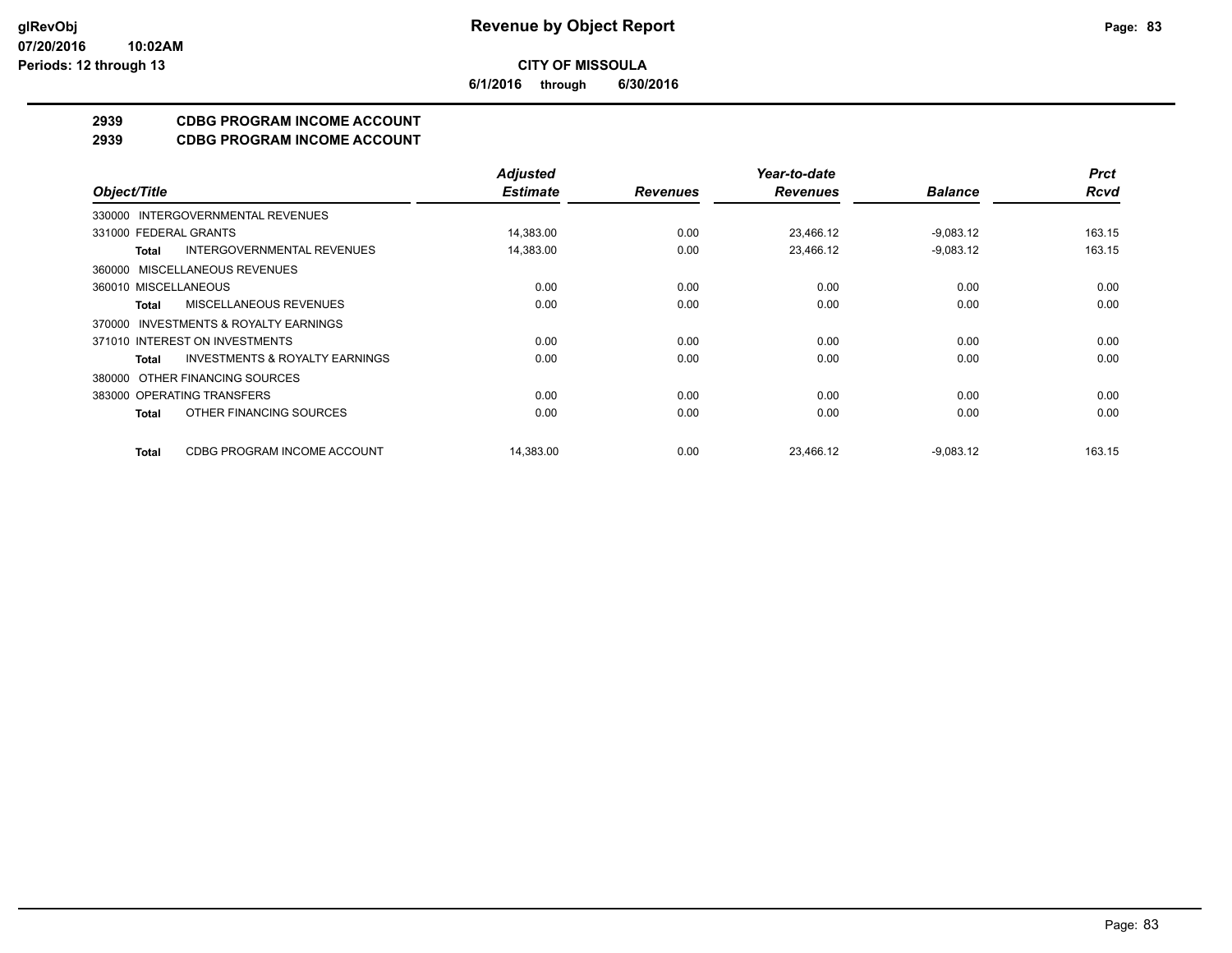# CITY OF MISSOULA

**6/1/2016 through 6/30/2016**

## 2939 CDBG PROGRAM INCOME ACCOUNT
## 2939 CDBG PROGRAM INCOME ACCOUNT

| Object/Title | Adjusted Estimate | Revenues | Year-to-date Revenues | Balance | Prct Rcvd |
|---|---|---|---|---|---|
| 330000 INTERGOVERNMENTAL REVENUES | | | | | |
| 331000 FEDERAL GRANTS | 14,383.00 | 0.00 | 23,466.12 | -9,083.12 | 163.15 |
| **Total** INTERGOVERNMENTAL REVENUES | 14,383.00 | 0.00 | 23,466.12 | -9,083.12 | 163.15 |
| 360000 MISCELLANEOUS REVENUES | | | | | |
| 360010 MISCELLANEOUS | 0.00 | 0.00 | 0.00 | 0.00 | 0.00 |
| **Total** MISCELLANEOUS REVENUES | 0.00 | 0.00 | 0.00 | 0.00 | 0.00 |
| 370000 INVESTMENTS & ROYALTY EARNINGS | | | | | |
| 371010 INTEREST ON INVESTMENTS | 0.00 | 0.00 | 0.00 | 0.00 | 0.00 |
| **Total** INVESTMENTS & ROYALTY EARNINGS | 0.00 | 0.00 | 0.00 | 0.00 | 0.00 |
| 380000 OTHER FINANCING SOURCES | | | | | |
| 383000 OPERATING TRANSFERS | 0.00 | 0.00 | 0.00 | 0.00 | 0.00 |
| **Total** OTHER FINANCING SOURCES | 0.00 | 0.00 | 0.00 | 0.00 | 0.00 |
| **Total** CDBG PROGRAM INCOME ACCOUNT | 14,383.00 | 0.00 | 23,466.12 | -9,083.12 | 163.15 |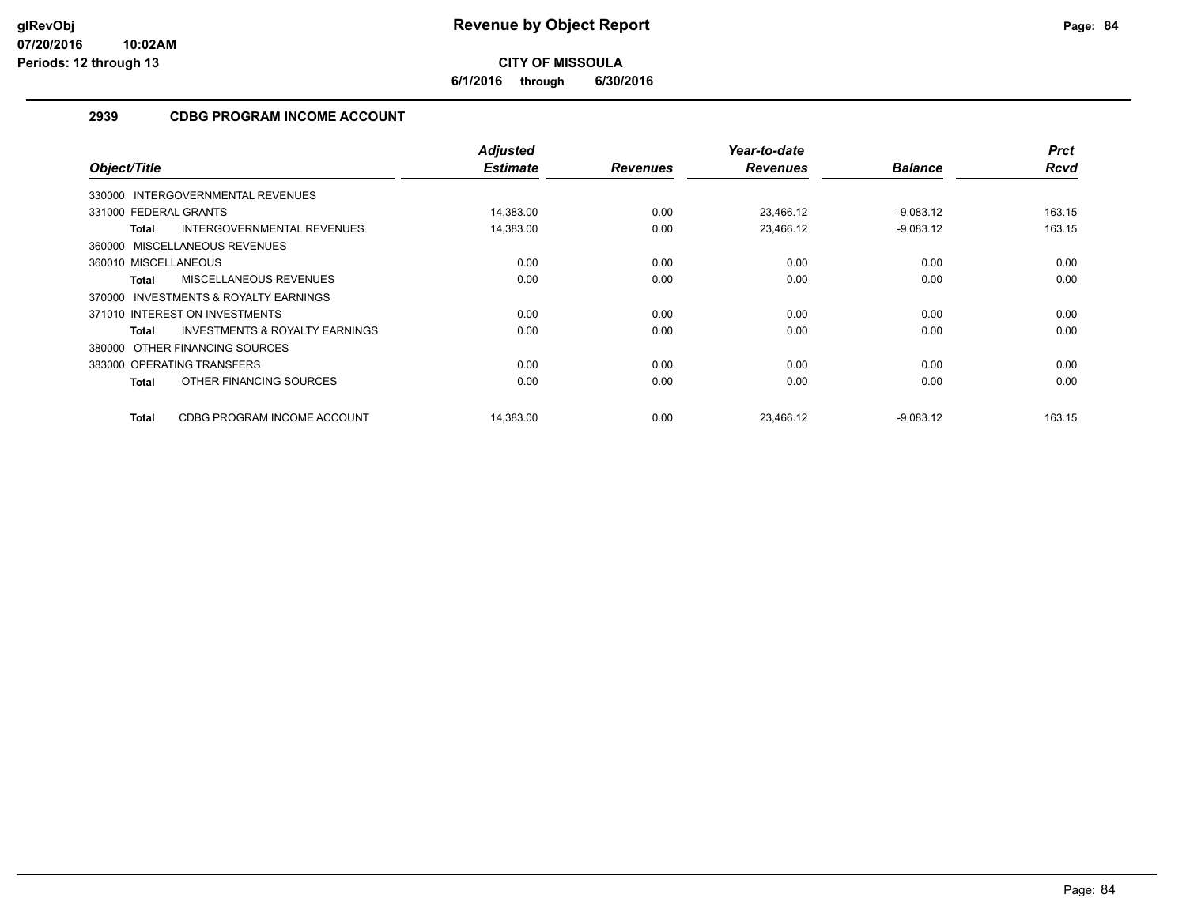**CITY OF MISSOULA**

**6/1/2016 through 6/30/2016**

## 2939 CDBG PROGRAM INCOME ACCOUNT

| Object/Title | Adjusted Estimate | Revenues | Year-to-date Revenues | Balance | Prct Rcvd |
|---|---|---|---|---|---|
| 330000 INTERGOVERNMENTAL REVENUES | | | | | |
| 331000 FEDERAL GRANTS | 14,383.00 | 0.00 | 23,466.12 | -9,083.12 | 163.15 |
| **Total** INTERGOVERNMENTAL REVENUES | 14,383.00 | 0.00 | 23,466.12 | -9,083.12 | 163.15 |
| 360000 MISCELLANEOUS REVENUES | | | | | |
| 360010 MISCELLANEOUS | 0.00 | 0.00 | 0.00 | 0.00 | 0.00 |
| **Total** MISCELLANEOUS REVENUES | 0.00 | 0.00 | 0.00 | 0.00 | 0.00 |
| 370000 INVESTMENTS & ROYALTY EARNINGS | | | | | |
| 371010 INTEREST ON INVESTMENTS | 0.00 | 0.00 | 0.00 | 0.00 | 0.00 |
| **Total** INVESTMENTS & ROYALTY EARNINGS | 0.00 | 0.00 | 0.00 | 0.00 | 0.00 |
| 380000 OTHER FINANCING SOURCES | | | | | |
| 383000 OPERATING TRANSFERS | 0.00 | 0.00 | 0.00 | 0.00 | 0.00 |
| **Total** OTHER FINANCING SOURCES | 0.00 | 0.00 | 0.00 | 0.00 | 0.00 |
| **Total** CDBG PROGRAM INCOME ACCOUNT | 14,383.00 | 0.00 | 23,466.12 | -9,083.12 | 163.15 |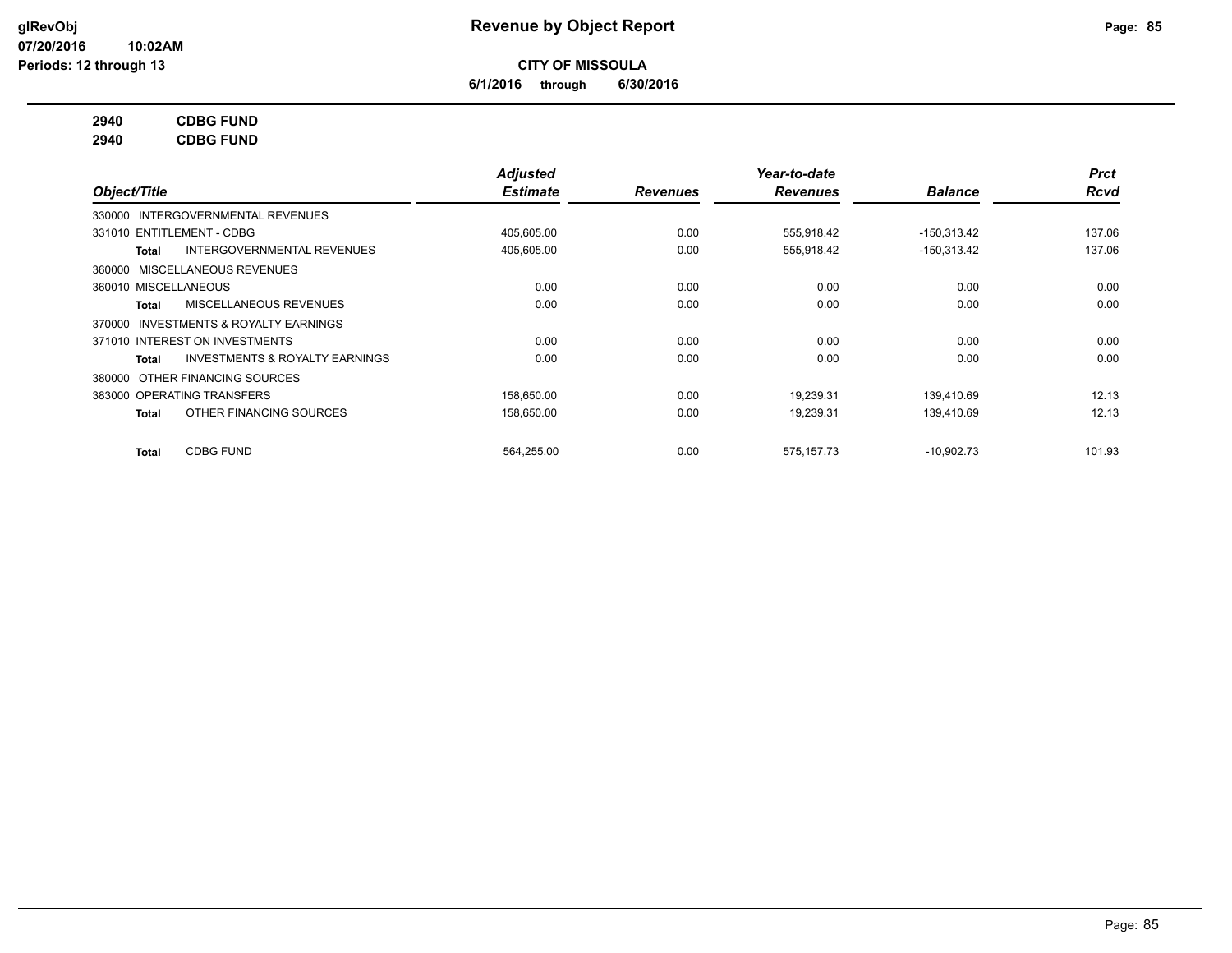# Revenue by Object Report

glRevObj
07/20/2016 10:02AM
Periods: 12 through 13

**CITY OF MISSOULA**

**6/1/2016 through 6/30/2016**

**2940 CDBG FUND**
**2940 CDBG FUND**

| Object/Title | | Adjusted Estimate | Revenues | Year-to-date Revenues | Balance | Prct Rcvd |
|---|---|---|---|---|---|---|
| 330000 INTERGOVERNMENTAL REVENUES | | | | | | |
| 331010 ENTITLEMENT - CDBG | | 405,605.00 | 0.00 | 555,918.42 | -150,313.42 | 137.06 |
| Total | INTERGOVERNMENTAL REVENUES | 405,605.00 | 0.00 | 555,918.42 | -150,313.42 | 137.06 |
| 360000 MISCELLANEOUS REVENUES | | | | | | |
| 360010 MISCELLANEOUS | | 0.00 | 0.00 | 0.00 | 0.00 | 0.00 |
| Total | MISCELLANEOUS REVENUES | 0.00 | 0.00 | 0.00 | 0.00 | 0.00 |
| 370000 INVESTMENTS & ROYALTY EARNINGS | | | | | | |
| 371010 INTEREST ON INVESTMENTS | | 0.00 | 0.00 | 0.00 | 0.00 | 0.00 |
| Total | INVESTMENTS & ROYALTY EARNINGS | 0.00 | 0.00 | 0.00 | 0.00 | 0.00 |
| 380000 OTHER FINANCING SOURCES | | | | | | |
| 383000 OPERATING TRANSFERS | | 158,650.00 | 0.00 | 19,239.31 | 139,410.69 | 12.13 |
| Total | OTHER FINANCING SOURCES | 158,650.00 | 0.00 | 19,239.31 | 139,410.69 | 12.13 |
| Total | CDBG FUND | 564,255.00 | 0.00 | 575,157.73 | -10,902.73 | 101.93 |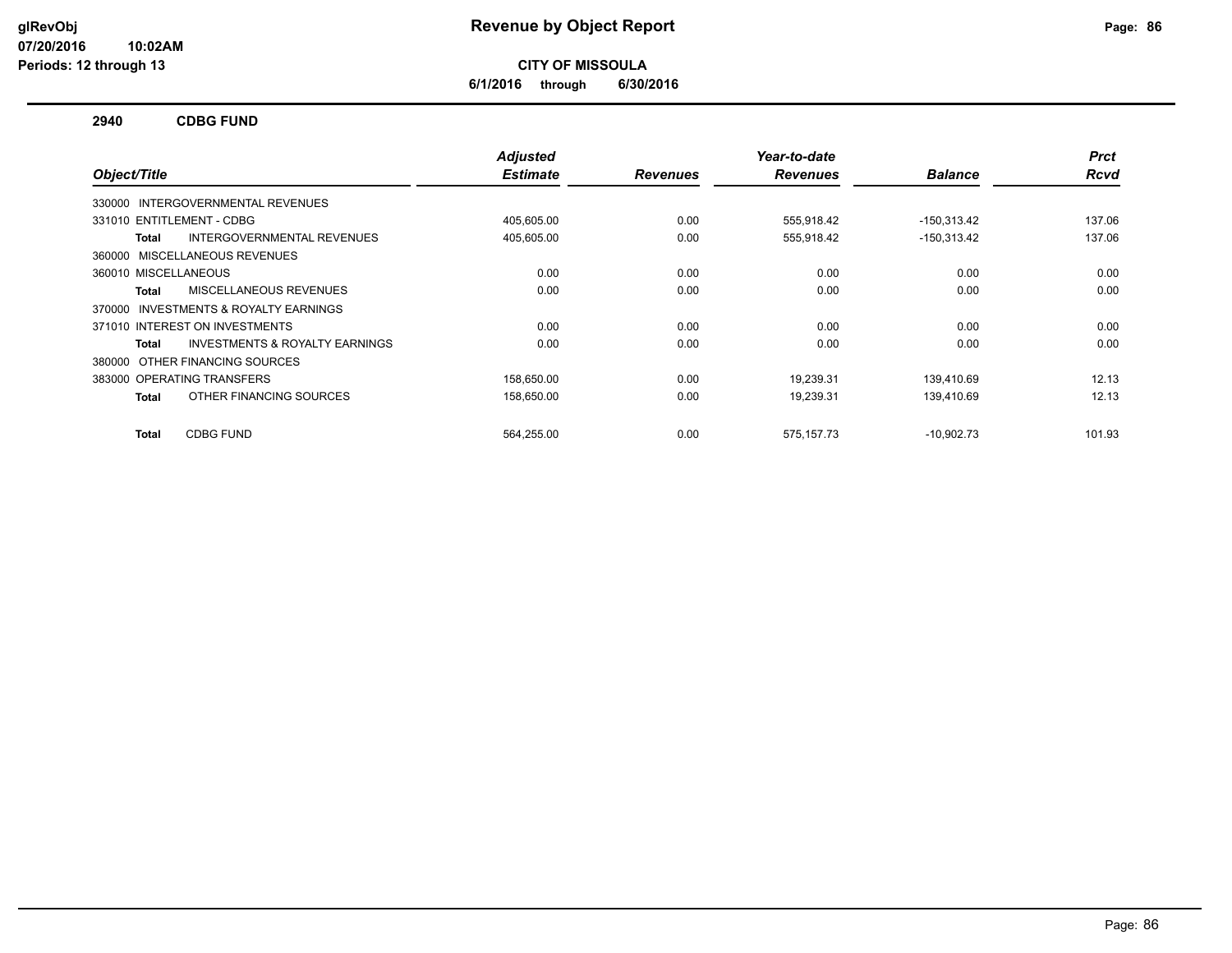# Revenue by Object Report

**CITY OF MISSOULA**

**6/1/2016 through 6/30/2016**

glRevObj
07/20/2016 10:02AM
Periods: 12 through 13

## 2940 CDBG FUND

| Object/Title | Adjusted Estimate | Revenues | Year-to-date Revenues | Balance | Prct Rcvd |
|---|---|---|---|---|---|
| 330000 INTERGOVERNMENTAL REVENUES | | | | | |
| 331010 ENTITLEMENT - CDBG | 405,605.00 | 0.00 | 555,918.42 | -150,313.42 | 137.06 |
| **Total** INTERGOVERNMENTAL REVENUES | 405,605.00 | 0.00 | 555,918.42 | -150,313.42 | 137.06 |
| 360000 MISCELLANEOUS REVENUES | | | | | |
| 360010 MISCELLANEOUS | 0.00 | 0.00 | 0.00 | 0.00 | 0.00 |
| **Total** MISCELLANEOUS REVENUES | 0.00 | 0.00 | 0.00 | 0.00 | 0.00 |
| 370000 INVESTMENTS & ROYALTY EARNINGS | | | | | |
| 371010 INTEREST ON INVESTMENTS | 0.00 | 0.00 | 0.00 | 0.00 | 0.00 |
| **Total** INVESTMENTS & ROYALTY EARNINGS | 0.00 | 0.00 | 0.00 | 0.00 | 0.00 |
| 380000 OTHER FINANCING SOURCES | | | | | |
| 383000 OPERATING TRANSFERS | 158,650.00 | 0.00 | 19,239.31 | 139,410.69 | 12.13 |
| **Total** OTHER FINANCING SOURCES | 158,650.00 | 0.00 | 19,239.31 | 139,410.69 | 12.13 |
| **Total** CDBG FUND | 564,255.00 | 0.00 | 575,157.73 | -10,902.73 | 101.93 |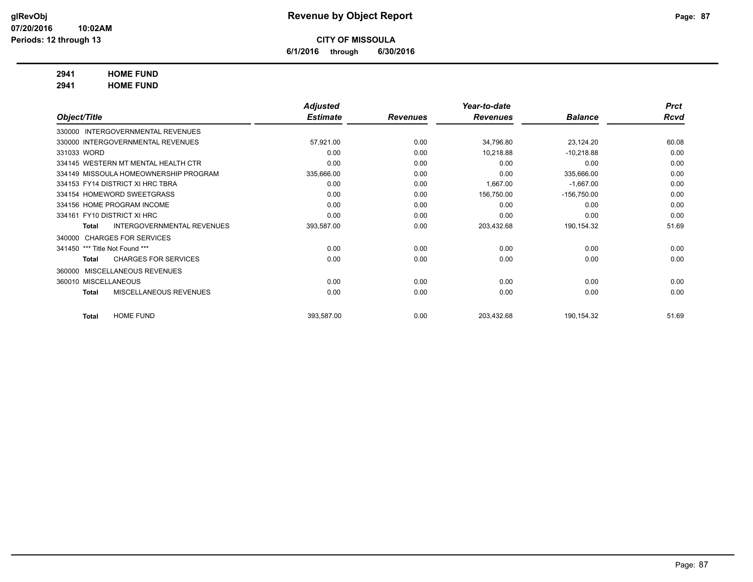# CITY OF MISSOULA

**6/1/2016 through 6/30/2016**

**2941 HOME FUND**

**2941 HOME FUND**

| Object/Title | Adjusted Estimate | Revenues | Year-to-date Revenues | Balance | Prct Rcvd |
|---|---|---|---|---|---|
| 330000 INTERGOVERNMENTAL REVENUES | | | | | |
| 330000 INTERGOVERNMENTAL REVENUES | 57,921.00 | 0.00 | 34,796.80 | 23,124.20 | 60.08 |
| 331033 WORD | 0.00 | 0.00 | 10,218.88 | -10,218.88 | 0.00 |
| 334145 WESTERN MT MENTAL HEALTH CTR | 0.00 | 0.00 | 0.00 | 0.00 | 0.00 |
| 334149 MISSOULA HOMEOWNERSHIP PROGRAM | 335,666.00 | 0.00 | 0.00 | 335,666.00 | 0.00 |
| 334153 FY14 DISTRICT XI HRC TBRA | 0.00 | 0.00 | 1,667.00 | -1,667.00 | 0.00 |
| 334154 HOMEWORD SWEETGRASS | 0.00 | 0.00 | 156,750.00 | -156,750.00 | 0.00 |
| 334156 HOME PROGRAM INCOME | 0.00 | 0.00 | 0.00 | 0.00 | 0.00 |
| 334161 FY10 DISTRICT XI HRC | 0.00 | 0.00 | 0.00 | 0.00 | 0.00 |
| **Total** INTERGOVERNMENTAL REVENUES | 393,587.00 | 0.00 | 203,432.68 | 190,154.32 | 51.69 |
| 340000 CHARGES FOR SERVICES | | | | | |
| 341450 *** Title Not Found *** | 0.00 | 0.00 | 0.00 | 0.00 | 0.00 |
| **Total** CHARGES FOR SERVICES | 0.00 | 0.00 | 0.00 | 0.00 | 0.00 |
| 360000 MISCELLANEOUS REVENUES | | | | | |
| 360010 MISCELLANEOUS | 0.00 | 0.00 | 0.00 | 0.00 | 0.00 |
| **Total** MISCELLANEOUS REVENUES | 0.00 | 0.00 | 0.00 | 0.00 | 0.00 |
| **Total** HOME FUND | 393,587.00 | 0.00 | 203,432.68 | 190,154.32 | 51.69 |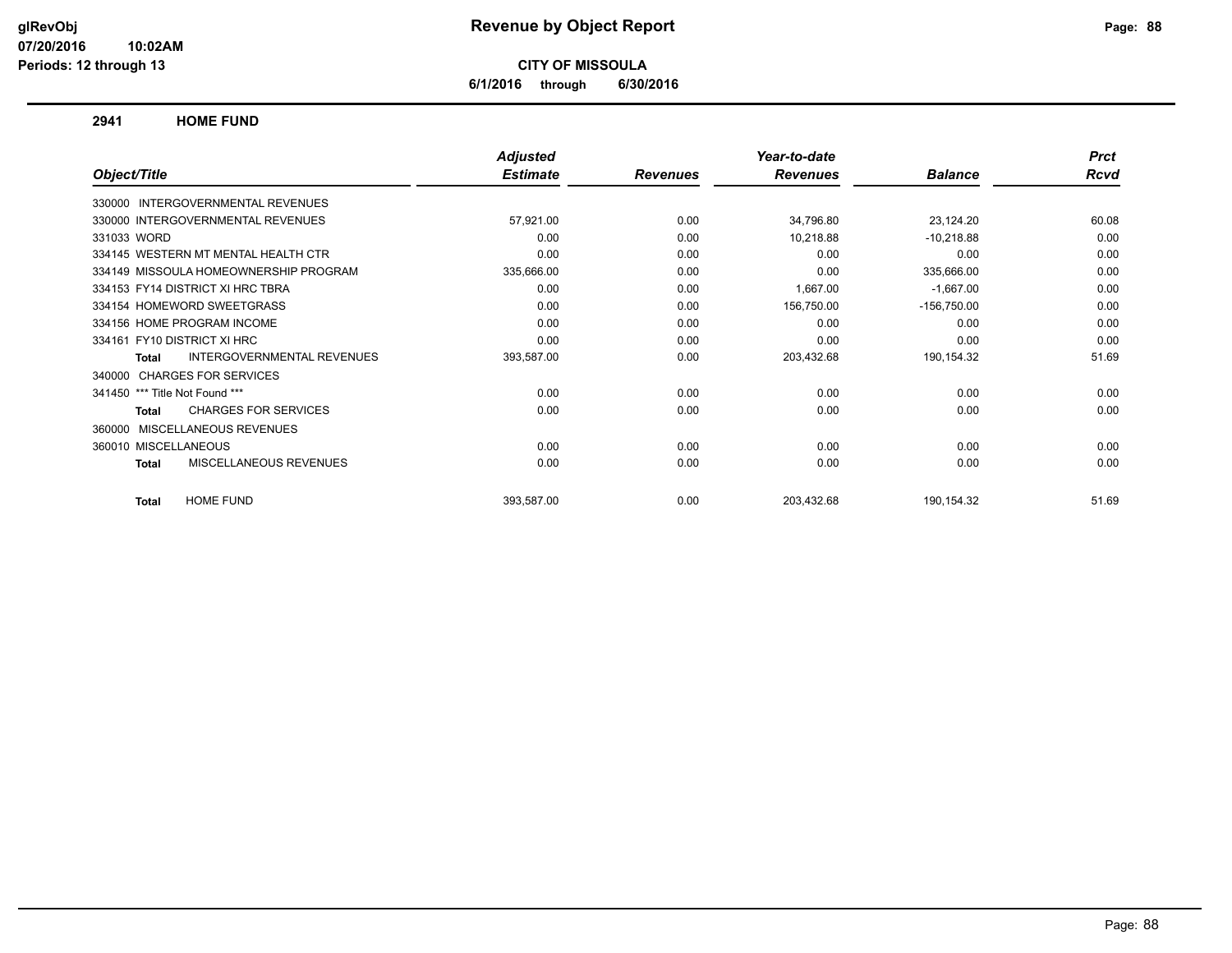# Revenue by Object Report

**CITY OF MISSOULA**

**6/1/2016 through 6/30/2016**

glRevObj
07/20/2016 10:02AM
Periods: 12 through 13

## 2941 HOME FUND

| Object/Title | Adjusted Estimate | Revenues | Year-to-date Revenues | Balance | Prct Rcvd |
|---|---|---|---|---|---|
| 330000 INTERGOVERNMENTAL REVENUES | | | | | |
| 330000 INTERGOVERNMENTAL REVENUES | 57,921.00 | 0.00 | 34,796.80 | 23,124.20 | 60.08 |
| 331033 WORD | 0.00 | 0.00 | 10,218.88 | -10,218.88 | 0.00 |
| 334145 WESTERN MT MENTAL HEALTH CTR | 0.00 | 0.00 | 0.00 | 0.00 | 0.00 |
| 334149 MISSOULA HOMEOWNERSHIP PROGRAM | 335,666.00 | 0.00 | 0.00 | 335,666.00 | 0.00 |
| 334153 FY14 DISTRICT XI HRC TBRA | 0.00 | 0.00 | 1,667.00 | -1,667.00 | 0.00 |
| 334154 HOMEWORD SWEETGRASS | 0.00 | 0.00 | 156,750.00 | -156,750.00 | 0.00 |
| 334156 HOME PROGRAM INCOME | 0.00 | 0.00 | 0.00 | 0.00 | 0.00 |
| 334161 FY10 DISTRICT XI HRC | 0.00 | 0.00 | 0.00 | 0.00 | 0.00 |
| **Total** INTERGOVERNMENTAL REVENUES | 393,587.00 | 0.00 | 203,432.68 | 190,154.32 | 51.69 |
| 340000 CHARGES FOR SERVICES | | | | | |
| 341450 *** Title Not Found *** | 0.00 | 0.00 | 0.00 | 0.00 | 0.00 |
| **Total** CHARGES FOR SERVICES | 0.00 | 0.00 | 0.00 | 0.00 | 0.00 |
| 360000 MISCELLANEOUS REVENUES | | | | | |
| 360010 MISCELLANEOUS | 0.00 | 0.00 | 0.00 | 0.00 | 0.00 |
| **Total** MISCELLANEOUS REVENUES | 0.00 | 0.00 | 0.00 | 0.00 | 0.00 |
| **Total** HOME FUND | 393,587.00 | 0.00 | 203,432.68 | 190,154.32 | 51.69 |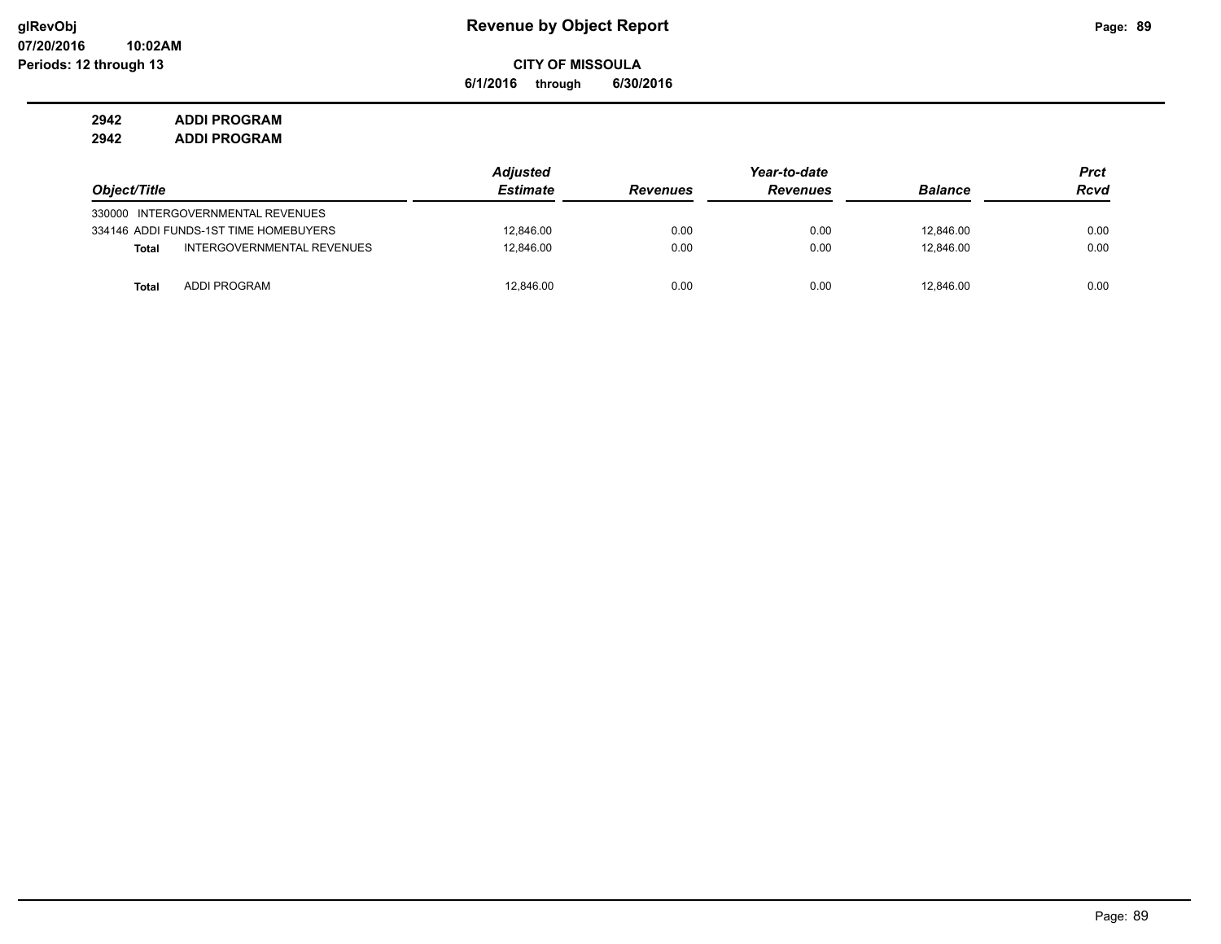**Revenue by Object Report**

**CITY OF MISSOULA**

**6/1/2016 through 6/30/2016**

glRevObj
07/20/2016 10:02AM
Periods: 12 through 13

**2942 ADDI PROGRAM**
**2942 ADDI PROGRAM**

| Object/Title | | Adjusted Estimate | Revenues | Year-to-date Revenues | Balance | Prct Rcvd |
|---|---|---|---|---|---|---|
| 330000 INTERGOVERNMENTAL REVENUES | | | | | | |
| 334146 ADDI FUNDS-1ST TIME HOMEBUYERS | | 12,846.00 | 0.00 | 0.00 | 12,846.00 | 0.00 |
| **Total** | INTERGOVERNMENTAL REVENUES | 12,846.00 | 0.00 | 0.00 | 12,846.00 | 0.00 |
| **Total** | ADDI PROGRAM | 12,846.00 | 0.00 | 0.00 | 12,846.00 | 0.00 |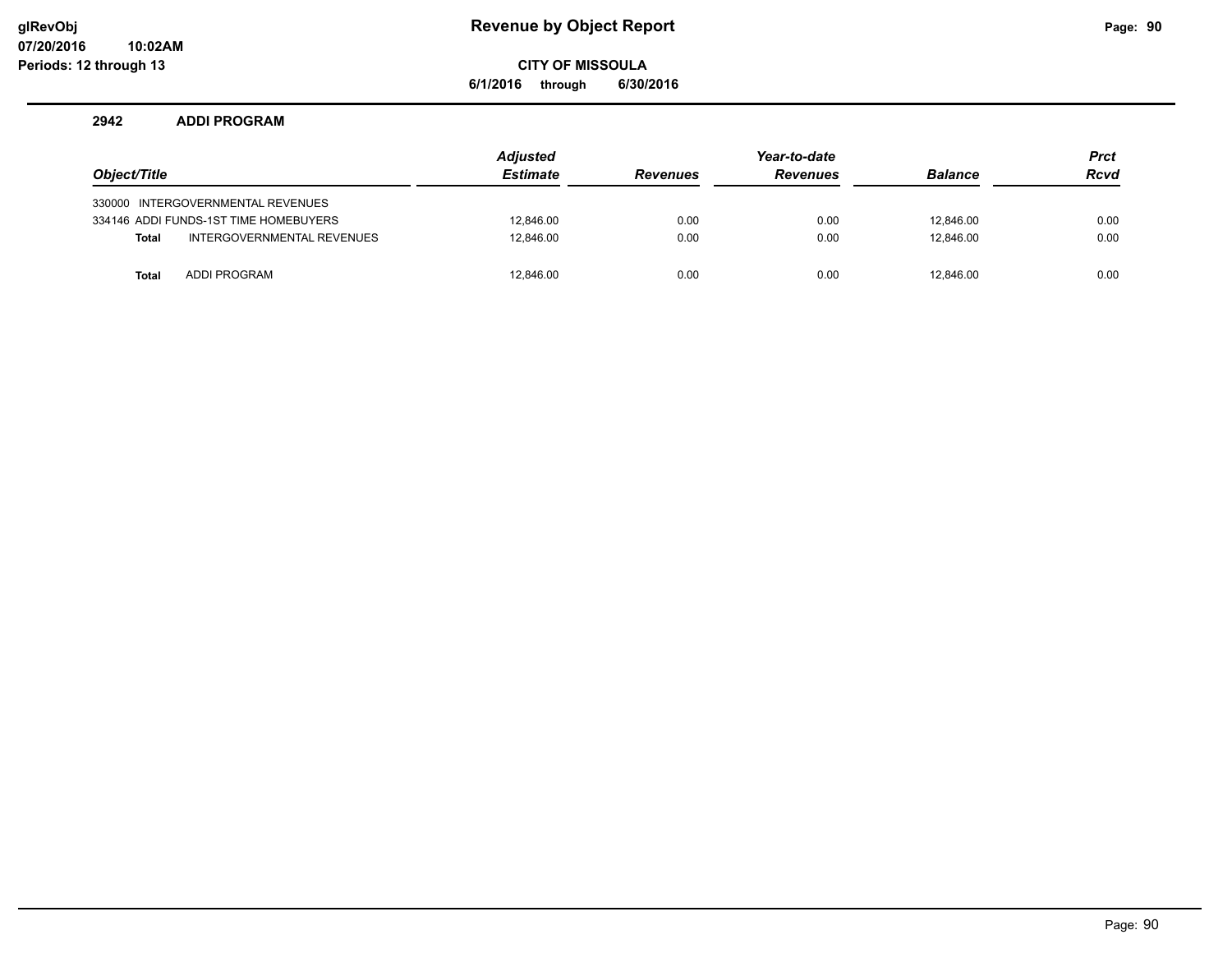**Revenue by Object Report**

**CITY OF MISSOULA**

**6/1/2016 through 6/30/2016**

## 2942 ADDI PROGRAM

| Object/Title | Adjusted Estimate | Revenues | Year-to-date Revenues | Balance | Prct Rcvd |
|---|---|---|---|---|---|
| 330000 INTERGOVERNMENTAL REVENUES | | | | | |
| 334146 ADDI FUNDS-1ST TIME HOMEBUYERS | 12,846.00 | 0.00 | 0.00 | 12,846.00 | 0.00 |
| **Total** INTERGOVERNMENTAL REVENUES | 12,846.00 | 0.00 | 0.00 | 12,846.00 | 0.00 |
| **Total** ADDI PROGRAM | 12,846.00 | 0.00 | 0.00 | 12,846.00 | 0.00 |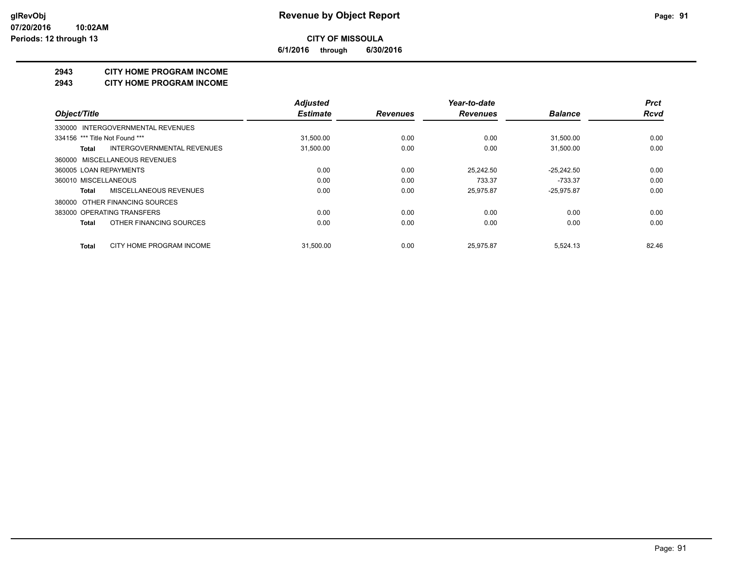**Revenue by Object Report**

**CITY OF MISSOULA**

**6/1/2016 through 6/30/2016**

glRevObj
07/20/2016 10:02AM
Periods: 12 through 13

## 2943 CITY HOME PROGRAM INCOME
## 2943 CITY HOME PROGRAM INCOME

| Object/Title | | Adjusted Estimate | Revenues | Year-to-date Revenues | Balance | Prct Rcvd |
|---|---|---|---|---|---|---|
| 330000 INTERGOVERNMENTAL REVENUES | | | | | | |
| 334156 *** Title Not Found *** | | 31,500.00 | 0.00 | 0.00 | 31,500.00 | 0.00 |
| **Total** | INTERGOVERNMENTAL REVENUES | 31,500.00 | 0.00 | 0.00 | 31,500.00 | 0.00 |
| 360000 MISCELLANEOUS REVENUES | | | | | | |
| 360005 LOAN REPAYMENTS | | 0.00 | 0.00 | 25,242.50 | -25,242.50 | 0.00 |
| 360010 MISCELLANEOUS | | 0.00 | 0.00 | 733.37 | -733.37 | 0.00 |
| **Total** | MISCELLANEOUS REVENUES | 0.00 | 0.00 | 25,975.87 | -25,975.87 | 0.00 |
| 380000 OTHER FINANCING SOURCES | | | | | | |
| 383000 OPERATING TRANSFERS | | 0.00 | 0.00 | 0.00 | 0.00 | 0.00 |
| **Total** | OTHER FINANCING SOURCES | 0.00 | 0.00 | 0.00 | 0.00 | 0.00 |
| **Total** | CITY HOME PROGRAM INCOME | 31,500.00 | 0.00 | 25,975.87 | 5,524.13 | 82.46 |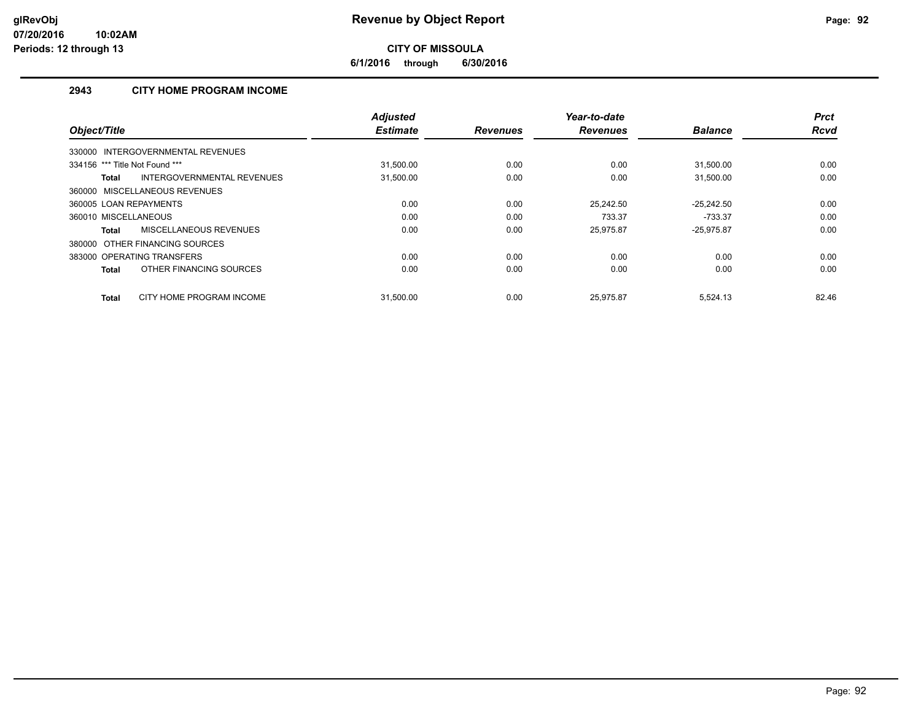# Revenue by Object Report

glRevObj
07/20/2016 10:02AM
Periods: 12 through 13

**CITY OF MISSOULA**

**6/1/2016 through 6/30/2016**

## 2943 CITY HOME PROGRAM INCOME

| Object/Title | Adjusted Estimate | Revenues | Year-to-date Revenues | Balance | Prct Rcvd |
|---|---|---|---|---|---|
| 330000 INTERGOVERNMENTAL REVENUES | | | | | |
| 334156 *** Title Not Found *** | 31,500.00 | 0.00 | 0.00 | 31,500.00 | 0.00 |
| **Total** INTERGOVERNMENTAL REVENUES | 31,500.00 | 0.00 | 0.00 | 31,500.00 | 0.00 |
| 360000 MISCELLANEOUS REVENUES | | | | | |
| 360005 LOAN REPAYMENTS | 0.00 | 0.00 | 25,242.50 | -25,242.50 | 0.00 |
| 360010 MISCELLANEOUS | 0.00 | 0.00 | 733.37 | -733.37 | 0.00 |
| **Total** MISCELLANEOUS REVENUES | 0.00 | 0.00 | 25,975.87 | -25,975.87 | 0.00 |
| 380000 OTHER FINANCING SOURCES | | | | | |
| 383000 OPERATING TRANSFERS | 0.00 | 0.00 | 0.00 | 0.00 | 0.00 |
| **Total** OTHER FINANCING SOURCES | 0.00 | 0.00 | 0.00 | 0.00 | 0.00 |
| **Total** CITY HOME PROGRAM INCOME | 31,500.00 | 0.00 | 25,975.87 | 5,524.13 | 82.46 |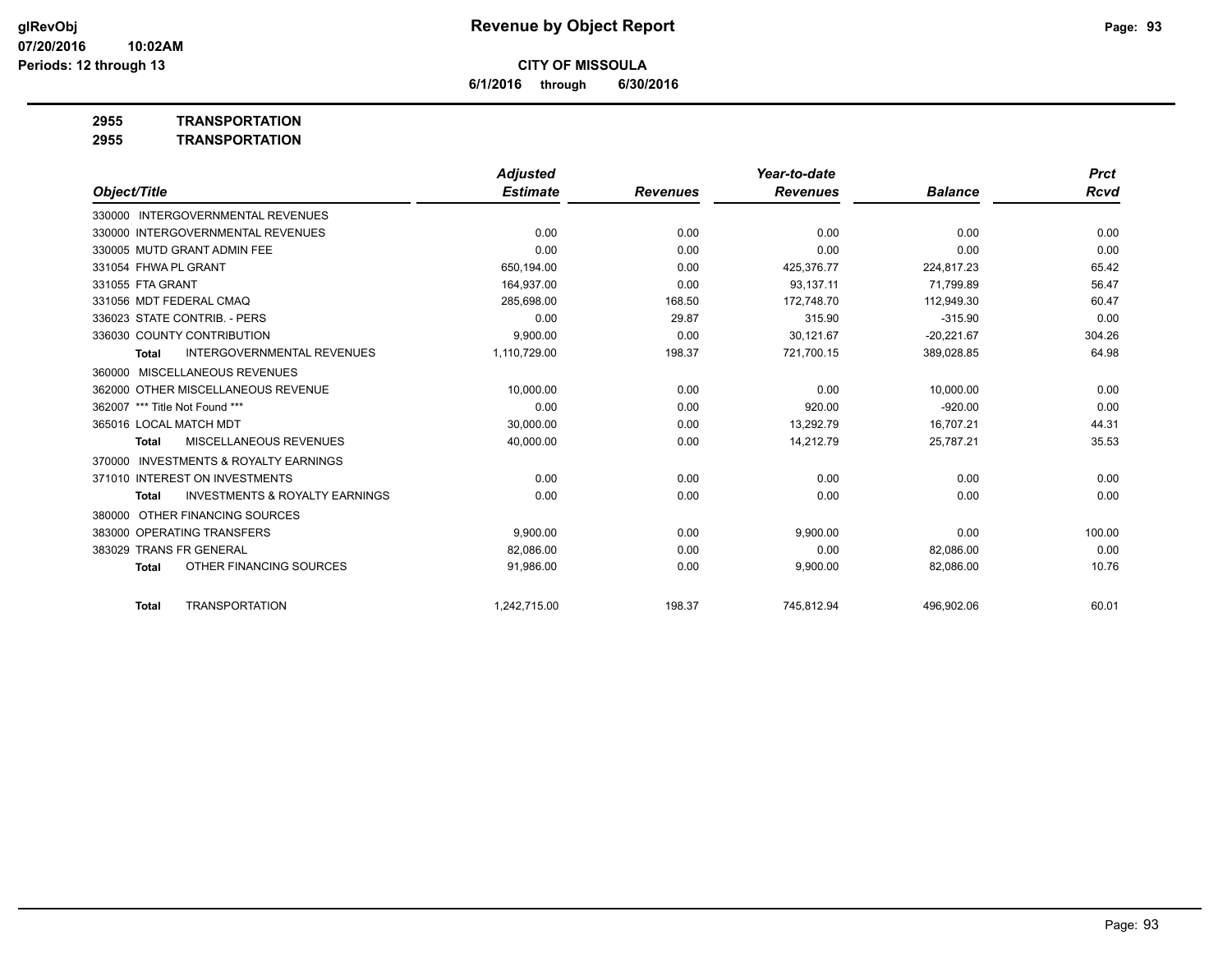# Revenue by Object Report

**CITY OF MISSOULA**

**6/1/2016 through 6/30/2016**

glRevObj
07/20/2016 10:02AM
Periods: 12 through 13

**2955 TRANSPORTATION**

**2955 TRANSPORTATION**

| Object/Title | Adjusted Estimate | Revenues | Year-to-date Revenues | Balance | Prct Rcvd |
|---|---|---|---|---|---|
| 330000 INTERGOVERNMENTAL REVENUES | | | | | |
| 330000 INTERGOVERNMENTAL REVENUES | 0.00 | 0.00 | 0.00 | 0.00 | 0.00 |
| 330005 MUTD GRANT ADMIN FEE | 0.00 | 0.00 | 0.00 | 0.00 | 0.00 |
| 331054 FHWA PL GRANT | 650,194.00 | 0.00 | 425,376.77 | 224,817.23 | 65.42 |
| 331055 FTA GRANT | 164,937.00 | 0.00 | 93,137.11 | 71,799.89 | 56.47 |
| 331056 MDT FEDERAL CMAQ | 285,698.00 | 168.50 | 172,748.70 | 112,949.30 | 60.47 |
| 336023 STATE CONTRIB. - PERS | 0.00 | 29.87 | 315.90 | -315.90 | 0.00 |
| 336030 COUNTY CONTRIBUTION | 9,900.00 | 0.00 | 30,121.67 | -20,221.67 | 304.26 |
| **Total** INTERGOVERNMENTAL REVENUES | 1,110,729.00 | 198.37 | 721,700.15 | 389,028.85 | 64.98 |
| 360000 MISCELLANEOUS REVENUES | | | | | |
| 362000 OTHER MISCELLANEOUS REVENUE | 10,000.00 | 0.00 | 0.00 | 10,000.00 | 0.00 |
| 362007 *** Title Not Found *** | 0.00 | 0.00 | 920.00 | -920.00 | 0.00 |
| 365016 LOCAL MATCH MDT | 30,000.00 | 0.00 | 13,292.79 | 16,707.21 | 44.31 |
| **Total** MISCELLANEOUS REVENUES | 40,000.00 | 0.00 | 14,212.79 | 25,787.21 | 35.53 |
| 370000 INVESTMENTS & ROYALTY EARNINGS | | | | | |
| 371010 INTEREST ON INVESTMENTS | 0.00 | 0.00 | 0.00 | 0.00 | 0.00 |
| **Total** INVESTMENTS & ROYALTY EARNINGS | 0.00 | 0.00 | 0.00 | 0.00 | 0.00 |
| 380000 OTHER FINANCING SOURCES | | | | | |
| 383000 OPERATING TRANSFERS | 9,900.00 | 0.00 | 9,900.00 | 0.00 | 100.00 |
| 383029 TRANS FR GENERAL | 82,086.00 | 0.00 | 0.00 | 82,086.00 | 0.00 |
| **Total** OTHER FINANCING SOURCES | 91,986.00 | 0.00 | 9,900.00 | 82,086.00 | 10.76 |
| **Total** TRANSPORTATION | 1,242,715.00 | 198.37 | 745,812.94 | 496,902.06 | 60.01 |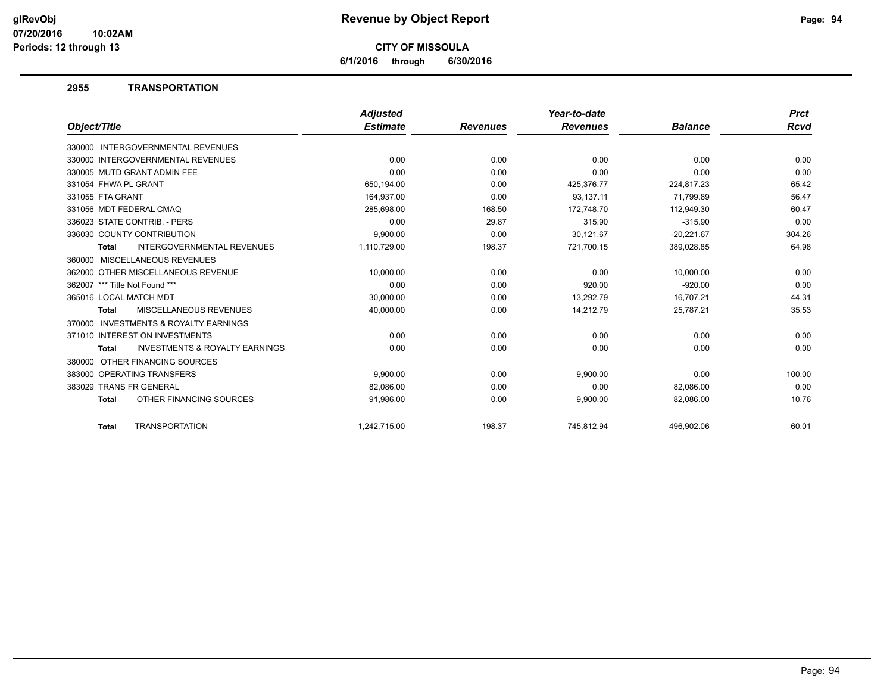# Revenue by Object Report

**CITY OF MISSOULA**

**6/1/2016 through 6/30/2016**

glRevObj
07/20/2016 10:02AM
Periods: 12 through 13

## 2955 TRANSPORTATION

| Object/Title | Adjusted Estimate | Revenues | Year-to-date Revenues | Balance | Prct Rcvd |
|---|---|---|---|---|---|
| 330000 INTERGOVERNMENTAL REVENUES | | | | | |
| 330000 INTERGOVERNMENTAL REVENUES | 0.00 | 0.00 | 0.00 | 0.00 | 0.00 |
| 330005 MUTD GRANT ADMIN FEE | 0.00 | 0.00 | 0.00 | 0.00 | 0.00 |
| 331054 FHWA PL GRANT | 650,194.00 | 0.00 | 425,376.77 | 224,817.23 | 65.42 |
| 331055 FTA GRANT | 164,937.00 | 0.00 | 93,137.11 | 71,799.89 | 56.47 |
| 331056 MDT FEDERAL CMAQ | 285,698.00 | 168.50 | 172,748.70 | 112,949.30 | 60.47 |
| 336023 STATE CONTRIB. - PERS | 0.00 | 29.87 | 315.90 | -315.90 | 0.00 |
| 336030 COUNTY CONTRIBUTION | 9,900.00 | 0.00 | 30,121.67 | -20,221.67 | 304.26 |
| **Total** INTERGOVERNMENTAL REVENUES | 1,110,729.00 | 198.37 | 721,700.15 | 389,028.85 | 64.98 |
| 360000 MISCELLANEOUS REVENUES | | | | | |
| 362000 OTHER MISCELLANEOUS REVENUE | 10,000.00 | 0.00 | 0.00 | 10,000.00 | 0.00 |
| 362007 *** Title Not Found *** | 0.00 | 0.00 | 920.00 | -920.00 | 0.00 |
| 365016 LOCAL MATCH MDT | 30,000.00 | 0.00 | 13,292.79 | 16,707.21 | 44.31 |
| **Total** MISCELLANEOUS REVENUES | 40,000.00 | 0.00 | 14,212.79 | 25,787.21 | 35.53 |
| 370000 INVESTMENTS & ROYALTY EARNINGS | | | | | |
| 371010 INTEREST ON INVESTMENTS | 0.00 | 0.00 | 0.00 | 0.00 | 0.00 |
| **Total** INVESTMENTS & ROYALTY EARNINGS | 0.00 | 0.00 | 0.00 | 0.00 | 0.00 |
| 380000 OTHER FINANCING SOURCES | | | | | |
| 383000 OPERATING TRANSFERS | 9,900.00 | 0.00 | 9,900.00 | 0.00 | 100.00 |
| 383029 TRANS FR GENERAL | 82,086.00 | 0.00 | 0.00 | 82,086.00 | 0.00 |
| **Total** OTHER FINANCING SOURCES | 91,986.00 | 0.00 | 9,900.00 | 82,086.00 | 10.76 |
| **Total** TRANSPORTATION | 1,242,715.00 | 198.37 | 745,812.94 | 496,902.06 | 60.01 |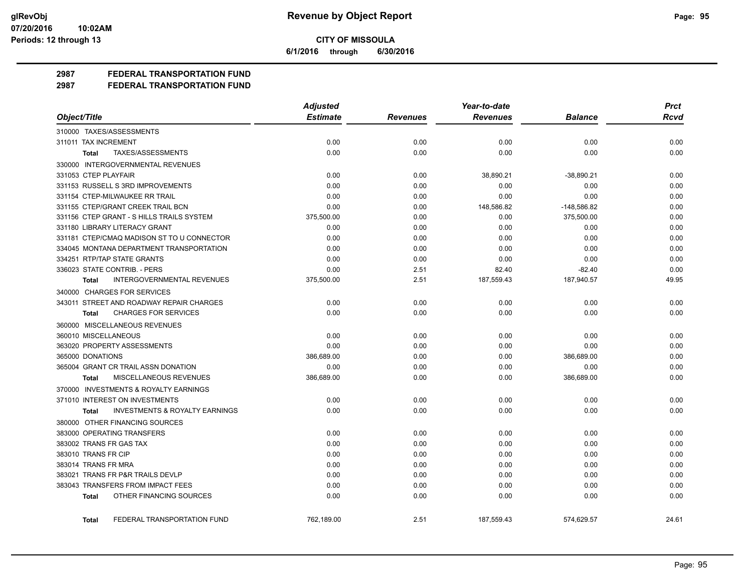**CITY OF MISSOULA**

**6/1/2016 through 6/30/2016**

## 2987 FEDERAL TRANSPORTATION FUND

## 2987 FEDERAL TRANSPORTATION FUND

| Object/Title | Adjusted Estimate | Revenues | Year-to-date Revenues | Balance | Prct Rcvd |
|---|---|---|---|---|---|
| 310000 TAXES/ASSESSMENTS | | | | | |
| 311011 TAX INCREMENT | 0.00 | 0.00 | 0.00 | 0.00 | 0.00 |
| Total TAXES/ASSESSMENTS | 0.00 | 0.00 | 0.00 | 0.00 | 0.00 |
| 330000 INTERGOVERNMENTAL REVENUES | | | | | |
| 331053 CTEP PLAYFAIR | 0.00 | 0.00 | 38,890.21 | -38,890.21 | 0.00 |
| 331153 RUSSELL S 3RD IMPROVEMENTS | 0.00 | 0.00 | 0.00 | 0.00 | 0.00 |
| 331154 CTEP-MILWAUKEE RR TRAIL | 0.00 | 0.00 | 0.00 | 0.00 | 0.00 |
| 331155 CTEP/GRANT CREEK TRAIL BCN | 0.00 | 0.00 | 148,586.82 | -148,586.82 | 0.00 |
| 331156 CTEP GRANT - S HILLS TRAILS SYSTEM | 375,500.00 | 0.00 | 0.00 | 375,500.00 | 0.00 |
| 331180 LIBRARY LITERACY GRANT | 0.00 | 0.00 | 0.00 | 0.00 | 0.00 |
| 331181 CTEP/CMAQ MADISON ST TO U CONNECTOR | 0.00 | 0.00 | 0.00 | 0.00 | 0.00 |
| 334045 MONTANA DEPARTMENT TRANSPORTATION | 0.00 | 0.00 | 0.00 | 0.00 | 0.00 |
| 334251 RTP/TAP STATE GRANTS | 0.00 | 0.00 | 0.00 | 0.00 | 0.00 |
| 336023 STATE CONTRIB. - PERS | 0.00 | 2.51 | 82.40 | -82.40 | 0.00 |
| Total INTERGOVERNMENTAL REVENUES | 375,500.00 | 2.51 | 187,559.43 | 187,940.57 | 49.95 |
| 340000 CHARGES FOR SERVICES | | | | | |
| 343011 STREET AND ROADWAY REPAIR CHARGES | 0.00 | 0.00 | 0.00 | 0.00 | 0.00 |
| Total CHARGES FOR SERVICES | 0.00 | 0.00 | 0.00 | 0.00 | 0.00 |
| 360000 MISCELLANEOUS REVENUES | | | | | |
| 360010 MISCELLANEOUS | 0.00 | 0.00 | 0.00 | 0.00 | 0.00 |
| 363020 PROPERTY ASSESSMENTS | 0.00 | 0.00 | 0.00 | 0.00 | 0.00 |
| 365000 DONATIONS | 386,689.00 | 0.00 | 0.00 | 386,689.00 | 0.00 |
| 365004 GRANT CR TRAIL ASSN DONATION | 0.00 | 0.00 | 0.00 | 0.00 | 0.00 |
| Total MISCELLANEOUS REVENUES | 386,689.00 | 0.00 | 0.00 | 386,689.00 | 0.00 |
| 370000 INVESTMENTS & ROYALTY EARNINGS | | | | | |
| 371010 INTEREST ON INVESTMENTS | 0.00 | 0.00 | 0.00 | 0.00 | 0.00 |
| Total INVESTMENTS & ROYALTY EARNINGS | 0.00 | 0.00 | 0.00 | 0.00 | 0.00 |
| 380000 OTHER FINANCING SOURCES | | | | | |
| 383000 OPERATING TRANSFERS | 0.00 | 0.00 | 0.00 | 0.00 | 0.00 |
| 383002 TRANS FR GAS TAX | 0.00 | 0.00 | 0.00 | 0.00 | 0.00 |
| 383010 TRANS FR CIP | 0.00 | 0.00 | 0.00 | 0.00 | 0.00 |
| 383014 TRANS FR MRA | 0.00 | 0.00 | 0.00 | 0.00 | 0.00 |
| 383021 TRANS FR P&R TRAILS DEVLP | 0.00 | 0.00 | 0.00 | 0.00 | 0.00 |
| 383043 TRANSFERS FROM IMPACT FEES | 0.00 | 0.00 | 0.00 | 0.00 | 0.00 |
| Total OTHER FINANCING SOURCES | 0.00 | 0.00 | 0.00 | 0.00 | 0.00 |
| Total FEDERAL TRANSPORTATION FUND | 762,189.00 | 2.51 | 187,559.43 | 574,629.57 | 24.61 |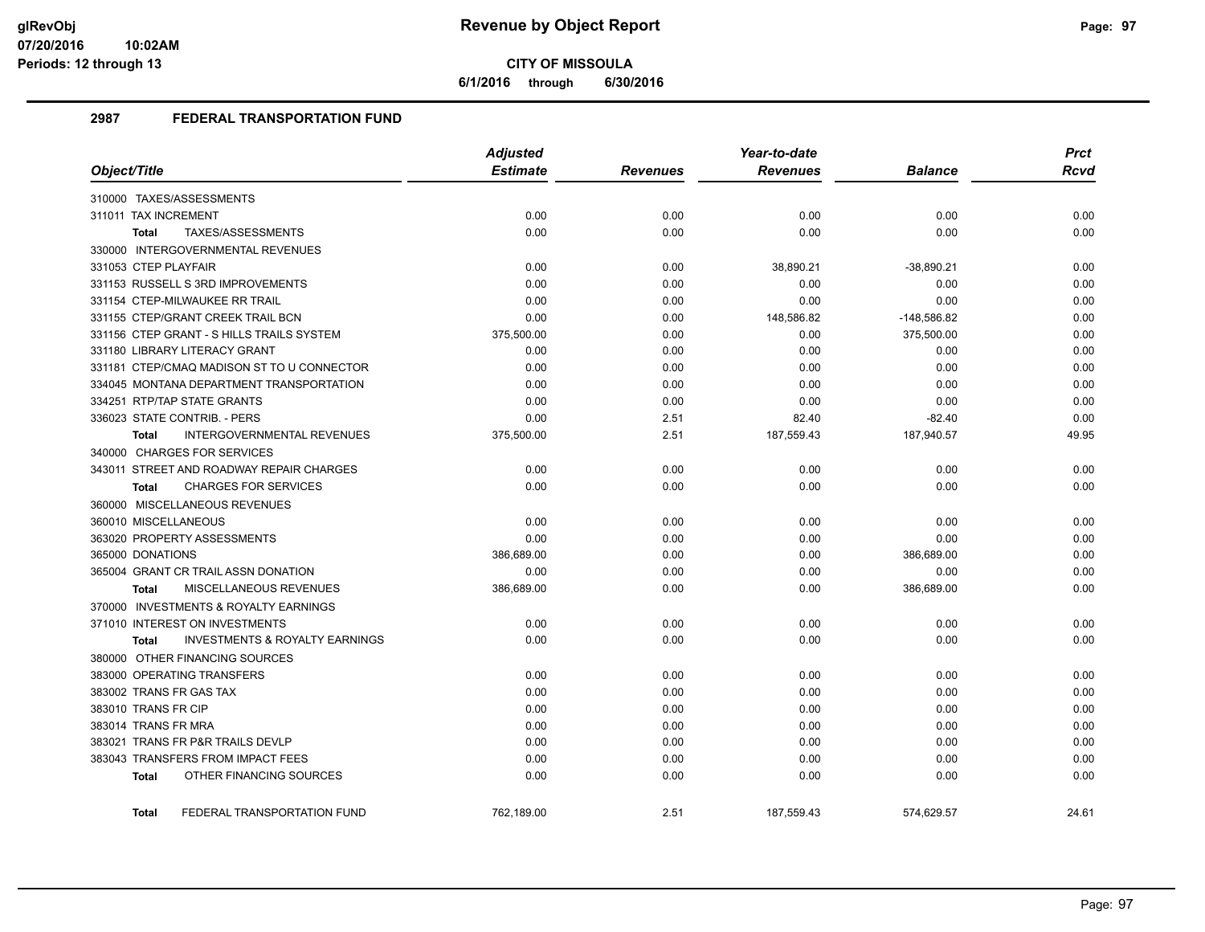# Revenue by Object Report

**CITY OF MISSOULA**

**6/1/2016 through 6/30/2016**

glRevObj
07/20/2016 10:02AM
Periods: 12 through 13

## 2987 FEDERAL TRANSPORTATION FUND

| Object/Title | Adjusted Estimate | Revenues | Year-to-date Revenues | Balance | Prct Rcvd |
|---|---|---|---|---|---|
| 310000 TAXES/ASSESSMENTS | | | | | |
| 311011 TAX INCREMENT | 0.00 | 0.00 | 0.00 | 0.00 | 0.00 |
| **Total** TAXES/ASSESSMENTS | 0.00 | 0.00 | 0.00 | 0.00 | 0.00 |
| 330000 INTERGOVERNMENTAL REVENUES | | | | | |
| 331053 CTEP PLAYFAIR | 0.00 | 0.00 | 38,890.21 | -38,890.21 | 0.00 |
| 331153 RUSSELL S 3RD IMPROVEMENTS | 0.00 | 0.00 | 0.00 | 0.00 | 0.00 |
| 331154 CTEP-MILWAUKEE RR TRAIL | 0.00 | 0.00 | 0.00 | 0.00 | 0.00 |
| 331155 CTEP/GRANT CREEK TRAIL BCN | 0.00 | 0.00 | 148,586.82 | -148,586.82 | 0.00 |
| 331156 CTEP GRANT - S HILLS TRAILS SYSTEM | 375,500.00 | 0.00 | 0.00 | 375,500.00 | 0.00 |
| 331180 LIBRARY LITERACY GRANT | 0.00 | 0.00 | 0.00 | 0.00 | 0.00 |
| 331181 CTEP/CMAQ MADISON ST TO U CONNECTOR | 0.00 | 0.00 | 0.00 | 0.00 | 0.00 |
| 334045 MONTANA DEPARTMENT TRANSPORTATION | 0.00 | 0.00 | 0.00 | 0.00 | 0.00 |
| 334251 RTP/TAP STATE GRANTS | 0.00 | 0.00 | 0.00 | 0.00 | 0.00 |
| 336023 STATE CONTRIB. - PERS | 0.00 | 2.51 | 82.40 | -82.40 | 0.00 |
| **Total** INTERGOVERNMENTAL REVENUES | 375,500.00 | 2.51 | 187,559.43 | 187,940.57 | 49.95 |
| 340000 CHARGES FOR SERVICES | | | | | |
| 343011 STREET AND ROADWAY REPAIR CHARGES | 0.00 | 0.00 | 0.00 | 0.00 | 0.00 |
| **Total** CHARGES FOR SERVICES | 0.00 | 0.00 | 0.00 | 0.00 | 0.00 |
| 360000 MISCELLANEOUS REVENUES | | | | | |
| 360010 MISCELLANEOUS | 0.00 | 0.00 | 0.00 | 0.00 | 0.00 |
| 363020 PROPERTY ASSESSMENTS | 0.00 | 0.00 | 0.00 | 0.00 | 0.00 |
| 365000 DONATIONS | 386,689.00 | 0.00 | 0.00 | 386,689.00 | 0.00 |
| 365004 GRANT CR TRAIL ASSN DONATION | 0.00 | 0.00 | 0.00 | 0.00 | 0.00 |
| **Total** MISCELLANEOUS REVENUES | 386,689.00 | 0.00 | 0.00 | 386,689.00 | 0.00 |
| 370000 INVESTMENTS & ROYALTY EARNINGS | | | | | |
| 371010 INTEREST ON INVESTMENTS | 0.00 | 0.00 | 0.00 | 0.00 | 0.00 |
| **Total** INVESTMENTS & ROYALTY EARNINGS | 0.00 | 0.00 | 0.00 | 0.00 | 0.00 |
| 380000 OTHER FINANCING SOURCES | | | | | |
| 383000 OPERATING TRANSFERS | 0.00 | 0.00 | 0.00 | 0.00 | 0.00 |
| 383002 TRANS FR GAS TAX | 0.00 | 0.00 | 0.00 | 0.00 | 0.00 |
| 383010 TRANS FR CIP | 0.00 | 0.00 | 0.00 | 0.00 | 0.00 |
| 383014 TRANS FR MRA | 0.00 | 0.00 | 0.00 | 0.00 | 0.00 |
| 383021 TRANS FR P&R TRAILS DEVLP | 0.00 | 0.00 | 0.00 | 0.00 | 0.00 |
| 383043 TRANSFERS FROM IMPACT FEES | 0.00 | 0.00 | 0.00 | 0.00 | 0.00 |
| **Total** OTHER FINANCING SOURCES | 0.00 | 0.00 | 0.00 | 0.00 | 0.00 |
| **Total** FEDERAL TRANSPORTATION FUND | 762,189.00 | 2.51 | 187,559.43 | 574,629.57 | 24.61 |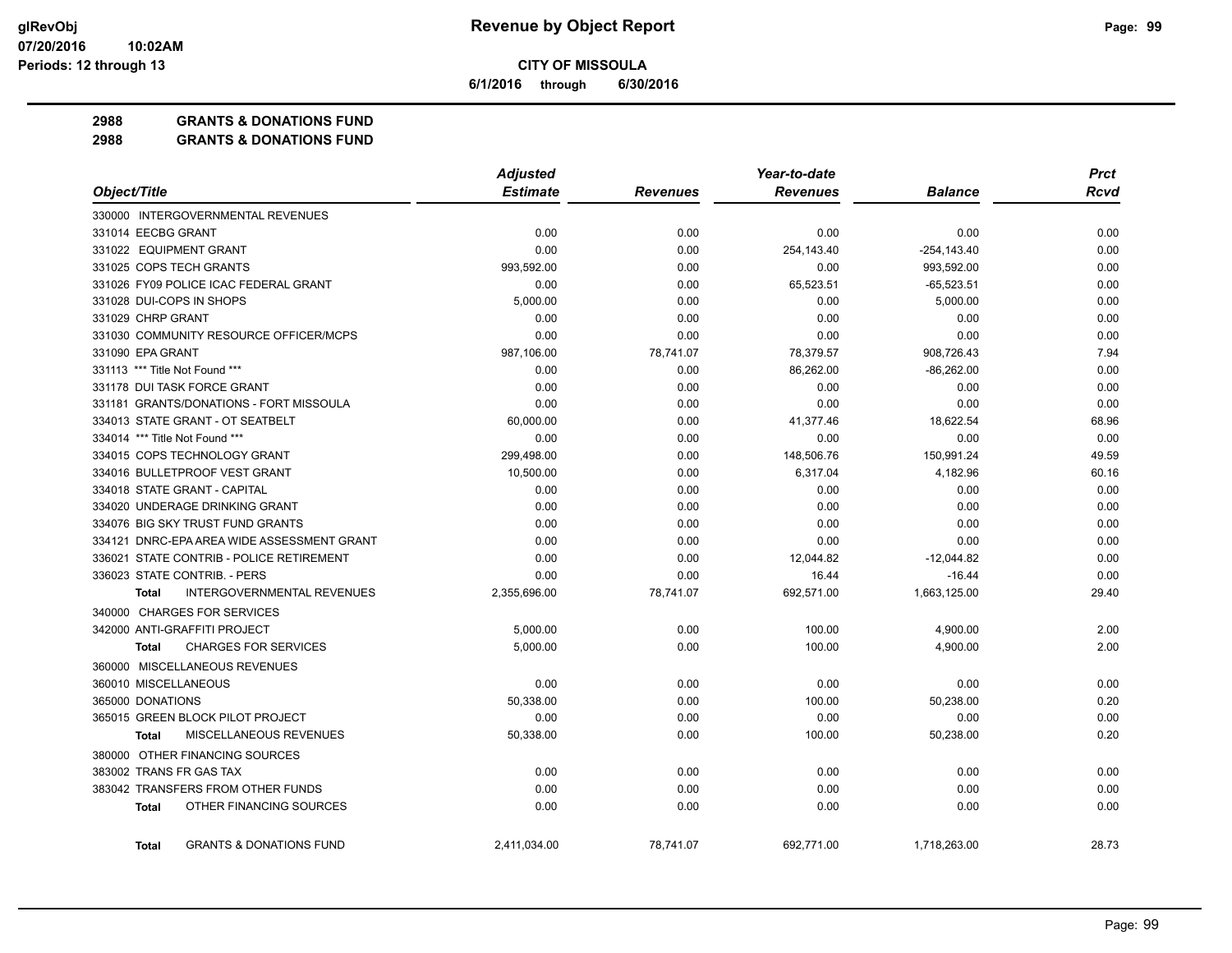# Revenue by Object Report

**CITY OF MISSOULA**

**6/1/2016 through 6/30/2016**

glRevObj
07/20/2016 10:02AM
Periods: 12 through 13

## 2988 GRANTS & DONATIONS FUND
## 2988 GRANTS & DONATIONS FUND

| Object/Title | Adjusted Estimate | Revenues | Year-to-date Revenues | Balance | Prct Rcvd |
|---|---|---|---|---|---|
| 330000 INTERGOVERNMENTAL REVENUES | | | | | |
| 331014 EECBG GRANT | 0.00 | 0.00 | 0.00 | 0.00 | 0.00 |
| 331022 EQUIPMENT GRANT | 0.00 | 0.00 | 254,143.40 | -254,143.40 | 0.00 |
| 331025 COPS TECH GRANTS | 993,592.00 | 0.00 | 0.00 | 993,592.00 | 0.00 |
| 331026 FY09 POLICE ICAC FEDERAL GRANT | 0.00 | 0.00 | 65,523.51 | -65,523.51 | 0.00 |
| 331028 DUI-COPS IN SHOPS | 5,000.00 | 0.00 | 0.00 | 5,000.00 | 0.00 |
| 331029 CHRP GRANT | 0.00 | 0.00 | 0.00 | 0.00 | 0.00 |
| 331030 COMMUNITY RESOURCE OFFICER/MCPS | 0.00 | 0.00 | 0.00 | 0.00 | 0.00 |
| 331090 EPA GRANT | 987,106.00 | 78,741.07 | 78,379.57 | 908,726.43 | 7.94 |
| 331113 *** Title Not Found *** | 0.00 | 0.00 | 86,262.00 | -86,262.00 | 0.00 |
| 331178 DUI TASK FORCE GRANT | 0.00 | 0.00 | 0.00 | 0.00 | 0.00 |
| 331181 GRANTS/DONATIONS - FORT MISSOULA | 0.00 | 0.00 | 0.00 | 0.00 | 0.00 |
| 334013 STATE GRANT - OT SEATBELT | 60,000.00 | 0.00 | 41,377.46 | 18,622.54 | 68.96 |
| 334014 *** Title Not Found *** | 0.00 | 0.00 | 0.00 | 0.00 | 0.00 |
| 334015 COPS TECHNOLOGY GRANT | 299,498.00 | 0.00 | 148,506.76 | 150,991.24 | 49.59 |
| 334016 BULLETPROOF VEST GRANT | 10,500.00 | 0.00 | 6,317.04 | 4,182.96 | 60.16 |
| 334018 STATE GRANT - CAPITAL | 0.00 | 0.00 | 0.00 | 0.00 | 0.00 |
| 334020 UNDERAGE DRINKING GRANT | 0.00 | 0.00 | 0.00 | 0.00 | 0.00 |
| 334076 BIG SKY TRUST FUND GRANTS | 0.00 | 0.00 | 0.00 | 0.00 | 0.00 |
| 334121 DNRC-EPA AREA WIDE ASSESSMENT GRANT | 0.00 | 0.00 | 0.00 | 0.00 | 0.00 |
| 336021 STATE CONTRIB - POLICE RETIREMENT | 0.00 | 0.00 | 12,044.82 | -12,044.82 | 0.00 |
| 336023 STATE CONTRIB. - PERS | 0.00 | 0.00 | 16.44 | -16.44 | 0.00 |
| **Total** INTERGOVERNMENTAL REVENUES | 2,355,696.00 | 78,741.07 | 692,571.00 | 1,663,125.00 | 29.40 |
| 340000 CHARGES FOR SERVICES | | | | | |
| 342000 ANTI-GRAFFITI PROJECT | 5,000.00 | 0.00 | 100.00 | 4,900.00 | 2.00 |
| **Total** CHARGES FOR SERVICES | 5,000.00 | 0.00 | 100.00 | 4,900.00 | 2.00 |
| 360000 MISCELLANEOUS REVENUES | | | | | |
| 360010 MISCELLANEOUS | 0.00 | 0.00 | 0.00 | 0.00 | 0.00 |
| 365000 DONATIONS | 50,338.00 | 0.00 | 100.00 | 50,238.00 | 0.20 |
| 365015 GREEN BLOCK PILOT PROJECT | 0.00 | 0.00 | 0.00 | 0.00 | 0.00 |
| **Total** MISCELLANEOUS REVENUES | 50,338.00 | 0.00 | 100.00 | 50,238.00 | 0.20 |
| 380000 OTHER FINANCING SOURCES | | | | | |
| 383002 TRANS FR GAS TAX | 0.00 | 0.00 | 0.00 | 0.00 | 0.00 |
| 383042 TRANSFERS FROM OTHER FUNDS | 0.00 | 0.00 | 0.00 | 0.00 | 0.00 |
| **Total** OTHER FINANCING SOURCES | 0.00 | 0.00 | 0.00 | 0.00 | 0.00 |
| **Total** GRANTS & DONATIONS FUND | 2,411,034.00 | 78,741.07 | 692,771.00 | 1,718,263.00 | 28.73 |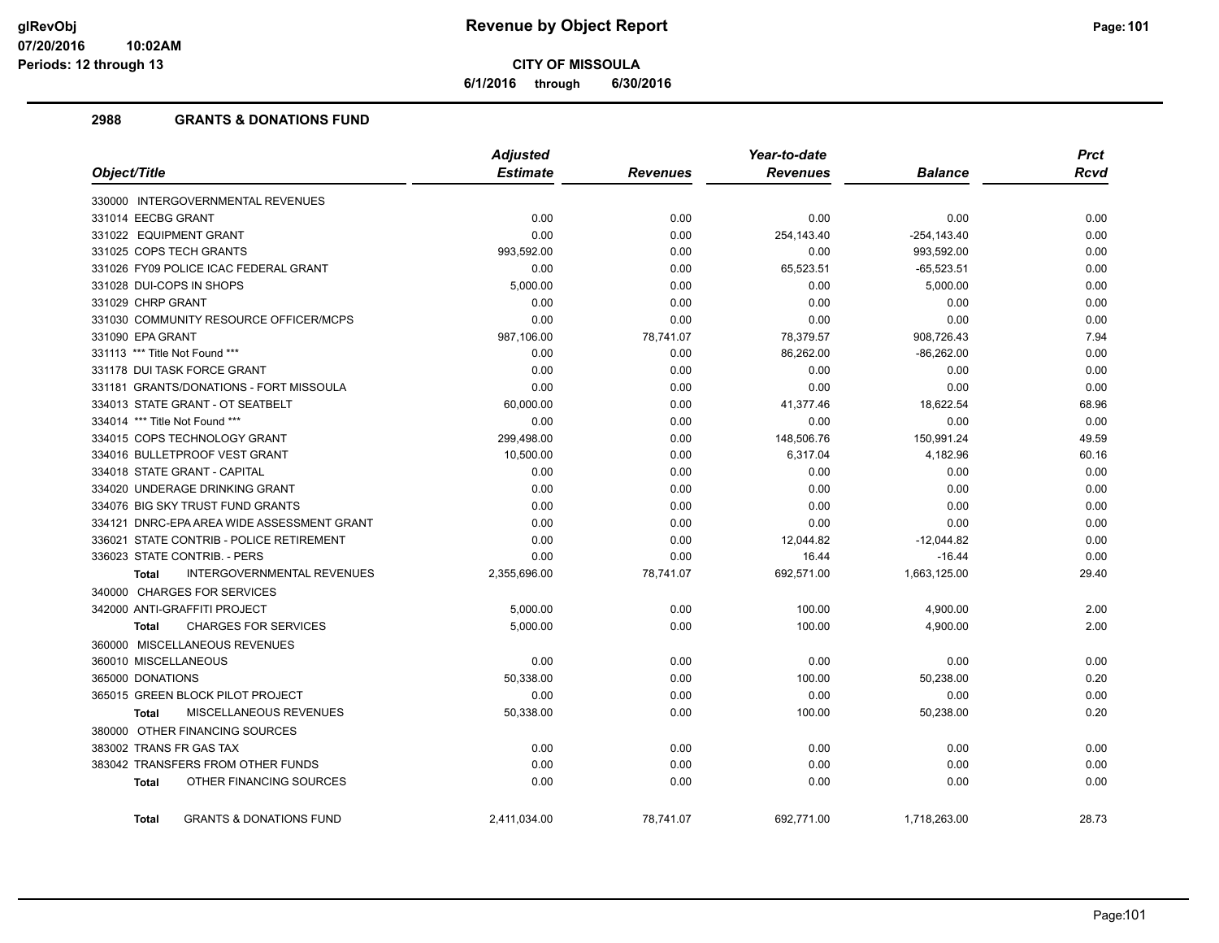# Revenue by Object Report

glRevObj
07/20/2016 10:02AM
Periods: 12 through 13

**CITY OF MISSOULA**

6/1/2016 through 6/30/2016

## 2988 GRANTS & DONATIONS FUND

| Object/Title | Adjusted Estimate | Revenues | Year-to-date Revenues | Balance | Prct Rcvd |
|---|---|---|---|---|---|
| 330000 INTERGOVERNMENTAL REVENUES | | | | | |
| 331014 EECBG GRANT | 0.00 | 0.00 | 0.00 | 0.00 | 0.00 |
| 331022 EQUIPMENT GRANT | 0.00 | 0.00 | 254,143.40 | -254,143.40 | 0.00 |
| 331025 COPS TECH GRANTS | 993,592.00 | 0.00 | 0.00 | 993,592.00 | 0.00 |
| 331026 FY09 POLICE ICAC FEDERAL GRANT | 0.00 | 0.00 | 65,523.51 | -65,523.51 | 0.00 |
| 331028 DUI-COPS IN SHOPS | 5,000.00 | 0.00 | 0.00 | 5,000.00 | 0.00 |
| 331029 CHRP GRANT | 0.00 | 0.00 | 0.00 | 0.00 | 0.00 |
| 331030 COMMUNITY RESOURCE OFFICER/MCPS | 0.00 | 0.00 | 0.00 | 0.00 | 0.00 |
| 331090 EPA GRANT | 987,106.00 | 78,741.07 | 78,379.57 | 908,726.43 | 7.94 |
| 331113 *** Title Not Found *** | 0.00 | 0.00 | 86,262.00 | -86,262.00 | 0.00 |
| 331178 DUI TASK FORCE GRANT | 0.00 | 0.00 | 0.00 | 0.00 | 0.00 |
| 331181 GRANTS/DONATIONS - FORT MISSOULA | 0.00 | 0.00 | 0.00 | 0.00 | 0.00 |
| 334013 STATE GRANT - OT SEATBELT | 60,000.00 | 0.00 | 41,377.46 | 18,622.54 | 68.96 |
| 334014 *** Title Not Found *** | 0.00 | 0.00 | 0.00 | 0.00 | 0.00 |
| 334015 COPS TECHNOLOGY GRANT | 299,498.00 | 0.00 | 148,506.76 | 150,991.24 | 49.59 |
| 334016 BULLETPROOF VEST GRANT | 10,500.00 | 0.00 | 6,317.04 | 4,182.96 | 60.16 |
| 334018 STATE GRANT - CAPITAL | 0.00 | 0.00 | 0.00 | 0.00 | 0.00 |
| 334020 UNDERAGE DRINKING GRANT | 0.00 | 0.00 | 0.00 | 0.00 | 0.00 |
| 334076 BIG SKY TRUST FUND GRANTS | 0.00 | 0.00 | 0.00 | 0.00 | 0.00 |
| 334121 DNRC-EPA AREA WIDE ASSESSMENT GRANT | 0.00 | 0.00 | 0.00 | 0.00 | 0.00 |
| 336021 STATE CONTRIB - POLICE RETIREMENT | 0.00 | 0.00 | 12,044.82 | -12,044.82 | 0.00 |
| 336023 STATE CONTRIB. - PERS | 0.00 | 0.00 | 16.44 | -16.44 | 0.00 |
| **Total** INTERGOVERNMENTAL REVENUES | 2,355,696.00 | 78,741.07 | 692,571.00 | 1,663,125.00 | 29.40 |
| 340000 CHARGES FOR SERVICES | | | | | |
| 342000 ANTI-GRAFFITI PROJECT | 5,000.00 | 0.00 | 100.00 | 4,900.00 | 2.00 |
| **Total** CHARGES FOR SERVICES | 5,000.00 | 0.00 | 100.00 | 4,900.00 | 2.00 |
| 360000 MISCELLANEOUS REVENUES | | | | | |
| 360010 MISCELLANEOUS | 0.00 | 0.00 | 0.00 | 0.00 | 0.00 |
| 365000 DONATIONS | 50,338.00 | 0.00 | 100.00 | 50,238.00 | 0.20 |
| 365015 GREEN BLOCK PILOT PROJECT | 0.00 | 0.00 | 0.00 | 0.00 | 0.00 |
| **Total** MISCELLANEOUS REVENUES | 50,338.00 | 0.00 | 100.00 | 50,238.00 | 0.20 |
| 380000 OTHER FINANCING SOURCES | | | | | |
| 383002 TRANS FR GAS TAX | 0.00 | 0.00 | 0.00 | 0.00 | 0.00 |
| 383042 TRANSFERS FROM OTHER FUNDS | 0.00 | 0.00 | 0.00 | 0.00 | 0.00 |
| **Total** OTHER FINANCING SOURCES | 0.00 | 0.00 | 0.00 | 0.00 | 0.00 |
| **Total** GRANTS & DONATIONS FUND | 2,411,034.00 | 78,741.07 | 692,771.00 | 1,718,263.00 | 28.73 |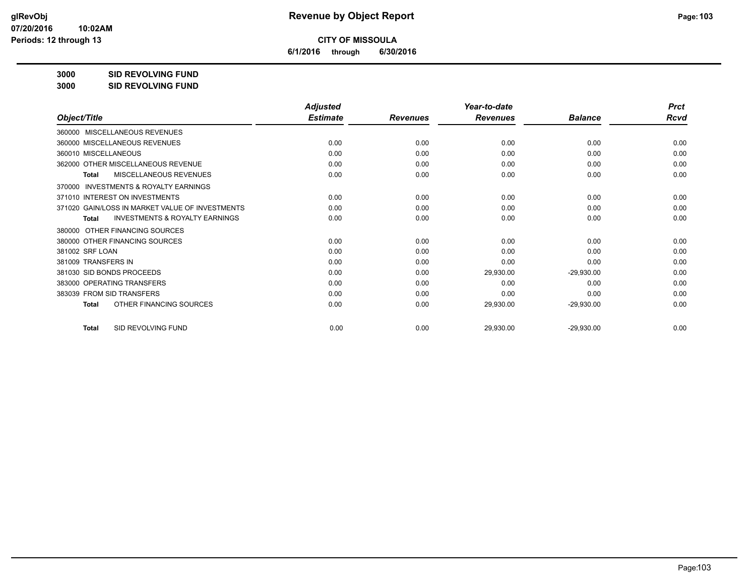**CITY OF MISSOULA**

**6/1/2016 through 6/30/2016**

**3000 SID REVOLVING FUND**

**3000 SID REVOLVING FUND**

| Object/Title | Adjusted Estimate | Revenues | Year-to-date Revenues | Balance | Prct Rcvd |
|---|---|---|---|---|---|
| 360000 MISCELLANEOUS REVENUES | | | | | |
| 360000 MISCELLANEOUS REVENUES | 0.00 | 0.00 | 0.00 | 0.00 | 0.00 |
| 360010 MISCELLANEOUS | 0.00 | 0.00 | 0.00 | 0.00 | 0.00 |
| 362000 OTHER MISCELLANEOUS REVENUE | 0.00 | 0.00 | 0.00 | 0.00 | 0.00 |
| **Total** MISCELLANEOUS REVENUES | 0.00 | 0.00 | 0.00 | 0.00 | 0.00 |
| 370000 INVESTMENTS & ROYALTY EARNINGS | | | | | |
| 371010 INTEREST ON INVESTMENTS | 0.00 | 0.00 | 0.00 | 0.00 | 0.00 |
| 371020 GAIN/LOSS IN MARKET VALUE OF INVESTMENTS | 0.00 | 0.00 | 0.00 | 0.00 | 0.00 |
| **Total** INVESTMENTS & ROYALTY EARNINGS | 0.00 | 0.00 | 0.00 | 0.00 | 0.00 |
| 380000 OTHER FINANCING SOURCES | | | | | |
| 380000 OTHER FINANCING SOURCES | 0.00 | 0.00 | 0.00 | 0.00 | 0.00 |
| 381002 SRF LOAN | 0.00 | 0.00 | 0.00 | 0.00 | 0.00 |
| 381009 TRANSFERS IN | 0.00 | 0.00 | 0.00 | 0.00 | 0.00 |
| 381030 SID BONDS PROCEEDS | 0.00 | 0.00 | 29,930.00 | -29,930.00 | 0.00 |
| 383000 OPERATING TRANSFERS | 0.00 | 0.00 | 0.00 | 0.00 | 0.00 |
| 383039 FROM SID TRANSFERS | 0.00 | 0.00 | 0.00 | 0.00 | 0.00 |
| **Total** OTHER FINANCING SOURCES | 0.00 | 0.00 | 29,930.00 | -29,930.00 | 0.00 |
| **Total** SID REVOLVING FUND | 0.00 | 0.00 | 29,930.00 | -29,930.00 | 0.00 |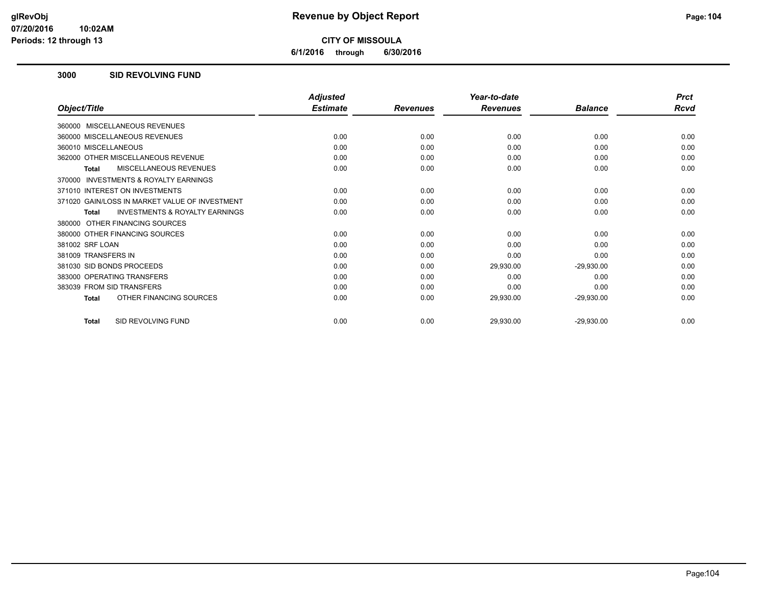# Revenue by Object Report

glRevObj
07/20/2016 10:02AM
Periods: 12 through 13

**CITY OF MISSOULA**

**6/1/2016 through 6/30/2016**

## 3000 SID REVOLVING FUND

| Object/Title | Adjusted Estimate | Revenues | Year-to-date Revenues | Balance | Prct Rcvd |
|---|---|---|---|---|---|
| 360000 MISCELLANEOUS REVENUES | | | | | |
| 360000 MISCELLANEOUS REVENUES | 0.00 | 0.00 | 0.00 | 0.00 | 0.00 |
| 360010 MISCELLANEOUS | 0.00 | 0.00 | 0.00 | 0.00 | 0.00 |
| 362000 OTHER MISCELLANEOUS REVENUE | 0.00 | 0.00 | 0.00 | 0.00 | 0.00 |
| **Total** MISCELLANEOUS REVENUES | 0.00 | 0.00 | 0.00 | 0.00 | 0.00 |
| 370000 INVESTMENTS & ROYALTY EARNINGS | | | | | |
| 371010 INTEREST ON INVESTMENTS | 0.00 | 0.00 | 0.00 | 0.00 | 0.00 |
| 371020 GAIN/LOSS IN MARKET VALUE OF INVESTMENT | 0.00 | 0.00 | 0.00 | 0.00 | 0.00 |
| **Total** INVESTMENTS & ROYALTY EARNINGS | 0.00 | 0.00 | 0.00 | 0.00 | 0.00 |
| 380000 OTHER FINANCING SOURCES | | | | | |
| 380000 OTHER FINANCING SOURCES | 0.00 | 0.00 | 0.00 | 0.00 | 0.00 |
| 381002 SRF LOAN | 0.00 | 0.00 | 0.00 | 0.00 | 0.00 |
| 381009 TRANSFERS IN | 0.00 | 0.00 | 0.00 | 0.00 | 0.00 |
| 381030 SID BONDS PROCEEDS | 0.00 | 0.00 | 29,930.00 | -29,930.00 | 0.00 |
| 383000 OPERATING TRANSFERS | 0.00 | 0.00 | 0.00 | 0.00 | 0.00 |
| 383039 FROM SID TRANSFERS | 0.00 | 0.00 | 0.00 | 0.00 | 0.00 |
| **Total** OTHER FINANCING SOURCES | 0.00 | 0.00 | 29,930.00 | -29,930.00 | 0.00 |
| **Total** SID REVOLVING FUND | 0.00 | 0.00 | 29,930.00 | -29,930.00 | 0.00 |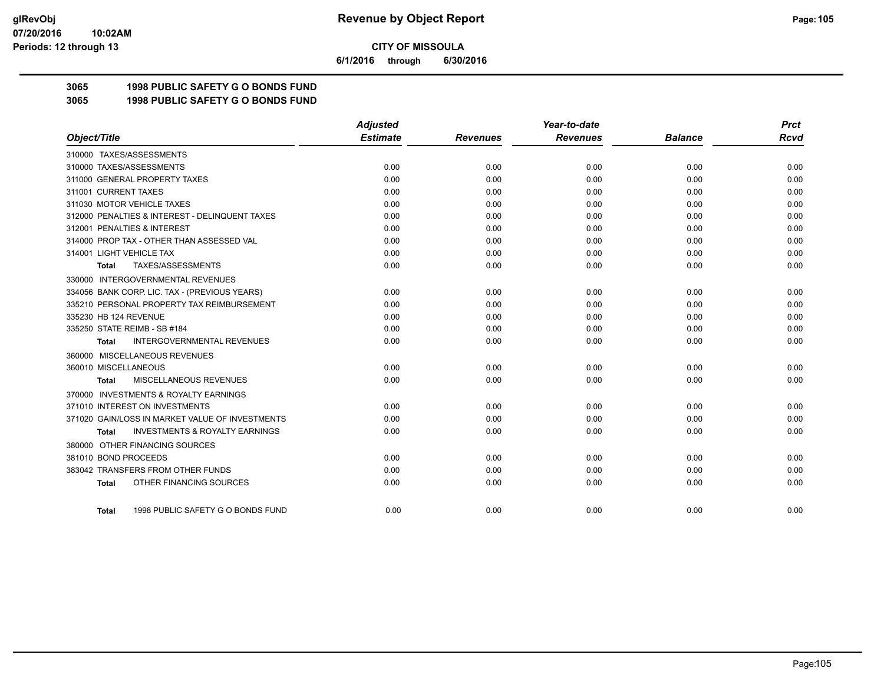# Revenue by Object Report

**CITY OF MISSOULA**

**6/1/2016 through 6/30/2016**

glRevObj
07/20/2016 10:02AM
Periods: 12 through 13

## 3065 1998 PUBLIC SAFETY G O BONDS FUND
## 3065 1998 PUBLIC SAFETY G O BONDS FUND

| Object/Title | Adjusted Estimate | Revenues | Year-to-date Revenues | Balance | Prct Rcvd |
|---|---|---|---|---|---|
| 310000 TAXES/ASSESSMENTS | | | | | |
| 310000 TAXES/ASSESSMENTS | 0.00 | 0.00 | 0.00 | 0.00 | 0.00 |
| 311000 GENERAL PROPERTY TAXES | 0.00 | 0.00 | 0.00 | 0.00 | 0.00 |
| 311001 CURRENT TAXES | 0.00 | 0.00 | 0.00 | 0.00 | 0.00 |
| 311030 MOTOR VEHICLE TAXES | 0.00 | 0.00 | 0.00 | 0.00 | 0.00 |
| 312000 PENALTIES & INTEREST - DELINQUENT TAXES | 0.00 | 0.00 | 0.00 | 0.00 | 0.00 |
| 312001 PENALTIES & INTEREST | 0.00 | 0.00 | 0.00 | 0.00 | 0.00 |
| 314000 PROP TAX - OTHER THAN ASSESSED VAL | 0.00 | 0.00 | 0.00 | 0.00 | 0.00 |
| 314001 LIGHT VEHICLE TAX | 0.00 | 0.00 | 0.00 | 0.00 | 0.00 |
| **Total** TAXES/ASSESSMENTS | 0.00 | 0.00 | 0.00 | 0.00 | 0.00 |
| 330000 INTERGOVERNMENTAL REVENUES | | | | | |
| 334056 BANK CORP. LIC. TAX - (PREVIOUS YEARS) | 0.00 | 0.00 | 0.00 | 0.00 | 0.00 |
| 335210 PERSONAL PROPERTY TAX REIMBURSEMENT | 0.00 | 0.00 | 0.00 | 0.00 | 0.00 |
| 335230 HB 124 REVENUE | 0.00 | 0.00 | 0.00 | 0.00 | 0.00 |
| 335250 STATE REIMB - SB #184 | 0.00 | 0.00 | 0.00 | 0.00 | 0.00 |
| **Total** INTERGOVERNMENTAL REVENUES | 0.00 | 0.00 | 0.00 | 0.00 | 0.00 |
| 360000 MISCELLANEOUS REVENUES | | | | | |
| 360010 MISCELLANEOUS | 0.00 | 0.00 | 0.00 | 0.00 | 0.00 |
| **Total** MISCELLANEOUS REVENUES | 0.00 | 0.00 | 0.00 | 0.00 | 0.00 |
| 370000 INVESTMENTS & ROYALTY EARNINGS | | | | | |
| 371010 INTEREST ON INVESTMENTS | 0.00 | 0.00 | 0.00 | 0.00 | 0.00 |
| 371020 GAIN/LOSS IN MARKET VALUE OF INVESTMENTS | 0.00 | 0.00 | 0.00 | 0.00 | 0.00 |
| **Total** INVESTMENTS & ROYALTY EARNINGS | 0.00 | 0.00 | 0.00 | 0.00 | 0.00 |
| 380000 OTHER FINANCING SOURCES | | | | | |
| 381010 BOND PROCEEDS | 0.00 | 0.00 | 0.00 | 0.00 | 0.00 |
| 383042 TRANSFERS FROM OTHER FUNDS | 0.00 | 0.00 | 0.00 | 0.00 | 0.00 |
| **Total** OTHER FINANCING SOURCES | 0.00 | 0.00 | 0.00 | 0.00 | 0.00 |
| **Total** 1998 PUBLIC SAFETY G O BONDS FUND | 0.00 | 0.00 | 0.00 | 0.00 | 0.00 |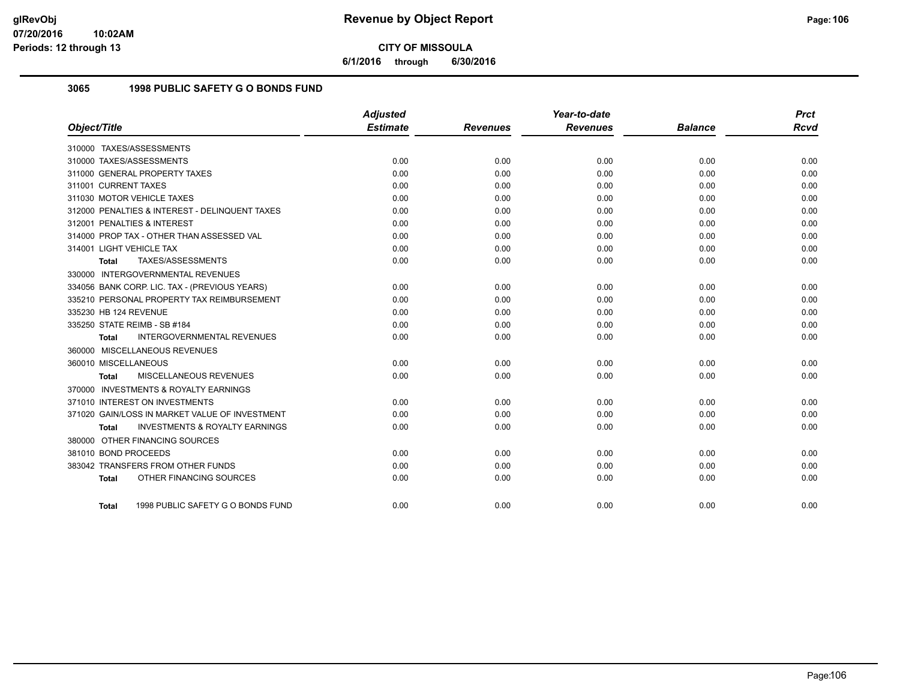# Revenue by Object Report

**CITY OF MISSOULA**

**6/1/2016 through 6/30/2016**

glRevObj
07/20/2016 10:02AM
Periods: 12 through 13

## 3065 1998 PUBLIC SAFETY G O BONDS FUND

| Object/Title | Adjusted Estimate | Revenues | Year-to-date Revenues | Balance | Prct Rcvd |
|---|---|---|---|---|---|
| 310000 TAXES/ASSESSMENTS | | | | | |
| 310000 TAXES/ASSESSMENTS | 0.00 | 0.00 | 0.00 | 0.00 | 0.00 |
| 311000 GENERAL PROPERTY TAXES | 0.00 | 0.00 | 0.00 | 0.00 | 0.00 |
| 311001 CURRENT TAXES | 0.00 | 0.00 | 0.00 | 0.00 | 0.00 |
| 311030 MOTOR VEHICLE TAXES | 0.00 | 0.00 | 0.00 | 0.00 | 0.00 |
| 312000 PENALTIES & INTEREST - DELINQUENT TAXES | 0.00 | 0.00 | 0.00 | 0.00 | 0.00 |
| 312001 PENALTIES & INTEREST | 0.00 | 0.00 | 0.00 | 0.00 | 0.00 |
| 314000 PROP TAX - OTHER THAN ASSESSED VAL | 0.00 | 0.00 | 0.00 | 0.00 | 0.00 |
| 314001 LIGHT VEHICLE TAX | 0.00 | 0.00 | 0.00 | 0.00 | 0.00 |
| **Total** TAXES/ASSESSMENTS | 0.00 | 0.00 | 0.00 | 0.00 | 0.00 |
| 330000 INTERGOVERNMENTAL REVENUES | | | | | |
| 334056 BANK CORP. LIC. TAX - (PREVIOUS YEARS) | 0.00 | 0.00 | 0.00 | 0.00 | 0.00 |
| 335210 PERSONAL PROPERTY TAX REIMBURSEMENT | 0.00 | 0.00 | 0.00 | 0.00 | 0.00 |
| 335230 HB 124 REVENUE | 0.00 | 0.00 | 0.00 | 0.00 | 0.00 |
| 335250 STATE REIMB - SB #184 | 0.00 | 0.00 | 0.00 | 0.00 | 0.00 |
| **Total** INTERGOVERNMENTAL REVENUES | 0.00 | 0.00 | 0.00 | 0.00 | 0.00 |
| 360000 MISCELLANEOUS REVENUES | | | | | |
| 360010 MISCELLANEOUS | 0.00 | 0.00 | 0.00 | 0.00 | 0.00 |
| **Total** MISCELLANEOUS REVENUES | 0.00 | 0.00 | 0.00 | 0.00 | 0.00 |
| 370000 INVESTMENTS & ROYALTY EARNINGS | | | | | |
| 371010 INTEREST ON INVESTMENTS | 0.00 | 0.00 | 0.00 | 0.00 | 0.00 |
| 371020 GAIN/LOSS IN MARKET VALUE OF INVESTMENT | 0.00 | 0.00 | 0.00 | 0.00 | 0.00 |
| **Total** INVESTMENTS & ROYALTY EARNINGS | 0.00 | 0.00 | 0.00 | 0.00 | 0.00 |
| 380000 OTHER FINANCING SOURCES | | | | | |
| 381010 BOND PROCEEDS | 0.00 | 0.00 | 0.00 | 0.00 | 0.00 |
| 383042 TRANSFERS FROM OTHER FUNDS | 0.00 | 0.00 | 0.00 | 0.00 | 0.00 |
| **Total** OTHER FINANCING SOURCES | 0.00 | 0.00 | 0.00 | 0.00 | 0.00 |
| **Total** 1998 PUBLIC SAFETY G O BONDS FUND | 0.00 | 0.00 | 0.00 | 0.00 | 0.00 |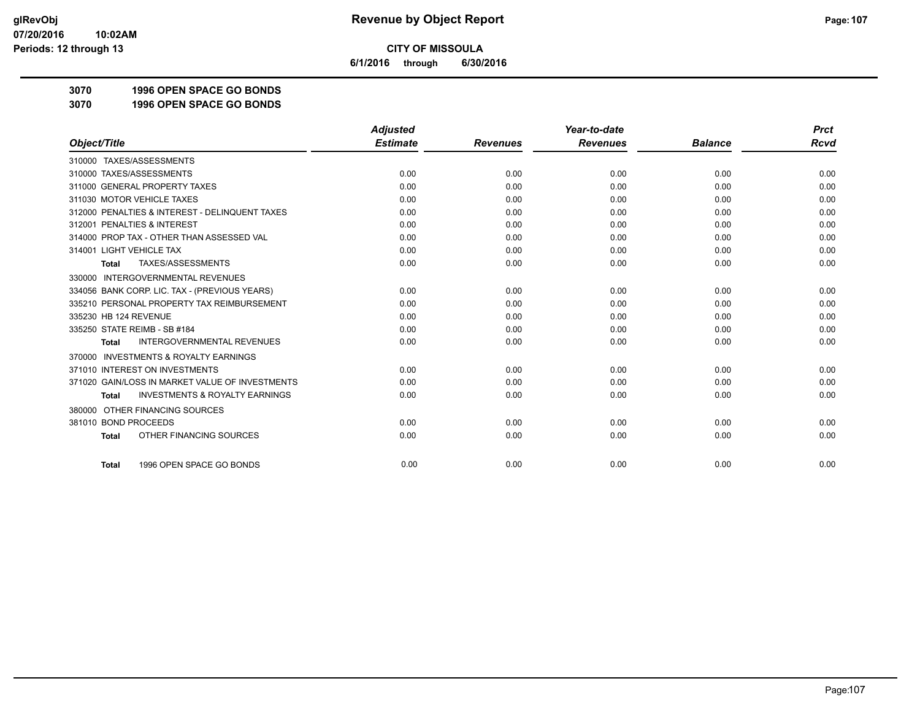**glRevObj**
**07/20/2016 10:02AM**
**Periods: 12 through 13**

# Revenue by Object Report

**CITY OF MISSOULA**

**6/1/2016 through 6/30/2016**

**3070 1996 OPEN SPACE GO BONDS**
**3070 1996 OPEN SPACE GO BONDS**

| Object/Title | Adjusted Estimate | Revenues | Year-to-date Revenues | Balance | Prct Rcvd |
|---|---|---|---|---|---|
| 310000 TAXES/ASSESSMENTS | | | | | |
| 310000 TAXES/ASSESSMENTS | 0.00 | 0.00 | 0.00 | 0.00 | 0.00 |
| 311000 GENERAL PROPERTY TAXES | 0.00 | 0.00 | 0.00 | 0.00 | 0.00 |
| 311030 MOTOR VEHICLE TAXES | 0.00 | 0.00 | 0.00 | 0.00 | 0.00 |
| 312000 PENALTIES & INTEREST - DELINQUENT TAXES | 0.00 | 0.00 | 0.00 | 0.00 | 0.00 |
| 312001 PENALTIES & INTEREST | 0.00 | 0.00 | 0.00 | 0.00 | 0.00 |
| 314000 PROP TAX - OTHER THAN ASSESSED VAL | 0.00 | 0.00 | 0.00 | 0.00 | 0.00 |
| 314001 LIGHT VEHICLE TAX | 0.00 | 0.00 | 0.00 | 0.00 | 0.00 |
| **Total** TAXES/ASSESSMENTS | 0.00 | 0.00 | 0.00 | 0.00 | 0.00 |
| 330000 INTERGOVERNMENTAL REVENUES | | | | | |
| 334056 BANK CORP. LIC. TAX - (PREVIOUS YEARS) | 0.00 | 0.00 | 0.00 | 0.00 | 0.00 |
| 335210 PERSONAL PROPERTY TAX REIMBURSEMENT | 0.00 | 0.00 | 0.00 | 0.00 | 0.00 |
| 335230 HB 124 REVENUE | 0.00 | 0.00 | 0.00 | 0.00 | 0.00 |
| 335250 STATE REIMB - SB #184 | 0.00 | 0.00 | 0.00 | 0.00 | 0.00 |
| **Total** INTERGOVERNMENTAL REVENUES | 0.00 | 0.00 | 0.00 | 0.00 | 0.00 |
| 370000 INVESTMENTS & ROYALTY EARNINGS | | | | | |
| 371010 INTEREST ON INVESTMENTS | 0.00 | 0.00 | 0.00 | 0.00 | 0.00 |
| 371020 GAIN/LOSS IN MARKET VALUE OF INVESTMENTS | 0.00 | 0.00 | 0.00 | 0.00 | 0.00 |
| **Total** INVESTMENTS & ROYALTY EARNINGS | 0.00 | 0.00 | 0.00 | 0.00 | 0.00 |
| 380000 OTHER FINANCING SOURCES | | | | | |
| 381010 BOND PROCEEDS | 0.00 | 0.00 | 0.00 | 0.00 | 0.00 |
| **Total** OTHER FINANCING SOURCES | 0.00 | 0.00 | 0.00 | 0.00 | 0.00 |
| **Total** 1996 OPEN SPACE GO BONDS | 0.00 | 0.00 | 0.00 | 0.00 | 0.00 |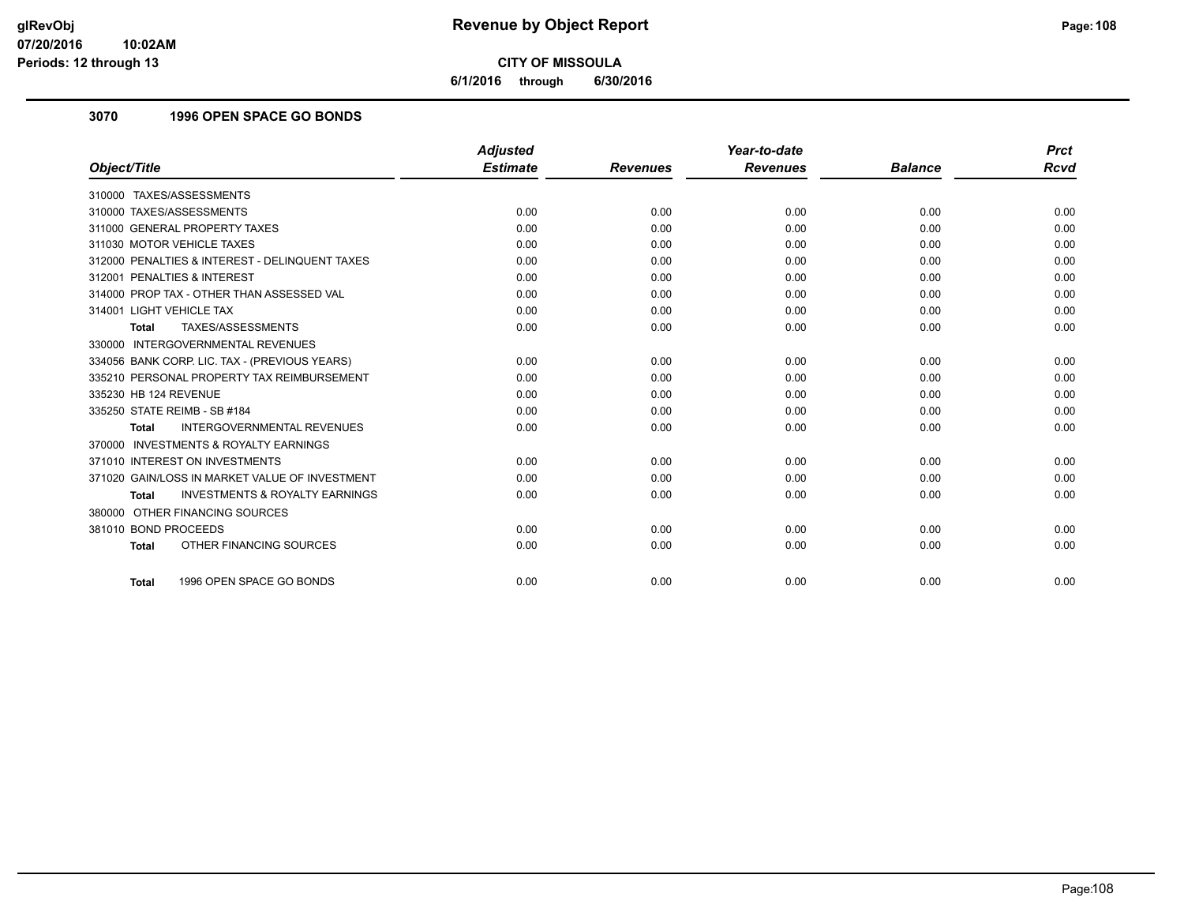glRevObj
07/20/2016 10:02AM
Periods: 12 through 13

# Revenue by Object Report

**CITY OF MISSOULA**

**6/1/2016 through 6/30/2016**

### 3070 1996 OPEN SPACE GO BONDS

| Object/Title | Adjusted Estimate | Revenues | Year-to-date Revenues | Balance | Prct Rcvd |
|---|---|---|---|---|---|
| 310000 TAXES/ASSESSMENTS | | | | | |
| 310000 TAXES/ASSESSMENTS | 0.00 | 0.00 | 0.00 | 0.00 | 0.00 |
| 311000 GENERAL PROPERTY TAXES | 0.00 | 0.00 | 0.00 | 0.00 | 0.00 |
| 311030 MOTOR VEHICLE TAXES | 0.00 | 0.00 | 0.00 | 0.00 | 0.00 |
| 312000 PENALTIES & INTEREST - DELINQUENT TAXES | 0.00 | 0.00 | 0.00 | 0.00 | 0.00 |
| 312001 PENALTIES & INTEREST | 0.00 | 0.00 | 0.00 | 0.00 | 0.00 |
| 314000 PROP TAX - OTHER THAN ASSESSED VAL | 0.00 | 0.00 | 0.00 | 0.00 | 0.00 |
| 314001 LIGHT VEHICLE TAX | 0.00 | 0.00 | 0.00 | 0.00 | 0.00 |
| **Total** TAXES/ASSESSMENTS | 0.00 | 0.00 | 0.00 | 0.00 | 0.00 |
| 330000 INTERGOVERNMENTAL REVENUES | | | | | |
| 334056 BANK CORP. LIC. TAX - (PREVIOUS YEARS) | 0.00 | 0.00 | 0.00 | 0.00 | 0.00 |
| 335210 PERSONAL PROPERTY TAX REIMBURSEMENT | 0.00 | 0.00 | 0.00 | 0.00 | 0.00 |
| 335230 HB 124 REVENUE | 0.00 | 0.00 | 0.00 | 0.00 | 0.00 |
| 335250 STATE REIMB - SB #184 | 0.00 | 0.00 | 0.00 | 0.00 | 0.00 |
| **Total** INTERGOVERNMENTAL REVENUES | 0.00 | 0.00 | 0.00 | 0.00 | 0.00 |
| 370000 INVESTMENTS & ROYALTY EARNINGS | | | | | |
| 371010 INTEREST ON INVESTMENTS | 0.00 | 0.00 | 0.00 | 0.00 | 0.00 |
| 371020 GAIN/LOSS IN MARKET VALUE OF INVESTMENT | 0.00 | 0.00 | 0.00 | 0.00 | 0.00 |
| **Total** INVESTMENTS & ROYALTY EARNINGS | 0.00 | 0.00 | 0.00 | 0.00 | 0.00 |
| 380000 OTHER FINANCING SOURCES | | | | | |
| 381010 BOND PROCEEDS | 0.00 | 0.00 | 0.00 | 0.00 | 0.00 |
| **Total** OTHER FINANCING SOURCES | 0.00 | 0.00 | 0.00 | 0.00 | 0.00 |
| **Total** 1996 OPEN SPACE GO BONDS | 0.00 | 0.00 | 0.00 | 0.00 | 0.00 |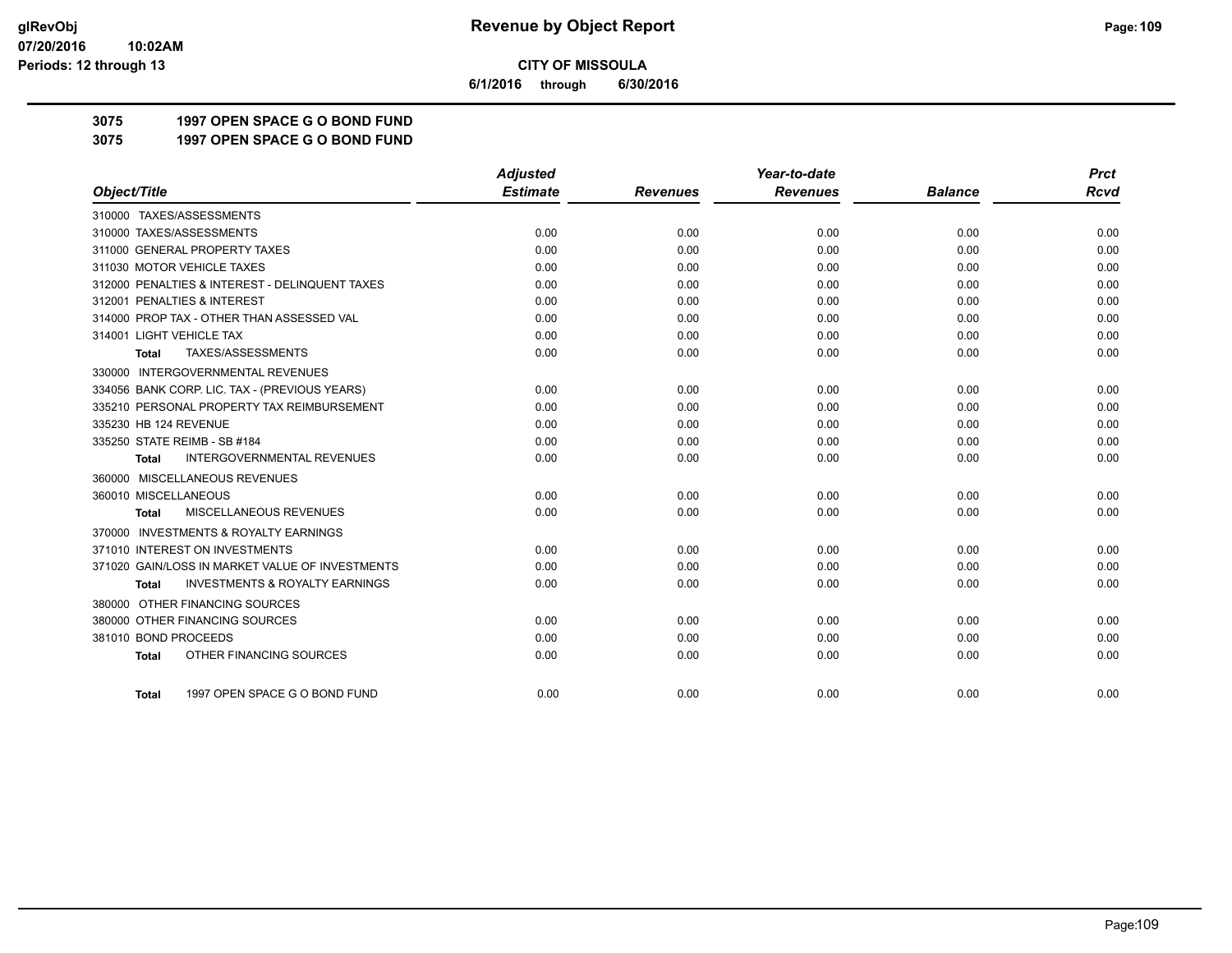# CITY OF MISSOULA

**6/1/2016 through 6/30/2016**

**3075 1997 OPEN SPACE G O BOND FUND**

**3075 1997 OPEN SPACE G O BOND FUND**

| Object/Title | Adjusted Estimate | Revenues | Year-to-date Revenues | Balance | Prct Rcvd |
|---|---|---|---|---|---|
| 310000 TAXES/ASSESSMENTS | | | | | |
| 310000 TAXES/ASSESSMENTS | 0.00 | 0.00 | 0.00 | 0.00 | 0.00 |
| 311000 GENERAL PROPERTY TAXES | 0.00 | 0.00 | 0.00 | 0.00 | 0.00 |
| 311030 MOTOR VEHICLE TAXES | 0.00 | 0.00 | 0.00 | 0.00 | 0.00 |
| 312000 PENALTIES & INTEREST - DELINQUENT TAXES | 0.00 | 0.00 | 0.00 | 0.00 | 0.00 |
| 312001 PENALTIES & INTEREST | 0.00 | 0.00 | 0.00 | 0.00 | 0.00 |
| 314000 PROP TAX - OTHER THAN ASSESSED VAL | 0.00 | 0.00 | 0.00 | 0.00 | 0.00 |
| 314001 LIGHT VEHICLE TAX | 0.00 | 0.00 | 0.00 | 0.00 | 0.00 |
| **Total** TAXES/ASSESSMENTS | 0.00 | 0.00 | 0.00 | 0.00 | 0.00 |
| 330000 INTERGOVERNMENTAL REVENUES | | | | | |
| 334056 BANK CORP. LIC. TAX - (PREVIOUS YEARS) | 0.00 | 0.00 | 0.00 | 0.00 | 0.00 |
| 335210 PERSONAL PROPERTY TAX REIMBURSEMENT | 0.00 | 0.00 | 0.00 | 0.00 | 0.00 |
| 335230 HB 124 REVENUE | 0.00 | 0.00 | 0.00 | 0.00 | 0.00 |
| 335250 STATE REIMB - SB #184 | 0.00 | 0.00 | 0.00 | 0.00 | 0.00 |
| **Total** INTERGOVERNMENTAL REVENUES | 0.00 | 0.00 | 0.00 | 0.00 | 0.00 |
| 360000 MISCELLANEOUS REVENUES | | | | | |
| 360010 MISCELLANEOUS | 0.00 | 0.00 | 0.00 | 0.00 | 0.00 |
| **Total** MISCELLANEOUS REVENUES | 0.00 | 0.00 | 0.00 | 0.00 | 0.00 |
| 370000 INVESTMENTS & ROYALTY EARNINGS | | | | | |
| 371010 INTEREST ON INVESTMENTS | 0.00 | 0.00 | 0.00 | 0.00 | 0.00 |
| 371020 GAIN/LOSS IN MARKET VALUE OF INVESTMENTS | 0.00 | 0.00 | 0.00 | 0.00 | 0.00 |
| **Total** INVESTMENTS & ROYALTY EARNINGS | 0.00 | 0.00 | 0.00 | 0.00 | 0.00 |
| 380000 OTHER FINANCING SOURCES | | | | | |
| 380000 OTHER FINANCING SOURCES | 0.00 | 0.00 | 0.00 | 0.00 | 0.00 |
| 381010 BOND PROCEEDS | 0.00 | 0.00 | 0.00 | 0.00 | 0.00 |
| **Total** OTHER FINANCING SOURCES | 0.00 | 0.00 | 0.00 | 0.00 | 0.00 |
| **Total** 1997 OPEN SPACE G O BOND FUND | 0.00 | 0.00 | 0.00 | 0.00 | 0.00 |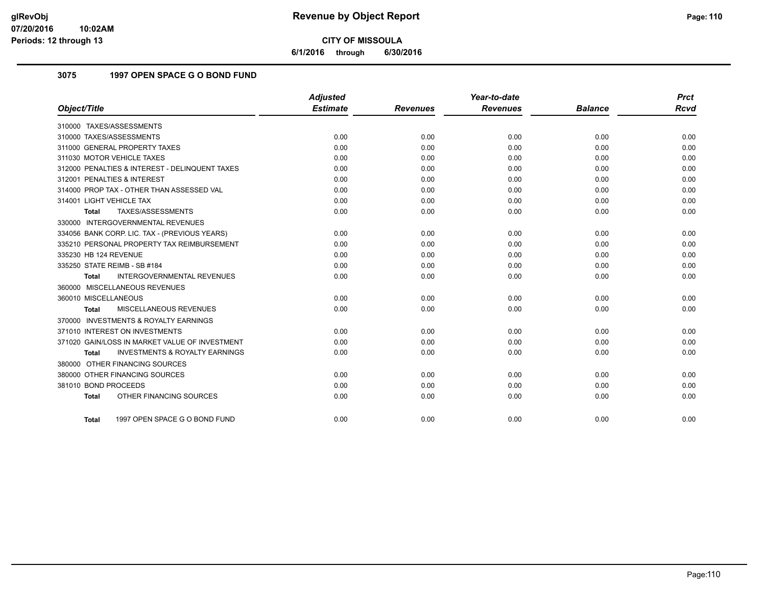# Revenue by Object Report

**CITY OF MISSOULA**

**6/1/2016 through 6/30/2016**

glRevObj
07/20/2016 10:02AM
Periods: 12 through 13

## 3075 1997 OPEN SPACE G O BOND FUND

| Object/Title | Adjusted Estimate | Revenues | Year-to-date Revenues | Balance | Prct Rcvd |
|---|---|---|---|---|---|
| 310000 TAXES/ASSESSMENTS | | | | | |
| 310000 TAXES/ASSESSMENTS | 0.00 | 0.00 | 0.00 | 0.00 | 0.00 |
| 311000 GENERAL PROPERTY TAXES | 0.00 | 0.00 | 0.00 | 0.00 | 0.00 |
| 311030 MOTOR VEHICLE TAXES | 0.00 | 0.00 | 0.00 | 0.00 | 0.00 |
| 312000 PENALTIES & INTEREST - DELINQUENT TAXES | 0.00 | 0.00 | 0.00 | 0.00 | 0.00 |
| 312001 PENALTIES & INTEREST | 0.00 | 0.00 | 0.00 | 0.00 | 0.00 |
| 314000 PROP TAX - OTHER THAN ASSESSED VAL | 0.00 | 0.00 | 0.00 | 0.00 | 0.00 |
| 314001 LIGHT VEHICLE TAX | 0.00 | 0.00 | 0.00 | 0.00 | 0.00 |
| **Total** TAXES/ASSESSMENTS | 0.00 | 0.00 | 0.00 | 0.00 | 0.00 |
| 330000 INTERGOVERNMENTAL REVENUES | | | | | |
| 334056 BANK CORP. LIC. TAX - (PREVIOUS YEARS) | 0.00 | 0.00 | 0.00 | 0.00 | 0.00 |
| 335210 PERSONAL PROPERTY TAX REIMBURSEMENT | 0.00 | 0.00 | 0.00 | 0.00 | 0.00 |
| 335230 HB 124 REVENUE | 0.00 | 0.00 | 0.00 | 0.00 | 0.00 |
| 335250 STATE REIMB - SB #184 | 0.00 | 0.00 | 0.00 | 0.00 | 0.00 |
| **Total** INTERGOVERNMENTAL REVENUES | 0.00 | 0.00 | 0.00 | 0.00 | 0.00 |
| 360000 MISCELLANEOUS REVENUES | | | | | |
| 360010 MISCELLANEOUS | 0.00 | 0.00 | 0.00 | 0.00 | 0.00 |
| **Total** MISCELLANEOUS REVENUES | 0.00 | 0.00 | 0.00 | 0.00 | 0.00 |
| 370000 INVESTMENTS & ROYALTY EARNINGS | | | | | |
| 371010 INTEREST ON INVESTMENTS | 0.00 | 0.00 | 0.00 | 0.00 | 0.00 |
| 371020 GAIN/LOSS IN MARKET VALUE OF INVESTMENT | 0.00 | 0.00 | 0.00 | 0.00 | 0.00 |
| **Total** INVESTMENTS & ROYALTY EARNINGS | 0.00 | 0.00 | 0.00 | 0.00 | 0.00 |
| 380000 OTHER FINANCING SOURCES | | | | | |
| 380000 OTHER FINANCING SOURCES | 0.00 | 0.00 | 0.00 | 0.00 | 0.00 |
| 381010 BOND PROCEEDS | 0.00 | 0.00 | 0.00 | 0.00 | 0.00 |
| **Total** OTHER FINANCING SOURCES | 0.00 | 0.00 | 0.00 | 0.00 | 0.00 |
| **Total** 1997 OPEN SPACE G O BOND FUND | 0.00 | 0.00 | 0.00 | 0.00 | 0.00 |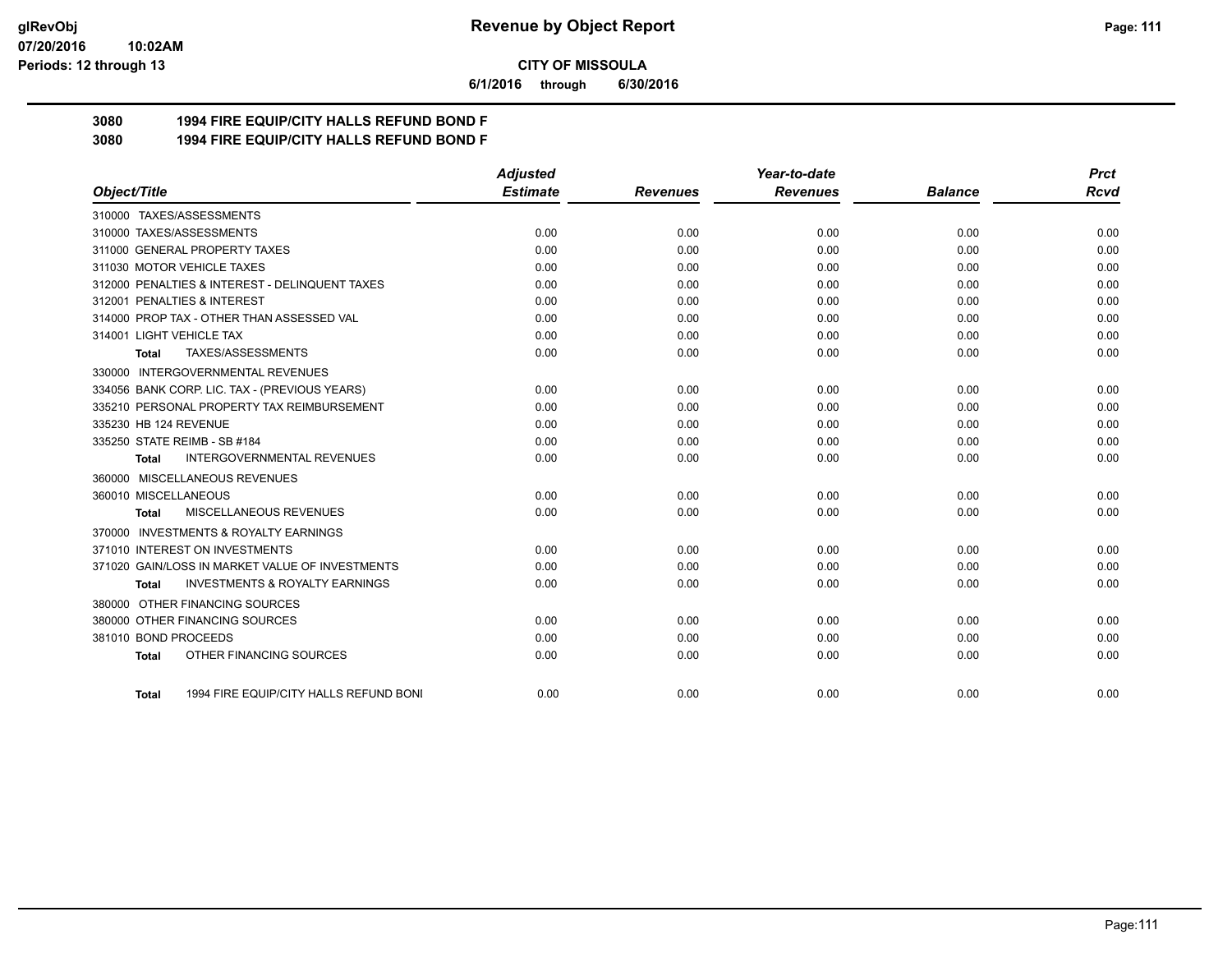**CITY OF MISSOULA**

**6/1/2016 through 6/30/2016**

**3080 1994 FIRE EQUIP/CITY HALLS REFUND BOND F**

**3080 1994 FIRE EQUIP/CITY HALLS REFUND BOND F**

| Object/Title | Adjusted Estimate | Revenues | Year-to-date Revenues | Balance | Prct Rcvd |
|---|---|---|---|---|---|
| 310000 TAXES/ASSESSMENTS | | | | | |
| 310000 TAXES/ASSESSMENTS | 0.00 | 0.00 | 0.00 | 0.00 | 0.00 |
| 311000 GENERAL PROPERTY TAXES | 0.00 | 0.00 | 0.00 | 0.00 | 0.00 |
| 311030 MOTOR VEHICLE TAXES | 0.00 | 0.00 | 0.00 | 0.00 | 0.00 |
| 312000 PENALTIES & INTEREST - DELINQUENT TAXES | 0.00 | 0.00 | 0.00 | 0.00 | 0.00 |
| 312001 PENALTIES & INTEREST | 0.00 | 0.00 | 0.00 | 0.00 | 0.00 |
| 314000 PROP TAX - OTHER THAN ASSESSED VAL | 0.00 | 0.00 | 0.00 | 0.00 | 0.00 |
| 314001 LIGHT VEHICLE TAX | 0.00 | 0.00 | 0.00 | 0.00 | 0.00 |
| **Total** TAXES/ASSESSMENTS | 0.00 | 0.00 | 0.00 | 0.00 | 0.00 |
| 330000 INTERGOVERNMENTAL REVENUES | | | | | |
| 334056 BANK CORP. LIC. TAX - (PREVIOUS YEARS) | 0.00 | 0.00 | 0.00 | 0.00 | 0.00 |
| 335210 PERSONAL PROPERTY TAX REIMBURSEMENT | 0.00 | 0.00 | 0.00 | 0.00 | 0.00 |
| 335230 HB 124 REVENUE | 0.00 | 0.00 | 0.00 | 0.00 | 0.00 |
| 335250 STATE REIMB - SB #184 | 0.00 | 0.00 | 0.00 | 0.00 | 0.00 |
| **Total** INTERGOVERNMENTAL REVENUES | 0.00 | 0.00 | 0.00 | 0.00 | 0.00 |
| 360000 MISCELLANEOUS REVENUES | | | | | |
| 360010 MISCELLANEOUS | 0.00 | 0.00 | 0.00 | 0.00 | 0.00 |
| **Total** MISCELLANEOUS REVENUES | 0.00 | 0.00 | 0.00 | 0.00 | 0.00 |
| 370000 INVESTMENTS & ROYALTY EARNINGS | | | | | |
| 371010 INTEREST ON INVESTMENTS | 0.00 | 0.00 | 0.00 | 0.00 | 0.00 |
| 371020 GAIN/LOSS IN MARKET VALUE OF INVESTMENTS | 0.00 | 0.00 | 0.00 | 0.00 | 0.00 |
| **Total** INVESTMENTS & ROYALTY EARNINGS | 0.00 | 0.00 | 0.00 | 0.00 | 0.00 |
| 380000 OTHER FINANCING SOURCES | | | | | |
| 380000 OTHER FINANCING SOURCES | 0.00 | 0.00 | 0.00 | 0.00 | 0.00 |
| 381010 BOND PROCEEDS | 0.00 | 0.00 | 0.00 | 0.00 | 0.00 |
| **Total** OTHER FINANCING SOURCES | 0.00 | 0.00 | 0.00 | 0.00 | 0.00 |
| **Total** 1994 FIRE EQUIP/CITY HALLS REFUND BONI | 0.00 | 0.00 | 0.00 | 0.00 | 0.00 |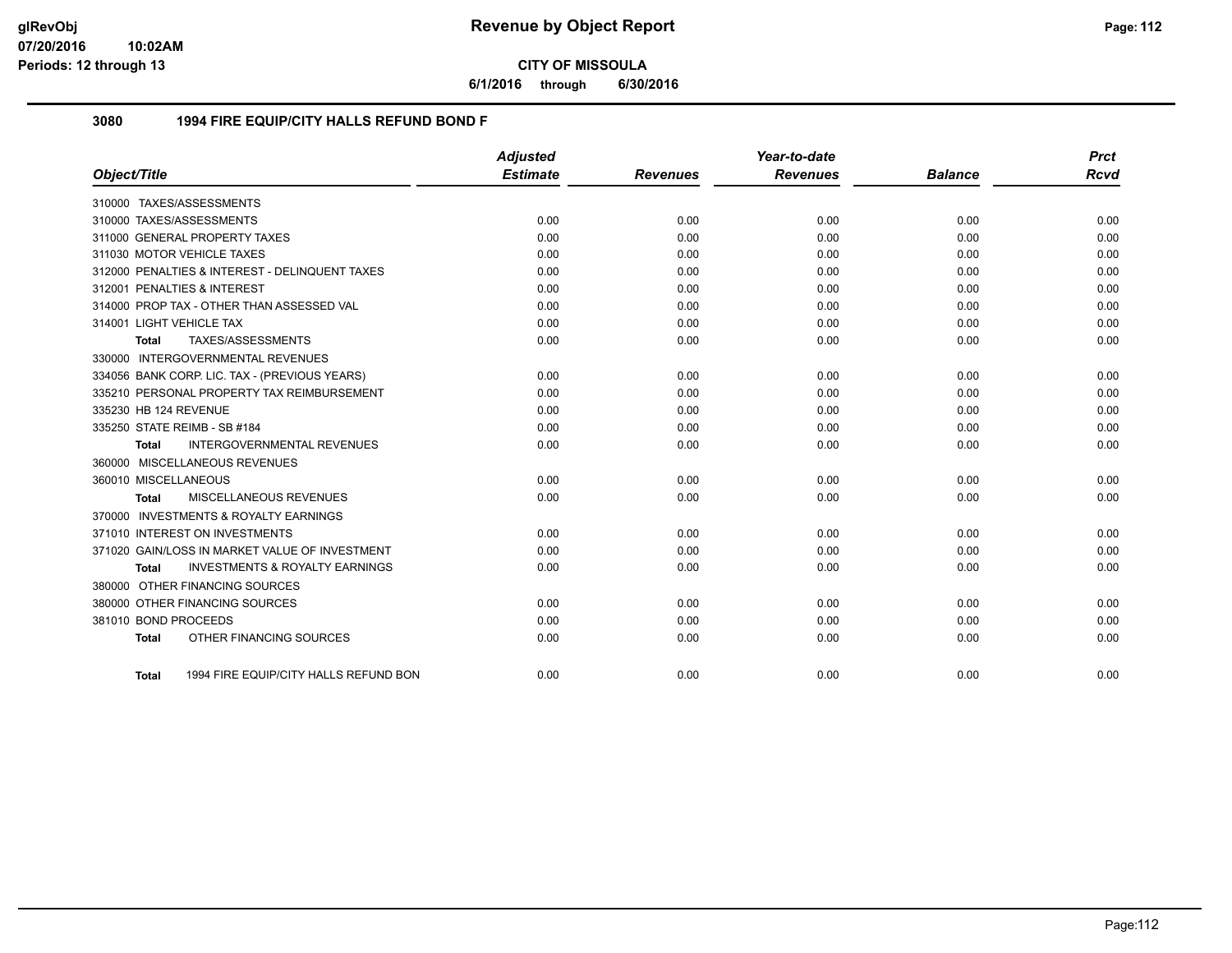# Revenue by Object Report

**CITY OF MISSOULA**

**6/1/2016 through 6/30/2016**

glRevObj
07/20/2016 10:02AM
Periods: 12 through 13

## 3080 1994 FIRE EQUIP/CITY HALLS REFUND BOND F

| Object/Title | Adjusted Estimate | Revenues | Year-to-date Revenues | Balance | Prct Rcvd |
|---|---|---|---|---|---|
| 310000 TAXES/ASSESSMENTS | | | | | |
| 310000 TAXES/ASSESSMENTS | 0.00 | 0.00 | 0.00 | 0.00 | 0.00 |
| 311000 GENERAL PROPERTY TAXES | 0.00 | 0.00 | 0.00 | 0.00 | 0.00 |
| 311030 MOTOR VEHICLE TAXES | 0.00 | 0.00 | 0.00 | 0.00 | 0.00 |
| 312000 PENALTIES & INTEREST - DELINQUENT TAXES | 0.00 | 0.00 | 0.00 | 0.00 | 0.00 |
| 312001 PENALTIES & INTEREST | 0.00 | 0.00 | 0.00 | 0.00 | 0.00 |
| 314000 PROP TAX - OTHER THAN ASSESSED VAL | 0.00 | 0.00 | 0.00 | 0.00 | 0.00 |
| 314001 LIGHT VEHICLE TAX | 0.00 | 0.00 | 0.00 | 0.00 | 0.00 |
| **Total** TAXES/ASSESSMENTS | 0.00 | 0.00 | 0.00 | 0.00 | 0.00 |
| 330000 INTERGOVERNMENTAL REVENUES | | | | | |
| 334056 BANK CORP. LIC. TAX - (PREVIOUS YEARS) | 0.00 | 0.00 | 0.00 | 0.00 | 0.00 |
| 335210 PERSONAL PROPERTY TAX REIMBURSEMENT | 0.00 | 0.00 | 0.00 | 0.00 | 0.00 |
| 335230 HB 124 REVENUE | 0.00 | 0.00 | 0.00 | 0.00 | 0.00 |
| 335250 STATE REIMB - SB #184 | 0.00 | 0.00 | 0.00 | 0.00 | 0.00 |
| **Total** INTERGOVERNMENTAL REVENUES | 0.00 | 0.00 | 0.00 | 0.00 | 0.00 |
| 360000 MISCELLANEOUS REVENUES | | | | | |
| 360010 MISCELLANEOUS | 0.00 | 0.00 | 0.00 | 0.00 | 0.00 |
| **Total** MISCELLANEOUS REVENUES | 0.00 | 0.00 | 0.00 | 0.00 | 0.00 |
| 370000 INVESTMENTS & ROYALTY EARNINGS | | | | | |
| 371010 INTEREST ON INVESTMENTS | 0.00 | 0.00 | 0.00 | 0.00 | 0.00 |
| 371020 GAIN/LOSS IN MARKET VALUE OF INVESTMENT | 0.00 | 0.00 | 0.00 | 0.00 | 0.00 |
| **Total** INVESTMENTS & ROYALTY EARNINGS | 0.00 | 0.00 | 0.00 | 0.00 | 0.00 |
| 380000 OTHER FINANCING SOURCES | | | | | |
| 380000 OTHER FINANCING SOURCES | 0.00 | 0.00 | 0.00 | 0.00 | 0.00 |
| 381010 BOND PROCEEDS | 0.00 | 0.00 | 0.00 | 0.00 | 0.00 |
| **Total** OTHER FINANCING SOURCES | 0.00 | 0.00 | 0.00 | 0.00 | 0.00 |
| **Total** 1994 FIRE EQUIP/CITY HALLS REFUND BON | 0.00 | 0.00 | 0.00 | 0.00 | 0.00 |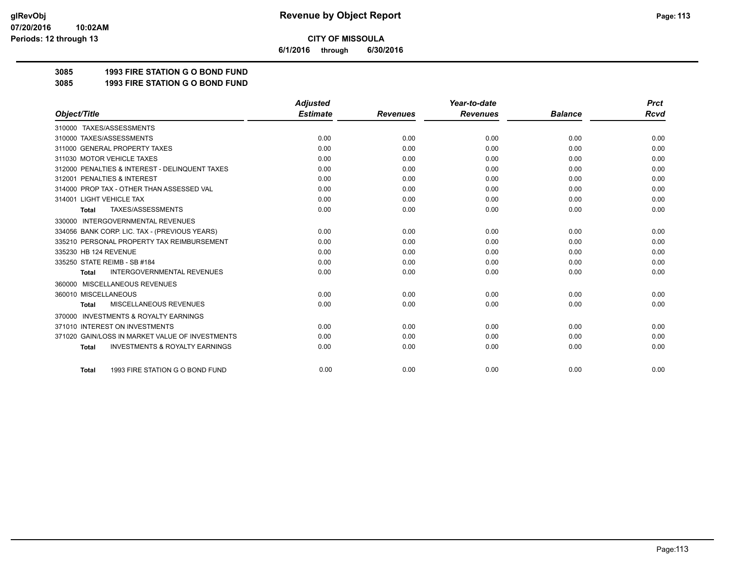**glRevObj**
**07/20/2016 10:02AM**
**Periods: 12 through 13**

# Revenue by Object Report

**CITY OF MISSOULA**

**6/1/2016 through 6/30/2016**

## 3085 1993 FIRE STATION G O BOND FUND
## 3085 1993 FIRE STATION G O BOND FUND

| Object/Title | Adjusted Estimate | Revenues | Year-to-date Revenues | Balance | Prct Rcvd |
|---|---|---|---|---|---|
| 310000 TAXES/ASSESSMENTS | | | | | |
| 310000 TAXES/ASSESSMENTS | 0.00 | 0.00 | 0.00 | 0.00 | 0.00 |
| 311000 GENERAL PROPERTY TAXES | 0.00 | 0.00 | 0.00 | 0.00 | 0.00 |
| 311030 MOTOR VEHICLE TAXES | 0.00 | 0.00 | 0.00 | 0.00 | 0.00 |
| 312000 PENALTIES & INTEREST - DELINQUENT TAXES | 0.00 | 0.00 | 0.00 | 0.00 | 0.00 |
| 312001 PENALTIES & INTEREST | 0.00 | 0.00 | 0.00 | 0.00 | 0.00 |
| 314000 PROP TAX - OTHER THAN ASSESSED VAL | 0.00 | 0.00 | 0.00 | 0.00 | 0.00 |
| 314001 LIGHT VEHICLE TAX | 0.00 | 0.00 | 0.00 | 0.00 | 0.00 |
| **Total** TAXES/ASSESSMENTS | 0.00 | 0.00 | 0.00 | 0.00 | 0.00 |
| 330000 INTERGOVERNMENTAL REVENUES | | | | | |
| 334056 BANK CORP. LIC. TAX - (PREVIOUS YEARS) | 0.00 | 0.00 | 0.00 | 0.00 | 0.00 |
| 335210 PERSONAL PROPERTY TAX REIMBURSEMENT | 0.00 | 0.00 | 0.00 | 0.00 | 0.00 |
| 335230 HB 124 REVENUE | 0.00 | 0.00 | 0.00 | 0.00 | 0.00 |
| 335250 STATE REIMB - SB #184 | 0.00 | 0.00 | 0.00 | 0.00 | 0.00 |
| **Total** INTERGOVERNMENTAL REVENUES | 0.00 | 0.00 | 0.00 | 0.00 | 0.00 |
| 360000 MISCELLANEOUS REVENUES | | | | | |
| 360010 MISCELLANEOUS | 0.00 | 0.00 | 0.00 | 0.00 | 0.00 |
| **Total** MISCELLANEOUS REVENUES | 0.00 | 0.00 | 0.00 | 0.00 | 0.00 |
| 370000 INVESTMENTS & ROYALTY EARNINGS | | | | | |
| 371010 INTEREST ON INVESTMENTS | 0.00 | 0.00 | 0.00 | 0.00 | 0.00 |
| 371020 GAIN/LOSS IN MARKET VALUE OF INVESTMENTS | 0.00 | 0.00 | 0.00 | 0.00 | 0.00 |
| **Total** INVESTMENTS & ROYALTY EARNINGS | 0.00 | 0.00 | 0.00 | 0.00 | 0.00 |
| **Total** 1993 FIRE STATION G O BOND FUND | 0.00 | 0.00 | 0.00 | 0.00 | 0.00 |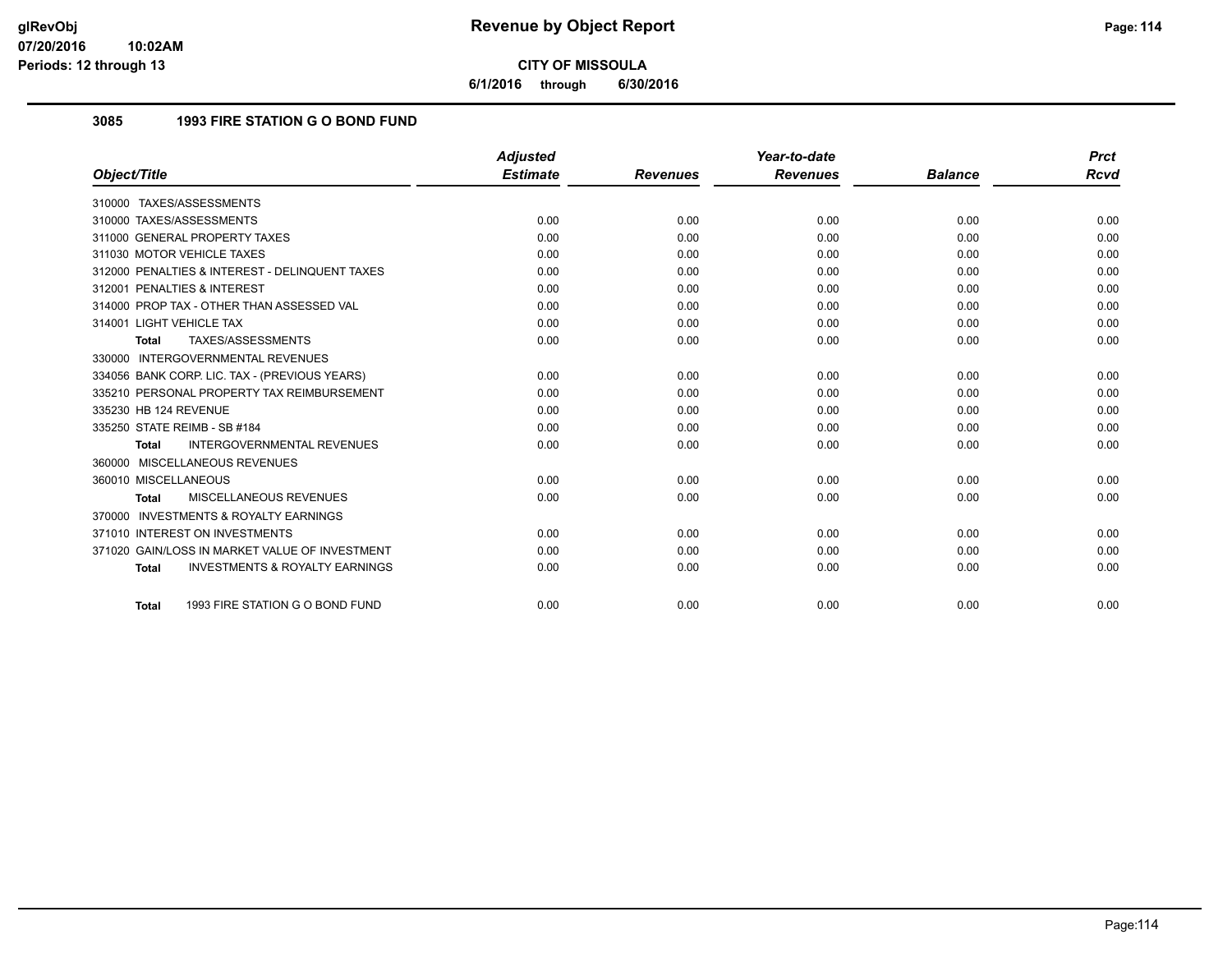**CITY OF MISSOULA**

**6/1/2016 through 6/30/2016**

## 3085 1993 FIRE STATION G O BOND FUND

| Object/Title | Adjusted Estimate | Revenues | Year-to-date Revenues | Balance | Prct Rcvd |
|---|---|---|---|---|---|
| 310000 TAXES/ASSESSMENTS | | | | | |
| 310000 TAXES/ASSESSMENTS | 0.00 | 0.00 | 0.00 | 0.00 | 0.00 |
| 311000 GENERAL PROPERTY TAXES | 0.00 | 0.00 | 0.00 | 0.00 | 0.00 |
| 311030 MOTOR VEHICLE TAXES | 0.00 | 0.00 | 0.00 | 0.00 | 0.00 |
| 312000 PENALTIES & INTEREST - DELINQUENT TAXES | 0.00 | 0.00 | 0.00 | 0.00 | 0.00 |
| 312001 PENALTIES & INTEREST | 0.00 | 0.00 | 0.00 | 0.00 | 0.00 |
| 314000 PROP TAX - OTHER THAN ASSESSED VAL | 0.00 | 0.00 | 0.00 | 0.00 | 0.00 |
| 314001 LIGHT VEHICLE TAX | 0.00 | 0.00 | 0.00 | 0.00 | 0.00 |
| **Total** TAXES/ASSESSMENTS | 0.00 | 0.00 | 0.00 | 0.00 | 0.00 |
| 330000 INTERGOVERNMENTAL REVENUES | | | | | |
| 334056 BANK CORP. LIC. TAX - (PREVIOUS YEARS) | 0.00 | 0.00 | 0.00 | 0.00 | 0.00 |
| 335210 PERSONAL PROPERTY TAX REIMBURSEMENT | 0.00 | 0.00 | 0.00 | 0.00 | 0.00 |
| 335230 HB 124 REVENUE | 0.00 | 0.00 | 0.00 | 0.00 | 0.00 |
| 335250 STATE REIMB - SB #184 | 0.00 | 0.00 | 0.00 | 0.00 | 0.00 |
| **Total** INTERGOVERNMENTAL REVENUES | 0.00 | 0.00 | 0.00 | 0.00 | 0.00 |
| 360000 MISCELLANEOUS REVENUES | | | | | |
| 360010 MISCELLANEOUS | 0.00 | 0.00 | 0.00 | 0.00 | 0.00 |
| **Total** MISCELLANEOUS REVENUES | 0.00 | 0.00 | 0.00 | 0.00 | 0.00 |
| 370000 INVESTMENTS & ROYALTY EARNINGS | | | | | |
| 371010 INTEREST ON INVESTMENTS | 0.00 | 0.00 | 0.00 | 0.00 | 0.00 |
| 371020 GAIN/LOSS IN MARKET VALUE OF INVESTMENT | 0.00 | 0.00 | 0.00 | 0.00 | 0.00 |
| **Total** INVESTMENTS & ROYALTY EARNINGS | 0.00 | 0.00 | 0.00 | 0.00 | 0.00 |
| **Total** 1993 FIRE STATION G O BOND FUND | 0.00 | 0.00 | 0.00 | 0.00 | 0.00 |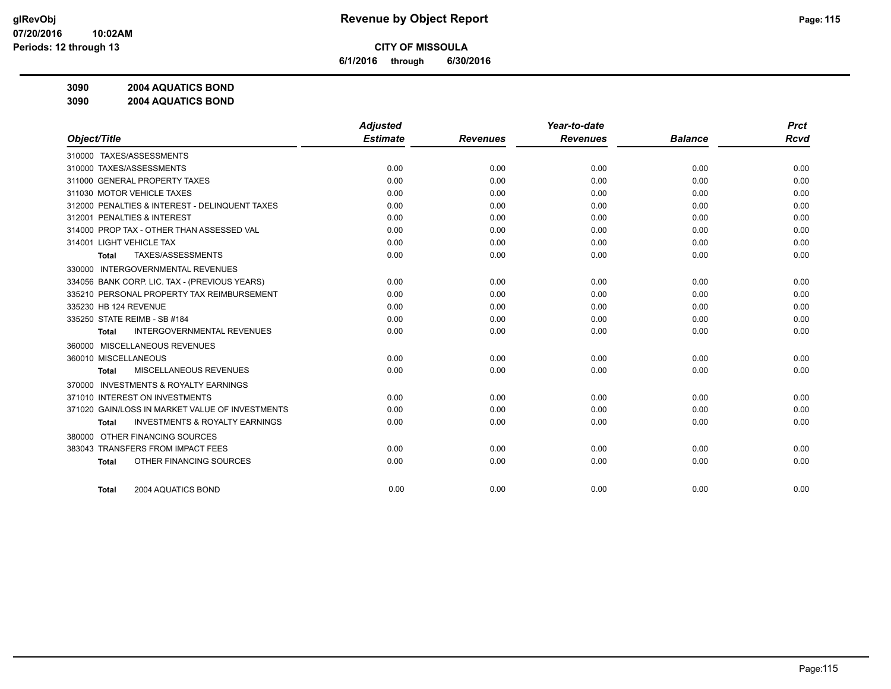# Revenue by Object Report

**CITY OF MISSOULA**

**6/1/2016 through 6/30/2016**

glRevObj
07/20/2016 10:02AM
Periods: 12 through 13

**3090 2004 AQUATICS BOND**
**3090 2004 AQUATICS BOND**

| Object/Title | Adjusted Estimate | Revenues | Year-to-date Revenues | Balance | Prct Rcvd |
|---|---|---|---|---|---|
| 310000 TAXES/ASSESSMENTS | | | | | |
| 310000 TAXES/ASSESSMENTS | 0.00 | 0.00 | 0.00 | 0.00 | 0.00 |
| 311000 GENERAL PROPERTY TAXES | 0.00 | 0.00 | 0.00 | 0.00 | 0.00 |
| 311030 MOTOR VEHICLE TAXES | 0.00 | 0.00 | 0.00 | 0.00 | 0.00 |
| 312000 PENALTIES & INTEREST - DELINQUENT TAXES | 0.00 | 0.00 | 0.00 | 0.00 | 0.00 |
| 312001 PENALTIES & INTEREST | 0.00 | 0.00 | 0.00 | 0.00 | 0.00 |
| 314000 PROP TAX - OTHER THAN ASSESSED VAL | 0.00 | 0.00 | 0.00 | 0.00 | 0.00 |
| 314001 LIGHT VEHICLE TAX | 0.00 | 0.00 | 0.00 | 0.00 | 0.00 |
| **Total** TAXES/ASSESSMENTS | 0.00 | 0.00 | 0.00 | 0.00 | 0.00 |
| 330000 INTERGOVERNMENTAL REVENUES | | | | | |
| 334056 BANK CORP. LIC. TAX - (PREVIOUS YEARS) | 0.00 | 0.00 | 0.00 | 0.00 | 0.00 |
| 335210 PERSONAL PROPERTY TAX REIMBURSEMENT | 0.00 | 0.00 | 0.00 | 0.00 | 0.00 |
| 335230 HB 124 REVENUE | 0.00 | 0.00 | 0.00 | 0.00 | 0.00 |
| 335250 STATE REIMB - SB #184 | 0.00 | 0.00 | 0.00 | 0.00 | 0.00 |
| **Total** INTERGOVERNMENTAL REVENUES | 0.00 | 0.00 | 0.00 | 0.00 | 0.00 |
| 360000 MISCELLANEOUS REVENUES | | | | | |
| 360010 MISCELLANEOUS | 0.00 | 0.00 | 0.00 | 0.00 | 0.00 |
| **Total** MISCELLANEOUS REVENUES | 0.00 | 0.00 | 0.00 | 0.00 | 0.00 |
| 370000 INVESTMENTS & ROYALTY EARNINGS | | | | | |
| 371010 INTEREST ON INVESTMENTS | 0.00 | 0.00 | 0.00 | 0.00 | 0.00 |
| 371020 GAIN/LOSS IN MARKET VALUE OF INVESTMENTS | 0.00 | 0.00 | 0.00 | 0.00 | 0.00 |
| **Total** INVESTMENTS & ROYALTY EARNINGS | 0.00 | 0.00 | 0.00 | 0.00 | 0.00 |
| 380000 OTHER FINANCING SOURCES | | | | | |
| 383043 TRANSFERS FROM IMPACT FEES | 0.00 | 0.00 | 0.00 | 0.00 | 0.00 |
| **Total** OTHER FINANCING SOURCES | 0.00 | 0.00 | 0.00 | 0.00 | 0.00 |
| **Total** 2004 AQUATICS BOND | 0.00 | 0.00 | 0.00 | 0.00 | 0.00 |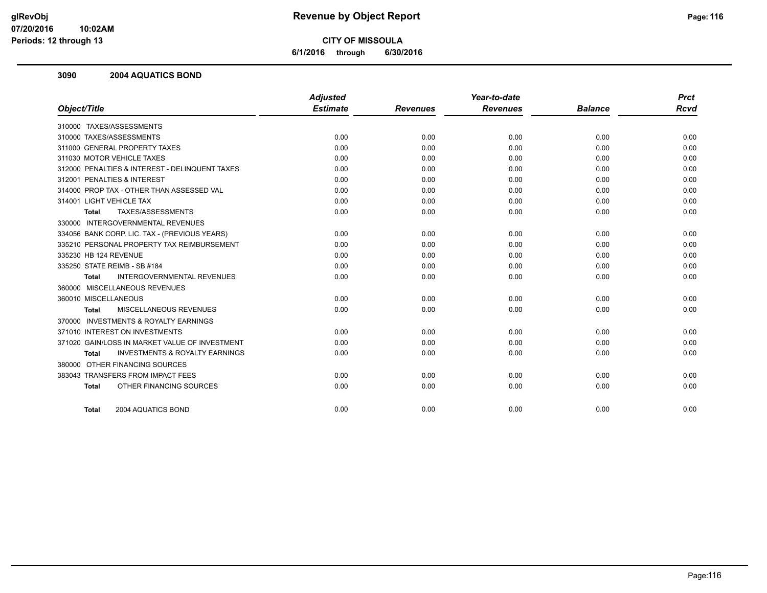# Revenue by Object Report

**CITY OF MISSOULA**

**6/1/2016 through 6/30/2016**

glRevObj
07/20/2016 10:02AM
Periods: 12 through 13

## 3090 2004 AQUATICS BOND

| Object/Title | Adjusted Estimate | Revenues | Year-to-date Revenues | Balance | Prct Rcvd |
|---|---|---|---|---|---|
| 310000 TAXES/ASSESSMENTS | | | | | |
| 310000 TAXES/ASSESSMENTS | 0.00 | 0.00 | 0.00 | 0.00 | 0.00 |
| 311000 GENERAL PROPERTY TAXES | 0.00 | 0.00 | 0.00 | 0.00 | 0.00 |
| 311030 MOTOR VEHICLE TAXES | 0.00 | 0.00 | 0.00 | 0.00 | 0.00 |
| 312000 PENALTIES & INTEREST - DELINQUENT TAXES | 0.00 | 0.00 | 0.00 | 0.00 | 0.00 |
| 312001 PENALTIES & INTEREST | 0.00 | 0.00 | 0.00 | 0.00 | 0.00 |
| 314000 PROP TAX - OTHER THAN ASSESSED VAL | 0.00 | 0.00 | 0.00 | 0.00 | 0.00 |
| 314001 LIGHT VEHICLE TAX | 0.00 | 0.00 | 0.00 | 0.00 | 0.00 |
| **Total** TAXES/ASSESSMENTS | 0.00 | 0.00 | 0.00 | 0.00 | 0.00 |
| 330000 INTERGOVERNMENTAL REVENUES | | | | | |
| 334056 BANK CORP. LIC. TAX - (PREVIOUS YEARS) | 0.00 | 0.00 | 0.00 | 0.00 | 0.00 |
| 335210 PERSONAL PROPERTY TAX REIMBURSEMENT | 0.00 | 0.00 | 0.00 | 0.00 | 0.00 |
| 335230 HB 124 REVENUE | 0.00 | 0.00 | 0.00 | 0.00 | 0.00 |
| 335250 STATE REIMB - SB #184 | 0.00 | 0.00 | 0.00 | 0.00 | 0.00 |
| **Total** INTERGOVERNMENTAL REVENUES | 0.00 | 0.00 | 0.00 | 0.00 | 0.00 |
| 360000 MISCELLANEOUS REVENUES | | | | | |
| 360010 MISCELLANEOUS | 0.00 | 0.00 | 0.00 | 0.00 | 0.00 |
| **Total** MISCELLANEOUS REVENUES | 0.00 | 0.00 | 0.00 | 0.00 | 0.00 |
| 370000 INVESTMENTS & ROYALTY EARNINGS | | | | | |
| 371010 INTEREST ON INVESTMENTS | 0.00 | 0.00 | 0.00 | 0.00 | 0.00 |
| 371020 GAIN/LOSS IN MARKET VALUE OF INVESTMENT | 0.00 | 0.00 | 0.00 | 0.00 | 0.00 |
| **Total** INVESTMENTS & ROYALTY EARNINGS | 0.00 | 0.00 | 0.00 | 0.00 | 0.00 |
| 380000 OTHER FINANCING SOURCES | | | | | |
| 383043 TRANSFERS FROM IMPACT FEES | 0.00 | 0.00 | 0.00 | 0.00 | 0.00 |
| **Total** OTHER FINANCING SOURCES | 0.00 | 0.00 | 0.00 | 0.00 | 0.00 |
| **Total** 2004 AQUATICS BOND | 0.00 | 0.00 | 0.00 | 0.00 | 0.00 |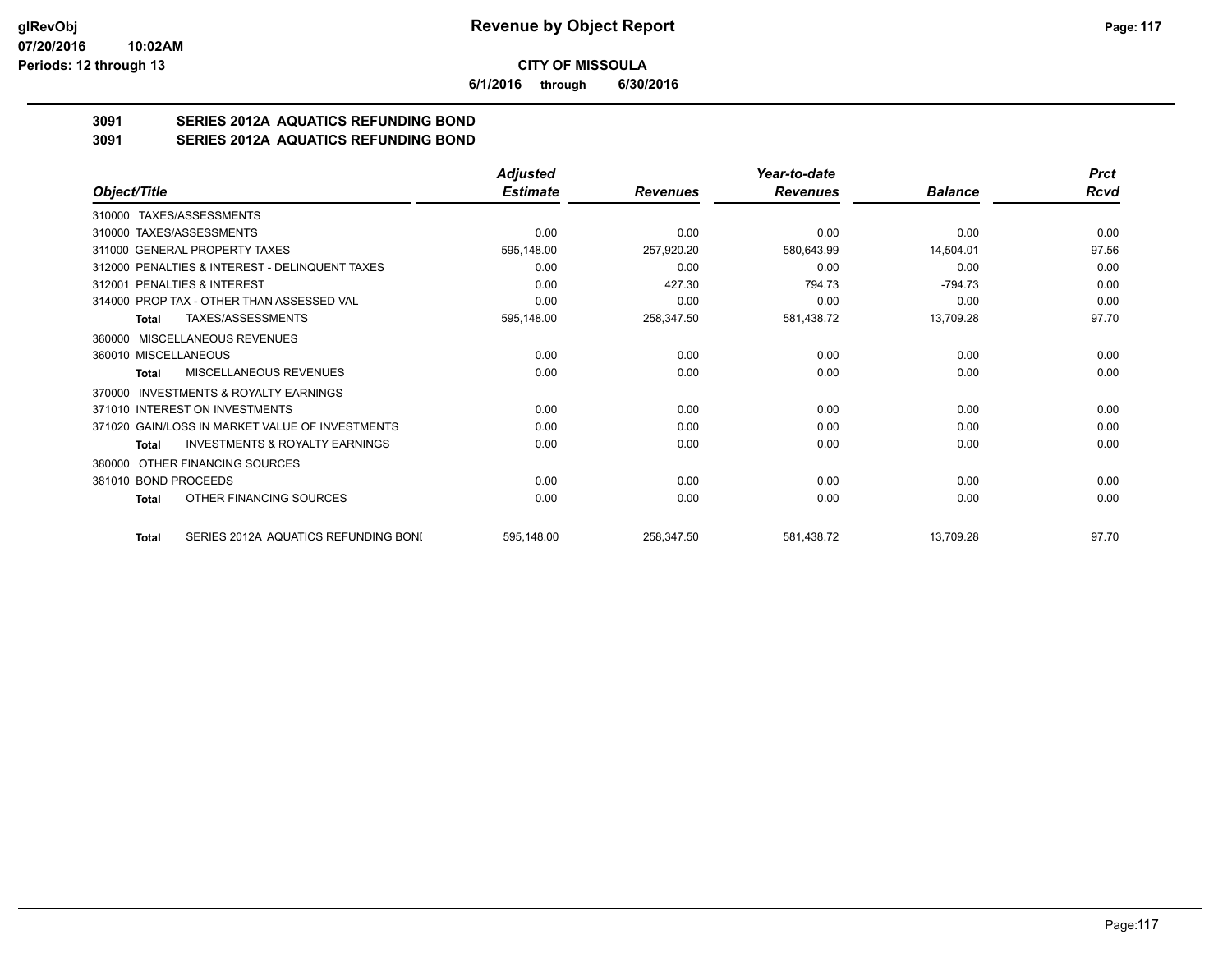**CITY OF MISSOULA**

**6/1/2016 through 6/30/2016**

## 3091 SERIES 2012A AQUATICS REFUNDING BOND

## 3091 SERIES 2012A AQUATICS REFUNDING BOND

| Object/Title | Adjusted Estimate | Revenues | Year-to-date Revenues | Balance | Prct Rcvd |
|---|---|---|---|---|---|
| 310000 TAXES/ASSESSMENTS | | | | | |
| 310000 TAXES/ASSESSMENTS | 0.00 | 0.00 | 0.00 | 0.00 | 0.00 |
| 311000 GENERAL PROPERTY TAXES | 595,148.00 | 257,920.20 | 580,643.99 | 14,504.01 | 97.56 |
| 312000 PENALTIES & INTEREST - DELINQUENT TAXES | 0.00 | 0.00 | 0.00 | 0.00 | 0.00 |
| 312001 PENALTIES & INTEREST | 0.00 | 427.30 | 794.73 | -794.73 | 0.00 |
| 314000 PROP TAX - OTHER THAN ASSESSED VAL | 0.00 | 0.00 | 0.00 | 0.00 | 0.00 |
| **Total** TAXES/ASSESSMENTS | 595,148.00 | 258,347.50 | 581,438.72 | 13,709.28 | 97.70 |
| 360000 MISCELLANEOUS REVENUES | | | | | |
| 360010 MISCELLANEOUS | 0.00 | 0.00 | 0.00 | 0.00 | 0.00 |
| **Total** MISCELLANEOUS REVENUES | 0.00 | 0.00 | 0.00 | 0.00 | 0.00 |
| 370000 INVESTMENTS & ROYALTY EARNINGS | | | | | |
| 371010 INTEREST ON INVESTMENTS | 0.00 | 0.00 | 0.00 | 0.00 | 0.00 |
| 371020 GAIN/LOSS IN MARKET VALUE OF INVESTMENTS | 0.00 | 0.00 | 0.00 | 0.00 | 0.00 |
| **Total** INVESTMENTS & ROYALTY EARNINGS | 0.00 | 0.00 | 0.00 | 0.00 | 0.00 |
| 380000 OTHER FINANCING SOURCES | | | | | |
| 381010 BOND PROCEEDS | 0.00 | 0.00 | 0.00 | 0.00 | 0.00 |
| **Total** OTHER FINANCING SOURCES | 0.00 | 0.00 | 0.00 | 0.00 | 0.00 |
| **Total** SERIES 2012A AQUATICS REFUNDING BONI | 595,148.00 | 258,347.50 | 581,438.72 | 13,709.28 | 97.70 |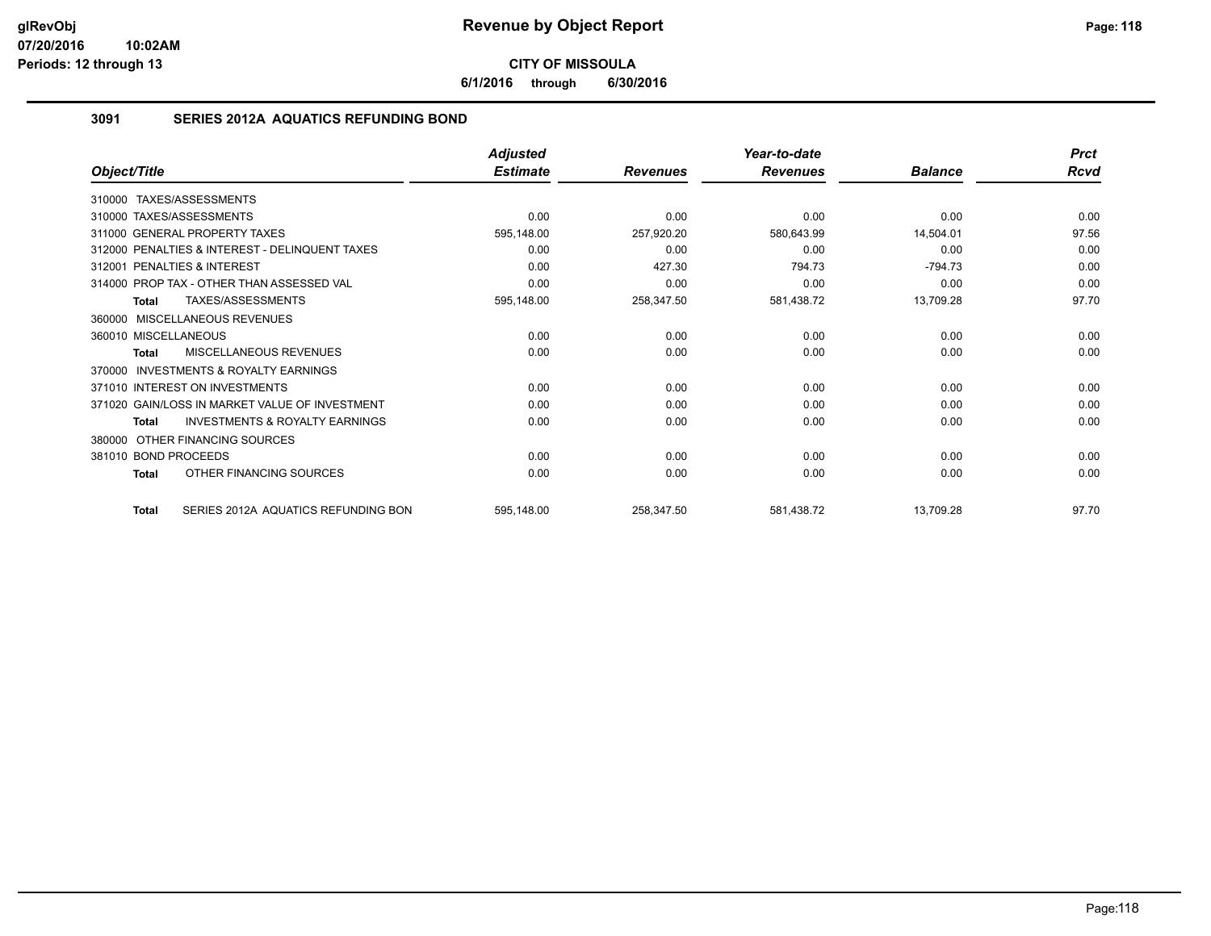# Revenue by Object Report

**CITY OF MISSOULA**

**6/1/2016 through 6/30/2016**

glRevObj
07/20/2016 10:02AM
Periods: 12 through 13

## 3091 SERIES 2012A AQUATICS REFUNDING BOND

| Object/Title | Adjusted Estimate | Revenues | Year-to-date Revenues | Balance | Prct Rcvd |
|---|---|---|---|---|---|
| 310000 TAXES/ASSESSMENTS | | | | | |
| 310000 TAXES/ASSESSMENTS | 0.00 | 0.00 | 0.00 | 0.00 | 0.00 |
| 311000 GENERAL PROPERTY TAXES | 595,148.00 | 257,920.20 | 580,643.99 | 14,504.01 | 97.56 |
| 312000 PENALTIES & INTEREST - DELINQUENT TAXES | 0.00 | 0.00 | 0.00 | 0.00 | 0.00 |
| 312001 PENALTIES & INTEREST | 0.00 | 427.30 | 794.73 | -794.73 | 0.00 |
| 314000 PROP TAX - OTHER THAN ASSESSED VAL | 0.00 | 0.00 | 0.00 | 0.00 | 0.00 |
| **Total** TAXES/ASSESSMENTS | 595,148.00 | 258,347.50 | 581,438.72 | 13,709.28 | 97.70 |
| 360000 MISCELLANEOUS REVENUES | | | | | |
| 360010 MISCELLANEOUS | 0.00 | 0.00 | 0.00 | 0.00 | 0.00 |
| **Total** MISCELLANEOUS REVENUES | 0.00 | 0.00 | 0.00 | 0.00 | 0.00 |
| 370000 INVESTMENTS & ROYALTY EARNINGS | | | | | |
| 371010 INTEREST ON INVESTMENTS | 0.00 | 0.00 | 0.00 | 0.00 | 0.00 |
| 371020 GAIN/LOSS IN MARKET VALUE OF INVESTMENT | 0.00 | 0.00 | 0.00 | 0.00 | 0.00 |
| **Total** INVESTMENTS & ROYALTY EARNINGS | 0.00 | 0.00 | 0.00 | 0.00 | 0.00 |
| 380000 OTHER FINANCING SOURCES | | | | | |
| 381010 BOND PROCEEDS | 0.00 | 0.00 | 0.00 | 0.00 | 0.00 |
| **Total** OTHER FINANCING SOURCES | 0.00 | 0.00 | 0.00 | 0.00 | 0.00 |
| **Total** SERIES 2012A AQUATICS REFUNDING BON | 595,148.00 | 258,347.50 | 581,438.72 | 13,709.28 | 97.70 |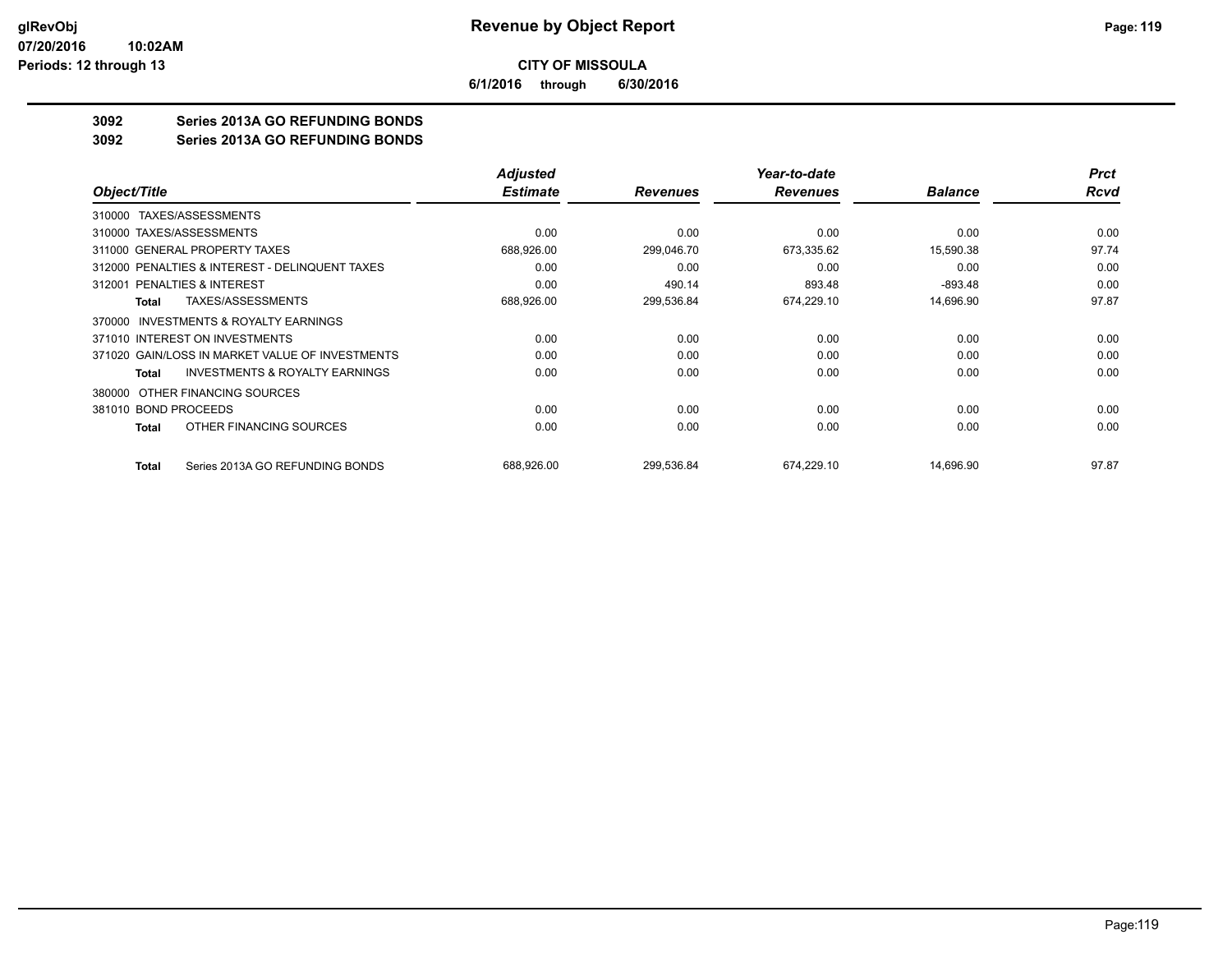**CITY OF MISSOULA**

**6/1/2016 through 6/30/2016**

## 3092 Series 2013A GO REFUNDING BONDS

## 3092 Series 2013A GO REFUNDING BONDS

| Object/Title | Adjusted Estimate | Revenues | Year-to-date Revenues | Balance | Prct Rcvd |
|---|---|---|---|---|---|
| 310000 TAXES/ASSESSMENTS | | | | | |
| 310000 TAXES/ASSESSMENTS | 0.00 | 0.00 | 0.00 | 0.00 | 0.00 |
| 311000 GENERAL PROPERTY TAXES | 688,926.00 | 299,046.70 | 673,335.62 | 15,590.38 | 97.74 |
| 312000 PENALTIES & INTEREST - DELINQUENT TAXES | 0.00 | 0.00 | 0.00 | 0.00 | 0.00 |
| 312001 PENALTIES & INTEREST | 0.00 | 490.14 | 893.48 | -893.48 | 0.00 |
| **Total** TAXES/ASSESSMENTS | 688,926.00 | 299,536.84 | 674,229.10 | 14,696.90 | 97.87 |
| 370000 INVESTMENTS & ROYALTY EARNINGS | | | | | |
| 371010 INTEREST ON INVESTMENTS | 0.00 | 0.00 | 0.00 | 0.00 | 0.00 |
| 371020 GAIN/LOSS IN MARKET VALUE OF INVESTMENTS | 0.00 | 0.00 | 0.00 | 0.00 | 0.00 |
| **Total** INVESTMENTS & ROYALTY EARNINGS | 0.00 | 0.00 | 0.00 | 0.00 | 0.00 |
| 380000 OTHER FINANCING SOURCES | | | | | |
| 381010 BOND PROCEEDS | 0.00 | 0.00 | 0.00 | 0.00 | 0.00 |
| **Total** OTHER FINANCING SOURCES | 0.00 | 0.00 | 0.00 | 0.00 | 0.00 |
| **Total** Series 2013A GO REFUNDING BONDS | 688,926.00 | 299,536.84 | 674,229.10 | 14,696.90 | 97.87 |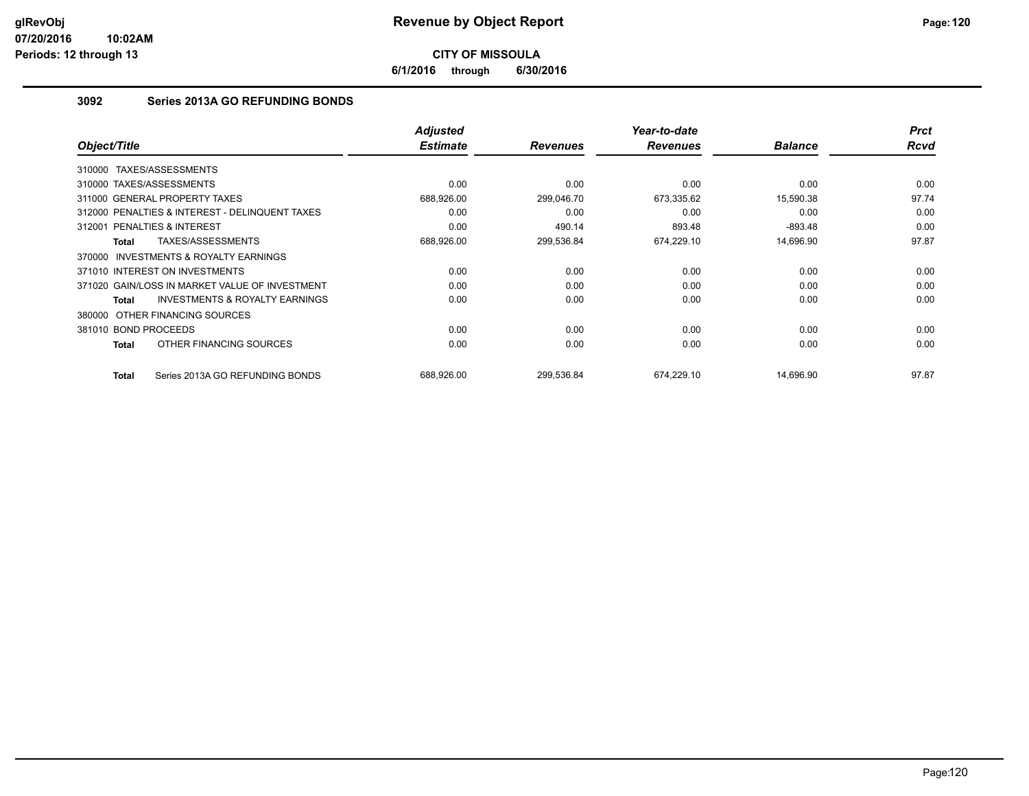# Revenue by Object Report

**CITY OF MISSOULA**

**6/1/2016 through 6/30/2016**

glRevObj
07/20/2016 10:02AM
Periods: 12 through 13

### 3092 Series 2013A GO REFUNDING BONDS

| Object/Title | Adjusted Estimate | Revenues | Year-to-date Revenues | Balance | Prct Rcvd |
|---|---|---|---|---|---|
| 310000 TAXES/ASSESSMENTS | | | | | |
| 310000 TAXES/ASSESSMENTS | 0.00 | 0.00 | 0.00 | 0.00 | 0.00 |
| 311000 GENERAL PROPERTY TAXES | 688,926.00 | 299,046.70 | 673,335.62 | 15,590.38 | 97.74 |
| 312000 PENALTIES & INTEREST - DELINQUENT TAXES | 0.00 | 0.00 | 0.00 | 0.00 | 0.00 |
| 312001 PENALTIES & INTEREST | 0.00 | 490.14 | 893.48 | -893.48 | 0.00 |
| **Total** TAXES/ASSESSMENTS | 688,926.00 | 299,536.84 | 674,229.10 | 14,696.90 | 97.87 |
| 370000 INVESTMENTS & ROYALTY EARNINGS | | | | | |
| 371010 INTEREST ON INVESTMENTS | 0.00 | 0.00 | 0.00 | 0.00 | 0.00 |
| 371020 GAIN/LOSS IN MARKET VALUE OF INVESTMENT | 0.00 | 0.00 | 0.00 | 0.00 | 0.00 |
| **Total** INVESTMENTS & ROYALTY EARNINGS | 0.00 | 0.00 | 0.00 | 0.00 | 0.00 |
| 380000 OTHER FINANCING SOURCES | | | | | |
| 381010 BOND PROCEEDS | 0.00 | 0.00 | 0.00 | 0.00 | 0.00 |
| **Total** OTHER FINANCING SOURCES | 0.00 | 0.00 | 0.00 | 0.00 | 0.00 |
| **Total** Series 2013A GO REFUNDING BONDS | 688,926.00 | 299,536.84 | 674,229.10 | 14,696.90 | 97.87 |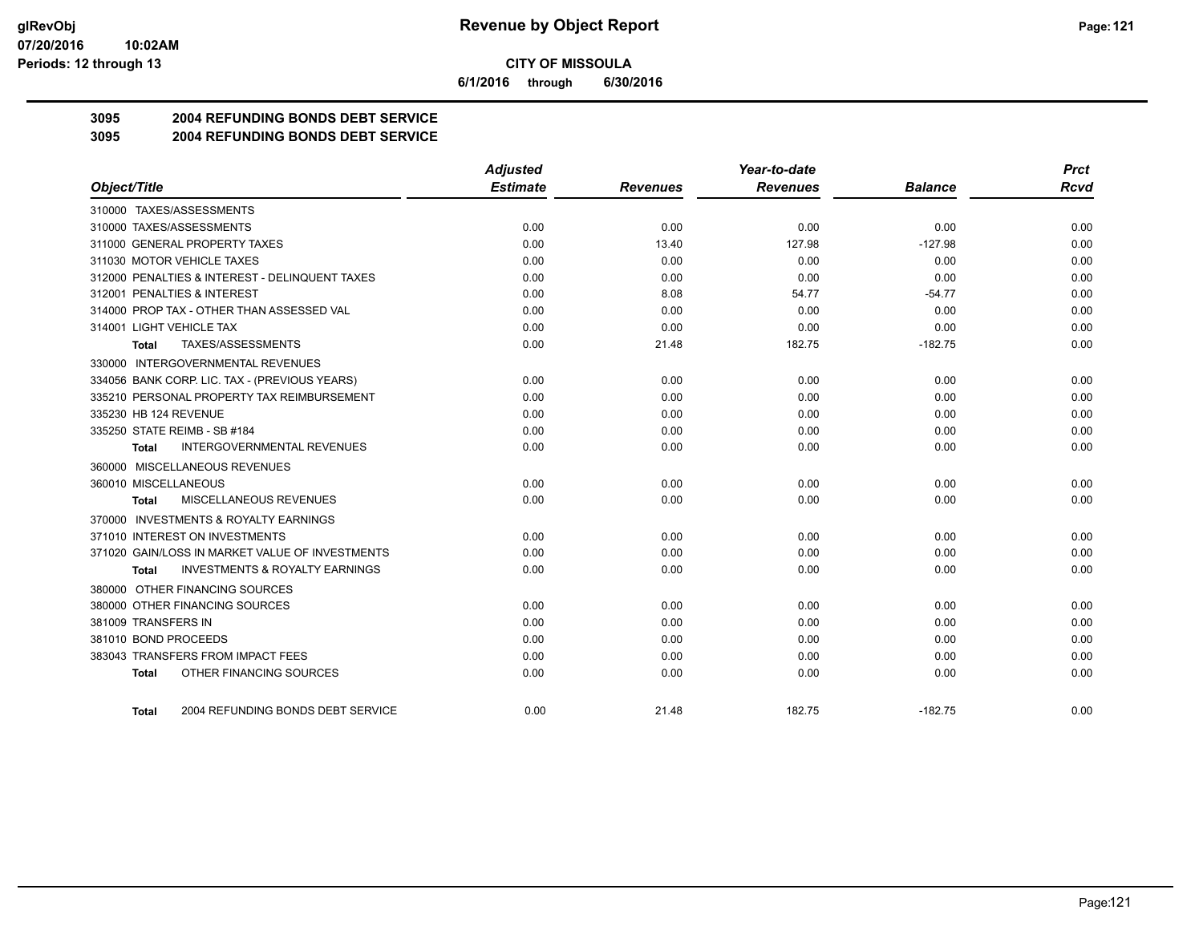**CITY OF MISSOULA**

**6/1/2016 through 6/30/2016**

**glRevObj**
**07/20/2016 10:02AM**
**Periods: 12 through 13**

# Revenue by Object Report

## 3095 2004 REFUNDING BONDS DEBT SERVICE

## 3095 2004 REFUNDING BONDS DEBT SERVICE

| Object/Title | Adjusted Estimate | Revenues | Year-to-date Revenues | Balance | Prct Rcvd |
|---|---|---|---|---|---|
| 310000 TAXES/ASSESSMENTS | | | | | |
| 310000 TAXES/ASSESSMENTS | 0.00 | 0.00 | 0.00 | 0.00 | 0.00 |
| 311000 GENERAL PROPERTY TAXES | 0.00 | 13.40 | 127.98 | -127.98 | 0.00 |
| 311030 MOTOR VEHICLE TAXES | 0.00 | 0.00 | 0.00 | 0.00 | 0.00 |
| 312000 PENALTIES & INTEREST - DELINQUENT TAXES | 0.00 | 0.00 | 0.00 | 0.00 | 0.00 |
| 312001 PENALTIES & INTEREST | 0.00 | 8.08 | 54.77 | -54.77 | 0.00 |
| 314000 PROP TAX - OTHER THAN ASSESSED VAL | 0.00 | 0.00 | 0.00 | 0.00 | 0.00 |
| 314001 LIGHT VEHICLE TAX | 0.00 | 0.00 | 0.00 | 0.00 | 0.00 |
| **Total** TAXES/ASSESSMENTS | 0.00 | 21.48 | 182.75 | -182.75 | 0.00 |
| 330000 INTERGOVERNMENTAL REVENUES | | | | | |
| 334056 BANK CORP. LIC. TAX - (PREVIOUS YEARS) | 0.00 | 0.00 | 0.00 | 0.00 | 0.00 |
| 335210 PERSONAL PROPERTY TAX REIMBURSEMENT | 0.00 | 0.00 | 0.00 | 0.00 | 0.00 |
| 335230 HB 124 REVENUE | 0.00 | 0.00 | 0.00 | 0.00 | 0.00 |
| 335250 STATE REIMB - SB #184 | 0.00 | 0.00 | 0.00 | 0.00 | 0.00 |
| **Total** INTERGOVERNMENTAL REVENUES | 0.00 | 0.00 | 0.00 | 0.00 | 0.00 |
| 360000 MISCELLANEOUS REVENUES | | | | | |
| 360010 MISCELLANEOUS | 0.00 | 0.00 | 0.00 | 0.00 | 0.00 |
| **Total** MISCELLANEOUS REVENUES | 0.00 | 0.00 | 0.00 | 0.00 | 0.00 |
| 370000 INVESTMENTS & ROYALTY EARNINGS | | | | | |
| 371010 INTEREST ON INVESTMENTS | 0.00 | 0.00 | 0.00 | 0.00 | 0.00 |
| 371020 GAIN/LOSS IN MARKET VALUE OF INVESTMENTS | 0.00 | 0.00 | 0.00 | 0.00 | 0.00 |
| **Total** INVESTMENTS & ROYALTY EARNINGS | 0.00 | 0.00 | 0.00 | 0.00 | 0.00 |
| 380000 OTHER FINANCING SOURCES | | | | | |
| 380000 OTHER FINANCING SOURCES | 0.00 | 0.00 | 0.00 | 0.00 | 0.00 |
| 381009 TRANSFERS IN | 0.00 | 0.00 | 0.00 | 0.00 | 0.00 |
| 381010 BOND PROCEEDS | 0.00 | 0.00 | 0.00 | 0.00 | 0.00 |
| 383043 TRANSFERS FROM IMPACT FEES | 0.00 | 0.00 | 0.00 | 0.00 | 0.00 |
| **Total** OTHER FINANCING SOURCES | 0.00 | 0.00 | 0.00 | 0.00 | 0.00 |
| **Total** 2004 REFUNDING BONDS DEBT SERVICE | 0.00 | 21.48 | 182.75 | -182.75 | 0.00 |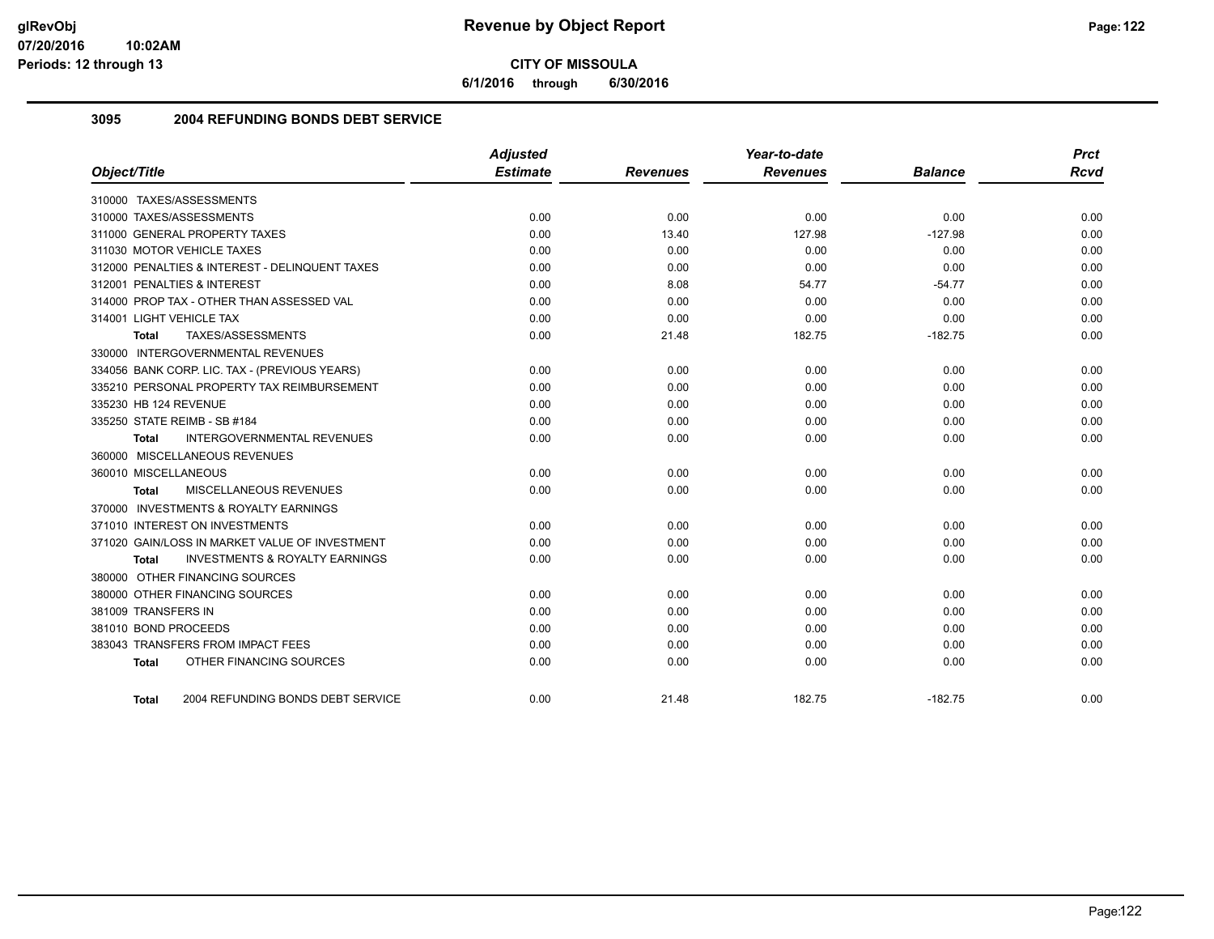# Revenue by Object Report

**CITY OF MISSOULA**

**6/1/2016 through 6/30/2016**

glRevObj
07/20/2016 10:02AM
Periods: 12 through 13

## 3095 2004 REFUNDING BONDS DEBT SERVICE

| Object/Title | Adjusted Estimate | Revenues | Year-to-date Revenues | Balance | Prct Rcvd |
|---|---|---|---|---|---|
| 310000 TAXES/ASSESSMENTS | | | | | |
| 310000 TAXES/ASSESSMENTS | 0.00 | 0.00 | 0.00 | 0.00 | 0.00 |
| 311000 GENERAL PROPERTY TAXES | 0.00 | 13.40 | 127.98 | -127.98 | 0.00 |
| 311030 MOTOR VEHICLE TAXES | 0.00 | 0.00 | 0.00 | 0.00 | 0.00 |
| 312000 PENALTIES & INTEREST - DELINQUENT TAXES | 0.00 | 0.00 | 0.00 | 0.00 | 0.00 |
| 312001 PENALTIES & INTEREST | 0.00 | 8.08 | 54.77 | -54.77 | 0.00 |
| 314000 PROP TAX - OTHER THAN ASSESSED VAL | 0.00 | 0.00 | 0.00 | 0.00 | 0.00 |
| 314001 LIGHT VEHICLE TAX | 0.00 | 0.00 | 0.00 | 0.00 | 0.00 |
| **Total** TAXES/ASSESSMENTS | 0.00 | 21.48 | 182.75 | -182.75 | 0.00 |
| 330000 INTERGOVERNMENTAL REVENUES | | | | | |
| 334056 BANK CORP. LIC. TAX - (PREVIOUS YEARS) | 0.00 | 0.00 | 0.00 | 0.00 | 0.00 |
| 335210 PERSONAL PROPERTY TAX REIMBURSEMENT | 0.00 | 0.00 | 0.00 | 0.00 | 0.00 |
| 335230 HB 124 REVENUE | 0.00 | 0.00 | 0.00 | 0.00 | 0.00 |
| 335250 STATE REIMB - SB #184 | 0.00 | 0.00 | 0.00 | 0.00 | 0.00 |
| **Total** INTERGOVERNMENTAL REVENUES | 0.00 | 0.00 | 0.00 | 0.00 | 0.00 |
| 360000 MISCELLANEOUS REVENUES | | | | | |
| 360010 MISCELLANEOUS | 0.00 | 0.00 | 0.00 | 0.00 | 0.00 |
| **Total** MISCELLANEOUS REVENUES | 0.00 | 0.00 | 0.00 | 0.00 | 0.00 |
| 370000 INVESTMENTS & ROYALTY EARNINGS | | | | | |
| 371010 INTEREST ON INVESTMENTS | 0.00 | 0.00 | 0.00 | 0.00 | 0.00 |
| 371020 GAIN/LOSS IN MARKET VALUE OF INVESTMENT | 0.00 | 0.00 | 0.00 | 0.00 | 0.00 |
| **Total** INVESTMENTS & ROYALTY EARNINGS | 0.00 | 0.00 | 0.00 | 0.00 | 0.00 |
| 380000 OTHER FINANCING SOURCES | | | | | |
| 380000 OTHER FINANCING SOURCES | 0.00 | 0.00 | 0.00 | 0.00 | 0.00 |
| 381009 TRANSFERS IN | 0.00 | 0.00 | 0.00 | 0.00 | 0.00 |
| 381010 BOND PROCEEDS | 0.00 | 0.00 | 0.00 | 0.00 | 0.00 |
| 383043 TRANSFERS FROM IMPACT FEES | 0.00 | 0.00 | 0.00 | 0.00 | 0.00 |
| **Total** OTHER FINANCING SOURCES | 0.00 | 0.00 | 0.00 | 0.00 | 0.00 |
| **Total** 2004 REFUNDING BONDS DEBT SERVICE | 0.00 | 21.48 | 182.75 | -182.75 | 0.00 |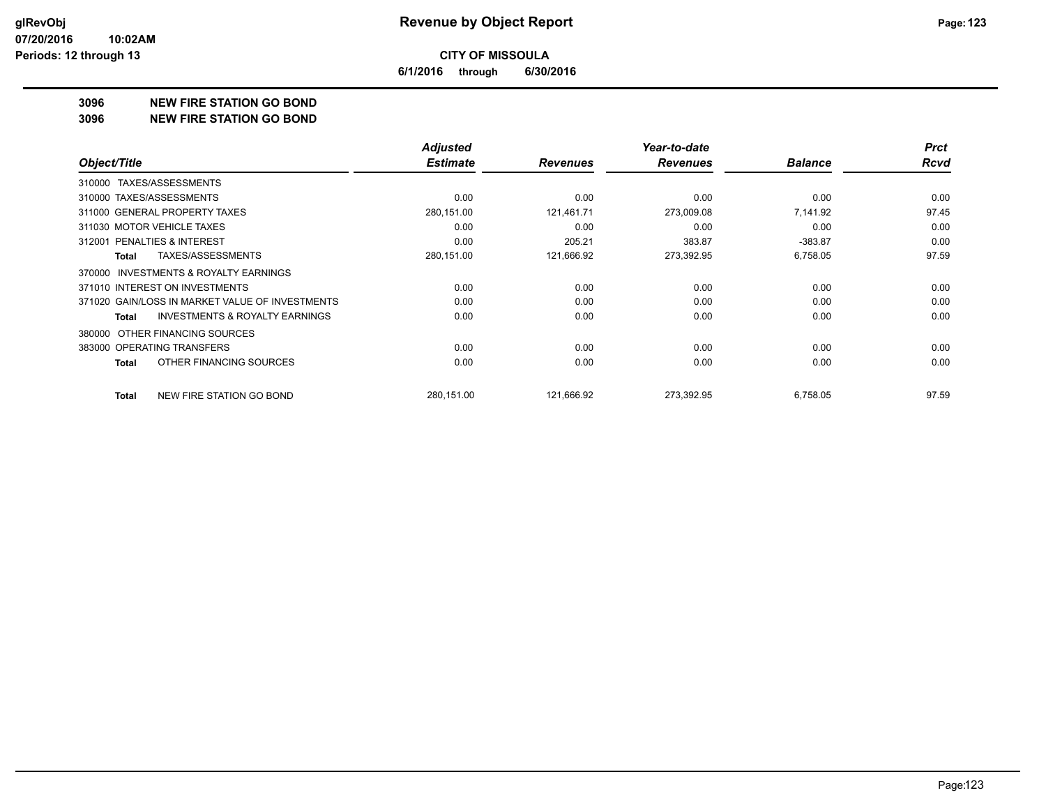**glRevObj**
**07/20/2016 10:02AM**
**Periods: 12 through 13**

# Revenue by Object Report

**CITY OF MISSOULA**

**6/1/2016 through 6/30/2016**

## 3096 NEW FIRE STATION GO BOND
## 3096 NEW FIRE STATION GO BOND

| Object/Title | Adjusted Estimate | Revenues | Year-to-date Revenues | Balance | Prct Rcvd |
|---|---|---|---|---|---|
| 310000 TAXES/ASSESSMENTS | | | | | |
| 310000 TAXES/ASSESSMENTS | 0.00 | 0.00 | 0.00 | 0.00 | 0.00 |
| 311000 GENERAL PROPERTY TAXES | 280,151.00 | 121,461.71 | 273,009.08 | 7,141.92 | 97.45 |
| 311030 MOTOR VEHICLE TAXES | 0.00 | 0.00 | 0.00 | 0.00 | 0.00 |
| 312001 PENALTIES & INTEREST | 0.00 | 205.21 | 383.87 | -383.87 | 0.00 |
| **Total** TAXES/ASSESSMENTS | 280,151.00 | 121,666.92 | 273,392.95 | 6,758.05 | 97.59 |
| 370000 INVESTMENTS & ROYALTY EARNINGS | | | | | |
| 371010 INTEREST ON INVESTMENTS | 0.00 | 0.00 | 0.00 | 0.00 | 0.00 |
| 371020 GAIN/LOSS IN MARKET VALUE OF INVESTMENTS | 0.00 | 0.00 | 0.00 | 0.00 | 0.00 |
| **Total** INVESTMENTS & ROYALTY EARNINGS | 0.00 | 0.00 | 0.00 | 0.00 | 0.00 |
| 380000 OTHER FINANCING SOURCES | | | | | |
| 383000 OPERATING TRANSFERS | 0.00 | 0.00 | 0.00 | 0.00 | 0.00 |
| **Total** OTHER FINANCING SOURCES | 0.00 | 0.00 | 0.00 | 0.00 | 0.00 |
| **Total** NEW FIRE STATION GO BOND | 280,151.00 | 121,666.92 | 273,392.95 | 6,758.05 | 97.59 |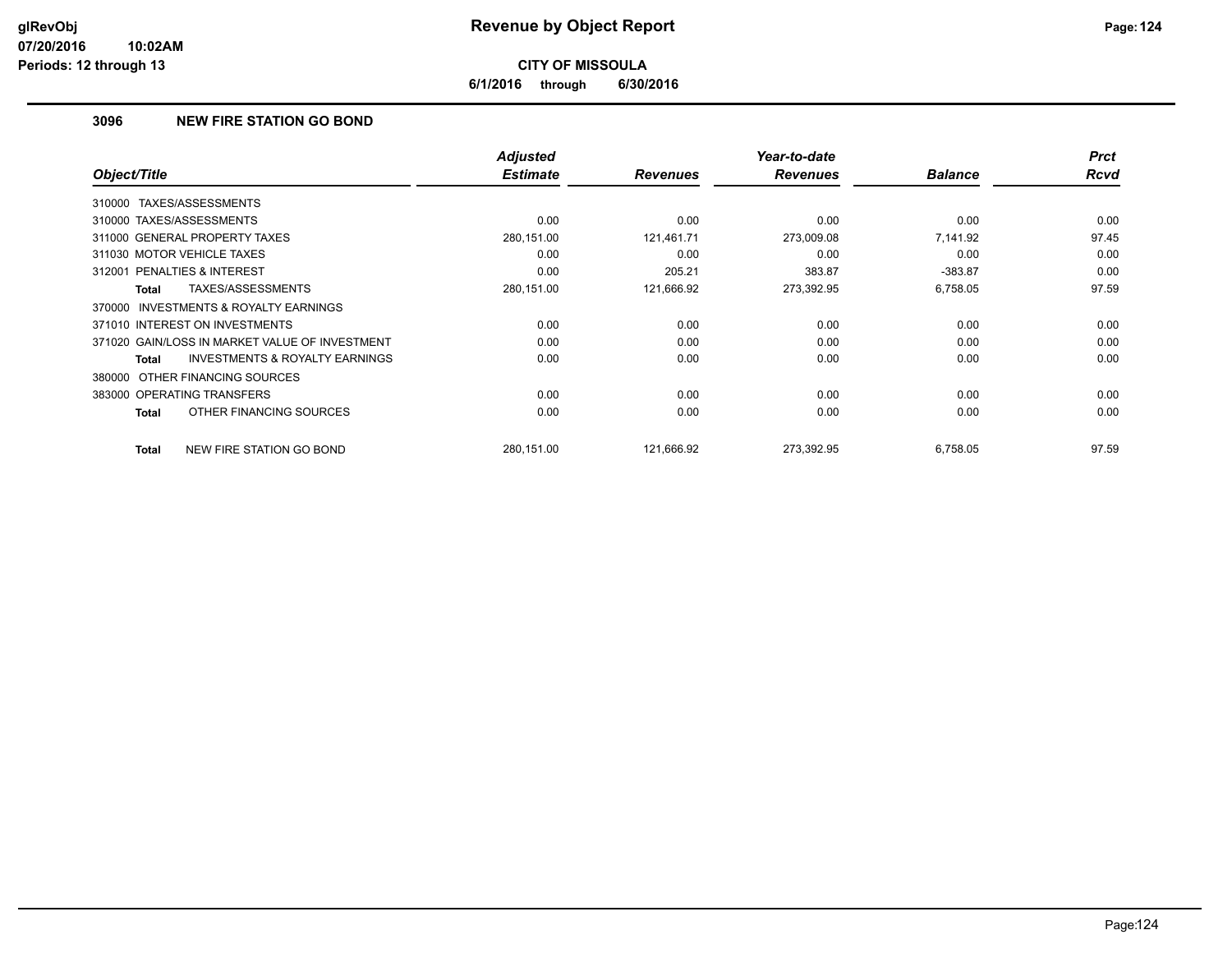# Revenue by Object Report

glRevObj
07/20/2016 10:02AM
Periods: 12 through 13

**CITY OF MISSOULA**

6/1/2016 through 6/30/2016

## 3096 NEW FIRE STATION GO BOND

| Object/Title | Adjusted Estimate | Revenues | Year-to-date Revenues | Balance | Prct Rcvd |
|---|---|---|---|---|---|
| 310000 TAXES/ASSESSMENTS | | | | | |
| 310000 TAXES/ASSESSMENTS | 0.00 | 0.00 | 0.00 | 0.00 | 0.00 |
| 311000 GENERAL PROPERTY TAXES | 280,151.00 | 121,461.71 | 273,009.08 | 7,141.92 | 97.45 |
| 311030 MOTOR VEHICLE TAXES | 0.00 | 0.00 | 0.00 | 0.00 | 0.00 |
| 312001 PENALTIES & INTEREST | 0.00 | 205.21 | 383.87 | -383.87 | 0.00 |
| **Total** TAXES/ASSESSMENTS | 280,151.00 | 121,666.92 | 273,392.95 | 6,758.05 | 97.59 |
| 370000 INVESTMENTS & ROYALTY EARNINGS | | | | | |
| 371010 INTEREST ON INVESTMENTS | 0.00 | 0.00 | 0.00 | 0.00 | 0.00 |
| 371020 GAIN/LOSS IN MARKET VALUE OF INVESTMENT | 0.00 | 0.00 | 0.00 | 0.00 | 0.00 |
| **Total** INVESTMENTS & ROYALTY EARNINGS | 0.00 | 0.00 | 0.00 | 0.00 | 0.00 |
| 380000 OTHER FINANCING SOURCES | | | | | |
| 383000 OPERATING TRANSFERS | 0.00 | 0.00 | 0.00 | 0.00 | 0.00 |
| **Total** OTHER FINANCING SOURCES | 0.00 | 0.00 | 0.00 | 0.00 | 0.00 |
| **Total** NEW FIRE STATION GO BOND | 280,151.00 | 121,666.92 | 273,392.95 | 6,758.05 | 97.59 |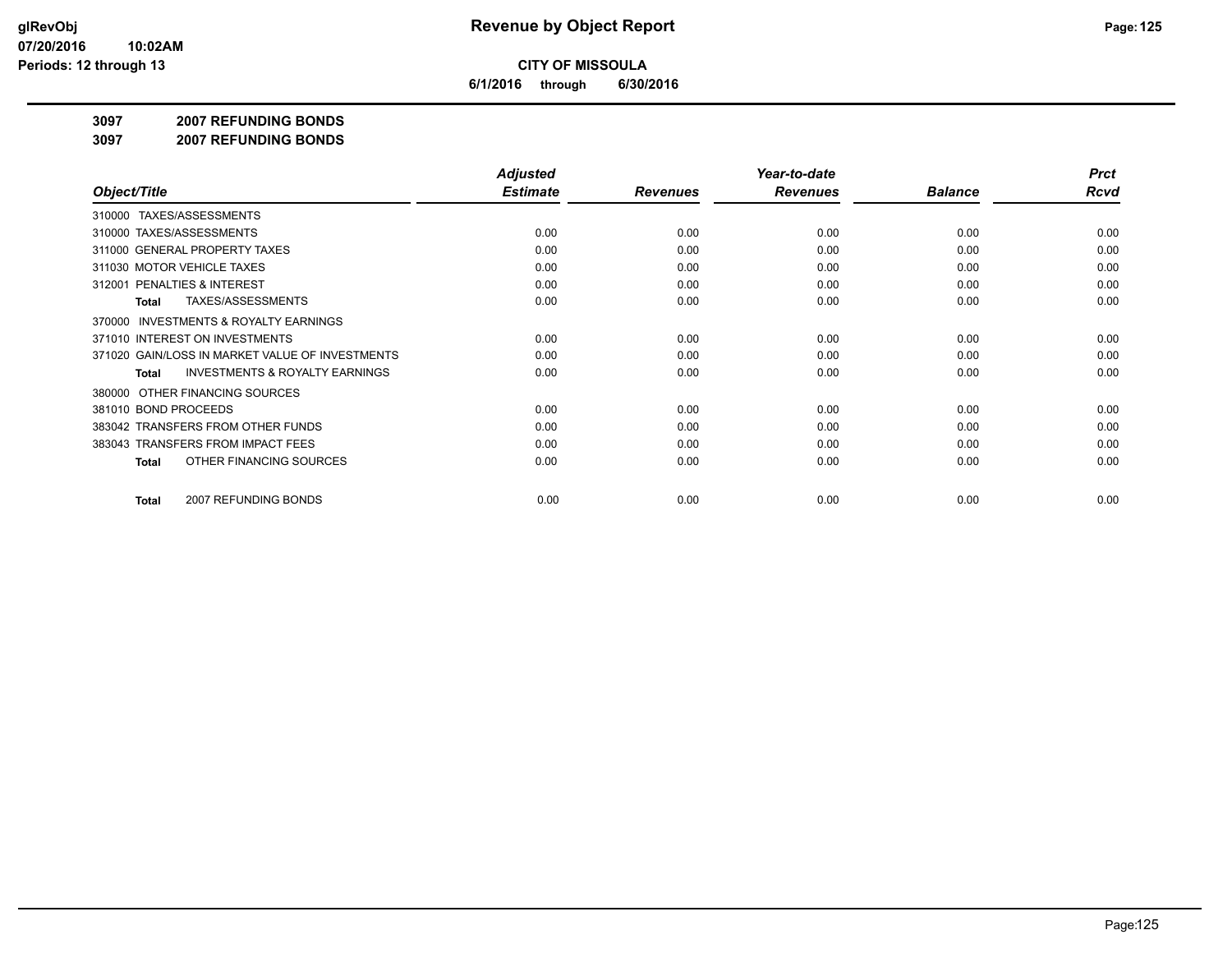# Revenue by Object Report

**CITY OF MISSOULA**

**6/1/2016 through 6/30/2016**

glRevObj
07/20/2016 10:02AM
Periods: 12 through 13

**3097 2007 REFUNDING BONDS**

**3097 2007 REFUNDING BONDS**

| Object/Title | Adjusted Estimate | Revenues | Year-to-date Revenues | Balance | Prct Rcvd |
|---|---|---|---|---|---|
| 310000 TAXES/ASSESSMENTS | | | | | |
| 310000 TAXES/ASSESSMENTS | 0.00 | 0.00 | 0.00 | 0.00 | 0.00 |
| 311000 GENERAL PROPERTY TAXES | 0.00 | 0.00 | 0.00 | 0.00 | 0.00 |
| 311030 MOTOR VEHICLE TAXES | 0.00 | 0.00 | 0.00 | 0.00 | 0.00 |
| 312001 PENALTIES & INTEREST | 0.00 | 0.00 | 0.00 | 0.00 | 0.00 |
| **Total** TAXES/ASSESSMENTS | 0.00 | 0.00 | 0.00 | 0.00 | 0.00 |
| 370000 INVESTMENTS & ROYALTY EARNINGS | | | | | |
| 371010 INTEREST ON INVESTMENTS | 0.00 | 0.00 | 0.00 | 0.00 | 0.00 |
| 371020 GAIN/LOSS IN MARKET VALUE OF INVESTMENTS | 0.00 | 0.00 | 0.00 | 0.00 | 0.00 |
| **Total** INVESTMENTS & ROYALTY EARNINGS | 0.00 | 0.00 | 0.00 | 0.00 | 0.00 |
| 380000 OTHER FINANCING SOURCES | | | | | |
| 381010 BOND PROCEEDS | 0.00 | 0.00 | 0.00 | 0.00 | 0.00 |
| 383042 TRANSFERS FROM OTHER FUNDS | 0.00 | 0.00 | 0.00 | 0.00 | 0.00 |
| 383043 TRANSFERS FROM IMPACT FEES | 0.00 | 0.00 | 0.00 | 0.00 | 0.00 |
| **Total** OTHER FINANCING SOURCES | 0.00 | 0.00 | 0.00 | 0.00 | 0.00 |
| **Total** 2007 REFUNDING BONDS | 0.00 | 0.00 | 0.00 | 0.00 | 0.00 |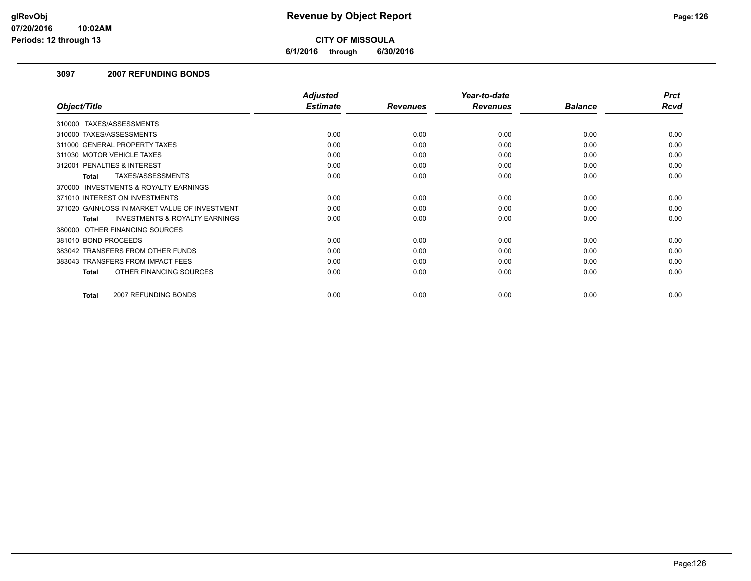# Revenue by Object Report

**CITY OF MISSOULA**

**6/1/2016 through 6/30/2016**

glRevObj
07/20/2016 10:02AM
Periods: 12 through 13

### 3097 2007 REFUNDING BONDS

| Object/Title | Adjusted Estimate | Revenues | Year-to-date Revenues | Balance | Prct Rcvd |
|---|---|---|---|---|---|
| 310000 TAXES/ASSESSMENTS | | | | | |
| 310000 TAXES/ASSESSMENTS | 0.00 | 0.00 | 0.00 | 0.00 | 0.00 |
| 311000 GENERAL PROPERTY TAXES | 0.00 | 0.00 | 0.00 | 0.00 | 0.00 |
| 311030 MOTOR VEHICLE TAXES | 0.00 | 0.00 | 0.00 | 0.00 | 0.00 |
| 312001 PENALTIES & INTEREST | 0.00 | 0.00 | 0.00 | 0.00 | 0.00 |
| **Total** TAXES/ASSESSMENTS | 0.00 | 0.00 | 0.00 | 0.00 | 0.00 |
| 370000 INVESTMENTS & ROYALTY EARNINGS | | | | | |
| 371010 INTEREST ON INVESTMENTS | 0.00 | 0.00 | 0.00 | 0.00 | 0.00 |
| 371020 GAIN/LOSS IN MARKET VALUE OF INVESTMENT | 0.00 | 0.00 | 0.00 | 0.00 | 0.00 |
| **Total** INVESTMENTS & ROYALTY EARNINGS | 0.00 | 0.00 | 0.00 | 0.00 | 0.00 |
| 380000 OTHER FINANCING SOURCES | | | | | |
| 381010 BOND PROCEEDS | 0.00 | 0.00 | 0.00 | 0.00 | 0.00 |
| 383042 TRANSFERS FROM OTHER FUNDS | 0.00 | 0.00 | 0.00 | 0.00 | 0.00 |
| 383043 TRANSFERS FROM IMPACT FEES | 0.00 | 0.00 | 0.00 | 0.00 | 0.00 |
| **Total** OTHER FINANCING SOURCES | 0.00 | 0.00 | 0.00 | 0.00 | 0.00 |
| **Total** 2007 REFUNDING BONDS | 0.00 | 0.00 | 0.00 | 0.00 | 0.00 |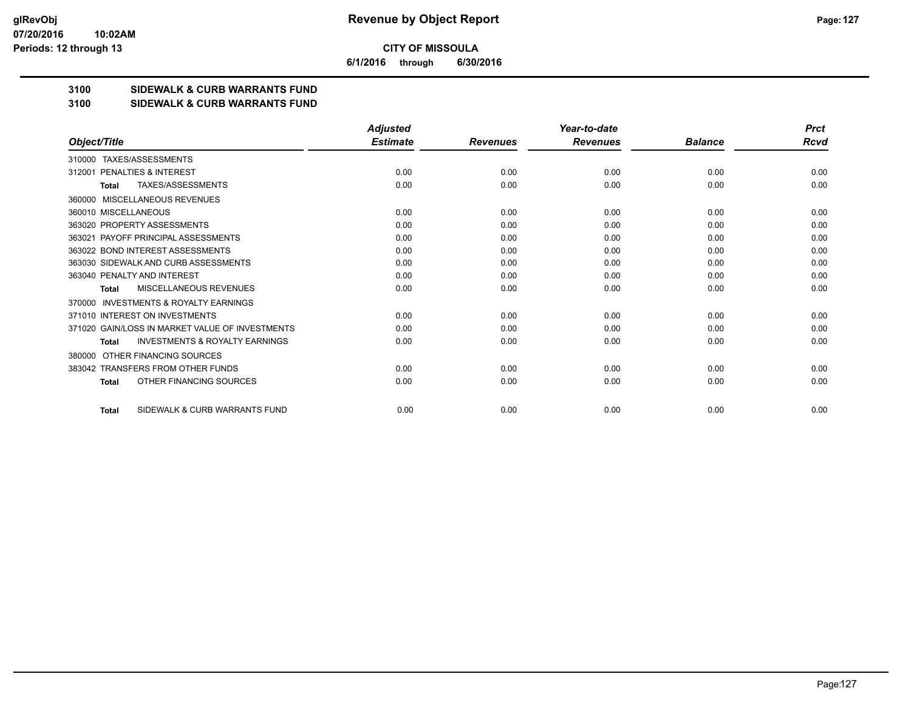# Revenue by Object Report

**CITY OF MISSOULA**

**6/1/2016 through 6/30/2016**

glRevObj
07/20/2016 10:02AM
Periods: 12 through 13

## 3100 SIDEWALK & CURB WARRANTS FUND
## 3100 SIDEWALK & CURB WARRANTS FUND

| Object/Title | Adjusted Estimate | Revenues | Year-to-date Revenues | Balance | Prct Rcvd |
|---|---|---|---|---|---|
| 310000 TAXES/ASSESSMENTS | | | | | |
| 312001 PENALTIES & INTEREST | 0.00 | 0.00 | 0.00 | 0.00 | 0.00 |
| **Total** TAXES/ASSESSMENTS | 0.00 | 0.00 | 0.00 | 0.00 | 0.00 |
| 360000 MISCELLANEOUS REVENUES | | | | | |
| 360010 MISCELLANEOUS | 0.00 | 0.00 | 0.00 | 0.00 | 0.00 |
| 363020 PROPERTY ASSESSMENTS | 0.00 | 0.00 | 0.00 | 0.00 | 0.00 |
| 363021 PAYOFF PRINCIPAL ASSESSMENTS | 0.00 | 0.00 | 0.00 | 0.00 | 0.00 |
| 363022 BOND INTEREST ASSESSMENTS | 0.00 | 0.00 | 0.00 | 0.00 | 0.00 |
| 363030 SIDEWALK AND CURB ASSESSMENTS | 0.00 | 0.00 | 0.00 | 0.00 | 0.00 |
| 363040 PENALTY AND INTEREST | 0.00 | 0.00 | 0.00 | 0.00 | 0.00 |
| **Total** MISCELLANEOUS REVENUES | 0.00 | 0.00 | 0.00 | 0.00 | 0.00 |
| 370000 INVESTMENTS & ROYALTY EARNINGS | | | | | |
| 371010 INTEREST ON INVESTMENTS | 0.00 | 0.00 | 0.00 | 0.00 | 0.00 |
| 371020 GAIN/LOSS IN MARKET VALUE OF INVESTMENTS | 0.00 | 0.00 | 0.00 | 0.00 | 0.00 |
| **Total** INVESTMENTS & ROYALTY EARNINGS | 0.00 | 0.00 | 0.00 | 0.00 | 0.00 |
| 380000 OTHER FINANCING SOURCES | | | | | |
| 383042 TRANSFERS FROM OTHER FUNDS | 0.00 | 0.00 | 0.00 | 0.00 | 0.00 |
| **Total** OTHER FINANCING SOURCES | 0.00 | 0.00 | 0.00 | 0.00 | 0.00 |
| **Total** SIDEWALK & CURB WARRANTS FUND | 0.00 | 0.00 | 0.00 | 0.00 | 0.00 |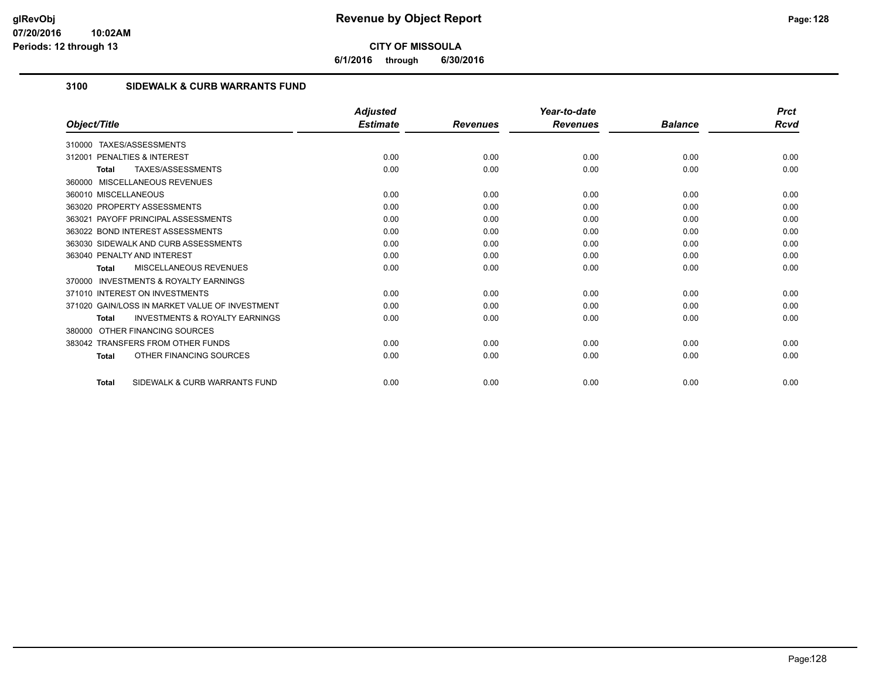**CITY OF MISSOULA**

**6/1/2016 through 6/30/2016**

## 3100 SIDEWALK & CURB WARRANTS FUND

| Object/Title | Adjusted Estimate | Revenues | Year-to-date Revenues | Balance | Prct Rcvd |
|---|---|---|---|---|---|
| 310000 TAXES/ASSESSMENTS | | | | | |
| 312001 PENALTIES & INTEREST | 0.00 | 0.00 | 0.00 | 0.00 | 0.00 |
| **Total** TAXES/ASSESSMENTS | 0.00 | 0.00 | 0.00 | 0.00 | 0.00 |
| 360000 MISCELLANEOUS REVENUES | | | | | |
| 360010 MISCELLANEOUS | 0.00 | 0.00 | 0.00 | 0.00 | 0.00 |
| 363020 PROPERTY ASSESSMENTS | 0.00 | 0.00 | 0.00 | 0.00 | 0.00 |
| 363021 PAYOFF PRINCIPAL ASSESSMENTS | 0.00 | 0.00 | 0.00 | 0.00 | 0.00 |
| 363022 BOND INTEREST ASSESSMENTS | 0.00 | 0.00 | 0.00 | 0.00 | 0.00 |
| 363030 SIDEWALK AND CURB ASSESSMENTS | 0.00 | 0.00 | 0.00 | 0.00 | 0.00 |
| 363040 PENALTY AND INTEREST | 0.00 | 0.00 | 0.00 | 0.00 | 0.00 |
| **Total** MISCELLANEOUS REVENUES | 0.00 | 0.00 | 0.00 | 0.00 | 0.00 |
| 370000 INVESTMENTS & ROYALTY EARNINGS | | | | | |
| 371010 INTEREST ON INVESTMENTS | 0.00 | 0.00 | 0.00 | 0.00 | 0.00 |
| 371020 GAIN/LOSS IN MARKET VALUE OF INVESTMENT | 0.00 | 0.00 | 0.00 | 0.00 | 0.00 |
| **Total** INVESTMENTS & ROYALTY EARNINGS | 0.00 | 0.00 | 0.00 | 0.00 | 0.00 |
| 380000 OTHER FINANCING SOURCES | | | | | |
| 383042 TRANSFERS FROM OTHER FUNDS | 0.00 | 0.00 | 0.00 | 0.00 | 0.00 |
| **Total** OTHER FINANCING SOURCES | 0.00 | 0.00 | 0.00 | 0.00 | 0.00 |
| **Total** SIDEWALK & CURB WARRANTS FUND | 0.00 | 0.00 | 0.00 | 0.00 | 0.00 |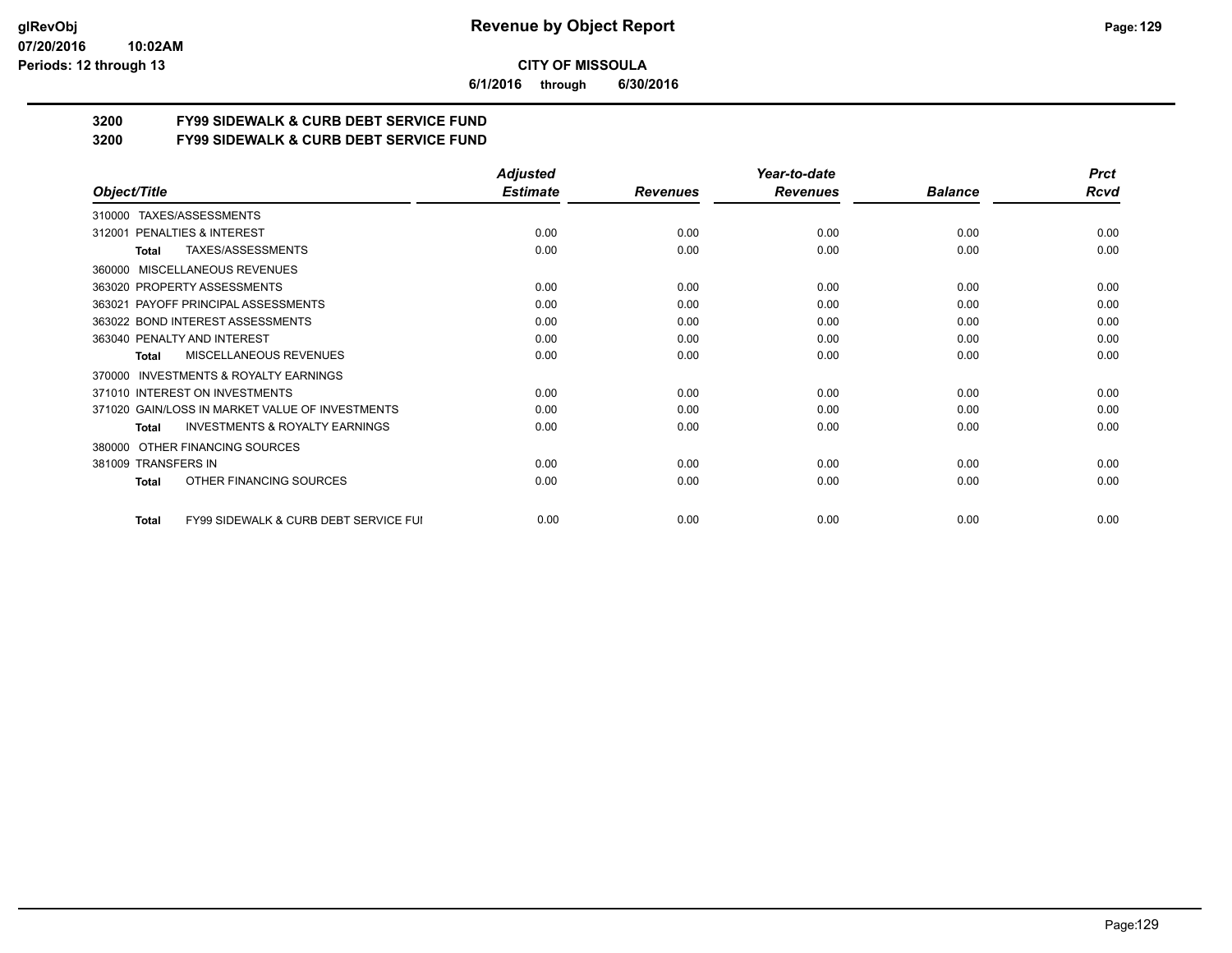**CITY OF MISSOULA**

**6/1/2016 through 6/30/2016**

## 3200 FY99 SIDEWALK & CURB DEBT SERVICE FUND
## 3200 FY99 SIDEWALK & CURB DEBT SERVICE FUND

| Object/Title | Adjusted Estimate | Revenues | Year-to-date Revenues | Balance | Prct Rcvd |
|---|---|---|---|---|---|
| 310000 TAXES/ASSESSMENTS | | | | | |
| 312001 PENALTIES & INTEREST | 0.00 | 0.00 | 0.00 | 0.00 | 0.00 |
| **Total** TAXES/ASSESSMENTS | 0.00 | 0.00 | 0.00 | 0.00 | 0.00 |
| 360000 MISCELLANEOUS REVENUES | | | | | |
| 363020 PROPERTY ASSESSMENTS | 0.00 | 0.00 | 0.00 | 0.00 | 0.00 |
| 363021 PAYOFF PRINCIPAL ASSESSMENTS | 0.00 | 0.00 | 0.00 | 0.00 | 0.00 |
| 363022 BOND INTEREST ASSESSMENTS | 0.00 | 0.00 | 0.00 | 0.00 | 0.00 |
| 363040 PENALTY AND INTEREST | 0.00 | 0.00 | 0.00 | 0.00 | 0.00 |
| **Total** MISCELLANEOUS REVENUES | 0.00 | 0.00 | 0.00 | 0.00 | 0.00 |
| 370000 INVESTMENTS & ROYALTY EARNINGS | | | | | |
| 371010 INTEREST ON INVESTMENTS | 0.00 | 0.00 | 0.00 | 0.00 | 0.00 |
| 371020 GAIN/LOSS IN MARKET VALUE OF INVESTMENTS | 0.00 | 0.00 | 0.00 | 0.00 | 0.00 |
| **Total** INVESTMENTS & ROYALTY EARNINGS | 0.00 | 0.00 | 0.00 | 0.00 | 0.00 |
| 380000 OTHER FINANCING SOURCES | | | | | |
| 381009 TRANSFERS IN | 0.00 | 0.00 | 0.00 | 0.00 | 0.00 |
| **Total** OTHER FINANCING SOURCES | 0.00 | 0.00 | 0.00 | 0.00 | 0.00 |
| **Total** FY99 SIDEWALK & CURB DEBT SERVICE FUI | 0.00 | 0.00 | 0.00 | 0.00 | 0.00 |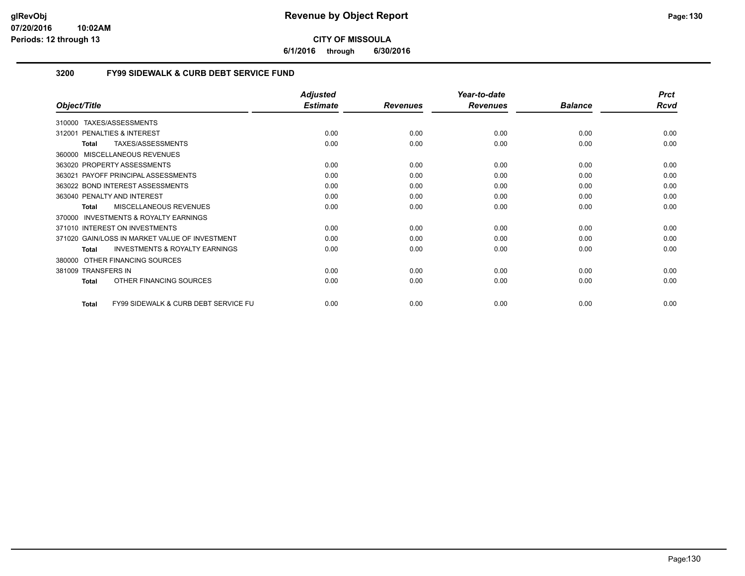**CITY OF MISSOULA**

**6/1/2016 through 6/30/2016**

**glRevObj**
**07/20/2016 10:02AM**
**Periods: 12 through 13**

# Revenue by Object Report

## 3200 FY99 SIDEWALK & CURB DEBT SERVICE FUND

| Object/Title | Adjusted Estimate | Revenues | Year-to-date Revenues | Balance | Prct Rcvd |
|---|---|---|---|---|---|
| 310000 TAXES/ASSESSMENTS | | | | | |
| 312001 PENALTIES & INTEREST | 0.00 | 0.00 | 0.00 | 0.00 | 0.00 |
| **Total** TAXES/ASSESSMENTS | 0.00 | 0.00 | 0.00 | 0.00 | 0.00 |
| 360000 MISCELLANEOUS REVENUES | | | | | |
| 363020 PROPERTY ASSESSMENTS | 0.00 | 0.00 | 0.00 | 0.00 | 0.00 |
| 363021 PAYOFF PRINCIPAL ASSESSMENTS | 0.00 | 0.00 | 0.00 | 0.00 | 0.00 |
| 363022 BOND INTEREST ASSESSMENTS | 0.00 | 0.00 | 0.00 | 0.00 | 0.00 |
| 363040 PENALTY AND INTEREST | 0.00 | 0.00 | 0.00 | 0.00 | 0.00 |
| **Total** MISCELLANEOUS REVENUES | 0.00 | 0.00 | 0.00 | 0.00 | 0.00 |
| 370000 INVESTMENTS & ROYALTY EARNINGS | | | | | |
| 371010 INTEREST ON INVESTMENTS | 0.00 | 0.00 | 0.00 | 0.00 | 0.00 |
| 371020 GAIN/LOSS IN MARKET VALUE OF INVESTMENT | 0.00 | 0.00 | 0.00 | 0.00 | 0.00 |
| **Total** INVESTMENTS & ROYALTY EARNINGS | 0.00 | 0.00 | 0.00 | 0.00 | 0.00 |
| 380000 OTHER FINANCING SOURCES | | | | | |
| 381009 TRANSFERS IN | 0.00 | 0.00 | 0.00 | 0.00 | 0.00 |
| **Total** OTHER FINANCING SOURCES | 0.00 | 0.00 | 0.00 | 0.00 | 0.00 |
| **Total** FY99 SIDEWALK & CURB DEBT SERVICE FU | 0.00 | 0.00 | 0.00 | 0.00 | 0.00 |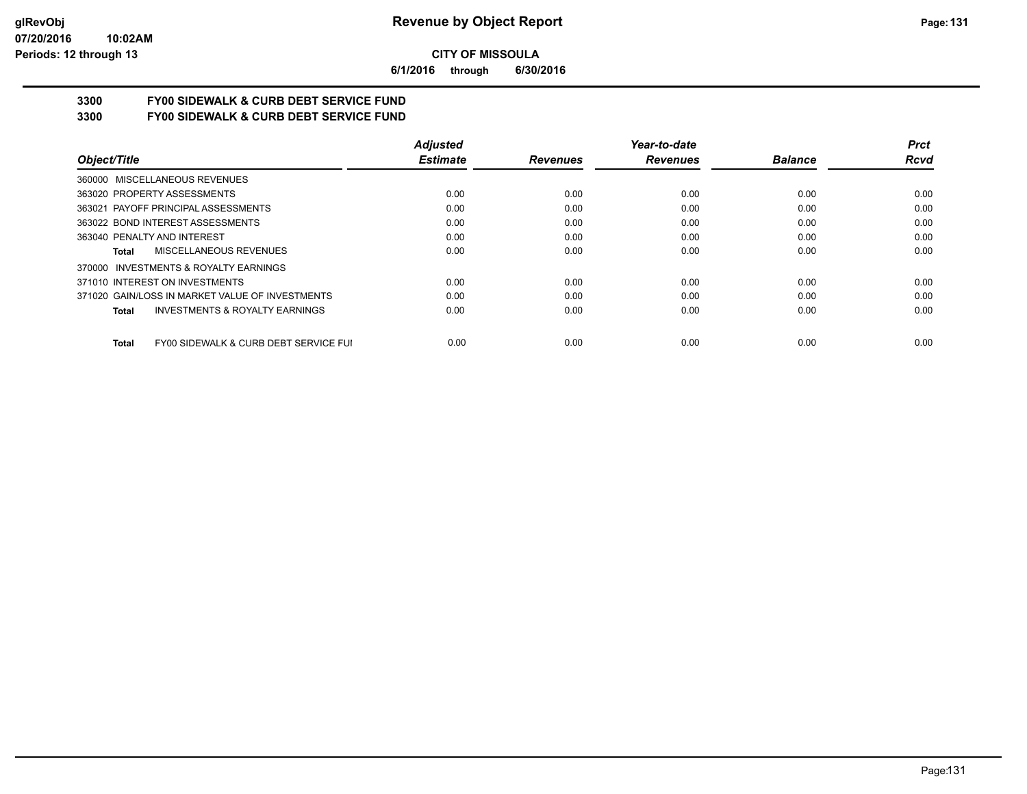**CITY OF MISSOULA**

**6/1/2016 through 6/30/2016**

**Revenue by Object Report**

glRevObj
07/20/2016 10:02AM
Periods: 12 through 13

## 3300 FY00 SIDEWALK & CURB DEBT SERVICE FUND
## 3300 FY00 SIDEWALK & CURB DEBT SERVICE FUND

| Object/Title | Adjusted Estimate | Revenues | Year-to-date Revenues | Balance | Prct Rcvd |
|---|---|---|---|---|---|
| 360000 MISCELLANEOUS REVENUES | | | | | |
| 363020 PROPERTY ASSESSMENTS | 0.00 | 0.00 | 0.00 | 0.00 | 0.00 |
| 363021 PAYOFF PRINCIPAL ASSESSMENTS | 0.00 | 0.00 | 0.00 | 0.00 | 0.00 |
| 363022 BOND INTEREST ASSESSMENTS | 0.00 | 0.00 | 0.00 | 0.00 | 0.00 |
| 363040 PENALTY AND INTEREST | 0.00 | 0.00 | 0.00 | 0.00 | 0.00 |
| **Total** MISCELLANEOUS REVENUES | 0.00 | 0.00 | 0.00 | 0.00 | 0.00 |
| 370000 INVESTMENTS & ROYALTY EARNINGS | | | | | |
| 371010 INTEREST ON INVESTMENTS | 0.00 | 0.00 | 0.00 | 0.00 | 0.00 |
| 371020 GAIN/LOSS IN MARKET VALUE OF INVESTMENTS | 0.00 | 0.00 | 0.00 | 0.00 | 0.00 |
| **Total** INVESTMENTS & ROYALTY EARNINGS | 0.00 | 0.00 | 0.00 | 0.00 | 0.00 |
| **Total** FY00 SIDEWALK & CURB DEBT SERVICE FUI | 0.00 | 0.00 | 0.00 | 0.00 | 0.00 |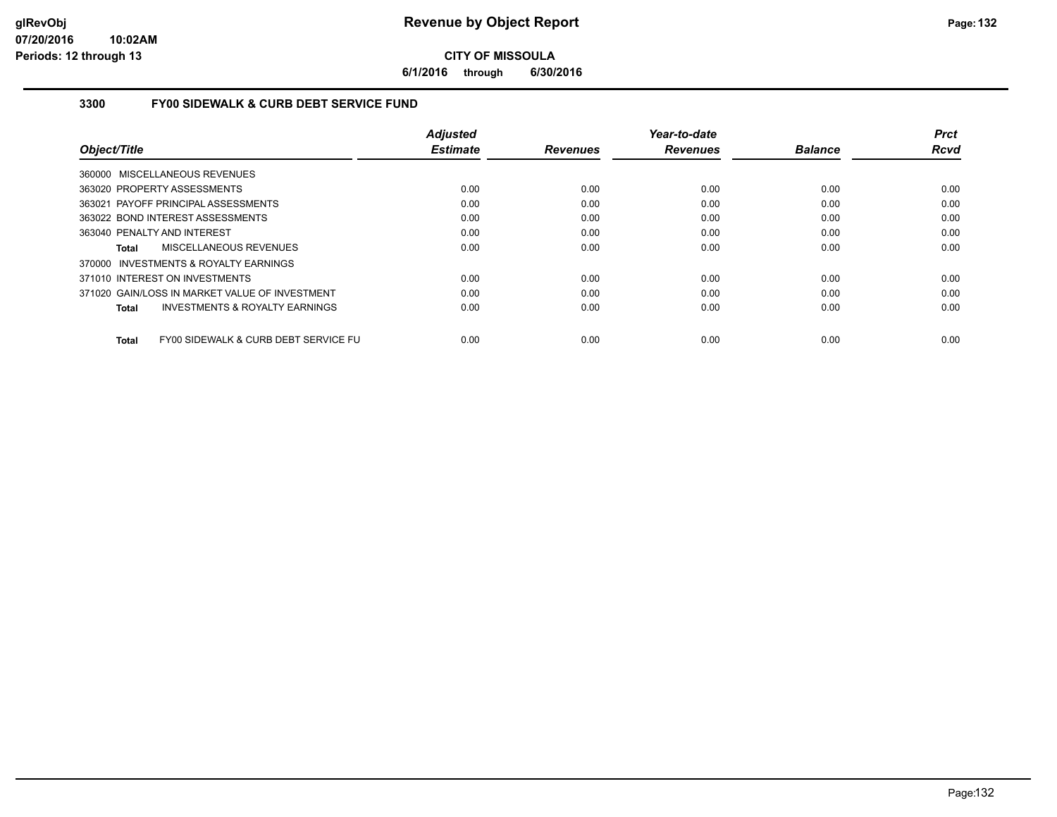**CITY OF MISSOULA**

**6/1/2016 through 6/30/2016**

### 3300 FY00 SIDEWALK & CURB DEBT SERVICE FUND

| Object/Title | Adjusted Estimate | Revenues | Year-to-date Revenues | Balance | Prct Rcvd |
|---|---|---|---|---|---|
| 360000 MISCELLANEOUS REVENUES | | | | | |
| 363020 PROPERTY ASSESSMENTS | 0.00 | 0.00 | 0.00 | 0.00 | 0.00 |
| 363021 PAYOFF PRINCIPAL ASSESSMENTS | 0.00 | 0.00 | 0.00 | 0.00 | 0.00 |
| 363022 BOND INTEREST ASSESSMENTS | 0.00 | 0.00 | 0.00 | 0.00 | 0.00 |
| 363040 PENALTY AND INTEREST | 0.00 | 0.00 | 0.00 | 0.00 | 0.00 |
| **Total** MISCELLANEOUS REVENUES | 0.00 | 0.00 | 0.00 | 0.00 | 0.00 |
| 370000 INVESTMENTS & ROYALTY EARNINGS | | | | | |
| 371010 INTEREST ON INVESTMENTS | 0.00 | 0.00 | 0.00 | 0.00 | 0.00 |
| 371020 GAIN/LOSS IN MARKET VALUE OF INVESTMENT | 0.00 | 0.00 | 0.00 | 0.00 | 0.00 |
| **Total** INVESTMENTS & ROYALTY EARNINGS | 0.00 | 0.00 | 0.00 | 0.00 | 0.00 |
| **Total** FY00 SIDEWALK & CURB DEBT SERVICE FU | 0.00 | 0.00 | 0.00 | 0.00 | 0.00 |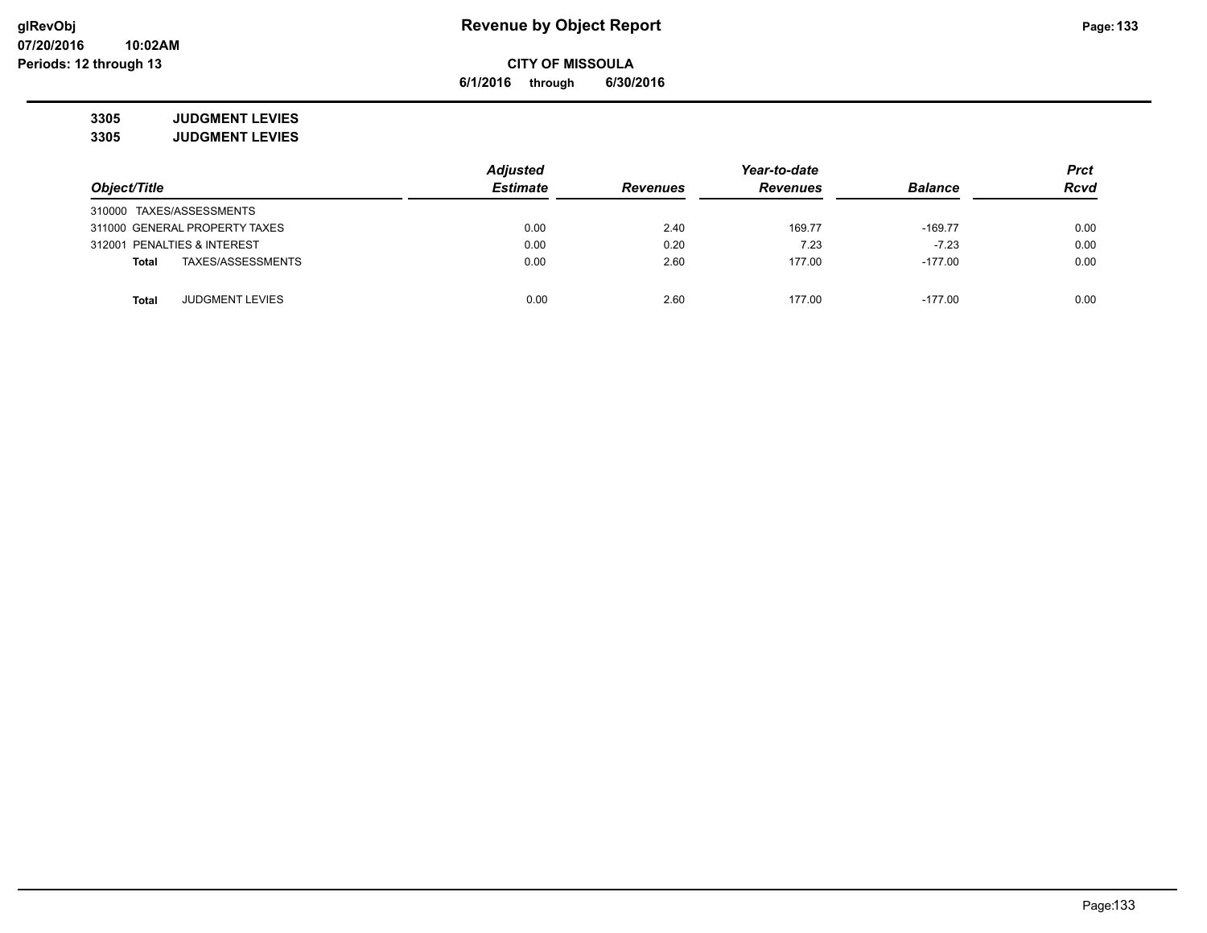**Revenue by Object Report**

**CITY OF MISSOULA**

**6/1/2016 through 6/30/2016**

glRevObj
07/20/2016 10:02AM
Periods: 12 through 13

**3305 JUDGMENT LEVIES**

**3305 JUDGMENT LEVIES**

| Object/Title | Adjusted Estimate | Revenues | Year-to-date Revenues | Balance | Prct Rcvd |
|---|---|---|---|---|---|
| 310000 TAXES/ASSESSMENTS | | | | | |
| 311000 GENERAL PROPERTY TAXES | 0.00 | 2.40 | 169.77 | -169.77 | 0.00 |
| 312001 PENALTIES & INTEREST | 0.00 | 0.20 | 7.23 | -7.23 | 0.00 |
| **Total** TAXES/ASSESSMENTS | 0.00 | 2.60 | 177.00 | -177.00 | 0.00 |
| | | | | | |
| **Total** JUDGMENT LEVIES | 0.00 | 2.60 | 177.00 | -177.00 | 0.00 |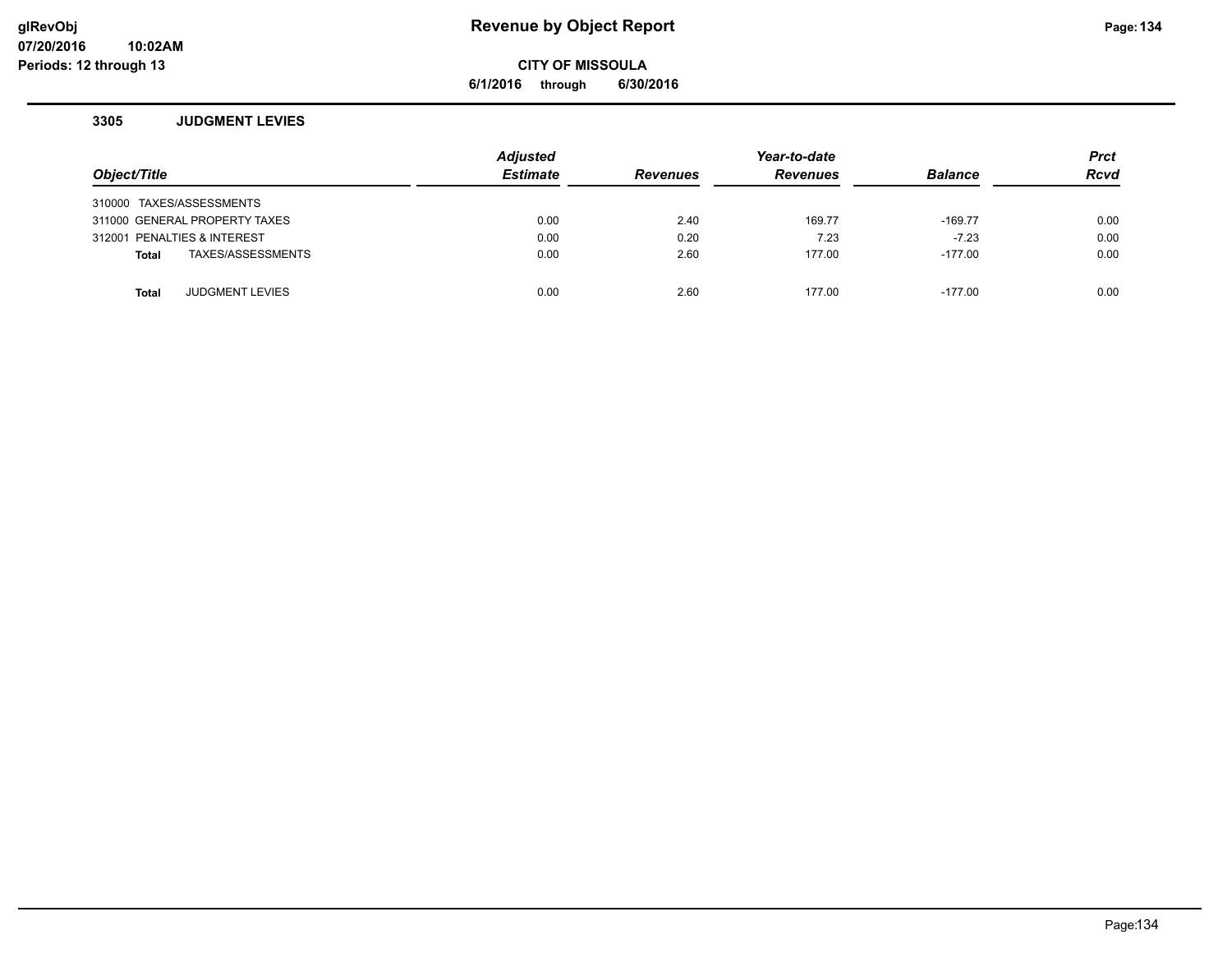**Revenue by Object Report**

**CITY OF MISSOULA**

**6/1/2016 through 6/30/2016**

glRevObj
07/20/2016 10:02AM
Periods: 12 through 13

### 3305 JUDGMENT LEVIES

| Object/Title | | Adjusted Estimate | Revenues | Year-to-date Revenues | Balance | Prct Rcvd |
|---|---|---|---|---|---|---|
| 310000 TAXES/ASSESSMENTS | | | | | | |
| 311000 GENERAL PROPERTY TAXES | | 0.00 | 2.40 | 169.77 | -169.77 | 0.00 |
| 312001 PENALTIES & INTEREST | | 0.00 | 0.20 | 7.23 | -7.23 | 0.00 |
| **Total** | TAXES/ASSESSMENTS | 0.00 | 2.60 | 177.00 | -177.00 | 0.00 |
| **Total** | JUDGMENT LEVIES | 0.00 | 2.60 | 177.00 | -177.00 | 0.00 |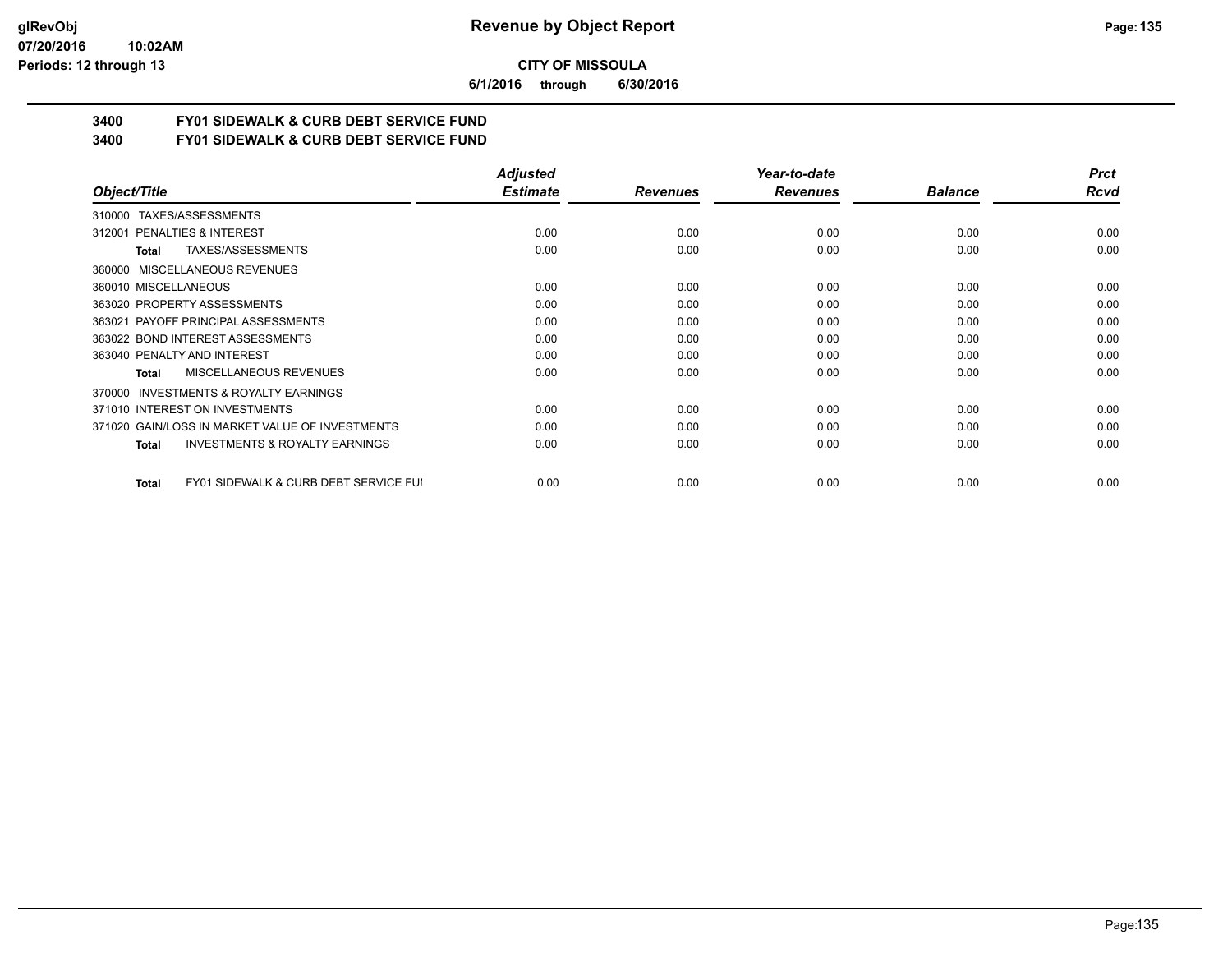**CITY OF MISSOULA**

**6/1/2016 through 6/30/2016**

## 3400 FY01 SIDEWALK & CURB DEBT SERVICE FUND
## 3400 FY01 SIDEWALK & CURB DEBT SERVICE FUND

| Object/Title | Adjusted Estimate | Revenues | Year-to-date Revenues | Balance | Prct Rcvd |
|---|---|---|---|---|---|
| 310000 TAXES/ASSESSMENTS | | | | | |
| 312001 PENALTIES & INTEREST | 0.00 | 0.00 | 0.00 | 0.00 | 0.00 |
| **Total** TAXES/ASSESSMENTS | 0.00 | 0.00 | 0.00 | 0.00 | 0.00 |
| 360000 MISCELLANEOUS REVENUES | | | | | |
| 360010 MISCELLANEOUS | 0.00 | 0.00 | 0.00 | 0.00 | 0.00 |
| 363020 PROPERTY ASSESSMENTS | 0.00 | 0.00 | 0.00 | 0.00 | 0.00 |
| 363021 PAYOFF PRINCIPAL ASSESSMENTS | 0.00 | 0.00 | 0.00 | 0.00 | 0.00 |
| 363022 BOND INTEREST ASSESSMENTS | 0.00 | 0.00 | 0.00 | 0.00 | 0.00 |
| 363040 PENALTY AND INTEREST | 0.00 | 0.00 | 0.00 | 0.00 | 0.00 |
| **Total** MISCELLANEOUS REVENUES | 0.00 | 0.00 | 0.00 | 0.00 | 0.00 |
| 370000 INVESTMENTS & ROYALTY EARNINGS | | | | | |
| 371010 INTEREST ON INVESTMENTS | 0.00 | 0.00 | 0.00 | 0.00 | 0.00 |
| 371020 GAIN/LOSS IN MARKET VALUE OF INVESTMENTS | 0.00 | 0.00 | 0.00 | 0.00 | 0.00 |
| **Total** INVESTMENTS & ROYALTY EARNINGS | 0.00 | 0.00 | 0.00 | 0.00 | 0.00 |
| **Total** FY01 SIDEWALK & CURB DEBT SERVICE FUI | 0.00 | 0.00 | 0.00 | 0.00 | 0.00 |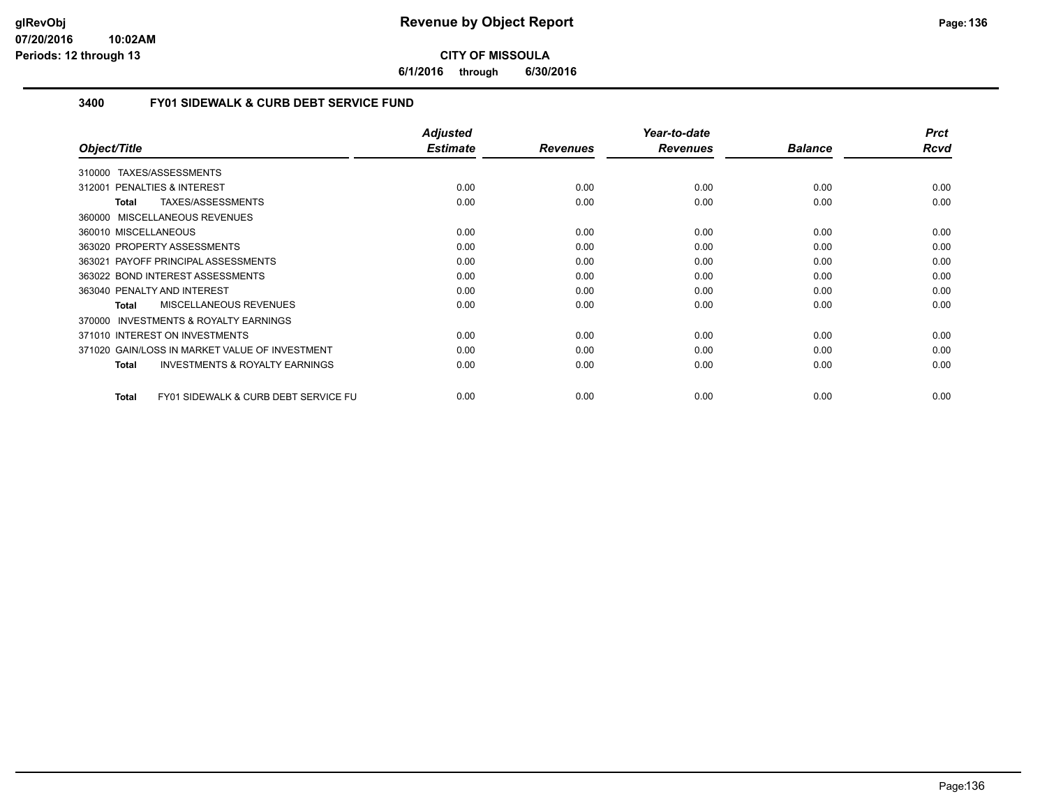**CITY OF MISSOULA**

**6/1/2016 through 6/30/2016**

### 3400 FY01 SIDEWALK & CURB DEBT SERVICE FUND

| Object/Title | Adjusted Estimate | Revenues | Year-to-date Revenues | Balance | Prct Rcvd |
|---|---|---|---|---|---|
| 310000 TAXES/ASSESSMENTS | | | | | |
| 312001 PENALTIES & INTEREST | 0.00 | 0.00 | 0.00 | 0.00 | 0.00 |
| **Total** TAXES/ASSESSMENTS | 0.00 | 0.00 | 0.00 | 0.00 | 0.00 |
| 360000 MISCELLANEOUS REVENUES | | | | | |
| 360010 MISCELLANEOUS | 0.00 | 0.00 | 0.00 | 0.00 | 0.00 |
| 363020 PROPERTY ASSESSMENTS | 0.00 | 0.00 | 0.00 | 0.00 | 0.00 |
| 363021 PAYOFF PRINCIPAL ASSESSMENTS | 0.00 | 0.00 | 0.00 | 0.00 | 0.00 |
| 363022 BOND INTEREST ASSESSMENTS | 0.00 | 0.00 | 0.00 | 0.00 | 0.00 |
| 363040 PENALTY AND INTEREST | 0.00 | 0.00 | 0.00 | 0.00 | 0.00 |
| **Total** MISCELLANEOUS REVENUES | 0.00 | 0.00 | 0.00 | 0.00 | 0.00 |
| 370000 INVESTMENTS & ROYALTY EARNINGS | | | | | |
| 371010 INTEREST ON INVESTMENTS | 0.00 | 0.00 | 0.00 | 0.00 | 0.00 |
| 371020 GAIN/LOSS IN MARKET VALUE OF INVESTMENT | 0.00 | 0.00 | 0.00 | 0.00 | 0.00 |
| **Total** INVESTMENTS & ROYALTY EARNINGS | 0.00 | 0.00 | 0.00 | 0.00 | 0.00 |
| **Total** FY01 SIDEWALK & CURB DEBT SERVICE FU | 0.00 | 0.00 | 0.00 | 0.00 | 0.00 |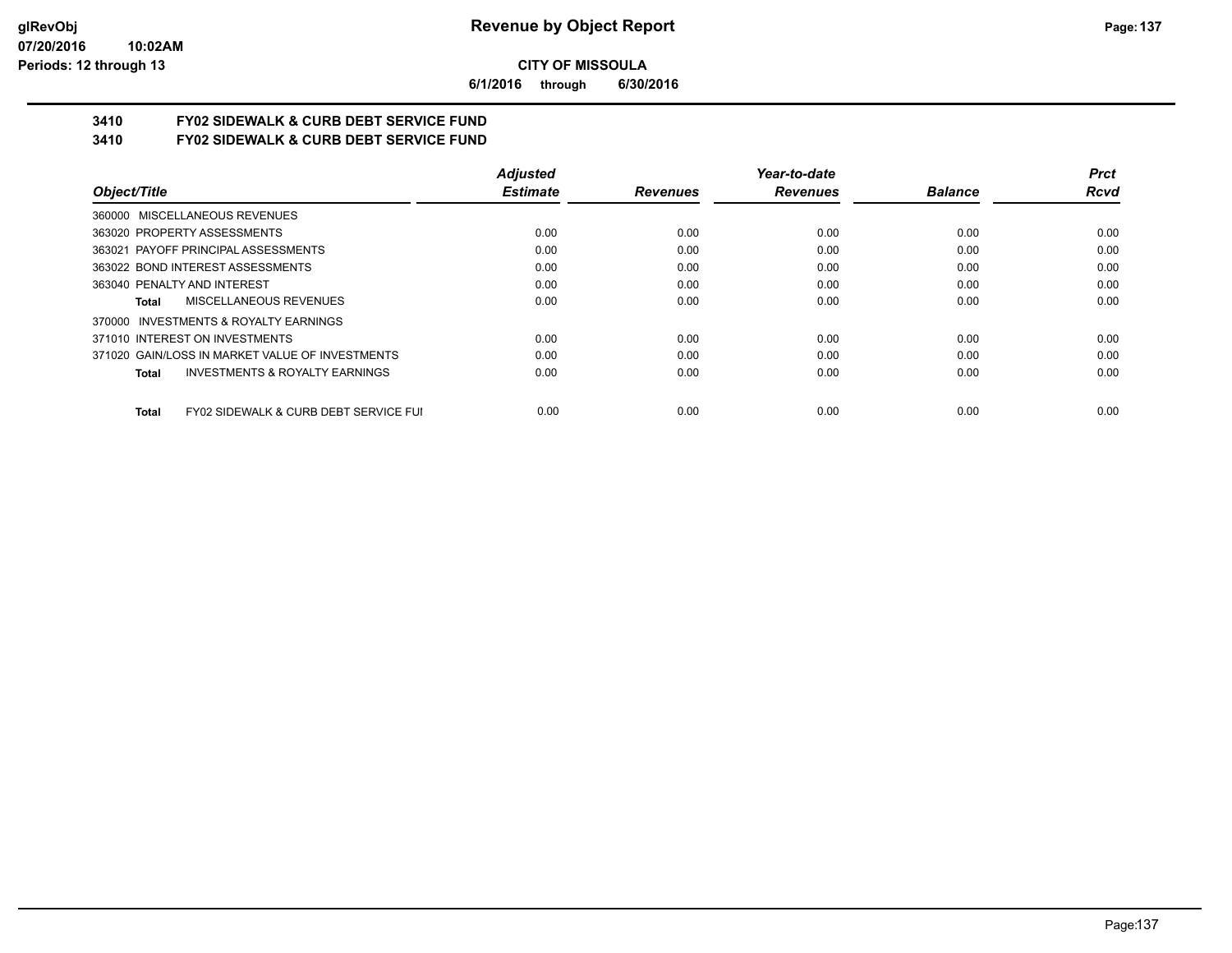**Revenue by Object Report**

**CITY OF MISSOULA**

**6/1/2016 through 6/30/2016**

glRevObj
07/20/2016 10:02AM
Periods: 12 through 13

## 3410 FY02 SIDEWALK & CURB DEBT SERVICE FUND
## 3410 FY02 SIDEWALK & CURB DEBT SERVICE FUND

| Object/Title | Adjusted Estimate | Revenues | Year-to-date Revenues | Balance | Prct Rcvd |
|---|---|---|---|---|---|
| 360000 MISCELLANEOUS REVENUES | | | | | |
| 363020 PROPERTY ASSESSMENTS | 0.00 | 0.00 | 0.00 | 0.00 | 0.00 |
| 363021 PAYOFF PRINCIPAL ASSESSMENTS | 0.00 | 0.00 | 0.00 | 0.00 | 0.00 |
| 363022 BOND INTEREST ASSESSMENTS | 0.00 | 0.00 | 0.00 | 0.00 | 0.00 |
| 363040 PENALTY AND INTEREST | 0.00 | 0.00 | 0.00 | 0.00 | 0.00 |
| **Total** MISCELLANEOUS REVENUES | 0.00 | 0.00 | 0.00 | 0.00 | 0.00 |
| 370000 INVESTMENTS & ROYALTY EARNINGS | | | | | |
| 371010 INTEREST ON INVESTMENTS | 0.00 | 0.00 | 0.00 | 0.00 | 0.00 |
| 371020 GAIN/LOSS IN MARKET VALUE OF INVESTMENTS | 0.00 | 0.00 | 0.00 | 0.00 | 0.00 |
| **Total** INVESTMENTS & ROYALTY EARNINGS | 0.00 | 0.00 | 0.00 | 0.00 | 0.00 |
| **Total** FY02 SIDEWALK & CURB DEBT SERVICE FUI | 0.00 | 0.00 | 0.00 | 0.00 | 0.00 |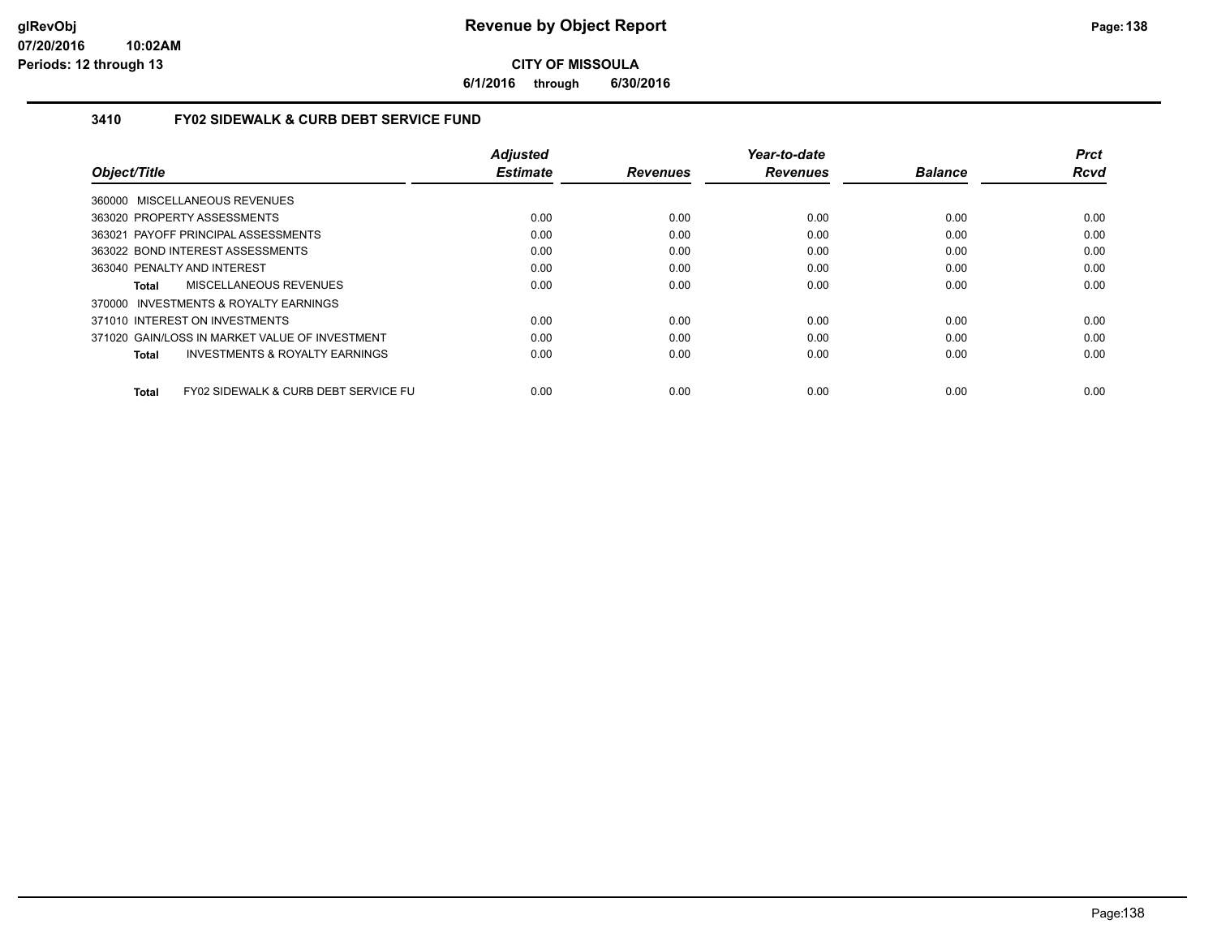**glRevObj**
**07/20/2016 10:02AM**
**Periods: 12 through 13**

# Revenue by Object Report

**CITY OF MISSOULA**

**6/1/2016 through 6/30/2016**

## 3410 FY02 SIDEWALK & CURB DEBT SERVICE FUND

| Object/Title | Adjusted Estimate | Revenues | Year-to-date Revenues | Balance | Prct Rcvd |
|---|---|---|---|---|---|
| 360000 MISCELLANEOUS REVENUES | | | | | |
| 363020 PROPERTY ASSESSMENTS | 0.00 | 0.00 | 0.00 | 0.00 | 0.00 |
| 363021 PAYOFF PRINCIPAL ASSESSMENTS | 0.00 | 0.00 | 0.00 | 0.00 | 0.00 |
| 363022 BOND INTEREST ASSESSMENTS | 0.00 | 0.00 | 0.00 | 0.00 | 0.00 |
| 363040 PENALTY AND INTEREST | 0.00 | 0.00 | 0.00 | 0.00 | 0.00 |
| **Total** MISCELLANEOUS REVENUES | 0.00 | 0.00 | 0.00 | 0.00 | 0.00 |
| 370000 INVESTMENTS & ROYALTY EARNINGS | | | | | |
| 371010 INTEREST ON INVESTMENTS | 0.00 | 0.00 | 0.00 | 0.00 | 0.00 |
| 371020 GAIN/LOSS IN MARKET VALUE OF INVESTMENT | 0.00 | 0.00 | 0.00 | 0.00 | 0.00 |
| **Total** INVESTMENTS & ROYALTY EARNINGS | 0.00 | 0.00 | 0.00 | 0.00 | 0.00 |
| **Total** FY02 SIDEWALK & CURB DEBT SERVICE FU | 0.00 | 0.00 | 0.00 | 0.00 | 0.00 |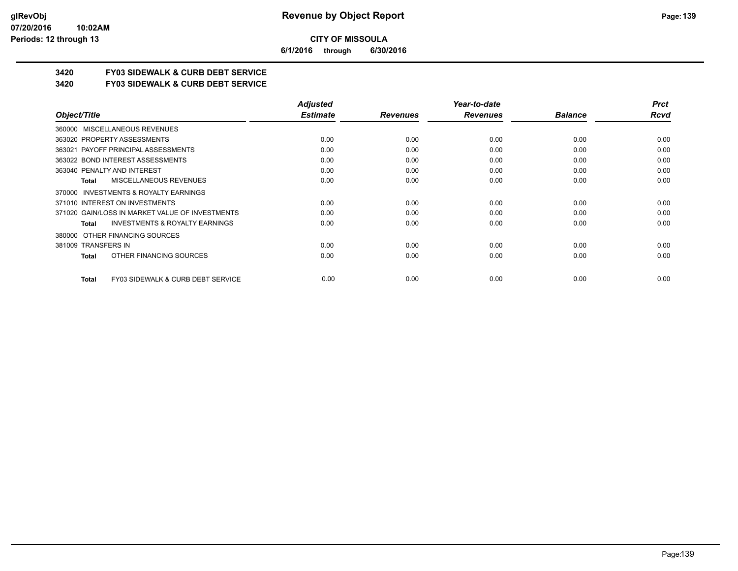# CITY OF MISSOULA

6/1/2016 through 6/30/2016

## 3420 FY03 SIDEWALK & CURB DEBT SERVICE

## 3420 FY03 SIDEWALK & CURB DEBT SERVICE

| Object/Title | Adjusted Estimate | Revenues | Year-to-date Revenues | Balance | Prct Rcvd |
|---|---|---|---|---|---|
| 360000 MISCELLANEOUS REVENUES | | | | | |
| 363020 PROPERTY ASSESSMENTS | 0.00 | 0.00 | 0.00 | 0.00 | 0.00 |
| 363021 PAYOFF PRINCIPAL ASSESSMENTS | 0.00 | 0.00 | 0.00 | 0.00 | 0.00 |
| 363022 BOND INTEREST ASSESSMENTS | 0.00 | 0.00 | 0.00 | 0.00 | 0.00 |
| 363040 PENALTY AND INTEREST | 0.00 | 0.00 | 0.00 | 0.00 | 0.00 |
| **Total** MISCELLANEOUS REVENUES | 0.00 | 0.00 | 0.00 | 0.00 | 0.00 |
| 370000 INVESTMENTS & ROYALTY EARNINGS | | | | | |
| 371010 INTEREST ON INVESTMENTS | 0.00 | 0.00 | 0.00 | 0.00 | 0.00 |
| 371020 GAIN/LOSS IN MARKET VALUE OF INVESTMENTS | 0.00 | 0.00 | 0.00 | 0.00 | 0.00 |
| **Total** INVESTMENTS & ROYALTY EARNINGS | 0.00 | 0.00 | 0.00 | 0.00 | 0.00 |
| 380000 OTHER FINANCING SOURCES | | | | | |
| 381009 TRANSFERS IN | 0.00 | 0.00 | 0.00 | 0.00 | 0.00 |
| **Total** OTHER FINANCING SOURCES | 0.00 | 0.00 | 0.00 | 0.00 | 0.00 |
| **Total** FY03 SIDEWALK & CURB DEBT SERVICE | 0.00 | 0.00 | 0.00 | 0.00 | 0.00 |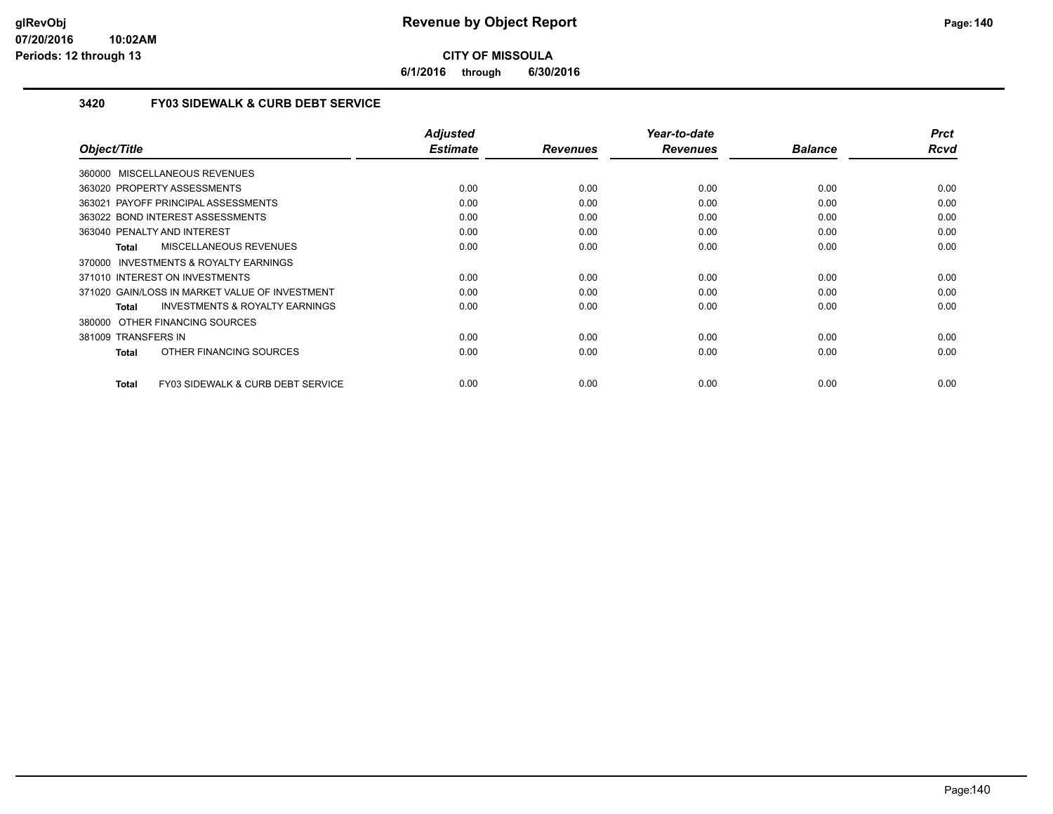**CITY OF MISSOULA**

**6/1/2016 through 6/30/2016**

### 3420 FY03 SIDEWALK & CURB DEBT SERVICE

| Object/Title | Adjusted Estimate | Revenues | Year-to-date Revenues | Balance | Prct Rcvd |
|---|---|---|---|---|---|
| 360000 MISCELLANEOUS REVENUES | | | | | |
| 363020 PROPERTY ASSESSMENTS | 0.00 | 0.00 | 0.00 | 0.00 | 0.00 |
| 363021 PAYOFF PRINCIPAL ASSESSMENTS | 0.00 | 0.00 | 0.00 | 0.00 | 0.00 |
| 363022 BOND INTEREST ASSESSMENTS | 0.00 | 0.00 | 0.00 | 0.00 | 0.00 |
| 363040 PENALTY AND INTEREST | 0.00 | 0.00 | 0.00 | 0.00 | 0.00 |
| **Total** MISCELLANEOUS REVENUES | 0.00 | 0.00 | 0.00 | 0.00 | 0.00 |
| 370000 INVESTMENTS & ROYALTY EARNINGS | | | | | |
| 371010 INTEREST ON INVESTMENTS | 0.00 | 0.00 | 0.00 | 0.00 | 0.00 |
| 371020 GAIN/LOSS IN MARKET VALUE OF INVESTMENT | 0.00 | 0.00 | 0.00 | 0.00 | 0.00 |
| **Total** INVESTMENTS & ROYALTY EARNINGS | 0.00 | 0.00 | 0.00 | 0.00 | 0.00 |
| 380000 OTHER FINANCING SOURCES | | | | | |
| 381009 TRANSFERS IN | 0.00 | 0.00 | 0.00 | 0.00 | 0.00 |
| **Total** OTHER FINANCING SOURCES | 0.00 | 0.00 | 0.00 | 0.00 | 0.00 |
| **Total** FY03 SIDEWALK & CURB DEBT SERVICE | 0.00 | 0.00 | 0.00 | 0.00 | 0.00 |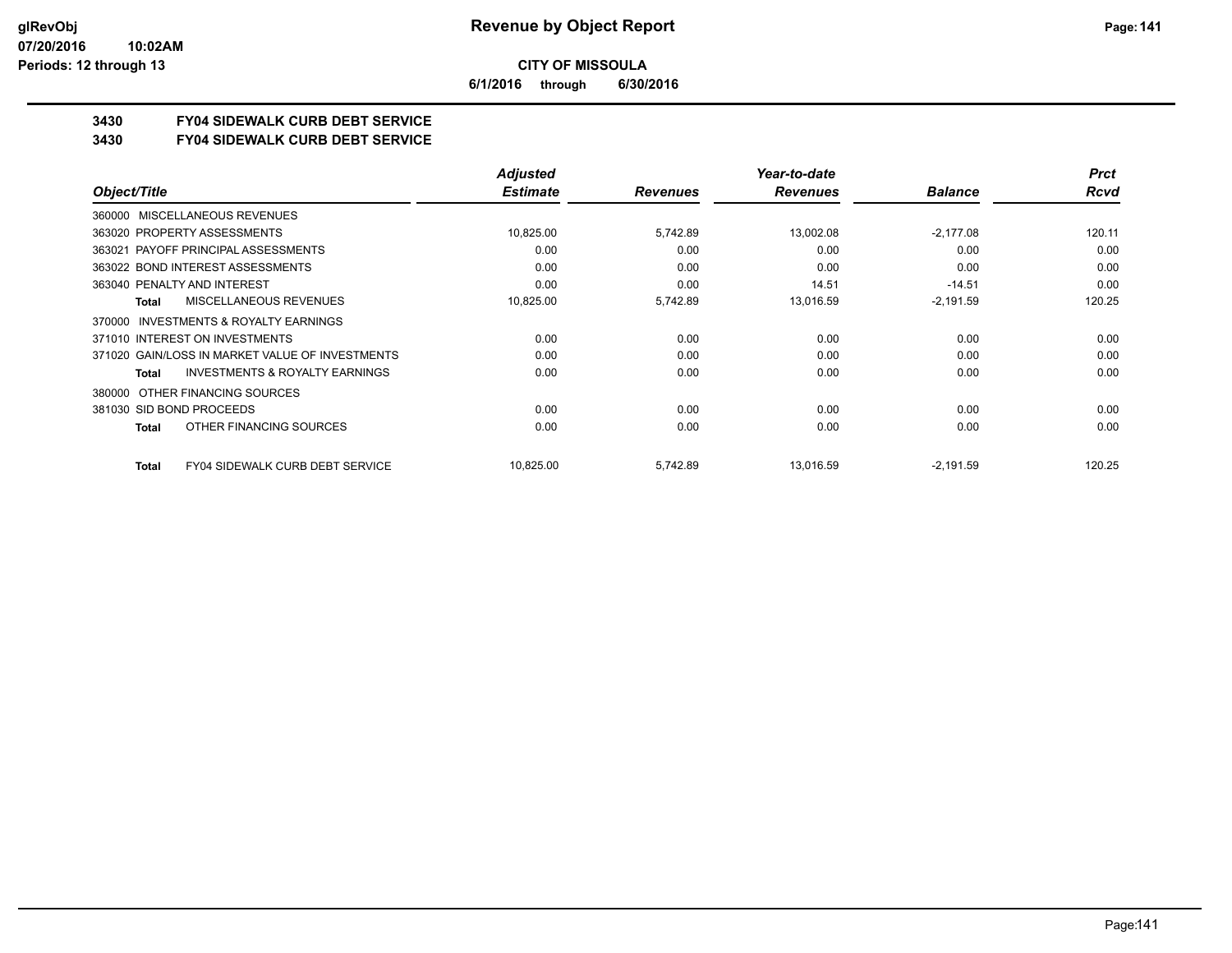**CITY OF MISSOULA**

**6/1/2016 through 6/30/2016**

## 3430 FY04 SIDEWALK CURB DEBT SERVICE

## 3430 FY04 SIDEWALK CURB DEBT SERVICE

| Object/Title | Adjusted Estimate | Revenues | Year-to-date Revenues | Balance | Prct Rcvd |
|---|---|---|---|---|---|
| 360000 MISCELLANEOUS REVENUES | | | | | |
| 363020 PROPERTY ASSESSMENTS | 10,825.00 | 5,742.89 | 13,002.08 | -2,177.08 | 120.11 |
| 363021 PAYOFF PRINCIPAL ASSESSMENTS | 0.00 | 0.00 | 0.00 | 0.00 | 0.00 |
| 363022 BOND INTEREST ASSESSMENTS | 0.00 | 0.00 | 0.00 | 0.00 | 0.00 |
| 363040 PENALTY AND INTEREST | 0.00 | 0.00 | 14.51 | -14.51 | 0.00 |
| **Total** MISCELLANEOUS REVENUES | 10,825.00 | 5,742.89 | 13,016.59 | -2,191.59 | 120.25 |
| 370000 INVESTMENTS & ROYALTY EARNINGS | | | | | |
| 371010 INTEREST ON INVESTMENTS | 0.00 | 0.00 | 0.00 | 0.00 | 0.00 |
| 371020 GAIN/LOSS IN MARKET VALUE OF INVESTMENTS | 0.00 | 0.00 | 0.00 | 0.00 | 0.00 |
| **Total** INVESTMENTS & ROYALTY EARNINGS | 0.00 | 0.00 | 0.00 | 0.00 | 0.00 |
| 380000 OTHER FINANCING SOURCES | | | | | |
| 381030 SID BOND PROCEEDS | 0.00 | 0.00 | 0.00 | 0.00 | 0.00 |
| **Total** OTHER FINANCING SOURCES | 0.00 | 0.00 | 0.00 | 0.00 | 0.00 |
| **Total** FY04 SIDEWALK CURB DEBT SERVICE | 10,825.00 | 5,742.89 | 13,016.59 | -2,191.59 | 120.25 |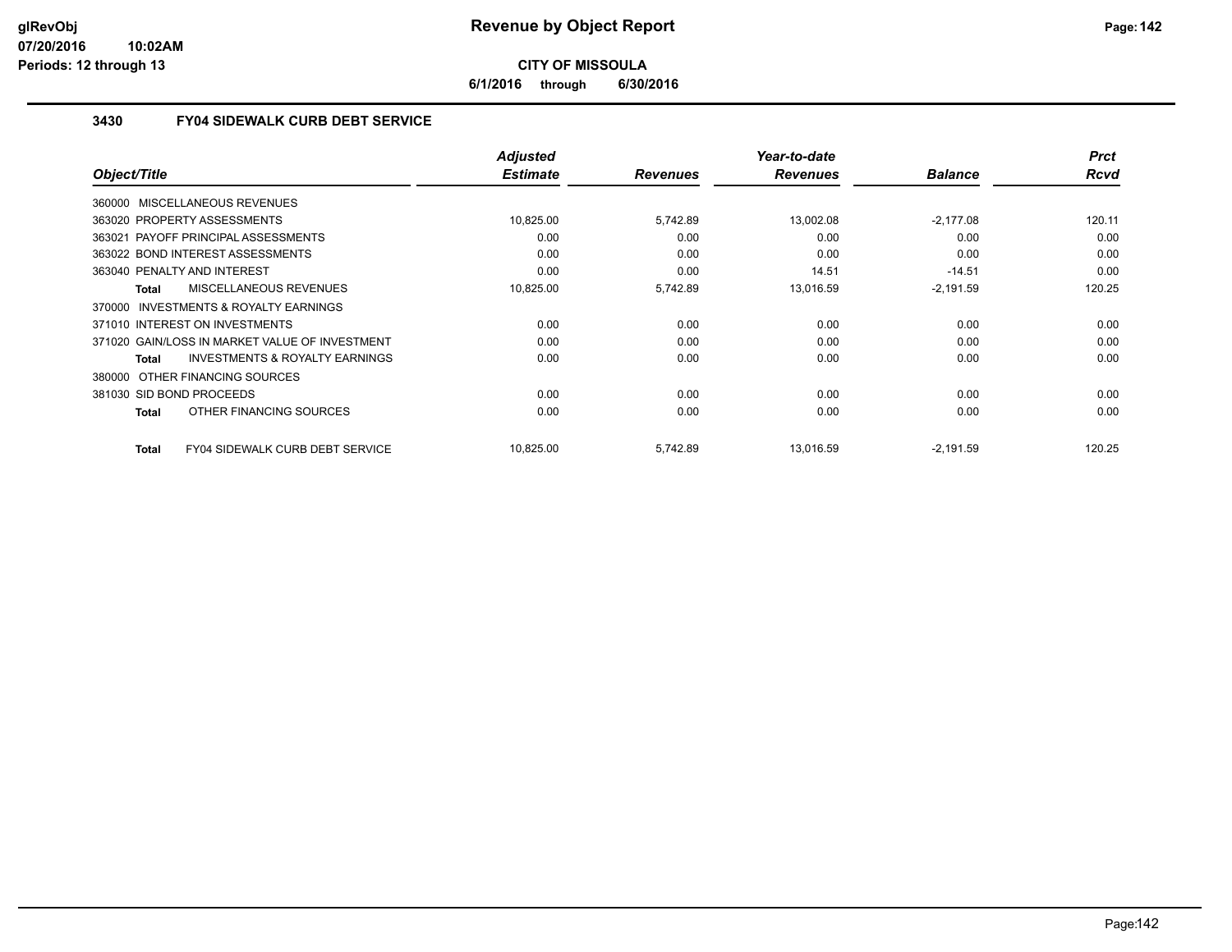# Revenue by Object Report

**CITY OF MISSOULA**

**6/1/2016 through 6/30/2016**

glRevObj
07/20/2016 10:02AM
Periods: 12 through 13

### 3430 FY04 SIDEWALK CURB DEBT SERVICE

| Object/Title | Adjusted Estimate | Revenues | Year-to-date Revenues | Balance | Prct Rcvd |
|---|---|---|---|---|---|
| 360000 MISCELLANEOUS REVENUES | | | | | |
| 363020 PROPERTY ASSESSMENTS | 10,825.00 | 5,742.89 | 13,002.08 | -2,177.08 | 120.11 |
| 363021 PAYOFF PRINCIPAL ASSESSMENTS | 0.00 | 0.00 | 0.00 | 0.00 | 0.00 |
| 363022 BOND INTEREST ASSESSMENTS | 0.00 | 0.00 | 0.00 | 0.00 | 0.00 |
| 363040 PENALTY AND INTEREST | 0.00 | 0.00 | 14.51 | -14.51 | 0.00 |
| **Total** MISCELLANEOUS REVENUES | 10,825.00 | 5,742.89 | 13,016.59 | -2,191.59 | 120.25 |
| 370000 INVESTMENTS & ROYALTY EARNINGS | | | | | |
| 371010 INTEREST ON INVESTMENTS | 0.00 | 0.00 | 0.00 | 0.00 | 0.00 |
| 371020 GAIN/LOSS IN MARKET VALUE OF INVESTMENT | 0.00 | 0.00 | 0.00 | 0.00 | 0.00 |
| **Total** INVESTMENTS & ROYALTY EARNINGS | 0.00 | 0.00 | 0.00 | 0.00 | 0.00 |
| 380000 OTHER FINANCING SOURCES | | | | | |
| 381030 SID BOND PROCEEDS | 0.00 | 0.00 | 0.00 | 0.00 | 0.00 |
| **Total** OTHER FINANCING SOURCES | 0.00 | 0.00 | 0.00 | 0.00 | 0.00 |
| **Total** FY04 SIDEWALK CURB DEBT SERVICE | 10,825.00 | 5,742.89 | 13,016.59 | -2,191.59 | 120.25 |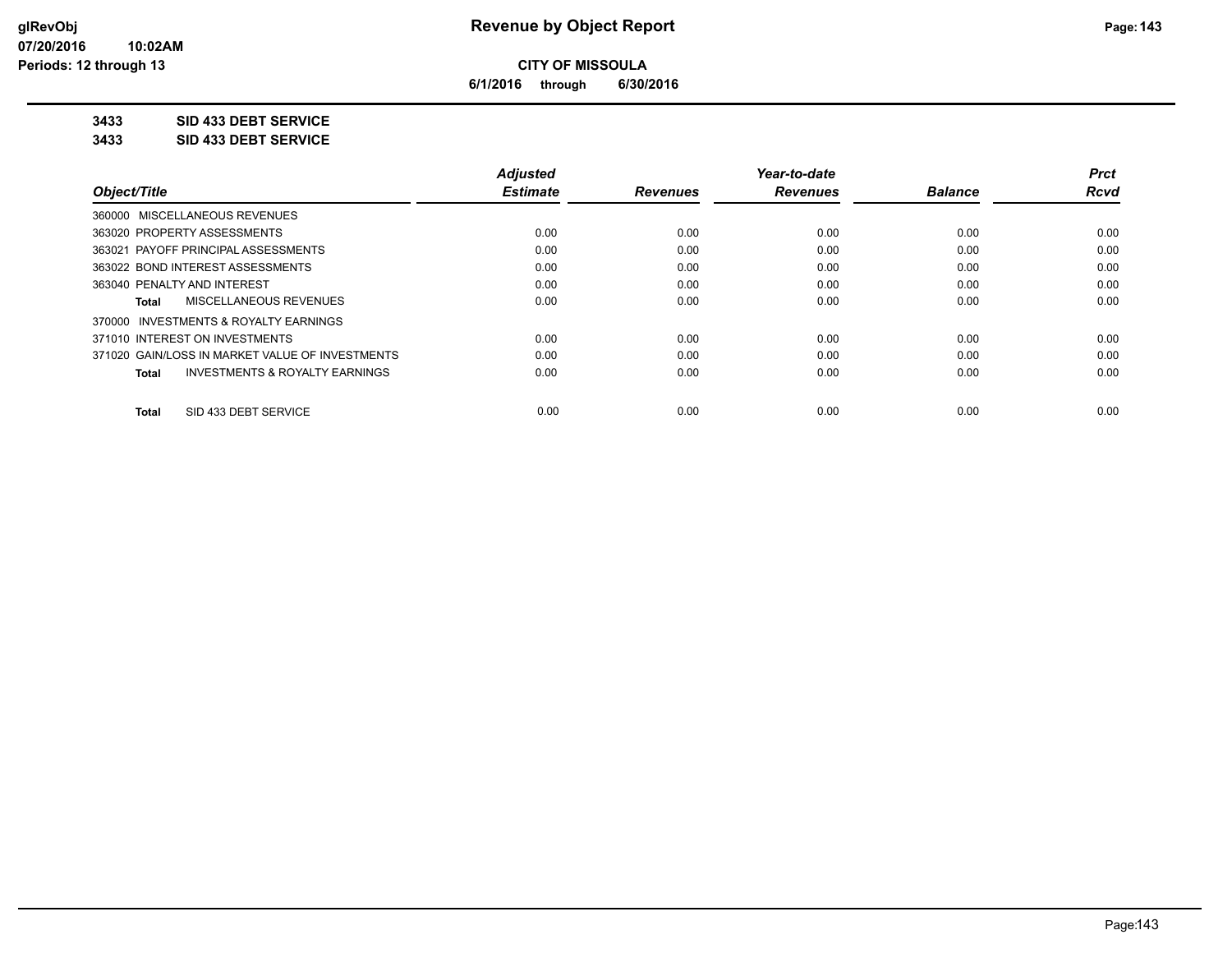**CITY OF MISSOULA**

**6/1/2016 through 6/30/2016**

# Revenue by Object Report

glRevObj
07/20/2016 10:02AM
Periods: 12 through 13

**3433 SID 433 DEBT SERVICE**

**3433 SID 433 DEBT SERVICE**

| Object/Title | Adjusted Estimate | Revenues | Year-to-date Revenues | Balance | Prct Rcvd |
|---|---|---|---|---|---|
| 360000 MISCELLANEOUS REVENUES | | | | | |
| 363020 PROPERTY ASSESSMENTS | 0.00 | 0.00 | 0.00 | 0.00 | 0.00 |
| 363021 PAYOFF PRINCIPAL ASSESSMENTS | 0.00 | 0.00 | 0.00 | 0.00 | 0.00 |
| 363022 BOND INTEREST ASSESSMENTS | 0.00 | 0.00 | 0.00 | 0.00 | 0.00 |
| 363040 PENALTY AND INTEREST | 0.00 | 0.00 | 0.00 | 0.00 | 0.00 |
| **Total** MISCELLANEOUS REVENUES | 0.00 | 0.00 | 0.00 | 0.00 | 0.00 |
| 370000 INVESTMENTS & ROYALTY EARNINGS | | | | | |
| 371010 INTEREST ON INVESTMENTS | 0.00 | 0.00 | 0.00 | 0.00 | 0.00 |
| 371020 GAIN/LOSS IN MARKET VALUE OF INVESTMENTS | 0.00 | 0.00 | 0.00 | 0.00 | 0.00 |
| **Total** INVESTMENTS & ROYALTY EARNINGS | 0.00 | 0.00 | 0.00 | 0.00 | 0.00 |
| **Total** SID 433 DEBT SERVICE | 0.00 | 0.00 | 0.00 | 0.00 | 0.00 |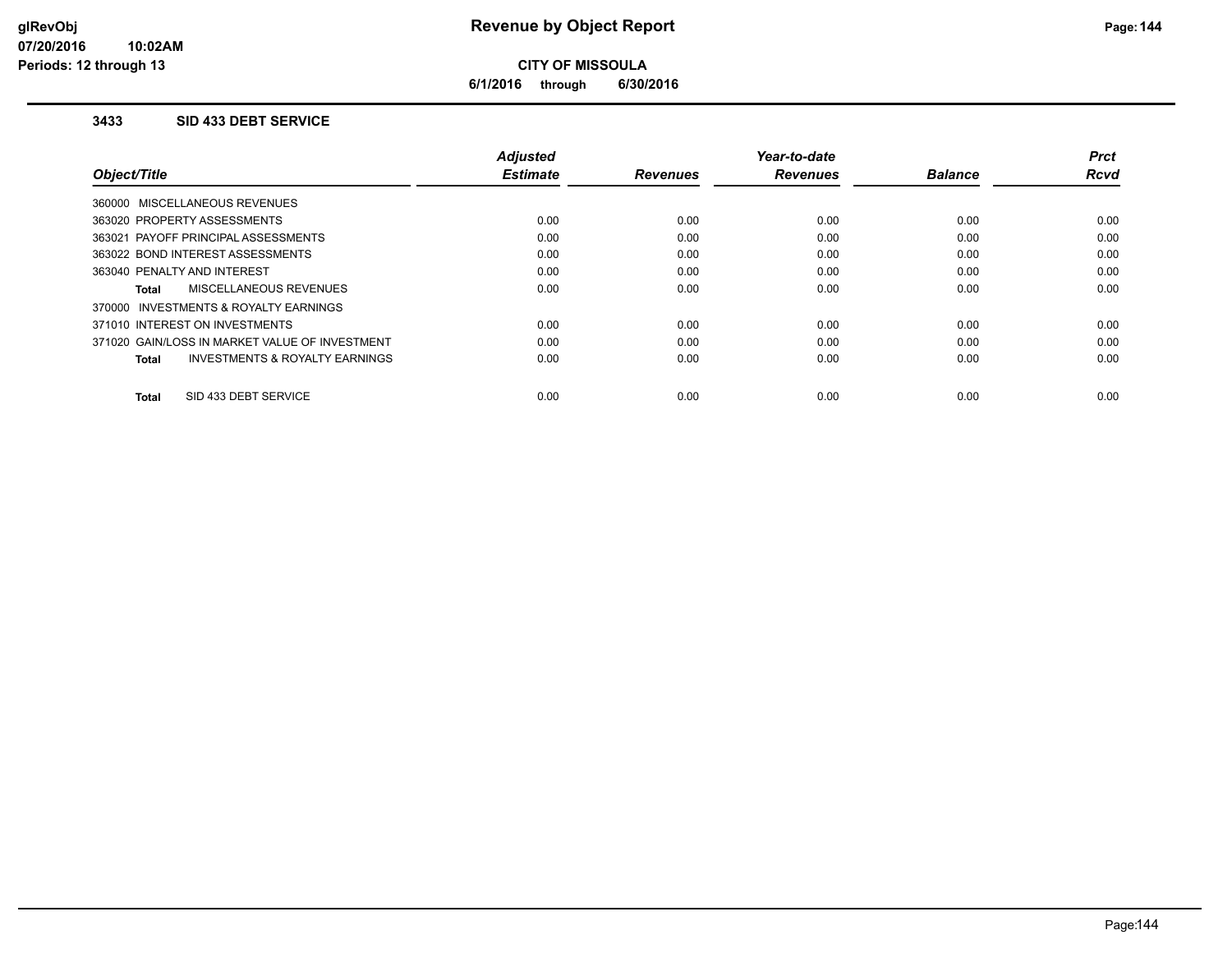# Revenue by Object Report

**CITY OF MISSOULA**

**6/1/2016 through 6/30/2016**

glRevObj
07/20/2016 10:02AM
Periods: 12 through 13

### 3433 SID 433 DEBT SERVICE

| Object/Title | Adjusted Estimate | Revenues | Year-to-date Revenues | Balance | Prct Rcvd |
|---|---|---|---|---|---|
| 360000 MISCELLANEOUS REVENUES | | | | | |
| 363020 PROPERTY ASSESSMENTS | 0.00 | 0.00 | 0.00 | 0.00 | 0.00 |
| 363021 PAYOFF PRINCIPAL ASSESSMENTS | 0.00 | 0.00 | 0.00 | 0.00 | 0.00 |
| 363022 BOND INTEREST ASSESSMENTS | 0.00 | 0.00 | 0.00 | 0.00 | 0.00 |
| 363040 PENALTY AND INTEREST | 0.00 | 0.00 | 0.00 | 0.00 | 0.00 |
| **Total** MISCELLANEOUS REVENUES | 0.00 | 0.00 | 0.00 | 0.00 | 0.00 |
| 370000 INVESTMENTS & ROYALTY EARNINGS | | | | | |
| 371010 INTEREST ON INVESTMENTS | 0.00 | 0.00 | 0.00 | 0.00 | 0.00 |
| 371020 GAIN/LOSS IN MARKET VALUE OF INVESTMENT | 0.00 | 0.00 | 0.00 | 0.00 | 0.00 |
| **Total** INVESTMENTS & ROYALTY EARNINGS | 0.00 | 0.00 | 0.00 | 0.00 | 0.00 |
| **Total** SID 433 DEBT SERVICE | 0.00 | 0.00 | 0.00 | 0.00 | 0.00 |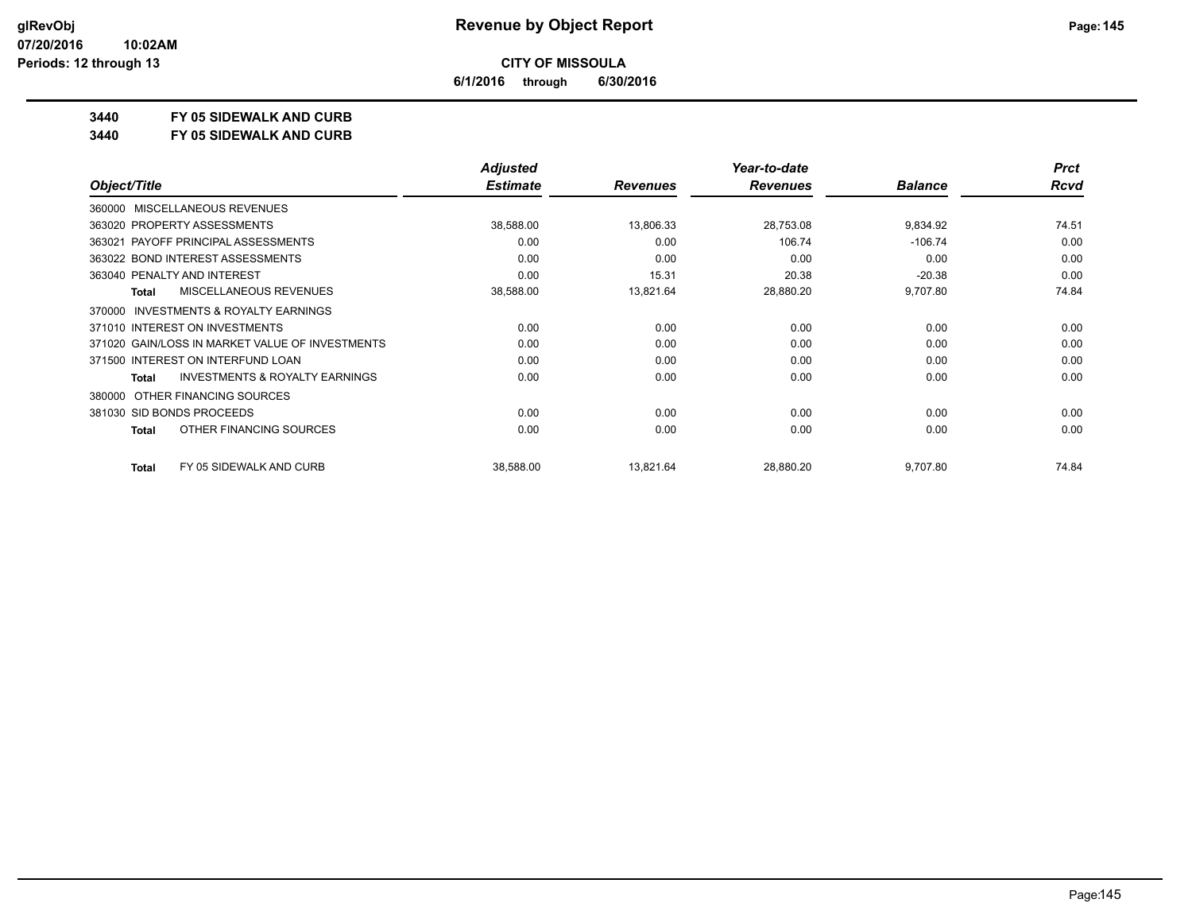# Revenue by Object Report

glRevObj
07/20/2016 10:02AM
Periods: 12 through 13

**CITY OF MISSOULA**

**6/1/2016 through 6/30/2016**

**3440 FY 05 SIDEWALK AND CURB**

**3440 FY 05 SIDEWALK AND CURB**

| Object/Title | Adjusted Estimate | Revenues | Year-to-date Revenues | Balance | Prct Rcvd |
|---|---|---|---|---|---|
| 360000 MISCELLANEOUS REVENUES | | | | | |
| 363020 PROPERTY ASSESSMENTS | 38,588.00 | 13,806.33 | 28,753.08 | 9,834.92 | 74.51 |
| 363021 PAYOFF PRINCIPAL ASSESSMENTS | 0.00 | 0.00 | 106.74 | -106.74 | 0.00 |
| 363022 BOND INTEREST ASSESSMENTS | 0.00 | 0.00 | 0.00 | 0.00 | 0.00 |
| 363040 PENALTY AND INTEREST | 0.00 | 15.31 | 20.38 | -20.38 | 0.00 |
| **Total** MISCELLANEOUS REVENUES | 38,588.00 | 13,821.64 | 28,880.20 | 9,707.80 | 74.84 |
| 370000 INVESTMENTS & ROYALTY EARNINGS | | | | | |
| 371010 INTEREST ON INVESTMENTS | 0.00 | 0.00 | 0.00 | 0.00 | 0.00 |
| 371020 GAIN/LOSS IN MARKET VALUE OF INVESTMENTS | 0.00 | 0.00 | 0.00 | 0.00 | 0.00 |
| 371500 INTEREST ON INTERFUND LOAN | 0.00 | 0.00 | 0.00 | 0.00 | 0.00 |
| **Total** INVESTMENTS & ROYALTY EARNINGS | 0.00 | 0.00 | 0.00 | 0.00 | 0.00 |
| 380000 OTHER FINANCING SOURCES | | | | | |
| 381030 SID BONDS PROCEEDS | 0.00 | 0.00 | 0.00 | 0.00 | 0.00 |
| **Total** OTHER FINANCING SOURCES | 0.00 | 0.00 | 0.00 | 0.00 | 0.00 |
| **Total** FY 05 SIDEWALK AND CURB | 38,588.00 | 13,821.64 | 28,880.20 | 9,707.80 | 74.84 |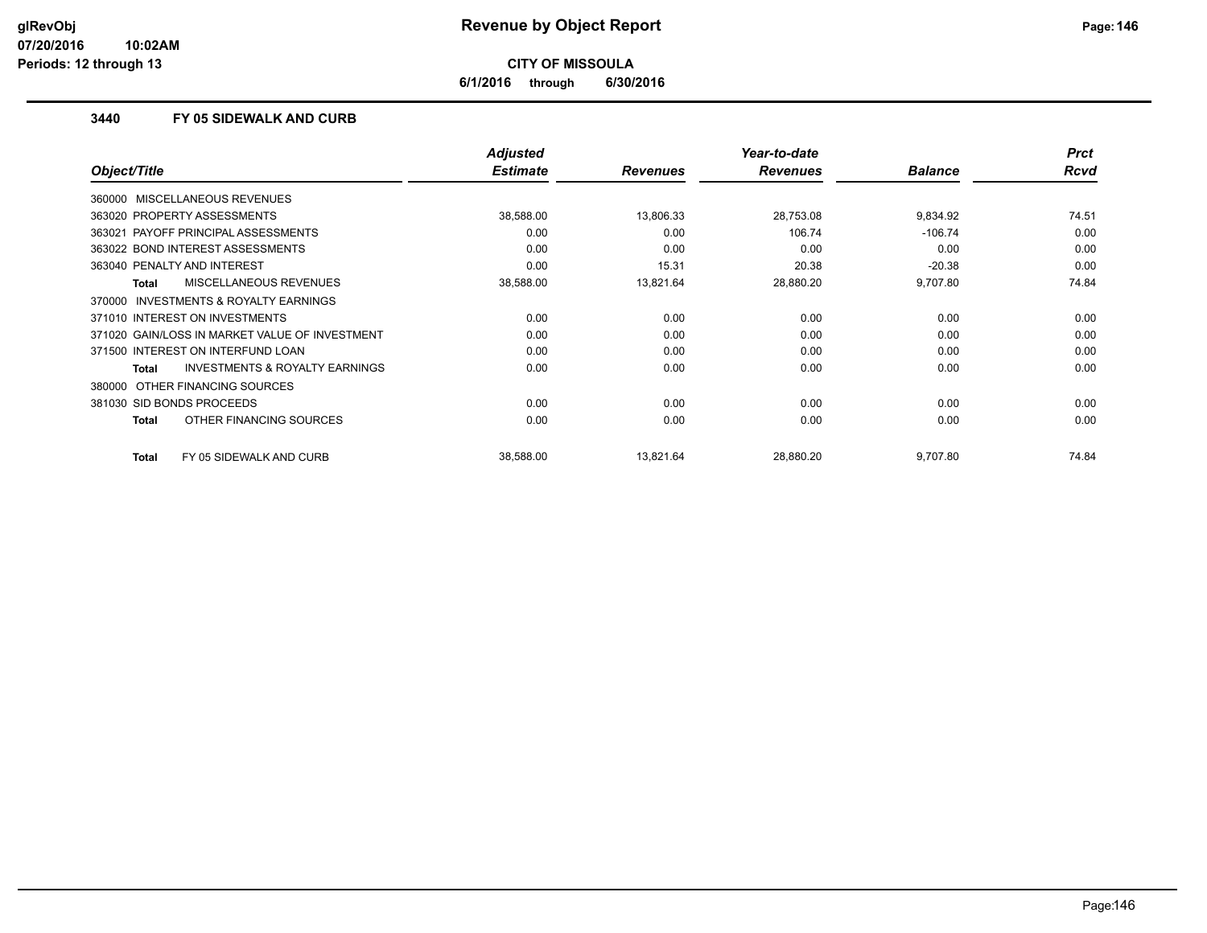**CITY OF MISSOULA**

**6/1/2016 through 6/30/2016**

### 3440 FY 05 SIDEWALK AND CURB

| Object/Title | Adjusted Estimate | Revenues | Year-to-date Revenues | Balance | Prct Rcvd |
|---|---|---|---|---|---|
| 360000 MISCELLANEOUS REVENUES | | | | | |
| 363020 PROPERTY ASSESSMENTS | 38,588.00 | 13,806.33 | 28,753.08 | 9,834.92 | 74.51 |
| 363021 PAYOFF PRINCIPAL ASSESSMENTS | 0.00 | 0.00 | 106.74 | -106.74 | 0.00 |
| 363022 BOND INTEREST ASSESSMENTS | 0.00 | 0.00 | 0.00 | 0.00 | 0.00 |
| 363040 PENALTY AND INTEREST | 0.00 | 15.31 | 20.38 | -20.38 | 0.00 |
| **Total** MISCELLANEOUS REVENUES | 38,588.00 | 13,821.64 | 28,880.20 | 9,707.80 | 74.84 |
| 370000 INVESTMENTS & ROYALTY EARNINGS | | | | | |
| 371010 INTEREST ON INVESTMENTS | 0.00 | 0.00 | 0.00 | 0.00 | 0.00 |
| 371020 GAIN/LOSS IN MARKET VALUE OF INVESTMENT | 0.00 | 0.00 | 0.00 | 0.00 | 0.00 |
| 371500 INTEREST ON INTERFUND LOAN | 0.00 | 0.00 | 0.00 | 0.00 | 0.00 |
| **Total** INVESTMENTS & ROYALTY EARNINGS | 0.00 | 0.00 | 0.00 | 0.00 | 0.00 |
| 380000 OTHER FINANCING SOURCES | | | | | |
| 381030 SID BONDS PROCEEDS | 0.00 | 0.00 | 0.00 | 0.00 | 0.00 |
| **Total** OTHER FINANCING SOURCES | 0.00 | 0.00 | 0.00 | 0.00 | 0.00 |
| **Total** FY 05 SIDEWALK AND CURB | 38,588.00 | 13,821.64 | 28,880.20 | 9,707.80 | 74.84 |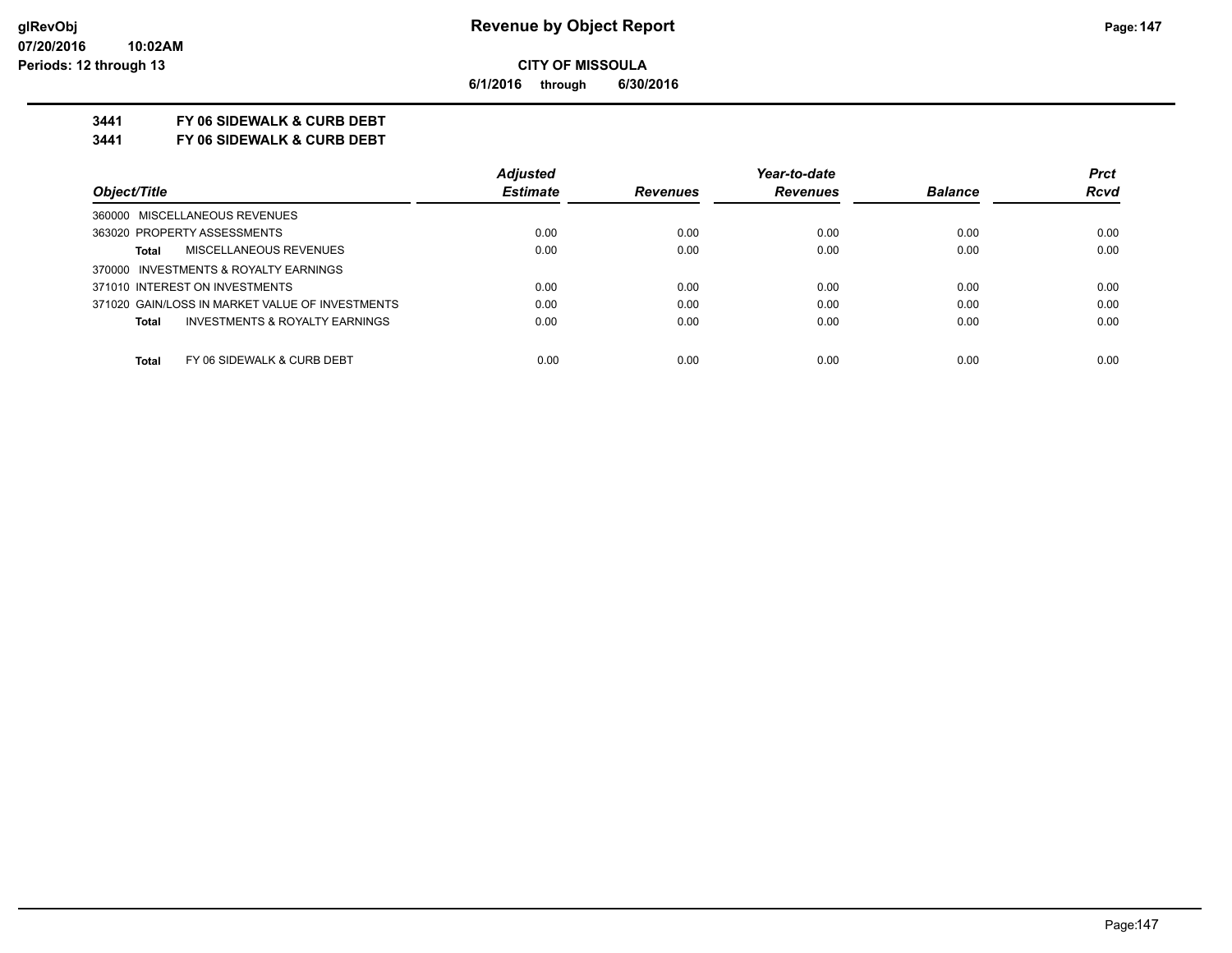**CITY OF MISSOULA**

**6/1/2016 through 6/30/2016**

**3441 FY 06 SIDEWALK & CURB DEBT**

**3441 FY 06 SIDEWALK & CURB DEBT**

| Object/Title | Adjusted Estimate | Revenues | Year-to-date Revenues | Balance | Prct Rcvd |
|---|---|---|---|---|---|
| 360000 MISCELLANEOUS REVENUES | | | | | |
| 363020 PROPERTY ASSESSMENTS | 0.00 | 0.00 | 0.00 | 0.00 | 0.00 |
| **Total** MISCELLANEOUS REVENUES | 0.00 | 0.00 | 0.00 | 0.00 | 0.00 |
| 370000 INVESTMENTS & ROYALTY EARNINGS | | | | | |
| 371010 INTEREST ON INVESTMENTS | 0.00 | 0.00 | 0.00 | 0.00 | 0.00 |
| 371020 GAIN/LOSS IN MARKET VALUE OF INVESTMENTS | 0.00 | 0.00 | 0.00 | 0.00 | 0.00 |
| **Total** INVESTMENTS & ROYALTY EARNINGS | 0.00 | 0.00 | 0.00 | 0.00 | 0.00 |
| **Total** FY 06 SIDEWALK & CURB DEBT | 0.00 | 0.00 | 0.00 | 0.00 | 0.00 |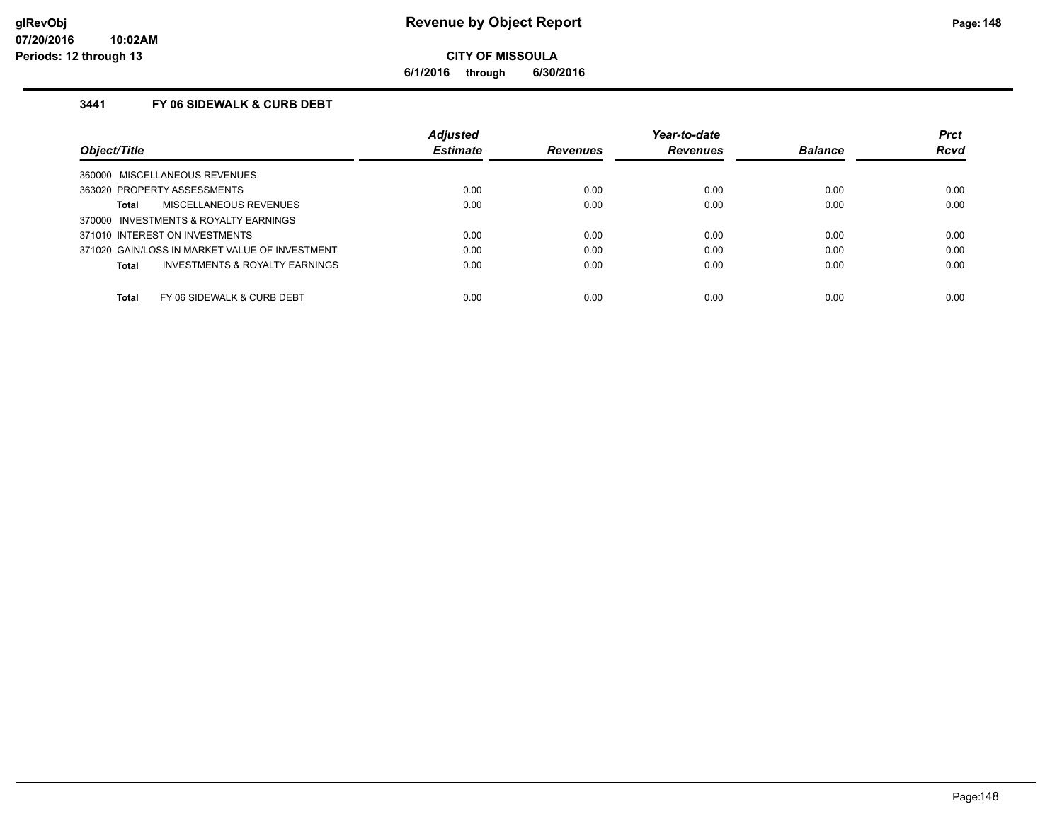**Revenue by Object Report**

**CITY OF MISSOULA**

**6/1/2016 through 6/30/2016**

### 3441 FY 06 SIDEWALK & CURB DEBT

| Object/Title | Adjusted Estimate | Revenues | Year-to-date Revenues | Balance | Prct Rcvd |
|---|---|---|---|---|---|
| 360000 MISCELLANEOUS REVENUES | | | | | |
| 363020 PROPERTY ASSESSMENTS | 0.00 | 0.00 | 0.00 | 0.00 | 0.00 |
| **Total** MISCELLANEOUS REVENUES | 0.00 | 0.00 | 0.00 | 0.00 | 0.00 |
| 370000 INVESTMENTS & ROYALTY EARNINGS | | | | | |
| 371010 INTEREST ON INVESTMENTS | 0.00 | 0.00 | 0.00 | 0.00 | 0.00 |
| 371020 GAIN/LOSS IN MARKET VALUE OF INVESTMENT | 0.00 | 0.00 | 0.00 | 0.00 | 0.00 |
| **Total** INVESTMENTS & ROYALTY EARNINGS | 0.00 | 0.00 | 0.00 | 0.00 | 0.00 |
| **Total** FY 06 SIDEWALK & CURB DEBT | 0.00 | 0.00 | 0.00 | 0.00 | 0.00 |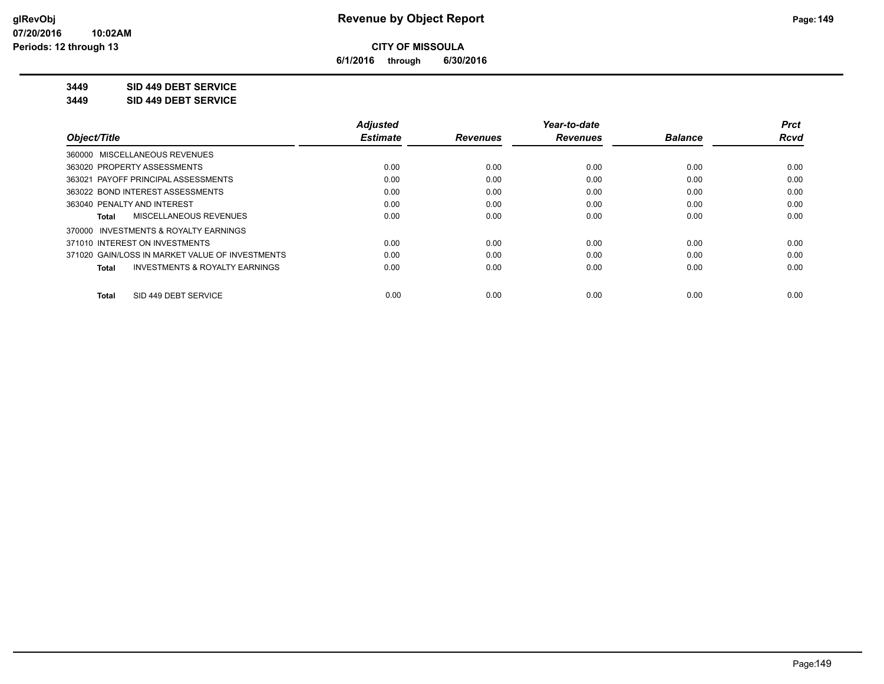**CITY OF MISSOULA**

**6/1/2016 through 6/30/2016**

**3449 SID 449 DEBT SERVICE**

**3449 SID 449 DEBT SERVICE**

| Object/Title | Adjusted Estimate | Revenues | Year-to-date Revenues | Balance | Prct Rcvd |
|---|---|---|---|---|---|
| 360000 MISCELLANEOUS REVENUES | | | | | |
| 363020 PROPERTY ASSESSMENTS | 0.00 | 0.00 | 0.00 | 0.00 | 0.00 |
| 363021 PAYOFF PRINCIPAL ASSESSMENTS | 0.00 | 0.00 | 0.00 | 0.00 | 0.00 |
| 363022 BOND INTEREST ASSESSMENTS | 0.00 | 0.00 | 0.00 | 0.00 | 0.00 |
| 363040 PENALTY AND INTEREST | 0.00 | 0.00 | 0.00 | 0.00 | 0.00 |
| **Total** MISCELLANEOUS REVENUES | 0.00 | 0.00 | 0.00 | 0.00 | 0.00 |
| 370000 INVESTMENTS & ROYALTY EARNINGS | | | | | |
| 371010 INTEREST ON INVESTMENTS | 0.00 | 0.00 | 0.00 | 0.00 | 0.00 |
| 371020 GAIN/LOSS IN MARKET VALUE OF INVESTMENTS | 0.00 | 0.00 | 0.00 | 0.00 | 0.00 |
| **Total** INVESTMENTS & ROYALTY EARNINGS | 0.00 | 0.00 | 0.00 | 0.00 | 0.00 |
| **Total** SID 449 DEBT SERVICE | 0.00 | 0.00 | 0.00 | 0.00 | 0.00 |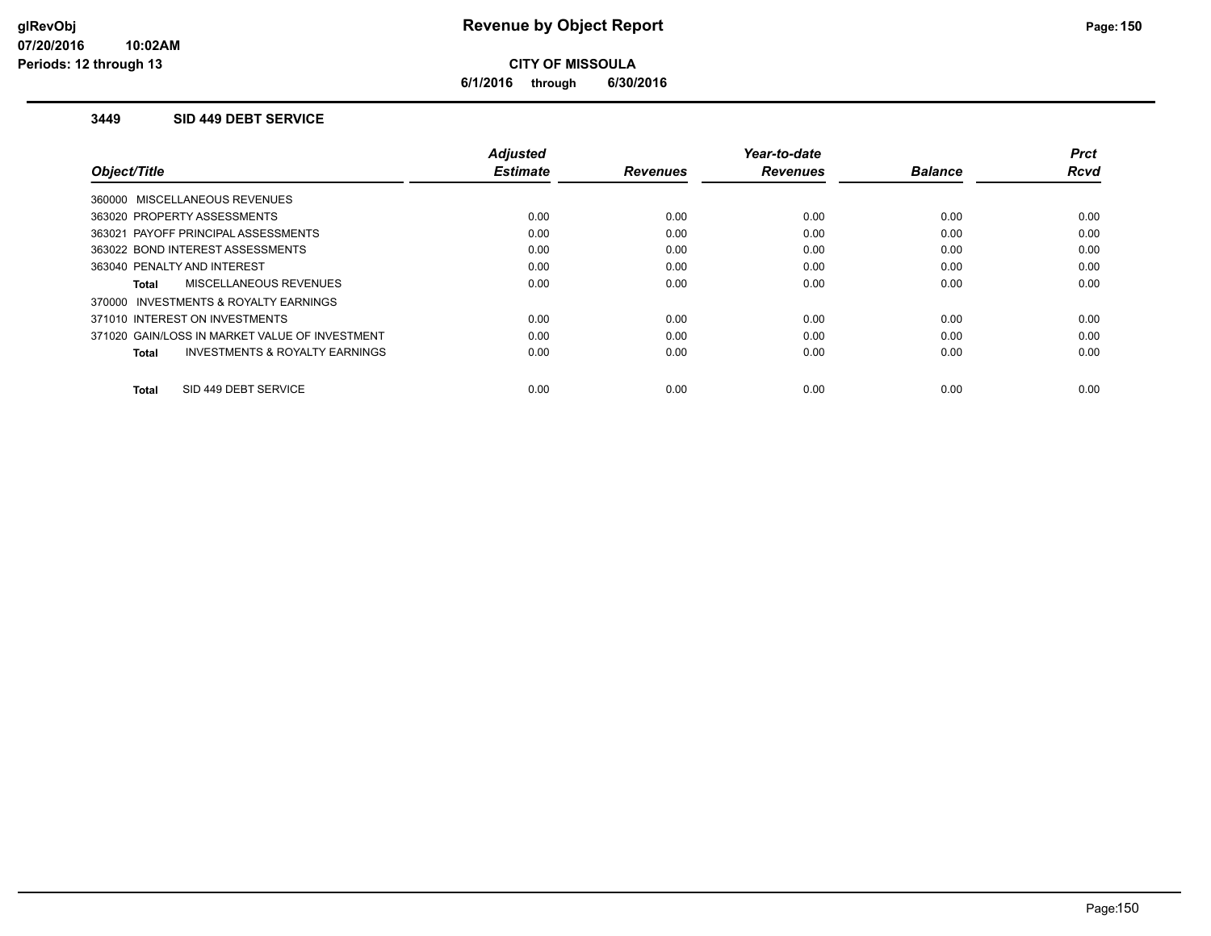**CITY OF MISSOULA**

**6/1/2016 through 6/30/2016**

### 3449 SID 449 DEBT SERVICE

| Object/Title | Adjusted Estimate | Revenues | Year-to-date Revenues | Balance | Prct Rcvd |
|---|---|---|---|---|---|
| 360000 MISCELLANEOUS REVENUES | | | | | |
| 363020 PROPERTY ASSESSMENTS | 0.00 | 0.00 | 0.00 | 0.00 | 0.00 |
| 363021 PAYOFF PRINCIPAL ASSESSMENTS | 0.00 | 0.00 | 0.00 | 0.00 | 0.00 |
| 363022 BOND INTEREST ASSESSMENTS | 0.00 | 0.00 | 0.00 | 0.00 | 0.00 |
| 363040 PENALTY AND INTEREST | 0.00 | 0.00 | 0.00 | 0.00 | 0.00 |
| **Total** MISCELLANEOUS REVENUES | 0.00 | 0.00 | 0.00 | 0.00 | 0.00 |
| 370000 INVESTMENTS & ROYALTY EARNINGS | | | | | |
| 371010 INTEREST ON INVESTMENTS | 0.00 | 0.00 | 0.00 | 0.00 | 0.00 |
| 371020 GAIN/LOSS IN MARKET VALUE OF INVESTMENT | 0.00 | 0.00 | 0.00 | 0.00 | 0.00 |
| **Total** INVESTMENTS & ROYALTY EARNINGS | 0.00 | 0.00 | 0.00 | 0.00 | 0.00 |
| **Total** SID 449 DEBT SERVICE | 0.00 | 0.00 | 0.00 | 0.00 | 0.00 |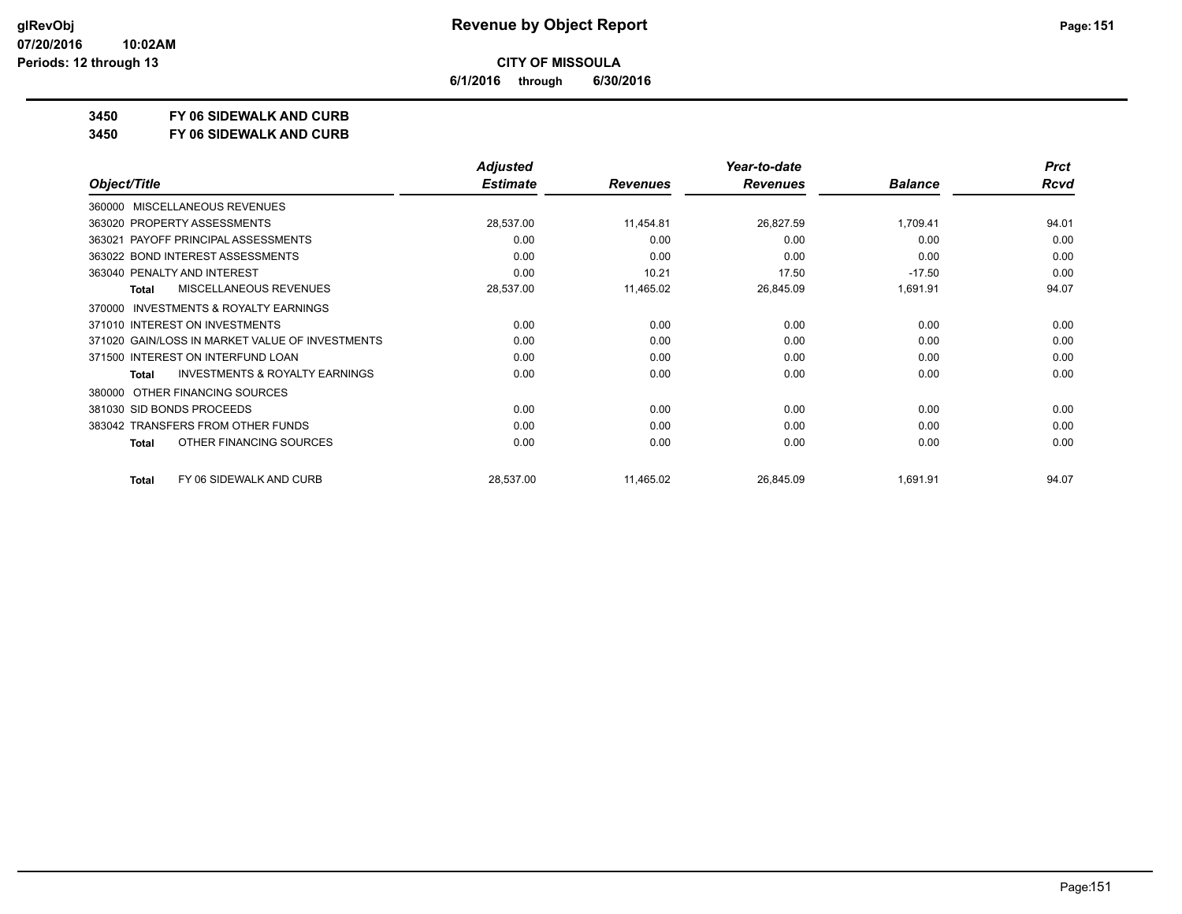**CITY OF MISSOULA**

**6/1/2016 through 6/30/2016**

**3450 FY 06 SIDEWALK AND CURB**

**3450 FY 06 SIDEWALK AND CURB**

| Object/Title | Adjusted Estimate | Revenues | Year-to-date Revenues | Balance | Prct Rcvd |
|---|---|---|---|---|---|
| 360000 MISCELLANEOUS REVENUES | | | | | |
| 363020 PROPERTY ASSESSMENTS | 28,537.00 | 11,454.81 | 26,827.59 | 1,709.41 | 94.01 |
| 363021 PAYOFF PRINCIPAL ASSESSMENTS | 0.00 | 0.00 | 0.00 | 0.00 | 0.00 |
| 363022 BOND INTEREST ASSESSMENTS | 0.00 | 0.00 | 0.00 | 0.00 | 0.00 |
| 363040 PENALTY AND INTEREST | 0.00 | 10.21 | 17.50 | -17.50 | 0.00 |
| **Total** MISCELLANEOUS REVENUES | 28,537.00 | 11,465.02 | 26,845.09 | 1,691.91 | 94.07 |
| 370000 INVESTMENTS & ROYALTY EARNINGS | | | | | |
| 371010 INTEREST ON INVESTMENTS | 0.00 | 0.00 | 0.00 | 0.00 | 0.00 |
| 371020 GAIN/LOSS IN MARKET VALUE OF INVESTMENTS | 0.00 | 0.00 | 0.00 | 0.00 | 0.00 |
| 371500 INTEREST ON INTERFUND LOAN | 0.00 | 0.00 | 0.00 | 0.00 | 0.00 |
| **Total** INVESTMENTS & ROYALTY EARNINGS | 0.00 | 0.00 | 0.00 | 0.00 | 0.00 |
| 380000 OTHER FINANCING SOURCES | | | | | |
| 381030 SID BONDS PROCEEDS | 0.00 | 0.00 | 0.00 | 0.00 | 0.00 |
| 383042 TRANSFERS FROM OTHER FUNDS | 0.00 | 0.00 | 0.00 | 0.00 | 0.00 |
| **Total** OTHER FINANCING SOURCES | 0.00 | 0.00 | 0.00 | 0.00 | 0.00 |
| **Total** FY 06 SIDEWALK AND CURB | 28,537.00 | 11,465.02 | 26,845.09 | 1,691.91 | 94.07 |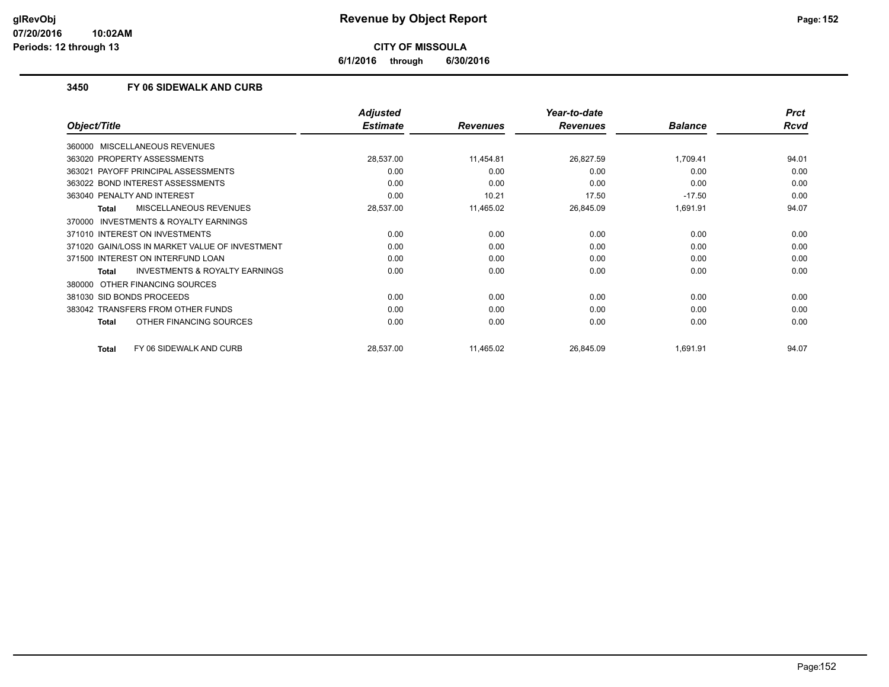# Revenue by Object Report

**CITY OF MISSOULA**

**6/1/2016 through 6/30/2016**

glRevObj
07/20/2016 10:02AM
Periods: 12 through 13

## 3450 FY 06 SIDEWALK AND CURB

| Object/Title | Adjusted Estimate | Revenues | Year-to-date Revenues | Balance | Prct Rcvd |
|---|---|---|---|---|---|
| 360000 MISCELLANEOUS REVENUES | | | | | |
| 363020 PROPERTY ASSESSMENTS | 28,537.00 | 11,454.81 | 26,827.59 | 1,709.41 | 94.01 |
| 363021 PAYOFF PRINCIPAL ASSESSMENTS | 0.00 | 0.00 | 0.00 | 0.00 | 0.00 |
| 363022 BOND INTEREST ASSESSMENTS | 0.00 | 0.00 | 0.00 | 0.00 | 0.00 |
| 363040 PENALTY AND INTEREST | 0.00 | 10.21 | 17.50 | -17.50 | 0.00 |
| **Total** MISCELLANEOUS REVENUES | 28,537.00 | 11,465.02 | 26,845.09 | 1,691.91 | 94.07 |
| 370000 INVESTMENTS & ROYALTY EARNINGS | | | | | |
| 371010 INTEREST ON INVESTMENTS | 0.00 | 0.00 | 0.00 | 0.00 | 0.00 |
| 371020 GAIN/LOSS IN MARKET VALUE OF INVESTMENT | 0.00 | 0.00 | 0.00 | 0.00 | 0.00 |
| 371500 INTEREST ON INTERFUND LOAN | 0.00 | 0.00 | 0.00 | 0.00 | 0.00 |
| **Total** INVESTMENTS & ROYALTY EARNINGS | 0.00 | 0.00 | 0.00 | 0.00 | 0.00 |
| 380000 OTHER FINANCING SOURCES | | | | | |
| 381030 SID BONDS PROCEEDS | 0.00 | 0.00 | 0.00 | 0.00 | 0.00 |
| 383042 TRANSFERS FROM OTHER FUNDS | 0.00 | 0.00 | 0.00 | 0.00 | 0.00 |
| **Total** OTHER FINANCING SOURCES | 0.00 | 0.00 | 0.00 | 0.00 | 0.00 |
| **Total** FY 06 SIDEWALK AND CURB | 28,537.00 | 11,465.02 | 26,845.09 | 1,691.91 | 94.07 |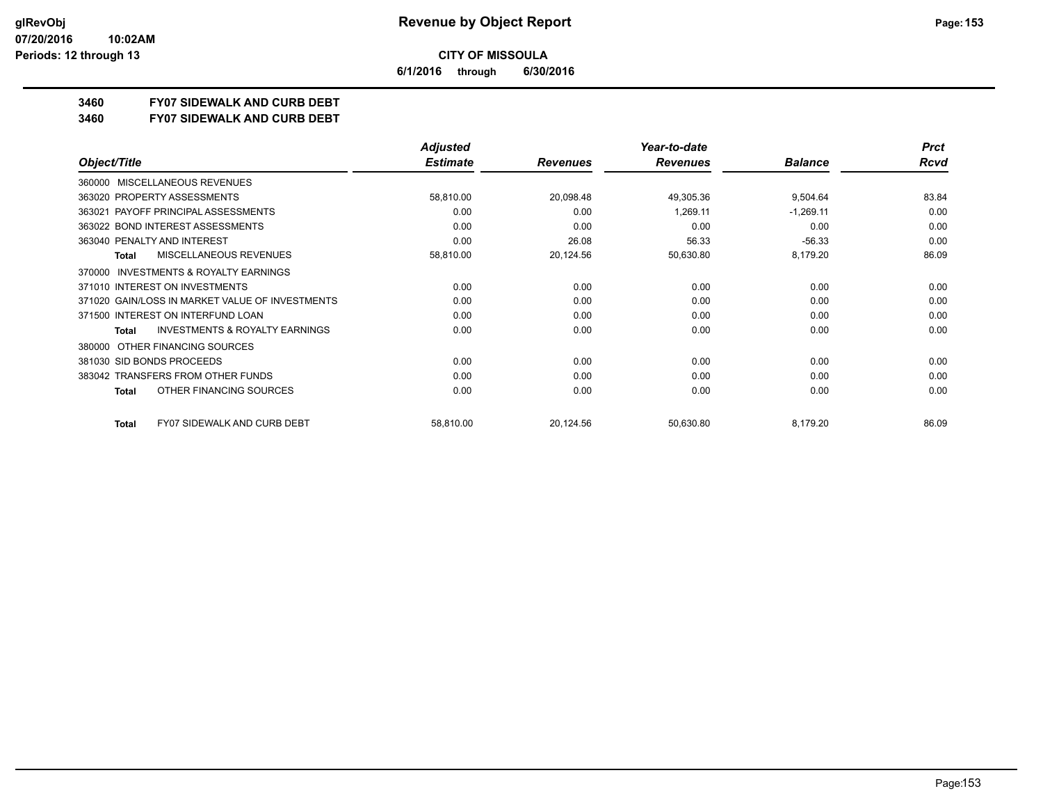# Revenue by Object Report

**CITY OF MISSOULA**

**6/1/2016 through 6/30/2016**

glRevObj
07/20/2016 10:02AM
Periods: 12 through 13

**3460 FY07 SIDEWALK AND CURB DEBT**

**3460 FY07 SIDEWALK AND CURB DEBT**

| Object/Title | Adjusted Estimate | Revenues | Year-to-date Revenues | Balance | Prct Rcvd |
|---|---|---|---|---|---|
| 360000 MISCELLANEOUS REVENUES | | | | | |
| 363020 PROPERTY ASSESSMENTS | 58,810.00 | 20,098.48 | 49,305.36 | 9,504.64 | 83.84 |
| 363021 PAYOFF PRINCIPAL ASSESSMENTS | 0.00 | 0.00 | 1,269.11 | -1,269.11 | 0.00 |
| 363022 BOND INTEREST ASSESSMENTS | 0.00 | 0.00 | 0.00 | 0.00 | 0.00 |
| 363040 PENALTY AND INTEREST | 0.00 | 26.08 | 56.33 | -56.33 | 0.00 |
| **Total** MISCELLANEOUS REVENUES | 58,810.00 | 20,124.56 | 50,630.80 | 8,179.20 | 86.09 |
| 370000 INVESTMENTS & ROYALTY EARNINGS | | | | | |
| 371010 INTEREST ON INVESTMENTS | 0.00 | 0.00 | 0.00 | 0.00 | 0.00 |
| 371020 GAIN/LOSS IN MARKET VALUE OF INVESTMENTS | 0.00 | 0.00 | 0.00 | 0.00 | 0.00 |
| 371500 INTEREST ON INTERFUND LOAN | 0.00 | 0.00 | 0.00 | 0.00 | 0.00 |
| **Total** INVESTMENTS & ROYALTY EARNINGS | 0.00 | 0.00 | 0.00 | 0.00 | 0.00 |
| 380000 OTHER FINANCING SOURCES | | | | | |
| 381030 SID BONDS PROCEEDS | 0.00 | 0.00 | 0.00 | 0.00 | 0.00 |
| 383042 TRANSFERS FROM OTHER FUNDS | 0.00 | 0.00 | 0.00 | 0.00 | 0.00 |
| **Total** OTHER FINANCING SOURCES | 0.00 | 0.00 | 0.00 | 0.00 | 0.00 |
| **Total** FY07 SIDEWALK AND CURB DEBT | 58,810.00 | 20,124.56 | 50,630.80 | 8,179.20 | 86.09 |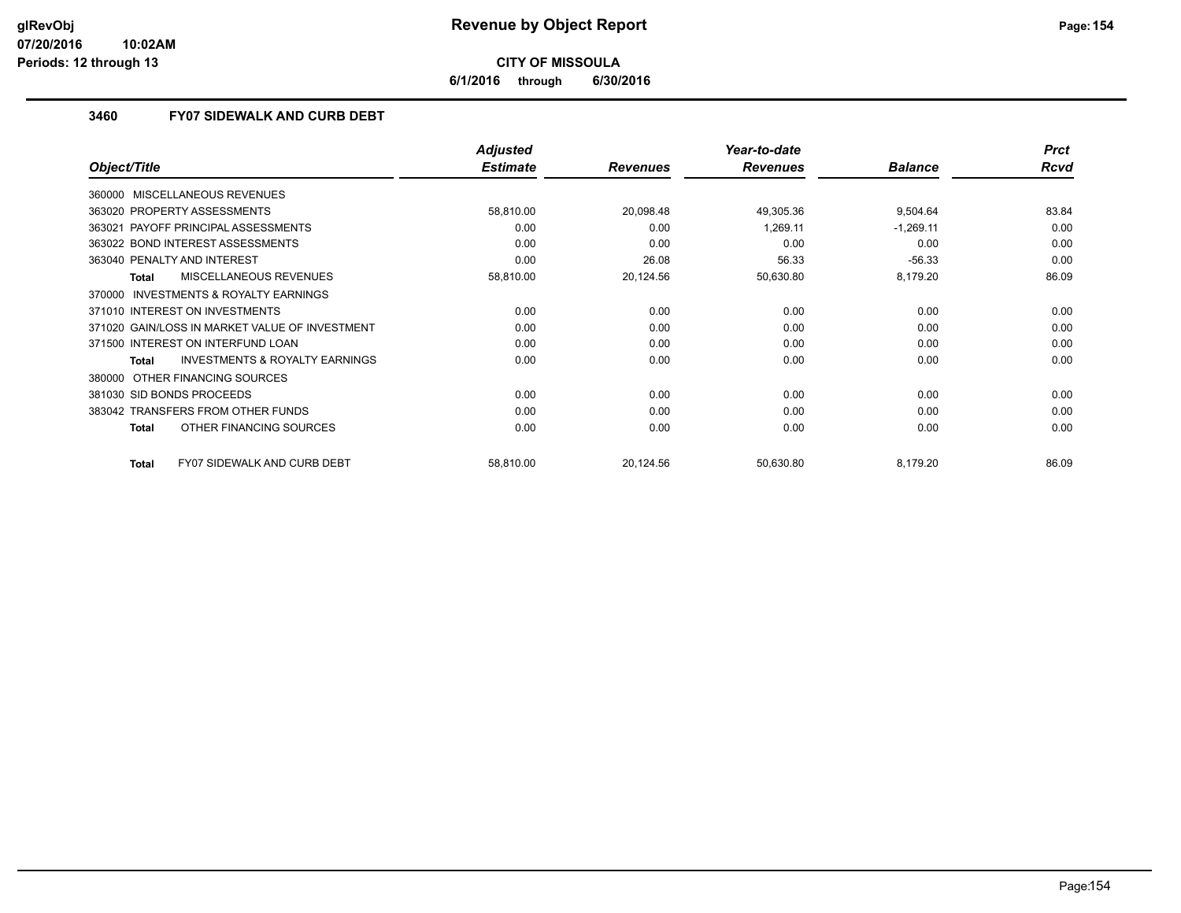**CITY OF MISSOULA**

**6/1/2016 through 6/30/2016**

### 3460 FY07 SIDEWALK AND CURB DEBT

| Object/Title | Adjusted Estimate | Revenues | Year-to-date Revenues | Balance | Prct Rcvd |
|---|---|---|---|---|---|
| 360000 MISCELLANEOUS REVENUES | | | | | |
| 363020 PROPERTY ASSESSMENTS | 58,810.00 | 20,098.48 | 49,305.36 | 9,504.64 | 83.84 |
| 363021 PAYOFF PRINCIPAL ASSESSMENTS | 0.00 | 0.00 | 1,269.11 | -1,269.11 | 0.00 |
| 363022 BOND INTEREST ASSESSMENTS | 0.00 | 0.00 | 0.00 | 0.00 | 0.00 |
| 363040 PENALTY AND INTEREST | 0.00 | 26.08 | 56.33 | -56.33 | 0.00 |
| **Total** MISCELLANEOUS REVENUES | 58,810.00 | 20,124.56 | 50,630.80 | 8,179.20 | 86.09 |
| 370000 INVESTMENTS & ROYALTY EARNINGS | | | | | |
| 371010 INTEREST ON INVESTMENTS | 0.00 | 0.00 | 0.00 | 0.00 | 0.00 |
| 371020 GAIN/LOSS IN MARKET VALUE OF INVESTMENT | 0.00 | 0.00 | 0.00 | 0.00 | 0.00 |
| 371500 INTEREST ON INTERFUND LOAN | 0.00 | 0.00 | 0.00 | 0.00 | 0.00 |
| **Total** INVESTMENTS & ROYALTY EARNINGS | 0.00 | 0.00 | 0.00 | 0.00 | 0.00 |
| 380000 OTHER FINANCING SOURCES | | | | | |
| 381030 SID BONDS PROCEEDS | 0.00 | 0.00 | 0.00 | 0.00 | 0.00 |
| 383042 TRANSFERS FROM OTHER FUNDS | 0.00 | 0.00 | 0.00 | 0.00 | 0.00 |
| **Total** OTHER FINANCING SOURCES | 0.00 | 0.00 | 0.00 | 0.00 | 0.00 |
| **Total** FY07 SIDEWALK AND CURB DEBT | 58,810.00 | 20,124.56 | 50,630.80 | 8,179.20 | 86.09 |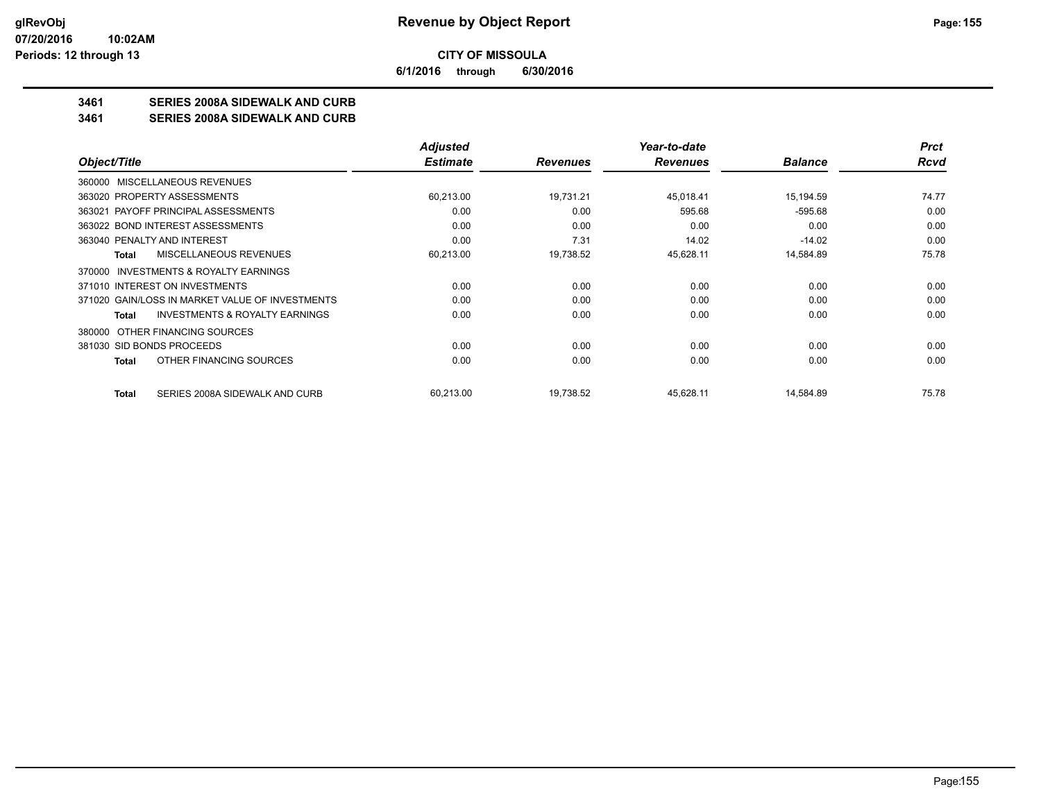**Revenue by Object Report**

**CITY OF MISSOULA**

**6/1/2016 through 6/30/2016**

glRevObj
07/20/2016 10:02AM
Periods: 12 through 13

## 3461 SERIES 2008A SIDEWALK AND CURB
## 3461 SERIES 2008A SIDEWALK AND CURB

| Object/Title | Adjusted Estimate | Revenues | Year-to-date Revenues | Balance | Prct Rcvd |
|---|---|---|---|---|---|
| 360000 MISCELLANEOUS REVENUES | | | | | |
| 363020 PROPERTY ASSESSMENTS | 60,213.00 | 19,731.21 | 45,018.41 | 15,194.59 | 74.77 |
| 363021 PAYOFF PRINCIPAL ASSESSMENTS | 0.00 | 0.00 | 595.68 | -595.68 | 0.00 |
| 363022 BOND INTEREST ASSESSMENTS | 0.00 | 0.00 | 0.00 | 0.00 | 0.00 |
| 363040 PENALTY AND INTEREST | 0.00 | 7.31 | 14.02 | -14.02 | 0.00 |
| **Total** MISCELLANEOUS REVENUES | 60,213.00 | 19,738.52 | 45,628.11 | 14,584.89 | 75.78 |
| 370000 INVESTMENTS & ROYALTY EARNINGS | | | | | |
| 371010 INTEREST ON INVESTMENTS | 0.00 | 0.00 | 0.00 | 0.00 | 0.00 |
| 371020 GAIN/LOSS IN MARKET VALUE OF INVESTMENTS | 0.00 | 0.00 | 0.00 | 0.00 | 0.00 |
| **Total** INVESTMENTS & ROYALTY EARNINGS | 0.00 | 0.00 | 0.00 | 0.00 | 0.00 |
| 380000 OTHER FINANCING SOURCES | | | | | |
| 381030 SID BONDS PROCEEDS | 0.00 | 0.00 | 0.00 | 0.00 | 0.00 |
| **Total** OTHER FINANCING SOURCES | 0.00 | 0.00 | 0.00 | 0.00 | 0.00 |
| **Total** SERIES 2008A SIDEWALK AND CURB | 60,213.00 | 19,738.52 | 45,628.11 | 14,584.89 | 75.78 |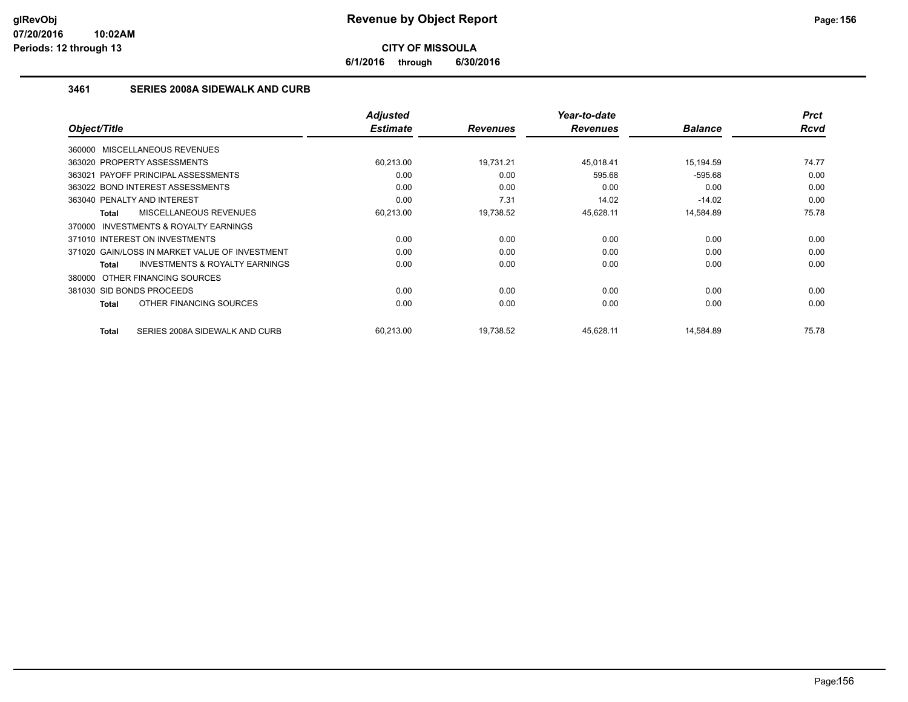# Revenue by Object Report

**CITY OF MISSOULA**

**6/1/2016 through 6/30/2016**

glRevObj
07/20/2016 10:02AM
Periods: 12 through 13

### 3461 SERIES 2008A SIDEWALK AND CURB

| Object/Title | Adjusted Estimate | Revenues | Year-to-date Revenues | Balance | Prct Rcvd |
|---|---|---|---|---|---|
| 360000 MISCELLANEOUS REVENUES | | | | | |
| 363020 PROPERTY ASSESSMENTS | 60,213.00 | 19,731.21 | 45,018.41 | 15,194.59 | 74.77 |
| 363021 PAYOFF PRINCIPAL ASSESSMENTS | 0.00 | 0.00 | 595.68 | -595.68 | 0.00 |
| 363022 BOND INTEREST ASSESSMENTS | 0.00 | 0.00 | 0.00 | 0.00 | 0.00 |
| 363040 PENALTY AND INTEREST | 0.00 | 7.31 | 14.02 | -14.02 | 0.00 |
| **Total** MISCELLANEOUS REVENUES | 60,213.00 | 19,738.52 | 45,628.11 | 14,584.89 | 75.78 |
| 370000 INVESTMENTS & ROYALTY EARNINGS | | | | | |
| 371010 INTEREST ON INVESTMENTS | 0.00 | 0.00 | 0.00 | 0.00 | 0.00 |
| 371020 GAIN/LOSS IN MARKET VALUE OF INVESTMENT | 0.00 | 0.00 | 0.00 | 0.00 | 0.00 |
| **Total** INVESTMENTS & ROYALTY EARNINGS | 0.00 | 0.00 | 0.00 | 0.00 | 0.00 |
| 380000 OTHER FINANCING SOURCES | | | | | |
| 381030 SID BONDS PROCEEDS | 0.00 | 0.00 | 0.00 | 0.00 | 0.00 |
| **Total** OTHER FINANCING SOURCES | 0.00 | 0.00 | 0.00 | 0.00 | 0.00 |
| **Total** SERIES 2008A SIDEWALK AND CURB | 60,213.00 | 19,738.52 | 45,628.11 | 14,584.89 | 75.78 |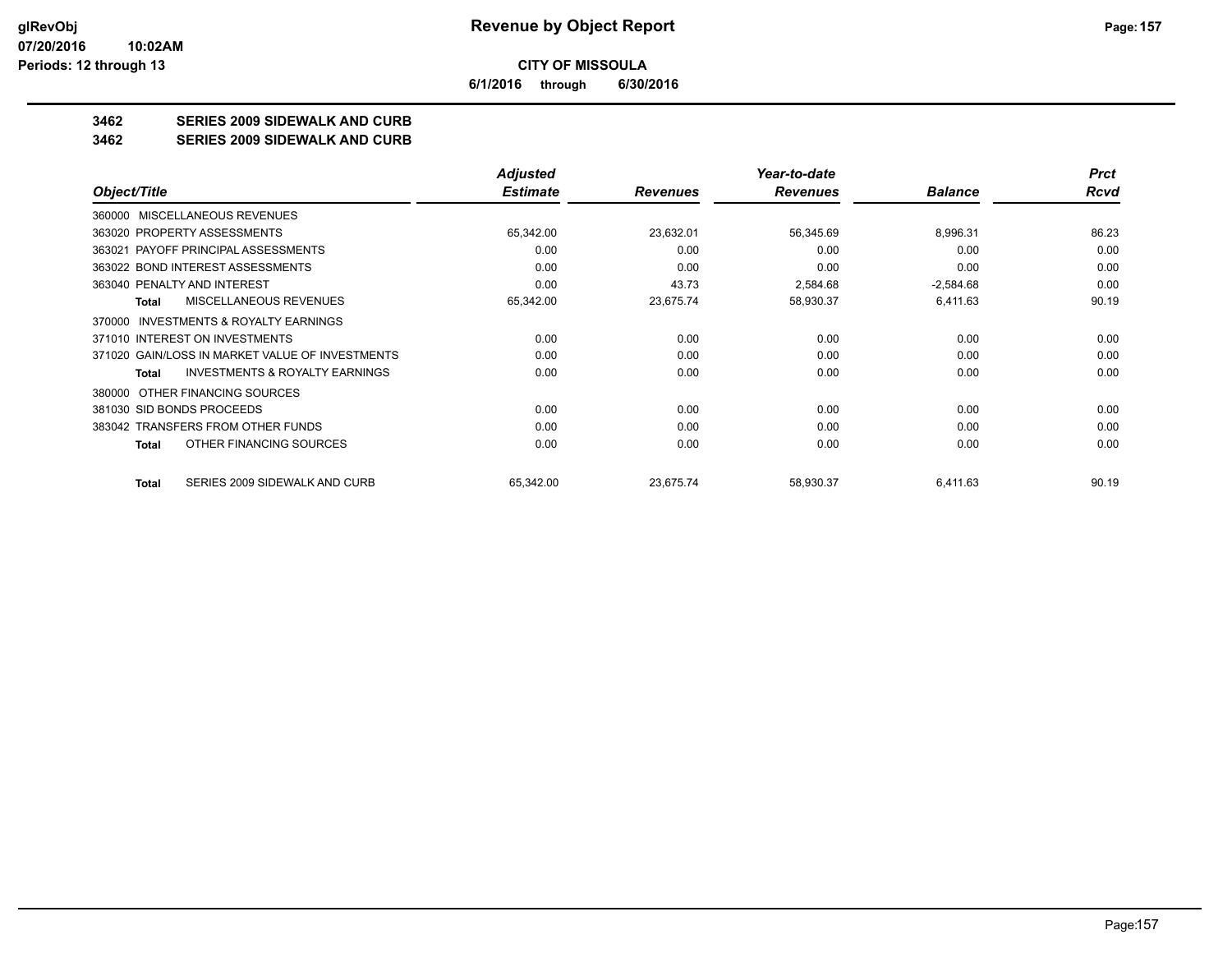**CITY OF MISSOULA**

**6/1/2016 through 6/30/2016**

**3462 SERIES 2009 SIDEWALK AND CURB**

**3462 SERIES 2009 SIDEWALK AND CURB**

| Object/Title | Adjusted Estimate | Revenues | Year-to-date Revenues | Balance | Prct Rcvd |
|---|---|---|---|---|---|
| 360000 MISCELLANEOUS REVENUES | | | | | |
| 363020 PROPERTY ASSESSMENTS | 65,342.00 | 23,632.01 | 56,345.69 | 8,996.31 | 86.23 |
| 363021 PAYOFF PRINCIPAL ASSESSMENTS | 0.00 | 0.00 | 0.00 | 0.00 | 0.00 |
| 363022 BOND INTEREST ASSESSMENTS | 0.00 | 0.00 | 0.00 | 0.00 | 0.00 |
| 363040 PENALTY AND INTEREST | 0.00 | 43.73 | 2,584.68 | -2,584.68 | 0.00 |
| **Total** MISCELLANEOUS REVENUES | 65,342.00 | 23,675.74 | 58,930.37 | 6,411.63 | 90.19 |
| 370000 INVESTMENTS & ROYALTY EARNINGS | | | | | |
| 371010 INTEREST ON INVESTMENTS | 0.00 | 0.00 | 0.00 | 0.00 | 0.00 |
| 371020 GAIN/LOSS IN MARKET VALUE OF INVESTMENTS | 0.00 | 0.00 | 0.00 | 0.00 | 0.00 |
| **Total** INVESTMENTS & ROYALTY EARNINGS | 0.00 | 0.00 | 0.00 | 0.00 | 0.00 |
| 380000 OTHER FINANCING SOURCES | | | | | |
| 381030 SID BONDS PROCEEDS | 0.00 | 0.00 | 0.00 | 0.00 | 0.00 |
| 383042 TRANSFERS FROM OTHER FUNDS | 0.00 | 0.00 | 0.00 | 0.00 | 0.00 |
| **Total** OTHER FINANCING SOURCES | 0.00 | 0.00 | 0.00 | 0.00 | 0.00 |
| **Total** SERIES 2009 SIDEWALK AND CURB | 65,342.00 | 23,675.74 | 58,930.37 | 6,411.63 | 90.19 |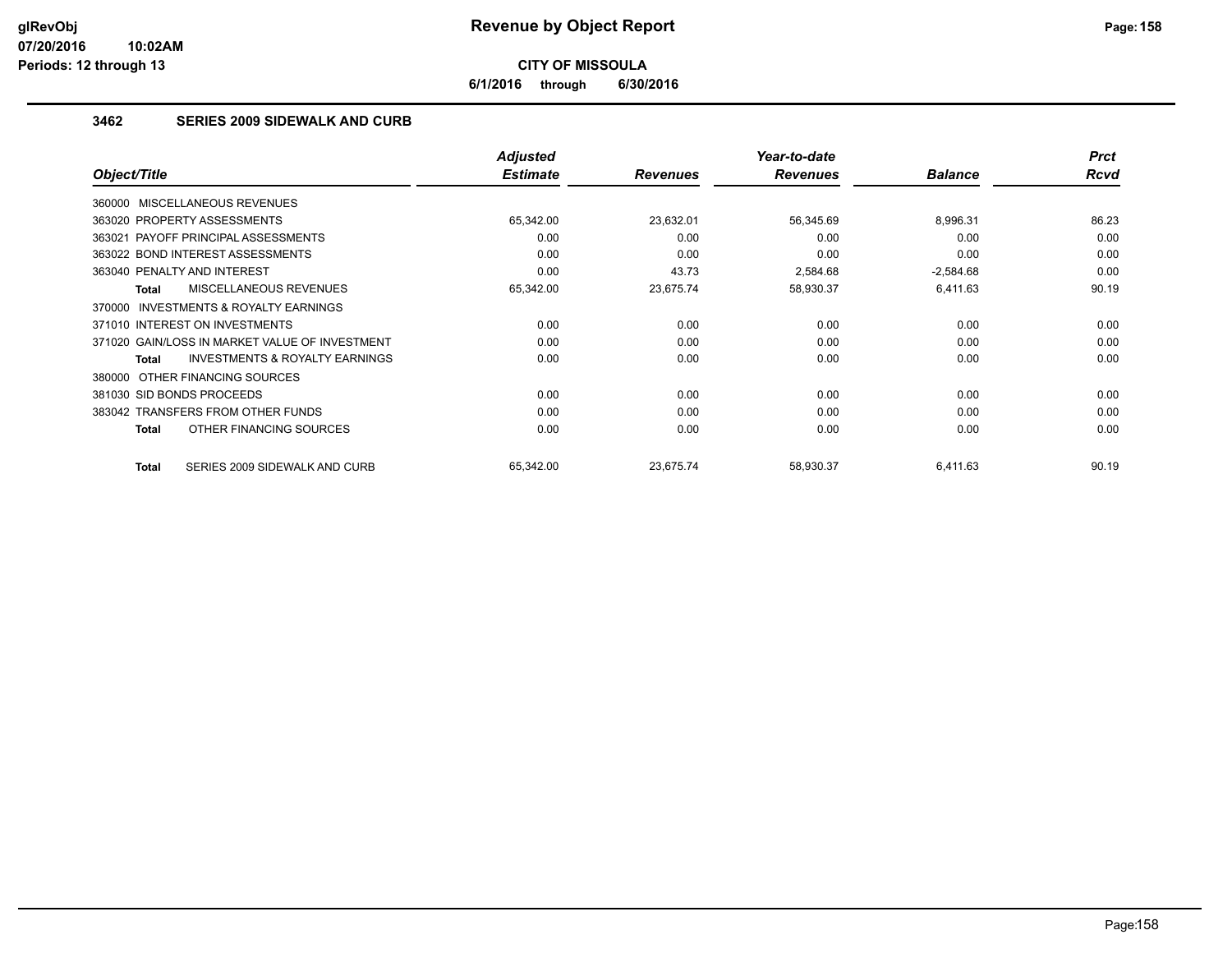**CITY OF MISSOULA**

**6/1/2016 through 6/30/2016**

### 3462 SERIES 2009 SIDEWALK AND CURB

| Object/Title | Adjusted Estimate | Revenues | Year-to-date Revenues | Balance | Prct Rcvd |
|---|---|---|---|---|---|
| 360000 MISCELLANEOUS REVENUES | | | | | |
| 363020 PROPERTY ASSESSMENTS | 65,342.00 | 23,632.01 | 56,345.69 | 8,996.31 | 86.23 |
| 363021 PAYOFF PRINCIPAL ASSESSMENTS | 0.00 | 0.00 | 0.00 | 0.00 | 0.00 |
| 363022 BOND INTEREST ASSESSMENTS | 0.00 | 0.00 | 0.00 | 0.00 | 0.00 |
| 363040 PENALTY AND INTEREST | 0.00 | 43.73 | 2,584.68 | -2,584.68 | 0.00 |
| **Total** MISCELLANEOUS REVENUES | 65,342.00 | 23,675.74 | 58,930.37 | 6,411.63 | 90.19 |
| 370000 INVESTMENTS & ROYALTY EARNINGS | | | | | |
| 371010 INTEREST ON INVESTMENTS | 0.00 | 0.00 | 0.00 | 0.00 | 0.00 |
| 371020 GAIN/LOSS IN MARKET VALUE OF INVESTMENT | 0.00 | 0.00 | 0.00 | 0.00 | 0.00 |
| **Total** INVESTMENTS & ROYALTY EARNINGS | 0.00 | 0.00 | 0.00 | 0.00 | 0.00 |
| 380000 OTHER FINANCING SOURCES | | | | | |
| 381030 SID BONDS PROCEEDS | 0.00 | 0.00 | 0.00 | 0.00 | 0.00 |
| 383042 TRANSFERS FROM OTHER FUNDS | 0.00 | 0.00 | 0.00 | 0.00 | 0.00 |
| **Total** OTHER FINANCING SOURCES | 0.00 | 0.00 | 0.00 | 0.00 | 0.00 |
| **Total** SERIES 2009 SIDEWALK AND CURB | 65,342.00 | 23,675.74 | 58,930.37 | 6,411.63 | 90.19 |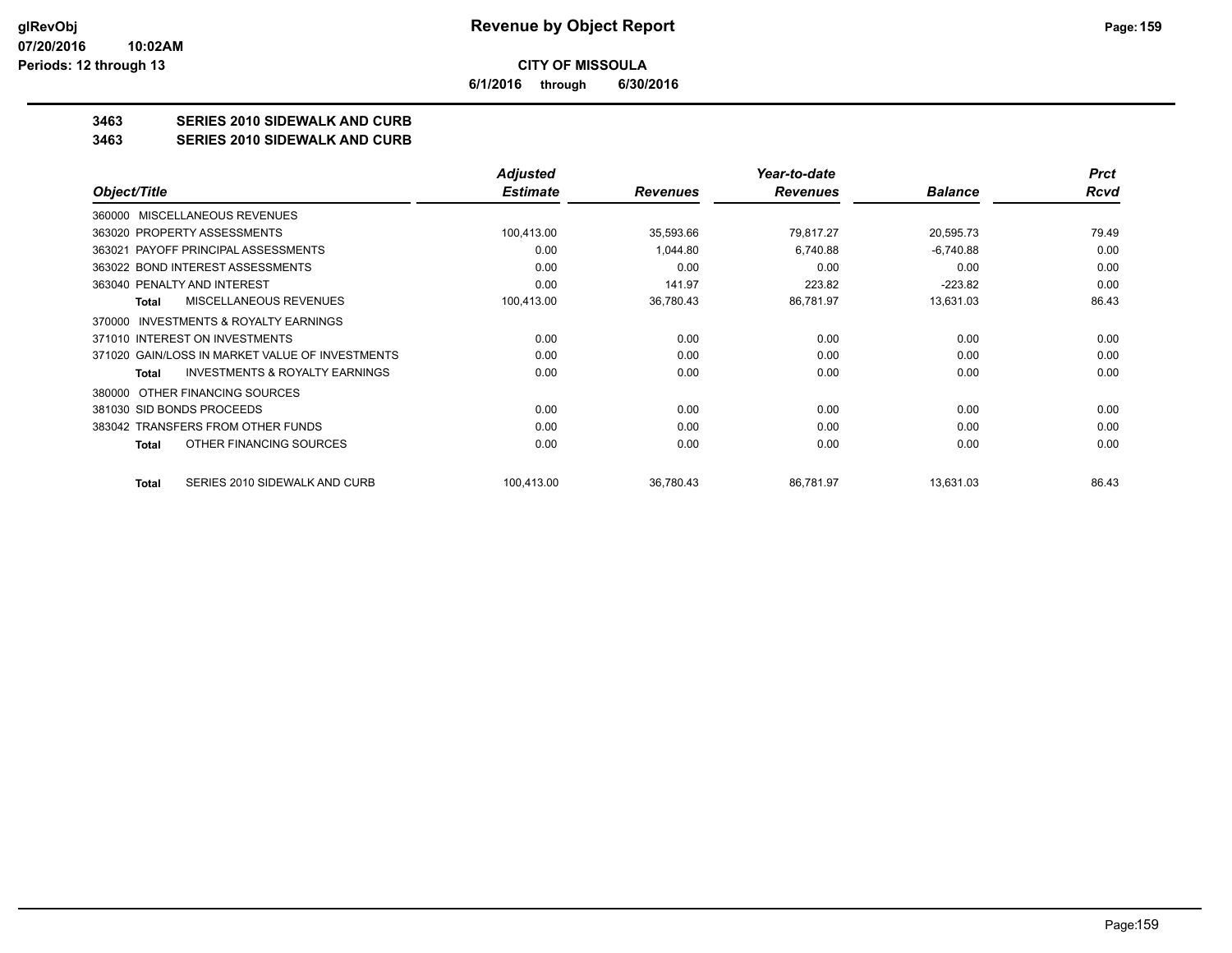# Revenue by Object Report

**CITY OF MISSOULA**

**6/1/2016 through 6/30/2016**

glRevObj
07/20/2016 10:02AM
Periods: 12 through 13

## 3463 SERIES 2010 SIDEWALK AND CURB
## 3463 SERIES 2010 SIDEWALK AND CURB

| Object/Title | Adjusted Estimate | Revenues | Year-to-date Revenues | Balance | Prct Rcvd |
|---|---|---|---|---|---|
| 360000 MISCELLANEOUS REVENUES | | | | | |
| 363020 PROPERTY ASSESSMENTS | 100,413.00 | 35,593.66 | 79,817.27 | 20,595.73 | 79.49 |
| 363021 PAYOFF PRINCIPAL ASSESSMENTS | 0.00 | 1,044.80 | 6,740.88 | -6,740.88 | 0.00 |
| 363022 BOND INTEREST ASSESSMENTS | 0.00 | 0.00 | 0.00 | 0.00 | 0.00 |
| 363040 PENALTY AND INTEREST | 0.00 | 141.97 | 223.82 | -223.82 | 0.00 |
| **Total** MISCELLANEOUS REVENUES | 100,413.00 | 36,780.43 | 86,781.97 | 13,631.03 | 86.43 |
| 370000 INVESTMENTS & ROYALTY EARNINGS | | | | | |
| 371010 INTEREST ON INVESTMENTS | 0.00 | 0.00 | 0.00 | 0.00 | 0.00 |
| 371020 GAIN/LOSS IN MARKET VALUE OF INVESTMENTS | 0.00 | 0.00 | 0.00 | 0.00 | 0.00 |
| **Total** INVESTMENTS & ROYALTY EARNINGS | 0.00 | 0.00 | 0.00 | 0.00 | 0.00 |
| 380000 OTHER FINANCING SOURCES | | | | | |
| 381030 SID BONDS PROCEEDS | 0.00 | 0.00 | 0.00 | 0.00 | 0.00 |
| 383042 TRANSFERS FROM OTHER FUNDS | 0.00 | 0.00 | 0.00 | 0.00 | 0.00 |
| **Total** OTHER FINANCING SOURCES | 0.00 | 0.00 | 0.00 | 0.00 | 0.00 |
| **Total** SERIES 2010 SIDEWALK AND CURB | 100,413.00 | 36,780.43 | 86,781.97 | 13,631.03 | 86.43 |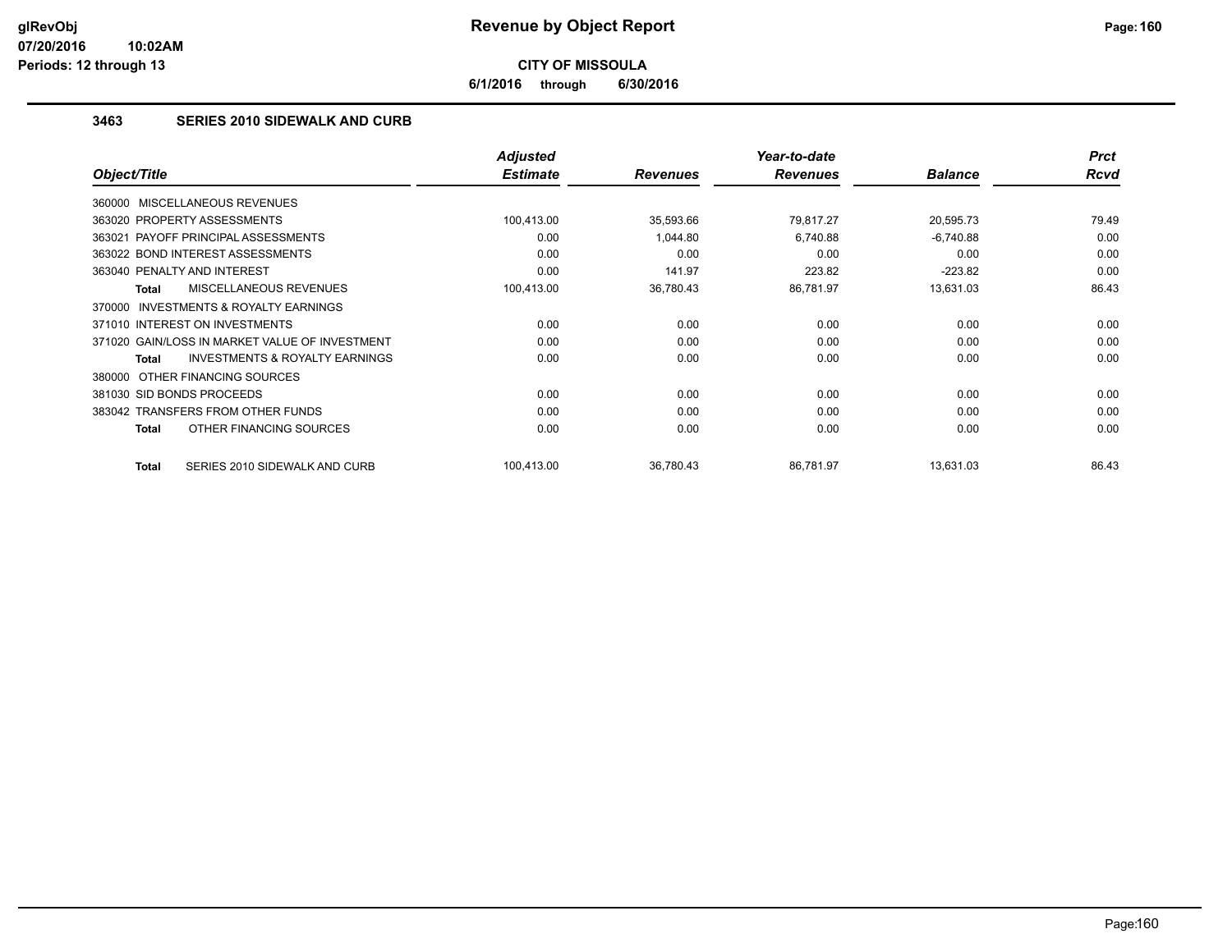**CITY OF MISSOULA**

**6/1/2016 through 6/30/2016**

### 3463 SERIES 2010 SIDEWALK AND CURB

| Object/Title | Adjusted Estimate | Revenues | Year-to-date Revenues | Balance | Prct Rcvd |
|---|---|---|---|---|---|
| 360000 MISCELLANEOUS REVENUES | | | | | |
| 363020 PROPERTY ASSESSMENTS | 100,413.00 | 35,593.66 | 79,817.27 | 20,595.73 | 79.49 |
| 363021 PAYOFF PRINCIPAL ASSESSMENTS | 0.00 | 1,044.80 | 6,740.88 | -6,740.88 | 0.00 |
| 363022 BOND INTEREST ASSESSMENTS | 0.00 | 0.00 | 0.00 | 0.00 | 0.00 |
| 363040 PENALTY AND INTEREST | 0.00 | 141.97 | 223.82 | -223.82 | 0.00 |
| **Total** MISCELLANEOUS REVENUES | 100,413.00 | 36,780.43 | 86,781.97 | 13,631.03 | 86.43 |
| 370000 INVESTMENTS & ROYALTY EARNINGS | | | | | |
| 371010 INTEREST ON INVESTMENTS | 0.00 | 0.00 | 0.00 | 0.00 | 0.00 |
| 371020 GAIN/LOSS IN MARKET VALUE OF INVESTMENT | 0.00 | 0.00 | 0.00 | 0.00 | 0.00 |
| **Total** INVESTMENTS & ROYALTY EARNINGS | 0.00 | 0.00 | 0.00 | 0.00 | 0.00 |
| 380000 OTHER FINANCING SOURCES | | | | | |
| 381030 SID BONDS PROCEEDS | 0.00 | 0.00 | 0.00 | 0.00 | 0.00 |
| 383042 TRANSFERS FROM OTHER FUNDS | 0.00 | 0.00 | 0.00 | 0.00 | 0.00 |
| **Total** OTHER FINANCING SOURCES | 0.00 | 0.00 | 0.00 | 0.00 | 0.00 |
| **Total** SERIES 2010 SIDEWALK AND CURB | 100,413.00 | 36,780.43 | 86,781.97 | 13,631.03 | 86.43 |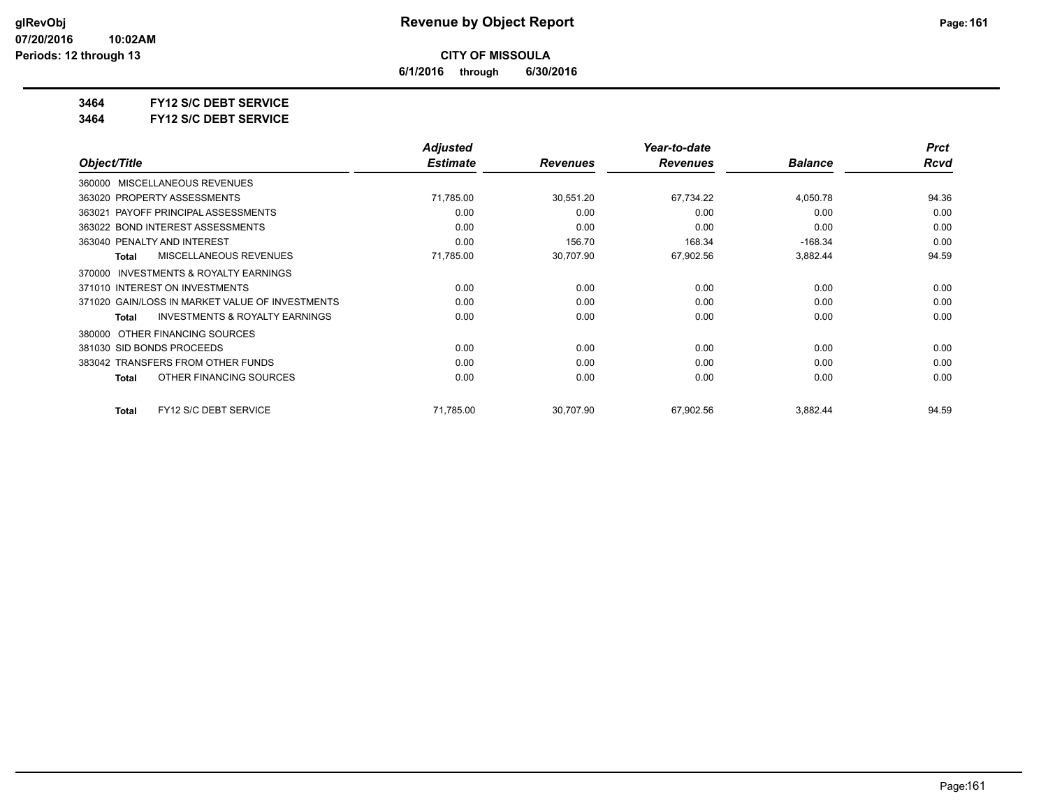# Revenue by Object Report

**CITY OF MISSOULA**

**6/1/2016 through 6/30/2016**

glRevObj
07/20/2016 10:02AM
Periods: 12 through 13

**3464 FY12 S/C DEBT SERVICE**

**3464 FY12 S/C DEBT SERVICE**

| Object/Title | Adjusted Estimate | Revenues | Year-to-date Revenues | Balance | Prct Rcvd |
|---|---|---|---|---|---|
| 360000 MISCELLANEOUS REVENUES | | | | | |
| 363020 PROPERTY ASSESSMENTS | 71,785.00 | 30,551.20 | 67,734.22 | 4,050.78 | 94.36 |
| 363021 PAYOFF PRINCIPAL ASSESSMENTS | 0.00 | 0.00 | 0.00 | 0.00 | 0.00 |
| 363022 BOND INTEREST ASSESSMENTS | 0.00 | 0.00 | 0.00 | 0.00 | 0.00 |
| 363040 PENALTY AND INTEREST | 0.00 | 156.70 | 168.34 | -168.34 | 0.00 |
| **Total** MISCELLANEOUS REVENUES | 71,785.00 | 30,707.90 | 67,902.56 | 3,882.44 | 94.59 |
| 370000 INVESTMENTS & ROYALTY EARNINGS | | | | | |
| 371010 INTEREST ON INVESTMENTS | 0.00 | 0.00 | 0.00 | 0.00 | 0.00 |
| 371020 GAIN/LOSS IN MARKET VALUE OF INVESTMENTS | 0.00 | 0.00 | 0.00 | 0.00 | 0.00 |
| **Total** INVESTMENTS & ROYALTY EARNINGS | 0.00 | 0.00 | 0.00 | 0.00 | 0.00 |
| 380000 OTHER FINANCING SOURCES | | | | | |
| 381030 SID BONDS PROCEEDS | 0.00 | 0.00 | 0.00 | 0.00 | 0.00 |
| 383042 TRANSFERS FROM OTHER FUNDS | 0.00 | 0.00 | 0.00 | 0.00 | 0.00 |
| **Total** OTHER FINANCING SOURCES | 0.00 | 0.00 | 0.00 | 0.00 | 0.00 |
| **Total** FY12 S/C DEBT SERVICE | 71,785.00 | 30,707.90 | 67,902.56 | 3,882.44 | 94.59 |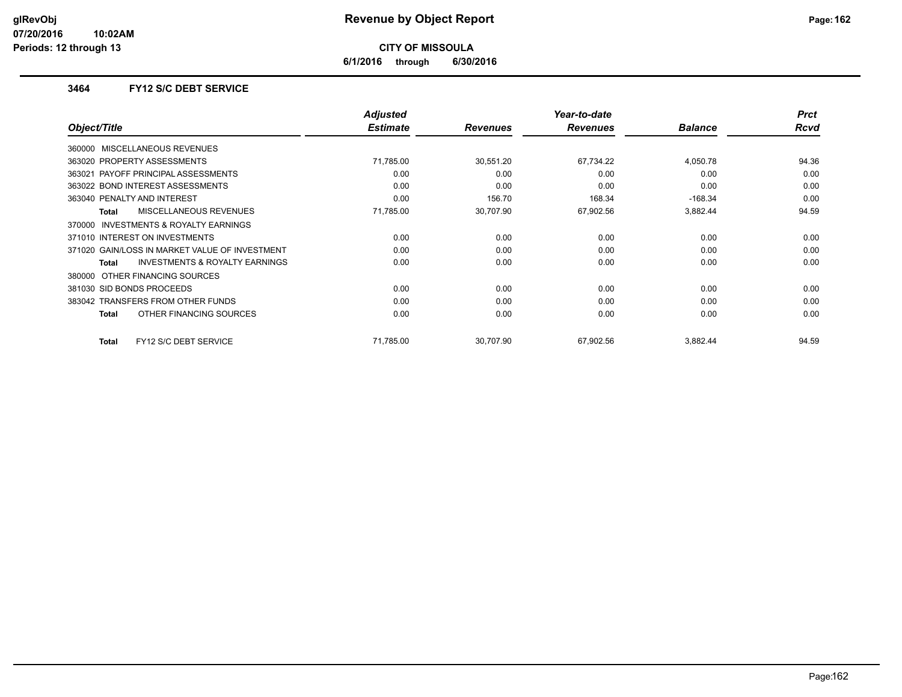**CITY OF MISSOULA**

**6/1/2016 through 6/30/2016**

### 3464 FY12 S/C DEBT SERVICE

| Object/Title | Adjusted Estimate | Revenues | Year-to-date Revenues | Balance | Prct Rcvd |
|---|---|---|---|---|---|
| 360000 MISCELLANEOUS REVENUES | | | | | |
| 363020 PROPERTY ASSESSMENTS | 71,785.00 | 30,551.20 | 67,734.22 | 4,050.78 | 94.36 |
| 363021 PAYOFF PRINCIPAL ASSESSMENTS | 0.00 | 0.00 | 0.00 | 0.00 | 0.00 |
| 363022 BOND INTEREST ASSESSMENTS | 0.00 | 0.00 | 0.00 | 0.00 | 0.00 |
| 363040 PENALTY AND INTEREST | 0.00 | 156.70 | 168.34 | -168.34 | 0.00 |
| **Total** MISCELLANEOUS REVENUES | 71,785.00 | 30,707.90 | 67,902.56 | 3,882.44 | 94.59 |
| 370000 INVESTMENTS & ROYALTY EARNINGS | | | | | |
| 371010 INTEREST ON INVESTMENTS | 0.00 | 0.00 | 0.00 | 0.00 | 0.00 |
| 371020 GAIN/LOSS IN MARKET VALUE OF INVESTMENT | 0.00 | 0.00 | 0.00 | 0.00 | 0.00 |
| **Total** INVESTMENTS & ROYALTY EARNINGS | 0.00 | 0.00 | 0.00 | 0.00 | 0.00 |
| 380000 OTHER FINANCING SOURCES | | | | | |
| 381030 SID BONDS PROCEEDS | 0.00 | 0.00 | 0.00 | 0.00 | 0.00 |
| 383042 TRANSFERS FROM OTHER FUNDS | 0.00 | 0.00 | 0.00 | 0.00 | 0.00 |
| **Total** OTHER FINANCING SOURCES | 0.00 | 0.00 | 0.00 | 0.00 | 0.00 |
| **Total** FY12 S/C DEBT SERVICE | 71,785.00 | 30,707.90 | 67,902.56 | 3,882.44 | 94.59 |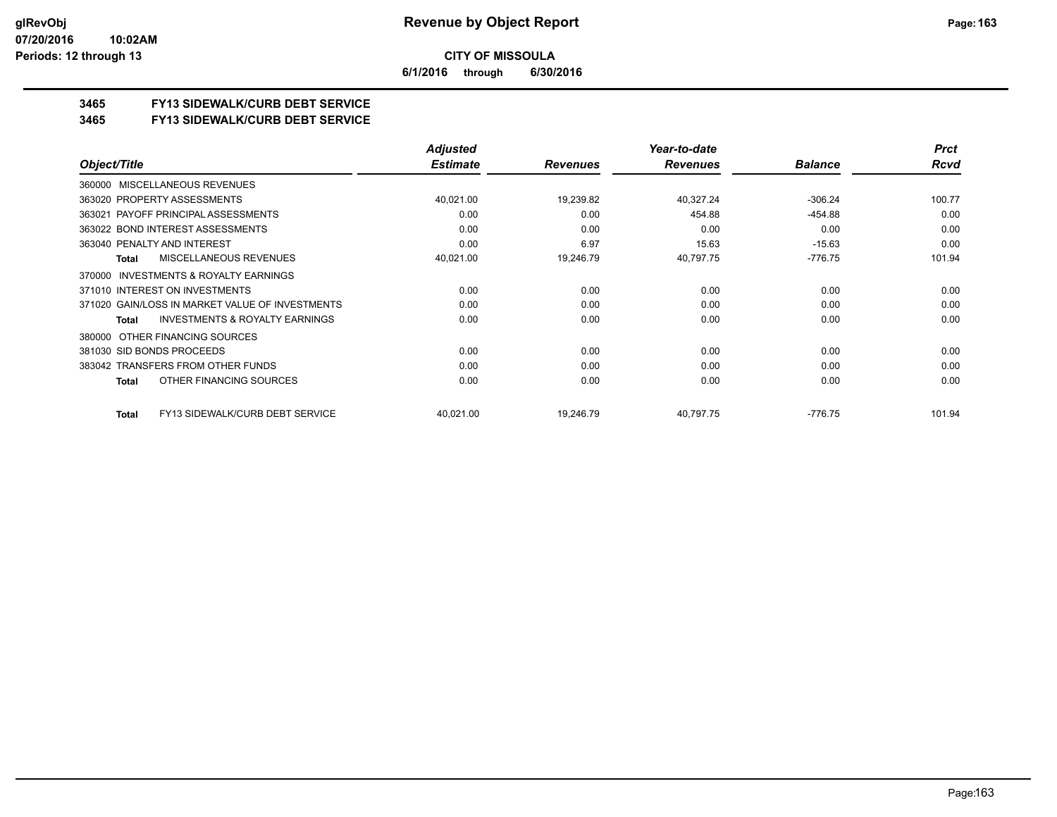**CITY OF MISSOULA**

**6/1/2016 through 6/30/2016**

## 3465 FY13 SIDEWALK/CURB DEBT SERVICE

## 3465 FY13 SIDEWALK/CURB DEBT SERVICE

| Object/Title | Adjusted Estimate | Revenues | Year-to-date Revenues | Balance | Prct Rcvd |
|---|---|---|---|---|---|
| 360000 MISCELLANEOUS REVENUES | | | | | |
| 363020 PROPERTY ASSESSMENTS | 40,021.00 | 19,239.82 | 40,327.24 | -306.24 | 100.77 |
| 363021 PAYOFF PRINCIPAL ASSESSMENTS | 0.00 | 0.00 | 454.88 | -454.88 | 0.00 |
| 363022 BOND INTEREST ASSESSMENTS | 0.00 | 0.00 | 0.00 | 0.00 | 0.00 |
| 363040 PENALTY AND INTEREST | 0.00 | 6.97 | 15.63 | -15.63 | 0.00 |
| **Total** MISCELLANEOUS REVENUES | 40,021.00 | 19,246.79 | 40,797.75 | -776.75 | 101.94 |
| 370000 INVESTMENTS & ROYALTY EARNINGS | | | | | |
| 371010 INTEREST ON INVESTMENTS | 0.00 | 0.00 | 0.00 | 0.00 | 0.00 |
| 371020 GAIN/LOSS IN MARKET VALUE OF INVESTMENTS | 0.00 | 0.00 | 0.00 | 0.00 | 0.00 |
| **Total** INVESTMENTS & ROYALTY EARNINGS | 0.00 | 0.00 | 0.00 | 0.00 | 0.00 |
| 380000 OTHER FINANCING SOURCES | | | | | |
| 381030 SID BONDS PROCEEDS | 0.00 | 0.00 | 0.00 | 0.00 | 0.00 |
| 383042 TRANSFERS FROM OTHER FUNDS | 0.00 | 0.00 | 0.00 | 0.00 | 0.00 |
| **Total** OTHER FINANCING SOURCES | 0.00 | 0.00 | 0.00 | 0.00 | 0.00 |
| **Total** FY13 SIDEWALK/CURB DEBT SERVICE | 40,021.00 | 19,246.79 | 40,797.75 | -776.75 | 101.94 |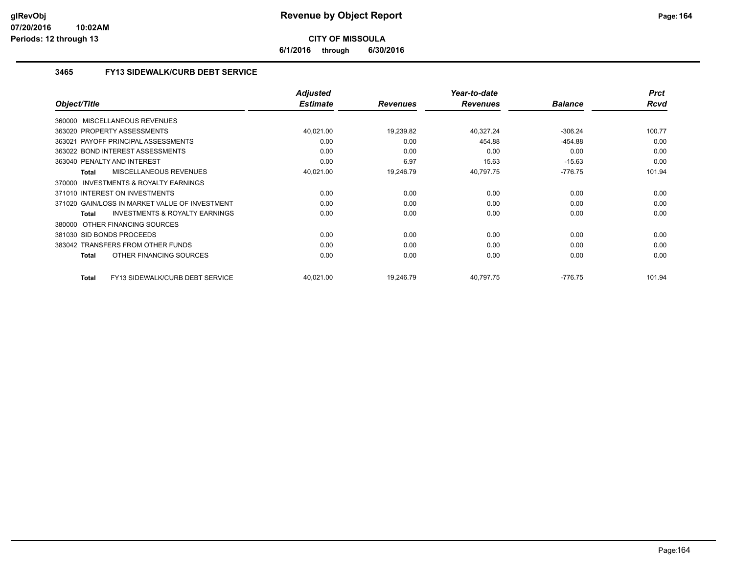# Revenue by Object Report

## CITY OF MISSOULA

6/1/2016 through 6/30/2016

### 3465 FY13 SIDEWALK/CURB DEBT SERVICE

| Object/Title | Adjusted Estimate | Revenues | Year-to-date Revenues | Balance | Prct Rcvd |
|---|---|---|---|---|---|
| 360000 MISCELLANEOUS REVENUES | | | | | |
| 363020 PROPERTY ASSESSMENTS | 40,021.00 | 19,239.82 | 40,327.24 | -306.24 | 100.77 |
| 363021 PAYOFF PRINCIPAL ASSESSMENTS | 0.00 | 0.00 | 454.88 | -454.88 | 0.00 |
| 363022 BOND INTEREST ASSESSMENTS | 0.00 | 0.00 | 0.00 | 0.00 | 0.00 |
| 363040 PENALTY AND INTEREST | 0.00 | 6.97 | 15.63 | -15.63 | 0.00 |
| **Total** MISCELLANEOUS REVENUES | 40,021.00 | 19,246.79 | 40,797.75 | -776.75 | 101.94 |
| 370000 INVESTMENTS & ROYALTY EARNINGS | | | | | |
| 371010 INTEREST ON INVESTMENTS | 0.00 | 0.00 | 0.00 | 0.00 | 0.00 |
| 371020 GAIN/LOSS IN MARKET VALUE OF INVESTMENT | 0.00 | 0.00 | 0.00 | 0.00 | 0.00 |
| **Total** INVESTMENTS & ROYALTY EARNINGS | 0.00 | 0.00 | 0.00 | 0.00 | 0.00 |
| 380000 OTHER FINANCING SOURCES | | | | | |
| 381030 SID BONDS PROCEEDS | 0.00 | 0.00 | 0.00 | 0.00 | 0.00 |
| 383042 TRANSFERS FROM OTHER FUNDS | 0.00 | 0.00 | 0.00 | 0.00 | 0.00 |
| **Total** OTHER FINANCING SOURCES | 0.00 | 0.00 | 0.00 | 0.00 | 0.00 |
| **Total** FY13 SIDEWALK/CURB DEBT SERVICE | 40,021.00 | 19,246.79 | 40,797.75 | -776.75 | 101.94 |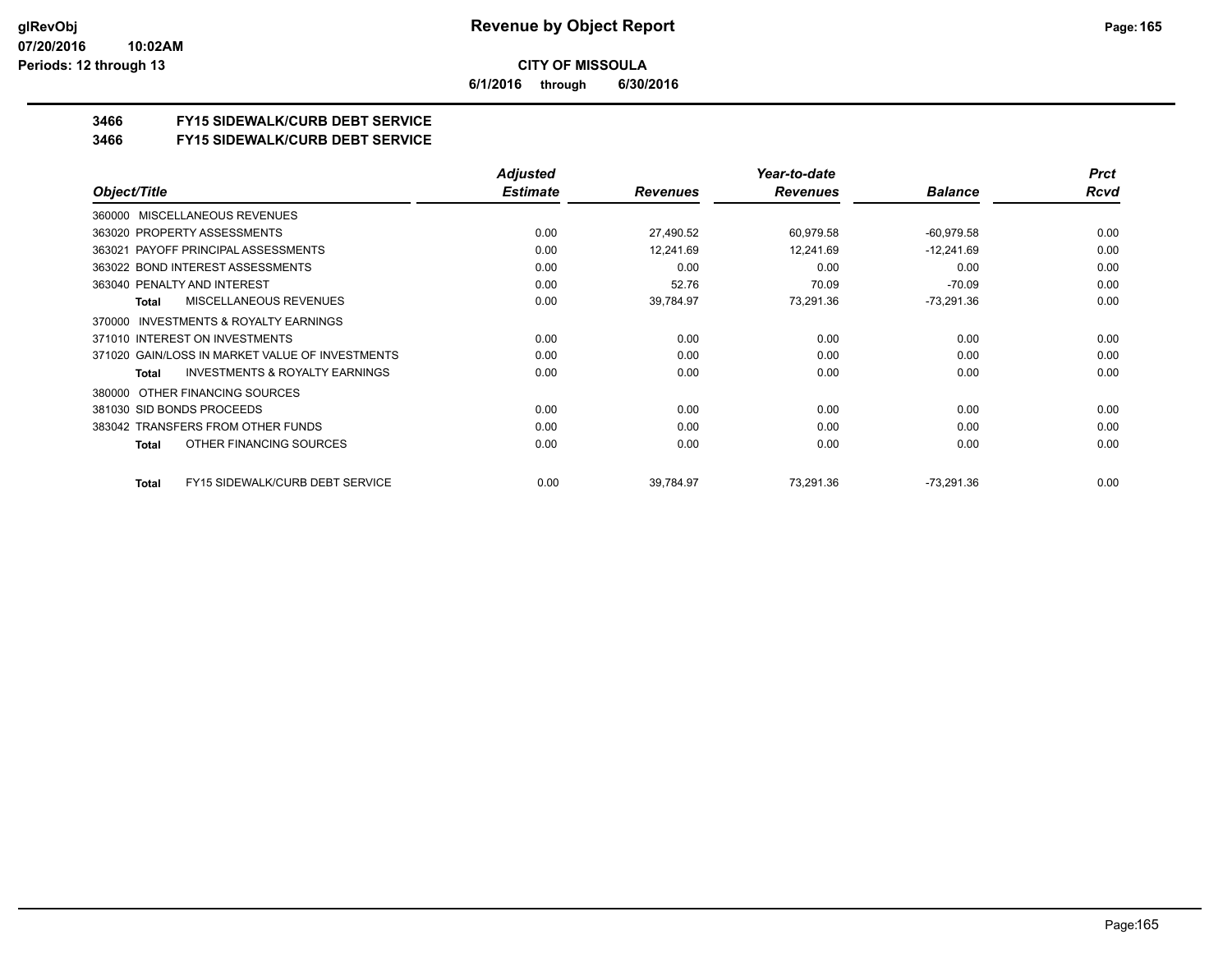# CITY OF MISSOULA

**6/1/2016 through 6/30/2016**

## 3466 FY15 SIDEWALK/CURB DEBT SERVICE
## 3466 FY15 SIDEWALK/CURB DEBT SERVICE

| Object/Title | Adjusted Estimate | Revenues | Year-to-date Revenues | Balance | Prct Rcvd |
|---|---|---|---|---|---|
| 360000 MISCELLANEOUS REVENUES | | | | | |
| 363020 PROPERTY ASSESSMENTS | 0.00 | 27,490.52 | 60,979.58 | -60,979.58 | 0.00 |
| 363021 PAYOFF PRINCIPAL ASSESSMENTS | 0.00 | 12,241.69 | 12,241.69 | -12,241.69 | 0.00 |
| 363022 BOND INTEREST ASSESSMENTS | 0.00 | 0.00 | 0.00 | 0.00 | 0.00 |
| 363040 PENALTY AND INTEREST | 0.00 | 52.76 | 70.09 | -70.09 | 0.00 |
| **Total** MISCELLANEOUS REVENUES | 0.00 | 39,784.97 | 73,291.36 | -73,291.36 | 0.00 |
| 370000 INVESTMENTS & ROYALTY EARNINGS | | | | | |
| 371010 INTEREST ON INVESTMENTS | 0.00 | 0.00 | 0.00 | 0.00 | 0.00 |
| 371020 GAIN/LOSS IN MARKET VALUE OF INVESTMENTS | 0.00 | 0.00 | 0.00 | 0.00 | 0.00 |
| **Total** INVESTMENTS & ROYALTY EARNINGS | 0.00 | 0.00 | 0.00 | 0.00 | 0.00 |
| 380000 OTHER FINANCING SOURCES | | | | | |
| 381030 SID BONDS PROCEEDS | 0.00 | 0.00 | 0.00 | 0.00 | 0.00 |
| 383042 TRANSFERS FROM OTHER FUNDS | 0.00 | 0.00 | 0.00 | 0.00 | 0.00 |
| **Total** OTHER FINANCING SOURCES | 0.00 | 0.00 | 0.00 | 0.00 | 0.00 |
| **Total** FY15 SIDEWALK/CURB DEBT SERVICE | 0.00 | 39,784.97 | 73,291.36 | -73,291.36 | 0.00 |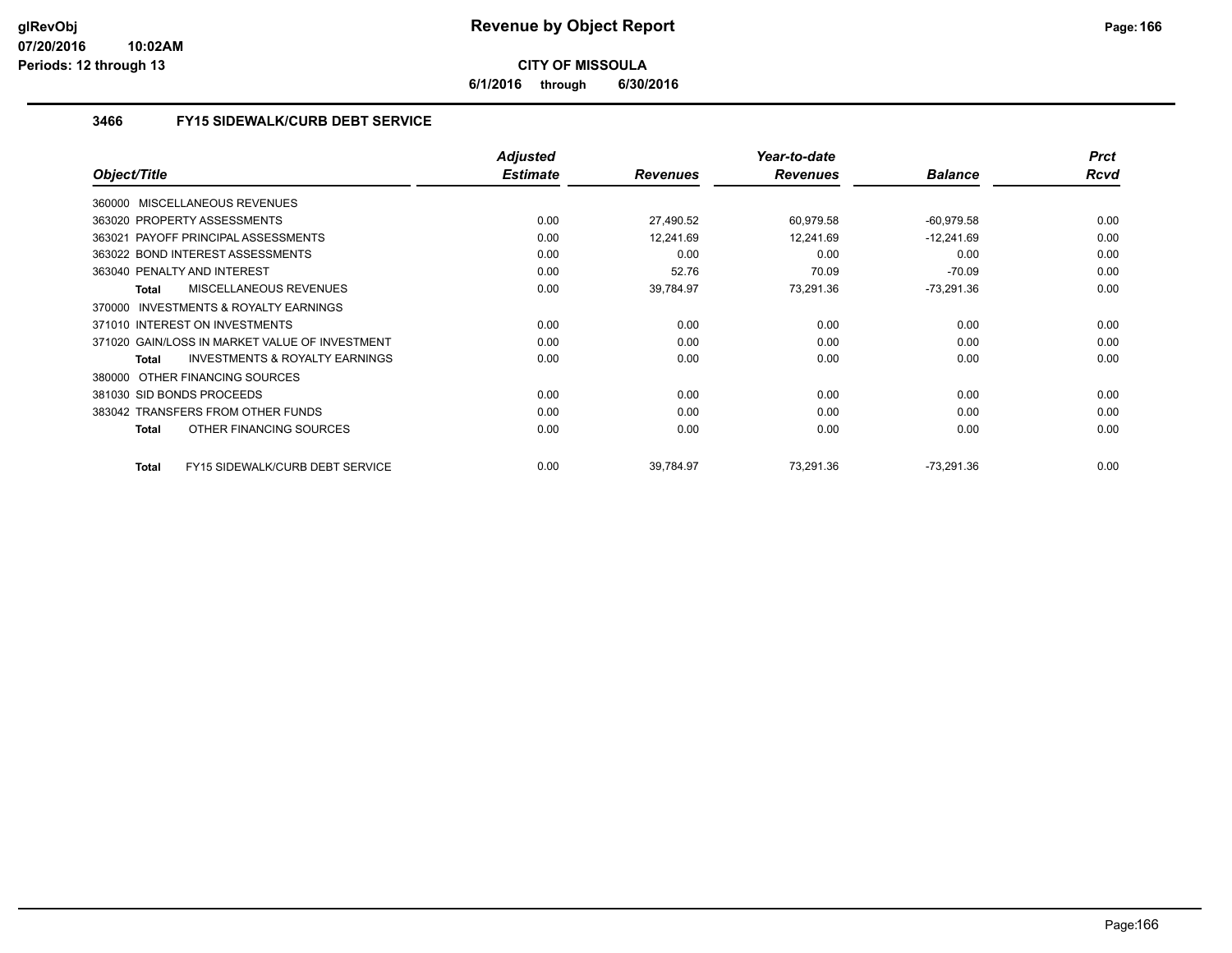**CITY OF MISSOULA**

**6/1/2016 through 6/30/2016**

### 3466 FY15 SIDEWALK/CURB DEBT SERVICE

| Object/Title | Adjusted Estimate | Revenues | Year-to-date Revenues | Balance | Prct Rcvd |
|---|---|---|---|---|---|
| 360000 MISCELLANEOUS REVENUES | | | | | |
| 363020 PROPERTY ASSESSMENTS | 0.00 | 27,490.52 | 60,979.58 | -60,979.58 | 0.00 |
| 363021 PAYOFF PRINCIPAL ASSESSMENTS | 0.00 | 12,241.69 | 12,241.69 | -12,241.69 | 0.00 |
| 363022 BOND INTEREST ASSESSMENTS | 0.00 | 0.00 | 0.00 | 0.00 | 0.00 |
| 363040 PENALTY AND INTEREST | 0.00 | 52.76 | 70.09 | -70.09 | 0.00 |
| **Total** MISCELLANEOUS REVENUES | 0.00 | 39,784.97 | 73,291.36 | -73,291.36 | 0.00 |
| 370000 INVESTMENTS & ROYALTY EARNINGS | | | | | |
| 371010 INTEREST ON INVESTMENTS | 0.00 | 0.00 | 0.00 | 0.00 | 0.00 |
| 371020 GAIN/LOSS IN MARKET VALUE OF INVESTMENT | 0.00 | 0.00 | 0.00 | 0.00 | 0.00 |
| **Total** INVESTMENTS & ROYALTY EARNINGS | 0.00 | 0.00 | 0.00 | 0.00 | 0.00 |
| 380000 OTHER FINANCING SOURCES | | | | | |
| 381030 SID BONDS PROCEEDS | 0.00 | 0.00 | 0.00 | 0.00 | 0.00 |
| 383042 TRANSFERS FROM OTHER FUNDS | 0.00 | 0.00 | 0.00 | 0.00 | 0.00 |
| **Total** OTHER FINANCING SOURCES | 0.00 | 0.00 | 0.00 | 0.00 | 0.00 |
| **Total** FY15 SIDEWALK/CURB DEBT SERVICE | 0.00 | 39,784.97 | 73,291.36 | -73,291.36 | 0.00 |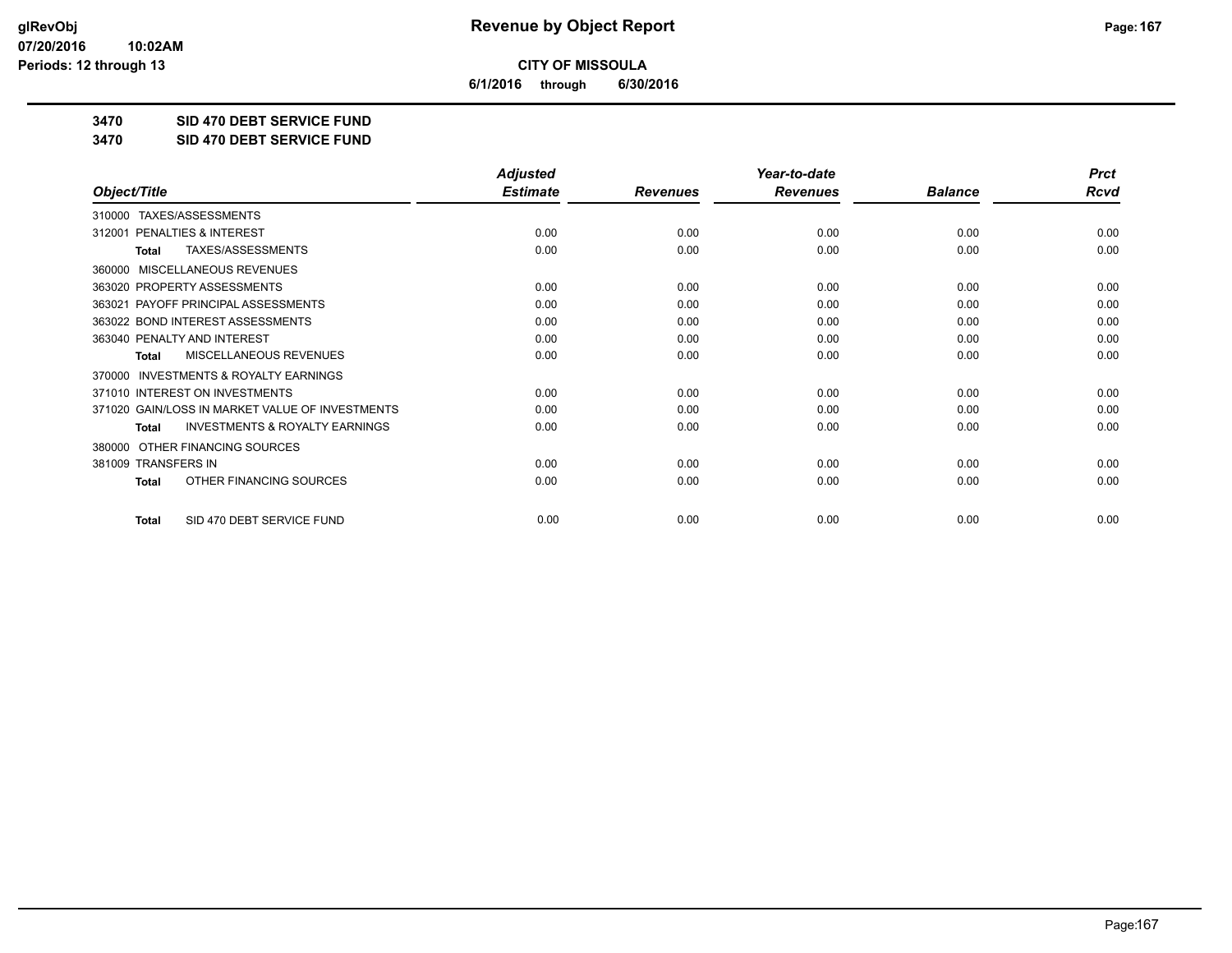**CITY OF MISSOULA**

**6/1/2016 through 6/30/2016**

**3470 SID 470 DEBT SERVICE FUND**

**3470 SID 470 DEBT SERVICE FUND**

| Object/Title | Adjusted Estimate | Revenues | Year-to-date Revenues | Balance | Prct Rcvd |
|---|---|---|---|---|---|
| 310000 TAXES/ASSESSMENTS | | | | | |
| 312001 PENALTIES & INTEREST | 0.00 | 0.00 | 0.00 | 0.00 | 0.00 |
| **Total** TAXES/ASSESSMENTS | 0.00 | 0.00 | 0.00 | 0.00 | 0.00 |
| 360000 MISCELLANEOUS REVENUES | | | | | |
| 363020 PROPERTY ASSESSMENTS | 0.00 | 0.00 | 0.00 | 0.00 | 0.00 |
| 363021 PAYOFF PRINCIPAL ASSESSMENTS | 0.00 | 0.00 | 0.00 | 0.00 | 0.00 |
| 363022 BOND INTEREST ASSESSMENTS | 0.00 | 0.00 | 0.00 | 0.00 | 0.00 |
| 363040 PENALTY AND INTEREST | 0.00 | 0.00 | 0.00 | 0.00 | 0.00 |
| **Total** MISCELLANEOUS REVENUES | 0.00 | 0.00 | 0.00 | 0.00 | 0.00 |
| 370000 INVESTMENTS & ROYALTY EARNINGS | | | | | |
| 371010 INTEREST ON INVESTMENTS | 0.00 | 0.00 | 0.00 | 0.00 | 0.00 |
| 371020 GAIN/LOSS IN MARKET VALUE OF INVESTMENTS | 0.00 | 0.00 | 0.00 | 0.00 | 0.00 |
| **Total** INVESTMENTS & ROYALTY EARNINGS | 0.00 | 0.00 | 0.00 | 0.00 | 0.00 |
| 380000 OTHER FINANCING SOURCES | | | | | |
| 381009 TRANSFERS IN | 0.00 | 0.00 | 0.00 | 0.00 | 0.00 |
| **Total** OTHER FINANCING SOURCES | 0.00 | 0.00 | 0.00 | 0.00 | 0.00 |
| **Total** SID 470 DEBT SERVICE FUND | 0.00 | 0.00 | 0.00 | 0.00 | 0.00 |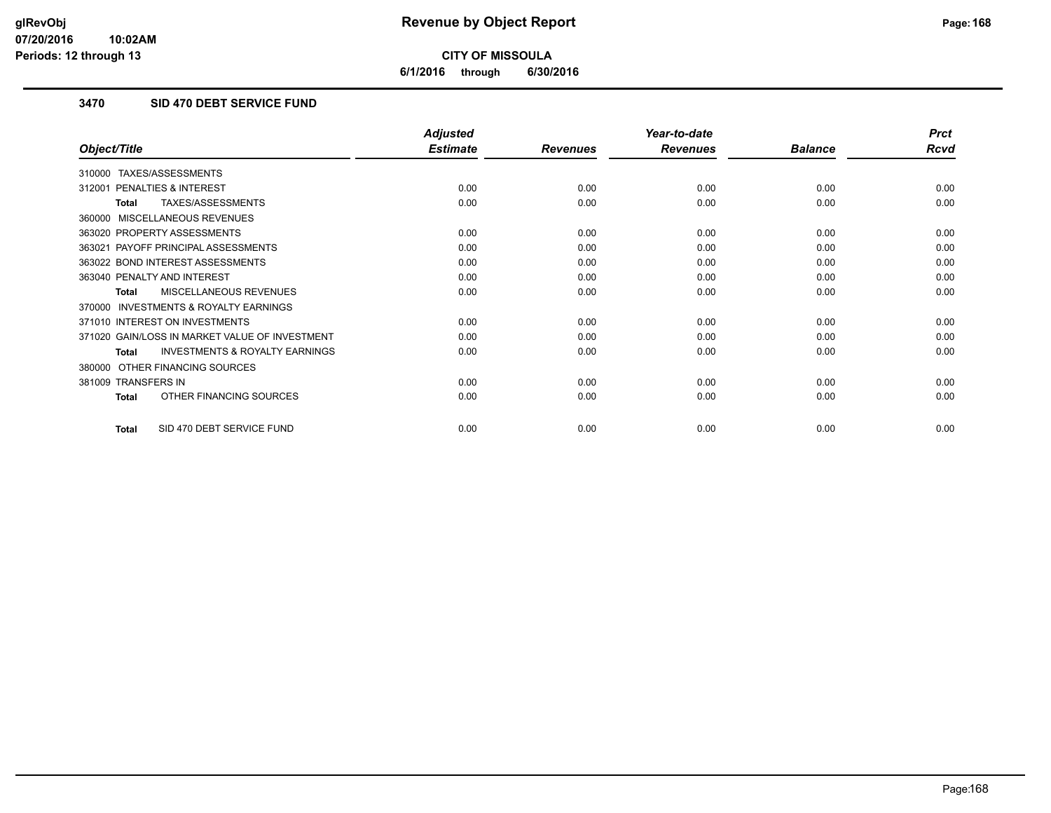# Revenue by Object Report

**CITY OF MISSOULA**

**6/1/2016 through 6/30/2016**

glRevObj
07/20/2016 10:02AM
Periods: 12 through 13

### 3470 SID 470 DEBT SERVICE FUND

| Object/Title | Adjusted Estimate | Revenues | Year-to-date Revenues | Balance | Prct Rcvd |
|---|---|---|---|---|---|
| 310000 TAXES/ASSESSMENTS | | | | | |
| 312001 PENALTIES & INTEREST | 0.00 | 0.00 | 0.00 | 0.00 | 0.00 |
| **Total** TAXES/ASSESSMENTS | 0.00 | 0.00 | 0.00 | 0.00 | 0.00 |
| 360000 MISCELLANEOUS REVENUES | | | | | |
| 363020 PROPERTY ASSESSMENTS | 0.00 | 0.00 | 0.00 | 0.00 | 0.00 |
| 363021 PAYOFF PRINCIPAL ASSESSMENTS | 0.00 | 0.00 | 0.00 | 0.00 | 0.00 |
| 363022 BOND INTEREST ASSESSMENTS | 0.00 | 0.00 | 0.00 | 0.00 | 0.00 |
| 363040 PENALTY AND INTEREST | 0.00 | 0.00 | 0.00 | 0.00 | 0.00 |
| **Total** MISCELLANEOUS REVENUES | 0.00 | 0.00 | 0.00 | 0.00 | 0.00 |
| 370000 INVESTMENTS & ROYALTY EARNINGS | | | | | |
| 371010 INTEREST ON INVESTMENTS | 0.00 | 0.00 | 0.00 | 0.00 | 0.00 |
| 371020 GAIN/LOSS IN MARKET VALUE OF INVESTMENT | 0.00 | 0.00 | 0.00 | 0.00 | 0.00 |
| **Total** INVESTMENTS & ROYALTY EARNINGS | 0.00 | 0.00 | 0.00 | 0.00 | 0.00 |
| 380000 OTHER FINANCING SOURCES | | | | | |
| 381009 TRANSFERS IN | 0.00 | 0.00 | 0.00 | 0.00 | 0.00 |
| **Total** OTHER FINANCING SOURCES | 0.00 | 0.00 | 0.00 | 0.00 | 0.00 |
| **Total** SID 470 DEBT SERVICE FUND | 0.00 | 0.00 | 0.00 | 0.00 | 0.00 |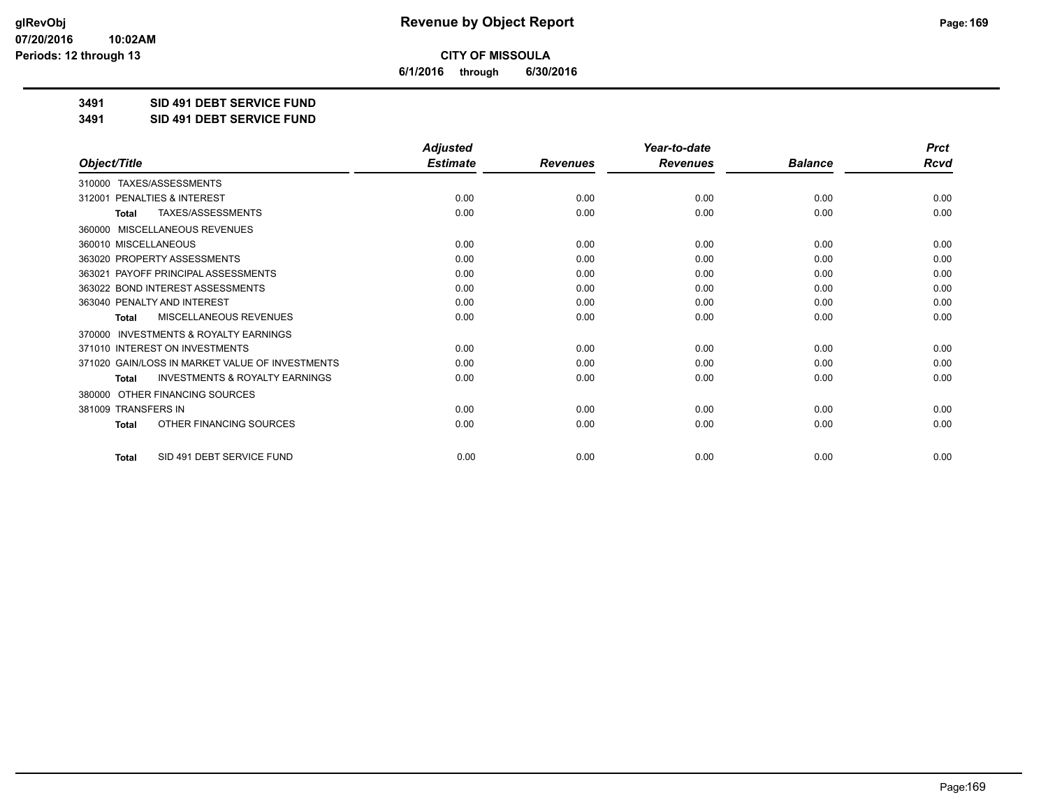**CITY OF MISSOULA**

**6/1/2016 through 6/30/2016**

**3491 SID 491 DEBT SERVICE FUND**

**3491 SID 491 DEBT SERVICE FUND**

| Object/Title | Adjusted Estimate | Revenues | Year-to-date Revenues | Balance | Prct Rcvd |
|---|---|---|---|---|---|
| 310000 TAXES/ASSESSMENTS | | | | | |
| 312001 PENALTIES & INTEREST | 0.00 | 0.00 | 0.00 | 0.00 | 0.00 |
| **Total** TAXES/ASSESSMENTS | 0.00 | 0.00 | 0.00 | 0.00 | 0.00 |
| 360000 MISCELLANEOUS REVENUES | | | | | |
| 360010 MISCELLANEOUS | 0.00 | 0.00 | 0.00 | 0.00 | 0.00 |
| 363020 PROPERTY ASSESSMENTS | 0.00 | 0.00 | 0.00 | 0.00 | 0.00 |
| 363021 PAYOFF PRINCIPAL ASSESSMENTS | 0.00 | 0.00 | 0.00 | 0.00 | 0.00 |
| 363022 BOND INTEREST ASSESSMENTS | 0.00 | 0.00 | 0.00 | 0.00 | 0.00 |
| 363040 PENALTY AND INTEREST | 0.00 | 0.00 | 0.00 | 0.00 | 0.00 |
| **Total** MISCELLANEOUS REVENUES | 0.00 | 0.00 | 0.00 | 0.00 | 0.00 |
| 370000 INVESTMENTS & ROYALTY EARNINGS | | | | | |
| 371010 INTEREST ON INVESTMENTS | 0.00 | 0.00 | 0.00 | 0.00 | 0.00 |
| 371020 GAIN/LOSS IN MARKET VALUE OF INVESTMENTS | 0.00 | 0.00 | 0.00 | 0.00 | 0.00 |
| **Total** INVESTMENTS & ROYALTY EARNINGS | 0.00 | 0.00 | 0.00 | 0.00 | 0.00 |
| 380000 OTHER FINANCING SOURCES | | | | | |
| 381009 TRANSFERS IN | 0.00 | 0.00 | 0.00 | 0.00 | 0.00 |
| **Total** OTHER FINANCING SOURCES | 0.00 | 0.00 | 0.00 | 0.00 | 0.00 |
| **Total** SID 491 DEBT SERVICE FUND | 0.00 | 0.00 | 0.00 | 0.00 | 0.00 |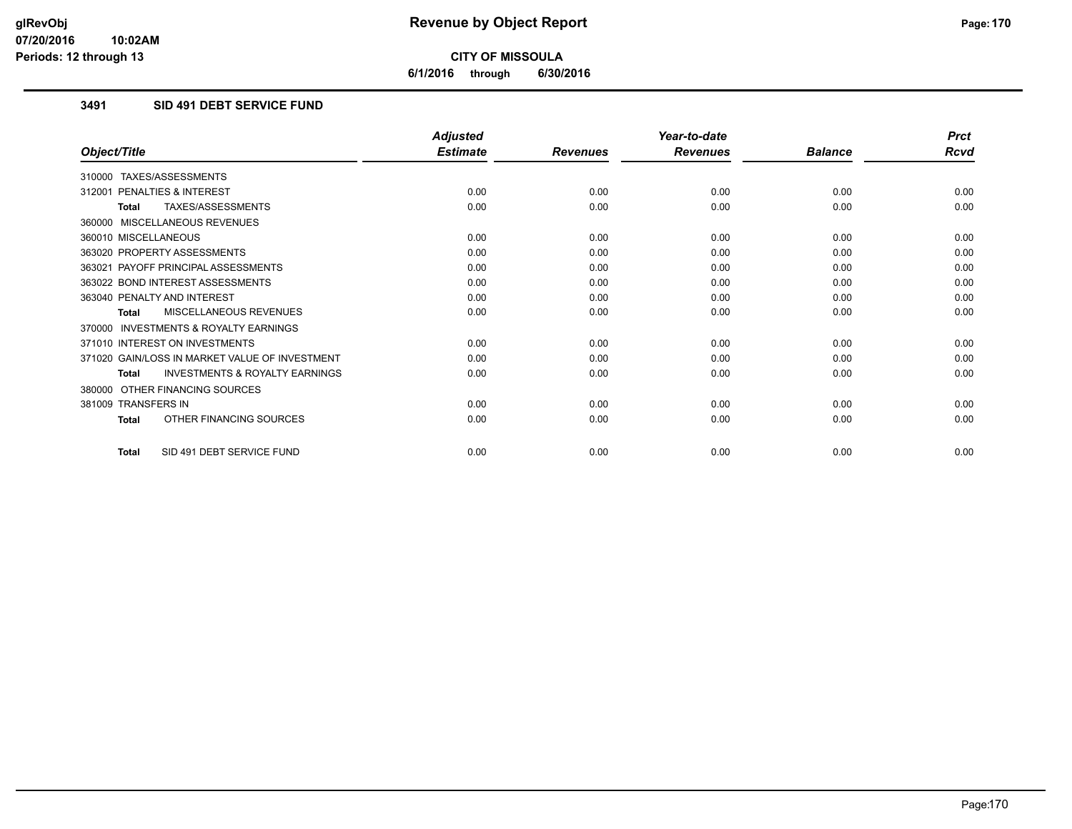# Revenue by Object Report

**CITY OF MISSOULA**

**6/1/2016 through 6/30/2016**

glRevObj
07/20/2016 10:02AM
Periods: 12 through 13

### 3491 SID 491 DEBT SERVICE FUND

| Object/Title | Adjusted Estimate | Revenues | Year-to-date Revenues | Balance | Prct Rcvd |
|---|---|---|---|---|---|
| 310000 TAXES/ASSESSMENTS | | | | | |
| 312001 PENALTIES & INTEREST | 0.00 | 0.00 | 0.00 | 0.00 | 0.00 |
| **Total** TAXES/ASSESSMENTS | 0.00 | 0.00 | 0.00 | 0.00 | 0.00 |
| 360000 MISCELLANEOUS REVENUES | | | | | |
| 360010 MISCELLANEOUS | 0.00 | 0.00 | 0.00 | 0.00 | 0.00 |
| 363020 PROPERTY ASSESSMENTS | 0.00 | 0.00 | 0.00 | 0.00 | 0.00 |
| 363021 PAYOFF PRINCIPAL ASSESSMENTS | 0.00 | 0.00 | 0.00 | 0.00 | 0.00 |
| 363022 BOND INTEREST ASSESSMENTS | 0.00 | 0.00 | 0.00 | 0.00 | 0.00 |
| 363040 PENALTY AND INTEREST | 0.00 | 0.00 | 0.00 | 0.00 | 0.00 |
| **Total** MISCELLANEOUS REVENUES | 0.00 | 0.00 | 0.00 | 0.00 | 0.00 |
| 370000 INVESTMENTS & ROYALTY EARNINGS | | | | | |
| 371010 INTEREST ON INVESTMENTS | 0.00 | 0.00 | 0.00 | 0.00 | 0.00 |
| 371020 GAIN/LOSS IN MARKET VALUE OF INVESTMENT | 0.00 | 0.00 | 0.00 | 0.00 | 0.00 |
| **Total** INVESTMENTS & ROYALTY EARNINGS | 0.00 | 0.00 | 0.00 | 0.00 | 0.00 |
| 380000 OTHER FINANCING SOURCES | | | | | |
| 381009 TRANSFERS IN | 0.00 | 0.00 | 0.00 | 0.00 | 0.00 |
| **Total** OTHER FINANCING SOURCES | 0.00 | 0.00 | 0.00 | 0.00 | 0.00 |
| **Total** SID 491 DEBT SERVICE FUND | 0.00 | 0.00 | 0.00 | 0.00 | 0.00 |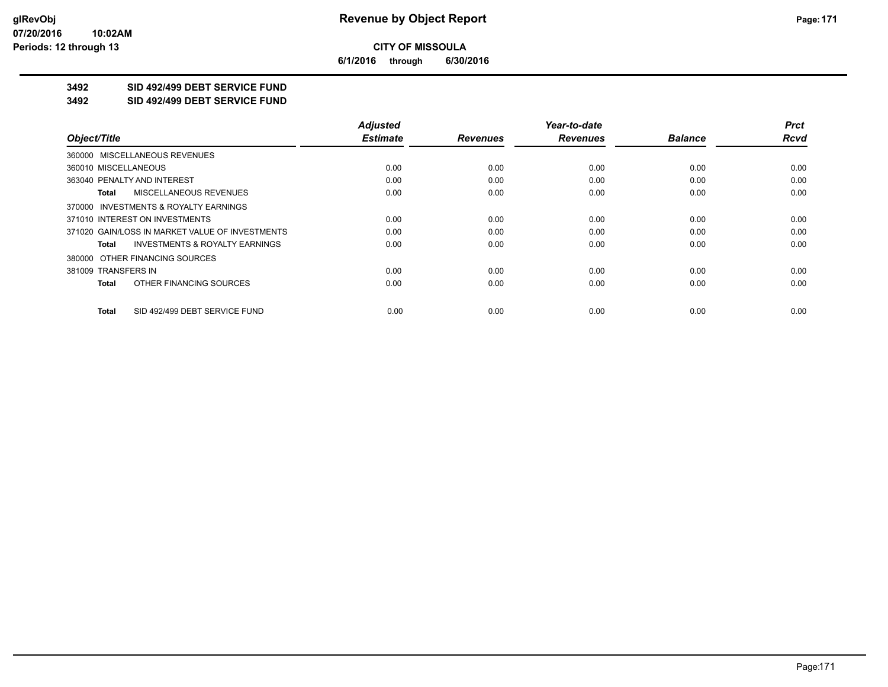**Revenue by Object Report**

**CITY OF MISSOULA**

**6/1/2016 through 6/30/2016**

glRevObj
07/20/2016 10:02AM
Periods: 12 through 13

**3492 SID 492/499 DEBT SERVICE FUND**

**3492 SID 492/499 DEBT SERVICE FUND**

| Object/Title | Adjusted Estimate | Revenues | Year-to-date Revenues | Balance | Prct Rcvd |
|---|---|---|---|---|---|
| 360000 MISCELLANEOUS REVENUES | | | | | |
| 360010 MISCELLANEOUS | 0.00 | 0.00 | 0.00 | 0.00 | 0.00 |
| 363040 PENALTY AND INTEREST | 0.00 | 0.00 | 0.00 | 0.00 | 0.00 |
| **Total** MISCELLANEOUS REVENUES | 0.00 | 0.00 | 0.00 | 0.00 | 0.00 |
| 370000 INVESTMENTS & ROYALTY EARNINGS | | | | | |
| 371010 INTEREST ON INVESTMENTS | 0.00 | 0.00 | 0.00 | 0.00 | 0.00 |
| 371020 GAIN/LOSS IN MARKET VALUE OF INVESTMENTS | 0.00 | 0.00 | 0.00 | 0.00 | 0.00 |
| **Total** INVESTMENTS & ROYALTY EARNINGS | 0.00 | 0.00 | 0.00 | 0.00 | 0.00 |
| 380000 OTHER FINANCING SOURCES | | | | | |
| 381009 TRANSFERS IN | 0.00 | 0.00 | 0.00 | 0.00 | 0.00 |
| **Total** OTHER FINANCING SOURCES | 0.00 | 0.00 | 0.00 | 0.00 | 0.00 |
| **Total** SID 492/499 DEBT SERVICE FUND | 0.00 | 0.00 | 0.00 | 0.00 | 0.00 |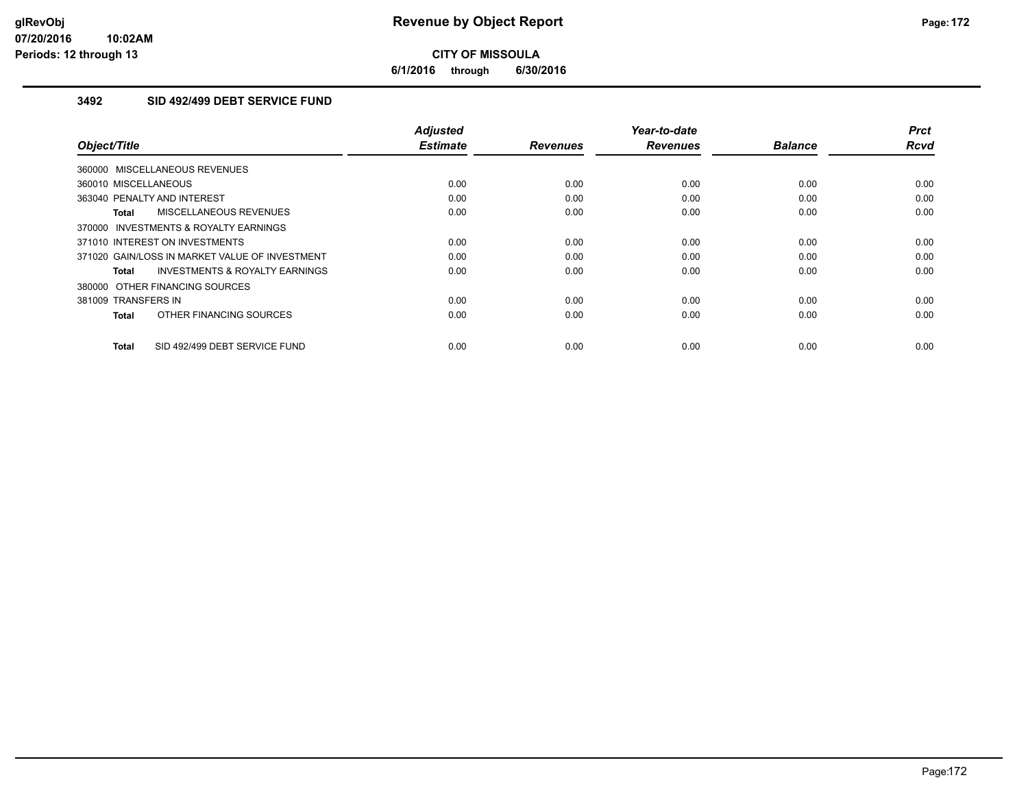**CITY OF MISSOULA**

**6/1/2016 through 6/30/2016**

### 3492 SID 492/499 DEBT SERVICE FUND

| Object/Title | Adjusted Estimate | Revenues | Year-to-date Revenues | Balance | Prct Rcvd |
|---|---|---|---|---|---|
| 360000 MISCELLANEOUS REVENUES | | | | | |
| 360010 MISCELLANEOUS | 0.00 | 0.00 | 0.00 | 0.00 | 0.00 |
| 363040 PENALTY AND INTEREST | 0.00 | 0.00 | 0.00 | 0.00 | 0.00 |
| **Total** MISCELLANEOUS REVENUES | 0.00 | 0.00 | 0.00 | 0.00 | 0.00 |
| 370000 INVESTMENTS & ROYALTY EARNINGS | | | | | |
| 371010 INTEREST ON INVESTMENTS | 0.00 | 0.00 | 0.00 | 0.00 | 0.00 |
| 371020 GAIN/LOSS IN MARKET VALUE OF INVESTMENT | 0.00 | 0.00 | 0.00 | 0.00 | 0.00 |
| **Total** INVESTMENTS & ROYALTY EARNINGS | 0.00 | 0.00 | 0.00 | 0.00 | 0.00 |
| 380000 OTHER FINANCING SOURCES | | | | | |
| 381009 TRANSFERS IN | 0.00 | 0.00 | 0.00 | 0.00 | 0.00 |
| **Total** OTHER FINANCING SOURCES | 0.00 | 0.00 | 0.00 | 0.00 | 0.00 |
| **Total** SID 492/499 DEBT SERVICE FUND | 0.00 | 0.00 | 0.00 | 0.00 | 0.00 |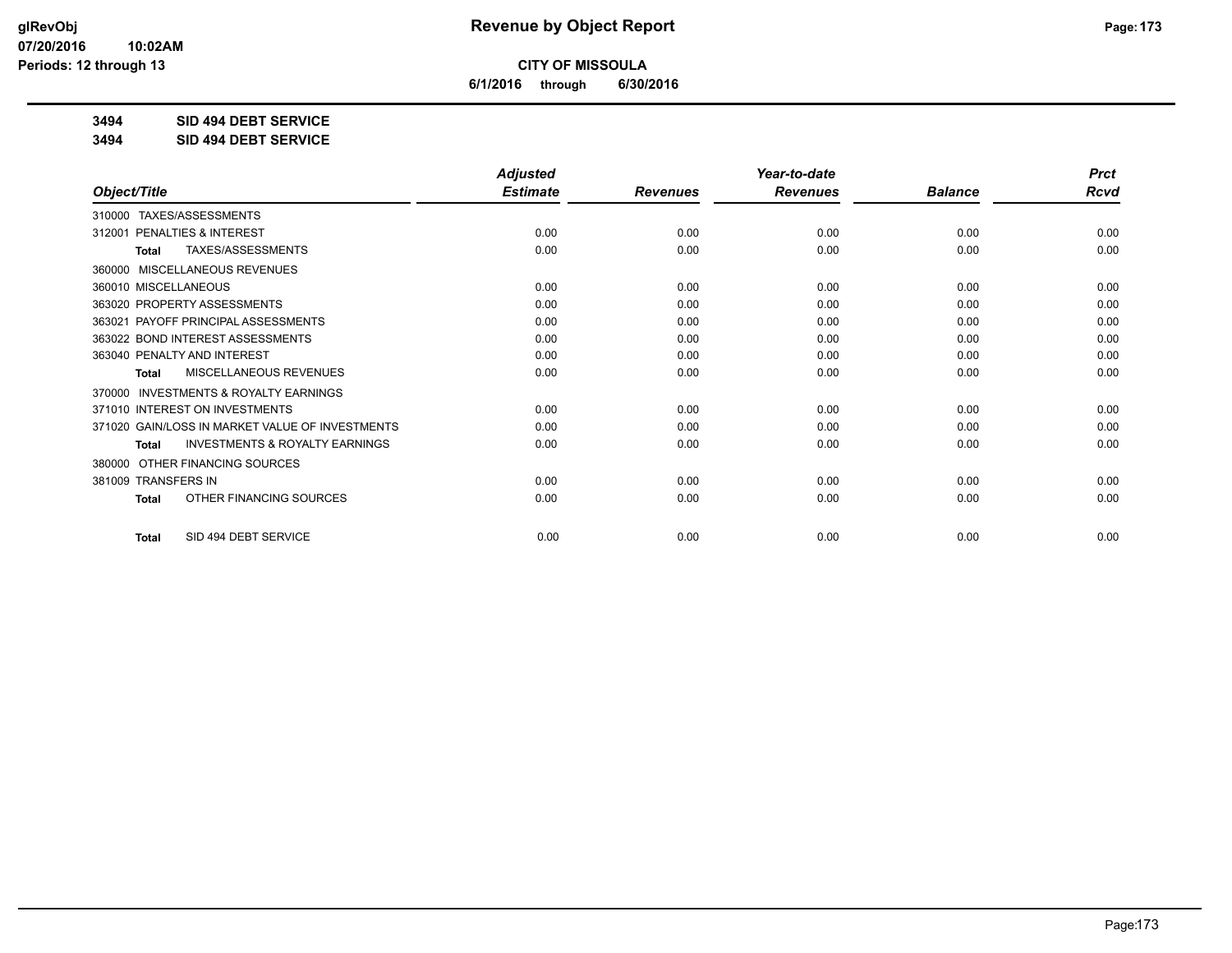**CITY OF MISSOULA**

**6/1/2016 through 6/30/2016**

**3494 SID 494 DEBT SERVICE**

**3494 SID 494 DEBT SERVICE**

| Object/Title | Adjusted Estimate | Revenues | Year-to-date Revenues | Balance | Prct Rcvd |
|---|---|---|---|---|---|
| 310000 TAXES/ASSESSMENTS | | | | | |
| 312001 PENALTIES & INTEREST | 0.00 | 0.00 | 0.00 | 0.00 | 0.00 |
| **Total** TAXES/ASSESSMENTS | 0.00 | 0.00 | 0.00 | 0.00 | 0.00 |
| 360000 MISCELLANEOUS REVENUES | | | | | |
| 360010 MISCELLANEOUS | 0.00 | 0.00 | 0.00 | 0.00 | 0.00 |
| 363020 PROPERTY ASSESSMENTS | 0.00 | 0.00 | 0.00 | 0.00 | 0.00 |
| 363021 PAYOFF PRINCIPAL ASSESSMENTS | 0.00 | 0.00 | 0.00 | 0.00 | 0.00 |
| 363022 BOND INTEREST ASSESSMENTS | 0.00 | 0.00 | 0.00 | 0.00 | 0.00 |
| 363040 PENALTY AND INTEREST | 0.00 | 0.00 | 0.00 | 0.00 | 0.00 |
| **Total** MISCELLANEOUS REVENUES | 0.00 | 0.00 | 0.00 | 0.00 | 0.00 |
| 370000 INVESTMENTS & ROYALTY EARNINGS | | | | | |
| 371010 INTEREST ON INVESTMENTS | 0.00 | 0.00 | 0.00 | 0.00 | 0.00 |
| 371020 GAIN/LOSS IN MARKET VALUE OF INVESTMENTS | 0.00 | 0.00 | 0.00 | 0.00 | 0.00 |
| **Total** INVESTMENTS & ROYALTY EARNINGS | 0.00 | 0.00 | 0.00 | 0.00 | 0.00 |
| 380000 OTHER FINANCING SOURCES | | | | | |
| 381009 TRANSFERS IN | 0.00 | 0.00 | 0.00 | 0.00 | 0.00 |
| **Total** OTHER FINANCING SOURCES | 0.00 | 0.00 | 0.00 | 0.00 | 0.00 |
| **Total** SID 494 DEBT SERVICE | 0.00 | 0.00 | 0.00 | 0.00 | 0.00 |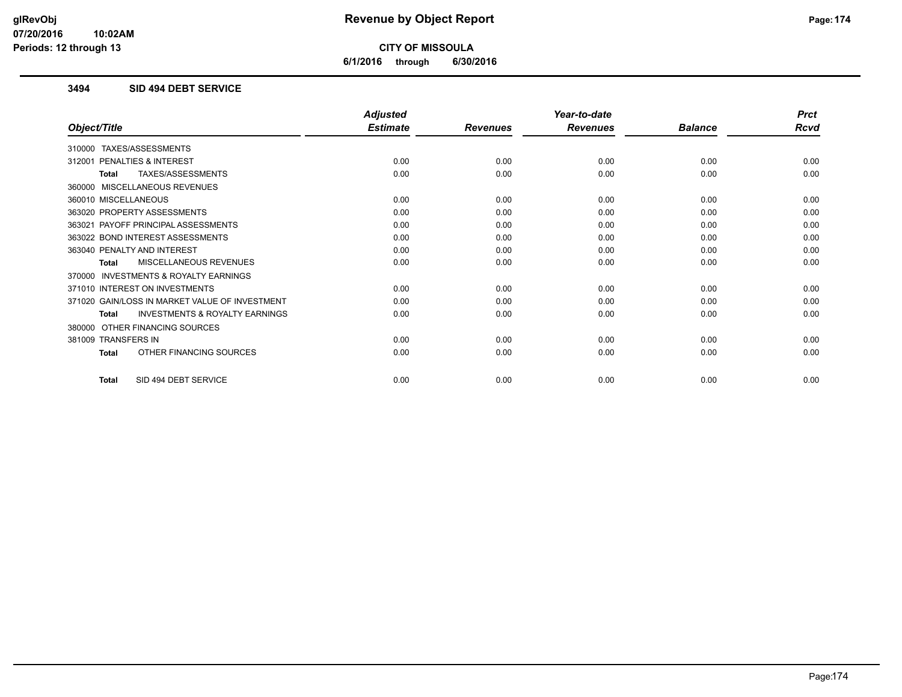**Revenue by Object Report**

**CITY OF MISSOULA**

**6/1/2016 through 6/30/2016**

glRevObj
07/20/2016 10:02AM
Periods: 12 through 13

### 3494 SID 494 DEBT SERVICE

| Object/Title | Adjusted Estimate | Revenues | Year-to-date Revenues | Balance | Prct Rcvd |
|---|---|---|---|---|---|
| 310000 TAXES/ASSESSMENTS | | | | | |
| 312001 PENALTIES & INTEREST | 0.00 | 0.00 | 0.00 | 0.00 | 0.00 |
| **Total** TAXES/ASSESSMENTS | 0.00 | 0.00 | 0.00 | 0.00 | 0.00 |
| 360000 MISCELLANEOUS REVENUES | | | | | |
| 360010 MISCELLANEOUS | 0.00 | 0.00 | 0.00 | 0.00 | 0.00 |
| 363020 PROPERTY ASSESSMENTS | 0.00 | 0.00 | 0.00 | 0.00 | 0.00 |
| 363021 PAYOFF PRINCIPAL ASSESSMENTS | 0.00 | 0.00 | 0.00 | 0.00 | 0.00 |
| 363022 BOND INTEREST ASSESSMENTS | 0.00 | 0.00 | 0.00 | 0.00 | 0.00 |
| 363040 PENALTY AND INTEREST | 0.00 | 0.00 | 0.00 | 0.00 | 0.00 |
| **Total** MISCELLANEOUS REVENUES | 0.00 | 0.00 | 0.00 | 0.00 | 0.00 |
| 370000 INVESTMENTS & ROYALTY EARNINGS | | | | | |
| 371010 INTEREST ON INVESTMENTS | 0.00 | 0.00 | 0.00 | 0.00 | 0.00 |
| 371020 GAIN/LOSS IN MARKET VALUE OF INVESTMENT | 0.00 | 0.00 | 0.00 | 0.00 | 0.00 |
| **Total** INVESTMENTS & ROYALTY EARNINGS | 0.00 | 0.00 | 0.00 | 0.00 | 0.00 |
| 380000 OTHER FINANCING SOURCES | | | | | |
| 381009 TRANSFERS IN | 0.00 | 0.00 | 0.00 | 0.00 | 0.00 |
| **Total** OTHER FINANCING SOURCES | 0.00 | 0.00 | 0.00 | 0.00 | 0.00 |
| **Total** SID 494 DEBT SERVICE | 0.00 | 0.00 | 0.00 | 0.00 | 0.00 |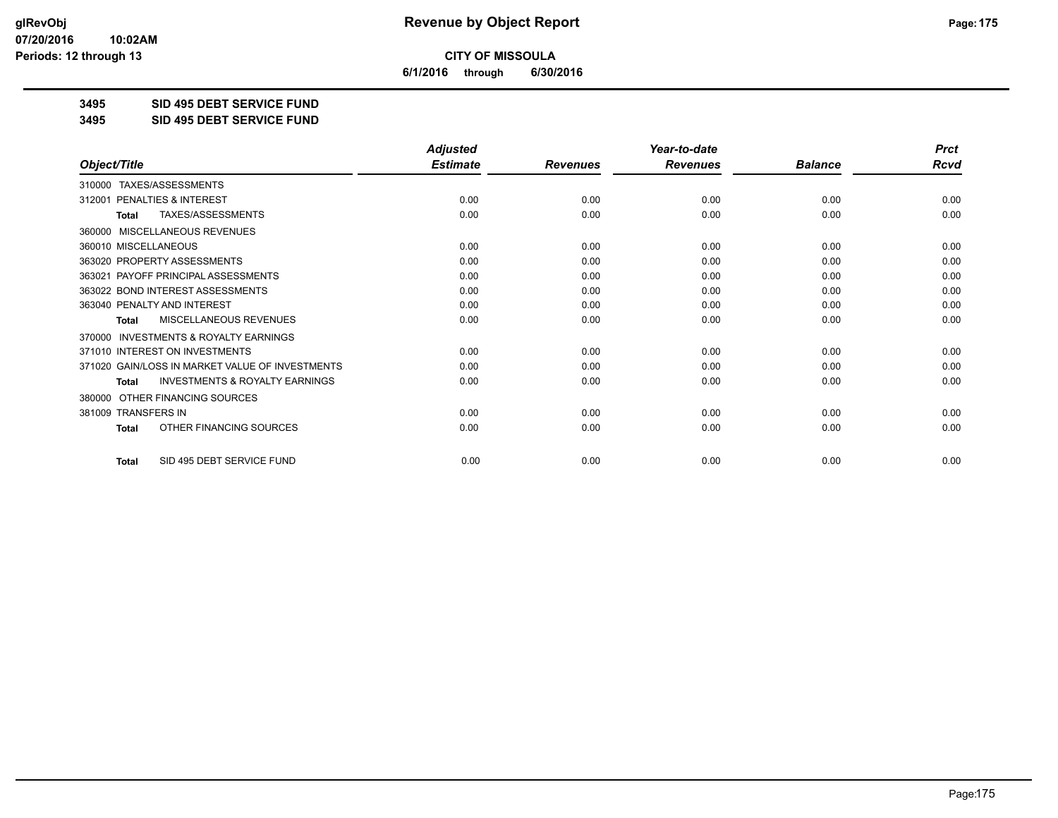# Revenue by Object Report

**CITY OF MISSOULA**

**6/1/2016 through 6/30/2016**

glRevObj
07/20/2016 10:02AM
Periods: 12 through 13

## 3495 SID 495 DEBT SERVICE FUND
## 3495 SID 495 DEBT SERVICE FUND

| Object/Title | Adjusted Estimate | Revenues | Year-to-date Revenues | Balance | Prct Rcvd |
|---|---|---|---|---|---|
| 310000 TAXES/ASSESSMENTS | | | | | |
| 312001 PENALTIES & INTEREST | 0.00 | 0.00 | 0.00 | 0.00 | 0.00 |
| **Total** TAXES/ASSESSMENTS | 0.00 | 0.00 | 0.00 | 0.00 | 0.00 |
| 360000 MISCELLANEOUS REVENUES | | | | | |
| 360010 MISCELLANEOUS | 0.00 | 0.00 | 0.00 | 0.00 | 0.00 |
| 363020 PROPERTY ASSESSMENTS | 0.00 | 0.00 | 0.00 | 0.00 | 0.00 |
| 363021 PAYOFF PRINCIPAL ASSESSMENTS | 0.00 | 0.00 | 0.00 | 0.00 | 0.00 |
| 363022 BOND INTEREST ASSESSMENTS | 0.00 | 0.00 | 0.00 | 0.00 | 0.00 |
| 363040 PENALTY AND INTEREST | 0.00 | 0.00 | 0.00 | 0.00 | 0.00 |
| **Total** MISCELLANEOUS REVENUES | 0.00 | 0.00 | 0.00 | 0.00 | 0.00 |
| 370000 INVESTMENTS & ROYALTY EARNINGS | | | | | |
| 371010 INTEREST ON INVESTMENTS | 0.00 | 0.00 | 0.00 | 0.00 | 0.00 |
| 371020 GAIN/LOSS IN MARKET VALUE OF INVESTMENTS | 0.00 | 0.00 | 0.00 | 0.00 | 0.00 |
| **Total** INVESTMENTS & ROYALTY EARNINGS | 0.00 | 0.00 | 0.00 | 0.00 | 0.00 |
| 380000 OTHER FINANCING SOURCES | | | | | |
| 381009 TRANSFERS IN | 0.00 | 0.00 | 0.00 | 0.00 | 0.00 |
| **Total** OTHER FINANCING SOURCES | 0.00 | 0.00 | 0.00 | 0.00 | 0.00 |
| **Total** SID 495 DEBT SERVICE FUND | 0.00 | 0.00 | 0.00 | 0.00 | 0.00 |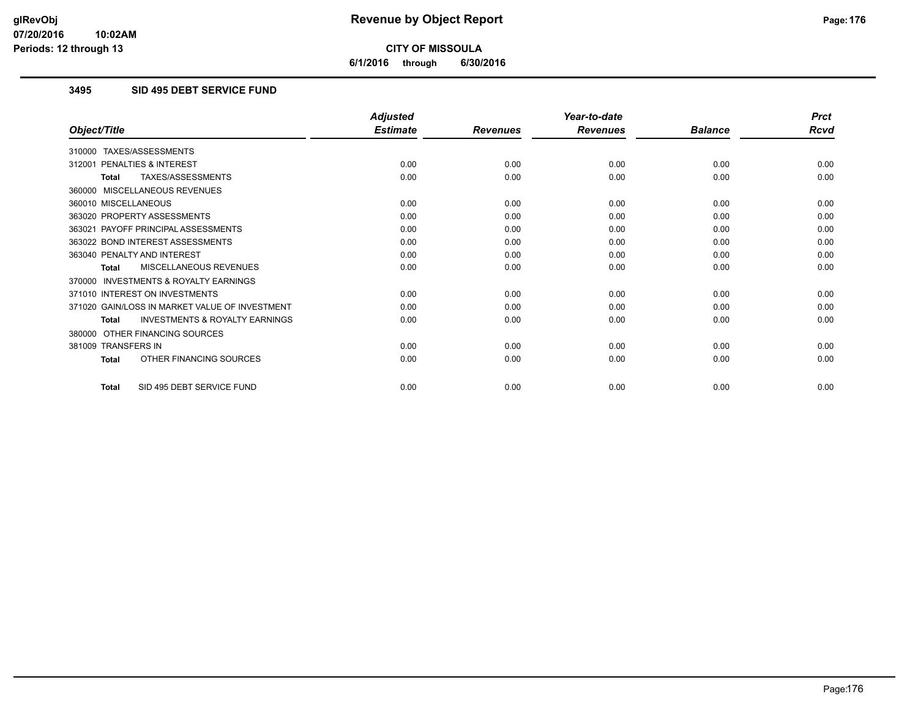# Revenue by Object Report

**CITY OF MISSOULA**

6/1/2016 through 6/30/2016

glRevObj
07/20/2016 10:02AM
Periods: 12 through 13

## 3495 SID 495 DEBT SERVICE FUND

| Object/Title | Adjusted Estimate | Revenues | Year-to-date Revenues | Balance | Prct Rcvd |
|---|---|---|---|---|---|
| 310000 TAXES/ASSESSMENTS | | | | | |
| 312001 PENALTIES & INTEREST | 0.00 | 0.00 | 0.00 | 0.00 | 0.00 |
| **Total** TAXES/ASSESSMENTS | 0.00 | 0.00 | 0.00 | 0.00 | 0.00 |
| 360000 MISCELLANEOUS REVENUES | | | | | |
| 360010 MISCELLANEOUS | 0.00 | 0.00 | 0.00 | 0.00 | 0.00 |
| 363020 PROPERTY ASSESSMENTS | 0.00 | 0.00 | 0.00 | 0.00 | 0.00 |
| 363021 PAYOFF PRINCIPAL ASSESSMENTS | 0.00 | 0.00 | 0.00 | 0.00 | 0.00 |
| 363022 BOND INTEREST ASSESSMENTS | 0.00 | 0.00 | 0.00 | 0.00 | 0.00 |
| 363040 PENALTY AND INTEREST | 0.00 | 0.00 | 0.00 | 0.00 | 0.00 |
| **Total** MISCELLANEOUS REVENUES | 0.00 | 0.00 | 0.00 | 0.00 | 0.00 |
| 370000 INVESTMENTS & ROYALTY EARNINGS | | | | | |
| 371010 INTEREST ON INVESTMENTS | 0.00 | 0.00 | 0.00 | 0.00 | 0.00 |
| 371020 GAIN/LOSS IN MARKET VALUE OF INVESTMENT | 0.00 | 0.00 | 0.00 | 0.00 | 0.00 |
| **Total** INVESTMENTS & ROYALTY EARNINGS | 0.00 | 0.00 | 0.00 | 0.00 | 0.00 |
| 380000 OTHER FINANCING SOURCES | | | | | |
| 381009 TRANSFERS IN | 0.00 | 0.00 | 0.00 | 0.00 | 0.00 |
| **Total** OTHER FINANCING SOURCES | 0.00 | 0.00 | 0.00 | 0.00 | 0.00 |
| **Total** SID 495 DEBT SERVICE FUND | 0.00 | 0.00 | 0.00 | 0.00 | 0.00 |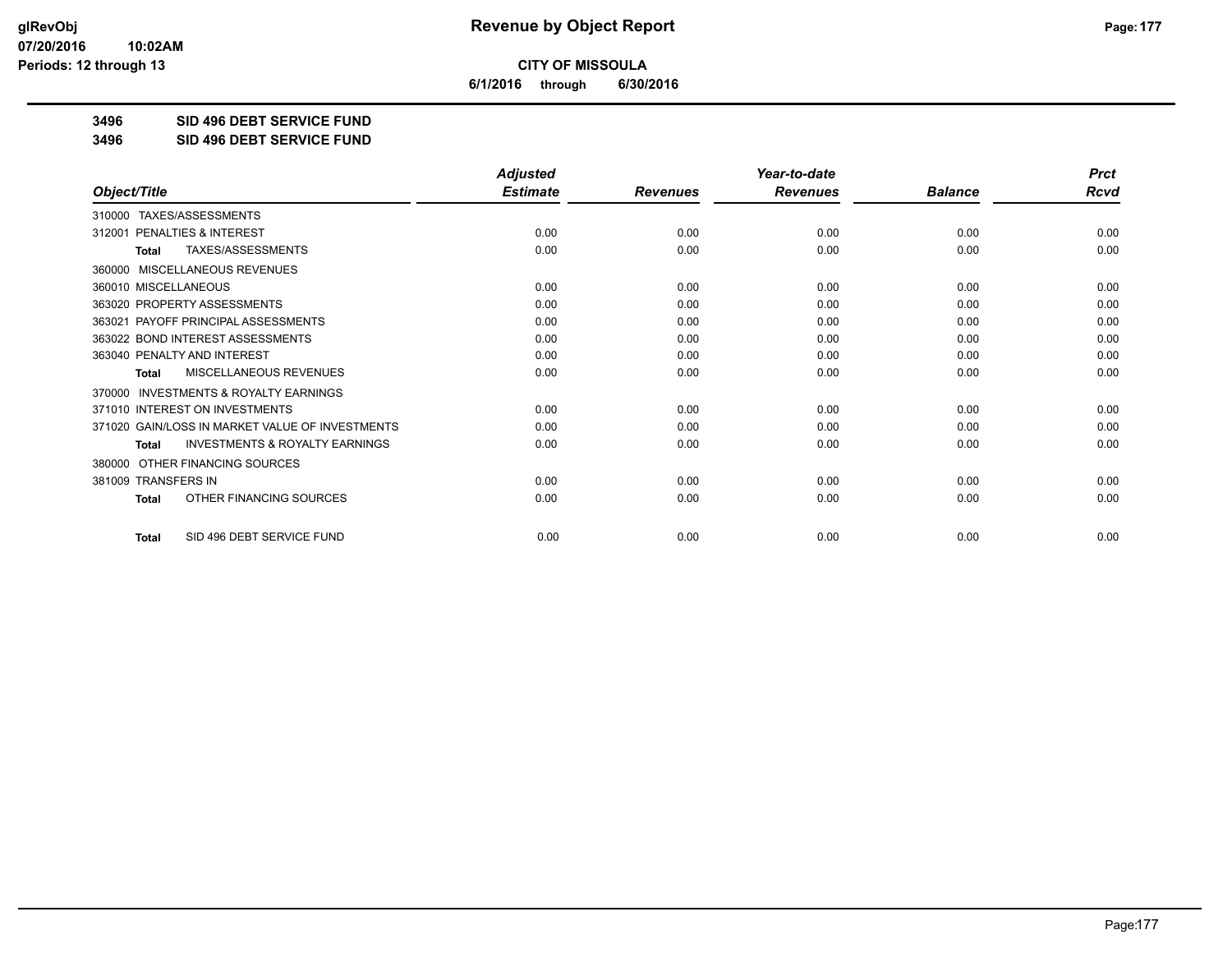**CITY OF MISSOULA**

**6/1/2016 through 6/30/2016**

**3496 SID 496 DEBT SERVICE FUND**

**3496 SID 496 DEBT SERVICE FUND**

| Object/Title | Adjusted Estimate | Revenues | Year-to-date Revenues | Balance | Prct Rcvd |
|---|---|---|---|---|---|
| 310000 TAXES/ASSESSMENTS | | | | | |
| 312001 PENALTIES & INTEREST | 0.00 | 0.00 | 0.00 | 0.00 | 0.00 |
| **Total** TAXES/ASSESSMENTS | 0.00 | 0.00 | 0.00 | 0.00 | 0.00 |
| 360000 MISCELLANEOUS REVENUES | | | | | |
| 360010 MISCELLANEOUS | 0.00 | 0.00 | 0.00 | 0.00 | 0.00 |
| 363020 PROPERTY ASSESSMENTS | 0.00 | 0.00 | 0.00 | 0.00 | 0.00 |
| 363021 PAYOFF PRINCIPAL ASSESSMENTS | 0.00 | 0.00 | 0.00 | 0.00 | 0.00 |
| 363022 BOND INTEREST ASSESSMENTS | 0.00 | 0.00 | 0.00 | 0.00 | 0.00 |
| 363040 PENALTY AND INTEREST | 0.00 | 0.00 | 0.00 | 0.00 | 0.00 |
| **Total** MISCELLANEOUS REVENUES | 0.00 | 0.00 | 0.00 | 0.00 | 0.00 |
| 370000 INVESTMENTS & ROYALTY EARNINGS | | | | | |
| 371010 INTEREST ON INVESTMENTS | 0.00 | 0.00 | 0.00 | 0.00 | 0.00 |
| 371020 GAIN/LOSS IN MARKET VALUE OF INVESTMENTS | 0.00 | 0.00 | 0.00 | 0.00 | 0.00 |
| **Total** INVESTMENTS & ROYALTY EARNINGS | 0.00 | 0.00 | 0.00 | 0.00 | 0.00 |
| 380000 OTHER FINANCING SOURCES | | | | | |
| 381009 TRANSFERS IN | 0.00 | 0.00 | 0.00 | 0.00 | 0.00 |
| **Total** OTHER FINANCING SOURCES | 0.00 | 0.00 | 0.00 | 0.00 | 0.00 |
| **Total** SID 496 DEBT SERVICE FUND | 0.00 | 0.00 | 0.00 | 0.00 | 0.00 |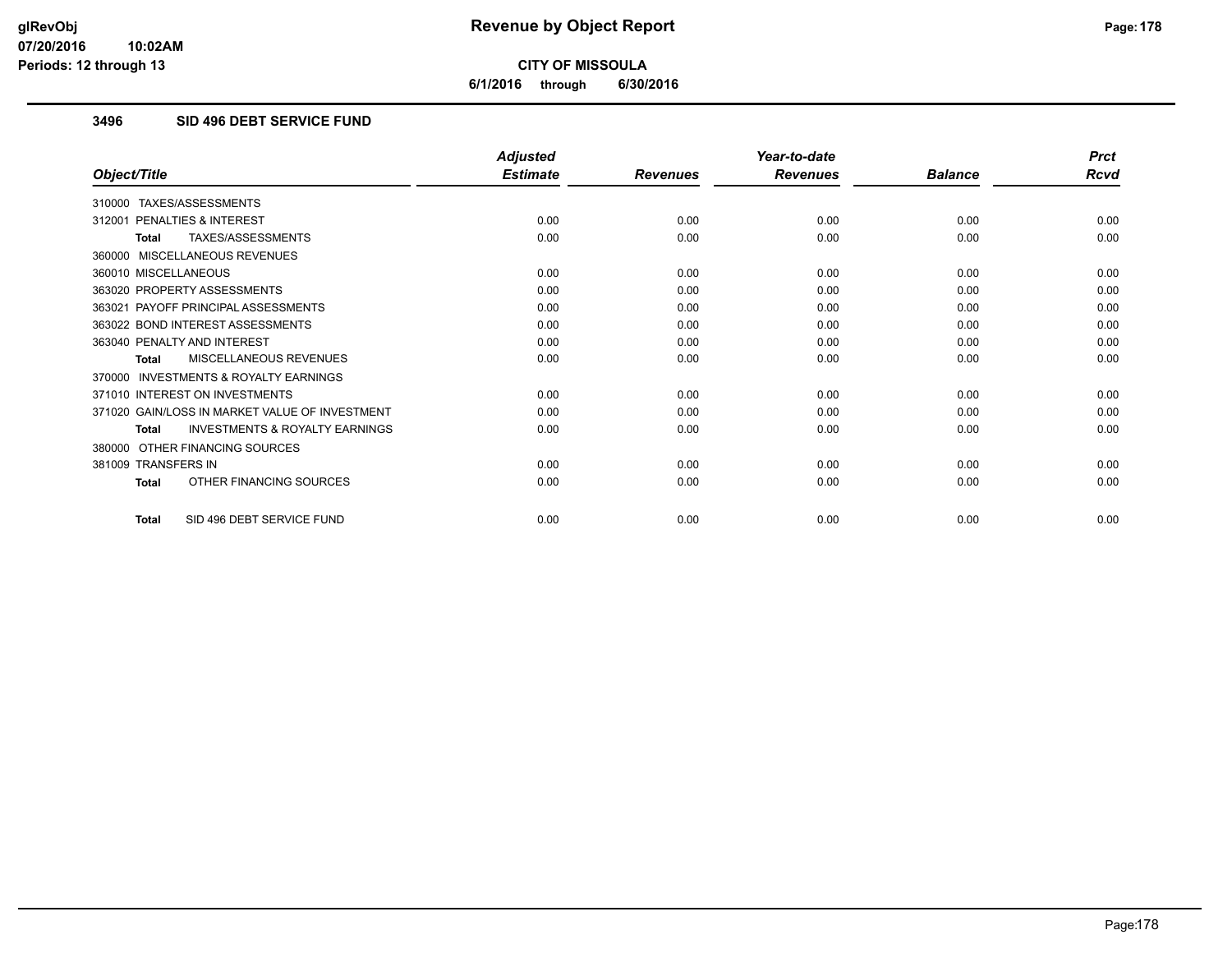**CITY OF MISSOULA**

**6/1/2016 through 6/30/2016**

### 3496 SID 496 DEBT SERVICE FUND

| Object/Title | Adjusted Estimate | Revenues | Year-to-date Revenues | Balance | Prct Rcvd |
|---|---|---|---|---|---|
| 310000 TAXES/ASSESSMENTS | | | | | |
| 312001 PENALTIES & INTEREST | 0.00 | 0.00 | 0.00 | 0.00 | 0.00 |
| **Total** TAXES/ASSESSMENTS | 0.00 | 0.00 | 0.00 | 0.00 | 0.00 |
| 360000 MISCELLANEOUS REVENUES | | | | | |
| 360010 MISCELLANEOUS | 0.00 | 0.00 | 0.00 | 0.00 | 0.00 |
| 363020 PROPERTY ASSESSMENTS | 0.00 | 0.00 | 0.00 | 0.00 | 0.00 |
| 363021 PAYOFF PRINCIPAL ASSESSMENTS | 0.00 | 0.00 | 0.00 | 0.00 | 0.00 |
| 363022 BOND INTEREST ASSESSMENTS | 0.00 | 0.00 | 0.00 | 0.00 | 0.00 |
| 363040 PENALTY AND INTEREST | 0.00 | 0.00 | 0.00 | 0.00 | 0.00 |
| **Total** MISCELLANEOUS REVENUES | 0.00 | 0.00 | 0.00 | 0.00 | 0.00 |
| 370000 INVESTMENTS & ROYALTY EARNINGS | | | | | |
| 371010 INTEREST ON INVESTMENTS | 0.00 | 0.00 | 0.00 | 0.00 | 0.00 |
| 371020 GAIN/LOSS IN MARKET VALUE OF INVESTMENT | 0.00 | 0.00 | 0.00 | 0.00 | 0.00 |
| **Total** INVESTMENTS & ROYALTY EARNINGS | 0.00 | 0.00 | 0.00 | 0.00 | 0.00 |
| 380000 OTHER FINANCING SOURCES | | | | | |
| 381009 TRANSFERS IN | 0.00 | 0.00 | 0.00 | 0.00 | 0.00 |
| **Total** OTHER FINANCING SOURCES | 0.00 | 0.00 | 0.00 | 0.00 | 0.00 |
| **Total** SID 496 DEBT SERVICE FUND | 0.00 | 0.00 | 0.00 | 0.00 | 0.00 |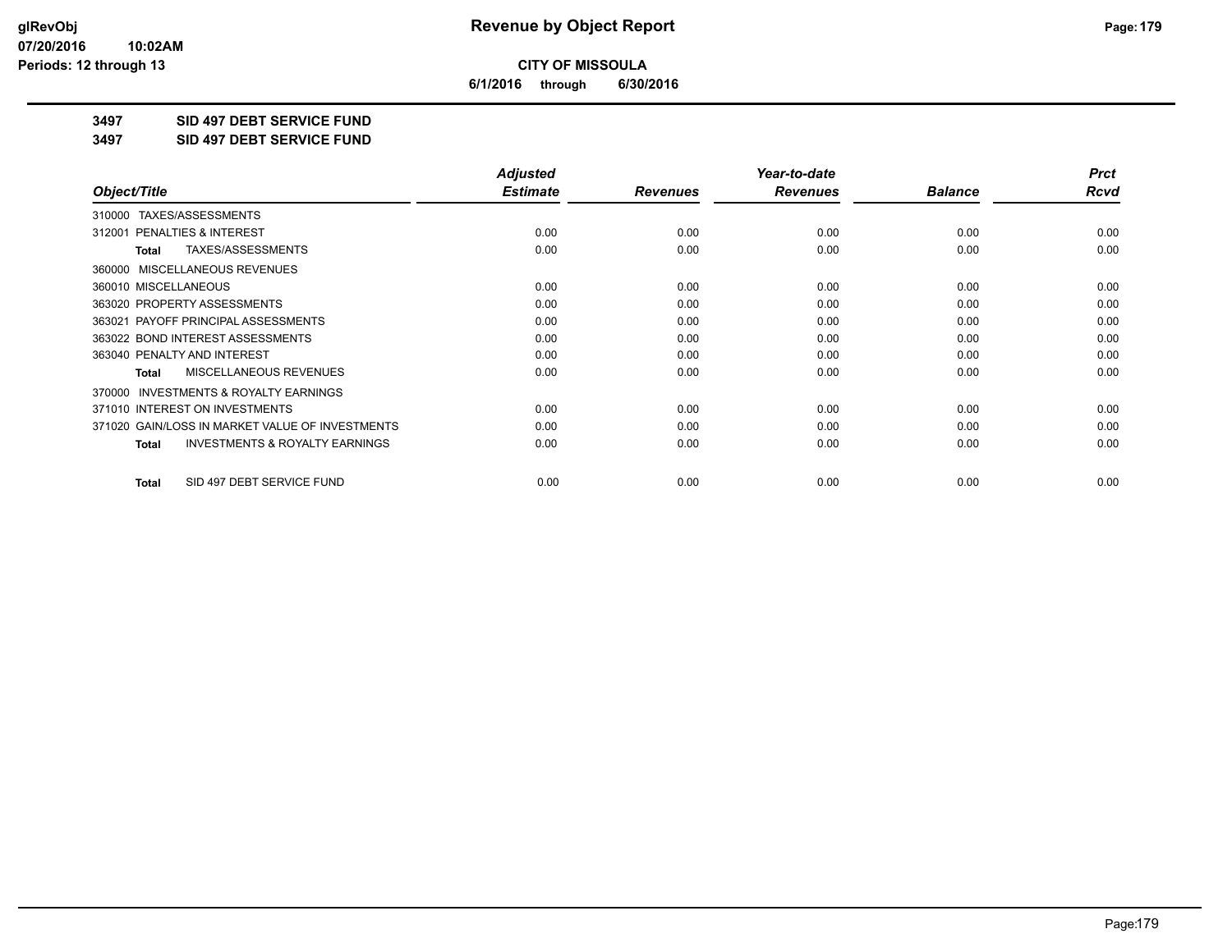**CITY OF MISSOULA**

**6/1/2016 through 6/30/2016**

**3497 SID 497 DEBT SERVICE FUND**

**3497 SID 497 DEBT SERVICE FUND**

| Object/Title | Adjusted Estimate | Revenues | Year-to-date Revenues | Balance | Prct Rcvd |
|---|---|---|---|---|---|
| 310000 TAXES/ASSESSMENTS | | | | | |
| 312001 PENALTIES & INTEREST | 0.00 | 0.00 | 0.00 | 0.00 | 0.00 |
| **Total** TAXES/ASSESSMENTS | 0.00 | 0.00 | 0.00 | 0.00 | 0.00 |
| 360000 MISCELLANEOUS REVENUES | | | | | |
| 360010 MISCELLANEOUS | 0.00 | 0.00 | 0.00 | 0.00 | 0.00 |
| 363020 PROPERTY ASSESSMENTS | 0.00 | 0.00 | 0.00 | 0.00 | 0.00 |
| 363021 PAYOFF PRINCIPAL ASSESSMENTS | 0.00 | 0.00 | 0.00 | 0.00 | 0.00 |
| 363022 BOND INTEREST ASSESSMENTS | 0.00 | 0.00 | 0.00 | 0.00 | 0.00 |
| 363040 PENALTY AND INTEREST | 0.00 | 0.00 | 0.00 | 0.00 | 0.00 |
| **Total** MISCELLANEOUS REVENUES | 0.00 | 0.00 | 0.00 | 0.00 | 0.00 |
| 370000 INVESTMENTS & ROYALTY EARNINGS | | | | | |
| 371010 INTEREST ON INVESTMENTS | 0.00 | 0.00 | 0.00 | 0.00 | 0.00 |
| 371020 GAIN/LOSS IN MARKET VALUE OF INVESTMENTS | 0.00 | 0.00 | 0.00 | 0.00 | 0.00 |
| **Total** INVESTMENTS & ROYALTY EARNINGS | 0.00 | 0.00 | 0.00 | 0.00 | 0.00 |
| **Total** SID 497 DEBT SERVICE FUND | 0.00 | 0.00 | 0.00 | 0.00 | 0.00 |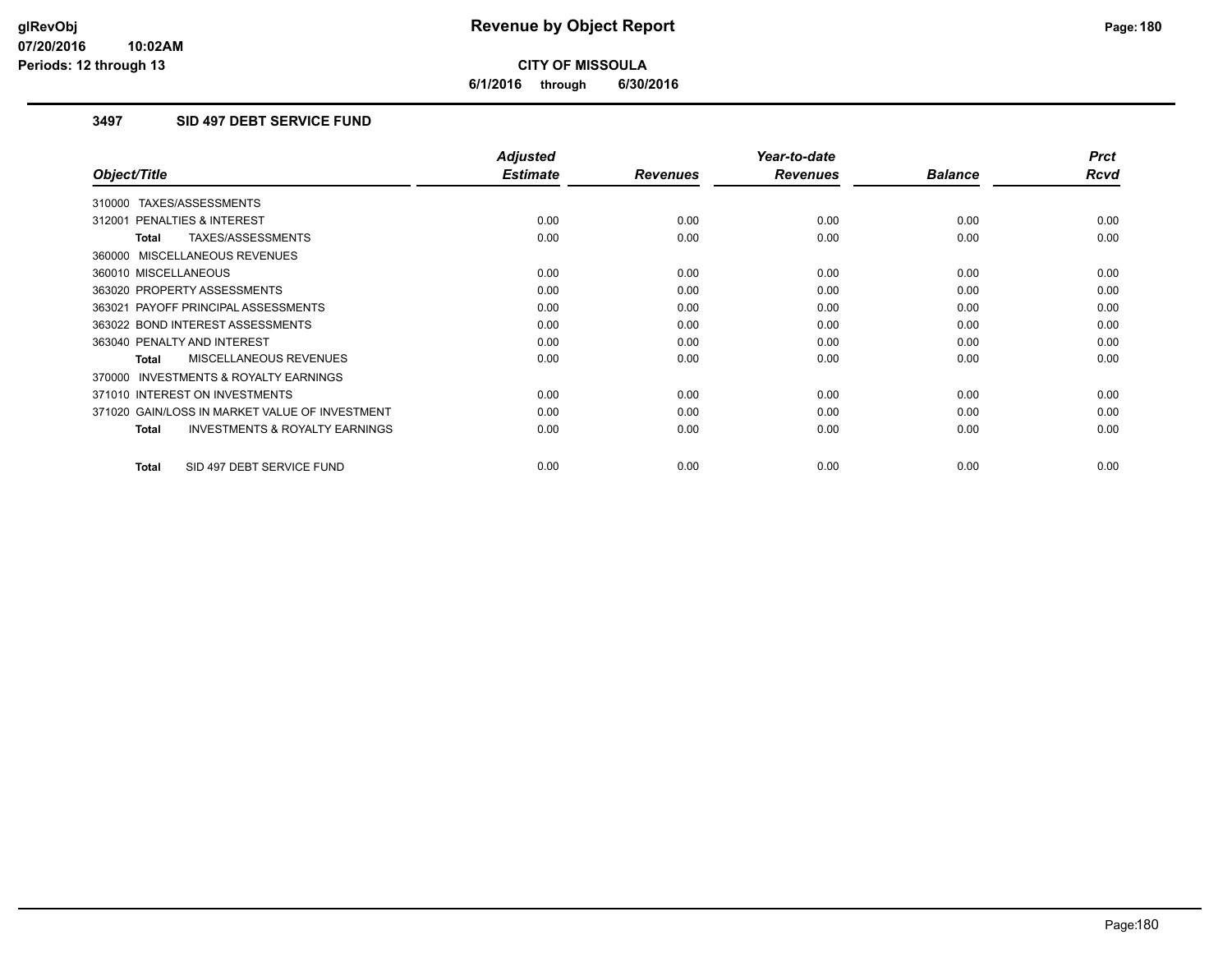**CITY OF MISSOULA**

**6/1/2016 through 6/30/2016**

### 3497 SID 497 DEBT SERVICE FUND

| Object/Title | Adjusted Estimate | Revenues | Year-to-date Revenues | Balance | Prct Rcvd |
|---|---|---|---|---|---|
| 310000 TAXES/ASSESSMENTS | | | | | |
| 312001 PENALTIES & INTEREST | 0.00 | 0.00 | 0.00 | 0.00 | 0.00 |
| **Total** TAXES/ASSESSMENTS | 0.00 | 0.00 | 0.00 | 0.00 | 0.00 |
| 360000 MISCELLANEOUS REVENUES | | | | | |
| 360010 MISCELLANEOUS | 0.00 | 0.00 | 0.00 | 0.00 | 0.00 |
| 363020 PROPERTY ASSESSMENTS | 0.00 | 0.00 | 0.00 | 0.00 | 0.00 |
| 363021 PAYOFF PRINCIPAL ASSESSMENTS | 0.00 | 0.00 | 0.00 | 0.00 | 0.00 |
| 363022 BOND INTEREST ASSESSMENTS | 0.00 | 0.00 | 0.00 | 0.00 | 0.00 |
| 363040 PENALTY AND INTEREST | 0.00 | 0.00 | 0.00 | 0.00 | 0.00 |
| **Total** MISCELLANEOUS REVENUES | 0.00 | 0.00 | 0.00 | 0.00 | 0.00 |
| 370000 INVESTMENTS & ROYALTY EARNINGS | | | | | |
| 371010 INTEREST ON INVESTMENTS | 0.00 | 0.00 | 0.00 | 0.00 | 0.00 |
| 371020 GAIN/LOSS IN MARKET VALUE OF INVESTMENT | 0.00 | 0.00 | 0.00 | 0.00 | 0.00 |
| **Total** INVESTMENTS & ROYALTY EARNINGS | 0.00 | 0.00 | 0.00 | 0.00 | 0.00 |
| **Total** SID 497 DEBT SERVICE FUND | 0.00 | 0.00 | 0.00 | 0.00 | 0.00 |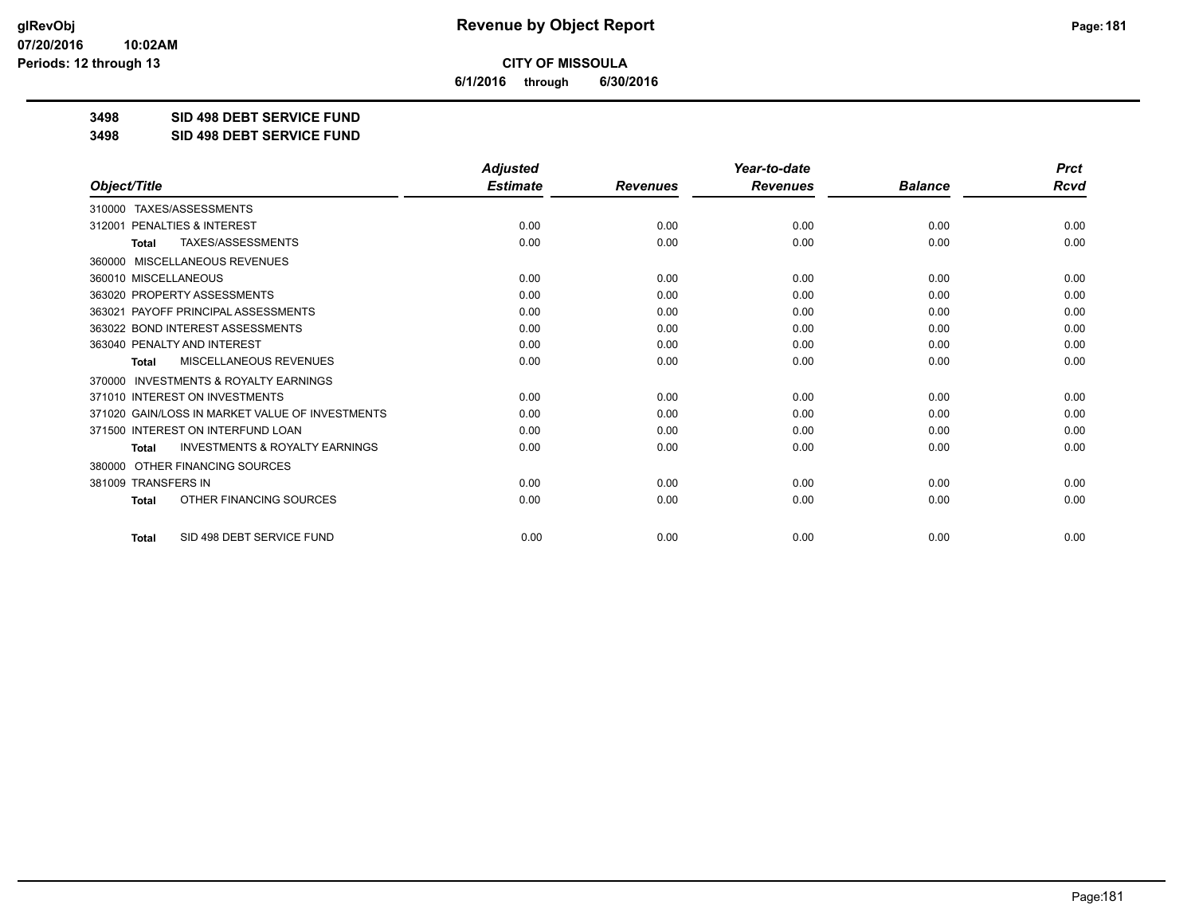**CITY OF MISSOULA**

**6/1/2016 through 6/30/2016**

**3498 SID 498 DEBT SERVICE FUND**

**3498 SID 498 DEBT SERVICE FUND**

| Object/Title | Adjusted Estimate | Revenues | Year-to-date Revenues | Balance | Prct Rcvd |
|---|---|---|---|---|---|
| 310000 TAXES/ASSESSMENTS | | | | | |
| 312001 PENALTIES & INTEREST | 0.00 | 0.00 | 0.00 | 0.00 | 0.00 |
| **Total** TAXES/ASSESSMENTS | 0.00 | 0.00 | 0.00 | 0.00 | 0.00 |
| 360000 MISCELLANEOUS REVENUES | | | | | |
| 360010 MISCELLANEOUS | 0.00 | 0.00 | 0.00 | 0.00 | 0.00 |
| 363020 PROPERTY ASSESSMENTS | 0.00 | 0.00 | 0.00 | 0.00 | 0.00 |
| 363021 PAYOFF PRINCIPAL ASSESSMENTS | 0.00 | 0.00 | 0.00 | 0.00 | 0.00 |
| 363022 BOND INTEREST ASSESSMENTS | 0.00 | 0.00 | 0.00 | 0.00 | 0.00 |
| 363040 PENALTY AND INTEREST | 0.00 | 0.00 | 0.00 | 0.00 | 0.00 |
| **Total** MISCELLANEOUS REVENUES | 0.00 | 0.00 | 0.00 | 0.00 | 0.00 |
| 370000 INVESTMENTS & ROYALTY EARNINGS | | | | | |
| 371010 INTEREST ON INVESTMENTS | 0.00 | 0.00 | 0.00 | 0.00 | 0.00 |
| 371020 GAIN/LOSS IN MARKET VALUE OF INVESTMENTS | 0.00 | 0.00 | 0.00 | 0.00 | 0.00 |
| 371500 INTEREST ON INTERFUND LOAN | 0.00 | 0.00 | 0.00 | 0.00 | 0.00 |
| **Total** INVESTMENTS & ROYALTY EARNINGS | 0.00 | 0.00 | 0.00 | 0.00 | 0.00 |
| 380000 OTHER FINANCING SOURCES | | | | | |
| 381009 TRANSFERS IN | 0.00 | 0.00 | 0.00 | 0.00 | 0.00 |
| **Total** OTHER FINANCING SOURCES | 0.00 | 0.00 | 0.00 | 0.00 | 0.00 |
| **Total** SID 498 DEBT SERVICE FUND | 0.00 | 0.00 | 0.00 | 0.00 | 0.00 |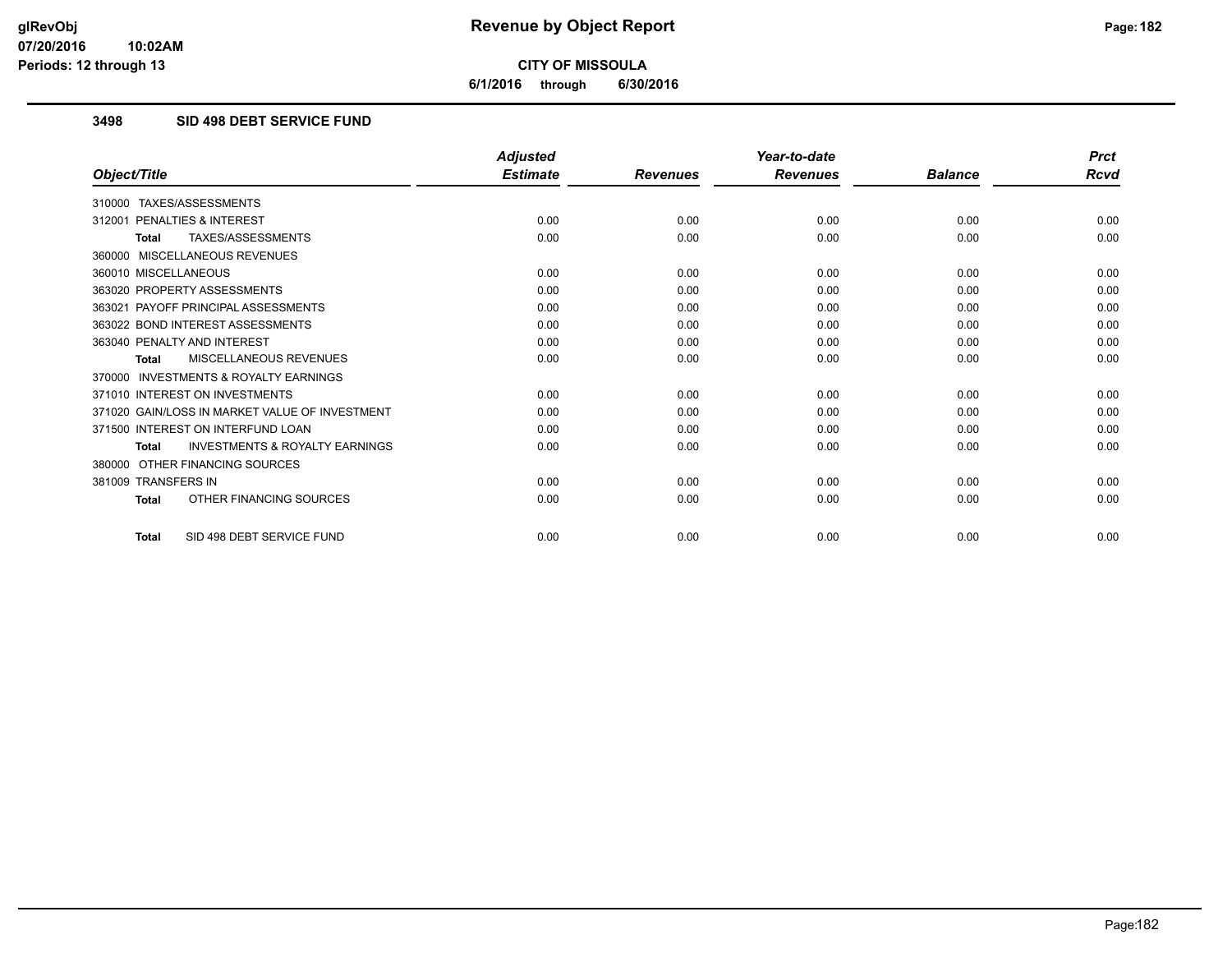**CITY OF MISSOULA**

**6/1/2016 through 6/30/2016**

### 3498 SID 498 DEBT SERVICE FUND

| Object/Title | Adjusted Estimate | Revenues | Year-to-date Revenues | Balance | Prct Rcvd |
|---|---|---|---|---|---|
| 310000 TAXES/ASSESSMENTS | | | | | |
| 312001 PENALTIES & INTEREST | 0.00 | 0.00 | 0.00 | 0.00 | 0.00 |
| **Total** TAXES/ASSESSMENTS | 0.00 | 0.00 | 0.00 | 0.00 | 0.00 |
| 360000 MISCELLANEOUS REVENUES | | | | | |
| 360010 MISCELLANEOUS | 0.00 | 0.00 | 0.00 | 0.00 | 0.00 |
| 363020 PROPERTY ASSESSMENTS | 0.00 | 0.00 | 0.00 | 0.00 | 0.00 |
| 363021 PAYOFF PRINCIPAL ASSESSMENTS | 0.00 | 0.00 | 0.00 | 0.00 | 0.00 |
| 363022 BOND INTEREST ASSESSMENTS | 0.00 | 0.00 | 0.00 | 0.00 | 0.00 |
| 363040 PENALTY AND INTEREST | 0.00 | 0.00 | 0.00 | 0.00 | 0.00 |
| **Total** MISCELLANEOUS REVENUES | 0.00 | 0.00 | 0.00 | 0.00 | 0.00 |
| 370000 INVESTMENTS & ROYALTY EARNINGS | | | | | |
| 371010 INTEREST ON INVESTMENTS | 0.00 | 0.00 | 0.00 | 0.00 | 0.00 |
| 371020 GAIN/LOSS IN MARKET VALUE OF INVESTMENT | 0.00 | 0.00 | 0.00 | 0.00 | 0.00 |
| 371500 INTEREST ON INTERFUND LOAN | 0.00 | 0.00 | 0.00 | 0.00 | 0.00 |
| **Total** INVESTMENTS & ROYALTY EARNINGS | 0.00 | 0.00 | 0.00 | 0.00 | 0.00 |
| 380000 OTHER FINANCING SOURCES | | | | | |
| 381009 TRANSFERS IN | 0.00 | 0.00 | 0.00 | 0.00 | 0.00 |
| **Total** OTHER FINANCING SOURCES | 0.00 | 0.00 | 0.00 | 0.00 | 0.00 |
| **Total** SID 498 DEBT SERVICE FUND | 0.00 | 0.00 | 0.00 | 0.00 | 0.00 |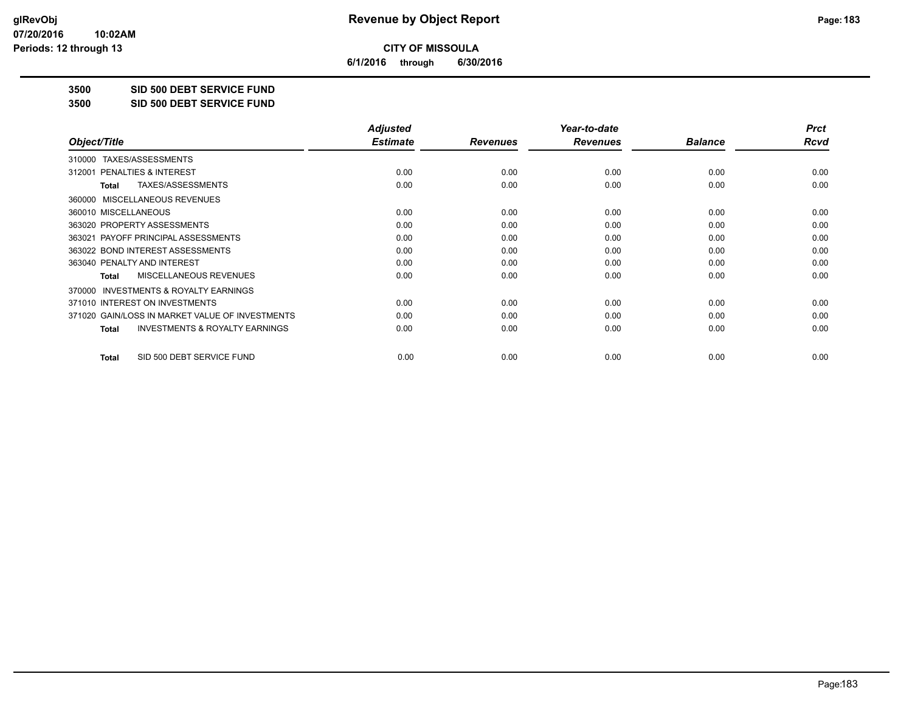# Revenue by Object Report

**CITY OF MISSOULA**

**6/1/2016 through 6/30/2016**

glRevObj
07/20/2016 10:02AM
Periods: 12 through 13

**3500 SID 500 DEBT SERVICE FUND**

**3500 SID 500 DEBT SERVICE FUND**

| Object/Title | Adjusted Estimate | Revenues | Year-to-date Revenues | Balance | Prct Rcvd |
|---|---|---|---|---|---|
| 310000 TAXES/ASSESSMENTS | | | | | |
| 312001 PENALTIES & INTEREST | 0.00 | 0.00 | 0.00 | 0.00 | 0.00 |
| **Total** TAXES/ASSESSMENTS | 0.00 | 0.00 | 0.00 | 0.00 | 0.00 |
| 360000 MISCELLANEOUS REVENUES | | | | | |
| 360010 MISCELLANEOUS | 0.00 | 0.00 | 0.00 | 0.00 | 0.00 |
| 363020 PROPERTY ASSESSMENTS | 0.00 | 0.00 | 0.00 | 0.00 | 0.00 |
| 363021 PAYOFF PRINCIPAL ASSESSMENTS | 0.00 | 0.00 | 0.00 | 0.00 | 0.00 |
| 363022 BOND INTEREST ASSESSMENTS | 0.00 | 0.00 | 0.00 | 0.00 | 0.00 |
| 363040 PENALTY AND INTEREST | 0.00 | 0.00 | 0.00 | 0.00 | 0.00 |
| **Total** MISCELLANEOUS REVENUES | 0.00 | 0.00 | 0.00 | 0.00 | 0.00 |
| 370000 INVESTMENTS & ROYALTY EARNINGS | | | | | |
| 371010 INTEREST ON INVESTMENTS | 0.00 | 0.00 | 0.00 | 0.00 | 0.00 |
| 371020 GAIN/LOSS IN MARKET VALUE OF INVESTMENTS | 0.00 | 0.00 | 0.00 | 0.00 | 0.00 |
| **Total** INVESTMENTS & ROYALTY EARNINGS | 0.00 | 0.00 | 0.00 | 0.00 | 0.00 |
| **Total** SID 500 DEBT SERVICE FUND | 0.00 | 0.00 | 0.00 | 0.00 | 0.00 |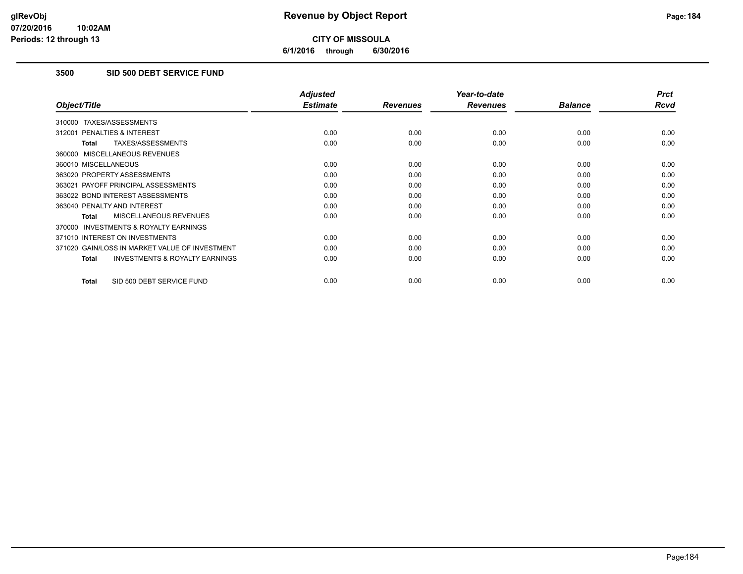**Revenue by Object Report**

**CITY OF MISSOULA**

**6/1/2016 through 6/30/2016**

glRevObj
07/20/2016 10:02AM
Periods: 12 through 13

## 3500 SID 500 DEBT SERVICE FUND

| Object/Title | Adjusted Estimate | Revenues | Year-to-date Revenues | Balance | Prct Rcvd |
|---|---|---|---|---|---|
| 310000 TAXES/ASSESSMENTS | | | | | |
| 312001 PENALTIES & INTEREST | 0.00 | 0.00 | 0.00 | 0.00 | 0.00 |
| **Total** TAXES/ASSESSMENTS | 0.00 | 0.00 | 0.00 | 0.00 | 0.00 |
| 360000 MISCELLANEOUS REVENUES | | | | | |
| 360010 MISCELLANEOUS | 0.00 | 0.00 | 0.00 | 0.00 | 0.00 |
| 363020 PROPERTY ASSESSMENTS | 0.00 | 0.00 | 0.00 | 0.00 | 0.00 |
| 363021 PAYOFF PRINCIPAL ASSESSMENTS | 0.00 | 0.00 | 0.00 | 0.00 | 0.00 |
| 363022 BOND INTEREST ASSESSMENTS | 0.00 | 0.00 | 0.00 | 0.00 | 0.00 |
| 363040 PENALTY AND INTEREST | 0.00 | 0.00 | 0.00 | 0.00 | 0.00 |
| **Total** MISCELLANEOUS REVENUES | 0.00 | 0.00 | 0.00 | 0.00 | 0.00 |
| 370000 INVESTMENTS & ROYALTY EARNINGS | | | | | |
| 371010 INTEREST ON INVESTMENTS | 0.00 | 0.00 | 0.00 | 0.00 | 0.00 |
| 371020 GAIN/LOSS IN MARKET VALUE OF INVESTMENT | 0.00 | 0.00 | 0.00 | 0.00 | 0.00 |
| **Total** INVESTMENTS & ROYALTY EARNINGS | 0.00 | 0.00 | 0.00 | 0.00 | 0.00 |
| **Total** SID 500 DEBT SERVICE FUND | 0.00 | 0.00 | 0.00 | 0.00 | 0.00 |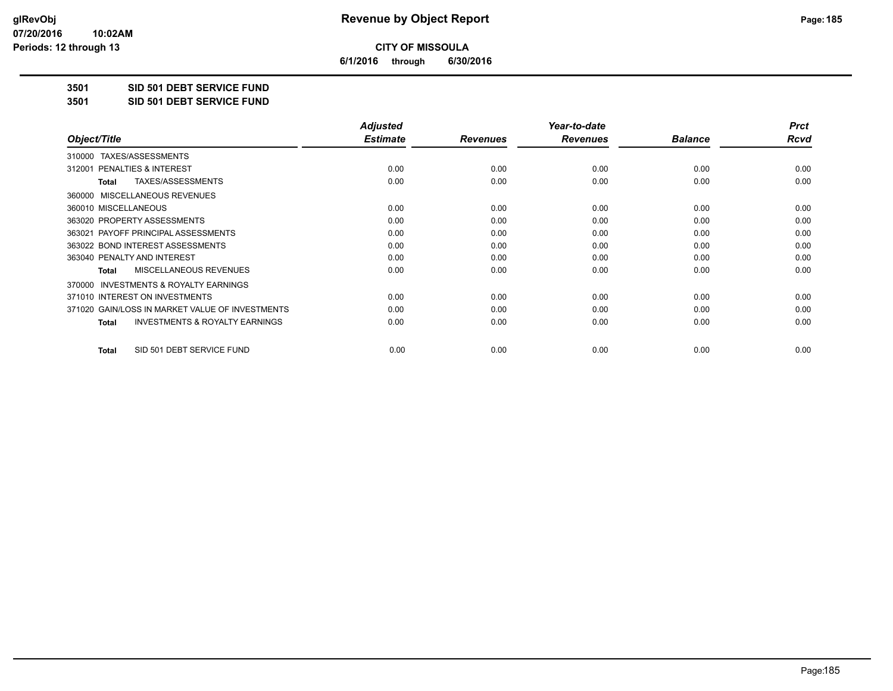# Revenue by Object Report

**CITY OF MISSOULA**

**6/1/2016 through 6/30/2016**

glRevObj
07/20/2016 10:02AM
Periods: 12 through 13

**3501 SID 501 DEBT SERVICE FUND**

**3501 SID 501 DEBT SERVICE FUND**

| Object/Title | Adjusted Estimate | Revenues | Year-to-date Revenues | Balance | Prct Rcvd |
|---|---|---|---|---|---|
| 310000 TAXES/ASSESSMENTS | | | | | |
| 312001 PENALTIES & INTEREST | 0.00 | 0.00 | 0.00 | 0.00 | 0.00 |
| **Total** TAXES/ASSESSMENTS | 0.00 | 0.00 | 0.00 | 0.00 | 0.00 |
| 360000 MISCELLANEOUS REVENUES | | | | | |
| 360010 MISCELLANEOUS | 0.00 | 0.00 | 0.00 | 0.00 | 0.00 |
| 363020 PROPERTY ASSESSMENTS | 0.00 | 0.00 | 0.00 | 0.00 | 0.00 |
| 363021 PAYOFF PRINCIPAL ASSESSMENTS | 0.00 | 0.00 | 0.00 | 0.00 | 0.00 |
| 363022 BOND INTEREST ASSESSMENTS | 0.00 | 0.00 | 0.00 | 0.00 | 0.00 |
| 363040 PENALTY AND INTEREST | 0.00 | 0.00 | 0.00 | 0.00 | 0.00 |
| **Total** MISCELLANEOUS REVENUES | 0.00 | 0.00 | 0.00 | 0.00 | 0.00 |
| 370000 INVESTMENTS & ROYALTY EARNINGS | | | | | |
| 371010 INTEREST ON INVESTMENTS | 0.00 | 0.00 | 0.00 | 0.00 | 0.00 |
| 371020 GAIN/LOSS IN MARKET VALUE OF INVESTMENTS | 0.00 | 0.00 | 0.00 | 0.00 | 0.00 |
| **Total** INVESTMENTS & ROYALTY EARNINGS | 0.00 | 0.00 | 0.00 | 0.00 | 0.00 |
| **Total** SID 501 DEBT SERVICE FUND | 0.00 | 0.00 | 0.00 | 0.00 | 0.00 |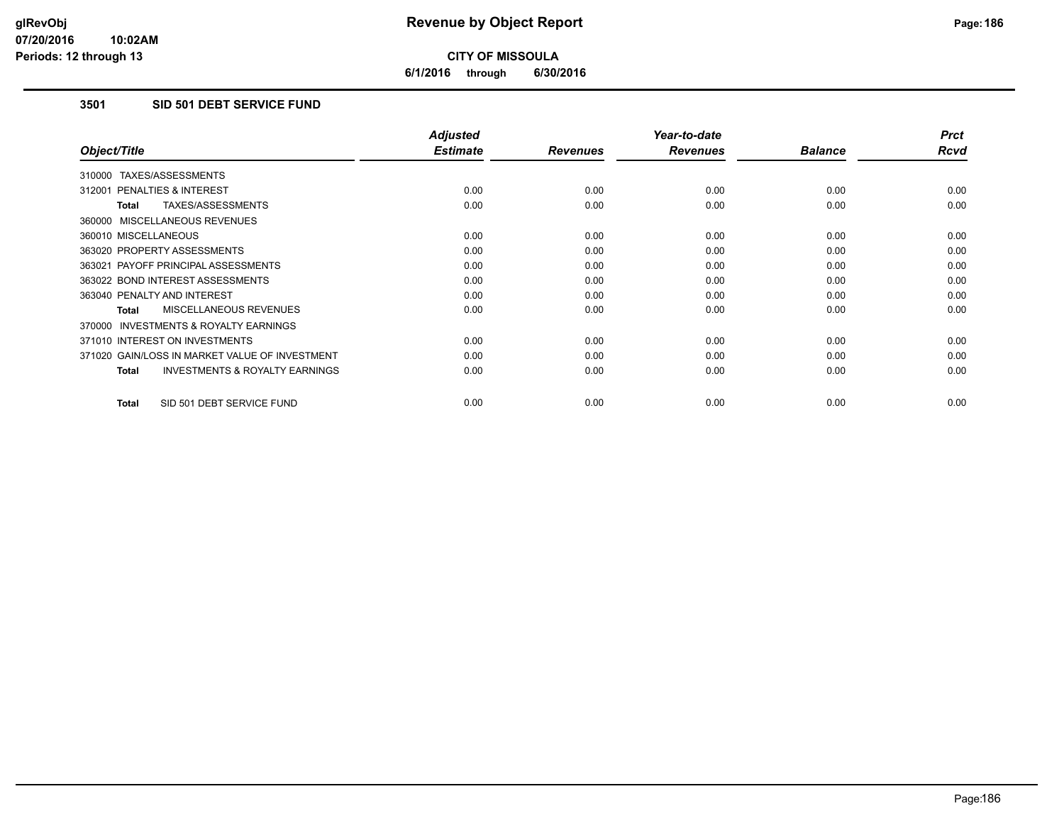**glRevObj**
**07/20/2016 10:02AM**
**Periods: 12 through 13**

# Revenue by Object Report

**CITY OF MISSOULA**

**6/1/2016 through 6/30/2016**

## 3501 SID 501 DEBT SERVICE FUND

| Object/Title | Adjusted Estimate | Revenues | Year-to-date Revenues | Balance | Prct Rcvd |
|---|---|---|---|---|---|
| 310000 TAXES/ASSESSMENTS | | | | | |
| 312001 PENALTIES & INTEREST | 0.00 | 0.00 | 0.00 | 0.00 | 0.00 |
| **Total** TAXES/ASSESSMENTS | 0.00 | 0.00 | 0.00 | 0.00 | 0.00 |
| 360000 MISCELLANEOUS REVENUES | | | | | |
| 360010 MISCELLANEOUS | 0.00 | 0.00 | 0.00 | 0.00 | 0.00 |
| 363020 PROPERTY ASSESSMENTS | 0.00 | 0.00 | 0.00 | 0.00 | 0.00 |
| 363021 PAYOFF PRINCIPAL ASSESSMENTS | 0.00 | 0.00 | 0.00 | 0.00 | 0.00 |
| 363022 BOND INTEREST ASSESSMENTS | 0.00 | 0.00 | 0.00 | 0.00 | 0.00 |
| 363040 PENALTY AND INTEREST | 0.00 | 0.00 | 0.00 | 0.00 | 0.00 |
| **Total** MISCELLANEOUS REVENUES | 0.00 | 0.00 | 0.00 | 0.00 | 0.00 |
| 370000 INVESTMENTS & ROYALTY EARNINGS | | | | | |
| 371010 INTEREST ON INVESTMENTS | 0.00 | 0.00 | 0.00 | 0.00 | 0.00 |
| 371020 GAIN/LOSS IN MARKET VALUE OF INVESTMENT | 0.00 | 0.00 | 0.00 | 0.00 | 0.00 |
| **Total** INVESTMENTS & ROYALTY EARNINGS | 0.00 | 0.00 | 0.00 | 0.00 | 0.00 |
| **Total** SID 501 DEBT SERVICE FUND | 0.00 | 0.00 | 0.00 | 0.00 | 0.00 |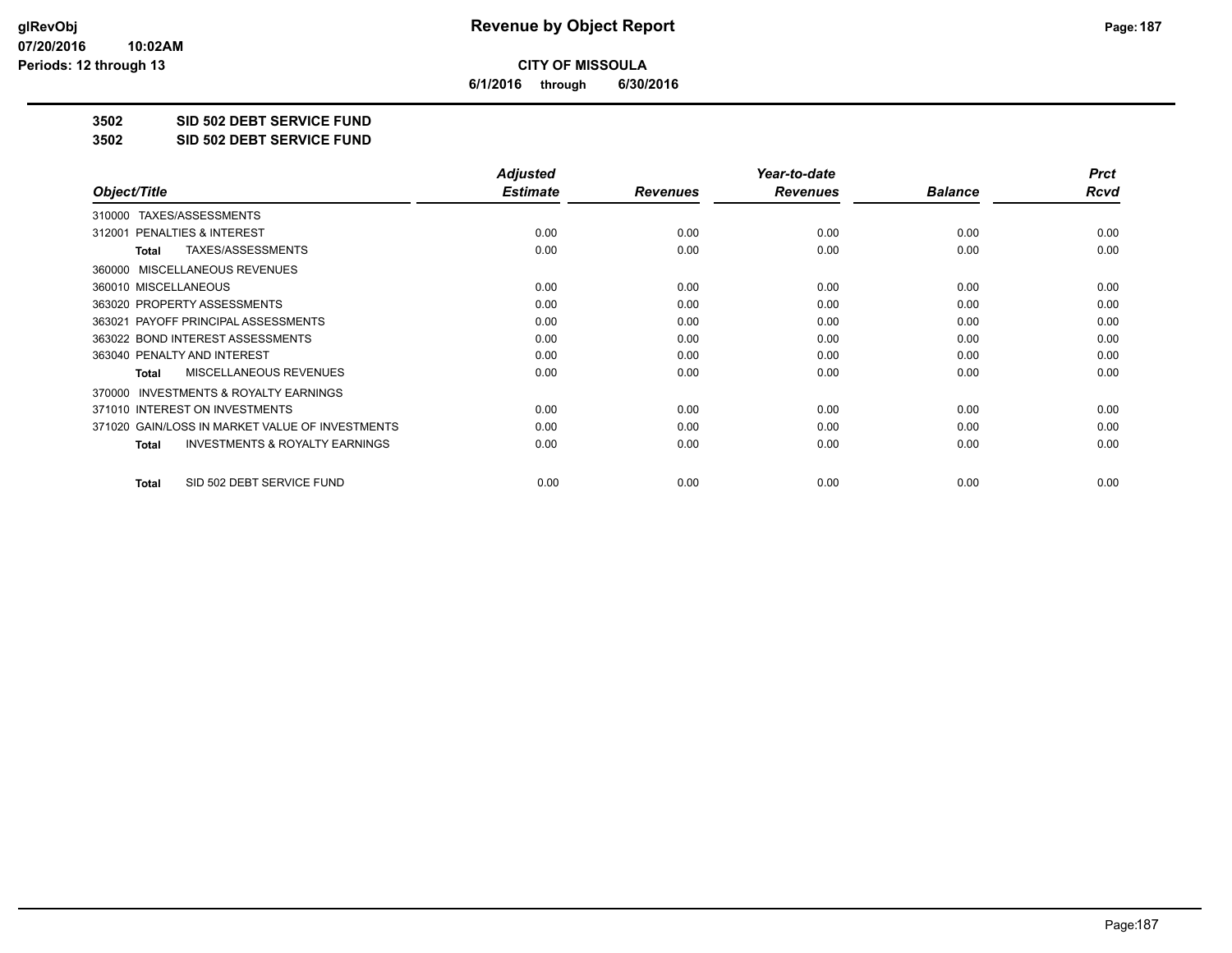# Revenue by Object Report

**CITY OF MISSOULA**

**6/1/2016 through 6/30/2016**

glRevObj
07/20/2016 10:02AM
Periods: 12 through 13

## 3502 SID 502 DEBT SERVICE FUND
## 3502 SID 502 DEBT SERVICE FUND

| Object/Title | Adjusted Estimate | Revenues | Year-to-date Revenues | Balance | Prct Rcvd |
|---|---|---|---|---|---|
| 310000 TAXES/ASSESSMENTS | | | | | |
| 312001 PENALTIES & INTEREST | 0.00 | 0.00 | 0.00 | 0.00 | 0.00 |
| **Total** TAXES/ASSESSMENTS | 0.00 | 0.00 | 0.00 | 0.00 | 0.00 |
| 360000 MISCELLANEOUS REVENUES | | | | | |
| 360010 MISCELLANEOUS | 0.00 | 0.00 | 0.00 | 0.00 | 0.00 |
| 363020 PROPERTY ASSESSMENTS | 0.00 | 0.00 | 0.00 | 0.00 | 0.00 |
| 363021 PAYOFF PRINCIPAL ASSESSMENTS | 0.00 | 0.00 | 0.00 | 0.00 | 0.00 |
| 363022 BOND INTEREST ASSESSMENTS | 0.00 | 0.00 | 0.00 | 0.00 | 0.00 |
| 363040 PENALTY AND INTEREST | 0.00 | 0.00 | 0.00 | 0.00 | 0.00 |
| **Total** MISCELLANEOUS REVENUES | 0.00 | 0.00 | 0.00 | 0.00 | 0.00 |
| 370000 INVESTMENTS & ROYALTY EARNINGS | | | | | |
| 371010 INTEREST ON INVESTMENTS | 0.00 | 0.00 | 0.00 | 0.00 | 0.00 |
| 371020 GAIN/LOSS IN MARKET VALUE OF INVESTMENTS | 0.00 | 0.00 | 0.00 | 0.00 | 0.00 |
| **Total** INVESTMENTS & ROYALTY EARNINGS | 0.00 | 0.00 | 0.00 | 0.00 | 0.00 |
| **Total** SID 502 DEBT SERVICE FUND | 0.00 | 0.00 | 0.00 | 0.00 | 0.00 |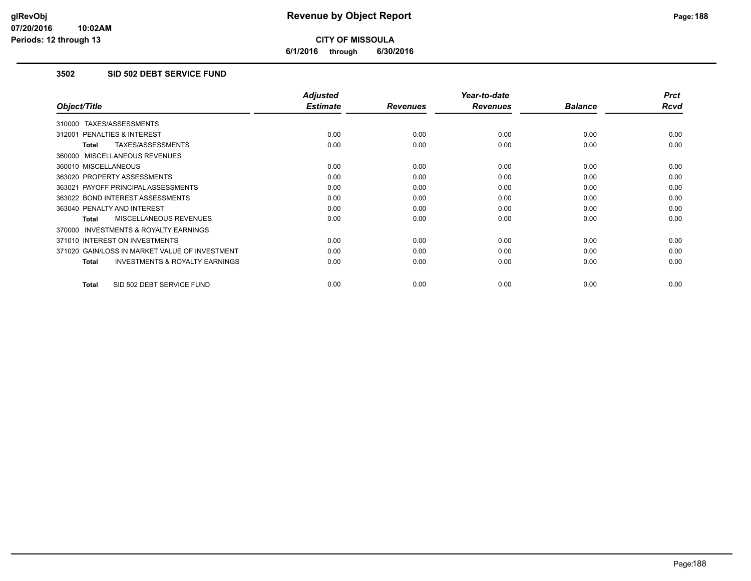**glRevObj**
**07/20/2016 10:02AM**
**Periods: 12 through 13**

# Revenue by Object Report

**CITY OF MISSOULA**

**6/1/2016 through 6/30/2016**

## 3502 SID 502 DEBT SERVICE FUND

| Object/Title | Adjusted Estimate | Revenues | Year-to-date Revenues | Balance | Prct Rcvd |
|---|---|---|---|---|---|
| 310000 TAXES/ASSESSMENTS | | | | | |
| 312001 PENALTIES & INTEREST | 0.00 | 0.00 | 0.00 | 0.00 | 0.00 |
| **Total** TAXES/ASSESSMENTS | 0.00 | 0.00 | 0.00 | 0.00 | 0.00 |
| 360000 MISCELLANEOUS REVENUES | | | | | |
| 360010 MISCELLANEOUS | 0.00 | 0.00 | 0.00 | 0.00 | 0.00 |
| 363020 PROPERTY ASSESSMENTS | 0.00 | 0.00 | 0.00 | 0.00 | 0.00 |
| 363021 PAYOFF PRINCIPAL ASSESSMENTS | 0.00 | 0.00 | 0.00 | 0.00 | 0.00 |
| 363022 BOND INTEREST ASSESSMENTS | 0.00 | 0.00 | 0.00 | 0.00 | 0.00 |
| 363040 PENALTY AND INTEREST | 0.00 | 0.00 | 0.00 | 0.00 | 0.00 |
| **Total** MISCELLANEOUS REVENUES | 0.00 | 0.00 | 0.00 | 0.00 | 0.00 |
| 370000 INVESTMENTS & ROYALTY EARNINGS | | | | | |
| 371010 INTEREST ON INVESTMENTS | 0.00 | 0.00 | 0.00 | 0.00 | 0.00 |
| 371020 GAIN/LOSS IN MARKET VALUE OF INVESTMENT | 0.00 | 0.00 | 0.00 | 0.00 | 0.00 |
| **Total** INVESTMENTS & ROYALTY EARNINGS | 0.00 | 0.00 | 0.00 | 0.00 | 0.00 |
| **Total** SID 502 DEBT SERVICE FUND | 0.00 | 0.00 | 0.00 | 0.00 | 0.00 |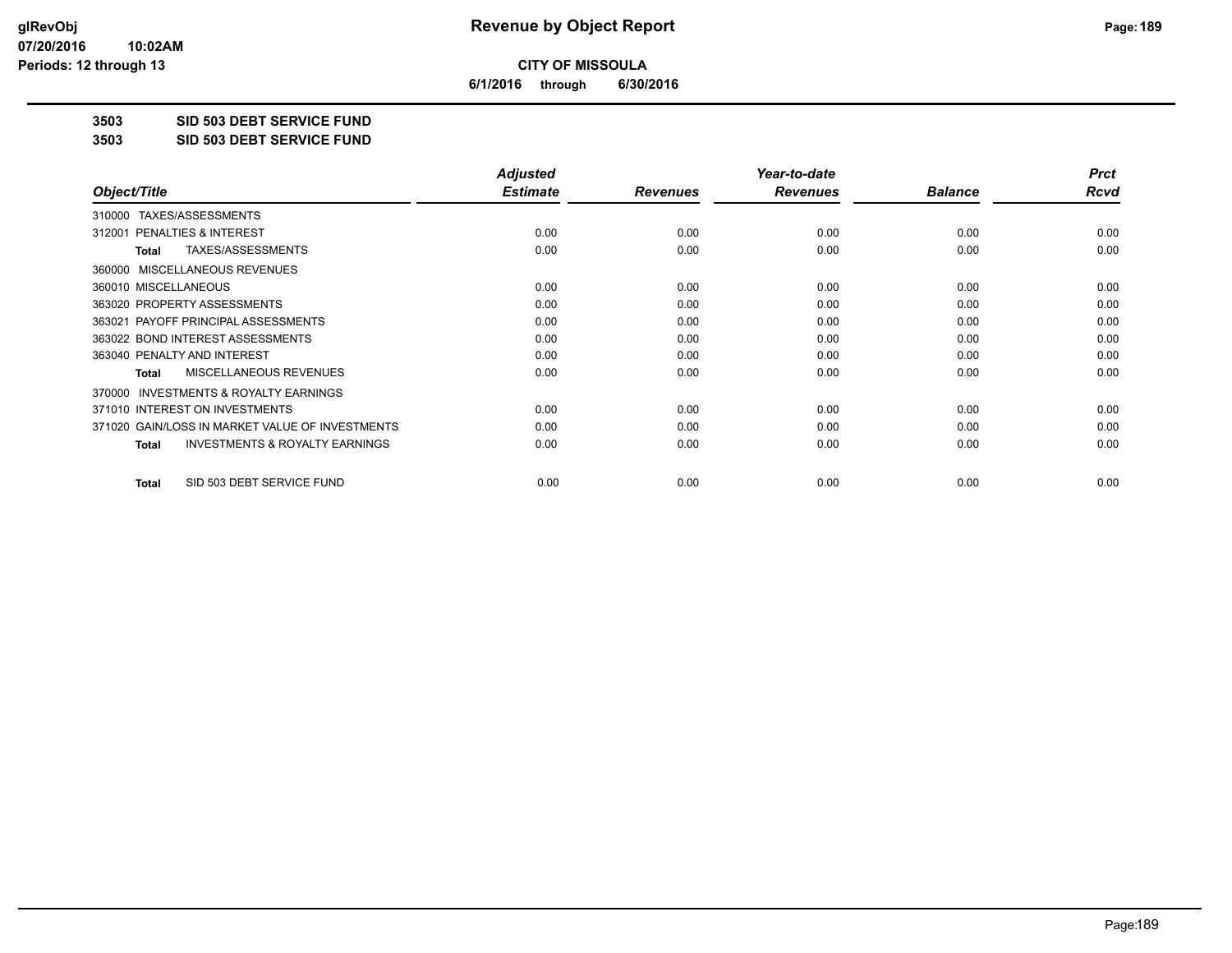**CITY OF MISSOULA**

**6/1/2016 through 6/30/2016**

**3503 SID 503 DEBT SERVICE FUND**

**3503 SID 503 DEBT SERVICE FUND**

| Object/Title | Adjusted Estimate | Revenues | Year-to-date Revenues | Balance | Prct Rcvd |
|---|---|---|---|---|---|
| 310000 TAXES/ASSESSMENTS | | | | | |
| 312001 PENALTIES & INTEREST | 0.00 | 0.00 | 0.00 | 0.00 | 0.00 |
| **Total** TAXES/ASSESSMENTS | 0.00 | 0.00 | 0.00 | 0.00 | 0.00 |
| 360000 MISCELLANEOUS REVENUES | | | | | |
| 360010 MISCELLANEOUS | 0.00 | 0.00 | 0.00 | 0.00 | 0.00 |
| 363020 PROPERTY ASSESSMENTS | 0.00 | 0.00 | 0.00 | 0.00 | 0.00 |
| 363021 PAYOFF PRINCIPAL ASSESSMENTS | 0.00 | 0.00 | 0.00 | 0.00 | 0.00 |
| 363022 BOND INTEREST ASSESSMENTS | 0.00 | 0.00 | 0.00 | 0.00 | 0.00 |
| 363040 PENALTY AND INTEREST | 0.00 | 0.00 | 0.00 | 0.00 | 0.00 |
| **Total** MISCELLANEOUS REVENUES | 0.00 | 0.00 | 0.00 | 0.00 | 0.00 |
| 370000 INVESTMENTS & ROYALTY EARNINGS | | | | | |
| 371010 INTEREST ON INVESTMENTS | 0.00 | 0.00 | 0.00 | 0.00 | 0.00 |
| 371020 GAIN/LOSS IN MARKET VALUE OF INVESTMENTS | 0.00 | 0.00 | 0.00 | 0.00 | 0.00 |
| **Total** INVESTMENTS & ROYALTY EARNINGS | 0.00 | 0.00 | 0.00 | 0.00 | 0.00 |
| **Total** SID 503 DEBT SERVICE FUND | 0.00 | 0.00 | 0.00 | 0.00 | 0.00 |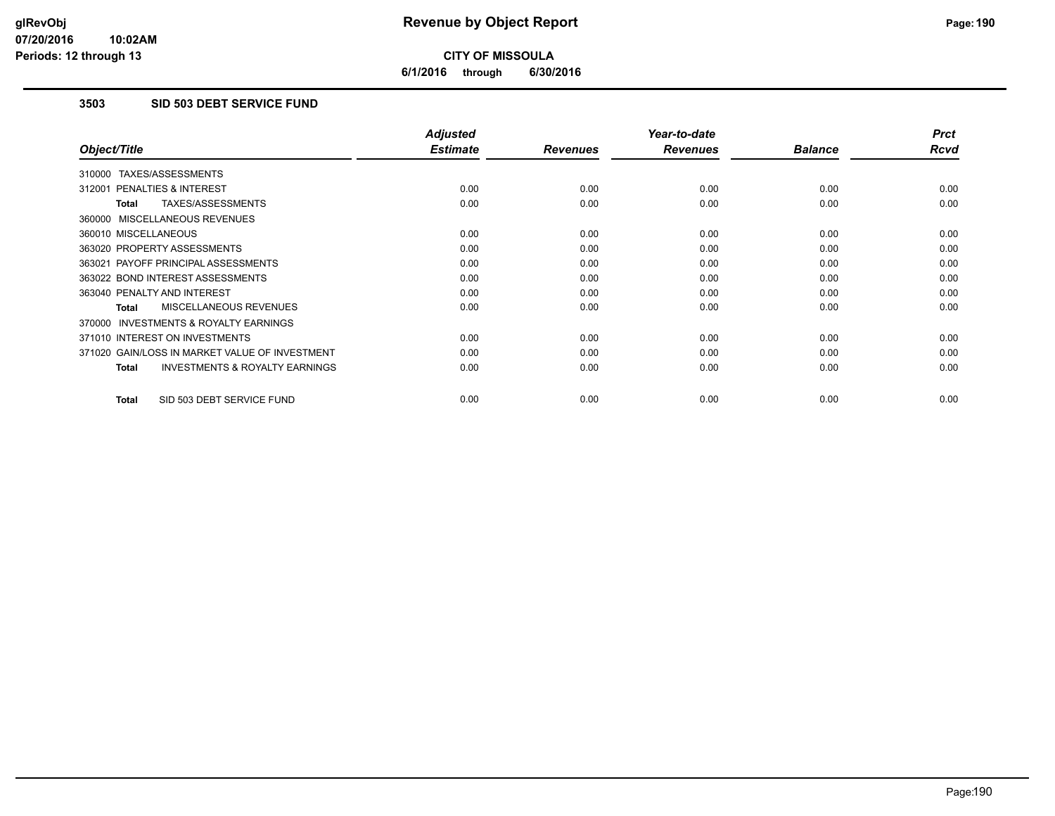# Revenue by Object Report

**CITY OF MISSOULA**

**6/1/2016 through 6/30/2016**

glRevObj
07/20/2016 10:02AM
Periods: 12 through 13

## 3503 SID 503 DEBT SERVICE FUND

| Object/Title | Adjusted Estimate | Revenues | Year-to-date Revenues | Balance | Prct Rcvd |
|---|---|---|---|---|---|
| 310000 TAXES/ASSESSMENTS | | | | | |
| 312001 PENALTIES & INTEREST | 0.00 | 0.00 | 0.00 | 0.00 | 0.00 |
| **Total** TAXES/ASSESSMENTS | 0.00 | 0.00 | 0.00 | 0.00 | 0.00 |
| 360000 MISCELLANEOUS REVENUES | | | | | |
| 360010 MISCELLANEOUS | 0.00 | 0.00 | 0.00 | 0.00 | 0.00 |
| 363020 PROPERTY ASSESSMENTS | 0.00 | 0.00 | 0.00 | 0.00 | 0.00 |
| 363021 PAYOFF PRINCIPAL ASSESSMENTS | 0.00 | 0.00 | 0.00 | 0.00 | 0.00 |
| 363022 BOND INTEREST ASSESSMENTS | 0.00 | 0.00 | 0.00 | 0.00 | 0.00 |
| 363040 PENALTY AND INTEREST | 0.00 | 0.00 | 0.00 | 0.00 | 0.00 |
| **Total** MISCELLANEOUS REVENUES | 0.00 | 0.00 | 0.00 | 0.00 | 0.00 |
| 370000 INVESTMENTS & ROYALTY EARNINGS | | | | | |
| 371010 INTEREST ON INVESTMENTS | 0.00 | 0.00 | 0.00 | 0.00 | 0.00 |
| 371020 GAIN/LOSS IN MARKET VALUE OF INVESTMENT | 0.00 | 0.00 | 0.00 | 0.00 | 0.00 |
| **Total** INVESTMENTS & ROYALTY EARNINGS | 0.00 | 0.00 | 0.00 | 0.00 | 0.00 |
| **Total** SID 503 DEBT SERVICE FUND | 0.00 | 0.00 | 0.00 | 0.00 | 0.00 |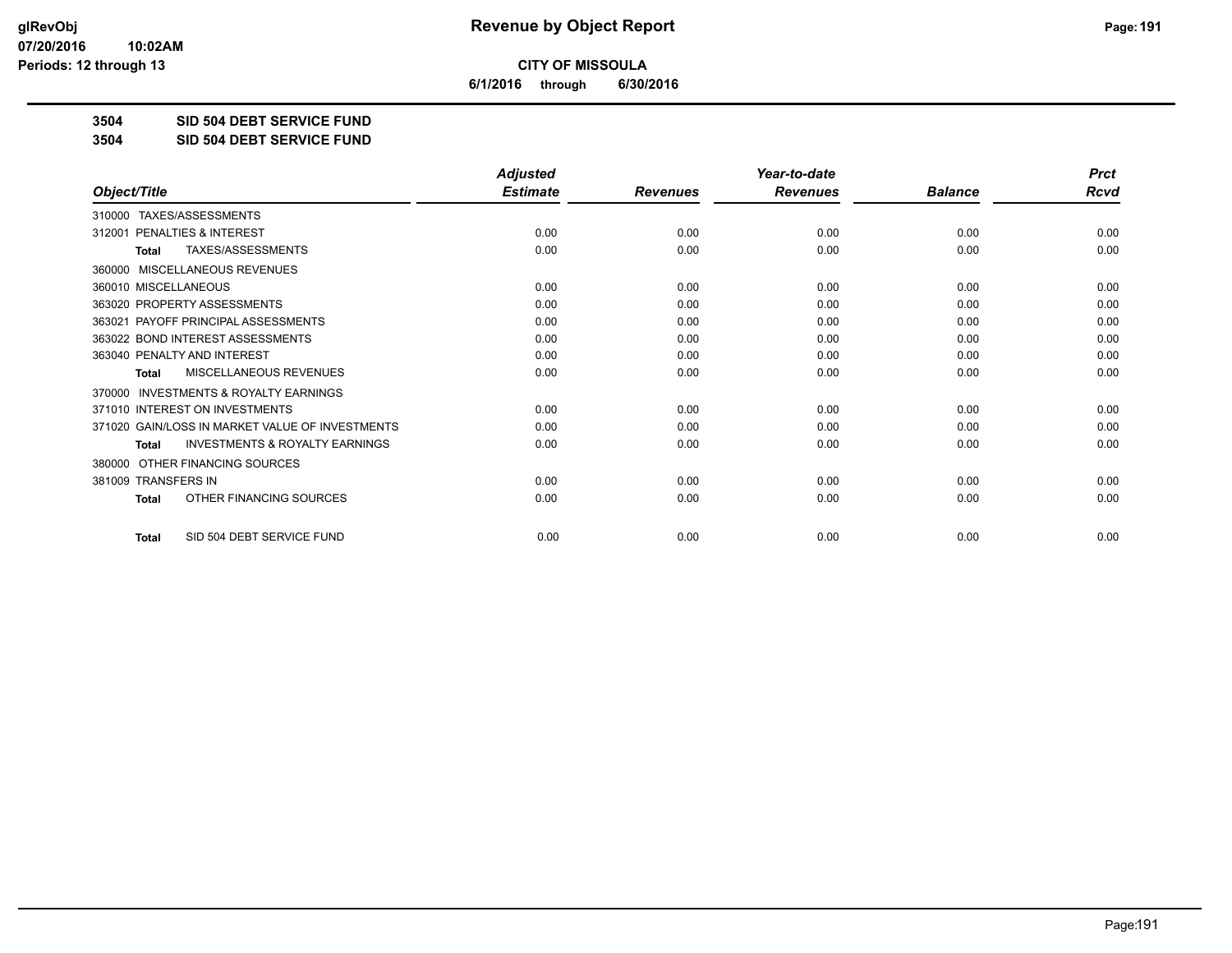**CITY OF MISSOULA**

**6/1/2016 through 6/30/2016**

**3504 SID 504 DEBT SERVICE FUND**

**3504 SID 504 DEBT SERVICE FUND**

| Object/Title | Adjusted Estimate | Revenues | Year-to-date Revenues | Balance | Prct Rcvd |
|---|---|---|---|---|---|
| 310000 TAXES/ASSESSMENTS | | | | | |
| 312001 PENALTIES & INTEREST | 0.00 | 0.00 | 0.00 | 0.00 | 0.00 |
| **Total** TAXES/ASSESSMENTS | 0.00 | 0.00 | 0.00 | 0.00 | 0.00 |
| 360000 MISCELLANEOUS REVENUES | | | | | |
| 360010 MISCELLANEOUS | 0.00 | 0.00 | 0.00 | 0.00 | 0.00 |
| 363020 PROPERTY ASSESSMENTS | 0.00 | 0.00 | 0.00 | 0.00 | 0.00 |
| 363021 PAYOFF PRINCIPAL ASSESSMENTS | 0.00 | 0.00 | 0.00 | 0.00 | 0.00 |
| 363022 BOND INTEREST ASSESSMENTS | 0.00 | 0.00 | 0.00 | 0.00 | 0.00 |
| 363040 PENALTY AND INTEREST | 0.00 | 0.00 | 0.00 | 0.00 | 0.00 |
| **Total** MISCELLANEOUS REVENUES | 0.00 | 0.00 | 0.00 | 0.00 | 0.00 |
| 370000 INVESTMENTS & ROYALTY EARNINGS | | | | | |
| 371010 INTEREST ON INVESTMENTS | 0.00 | 0.00 | 0.00 | 0.00 | 0.00 |
| 371020 GAIN/LOSS IN MARKET VALUE OF INVESTMENTS | 0.00 | 0.00 | 0.00 | 0.00 | 0.00 |
| **Total** INVESTMENTS & ROYALTY EARNINGS | 0.00 | 0.00 | 0.00 | 0.00 | 0.00 |
| 380000 OTHER FINANCING SOURCES | | | | | |
| 381009 TRANSFERS IN | 0.00 | 0.00 | 0.00 | 0.00 | 0.00 |
| **Total** OTHER FINANCING SOURCES | 0.00 | 0.00 | 0.00 | 0.00 | 0.00 |
| **Total** SID 504 DEBT SERVICE FUND | 0.00 | 0.00 | 0.00 | 0.00 | 0.00 |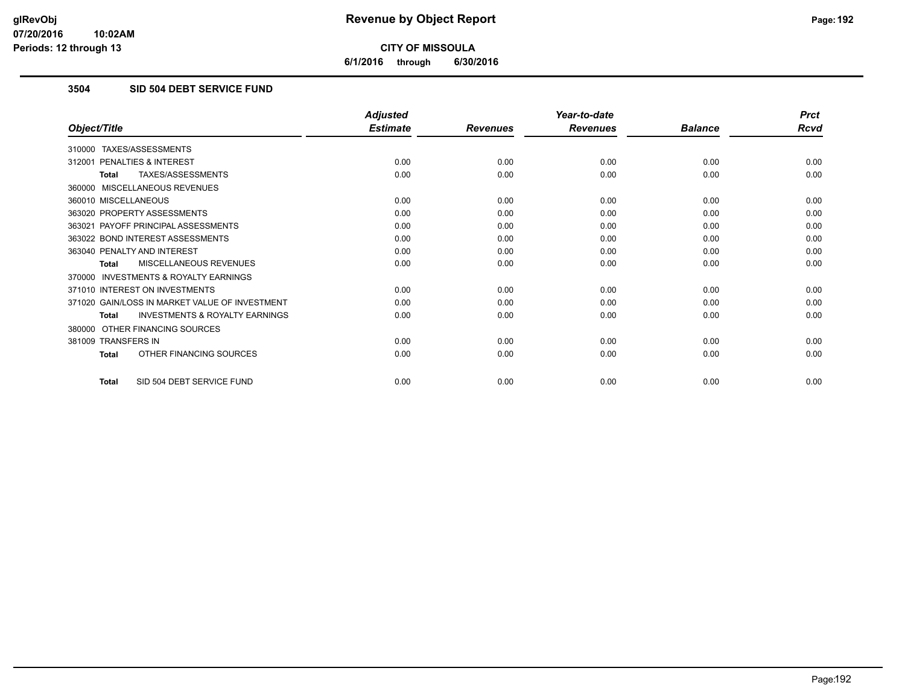**CITY OF MISSOULA**

**6/1/2016 through 6/30/2016**

### 3504 SID 504 DEBT SERVICE FUND

| Object/Title | Adjusted Estimate | Revenues | Year-to-date Revenues | Balance | Prct Rcvd |
|---|---|---|---|---|---|
| 310000 TAXES/ASSESSMENTS | | | | | |
| 312001 PENALTIES & INTEREST | 0.00 | 0.00 | 0.00 | 0.00 | 0.00 |
| **Total** TAXES/ASSESSMENTS | 0.00 | 0.00 | 0.00 | 0.00 | 0.00 |
| 360000 MISCELLANEOUS REVENUES | | | | | |
| 360010 MISCELLANEOUS | 0.00 | 0.00 | 0.00 | 0.00 | 0.00 |
| 363020 PROPERTY ASSESSMENTS | 0.00 | 0.00 | 0.00 | 0.00 | 0.00 |
| 363021 PAYOFF PRINCIPAL ASSESSMENTS | 0.00 | 0.00 | 0.00 | 0.00 | 0.00 |
| 363022 BOND INTEREST ASSESSMENTS | 0.00 | 0.00 | 0.00 | 0.00 | 0.00 |
| 363040 PENALTY AND INTEREST | 0.00 | 0.00 | 0.00 | 0.00 | 0.00 |
| **Total** MISCELLANEOUS REVENUES | 0.00 | 0.00 | 0.00 | 0.00 | 0.00 |
| 370000 INVESTMENTS & ROYALTY EARNINGS | | | | | |
| 371010 INTEREST ON INVESTMENTS | 0.00 | 0.00 | 0.00 | 0.00 | 0.00 |
| 371020 GAIN/LOSS IN MARKET VALUE OF INVESTMENT | 0.00 | 0.00 | 0.00 | 0.00 | 0.00 |
| **Total** INVESTMENTS & ROYALTY EARNINGS | 0.00 | 0.00 | 0.00 | 0.00 | 0.00 |
| 380000 OTHER FINANCING SOURCES | | | | | |
| 381009 TRANSFERS IN | 0.00 | 0.00 | 0.00 | 0.00 | 0.00 |
| **Total** OTHER FINANCING SOURCES | 0.00 | 0.00 | 0.00 | 0.00 | 0.00 |
| **Total** SID 504 DEBT SERVICE FUND | 0.00 | 0.00 | 0.00 | 0.00 | 0.00 |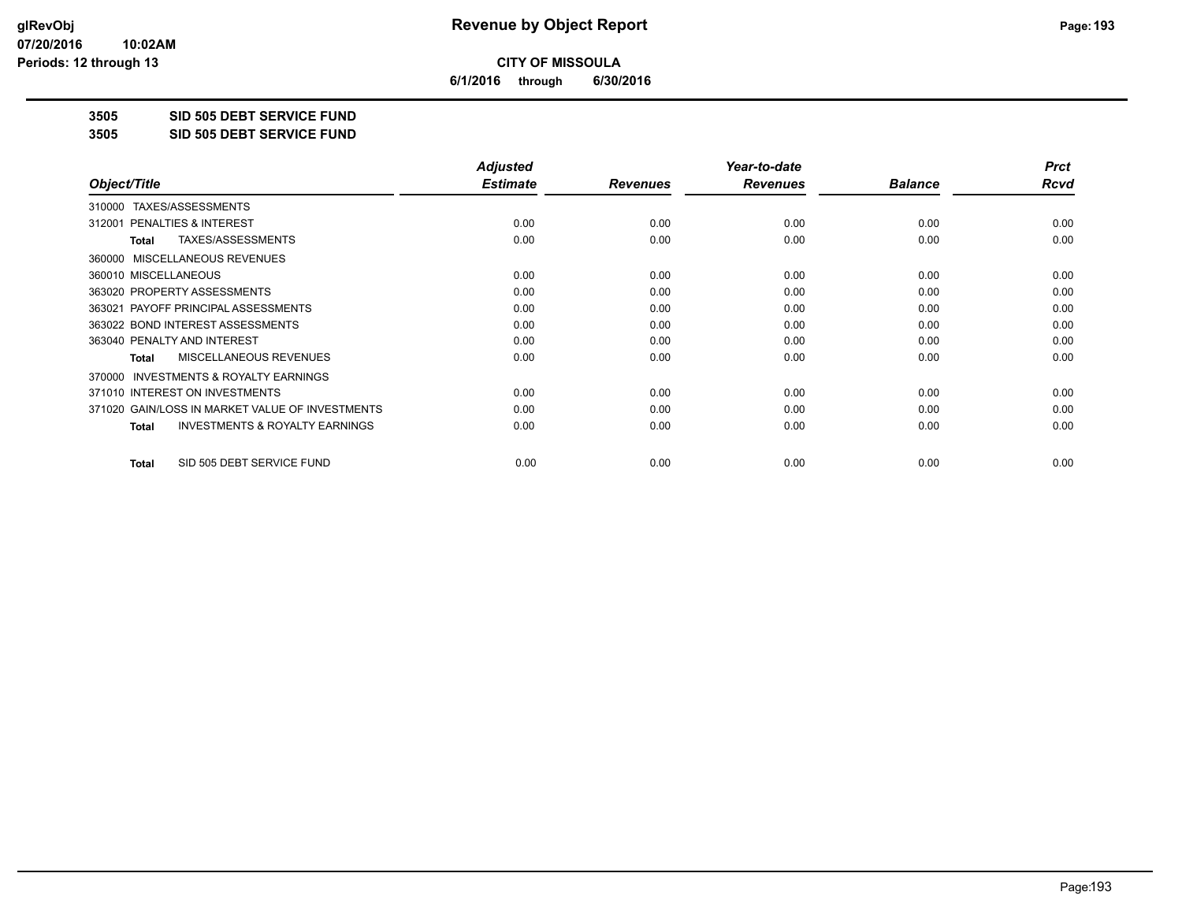**CITY OF MISSOULA**

**6/1/2016 through 6/30/2016**

**3505 SID 505 DEBT SERVICE FUND**

**3505 SID 505 DEBT SERVICE FUND**

| Object/Title | Adjusted Estimate | Revenues | Year-to-date Revenues | Balance | Prct Rcvd |
|---|---|---|---|---|---|
| 310000 TAXES/ASSESSMENTS | | | | | |
| 312001 PENALTIES & INTEREST | 0.00 | 0.00 | 0.00 | 0.00 | 0.00 |
| **Total** TAXES/ASSESSMENTS | 0.00 | 0.00 | 0.00 | 0.00 | 0.00 |
| 360000 MISCELLANEOUS REVENUES | | | | | |
| 360010 MISCELLANEOUS | 0.00 | 0.00 | 0.00 | 0.00 | 0.00 |
| 363020 PROPERTY ASSESSMENTS | 0.00 | 0.00 | 0.00 | 0.00 | 0.00 |
| 363021 PAYOFF PRINCIPAL ASSESSMENTS | 0.00 | 0.00 | 0.00 | 0.00 | 0.00 |
| 363022 BOND INTEREST ASSESSMENTS | 0.00 | 0.00 | 0.00 | 0.00 | 0.00 |
| 363040 PENALTY AND INTEREST | 0.00 | 0.00 | 0.00 | 0.00 | 0.00 |
| **Total** MISCELLANEOUS REVENUES | 0.00 | 0.00 | 0.00 | 0.00 | 0.00 |
| 370000 INVESTMENTS & ROYALTY EARNINGS | | | | | |
| 371010 INTEREST ON INVESTMENTS | 0.00 | 0.00 | 0.00 | 0.00 | 0.00 |
| 371020 GAIN/LOSS IN MARKET VALUE OF INVESTMENTS | 0.00 | 0.00 | 0.00 | 0.00 | 0.00 |
| **Total** INVESTMENTS & ROYALTY EARNINGS | 0.00 | 0.00 | 0.00 | 0.00 | 0.00 |
| **Total** SID 505 DEBT SERVICE FUND | 0.00 | 0.00 | 0.00 | 0.00 | 0.00 |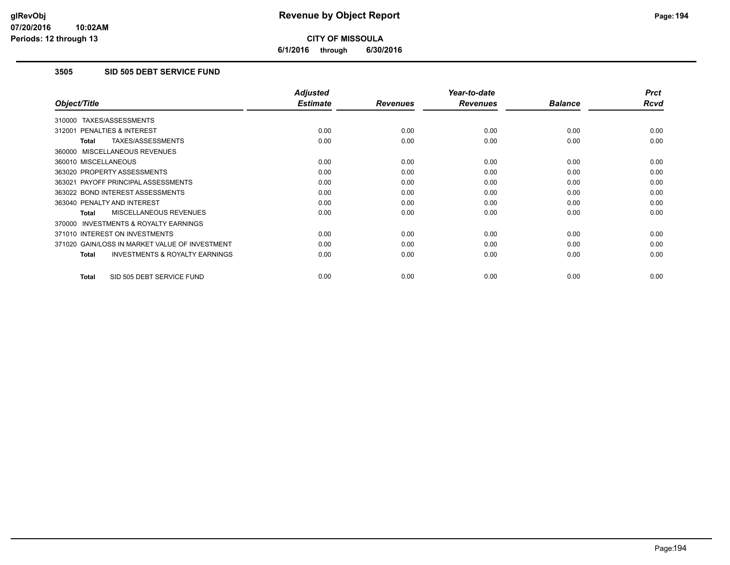**glRevObj**
**07/20/2016 10:02AM**
**Periods: 12 through 13**

# Revenue by Object Report

**CITY OF MISSOULA**

**6/1/2016 through 6/30/2016**

## 3505 SID 505 DEBT SERVICE FUND

| Object/Title | Adjusted Estimate | Revenues | Year-to-date Revenues | Balance | Prct Rcvd |
|---|---|---|---|---|---|
| 310000 TAXES/ASSESSMENTS | | | | | |
| 312001 PENALTIES & INTEREST | 0.00 | 0.00 | 0.00 | 0.00 | 0.00 |
| **Total** TAXES/ASSESSMENTS | 0.00 | 0.00 | 0.00 | 0.00 | 0.00 |
| 360000 MISCELLANEOUS REVENUES | | | | | |
| 360010 MISCELLANEOUS | 0.00 | 0.00 | 0.00 | 0.00 | 0.00 |
| 363020 PROPERTY ASSESSMENTS | 0.00 | 0.00 | 0.00 | 0.00 | 0.00 |
| 363021 PAYOFF PRINCIPAL ASSESSMENTS | 0.00 | 0.00 | 0.00 | 0.00 | 0.00 |
| 363022 BOND INTEREST ASSESSMENTS | 0.00 | 0.00 | 0.00 | 0.00 | 0.00 |
| 363040 PENALTY AND INTEREST | 0.00 | 0.00 | 0.00 | 0.00 | 0.00 |
| **Total** MISCELLANEOUS REVENUES | 0.00 | 0.00 | 0.00 | 0.00 | 0.00 |
| 370000 INVESTMENTS & ROYALTY EARNINGS | | | | | |
| 371010 INTEREST ON INVESTMENTS | 0.00 | 0.00 | 0.00 | 0.00 | 0.00 |
| 371020 GAIN/LOSS IN MARKET VALUE OF INVESTMENT | 0.00 | 0.00 | 0.00 | 0.00 | 0.00 |
| **Total** INVESTMENTS & ROYALTY EARNINGS | 0.00 | 0.00 | 0.00 | 0.00 | 0.00 |
| **Total** SID 505 DEBT SERVICE FUND | 0.00 | 0.00 | 0.00 | 0.00 | 0.00 |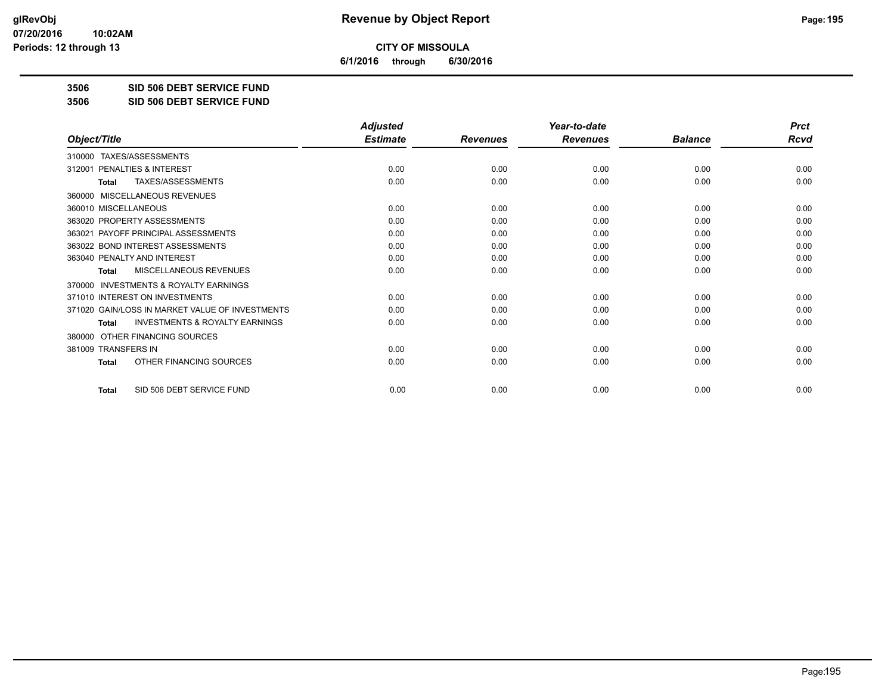# CITY OF MISSOULA

**6/1/2016 through 6/30/2016**

## 3506 SID 506 DEBT SERVICE FUND

## 3506 SID 506 DEBT SERVICE FUND

| Object/Title | Adjusted Estimate | Revenues | Year-to-date Revenues | Balance | Prct Rcvd |
|---|---|---|---|---|---|
| 310000 TAXES/ASSESSMENTS | | | | | |
| 312001 PENALTIES & INTEREST | 0.00 | 0.00 | 0.00 | 0.00 | 0.00 |
| **Total** TAXES/ASSESSMENTS | 0.00 | 0.00 | 0.00 | 0.00 | 0.00 |
| 360000 MISCELLANEOUS REVENUES | | | | | |
| 360010 MISCELLANEOUS | 0.00 | 0.00 | 0.00 | 0.00 | 0.00 |
| 363020 PROPERTY ASSESSMENTS | 0.00 | 0.00 | 0.00 | 0.00 | 0.00 |
| 363021 PAYOFF PRINCIPAL ASSESSMENTS | 0.00 | 0.00 | 0.00 | 0.00 | 0.00 |
| 363022 BOND INTEREST ASSESSMENTS | 0.00 | 0.00 | 0.00 | 0.00 | 0.00 |
| 363040 PENALTY AND INTEREST | 0.00 | 0.00 | 0.00 | 0.00 | 0.00 |
| **Total** MISCELLANEOUS REVENUES | 0.00 | 0.00 | 0.00 | 0.00 | 0.00 |
| 370000 INVESTMENTS & ROYALTY EARNINGS | | | | | |
| 371010 INTEREST ON INVESTMENTS | 0.00 | 0.00 | 0.00 | 0.00 | 0.00 |
| 371020 GAIN/LOSS IN MARKET VALUE OF INVESTMENTS | 0.00 | 0.00 | 0.00 | 0.00 | 0.00 |
| **Total** INVESTMENTS & ROYALTY EARNINGS | 0.00 | 0.00 | 0.00 | 0.00 | 0.00 |
| 380000 OTHER FINANCING SOURCES | | | | | |
| 381009 TRANSFERS IN | 0.00 | 0.00 | 0.00 | 0.00 | 0.00 |
| **Total** OTHER FINANCING SOURCES | 0.00 | 0.00 | 0.00 | 0.00 | 0.00 |
| **Total** SID 506 DEBT SERVICE FUND | 0.00 | 0.00 | 0.00 | 0.00 | 0.00 |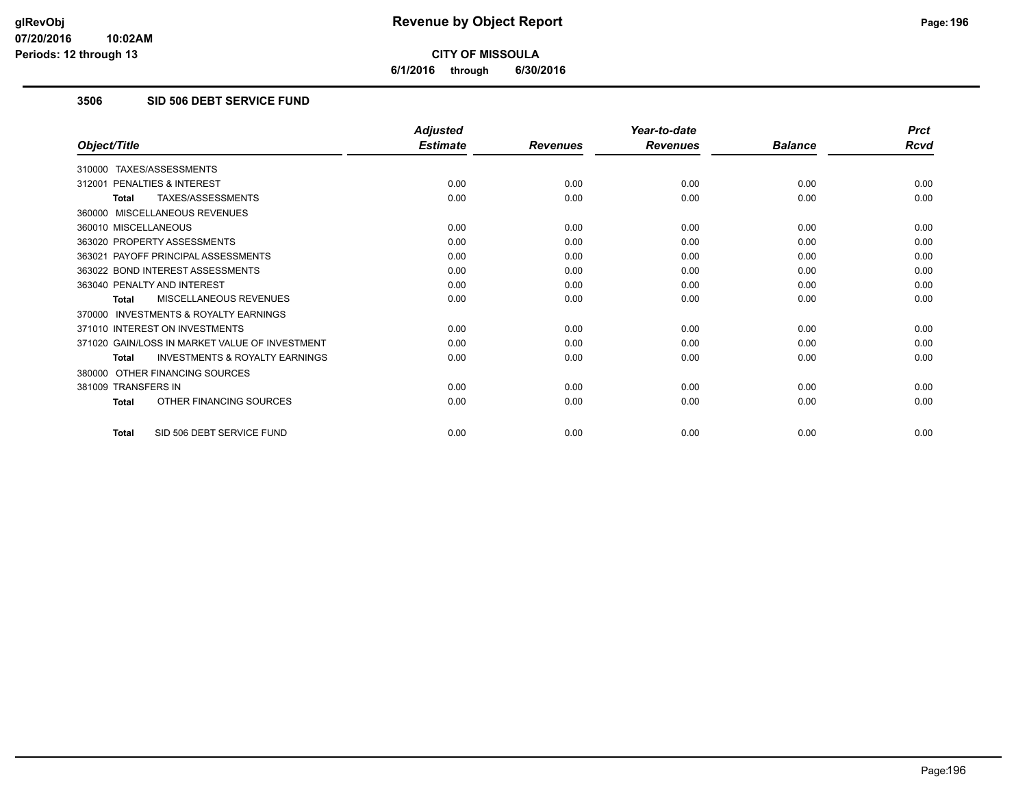glRevObj
07/20/2016 10:02AM
Periods: 12 through 13

# Revenue by Object Report

**CITY OF MISSOULA**

**6/1/2016 through 6/30/2016**

## 3506 SID 506 DEBT SERVICE FUND

| Object/Title | Adjusted Estimate | Revenues | Year-to-date Revenues | Balance | Prct Rcvd |
|---|---|---|---|---|---|
| 310000 TAXES/ASSESSMENTS | | | | | |
| 312001 PENALTIES & INTEREST | 0.00 | 0.00 | 0.00 | 0.00 | 0.00 |
| **Total** TAXES/ASSESSMENTS | 0.00 | 0.00 | 0.00 | 0.00 | 0.00 |
| 360000 MISCELLANEOUS REVENUES | | | | | |
| 360010 MISCELLANEOUS | 0.00 | 0.00 | 0.00 | 0.00 | 0.00 |
| 363020 PROPERTY ASSESSMENTS | 0.00 | 0.00 | 0.00 | 0.00 | 0.00 |
| 363021 PAYOFF PRINCIPAL ASSESSMENTS | 0.00 | 0.00 | 0.00 | 0.00 | 0.00 |
| 363022 BOND INTEREST ASSESSMENTS | 0.00 | 0.00 | 0.00 | 0.00 | 0.00 |
| 363040 PENALTY AND INTEREST | 0.00 | 0.00 | 0.00 | 0.00 | 0.00 |
| **Total** MISCELLANEOUS REVENUES | 0.00 | 0.00 | 0.00 | 0.00 | 0.00 |
| 370000 INVESTMENTS & ROYALTY EARNINGS | | | | | |
| 371010 INTEREST ON INVESTMENTS | 0.00 | 0.00 | 0.00 | 0.00 | 0.00 |
| 371020 GAIN/LOSS IN MARKET VALUE OF INVESTMENT | 0.00 | 0.00 | 0.00 | 0.00 | 0.00 |
| **Total** INVESTMENTS & ROYALTY EARNINGS | 0.00 | 0.00 | 0.00 | 0.00 | 0.00 |
| 380000 OTHER FINANCING SOURCES | | | | | |
| 381009 TRANSFERS IN | 0.00 | 0.00 | 0.00 | 0.00 | 0.00 |
| **Total** OTHER FINANCING SOURCES | 0.00 | 0.00 | 0.00 | 0.00 | 0.00 |
| **Total** SID 506 DEBT SERVICE FUND | 0.00 | 0.00 | 0.00 | 0.00 | 0.00 |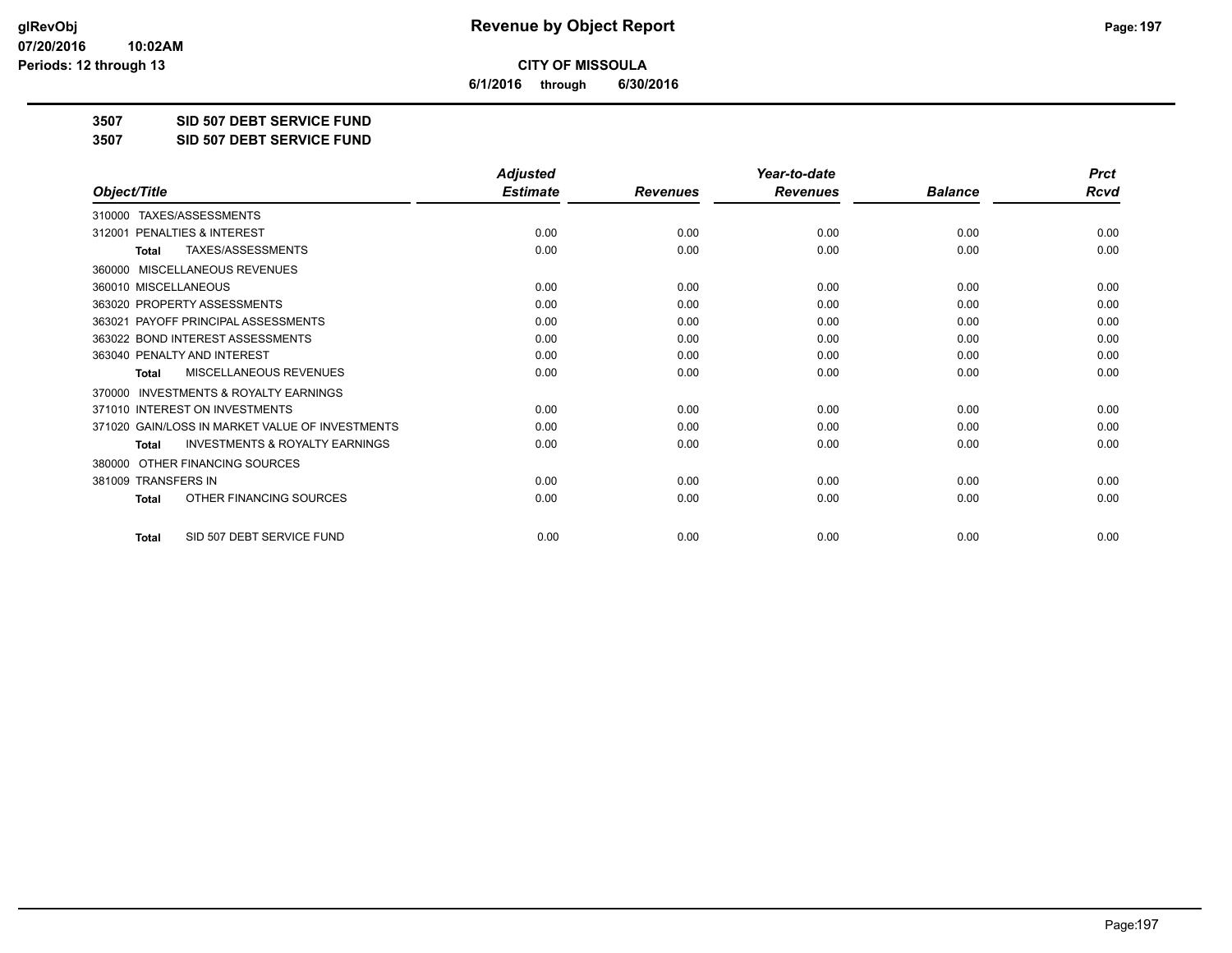# CITY OF MISSOULA

**6/1/2016 through 6/30/2016**

**3507 SID 507 DEBT SERVICE FUND**

**3507 SID 507 DEBT SERVICE FUND**

| Object/Title | Adjusted Estimate | Revenues | Year-to-date Revenues | Balance | Prct Rcvd |
|---|---|---|---|---|---|
| 310000 TAXES/ASSESSMENTS | | | | | |
| 312001 PENALTIES & INTEREST | 0.00 | 0.00 | 0.00 | 0.00 | 0.00 |
| **Total** TAXES/ASSESSMENTS | 0.00 | 0.00 | 0.00 | 0.00 | 0.00 |
| 360000 MISCELLANEOUS REVENUES | | | | | |
| 360010 MISCELLANEOUS | 0.00 | 0.00 | 0.00 | 0.00 | 0.00 |
| 363020 PROPERTY ASSESSMENTS | 0.00 | 0.00 | 0.00 | 0.00 | 0.00 |
| 363021 PAYOFF PRINCIPAL ASSESSMENTS | 0.00 | 0.00 | 0.00 | 0.00 | 0.00 |
| 363022 BOND INTEREST ASSESSMENTS | 0.00 | 0.00 | 0.00 | 0.00 | 0.00 |
| 363040 PENALTY AND INTEREST | 0.00 | 0.00 | 0.00 | 0.00 | 0.00 |
| **Total** MISCELLANEOUS REVENUES | 0.00 | 0.00 | 0.00 | 0.00 | 0.00 |
| 370000 INVESTMENTS & ROYALTY EARNINGS | | | | | |
| 371010 INTEREST ON INVESTMENTS | 0.00 | 0.00 | 0.00 | 0.00 | 0.00 |
| 371020 GAIN/LOSS IN MARKET VALUE OF INVESTMENTS | 0.00 | 0.00 | 0.00 | 0.00 | 0.00 |
| **Total** INVESTMENTS & ROYALTY EARNINGS | 0.00 | 0.00 | 0.00 | 0.00 | 0.00 |
| 380000 OTHER FINANCING SOURCES | | | | | |
| 381009 TRANSFERS IN | 0.00 | 0.00 | 0.00 | 0.00 | 0.00 |
| **Total** OTHER FINANCING SOURCES | 0.00 | 0.00 | 0.00 | 0.00 | 0.00 |
| **Total** SID 507 DEBT SERVICE FUND | 0.00 | 0.00 | 0.00 | 0.00 | 0.00 |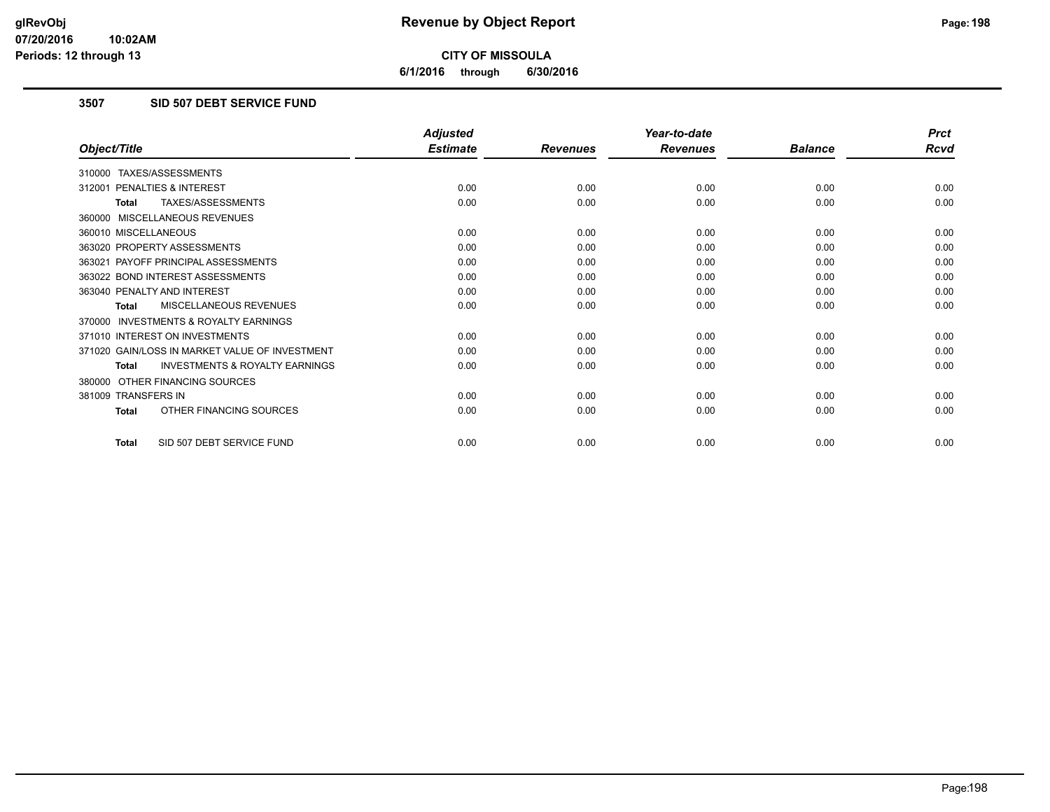# Revenue by Object Report

## CITY OF MISSOULA

6/1/2016 through 6/30/2016

### 3507 SID 507 DEBT SERVICE FUND

| Object/Title | Adjusted Estimate | Revenues | Year-to-date Revenues | Balance | Prct Rcvd |
|---|---|---|---|---|---|
| 310000 TAXES/ASSESSMENTS | | | | | |
| 312001 PENALTIES & INTEREST | 0.00 | 0.00 | 0.00 | 0.00 | 0.00 |
| **Total** TAXES/ASSESSMENTS | 0.00 | 0.00 | 0.00 | 0.00 | 0.00 |
| 360000 MISCELLANEOUS REVENUES | | | | | |
| 360010 MISCELLANEOUS | 0.00 | 0.00 | 0.00 | 0.00 | 0.00 |
| 363020 PROPERTY ASSESSMENTS | 0.00 | 0.00 | 0.00 | 0.00 | 0.00 |
| 363021 PAYOFF PRINCIPAL ASSESSMENTS | 0.00 | 0.00 | 0.00 | 0.00 | 0.00 |
| 363022 BOND INTEREST ASSESSMENTS | 0.00 | 0.00 | 0.00 | 0.00 | 0.00 |
| 363040 PENALTY AND INTEREST | 0.00 | 0.00 | 0.00 | 0.00 | 0.00 |
| **Total** MISCELLANEOUS REVENUES | 0.00 | 0.00 | 0.00 | 0.00 | 0.00 |
| 370000 INVESTMENTS & ROYALTY EARNINGS | | | | | |
| 371010 INTEREST ON INVESTMENTS | 0.00 | 0.00 | 0.00 | 0.00 | 0.00 |
| 371020 GAIN/LOSS IN MARKET VALUE OF INVESTMENT | 0.00 | 0.00 | 0.00 | 0.00 | 0.00 |
| **Total** INVESTMENTS & ROYALTY EARNINGS | 0.00 | 0.00 | 0.00 | 0.00 | 0.00 |
| 380000 OTHER FINANCING SOURCES | | | | | |
| 381009 TRANSFERS IN | 0.00 | 0.00 | 0.00 | 0.00 | 0.00 |
| **Total** OTHER FINANCING SOURCES | 0.00 | 0.00 | 0.00 | 0.00 | 0.00 |
| **Total** SID 507 DEBT SERVICE FUND | 0.00 | 0.00 | 0.00 | 0.00 | 0.00 |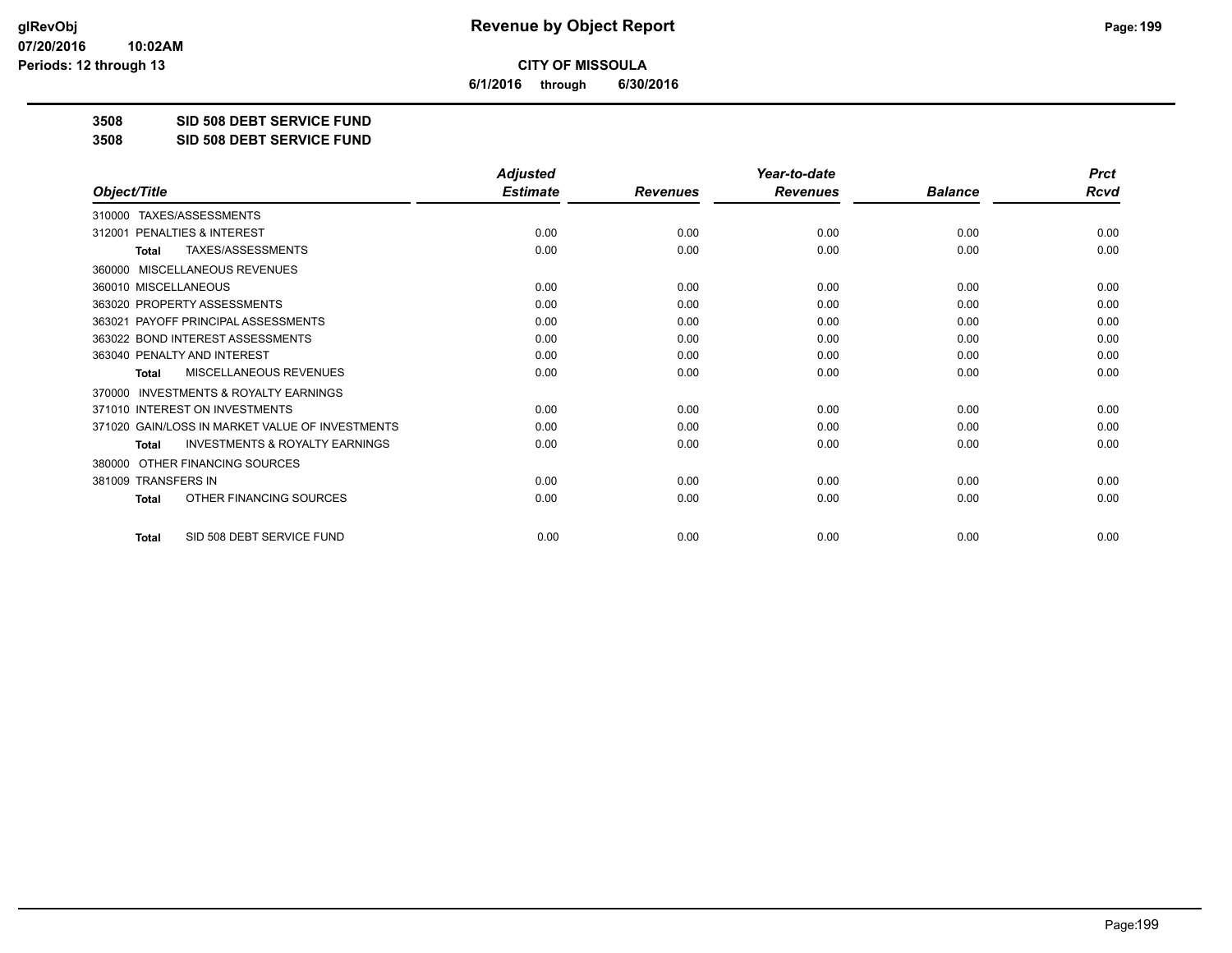# Revenue by Object Report

**CITY OF MISSOULA**

**6/1/2016 through 6/30/2016**

**glRevObj**
**07/20/2016 10:02AM**
**Periods: 12 through 13**

## 3508 SID 508 DEBT SERVICE FUND
## 3508 SID 508 DEBT SERVICE FUND

| Object/Title | Adjusted Estimate | Revenues | Year-to-date Revenues | Balance | Prct Rcvd |
|---|---|---|---|---|---|
| 310000 TAXES/ASSESSMENTS | | | | | |
| 312001 PENALTIES & INTEREST | 0.00 | 0.00 | 0.00 | 0.00 | 0.00 |
| **Total** TAXES/ASSESSMENTS | 0.00 | 0.00 | 0.00 | 0.00 | 0.00 |
| 360000 MISCELLANEOUS REVENUES | | | | | |
| 360010 MISCELLANEOUS | 0.00 | 0.00 | 0.00 | 0.00 | 0.00 |
| 363020 PROPERTY ASSESSMENTS | 0.00 | 0.00 | 0.00 | 0.00 | 0.00 |
| 363021 PAYOFF PRINCIPAL ASSESSMENTS | 0.00 | 0.00 | 0.00 | 0.00 | 0.00 |
| 363022 BOND INTEREST ASSESSMENTS | 0.00 | 0.00 | 0.00 | 0.00 | 0.00 |
| 363040 PENALTY AND INTEREST | 0.00 | 0.00 | 0.00 | 0.00 | 0.00 |
| **Total** MISCELLANEOUS REVENUES | 0.00 | 0.00 | 0.00 | 0.00 | 0.00 |
| 370000 INVESTMENTS & ROYALTY EARNINGS | | | | | |
| 371010 INTEREST ON INVESTMENTS | 0.00 | 0.00 | 0.00 | 0.00 | 0.00 |
| 371020 GAIN/LOSS IN MARKET VALUE OF INVESTMENTS | 0.00 | 0.00 | 0.00 | 0.00 | 0.00 |
| **Total** INVESTMENTS & ROYALTY EARNINGS | 0.00 | 0.00 | 0.00 | 0.00 | 0.00 |
| 380000 OTHER FINANCING SOURCES | | | | | |
| 381009 TRANSFERS IN | 0.00 | 0.00 | 0.00 | 0.00 | 0.00 |
| **Total** OTHER FINANCING SOURCES | 0.00 | 0.00 | 0.00 | 0.00 | 0.00 |
| **Total** SID 508 DEBT SERVICE FUND | 0.00 | 0.00 | 0.00 | 0.00 | 0.00 |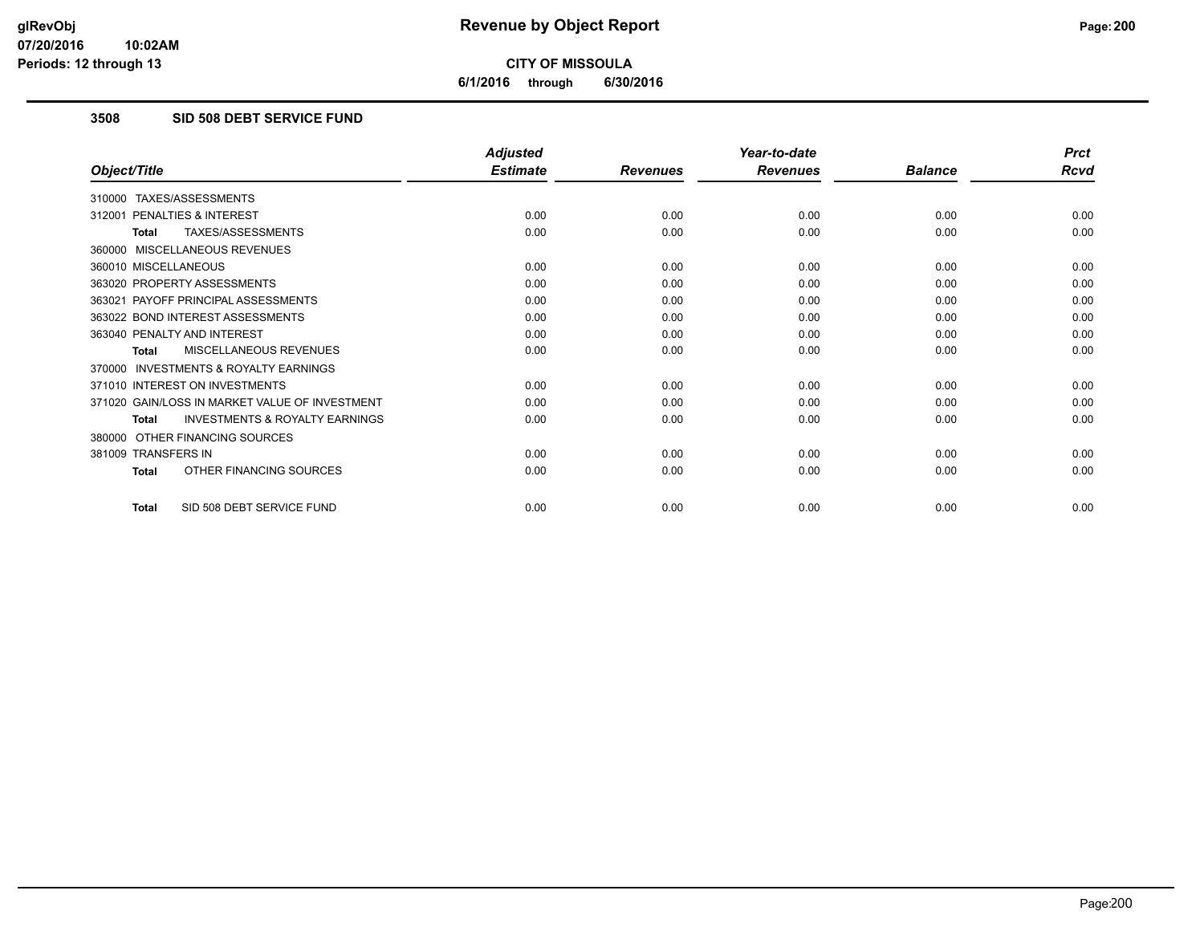# Revenue by Object Report

**CITY OF MISSOULA**

**6/1/2016 through 6/30/2016**

glRevObj
07/20/2016 10:02AM
Periods: 12 through 13

## 3508 SID 508 DEBT SERVICE FUND

| Object/Title | Adjusted Estimate | Revenues | Year-to-date Revenues | Balance | Prct Rcvd |
|---|---|---|---|---|---|
| 310000 TAXES/ASSESSMENTS | | | | | |
| 312001 PENALTIES & INTEREST | 0.00 | 0.00 | 0.00 | 0.00 | 0.00 |
| **Total** TAXES/ASSESSMENTS | 0.00 | 0.00 | 0.00 | 0.00 | 0.00 |
| 360000 MISCELLANEOUS REVENUES | | | | | |
| 360010 MISCELLANEOUS | 0.00 | 0.00 | 0.00 | 0.00 | 0.00 |
| 363020 PROPERTY ASSESSMENTS | 0.00 | 0.00 | 0.00 | 0.00 | 0.00 |
| 363021 PAYOFF PRINCIPAL ASSESSMENTS | 0.00 | 0.00 | 0.00 | 0.00 | 0.00 |
| 363022 BOND INTEREST ASSESSMENTS | 0.00 | 0.00 | 0.00 | 0.00 | 0.00 |
| 363040 PENALTY AND INTEREST | 0.00 | 0.00 | 0.00 | 0.00 | 0.00 |
| **Total** MISCELLANEOUS REVENUES | 0.00 | 0.00 | 0.00 | 0.00 | 0.00 |
| 370000 INVESTMENTS & ROYALTY EARNINGS | | | | | |
| 371010 INTEREST ON INVESTMENTS | 0.00 | 0.00 | 0.00 | 0.00 | 0.00 |
| 371020 GAIN/LOSS IN MARKET VALUE OF INVESTMENT | 0.00 | 0.00 | 0.00 | 0.00 | 0.00 |
| **Total** INVESTMENTS & ROYALTY EARNINGS | 0.00 | 0.00 | 0.00 | 0.00 | 0.00 |
| 380000 OTHER FINANCING SOURCES | | | | | |
| 381009 TRANSFERS IN | 0.00 | 0.00 | 0.00 | 0.00 | 0.00 |
| **Total** OTHER FINANCING SOURCES | 0.00 | 0.00 | 0.00 | 0.00 | 0.00 |
| **Total** SID 508 DEBT SERVICE FUND | 0.00 | 0.00 | 0.00 | 0.00 | 0.00 |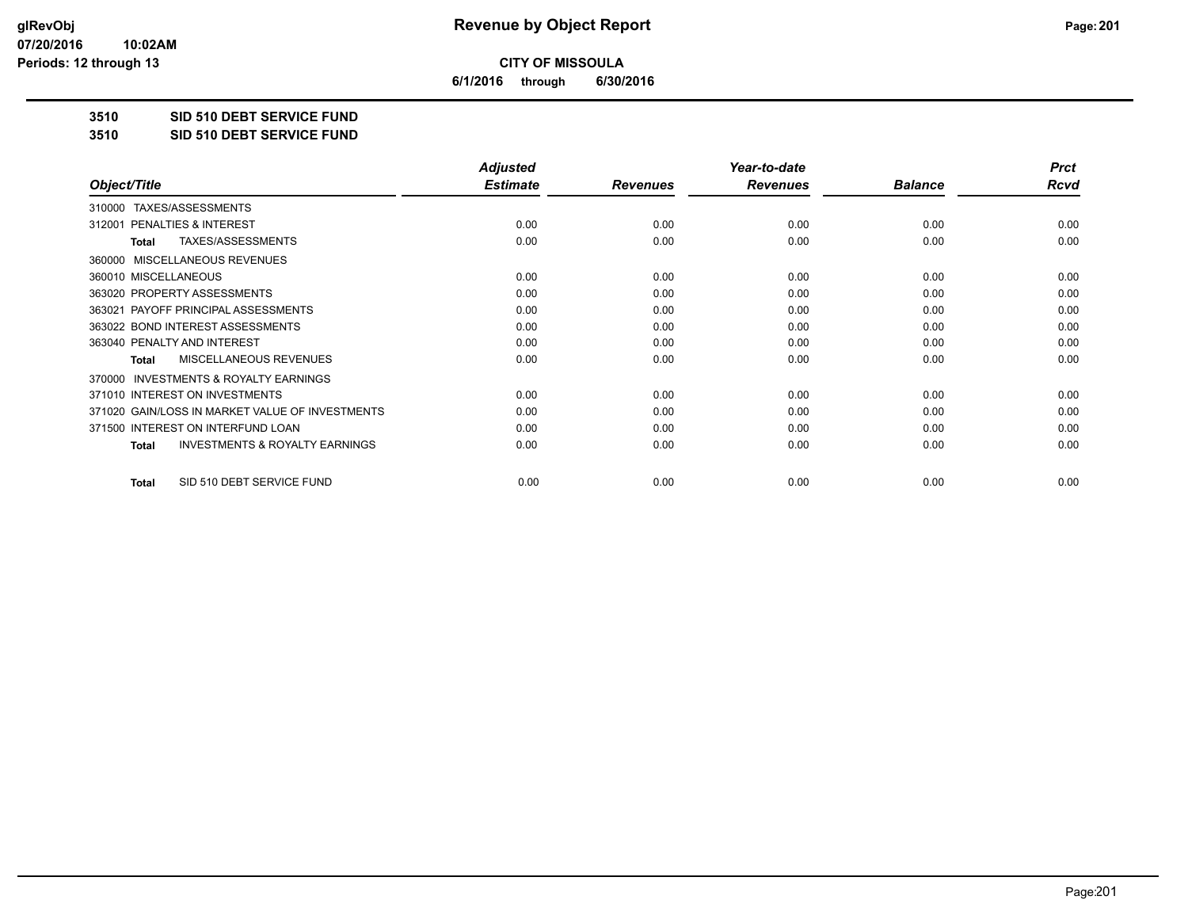**CITY OF MISSOULA**

**6/1/2016 through 6/30/2016**

**3510 SID 510 DEBT SERVICE FUND**

**3510 SID 510 DEBT SERVICE FUND**

| Object/Title | Adjusted Estimate | Revenues | Year-to-date Revenues | Balance | Prct Rcvd |
|---|---|---|---|---|---|
| 310000 TAXES/ASSESSMENTS | | | | | |
| 312001 PENALTIES & INTEREST | 0.00 | 0.00 | 0.00 | 0.00 | 0.00 |
| **Total** TAXES/ASSESSMENTS | 0.00 | 0.00 | 0.00 | 0.00 | 0.00 |
| 360000 MISCELLANEOUS REVENUES | | | | | |
| 360010 MISCELLANEOUS | 0.00 | 0.00 | 0.00 | 0.00 | 0.00 |
| 363020 PROPERTY ASSESSMENTS | 0.00 | 0.00 | 0.00 | 0.00 | 0.00 |
| 363021 PAYOFF PRINCIPAL ASSESSMENTS | 0.00 | 0.00 | 0.00 | 0.00 | 0.00 |
| 363022 BOND INTEREST ASSESSMENTS | 0.00 | 0.00 | 0.00 | 0.00 | 0.00 |
| 363040 PENALTY AND INTEREST | 0.00 | 0.00 | 0.00 | 0.00 | 0.00 |
| **Total** MISCELLANEOUS REVENUES | 0.00 | 0.00 | 0.00 | 0.00 | 0.00 |
| 370000 INVESTMENTS & ROYALTY EARNINGS | | | | | |
| 371010 INTEREST ON INVESTMENTS | 0.00 | 0.00 | 0.00 | 0.00 | 0.00 |
| 371020 GAIN/LOSS IN MARKET VALUE OF INVESTMENTS | 0.00 | 0.00 | 0.00 | 0.00 | 0.00 |
| 371500 INTEREST ON INTERFUND LOAN | 0.00 | 0.00 | 0.00 | 0.00 | 0.00 |
| **Total** INVESTMENTS & ROYALTY EARNINGS | 0.00 | 0.00 | 0.00 | 0.00 | 0.00 |
| **Total** SID 510 DEBT SERVICE FUND | 0.00 | 0.00 | 0.00 | 0.00 | 0.00 |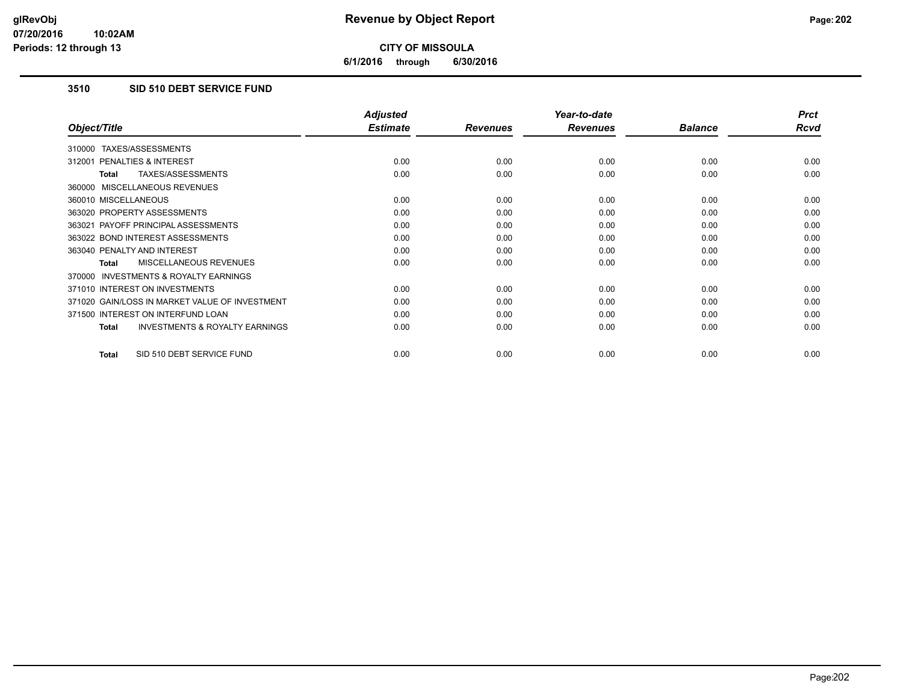# Revenue by Object Report

**CITY OF MISSOULA**

**6/1/2016 through 6/30/2016**

glRevObj
07/20/2016 10:02AM
Periods: 12 through 13

## 3510 SID 510 DEBT SERVICE FUND

| Object/Title | Adjusted Estimate | Revenues | Year-to-date Revenues | Balance | Prct Rcvd |
|---|---|---|---|---|---|
| 310000 TAXES/ASSESSMENTS | | | | | |
| 312001 PENALTIES & INTEREST | 0.00 | 0.00 | 0.00 | 0.00 | 0.00 |
| **Total** TAXES/ASSESSMENTS | 0.00 | 0.00 | 0.00 | 0.00 | 0.00 |
| 360000 MISCELLANEOUS REVENUES | | | | | |
| 360010 MISCELLANEOUS | 0.00 | 0.00 | 0.00 | 0.00 | 0.00 |
| 363020 PROPERTY ASSESSMENTS | 0.00 | 0.00 | 0.00 | 0.00 | 0.00 |
| 363021 PAYOFF PRINCIPAL ASSESSMENTS | 0.00 | 0.00 | 0.00 | 0.00 | 0.00 |
| 363022 BOND INTEREST ASSESSMENTS | 0.00 | 0.00 | 0.00 | 0.00 | 0.00 |
| 363040 PENALTY AND INTEREST | 0.00 | 0.00 | 0.00 | 0.00 | 0.00 |
| **Total** MISCELLANEOUS REVENUES | 0.00 | 0.00 | 0.00 | 0.00 | 0.00 |
| 370000 INVESTMENTS & ROYALTY EARNINGS | | | | | |
| 371010 INTEREST ON INVESTMENTS | 0.00 | 0.00 | 0.00 | 0.00 | 0.00 |
| 371020 GAIN/LOSS IN MARKET VALUE OF INVESTMENT | 0.00 | 0.00 | 0.00 | 0.00 | 0.00 |
| 371500 INTEREST ON INTERFUND LOAN | 0.00 | 0.00 | 0.00 | 0.00 | 0.00 |
| **Total** INVESTMENTS & ROYALTY EARNINGS | 0.00 | 0.00 | 0.00 | 0.00 | 0.00 |
| **Total** SID 510 DEBT SERVICE FUND | 0.00 | 0.00 | 0.00 | 0.00 | 0.00 |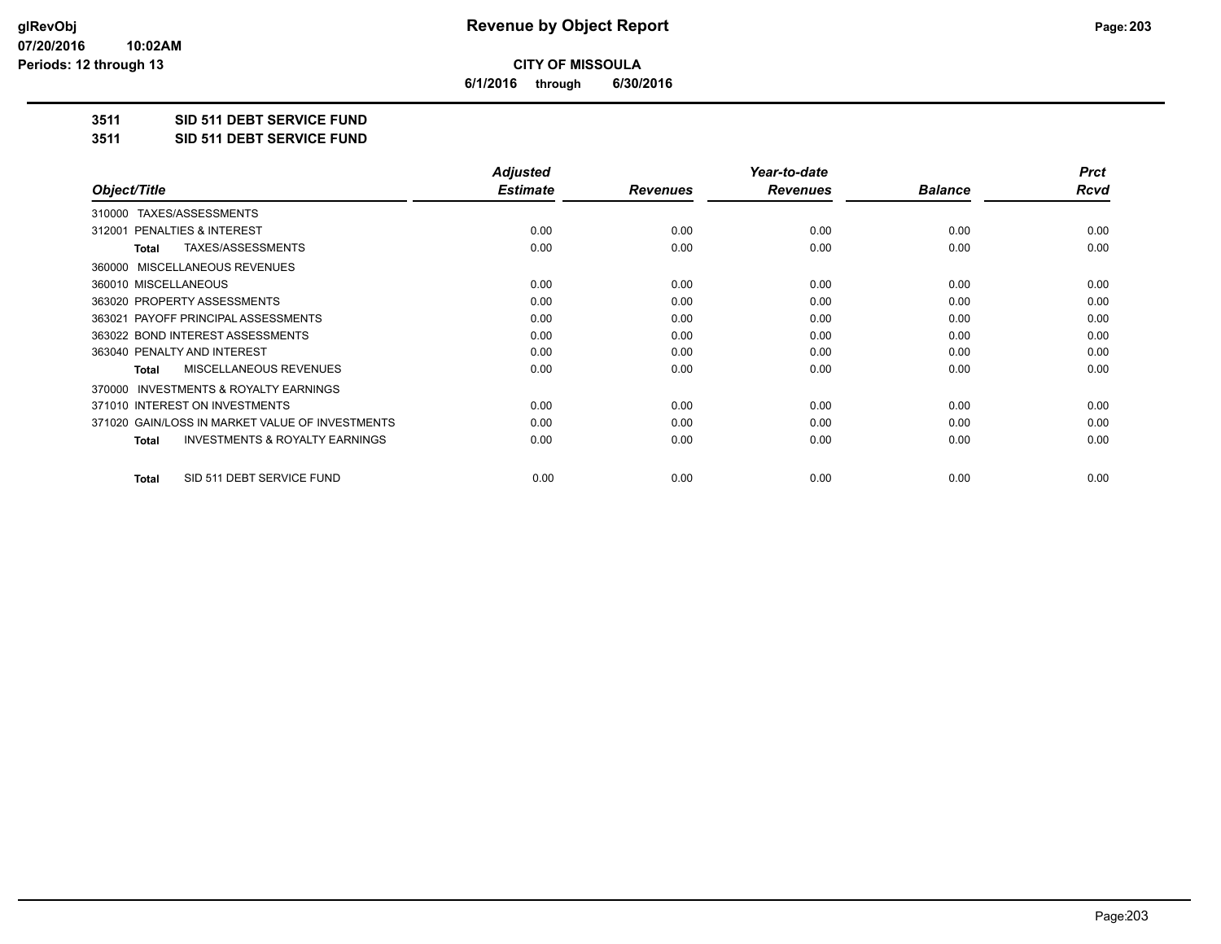**CITY OF MISSOULA**

**6/1/2016 through 6/30/2016**

**3511 SID 511 DEBT SERVICE FUND**

**3511 SID 511 DEBT SERVICE FUND**

| Object/Title | Adjusted Estimate | Revenues | Year-to-date Revenues | Balance | Prct Rcvd |
|---|---|---|---|---|---|
| 310000 TAXES/ASSESSMENTS | | | | | |
| 312001 PENALTIES & INTEREST | 0.00 | 0.00 | 0.00 | 0.00 | 0.00 |
| **Total** TAXES/ASSESSMENTS | 0.00 | 0.00 | 0.00 | 0.00 | 0.00 |
| 360000 MISCELLANEOUS REVENUES | | | | | |
| 360010 MISCELLANEOUS | 0.00 | 0.00 | 0.00 | 0.00 | 0.00 |
| 363020 PROPERTY ASSESSMENTS | 0.00 | 0.00 | 0.00 | 0.00 | 0.00 |
| 363021 PAYOFF PRINCIPAL ASSESSMENTS | 0.00 | 0.00 | 0.00 | 0.00 | 0.00 |
| 363022 BOND INTEREST ASSESSMENTS | 0.00 | 0.00 | 0.00 | 0.00 | 0.00 |
| 363040 PENALTY AND INTEREST | 0.00 | 0.00 | 0.00 | 0.00 | 0.00 |
| **Total** MISCELLANEOUS REVENUES | 0.00 | 0.00 | 0.00 | 0.00 | 0.00 |
| 370000 INVESTMENTS & ROYALTY EARNINGS | | | | | |
| 371010 INTEREST ON INVESTMENTS | 0.00 | 0.00 | 0.00 | 0.00 | 0.00 |
| 371020 GAIN/LOSS IN MARKET VALUE OF INVESTMENTS | 0.00 | 0.00 | 0.00 | 0.00 | 0.00 |
| **Total** INVESTMENTS & ROYALTY EARNINGS | 0.00 | 0.00 | 0.00 | 0.00 | 0.00 |
| **Total** SID 511 DEBT SERVICE FUND | 0.00 | 0.00 | 0.00 | 0.00 | 0.00 |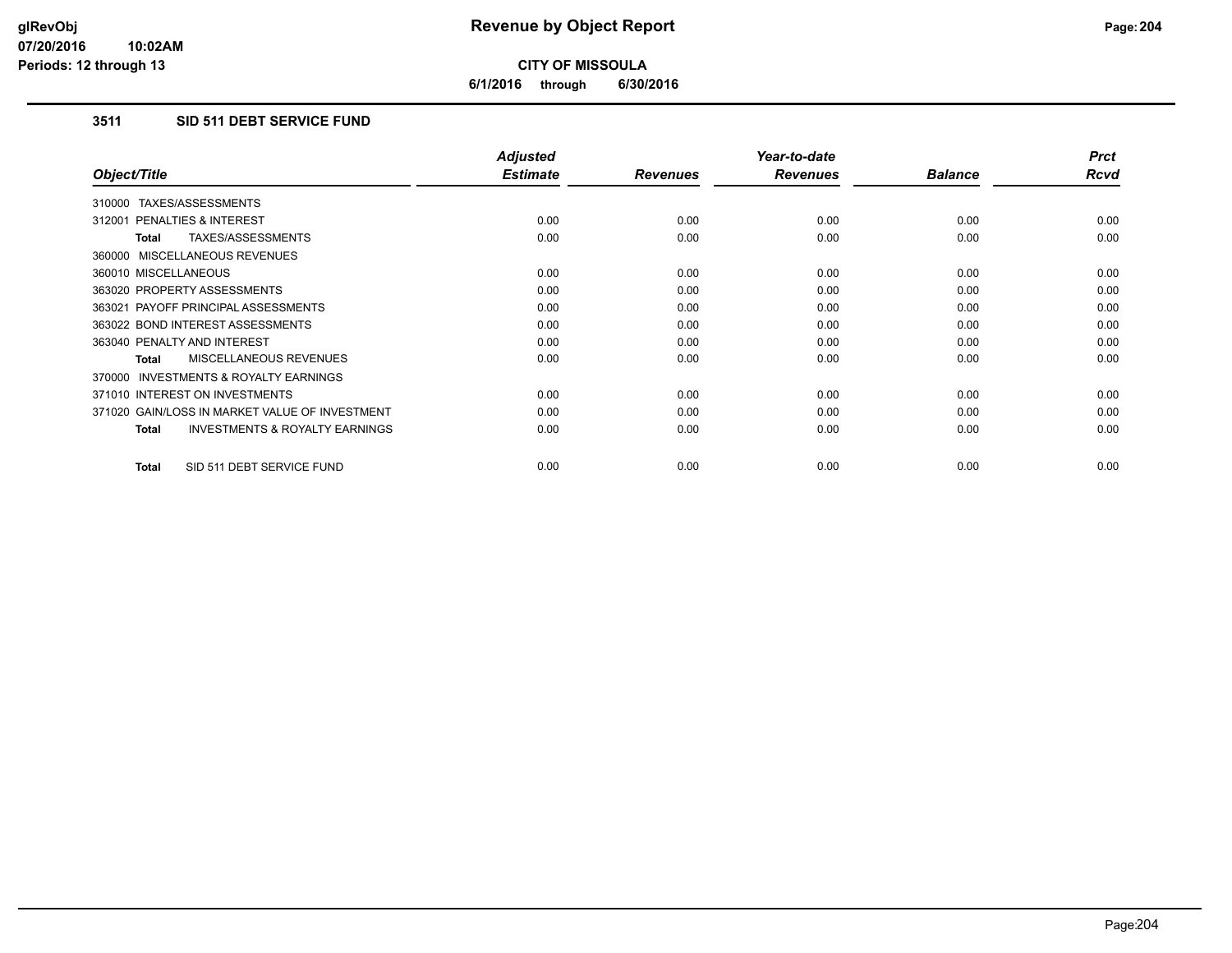# Revenue by Object Report

glRevObj
07/20/2016 10:02AM
Periods: 12 through 13

**CITY OF MISSOULA**

**6/1/2016 through 6/30/2016**

## 3511 SID 511 DEBT SERVICE FUND

| Object/Title | Adjusted Estimate | Revenues | Year-to-date Revenues | Balance | Prct Rcvd |
|---|---|---|---|---|---|
| 310000 TAXES/ASSESSMENTS | | | | | |
| 312001 PENALTIES & INTEREST | 0.00 | 0.00 | 0.00 | 0.00 | 0.00 |
| **Total** TAXES/ASSESSMENTS | 0.00 | 0.00 | 0.00 | 0.00 | 0.00 |
| 360000 MISCELLANEOUS REVENUES | | | | | |
| 360010 MISCELLANEOUS | 0.00 | 0.00 | 0.00 | 0.00 | 0.00 |
| 363020 PROPERTY ASSESSMENTS | 0.00 | 0.00 | 0.00 | 0.00 | 0.00 |
| 363021 PAYOFF PRINCIPAL ASSESSMENTS | 0.00 | 0.00 | 0.00 | 0.00 | 0.00 |
| 363022 BOND INTEREST ASSESSMENTS | 0.00 | 0.00 | 0.00 | 0.00 | 0.00 |
| 363040 PENALTY AND INTEREST | 0.00 | 0.00 | 0.00 | 0.00 | 0.00 |
| **Total** MISCELLANEOUS REVENUES | 0.00 | 0.00 | 0.00 | 0.00 | 0.00 |
| 370000 INVESTMENTS & ROYALTY EARNINGS | | | | | |
| 371010 INTEREST ON INVESTMENTS | 0.00 | 0.00 | 0.00 | 0.00 | 0.00 |
| 371020 GAIN/LOSS IN MARKET VALUE OF INVESTMENT | 0.00 | 0.00 | 0.00 | 0.00 | 0.00 |
| **Total** INVESTMENTS & ROYALTY EARNINGS | 0.00 | 0.00 | 0.00 | 0.00 | 0.00 |
| **Total** SID 511 DEBT SERVICE FUND | 0.00 | 0.00 | 0.00 | 0.00 | 0.00 |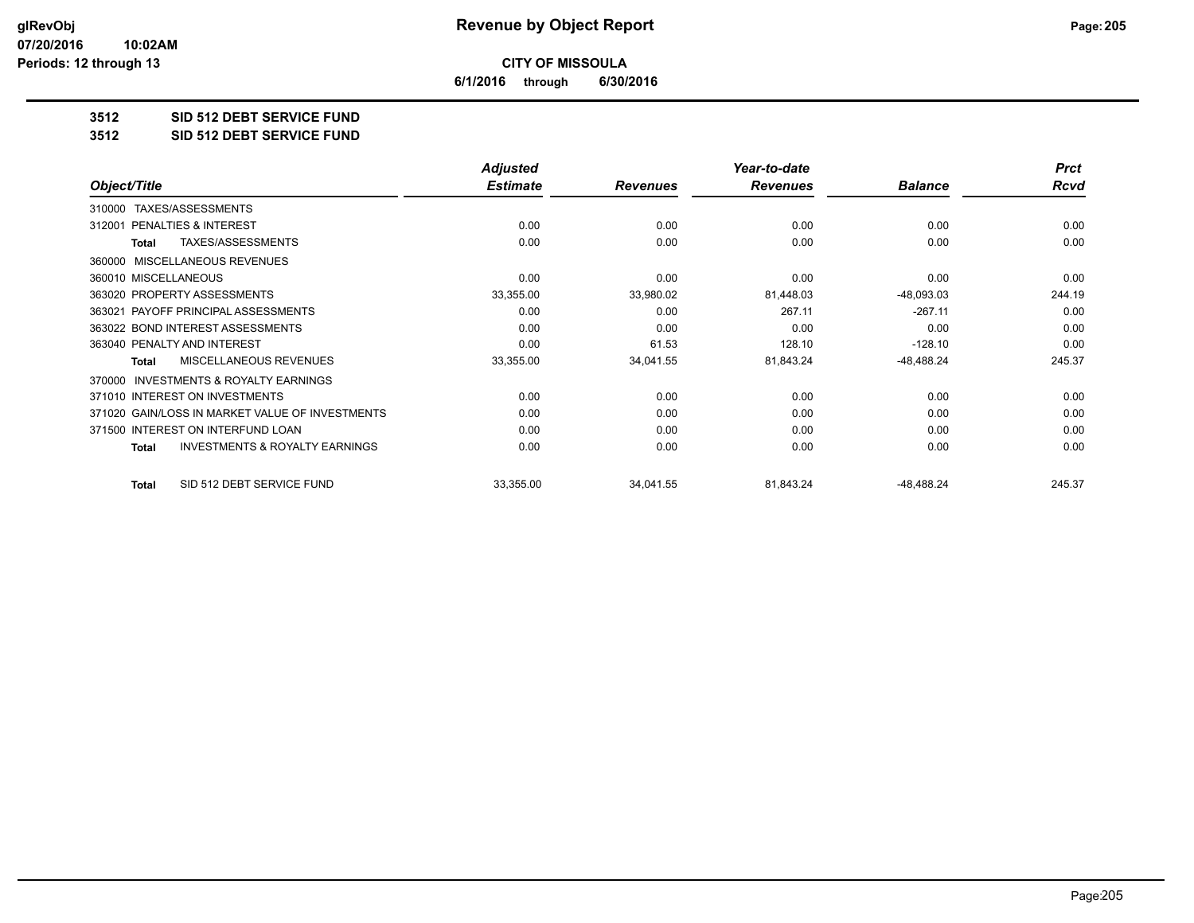# Revenue by Object Report

**CITY OF MISSOULA**

**6/1/2016 through 6/30/2016**

glRevObj
07/20/2016 10:02AM
Periods: 12 through 13

## 3512 SID 512 DEBT SERVICE FUND

## 3512 SID 512 DEBT SERVICE FUND

| Object/Title | Adjusted Estimate | Revenues | Year-to-date Revenues | Balance | Prct Rcvd |
|---|---|---|---|---|---|
| 310000 TAXES/ASSESSMENTS | | | | | |
| 312001 PENALTIES & INTEREST | 0.00 | 0.00 | 0.00 | 0.00 | 0.00 |
| **Total** TAXES/ASSESSMENTS | 0.00 | 0.00 | 0.00 | 0.00 | 0.00 |
| 360000 MISCELLANEOUS REVENUES | | | | | |
| 360010 MISCELLANEOUS | 0.00 | 0.00 | 0.00 | 0.00 | 0.00 |
| 363020 PROPERTY ASSESSMENTS | 33,355.00 | 33,980.02 | 81,448.03 | -48,093.03 | 244.19 |
| 363021 PAYOFF PRINCIPAL ASSESSMENTS | 0.00 | 0.00 | 267.11 | -267.11 | 0.00 |
| 363022 BOND INTEREST ASSESSMENTS | 0.00 | 0.00 | 0.00 | 0.00 | 0.00 |
| 363040 PENALTY AND INTEREST | 0.00 | 61.53 | 128.10 | -128.10 | 0.00 |
| **Total** MISCELLANEOUS REVENUES | 33,355.00 | 34,041.55 | 81,843.24 | -48,488.24 | 245.37 |
| 370000 INVESTMENTS & ROYALTY EARNINGS | | | | | |
| 371010 INTEREST ON INVESTMENTS | 0.00 | 0.00 | 0.00 | 0.00 | 0.00 |
| 371020 GAIN/LOSS IN MARKET VALUE OF INVESTMENTS | 0.00 | 0.00 | 0.00 | 0.00 | 0.00 |
| 371500 INTEREST ON INTERFUND LOAN | 0.00 | 0.00 | 0.00 | 0.00 | 0.00 |
| **Total** INVESTMENTS & ROYALTY EARNINGS | 0.00 | 0.00 | 0.00 | 0.00 | 0.00 |
| **Total** SID 512 DEBT SERVICE FUND | 33,355.00 | 34,041.55 | 81,843.24 | -48,488.24 | 245.37 |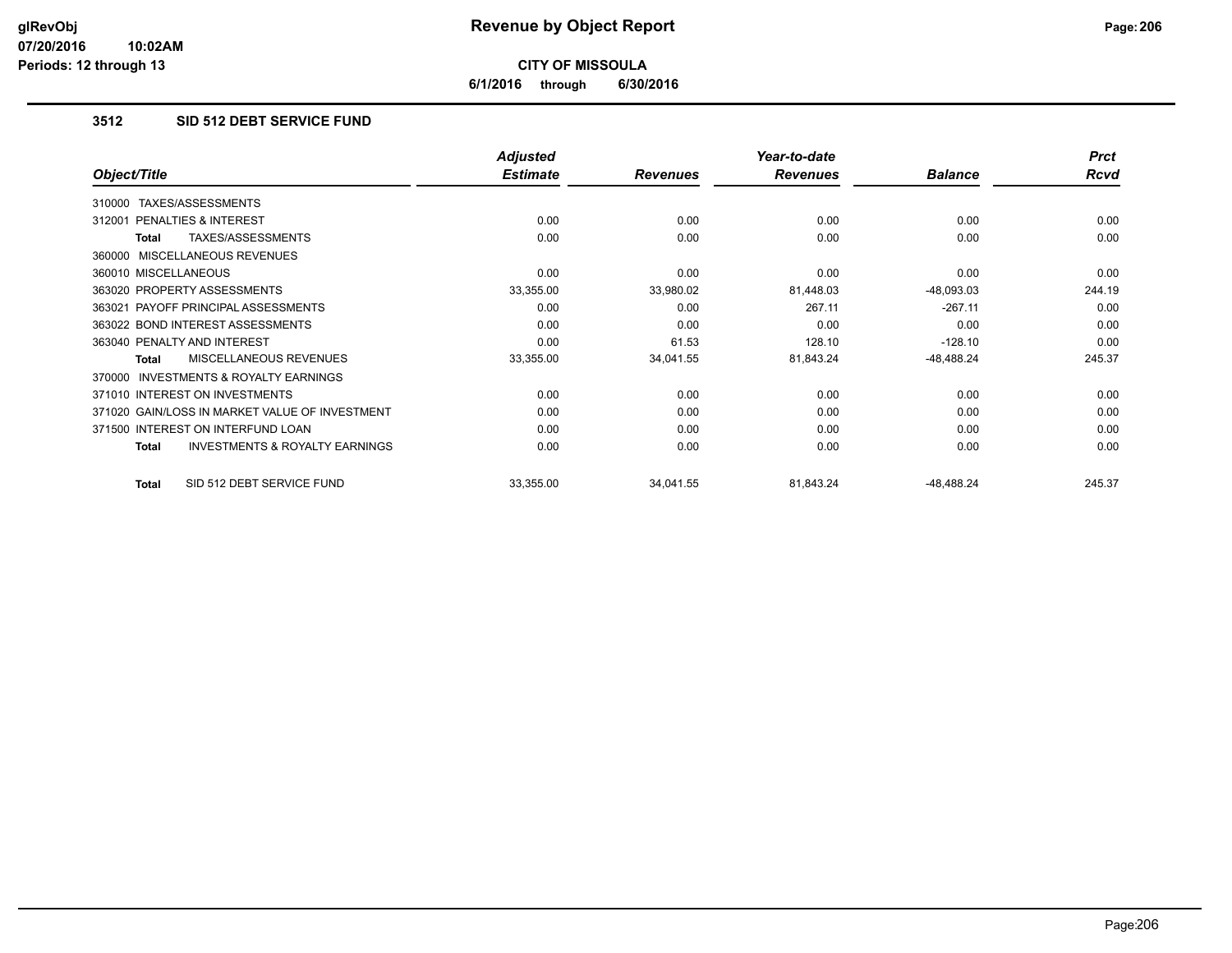# Revenue by Object Report

**CITY OF MISSOULA**

**6/1/2016 through 6/30/2016**

glRevObj
07/20/2016 10:02AM
Periods: 12 through 13

## 3512 SID 512 DEBT SERVICE FUND

| Object/Title | Adjusted Estimate | Revenues | Year-to-date Revenues | Balance | Prct Rcvd |
|---|---|---|---|---|---|
| 310000 TAXES/ASSESSMENTS | | | | | |
| 312001 PENALTIES & INTEREST | 0.00 | 0.00 | 0.00 | 0.00 | 0.00 |
| **Total** TAXES/ASSESSMENTS | 0.00 | 0.00 | 0.00 | 0.00 | 0.00 |
| 360000 MISCELLANEOUS REVENUES | | | | | |
| 360010 MISCELLANEOUS | 0.00 | 0.00 | 0.00 | 0.00 | 0.00 |
| 363020 PROPERTY ASSESSMENTS | 33,355.00 | 33,980.02 | 81,448.03 | -48,093.03 | 244.19 |
| 363021 PAYOFF PRINCIPAL ASSESSMENTS | 0.00 | 0.00 | 267.11 | -267.11 | 0.00 |
| 363022 BOND INTEREST ASSESSMENTS | 0.00 | 0.00 | 0.00 | 0.00 | 0.00 |
| 363040 PENALTY AND INTEREST | 0.00 | 61.53 | 128.10 | -128.10 | 0.00 |
| **Total** MISCELLANEOUS REVENUES | 33,355.00 | 34,041.55 | 81,843.24 | -48,488.24 | 245.37 |
| 370000 INVESTMENTS & ROYALTY EARNINGS | | | | | |
| 371010 INTEREST ON INVESTMENTS | 0.00 | 0.00 | 0.00 | 0.00 | 0.00 |
| 371020 GAIN/LOSS IN MARKET VALUE OF INVESTMENT | 0.00 | 0.00 | 0.00 | 0.00 | 0.00 |
| 371500 INTEREST ON INTERFUND LOAN | 0.00 | 0.00 | 0.00 | 0.00 | 0.00 |
| **Total** INVESTMENTS & ROYALTY EARNINGS | 0.00 | 0.00 | 0.00 | 0.00 | 0.00 |
| **Total** SID 512 DEBT SERVICE FUND | 33,355.00 | 34,041.55 | 81,843.24 | -48,488.24 | 245.37 |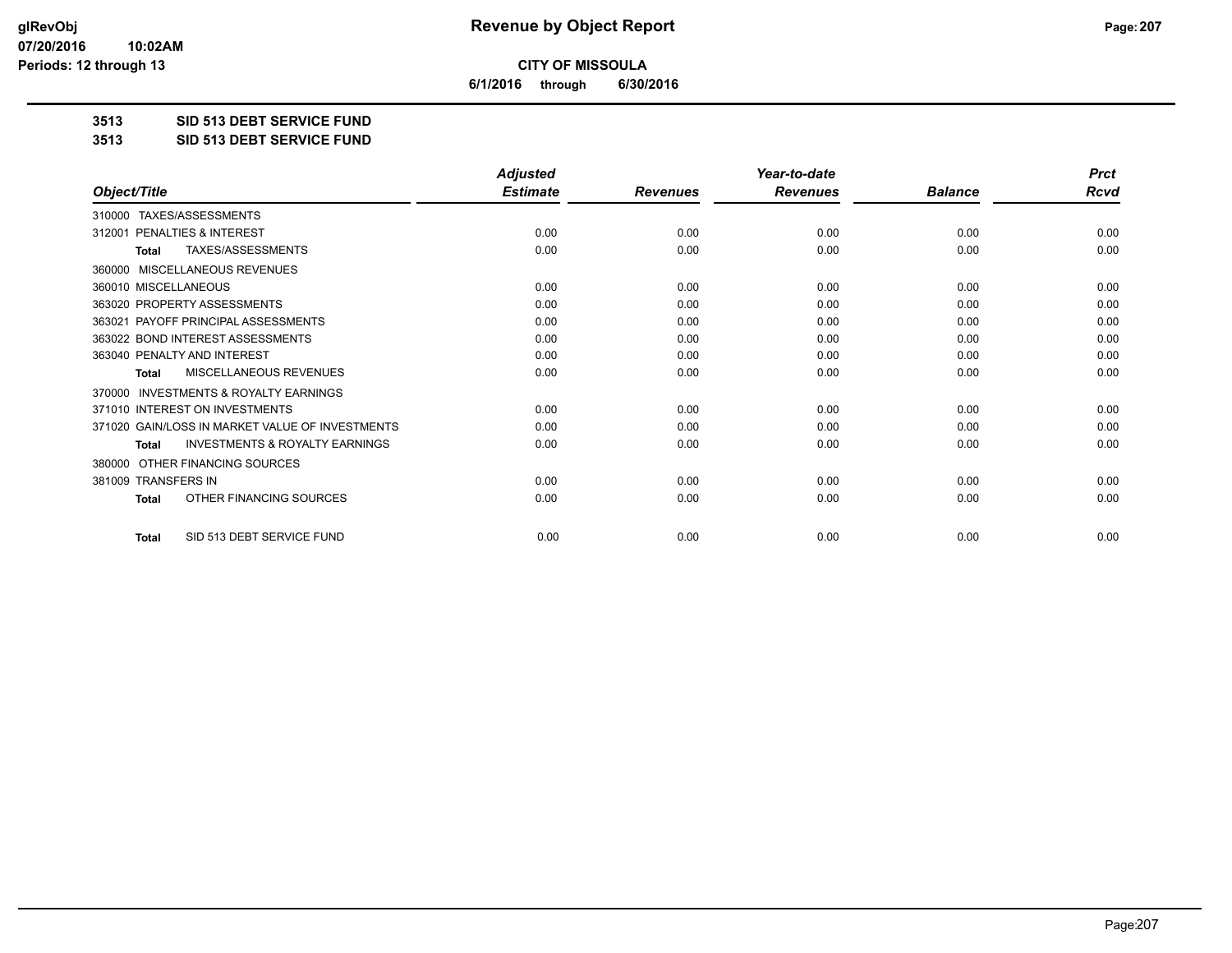**CITY OF MISSOULA**

**6/1/2016 through 6/30/2016**

**3513 SID 513 DEBT SERVICE FUND**

**3513 SID 513 DEBT SERVICE FUND**

| Object/Title | Adjusted Estimate | Revenues | Year-to-date Revenues | Balance | Prct Rcvd |
|---|---|---|---|---|---|
| 310000 TAXES/ASSESSMENTS | | | | | |
| 312001 PENALTIES & INTEREST | 0.00 | 0.00 | 0.00 | 0.00 | 0.00 |
| **Total** TAXES/ASSESSMENTS | 0.00 | 0.00 | 0.00 | 0.00 | 0.00 |
| 360000 MISCELLANEOUS REVENUES | | | | | |
| 360010 MISCELLANEOUS | 0.00 | 0.00 | 0.00 | 0.00 | 0.00 |
| 363020 PROPERTY ASSESSMENTS | 0.00 | 0.00 | 0.00 | 0.00 | 0.00 |
| 363021 PAYOFF PRINCIPAL ASSESSMENTS | 0.00 | 0.00 | 0.00 | 0.00 | 0.00 |
| 363022 BOND INTEREST ASSESSMENTS | 0.00 | 0.00 | 0.00 | 0.00 | 0.00 |
| 363040 PENALTY AND INTEREST | 0.00 | 0.00 | 0.00 | 0.00 | 0.00 |
| **Total** MISCELLANEOUS REVENUES | 0.00 | 0.00 | 0.00 | 0.00 | 0.00 |
| 370000 INVESTMENTS & ROYALTY EARNINGS | | | | | |
| 371010 INTEREST ON INVESTMENTS | 0.00 | 0.00 | 0.00 | 0.00 | 0.00 |
| 371020 GAIN/LOSS IN MARKET VALUE OF INVESTMENTS | 0.00 | 0.00 | 0.00 | 0.00 | 0.00 |
| **Total** INVESTMENTS & ROYALTY EARNINGS | 0.00 | 0.00 | 0.00 | 0.00 | 0.00 |
| 380000 OTHER FINANCING SOURCES | | | | | |
| 381009 TRANSFERS IN | 0.00 | 0.00 | 0.00 | 0.00 | 0.00 |
| **Total** OTHER FINANCING SOURCES | 0.00 | 0.00 | 0.00 | 0.00 | 0.00 |
| **Total** SID 513 DEBT SERVICE FUND | 0.00 | 0.00 | 0.00 | 0.00 | 0.00 |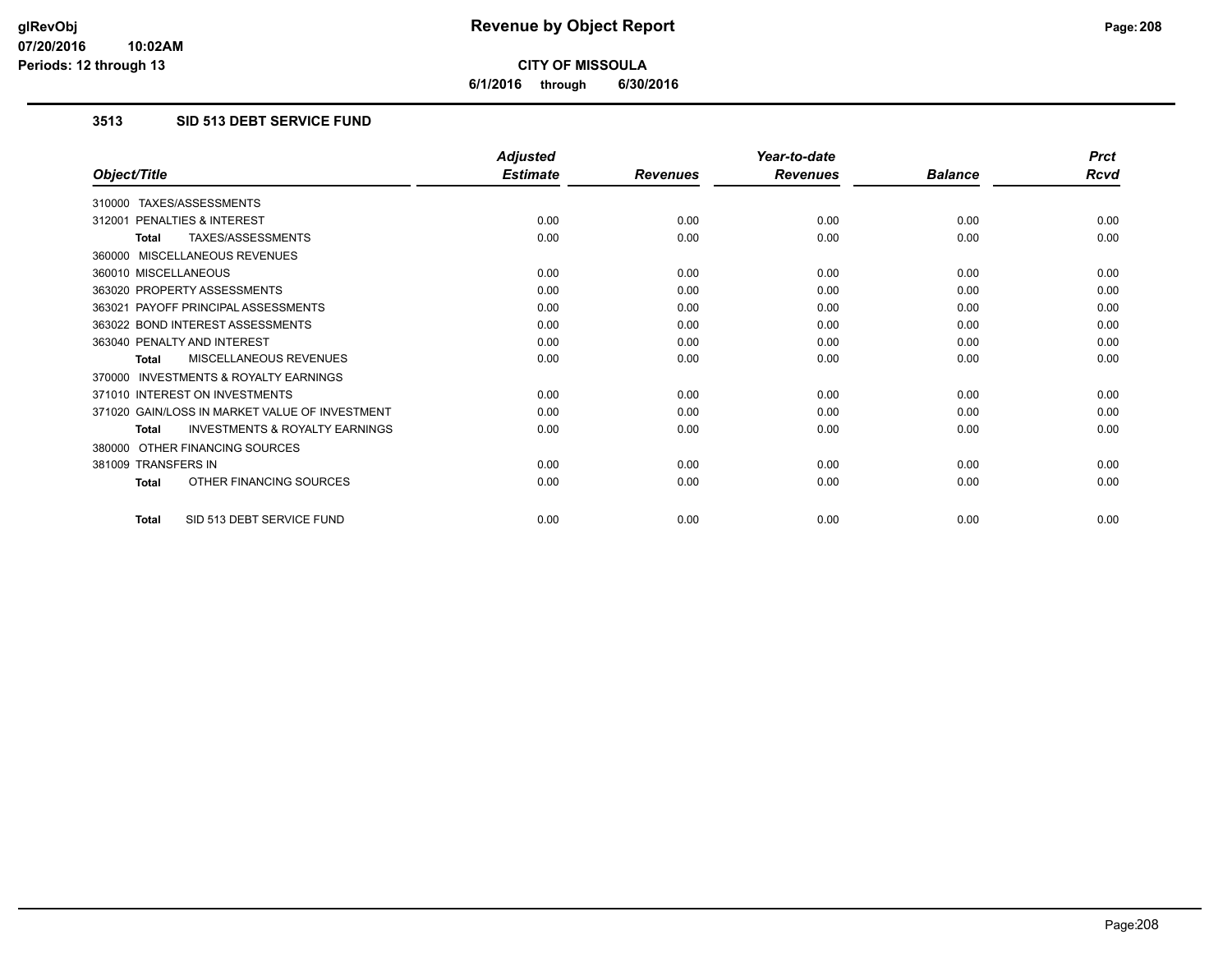# CITY OF MISSOULA

**6/1/2016 through 6/30/2016**

## 3513 SID 513 DEBT SERVICE FUND

| Object/Title | Adjusted Estimate | Revenues | Year-to-date Revenues | Balance | Prct Rcvd |
|---|---|---|---|---|---|
| 310000 TAXES/ASSESSMENTS | | | | | |
| 312001 PENALTIES & INTEREST | 0.00 | 0.00 | 0.00 | 0.00 | 0.00 |
| **Total** TAXES/ASSESSMENTS | 0.00 | 0.00 | 0.00 | 0.00 | 0.00 |
| 360000 MISCELLANEOUS REVENUES | | | | | |
| 360010 MISCELLANEOUS | 0.00 | 0.00 | 0.00 | 0.00 | 0.00 |
| 363020 PROPERTY ASSESSMENTS | 0.00 | 0.00 | 0.00 | 0.00 | 0.00 |
| 363021 PAYOFF PRINCIPAL ASSESSMENTS | 0.00 | 0.00 | 0.00 | 0.00 | 0.00 |
| 363022 BOND INTEREST ASSESSMENTS | 0.00 | 0.00 | 0.00 | 0.00 | 0.00 |
| 363040 PENALTY AND INTEREST | 0.00 | 0.00 | 0.00 | 0.00 | 0.00 |
| **Total** MISCELLANEOUS REVENUES | 0.00 | 0.00 | 0.00 | 0.00 | 0.00 |
| 370000 INVESTMENTS & ROYALTY EARNINGS | | | | | |
| 371010 INTEREST ON INVESTMENTS | 0.00 | 0.00 | 0.00 | 0.00 | 0.00 |
| 371020 GAIN/LOSS IN MARKET VALUE OF INVESTMENT | 0.00 | 0.00 | 0.00 | 0.00 | 0.00 |
| **Total** INVESTMENTS & ROYALTY EARNINGS | 0.00 | 0.00 | 0.00 | 0.00 | 0.00 |
| 380000 OTHER FINANCING SOURCES | | | | | |
| 381009 TRANSFERS IN | 0.00 | 0.00 | 0.00 | 0.00 | 0.00 |
| **Total** OTHER FINANCING SOURCES | 0.00 | 0.00 | 0.00 | 0.00 | 0.00 |
| **Total** SID 513 DEBT SERVICE FUND | 0.00 | 0.00 | 0.00 | 0.00 | 0.00 |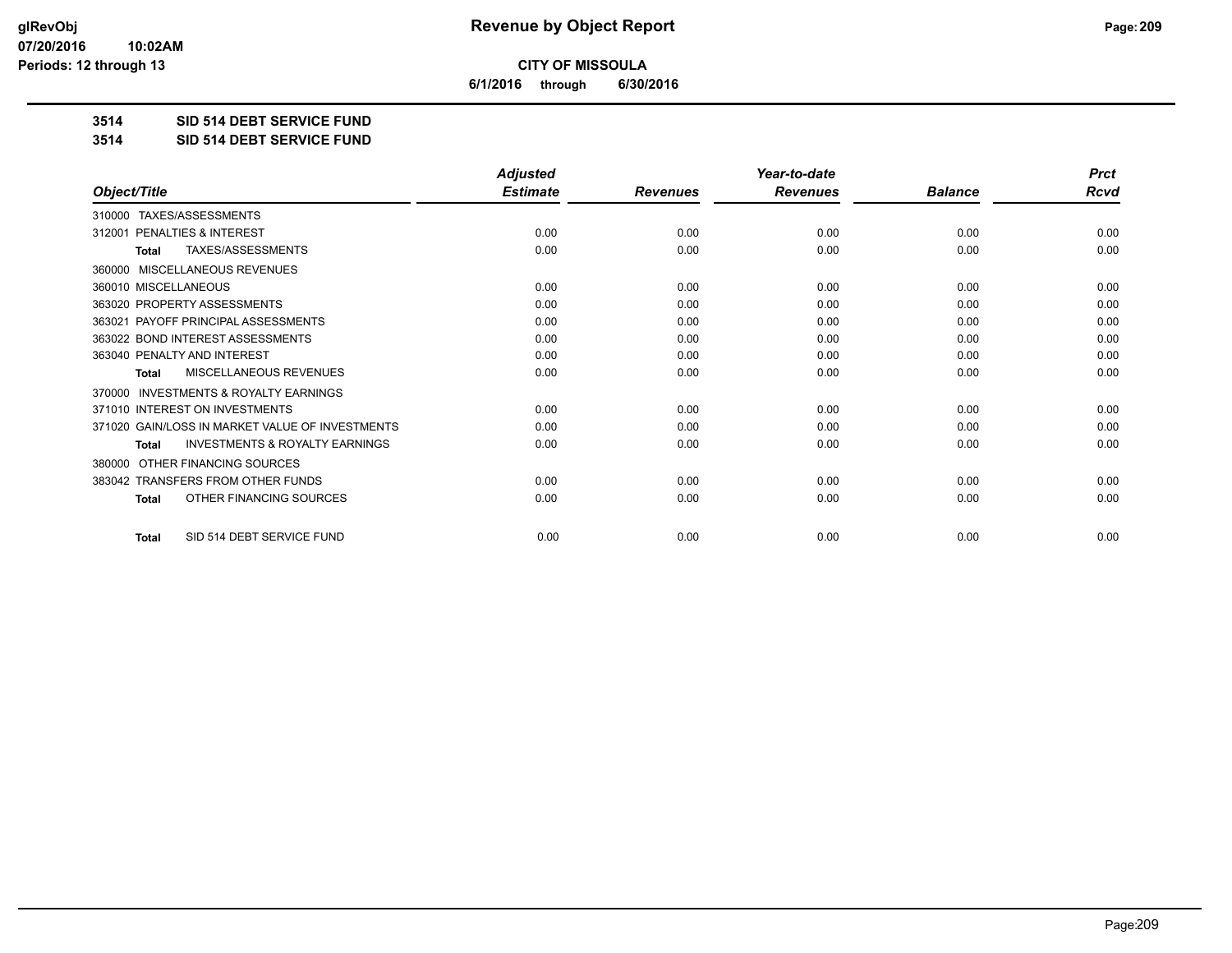# Revenue by Object Report

**CITY OF MISSOULA**

**6/1/2016 through 6/30/2016**

glRevObj
07/20/2016 10:02AM
Periods: 12 through 13

**3514 SID 514 DEBT SERVICE FUND**

**3514 SID 514 DEBT SERVICE FUND**

| Object/Title | Adjusted Estimate | Revenues | Year-to-date Revenues | Balance | Prct Rcvd |
|---|---|---|---|---|---|
| 310000 TAXES/ASSESSMENTS | | | | | |
| 312001 PENALTIES & INTEREST | 0.00 | 0.00 | 0.00 | 0.00 | 0.00 |
| **Total** TAXES/ASSESSMENTS | 0.00 | 0.00 | 0.00 | 0.00 | 0.00 |
| 360000 MISCELLANEOUS REVENUES | | | | | |
| 360010 MISCELLANEOUS | 0.00 | 0.00 | 0.00 | 0.00 | 0.00 |
| 363020 PROPERTY ASSESSMENTS | 0.00 | 0.00 | 0.00 | 0.00 | 0.00 |
| 363021 PAYOFF PRINCIPAL ASSESSMENTS | 0.00 | 0.00 | 0.00 | 0.00 | 0.00 |
| 363022 BOND INTEREST ASSESSMENTS | 0.00 | 0.00 | 0.00 | 0.00 | 0.00 |
| 363040 PENALTY AND INTEREST | 0.00 | 0.00 | 0.00 | 0.00 | 0.00 |
| **Total** MISCELLANEOUS REVENUES | 0.00 | 0.00 | 0.00 | 0.00 | 0.00 |
| 370000 INVESTMENTS & ROYALTY EARNINGS | | | | | |
| 371010 INTEREST ON INVESTMENTS | 0.00 | 0.00 | 0.00 | 0.00 | 0.00 |
| 371020 GAIN/LOSS IN MARKET VALUE OF INVESTMENTS | 0.00 | 0.00 | 0.00 | 0.00 | 0.00 |
| **Total** INVESTMENTS & ROYALTY EARNINGS | 0.00 | 0.00 | 0.00 | 0.00 | 0.00 |
| 380000 OTHER FINANCING SOURCES | | | | | |
| 383042 TRANSFERS FROM OTHER FUNDS | 0.00 | 0.00 | 0.00 | 0.00 | 0.00 |
| **Total** OTHER FINANCING SOURCES | 0.00 | 0.00 | 0.00 | 0.00 | 0.00 |
| **Total** SID 514 DEBT SERVICE FUND | 0.00 | 0.00 | 0.00 | 0.00 | 0.00 |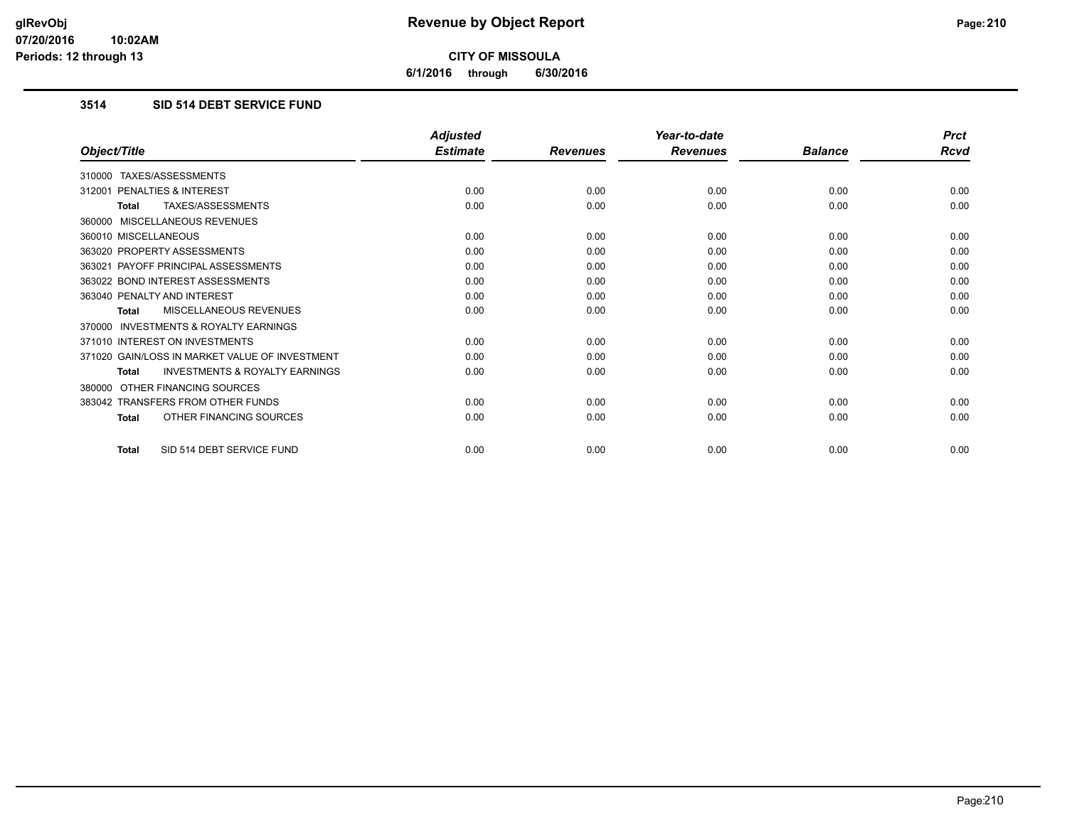**CITY OF MISSOULA**

**6/1/2016 through 6/30/2016**

### 3514 SID 514 DEBT SERVICE FUND

| Object/Title | Adjusted Estimate | Revenues | Year-to-date Revenues | Balance | Prct Rcvd |
|---|---|---|---|---|---|
| 310000 TAXES/ASSESSMENTS | | | | | |
| 312001 PENALTIES & INTEREST | 0.00 | 0.00 | 0.00 | 0.00 | 0.00 |
| **Total** TAXES/ASSESSMENTS | 0.00 | 0.00 | 0.00 | 0.00 | 0.00 |
| 360000 MISCELLANEOUS REVENUES | | | | | |
| 360010 MISCELLANEOUS | 0.00 | 0.00 | 0.00 | 0.00 | 0.00 |
| 363020 PROPERTY ASSESSMENTS | 0.00 | 0.00 | 0.00 | 0.00 | 0.00 |
| 363021 PAYOFF PRINCIPAL ASSESSMENTS | 0.00 | 0.00 | 0.00 | 0.00 | 0.00 |
| 363022 BOND INTEREST ASSESSMENTS | 0.00 | 0.00 | 0.00 | 0.00 | 0.00 |
| 363040 PENALTY AND INTEREST | 0.00 | 0.00 | 0.00 | 0.00 | 0.00 |
| **Total** MISCELLANEOUS REVENUES | 0.00 | 0.00 | 0.00 | 0.00 | 0.00 |
| 370000 INVESTMENTS & ROYALTY EARNINGS | | | | | |
| 371010 INTEREST ON INVESTMENTS | 0.00 | 0.00 | 0.00 | 0.00 | 0.00 |
| 371020 GAIN/LOSS IN MARKET VALUE OF INVESTMENT | 0.00 | 0.00 | 0.00 | 0.00 | 0.00 |
| **Total** INVESTMENTS & ROYALTY EARNINGS | 0.00 | 0.00 | 0.00 | 0.00 | 0.00 |
| 380000 OTHER FINANCING SOURCES | | | | | |
| 383042 TRANSFERS FROM OTHER FUNDS | 0.00 | 0.00 | 0.00 | 0.00 | 0.00 |
| **Total** OTHER FINANCING SOURCES | 0.00 | 0.00 | 0.00 | 0.00 | 0.00 |
| **Total** SID 514 DEBT SERVICE FUND | 0.00 | 0.00 | 0.00 | 0.00 | 0.00 |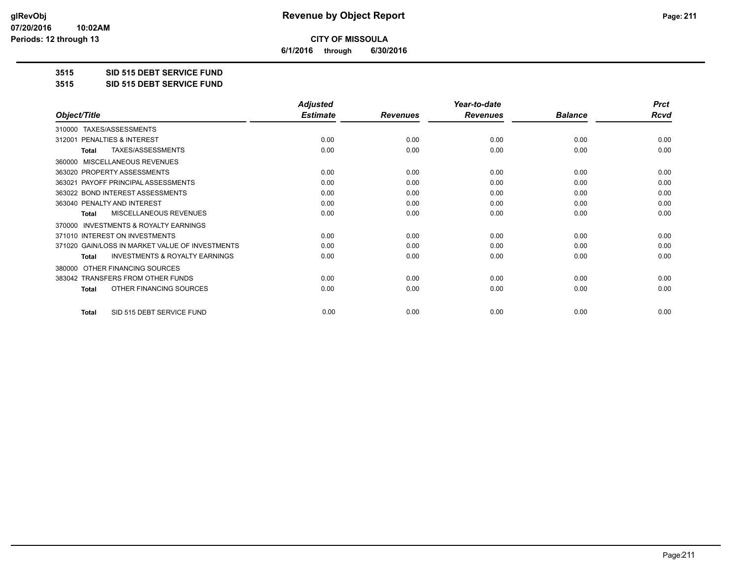# Revenue by Object Report

**CITY OF MISSOULA**

**6/1/2016 through 6/30/2016**

glRevObj
07/20/2016 10:02AM
Periods: 12 through 13

**3515 SID 515 DEBT SERVICE FUND**

**3515 SID 515 DEBT SERVICE FUND**

| Object/Title | Adjusted Estimate | Revenues | Year-to-date Revenues | Balance | Prct Rcvd |
|---|---|---|---|---|---|
| 310000 TAXES/ASSESSMENTS | | | | | |
| 312001 PENALTIES & INTEREST | 0.00 | 0.00 | 0.00 | 0.00 | 0.00 |
| **Total** TAXES/ASSESSMENTS | 0.00 | 0.00 | 0.00 | 0.00 | 0.00 |
| 360000 MISCELLANEOUS REVENUES | | | | | |
| 363020 PROPERTY ASSESSMENTS | 0.00 | 0.00 | 0.00 | 0.00 | 0.00 |
| 363021 PAYOFF PRINCIPAL ASSESSMENTS | 0.00 | 0.00 | 0.00 | 0.00 | 0.00 |
| 363022 BOND INTEREST ASSESSMENTS | 0.00 | 0.00 | 0.00 | 0.00 | 0.00 |
| 363040 PENALTY AND INTEREST | 0.00 | 0.00 | 0.00 | 0.00 | 0.00 |
| **Total** MISCELLANEOUS REVENUES | 0.00 | 0.00 | 0.00 | 0.00 | 0.00 |
| 370000 INVESTMENTS & ROYALTY EARNINGS | | | | | |
| 371010 INTEREST ON INVESTMENTS | 0.00 | 0.00 | 0.00 | 0.00 | 0.00 |
| 371020 GAIN/LOSS IN MARKET VALUE OF INVESTMENTS | 0.00 | 0.00 | 0.00 | 0.00 | 0.00 |
| **Total** INVESTMENTS & ROYALTY EARNINGS | 0.00 | 0.00 | 0.00 | 0.00 | 0.00 |
| 380000 OTHER FINANCING SOURCES | | | | | |
| 383042 TRANSFERS FROM OTHER FUNDS | 0.00 | 0.00 | 0.00 | 0.00 | 0.00 |
| **Total** OTHER FINANCING SOURCES | 0.00 | 0.00 | 0.00 | 0.00 | 0.00 |
| **Total** SID 515 DEBT SERVICE FUND | 0.00 | 0.00 | 0.00 | 0.00 | 0.00 |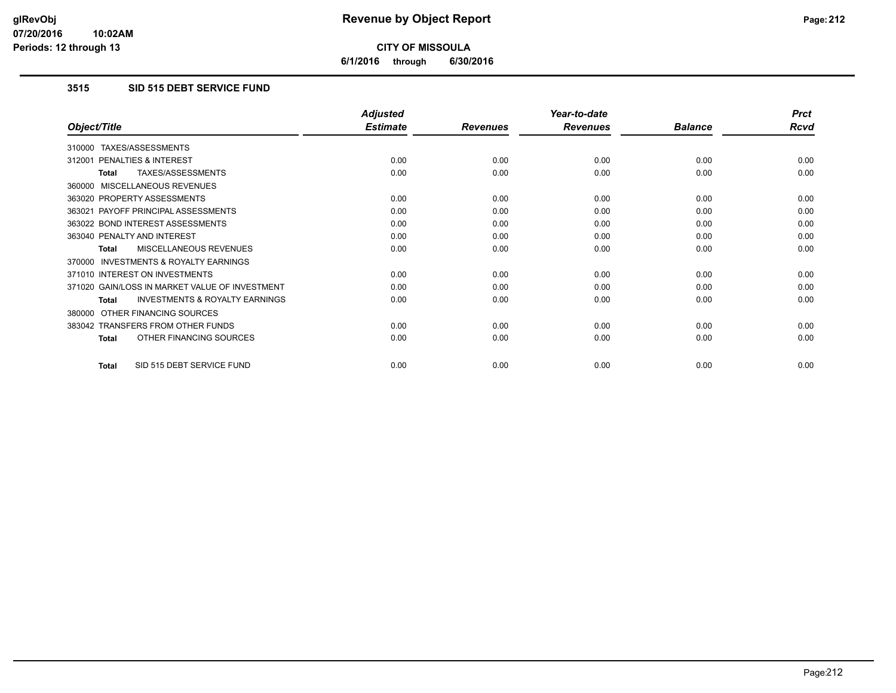# Revenue by Object Report

glRevObj
07/20/2016 10:02AM
Periods: 12 through 13

**CITY OF MISSOULA**

**6/1/2016 through 6/30/2016**

## 3515 SID 515 DEBT SERVICE FUND

| Object/Title | Adjusted Estimate | Revenues | Year-to-date Revenues | Balance | Prct Rcvd |
|---|---|---|---|---|---|
| 310000 TAXES/ASSESSMENTS | | | | | |
| 312001 PENALTIES & INTEREST | 0.00 | 0.00 | 0.00 | 0.00 | 0.00 |
| **Total** TAXES/ASSESSMENTS | 0.00 | 0.00 | 0.00 | 0.00 | 0.00 |
| 360000 MISCELLANEOUS REVENUES | | | | | |
| 363020 PROPERTY ASSESSMENTS | 0.00 | 0.00 | 0.00 | 0.00 | 0.00 |
| 363021 PAYOFF PRINCIPAL ASSESSMENTS | 0.00 | 0.00 | 0.00 | 0.00 | 0.00 |
| 363022 BOND INTEREST ASSESSMENTS | 0.00 | 0.00 | 0.00 | 0.00 | 0.00 |
| 363040 PENALTY AND INTEREST | 0.00 | 0.00 | 0.00 | 0.00 | 0.00 |
| **Total** MISCELLANEOUS REVENUES | 0.00 | 0.00 | 0.00 | 0.00 | 0.00 |
| 370000 INVESTMENTS & ROYALTY EARNINGS | | | | | |
| 371010 INTEREST ON INVESTMENTS | 0.00 | 0.00 | 0.00 | 0.00 | 0.00 |
| 371020 GAIN/LOSS IN MARKET VALUE OF INVESTMENT | 0.00 | 0.00 | 0.00 | 0.00 | 0.00 |
| **Total** INVESTMENTS & ROYALTY EARNINGS | 0.00 | 0.00 | 0.00 | 0.00 | 0.00 |
| 380000 OTHER FINANCING SOURCES | | | | | |
| 383042 TRANSFERS FROM OTHER FUNDS | 0.00 | 0.00 | 0.00 | 0.00 | 0.00 |
| **Total** OTHER FINANCING SOURCES | 0.00 | 0.00 | 0.00 | 0.00 | 0.00 |
| **Total** SID 515 DEBT SERVICE FUND | 0.00 | 0.00 | 0.00 | 0.00 | 0.00 |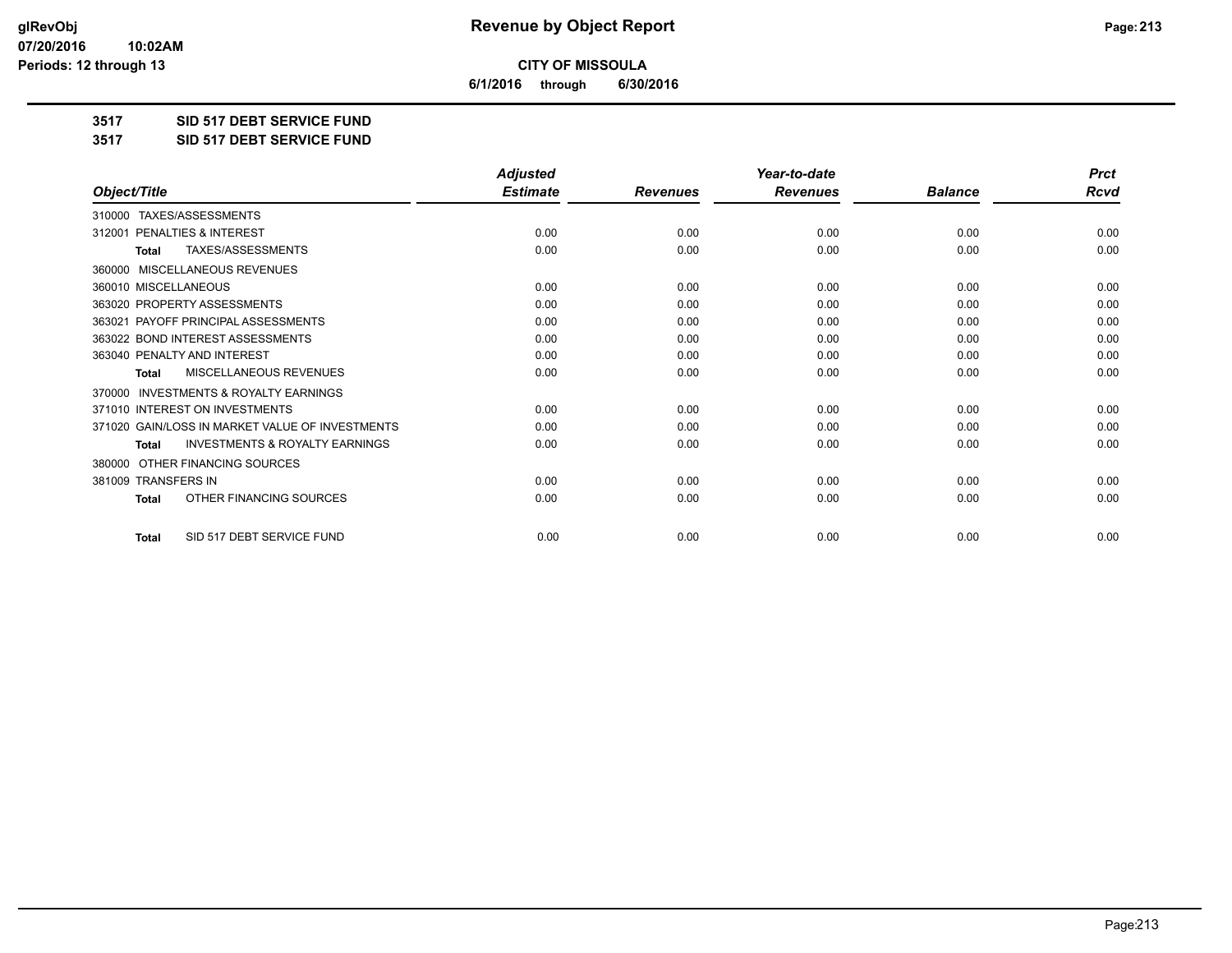**CITY OF MISSOULA**

**6/1/2016 through 6/30/2016**

**3517 SID 517 DEBT SERVICE FUND**

**3517 SID 517 DEBT SERVICE FUND**

| Object/Title | Adjusted Estimate | Revenues | Year-to-date Revenues | Balance | Prct Rcvd |
|---|---|---|---|---|---|
| 310000 TAXES/ASSESSMENTS | | | | | |
| 312001 PENALTIES & INTEREST | 0.00 | 0.00 | 0.00 | 0.00 | 0.00 |
| **Total** TAXES/ASSESSMENTS | 0.00 | 0.00 | 0.00 | 0.00 | 0.00 |
| 360000 MISCELLANEOUS REVENUES | | | | | |
| 360010 MISCELLANEOUS | 0.00 | 0.00 | 0.00 | 0.00 | 0.00 |
| 363020 PROPERTY ASSESSMENTS | 0.00 | 0.00 | 0.00 | 0.00 | 0.00 |
| 363021 PAYOFF PRINCIPAL ASSESSMENTS | 0.00 | 0.00 | 0.00 | 0.00 | 0.00 |
| 363022 BOND INTEREST ASSESSMENTS | 0.00 | 0.00 | 0.00 | 0.00 | 0.00 |
| 363040 PENALTY AND INTEREST | 0.00 | 0.00 | 0.00 | 0.00 | 0.00 |
| **Total** MISCELLANEOUS REVENUES | 0.00 | 0.00 | 0.00 | 0.00 | 0.00 |
| 370000 INVESTMENTS & ROYALTY EARNINGS | | | | | |
| 371010 INTEREST ON INVESTMENTS | 0.00 | 0.00 | 0.00 | 0.00 | 0.00 |
| 371020 GAIN/LOSS IN MARKET VALUE OF INVESTMENTS | 0.00 | 0.00 | 0.00 | 0.00 | 0.00 |
| **Total** INVESTMENTS & ROYALTY EARNINGS | 0.00 | 0.00 | 0.00 | 0.00 | 0.00 |
| 380000 OTHER FINANCING SOURCES | | | | | |
| 381009 TRANSFERS IN | 0.00 | 0.00 | 0.00 | 0.00 | 0.00 |
| **Total** OTHER FINANCING SOURCES | 0.00 | 0.00 | 0.00 | 0.00 | 0.00 |
| **Total** SID 517 DEBT SERVICE FUND | 0.00 | 0.00 | 0.00 | 0.00 | 0.00 |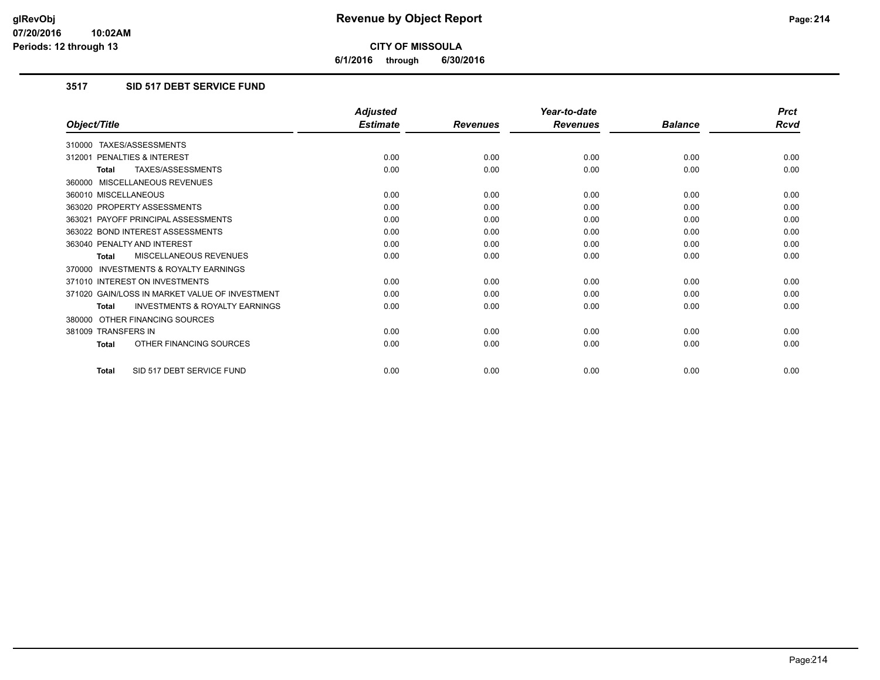# CITY OF MISSOULA

**6/1/2016 through 6/30/2016**

### 3517 SID 517 DEBT SERVICE FUND

| Object/Title | Adjusted Estimate | Revenues | Year-to-date Revenues | Balance | Prct Rcvd |
|---|---|---|---|---|---|
| 310000 TAXES/ASSESSMENTS | | | | | |
| 312001 PENALTIES & INTEREST | 0.00 | 0.00 | 0.00 | 0.00 | 0.00 |
| **Total** TAXES/ASSESSMENTS | 0.00 | 0.00 | 0.00 | 0.00 | 0.00 |
| 360000 MISCELLANEOUS REVENUES | | | | | |
| 360010 MISCELLANEOUS | 0.00 | 0.00 | 0.00 | 0.00 | 0.00 |
| 363020 PROPERTY ASSESSMENTS | 0.00 | 0.00 | 0.00 | 0.00 | 0.00 |
| 363021 PAYOFF PRINCIPAL ASSESSMENTS | 0.00 | 0.00 | 0.00 | 0.00 | 0.00 |
| 363022 BOND INTEREST ASSESSMENTS | 0.00 | 0.00 | 0.00 | 0.00 | 0.00 |
| 363040 PENALTY AND INTEREST | 0.00 | 0.00 | 0.00 | 0.00 | 0.00 |
| **Total** MISCELLANEOUS REVENUES | 0.00 | 0.00 | 0.00 | 0.00 | 0.00 |
| 370000 INVESTMENTS & ROYALTY EARNINGS | | | | | |
| 371010 INTEREST ON INVESTMENTS | 0.00 | 0.00 | 0.00 | 0.00 | 0.00 |
| 371020 GAIN/LOSS IN MARKET VALUE OF INVESTMENT | 0.00 | 0.00 | 0.00 | 0.00 | 0.00 |
| **Total** INVESTMENTS & ROYALTY EARNINGS | 0.00 | 0.00 | 0.00 | 0.00 | 0.00 |
| 380000 OTHER FINANCING SOURCES | | | | | |
| 381009 TRANSFERS IN | 0.00 | 0.00 | 0.00 | 0.00 | 0.00 |
| **Total** OTHER FINANCING SOURCES | 0.00 | 0.00 | 0.00 | 0.00 | 0.00 |
| **Total** SID 517 DEBT SERVICE FUND | 0.00 | 0.00 | 0.00 | 0.00 | 0.00 |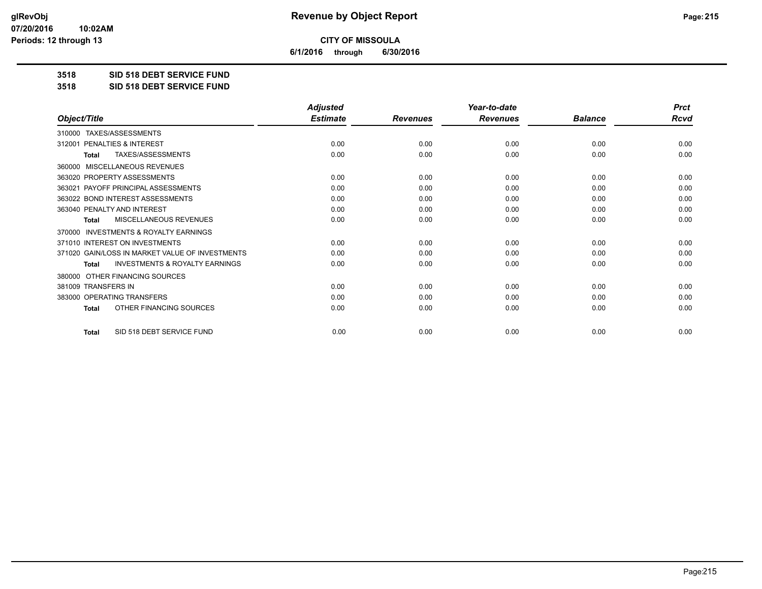# Revenue by Object Report

**CITY OF MISSOULA**

**6/1/2016 through 6/30/2016**

glRevObj
07/20/2016 10:02AM
Periods: 12 through 13

**3518 SID 518 DEBT SERVICE FUND**

**3518 SID 518 DEBT SERVICE FUND**

| Object/Title | Adjusted Estimate | Revenues | Year-to-date Revenues | Balance | Prct Rcvd |
|---|---|---|---|---|---|
| 310000 TAXES/ASSESSMENTS | | | | | |
| 312001 PENALTIES & INTEREST | 0.00 | 0.00 | 0.00 | 0.00 | 0.00 |
| **Total** TAXES/ASSESSMENTS | 0.00 | 0.00 | 0.00 | 0.00 | 0.00 |
| 360000 MISCELLANEOUS REVENUES | | | | | |
| 363020 PROPERTY ASSESSMENTS | 0.00 | 0.00 | 0.00 | 0.00 | 0.00 |
| 363021 PAYOFF PRINCIPAL ASSESSMENTS | 0.00 | 0.00 | 0.00 | 0.00 | 0.00 |
| 363022 BOND INTEREST ASSESSMENTS | 0.00 | 0.00 | 0.00 | 0.00 | 0.00 |
| 363040 PENALTY AND INTEREST | 0.00 | 0.00 | 0.00 | 0.00 | 0.00 |
| **Total** MISCELLANEOUS REVENUES | 0.00 | 0.00 | 0.00 | 0.00 | 0.00 |
| 370000 INVESTMENTS & ROYALTY EARNINGS | | | | | |
| 371010 INTEREST ON INVESTMENTS | 0.00 | 0.00 | 0.00 | 0.00 | 0.00 |
| 371020 GAIN/LOSS IN MARKET VALUE OF INVESTMENTS | 0.00 | 0.00 | 0.00 | 0.00 | 0.00 |
| **Total** INVESTMENTS & ROYALTY EARNINGS | 0.00 | 0.00 | 0.00 | 0.00 | 0.00 |
| 380000 OTHER FINANCING SOURCES | | | | | |
| 381009 TRANSFERS IN | 0.00 | 0.00 | 0.00 | 0.00 | 0.00 |
| 383000 OPERATING TRANSFERS | 0.00 | 0.00 | 0.00 | 0.00 | 0.00 |
| **Total** OTHER FINANCING SOURCES | 0.00 | 0.00 | 0.00 | 0.00 | 0.00 |
| **Total** SID 518 DEBT SERVICE FUND | 0.00 | 0.00 | 0.00 | 0.00 | 0.00 |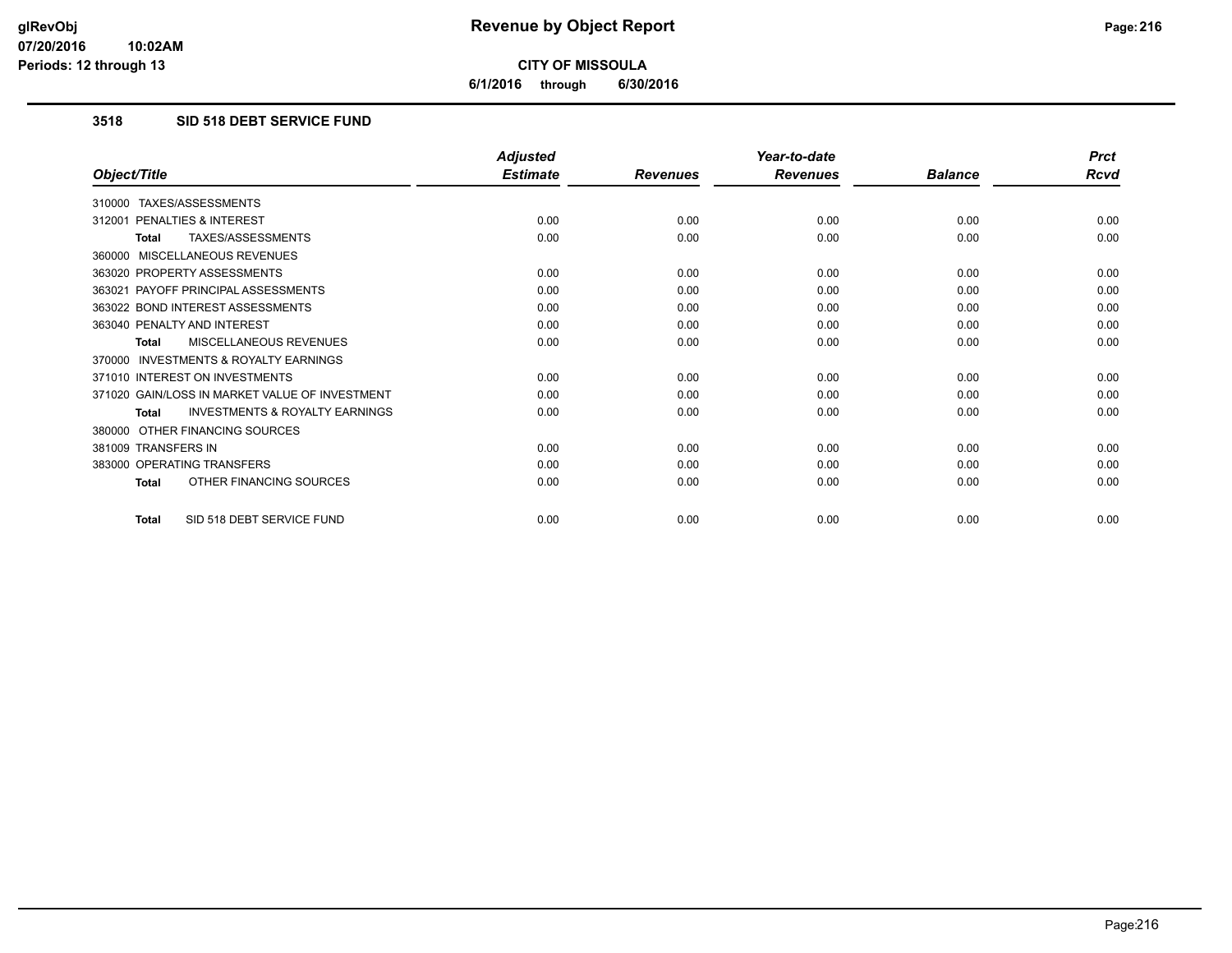# Revenue by Object Report

**CITY OF MISSOULA**

**6/1/2016 through 6/30/2016**

glRevObj
07/20/2016 10:02AM
Periods: 12 through 13

### 3518 SID 518 DEBT SERVICE FUND

| Object/Title | Adjusted Estimate | Revenues | Year-to-date Revenues | Balance | Prct Rcvd |
|---|---|---|---|---|---|
| 310000 TAXES/ASSESSMENTS | | | | | |
| 312001 PENALTIES & INTEREST | 0.00 | 0.00 | 0.00 | 0.00 | 0.00 |
| **Total** TAXES/ASSESSMENTS | 0.00 | 0.00 | 0.00 | 0.00 | 0.00 |
| 360000 MISCELLANEOUS REVENUES | | | | | |
| 363020 PROPERTY ASSESSMENTS | 0.00 | 0.00 | 0.00 | 0.00 | 0.00 |
| 363021 PAYOFF PRINCIPAL ASSESSMENTS | 0.00 | 0.00 | 0.00 | 0.00 | 0.00 |
| 363022 BOND INTEREST ASSESSMENTS | 0.00 | 0.00 | 0.00 | 0.00 | 0.00 |
| 363040 PENALTY AND INTEREST | 0.00 | 0.00 | 0.00 | 0.00 | 0.00 |
| **Total** MISCELLANEOUS REVENUES | 0.00 | 0.00 | 0.00 | 0.00 | 0.00 |
| 370000 INVESTMENTS & ROYALTY EARNINGS | | | | | |
| 371010 INTEREST ON INVESTMENTS | 0.00 | 0.00 | 0.00 | 0.00 | 0.00 |
| 371020 GAIN/LOSS IN MARKET VALUE OF INVESTMENT | 0.00 | 0.00 | 0.00 | 0.00 | 0.00 |
| **Total** INVESTMENTS & ROYALTY EARNINGS | 0.00 | 0.00 | 0.00 | 0.00 | 0.00 |
| 380000 OTHER FINANCING SOURCES | | | | | |
| 381009 TRANSFERS IN | 0.00 | 0.00 | 0.00 | 0.00 | 0.00 |
| 383000 OPERATING TRANSFERS | 0.00 | 0.00 | 0.00 | 0.00 | 0.00 |
| **Total** OTHER FINANCING SOURCES | 0.00 | 0.00 | 0.00 | 0.00 | 0.00 |
| **Total** SID 518 DEBT SERVICE FUND | 0.00 | 0.00 | 0.00 | 0.00 | 0.00 |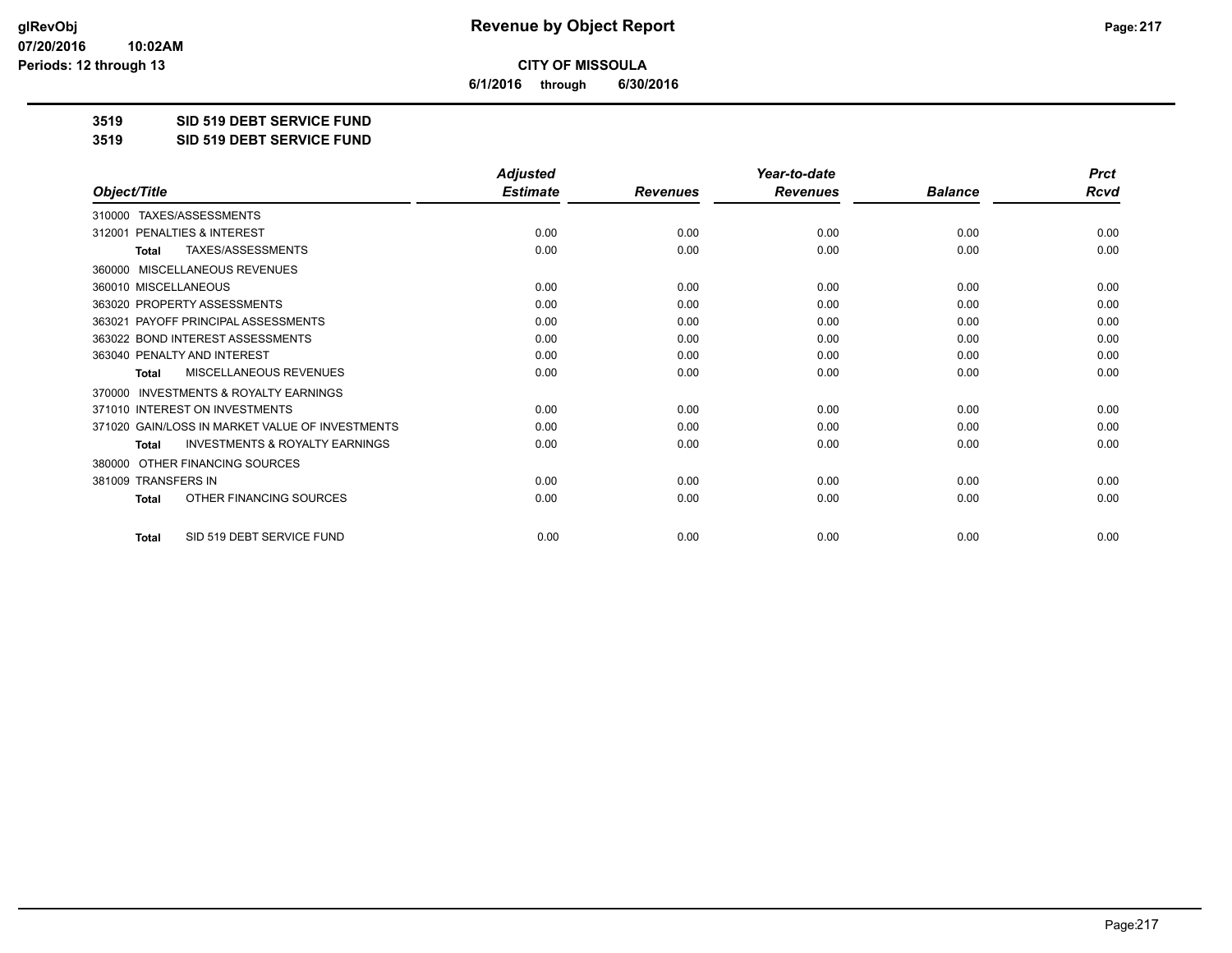**CITY OF MISSOULA**

**6/1/2016 through 6/30/2016**

**Revenue by Object Report**

**3519 SID 519 DEBT SERVICE FUND**

**3519 SID 519 DEBT SERVICE FUND**

| Object/Title | Adjusted Estimate | Revenues | Year-to-date Revenues | Balance | Prct Rcvd |
|---|---|---|---|---|---|
| 310000 TAXES/ASSESSMENTS | | | | | |
| 312001 PENALTIES & INTEREST | 0.00 | 0.00 | 0.00 | 0.00 | 0.00 |
| **Total** TAXES/ASSESSMENTS | 0.00 | 0.00 | 0.00 | 0.00 | 0.00 |
| 360000 MISCELLANEOUS REVENUES | | | | | |
| 360010 MISCELLANEOUS | 0.00 | 0.00 | 0.00 | 0.00 | 0.00 |
| 363020 PROPERTY ASSESSMENTS | 0.00 | 0.00 | 0.00 | 0.00 | 0.00 |
| 363021 PAYOFF PRINCIPAL ASSESSMENTS | 0.00 | 0.00 | 0.00 | 0.00 | 0.00 |
| 363022 BOND INTEREST ASSESSMENTS | 0.00 | 0.00 | 0.00 | 0.00 | 0.00 |
| 363040 PENALTY AND INTEREST | 0.00 | 0.00 | 0.00 | 0.00 | 0.00 |
| **Total** MISCELLANEOUS REVENUES | 0.00 | 0.00 | 0.00 | 0.00 | 0.00 |
| 370000 INVESTMENTS & ROYALTY EARNINGS | | | | | |
| 371010 INTEREST ON INVESTMENTS | 0.00 | 0.00 | 0.00 | 0.00 | 0.00 |
| 371020 GAIN/LOSS IN MARKET VALUE OF INVESTMENTS | 0.00 | 0.00 | 0.00 | 0.00 | 0.00 |
| **Total** INVESTMENTS & ROYALTY EARNINGS | 0.00 | 0.00 | 0.00 | 0.00 | 0.00 |
| 380000 OTHER FINANCING SOURCES | | | | | |
| 381009 TRANSFERS IN | 0.00 | 0.00 | 0.00 | 0.00 | 0.00 |
| **Total** OTHER FINANCING SOURCES | 0.00 | 0.00 | 0.00 | 0.00 | 0.00 |
| **Total** SID 519 DEBT SERVICE FUND | 0.00 | 0.00 | 0.00 | 0.00 | 0.00 |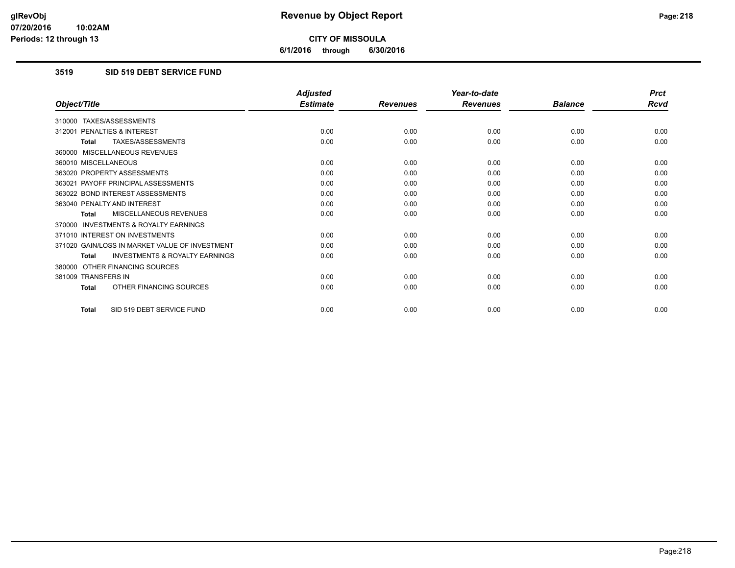# Revenue by Object Report

**CITY OF MISSOULA**

**6/1/2016 through 6/30/2016**

glRevObj
07/20/2016 10:02AM
Periods: 12 through 13

### 3519 SID 519 DEBT SERVICE FUND

| Object/Title | Adjusted Estimate | Revenues | Year-to-date Revenues | Balance | Prct Rcvd |
|---|---|---|---|---|---|
| 310000 TAXES/ASSESSMENTS | | | | | |
| 312001 PENALTIES & INTEREST | 0.00 | 0.00 | 0.00 | 0.00 | 0.00 |
| **Total** TAXES/ASSESSMENTS | 0.00 | 0.00 | 0.00 | 0.00 | 0.00 |
| 360000 MISCELLANEOUS REVENUES | | | | | |
| 360010 MISCELLANEOUS | 0.00 | 0.00 | 0.00 | 0.00 | 0.00 |
| 363020 PROPERTY ASSESSMENTS | 0.00 | 0.00 | 0.00 | 0.00 | 0.00 |
| 363021 PAYOFF PRINCIPAL ASSESSMENTS | 0.00 | 0.00 | 0.00 | 0.00 | 0.00 |
| 363022 BOND INTEREST ASSESSMENTS | 0.00 | 0.00 | 0.00 | 0.00 | 0.00 |
| 363040 PENALTY AND INTEREST | 0.00 | 0.00 | 0.00 | 0.00 | 0.00 |
| **Total** MISCELLANEOUS REVENUES | 0.00 | 0.00 | 0.00 | 0.00 | 0.00 |
| 370000 INVESTMENTS & ROYALTY EARNINGS | | | | | |
| 371010 INTEREST ON INVESTMENTS | 0.00 | 0.00 | 0.00 | 0.00 | 0.00 |
| 371020 GAIN/LOSS IN MARKET VALUE OF INVESTMENT | 0.00 | 0.00 | 0.00 | 0.00 | 0.00 |
| **Total** INVESTMENTS & ROYALTY EARNINGS | 0.00 | 0.00 | 0.00 | 0.00 | 0.00 |
| 380000 OTHER FINANCING SOURCES | | | | | |
| 381009 TRANSFERS IN | 0.00 | 0.00 | 0.00 | 0.00 | 0.00 |
| **Total** OTHER FINANCING SOURCES | 0.00 | 0.00 | 0.00 | 0.00 | 0.00 |
| **Total** SID 519 DEBT SERVICE FUND | 0.00 | 0.00 | 0.00 | 0.00 | 0.00 |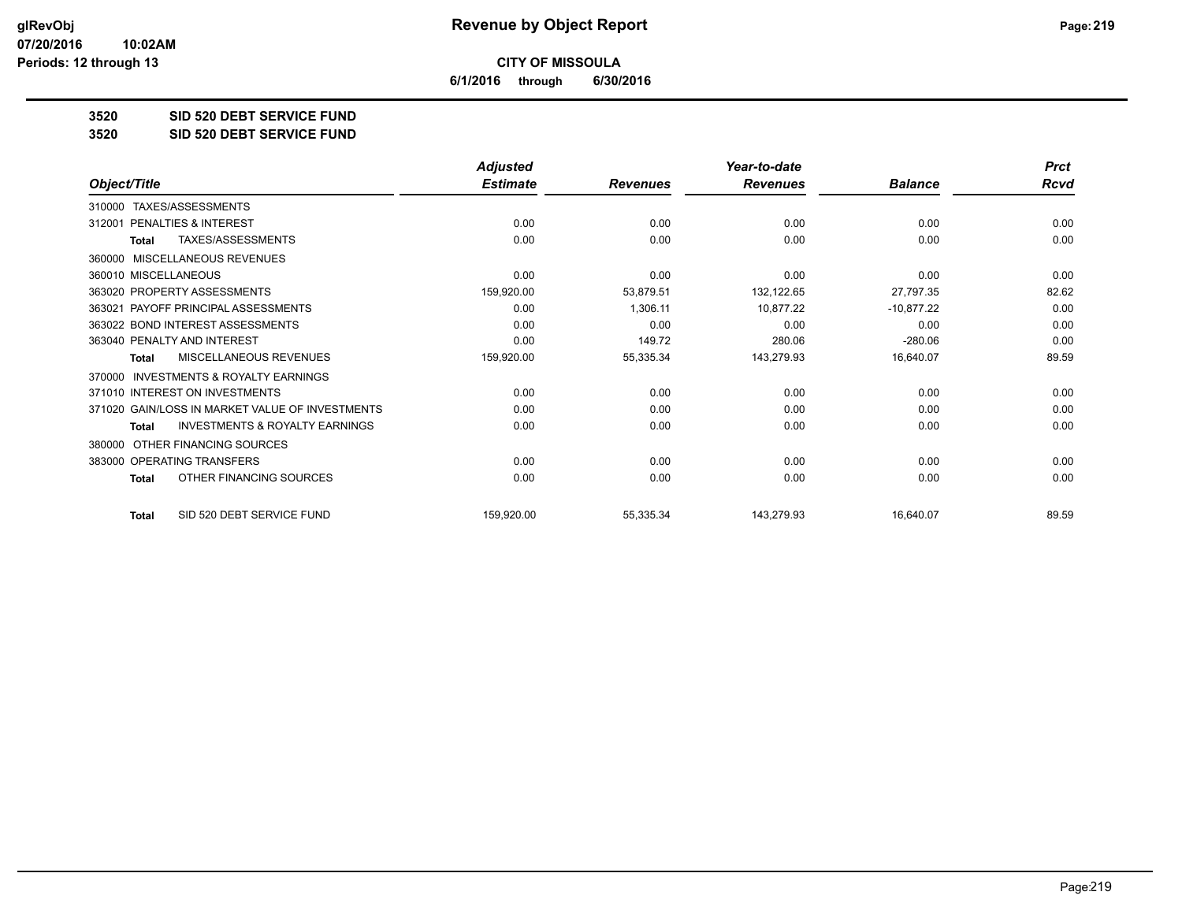# Revenue by Object Report

**CITY OF MISSOULA**

**6/1/2016 through 6/30/2016**

glRevObj
07/20/2016 10:02AM
Periods: 12 through 13

## 3520 SID 520 DEBT SERVICE FUND
## 3520 SID 520 DEBT SERVICE FUND

| Object/Title | Adjusted Estimate | Revenues | Year-to-date Revenues | Balance | Prct Rcvd |
|---|---|---|---|---|---|
| 310000 TAXES/ASSESSMENTS | | | | | |
| 312001 PENALTIES & INTEREST | 0.00 | 0.00 | 0.00 | 0.00 | 0.00 |
| **Total** TAXES/ASSESSMENTS | 0.00 | 0.00 | 0.00 | 0.00 | 0.00 |
| 360000 MISCELLANEOUS REVENUES | | | | | |
| 360010 MISCELLANEOUS | 0.00 | 0.00 | 0.00 | 0.00 | 0.00 |
| 363020 PROPERTY ASSESSMENTS | 159,920.00 | 53,879.51 | 132,122.65 | 27,797.35 | 82.62 |
| 363021 PAYOFF PRINCIPAL ASSESSMENTS | 0.00 | 1,306.11 | 10,877.22 | -10,877.22 | 0.00 |
| 363022 BOND INTEREST ASSESSMENTS | 0.00 | 0.00 | 0.00 | 0.00 | 0.00 |
| 363040 PENALTY AND INTEREST | 0.00 | 149.72 | 280.06 | -280.06 | 0.00 |
| **Total** MISCELLANEOUS REVENUES | 159,920.00 | 55,335.34 | 143,279.93 | 16,640.07 | 89.59 |
| 370000 INVESTMENTS & ROYALTY EARNINGS | | | | | |
| 371010 INTEREST ON INVESTMENTS | 0.00 | 0.00 | 0.00 | 0.00 | 0.00 |
| 371020 GAIN/LOSS IN MARKET VALUE OF INVESTMENTS | 0.00 | 0.00 | 0.00 | 0.00 | 0.00 |
| **Total** INVESTMENTS & ROYALTY EARNINGS | 0.00 | 0.00 | 0.00 | 0.00 | 0.00 |
| 380000 OTHER FINANCING SOURCES | | | | | |
| 383000 OPERATING TRANSFERS | 0.00 | 0.00 | 0.00 | 0.00 | 0.00 |
| **Total** OTHER FINANCING SOURCES | 0.00 | 0.00 | 0.00 | 0.00 | 0.00 |
| **Total** SID 520 DEBT SERVICE FUND | 159,920.00 | 55,335.34 | 143,279.93 | 16,640.07 | 89.59 |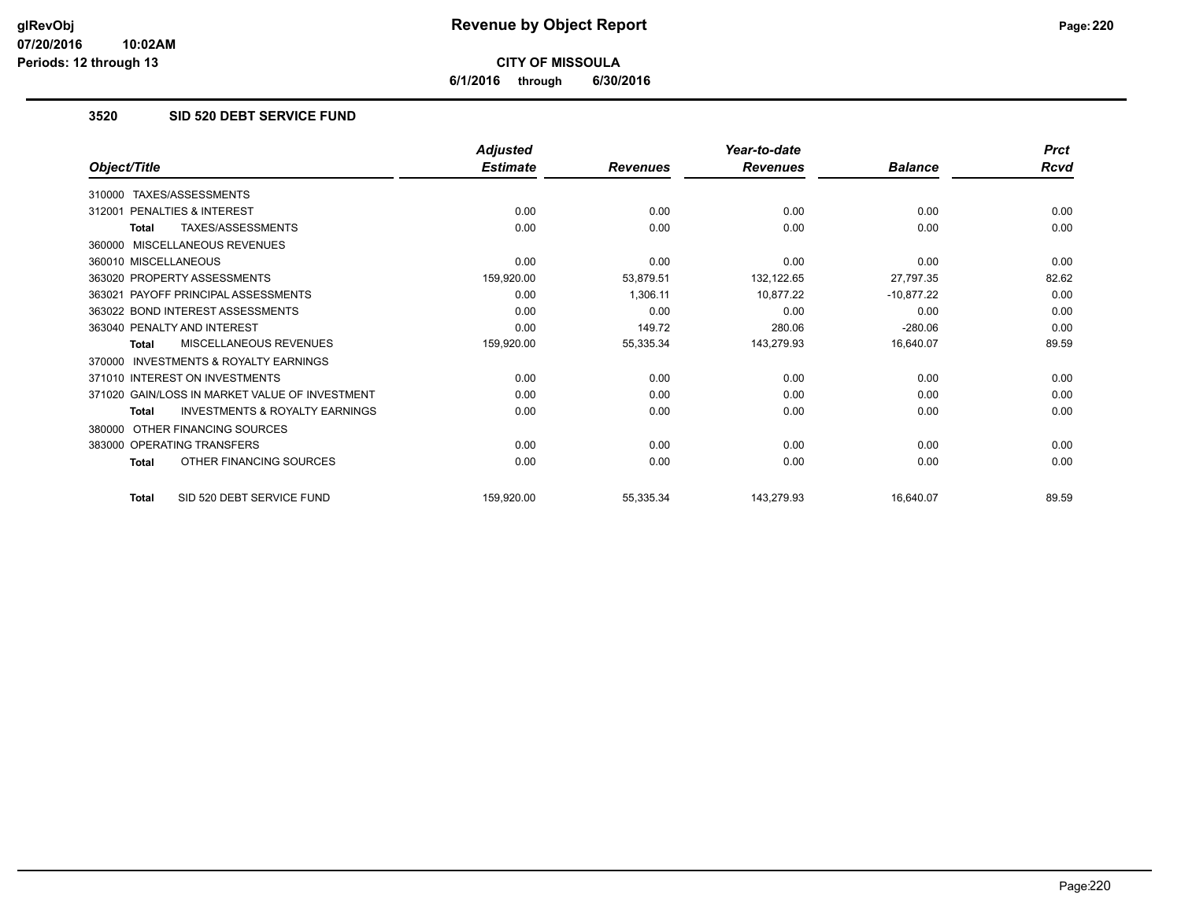# Revenue by Object Report

glRevObj
07/20/2016 10:02AM
Periods: 12 through 13

**CITY OF MISSOULA**

**6/1/2016 through 6/30/2016**

## 3520 SID 520 DEBT SERVICE FUND

| Object/Title | Adjusted Estimate | Revenues | Year-to-date Revenues | Balance | Prct Rcvd |
|---|---|---|---|---|---|
| 310000 TAXES/ASSESSMENTS | | | | | |
| 312001 PENALTIES & INTEREST | 0.00 | 0.00 | 0.00 | 0.00 | 0.00 |
| **Total** TAXES/ASSESSMENTS | 0.00 | 0.00 | 0.00 | 0.00 | 0.00 |
| 360000 MISCELLANEOUS REVENUES | | | | | |
| 360010 MISCELLANEOUS | 0.00 | 0.00 | 0.00 | 0.00 | 0.00 |
| 363020 PROPERTY ASSESSMENTS | 159,920.00 | 53,879.51 | 132,122.65 | 27,797.35 | 82.62 |
| 363021 PAYOFF PRINCIPAL ASSESSMENTS | 0.00 | 1,306.11 | 10,877.22 | -10,877.22 | 0.00 |
| 363022 BOND INTEREST ASSESSMENTS | 0.00 | 0.00 | 0.00 | 0.00 | 0.00 |
| 363040 PENALTY AND INTEREST | 0.00 | 149.72 | 280.06 | -280.06 | 0.00 |
| **Total** MISCELLANEOUS REVENUES | 159,920.00 | 55,335.34 | 143,279.93 | 16,640.07 | 89.59 |
| 370000 INVESTMENTS & ROYALTY EARNINGS | | | | | |
| 371010 INTEREST ON INVESTMENTS | 0.00 | 0.00 | 0.00 | 0.00 | 0.00 |
| 371020 GAIN/LOSS IN MARKET VALUE OF INVESTMENT | 0.00 | 0.00 | 0.00 | 0.00 | 0.00 |
| **Total** INVESTMENTS & ROYALTY EARNINGS | 0.00 | 0.00 | 0.00 | 0.00 | 0.00 |
| 380000 OTHER FINANCING SOURCES | | | | | |
| 383000 OPERATING TRANSFERS | 0.00 | 0.00 | 0.00 | 0.00 | 0.00 |
| **Total** OTHER FINANCING SOURCES | 0.00 | 0.00 | 0.00 | 0.00 | 0.00 |
| **Total** SID 520 DEBT SERVICE FUND | 159,920.00 | 55,335.34 | 143,279.93 | 16,640.07 | 89.59 |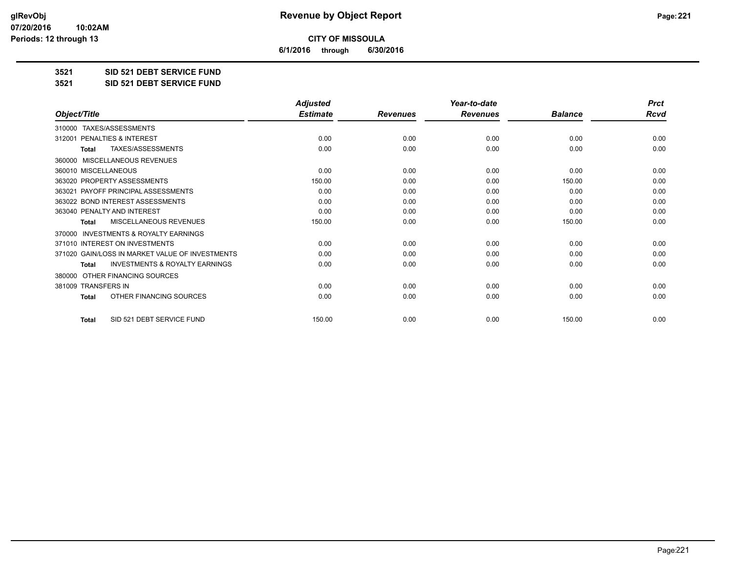**CITY OF MISSOULA**

**6/1/2016 through 6/30/2016**

## 3521 SID 521 DEBT SERVICE FUND

## 3521 SID 521 DEBT SERVICE FUND

| Object/Title | Adjusted Estimate | Revenues | Year-to-date Revenues | Balance | Prct Rcvd |
|---|---|---|---|---|---|
| 310000 TAXES/ASSESSMENTS | | | | | |
| 312001 PENALTIES & INTEREST | 0.00 | 0.00 | 0.00 | 0.00 | 0.00 |
| **Total** TAXES/ASSESSMENTS | 0.00 | 0.00 | 0.00 | 0.00 | 0.00 |
| 360000 MISCELLANEOUS REVENUES | | | | | |
| 360010 MISCELLANEOUS | 0.00 | 0.00 | 0.00 | 0.00 | 0.00 |
| 363020 PROPERTY ASSESSMENTS | 150.00 | 0.00 | 0.00 | 150.00 | 0.00 |
| 363021 PAYOFF PRINCIPAL ASSESSMENTS | 0.00 | 0.00 | 0.00 | 0.00 | 0.00 |
| 363022 BOND INTEREST ASSESSMENTS | 0.00 | 0.00 | 0.00 | 0.00 | 0.00 |
| 363040 PENALTY AND INTEREST | 0.00 | 0.00 | 0.00 | 0.00 | 0.00 |
| **Total** MISCELLANEOUS REVENUES | 150.00 | 0.00 | 0.00 | 150.00 | 0.00 |
| 370000 INVESTMENTS & ROYALTY EARNINGS | | | | | |
| 371010 INTEREST ON INVESTMENTS | 0.00 | 0.00 | 0.00 | 0.00 | 0.00 |
| 371020 GAIN/LOSS IN MARKET VALUE OF INVESTMENTS | 0.00 | 0.00 | 0.00 | 0.00 | 0.00 |
| **Total** INVESTMENTS & ROYALTY EARNINGS | 0.00 | 0.00 | 0.00 | 0.00 | 0.00 |
| 380000 OTHER FINANCING SOURCES | | | | | |
| 381009 TRANSFERS IN | 0.00 | 0.00 | 0.00 | 0.00 | 0.00 |
| **Total** OTHER FINANCING SOURCES | 0.00 | 0.00 | 0.00 | 0.00 | 0.00 |
| **Total** SID 521 DEBT SERVICE FUND | 150.00 | 0.00 | 0.00 | 150.00 | 0.00 |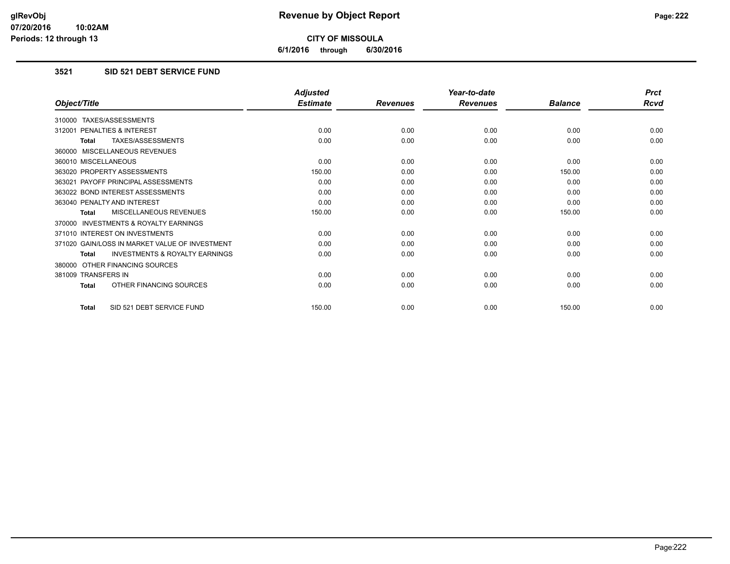**Revenue by Object Report**

**CITY OF MISSOULA**

**6/1/2016 through 6/30/2016**

glRevObj
07/20/2016 10:02AM
Periods: 12 through 13

### 3521 SID 521 DEBT SERVICE FUND

| Object/Title | Adjusted Estimate | Revenues | Year-to-date Revenues | Balance | Prct Rcvd |
|---|---|---|---|---|---|
| 310000 TAXES/ASSESSMENTS | | | | | |
| 312001 PENALTIES & INTEREST | 0.00 | 0.00 | 0.00 | 0.00 | 0.00 |
| **Total** TAXES/ASSESSMENTS | 0.00 | 0.00 | 0.00 | 0.00 | 0.00 |
| 360000 MISCELLANEOUS REVENUES | | | | | |
| 360010 MISCELLANEOUS | 0.00 | 0.00 | 0.00 | 0.00 | 0.00 |
| 363020 PROPERTY ASSESSMENTS | 150.00 | 0.00 | 0.00 | 150.00 | 0.00 |
| 363021 PAYOFF PRINCIPAL ASSESSMENTS | 0.00 | 0.00 | 0.00 | 0.00 | 0.00 |
| 363022 BOND INTEREST ASSESSMENTS | 0.00 | 0.00 | 0.00 | 0.00 | 0.00 |
| 363040 PENALTY AND INTEREST | 0.00 | 0.00 | 0.00 | 0.00 | 0.00 |
| **Total** MISCELLANEOUS REVENUES | 150.00 | 0.00 | 0.00 | 150.00 | 0.00 |
| 370000 INVESTMENTS & ROYALTY EARNINGS | | | | | |
| 371010 INTEREST ON INVESTMENTS | 0.00 | 0.00 | 0.00 | 0.00 | 0.00 |
| 371020 GAIN/LOSS IN MARKET VALUE OF INVESTMENT | 0.00 | 0.00 | 0.00 | 0.00 | 0.00 |
| **Total** INVESTMENTS & ROYALTY EARNINGS | 0.00 | 0.00 | 0.00 | 0.00 | 0.00 |
| 380000 OTHER FINANCING SOURCES | | | | | |
| 381009 TRANSFERS IN | 0.00 | 0.00 | 0.00 | 0.00 | 0.00 |
| **Total** OTHER FINANCING SOURCES | 0.00 | 0.00 | 0.00 | 0.00 | 0.00 |
| **Total** SID 521 DEBT SERVICE FUND | 150.00 | 0.00 | 0.00 | 150.00 | 0.00 |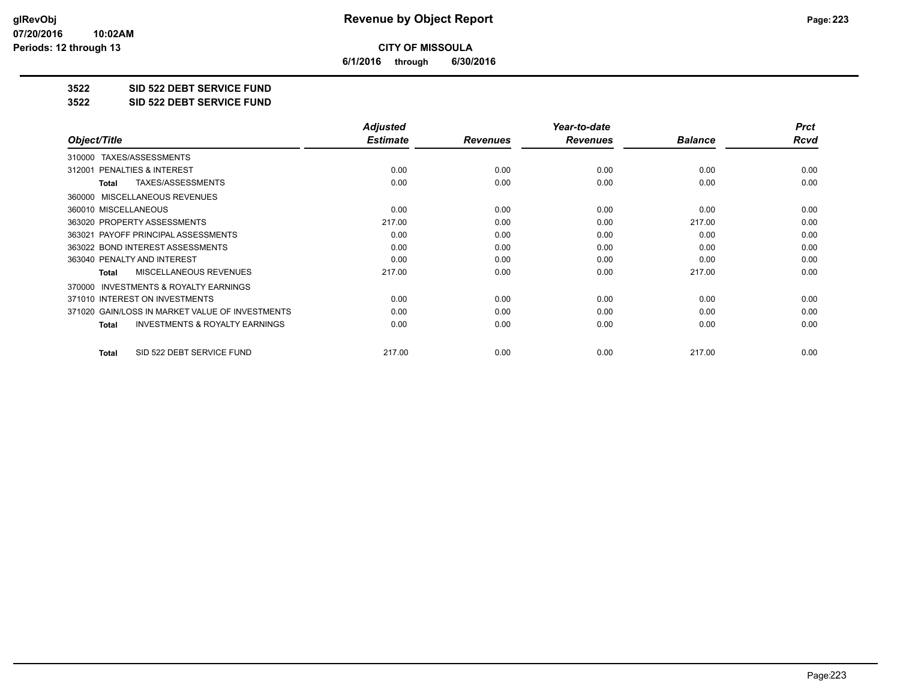# Revenue by Object Report

**CITY OF MISSOULA**

**6/1/2016 through 6/30/2016**

glRevObj
07/20/2016 10:02AM
Periods: 12 through 13

## 3522 SID 522 DEBT SERVICE FUND
## 3522 SID 522 DEBT SERVICE FUND

| Object/Title | Adjusted Estimate | Revenues | Year-to-date Revenues | Balance | Prct Rcvd |
|---|---|---|---|---|---|
| 310000 TAXES/ASSESSMENTS | | | | | |
| 312001 PENALTIES & INTEREST | 0.00 | 0.00 | 0.00 | 0.00 | 0.00 |
| **Total** TAXES/ASSESSMENTS | 0.00 | 0.00 | 0.00 | 0.00 | 0.00 |
| 360000 MISCELLANEOUS REVENUES | | | | | |
| 360010 MISCELLANEOUS | 0.00 | 0.00 | 0.00 | 0.00 | 0.00 |
| 363020 PROPERTY ASSESSMENTS | 217.00 | 0.00 | 0.00 | 217.00 | 0.00 |
| 363021 PAYOFF PRINCIPAL ASSESSMENTS | 0.00 | 0.00 | 0.00 | 0.00 | 0.00 |
| 363022 BOND INTEREST ASSESSMENTS | 0.00 | 0.00 | 0.00 | 0.00 | 0.00 |
| 363040 PENALTY AND INTEREST | 0.00 | 0.00 | 0.00 | 0.00 | 0.00 |
| **Total** MISCELLANEOUS REVENUES | 217.00 | 0.00 | 0.00 | 217.00 | 0.00 |
| 370000 INVESTMENTS & ROYALTY EARNINGS | | | | | |
| 371010 INTEREST ON INVESTMENTS | 0.00 | 0.00 | 0.00 | 0.00 | 0.00 |
| 371020 GAIN/LOSS IN MARKET VALUE OF INVESTMENTS | 0.00 | 0.00 | 0.00 | 0.00 | 0.00 |
| **Total** INVESTMENTS & ROYALTY EARNINGS | 0.00 | 0.00 | 0.00 | 0.00 | 0.00 |
| **Total** SID 522 DEBT SERVICE FUND | 217.00 | 0.00 | 0.00 | 217.00 | 0.00 |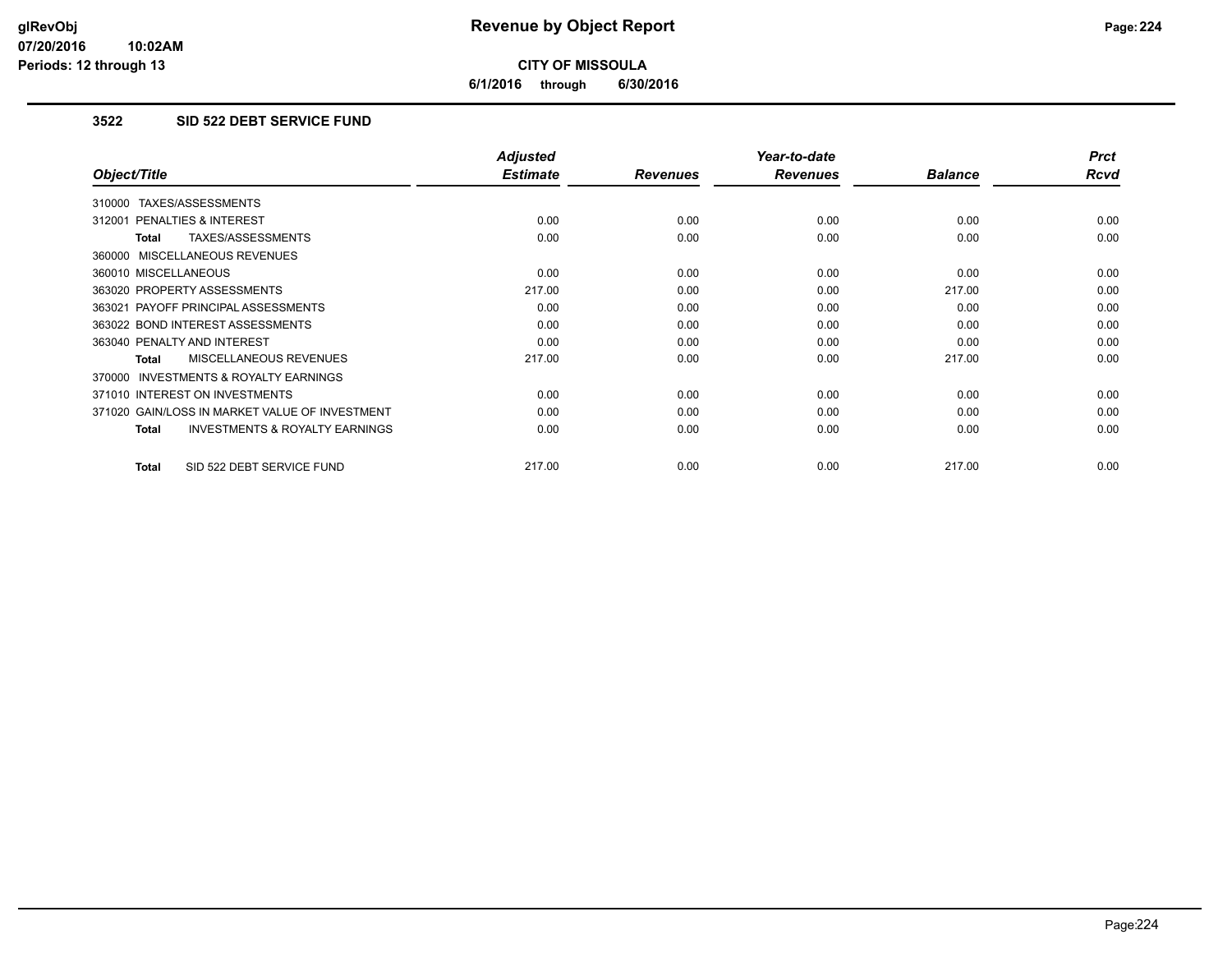# Revenue by Object Report

**CITY OF MISSOULA**

**6/1/2016 through 6/30/2016**

glRevObj
07/20/2016 10:02AM
Periods: 12 through 13

### 3522 SID 522 DEBT SERVICE FUND

| Object/Title | Adjusted Estimate | Revenues | Year-to-date Revenues | Balance | Prct Rcvd |
|---|---|---|---|---|---|
| 310000 TAXES/ASSESSMENTS | | | | | |
| 312001 PENALTIES & INTEREST | 0.00 | 0.00 | 0.00 | 0.00 | 0.00 |
| **Total** TAXES/ASSESSMENTS | 0.00 | 0.00 | 0.00 | 0.00 | 0.00 |
| 360000 MISCELLANEOUS REVENUES | | | | | |
| 360010 MISCELLANEOUS | 0.00 | 0.00 | 0.00 | 0.00 | 0.00 |
| 363020 PROPERTY ASSESSMENTS | 217.00 | 0.00 | 0.00 | 217.00 | 0.00 |
| 363021 PAYOFF PRINCIPAL ASSESSMENTS | 0.00 | 0.00 | 0.00 | 0.00 | 0.00 |
| 363022 BOND INTEREST ASSESSMENTS | 0.00 | 0.00 | 0.00 | 0.00 | 0.00 |
| 363040 PENALTY AND INTEREST | 0.00 | 0.00 | 0.00 | 0.00 | 0.00 |
| **Total** MISCELLANEOUS REVENUES | 217.00 | 0.00 | 0.00 | 217.00 | 0.00 |
| 370000 INVESTMENTS & ROYALTY EARNINGS | | | | | |
| 371010 INTEREST ON INVESTMENTS | 0.00 | 0.00 | 0.00 | 0.00 | 0.00 |
| 371020 GAIN/LOSS IN MARKET VALUE OF INVESTMENT | 0.00 | 0.00 | 0.00 | 0.00 | 0.00 |
| **Total** INVESTMENTS & ROYALTY EARNINGS | 0.00 | 0.00 | 0.00 | 0.00 | 0.00 |
| **Total** SID 522 DEBT SERVICE FUND | 217.00 | 0.00 | 0.00 | 217.00 | 0.00 |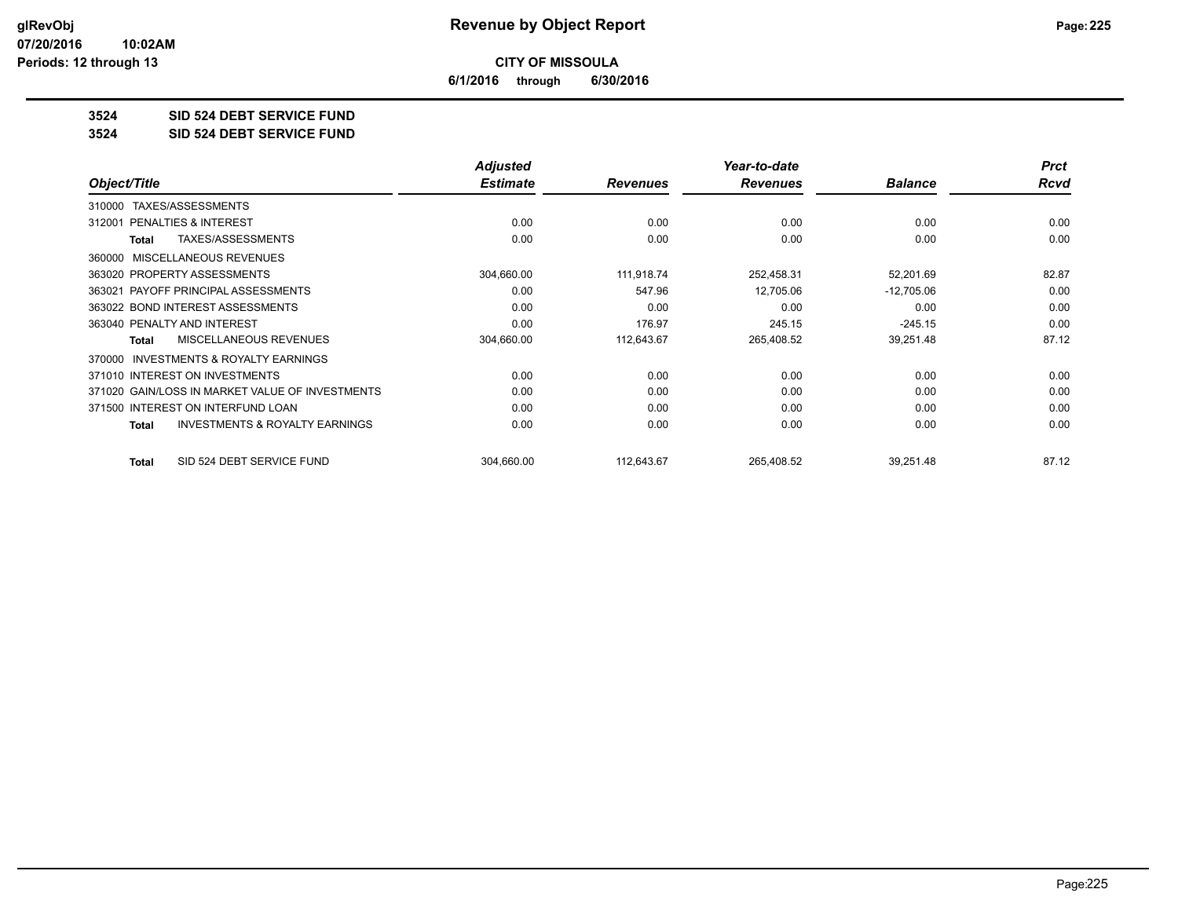# Revenue by Object Report

**CITY OF MISSOULA**

**6/1/2016 through 6/30/2016**

glRevObj
07/20/2016 10:02AM
Periods: 12 through 13

**3524 SID 524 DEBT SERVICE FUND**

**3524 SID 524 DEBT SERVICE FUND**

| Object/Title | Adjusted Estimate | Revenues | Year-to-date Revenues | Balance | Prct Rcvd |
|---|---|---|---|---|---|
| 310000 TAXES/ASSESSMENTS | | | | | |
| 312001 PENALTIES & INTEREST | 0.00 | 0.00 | 0.00 | 0.00 | 0.00 |
| **Total** TAXES/ASSESSMENTS | 0.00 | 0.00 | 0.00 | 0.00 | 0.00 |
| 360000 MISCELLANEOUS REVENUES | | | | | |
| 363020 PROPERTY ASSESSMENTS | 304,660.00 | 111,918.74 | 252,458.31 | 52,201.69 | 82.87 |
| 363021 PAYOFF PRINCIPAL ASSESSMENTS | 0.00 | 547.96 | 12,705.06 | -12,705.06 | 0.00 |
| 363022 BOND INTEREST ASSESSMENTS | 0.00 | 0.00 | 0.00 | 0.00 | 0.00 |
| 363040 PENALTY AND INTEREST | 0.00 | 176.97 | 245.15 | -245.15 | 0.00 |
| **Total** MISCELLANEOUS REVENUES | 304,660.00 | 112,643.67 | 265,408.52 | 39,251.48 | 87.12 |
| 370000 INVESTMENTS & ROYALTY EARNINGS | | | | | |
| 371010 INTEREST ON INVESTMENTS | 0.00 | 0.00 | 0.00 | 0.00 | 0.00 |
| 371020 GAIN/LOSS IN MARKET VALUE OF INVESTMENTS | 0.00 | 0.00 | 0.00 | 0.00 | 0.00 |
| 371500 INTEREST ON INTERFUND LOAN | 0.00 | 0.00 | 0.00 | 0.00 | 0.00 |
| **Total** INVESTMENTS & ROYALTY EARNINGS | 0.00 | 0.00 | 0.00 | 0.00 | 0.00 |
| **Total** SID 524 DEBT SERVICE FUND | 304,660.00 | 112,643.67 | 265,408.52 | 39,251.48 | 87.12 |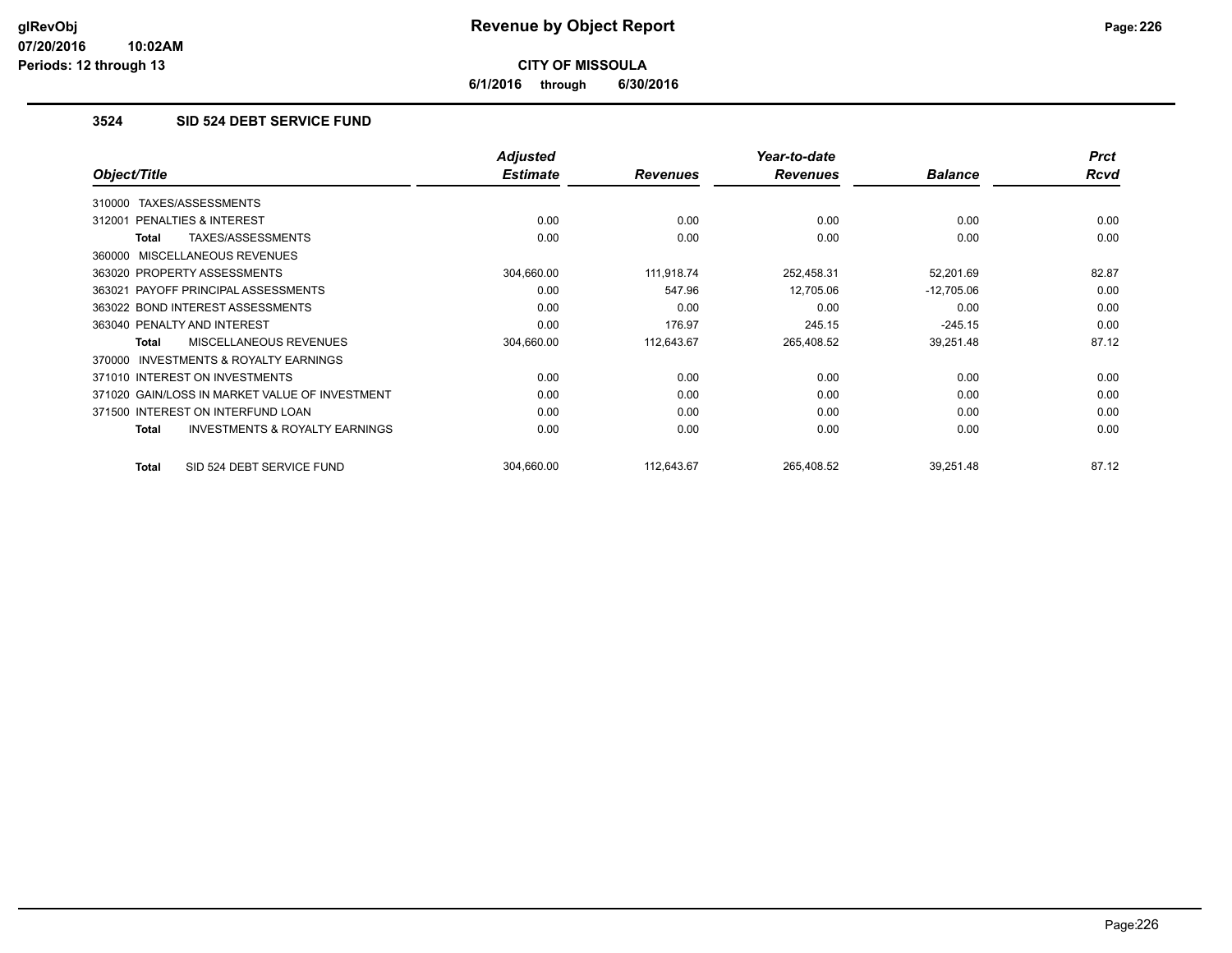# Revenue by Object Report

**CITY OF MISSOULA**

**6/1/2016 through 6/30/2016**

glRevObj
07/20/2016 10:02AM
Periods: 12 through 13

### 3524 SID 524 DEBT SERVICE FUND

| Object/Title | Adjusted Estimate | Revenues | Year-to-date Revenues | Balance | Prct Rcvd |
|---|---|---|---|---|---|
| 310000 TAXES/ASSESSMENTS | | | | | |
| 312001 PENALTIES & INTEREST | 0.00 | 0.00 | 0.00 | 0.00 | 0.00 |
| **Total** TAXES/ASSESSMENTS | 0.00 | 0.00 | 0.00 | 0.00 | 0.00 |
| 360000 MISCELLANEOUS REVENUES | | | | | |
| 363020 PROPERTY ASSESSMENTS | 304,660.00 | 111,918.74 | 252,458.31 | 52,201.69 | 82.87 |
| 363021 PAYOFF PRINCIPAL ASSESSMENTS | 0.00 | 547.96 | 12,705.06 | -12,705.06 | 0.00 |
| 363022 BOND INTEREST ASSESSMENTS | 0.00 | 0.00 | 0.00 | 0.00 | 0.00 |
| 363040 PENALTY AND INTEREST | 0.00 | 176.97 | 245.15 | -245.15 | 0.00 |
| **Total** MISCELLANEOUS REVENUES | 304,660.00 | 112,643.67 | 265,408.52 | 39,251.48 | 87.12 |
| 370000 INVESTMENTS & ROYALTY EARNINGS | | | | | |
| 371010 INTEREST ON INVESTMENTS | 0.00 | 0.00 | 0.00 | 0.00 | 0.00 |
| 371020 GAIN/LOSS IN MARKET VALUE OF INVESTMENT | 0.00 | 0.00 | 0.00 | 0.00 | 0.00 |
| 371500 INTEREST ON INTERFUND LOAN | 0.00 | 0.00 | 0.00 | 0.00 | 0.00 |
| **Total** INVESTMENTS & ROYALTY EARNINGS | 0.00 | 0.00 | 0.00 | 0.00 | 0.00 |
| **Total** SID 524 DEBT SERVICE FUND | 304,660.00 | 112,643.67 | 265,408.52 | 39,251.48 | 87.12 |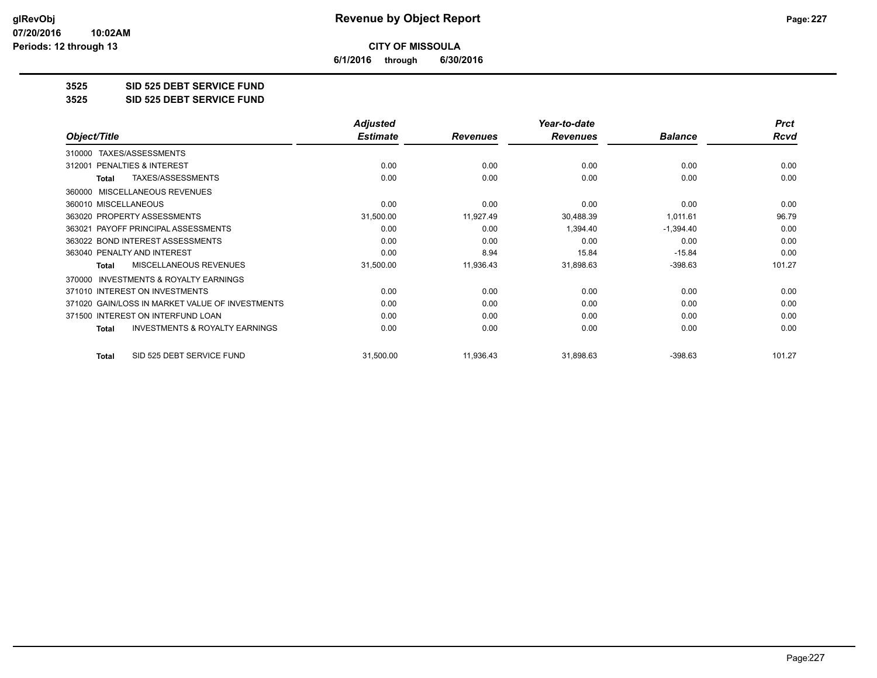**CITY OF MISSOULA**

**6/1/2016 through 6/30/2016**

**3525 SID 525 DEBT SERVICE FUND**

**3525 SID 525 DEBT SERVICE FUND**

| Object/Title | Adjusted Estimate | Revenues | Year-to-date Revenues | Balance | Prct Rcvd |
|---|---|---|---|---|---|
| 310000 TAXES/ASSESSMENTS | | | | | |
| 312001 PENALTIES & INTEREST | 0.00 | 0.00 | 0.00 | 0.00 | 0.00 |
| **Total** TAXES/ASSESSMENTS | 0.00 | 0.00 | 0.00 | 0.00 | 0.00 |
| 360000 MISCELLANEOUS REVENUES | | | | | |
| 360010 MISCELLANEOUS | 0.00 | 0.00 | 0.00 | 0.00 | 0.00 |
| 363020 PROPERTY ASSESSMENTS | 31,500.00 | 11,927.49 | 30,488.39 | 1,011.61 | 96.79 |
| 363021 PAYOFF PRINCIPAL ASSESSMENTS | 0.00 | 0.00 | 1,394.40 | -1,394.40 | 0.00 |
| 363022 BOND INTEREST ASSESSMENTS | 0.00 | 0.00 | 0.00 | 0.00 | 0.00 |
| 363040 PENALTY AND INTEREST | 0.00 | 8.94 | 15.84 | -15.84 | 0.00 |
| **Total** MISCELLANEOUS REVENUES | 31,500.00 | 11,936.43 | 31,898.63 | -398.63 | 101.27 |
| 370000 INVESTMENTS & ROYALTY EARNINGS | | | | | |
| 371010 INTEREST ON INVESTMENTS | 0.00 | 0.00 | 0.00 | 0.00 | 0.00 |
| 371020 GAIN/LOSS IN MARKET VALUE OF INVESTMENTS | 0.00 | 0.00 | 0.00 | 0.00 | 0.00 |
| 371500 INTEREST ON INTERFUND LOAN | 0.00 | 0.00 | 0.00 | 0.00 | 0.00 |
| **Total** INVESTMENTS & ROYALTY EARNINGS | 0.00 | 0.00 | 0.00 | 0.00 | 0.00 |
| **Total** SID 525 DEBT SERVICE FUND | 31,500.00 | 11,936.43 | 31,898.63 | -398.63 | 101.27 |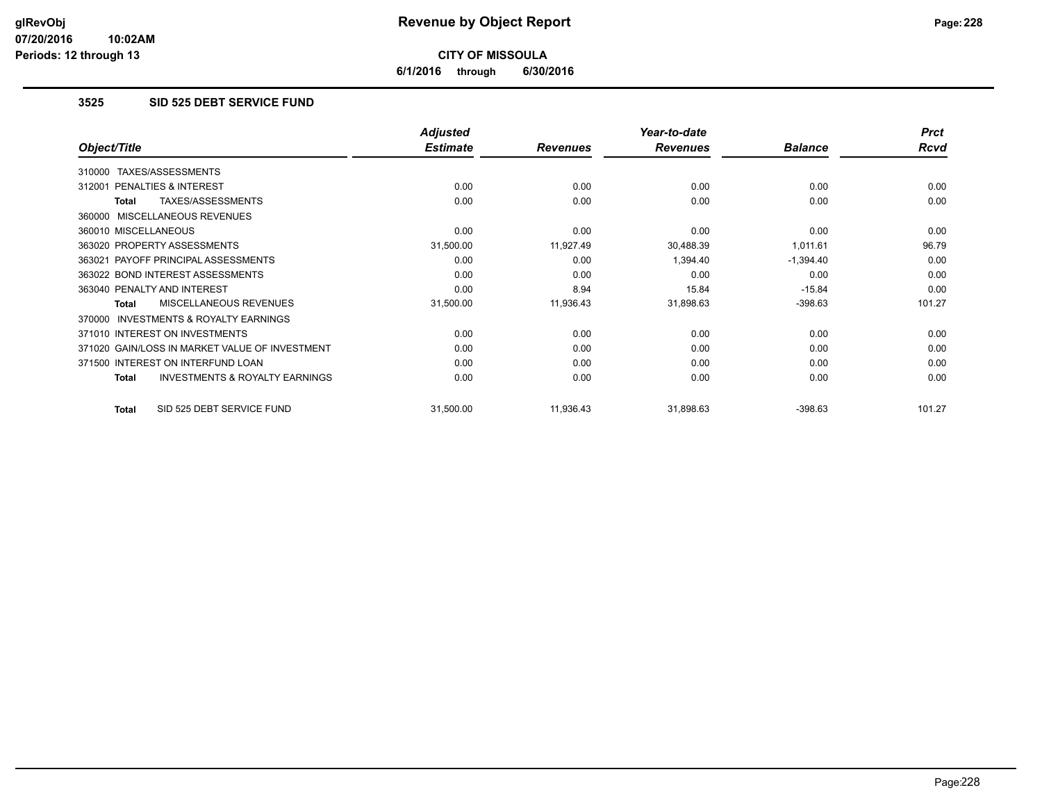# Revenue by Object Report

**CITY OF MISSOULA**

**6/1/2016 through 6/30/2016**

glRevObj
07/20/2016 10:02AM
Periods: 12 through 13

## 3525 SID 525 DEBT SERVICE FUND

| Object/Title | Adjusted Estimate | Revenues | Year-to-date Revenues | Balance | Prct Rcvd |
|---|---|---|---|---|---|
| 310000 TAXES/ASSESSMENTS | | | | | |
| 312001 PENALTIES & INTEREST | 0.00 | 0.00 | 0.00 | 0.00 | 0.00 |
| **Total** TAXES/ASSESSMENTS | 0.00 | 0.00 | 0.00 | 0.00 | 0.00 |
| 360000 MISCELLANEOUS REVENUES | | | | | |
| 360010 MISCELLANEOUS | 0.00 | 0.00 | 0.00 | 0.00 | 0.00 |
| 363020 PROPERTY ASSESSMENTS | 31,500.00 | 11,927.49 | 30,488.39 | 1,011.61 | 96.79 |
| 363021 PAYOFF PRINCIPAL ASSESSMENTS | 0.00 | 0.00 | 1,394.40 | -1,394.40 | 0.00 |
| 363022 BOND INTEREST ASSESSMENTS | 0.00 | 0.00 | 0.00 | 0.00 | 0.00 |
| 363040 PENALTY AND INTEREST | 0.00 | 8.94 | 15.84 | -15.84 | 0.00 |
| **Total** MISCELLANEOUS REVENUES | 31,500.00 | 11,936.43 | 31,898.63 | -398.63 | 101.27 |
| 370000 INVESTMENTS & ROYALTY EARNINGS | | | | | |
| 371010 INTEREST ON INVESTMENTS | 0.00 | 0.00 | 0.00 | 0.00 | 0.00 |
| 371020 GAIN/LOSS IN MARKET VALUE OF INVESTMENT | 0.00 | 0.00 | 0.00 | 0.00 | 0.00 |
| 371500 INTEREST ON INTERFUND LOAN | 0.00 | 0.00 | 0.00 | 0.00 | 0.00 |
| **Total** INVESTMENTS & ROYALTY EARNINGS | 0.00 | 0.00 | 0.00 | 0.00 | 0.00 |
| **Total** SID 525 DEBT SERVICE FUND | 31,500.00 | 11,936.43 | 31,898.63 | -398.63 | 101.27 |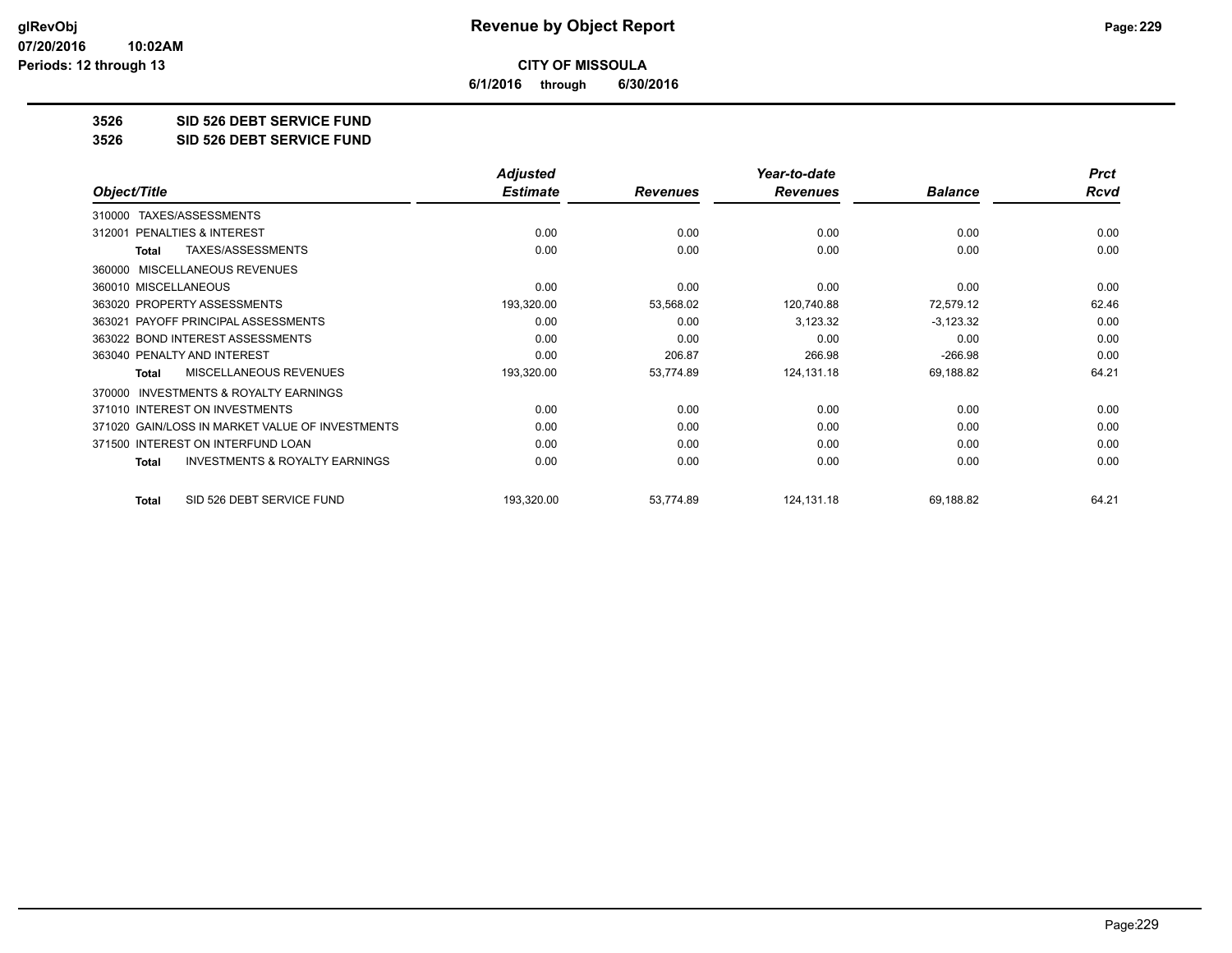**CITY OF MISSOULA**

**6/1/2016 through 6/30/2016**

**Revenue by Object Report**

glRevObj
07/20/2016 10:02AM
Periods: 12 through 13

## 3526 SID 526 DEBT SERVICE FUND
## 3526 SID 526 DEBT SERVICE FUND

| Object/Title | Adjusted Estimate | Revenues | Year-to-date Revenues | Balance | Prct Rcvd |
|---|---|---|---|---|---|
| 310000 TAXES/ASSESSMENTS | | | | | |
| 312001 PENALTIES & INTEREST | 0.00 | 0.00 | 0.00 | 0.00 | 0.00 |
| **Total** TAXES/ASSESSMENTS | 0.00 | 0.00 | 0.00 | 0.00 | 0.00 |
| 360000 MISCELLANEOUS REVENUES | | | | | |
| 360010 MISCELLANEOUS | 0.00 | 0.00 | 0.00 | 0.00 | 0.00 |
| 363020 PROPERTY ASSESSMENTS | 193,320.00 | 53,568.02 | 120,740.88 | 72,579.12 | 62.46 |
| 363021 PAYOFF PRINCIPAL ASSESSMENTS | 0.00 | 0.00 | 3,123.32 | -3,123.32 | 0.00 |
| 363022 BOND INTEREST ASSESSMENTS | 0.00 | 0.00 | 0.00 | 0.00 | 0.00 |
| 363040 PENALTY AND INTEREST | 0.00 | 206.87 | 266.98 | -266.98 | 0.00 |
| **Total** MISCELLANEOUS REVENUES | 193,320.00 | 53,774.89 | 124,131.18 | 69,188.82 | 64.21 |
| 370000 INVESTMENTS & ROYALTY EARNINGS | | | | | |
| 371010 INTEREST ON INVESTMENTS | 0.00 | 0.00 | 0.00 | 0.00 | 0.00 |
| 371020 GAIN/LOSS IN MARKET VALUE OF INVESTMENTS | 0.00 | 0.00 | 0.00 | 0.00 | 0.00 |
| 371500 INTEREST ON INTERFUND LOAN | 0.00 | 0.00 | 0.00 | 0.00 | 0.00 |
| **Total** INVESTMENTS & ROYALTY EARNINGS | 0.00 | 0.00 | 0.00 | 0.00 | 0.00 |
| **Total** SID 526 DEBT SERVICE FUND | 193,320.00 | 53,774.89 | 124,131.18 | 69,188.82 | 64.21 |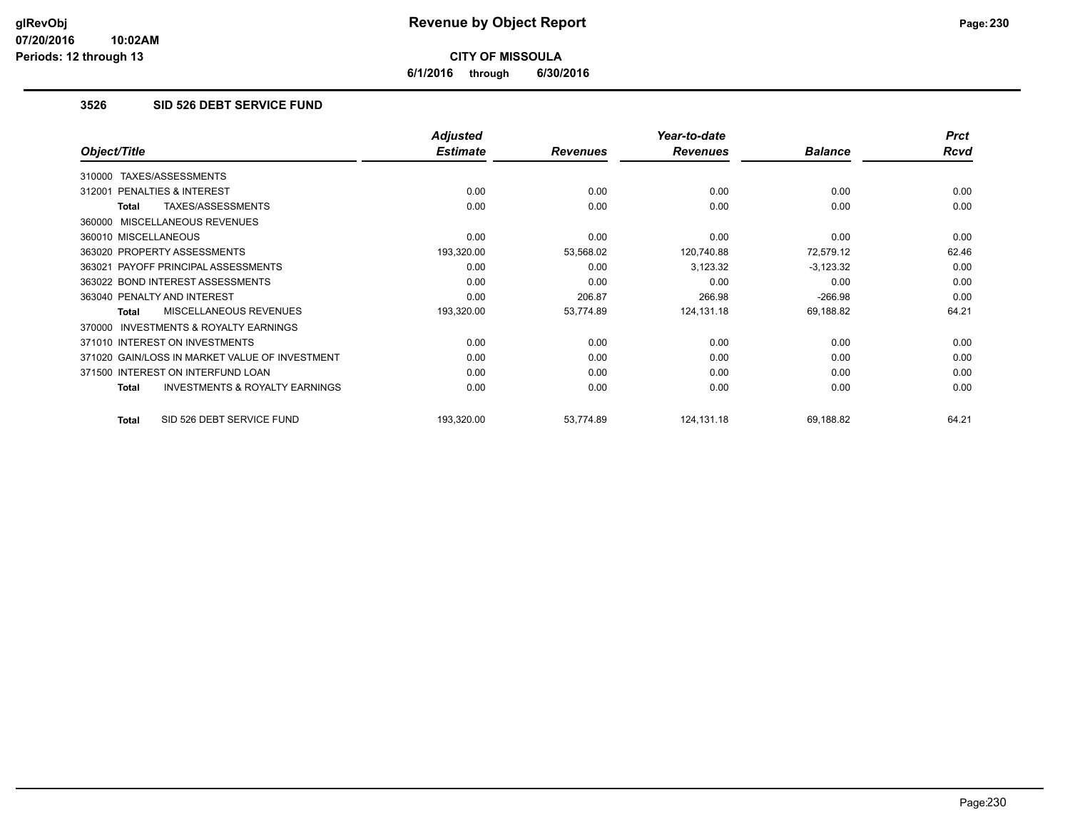# Revenue by Object Report

**CITY OF MISSOULA**

**6/1/2016 through 6/30/2016**

glRevObj
07/20/2016 10:02AM
Periods: 12 through 13

### 3526 SID 526 DEBT SERVICE FUND

| Object/Title | Adjusted Estimate | Revenues | Year-to-date Revenues | Balance | Prct Rcvd |
|---|---|---|---|---|---|
| 310000 TAXES/ASSESSMENTS | | | | | |
| 312001 PENALTIES & INTEREST | 0.00 | 0.00 | 0.00 | 0.00 | 0.00 |
| **Total** TAXES/ASSESSMENTS | 0.00 | 0.00 | 0.00 | 0.00 | 0.00 |
| 360000 MISCELLANEOUS REVENUES | | | | | |
| 360010 MISCELLANEOUS | 0.00 | 0.00 | 0.00 | 0.00 | 0.00 |
| 363020 PROPERTY ASSESSMENTS | 193,320.00 | 53,568.02 | 120,740.88 | 72,579.12 | 62.46 |
| 363021 PAYOFF PRINCIPAL ASSESSMENTS | 0.00 | 0.00 | 3,123.32 | -3,123.32 | 0.00 |
| 363022 BOND INTEREST ASSESSMENTS | 0.00 | 0.00 | 0.00 | 0.00 | 0.00 |
| 363040 PENALTY AND INTEREST | 0.00 | 206.87 | 266.98 | -266.98 | 0.00 |
| **Total** MISCELLANEOUS REVENUES | 193,320.00 | 53,774.89 | 124,131.18 | 69,188.82 | 64.21 |
| 370000 INVESTMENTS & ROYALTY EARNINGS | | | | | |
| 371010 INTEREST ON INVESTMENTS | 0.00 | 0.00 | 0.00 | 0.00 | 0.00 |
| 371020 GAIN/LOSS IN MARKET VALUE OF INVESTMENT | 0.00 | 0.00 | 0.00 | 0.00 | 0.00 |
| 371500 INTEREST ON INTERFUND LOAN | 0.00 | 0.00 | 0.00 | 0.00 | 0.00 |
| **Total** INVESTMENTS & ROYALTY EARNINGS | 0.00 | 0.00 | 0.00 | 0.00 | 0.00 |
| **Total** SID 526 DEBT SERVICE FUND | 193,320.00 | 53,774.89 | 124,131.18 | 69,188.82 | 64.21 |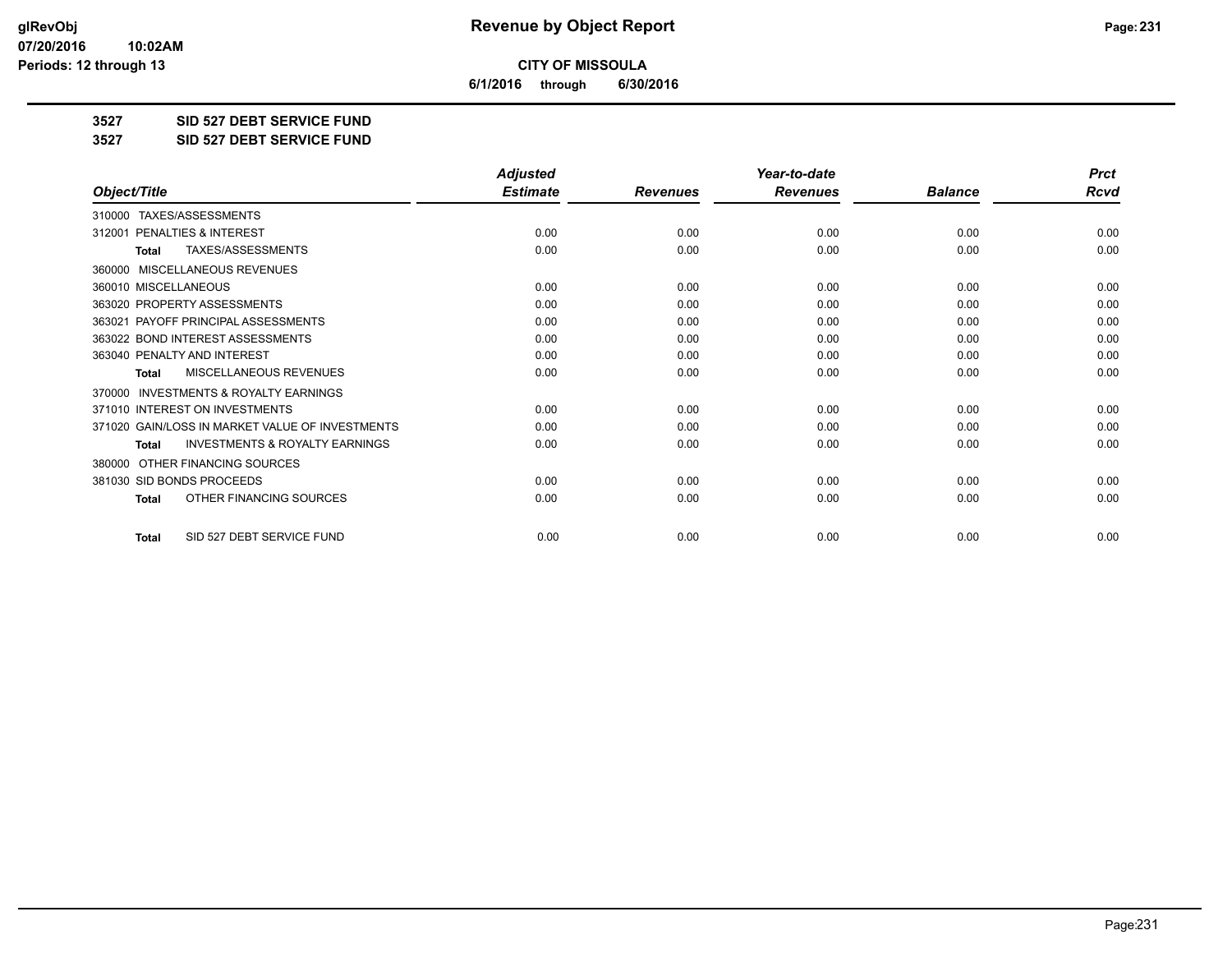# Revenue by Object Report

**CITY OF MISSOULA**

**6/1/2016 through 6/30/2016**

glRevObj
07/20/2016 10:02AM
Periods: 12 through 13

**3527 SID 527 DEBT SERVICE FUND**

**3527 SID 527 DEBT SERVICE FUND**

| Object/Title | Adjusted Estimate | Revenues | Year-to-date Revenues | Balance | Prct Rcvd |
|---|---|---|---|---|---|
| 310000 TAXES/ASSESSMENTS | | | | | |
| 312001 PENALTIES & INTEREST | 0.00 | 0.00 | 0.00 | 0.00 | 0.00 |
| **Total** TAXES/ASSESSMENTS | 0.00 | 0.00 | 0.00 | 0.00 | 0.00 |
| 360000 MISCELLANEOUS REVENUES | | | | | |
| 360010 MISCELLANEOUS | 0.00 | 0.00 | 0.00 | 0.00 | 0.00 |
| 363020 PROPERTY ASSESSMENTS | 0.00 | 0.00 | 0.00 | 0.00 | 0.00 |
| 363021 PAYOFF PRINCIPAL ASSESSMENTS | 0.00 | 0.00 | 0.00 | 0.00 | 0.00 |
| 363022 BOND INTEREST ASSESSMENTS | 0.00 | 0.00 | 0.00 | 0.00 | 0.00 |
| 363040 PENALTY AND INTEREST | 0.00 | 0.00 | 0.00 | 0.00 | 0.00 |
| **Total** MISCELLANEOUS REVENUES | 0.00 | 0.00 | 0.00 | 0.00 | 0.00 |
| 370000 INVESTMENTS & ROYALTY EARNINGS | | | | | |
| 371010 INTEREST ON INVESTMENTS | 0.00 | 0.00 | 0.00 | 0.00 | 0.00 |
| 371020 GAIN/LOSS IN MARKET VALUE OF INVESTMENTS | 0.00 | 0.00 | 0.00 | 0.00 | 0.00 |
| **Total** INVESTMENTS & ROYALTY EARNINGS | 0.00 | 0.00 | 0.00 | 0.00 | 0.00 |
| 380000 OTHER FINANCING SOURCES | | | | | |
| 381030 SID BONDS PROCEEDS | 0.00 | 0.00 | 0.00 | 0.00 | 0.00 |
| **Total** OTHER FINANCING SOURCES | 0.00 | 0.00 | 0.00 | 0.00 | 0.00 |
| **Total** SID 527 DEBT SERVICE FUND | 0.00 | 0.00 | 0.00 | 0.00 | 0.00 |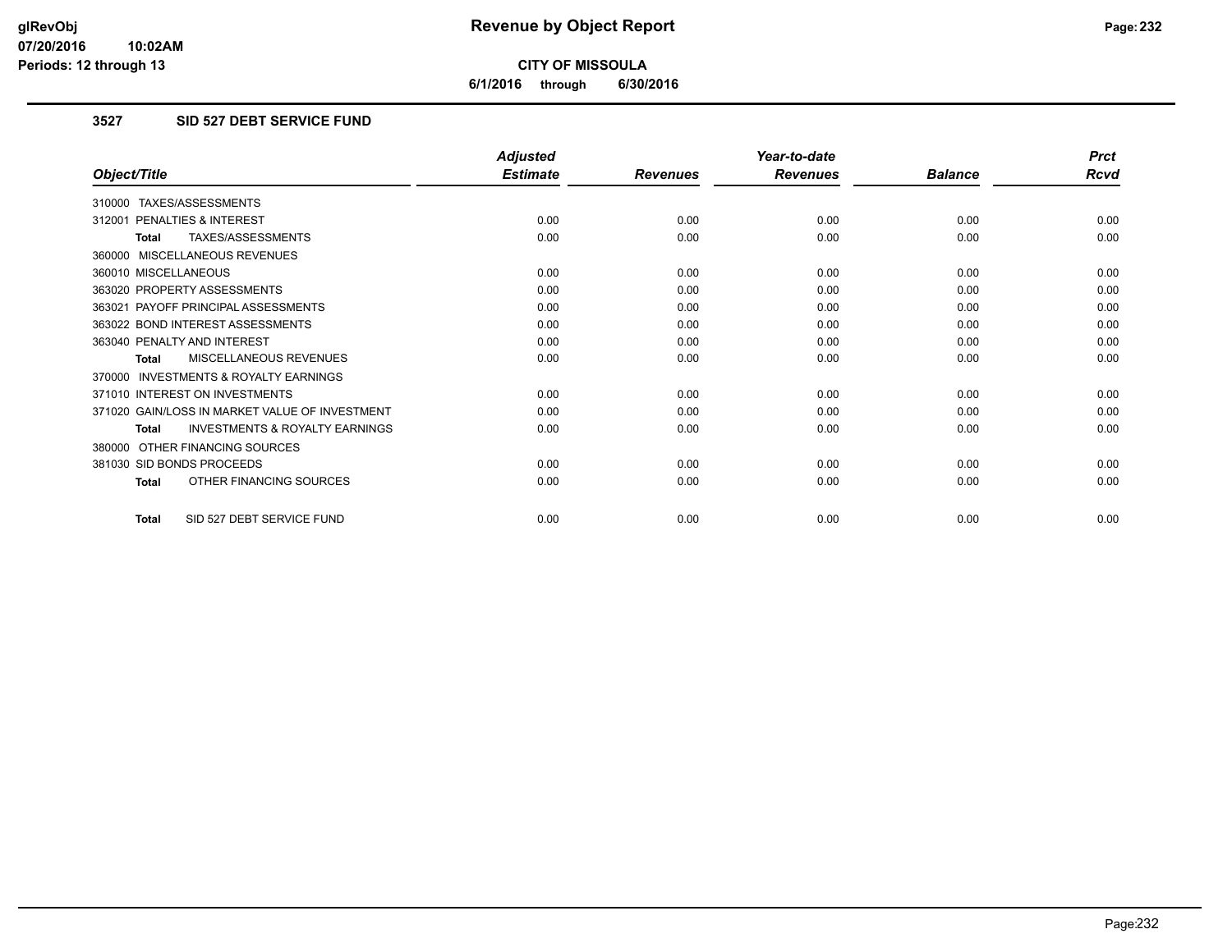# Revenue by Object Report

**CITY OF MISSOULA**

**6/1/2016 through 6/30/2016**

glRevObj
07/20/2016 10:02AM
Periods: 12 through 13

### 3527 SID 527 DEBT SERVICE FUND

| Object/Title | Adjusted Estimate | Revenues | Year-to-date Revenues | Balance | Prct Rcvd |
|---|---|---|---|---|---|
| 310000 TAXES/ASSESSMENTS | | | | | |
| 312001 PENALTIES & INTEREST | 0.00 | 0.00 | 0.00 | 0.00 | 0.00 |
| **Total** TAXES/ASSESSMENTS | 0.00 | 0.00 | 0.00 | 0.00 | 0.00 |
| 360000 MISCELLANEOUS REVENUES | | | | | |
| 360010 MISCELLANEOUS | 0.00 | 0.00 | 0.00 | 0.00 | 0.00 |
| 363020 PROPERTY ASSESSMENTS | 0.00 | 0.00 | 0.00 | 0.00 | 0.00 |
| 363021 PAYOFF PRINCIPAL ASSESSMENTS | 0.00 | 0.00 | 0.00 | 0.00 | 0.00 |
| 363022 BOND INTEREST ASSESSMENTS | 0.00 | 0.00 | 0.00 | 0.00 | 0.00 |
| 363040 PENALTY AND INTEREST | 0.00 | 0.00 | 0.00 | 0.00 | 0.00 |
| **Total** MISCELLANEOUS REVENUES | 0.00 | 0.00 | 0.00 | 0.00 | 0.00 |
| 370000 INVESTMENTS & ROYALTY EARNINGS | | | | | |
| 371010 INTEREST ON INVESTMENTS | 0.00 | 0.00 | 0.00 | 0.00 | 0.00 |
| 371020 GAIN/LOSS IN MARKET VALUE OF INVESTMENT | 0.00 | 0.00 | 0.00 | 0.00 | 0.00 |
| **Total** INVESTMENTS & ROYALTY EARNINGS | 0.00 | 0.00 | 0.00 | 0.00 | 0.00 |
| 380000 OTHER FINANCING SOURCES | | | | | |
| 381030 SID BONDS PROCEEDS | 0.00 | 0.00 | 0.00 | 0.00 | 0.00 |
| **Total** OTHER FINANCING SOURCES | 0.00 | 0.00 | 0.00 | 0.00 | 0.00 |
| **Total** SID 527 DEBT SERVICE FUND | 0.00 | 0.00 | 0.00 | 0.00 | 0.00 |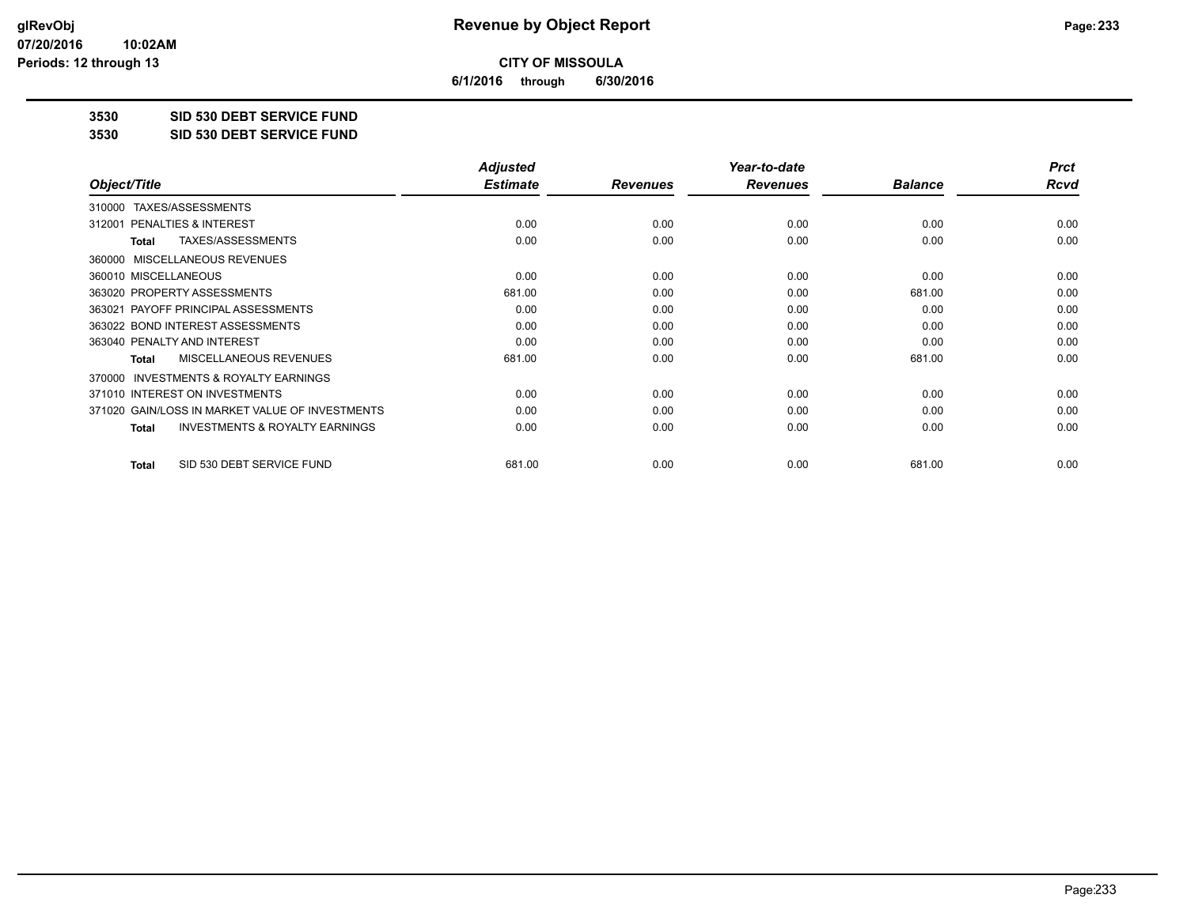**CITY OF MISSOULA**

**6/1/2016 through 6/30/2016**

**3530 SID 530 DEBT SERVICE FUND**

**3530 SID 530 DEBT SERVICE FUND**

| Object/Title | Adjusted Estimate | Revenues | Year-to-date Revenues | Balance | Prct Rcvd |
|---|---|---|---|---|---|
| 310000 TAXES/ASSESSMENTS | | | | | |
| 312001 PENALTIES & INTEREST | 0.00 | 0.00 | 0.00 | 0.00 | 0.00 |
| **Total** TAXES/ASSESSMENTS | 0.00 | 0.00 | 0.00 | 0.00 | 0.00 |
| 360000 MISCELLANEOUS REVENUES | | | | | |
| 360010 MISCELLANEOUS | 0.00 | 0.00 | 0.00 | 0.00 | 0.00 |
| 363020 PROPERTY ASSESSMENTS | 681.00 | 0.00 | 0.00 | 681.00 | 0.00 |
| 363021 PAYOFF PRINCIPAL ASSESSMENTS | 0.00 | 0.00 | 0.00 | 0.00 | 0.00 |
| 363022 BOND INTEREST ASSESSMENTS | 0.00 | 0.00 | 0.00 | 0.00 | 0.00 |
| 363040 PENALTY AND INTEREST | 0.00 | 0.00 | 0.00 | 0.00 | 0.00 |
| **Total** MISCELLANEOUS REVENUES | 681.00 | 0.00 | 0.00 | 681.00 | 0.00 |
| 370000 INVESTMENTS & ROYALTY EARNINGS | | | | | |
| 371010 INTEREST ON INVESTMENTS | 0.00 | 0.00 | 0.00 | 0.00 | 0.00 |
| 371020 GAIN/LOSS IN MARKET VALUE OF INVESTMENTS | 0.00 | 0.00 | 0.00 | 0.00 | 0.00 |
| **Total** INVESTMENTS & ROYALTY EARNINGS | 0.00 | 0.00 | 0.00 | 0.00 | 0.00 |
| **Total** SID 530 DEBT SERVICE FUND | 681.00 | 0.00 | 0.00 | 681.00 | 0.00 |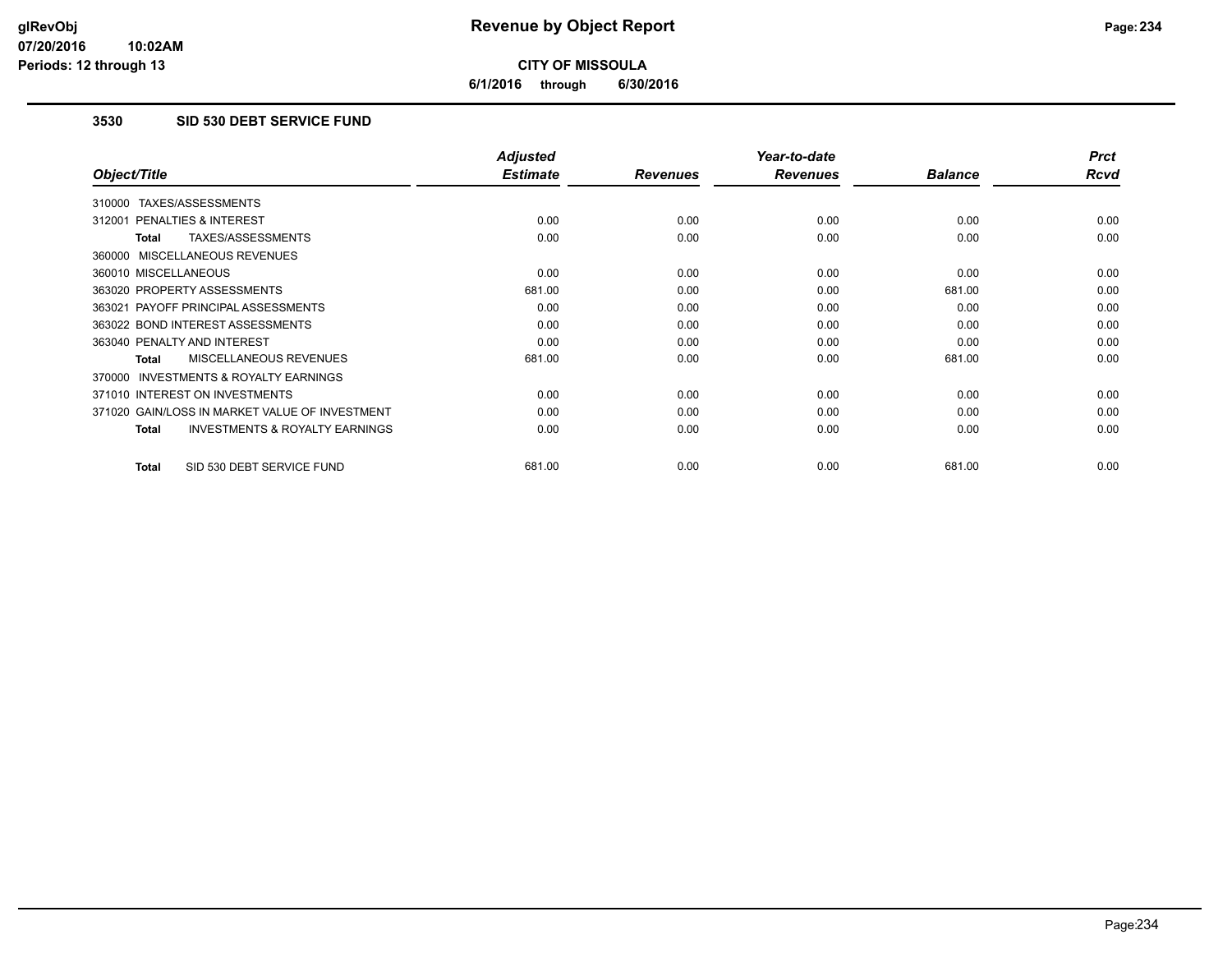# Revenue by Object Report

**CITY OF MISSOULA**

**6/1/2016 through 6/30/2016**

glRevObj
07/20/2016 10:02AM
Periods: 12 through 13

## 3530 SID 530 DEBT SERVICE FUND

| Object/Title | Adjusted Estimate | Revenues | Year-to-date Revenues | Balance | Prct Rcvd |
|---|---|---|---|---|---|
| 310000 TAXES/ASSESSMENTS | | | | | |
| 312001 PENALTIES & INTEREST | 0.00 | 0.00 | 0.00 | 0.00 | 0.00 |
| **Total** TAXES/ASSESSMENTS | 0.00 | 0.00 | 0.00 | 0.00 | 0.00 |
| 360000 MISCELLANEOUS REVENUES | | | | | |
| 360010 MISCELLANEOUS | 0.00 | 0.00 | 0.00 | 0.00 | 0.00 |
| 363020 PROPERTY ASSESSMENTS | 681.00 | 0.00 | 0.00 | 681.00 | 0.00 |
| 363021 PAYOFF PRINCIPAL ASSESSMENTS | 0.00 | 0.00 | 0.00 | 0.00 | 0.00 |
| 363022 BOND INTEREST ASSESSMENTS | 0.00 | 0.00 | 0.00 | 0.00 | 0.00 |
| 363040 PENALTY AND INTEREST | 0.00 | 0.00 | 0.00 | 0.00 | 0.00 |
| **Total** MISCELLANEOUS REVENUES | 681.00 | 0.00 | 0.00 | 681.00 | 0.00 |
| 370000 INVESTMENTS & ROYALTY EARNINGS | | | | | |
| 371010 INTEREST ON INVESTMENTS | 0.00 | 0.00 | 0.00 | 0.00 | 0.00 |
| 371020 GAIN/LOSS IN MARKET VALUE OF INVESTMENT | 0.00 | 0.00 | 0.00 | 0.00 | 0.00 |
| **Total** INVESTMENTS & ROYALTY EARNINGS | 0.00 | 0.00 | 0.00 | 0.00 | 0.00 |
| **Total** SID 530 DEBT SERVICE FUND | 681.00 | 0.00 | 0.00 | 681.00 | 0.00 |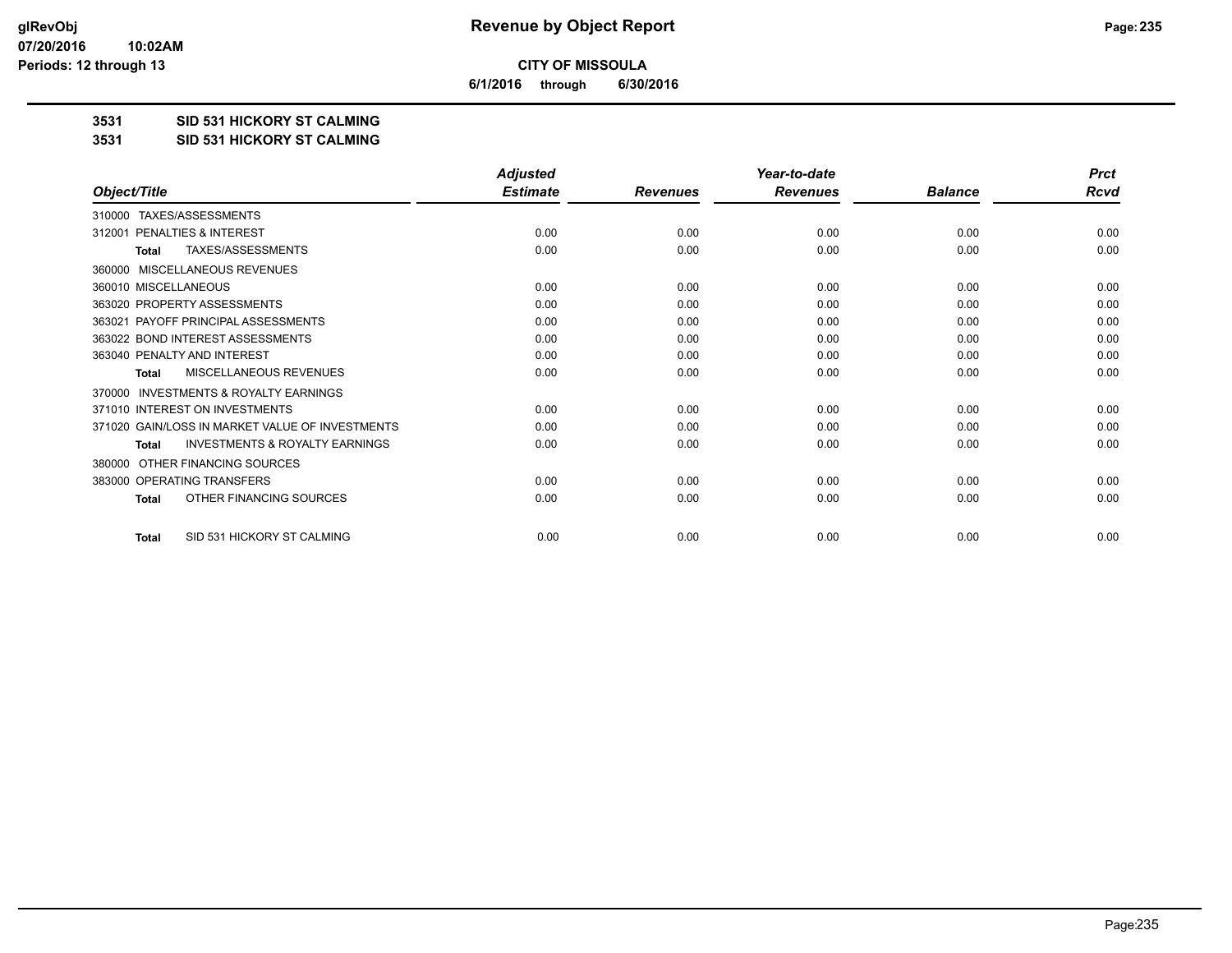# Revenue by Object Report

**CITY OF MISSOULA**

**6/1/2016 through 6/30/2016**

glRevObj
07/20/2016 10:02AM
Periods: 12 through 13

**3531 SID 531 HICKORY ST CALMING**

**3531 SID 531 HICKORY ST CALMING**

| Object/Title | Adjusted Estimate | Revenues | Year-to-date Revenues | Balance | Prct Rcvd |
|---|---|---|---|---|---|
| 310000 TAXES/ASSESSMENTS | | | | | |
| 312001 PENALTIES & INTEREST | 0.00 | 0.00 | 0.00 | 0.00 | 0.00 |
| **Total** TAXES/ASSESSMENTS | 0.00 | 0.00 | 0.00 | 0.00 | 0.00 |
| 360000 MISCELLANEOUS REVENUES | | | | | |
| 360010 MISCELLANEOUS | 0.00 | 0.00 | 0.00 | 0.00 | 0.00 |
| 363020 PROPERTY ASSESSMENTS | 0.00 | 0.00 | 0.00 | 0.00 | 0.00 |
| 363021 PAYOFF PRINCIPAL ASSESSMENTS | 0.00 | 0.00 | 0.00 | 0.00 | 0.00 |
| 363022 BOND INTEREST ASSESSMENTS | 0.00 | 0.00 | 0.00 | 0.00 | 0.00 |
| 363040 PENALTY AND INTEREST | 0.00 | 0.00 | 0.00 | 0.00 | 0.00 |
| **Total** MISCELLANEOUS REVENUES | 0.00 | 0.00 | 0.00 | 0.00 | 0.00 |
| 370000 INVESTMENTS & ROYALTY EARNINGS | | | | | |
| 371010 INTEREST ON INVESTMENTS | 0.00 | 0.00 | 0.00 | 0.00 | 0.00 |
| 371020 GAIN/LOSS IN MARKET VALUE OF INVESTMENTS | 0.00 | 0.00 | 0.00 | 0.00 | 0.00 |
| **Total** INVESTMENTS & ROYALTY EARNINGS | 0.00 | 0.00 | 0.00 | 0.00 | 0.00 |
| 380000 OTHER FINANCING SOURCES | | | | | |
| 383000 OPERATING TRANSFERS | 0.00 | 0.00 | 0.00 | 0.00 | 0.00 |
| **Total** OTHER FINANCING SOURCES | 0.00 | 0.00 | 0.00 | 0.00 | 0.00 |
| **Total** SID 531 HICKORY ST CALMING | 0.00 | 0.00 | 0.00 | 0.00 | 0.00 |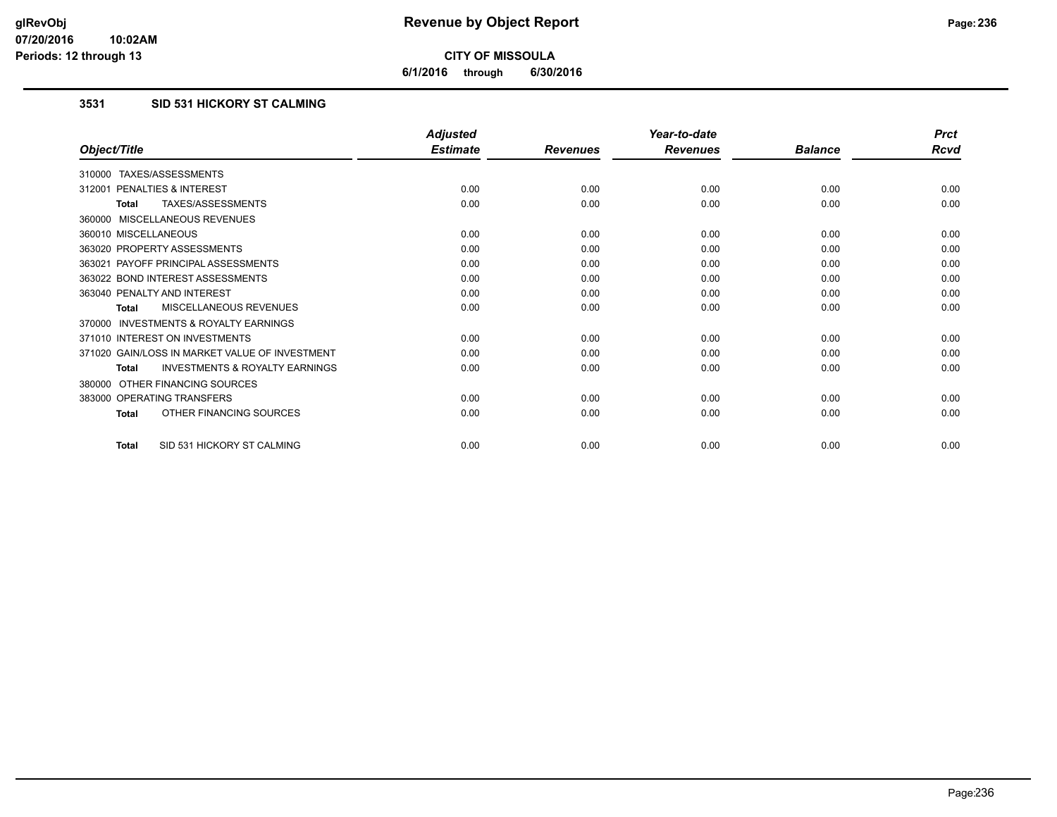glRevObj
07/20/2016 10:02AM
Periods: 12 through 13

# Revenue by Object Report

**CITY OF MISSOULA**

**6/1/2016 through 6/30/2016**

### 3531 SID 531 HICKORY ST CALMING

| Object/Title | Adjusted Estimate | Revenues | Year-to-date Revenues | Balance | Prct Rcvd |
|---|---|---|---|---|---|
| 310000 TAXES/ASSESSMENTS | | | | | |
| 312001 PENALTIES & INTEREST | 0.00 | 0.00 | 0.00 | 0.00 | 0.00 |
| **Total** TAXES/ASSESSMENTS | 0.00 | 0.00 | 0.00 | 0.00 | 0.00 |
| 360000 MISCELLANEOUS REVENUES | | | | | |
| 360010 MISCELLANEOUS | 0.00 | 0.00 | 0.00 | 0.00 | 0.00 |
| 363020 PROPERTY ASSESSMENTS | 0.00 | 0.00 | 0.00 | 0.00 | 0.00 |
| 363021 PAYOFF PRINCIPAL ASSESSMENTS | 0.00 | 0.00 | 0.00 | 0.00 | 0.00 |
| 363022 BOND INTEREST ASSESSMENTS | 0.00 | 0.00 | 0.00 | 0.00 | 0.00 |
| 363040 PENALTY AND INTEREST | 0.00 | 0.00 | 0.00 | 0.00 | 0.00 |
| **Total** MISCELLANEOUS REVENUES | 0.00 | 0.00 | 0.00 | 0.00 | 0.00 |
| 370000 INVESTMENTS & ROYALTY EARNINGS | | | | | |
| 371010 INTEREST ON INVESTMENTS | 0.00 | 0.00 | 0.00 | 0.00 | 0.00 |
| 371020 GAIN/LOSS IN MARKET VALUE OF INVESTMENT | 0.00 | 0.00 | 0.00 | 0.00 | 0.00 |
| **Total** INVESTMENTS & ROYALTY EARNINGS | 0.00 | 0.00 | 0.00 | 0.00 | 0.00 |
| 380000 OTHER FINANCING SOURCES | | | | | |
| 383000 OPERATING TRANSFERS | 0.00 | 0.00 | 0.00 | 0.00 | 0.00 |
| **Total** OTHER FINANCING SOURCES | 0.00 | 0.00 | 0.00 | 0.00 | 0.00 |
| **Total** SID 531 HICKORY ST CALMING | 0.00 | 0.00 | 0.00 | 0.00 | 0.00 |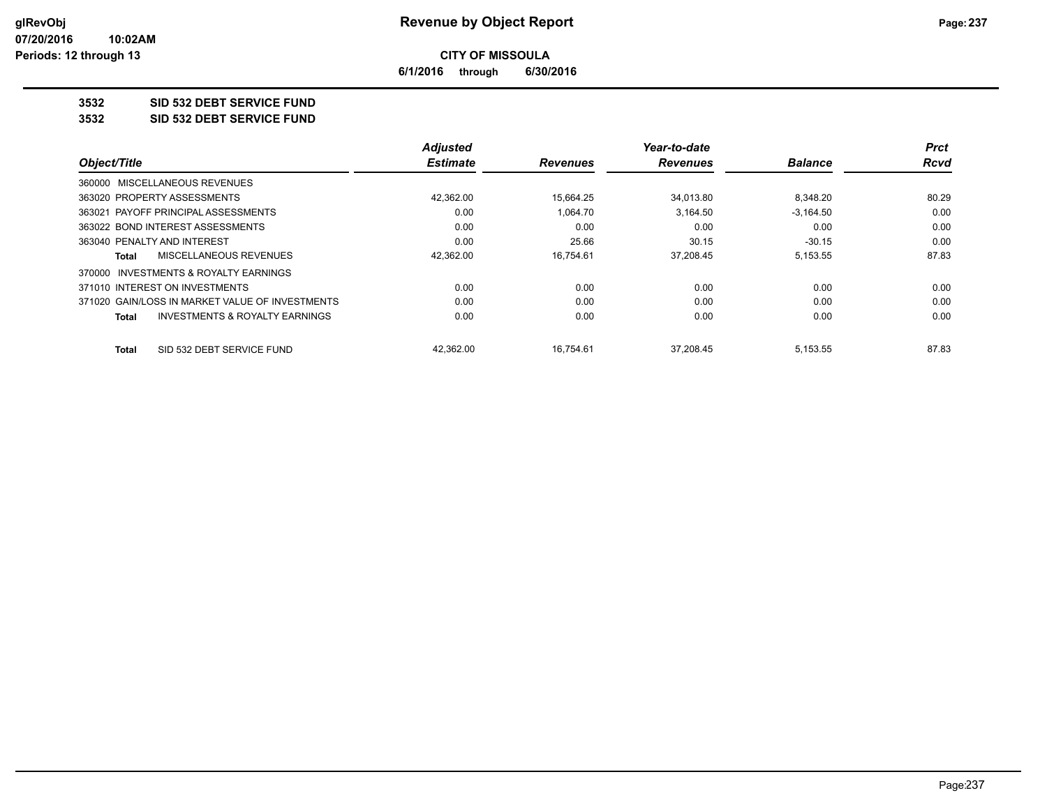# Revenue by Object Report

**CITY OF MISSOULA**

**6/1/2016 through 6/30/2016**

glRevObj
07/20/2016 10:02AM
Periods: 12 through 13

**3532 SID 532 DEBT SERVICE FUND**

**3532 SID 532 DEBT SERVICE FUND**

| Object/Title | Adjusted Estimate | Revenues | Year-to-date Revenues | Balance | Prct Rcvd |
|---|---|---|---|---|---|
| 360000 MISCELLANEOUS REVENUES | | | | | |
| 363020 PROPERTY ASSESSMENTS | 42,362.00 | 15,664.25 | 34,013.80 | 8,348.20 | 80.29 |
| 363021 PAYOFF PRINCIPAL ASSESSMENTS | 0.00 | 1,064.70 | 3,164.50 | -3,164.50 | 0.00 |
| 363022 BOND INTEREST ASSESSMENTS | 0.00 | 0.00 | 0.00 | 0.00 | 0.00 |
| 363040 PENALTY AND INTEREST | 0.00 | 25.66 | 30.15 | -30.15 | 0.00 |
| **Total** MISCELLANEOUS REVENUES | 42,362.00 | 16,754.61 | 37,208.45 | 5,153.55 | 87.83 |
| 370000 INVESTMENTS & ROYALTY EARNINGS | | | | | |
| 371010 INTEREST ON INVESTMENTS | 0.00 | 0.00 | 0.00 | 0.00 | 0.00 |
| 371020 GAIN/LOSS IN MARKET VALUE OF INVESTMENTS | 0.00 | 0.00 | 0.00 | 0.00 | 0.00 |
| **Total** INVESTMENTS & ROYALTY EARNINGS | 0.00 | 0.00 | 0.00 | 0.00 | 0.00 |
| **Total** SID 532 DEBT SERVICE FUND | 42,362.00 | 16,754.61 | 37,208.45 | 5,153.55 | 87.83 |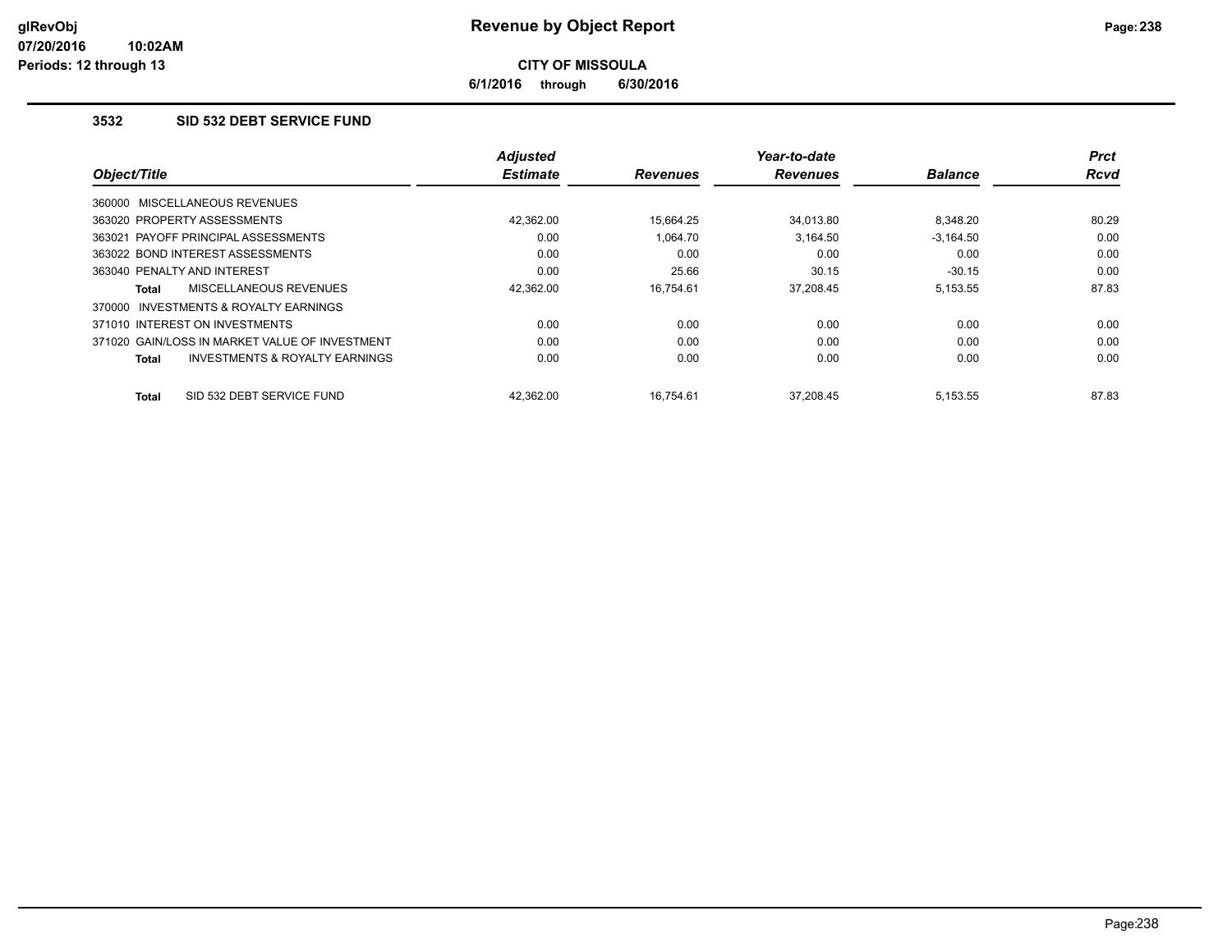# Revenue by Object Report

**CITY OF MISSOULA**

**6/1/2016 through 6/30/2016**

glRevObj
07/20/2016 10:02AM
Periods: 12 through 13

## 3532 SID 532 DEBT SERVICE FUND

| Object/Title | Adjusted Estimate | Revenues | Year-to-date Revenues | Balance | Prct Rcvd |
|---|---|---|---|---|---|
| 360000 MISCELLANEOUS REVENUES | | | | | |
| 363020 PROPERTY ASSESSMENTS | 42,362.00 | 15,664.25 | 34,013.80 | 8,348.20 | 80.29 |
| 363021 PAYOFF PRINCIPAL ASSESSMENTS | 0.00 | 1,064.70 | 3,164.50 | -3,164.50 | 0.00 |
| 363022 BOND INTEREST ASSESSMENTS | 0.00 | 0.00 | 0.00 | 0.00 | 0.00 |
| 363040 PENALTY AND INTEREST | 0.00 | 25.66 | 30.15 | -30.15 | 0.00 |
| **Total** MISCELLANEOUS REVENUES | 42,362.00 | 16,754.61 | 37,208.45 | 5,153.55 | 87.83 |
| 370000 INVESTMENTS & ROYALTY EARNINGS | | | | | |
| 371010 INTEREST ON INVESTMENTS | 0.00 | 0.00 | 0.00 | 0.00 | 0.00 |
| 371020 GAIN/LOSS IN MARKET VALUE OF INVESTMENT | 0.00 | 0.00 | 0.00 | 0.00 | 0.00 |
| **Total** INVESTMENTS & ROYALTY EARNINGS | 0.00 | 0.00 | 0.00 | 0.00 | 0.00 |
| **Total** SID 532 DEBT SERVICE FUND | 42,362.00 | 16,754.61 | 37,208.45 | 5,153.55 | 87.83 |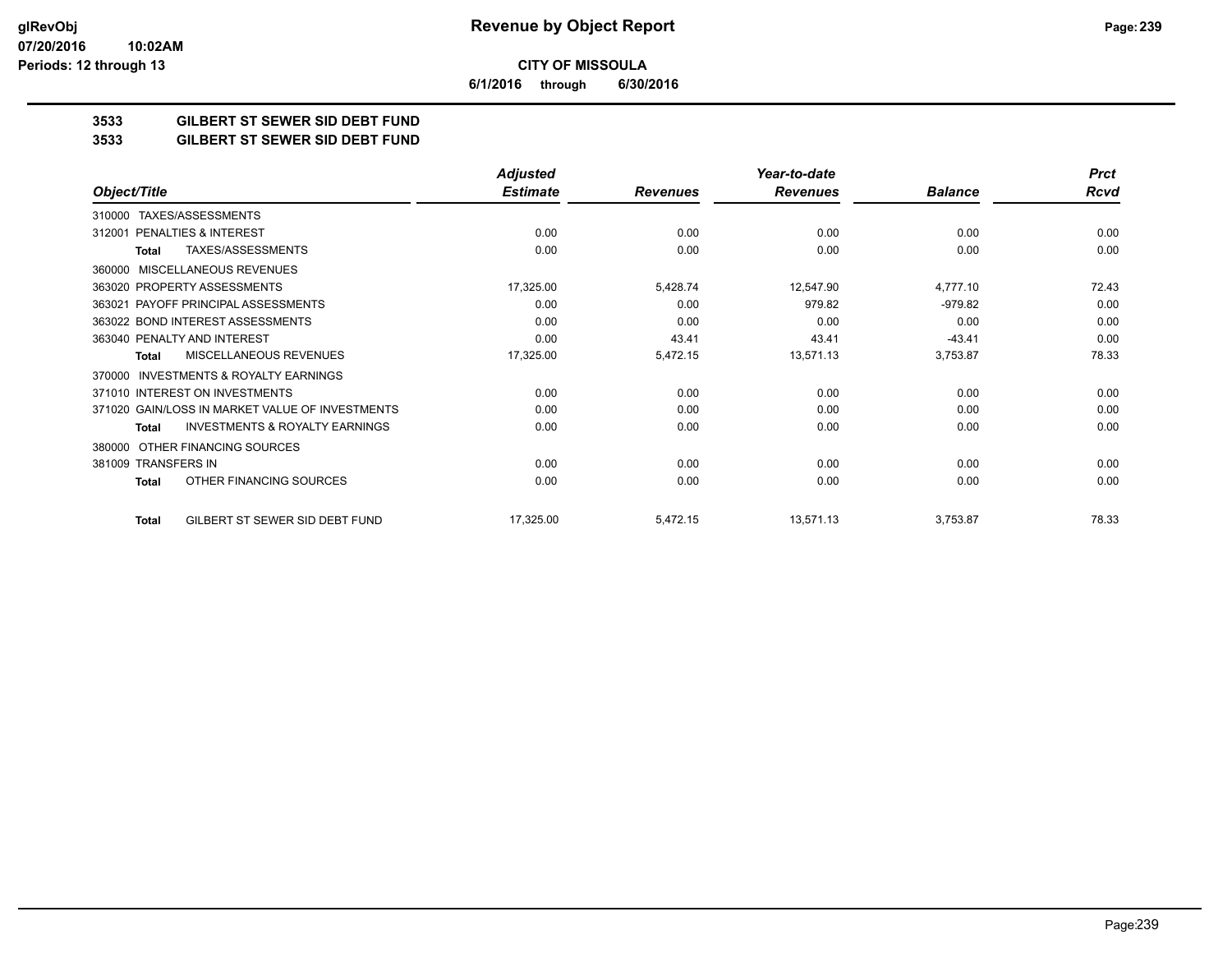**CITY OF MISSOULA**

**6/1/2016 through 6/30/2016**

## 3533 GILBERT ST SEWER SID DEBT FUND

## 3533 GILBERT ST SEWER SID DEBT FUND

| Object/Title | Adjusted Estimate | Revenues | Year-to-date Revenues | Balance | Prct Rcvd |
|---|---|---|---|---|---|
| 310000 TAXES/ASSESSMENTS | | | | | |
| 312001 PENALTIES & INTEREST | 0.00 | 0.00 | 0.00 | 0.00 | 0.00 |
| Total TAXES/ASSESSMENTS | 0.00 | 0.00 | 0.00 | 0.00 | 0.00 |
| 360000 MISCELLANEOUS REVENUES | | | | | |
| 363020 PROPERTY ASSESSMENTS | 17,325.00 | 5,428.74 | 12,547.90 | 4,777.10 | 72.43 |
| 363021 PAYOFF PRINCIPAL ASSESSMENTS | 0.00 | 0.00 | 979.82 | -979.82 | 0.00 |
| 363022 BOND INTEREST ASSESSMENTS | 0.00 | 0.00 | 0.00 | 0.00 | 0.00 |
| 363040 PENALTY AND INTEREST | 0.00 | 43.41 | 43.41 | -43.41 | 0.00 |
| Total MISCELLANEOUS REVENUES | 17,325.00 | 5,472.15 | 13,571.13 | 3,753.87 | 78.33 |
| 370000 INVESTMENTS & ROYALTY EARNINGS | | | | | |
| 371010 INTEREST ON INVESTMENTS | 0.00 | 0.00 | 0.00 | 0.00 | 0.00 |
| 371020 GAIN/LOSS IN MARKET VALUE OF INVESTMENTS | 0.00 | 0.00 | 0.00 | 0.00 | 0.00 |
| Total INVESTMENTS & ROYALTY EARNINGS | 0.00 | 0.00 | 0.00 | 0.00 | 0.00 |
| 380000 OTHER FINANCING SOURCES | | | | | |
| 381009 TRANSFERS IN | 0.00 | 0.00 | 0.00 | 0.00 | 0.00 |
| Total OTHER FINANCING SOURCES | 0.00 | 0.00 | 0.00 | 0.00 | 0.00 |
| Total GILBERT ST SEWER SID DEBT FUND | 17,325.00 | 5,472.15 | 13,571.13 | 3,753.87 | 78.33 |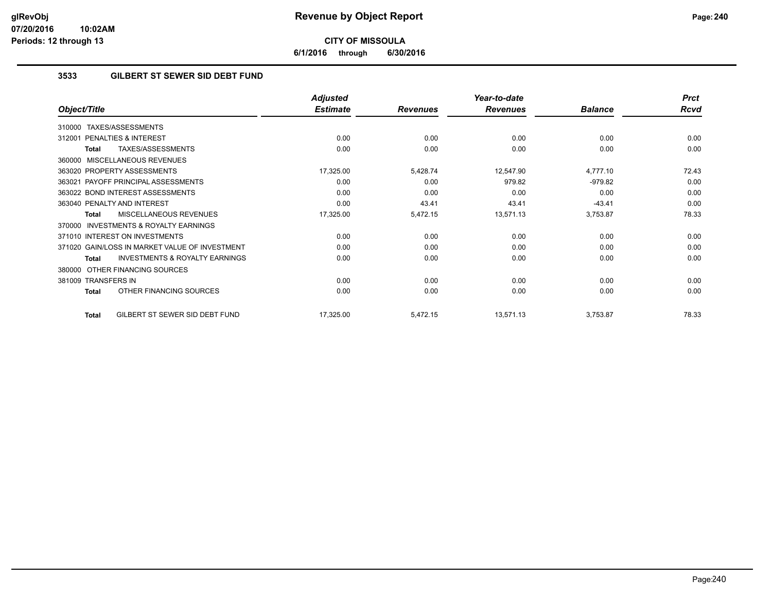# Revenue by Object Report

glRevObj
07/20/2016 10:02AM
Periods: 12 through 13

**CITY OF MISSOULA**

**6/1/2016 through 6/30/2016**

## 3533 GILBERT ST SEWER SID DEBT FUND

| Object/Title | Adjusted Estimate | Revenues | Year-to-date Revenues | Balance | Prct Rcvd |
|---|---|---|---|---|---|
| 310000 TAXES/ASSESSMENTS | | | | | |
| 312001 PENALTIES & INTEREST | 0.00 | 0.00 | 0.00 | 0.00 | 0.00 |
| **Total** TAXES/ASSESSMENTS | 0.00 | 0.00 | 0.00 | 0.00 | 0.00 |
| 360000 MISCELLANEOUS REVENUES | | | | | |
| 363020 PROPERTY ASSESSMENTS | 17,325.00 | 5,428.74 | 12,547.90 | 4,777.10 | 72.43 |
| 363021 PAYOFF PRINCIPAL ASSESSMENTS | 0.00 | 0.00 | 979.82 | -979.82 | 0.00 |
| 363022 BOND INTEREST ASSESSMENTS | 0.00 | 0.00 | 0.00 | 0.00 | 0.00 |
| 363040 PENALTY AND INTEREST | 0.00 | 43.41 | 43.41 | -43.41 | 0.00 |
| **Total** MISCELLANEOUS REVENUES | 17,325.00 | 5,472.15 | 13,571.13 | 3,753.87 | 78.33 |
| 370000 INVESTMENTS & ROYALTY EARNINGS | | | | | |
| 371010 INTEREST ON INVESTMENTS | 0.00 | 0.00 | 0.00 | 0.00 | 0.00 |
| 371020 GAIN/LOSS IN MARKET VALUE OF INVESTMENT | 0.00 | 0.00 | 0.00 | 0.00 | 0.00 |
| **Total** INVESTMENTS & ROYALTY EARNINGS | 0.00 | 0.00 | 0.00 | 0.00 | 0.00 |
| 380000 OTHER FINANCING SOURCES | | | | | |
| 381009 TRANSFERS IN | 0.00 | 0.00 | 0.00 | 0.00 | 0.00 |
| **Total** OTHER FINANCING SOURCES | 0.00 | 0.00 | 0.00 | 0.00 | 0.00 |
| **Total** GILBERT ST SEWER SID DEBT FUND | 17,325.00 | 5,472.15 | 13,571.13 | 3,753.87 | 78.33 |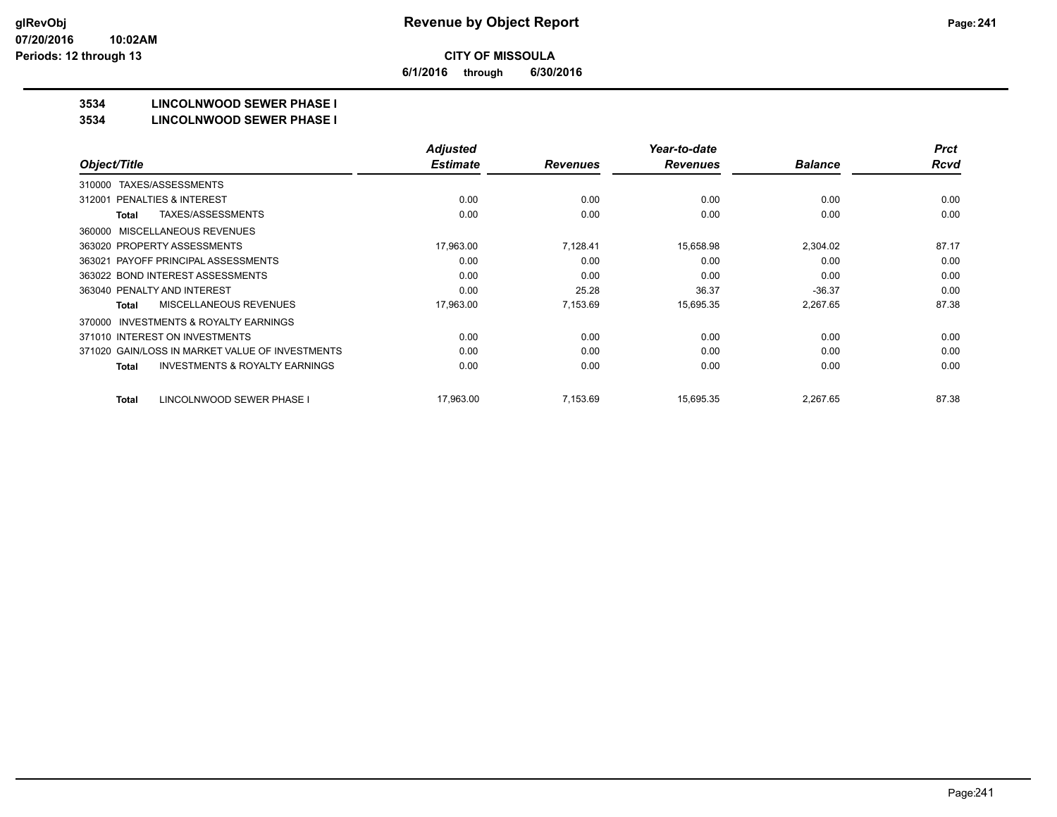glRevObj
07/20/2016 10:02AM
Periods: 12 through 13

# Revenue by Object Report

**CITY OF MISSOULA**

**6/1/2016 through 6/30/2016**

**3534 LINCOLNWOOD SEWER PHASE I**

**3534 LINCOLNWOOD SEWER PHASE I**

| Object/Title | Adjusted Estimate | Revenues | Year-to-date Revenues | Balance | Prct Rcvd |
|---|---|---|---|---|---|
| 310000 TAXES/ASSESSMENTS | | | | | |
| 312001 PENALTIES & INTEREST | 0.00 | 0.00 | 0.00 | 0.00 | 0.00 |
| **Total** TAXES/ASSESSMENTS | 0.00 | 0.00 | 0.00 | 0.00 | 0.00 |
| 360000 MISCELLANEOUS REVENUES | | | | | |
| 363020 PROPERTY ASSESSMENTS | 17,963.00 | 7,128.41 | 15,658.98 | 2,304.02 | 87.17 |
| 363021 PAYOFF PRINCIPAL ASSESSMENTS | 0.00 | 0.00 | 0.00 | 0.00 | 0.00 |
| 363022 BOND INTEREST ASSESSMENTS | 0.00 | 0.00 | 0.00 | 0.00 | 0.00 |
| 363040 PENALTY AND INTEREST | 0.00 | 25.28 | 36.37 | -36.37 | 0.00 |
| **Total** MISCELLANEOUS REVENUES | 17,963.00 | 7,153.69 | 15,695.35 | 2,267.65 | 87.38 |
| 370000 INVESTMENTS & ROYALTY EARNINGS | | | | | |
| 371010 INTEREST ON INVESTMENTS | 0.00 | 0.00 | 0.00 | 0.00 | 0.00 |
| 371020 GAIN/LOSS IN MARKET VALUE OF INVESTMENTS | 0.00 | 0.00 | 0.00 | 0.00 | 0.00 |
| **Total** INVESTMENTS & ROYALTY EARNINGS | 0.00 | 0.00 | 0.00 | 0.00 | 0.00 |
| **Total** LINCOLNWOOD SEWER PHASE I | 17,963.00 | 7,153.69 | 15,695.35 | 2,267.65 | 87.38 |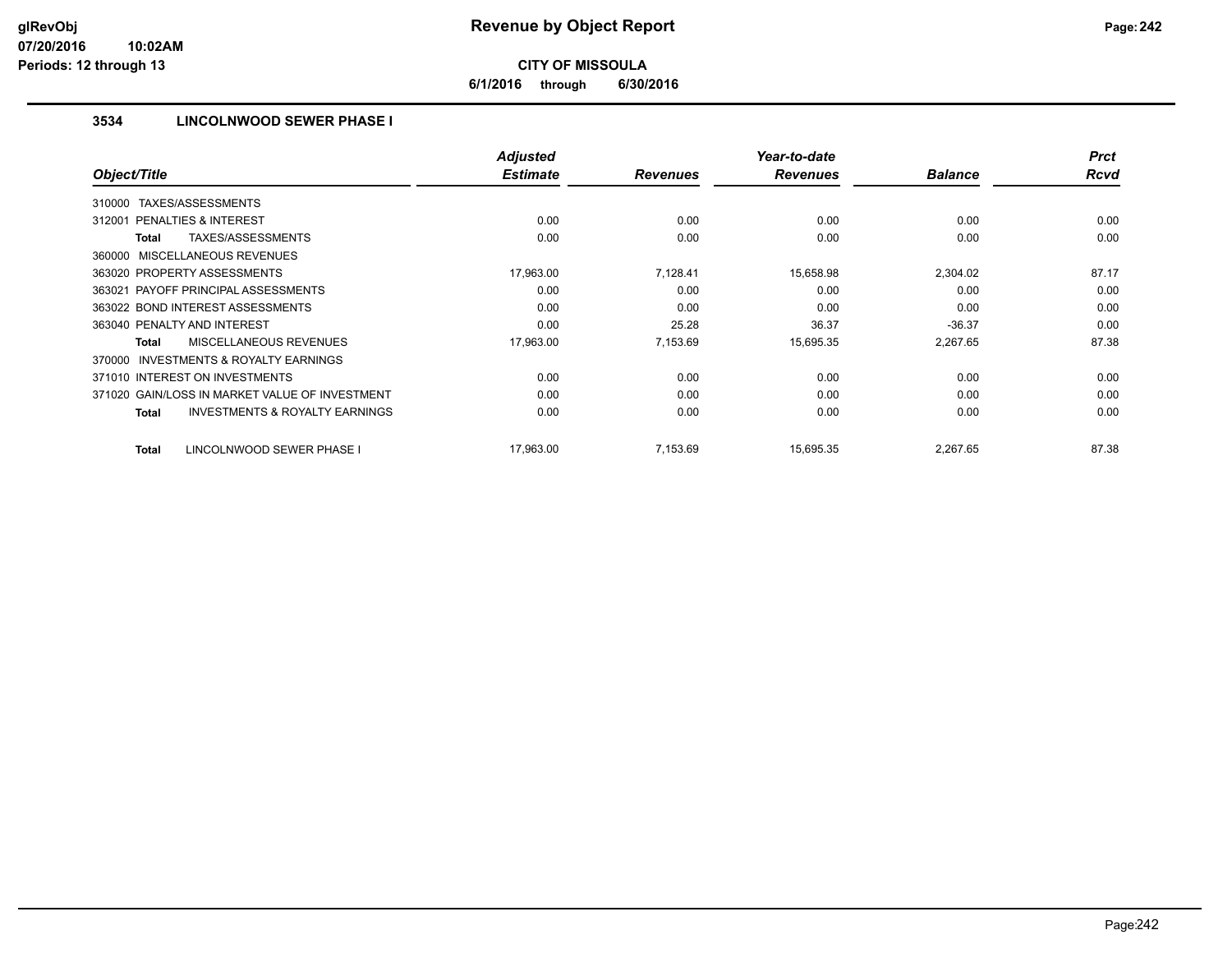**Revenue by Object Report**

**CITY OF MISSOULA**

**6/1/2016 through 6/30/2016**

glRevObj
07/20/2016 10:02AM
Periods: 12 through 13

## 3534 LINCOLNWOOD SEWER PHASE I

| Object/Title | Adjusted Estimate | Revenues | Year-to-date Revenues | Balance | Prct Rcvd |
|---|---|---|---|---|---|
| 310000 TAXES/ASSESSMENTS | | | | | |
| 312001 PENALTIES & INTEREST | 0.00 | 0.00 | 0.00 | 0.00 | 0.00 |
| **Total** TAXES/ASSESSMENTS | 0.00 | 0.00 | 0.00 | 0.00 | 0.00 |
| 360000 MISCELLANEOUS REVENUES | | | | | |
| 363020 PROPERTY ASSESSMENTS | 17,963.00 | 7,128.41 | 15,658.98 | 2,304.02 | 87.17 |
| 363021 PAYOFF PRINCIPAL ASSESSMENTS | 0.00 | 0.00 | 0.00 | 0.00 | 0.00 |
| 363022 BOND INTEREST ASSESSMENTS | 0.00 | 0.00 | 0.00 | 0.00 | 0.00 |
| 363040 PENALTY AND INTEREST | 0.00 | 25.28 | 36.37 | -36.37 | 0.00 |
| **Total** MISCELLANEOUS REVENUES | 17,963.00 | 7,153.69 | 15,695.35 | 2,267.65 | 87.38 |
| 370000 INVESTMENTS & ROYALTY EARNINGS | | | | | |
| 371010 INTEREST ON INVESTMENTS | 0.00 | 0.00 | 0.00 | 0.00 | 0.00 |
| 371020 GAIN/LOSS IN MARKET VALUE OF INVESTMENT | 0.00 | 0.00 | 0.00 | 0.00 | 0.00 |
| **Total** INVESTMENTS & ROYALTY EARNINGS | 0.00 | 0.00 | 0.00 | 0.00 | 0.00 |
| **Total** LINCOLNWOOD SEWER PHASE I | 17,963.00 | 7,153.69 | 15,695.35 | 2,267.65 | 87.38 |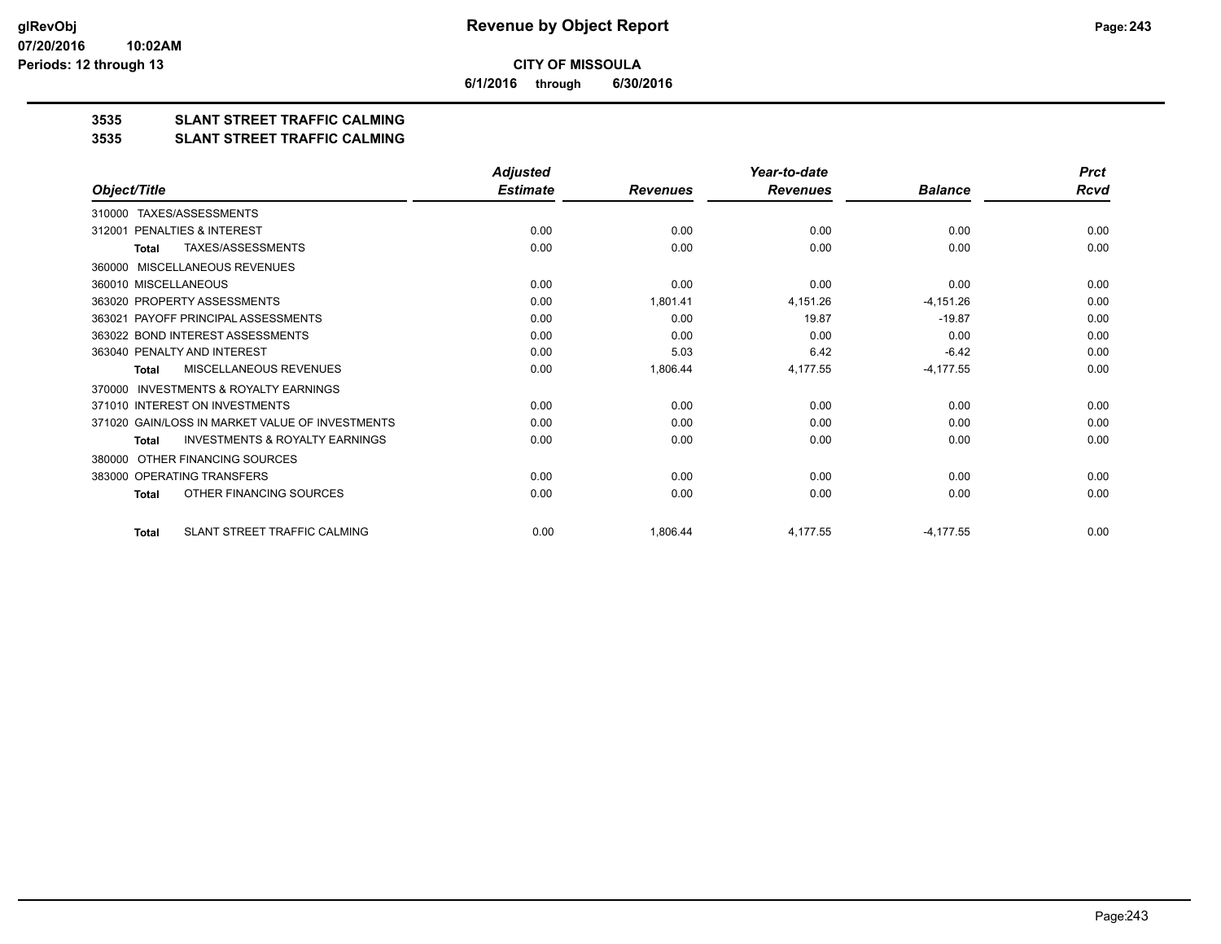**CITY OF MISSOULA**

**6/1/2016 through 6/30/2016**

## 3535 SLANT STREET TRAFFIC CALMING
## 3535 SLANT STREET TRAFFIC CALMING

| Object/Title | Adjusted Estimate | Revenues | Year-to-date Revenues | Balance | Prct Rcvd |
|---|---|---|---|---|---|
| 310000 TAXES/ASSESSMENTS | | | | | |
| 312001 PENALTIES & INTEREST | 0.00 | 0.00 | 0.00 | 0.00 | 0.00 |
| **Total** TAXES/ASSESSMENTS | 0.00 | 0.00 | 0.00 | 0.00 | 0.00 |
| 360000 MISCELLANEOUS REVENUES | | | | | |
| 360010 MISCELLANEOUS | 0.00 | 0.00 | 0.00 | 0.00 | 0.00 |
| 363020 PROPERTY ASSESSMENTS | 0.00 | 1,801.41 | 4,151.26 | -4,151.26 | 0.00 |
| 363021 PAYOFF PRINCIPAL ASSESSMENTS | 0.00 | 0.00 | 19.87 | -19.87 | 0.00 |
| 363022 BOND INTEREST ASSESSMENTS | 0.00 | 0.00 | 0.00 | 0.00 | 0.00 |
| 363040 PENALTY AND INTEREST | 0.00 | 5.03 | 6.42 | -6.42 | 0.00 |
| **Total** MISCELLANEOUS REVENUES | 0.00 | 1,806.44 | 4,177.55 | -4,177.55 | 0.00 |
| 370000 INVESTMENTS & ROYALTY EARNINGS | | | | | |
| 371010 INTEREST ON INVESTMENTS | 0.00 | 0.00 | 0.00 | 0.00 | 0.00 |
| 371020 GAIN/LOSS IN MARKET VALUE OF INVESTMENTS | 0.00 | 0.00 | 0.00 | 0.00 | 0.00 |
| **Total** INVESTMENTS & ROYALTY EARNINGS | 0.00 | 0.00 | 0.00 | 0.00 | 0.00 |
| 380000 OTHER FINANCING SOURCES | | | | | |
| 383000 OPERATING TRANSFERS | 0.00 | 0.00 | 0.00 | 0.00 | 0.00 |
| **Total** OTHER FINANCING SOURCES | 0.00 | 0.00 | 0.00 | 0.00 | 0.00 |
| **Total** SLANT STREET TRAFFIC CALMING | 0.00 | 1,806.44 | 4,177.55 | -4,177.55 | 0.00 |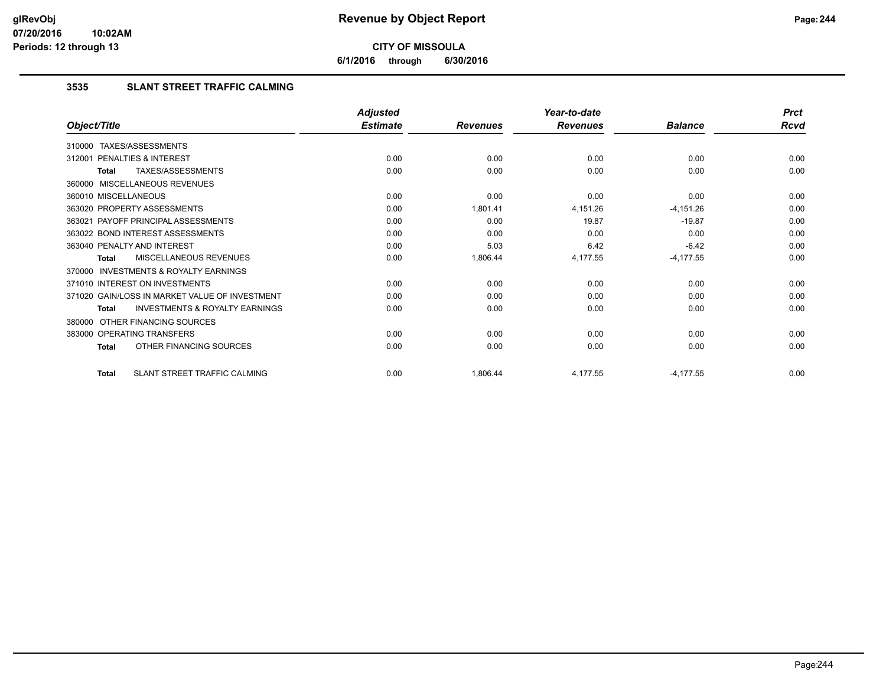# Revenue by Object Report

**CITY OF MISSOULA**

**6/1/2016 through 6/30/2016**

### 3535 SLANT STREET TRAFFIC CALMING

| Object/Title | Adjusted Estimate | Revenues | Year-to-date Revenues | Balance | Prct Rcvd |
|---|---|---|---|---|---|
| 310000 TAXES/ASSESSMENTS | | | | | |
| 312001 PENALTIES & INTEREST | 0.00 | 0.00 | 0.00 | 0.00 | 0.00 |
| **Total** TAXES/ASSESSMENTS | 0.00 | 0.00 | 0.00 | 0.00 | 0.00 |
| 360000 MISCELLANEOUS REVENUES | | | | | |
| 360010 MISCELLANEOUS | 0.00 | 0.00 | 0.00 | 0.00 | 0.00 |
| 363020 PROPERTY ASSESSMENTS | 0.00 | 1,801.41 | 4,151.26 | -4,151.26 | 0.00 |
| 363021 PAYOFF PRINCIPAL ASSESSMENTS | 0.00 | 0.00 | 19.87 | -19.87 | 0.00 |
| 363022 BOND INTEREST ASSESSMENTS | 0.00 | 0.00 | 0.00 | 0.00 | 0.00 |
| 363040 PENALTY AND INTEREST | 0.00 | 5.03 | 6.42 | -6.42 | 0.00 |
| **Total** MISCELLANEOUS REVENUES | 0.00 | 1,806.44 | 4,177.55 | -4,177.55 | 0.00 |
| 370000 INVESTMENTS & ROYALTY EARNINGS | | | | | |
| 371010 INTEREST ON INVESTMENTS | 0.00 | 0.00 | 0.00 | 0.00 | 0.00 |
| 371020 GAIN/LOSS IN MARKET VALUE OF INVESTMENT | 0.00 | 0.00 | 0.00 | 0.00 | 0.00 |
| **Total** INVESTMENTS & ROYALTY EARNINGS | 0.00 | 0.00 | 0.00 | 0.00 | 0.00 |
| 380000 OTHER FINANCING SOURCES | | | | | |
| 383000 OPERATING TRANSFERS | 0.00 | 0.00 | 0.00 | 0.00 | 0.00 |
| **Total** OTHER FINANCING SOURCES | 0.00 | 0.00 | 0.00 | 0.00 | 0.00 |
| **Total** SLANT STREET TRAFFIC CALMING | 0.00 | 1,806.44 | 4,177.55 | -4,177.55 | 0.00 |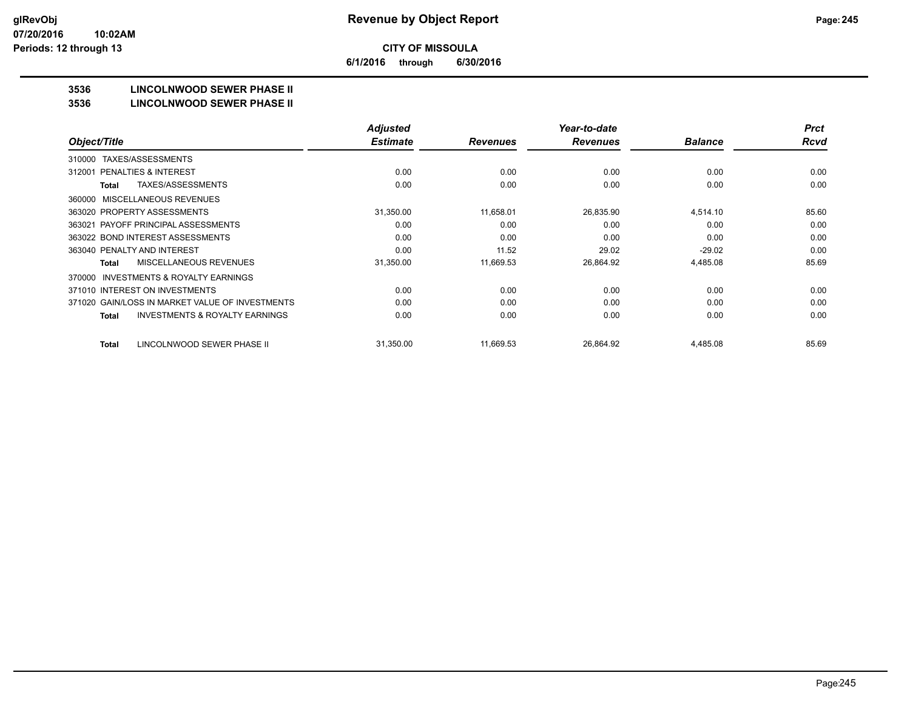# Revenue by Object Report

**CITY OF MISSOULA**

**6/1/2016 through 6/30/2016**

glRevObj
07/20/2016 10:02AM
Periods: 12 through 13

## 3536 LINCOLNWOOD SEWER PHASE II
## 3536 LINCOLNWOOD SEWER PHASE II

| Object/Title | Adjusted Estimate | Revenues | Year-to-date Revenues | Balance | Prct Rcvd |
|---|---|---|---|---|---|
| 310000 TAXES/ASSESSMENTS | | | | | |
| 312001 PENALTIES & INTEREST | 0.00 | 0.00 | 0.00 | 0.00 | 0.00 |
| **Total** TAXES/ASSESSMENTS | 0.00 | 0.00 | 0.00 | 0.00 | 0.00 |
| 360000 MISCELLANEOUS REVENUES | | | | | |
| 363020 PROPERTY ASSESSMENTS | 31,350.00 | 11,658.01 | 26,835.90 | 4,514.10 | 85.60 |
| 363021 PAYOFF PRINCIPAL ASSESSMENTS | 0.00 | 0.00 | 0.00 | 0.00 | 0.00 |
| 363022 BOND INTEREST ASSESSMENTS | 0.00 | 0.00 | 0.00 | 0.00 | 0.00 |
| 363040 PENALTY AND INTEREST | 0.00 | 11.52 | 29.02 | -29.02 | 0.00 |
| **Total** MISCELLANEOUS REVENUES | 31,350.00 | 11,669.53 | 26,864.92 | 4,485.08 | 85.69 |
| 370000 INVESTMENTS & ROYALTY EARNINGS | | | | | |
| 371010 INTEREST ON INVESTMENTS | 0.00 | 0.00 | 0.00 | 0.00 | 0.00 |
| 371020 GAIN/LOSS IN MARKET VALUE OF INVESTMENTS | 0.00 | 0.00 | 0.00 | 0.00 | 0.00 |
| **Total** INVESTMENTS & ROYALTY EARNINGS | 0.00 | 0.00 | 0.00 | 0.00 | 0.00 |
| **Total** LINCOLNWOOD SEWER PHASE II | 31,350.00 | 11,669.53 | 26,864.92 | 4,485.08 | 85.69 |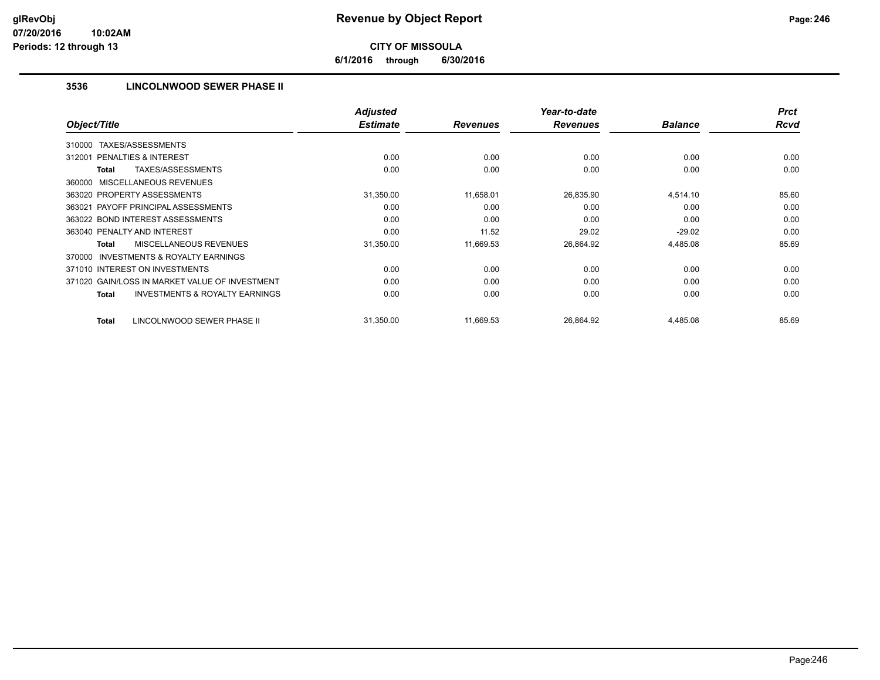**CITY OF MISSOULA**

**6/1/2016 through 6/30/2016**

### 3536 LINCOLNWOOD SEWER PHASE II

| Object/Title | Adjusted Estimate | Revenues | Year-to-date Revenues | Balance | Prct Rcvd |
|---|---|---|---|---|---|
| 310000 TAXES/ASSESSMENTS | | | | | |
| 312001 PENALTIES & INTEREST | 0.00 | 0.00 | 0.00 | 0.00 | 0.00 |
| **Total** TAXES/ASSESSMENTS | 0.00 | 0.00 | 0.00 | 0.00 | 0.00 |
| 360000 MISCELLANEOUS REVENUES | | | | | |
| 363020 PROPERTY ASSESSMENTS | 31,350.00 | 11,658.01 | 26,835.90 | 4,514.10 | 85.60 |
| 363021 PAYOFF PRINCIPAL ASSESSMENTS | 0.00 | 0.00 | 0.00 | 0.00 | 0.00 |
| 363022 BOND INTEREST ASSESSMENTS | 0.00 | 0.00 | 0.00 | 0.00 | 0.00 |
| 363040 PENALTY AND INTEREST | 0.00 | 11.52 | 29.02 | -29.02 | 0.00 |
| **Total** MISCELLANEOUS REVENUES | 31,350.00 | 11,669.53 | 26,864.92 | 4,485.08 | 85.69 |
| 370000 INVESTMENTS & ROYALTY EARNINGS | | | | | |
| 371010 INTEREST ON INVESTMENTS | 0.00 | 0.00 | 0.00 | 0.00 | 0.00 |
| 371020 GAIN/LOSS IN MARKET VALUE OF INVESTMENT | 0.00 | 0.00 | 0.00 | 0.00 | 0.00 |
| **Total** INVESTMENTS & ROYALTY EARNINGS | 0.00 | 0.00 | 0.00 | 0.00 | 0.00 |
| **Total** LINCOLNWOOD SEWER PHASE II | 31,350.00 | 11,669.53 | 26,864.92 | 4,485.08 | 85.69 |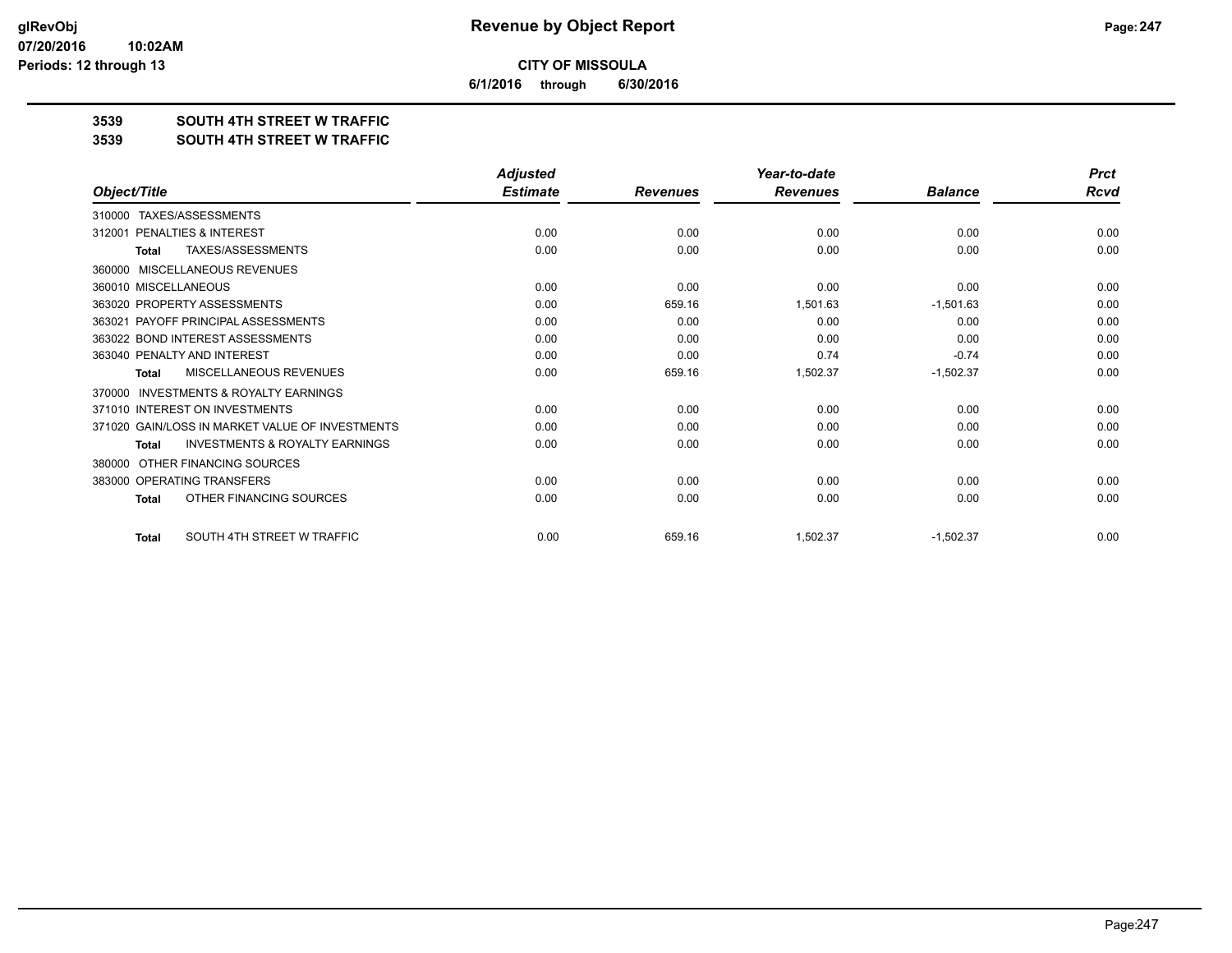# Revenue by Object Report

**CITY OF MISSOULA**

**6/1/2016 through 6/30/2016**

glRevObj
07/20/2016 10:02AM
Periods: 12 through 13

## 3539 SOUTH 4TH STREET W TRAFFIC

## 3539 SOUTH 4TH STREET W TRAFFIC

| Object/Title | Adjusted Estimate | Revenues | Year-to-date Revenues | Balance | Prct Rcvd |
|---|---|---|---|---|---|
| 310000 TAXES/ASSESSMENTS | | | | | |
| 312001 PENALTIES & INTEREST | 0.00 | 0.00 | 0.00 | 0.00 | 0.00 |
| **Total** TAXES/ASSESSMENTS | 0.00 | 0.00 | 0.00 | 0.00 | 0.00 |
| 360000 MISCELLANEOUS REVENUES | | | | | |
| 360010 MISCELLANEOUS | 0.00 | 0.00 | 0.00 | 0.00 | 0.00 |
| 363020 PROPERTY ASSESSMENTS | 0.00 | 659.16 | 1,501.63 | -1,501.63 | 0.00 |
| 363021 PAYOFF PRINCIPAL ASSESSMENTS | 0.00 | 0.00 | 0.00 | 0.00 | 0.00 |
| 363022 BOND INTEREST ASSESSMENTS | 0.00 | 0.00 | 0.00 | 0.00 | 0.00 |
| 363040 PENALTY AND INTEREST | 0.00 | 0.00 | 0.74 | -0.74 | 0.00 |
| **Total** MISCELLANEOUS REVENUES | 0.00 | 659.16 | 1,502.37 | -1,502.37 | 0.00 |
| 370000 INVESTMENTS & ROYALTY EARNINGS | | | | | |
| 371010 INTEREST ON INVESTMENTS | 0.00 | 0.00 | 0.00 | 0.00 | 0.00 |
| 371020 GAIN/LOSS IN MARKET VALUE OF INVESTMENTS | 0.00 | 0.00 | 0.00 | 0.00 | 0.00 |
| **Total** INVESTMENTS & ROYALTY EARNINGS | 0.00 | 0.00 | 0.00 | 0.00 | 0.00 |
| 380000 OTHER FINANCING SOURCES | | | | | |
| 383000 OPERATING TRANSFERS | 0.00 | 0.00 | 0.00 | 0.00 | 0.00 |
| **Total** OTHER FINANCING SOURCES | 0.00 | 0.00 | 0.00 | 0.00 | 0.00 |
| **Total** SOUTH 4TH STREET W TRAFFIC | 0.00 | 659.16 | 1,502.37 | -1,502.37 | 0.00 |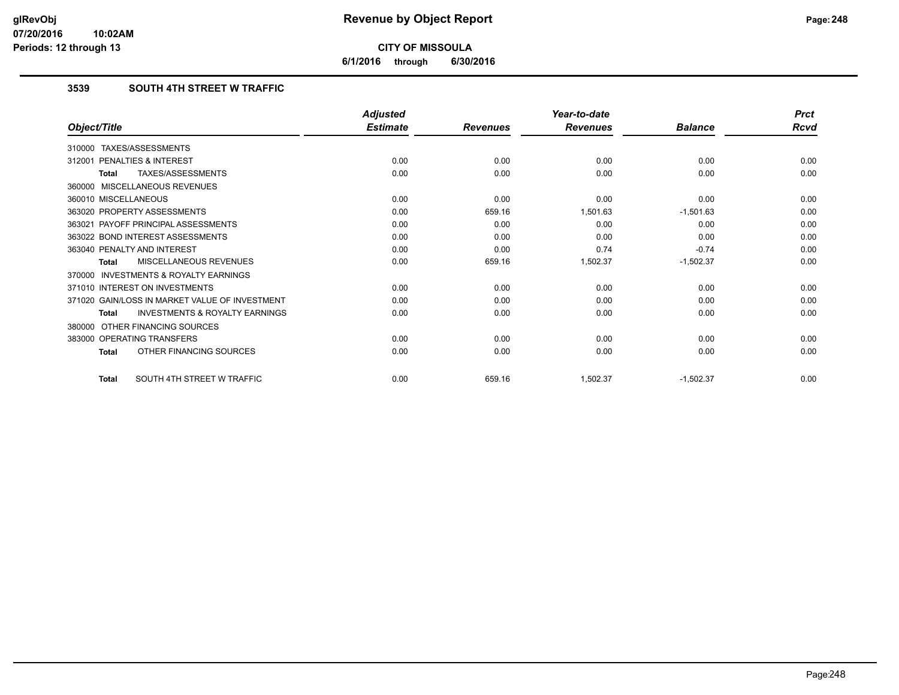**glRevObj**
**07/20/2016 10:02AM**
**Periods: 12 through 13**

# Revenue by Object Report

**CITY OF MISSOULA**

**6/1/2016 through 6/30/2016**

## 3539 SOUTH 4TH STREET W TRAFFIC

| Object/Title | Adjusted Estimate | Revenues | Year-to-date Revenues | Balance | Prct Rcvd |
|---|---|---|---|---|---|
| 310000 TAXES/ASSESSMENTS | | | | | |
| 312001 PENALTIES & INTEREST | 0.00 | 0.00 | 0.00 | 0.00 | 0.00 |
| **Total** TAXES/ASSESSMENTS | 0.00 | 0.00 | 0.00 | 0.00 | 0.00 |
| 360000 MISCELLANEOUS REVENUES | | | | | |
| 360010 MISCELLANEOUS | 0.00 | 0.00 | 0.00 | 0.00 | 0.00 |
| 363020 PROPERTY ASSESSMENTS | 0.00 | 659.16 | 1,501.63 | -1,501.63 | 0.00 |
| 363021 PAYOFF PRINCIPAL ASSESSMENTS | 0.00 | 0.00 | 0.00 | 0.00 | 0.00 |
| 363022 BOND INTEREST ASSESSMENTS | 0.00 | 0.00 | 0.00 | 0.00 | 0.00 |
| 363040 PENALTY AND INTEREST | 0.00 | 0.00 | 0.74 | -0.74 | 0.00 |
| **Total** MISCELLANEOUS REVENUES | 0.00 | 659.16 | 1,502.37 | -1,502.37 | 0.00 |
| 370000 INVESTMENTS & ROYALTY EARNINGS | | | | | |
| 371010 INTEREST ON INVESTMENTS | 0.00 | 0.00 | 0.00 | 0.00 | 0.00 |
| 371020 GAIN/LOSS IN MARKET VALUE OF INVESTMENT | 0.00 | 0.00 | 0.00 | 0.00 | 0.00 |
| **Total** INVESTMENTS & ROYALTY EARNINGS | 0.00 | 0.00 | 0.00 | 0.00 | 0.00 |
| 380000 OTHER FINANCING SOURCES | | | | | |
| 383000 OPERATING TRANSFERS | 0.00 | 0.00 | 0.00 | 0.00 | 0.00 |
| **Total** OTHER FINANCING SOURCES | 0.00 | 0.00 | 0.00 | 0.00 | 0.00 |
| **Total** SOUTH 4TH STREET W TRAFFIC | 0.00 | 659.16 | 1,502.37 | -1,502.37 | 0.00 |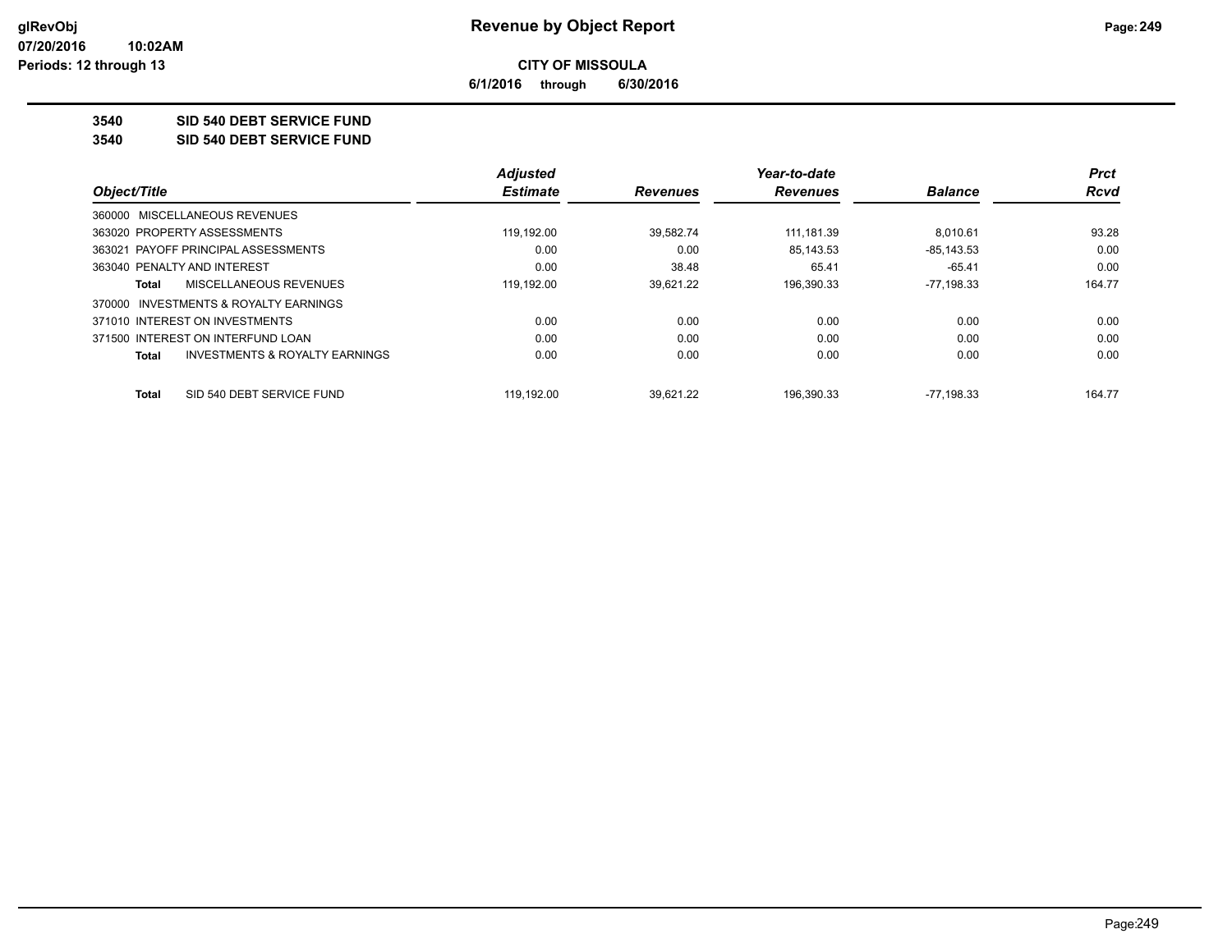**CITY OF MISSOULA**

**6/1/2016 through 6/30/2016**

**3540 SID 540 DEBT SERVICE FUND**

**3540 SID 540 DEBT SERVICE FUND**

| Object/Title | Adjusted Estimate | Revenues | Year-to-date Revenues | Balance | Prct Rcvd |
|---|---|---|---|---|---|
| 360000 MISCELLANEOUS REVENUES | | | | | |
| 363020 PROPERTY ASSESSMENTS | 119,192.00 | 39,582.74 | 111,181.39 | 8,010.61 | 93.28 |
| 363021 PAYOFF PRINCIPAL ASSESSMENTS | 0.00 | 0.00 | 85,143.53 | -85,143.53 | 0.00 |
| 363040 PENALTY AND INTEREST | 0.00 | 38.48 | 65.41 | -65.41 | 0.00 |
| **Total** MISCELLANEOUS REVENUES | 119,192.00 | 39,621.22 | 196,390.33 | -77,198.33 | 164.77 |
| 370000 INVESTMENTS & ROYALTY EARNINGS | | | | | |
| 371010 INTEREST ON INVESTMENTS | 0.00 | 0.00 | 0.00 | 0.00 | 0.00 |
| 371500 INTEREST ON INTERFUND LOAN | 0.00 | 0.00 | 0.00 | 0.00 | 0.00 |
| **Total** INVESTMENTS & ROYALTY EARNINGS | 0.00 | 0.00 | 0.00 | 0.00 | 0.00 |
| **Total** SID 540 DEBT SERVICE FUND | 119,192.00 | 39,621.22 | 196,390.33 | -77,198.33 | 164.77 |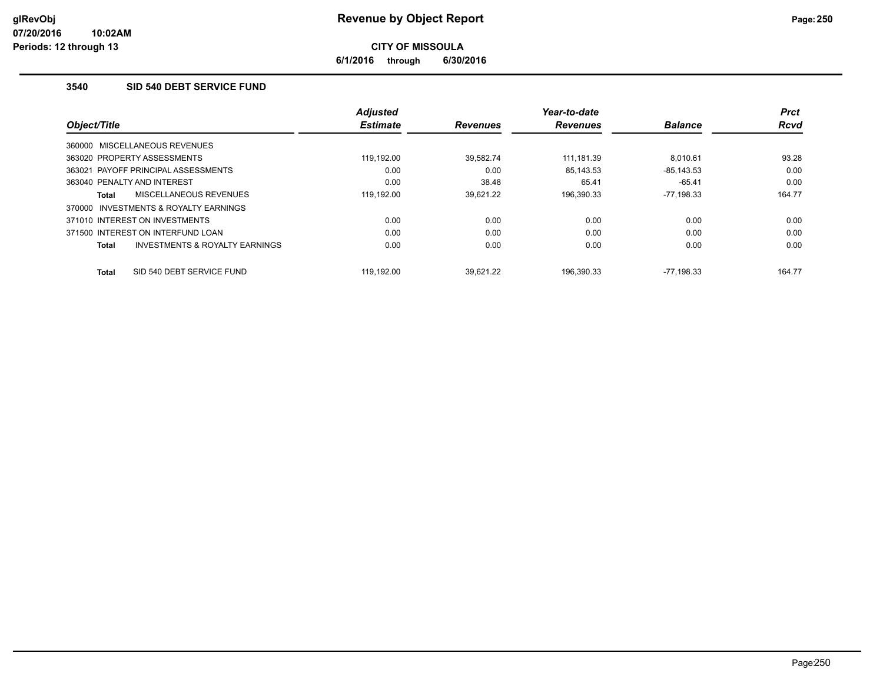# Revenue by Object Report

**CITY OF MISSOULA**

**6/1/2016 through 6/30/2016**

glRevObj
07/20/2016 10:02AM
Periods: 12 through 13

### 3540 SID 540 DEBT SERVICE FUND

| Object/Title | Adjusted Estimate | Revenues | Year-to-date Revenues | Balance | Prct Rcvd |
|---|---|---|---|---|---|
| 360000 MISCELLANEOUS REVENUES | | | | | |
| 363020 PROPERTY ASSESSMENTS | 119,192.00 | 39,582.74 | 111,181.39 | 8,010.61 | 93.28 |
| 363021 PAYOFF PRINCIPAL ASSESSMENTS | 0.00 | 0.00 | 85,143.53 | -85,143.53 | 0.00 |
| 363040 PENALTY AND INTEREST | 0.00 | 38.48 | 65.41 | -65.41 | 0.00 |
| **Total** MISCELLANEOUS REVENUES | 119,192.00 | 39,621.22 | 196,390.33 | -77,198.33 | 164.77 |
| 370000 INVESTMENTS & ROYALTY EARNINGS | | | | | |
| 371010 INTEREST ON INVESTMENTS | 0.00 | 0.00 | 0.00 | 0.00 | 0.00 |
| 371500 INTEREST ON INTERFUND LOAN | 0.00 | 0.00 | 0.00 | 0.00 | 0.00 |
| **Total** INVESTMENTS & ROYALTY EARNINGS | 0.00 | 0.00 | 0.00 | 0.00 | 0.00 |
| **Total** SID 540 DEBT SERVICE FUND | 119,192.00 | 39,621.22 | 196,390.33 | -77,198.33 | 164.77 |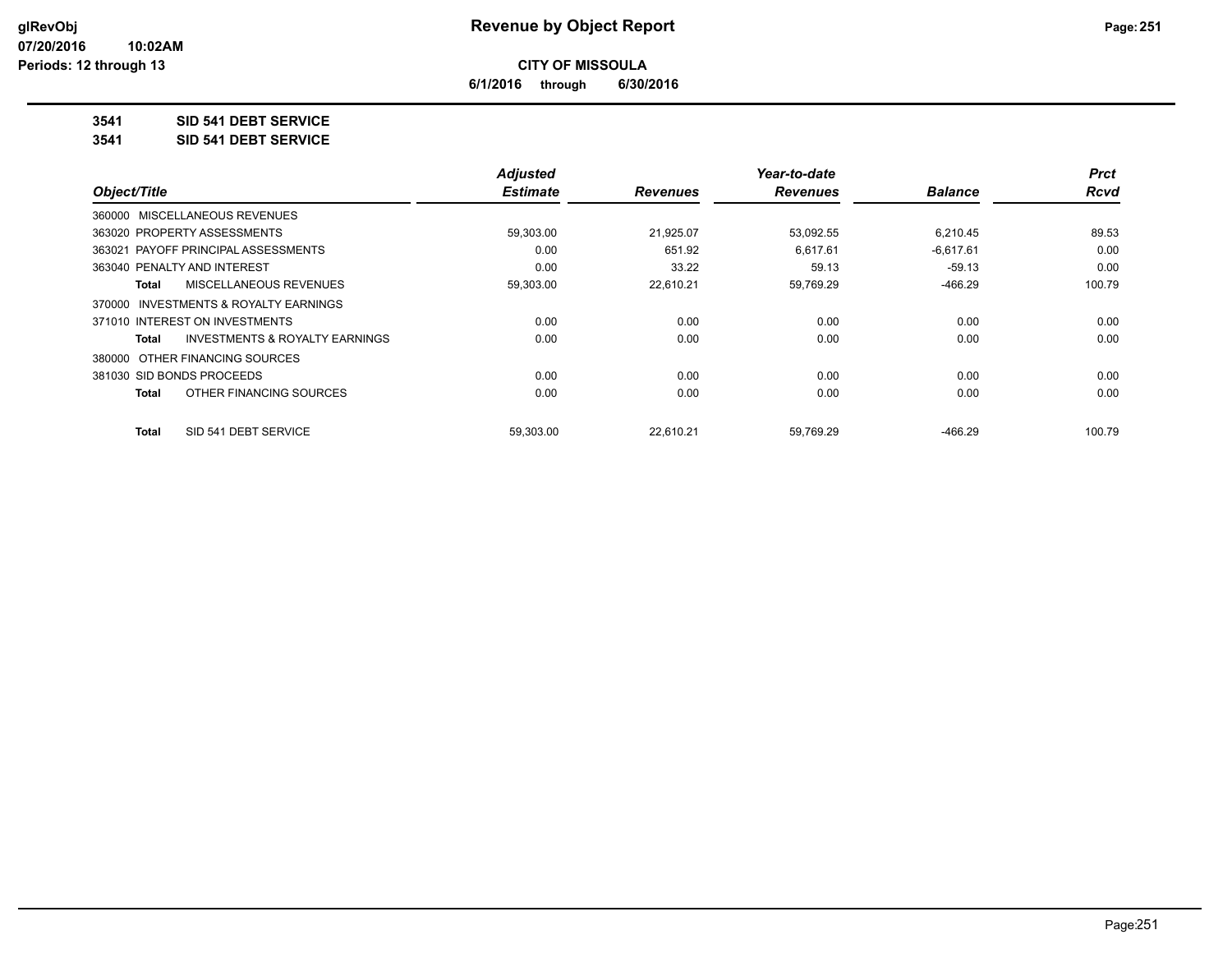**glRevObj**
**07/20/2016 10:02AM**
**Periods: 12 through 13**

# Revenue by Object Report

**CITY OF MISSOULA**

**6/1/2016 through 6/30/2016**

**3541 SID 541 DEBT SERVICE**

**3541 SID 541 DEBT SERVICE**

| Object/Title | Adjusted Estimate | Revenues | Year-to-date Revenues | Balance | Prct Rcvd |
|---|---|---|---|---|---|
| 360000 MISCELLANEOUS REVENUES | | | | | |
| 363020 PROPERTY ASSESSMENTS | 59,303.00 | 21,925.07 | 53,092.55 | 6,210.45 | 89.53 |
| 363021 PAYOFF PRINCIPAL ASSESSMENTS | 0.00 | 651.92 | 6,617.61 | -6,617.61 | 0.00 |
| 363040 PENALTY AND INTEREST | 0.00 | 33.22 | 59.13 | -59.13 | 0.00 |
| **Total** MISCELLANEOUS REVENUES | 59,303.00 | 22,610.21 | 59,769.29 | -466.29 | 100.79 |
| 370000 INVESTMENTS & ROYALTY EARNINGS | | | | | |
| 371010 INTEREST ON INVESTMENTS | 0.00 | 0.00 | 0.00 | 0.00 | 0.00 |
| **Total** INVESTMENTS & ROYALTY EARNINGS | 0.00 | 0.00 | 0.00 | 0.00 | 0.00 |
| 380000 OTHER FINANCING SOURCES | | | | | |
| 381030 SID BONDS PROCEEDS | 0.00 | 0.00 | 0.00 | 0.00 | 0.00 |
| **Total** OTHER FINANCING SOURCES | 0.00 | 0.00 | 0.00 | 0.00 | 0.00 |
| **Total** SID 541 DEBT SERVICE | 59,303.00 | 22,610.21 | 59,769.29 | -466.29 | 100.79 |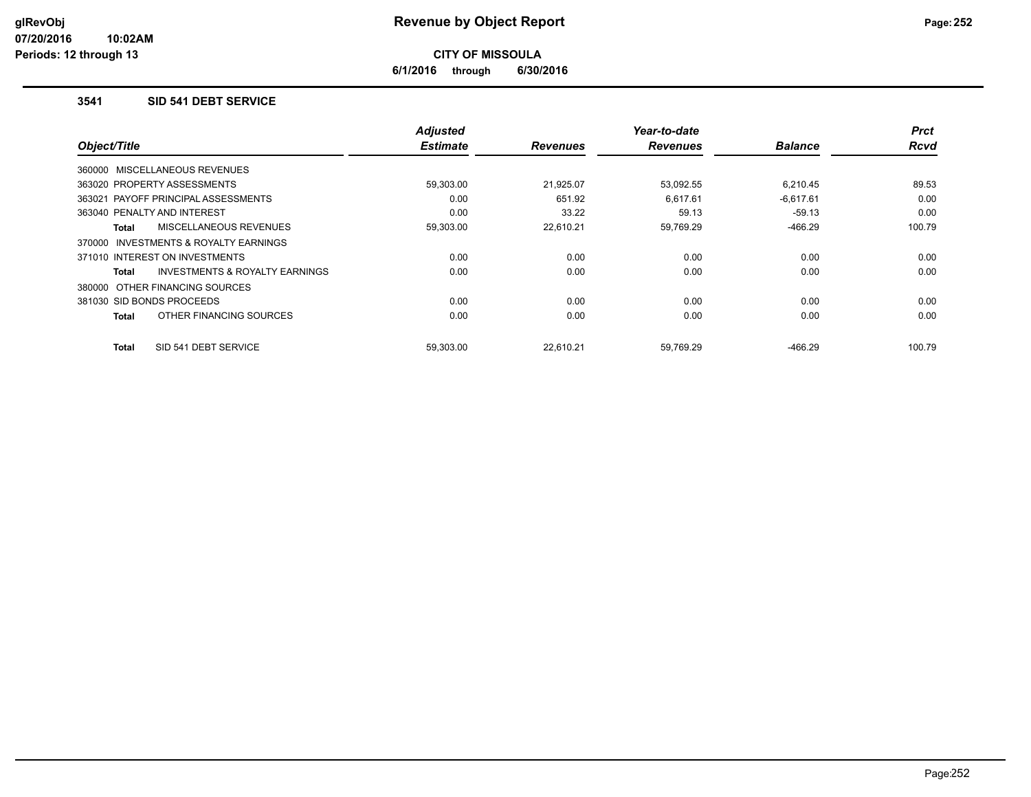# Revenue by Object Report

**CITY OF MISSOULA**

**6/1/2016 through 6/30/2016**

glRevObj
07/20/2016 10:02AM
Periods: 12 through 13

### 3541 SID 541 DEBT SERVICE

| Object/Title | Adjusted Estimate | Revenues | Year-to-date Revenues | Balance | Prct Rcvd |
|---|---|---|---|---|---|
| 360000 MISCELLANEOUS REVENUES | | | | | |
| 363020 PROPERTY ASSESSMENTS | 59,303.00 | 21,925.07 | 53,092.55 | 6,210.45 | 89.53 |
| 363021 PAYOFF PRINCIPAL ASSESSMENTS | 0.00 | 651.92 | 6,617.61 | -6,617.61 | 0.00 |
| 363040 PENALTY AND INTEREST | 0.00 | 33.22 | 59.13 | -59.13 | 0.00 |
| **Total** MISCELLANEOUS REVENUES | 59,303.00 | 22,610.21 | 59,769.29 | -466.29 | 100.79 |
| 370000 INVESTMENTS & ROYALTY EARNINGS | | | | | |
| 371010 INTEREST ON INVESTMENTS | 0.00 | 0.00 | 0.00 | 0.00 | 0.00 |
| **Total** INVESTMENTS & ROYALTY EARNINGS | 0.00 | 0.00 | 0.00 | 0.00 | 0.00 |
| 380000 OTHER FINANCING SOURCES | | | | | |
| 381030 SID BONDS PROCEEDS | 0.00 | 0.00 | 0.00 | 0.00 | 0.00 |
| **Total** OTHER FINANCING SOURCES | 0.00 | 0.00 | 0.00 | 0.00 | 0.00 |
| **Total** SID 541 DEBT SERVICE | 59,303.00 | 22,610.21 | 59,769.29 | -466.29 | 100.79 |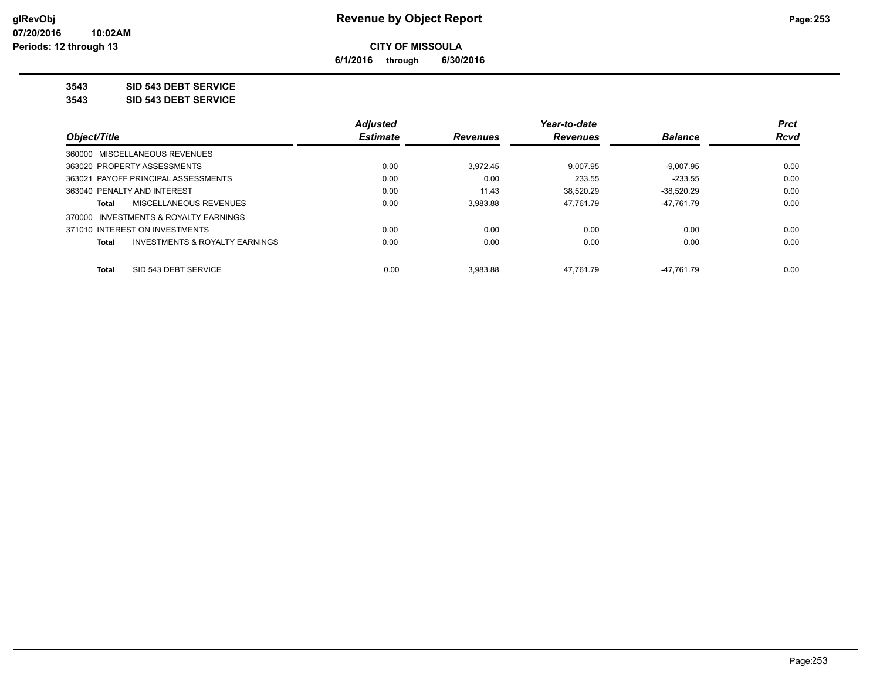**CITY OF MISSOULA**

**6/1/2016 through 6/30/2016**

**3543 SID 543 DEBT SERVICE**

**3543 SID 543 DEBT SERVICE**

| Object/Title | Adjusted Estimate | Revenues | Year-to-date Revenues | Balance | Prct Rcvd |
|---|---|---|---|---|---|
| 360000 MISCELLANEOUS REVENUES | | | | | |
| 363020 PROPERTY ASSESSMENTS | 0.00 | 3,972.45 | 9,007.95 | -9,007.95 | 0.00 |
| 363021 PAYOFF PRINCIPAL ASSESSMENTS | 0.00 | 0.00 | 233.55 | -233.55 | 0.00 |
| 363040 PENALTY AND INTEREST | 0.00 | 11.43 | 38,520.29 | -38,520.29 | 0.00 |
| **Total** MISCELLANEOUS REVENUES | 0.00 | 3,983.88 | 47,761.79 | -47,761.79 | 0.00 |
| 370000 INVESTMENTS & ROYALTY EARNINGS | | | | | |
| 371010 INTEREST ON INVESTMENTS | 0.00 | 0.00 | 0.00 | 0.00 | 0.00 |
| **Total** INVESTMENTS & ROYALTY EARNINGS | 0.00 | 0.00 | 0.00 | 0.00 | 0.00 |
| **Total** SID 543 DEBT SERVICE | 0.00 | 3,983.88 | 47,761.79 | -47,761.79 | 0.00 |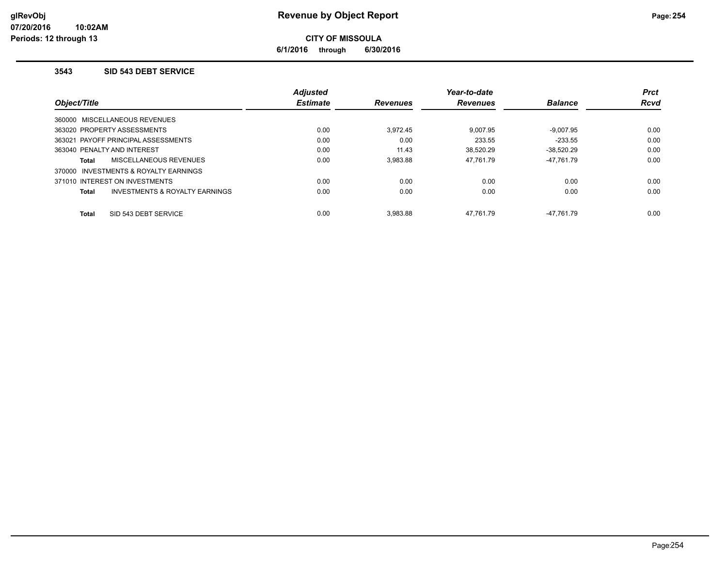# Revenue by Object Report

**CITY OF MISSOULA**

**6/1/2016 through 6/30/2016**

glRevObj
07/20/2016 10:02AM
Periods: 12 through 13

### 3543 SID 543 DEBT SERVICE

| Object/Title | Adjusted Estimate | Revenues | Year-to-date Revenues | Balance | Prct Rcvd |
|---|---|---|---|---|---|
| 360000 MISCELLANEOUS REVENUES | | | | | |
| 363020 PROPERTY ASSESSMENTS | 0.00 | 3,972.45 | 9,007.95 | -9,007.95 | 0.00 |
| 363021 PAYOFF PRINCIPAL ASSESSMENTS | 0.00 | 0.00 | 233.55 | -233.55 | 0.00 |
| 363040 PENALTY AND INTEREST | 0.00 | 11.43 | 38,520.29 | -38,520.29 | 0.00 |
| **Total** MISCELLANEOUS REVENUES | 0.00 | 3,983.88 | 47,761.79 | -47,761.79 | 0.00 |
| 370000 INVESTMENTS & ROYALTY EARNINGS | | | | | |
| 371010 INTEREST ON INVESTMENTS | 0.00 | 0.00 | 0.00 | 0.00 | 0.00 |
| **Total** INVESTMENTS & ROYALTY EARNINGS | 0.00 | 0.00 | 0.00 | 0.00 | 0.00 |
| **Total** SID 543 DEBT SERVICE | 0.00 | 3,983.88 | 47,761.79 | -47,761.79 | 0.00 |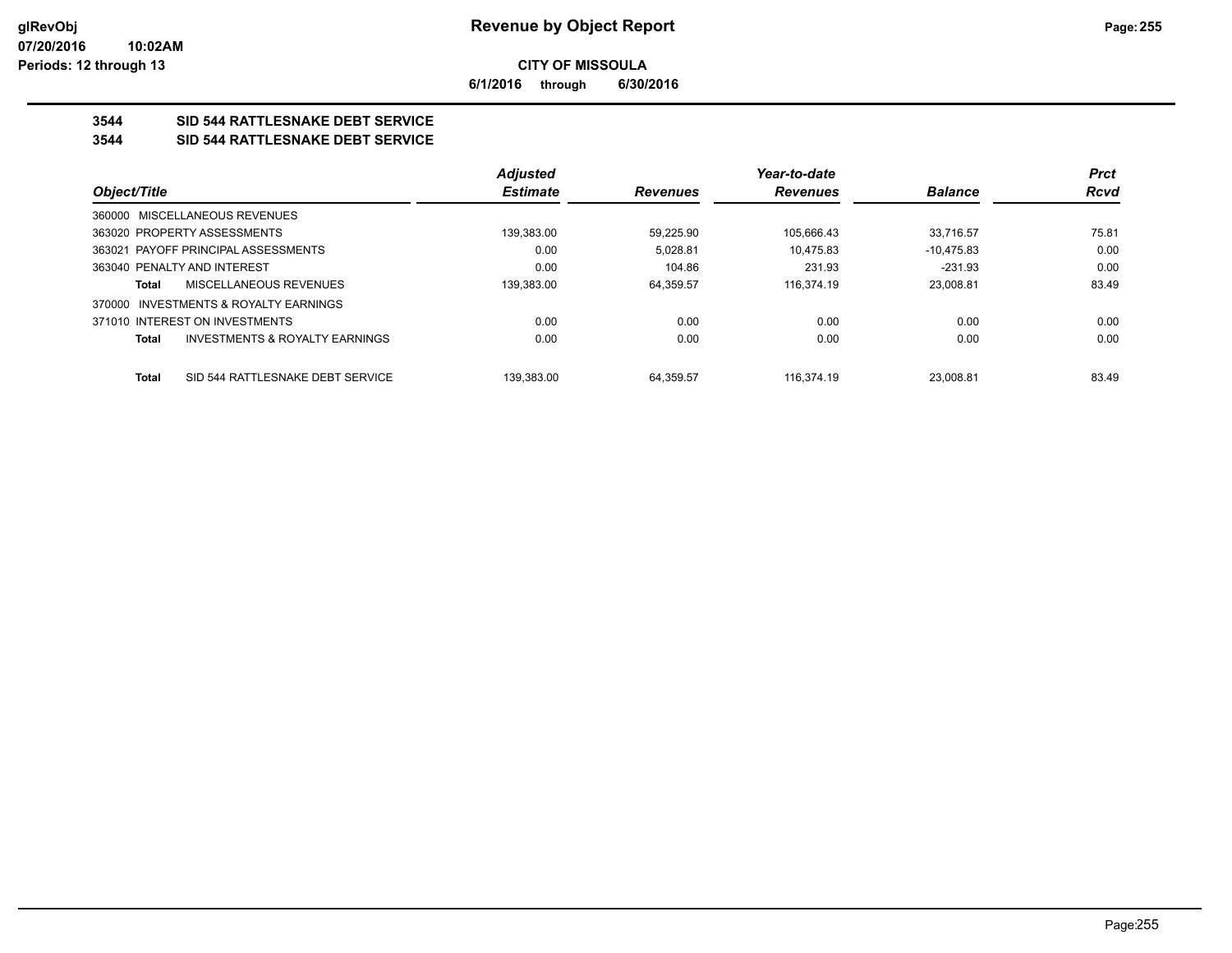# Revenue by Object Report

**CITY OF MISSOULA**

**6/1/2016 through 6/30/2016**

glRevObj
07/20/2016 10:02AM
Periods: 12 through 13

## 3544 SID 544 RATTLESNAKE DEBT SERVICE

## 3544 SID 544 RATTLESNAKE DEBT SERVICE

| Object/Title | Adjusted Estimate | Revenues | Year-to-date Revenues | Balance | Prct Rcvd |
|---|---|---|---|---|---|
| 360000 MISCELLANEOUS REVENUES | | | | | |
| 363020 PROPERTY ASSESSMENTS | 139,383.00 | 59,225.90 | 105,666.43 | 33,716.57 | 75.81 |
| 363021 PAYOFF PRINCIPAL ASSESSMENTS | 0.00 | 5,028.81 | 10,475.83 | -10,475.83 | 0.00 |
| 363040 PENALTY AND INTEREST | 0.00 | 104.86 | 231.93 | -231.93 | 0.00 |
| **Total** MISCELLANEOUS REVENUES | 139,383.00 | 64,359.57 | 116,374.19 | 23,008.81 | 83.49 |
| 370000 INVESTMENTS & ROYALTY EARNINGS | | | | | |
| 371010 INTEREST ON INVESTMENTS | 0.00 | 0.00 | 0.00 | 0.00 | 0.00 |
| **Total** INVESTMENTS & ROYALTY EARNINGS | 0.00 | 0.00 | 0.00 | 0.00 | 0.00 |
| **Total** SID 544 RATTLESNAKE DEBT SERVICE | 139,383.00 | 64,359.57 | 116,374.19 | 23,008.81 | 83.49 |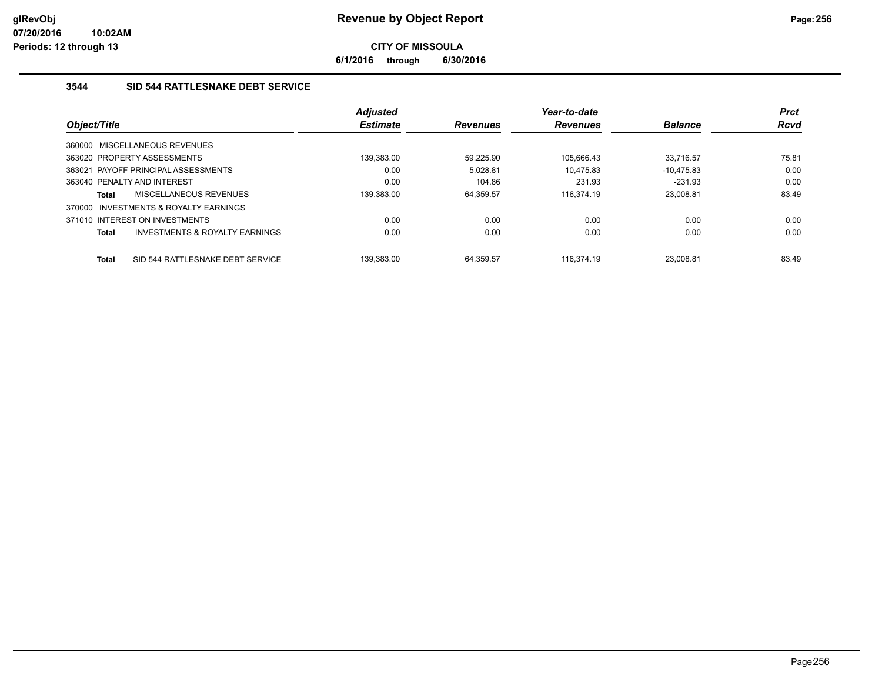**Revenue by Object Report**

**CITY OF MISSOULA**

**6/1/2016 through 6/30/2016**

glRevObj
07/20/2016 10:02AM
Periods: 12 through 13

### 3544 SID 544 RATTLESNAKE DEBT SERVICE

| Object/Title | Adjusted Estimate | Revenues | Year-to-date Revenues | Balance | Prct Rcvd |
|---|---|---|---|---|---|
| 360000 MISCELLANEOUS REVENUES | | | | | |
| 363020 PROPERTY ASSESSMENTS | 139,383.00 | 59,225.90 | 105,666.43 | 33,716.57 | 75.81 |
| 363021 PAYOFF PRINCIPAL ASSESSMENTS | 0.00 | 5,028.81 | 10,475.83 | -10,475.83 | 0.00 |
| 363040 PENALTY AND INTEREST | 0.00 | 104.86 | 231.93 | -231.93 | 0.00 |
| **Total** MISCELLANEOUS REVENUES | 139,383.00 | 64,359.57 | 116,374.19 | 23,008.81 | 83.49 |
| 370000 INVESTMENTS & ROYALTY EARNINGS | | | | | |
| 371010 INTEREST ON INVESTMENTS | 0.00 | 0.00 | 0.00 | 0.00 | 0.00 |
| **Total** INVESTMENTS & ROYALTY EARNINGS | 0.00 | 0.00 | 0.00 | 0.00 | 0.00 |
| **Total** SID 544 RATTLESNAKE DEBT SERVICE | 139,383.00 | 64,359.57 | 116,374.19 | 23,008.81 | 83.49 |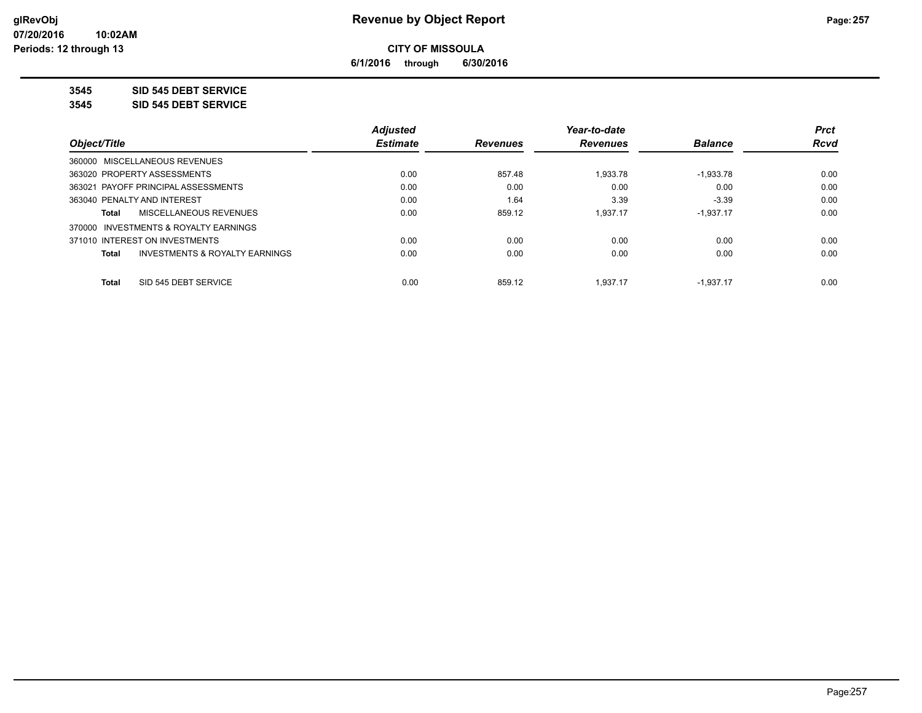# Revenue by Object Report

**CITY OF MISSOULA**

**6/1/2016 through 6/30/2016**

**3545 SID 545 DEBT SERVICE**

**3545 SID 545 DEBT SERVICE**

| Object/Title | Adjusted Estimate | Revenues | Year-to-date Revenues | Balance | Prct Rcvd |
|---|---|---|---|---|---|
| 360000 MISCELLANEOUS REVENUES | | | | | |
| 363020 PROPERTY ASSESSMENTS | 0.00 | 857.48 | 1,933.78 | -1,933.78 | 0.00 |
| 363021 PAYOFF PRINCIPAL ASSESSMENTS | 0.00 | 0.00 | 0.00 | 0.00 | 0.00 |
| 363040 PENALTY AND INTEREST | 0.00 | 1.64 | 3.39 | -3.39 | 0.00 |
| **Total** MISCELLANEOUS REVENUES | 0.00 | 859.12 | 1,937.17 | -1,937.17 | 0.00 |
| 370000 INVESTMENTS & ROYALTY EARNINGS | | | | | |
| 371010 INTEREST ON INVESTMENTS | 0.00 | 0.00 | 0.00 | 0.00 | 0.00 |
| **Total** INVESTMENTS & ROYALTY EARNINGS | 0.00 | 0.00 | 0.00 | 0.00 | 0.00 |
| **Total** SID 545 DEBT SERVICE | 0.00 | 859.12 | 1,937.17 | -1,937.17 | 0.00 |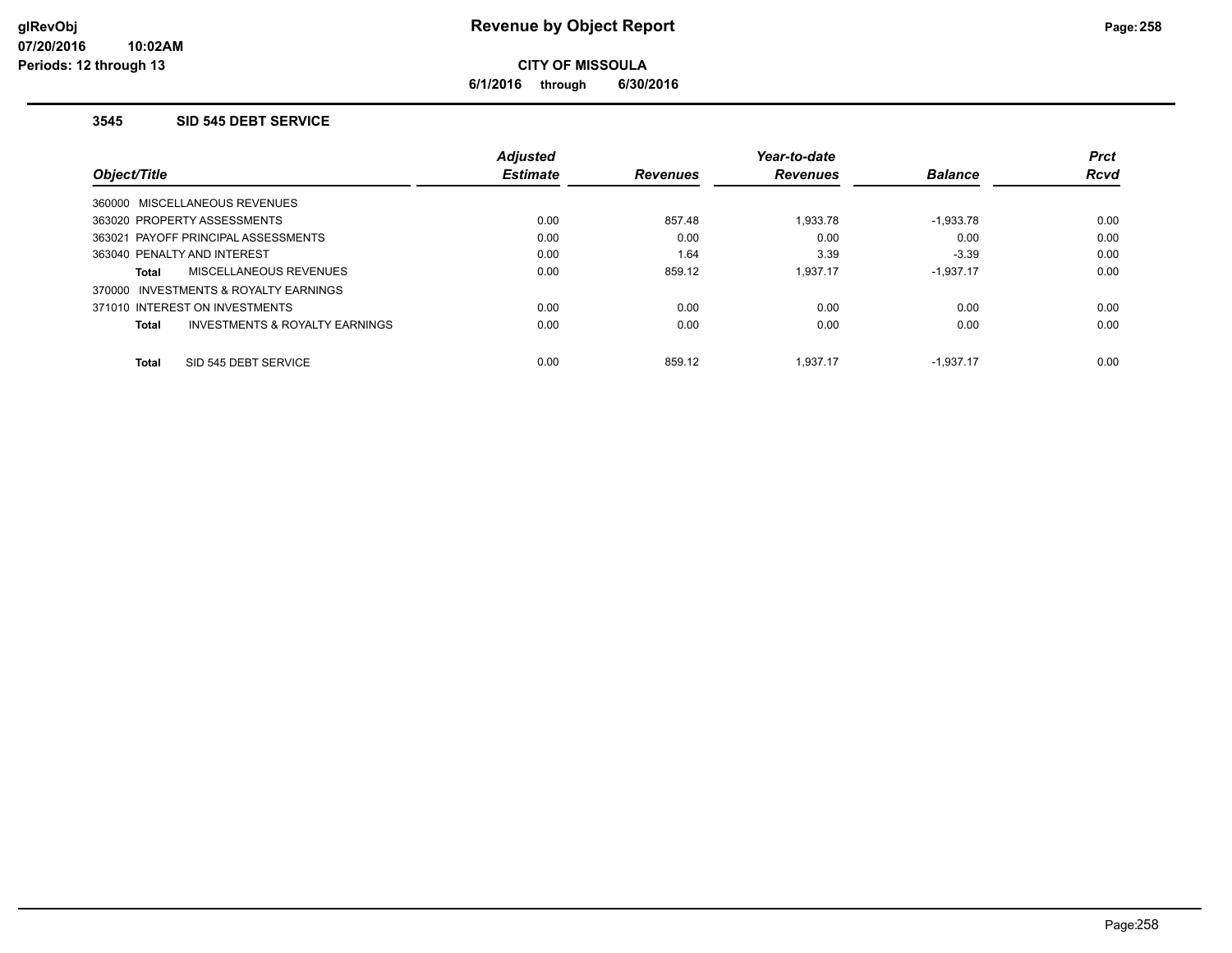**Revenue by Object Report**

**CITY OF MISSOULA**

**6/1/2016 through 6/30/2016**

glRevObj
07/20/2016 10:02AM
Periods: 12 through 13

### 3545 SID 545 DEBT SERVICE

| Object/Title | Adjusted Estimate | Revenues | Year-to-date Revenues | Balance | Prct Rcvd |
|---|---|---|---|---|---|
| 360000 MISCELLANEOUS REVENUES | | | | | |
| 363020 PROPERTY ASSESSMENTS | 0.00 | 857.48 | 1,933.78 | -1,933.78 | 0.00 |
| 363021 PAYOFF PRINCIPAL ASSESSMENTS | 0.00 | 0.00 | 0.00 | 0.00 | 0.00 |
| 363040 PENALTY AND INTEREST | 0.00 | 1.64 | 3.39 | -3.39 | 0.00 |
| **Total** MISCELLANEOUS REVENUES | 0.00 | 859.12 | 1,937.17 | -1,937.17 | 0.00 |
| 370000 INVESTMENTS & ROYALTY EARNINGS | | | | | |
| 371010 INTEREST ON INVESTMENTS | 0.00 | 0.00 | 0.00 | 0.00 | 0.00 |
| **Total** INVESTMENTS & ROYALTY EARNINGS | 0.00 | 0.00 | 0.00 | 0.00 | 0.00 |
| **Total** SID 545 DEBT SERVICE | 0.00 | 859.12 | 1,937.17 | -1,937.17 | 0.00 |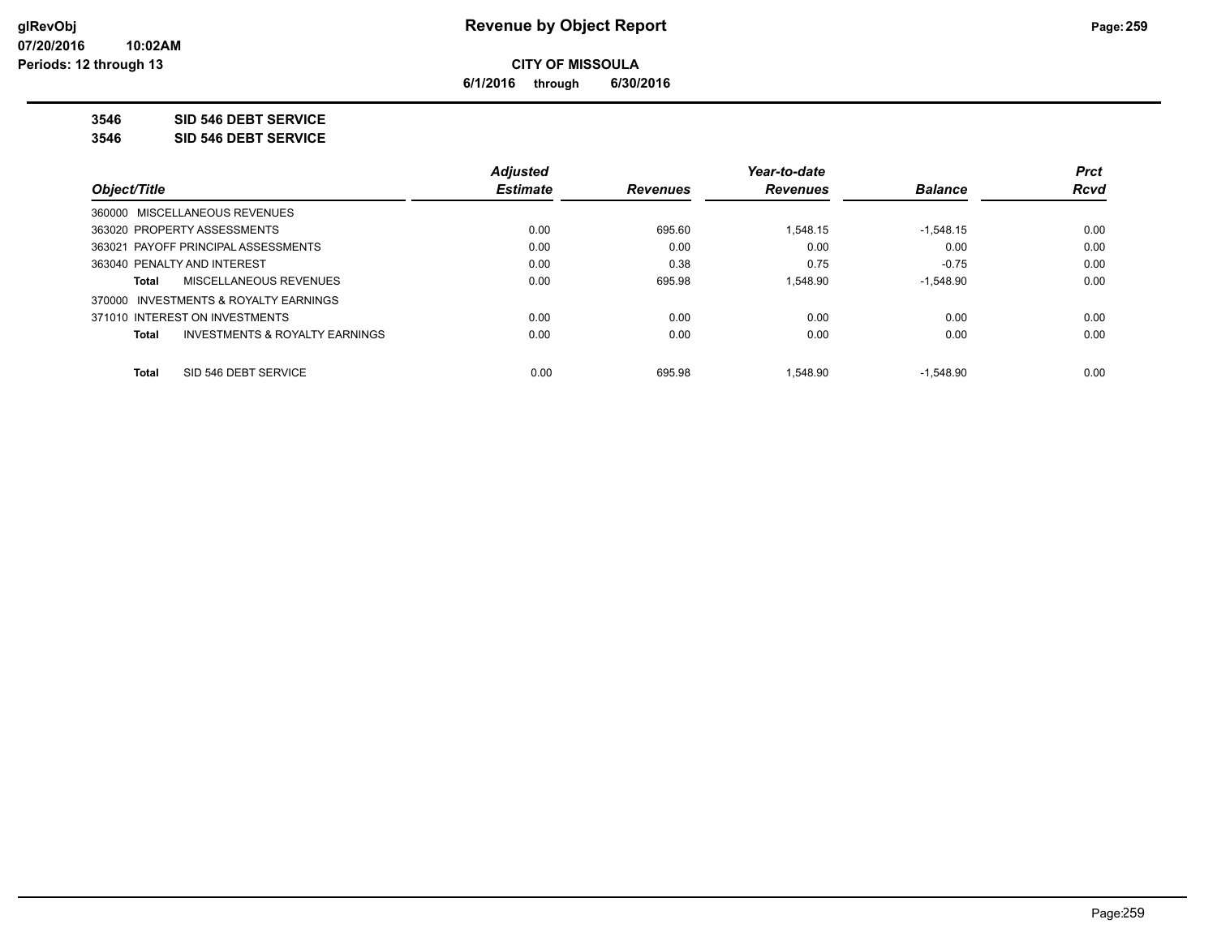**glRevObj**
**07/20/2016 10:02AM**
**Periods: 12 through 13**

# Revenue by Object Report

**CITY OF MISSOULA**

**6/1/2016 through 6/30/2016**

**3546 SID 546 DEBT SERVICE**

**3546 SID 546 DEBT SERVICE**

| Object/Title | | Adjusted Estimate | Revenues | Year-to-date Revenues | Balance | Prct Rcvd |
|---|---|---|---|---|---|---|
| 360000 MISCELLANEOUS REVENUES | | | | | | |
| 363020 PROPERTY ASSESSMENTS | | 0.00 | 695.60 | 1,548.15 | -1,548.15 | 0.00 |
| 363021 PAYOFF PRINCIPAL ASSESSMENTS | | 0.00 | 0.00 | 0.00 | 0.00 | 0.00 |
| 363040 PENALTY AND INTEREST | | 0.00 | 0.38 | 0.75 | -0.75 | 0.00 |
| **Total** | MISCELLANEOUS REVENUES | 0.00 | 695.98 | 1,548.90 | -1,548.90 | 0.00 |
| 370000 INVESTMENTS & ROYALTY EARNINGS | | | | | | |
| 371010 INTEREST ON INVESTMENTS | | 0.00 | 0.00 | 0.00 | 0.00 | 0.00 |
| **Total** | INVESTMENTS & ROYALTY EARNINGS | 0.00 | 0.00 | 0.00 | 0.00 | 0.00 |
| **Total** | SID 546 DEBT SERVICE | 0.00 | 695.98 | 1,548.90 | -1,548.90 | 0.00 |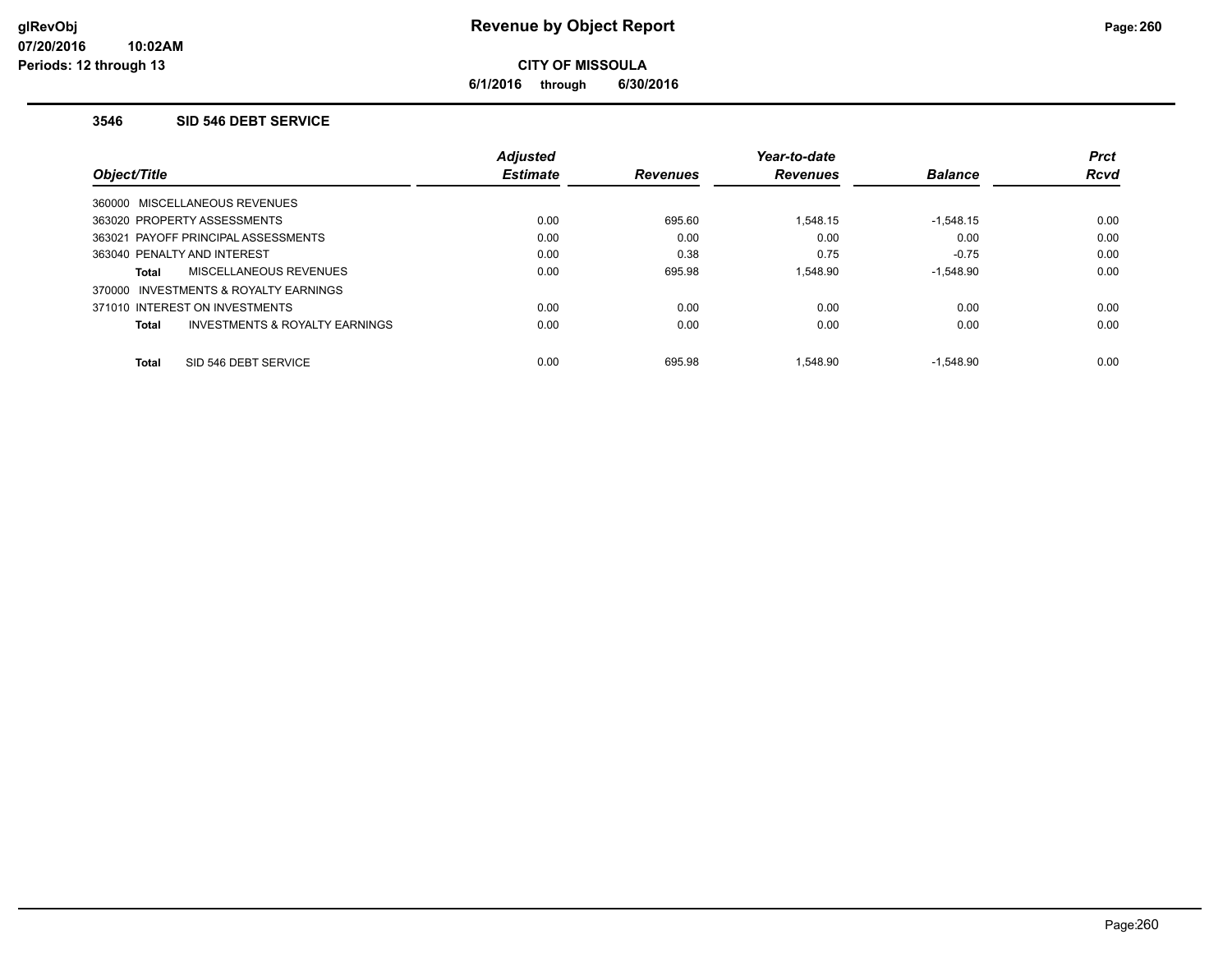# Revenue by Object Report

glRevObj
07/20/2016 10:02AM
Periods: 12 through 13

**CITY OF MISSOULA**

**6/1/2016 through 6/30/2016**

## 3546 SID 546 DEBT SERVICE

| Object/Title | Adjusted Estimate | Revenues | Year-to-date Revenues | Balance | Prct Rcvd |
|---|---|---|---|---|---|
| 360000 MISCELLANEOUS REVENUES | | | | | |
| 363020 PROPERTY ASSESSMENTS | 0.00 | 695.60 | 1,548.15 | -1,548.15 | 0.00 |
| 363021 PAYOFF PRINCIPAL ASSESSMENTS | 0.00 | 0.00 | 0.00 | 0.00 | 0.00 |
| 363040 PENALTY AND INTEREST | 0.00 | 0.38 | 0.75 | -0.75 | 0.00 |
| **Total** MISCELLANEOUS REVENUES | 0.00 | 695.98 | 1,548.90 | -1,548.90 | 0.00 |
| 370000 INVESTMENTS & ROYALTY EARNINGS | | | | | |
| 371010 INTEREST ON INVESTMENTS | 0.00 | 0.00 | 0.00 | 0.00 | 0.00 |
| **Total** INVESTMENTS & ROYALTY EARNINGS | 0.00 | 0.00 | 0.00 | 0.00 | 0.00 |
| **Total** SID 546 DEBT SERVICE | 0.00 | 695.98 | 1,548.90 | -1,548.90 | 0.00 |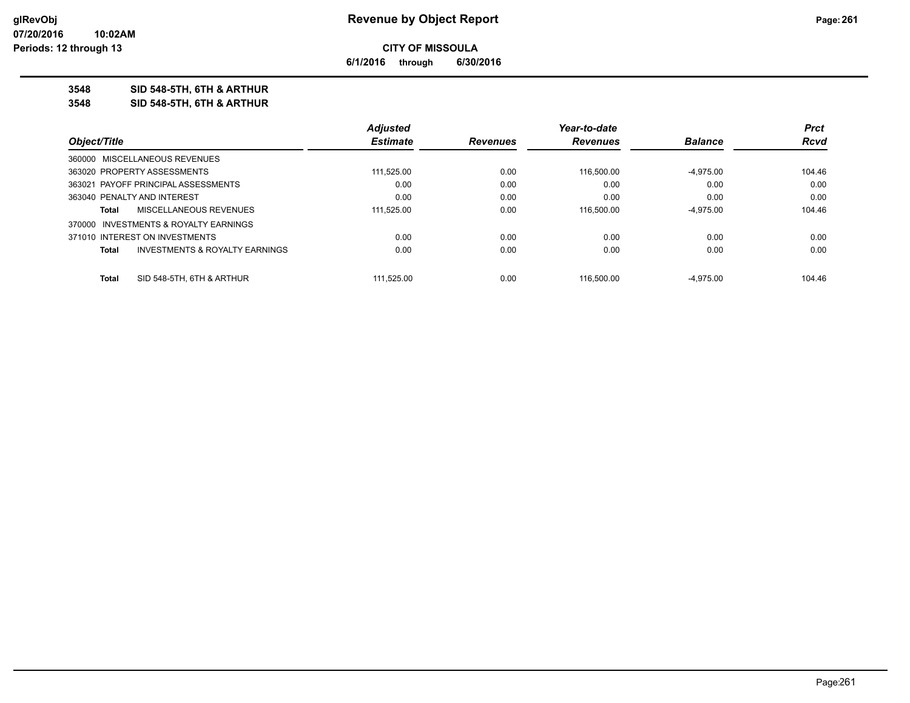# Revenue by Object Report

**CITY OF MISSOULA**

**6/1/2016 through 6/30/2016**

glRevObj
07/20/2016 10:02AM
Periods: 12 through 13

**3548 SID 548-5TH, 6TH & ARTHUR**
**3548 SID 548-5TH, 6TH & ARTHUR**

| Object/Title | Adjusted Estimate | Revenues | Year-to-date Revenues | Balance | Prct Rcvd |
|---|---|---|---|---|---|
| 360000 MISCELLANEOUS REVENUES | | | | | |
| 363020 PROPERTY ASSESSMENTS | 111,525.00 | 0.00 | 116,500.00 | -4,975.00 | 104.46 |
| 363021 PAYOFF PRINCIPAL ASSESSMENTS | 0.00 | 0.00 | 0.00 | 0.00 | 0.00 |
| 363040 PENALTY AND INTEREST | 0.00 | 0.00 | 0.00 | 0.00 | 0.00 |
| **Total** MISCELLANEOUS REVENUES | 111,525.00 | 0.00 | 116,500.00 | -4,975.00 | 104.46 |
| 370000 INVESTMENTS & ROYALTY EARNINGS | | | | | |
| 371010 INTEREST ON INVESTMENTS | 0.00 | 0.00 | 0.00 | 0.00 | 0.00 |
| **Total** INVESTMENTS & ROYALTY EARNINGS | 0.00 | 0.00 | 0.00 | 0.00 | 0.00 |
| **Total** SID 548-5TH, 6TH & ARTHUR | 111,525.00 | 0.00 | 116,500.00 | -4,975.00 | 104.46 |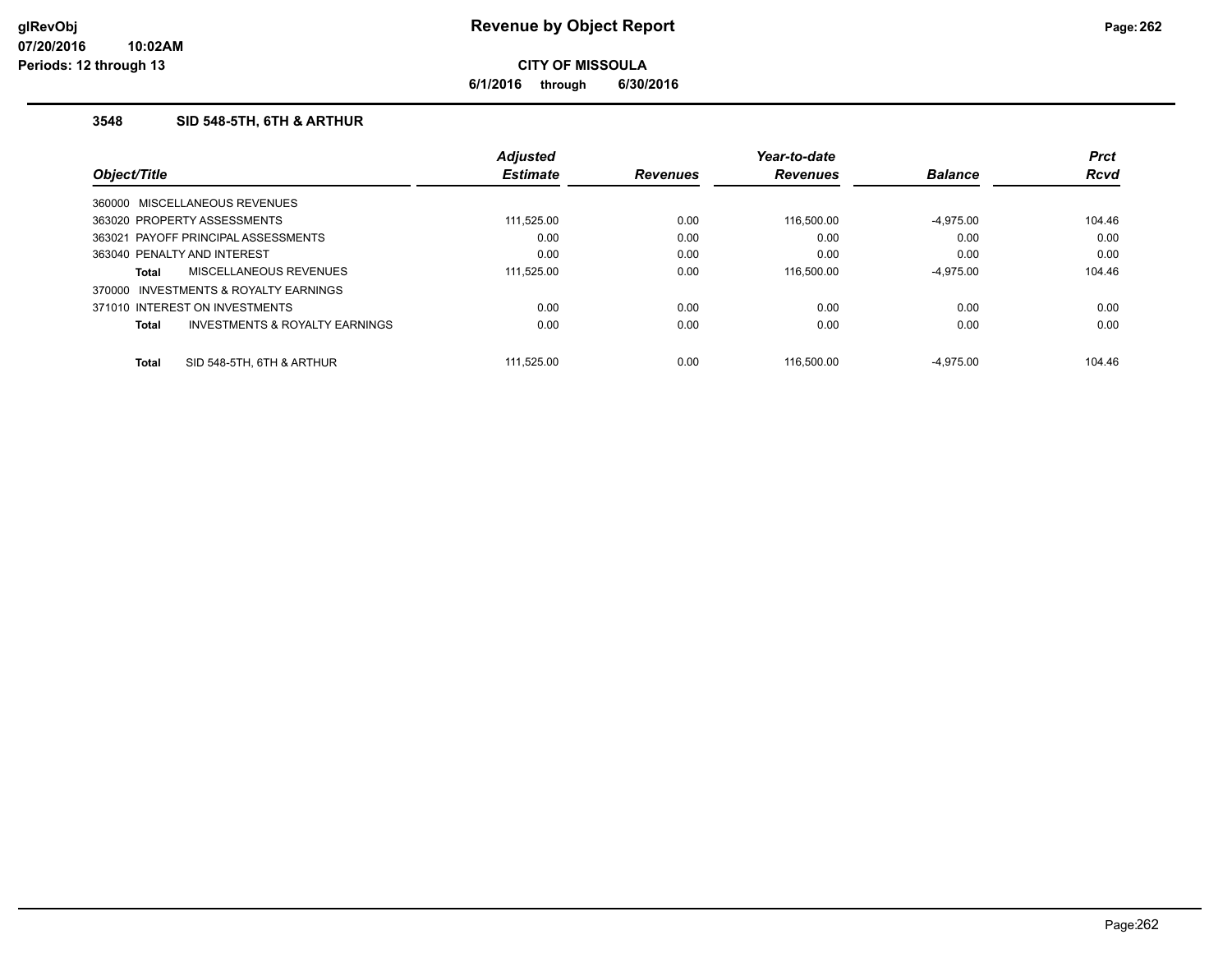# Revenue by Object Report

glRevObj
07/20/2016 10:02AM
Periods: 12 through 13

**CITY OF MISSOULA**

**6/1/2016 through 6/30/2016**

### 3548 SID 548-5TH, 6TH & ARTHUR

| Object/Title | Adjusted Estimate | Revenues | Year-to-date Revenues | Balance | Prct Rcvd |
|---|---|---|---|---|---|
| 360000 MISCELLANEOUS REVENUES | | | | | |
| 363020 PROPERTY ASSESSMENTS | 111,525.00 | 0.00 | 116,500.00 | -4,975.00 | 104.46 |
| 363021 PAYOFF PRINCIPAL ASSESSMENTS | 0.00 | 0.00 | 0.00 | 0.00 | 0.00 |
| 363040 PENALTY AND INTEREST | 0.00 | 0.00 | 0.00 | 0.00 | 0.00 |
| **Total** MISCELLANEOUS REVENUES | 111,525.00 | 0.00 | 116,500.00 | -4,975.00 | 104.46 |
| 370000 INVESTMENTS & ROYALTY EARNINGS | | | | | |
| 371010 INTEREST ON INVESTMENTS | 0.00 | 0.00 | 0.00 | 0.00 | 0.00 |
| **Total** INVESTMENTS & ROYALTY EARNINGS | 0.00 | 0.00 | 0.00 | 0.00 | 0.00 |
| **Total** SID 548-5TH, 6TH & ARTHUR | 111,525.00 | 0.00 | 116,500.00 | -4,975.00 | 104.46 |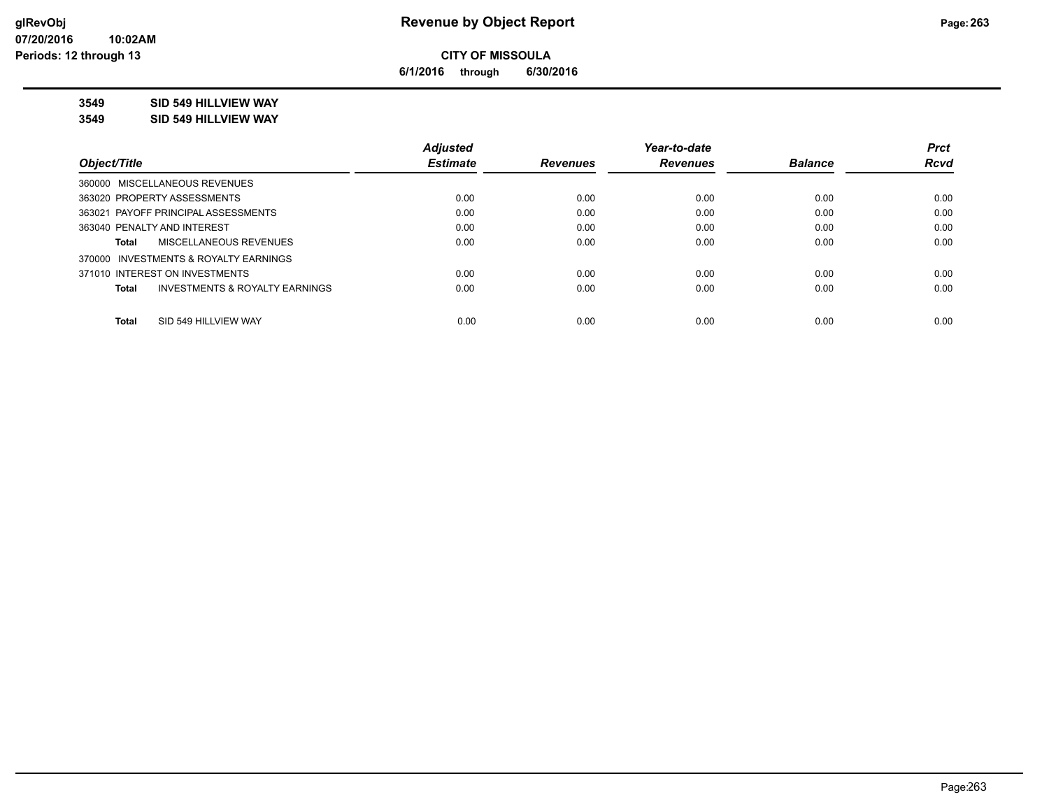**CITY OF MISSOULA**

**6/1/2016 through 6/30/2016**

**3549 SID 549 HILLVIEW WAY**

**3549 SID 549 HILLVIEW WAY**

| Object/Title | Adjusted Estimate | Revenues | Year-to-date Revenues | Balance | Prct Rcvd |
|---|---|---|---|---|---|
| 360000 MISCELLANEOUS REVENUES | | | | | |
| 363020 PROPERTY ASSESSMENTS | 0.00 | 0.00 | 0.00 | 0.00 | 0.00 |
| 363021 PAYOFF PRINCIPAL ASSESSMENTS | 0.00 | 0.00 | 0.00 | 0.00 | 0.00 |
| 363040 PENALTY AND INTEREST | 0.00 | 0.00 | 0.00 | 0.00 | 0.00 |
| **Total** MISCELLANEOUS REVENUES | 0.00 | 0.00 | 0.00 | 0.00 | 0.00 |
| 370000 INVESTMENTS & ROYALTY EARNINGS | | | | | |
| 371010 INTEREST ON INVESTMENTS | 0.00 | 0.00 | 0.00 | 0.00 | 0.00 |
| **Total** INVESTMENTS & ROYALTY EARNINGS | 0.00 | 0.00 | 0.00 | 0.00 | 0.00 |
| **Total** SID 549 HILLVIEW WAY | 0.00 | 0.00 | 0.00 | 0.00 | 0.00 |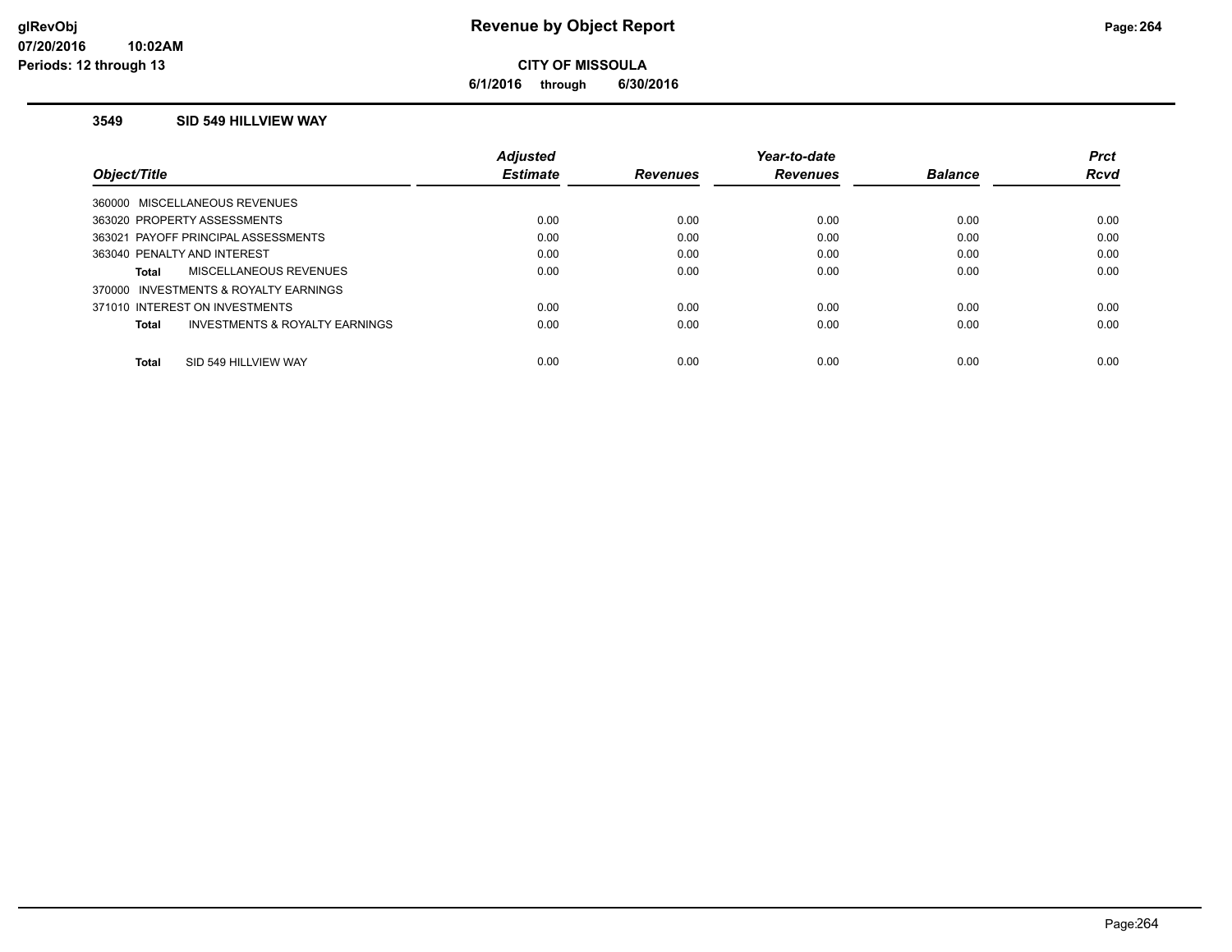**CITY OF MISSOULA**

**6/1/2016 through 6/30/2016**

### 3549 SID 549 HILLVIEW WAY

| Object/Title | Adjusted Estimate | Revenues | Year-to-date Revenues | Balance | Prct Rcvd |
|---|---|---|---|---|---|
| 360000 MISCELLANEOUS REVENUES | | | | | |
| 363020 PROPERTY ASSESSMENTS | 0.00 | 0.00 | 0.00 | 0.00 | 0.00 |
| 363021 PAYOFF PRINCIPAL ASSESSMENTS | 0.00 | 0.00 | 0.00 | 0.00 | 0.00 |
| 363040 PENALTY AND INTEREST | 0.00 | 0.00 | 0.00 | 0.00 | 0.00 |
| **Total** MISCELLANEOUS REVENUES | 0.00 | 0.00 | 0.00 | 0.00 | 0.00 |
| 370000 INVESTMENTS & ROYALTY EARNINGS | | | | | |
| 371010 INTEREST ON INVESTMENTS | 0.00 | 0.00 | 0.00 | 0.00 | 0.00 |
| **Total** INVESTMENTS & ROYALTY EARNINGS | 0.00 | 0.00 | 0.00 | 0.00 | 0.00 |
| **Total** SID 549 HILLVIEW WAY | 0.00 | 0.00 | 0.00 | 0.00 | 0.00 |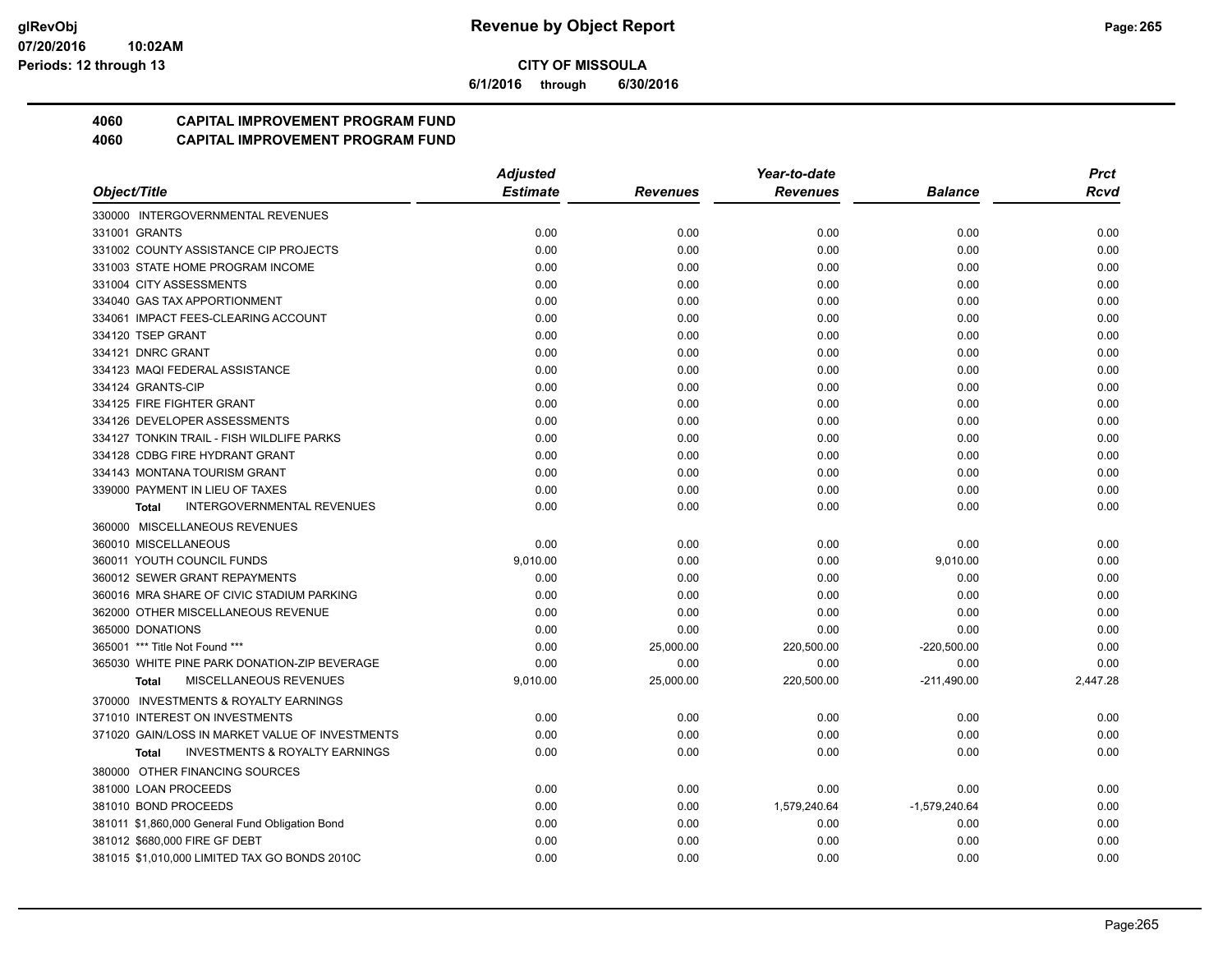**CITY OF MISSOULA**

**6/1/2016 through 6/30/2016**

**Revenue by Object Report**

glRevObj
07/20/2016 10:02AM
Periods: 12 through 13

## 4060 CAPITAL IMPROVEMENT PROGRAM FUND
## 4060 CAPITAL IMPROVEMENT PROGRAM FUND

| Object/Title | Adjusted Estimate | Revenues | Year-to-date Revenues | Balance | Prct Rcvd |
|---|---|---|---|---|---|
| 330000 INTERGOVERNMENTAL REVENUES | | | | | |
| 331001 GRANTS | 0.00 | 0.00 | 0.00 | 0.00 | 0.00 |
| 331002 COUNTY ASSISTANCE CIP PROJECTS | 0.00 | 0.00 | 0.00 | 0.00 | 0.00 |
| 331003 STATE HOME PROGRAM INCOME | 0.00 | 0.00 | 0.00 | 0.00 | 0.00 |
| 331004 CITY ASSESSMENTS | 0.00 | 0.00 | 0.00 | 0.00 | 0.00 |
| 334040 GAS TAX APPORTIONMENT | 0.00 | 0.00 | 0.00 | 0.00 | 0.00 |
| 334061 IMPACT FEES-CLEARING ACCOUNT | 0.00 | 0.00 | 0.00 | 0.00 | 0.00 |
| 334120 TSEP GRANT | 0.00 | 0.00 | 0.00 | 0.00 | 0.00 |
| 334121 DNRC GRANT | 0.00 | 0.00 | 0.00 | 0.00 | 0.00 |
| 334123 MAQI FEDERAL ASSISTANCE | 0.00 | 0.00 | 0.00 | 0.00 | 0.00 |
| 334124 GRANTS-CIP | 0.00 | 0.00 | 0.00 | 0.00 | 0.00 |
| 334125 FIRE FIGHTER GRANT | 0.00 | 0.00 | 0.00 | 0.00 | 0.00 |
| 334126 DEVELOPER ASSESSMENTS | 0.00 | 0.00 | 0.00 | 0.00 | 0.00 |
| 334127 TONKIN TRAIL - FISH WILDLIFE PARKS | 0.00 | 0.00 | 0.00 | 0.00 | 0.00 |
| 334128 CDBG FIRE HYDRANT GRANT | 0.00 | 0.00 | 0.00 | 0.00 | 0.00 |
| 334143 MONTANA TOURISM GRANT | 0.00 | 0.00 | 0.00 | 0.00 | 0.00 |
| 339000 PAYMENT IN LIEU OF TAXES | 0.00 | 0.00 | 0.00 | 0.00 | 0.00 |
| **Total** INTERGOVERNMENTAL REVENUES | 0.00 | 0.00 | 0.00 | 0.00 | 0.00 |
| 360000 MISCELLANEOUS REVENUES | | | | | |
| 360010 MISCELLANEOUS | 0.00 | 0.00 | 0.00 | 0.00 | 0.00 |
| 360011 YOUTH COUNCIL FUNDS | 9,010.00 | 0.00 | 0.00 | 9,010.00 | 0.00 |
| 360012 SEWER GRANT REPAYMENTS | 0.00 | 0.00 | 0.00 | 0.00 | 0.00 |
| 360016 MRA SHARE OF CIVIC STADIUM PARKING | 0.00 | 0.00 | 0.00 | 0.00 | 0.00 |
| 362000 OTHER MISCELLANEOUS REVENUE | 0.00 | 0.00 | 0.00 | 0.00 | 0.00 |
| 365000 DONATIONS | 0.00 | 0.00 | 0.00 | 0.00 | 0.00 |
| 365001 *** Title Not Found *** | 0.00 | 25,000.00 | 220,500.00 | -220,500.00 | 0.00 |
| 365030 WHITE PINE PARK DONATION-ZIP BEVERAGE | 0.00 | 0.00 | 0.00 | 0.00 | 0.00 |
| **Total** MISCELLANEOUS REVENUES | 9,010.00 | 25,000.00 | 220,500.00 | -211,490.00 | 2,447.28 |
| 370000 INVESTMENTS & ROYALTY EARNINGS | | | | | |
| 371010 INTEREST ON INVESTMENTS | 0.00 | 0.00 | 0.00 | 0.00 | 0.00 |
| 371020 GAIN/LOSS IN MARKET VALUE OF INVESTMENTS | 0.00 | 0.00 | 0.00 | 0.00 | 0.00 |
| **Total** INVESTMENTS & ROYALTY EARNINGS | 0.00 | 0.00 | 0.00 | 0.00 | 0.00 |
| 380000 OTHER FINANCING SOURCES | | | | | |
| 381000 LOAN PROCEEDS | 0.00 | 0.00 | 0.00 | 0.00 | 0.00 |
| 381010 BOND PROCEEDS | 0.00 | 0.00 | 1,579,240.64 | -1,579,240.64 | 0.00 |
| 381011 $1,860,000 General Fund Obligation Bond | 0.00 | 0.00 | 0.00 | 0.00 | 0.00 |
| 381012 $680,000 FIRE GF DEBT | 0.00 | 0.00 | 0.00 | 0.00 | 0.00 |
| 381015 $1,010,000 LIMITED TAX GO BONDS 2010C | 0.00 | 0.00 | 0.00 | 0.00 | 0.00 |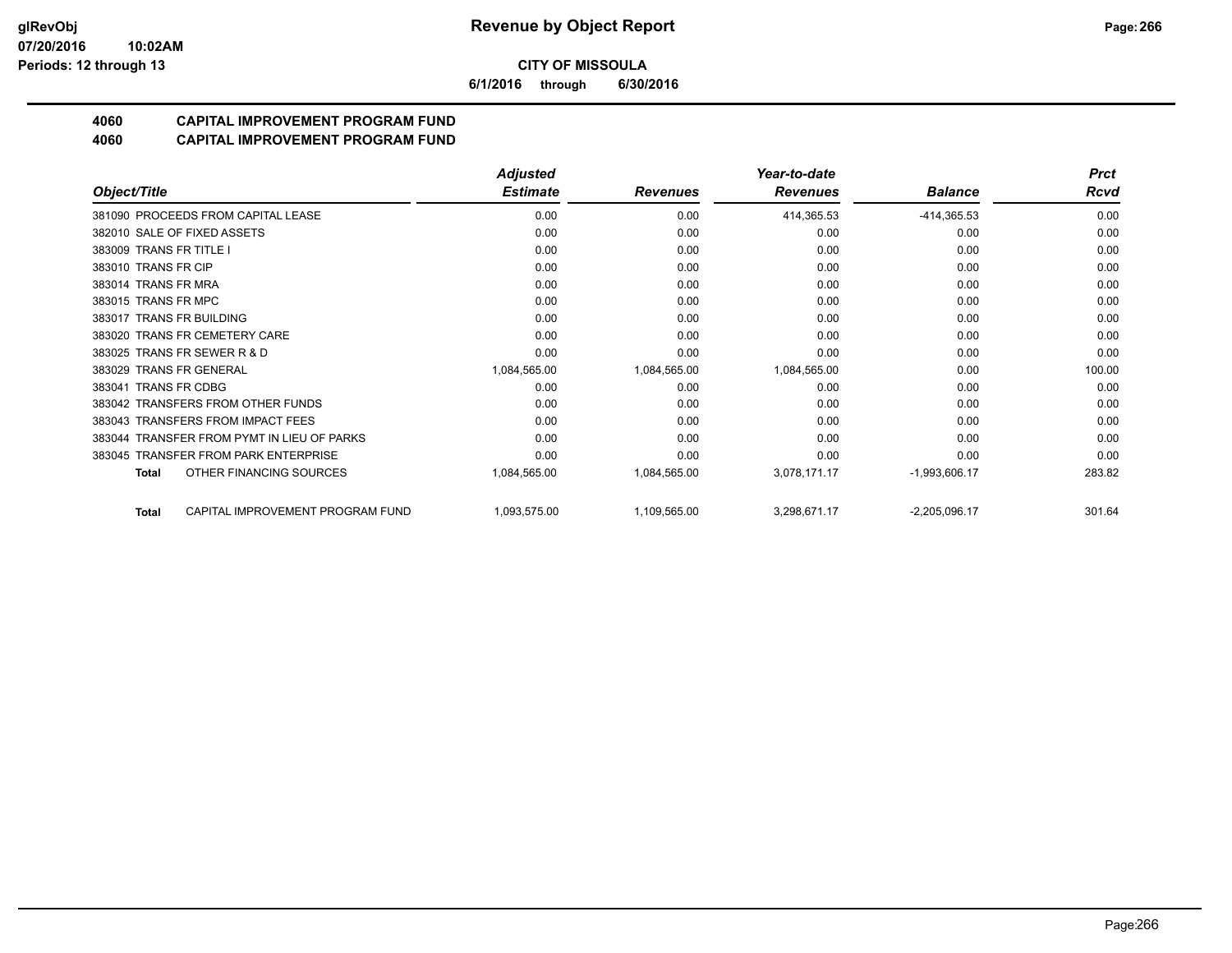**CITY OF MISSOULA**

**6/1/2016 through 6/30/2016**

## 4060 CAPITAL IMPROVEMENT PROGRAM FUND
## 4060 CAPITAL IMPROVEMENT PROGRAM FUND

| Object/Title | Adjusted Estimate | Revenues | Year-to-date Revenues | Balance | Prct Rcvd |
|---|---|---|---|---|---|
| 381090 PROCEEDS FROM CAPITAL LEASE | 0.00 | 0.00 | 414,365.53 | -414,365.53 | 0.00 |
| 382010 SALE OF FIXED ASSETS | 0.00 | 0.00 | 0.00 | 0.00 | 0.00 |
| 383009 TRANS FR TITLE I | 0.00 | 0.00 | 0.00 | 0.00 | 0.00 |
| 383010 TRANS FR CIP | 0.00 | 0.00 | 0.00 | 0.00 | 0.00 |
| 383014 TRANS FR MRA | 0.00 | 0.00 | 0.00 | 0.00 | 0.00 |
| 383015 TRANS FR MPC | 0.00 | 0.00 | 0.00 | 0.00 | 0.00 |
| 383017 TRANS FR BUILDING | 0.00 | 0.00 | 0.00 | 0.00 | 0.00 |
| 383020 TRANS FR CEMETERY CARE | 0.00 | 0.00 | 0.00 | 0.00 | 0.00 |
| 383025 TRANS FR SEWER R & D | 0.00 | 0.00 | 0.00 | 0.00 | 0.00 |
| 383029 TRANS FR GENERAL | 1,084,565.00 | 1,084,565.00 | 1,084,565.00 | 0.00 | 100.00 |
| 383041 TRANS FR CDBG | 0.00 | 0.00 | 0.00 | 0.00 | 0.00 |
| 383042 TRANSFERS FROM OTHER FUNDS | 0.00 | 0.00 | 0.00 | 0.00 | 0.00 |
| 383043 TRANSFERS FROM IMPACT FEES | 0.00 | 0.00 | 0.00 | 0.00 | 0.00 |
| 383044 TRANSFER FROM PYMT IN LIEU OF PARKS | 0.00 | 0.00 | 0.00 | 0.00 | 0.00 |
| 383045 TRANSFER FROM PARK ENTERPRISE | 0.00 | 0.00 | 0.00 | 0.00 | 0.00 |
| **Total** OTHER FINANCING SOURCES | 1,084,565.00 | 1,084,565.00 | 3,078,171.17 | -1,993,606.17 | 283.82 |
| **Total** CAPITAL IMPROVEMENT PROGRAM FUND | 1,093,575.00 | 1,109,565.00 | 3,298,671.17 | -2,205,096.17 | 301.64 |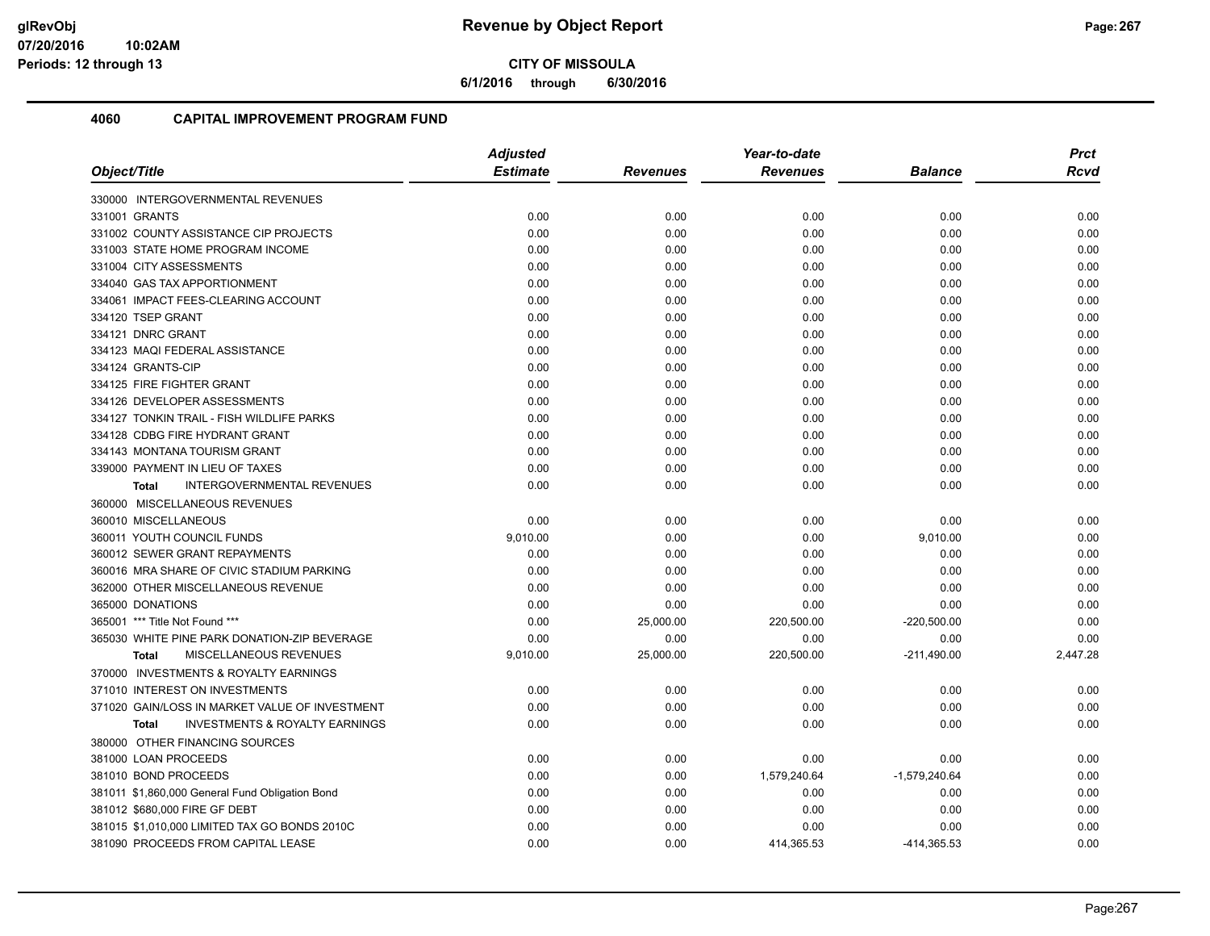**Revenue by Object Report**

**CITY OF MISSOULA**

**6/1/2016 through 6/30/2016**

glRevObj
07/20/2016 10:02AM
Periods: 12 through 13

## 4060 CAPITAL IMPROVEMENT PROGRAM FUND

| Object/Title | Adjusted Estimate | Revenues | Year-to-date Revenues | Balance | Prct Rcvd |
|---|---|---|---|---|---|
| 330000 INTERGOVERNMENTAL REVENUES | | | | | |
| 331001 GRANTS | 0.00 | 0.00 | 0.00 | 0.00 | 0.00 |
| 331002 COUNTY ASSISTANCE CIP PROJECTS | 0.00 | 0.00 | 0.00 | 0.00 | 0.00 |
| 331003 STATE HOME PROGRAM INCOME | 0.00 | 0.00 | 0.00 | 0.00 | 0.00 |
| 331004 CITY ASSESSMENTS | 0.00 | 0.00 | 0.00 | 0.00 | 0.00 |
| 334040 GAS TAX APPORTIONMENT | 0.00 | 0.00 | 0.00 | 0.00 | 0.00 |
| 334061 IMPACT FEES-CLEARING ACCOUNT | 0.00 | 0.00 | 0.00 | 0.00 | 0.00 |
| 334120 TSEP GRANT | 0.00 | 0.00 | 0.00 | 0.00 | 0.00 |
| 334121 DNRC GRANT | 0.00 | 0.00 | 0.00 | 0.00 | 0.00 |
| 334123 MAQI FEDERAL ASSISTANCE | 0.00 | 0.00 | 0.00 | 0.00 | 0.00 |
| 334124 GRANTS-CIP | 0.00 | 0.00 | 0.00 | 0.00 | 0.00 |
| 334125 FIRE FIGHTER GRANT | 0.00 | 0.00 | 0.00 | 0.00 | 0.00 |
| 334126 DEVELOPER ASSESSMENTS | 0.00 | 0.00 | 0.00 | 0.00 | 0.00 |
| 334127 TONKIN TRAIL - FISH WILDLIFE PARKS | 0.00 | 0.00 | 0.00 | 0.00 | 0.00 |
| 334128 CDBG FIRE HYDRANT GRANT | 0.00 | 0.00 | 0.00 | 0.00 | 0.00 |
| 334143 MONTANA TOURISM GRANT | 0.00 | 0.00 | 0.00 | 0.00 | 0.00 |
| 339000 PAYMENT IN LIEU OF TAXES | 0.00 | 0.00 | 0.00 | 0.00 | 0.00 |
| **Total** INTERGOVERNMENTAL REVENUES | 0.00 | 0.00 | 0.00 | 0.00 | 0.00 |
| 360000 MISCELLANEOUS REVENUES | | | | | |
| 360010 MISCELLANEOUS | 0.00 | 0.00 | 0.00 | 0.00 | 0.00 |
| 360011 YOUTH COUNCIL FUNDS | 9,010.00 | 0.00 | 0.00 | 9,010.00 | 0.00 |
| 360012 SEWER GRANT REPAYMENTS | 0.00 | 0.00 | 0.00 | 0.00 | 0.00 |
| 360016 MRA SHARE OF CIVIC STADIUM PARKING | 0.00 | 0.00 | 0.00 | 0.00 | 0.00 |
| 362000 OTHER MISCELLANEOUS REVENUE | 0.00 | 0.00 | 0.00 | 0.00 | 0.00 |
| 365000 DONATIONS | 0.00 | 0.00 | 0.00 | 0.00 | 0.00 |
| 365001 *** Title Not Found *** | 0.00 | 25,000.00 | 220,500.00 | -220,500.00 | 0.00 |
| 365030 WHITE PINE PARK DONATION-ZIP BEVERAGE | 0.00 | 0.00 | 0.00 | 0.00 | 0.00 |
| **Total** MISCELLANEOUS REVENUES | 9,010.00 | 25,000.00 | 220,500.00 | -211,490.00 | 2,447.28 |
| 370000 INVESTMENTS & ROYALTY EARNINGS | | | | | |
| 371010 INTEREST ON INVESTMENTS | 0.00 | 0.00 | 0.00 | 0.00 | 0.00 |
| 371020 GAIN/LOSS IN MARKET VALUE OF INVESTMENT | 0.00 | 0.00 | 0.00 | 0.00 | 0.00 |
| **Total** INVESTMENTS & ROYALTY EARNINGS | 0.00 | 0.00 | 0.00 | 0.00 | 0.00 |
| 380000 OTHER FINANCING SOURCES | | | | | |
| 381000 LOAN PROCEEDS | 0.00 | 0.00 | 0.00 | 0.00 | 0.00 |
| 381010 BOND PROCEEDS | 0.00 | 0.00 | 1,579,240.64 | -1,579,240.64 | 0.00 |
| 381011 $1,860,000 General Fund Obligation Bond | 0.00 | 0.00 | 0.00 | 0.00 | 0.00 |
| 381012 $680,000 FIRE GF DEBT | 0.00 | 0.00 | 0.00 | 0.00 | 0.00 |
| 381015 $1,010,000 LIMITED TAX GO BONDS 2010C | 0.00 | 0.00 | 0.00 | 0.00 | 0.00 |
| 381090 PROCEEDS FROM CAPITAL LEASE | 0.00 | 0.00 | 414,365.53 | -414,365.53 | 0.00 |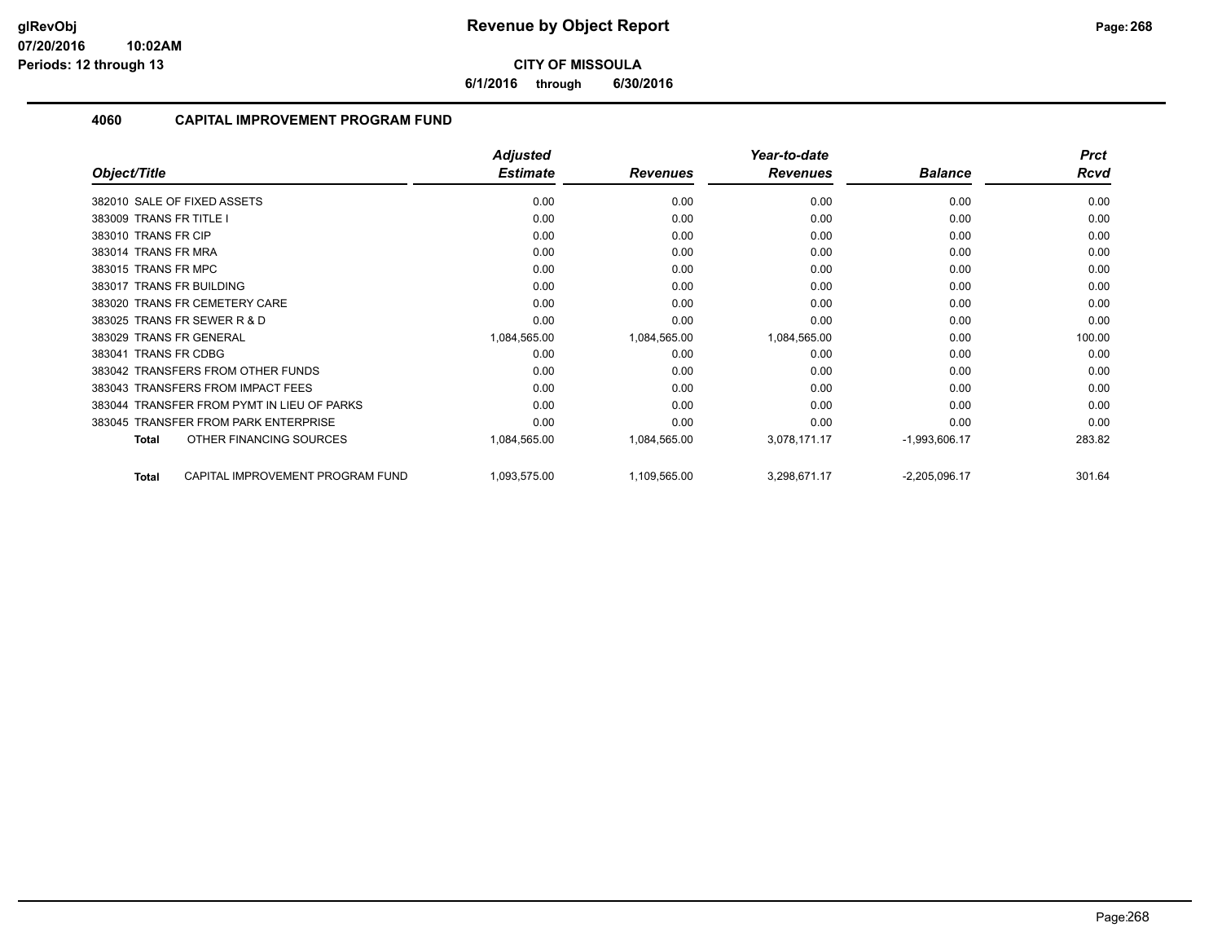**CITY OF MISSOULA**

**6/1/2016 through 6/30/2016**

## 4060 CAPITAL IMPROVEMENT PROGRAM FUND

| Object/Title | Adjusted Estimate | Revenues | Year-to-date Revenues | Balance | Prct Rcvd |
|---|---|---|---|---|---|
| 382010 SALE OF FIXED ASSETS | 0.00 | 0.00 | 0.00 | 0.00 | 0.00 |
| 383009 TRANS FR TITLE I | 0.00 | 0.00 | 0.00 | 0.00 | 0.00 |
| 383010 TRANS FR CIP | 0.00 | 0.00 | 0.00 | 0.00 | 0.00 |
| 383014 TRANS FR MRA | 0.00 | 0.00 | 0.00 | 0.00 | 0.00 |
| 383015 TRANS FR MPC | 0.00 | 0.00 | 0.00 | 0.00 | 0.00 |
| 383017 TRANS FR BUILDING | 0.00 | 0.00 | 0.00 | 0.00 | 0.00 |
| 383020 TRANS FR CEMETERY CARE | 0.00 | 0.00 | 0.00 | 0.00 | 0.00 |
| 383025 TRANS FR SEWER R & D | 0.00 | 0.00 | 0.00 | 0.00 | 0.00 |
| 383029 TRANS FR GENERAL | 1,084,565.00 | 1,084,565.00 | 1,084,565.00 | 0.00 | 100.00 |
| 383041 TRANS FR CDBG | 0.00 | 0.00 | 0.00 | 0.00 | 0.00 |
| 383042 TRANSFERS FROM OTHER FUNDS | 0.00 | 0.00 | 0.00 | 0.00 | 0.00 |
| 383043 TRANSFERS FROM IMPACT FEES | 0.00 | 0.00 | 0.00 | 0.00 | 0.00 |
| 383044 TRANSFER FROM PYMT IN LIEU OF PARKS | 0.00 | 0.00 | 0.00 | 0.00 | 0.00 |
| 383045 TRANSFER FROM PARK ENTERPRISE | 0.00 | 0.00 | 0.00 | 0.00 | 0.00 |
| **Total** OTHER FINANCING SOURCES | 1,084,565.00 | 1,084,565.00 | 3,078,171.17 | -1,993,606.17 | 283.82 |
| **Total** CAPITAL IMPROVEMENT PROGRAM FUND | 1,093,575.00 | 1,109,565.00 | 3,298,671.17 | -2,205,096.17 | 301.64 |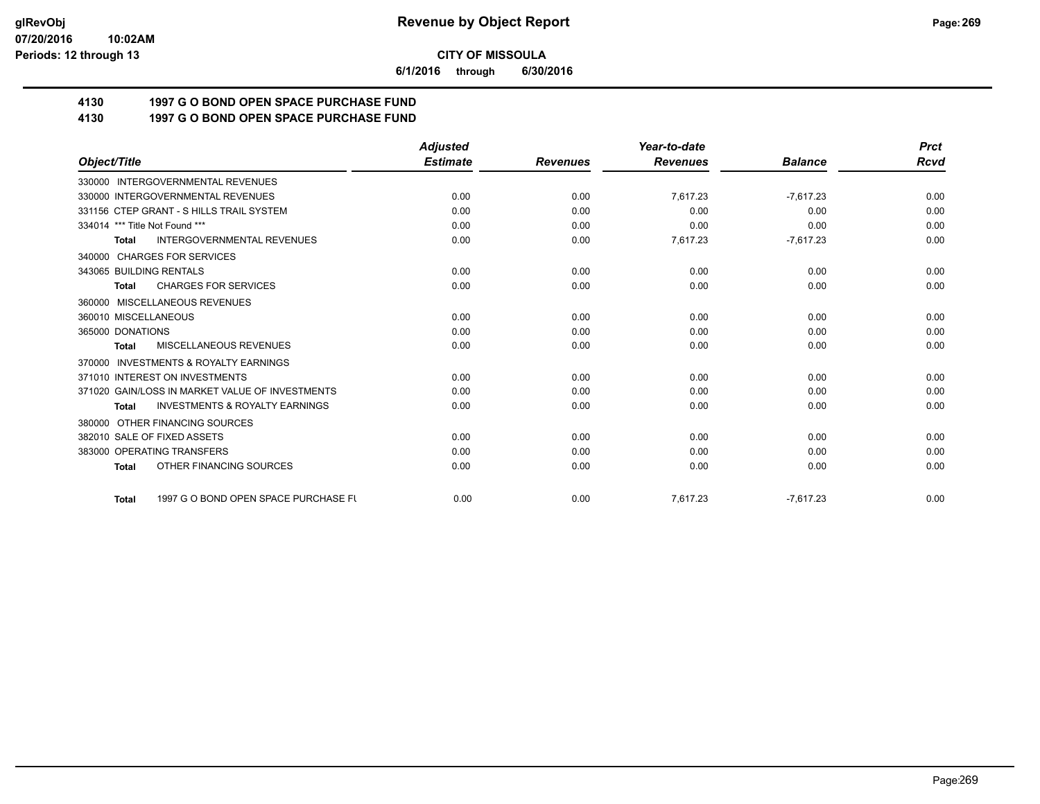**CITY OF MISSOULA**

**6/1/2016 through 6/30/2016**

## 4130 1997 G O BOND OPEN SPACE PURCHASE FUND

## 4130 1997 G O BOND OPEN SPACE PURCHASE FUND

| Object/Title | Adjusted Estimate | Revenues | Year-to-date Revenues | Balance | Prct Rcvd |
|---|---|---|---|---|---|
| 330000 INTERGOVERNMENTAL REVENUES | | | | | |
| 330000 INTERGOVERNMENTAL REVENUES | 0.00 | 0.00 | 7,617.23 | -7,617.23 | 0.00 |
| 331156 CTEP GRANT - S HILLS TRAIL SYSTEM | 0.00 | 0.00 | 0.00 | 0.00 | 0.00 |
| 334014 *** Title Not Found *** | 0.00 | 0.00 | 0.00 | 0.00 | 0.00 |
| **Total** INTERGOVERNMENTAL REVENUES | 0.00 | 0.00 | 7,617.23 | -7,617.23 | 0.00 |
| 340000 CHARGES FOR SERVICES | | | | | |
| 343065 BUILDING RENTALS | 0.00 | 0.00 | 0.00 | 0.00 | 0.00 |
| **Total** CHARGES FOR SERVICES | 0.00 | 0.00 | 0.00 | 0.00 | 0.00 |
| 360000 MISCELLANEOUS REVENUES | | | | | |
| 360010 MISCELLANEOUS | 0.00 | 0.00 | 0.00 | 0.00 | 0.00 |
| 365000 DONATIONS | 0.00 | 0.00 | 0.00 | 0.00 | 0.00 |
| **Total** MISCELLANEOUS REVENUES | 0.00 | 0.00 | 0.00 | 0.00 | 0.00 |
| 370000 INVESTMENTS & ROYALTY EARNINGS | | | | | |
| 371010 INTEREST ON INVESTMENTS | 0.00 | 0.00 | 0.00 | 0.00 | 0.00 |
| 371020 GAIN/LOSS IN MARKET VALUE OF INVESTMENTS | 0.00 | 0.00 | 0.00 | 0.00 | 0.00 |
| **Total** INVESTMENTS & ROYALTY EARNINGS | 0.00 | 0.00 | 0.00 | 0.00 | 0.00 |
| 380000 OTHER FINANCING SOURCES | | | | | |
| 382010 SALE OF FIXED ASSETS | 0.00 | 0.00 | 0.00 | 0.00 | 0.00 |
| 383000 OPERATING TRANSFERS | 0.00 | 0.00 | 0.00 | 0.00 | 0.00 |
| **Total** OTHER FINANCING SOURCES | 0.00 | 0.00 | 0.00 | 0.00 | 0.00 |
| **Total** 1997 G O BOND OPEN SPACE PURCHASE FU | 0.00 | 0.00 | 7,617.23 | -7,617.23 | 0.00 |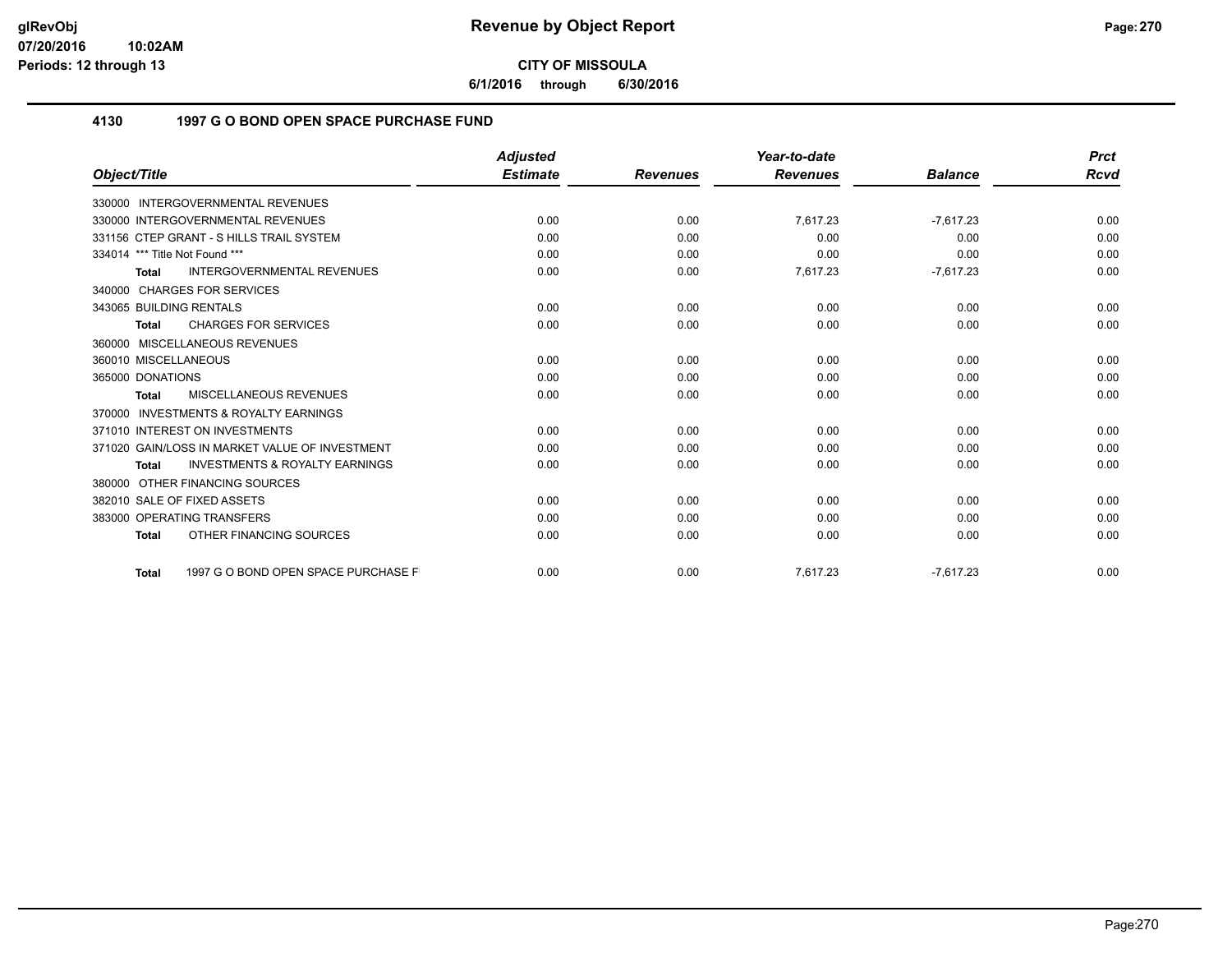# Revenue by Object Report

**CITY OF MISSOULA**

**6/1/2016 through 6/30/2016**

## 4130 1997 G O BOND OPEN SPACE PURCHASE FUND

| Object/Title | Adjusted Estimate | Revenues | Year-to-date Revenues | Balance | Prct Rcvd |
|---|---|---|---|---|---|
| 330000 INTERGOVERNMENTAL REVENUES | | | | | |
| 330000 INTERGOVERNMENTAL REVENUES | 0.00 | 0.00 | 7,617.23 | -7,617.23 | 0.00 |
| 331156 CTEP GRANT - S HILLS TRAIL SYSTEM | 0.00 | 0.00 | 0.00 | 0.00 | 0.00 |
| 334014 *** Title Not Found *** | 0.00 | 0.00 | 0.00 | 0.00 | 0.00 |
| **Total** INTERGOVERNMENTAL REVENUES | 0.00 | 0.00 | 7,617.23 | -7,617.23 | 0.00 |
| 340000 CHARGES FOR SERVICES | | | | | |
| 343065 BUILDING RENTALS | 0.00 | 0.00 | 0.00 | 0.00 | 0.00 |
| **Total** CHARGES FOR SERVICES | 0.00 | 0.00 | 0.00 | 0.00 | 0.00 |
| 360000 MISCELLANEOUS REVENUES | | | | | |
| 360010 MISCELLANEOUS | 0.00 | 0.00 | 0.00 | 0.00 | 0.00 |
| 365000 DONATIONS | 0.00 | 0.00 | 0.00 | 0.00 | 0.00 |
| **Total** MISCELLANEOUS REVENUES | 0.00 | 0.00 | 0.00 | 0.00 | 0.00 |
| 370000 INVESTMENTS & ROYALTY EARNINGS | | | | | |
| 371010 INTEREST ON INVESTMENTS | 0.00 | 0.00 | 0.00 | 0.00 | 0.00 |
| 371020 GAIN/LOSS IN MARKET VALUE OF INVESTMENT | 0.00 | 0.00 | 0.00 | 0.00 | 0.00 |
| **Total** INVESTMENTS & ROYALTY EARNINGS | 0.00 | 0.00 | 0.00 | 0.00 | 0.00 |
| 380000 OTHER FINANCING SOURCES | | | | | |
| 382010 SALE OF FIXED ASSETS | 0.00 | 0.00 | 0.00 | 0.00 | 0.00 |
| 383000 OPERATING TRANSFERS | 0.00 | 0.00 | 0.00 | 0.00 | 0.00 |
| **Total** OTHER FINANCING SOURCES | 0.00 | 0.00 | 0.00 | 0.00 | 0.00 |
| **Total** 1997 G O BOND OPEN SPACE PURCHASE F | 0.00 | 0.00 | 7,617.23 | -7,617.23 | 0.00 |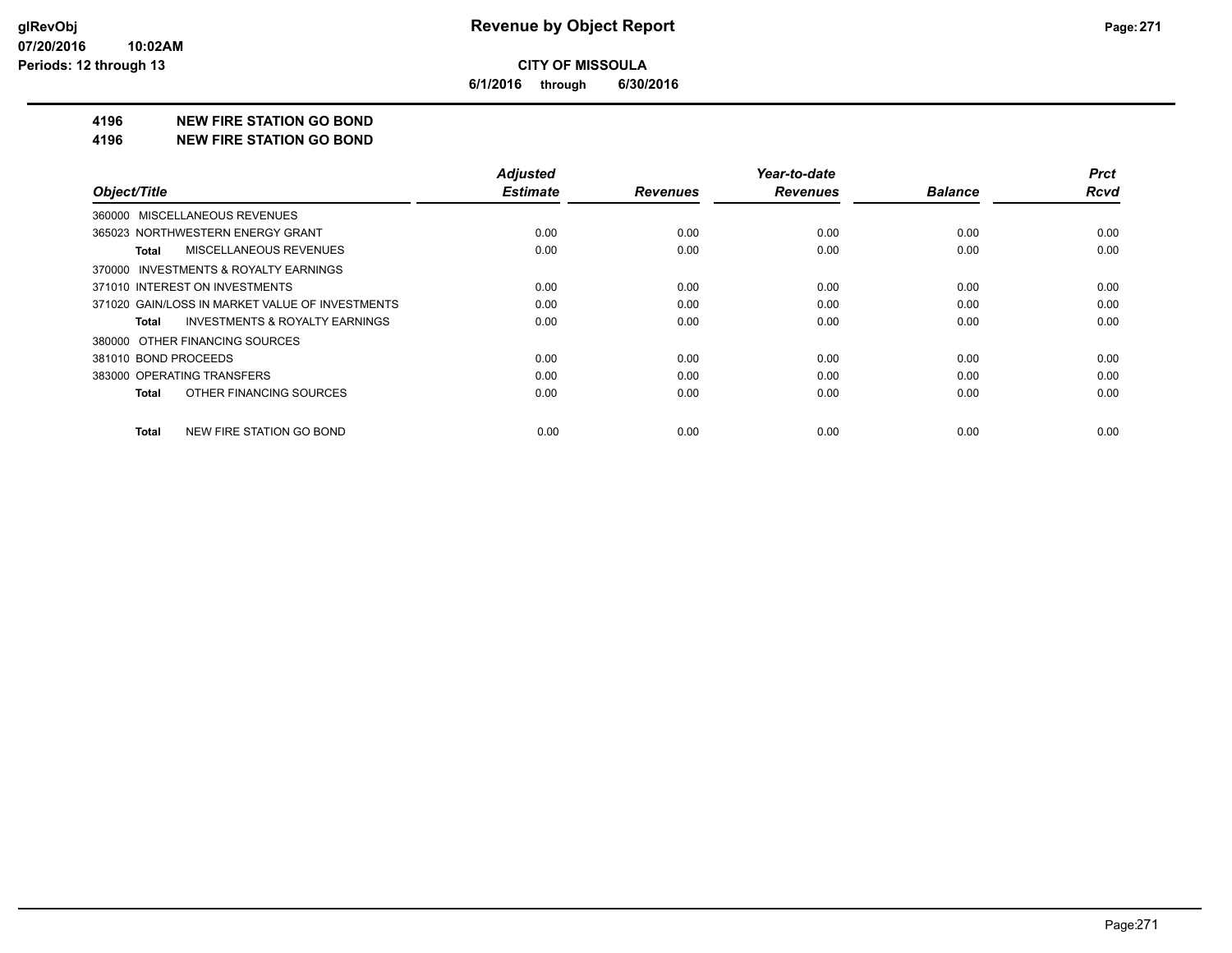# Revenue by Object Report

**CITY OF MISSOULA**

**6/1/2016 through 6/30/2016**

**glRevObj**
**07/20/2016 10:02AM**
**Periods: 12 through 13**

## 4196 NEW FIRE STATION GO BOND
## 4196 NEW FIRE STATION GO BOND

| Object/Title | Adjusted Estimate | Revenues | Year-to-date Revenues | Balance | Prct Rcvd |
|---|---|---|---|---|---|
| 360000 MISCELLANEOUS REVENUES | | | | | |
| 365023 NORTHWESTERN ENERGY GRANT | 0.00 | 0.00 | 0.00 | 0.00 | 0.00 |
| **Total** MISCELLANEOUS REVENUES | 0.00 | 0.00 | 0.00 | 0.00 | 0.00 |
| 370000 INVESTMENTS & ROYALTY EARNINGS | | | | | |
| 371010 INTEREST ON INVESTMENTS | 0.00 | 0.00 | 0.00 | 0.00 | 0.00 |
| 371020 GAIN/LOSS IN MARKET VALUE OF INVESTMENTS | 0.00 | 0.00 | 0.00 | 0.00 | 0.00 |
| **Total** INVESTMENTS & ROYALTY EARNINGS | 0.00 | 0.00 | 0.00 | 0.00 | 0.00 |
| 380000 OTHER FINANCING SOURCES | | | | | |
| 381010 BOND PROCEEDS | 0.00 | 0.00 | 0.00 | 0.00 | 0.00 |
| 383000 OPERATING TRANSFERS | 0.00 | 0.00 | 0.00 | 0.00 | 0.00 |
| **Total** OTHER FINANCING SOURCES | 0.00 | 0.00 | 0.00 | 0.00 | 0.00 |
| **Total** NEW FIRE STATION GO BOND | 0.00 | 0.00 | 0.00 | 0.00 | 0.00 |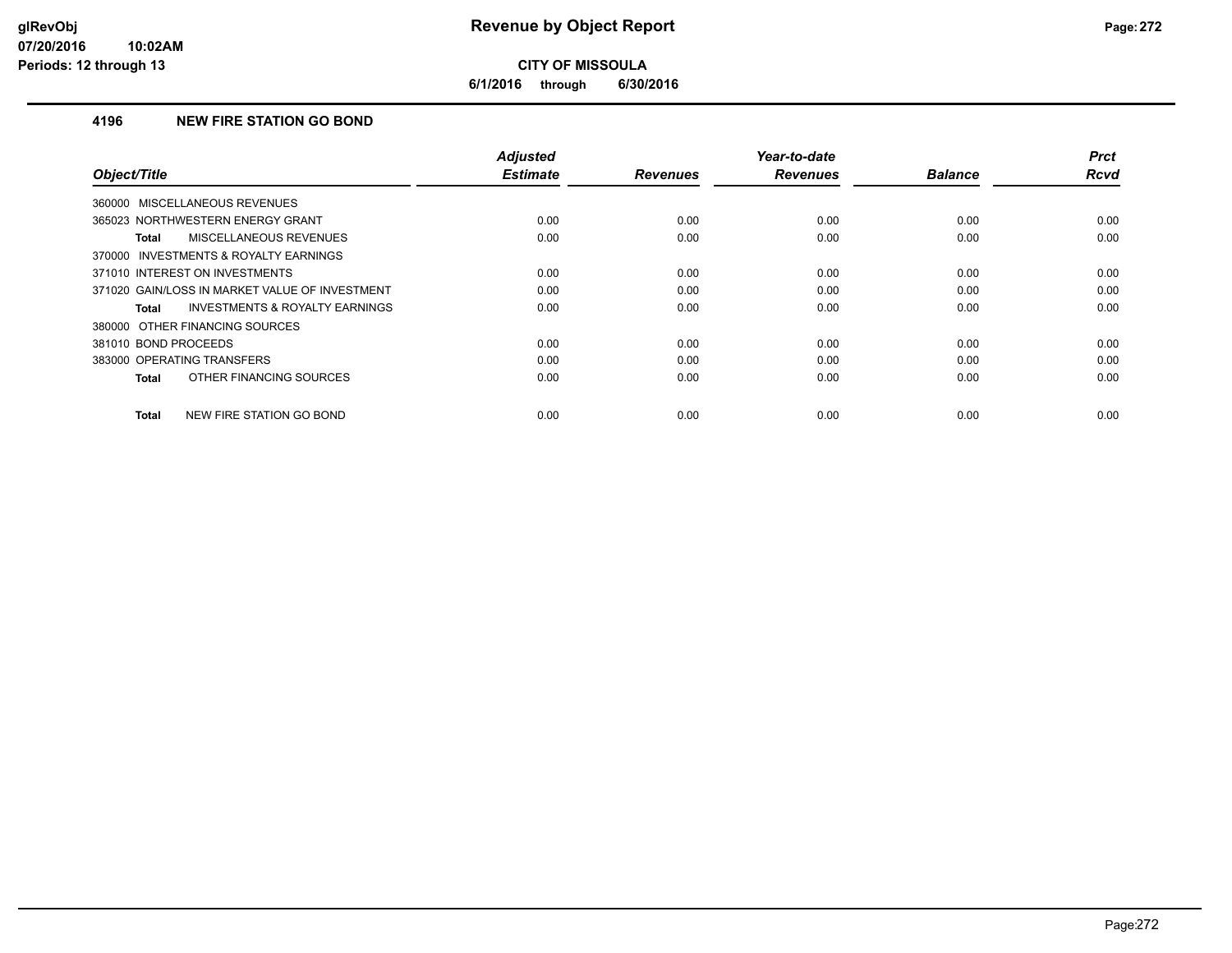**glRevObj**
**07/20/2016 10:02AM**
**Periods: 12 through 13**

# Revenue by Object Report

**CITY OF MISSOULA**

**6/1/2016 through 6/30/2016**

## 4196 NEW FIRE STATION GO BOND

| Object/Title | Adjusted Estimate | Revenues | Year-to-date Revenues | Balance | Prct Rcvd |
|---|---|---|---|---|---|
| 360000 MISCELLANEOUS REVENUES | | | | | |
| 365023 NORTHWESTERN ENERGY GRANT | 0.00 | 0.00 | 0.00 | 0.00 | 0.00 |
| **Total** MISCELLANEOUS REVENUES | 0.00 | 0.00 | 0.00 | 0.00 | 0.00 |
| 370000 INVESTMENTS & ROYALTY EARNINGS | | | | | |
| 371010 INTEREST ON INVESTMENTS | 0.00 | 0.00 | 0.00 | 0.00 | 0.00 |
| 371020 GAIN/LOSS IN MARKET VALUE OF INVESTMENT | 0.00 | 0.00 | 0.00 | 0.00 | 0.00 |
| **Total** INVESTMENTS & ROYALTY EARNINGS | 0.00 | 0.00 | 0.00 | 0.00 | 0.00 |
| 380000 OTHER FINANCING SOURCES | | | | | |
| 381010 BOND PROCEEDS | 0.00 | 0.00 | 0.00 | 0.00 | 0.00 |
| 383000 OPERATING TRANSFERS | 0.00 | 0.00 | 0.00 | 0.00 | 0.00 |
| **Total** OTHER FINANCING SOURCES | 0.00 | 0.00 | 0.00 | 0.00 | 0.00 |
| **Total** NEW FIRE STATION GO BOND | 0.00 | 0.00 | 0.00 | 0.00 | 0.00 |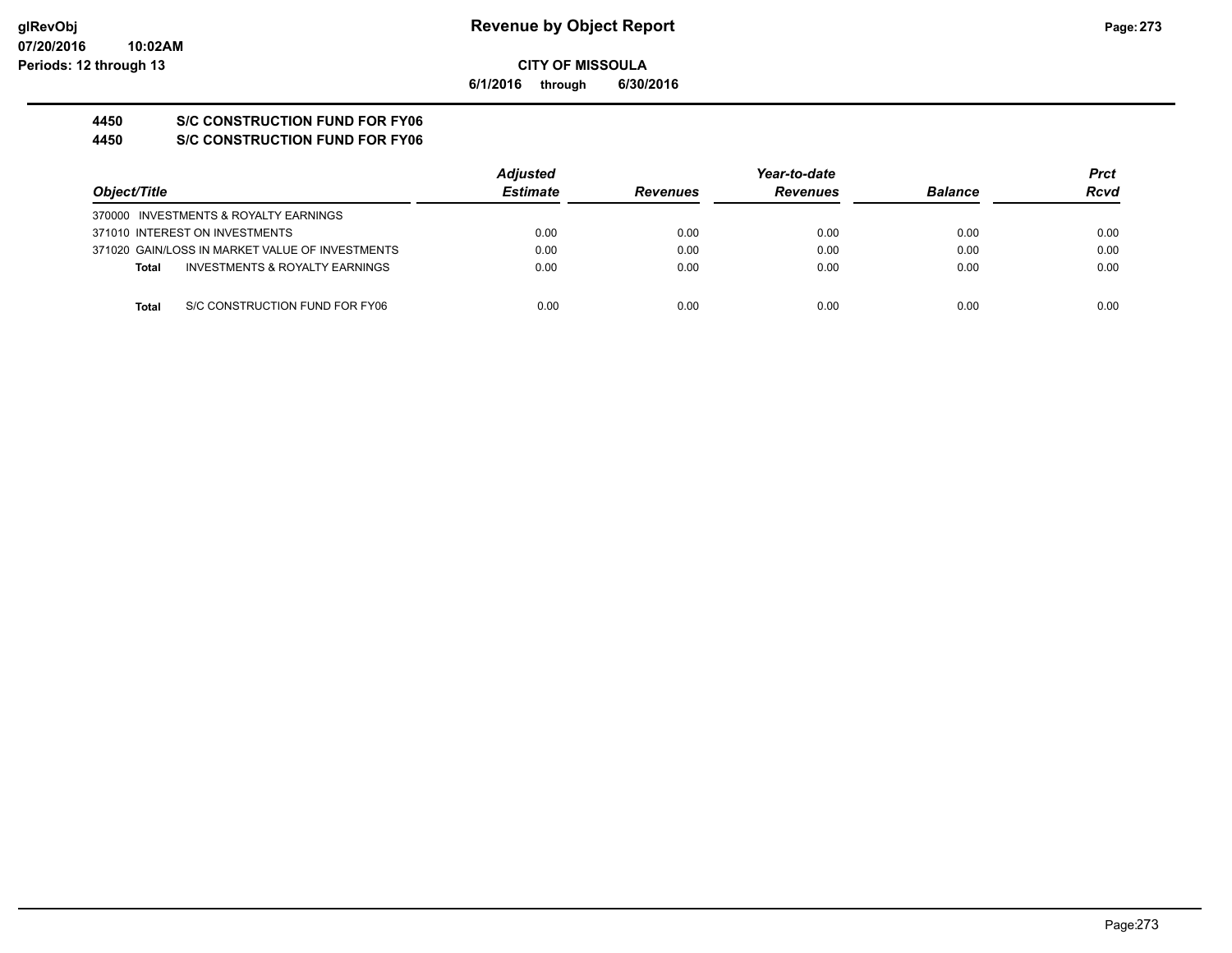# Revenue by Object Report

**CITY OF MISSOULA**

**6/1/2016 through 6/30/2016**

glRevObj
07/20/2016 10:02AM
Periods: 12 through 13

## 4450 S/C CONSTRUCTION FUND FOR FY06
## 4450 S/C CONSTRUCTION FUND FOR FY06

| Object/Title | Adjusted Estimate | Revenues | Year-to-date Revenues | Balance | Prct Rcvd |
|---|---|---|---|---|---|
| 370000 INVESTMENTS & ROYALTY EARNINGS | | | | | |
| 371010 INTEREST ON INVESTMENTS | 0.00 | 0.00 | 0.00 | 0.00 | 0.00 |
| 371020 GAIN/LOSS IN MARKET VALUE OF INVESTMENTS | 0.00 | 0.00 | 0.00 | 0.00 | 0.00 |
| **Total** INVESTMENTS & ROYALTY EARNINGS | 0.00 | 0.00 | 0.00 | 0.00 | 0.00 |
| **Total** S/C CONSTRUCTION FUND FOR FY06 | 0.00 | 0.00 | 0.00 | 0.00 | 0.00 |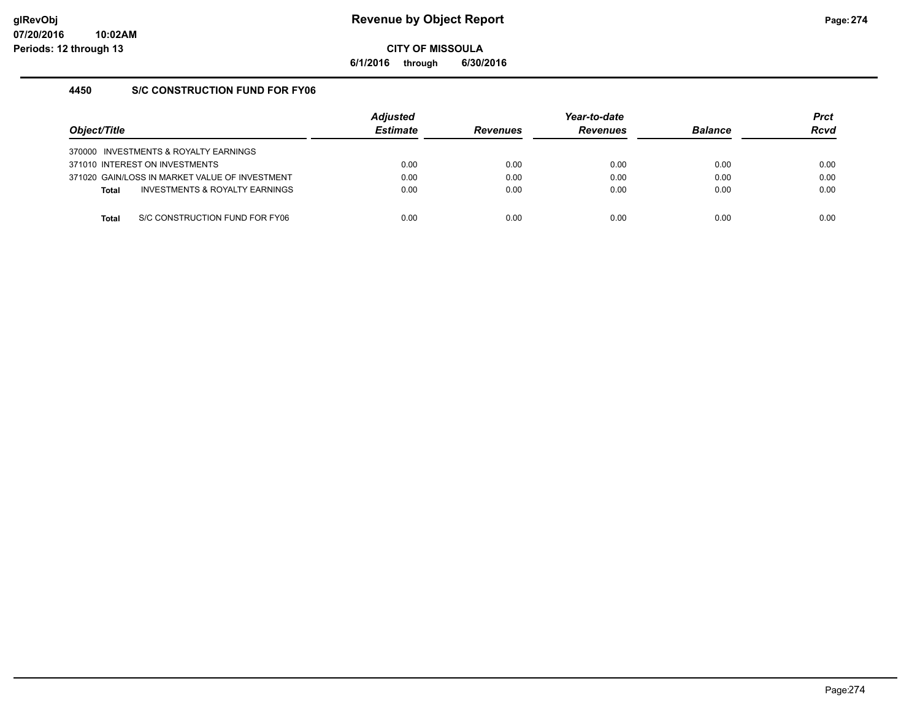# Revenue by Object Report

**CITY OF MISSOULA**

**6/1/2016 through 6/30/2016**

glRevObj
07/20/2016 10:02AM
Periods: 12 through 13

## 4450 S/C CONSTRUCTION FUND FOR FY06

| Object/Title | Adjusted Estimate | Revenues | Year-to-date Revenues | Balance | Prct Rcvd |
|---|---|---|---|---|---|
| 370000 INVESTMENTS & ROYALTY EARNINGS | | | | | |
| 371010 INTEREST ON INVESTMENTS | 0.00 | 0.00 | 0.00 | 0.00 | 0.00 |
| 371020 GAIN/LOSS IN MARKET VALUE OF INVESTMENT | 0.00 | 0.00 | 0.00 | 0.00 | 0.00 |
| **Total** INVESTMENTS & ROYALTY EARNINGS | 0.00 | 0.00 | 0.00 | 0.00 | 0.00 |
| | | | | | |
| **Total** S/C CONSTRUCTION FUND FOR FY06 | 0.00 | 0.00 | 0.00 | 0.00 | 0.00 |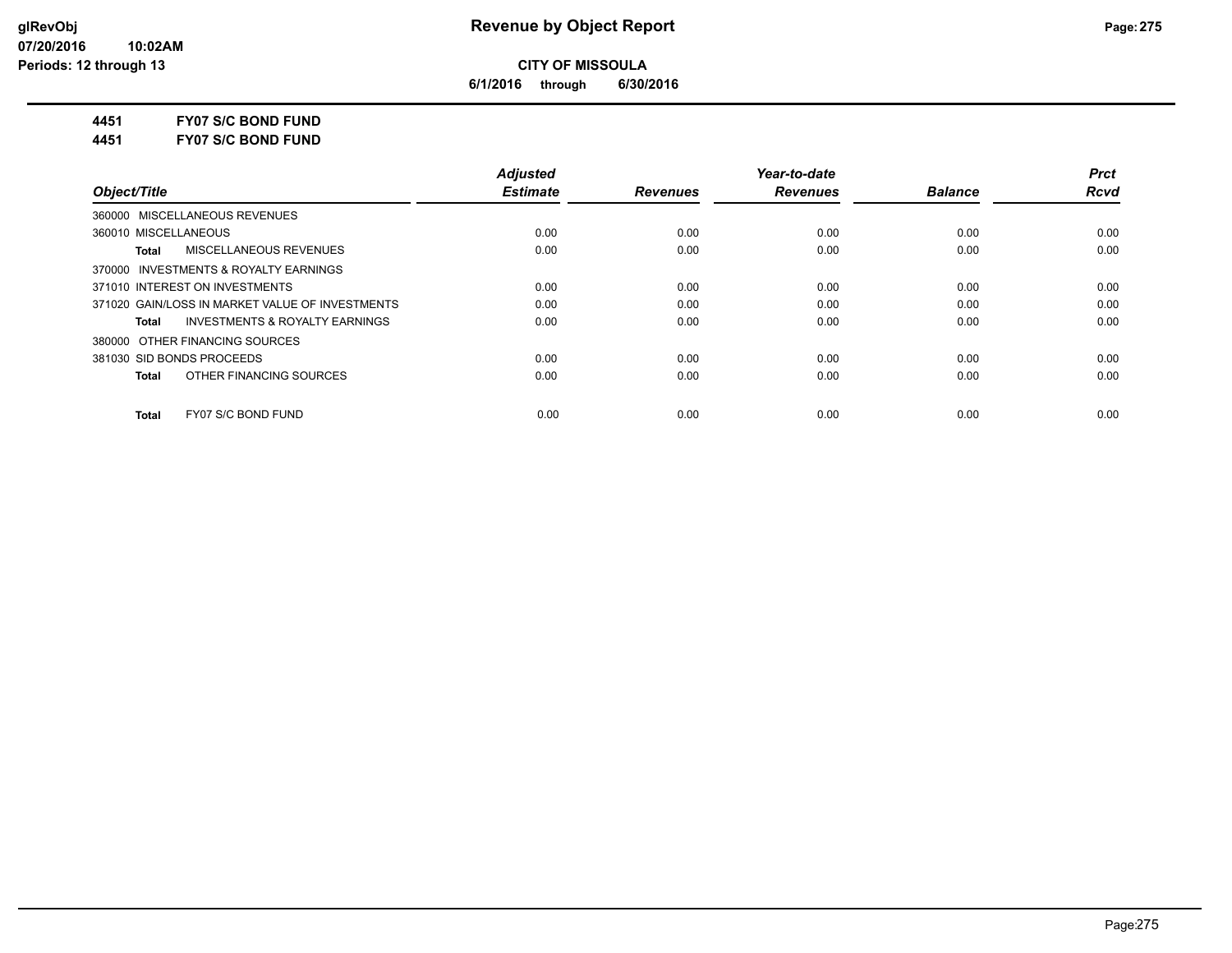**CITY OF MISSOULA**

**6/1/2016 through 6/30/2016**

**4451 FY07 S/C BOND FUND**

**4451 FY07 S/C BOND FUND**

| Object/Title | Adjusted Estimate | Revenues | Year-to-date Revenues | Balance | Prct Rcvd |
|---|---|---|---|---|---|
| 360000 MISCELLANEOUS REVENUES | | | | | |
| 360010 MISCELLANEOUS | 0.00 | 0.00 | 0.00 | 0.00 | 0.00 |
| **Total** MISCELLANEOUS REVENUES | 0.00 | 0.00 | 0.00 | 0.00 | 0.00 |
| 370000 INVESTMENTS & ROYALTY EARNINGS | | | | | |
| 371010 INTEREST ON INVESTMENTS | 0.00 | 0.00 | 0.00 | 0.00 | 0.00 |
| 371020 GAIN/LOSS IN MARKET VALUE OF INVESTMENTS | 0.00 | 0.00 | 0.00 | 0.00 | 0.00 |
| **Total** INVESTMENTS & ROYALTY EARNINGS | 0.00 | 0.00 | 0.00 | 0.00 | 0.00 |
| 380000 OTHER FINANCING SOURCES | | | | | |
| 381030 SID BONDS PROCEEDS | 0.00 | 0.00 | 0.00 | 0.00 | 0.00 |
| **Total** OTHER FINANCING SOURCES | 0.00 | 0.00 | 0.00 | 0.00 | 0.00 |
| **Total** FY07 S/C BOND FUND | 0.00 | 0.00 | 0.00 | 0.00 | 0.00 |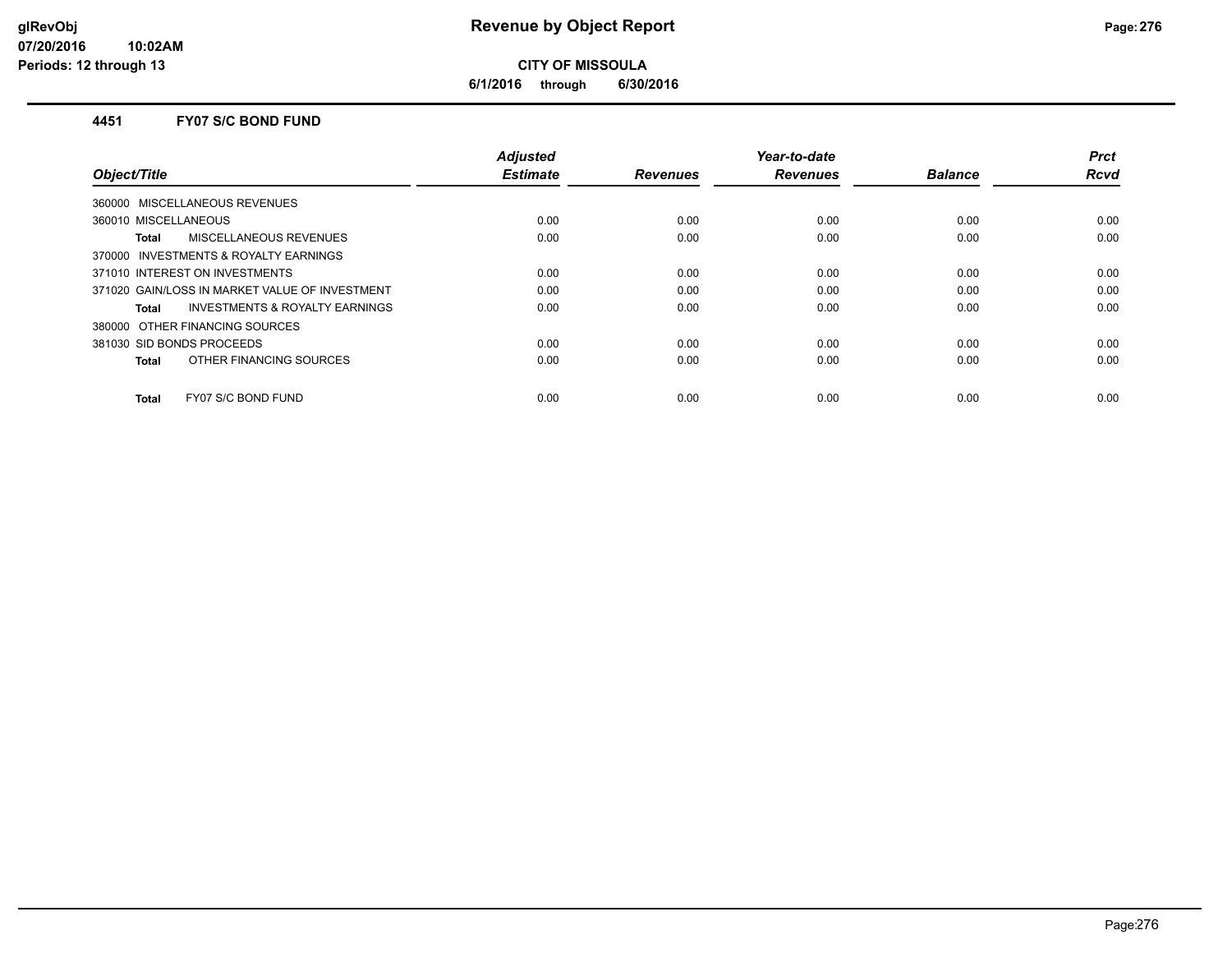**Revenue by Object Report**

**CITY OF MISSOULA**

**6/1/2016 through 6/30/2016**

glRevObj
07/20/2016 10:02AM
Periods: 12 through 13

### 4451 FY07 S/C BOND FUND

| Object/Title | Adjusted Estimate | Revenues | Year-to-date Revenues | Balance | Prct Rcvd |
|---|---|---|---|---|---|
| 360000 MISCELLANEOUS REVENUES | | | | | |
| 360010 MISCELLANEOUS | 0.00 | 0.00 | 0.00 | 0.00 | 0.00 |
| **Total** MISCELLANEOUS REVENUES | 0.00 | 0.00 | 0.00 | 0.00 | 0.00 |
| 370000 INVESTMENTS & ROYALTY EARNINGS | | | | | |
| 371010 INTEREST ON INVESTMENTS | 0.00 | 0.00 | 0.00 | 0.00 | 0.00 |
| 371020 GAIN/LOSS IN MARKET VALUE OF INVESTMENT | 0.00 | 0.00 | 0.00 | 0.00 | 0.00 |
| **Total** INVESTMENTS & ROYALTY EARNINGS | 0.00 | 0.00 | 0.00 | 0.00 | 0.00 |
| 380000 OTHER FINANCING SOURCES | | | | | |
| 381030 SID BONDS PROCEEDS | 0.00 | 0.00 | 0.00 | 0.00 | 0.00 |
| **Total** OTHER FINANCING SOURCES | 0.00 | 0.00 | 0.00 | 0.00 | 0.00 |
| **Total** FY07 S/C BOND FUND | 0.00 | 0.00 | 0.00 | 0.00 | 0.00 |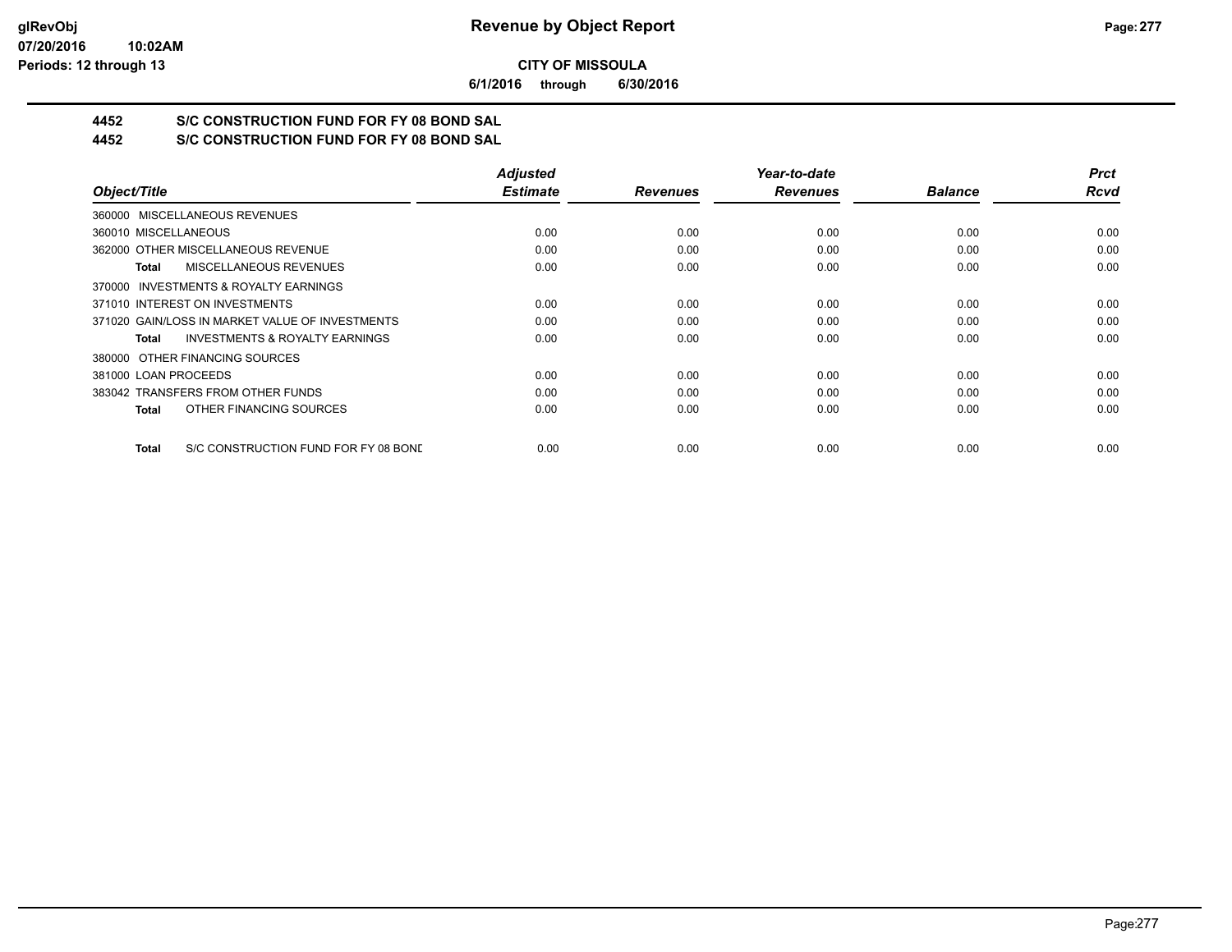**CITY OF MISSOULA**

**6/1/2016 through 6/30/2016**

## 4452 S/C CONSTRUCTION FUND FOR FY 08 BOND SAL

## 4452 S/C CONSTRUCTION FUND FOR FY 08 BOND SAL

| Object/Title | Adjusted Estimate | Revenues | Year-to-date Revenues | Balance | Prct Rcvd |
|---|---|---|---|---|---|
| 360000 MISCELLANEOUS REVENUES | | | | | |
| 360010 MISCELLANEOUS | 0.00 | 0.00 | 0.00 | 0.00 | 0.00 |
| 362000 OTHER MISCELLANEOUS REVENUE | 0.00 | 0.00 | 0.00 | 0.00 | 0.00 |
| **Total** MISCELLANEOUS REVENUES | 0.00 | 0.00 | 0.00 | 0.00 | 0.00 |
| 370000 INVESTMENTS & ROYALTY EARNINGS | | | | | |
| 371010 INTEREST ON INVESTMENTS | 0.00 | 0.00 | 0.00 | 0.00 | 0.00 |
| 371020 GAIN/LOSS IN MARKET VALUE OF INVESTMENTS | 0.00 | 0.00 | 0.00 | 0.00 | 0.00 |
| **Total** INVESTMENTS & ROYALTY EARNINGS | 0.00 | 0.00 | 0.00 | 0.00 | 0.00 |
| 380000 OTHER FINANCING SOURCES | | | | | |
| 381000 LOAN PROCEEDS | 0.00 | 0.00 | 0.00 | 0.00 | 0.00 |
| 383042 TRANSFERS FROM OTHER FUNDS | 0.00 | 0.00 | 0.00 | 0.00 | 0.00 |
| **Total** OTHER FINANCING SOURCES | 0.00 | 0.00 | 0.00 | 0.00 | 0.00 |
| **Total** S/C CONSTRUCTION FUND FOR FY 08 BOND | 0.00 | 0.00 | 0.00 | 0.00 | 0.00 |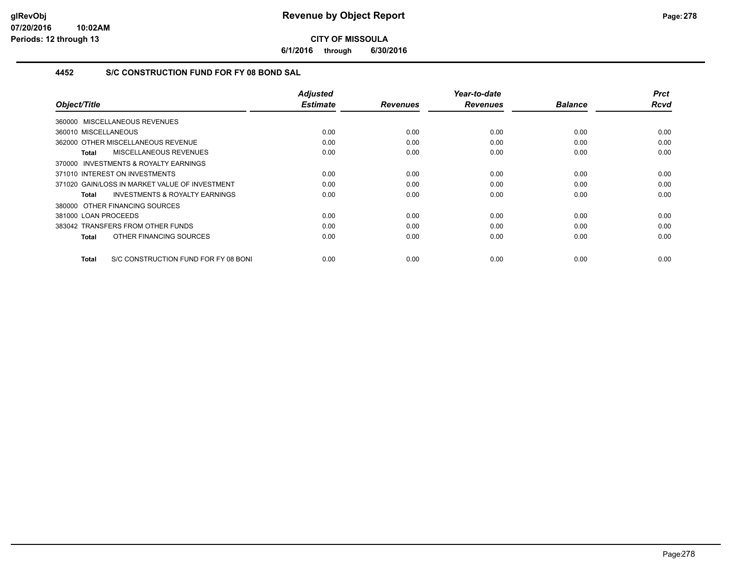**CITY OF MISSOULA**

**6/1/2016 through 6/30/2016**

### 4452 S/C CONSTRUCTION FUND FOR FY 08 BOND SAL

| Object/Title | Adjusted Estimate | Revenues | Year-to-date Revenues | Balance | Prct Rcvd |
|---|---|---|---|---|---|
| 360000 MISCELLANEOUS REVENUES | | | | | |
| 360010 MISCELLANEOUS | 0.00 | 0.00 | 0.00 | 0.00 | 0.00 |
| 362000 OTHER MISCELLANEOUS REVENUE | 0.00 | 0.00 | 0.00 | 0.00 | 0.00 |
| **Total** MISCELLANEOUS REVENUES | 0.00 | 0.00 | 0.00 | 0.00 | 0.00 |
| 370000 INVESTMENTS & ROYALTY EARNINGS | | | | | |
| 371010 INTEREST ON INVESTMENTS | 0.00 | 0.00 | 0.00 | 0.00 | 0.00 |
| 371020 GAIN/LOSS IN MARKET VALUE OF INVESTMENT | 0.00 | 0.00 | 0.00 | 0.00 | 0.00 |
| **Total** INVESTMENTS & ROYALTY EARNINGS | 0.00 | 0.00 | 0.00 | 0.00 | 0.00 |
| 380000 OTHER FINANCING SOURCES | | | | | |
| 381000 LOAN PROCEEDS | 0.00 | 0.00 | 0.00 | 0.00 | 0.00 |
| 383042 TRANSFERS FROM OTHER FUNDS | 0.00 | 0.00 | 0.00 | 0.00 | 0.00 |
| **Total** OTHER FINANCING SOURCES | 0.00 | 0.00 | 0.00 | 0.00 | 0.00 |
| **Total** S/C CONSTRUCTION FUND FOR FY 08 BONI | 0.00 | 0.00 | 0.00 | 0.00 | 0.00 |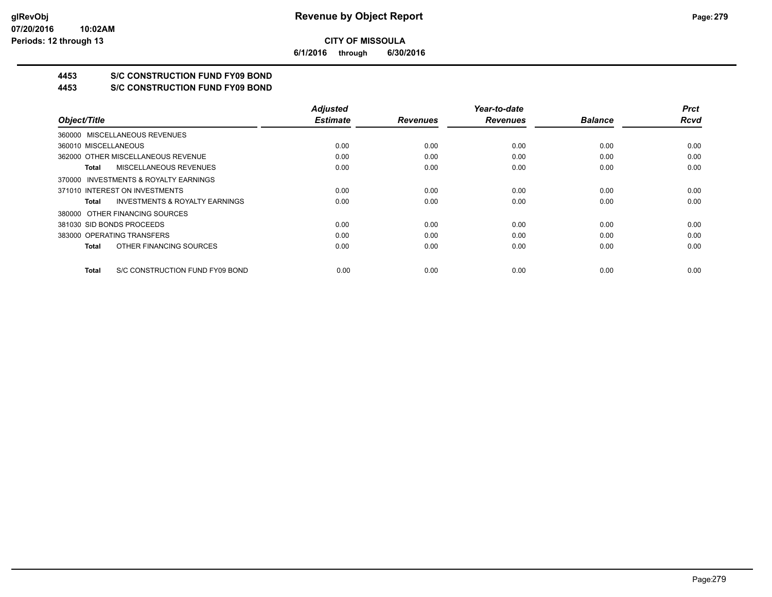**CITY OF MISSOULA**

**6/1/2016 through 6/30/2016**

## 4453 S/C CONSTRUCTION FUND FY09 BOND
## 4453 S/C CONSTRUCTION FUND FY09 BOND

| Object/Title | Adjusted Estimate | Revenues | Year-to-date Revenues | Balance | Prct Rcvd |
|---|---|---|---|---|---|
| 360000 MISCELLANEOUS REVENUES | | | | | |
| 360010 MISCELLANEOUS | 0.00 | 0.00 | 0.00 | 0.00 | 0.00 |
| 362000 OTHER MISCELLANEOUS REVENUE | 0.00 | 0.00 | 0.00 | 0.00 | 0.00 |
| **Total** MISCELLANEOUS REVENUES | 0.00 | 0.00 | 0.00 | 0.00 | 0.00 |
| 370000 INVESTMENTS & ROYALTY EARNINGS | | | | | |
| 371010 INTEREST ON INVESTMENTS | 0.00 | 0.00 | 0.00 | 0.00 | 0.00 |
| **Total** INVESTMENTS & ROYALTY EARNINGS | 0.00 | 0.00 | 0.00 | 0.00 | 0.00 |
| 380000 OTHER FINANCING SOURCES | | | | | |
| 381030 SID BONDS PROCEEDS | 0.00 | 0.00 | 0.00 | 0.00 | 0.00 |
| 383000 OPERATING TRANSFERS | 0.00 | 0.00 | 0.00 | 0.00 | 0.00 |
| **Total** OTHER FINANCING SOURCES | 0.00 | 0.00 | 0.00 | 0.00 | 0.00 |
| **Total** S/C CONSTRUCTION FUND FY09 BOND | 0.00 | 0.00 | 0.00 | 0.00 | 0.00 |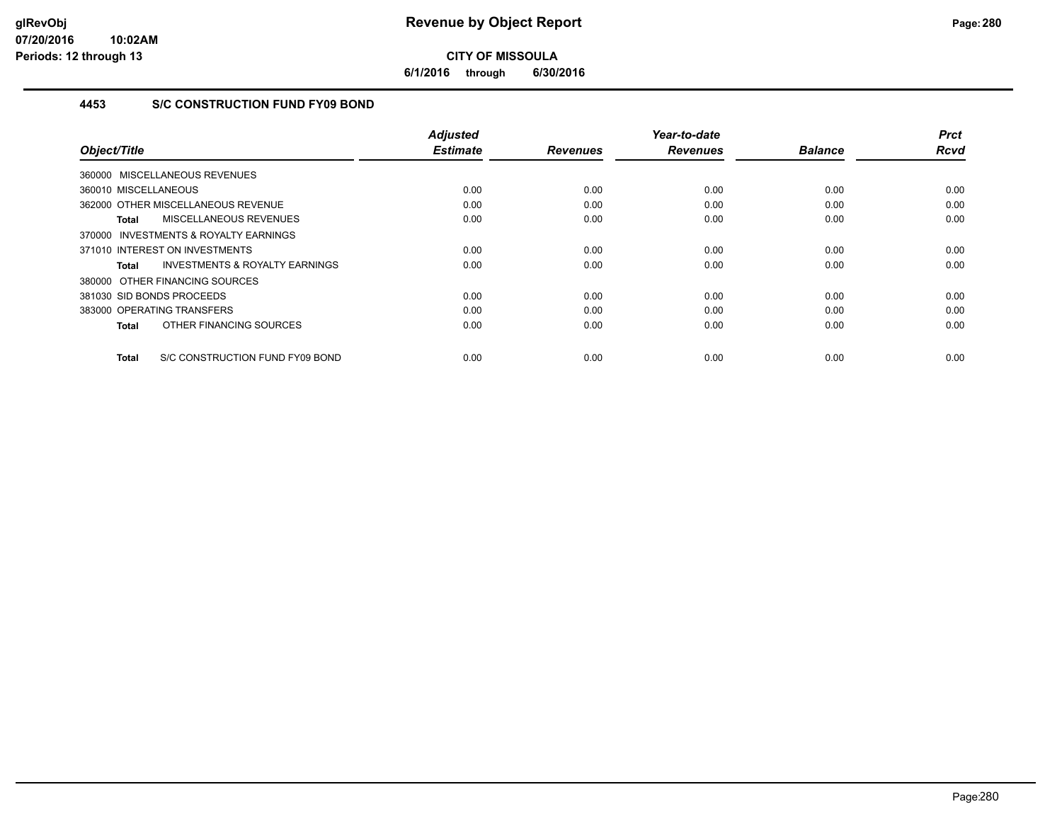# Revenue by Object Report

**CITY OF MISSOULA**

**6/1/2016 through 6/30/2016**

### 4453 S/C CONSTRUCTION FUND FY09 BOND

| Object/Title | Adjusted Estimate | Revenues | Year-to-date Revenues | Balance | Prct Rcvd |
|---|---|---|---|---|---|
| 360000 MISCELLANEOUS REVENUES | | | | | |
| 360010 MISCELLANEOUS | 0.00 | 0.00 | 0.00 | 0.00 | 0.00 |
| 362000 OTHER MISCELLANEOUS REVENUE | 0.00 | 0.00 | 0.00 | 0.00 | 0.00 |
| **Total** MISCELLANEOUS REVENUES | 0.00 | 0.00 | 0.00 | 0.00 | 0.00 |
| 370000 INVESTMENTS & ROYALTY EARNINGS | | | | | |
| 371010 INTEREST ON INVESTMENTS | 0.00 | 0.00 | 0.00 | 0.00 | 0.00 |
| **Total** INVESTMENTS & ROYALTY EARNINGS | 0.00 | 0.00 | 0.00 | 0.00 | 0.00 |
| 380000 OTHER FINANCING SOURCES | | | | | |
| 381030 SID BONDS PROCEEDS | 0.00 | 0.00 | 0.00 | 0.00 | 0.00 |
| 383000 OPERATING TRANSFERS | 0.00 | 0.00 | 0.00 | 0.00 | 0.00 |
| **Total** OTHER FINANCING SOURCES | 0.00 | 0.00 | 0.00 | 0.00 | 0.00 |
| **Total** S/C CONSTRUCTION FUND FY09 BOND | 0.00 | 0.00 | 0.00 | 0.00 | 0.00 |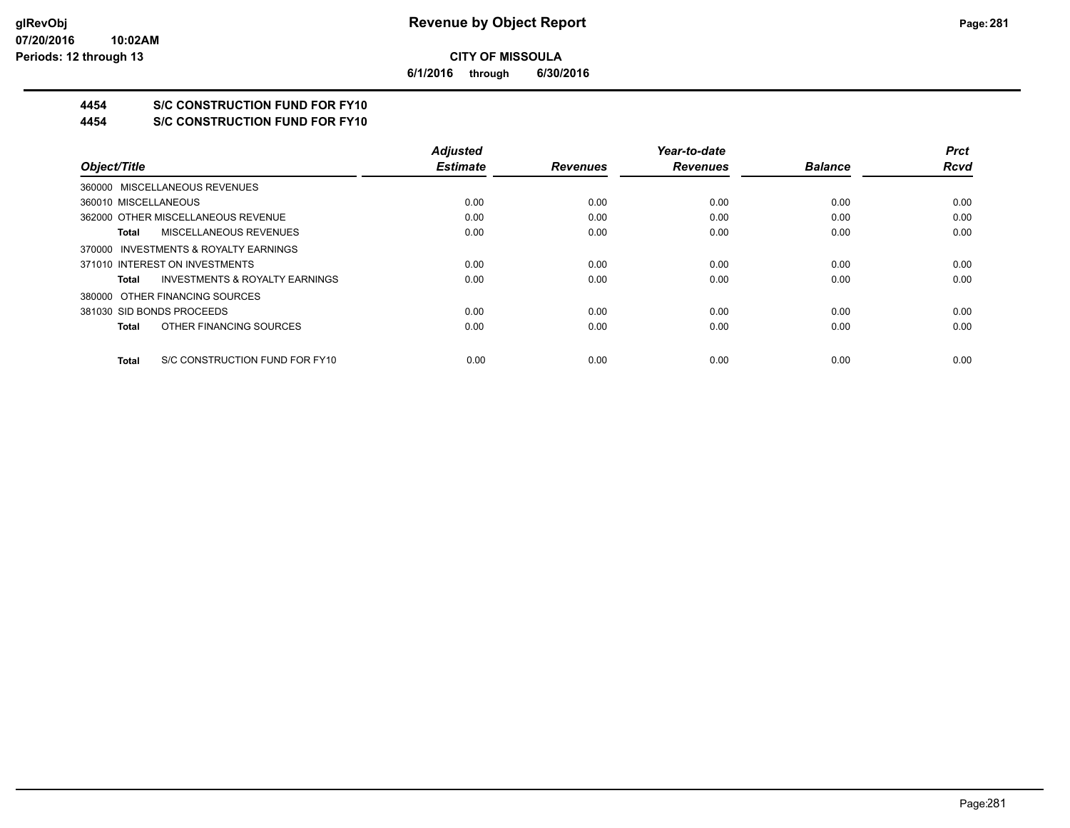**CITY OF MISSOULA**

**6/1/2016 through 6/30/2016**

## 4454 S/C CONSTRUCTION FUND FOR FY10

## 4454 S/C CONSTRUCTION FUND FOR FY10

| Object/Title | Adjusted Estimate | Revenues | Year-to-date Revenues | Balance | Prct Rcvd |
|---|---|---|---|---|---|
| 360000 MISCELLANEOUS REVENUES | | | | | |
| 360010 MISCELLANEOUS | 0.00 | 0.00 | 0.00 | 0.00 | 0.00 |
| 362000 OTHER MISCELLANEOUS REVENUE | 0.00 | 0.00 | 0.00 | 0.00 | 0.00 |
| **Total** MISCELLANEOUS REVENUES | 0.00 | 0.00 | 0.00 | 0.00 | 0.00 |
| 370000 INVESTMENTS & ROYALTY EARNINGS | | | | | |
| 371010 INTEREST ON INVESTMENTS | 0.00 | 0.00 | 0.00 | 0.00 | 0.00 |
| **Total** INVESTMENTS & ROYALTY EARNINGS | 0.00 | 0.00 | 0.00 | 0.00 | 0.00 |
| 380000 OTHER FINANCING SOURCES | | | | | |
| 381030 SID BONDS PROCEEDS | 0.00 | 0.00 | 0.00 | 0.00 | 0.00 |
| **Total** OTHER FINANCING SOURCES | 0.00 | 0.00 | 0.00 | 0.00 | 0.00 |
| **Total** S/C CONSTRUCTION FUND FOR FY10 | 0.00 | 0.00 | 0.00 | 0.00 | 0.00 |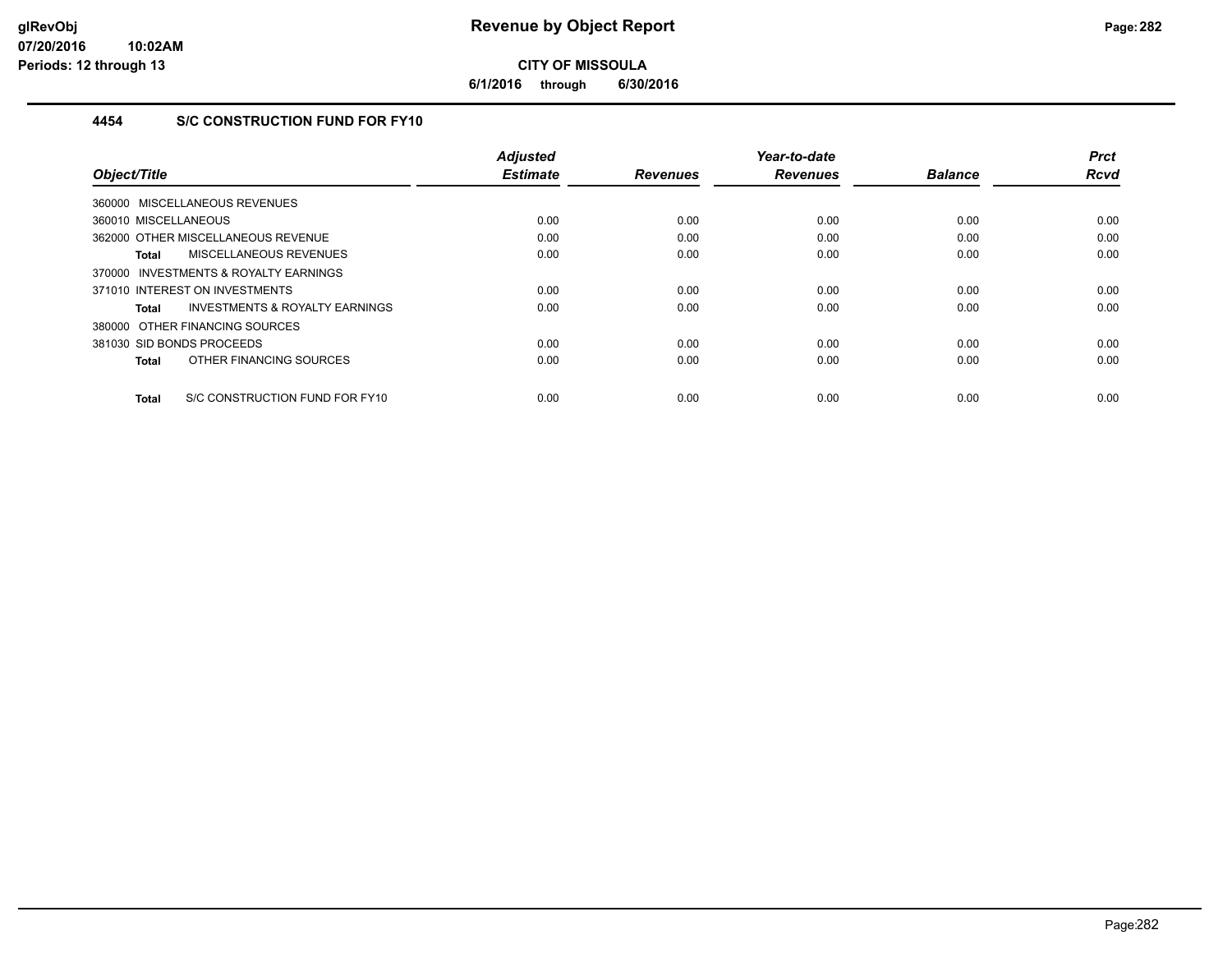**Revenue by Object Report**

**CITY OF MISSOULA**

**6/1/2016 through 6/30/2016**

glRevObj
07/20/2016 10:02AM
Periods: 12 through 13

### 4454 S/C CONSTRUCTION FUND FOR FY10

| Object/Title | Adjusted Estimate | Revenues | Year-to-date Revenues | Balance | Prct Rcvd |
|---|---|---|---|---|---|
| 360000 MISCELLANEOUS REVENUES | | | | | |
| 360010 MISCELLANEOUS | 0.00 | 0.00 | 0.00 | 0.00 | 0.00 |
| 362000 OTHER MISCELLANEOUS REVENUE | 0.00 | 0.00 | 0.00 | 0.00 | 0.00 |
| **Total** MISCELLANEOUS REVENUES | 0.00 | 0.00 | 0.00 | 0.00 | 0.00 |
| 370000 INVESTMENTS & ROYALTY EARNINGS | | | | | |
| 371010 INTEREST ON INVESTMENTS | 0.00 | 0.00 | 0.00 | 0.00 | 0.00 |
| **Total** INVESTMENTS & ROYALTY EARNINGS | 0.00 | 0.00 | 0.00 | 0.00 | 0.00 |
| 380000 OTHER FINANCING SOURCES | | | | | |
| 381030 SID BONDS PROCEEDS | 0.00 | 0.00 | 0.00 | 0.00 | 0.00 |
| **Total** OTHER FINANCING SOURCES | 0.00 | 0.00 | 0.00 | 0.00 | 0.00 |
| **Total** S/C CONSTRUCTION FUND FOR FY10 | 0.00 | 0.00 | 0.00 | 0.00 | 0.00 |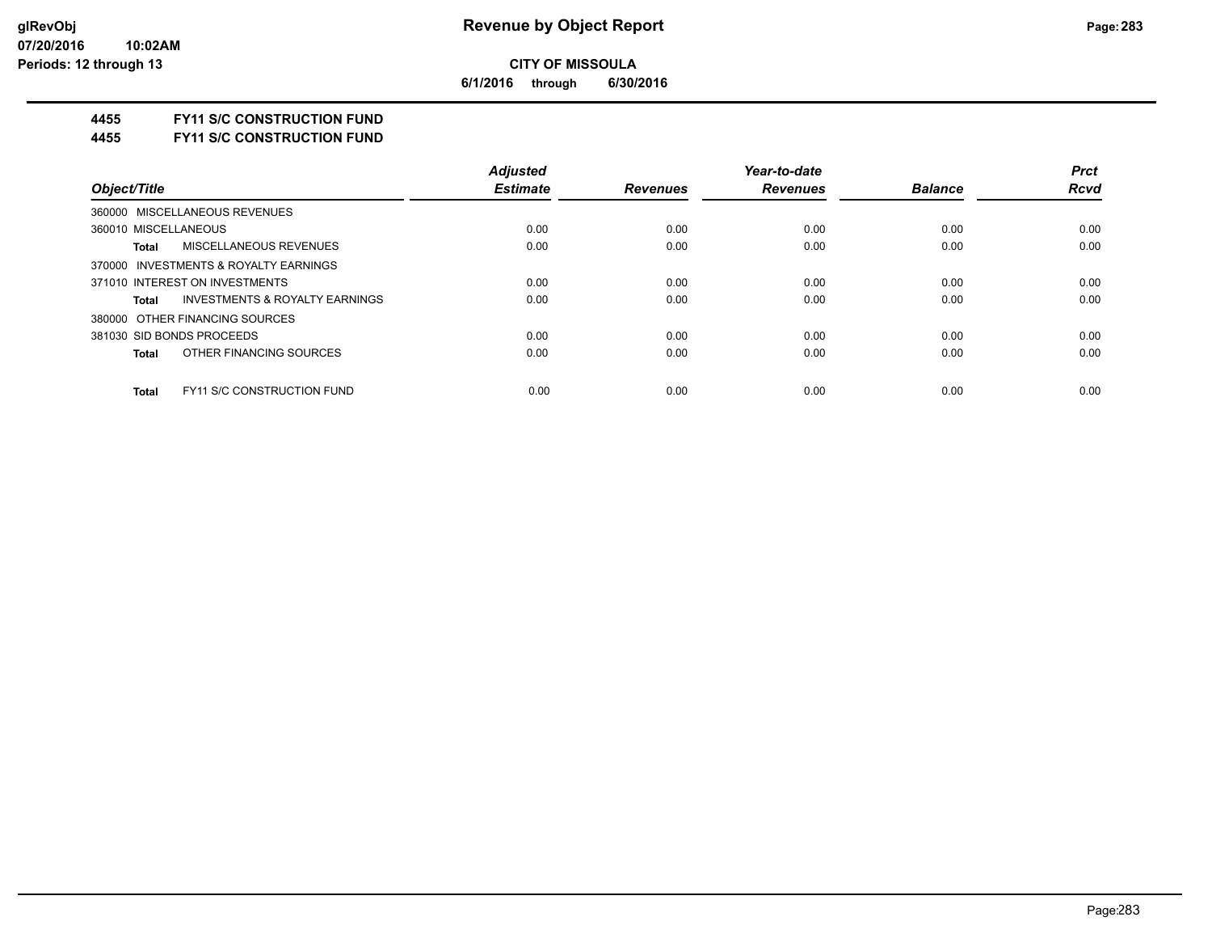**CITY OF MISSOULA**

**6/1/2016 through 6/30/2016**

**4455 FY11 S/C CONSTRUCTION FUND**

**4455 FY11 S/C CONSTRUCTION FUND**

| Object/Title | | Adjusted Estimate | Revenues | Year-to-date Revenues | Balance | Prct Rcvd |
|---|---|---|---|---|---|---|
| 360000 MISCELLANEOUS REVENUES | | | | | | |
| 360010 MISCELLANEOUS | | 0.00 | 0.00 | 0.00 | 0.00 | 0.00 |
| Total | MISCELLANEOUS REVENUES | 0.00 | 0.00 | 0.00 | 0.00 | 0.00 |
| 370000 INVESTMENTS & ROYALTY EARNINGS | | | | | | |
| 371010 INTEREST ON INVESTMENTS | | 0.00 | 0.00 | 0.00 | 0.00 | 0.00 |
| Total | INVESTMENTS & ROYALTY EARNINGS | 0.00 | 0.00 | 0.00 | 0.00 | 0.00 |
| 380000 OTHER FINANCING SOURCES | | | | | | |
| 381030 SID BONDS PROCEEDS | | 0.00 | 0.00 | 0.00 | 0.00 | 0.00 |
| Total | OTHER FINANCING SOURCES | 0.00 | 0.00 | 0.00 | 0.00 | 0.00 |
| Total | FY11 S/C CONSTRUCTION FUND | 0.00 | 0.00 | 0.00 | 0.00 | 0.00 |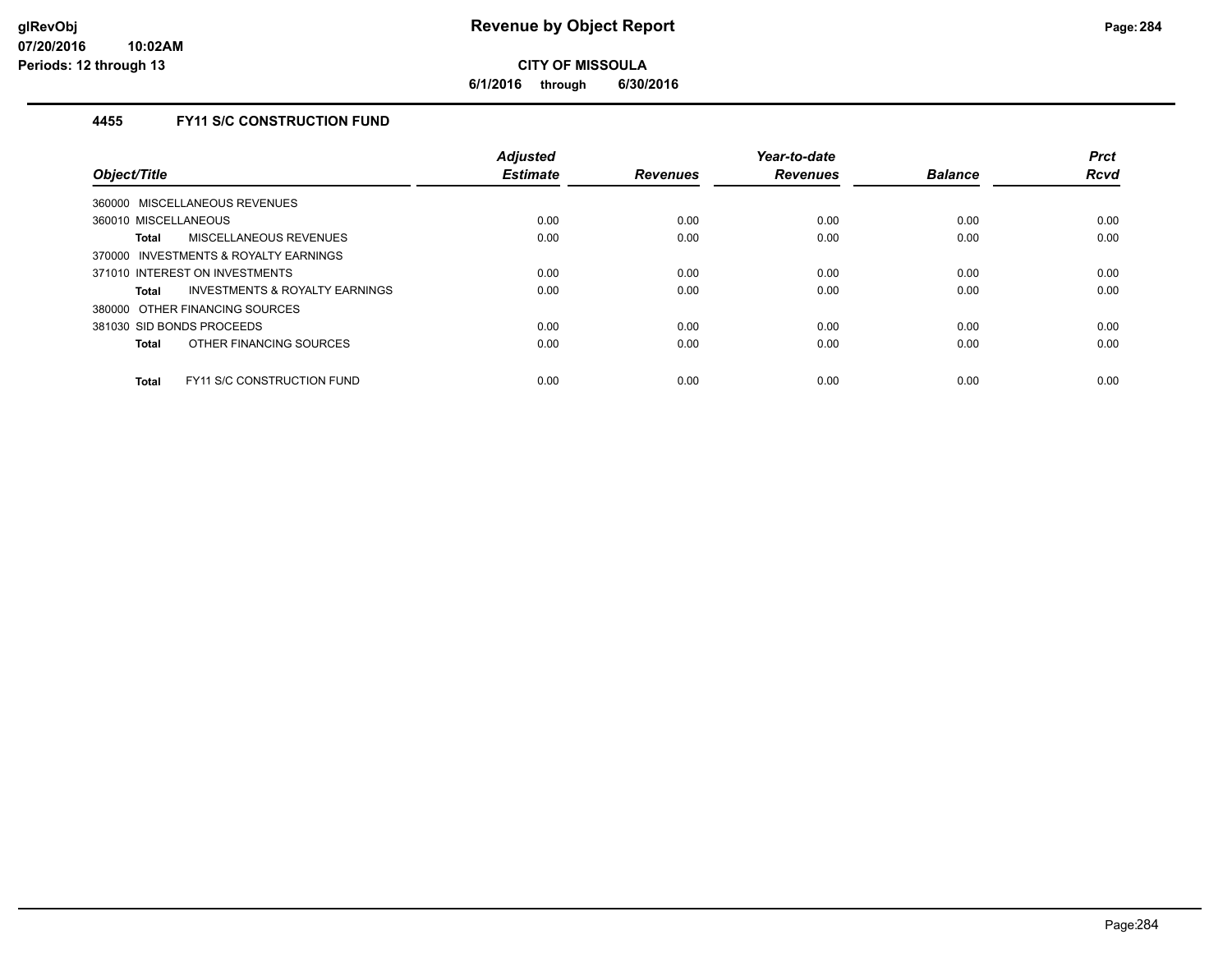**CITY OF MISSOULA**

**6/1/2016 through 6/30/2016**

### 4455 FY11 S/C CONSTRUCTION FUND

| Object/Title | | Adjusted Estimate | Revenues | Year-to-date Revenues | Balance | Prct Rcvd |
|---|---|---|---|---|---|---|
| 360000 MISCELLANEOUS REVENUES | | | | | | |
| 360010 MISCELLANEOUS | | 0.00 | 0.00 | 0.00 | 0.00 | 0.00 |
| **Total** | MISCELLANEOUS REVENUES | 0.00 | 0.00 | 0.00 | 0.00 | 0.00 |
| 370000 INVESTMENTS & ROYALTY EARNINGS | | | | | | |
| 371010 INTEREST ON INVESTMENTS | | 0.00 | 0.00 | 0.00 | 0.00 | 0.00 |
| **Total** | INVESTMENTS & ROYALTY EARNINGS | 0.00 | 0.00 | 0.00 | 0.00 | 0.00 |
| 380000 OTHER FINANCING SOURCES | | | | | | |
| 381030 SID BONDS PROCEEDS | | 0.00 | 0.00 | 0.00 | 0.00 | 0.00 |
| **Total** | OTHER FINANCING SOURCES | 0.00 | 0.00 | 0.00 | 0.00 | 0.00 |
| **Total** | FY11 S/C CONSTRUCTION FUND | 0.00 | 0.00 | 0.00 | 0.00 | 0.00 |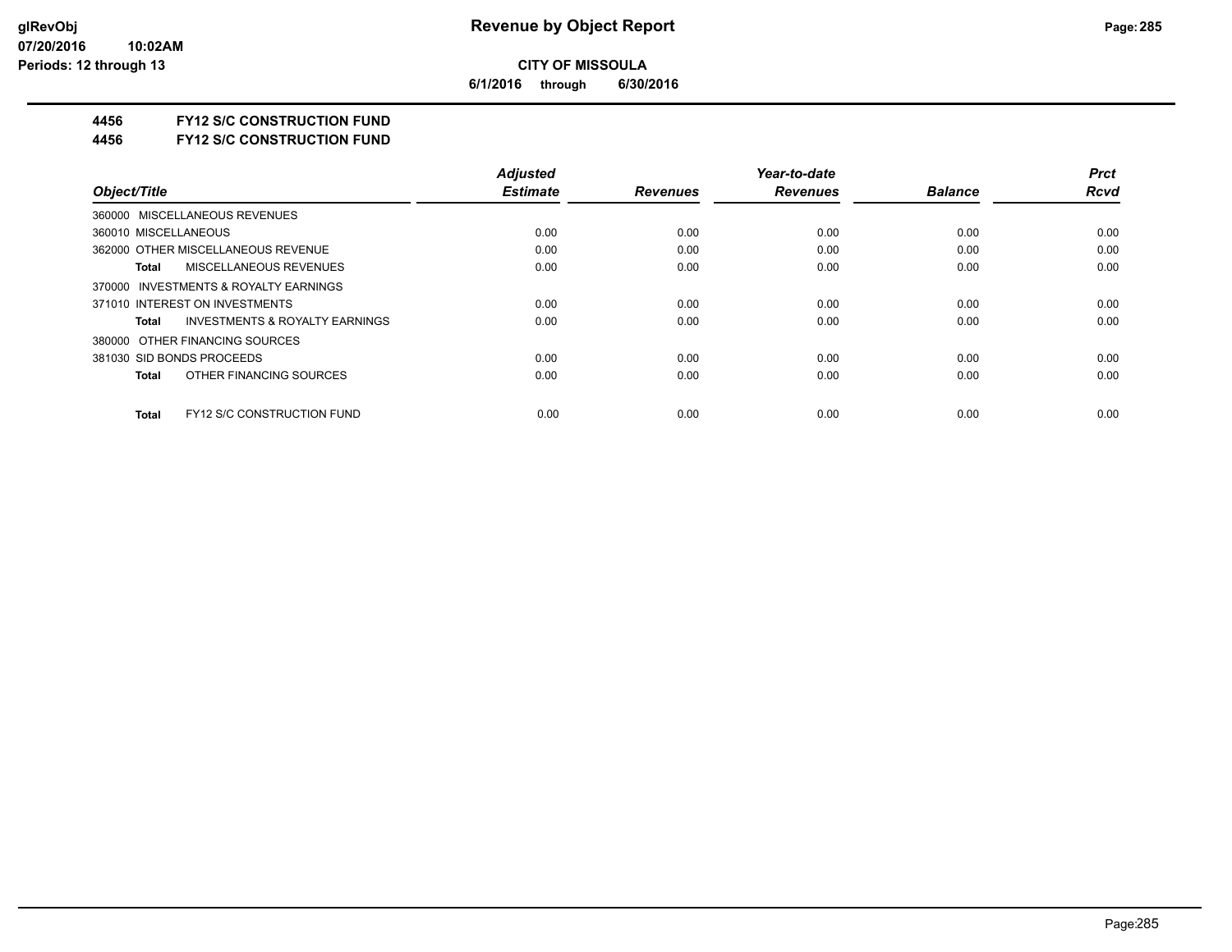**CITY OF MISSOULA**

**6/1/2016 through 6/30/2016**

**4456 FY12 S/C CONSTRUCTION FUND**

**4456 FY12 S/C CONSTRUCTION FUND**

| Object/Title | Adjusted Estimate | Revenues | Year-to-date Revenues | Balance | Prct Rcvd |
|---|---|---|---|---|---|
| 360000 MISCELLANEOUS REVENUES | | | | | |
| 360010 MISCELLANEOUS | 0.00 | 0.00 | 0.00 | 0.00 | 0.00 |
| 362000 OTHER MISCELLANEOUS REVENUE | 0.00 | 0.00 | 0.00 | 0.00 | 0.00 |
| **Total** MISCELLANEOUS REVENUES | 0.00 | 0.00 | 0.00 | 0.00 | 0.00 |
| 370000 INVESTMENTS & ROYALTY EARNINGS | | | | | |
| 371010 INTEREST ON INVESTMENTS | 0.00 | 0.00 | 0.00 | 0.00 | 0.00 |
| **Total** INVESTMENTS & ROYALTY EARNINGS | 0.00 | 0.00 | 0.00 | 0.00 | 0.00 |
| 380000 OTHER FINANCING SOURCES | | | | | |
| 381030 SID BONDS PROCEEDS | 0.00 | 0.00 | 0.00 | 0.00 | 0.00 |
| **Total** OTHER FINANCING SOURCES | 0.00 | 0.00 | 0.00 | 0.00 | 0.00 |
| **Total** FY12 S/C CONSTRUCTION FUND | 0.00 | 0.00 | 0.00 | 0.00 | 0.00 |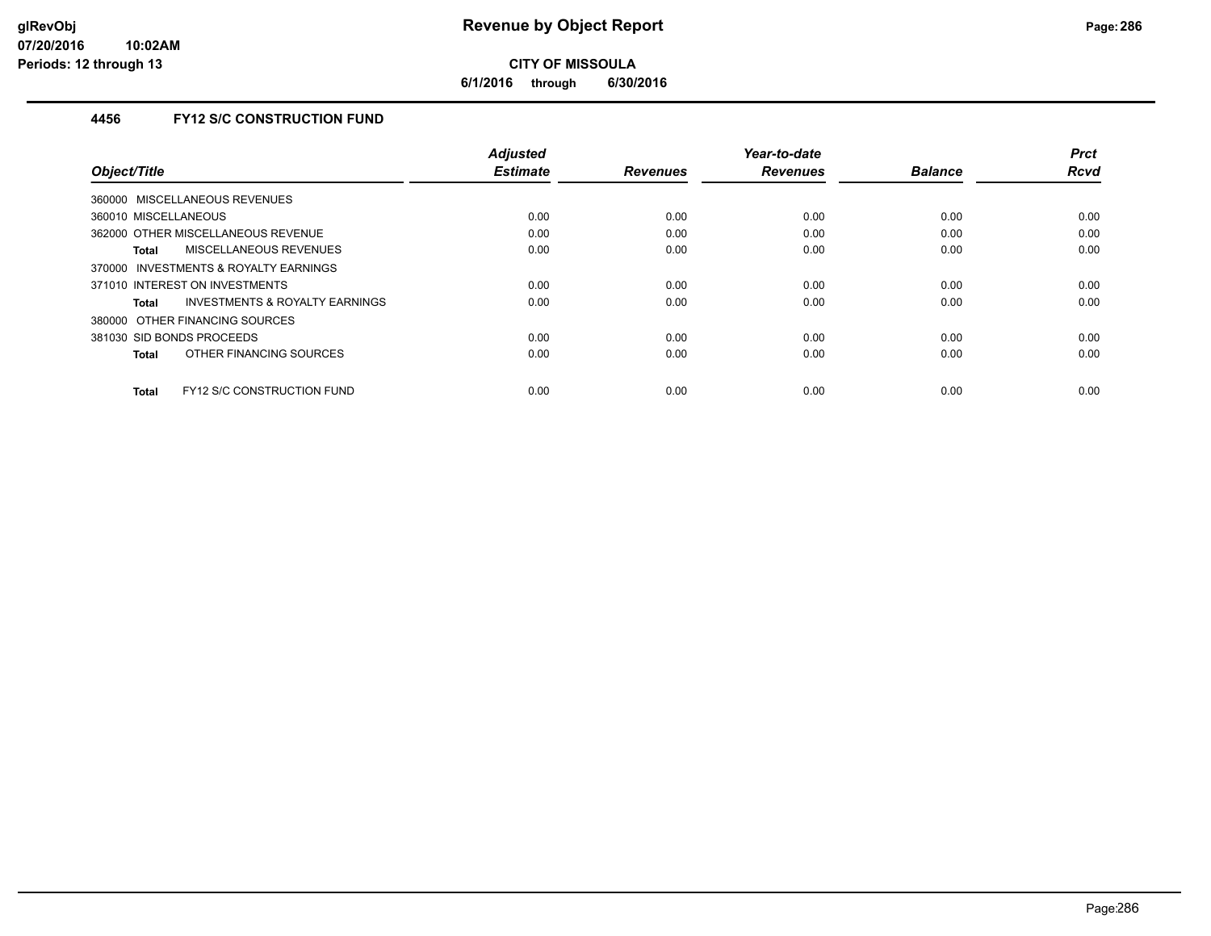# Revenue by Object Report

**CITY OF MISSOULA**

**6/1/2016 through 6/30/2016**

glRevObj
07/20/2016 10:02AM
Periods: 12 through 13

### 4456 FY12 S/C CONSTRUCTION FUND

| Object/Title | Adjusted Estimate | Revenues | Year-to-date Revenues | Balance | Prct Rcvd |
|---|---|---|---|---|---|
| 360000 MISCELLANEOUS REVENUES | | | | | |
| 360010 MISCELLANEOUS | 0.00 | 0.00 | 0.00 | 0.00 | 0.00 |
| 362000 OTHER MISCELLANEOUS REVENUE | 0.00 | 0.00 | 0.00 | 0.00 | 0.00 |
| **Total** MISCELLANEOUS REVENUES | 0.00 | 0.00 | 0.00 | 0.00 | 0.00 |
| 370000 INVESTMENTS & ROYALTY EARNINGS | | | | | |
| 371010 INTEREST ON INVESTMENTS | 0.00 | 0.00 | 0.00 | 0.00 | 0.00 |
| **Total** INVESTMENTS & ROYALTY EARNINGS | 0.00 | 0.00 | 0.00 | 0.00 | 0.00 |
| 380000 OTHER FINANCING SOURCES | | | | | |
| 381030 SID BONDS PROCEEDS | 0.00 | 0.00 | 0.00 | 0.00 | 0.00 |
| **Total** OTHER FINANCING SOURCES | 0.00 | 0.00 | 0.00 | 0.00 | 0.00 |
| **Total** FY12 S/C CONSTRUCTION FUND | 0.00 | 0.00 | 0.00 | 0.00 | 0.00 |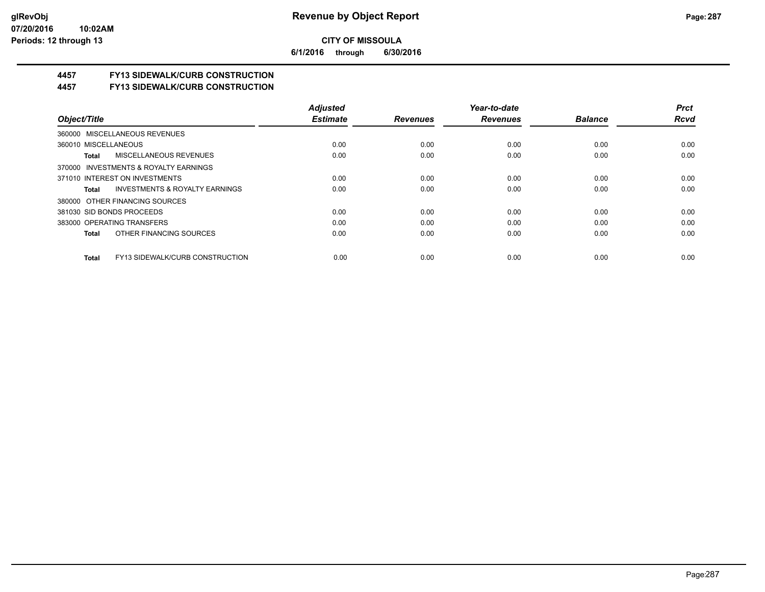**CITY OF MISSOULA**

**6/1/2016 through 6/30/2016**

## 4457 FY13 SIDEWALK/CURB CONSTRUCTION

## 4457 FY13 SIDEWALK/CURB CONSTRUCTION

| Object/Title | Adjusted Estimate | Revenues | Year-to-date Revenues | Balance | Prct Rcvd |
|---|---|---|---|---|---|
| 360000 MISCELLANEOUS REVENUES | | | | | |
| 360010 MISCELLANEOUS | 0.00 | 0.00 | 0.00 | 0.00 | 0.00 |
| **Total** MISCELLANEOUS REVENUES | 0.00 | 0.00 | 0.00 | 0.00 | 0.00 |
| 370000 INVESTMENTS & ROYALTY EARNINGS | | | | | |
| 371010 INTEREST ON INVESTMENTS | 0.00 | 0.00 | 0.00 | 0.00 | 0.00 |
| **Total** INVESTMENTS & ROYALTY EARNINGS | 0.00 | 0.00 | 0.00 | 0.00 | 0.00 |
| 380000 OTHER FINANCING SOURCES | | | | | |
| 381030 SID BONDS PROCEEDS | 0.00 | 0.00 | 0.00 | 0.00 | 0.00 |
| 383000 OPERATING TRANSFERS | 0.00 | 0.00 | 0.00 | 0.00 | 0.00 |
| **Total** OTHER FINANCING SOURCES | 0.00 | 0.00 | 0.00 | 0.00 | 0.00 |
| **Total** FY13 SIDEWALK/CURB CONSTRUCTION | 0.00 | 0.00 | 0.00 | 0.00 | 0.00 |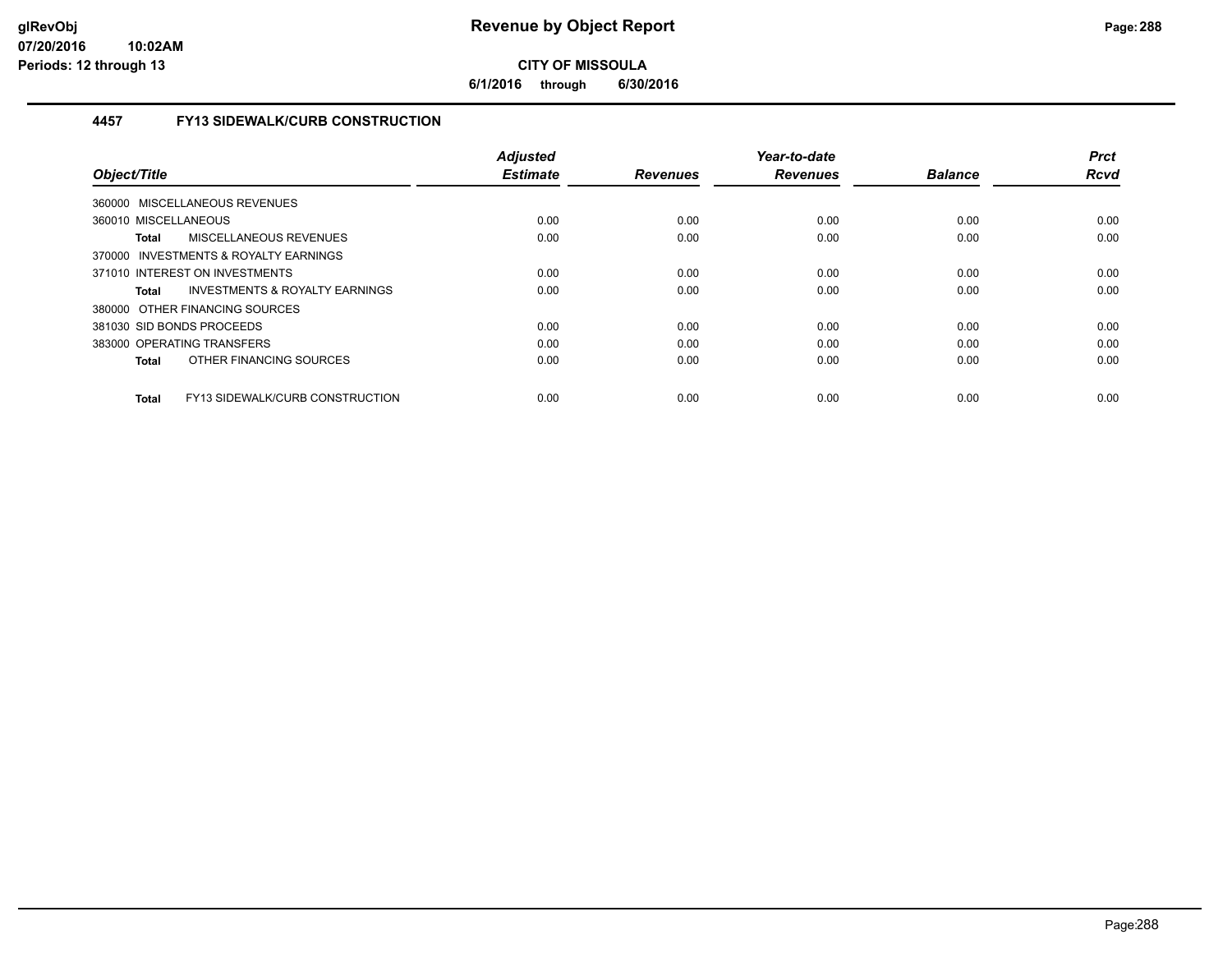**CITY OF MISSOULA**

**6/1/2016 through 6/30/2016**

### 4457 FY13 SIDEWALK/CURB CONSTRUCTION

| Object/Title | Adjusted Estimate | Revenues | Year-to-date Revenues | Balance | Prct Rcvd |
|---|---|---|---|---|---|
| 360000 MISCELLANEOUS REVENUES | | | | | |
| 360010 MISCELLANEOUS | 0.00 | 0.00 | 0.00 | 0.00 | 0.00 |
| **Total** MISCELLANEOUS REVENUES | 0.00 | 0.00 | 0.00 | 0.00 | 0.00 |
| 370000 INVESTMENTS & ROYALTY EARNINGS | | | | | |
| 371010 INTEREST ON INVESTMENTS | 0.00 | 0.00 | 0.00 | 0.00 | 0.00 |
| **Total** INVESTMENTS & ROYALTY EARNINGS | 0.00 | 0.00 | 0.00 | 0.00 | 0.00 |
| 380000 OTHER FINANCING SOURCES | | | | | |
| 381030 SID BONDS PROCEEDS | 0.00 | 0.00 | 0.00 | 0.00 | 0.00 |
| 383000 OPERATING TRANSFERS | 0.00 | 0.00 | 0.00 | 0.00 | 0.00 |
| **Total** OTHER FINANCING SOURCES | 0.00 | 0.00 | 0.00 | 0.00 | 0.00 |
| **Total** FY13 SIDEWALK/CURB CONSTRUCTION | 0.00 | 0.00 | 0.00 | 0.00 | 0.00 |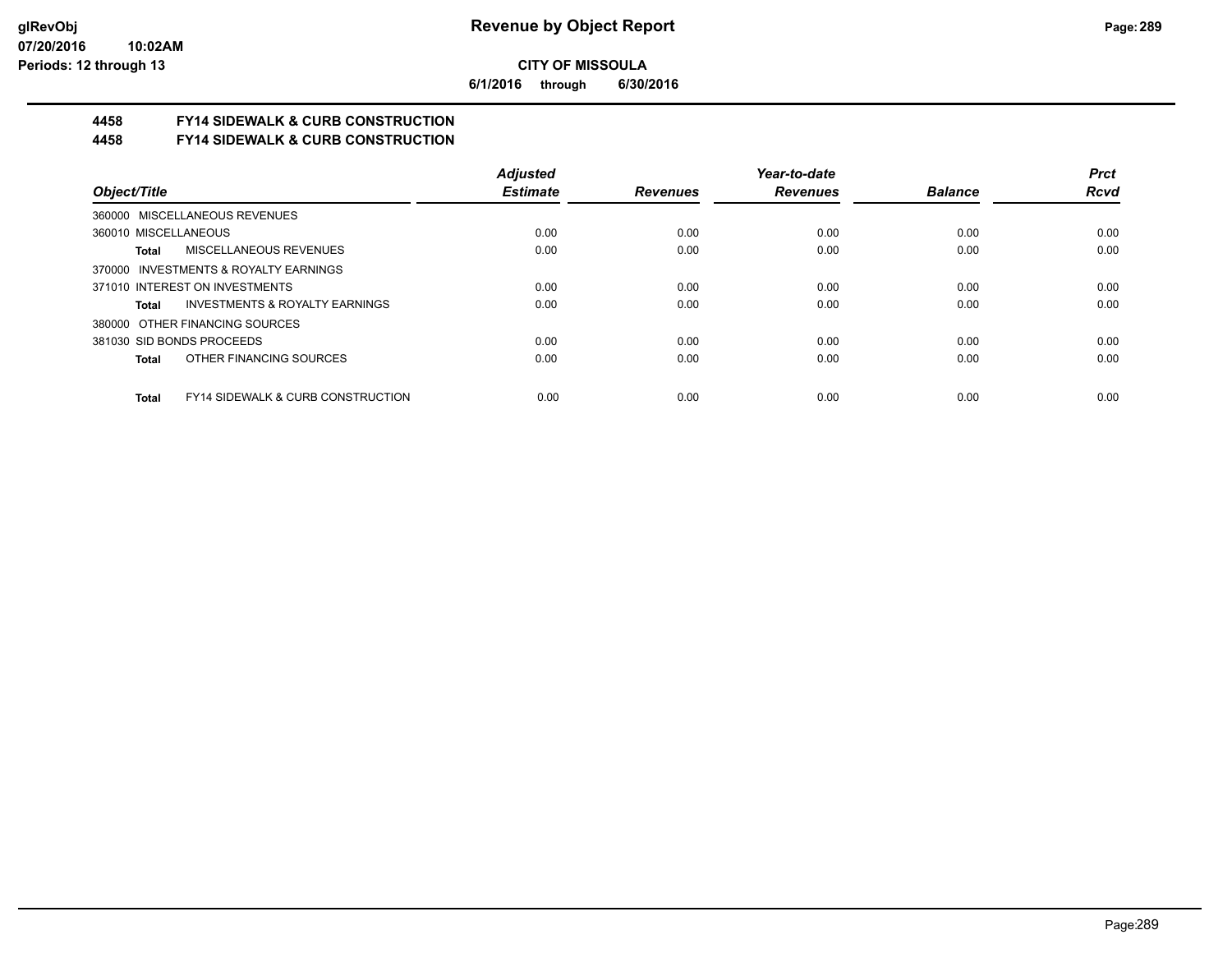# CITY OF MISSOULA

**6/1/2016 through 6/30/2016**

## 4458 FY14 SIDEWALK & CURB CONSTRUCTION
## 4458 FY14 SIDEWALK & CURB CONSTRUCTION

| Object/Title | Adjusted Estimate | Revenues | Year-to-date Revenues | Balance | Prct Rcvd |
|---|---|---|---|---|---|
| 360000 MISCELLANEOUS REVENUES | | | | | |
| 360010 MISCELLANEOUS | 0.00 | 0.00 | 0.00 | 0.00 | 0.00 |
| **Total** MISCELLANEOUS REVENUES | 0.00 | 0.00 | 0.00 | 0.00 | 0.00 |
| 370000 INVESTMENTS & ROYALTY EARNINGS | | | | | |
| 371010 INTEREST ON INVESTMENTS | 0.00 | 0.00 | 0.00 | 0.00 | 0.00 |
| **Total** INVESTMENTS & ROYALTY EARNINGS | 0.00 | 0.00 | 0.00 | 0.00 | 0.00 |
| 380000 OTHER FINANCING SOURCES | | | | | |
| 381030 SID BONDS PROCEEDS | 0.00 | 0.00 | 0.00 | 0.00 | 0.00 |
| **Total** OTHER FINANCING SOURCES | 0.00 | 0.00 | 0.00 | 0.00 | 0.00 |
| **Total** FY14 SIDEWALK & CURB CONSTRUCTION | 0.00 | 0.00 | 0.00 | 0.00 | 0.00 |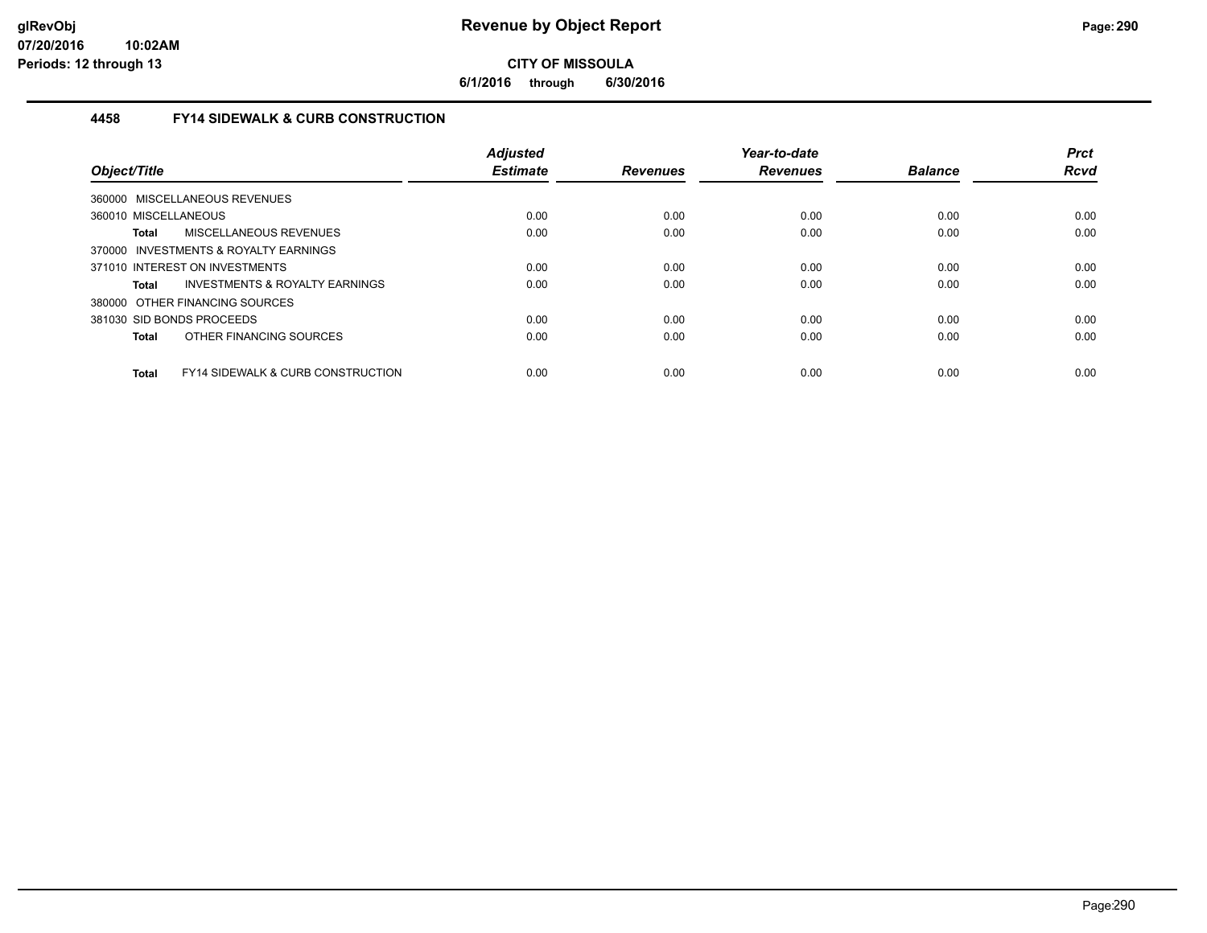# Revenue by Object Report

**CITY OF MISSOULA**

**6/1/2016 through 6/30/2016**

glRevObj
07/20/2016 10:02AM
Periods: 12 through 13

## 4458 FY14 SIDEWALK & CURB CONSTRUCTION

| Object/Title | Adjusted Estimate | Revenues | Year-to-date Revenues | Balance | Prct Rcvd |
|---|---|---|---|---|---|
| 360000 MISCELLANEOUS REVENUES | | | | | |
| 360010 MISCELLANEOUS | 0.00 | 0.00 | 0.00 | 0.00 | 0.00 |
| **Total** MISCELLANEOUS REVENUES | 0.00 | 0.00 | 0.00 | 0.00 | 0.00 |
| 370000 INVESTMENTS & ROYALTY EARNINGS | | | | | |
| 371010 INTEREST ON INVESTMENTS | 0.00 | 0.00 | 0.00 | 0.00 | 0.00 |
| **Total** INVESTMENTS & ROYALTY EARNINGS | 0.00 | 0.00 | 0.00 | 0.00 | 0.00 |
| 380000 OTHER FINANCING SOURCES | | | | | |
| 381030 SID BONDS PROCEEDS | 0.00 | 0.00 | 0.00 | 0.00 | 0.00 |
| **Total** OTHER FINANCING SOURCES | 0.00 | 0.00 | 0.00 | 0.00 | 0.00 |
| **Total** FY14 SIDEWALK & CURB CONSTRUCTION | 0.00 | 0.00 | 0.00 | 0.00 | 0.00 |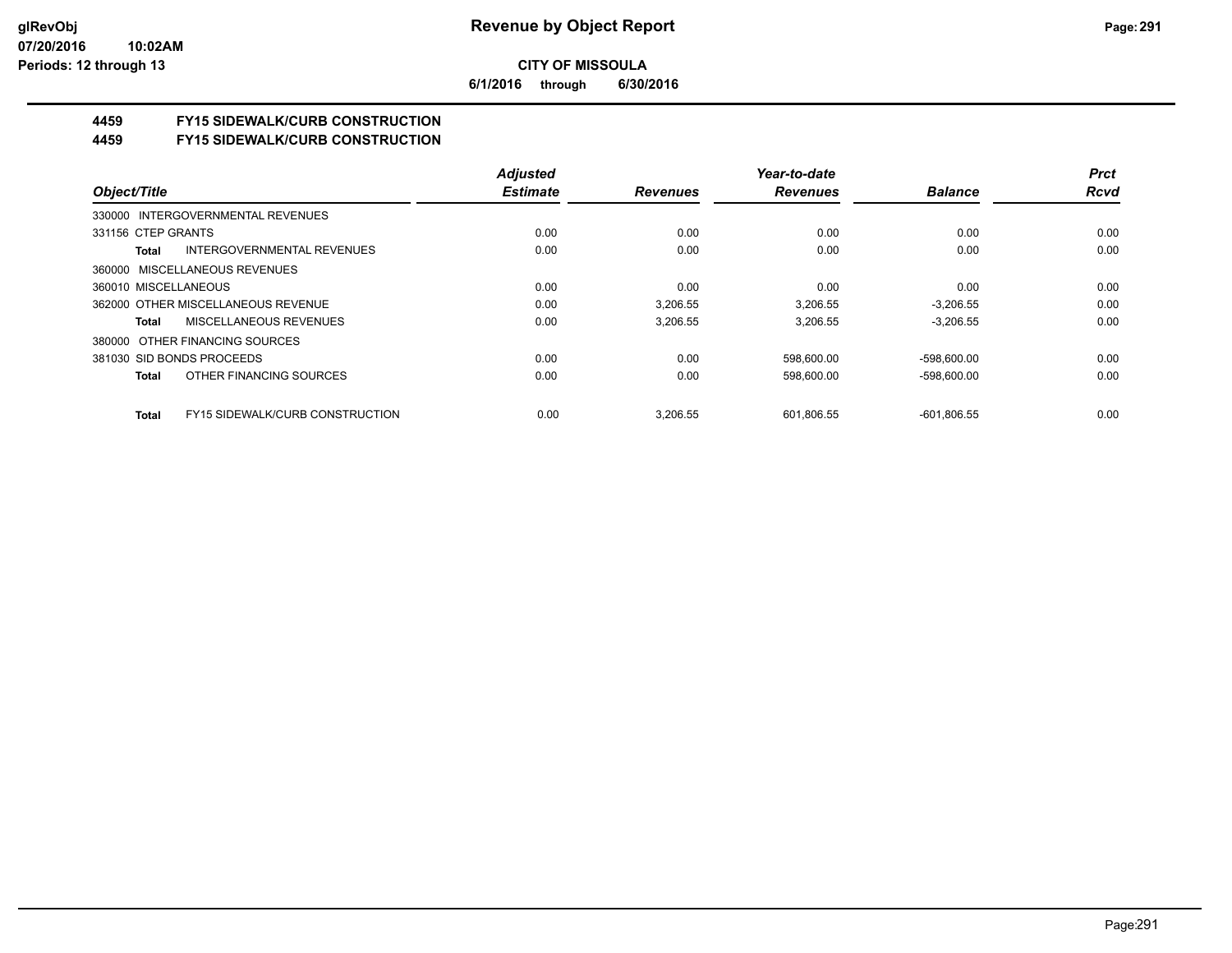# Revenue by Object Report

**CITY OF MISSOULA**

**6/1/2016 through 6/30/2016**

glRevObj
07/20/2016 10:02AM
Periods: 12 through 13

## 4459 FY15 SIDEWALK/CURB CONSTRUCTION

## 4459 FY15 SIDEWALK/CURB CONSTRUCTION

| Object/Title | Adjusted Estimate | Revenues | Year-to-date Revenues | Balance | Prct Rcvd |
|---|---|---|---|---|---|
| 330000 INTERGOVERNMENTAL REVENUES | | | | | |
| 331156 CTEP GRANTS | 0.00 | 0.00 | 0.00 | 0.00 | 0.00 |
| **Total** INTERGOVERNMENTAL REVENUES | 0.00 | 0.00 | 0.00 | 0.00 | 0.00 |
| 360000 MISCELLANEOUS REVENUES | | | | | |
| 360010 MISCELLANEOUS | 0.00 | 0.00 | 0.00 | 0.00 | 0.00 |
| 362000 OTHER MISCELLANEOUS REVENUE | 0.00 | 3,206.55 | 3,206.55 | -3,206.55 | 0.00 |
| **Total** MISCELLANEOUS REVENUES | 0.00 | 3,206.55 | 3,206.55 | -3,206.55 | 0.00 |
| 380000 OTHER FINANCING SOURCES | | | | | |
| 381030 SID BONDS PROCEEDS | 0.00 | 0.00 | 598,600.00 | -598,600.00 | 0.00 |
| **Total** OTHER FINANCING SOURCES | 0.00 | 0.00 | 598,600.00 | -598,600.00 | 0.00 |
| **Total** FY15 SIDEWALK/CURB CONSTRUCTION | 0.00 | 3,206.55 | 601,806.55 | -601,806.55 | 0.00 |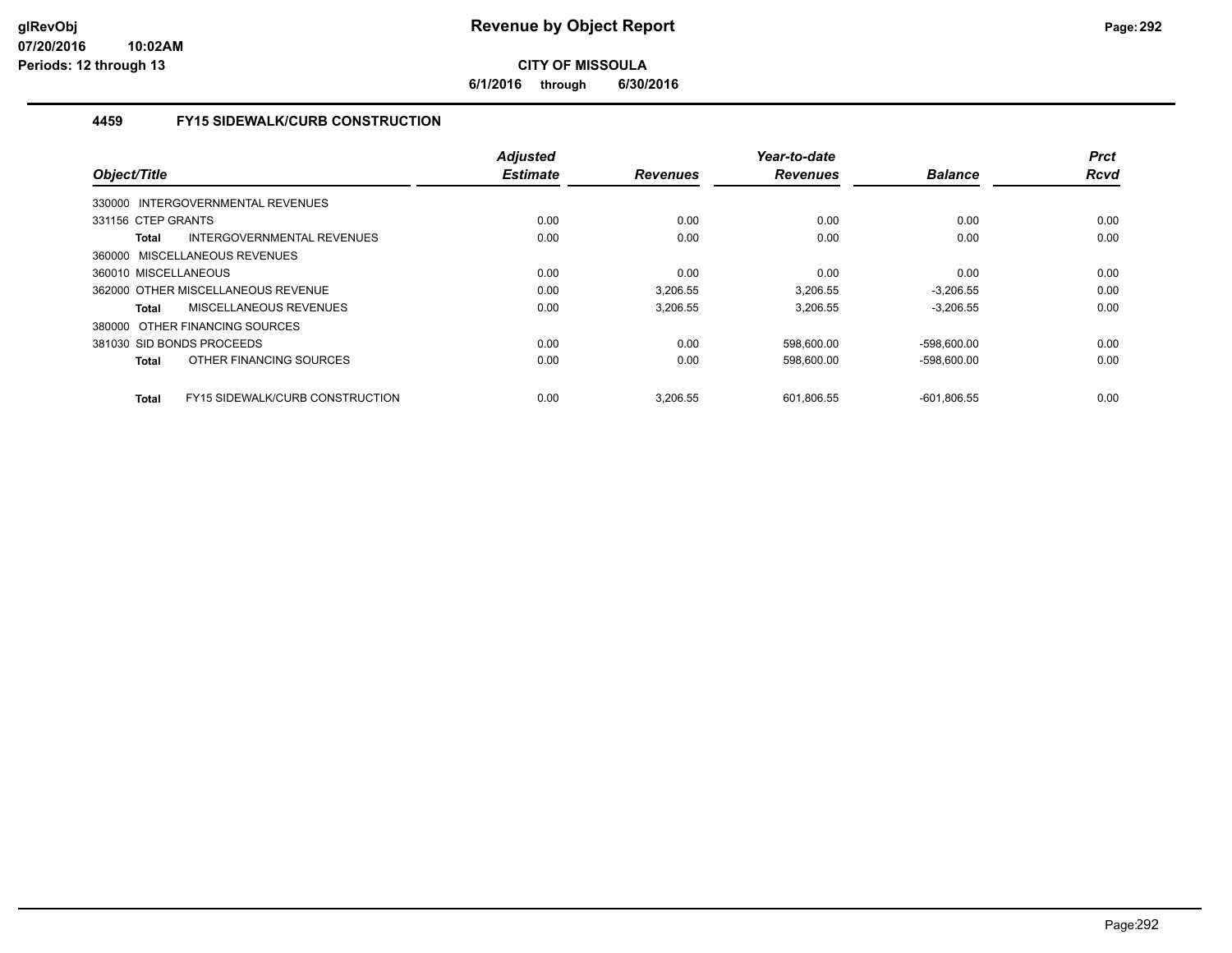**CITY OF MISSOULA**

**6/1/2016 through 6/30/2016**

### 4459 FY15 SIDEWALK/CURB CONSTRUCTION

| Object/Title | Adjusted Estimate | Revenues | Year-to-date Revenues | Balance | Prct Rcvd |
|---|---|---|---|---|---|
| 330000 INTERGOVERNMENTAL REVENUES | | | | | |
| 331156 CTEP GRANTS | 0.00 | 0.00 | 0.00 | 0.00 | 0.00 |
| **Total** INTERGOVERNMENTAL REVENUES | 0.00 | 0.00 | 0.00 | 0.00 | 0.00 |
| 360000 MISCELLANEOUS REVENUES | | | | | |
| 360010 MISCELLANEOUS | 0.00 | 0.00 | 0.00 | 0.00 | 0.00 |
| 362000 OTHER MISCELLANEOUS REVENUE | 0.00 | 3,206.55 | 3,206.55 | -3,206.55 | 0.00 |
| **Total** MISCELLANEOUS REVENUES | 0.00 | 3,206.55 | 3,206.55 | -3,206.55 | 0.00 |
| 380000 OTHER FINANCING SOURCES | | | | | |
| 381030 SID BONDS PROCEEDS | 0.00 | 0.00 | 598,600.00 | -598,600.00 | 0.00 |
| **Total** OTHER FINANCING SOURCES | 0.00 | 0.00 | 598,600.00 | -598,600.00 | 0.00 |
| **Total** FY15 SIDEWALK/CURB CONSTRUCTION | 0.00 | 3,206.55 | 601,806.55 | -601,806.55 | 0.00 |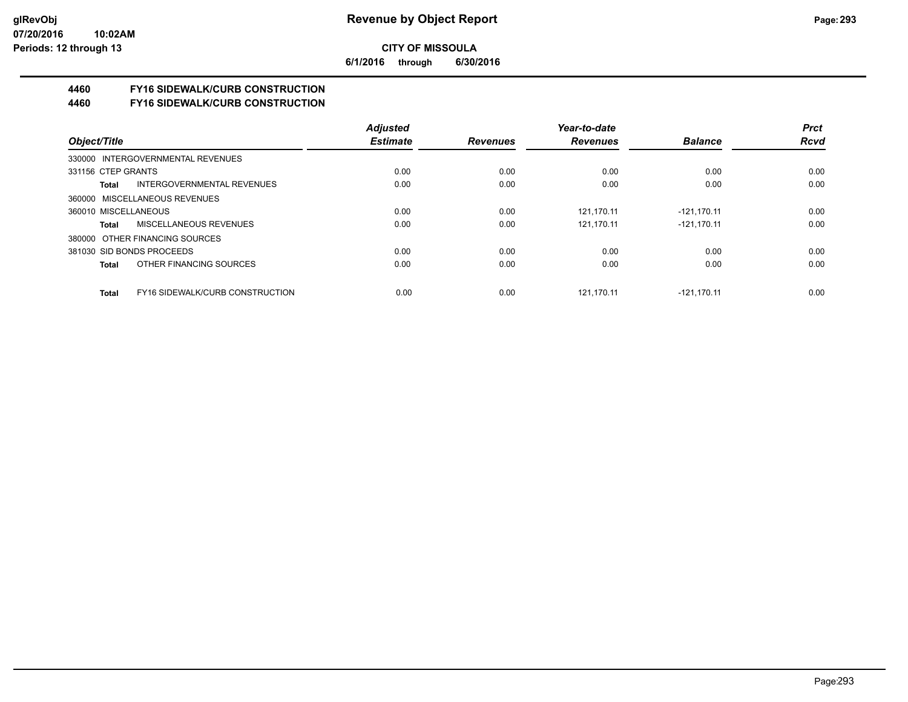**CITY OF MISSOULA**

**6/1/2016 through 6/30/2016**

**Revenue by Object Report**

glRevObj
07/20/2016 10:02AM
Periods: 12 through 13

## 4460 FY16 SIDEWALK/CURB CONSTRUCTION
## 4460 FY16 SIDEWALK/CURB CONSTRUCTION

| Object/Title | Adjusted Estimate | Revenues | Year-to-date Revenues | Balance | Prct Rcvd |
|---|---|---|---|---|---|
| 330000 INTERGOVERNMENTAL REVENUES | | | | | |
| 331156 CTEP GRANTS | 0.00 | 0.00 | 0.00 | 0.00 | 0.00 |
| **Total** INTERGOVERNMENTAL REVENUES | 0.00 | 0.00 | 0.00 | 0.00 | 0.00 |
| 360000 MISCELLANEOUS REVENUES | | | | | |
| 360010 MISCELLANEOUS | 0.00 | 0.00 | 121,170.11 | -121,170.11 | 0.00 |
| **Total** MISCELLANEOUS REVENUES | 0.00 | 0.00 | 121,170.11 | -121,170.11 | 0.00 |
| 380000 OTHER FINANCING SOURCES | | | | | |
| 381030 SID BONDS PROCEEDS | 0.00 | 0.00 | 0.00 | 0.00 | 0.00 |
| **Total** OTHER FINANCING SOURCES | 0.00 | 0.00 | 0.00 | 0.00 | 0.00 |
| **Total** FY16 SIDEWALK/CURB CONSTRUCTION | 0.00 | 0.00 | 121,170.11 | -121,170.11 | 0.00 |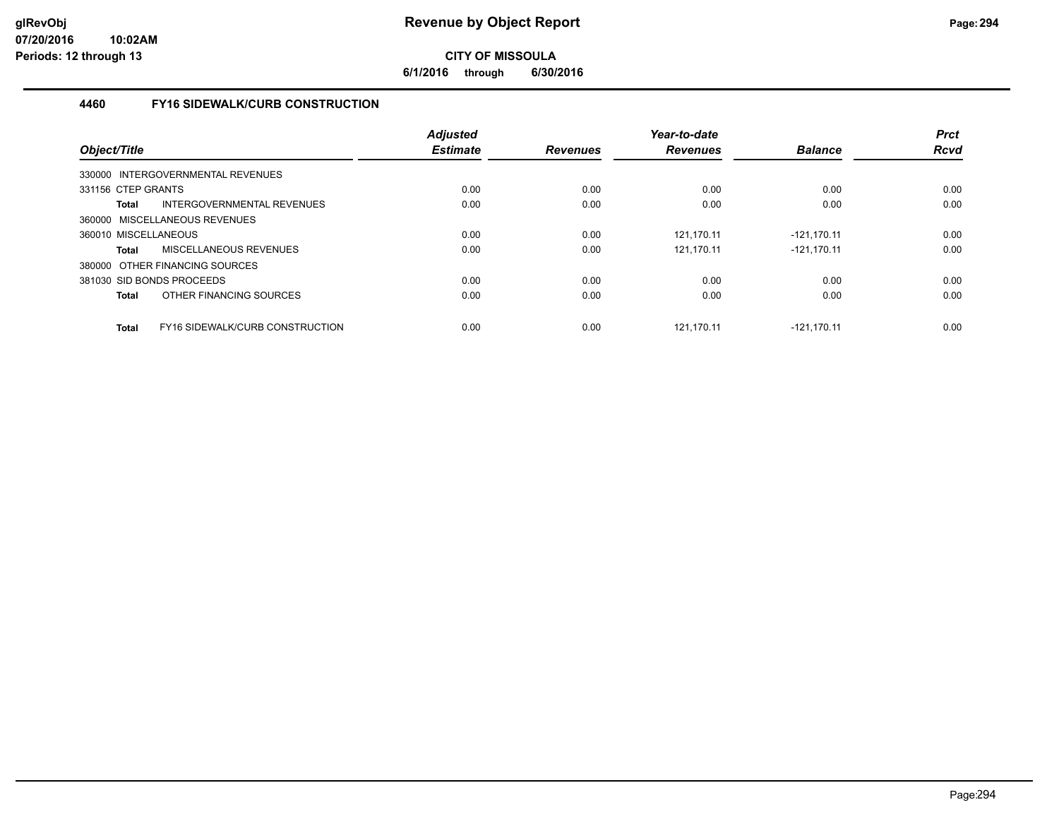# Revenue by Object Report

**CITY OF MISSOULA**

**6/1/2016 through 6/30/2016**

glRevObj
07/20/2016 10:02AM
Periods: 12 through 13

## 4460 FY16 SIDEWALK/CURB CONSTRUCTION

| Object/Title | Adjusted Estimate | Revenues | Year-to-date Revenues | Balance | Prct Rcvd |
|---|---|---|---|---|---|
| 330000 INTERGOVERNMENTAL REVENUES | | | | | |
| 331156 CTEP GRANTS | 0.00 | 0.00 | 0.00 | 0.00 | 0.00 |
| **Total** INTERGOVERNMENTAL REVENUES | 0.00 | 0.00 | 0.00 | 0.00 | 0.00 |
| 360000 MISCELLANEOUS REVENUES | | | | | |
| 360010 MISCELLANEOUS | 0.00 | 0.00 | 121,170.11 | -121,170.11 | 0.00 |
| **Total** MISCELLANEOUS REVENUES | 0.00 | 0.00 | 121,170.11 | -121,170.11 | 0.00 |
| 380000 OTHER FINANCING SOURCES | | | | | |
| 381030 SID BONDS PROCEEDS | 0.00 | 0.00 | 0.00 | 0.00 | 0.00 |
| **Total** OTHER FINANCING SOURCES | 0.00 | 0.00 | 0.00 | 0.00 | 0.00 |
| **Total** FY16 SIDEWALK/CURB CONSTRUCTION | 0.00 | 0.00 | 121,170.11 | -121,170.11 | 0.00 |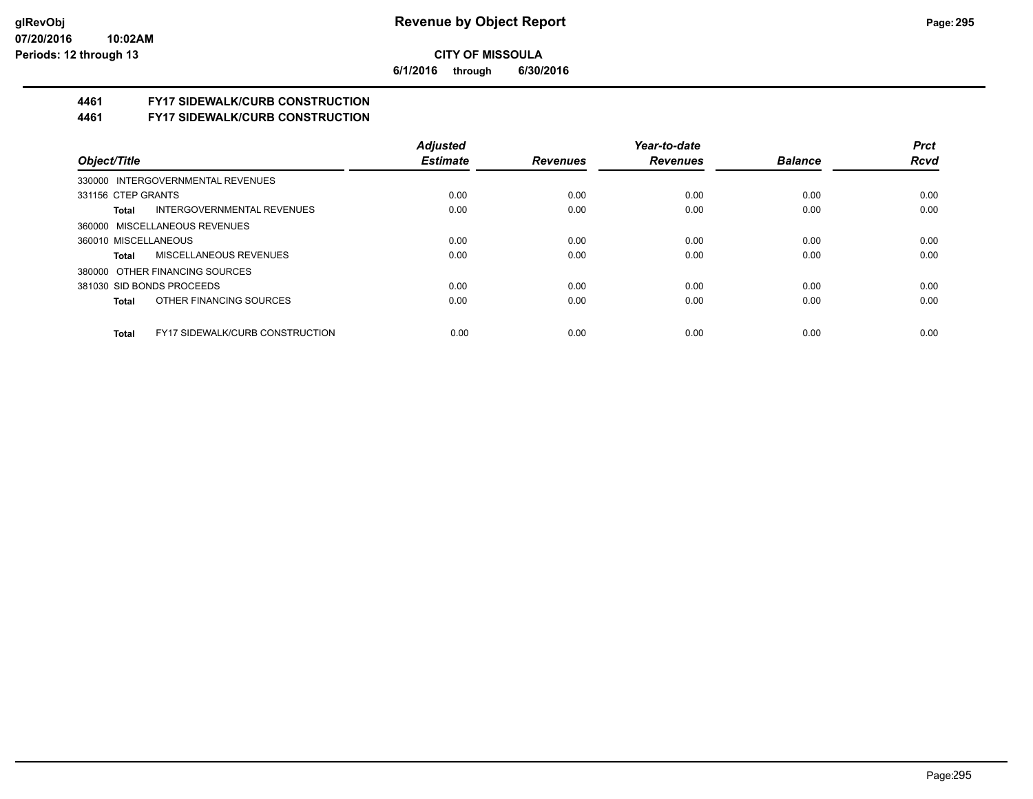**CITY OF MISSOULA**

**6/1/2016 through 6/30/2016**

## 4461 FY17 SIDEWALK/CURB CONSTRUCTION
## 4461 FY17 SIDEWALK/CURB CONSTRUCTION

| Object/Title | | Adjusted Estimate | Revenues | Year-to-date Revenues | Balance | Prct Rcvd |
|---|---|---|---|---|---|---|
| 330000 INTERGOVERNMENTAL REVENUES | | | | | | |
| 331156 CTEP GRANTS | | 0.00 | 0.00 | 0.00 | 0.00 | 0.00 |
| Total | INTERGOVERNMENTAL REVENUES | 0.00 | 0.00 | 0.00 | 0.00 | 0.00 |
| 360000 MISCELLANEOUS REVENUES | | | | | | |
| 360010 MISCELLANEOUS | | 0.00 | 0.00 | 0.00 | 0.00 | 0.00 |
| Total | MISCELLANEOUS REVENUES | 0.00 | 0.00 | 0.00 | 0.00 | 0.00 |
| 380000 OTHER FINANCING SOURCES | | | | | | |
| 381030 SID BONDS PROCEEDS | | 0.00 | 0.00 | 0.00 | 0.00 | 0.00 |
| Total | OTHER FINANCING SOURCES | 0.00 | 0.00 | 0.00 | 0.00 | 0.00 |
| Total | FY17 SIDEWALK/CURB CONSTRUCTION | 0.00 | 0.00 | 0.00 | 0.00 | 0.00 |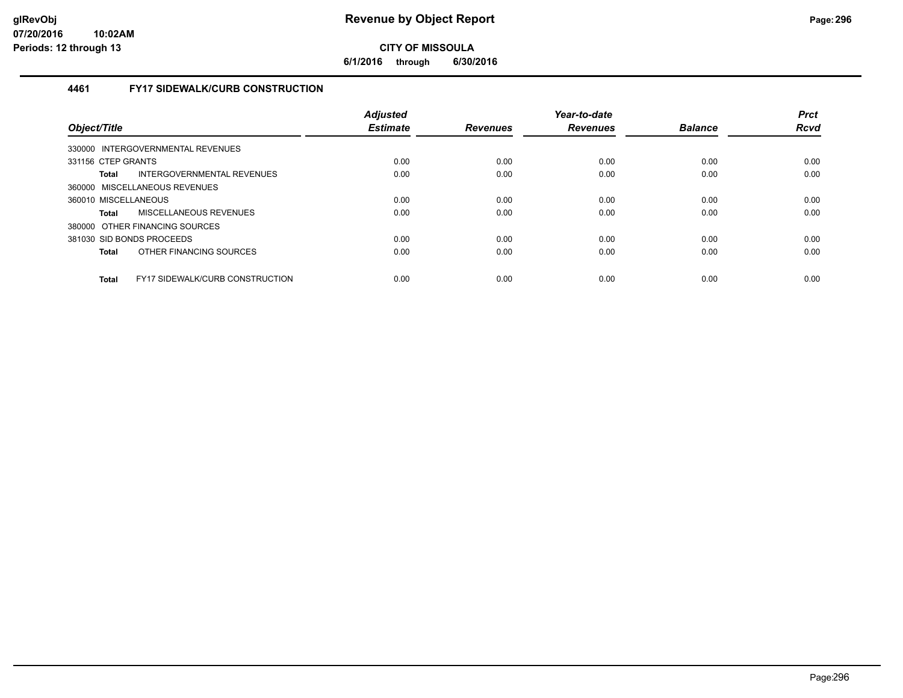**glRevObj**
**07/20/2016 10:02AM**
**Periods: 12 through 13**

# Revenue by Object Report

**CITY OF MISSOULA**

**6/1/2016 through 6/30/2016**

## 4461 FY17 SIDEWALK/CURB CONSTRUCTION

| Object/Title | Adjusted Estimate | Revenues | Year-to-date Revenues | Balance | Prct Rcvd |
|---|---|---|---|---|---|
| 330000 INTERGOVERNMENTAL REVENUES | | | | | |
| 331156 CTEP GRANTS | 0.00 | 0.00 | 0.00 | 0.00 | 0.00 |
| **Total** INTERGOVERNMENTAL REVENUES | 0.00 | 0.00 | 0.00 | 0.00 | 0.00 |
| 360000 MISCELLANEOUS REVENUES | | | | | |
| 360010 MISCELLANEOUS | 0.00 | 0.00 | 0.00 | 0.00 | 0.00 |
| **Total** MISCELLANEOUS REVENUES | 0.00 | 0.00 | 0.00 | 0.00 | 0.00 |
| 380000 OTHER FINANCING SOURCES | | | | | |
| 381030 SID BONDS PROCEEDS | 0.00 | 0.00 | 0.00 | 0.00 | 0.00 |
| **Total** OTHER FINANCING SOURCES | 0.00 | 0.00 | 0.00 | 0.00 | 0.00 |
| **Total** FY17 SIDEWALK/CURB CONSTRUCTION | 0.00 | 0.00 | 0.00 | 0.00 | 0.00 |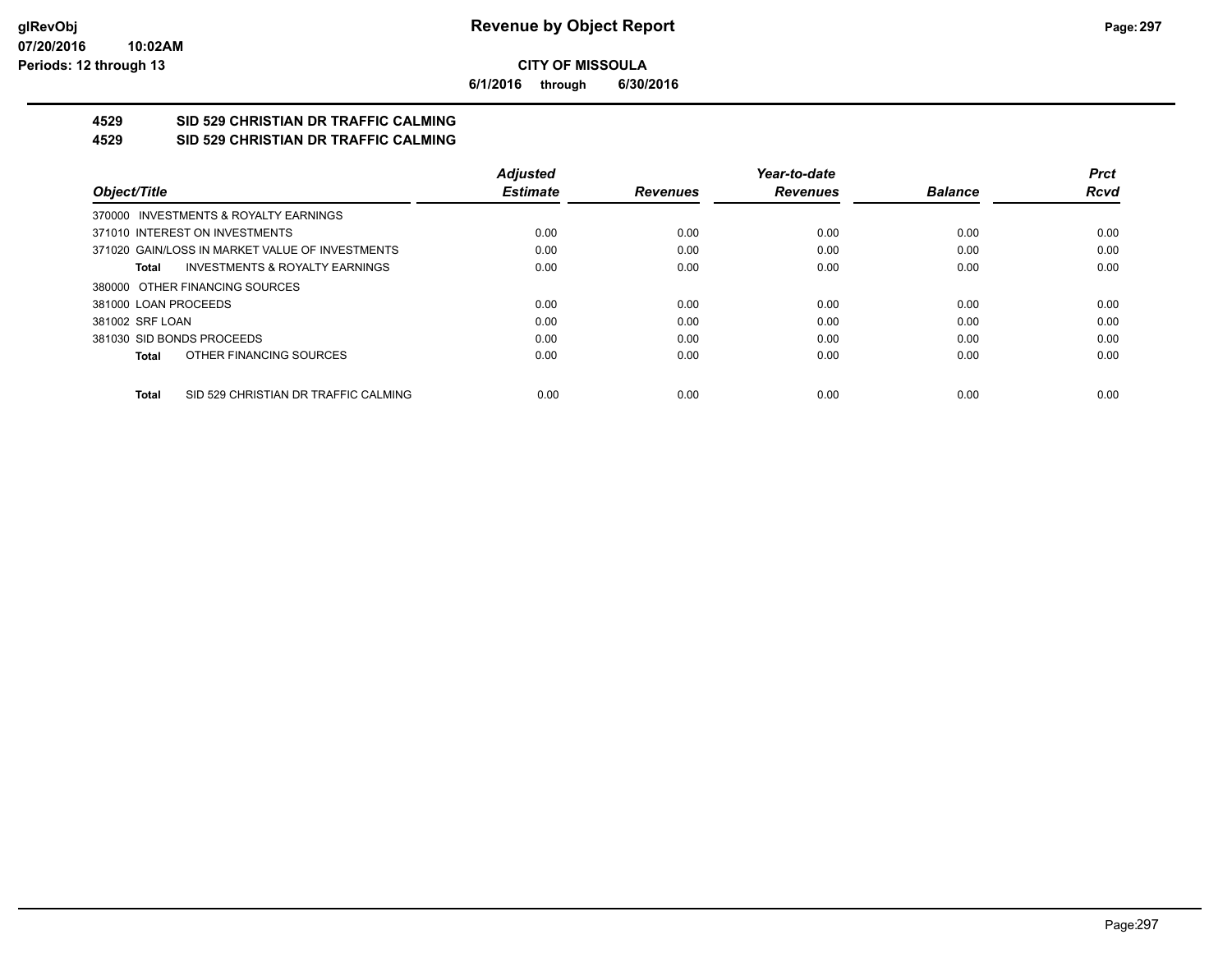**CITY OF MISSOULA**

**6/1/2016 through 6/30/2016**

## 4529 SID 529 CHRISTIAN DR TRAFFIC CALMING
## 4529 SID 529 CHRISTIAN DR TRAFFIC CALMING

| Object/Title | Adjusted Estimate | Revenues | Year-to-date Revenues | Balance | Prct Rcvd |
|---|---|---|---|---|---|
| 370000 INVESTMENTS & ROYALTY EARNINGS | | | | | |
| 371010 INTEREST ON INVESTMENTS | 0.00 | 0.00 | 0.00 | 0.00 | 0.00 |
| 371020 GAIN/LOSS IN MARKET VALUE OF INVESTMENTS | 0.00 | 0.00 | 0.00 | 0.00 | 0.00 |
| **Total** INVESTMENTS & ROYALTY EARNINGS | 0.00 | 0.00 | 0.00 | 0.00 | 0.00 |
| 380000 OTHER FINANCING SOURCES | | | | | |
| 381000 LOAN PROCEEDS | 0.00 | 0.00 | 0.00 | 0.00 | 0.00 |
| 381002 SRF LOAN | 0.00 | 0.00 | 0.00 | 0.00 | 0.00 |
| 381030 SID BONDS PROCEEDS | 0.00 | 0.00 | 0.00 | 0.00 | 0.00 |
| **Total** OTHER FINANCING SOURCES | 0.00 | 0.00 | 0.00 | 0.00 | 0.00 |
| **Total** SID 529 CHRISTIAN DR TRAFFIC CALMING | 0.00 | 0.00 | 0.00 | 0.00 | 0.00 |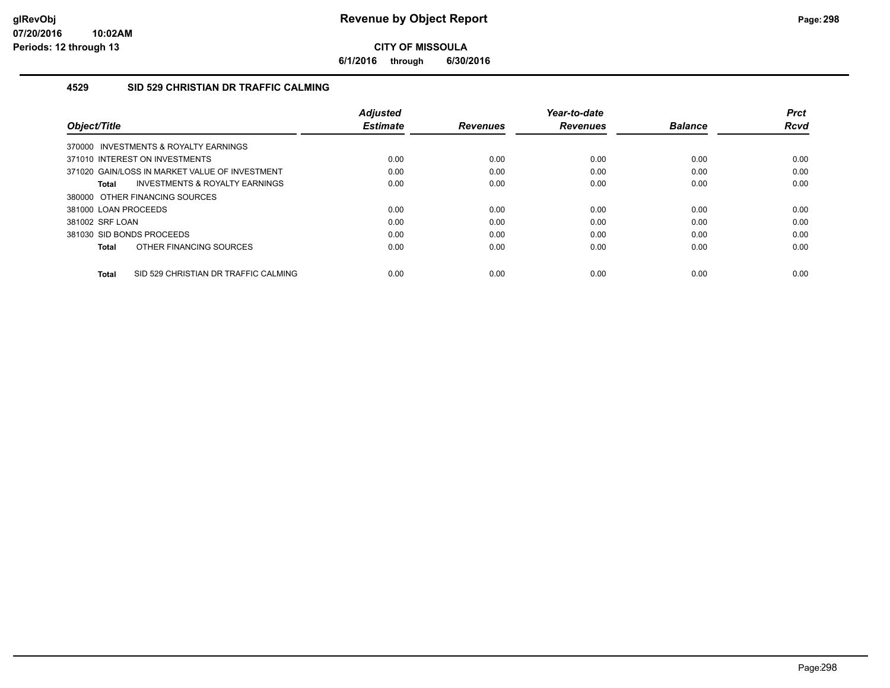## CITY OF MISSOULA

**6/1/2016 through 6/30/2016**

### 4529 SID 529 CHRISTIAN DR TRAFFIC CALMING

| Object/Title | Adjusted Estimate | Revenues | Year-to-date Revenues | Balance | Prct Rcvd |
|---|---|---|---|---|---|
| 370000 INVESTMENTS & ROYALTY EARNINGS | | | | | |
| 371010 INTEREST ON INVESTMENTS | 0.00 | 0.00 | 0.00 | 0.00 | 0.00 |
| 371020 GAIN/LOSS IN MARKET VALUE OF INVESTMENT | 0.00 | 0.00 | 0.00 | 0.00 | 0.00 |
| **Total** INVESTMENTS & ROYALTY EARNINGS | 0.00 | 0.00 | 0.00 | 0.00 | 0.00 |
| 380000 OTHER FINANCING SOURCES | | | | | |
| 381000 LOAN PROCEEDS | 0.00 | 0.00 | 0.00 | 0.00 | 0.00 |
| 381002 SRF LOAN | 0.00 | 0.00 | 0.00 | 0.00 | 0.00 |
| 381030 SID BONDS PROCEEDS | 0.00 | 0.00 | 0.00 | 0.00 | 0.00 |
| **Total** OTHER FINANCING SOURCES | 0.00 | 0.00 | 0.00 | 0.00 | 0.00 |
| **Total** SID 529 CHRISTIAN DR TRAFFIC CALMING | 0.00 | 0.00 | 0.00 | 0.00 | 0.00 |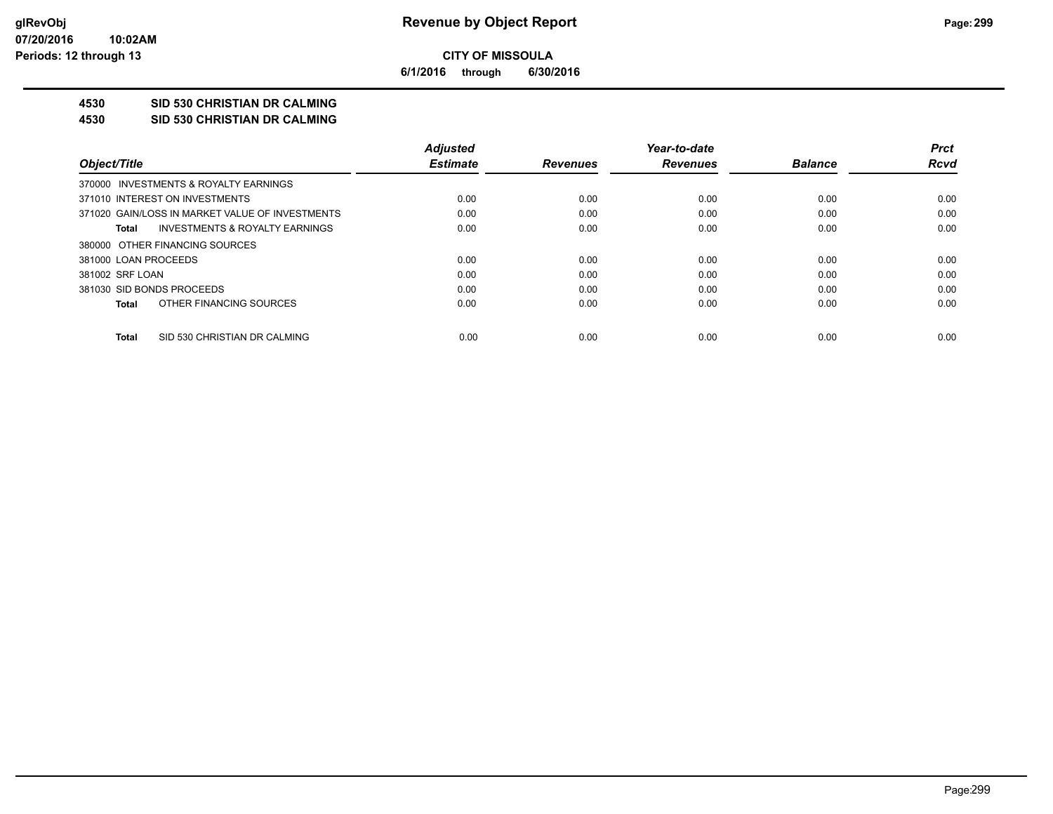# Revenue by Object Report

**CITY OF MISSOULA**

**6/1/2016 through 6/30/2016**

glRevObj
07/20/2016 10:02AM
Periods: 12 through 13

## 4530 SID 530 CHRISTIAN DR CALMING
## 4530 SID 530 CHRISTIAN DR CALMING

| Object/Title | Adjusted Estimate | Revenues | Year-to-date Revenues | Balance | Prct Rcvd |
|---|---|---|---|---|---|
| 370000 INVESTMENTS & ROYALTY EARNINGS | | | | | |
| 371010 INTEREST ON INVESTMENTS | 0.00 | 0.00 | 0.00 | 0.00 | 0.00 |
| 371020 GAIN/LOSS IN MARKET VALUE OF INVESTMENTS | 0.00 | 0.00 | 0.00 | 0.00 | 0.00 |
| **Total** INVESTMENTS & ROYALTY EARNINGS | 0.00 | 0.00 | 0.00 | 0.00 | 0.00 |
| 380000 OTHER FINANCING SOURCES | | | | | |
| 381000 LOAN PROCEEDS | 0.00 | 0.00 | 0.00 | 0.00 | 0.00 |
| 381002 SRF LOAN | 0.00 | 0.00 | 0.00 | 0.00 | 0.00 |
| 381030 SID BONDS PROCEEDS | 0.00 | 0.00 | 0.00 | 0.00 | 0.00 |
| **Total** OTHER FINANCING SOURCES | 0.00 | 0.00 | 0.00 | 0.00 | 0.00 |
| **Total** SID 530 CHRISTIAN DR CALMING | 0.00 | 0.00 | 0.00 | 0.00 | 0.00 |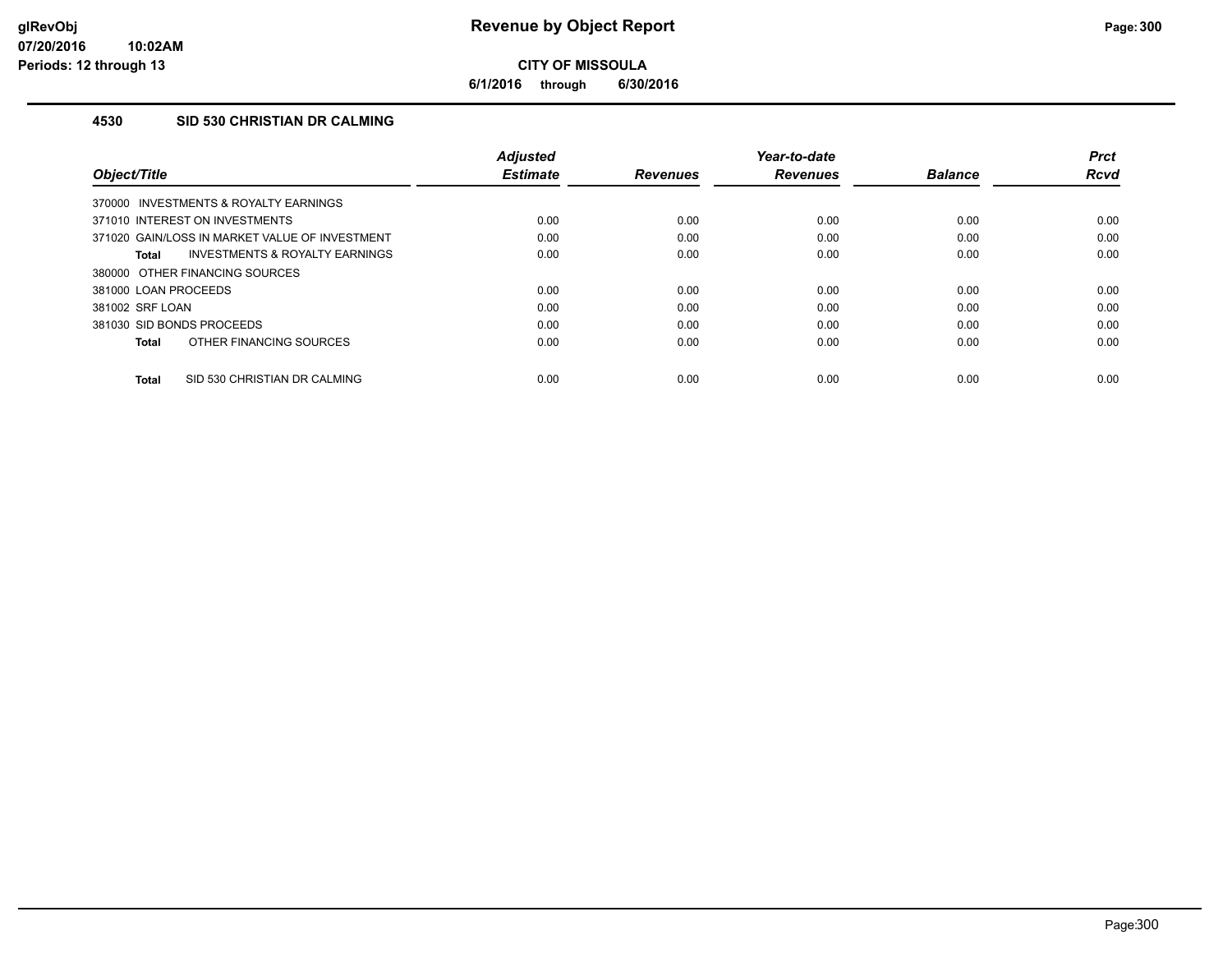# Revenue by Object Report

**CITY OF MISSOULA**

**6/1/2016 through 6/30/2016**

### 4530 SID 530 CHRISTIAN DR CALMING

| Object/Title | Adjusted Estimate | Revenues | Year-to-date Revenues | Balance | Prct Rcvd |
|---|---|---|---|---|---|
| 370000 INVESTMENTS & ROYALTY EARNINGS | | | | | |
| 371010 INTEREST ON INVESTMENTS | 0.00 | 0.00 | 0.00 | 0.00 | 0.00 |
| 371020 GAIN/LOSS IN MARKET VALUE OF INVESTMENT | 0.00 | 0.00 | 0.00 | 0.00 | 0.00 |
| **Total** INVESTMENTS & ROYALTY EARNINGS | 0.00 | 0.00 | 0.00 | 0.00 | 0.00 |
| 380000 OTHER FINANCING SOURCES | | | | | |
| 381000 LOAN PROCEEDS | 0.00 | 0.00 | 0.00 | 0.00 | 0.00 |
| 381002 SRF LOAN | 0.00 | 0.00 | 0.00 | 0.00 | 0.00 |
| 381030 SID BONDS PROCEEDS | 0.00 | 0.00 | 0.00 | 0.00 | 0.00 |
| **Total** OTHER FINANCING SOURCES | 0.00 | 0.00 | 0.00 | 0.00 | 0.00 |
| **Total** SID 530 CHRISTIAN DR CALMING | 0.00 | 0.00 | 0.00 | 0.00 | 0.00 |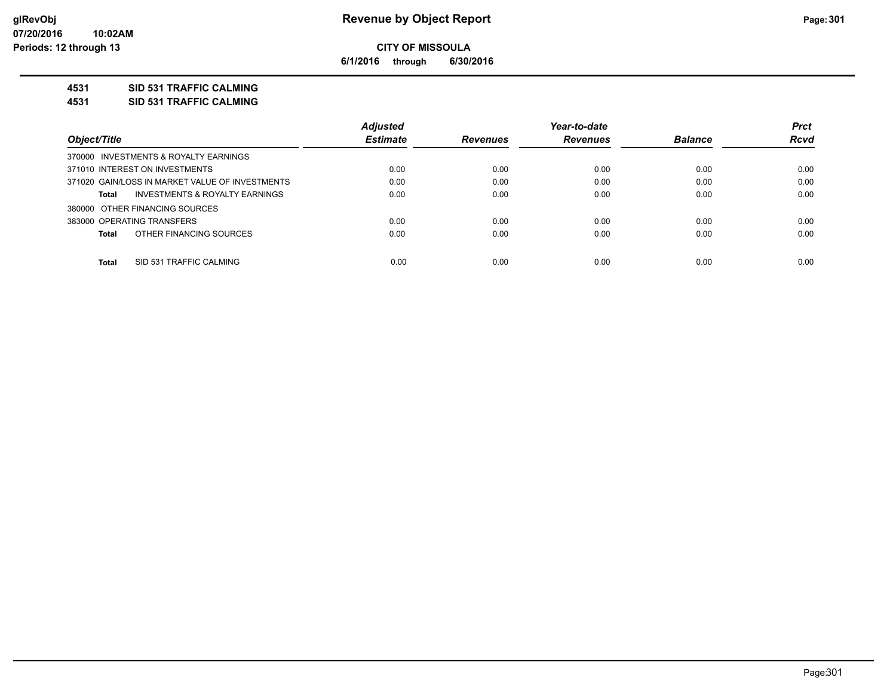**CITY OF MISSOULA**

**6/1/2016 through 6/30/2016**

**4531 SID 531 TRAFFIC CALMING**

**4531 SID 531 TRAFFIC CALMING**

| Object/Title | Adjusted Estimate | Revenues | Year-to-date Revenues | Balance | Prct Rcvd |
|---|---|---|---|---|---|
| 370000 INVESTMENTS & ROYALTY EARNINGS | | | | | |
| 371010 INTEREST ON INVESTMENTS | 0.00 | 0.00 | 0.00 | 0.00 | 0.00 |
| 371020 GAIN/LOSS IN MARKET VALUE OF INVESTMENTS | 0.00 | 0.00 | 0.00 | 0.00 | 0.00 |
| **Total** INVESTMENTS & ROYALTY EARNINGS | 0.00 | 0.00 | 0.00 | 0.00 | 0.00 |
| 380000 OTHER FINANCING SOURCES | | | | | |
| 383000 OPERATING TRANSFERS | 0.00 | 0.00 | 0.00 | 0.00 | 0.00 |
| **Total** OTHER FINANCING SOURCES | 0.00 | 0.00 | 0.00 | 0.00 | 0.00 |
| **Total** SID 531 TRAFFIC CALMING | 0.00 | 0.00 | 0.00 | 0.00 | 0.00 |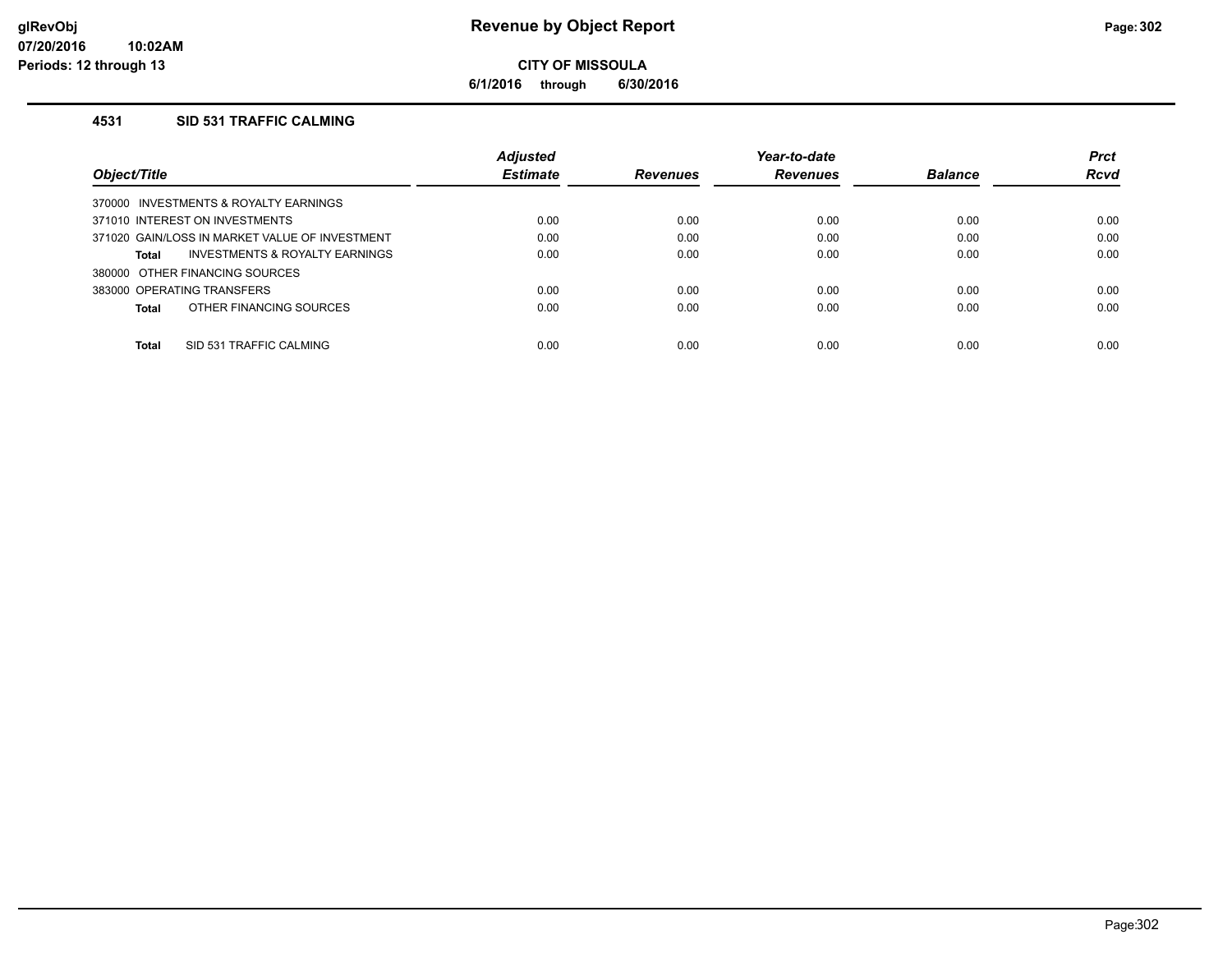# Revenue by Object Report

glRevObj
07/20/2016 10:02AM
Periods: 12 through 13

**CITY OF MISSOULA**

**6/1/2016 through 6/30/2016**

### 4531 SID 531 TRAFFIC CALMING

| Object/Title | Adjusted Estimate | Revenues | Year-to-date Revenues | Balance | Prct Rcvd |
|---|---|---|---|---|---|
| 370000 INVESTMENTS & ROYALTY EARNINGS | | | | | |
| 371010 INTEREST ON INVESTMENTS | 0.00 | 0.00 | 0.00 | 0.00 | 0.00 |
| 371020 GAIN/LOSS IN MARKET VALUE OF INVESTMENT | 0.00 | 0.00 | 0.00 | 0.00 | 0.00 |
| **Total** INVESTMENTS & ROYALTY EARNINGS | 0.00 | 0.00 | 0.00 | 0.00 | 0.00 |
| 380000 OTHER FINANCING SOURCES | | | | | |
| 383000 OPERATING TRANSFERS | 0.00 | 0.00 | 0.00 | 0.00 | 0.00 |
| **Total** OTHER FINANCING SOURCES | 0.00 | 0.00 | 0.00 | 0.00 | 0.00 |
| **Total** SID 531 TRAFFIC CALMING | 0.00 | 0.00 | 0.00 | 0.00 | 0.00 |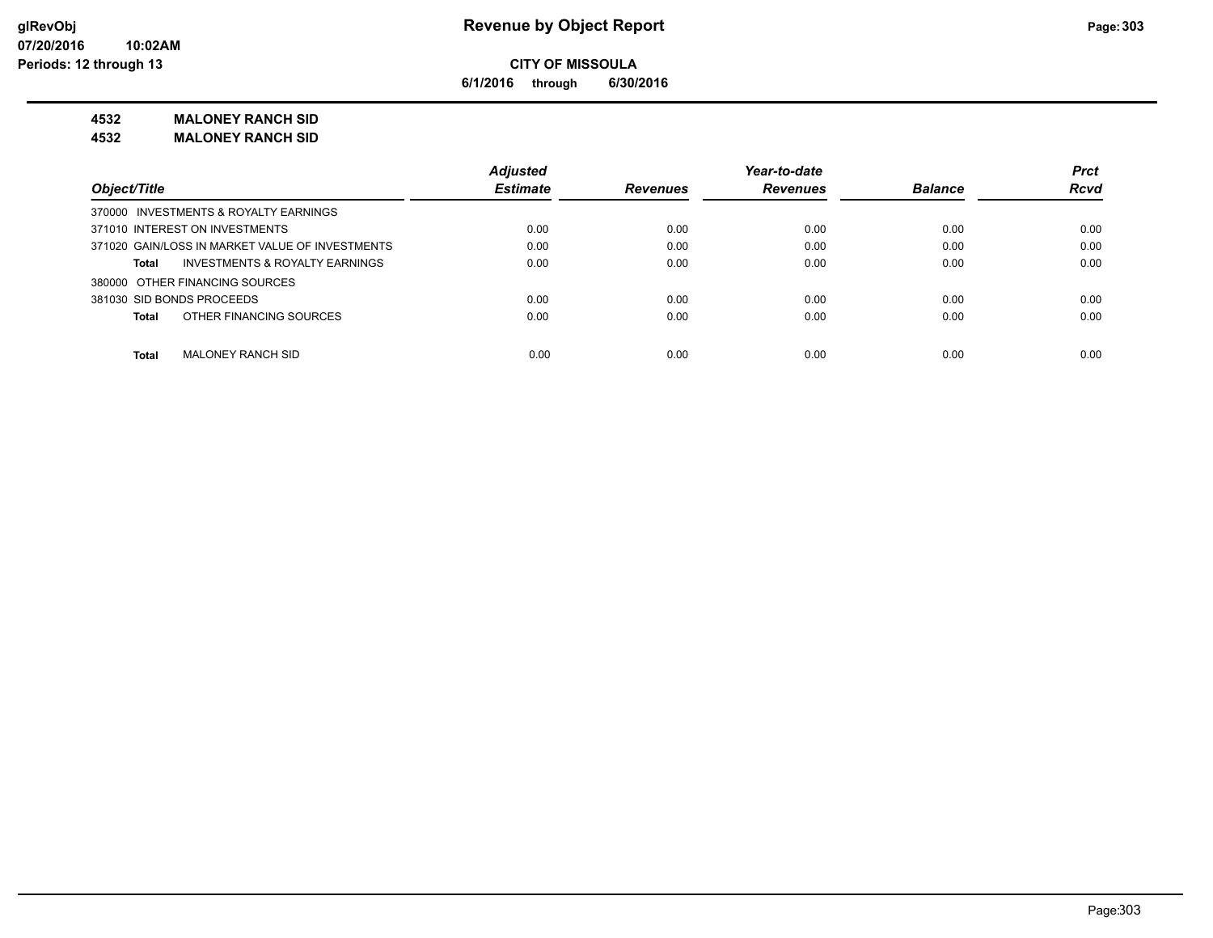**CITY OF MISSOULA**

**6/1/2016 through 6/30/2016**

**4532 MALONEY RANCH SID**

**4532 MALONEY RANCH SID**

| Object/Title | Adjusted Estimate | Revenues | Year-to-date Revenues | Balance | Prct Rcvd |
|---|---|---|---|---|---|
| 370000 INVESTMENTS & ROYALTY EARNINGS | | | | | |
| 371010 INTEREST ON INVESTMENTS | 0.00 | 0.00 | 0.00 | 0.00 | 0.00 |
| 371020 GAIN/LOSS IN MARKET VALUE OF INVESTMENTS | 0.00 | 0.00 | 0.00 | 0.00 | 0.00 |
| **Total** INVESTMENTS & ROYALTY EARNINGS | 0.00 | 0.00 | 0.00 | 0.00 | 0.00 |
| 380000 OTHER FINANCING SOURCES | | | | | |
| 381030 SID BONDS PROCEEDS | 0.00 | 0.00 | 0.00 | 0.00 | 0.00 |
| **Total** OTHER FINANCING SOURCES | 0.00 | 0.00 | 0.00 | 0.00 | 0.00 |
| **Total** MALONEY RANCH SID | 0.00 | 0.00 | 0.00 | 0.00 | 0.00 |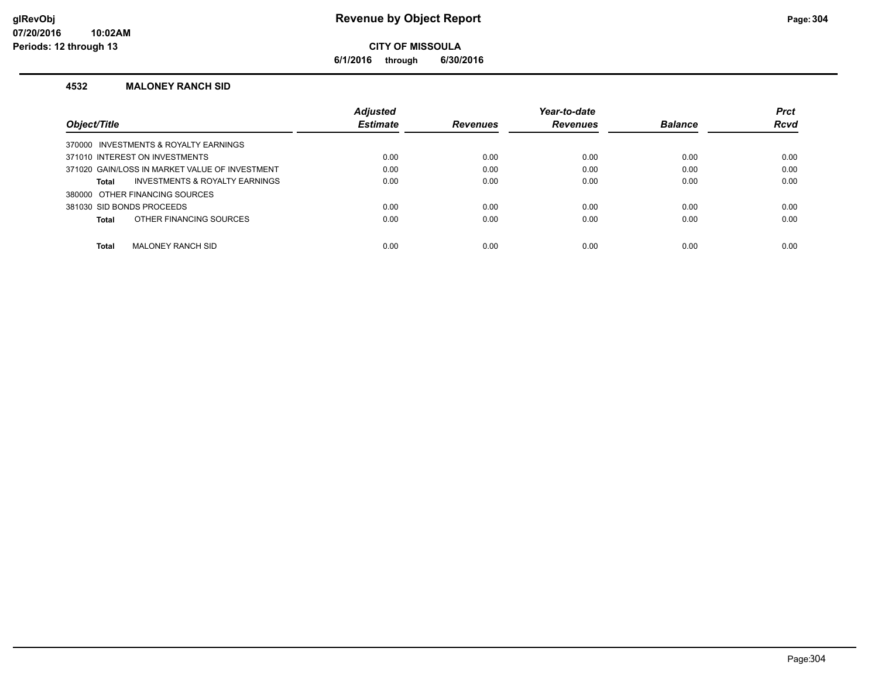# Revenue by Object Report

**CITY OF MISSOULA**

**6/1/2016 through 6/30/2016**

glRevObj
07/20/2016 10:02AM
Periods: 12 through 13

### 4532 MALONEY RANCH SID

| Object/Title | Adjusted Estimate | Revenues | Year-to-date Revenues | Balance | Prct Rcvd |
|---|---|---|---|---|---|
| 370000 INVESTMENTS & ROYALTY EARNINGS | | | | | |
| 371010 INTEREST ON INVESTMENTS | 0.00 | 0.00 | 0.00 | 0.00 | 0.00 |
| 371020 GAIN/LOSS IN MARKET VALUE OF INVESTMENT | 0.00 | 0.00 | 0.00 | 0.00 | 0.00 |
| **Total** INVESTMENTS & ROYALTY EARNINGS | 0.00 | 0.00 | 0.00 | 0.00 | 0.00 |
| 380000 OTHER FINANCING SOURCES | | | | | |
| 381030 SID BONDS PROCEEDS | 0.00 | 0.00 | 0.00 | 0.00 | 0.00 |
| **Total** OTHER FINANCING SOURCES | 0.00 | 0.00 | 0.00 | 0.00 | 0.00 |
| **Total** MALONEY RANCH SID | 0.00 | 0.00 | 0.00 | 0.00 | 0.00 |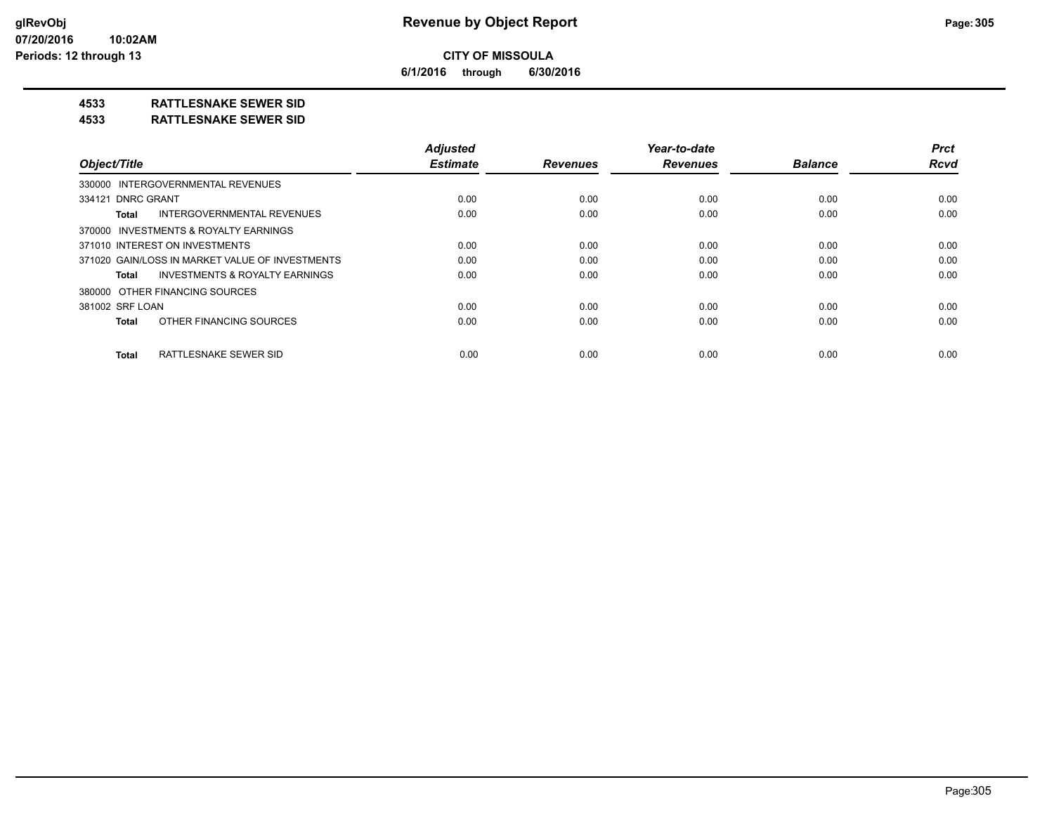**CITY OF MISSOULA**

**6/1/2016 through 6/30/2016**

## 4533 RATTLESNAKE SEWER SID

## 4533 RATTLESNAKE SEWER SID

| Object/Title | Adjusted Estimate | Revenues | Year-to-date Revenues | Balance | Prct Rcvd |
|---|---|---|---|---|---|
| 330000 INTERGOVERNMENTAL REVENUES | | | | | |
| 334121 DNRC GRANT | 0.00 | 0.00 | 0.00 | 0.00 | 0.00 |
| **Total** INTERGOVERNMENTAL REVENUES | 0.00 | 0.00 | 0.00 | 0.00 | 0.00 |
| 370000 INVESTMENTS & ROYALTY EARNINGS | | | | | |
| 371010 INTEREST ON INVESTMENTS | 0.00 | 0.00 | 0.00 | 0.00 | 0.00 |
| 371020 GAIN/LOSS IN MARKET VALUE OF INVESTMENTS | 0.00 | 0.00 | 0.00 | 0.00 | 0.00 |
| **Total** INVESTMENTS & ROYALTY EARNINGS | 0.00 | 0.00 | 0.00 | 0.00 | 0.00 |
| 380000 OTHER FINANCING SOURCES | | | | | |
| 381002 SRF LOAN | 0.00 | 0.00 | 0.00 | 0.00 | 0.00 |
| **Total** OTHER FINANCING SOURCES | 0.00 | 0.00 | 0.00 | 0.00 | 0.00 |
| **Total** RATTLESNAKE SEWER SID | 0.00 | 0.00 | 0.00 | 0.00 | 0.00 |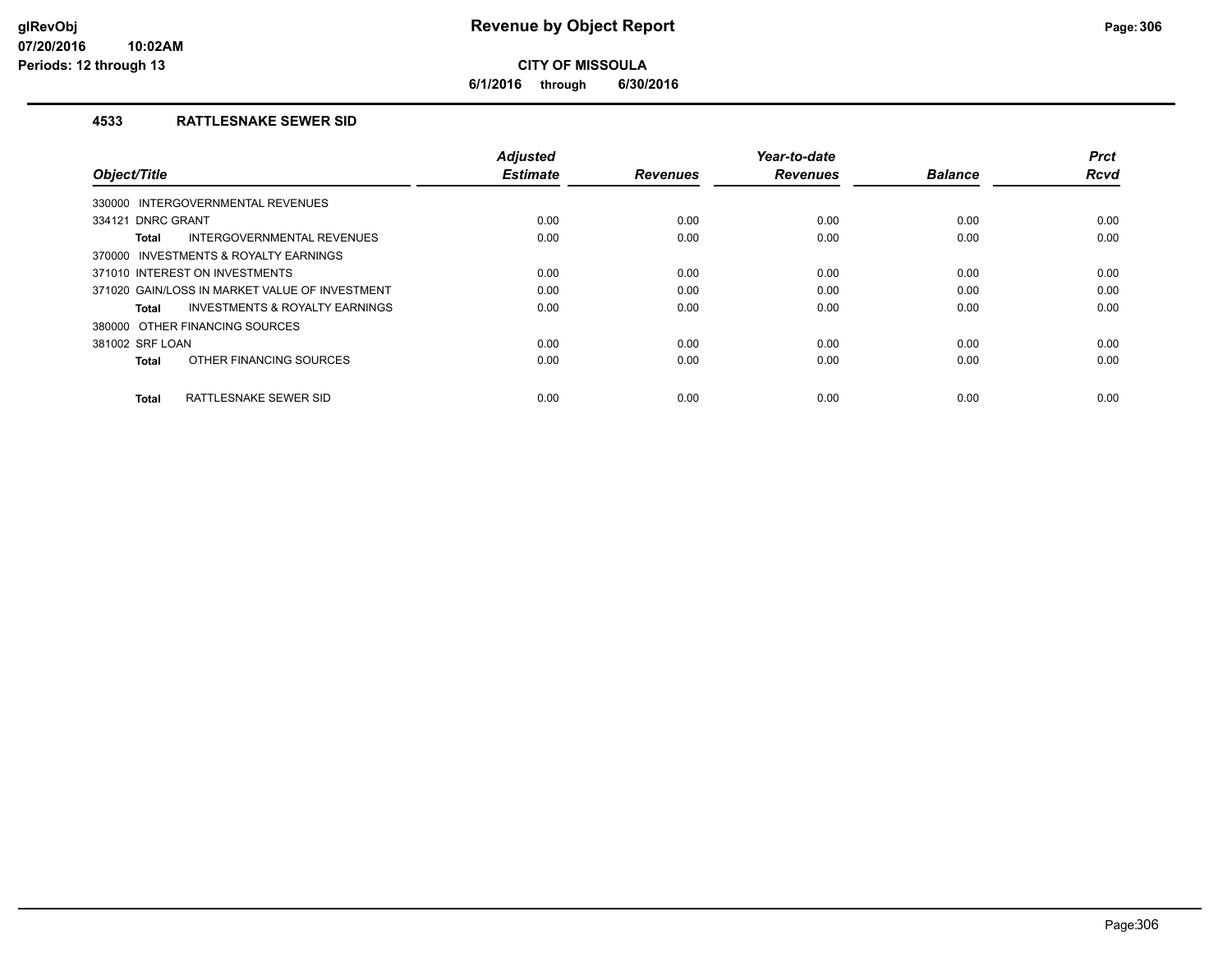**Revenue by Object Report**

**CITY OF MISSOULA**

**6/1/2016 through 6/30/2016**

glRevObj
07/20/2016 10:02AM
Periods: 12 through 13

## 4533 RATTLESNAKE SEWER SID

| Object/Title | Adjusted Estimate | Revenues | Year-to-date Revenues | Balance | Prct Rcvd |
|---|---|---|---|---|---|
| 330000 INTERGOVERNMENTAL REVENUES | | | | | |
| 334121 DNRC GRANT | 0.00 | 0.00 | 0.00 | 0.00 | 0.00 |
| **Total** INTERGOVERNMENTAL REVENUES | 0.00 | 0.00 | 0.00 | 0.00 | 0.00 |
| 370000 INVESTMENTS & ROYALTY EARNINGS | | | | | |
| 371010 INTEREST ON INVESTMENTS | 0.00 | 0.00 | 0.00 | 0.00 | 0.00 |
| 371020 GAIN/LOSS IN MARKET VALUE OF INVESTMENT | 0.00 | 0.00 | 0.00 | 0.00 | 0.00 |
| **Total** INVESTMENTS & ROYALTY EARNINGS | 0.00 | 0.00 | 0.00 | 0.00 | 0.00 |
| 380000 OTHER FINANCING SOURCES | | | | | |
| 381002 SRF LOAN | 0.00 | 0.00 | 0.00 | 0.00 | 0.00 |
| **Total** OTHER FINANCING SOURCES | 0.00 | 0.00 | 0.00 | 0.00 | 0.00 |
| **Total** RATTLESNAKE SEWER SID | 0.00 | 0.00 | 0.00 | 0.00 | 0.00 |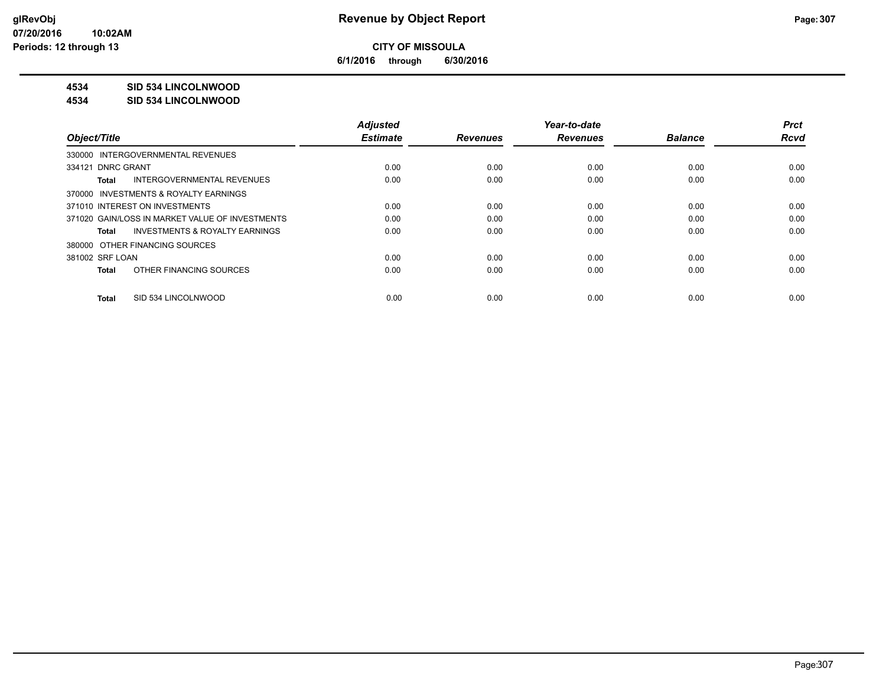**CITY OF MISSOULA**

**6/1/2016 through 6/30/2016**

**4534 SID 534 LINCOLNWOOD**

**4534 SID 534 LINCOLNWOOD**

| Object/Title | Adjusted Estimate | Revenues | Year-to-date Revenues | Balance | Prct Rcvd |
|---|---|---|---|---|---|
| 330000 INTERGOVERNMENTAL REVENUES | | | | | |
| 334121 DNRC GRANT | 0.00 | 0.00 | 0.00 | 0.00 | 0.00 |
| **Total** INTERGOVERNMENTAL REVENUES | 0.00 | 0.00 | 0.00 | 0.00 | 0.00 |
| 370000 INVESTMENTS & ROYALTY EARNINGS | | | | | |
| 371010 INTEREST ON INVESTMENTS | 0.00 | 0.00 | 0.00 | 0.00 | 0.00 |
| 371020 GAIN/LOSS IN MARKET VALUE OF INVESTMENTS | 0.00 | 0.00 | 0.00 | 0.00 | 0.00 |
| **Total** INVESTMENTS & ROYALTY EARNINGS | 0.00 | 0.00 | 0.00 | 0.00 | 0.00 |
| 380000 OTHER FINANCING SOURCES | | | | | |
| 381002 SRF LOAN | 0.00 | 0.00 | 0.00 | 0.00 | 0.00 |
| **Total** OTHER FINANCING SOURCES | 0.00 | 0.00 | 0.00 | 0.00 | 0.00 |
| **Total** SID 534 LINCOLNWOOD | 0.00 | 0.00 | 0.00 | 0.00 | 0.00 |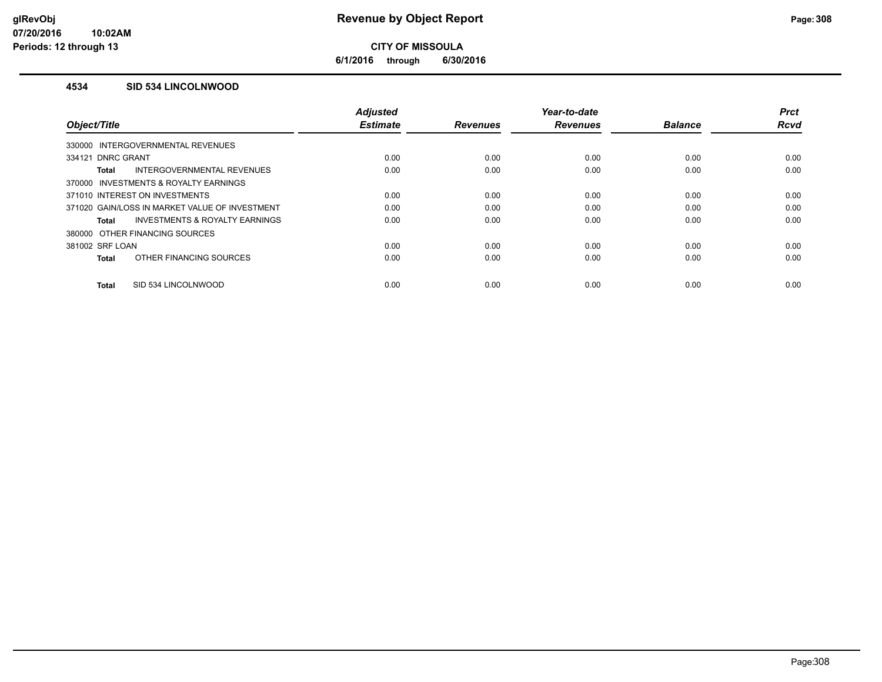# Revenue by Object Report

**CITY OF MISSOULA**

**6/1/2016 through 6/30/2016**

glRevObj
07/20/2016 10:02AM
Periods: 12 through 13

### 4534 SID 534 LINCOLNWOOD

| Object/Title | Adjusted Estimate | Revenues | Year-to-date Revenues | Balance | Prct Rcvd |
|---|---|---|---|---|---|
| 330000 INTERGOVERNMENTAL REVENUES | | | | | |
| 334121 DNRC GRANT | 0.00 | 0.00 | 0.00 | 0.00 | 0.00 |
| **Total** INTERGOVERNMENTAL REVENUES | 0.00 | 0.00 | 0.00 | 0.00 | 0.00 |
| 370000 INVESTMENTS & ROYALTY EARNINGS | | | | | |
| 371010 INTEREST ON INVESTMENTS | 0.00 | 0.00 | 0.00 | 0.00 | 0.00 |
| 371020 GAIN/LOSS IN MARKET VALUE OF INVESTMENT | 0.00 | 0.00 | 0.00 | 0.00 | 0.00 |
| **Total** INVESTMENTS & ROYALTY EARNINGS | 0.00 | 0.00 | 0.00 | 0.00 | 0.00 |
| 380000 OTHER FINANCING SOURCES | | | | | |
| 381002 SRF LOAN | 0.00 | 0.00 | 0.00 | 0.00 | 0.00 |
| **Total** OTHER FINANCING SOURCES | 0.00 | 0.00 | 0.00 | 0.00 | 0.00 |
| **Total** SID 534 LINCOLNWOOD | 0.00 | 0.00 | 0.00 | 0.00 | 0.00 |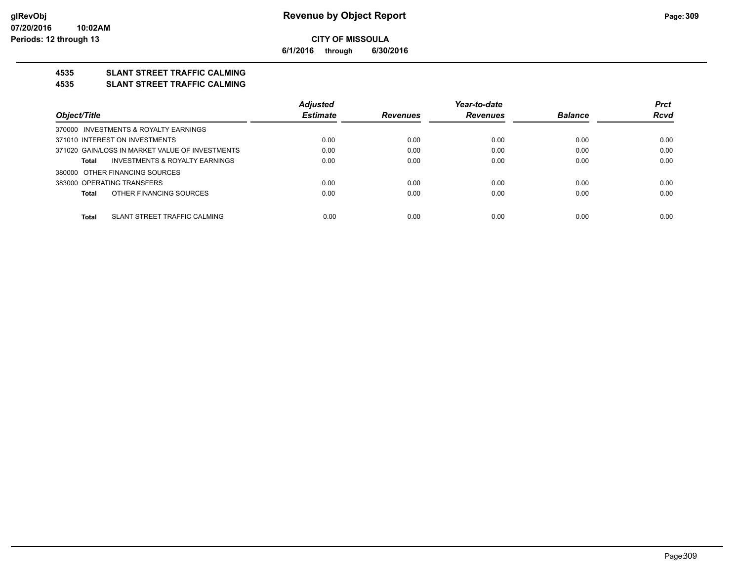# Revenue by Object Report

glRevObj
07/20/2016 10:02AM
Periods: 12 through 13

**CITY OF MISSOULA**

**6/1/2016 through 6/30/2016**

## 4535 SLANT STREET TRAFFIC CALMING
## 4535 SLANT STREET TRAFFIC CALMING

| Object/Title | Adjusted Estimate | Revenues | Year-to-date Revenues | Balance | Prct Rcvd |
|---|---|---|---|---|---|
| 370000 INVESTMENTS & ROYALTY EARNINGS | | | | | |
| 371010 INTEREST ON INVESTMENTS | 0.00 | 0.00 | 0.00 | 0.00 | 0.00 |
| 371020 GAIN/LOSS IN MARKET VALUE OF INVESTMENTS | 0.00 | 0.00 | 0.00 | 0.00 | 0.00 |
| **Total** INVESTMENTS & ROYALTY EARNINGS | 0.00 | 0.00 | 0.00 | 0.00 | 0.00 |
| 380000 OTHER FINANCING SOURCES | | | | | |
| 383000 OPERATING TRANSFERS | 0.00 | 0.00 | 0.00 | 0.00 | 0.00 |
| **Total** OTHER FINANCING SOURCES | 0.00 | 0.00 | 0.00 | 0.00 | 0.00 |
| **Total** SLANT STREET TRAFFIC CALMING | 0.00 | 0.00 | 0.00 | 0.00 | 0.00 |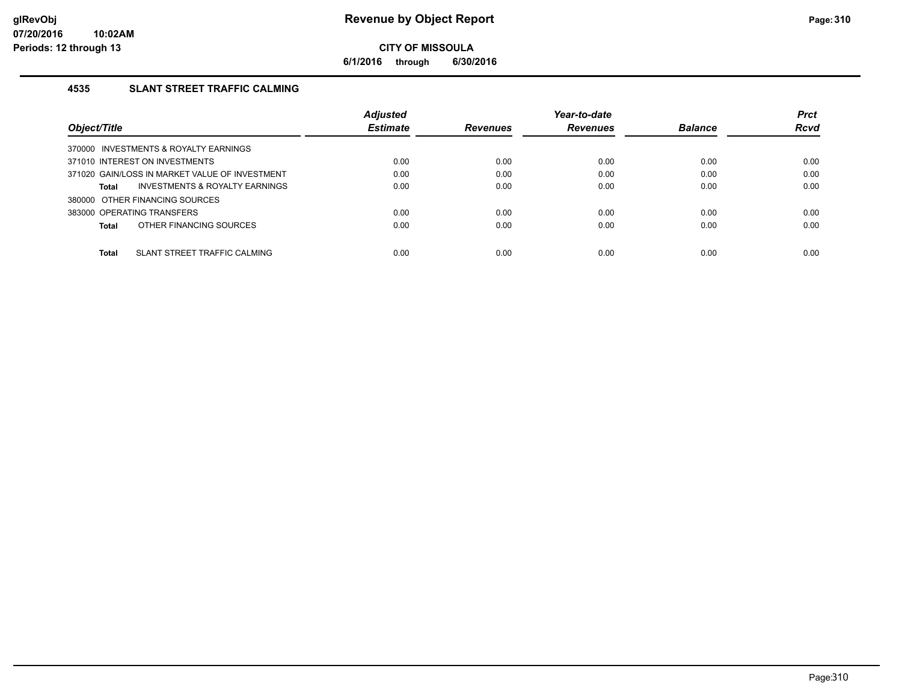CITY OF MISSOULA

6/1/2016 through 6/30/2016

### 4535 SLANT STREET TRAFFIC CALMING

| Object/Title | Adjusted Estimate | Revenues | Year-to-date Revenues | Balance | Prct Rcvd |
|---|---|---|---|---|---|
| 370000 INVESTMENTS & ROYALTY EARNINGS | | | | | |
| 371010 INTEREST ON INVESTMENTS | 0.00 | 0.00 | 0.00 | 0.00 | 0.00 |
| 371020 GAIN/LOSS IN MARKET VALUE OF INVESTMENT | 0.00 | 0.00 | 0.00 | 0.00 | 0.00 |
| **Total** INVESTMENTS & ROYALTY EARNINGS | 0.00 | 0.00 | 0.00 | 0.00 | 0.00 |
| 380000 OTHER FINANCING SOURCES | | | | | |
| 383000 OPERATING TRANSFERS | 0.00 | 0.00 | 0.00 | 0.00 | 0.00 |
| **Total** OTHER FINANCING SOURCES | 0.00 | 0.00 | 0.00 | 0.00 | 0.00 |
| **Total** SLANT STREET TRAFFIC CALMING | 0.00 | 0.00 | 0.00 | 0.00 | 0.00 |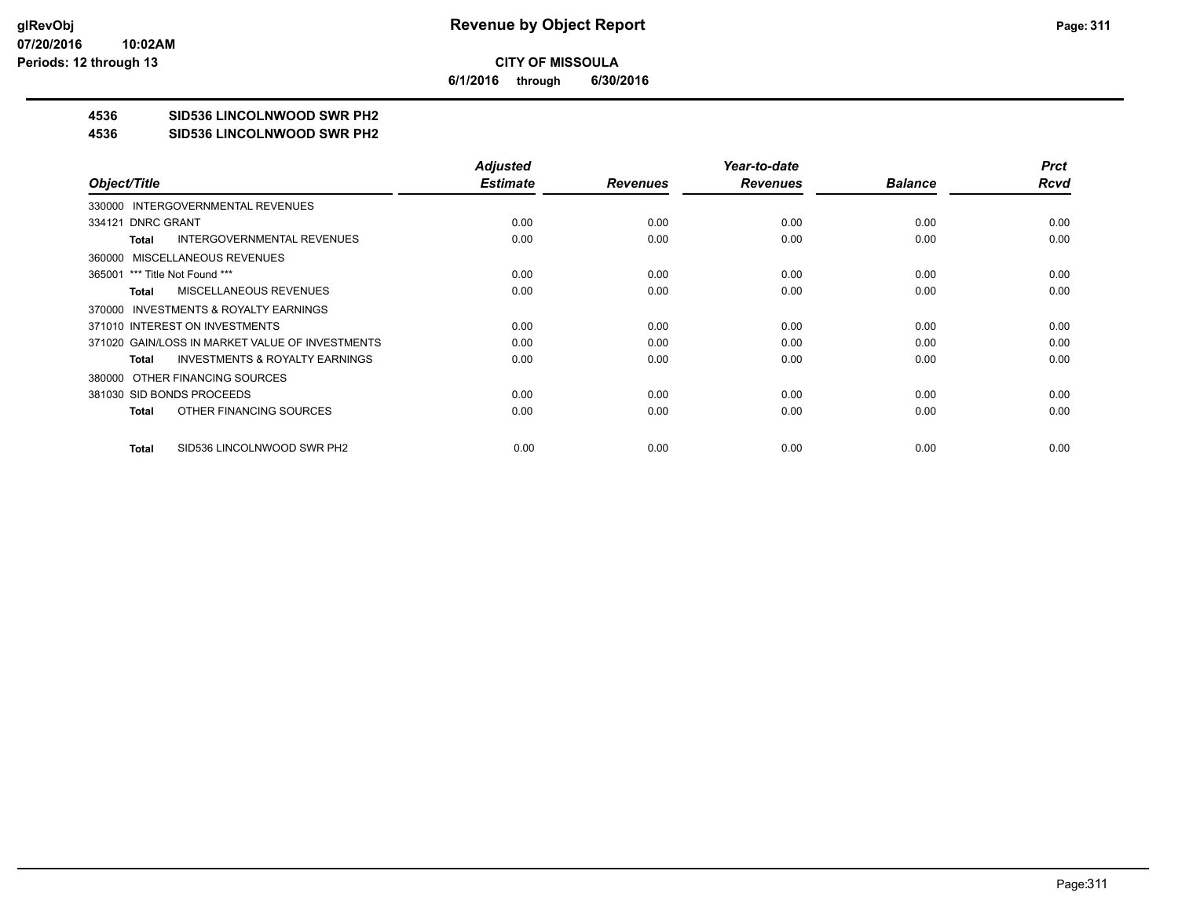# CITY OF MISSOULA

**6/1/2016 through 6/30/2016**

## 4536 SID536 LINCOLNWOOD SWR PH2
## 4536 SID536 LINCOLNWOOD SWR PH2

| Object/Title | Adjusted Estimate | Revenues | Year-to-date Revenues | Balance | Prct Rcvd |
|---|---|---|---|---|---|
| 330000 INTERGOVERNMENTAL REVENUES | | | | | |
| 334121 DNRC GRANT | 0.00 | 0.00 | 0.00 | 0.00 | 0.00 |
| **Total** INTERGOVERNMENTAL REVENUES | 0.00 | 0.00 | 0.00 | 0.00 | 0.00 |
| 360000 MISCELLANEOUS REVENUES | | | | | |
| 365001 *** Title Not Found *** | 0.00 | 0.00 | 0.00 | 0.00 | 0.00 |
| **Total** MISCELLANEOUS REVENUES | 0.00 | 0.00 | 0.00 | 0.00 | 0.00 |
| 370000 INVESTMENTS & ROYALTY EARNINGS | | | | | |
| 371010 INTEREST ON INVESTMENTS | 0.00 | 0.00 | 0.00 | 0.00 | 0.00 |
| 371020 GAIN/LOSS IN MARKET VALUE OF INVESTMENTS | 0.00 | 0.00 | 0.00 | 0.00 | 0.00 |
| **Total** INVESTMENTS & ROYALTY EARNINGS | 0.00 | 0.00 | 0.00 | 0.00 | 0.00 |
| 380000 OTHER FINANCING SOURCES | | | | | |
| 381030 SID BONDS PROCEEDS | 0.00 | 0.00 | 0.00 | 0.00 | 0.00 |
| **Total** OTHER FINANCING SOURCES | 0.00 | 0.00 | 0.00 | 0.00 | 0.00 |
| **Total** SID536 LINCOLNWOOD SWR PH2 | 0.00 | 0.00 | 0.00 | 0.00 | 0.00 |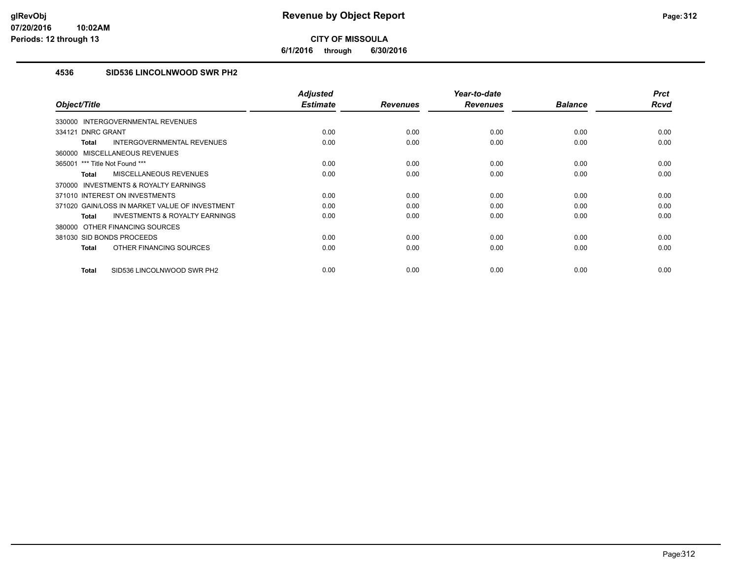# Revenue by Object Report

## CITY OF MISSOULA

**6/1/2016 through 6/30/2016**

### 4536 SID536 LINCOLNWOOD SWR PH2

| Object/Title | Adjusted Estimate | Revenues | Year-to-date Revenues | Balance | Prct Rcvd |
|---|---|---|---|---|---|
| 330000 INTERGOVERNMENTAL REVENUES | | | | | |
| 334121 DNRC GRANT | 0.00 | 0.00 | 0.00 | 0.00 | 0.00 |
| **Total** INTERGOVERNMENTAL REVENUES | 0.00 | 0.00 | 0.00 | 0.00 | 0.00 |
| 360000 MISCELLANEOUS REVENUES | | | | | |
| 365001 *** Title Not Found *** | 0.00 | 0.00 | 0.00 | 0.00 | 0.00 |
| **Total** MISCELLANEOUS REVENUES | 0.00 | 0.00 | 0.00 | 0.00 | 0.00 |
| 370000 INVESTMENTS & ROYALTY EARNINGS | | | | | |
| 371010 INTEREST ON INVESTMENTS | 0.00 | 0.00 | 0.00 | 0.00 | 0.00 |
| 371020 GAIN/LOSS IN MARKET VALUE OF INVESTMENT | 0.00 | 0.00 | 0.00 | 0.00 | 0.00 |
| **Total** INVESTMENTS & ROYALTY EARNINGS | 0.00 | 0.00 | 0.00 | 0.00 | 0.00 |
| 380000 OTHER FINANCING SOURCES | | | | | |
| 381030 SID BONDS PROCEEDS | 0.00 | 0.00 | 0.00 | 0.00 | 0.00 |
| **Total** OTHER FINANCING SOURCES | 0.00 | 0.00 | 0.00 | 0.00 | 0.00 |
| **Total** SID536 LINCOLNWOOD SWR PH2 | 0.00 | 0.00 | 0.00 | 0.00 | 0.00 |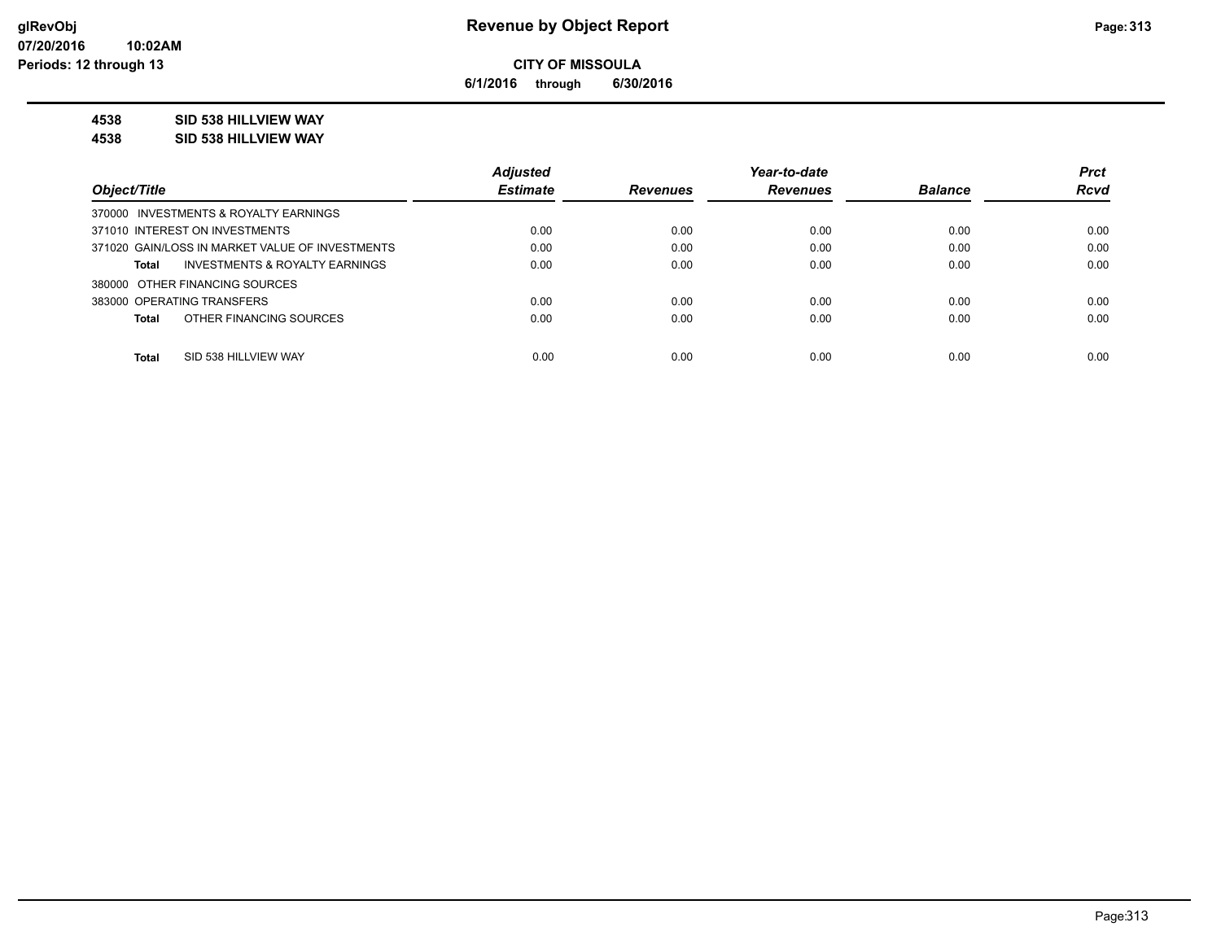glRevObj
07/20/2016 10:02AM
Periods: 12 through 13

# Revenue by Object Report

**CITY OF MISSOULA**

**6/1/2016 through 6/30/2016**

**4538 SID 538 HILLVIEW WAY**
**4538 SID 538 HILLVIEW WAY**

| Object/Title | | Adjusted Estimate | Revenues | Year-to-date Revenues | Balance | Prct Rcvd |
|---|---|---|---|---|---|---|
| 370000 INVESTMENTS & ROYALTY EARNINGS | | | | | | |
| 371010 INTEREST ON INVESTMENTS | | 0.00 | 0.00 | 0.00 | 0.00 | 0.00 |
| 371020 GAIN/LOSS IN MARKET VALUE OF INVESTMENTS | | 0.00 | 0.00 | 0.00 | 0.00 | 0.00 |
| **Total** | INVESTMENTS & ROYALTY EARNINGS | 0.00 | 0.00 | 0.00 | 0.00 | 0.00 |
| 380000 OTHER FINANCING SOURCES | | | | | | |
| 383000 OPERATING TRANSFERS | | 0.00 | 0.00 | 0.00 | 0.00 | 0.00 |
| **Total** | OTHER FINANCING SOURCES | 0.00 | 0.00 | 0.00 | 0.00 | 0.00 |
| **Total** | SID 538 HILLVIEW WAY | 0.00 | 0.00 | 0.00 | 0.00 | 0.00 |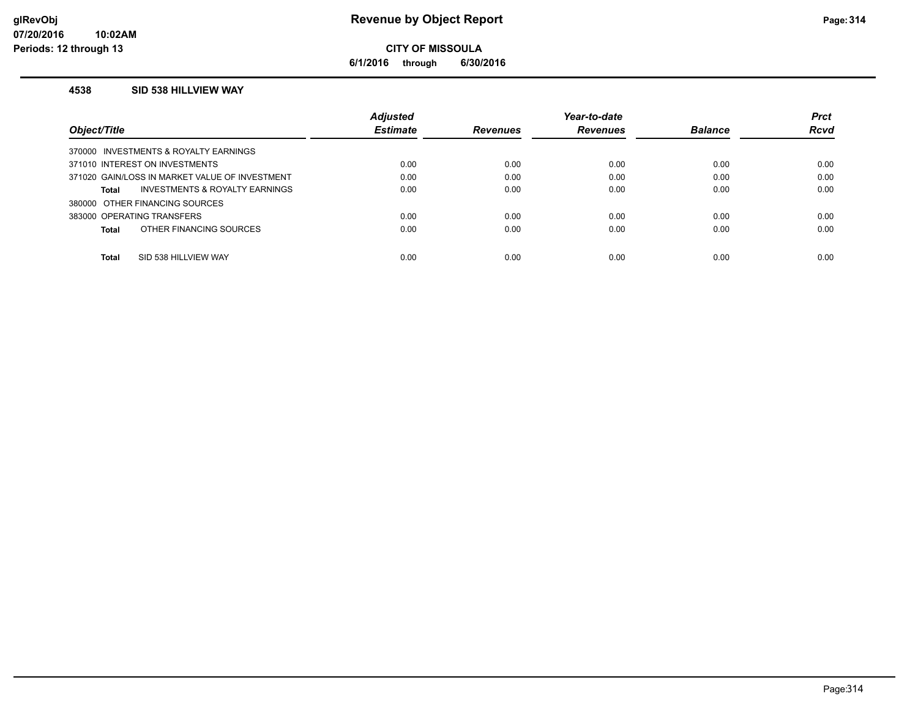**glRevObj**
**07/20/2016 10:02AM**
**Periods: 12 through 13**

# Revenue by Object Report

**CITY OF MISSOULA**

**6/1/2016 through 6/30/2016**

## 4538 SID 538 HILLVIEW WAY

| *Object/Title* | *Adjusted Estimate* | *Revenues* | *Year-to-date Revenues* | *Balance* | *Prct Rcvd* |
|---|---|---|---|---|---|
| 370000 INVESTMENTS & ROYALTY EARNINGS | | | | | |
| 371010 INTEREST ON INVESTMENTS | 0.00 | 0.00 | 0.00 | 0.00 | 0.00 |
| 371020 GAIN/LOSS IN MARKET VALUE OF INVESTMENT | 0.00 | 0.00 | 0.00 | 0.00 | 0.00 |
| **Total** INVESTMENTS & ROYALTY EARNINGS | 0.00 | 0.00 | 0.00 | 0.00 | 0.00 |
| 380000 OTHER FINANCING SOURCES | | | | | |
| 383000 OPERATING TRANSFERS | 0.00 | 0.00 | 0.00 | 0.00 | 0.00 |
| **Total** OTHER FINANCING SOURCES | 0.00 | 0.00 | 0.00 | 0.00 | 0.00 |
| **Total** SID 538 HILLVIEW WAY | 0.00 | 0.00 | 0.00 | 0.00 | 0.00 |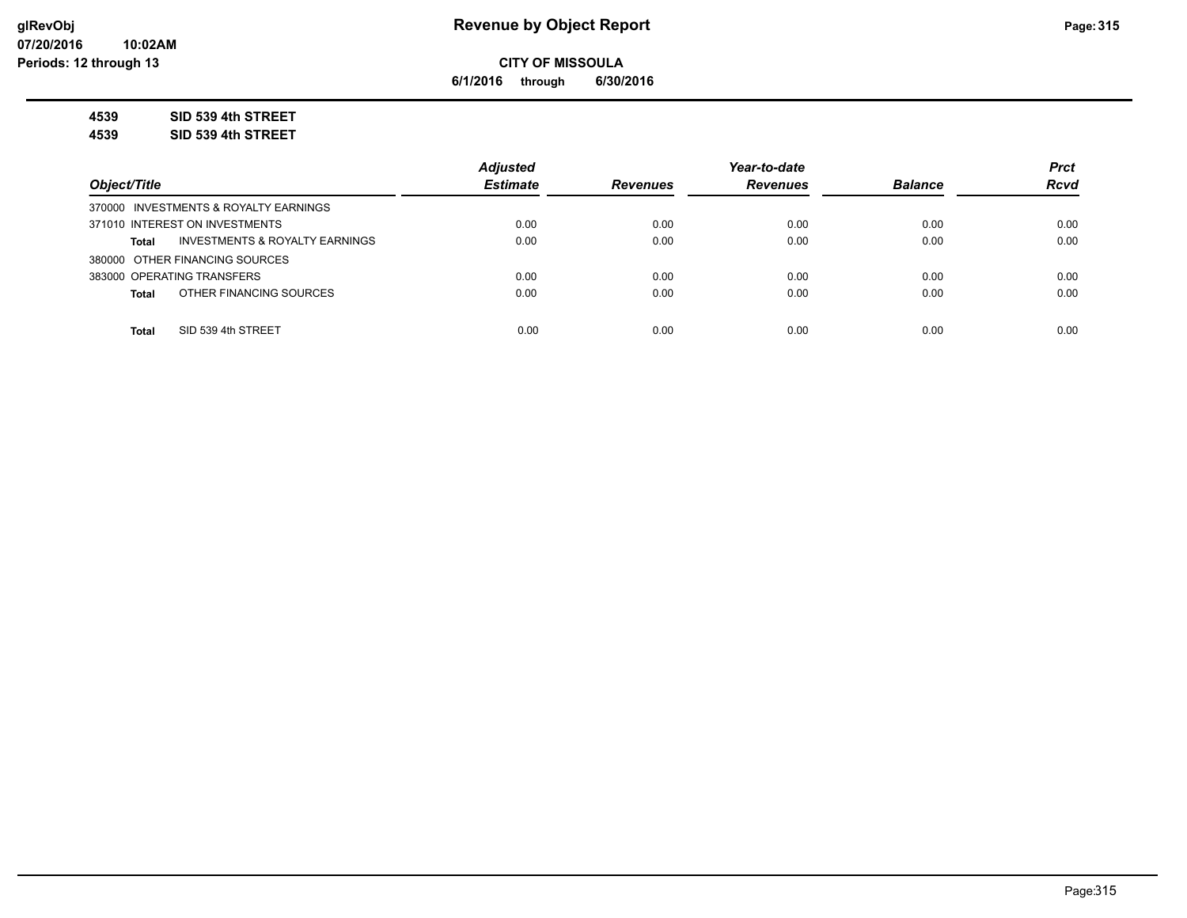**CITY OF MISSOULA**

**6/1/2016 through 6/30/2016**

**4539 SID 539 4th STREET**

**4539 SID 539 4th STREET**

| Object/Title | | Adjusted Estimate | Revenues | Year-to-date Revenues | Balance | Prct Rcvd |
|---|---|---|---|---|---|---|
| 370000 INVESTMENTS & ROYALTY EARNINGS | | | | | | |
| 371010 INTEREST ON INVESTMENTS | | 0.00 | 0.00 | 0.00 | 0.00 | 0.00 |
| **Total** | INVESTMENTS & ROYALTY EARNINGS | 0.00 | 0.00 | 0.00 | 0.00 | 0.00 |
| 380000 OTHER FINANCING SOURCES | | | | | | |
| 383000 OPERATING TRANSFERS | | 0.00 | 0.00 | 0.00 | 0.00 | 0.00 |
| **Total** | OTHER FINANCING SOURCES | 0.00 | 0.00 | 0.00 | 0.00 | 0.00 |
| **Total** | SID 539 4th STREET | 0.00 | 0.00 | 0.00 | 0.00 | 0.00 |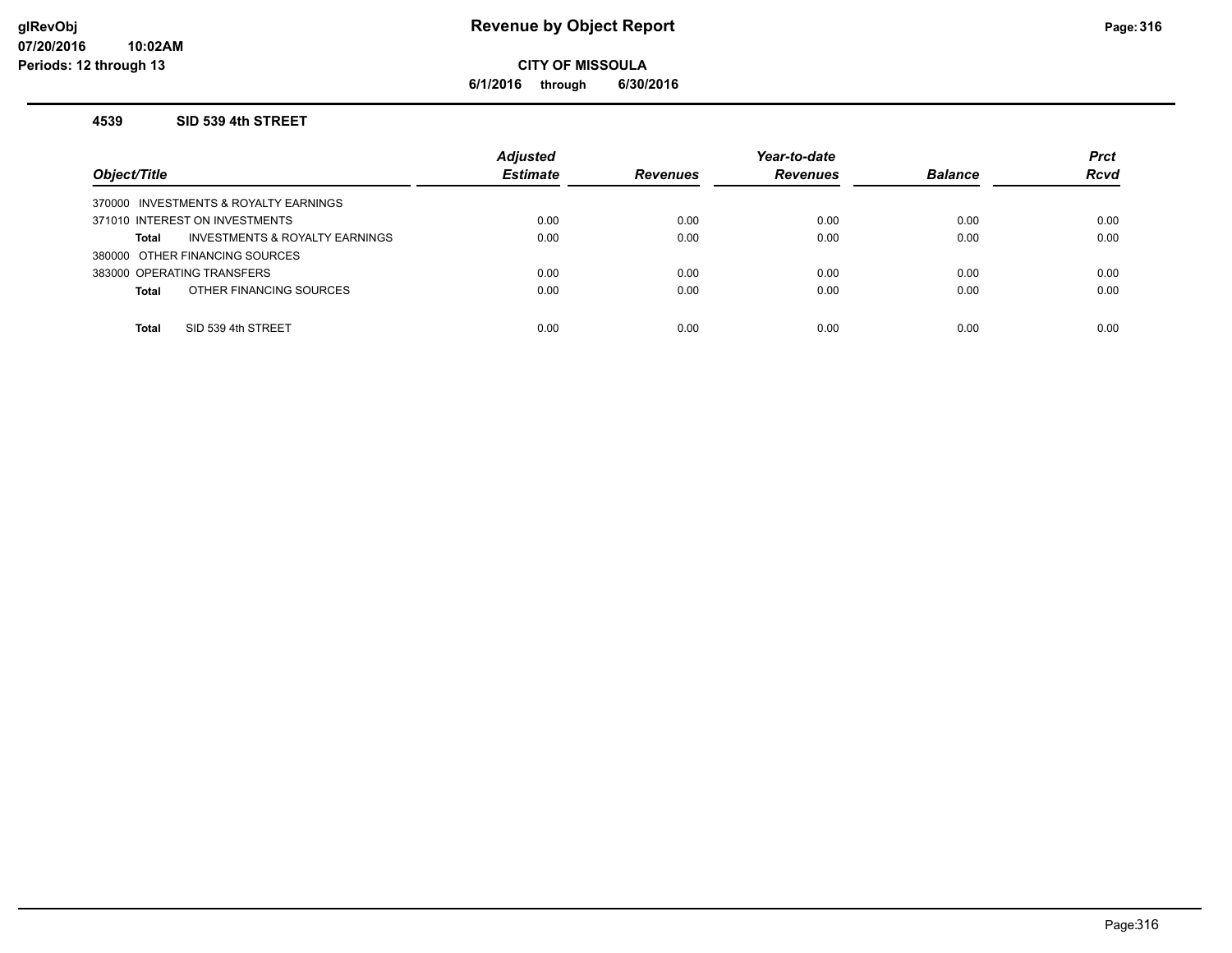# Revenue by Object Report

**CITY OF MISSOULA**

**6/1/2016 through 6/30/2016**

glRevObj
07/20/2016 10:02AM
Periods: 12 through 13

### 4539 SID 539 4th STREET

| Object/Title | Adjusted Estimate | Revenues | Year-to-date Revenues | Balance | Prct Rcvd |
|---|---|---|---|---|---|
| 370000 INVESTMENTS & ROYALTY EARNINGS | | | | | |
| 371010 INTEREST ON INVESTMENTS | 0.00 | 0.00 | 0.00 | 0.00 | 0.00 |
| **Total** INVESTMENTS & ROYALTY EARNINGS | 0.00 | 0.00 | 0.00 | 0.00 | 0.00 |
| 380000 OTHER FINANCING SOURCES | | | | | |
| 383000 OPERATING TRANSFERS | 0.00 | 0.00 | 0.00 | 0.00 | 0.00 |
| **Total** OTHER FINANCING SOURCES | 0.00 | 0.00 | 0.00 | 0.00 | 0.00 |
| **Total** SID 539 4th STREET | 0.00 | 0.00 | 0.00 | 0.00 | 0.00 |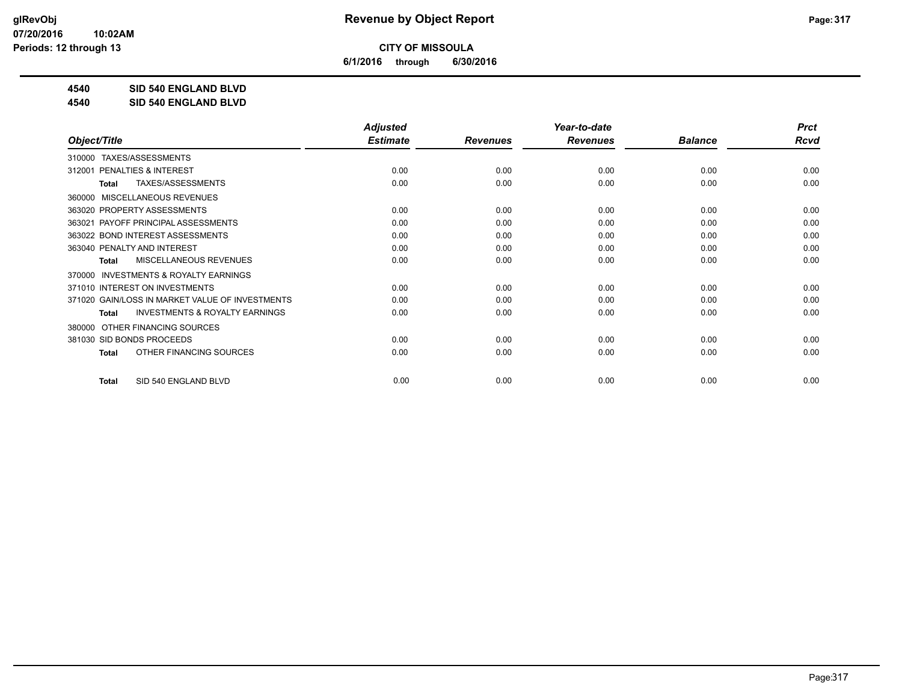# Revenue by Object Report

**CITY OF MISSOULA**

**6/1/2016 through 6/30/2016**

glRevObj
07/20/2016 10:02AM
Periods: 12 through 13

**4540 SID 540 ENGLAND BLVD**
**4540 SID 540 ENGLAND BLVD**

| Object/Title | Adjusted Estimate | Revenues | Year-to-date Revenues | Balance | Prct Rcvd |
|---|---|---|---|---|---|
| 310000 TAXES/ASSESSMENTS | | | | | |
| 312001 PENALTIES & INTEREST | 0.00 | 0.00 | 0.00 | 0.00 | 0.00 |
| **Total** TAXES/ASSESSMENTS | 0.00 | 0.00 | 0.00 | 0.00 | 0.00 |
| 360000 MISCELLANEOUS REVENUES | | | | | |
| 363020 PROPERTY ASSESSMENTS | 0.00 | 0.00 | 0.00 | 0.00 | 0.00 |
| 363021 PAYOFF PRINCIPAL ASSESSMENTS | 0.00 | 0.00 | 0.00 | 0.00 | 0.00 |
| 363022 BOND INTEREST ASSESSMENTS | 0.00 | 0.00 | 0.00 | 0.00 | 0.00 |
| 363040 PENALTY AND INTEREST | 0.00 | 0.00 | 0.00 | 0.00 | 0.00 |
| **Total** MISCELLANEOUS REVENUES | 0.00 | 0.00 | 0.00 | 0.00 | 0.00 |
| 370000 INVESTMENTS & ROYALTY EARNINGS | | | | | |
| 371010 INTEREST ON INVESTMENTS | 0.00 | 0.00 | 0.00 | 0.00 | 0.00 |
| 371020 GAIN/LOSS IN MARKET VALUE OF INVESTMENTS | 0.00 | 0.00 | 0.00 | 0.00 | 0.00 |
| **Total** INVESTMENTS & ROYALTY EARNINGS | 0.00 | 0.00 | 0.00 | 0.00 | 0.00 |
| 380000 OTHER FINANCING SOURCES | | | | | |
| 381030 SID BONDS PROCEEDS | 0.00 | 0.00 | 0.00 | 0.00 | 0.00 |
| **Total** OTHER FINANCING SOURCES | 0.00 | 0.00 | 0.00 | 0.00 | 0.00 |
| **Total** SID 540 ENGLAND BLVD | 0.00 | 0.00 | 0.00 | 0.00 | 0.00 |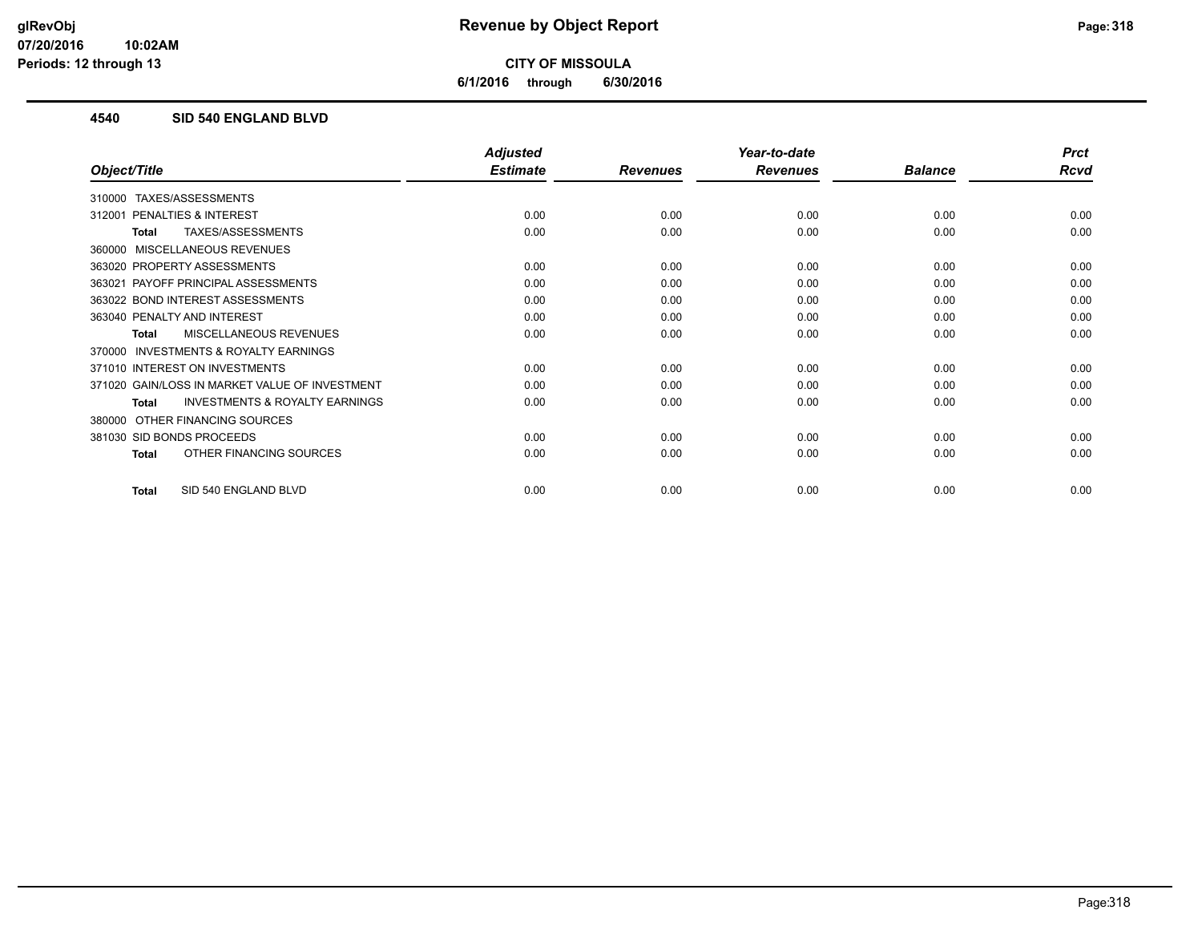**CITY OF MISSOULA**

**6/1/2016 through 6/30/2016**

## 4540 SID 540 ENGLAND BLVD

| Object/Title | Adjusted Estimate | Revenues | Year-to-date Revenues | Balance | Prct Rcvd |
|---|---|---|---|---|---|
| 310000 TAXES/ASSESSMENTS | | | | | |
| 312001 PENALTIES & INTEREST | 0.00 | 0.00 | 0.00 | 0.00 | 0.00 |
| **Total** TAXES/ASSESSMENTS | 0.00 | 0.00 | 0.00 | 0.00 | 0.00 |
| 360000 MISCELLANEOUS REVENUES | | | | | |
| 363020 PROPERTY ASSESSMENTS | 0.00 | 0.00 | 0.00 | 0.00 | 0.00 |
| 363021 PAYOFF PRINCIPAL ASSESSMENTS | 0.00 | 0.00 | 0.00 | 0.00 | 0.00 |
| 363022 BOND INTEREST ASSESSMENTS | 0.00 | 0.00 | 0.00 | 0.00 | 0.00 |
| 363040 PENALTY AND INTEREST | 0.00 | 0.00 | 0.00 | 0.00 | 0.00 |
| **Total** MISCELLANEOUS REVENUES | 0.00 | 0.00 | 0.00 | 0.00 | 0.00 |
| 370000 INVESTMENTS & ROYALTY EARNINGS | | | | | |
| 371010 INTEREST ON INVESTMENTS | 0.00 | 0.00 | 0.00 | 0.00 | 0.00 |
| 371020 GAIN/LOSS IN MARKET VALUE OF INVESTMENT | 0.00 | 0.00 | 0.00 | 0.00 | 0.00 |
| **Total** INVESTMENTS & ROYALTY EARNINGS | 0.00 | 0.00 | 0.00 | 0.00 | 0.00 |
| 380000 OTHER FINANCING SOURCES | | | | | |
| 381030 SID BONDS PROCEEDS | 0.00 | 0.00 | 0.00 | 0.00 | 0.00 |
| **Total** OTHER FINANCING SOURCES | 0.00 | 0.00 | 0.00 | 0.00 | 0.00 |
| **Total** SID 540 ENGLAND BLVD | 0.00 | 0.00 | 0.00 | 0.00 | 0.00 |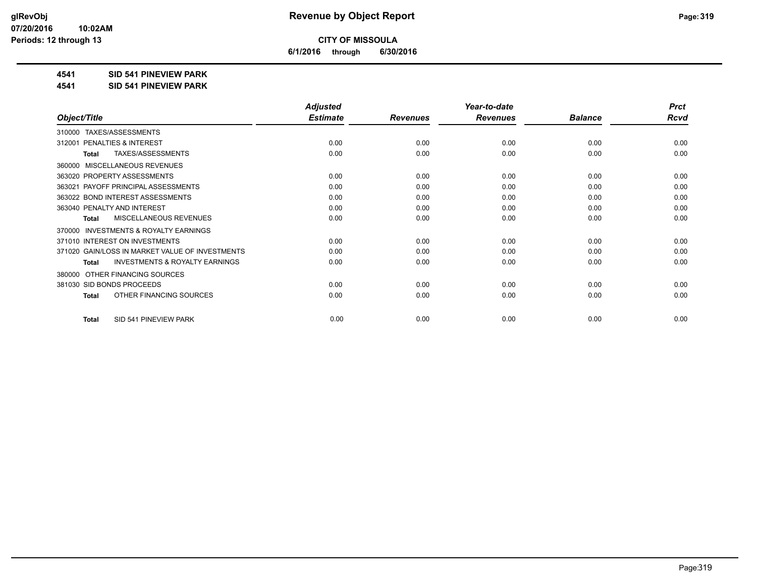# Revenue by Object Report

**CITY OF MISSOULA**

**6/1/2016 through 6/30/2016**

glRevObj
07/20/2016 10:02AM
Periods: 12 through 13

**4541 SID 541 PINEVIEW PARK**

**4541 SID 541 PINEVIEW PARK**

| Object/Title | Adjusted Estimate | Revenues | Year-to-date Revenues | Balance | Prct Rcvd |
|---|---|---|---|---|---|
| 310000 TAXES/ASSESSMENTS | | | | | |
| 312001 PENALTIES & INTEREST | 0.00 | 0.00 | 0.00 | 0.00 | 0.00 |
| **Total** TAXES/ASSESSMENTS | 0.00 | 0.00 | 0.00 | 0.00 | 0.00 |
| 360000 MISCELLANEOUS REVENUES | | | | | |
| 363020 PROPERTY ASSESSMENTS | 0.00 | 0.00 | 0.00 | 0.00 | 0.00 |
| 363021 PAYOFF PRINCIPAL ASSESSMENTS | 0.00 | 0.00 | 0.00 | 0.00 | 0.00 |
| 363022 BOND INTEREST ASSESSMENTS | 0.00 | 0.00 | 0.00 | 0.00 | 0.00 |
| 363040 PENALTY AND INTEREST | 0.00 | 0.00 | 0.00 | 0.00 | 0.00 |
| **Total** MISCELLANEOUS REVENUES | 0.00 | 0.00 | 0.00 | 0.00 | 0.00 |
| 370000 INVESTMENTS & ROYALTY EARNINGS | | | | | |
| 371010 INTEREST ON INVESTMENTS | 0.00 | 0.00 | 0.00 | 0.00 | 0.00 |
| 371020 GAIN/LOSS IN MARKET VALUE OF INVESTMENTS | 0.00 | 0.00 | 0.00 | 0.00 | 0.00 |
| **Total** INVESTMENTS & ROYALTY EARNINGS | 0.00 | 0.00 | 0.00 | 0.00 | 0.00 |
| 380000 OTHER FINANCING SOURCES | | | | | |
| 381030 SID BONDS PROCEEDS | 0.00 | 0.00 | 0.00 | 0.00 | 0.00 |
| **Total** OTHER FINANCING SOURCES | 0.00 | 0.00 | 0.00 | 0.00 | 0.00 |
| **Total** SID 541 PINEVIEW PARK | 0.00 | 0.00 | 0.00 | 0.00 | 0.00 |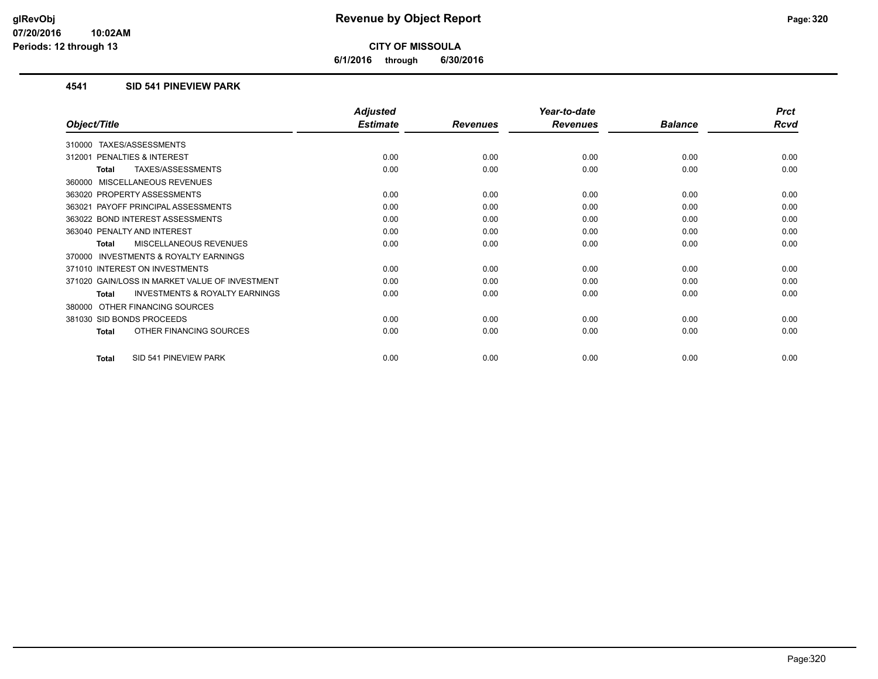**CITY OF MISSOULA**

**6/1/2016 through 6/30/2016**

## 4541 SID 541 PINEVIEW PARK

| Object/Title | Adjusted Estimate | Revenues | Year-to-date Revenues | Balance | Prct Rcvd |
|---|---|---|---|---|---|
| 310000 TAXES/ASSESSMENTS | | | | | |
| 312001 PENALTIES & INTEREST | 0.00 | 0.00 | 0.00 | 0.00 | 0.00 |
| **Total** TAXES/ASSESSMENTS | 0.00 | 0.00 | 0.00 | 0.00 | 0.00 |
| 360000 MISCELLANEOUS REVENUES | | | | | |
| 363020 PROPERTY ASSESSMENTS | 0.00 | 0.00 | 0.00 | 0.00 | 0.00 |
| 363021 PAYOFF PRINCIPAL ASSESSMENTS | 0.00 | 0.00 | 0.00 | 0.00 | 0.00 |
| 363022 BOND INTEREST ASSESSMENTS | 0.00 | 0.00 | 0.00 | 0.00 | 0.00 |
| 363040 PENALTY AND INTEREST | 0.00 | 0.00 | 0.00 | 0.00 | 0.00 |
| **Total** MISCELLANEOUS REVENUES | 0.00 | 0.00 | 0.00 | 0.00 | 0.00 |
| 370000 INVESTMENTS & ROYALTY EARNINGS | | | | | |
| 371010 INTEREST ON INVESTMENTS | 0.00 | 0.00 | 0.00 | 0.00 | 0.00 |
| 371020 GAIN/LOSS IN MARKET VALUE OF INVESTMENT | 0.00 | 0.00 | 0.00 | 0.00 | 0.00 |
| **Total** INVESTMENTS & ROYALTY EARNINGS | 0.00 | 0.00 | 0.00 | 0.00 | 0.00 |
| 380000 OTHER FINANCING SOURCES | | | | | |
| 381030 SID BONDS PROCEEDS | 0.00 | 0.00 | 0.00 | 0.00 | 0.00 |
| **Total** OTHER FINANCING SOURCES | 0.00 | 0.00 | 0.00 | 0.00 | 0.00 |
| **Total** SID 541 PINEVIEW PARK | 0.00 | 0.00 | 0.00 | 0.00 | 0.00 |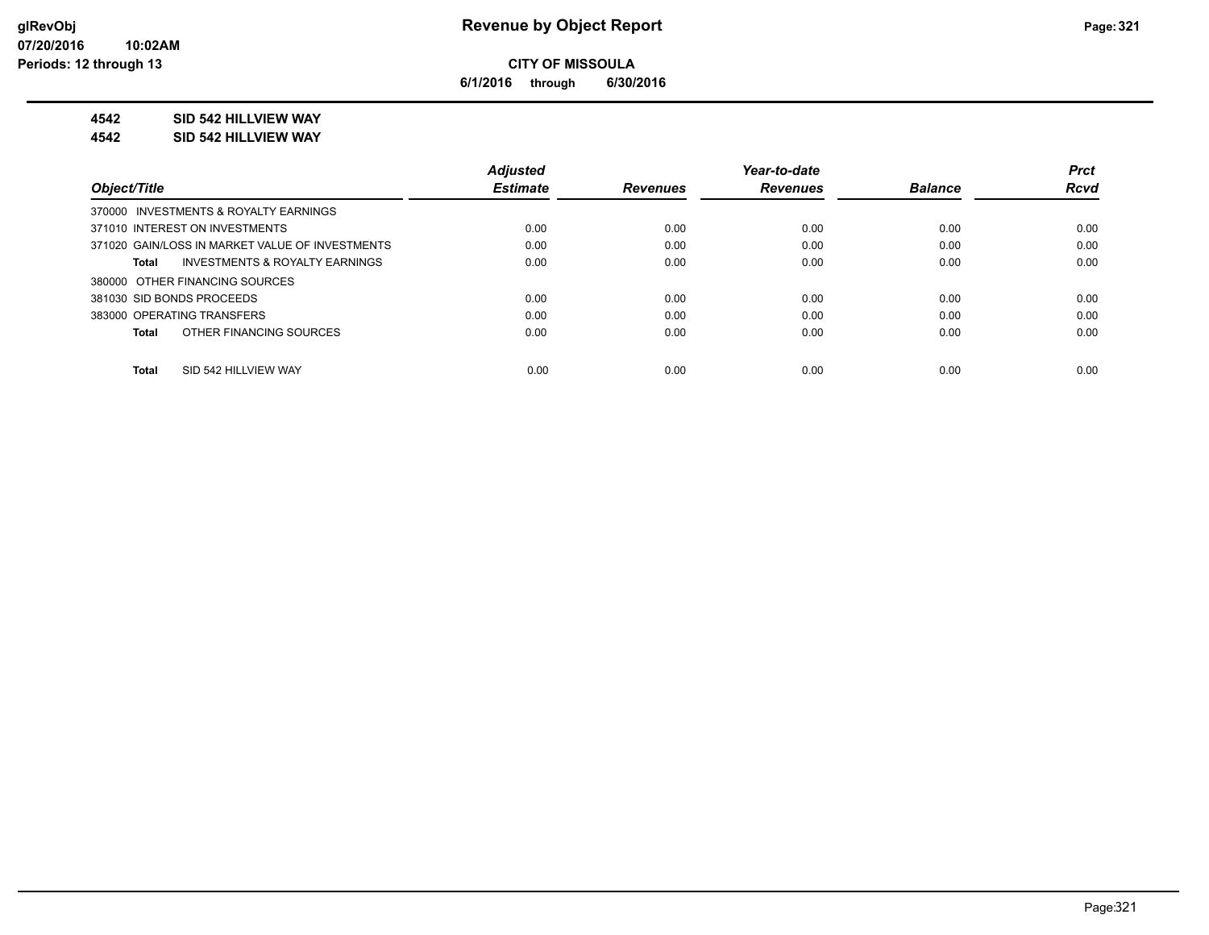**CITY OF MISSOULA**

**6/1/2016 through 6/30/2016**

**4542 SID 542 HILLVIEW WAY**

**4542 SID 542 HILLVIEW WAY**

| Object/Title | Adjusted Estimate | Revenues | Year-to-date Revenues | Balance | Prct Rcvd |
|---|---|---|---|---|---|
| 370000 INVESTMENTS & ROYALTY EARNINGS | | | | | |
| 371010 INTEREST ON INVESTMENTS | 0.00 | 0.00 | 0.00 | 0.00 | 0.00 |
| 371020 GAIN/LOSS IN MARKET VALUE OF INVESTMENTS | 0.00 | 0.00 | 0.00 | 0.00 | 0.00 |
| **Total** INVESTMENTS & ROYALTY EARNINGS | 0.00 | 0.00 | 0.00 | 0.00 | 0.00 |
| 380000 OTHER FINANCING SOURCES | | | | | |
| 381030 SID BONDS PROCEEDS | 0.00 | 0.00 | 0.00 | 0.00 | 0.00 |
| 383000 OPERATING TRANSFERS | 0.00 | 0.00 | 0.00 | 0.00 | 0.00 |
| **Total** OTHER FINANCING SOURCES | 0.00 | 0.00 | 0.00 | 0.00 | 0.00 |
| **Total** SID 542 HILLVIEW WAY | 0.00 | 0.00 | 0.00 | 0.00 | 0.00 |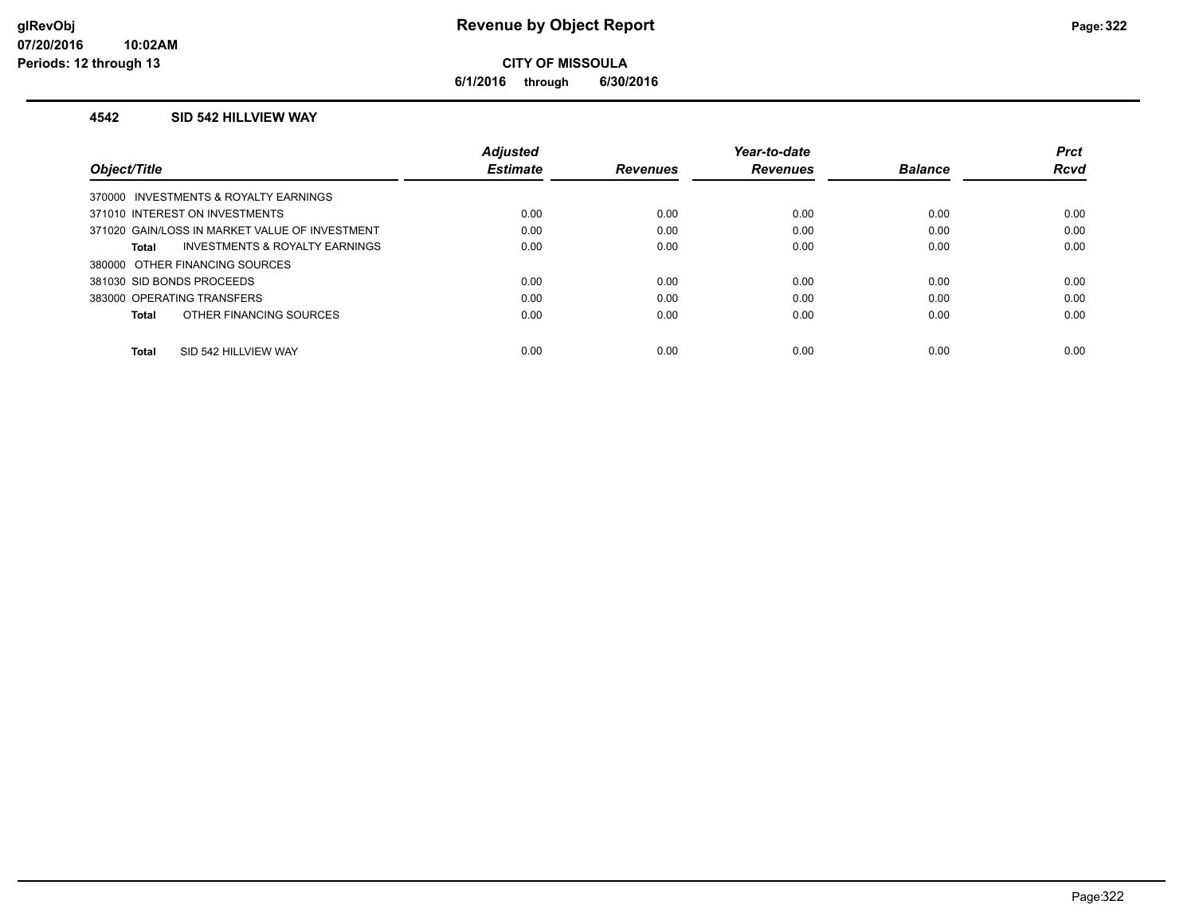# Revenue by Object Report

glRevObj
07/20/2016 10:02AM
Periods: 12 through 13

**CITY OF MISSOULA**

**6/1/2016 through 6/30/2016**

## 4542 SID 542 HILLVIEW WAY

| Object/Title | Adjusted Estimate | Revenues | Year-to-date Revenues | Balance | Prct Rcvd |
|---|---|---|---|---|---|
| 370000 INVESTMENTS & ROYALTY EARNINGS | | | | | |
| 371010 INTEREST ON INVESTMENTS | 0.00 | 0.00 | 0.00 | 0.00 | 0.00 |
| 371020 GAIN/LOSS IN MARKET VALUE OF INVESTMENT | 0.00 | 0.00 | 0.00 | 0.00 | 0.00 |
| **Total** INVESTMENTS & ROYALTY EARNINGS | 0.00 | 0.00 | 0.00 | 0.00 | 0.00 |
| 380000 OTHER FINANCING SOURCES | | | | | |
| 381030 SID BONDS PROCEEDS | 0.00 | 0.00 | 0.00 | 0.00 | 0.00 |
| 383000 OPERATING TRANSFERS | 0.00 | 0.00 | 0.00 | 0.00 | 0.00 |
| **Total** OTHER FINANCING SOURCES | 0.00 | 0.00 | 0.00 | 0.00 | 0.00 |
| **Total** SID 542 HILLVIEW WAY | 0.00 | 0.00 | 0.00 | 0.00 | 0.00 |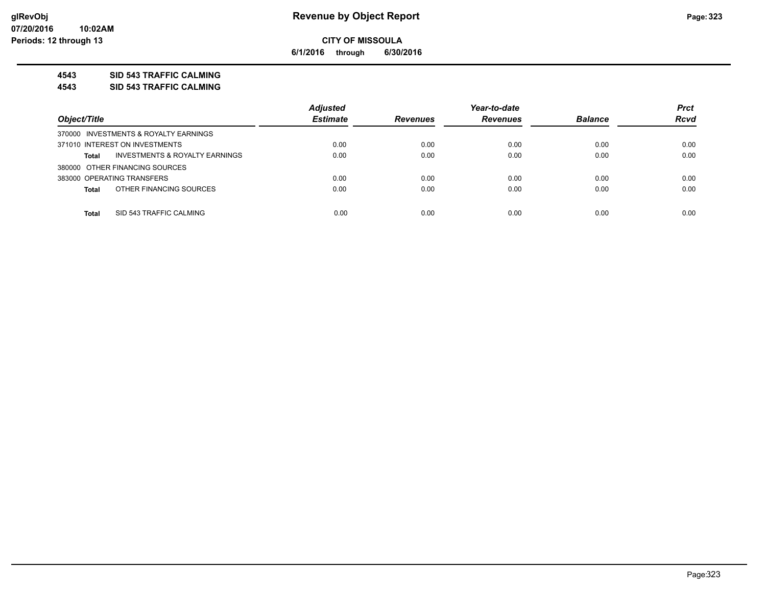**CITY OF MISSOULA**

**6/1/2016 through 6/30/2016**

**4543 SID 543 TRAFFIC CALMING**

**4543 SID 543 TRAFFIC CALMING**

| Object/Title | Adjusted Estimate | Revenues | Year-to-date Revenues | Balance | Prct Rcvd |
|---|---|---|---|---|---|
| 370000 INVESTMENTS & ROYALTY EARNINGS | | | | | |
| 371010 INTEREST ON INVESTMENTS | 0.00 | 0.00 | 0.00 | 0.00 | 0.00 |
| **Total** INVESTMENTS & ROYALTY EARNINGS | 0.00 | 0.00 | 0.00 | 0.00 | 0.00 |
| 380000 OTHER FINANCING SOURCES | | | | | |
| 383000 OPERATING TRANSFERS | 0.00 | 0.00 | 0.00 | 0.00 | 0.00 |
| **Total** OTHER FINANCING SOURCES | 0.00 | 0.00 | 0.00 | 0.00 | 0.00 |
| **Total** SID 543 TRAFFIC CALMING | 0.00 | 0.00 | 0.00 | 0.00 | 0.00 |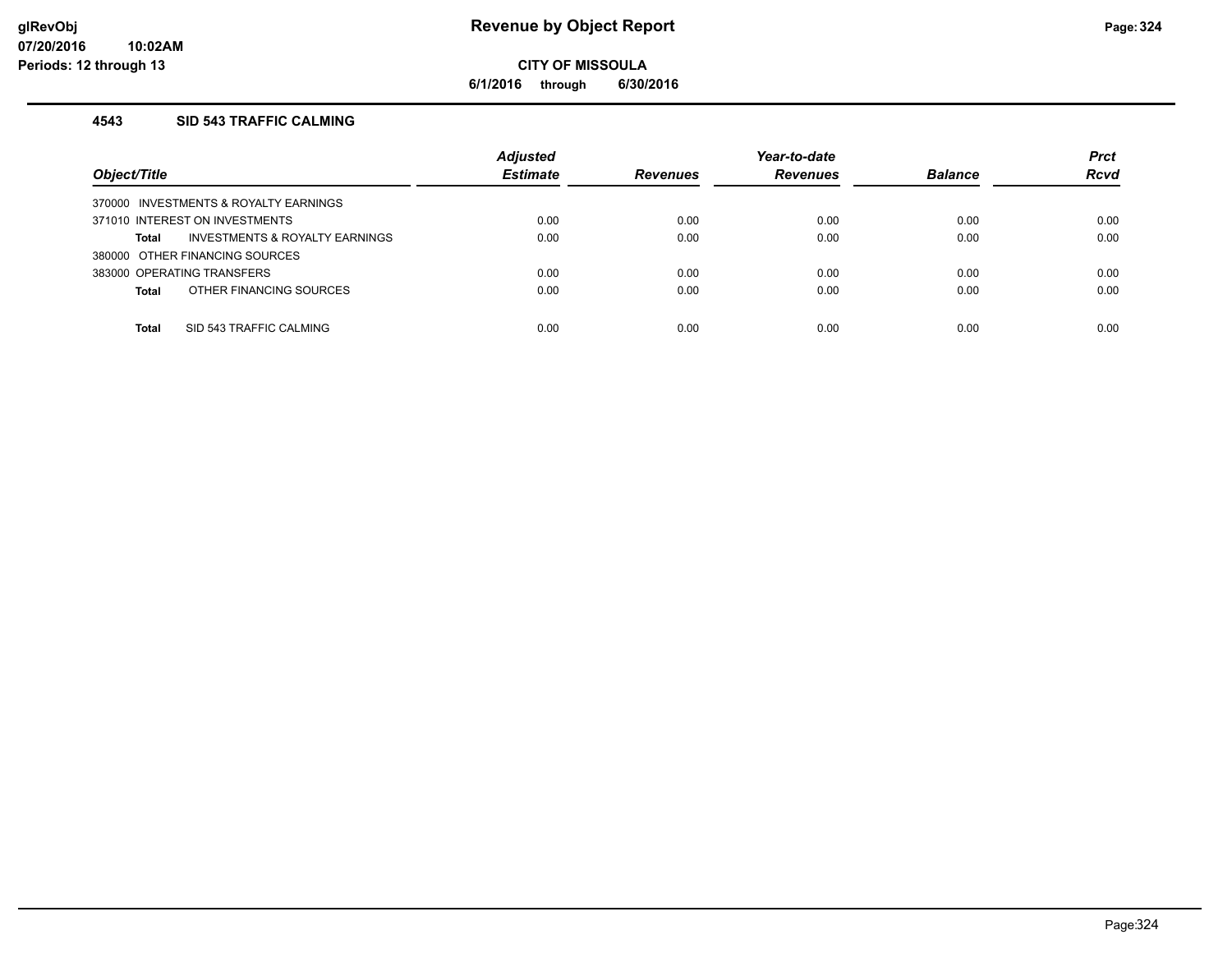**CITY OF MISSOULA**

**6/1/2016 through 6/30/2016**

### 4543 SID 543 TRAFFIC CALMING

| Object/Title | Adjusted Estimate | Revenues | Year-to-date Revenues | Balance | Prct Rcvd |
|---|---|---|---|---|---|
| 370000 INVESTMENTS & ROYALTY EARNINGS | | | | | |
| 371010 INTEREST ON INVESTMENTS | 0.00 | 0.00 | 0.00 | 0.00 | 0.00 |
| **Total** INVESTMENTS & ROYALTY EARNINGS | 0.00 | 0.00 | 0.00 | 0.00 | 0.00 |
| 380000 OTHER FINANCING SOURCES | | | | | |
| 383000 OPERATING TRANSFERS | 0.00 | 0.00 | 0.00 | 0.00 | 0.00 |
| **Total** OTHER FINANCING SOURCES | 0.00 | 0.00 | 0.00 | 0.00 | 0.00 |
| **Total** SID 543 TRAFFIC CALMING | 0.00 | 0.00 | 0.00 | 0.00 | 0.00 |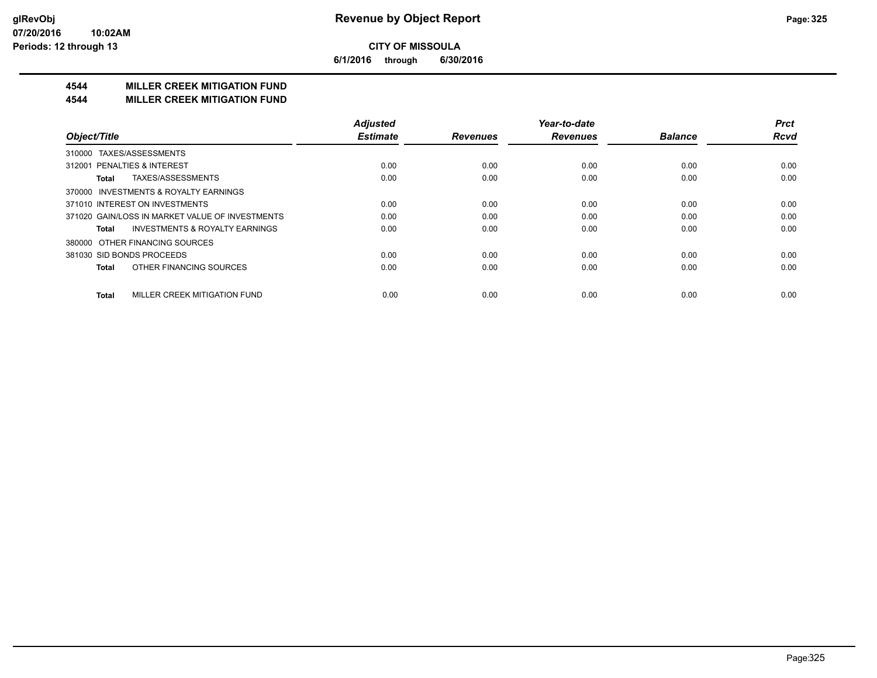**CITY OF MISSOULA**

**6/1/2016 through 6/30/2016**

## 4544 MILLER CREEK MITIGATION FUND

## 4544 MILLER CREEK MITIGATION FUND

| Object/Title | Adjusted Estimate | Revenues | Year-to-date Revenues | Balance | Prct Rcvd |
|---|---|---|---|---|---|
| 310000 TAXES/ASSESSMENTS | | | | | |
| 312001 PENALTIES & INTEREST | 0.00 | 0.00 | 0.00 | 0.00 | 0.00 |
| **Total** TAXES/ASSESSMENTS | 0.00 | 0.00 | 0.00 | 0.00 | 0.00 |
| 370000 INVESTMENTS & ROYALTY EARNINGS | | | | | |
| 371010 INTEREST ON INVESTMENTS | 0.00 | 0.00 | 0.00 | 0.00 | 0.00 |
| 371020 GAIN/LOSS IN MARKET VALUE OF INVESTMENTS | 0.00 | 0.00 | 0.00 | 0.00 | 0.00 |
| **Total** INVESTMENTS & ROYALTY EARNINGS | 0.00 | 0.00 | 0.00 | 0.00 | 0.00 |
| 380000 OTHER FINANCING SOURCES | | | | | |
| 381030 SID BONDS PROCEEDS | 0.00 | 0.00 | 0.00 | 0.00 | 0.00 |
| **Total** OTHER FINANCING SOURCES | 0.00 | 0.00 | 0.00 | 0.00 | 0.00 |
| **Total** MILLER CREEK MITIGATION FUND | 0.00 | 0.00 | 0.00 | 0.00 | 0.00 |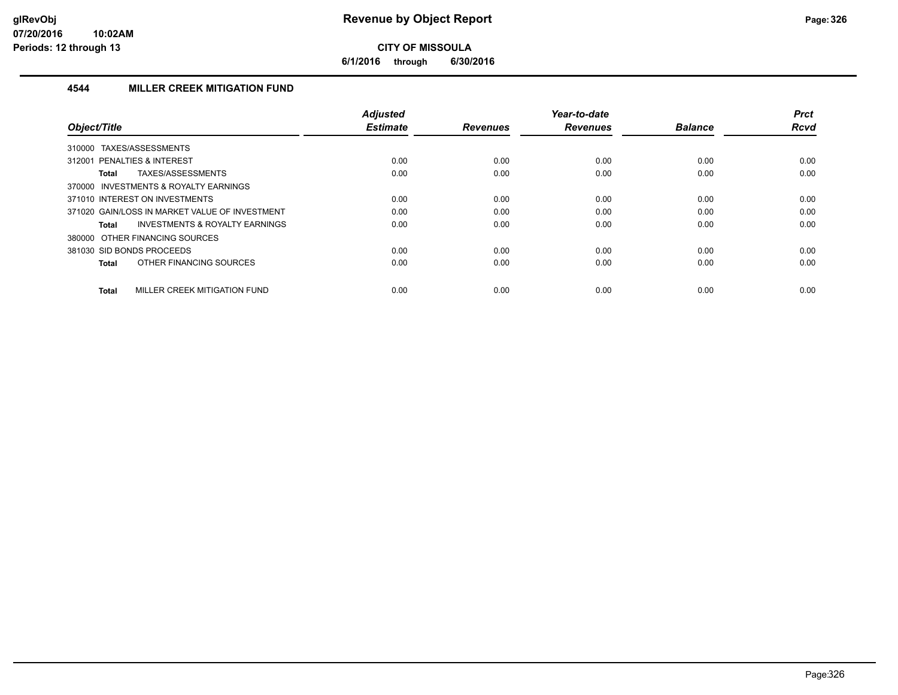**CITY OF MISSOULA**

**6/1/2016 through 6/30/2016**

## 4544 MILLER CREEK MITIGATION FUND

| Object/Title | Adjusted Estimate | Revenues | Year-to-date Revenues | Balance | Prct Rcvd |
|---|---|---|---|---|---|
| 310000 TAXES/ASSESSMENTS | | | | | |
| 312001 PENALTIES & INTEREST | 0.00 | 0.00 | 0.00 | 0.00 | 0.00 |
| **Total** TAXES/ASSESSMENTS | 0.00 | 0.00 | 0.00 | 0.00 | 0.00 |
| 370000 INVESTMENTS & ROYALTY EARNINGS | | | | | |
| 371010 INTEREST ON INVESTMENTS | 0.00 | 0.00 | 0.00 | 0.00 | 0.00 |
| 371020 GAIN/LOSS IN MARKET VALUE OF INVESTMENT | 0.00 | 0.00 | 0.00 | 0.00 | 0.00 |
| **Total** INVESTMENTS & ROYALTY EARNINGS | 0.00 | 0.00 | 0.00 | 0.00 | 0.00 |
| 380000 OTHER FINANCING SOURCES | | | | | |
| 381030 SID BONDS PROCEEDS | 0.00 | 0.00 | 0.00 | 0.00 | 0.00 |
| **Total** OTHER FINANCING SOURCES | 0.00 | 0.00 | 0.00 | 0.00 | 0.00 |
| **Total** MILLER CREEK MITIGATION FUND | 0.00 | 0.00 | 0.00 | 0.00 | 0.00 |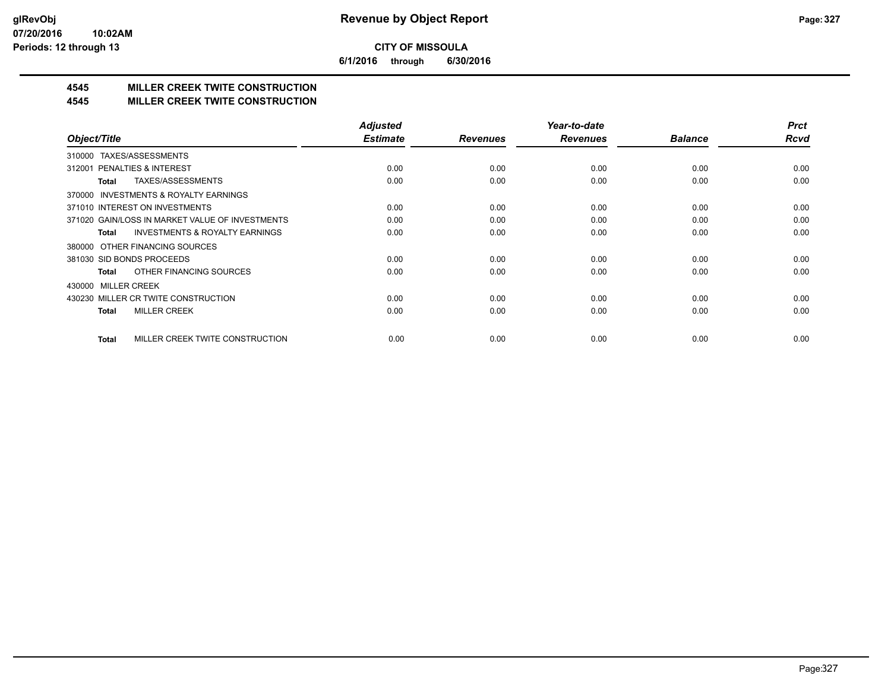**glRevObj**
**07/20/2016 10:02AM**
**Periods: 12 through 13**

# Revenue by Object Report

**CITY OF MISSOULA**

**6/1/2016 through 6/30/2016**

## 4545 MILLER CREEK TWITE CONSTRUCTION
## 4545 MILLER CREEK TWITE CONSTRUCTION

| Object/Title | Adjusted Estimate | Revenues | Year-to-date Revenues | Balance | Prct Rcvd |
|---|---|---|---|---|---|
| 310000 TAXES/ASSESSMENTS | | | | | |
| 312001 PENALTIES & INTEREST | 0.00 | 0.00 | 0.00 | 0.00 | 0.00 |
| **Total** TAXES/ASSESSMENTS | 0.00 | 0.00 | 0.00 | 0.00 | 0.00 |
| 370000 INVESTMENTS & ROYALTY EARNINGS | | | | | |
| 371010 INTEREST ON INVESTMENTS | 0.00 | 0.00 | 0.00 | 0.00 | 0.00 |
| 371020 GAIN/LOSS IN MARKET VALUE OF INVESTMENTS | 0.00 | 0.00 | 0.00 | 0.00 | 0.00 |
| **Total** INVESTMENTS & ROYALTY EARNINGS | 0.00 | 0.00 | 0.00 | 0.00 | 0.00 |
| 380000 OTHER FINANCING SOURCES | | | | | |
| 381030 SID BONDS PROCEEDS | 0.00 | 0.00 | 0.00 | 0.00 | 0.00 |
| **Total** OTHER FINANCING SOURCES | 0.00 | 0.00 | 0.00 | 0.00 | 0.00 |
| 430000 MILLER CREEK | | | | | |
| 430230 MILLER CR TWITE CONSTRUCTION | 0.00 | 0.00 | 0.00 | 0.00 | 0.00 |
| **Total** MILLER CREEK | 0.00 | 0.00 | 0.00 | 0.00 | 0.00 |
| **Total** MILLER CREEK TWITE CONSTRUCTION | 0.00 | 0.00 | 0.00 | 0.00 | 0.00 |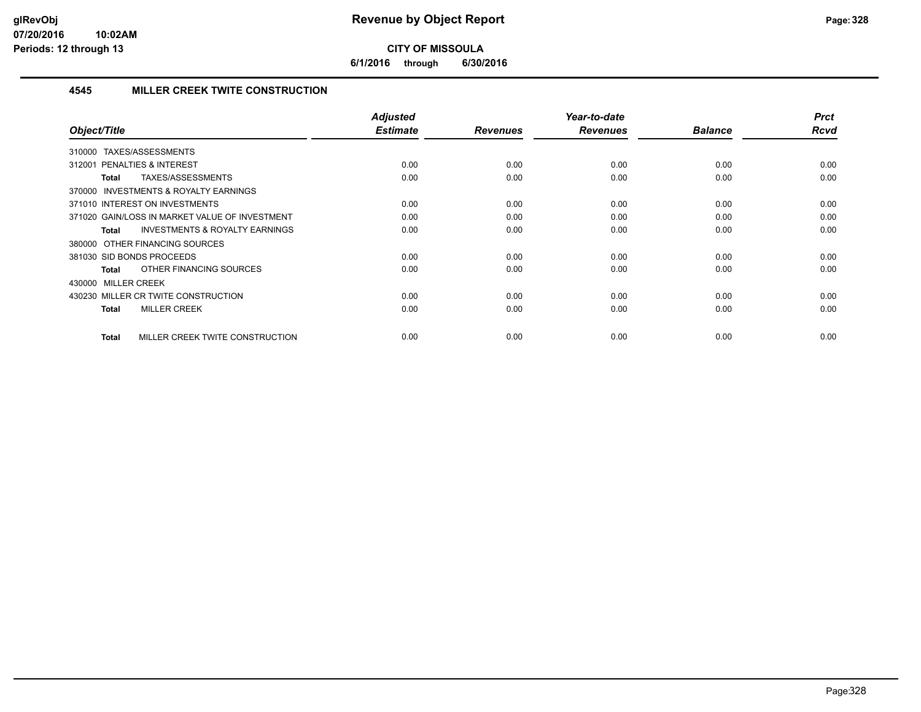**CITY OF MISSOULA**

**6/1/2016 through 6/30/2016**

### 4545 MILLER CREEK TWITE CONSTRUCTION

| Object/Title | Adjusted Estimate | Revenues | Year-to-date Revenues | Balance | Prct Rcvd |
|---|---|---|---|---|---|
| 310000 TAXES/ASSESSMENTS | | | | | |
| 312001 PENALTIES & INTEREST | 0.00 | 0.00 | 0.00 | 0.00 | 0.00 |
| **Total** TAXES/ASSESSMENTS | 0.00 | 0.00 | 0.00 | 0.00 | 0.00 |
| 370000 INVESTMENTS & ROYALTY EARNINGS | | | | | |
| 371010 INTEREST ON INVESTMENTS | 0.00 | 0.00 | 0.00 | 0.00 | 0.00 |
| 371020 GAIN/LOSS IN MARKET VALUE OF INVESTMENT | 0.00 | 0.00 | 0.00 | 0.00 | 0.00 |
| **Total** INVESTMENTS & ROYALTY EARNINGS | 0.00 | 0.00 | 0.00 | 0.00 | 0.00 |
| 380000 OTHER FINANCING SOURCES | | | | | |
| 381030 SID BONDS PROCEEDS | 0.00 | 0.00 | 0.00 | 0.00 | 0.00 |
| **Total** OTHER FINANCING SOURCES | 0.00 | 0.00 | 0.00 | 0.00 | 0.00 |
| 430000 MILLER CREEK | | | | | |
| 430230 MILLER CR TWITE CONSTRUCTION | 0.00 | 0.00 | 0.00 | 0.00 | 0.00 |
| **Total** MILLER CREEK | 0.00 | 0.00 | 0.00 | 0.00 | 0.00 |
| **Total** MILLER CREEK TWITE CONSTRUCTION | 0.00 | 0.00 | 0.00 | 0.00 | 0.00 |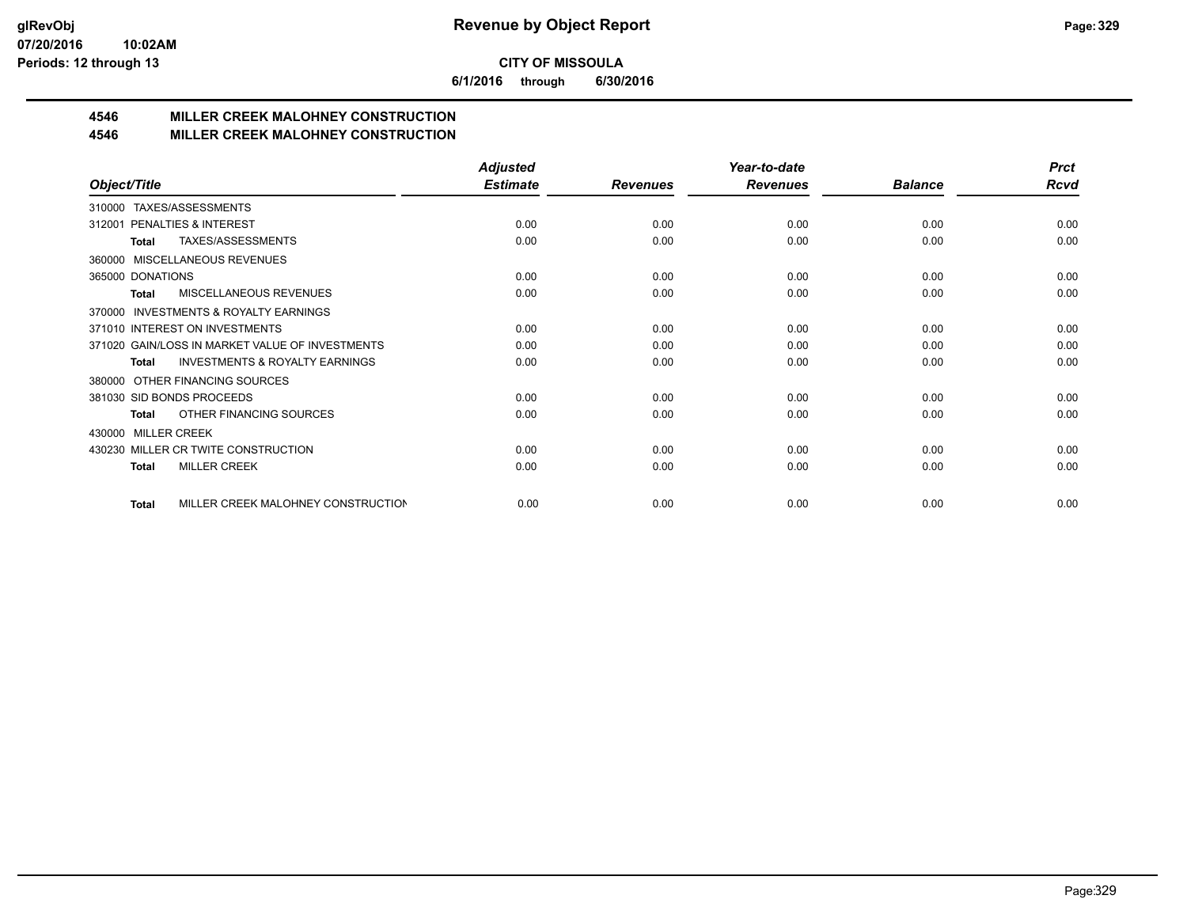**CITY OF MISSOULA**

**6/1/2016 through 6/30/2016**

## 4546 MILLER CREEK MALOHNEY CONSTRUCTION

## 4546 MILLER CREEK MALOHNEY CONSTRUCTION

| Object/Title | Adjusted Estimate | Revenues | Year-to-date Revenues | Balance | Prct Rcvd |
|---|---|---|---|---|---|
| 310000 TAXES/ASSESSMENTS | | | | | |
| 312001 PENALTIES & INTEREST | 0.00 | 0.00 | 0.00 | 0.00 | 0.00 |
| **Total** TAXES/ASSESSMENTS | 0.00 | 0.00 | 0.00 | 0.00 | 0.00 |
| 360000 MISCELLANEOUS REVENUES | | | | | |
| 365000 DONATIONS | 0.00 | 0.00 | 0.00 | 0.00 | 0.00 |
| **Total** MISCELLANEOUS REVENUES | 0.00 | 0.00 | 0.00 | 0.00 | 0.00 |
| 370000 INVESTMENTS & ROYALTY EARNINGS | | | | | |
| 371010 INTEREST ON INVESTMENTS | 0.00 | 0.00 | 0.00 | 0.00 | 0.00 |
| 371020 GAIN/LOSS IN MARKET VALUE OF INVESTMENTS | 0.00 | 0.00 | 0.00 | 0.00 | 0.00 |
| **Total** INVESTMENTS & ROYALTY EARNINGS | 0.00 | 0.00 | 0.00 | 0.00 | 0.00 |
| 380000 OTHER FINANCING SOURCES | | | | | |
| 381030 SID BONDS PROCEEDS | 0.00 | 0.00 | 0.00 | 0.00 | 0.00 |
| **Total** OTHER FINANCING SOURCES | 0.00 | 0.00 | 0.00 | 0.00 | 0.00 |
| 430000 MILLER CREEK | | | | | |
| 430230 MILLER CR TWITE CONSTRUCTION | 0.00 | 0.00 | 0.00 | 0.00 | 0.00 |
| **Total** MILLER CREEK | 0.00 | 0.00 | 0.00 | 0.00 | 0.00 |
| **Total** MILLER CREEK MALOHNEY CONSTRUCTION | 0.00 | 0.00 | 0.00 | 0.00 | 0.00 |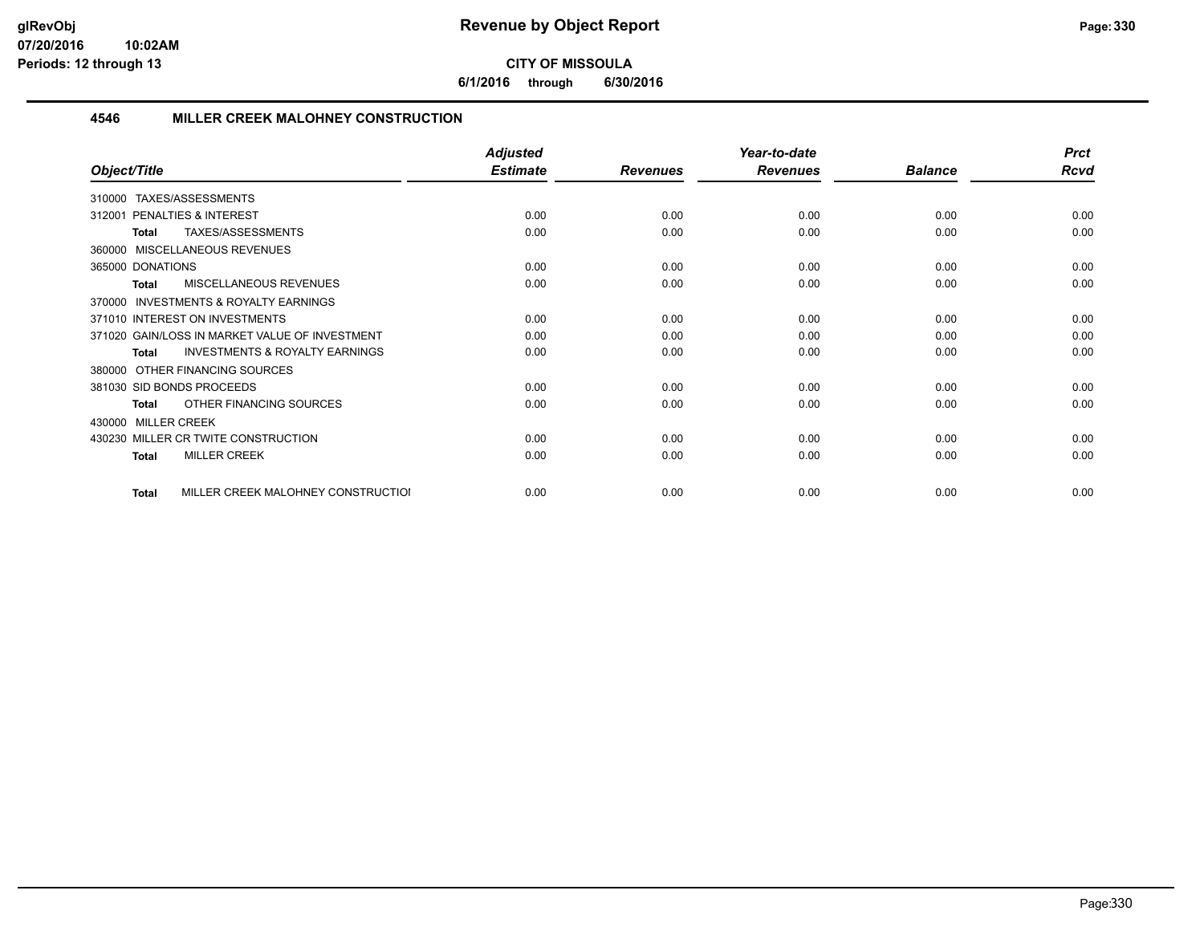**CITY OF MISSOULA**

**6/1/2016 through 6/30/2016**

### 4546 MILLER CREEK MALOHNEY CONSTRUCTION

| Object/Title | Adjusted Estimate | Revenues | Year-to-date Revenues | Balance | Prct Rcvd |
|---|---|---|---|---|---|
| 310000 TAXES/ASSESSMENTS | | | | | |
| 312001 PENALTIES & INTEREST | 0.00 | 0.00 | 0.00 | 0.00 | 0.00 |
| **Total** TAXES/ASSESSMENTS | 0.00 | 0.00 | 0.00 | 0.00 | 0.00 |
| 360000 MISCELLANEOUS REVENUES | | | | | |
| 365000 DONATIONS | 0.00 | 0.00 | 0.00 | 0.00 | 0.00 |
| **Total** MISCELLANEOUS REVENUES | 0.00 | 0.00 | 0.00 | 0.00 | 0.00 |
| 370000 INVESTMENTS & ROYALTY EARNINGS | | | | | |
| 371010 INTEREST ON INVESTMENTS | 0.00 | 0.00 | 0.00 | 0.00 | 0.00 |
| 371020 GAIN/LOSS IN MARKET VALUE OF INVESTMENT | 0.00 | 0.00 | 0.00 | 0.00 | 0.00 |
| **Total** INVESTMENTS & ROYALTY EARNINGS | 0.00 | 0.00 | 0.00 | 0.00 | 0.00 |
| 380000 OTHER FINANCING SOURCES | | | | | |
| 381030 SID BONDS PROCEEDS | 0.00 | 0.00 | 0.00 | 0.00 | 0.00 |
| **Total** OTHER FINANCING SOURCES | 0.00 | 0.00 | 0.00 | 0.00 | 0.00 |
| 430000 MILLER CREEK | | | | | |
| 430230 MILLER CR TWITE CONSTRUCTION | 0.00 | 0.00 | 0.00 | 0.00 | 0.00 |
| **Total** MILLER CREEK | 0.00 | 0.00 | 0.00 | 0.00 | 0.00 |
| **Total** MILLER CREEK MALOHNEY CONSTRUCTIOI | 0.00 | 0.00 | 0.00 | 0.00 | 0.00 |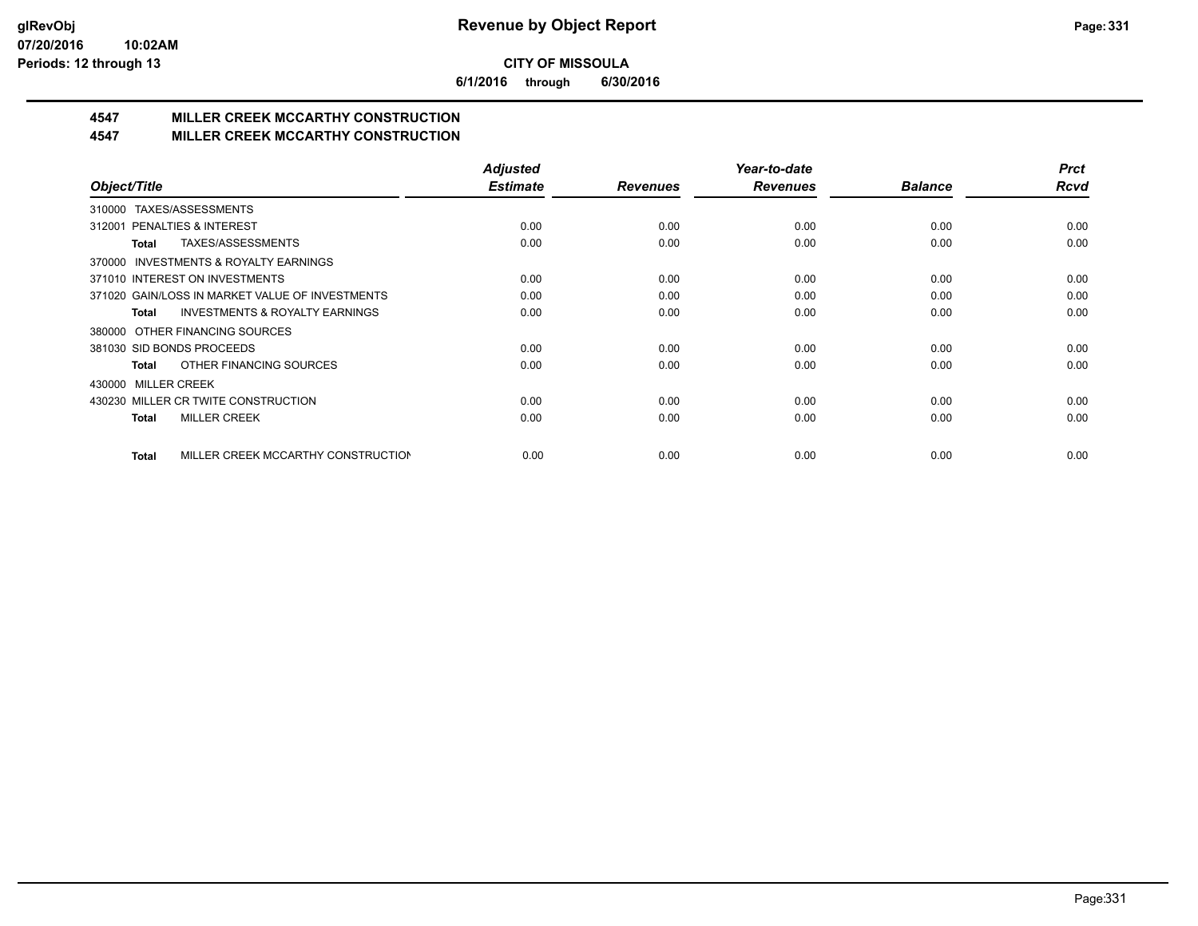**glRevObj**
**07/20/2016 10:02AM**
**Periods: 12 through 13**

# Revenue by Object Report

**CITY OF MISSOULA**

**6/1/2016 through 6/30/2016**

## 4547 MILLER CREEK MCCARTHY CONSTRUCTION
## 4547 MILLER CREEK MCCARTHY CONSTRUCTION

| Object/Title | Adjusted Estimate | Revenues | Year-to-date Revenues | Balance | Prct Rcvd |
|---|---|---|---|---|---|
| 310000 TAXES/ASSESSMENTS | | | | | |
| 312001 PENALTIES & INTEREST | 0.00 | 0.00 | 0.00 | 0.00 | 0.00 |
| **Total** TAXES/ASSESSMENTS | 0.00 | 0.00 | 0.00 | 0.00 | 0.00 |
| 370000 INVESTMENTS & ROYALTY EARNINGS | | | | | |
| 371010 INTEREST ON INVESTMENTS | 0.00 | 0.00 | 0.00 | 0.00 | 0.00 |
| 371020 GAIN/LOSS IN MARKET VALUE OF INVESTMENTS | 0.00 | 0.00 | 0.00 | 0.00 | 0.00 |
| **Total** INVESTMENTS & ROYALTY EARNINGS | 0.00 | 0.00 | 0.00 | 0.00 | 0.00 |
| 380000 OTHER FINANCING SOURCES | | | | | |
| 381030 SID BONDS PROCEEDS | 0.00 | 0.00 | 0.00 | 0.00 | 0.00 |
| **Total** OTHER FINANCING SOURCES | 0.00 | 0.00 | 0.00 | 0.00 | 0.00 |
| 430000 MILLER CREEK | | | | | |
| 430230 MILLER CR TWITE CONSTRUCTION | 0.00 | 0.00 | 0.00 | 0.00 | 0.00 |
| **Total** MILLER CREEK | 0.00 | 0.00 | 0.00 | 0.00 | 0.00 |
| **Total** MILLER CREEK MCCARTHY CONSTRUCTION | 0.00 | 0.00 | 0.00 | 0.00 | 0.00 |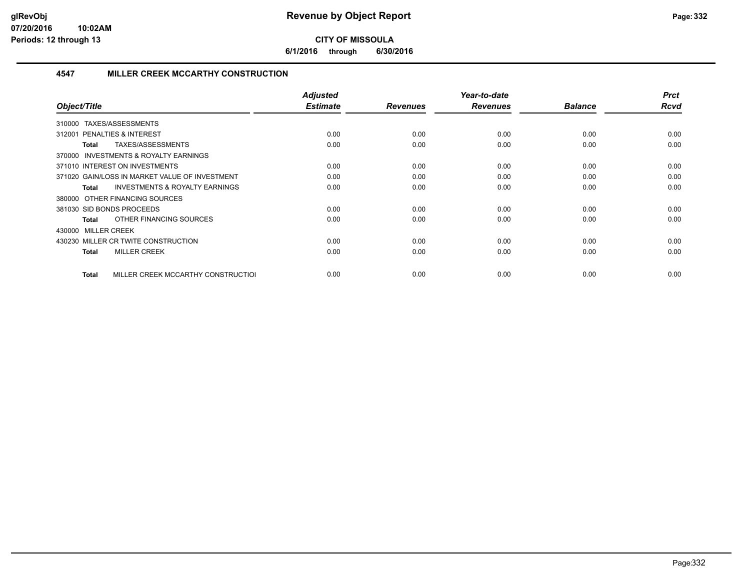# Revenue by Object Report

**CITY OF MISSOULA**

**6/1/2016 through 6/30/2016**

glRevObj
07/20/2016 10:02AM
Periods: 12 through 13

## 4547 MILLER CREEK MCCARTHY CONSTRUCTION

| Object/Title | Adjusted Estimate | Revenues | Year-to-date Revenues | Balance | Prct Rcvd |
|---|---|---|---|---|---|
| 310000 TAXES/ASSESSMENTS | | | | | |
| 312001 PENALTIES & INTEREST | 0.00 | 0.00 | 0.00 | 0.00 | 0.00 |
| **Total** TAXES/ASSESSMENTS | 0.00 | 0.00 | 0.00 | 0.00 | 0.00 |
| 370000 INVESTMENTS & ROYALTY EARNINGS | | | | | |
| 371010 INTEREST ON INVESTMENTS | 0.00 | 0.00 | 0.00 | 0.00 | 0.00 |
| 371020 GAIN/LOSS IN MARKET VALUE OF INVESTMENT | 0.00 | 0.00 | 0.00 | 0.00 | 0.00 |
| **Total** INVESTMENTS & ROYALTY EARNINGS | 0.00 | 0.00 | 0.00 | 0.00 | 0.00 |
| 380000 OTHER FINANCING SOURCES | | | | | |
| 381030 SID BONDS PROCEEDS | 0.00 | 0.00 | 0.00 | 0.00 | 0.00 |
| **Total** OTHER FINANCING SOURCES | 0.00 | 0.00 | 0.00 | 0.00 | 0.00 |
| 430000 MILLER CREEK | | | | | |
| 430230 MILLER CR TWITE CONSTRUCTION | 0.00 | 0.00 | 0.00 | 0.00 | 0.00 |
| **Total** MILLER CREEK | 0.00 | 0.00 | 0.00 | 0.00 | 0.00 |
| **Total** MILLER CREEK MCCARTHY CONSTRUCTIOI | 0.00 | 0.00 | 0.00 | 0.00 | 0.00 |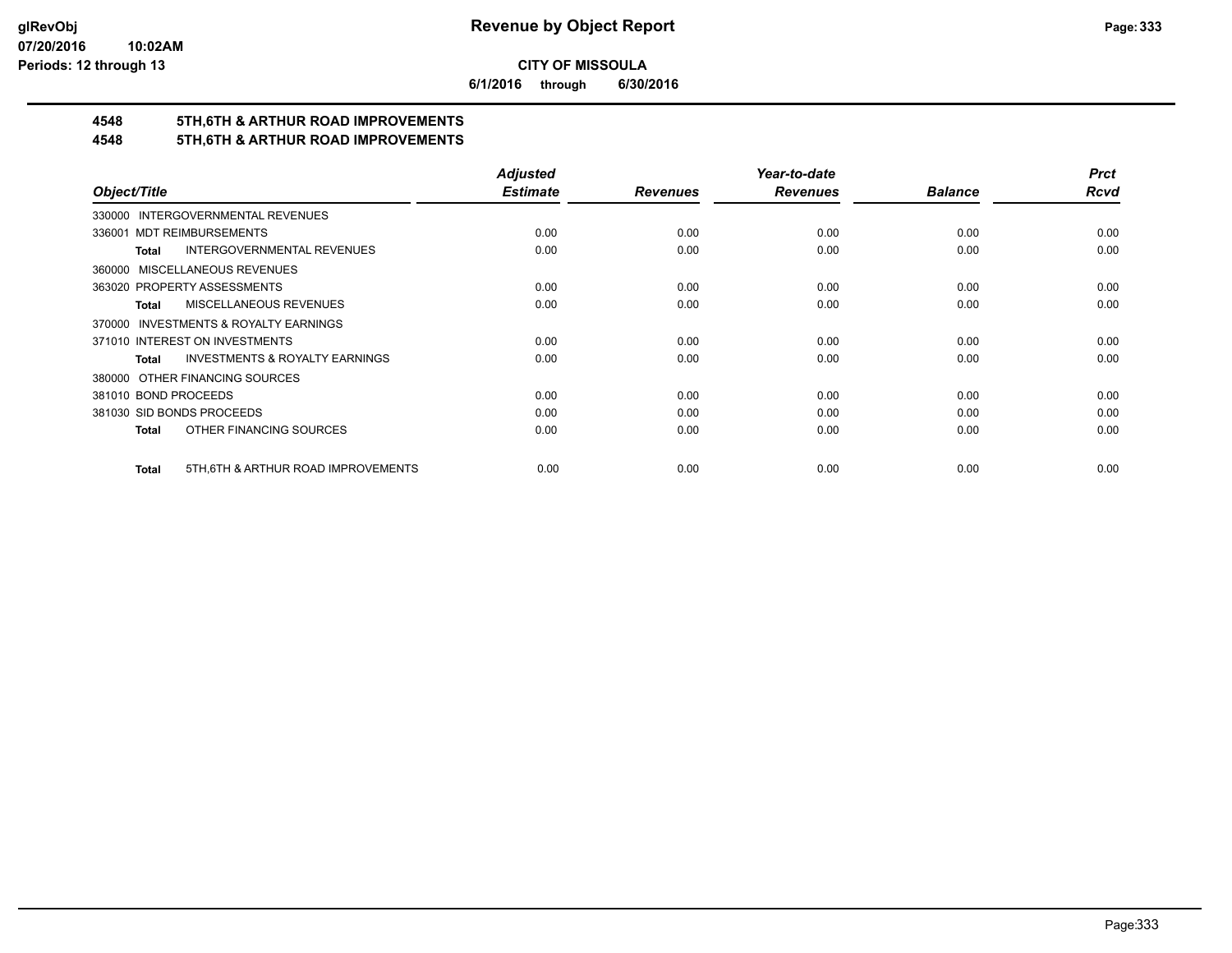**CITY OF MISSOULA**

**6/1/2016 through 6/30/2016**

# Revenue by Object Report

**4548 5TH,6TH & ARTHUR ROAD IMPROVEMENTS**

**4548 5TH,6TH & ARTHUR ROAD IMPROVEMENTS**

| Object/Title | Adjusted Estimate | Revenues | Year-to-date Revenues | Balance | Prct Rcvd |
|---|---|---|---|---|---|
| 330000 INTERGOVERNMENTAL REVENUES | | | | | |
| 336001 MDT REIMBURSEMENTS | 0.00 | 0.00 | 0.00 | 0.00 | 0.00 |
| **Total** INTERGOVERNMENTAL REVENUES | 0.00 | 0.00 | 0.00 | 0.00 | 0.00 |
| 360000 MISCELLANEOUS REVENUES | | | | | |
| 363020 PROPERTY ASSESSMENTS | 0.00 | 0.00 | 0.00 | 0.00 | 0.00 |
| **Total** MISCELLANEOUS REVENUES | 0.00 | 0.00 | 0.00 | 0.00 | 0.00 |
| 370000 INVESTMENTS & ROYALTY EARNINGS | | | | | |
| 371010 INTEREST ON INVESTMENTS | 0.00 | 0.00 | 0.00 | 0.00 | 0.00 |
| **Total** INVESTMENTS & ROYALTY EARNINGS | 0.00 | 0.00 | 0.00 | 0.00 | 0.00 |
| 380000 OTHER FINANCING SOURCES | | | | | |
| 381010 BOND PROCEEDS | 0.00 | 0.00 | 0.00 | 0.00 | 0.00 |
| 381030 SID BONDS PROCEEDS | 0.00 | 0.00 | 0.00 | 0.00 | 0.00 |
| **Total** OTHER FINANCING SOURCES | 0.00 | 0.00 | 0.00 | 0.00 | 0.00 |
| **Total** 5TH,6TH & ARTHUR ROAD IMPROVEMENTS | 0.00 | 0.00 | 0.00 | 0.00 | 0.00 |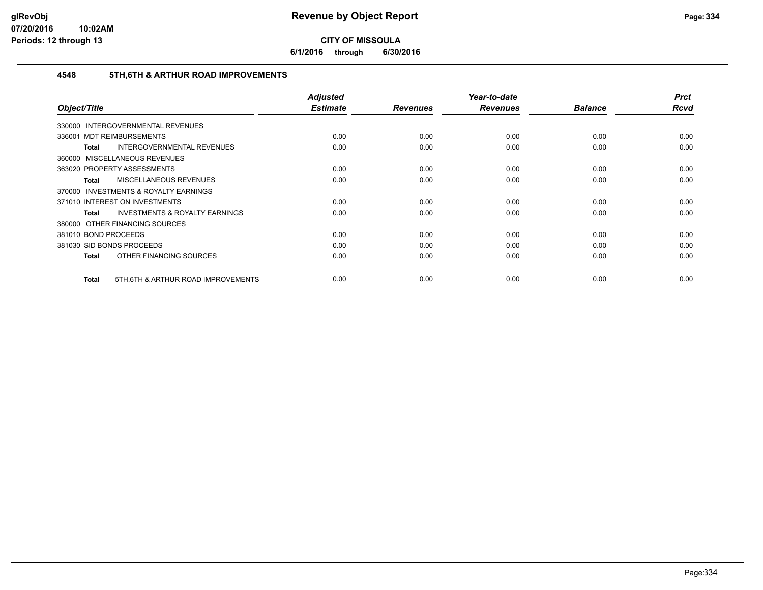# Revenue by Object Report

**CITY OF MISSOULA**

**6/1/2016 through 6/30/2016**

glRevObj
07/20/2016 10:02AM
Periods: 12 through 13

## 4548 5TH,6TH & ARTHUR ROAD IMPROVEMENTS

| Object/Title | Adjusted Estimate | Revenues | Year-to-date Revenues | Balance | Prct Rcvd |
|---|---|---|---|---|---|
| 330000 INTERGOVERNMENTAL REVENUES | | | | | |
| 336001 MDT REIMBURSEMENTS | 0.00 | 0.00 | 0.00 | 0.00 | 0.00 |
| **Total** INTERGOVERNMENTAL REVENUES | 0.00 | 0.00 | 0.00 | 0.00 | 0.00 |
| 360000 MISCELLANEOUS REVENUES | | | | | |
| 363020 PROPERTY ASSESSMENTS | 0.00 | 0.00 | 0.00 | 0.00 | 0.00 |
| **Total** MISCELLANEOUS REVENUES | 0.00 | 0.00 | 0.00 | 0.00 | 0.00 |
| 370000 INVESTMENTS & ROYALTY EARNINGS | | | | | |
| 371010 INTEREST ON INVESTMENTS | 0.00 | 0.00 | 0.00 | 0.00 | 0.00 |
| **Total** INVESTMENTS & ROYALTY EARNINGS | 0.00 | 0.00 | 0.00 | 0.00 | 0.00 |
| 380000 OTHER FINANCING SOURCES | | | | | |
| 381010 BOND PROCEEDS | 0.00 | 0.00 | 0.00 | 0.00 | 0.00 |
| 381030 SID BONDS PROCEEDS | 0.00 | 0.00 | 0.00 | 0.00 | 0.00 |
| **Total** OTHER FINANCING SOURCES | 0.00 | 0.00 | 0.00 | 0.00 | 0.00 |
| **Total** 5TH,6TH & ARTHUR ROAD IMPROVEMENTS | 0.00 | 0.00 | 0.00 | 0.00 | 0.00 |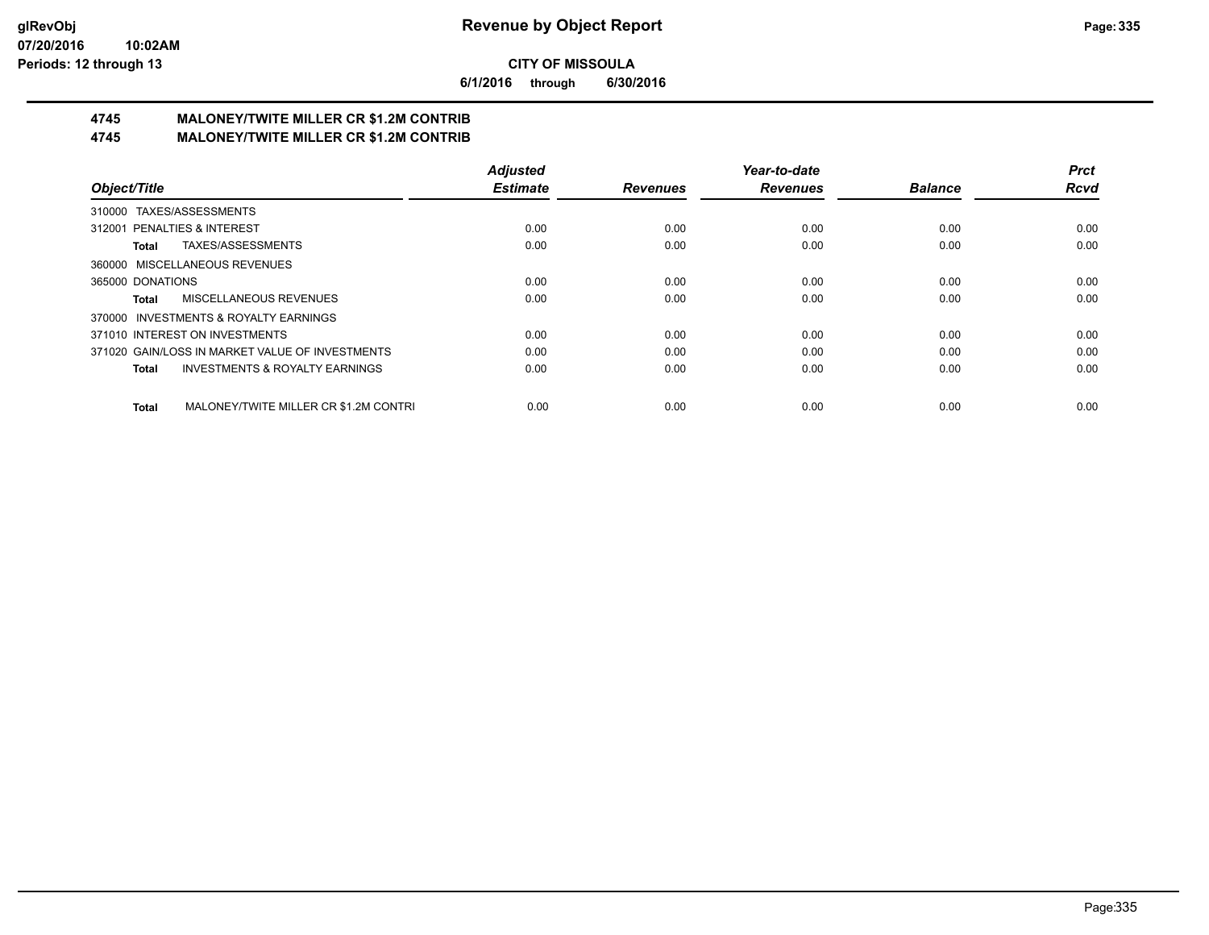**CITY OF MISSOULA**

**6/1/2016 through 6/30/2016**

## 4745 MALONEY/TWITE MILLER CR $1.2M CONTRIB
## 4745 MALONEY/TWITE MILLER CR $1.2M CONTRIB

| Object/Title | Adjusted Estimate | Revenues | Year-to-date Revenues | Balance | Prct Rcvd |
|---|---|---|---|---|---|
| 310000 TAXES/ASSESSMENTS | | | | | |
| 312001 PENALTIES & INTEREST | 0.00 | 0.00 | 0.00 | 0.00 | 0.00 |
| **Total** TAXES/ASSESSMENTS | 0.00 | 0.00 | 0.00 | 0.00 | 0.00 |
| 360000 MISCELLANEOUS REVENUES | | | | | |
| 365000 DONATIONS | 0.00 | 0.00 | 0.00 | 0.00 | 0.00 |
| **Total** MISCELLANEOUS REVENUES | 0.00 | 0.00 | 0.00 | 0.00 | 0.00 |
| 370000 INVESTMENTS & ROYALTY EARNINGS | | | | | |
| 371010 INTEREST ON INVESTMENTS | 0.00 | 0.00 | 0.00 | 0.00 | 0.00 |
| 371020 GAIN/LOSS IN MARKET VALUE OF INVESTMENTS | 0.00 | 0.00 | 0.00 | 0.00 | 0.00 |
| **Total** INVESTMENTS & ROYALTY EARNINGS | 0.00 | 0.00 | 0.00 | 0.00 | 0.00 |
| **Total** MALONEY/TWITE MILLER CR $1.2M CONTRI | 0.00 | 0.00 | 0.00 | 0.00 | 0.00 |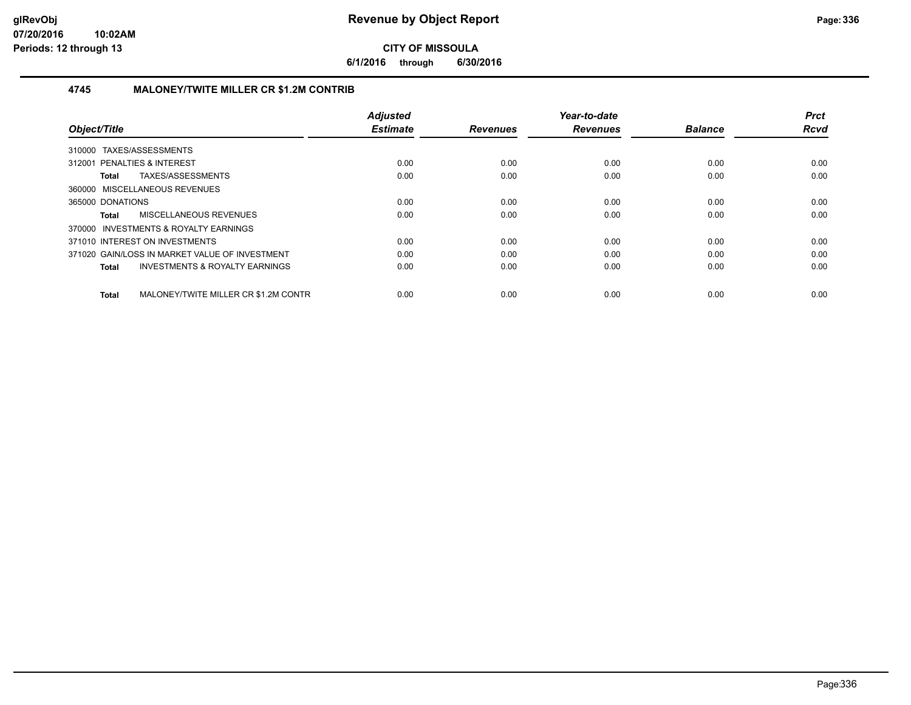**Revenue by Object Report**

**CITY OF MISSOULA**

**6/1/2016 through 6/30/2016**

### 4745 MALONEY/TWITE MILLER CR $1.2M CONTRIB

| Object/Title | Adjusted Estimate | Revenues | Year-to-date Revenues | Balance | Prct Rcvd |
|---|---|---|---|---|---|
| 310000 TAXES/ASSESSMENTS | | | | | |
| 312001 PENALTIES & INTEREST | 0.00 | 0.00 | 0.00 | 0.00 | 0.00 |
| **Total** TAXES/ASSESSMENTS | 0.00 | 0.00 | 0.00 | 0.00 | 0.00 |
| 360000 MISCELLANEOUS REVENUES | | | | | |
| 365000 DONATIONS | 0.00 | 0.00 | 0.00 | 0.00 | 0.00 |
| **Total** MISCELLANEOUS REVENUES | 0.00 | 0.00 | 0.00 | 0.00 | 0.00 |
| 370000 INVESTMENTS & ROYALTY EARNINGS | | | | | |
| 371010 INTEREST ON INVESTMENTS | 0.00 | 0.00 | 0.00 | 0.00 | 0.00 |
| 371020 GAIN/LOSS IN MARKET VALUE OF INVESTMENT | 0.00 | 0.00 | 0.00 | 0.00 | 0.00 |
| **Total** INVESTMENTS & ROYALTY EARNINGS | 0.00 | 0.00 | 0.00 | 0.00 | 0.00 |
| **Total** MALONEY/TWITE MILLER CR $1.2M CONTR | 0.00 | 0.00 | 0.00 | 0.00 | 0.00 |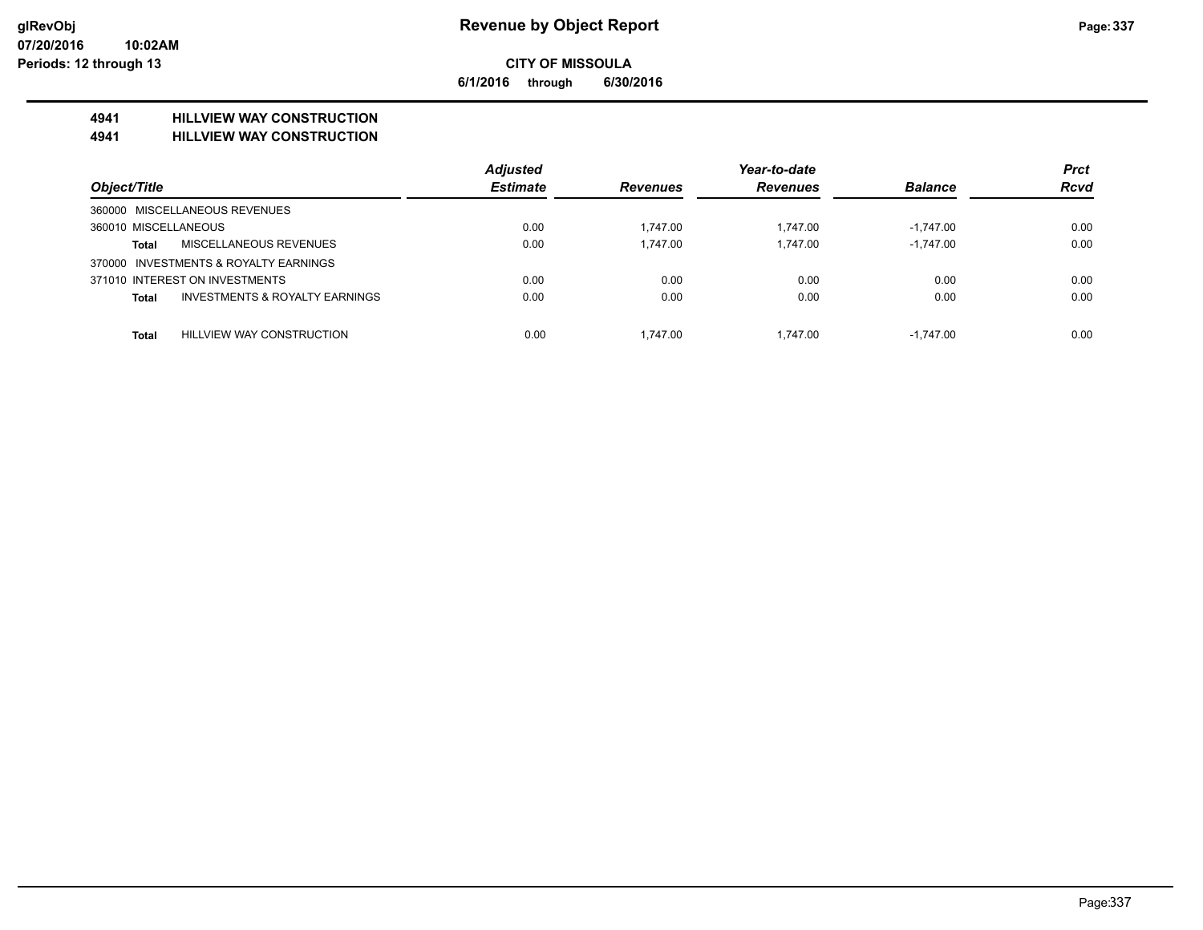**CITY OF MISSOULA**

**6/1/2016 through 6/30/2016**

**4941 HILLVIEW WAY CONSTRUCTION**

**4941 HILLVIEW WAY CONSTRUCTION**

| Object/Title | Adjusted Estimate | Revenues | Year-to-date Revenues | Balance | Prct Rcvd |
|---|---|---|---|---|---|
| 360000 MISCELLANEOUS REVENUES | | | | | |
| 360010 MISCELLANEOUS | 0.00 | 1,747.00 | 1,747.00 | -1,747.00 | 0.00 |
| Total MISCELLANEOUS REVENUES | 0.00 | 1,747.00 | 1,747.00 | -1,747.00 | 0.00 |
| 370000 INVESTMENTS & ROYALTY EARNINGS | | | | | |
| 371010 INTEREST ON INVESTMENTS | 0.00 | 0.00 | 0.00 | 0.00 | 0.00 |
| Total INVESTMENTS & ROYALTY EARNINGS | 0.00 | 0.00 | 0.00 | 0.00 | 0.00 |
| Total HILLVIEW WAY CONSTRUCTION | 0.00 | 1,747.00 | 1,747.00 | -1,747.00 | 0.00 |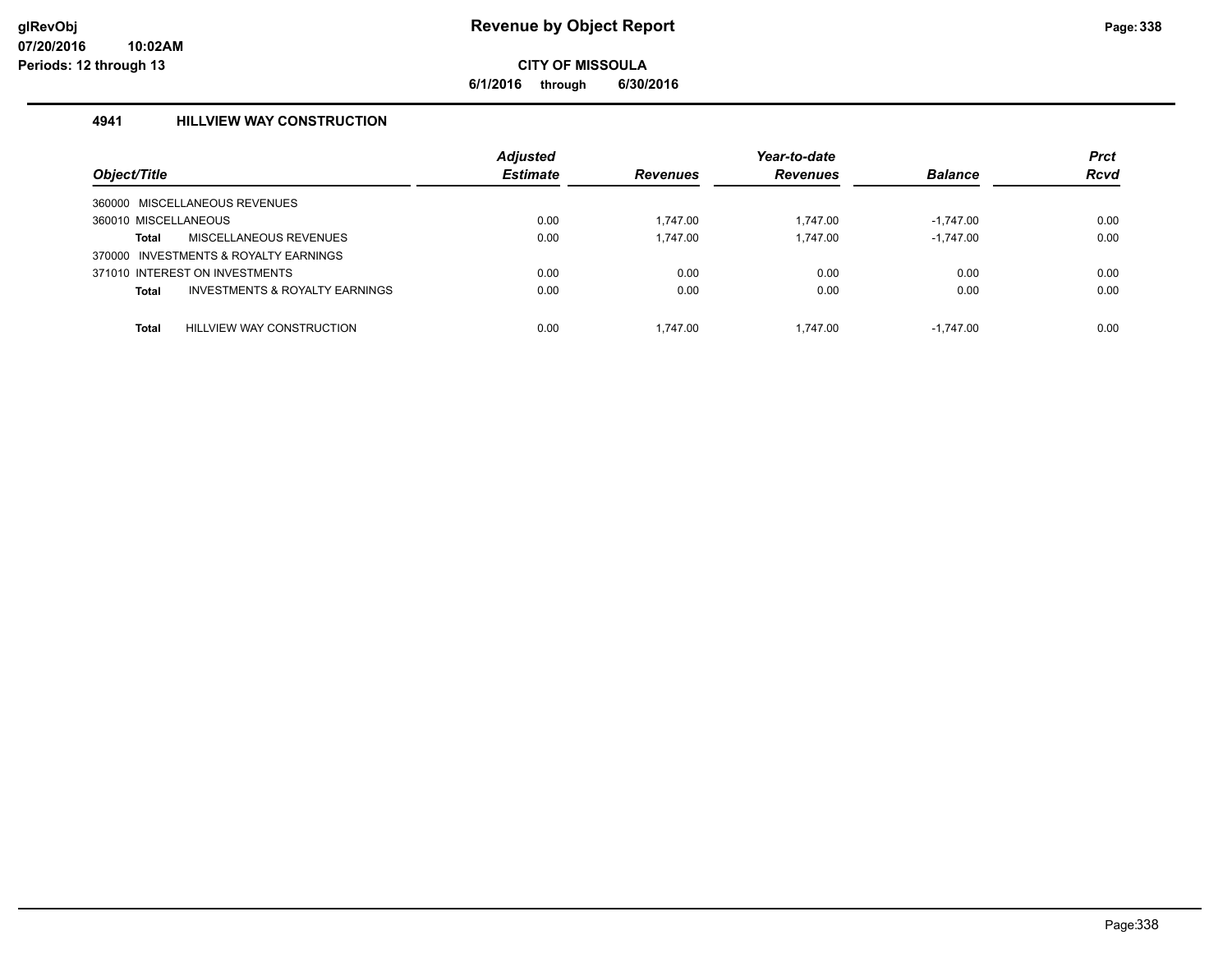# Revenue by Object Report

## CITY OF MISSOULA

**6/1/2016 through 6/30/2016**

glRevObj
07/20/2016 10:02AM
Periods: 12 through 13

### 4941 HILLVIEW WAY CONSTRUCTION

| Object/Title | Adjusted Estimate | Revenues | Year-to-date Revenues | Balance | Prct Rcvd |
|---|---|---|---|---|---|
| 360000 MISCELLANEOUS REVENUES | | | | | |
| 360010 MISCELLANEOUS | 0.00 | 1,747.00 | 1,747.00 | -1,747.00 | 0.00 |
| **Total** MISCELLANEOUS REVENUES | 0.00 | 1,747.00 | 1,747.00 | -1,747.00 | 0.00 |
| 370000 INVESTMENTS & ROYALTY EARNINGS | | | | | |
| 371010 INTEREST ON INVESTMENTS | 0.00 | 0.00 | 0.00 | 0.00 | 0.00 |
| **Total** INVESTMENTS & ROYALTY EARNINGS | 0.00 | 0.00 | 0.00 | 0.00 | 0.00 |
| **Total** HILLVIEW WAY CONSTRUCTION | 0.00 | 1,747.00 | 1,747.00 | -1,747.00 | 0.00 |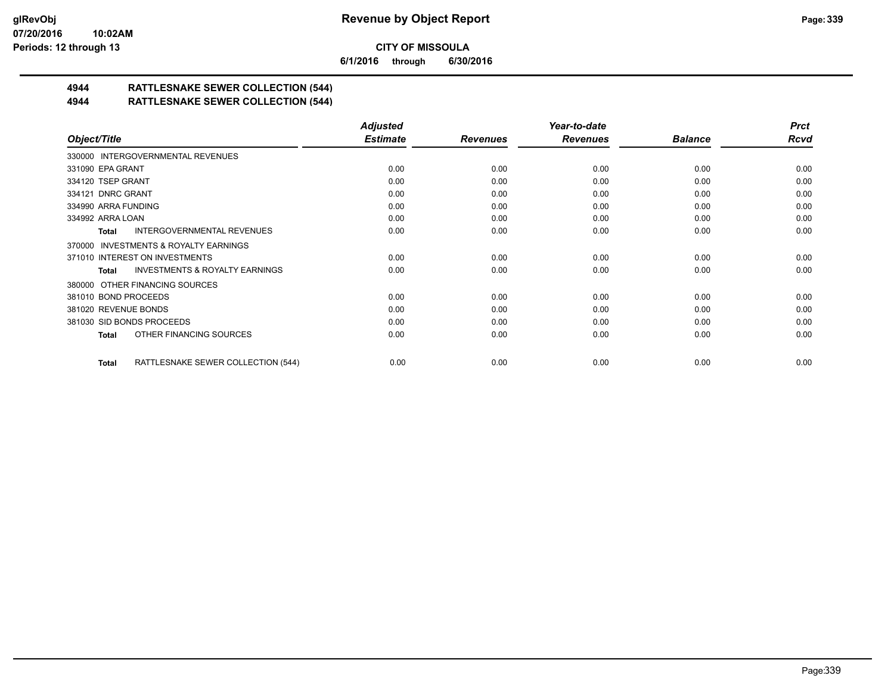# Revenue by Object Report

**CITY OF MISSOULA**

**6/1/2016 through 6/30/2016**

glRevObj
07/20/2016 10:02AM
Periods: 12 through 13

## 4944 RATTLESNAKE SEWER COLLECTION (544)
## 4944 RATTLESNAKE SEWER COLLECTION (544)

| Object/Title | Adjusted Estimate | Revenues | Year-to-date Revenues | Balance | Prct Rcvd |
|---|---|---|---|---|---|
| 330000 INTERGOVERNMENTAL REVENUES | | | | | |
| 331090 EPA GRANT | 0.00 | 0.00 | 0.00 | 0.00 | 0.00 |
| 334120 TSEP GRANT | 0.00 | 0.00 | 0.00 | 0.00 | 0.00 |
| 334121 DNRC GRANT | 0.00 | 0.00 | 0.00 | 0.00 | 0.00 |
| 334990 ARRA FUNDING | 0.00 | 0.00 | 0.00 | 0.00 | 0.00 |
| 334992 ARRA LOAN | 0.00 | 0.00 | 0.00 | 0.00 | 0.00 |
| **Total** INTERGOVERNMENTAL REVENUES | 0.00 | 0.00 | 0.00 | 0.00 | 0.00 |
| 370000 INVESTMENTS & ROYALTY EARNINGS | | | | | |
| 371010 INTEREST ON INVESTMENTS | 0.00 | 0.00 | 0.00 | 0.00 | 0.00 |
| **Total** INVESTMENTS & ROYALTY EARNINGS | 0.00 | 0.00 | 0.00 | 0.00 | 0.00 |
| 380000 OTHER FINANCING SOURCES | | | | | |
| 381010 BOND PROCEEDS | 0.00 | 0.00 | 0.00 | 0.00 | 0.00 |
| 381020 REVENUE BONDS | 0.00 | 0.00 | 0.00 | 0.00 | 0.00 |
| 381030 SID BONDS PROCEEDS | 0.00 | 0.00 | 0.00 | 0.00 | 0.00 |
| **Total** OTHER FINANCING SOURCES | 0.00 | 0.00 | 0.00 | 0.00 | 0.00 |
| **Total** RATTLESNAKE SEWER COLLECTION (544) | 0.00 | 0.00 | 0.00 | 0.00 | 0.00 |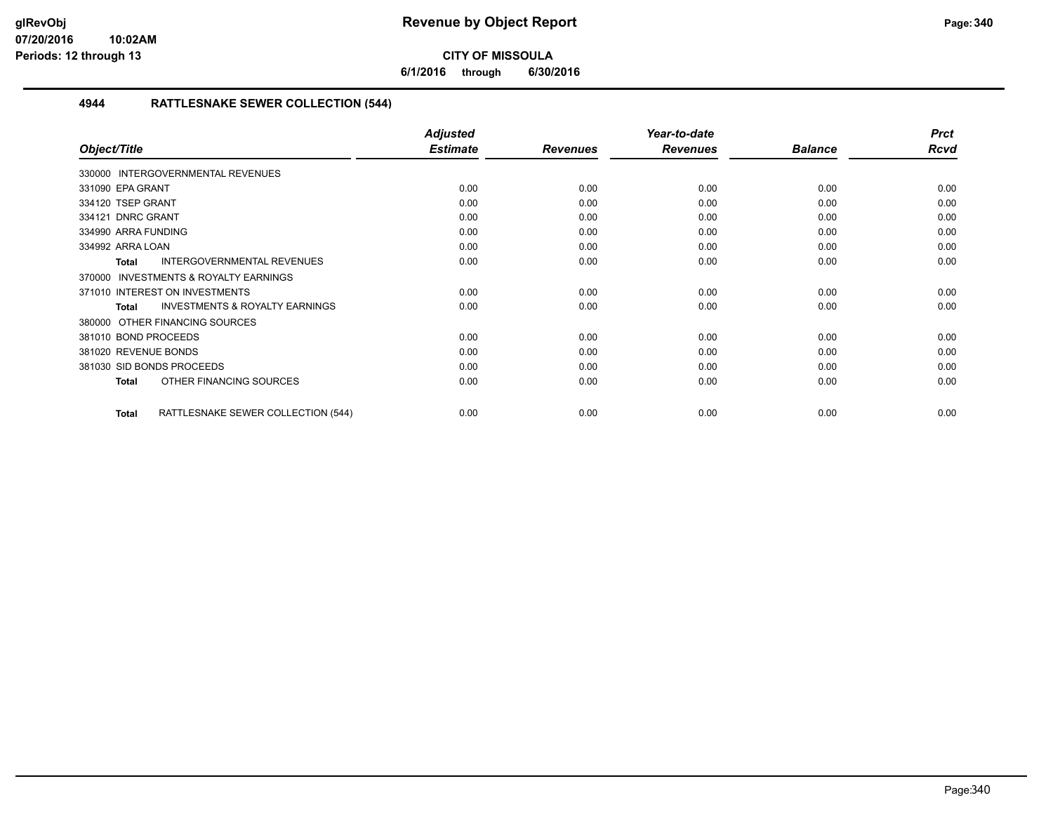**CITY OF MISSOULA**

**6/1/2016 through 6/30/2016**

## 4944 RATTLESNAKE SEWER COLLECTION (544)

| Object/Title | Adjusted Estimate | Revenues | Year-to-date Revenues | Balance | Prct Rcvd |
|---|---|---|---|---|---|
| 330000 INTERGOVERNMENTAL REVENUES | | | | | |
| 331090 EPA GRANT | 0.00 | 0.00 | 0.00 | 0.00 | 0.00 |
| 334120 TSEP GRANT | 0.00 | 0.00 | 0.00 | 0.00 | 0.00 |
| 334121 DNRC GRANT | 0.00 | 0.00 | 0.00 | 0.00 | 0.00 |
| 334990 ARRA FUNDING | 0.00 | 0.00 | 0.00 | 0.00 | 0.00 |
| 334992 ARRA LOAN | 0.00 | 0.00 | 0.00 | 0.00 | 0.00 |
| **Total** INTERGOVERNMENTAL REVENUES | 0.00 | 0.00 | 0.00 | 0.00 | 0.00 |
| 370000 INVESTMENTS & ROYALTY EARNINGS | | | | | |
| 371010 INTEREST ON INVESTMENTS | 0.00 | 0.00 | 0.00 | 0.00 | 0.00 |
| **Total** INVESTMENTS & ROYALTY EARNINGS | 0.00 | 0.00 | 0.00 | 0.00 | 0.00 |
| 380000 OTHER FINANCING SOURCES | | | | | |
| 381010 BOND PROCEEDS | 0.00 | 0.00 | 0.00 | 0.00 | 0.00 |
| 381020 REVENUE BONDS | 0.00 | 0.00 | 0.00 | 0.00 | 0.00 |
| 381030 SID BONDS PROCEEDS | 0.00 | 0.00 | 0.00 | 0.00 | 0.00 |
| **Total** OTHER FINANCING SOURCES | 0.00 | 0.00 | 0.00 | 0.00 | 0.00 |
| **Total** RATTLESNAKE SEWER COLLECTION (544) | 0.00 | 0.00 | 0.00 | 0.00 | 0.00 |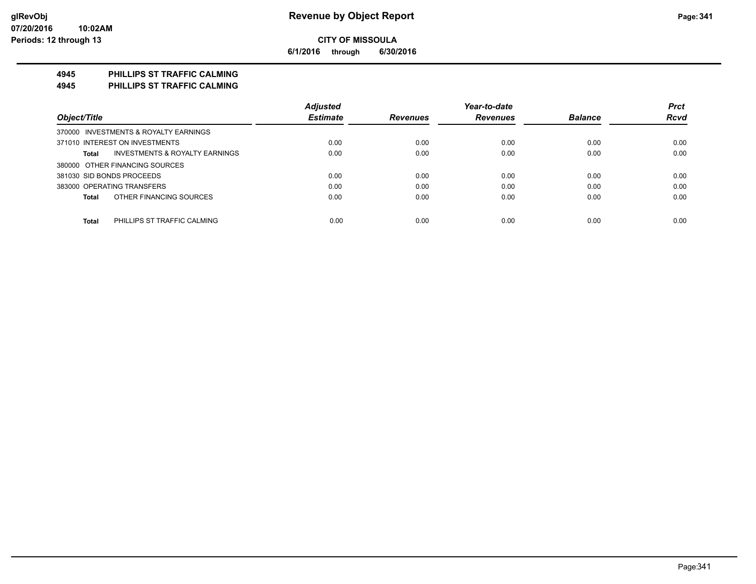**CITY OF MISSOULA**

**6/1/2016 through 6/30/2016**

**4945 PHILLIPS ST TRAFFIC CALMING**

**4945 PHILLIPS ST TRAFFIC CALMING**

| Object/Title | Adjusted Estimate | Revenues | Year-to-date Revenues | Balance | Prct Rcvd |
|---|---|---|---|---|---|
| 370000 INVESTMENTS & ROYALTY EARNINGS | | | | | |
| 371010 INTEREST ON INVESTMENTS | 0.00 | 0.00 | 0.00 | 0.00 | 0.00 |
| **Total** INVESTMENTS & ROYALTY EARNINGS | 0.00 | 0.00 | 0.00 | 0.00 | 0.00 |
| 380000 OTHER FINANCING SOURCES | | | | | |
| 381030 SID BONDS PROCEEDS | 0.00 | 0.00 | 0.00 | 0.00 | 0.00 |
| 383000 OPERATING TRANSFERS | 0.00 | 0.00 | 0.00 | 0.00 | 0.00 |
| **Total** OTHER FINANCING SOURCES | 0.00 | 0.00 | 0.00 | 0.00 | 0.00 |
| **Total** PHILLIPS ST TRAFFIC CALMING | 0.00 | 0.00 | 0.00 | 0.00 | 0.00 |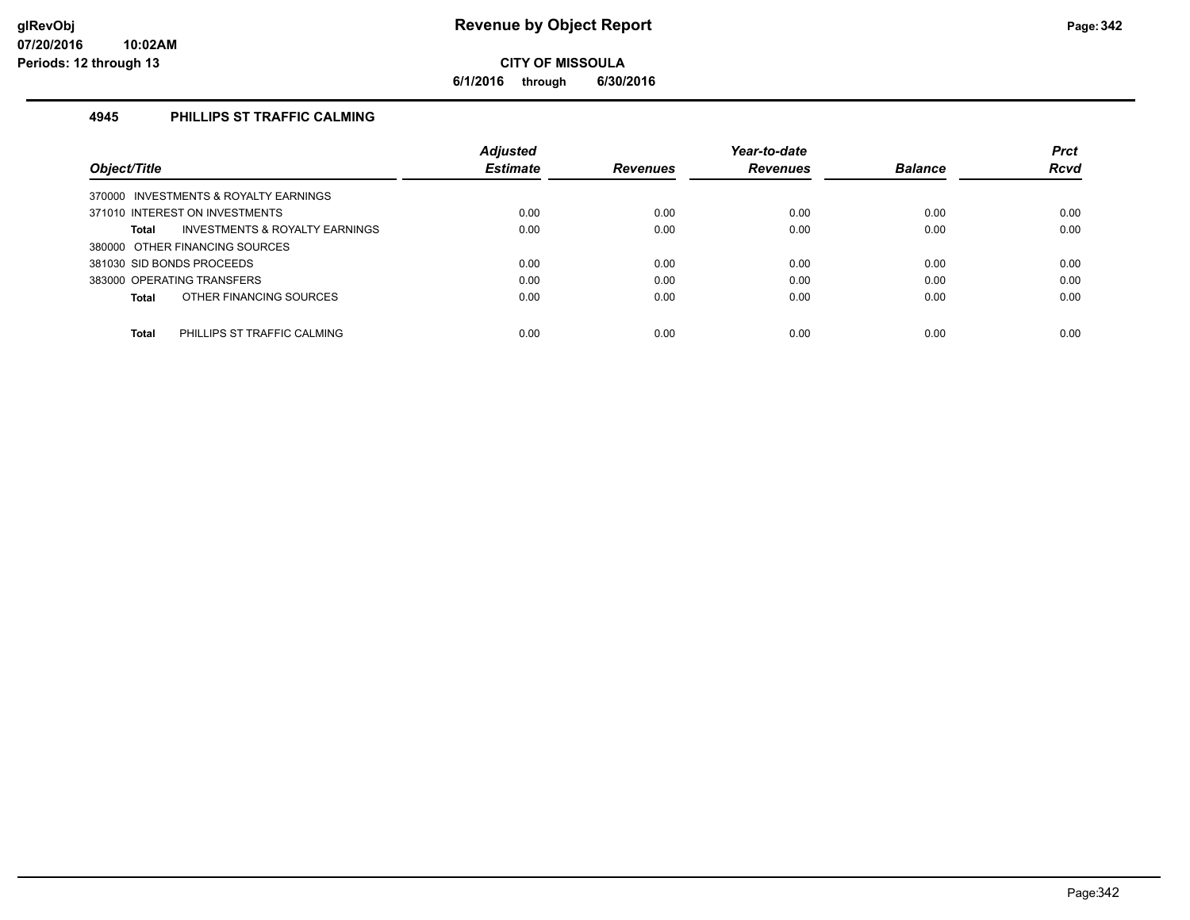**CITY OF MISSOULA**

**6/1/2016 through 6/30/2016**

### 4945 PHILLIPS ST TRAFFIC CALMING

| Object/Title | Adjusted Estimate | Revenues | Year-to-date Revenues | Balance | Prct Rcvd |
|---|---|---|---|---|---|
| 370000 INVESTMENTS & ROYALTY EARNINGS | | | | | |
| 371010 INTEREST ON INVESTMENTS | 0.00 | 0.00 | 0.00 | 0.00 | 0.00 |
| **Total** INVESTMENTS & ROYALTY EARNINGS | 0.00 | 0.00 | 0.00 | 0.00 | 0.00 |
| 380000 OTHER FINANCING SOURCES | | | | | |
| 381030 SID BONDS PROCEEDS | 0.00 | 0.00 | 0.00 | 0.00 | 0.00 |
| 383000 OPERATING TRANSFERS | 0.00 | 0.00 | 0.00 | 0.00 | 0.00 |
| **Total** OTHER FINANCING SOURCES | 0.00 | 0.00 | 0.00 | 0.00 | 0.00 |
| **Total** PHILLIPS ST TRAFFIC CALMING | 0.00 | 0.00 | 0.00 | 0.00 | 0.00 |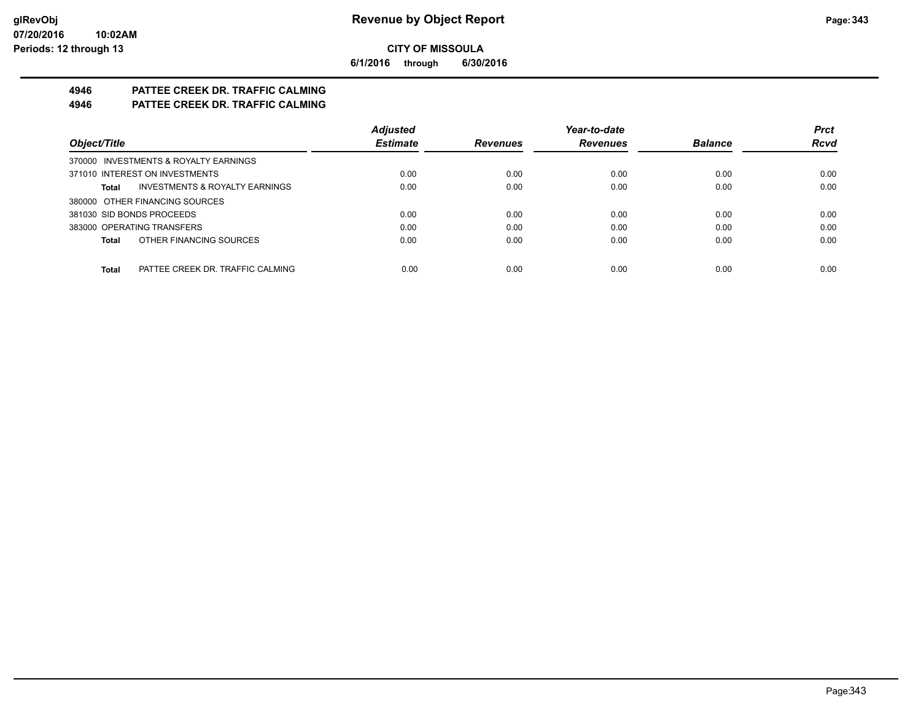**CITY OF MISSOULA**

**6/1/2016 through 6/30/2016**

## 4946 PATTEE CREEK DR. TRAFFIC CALMING

## 4946 PATTEE CREEK DR. TRAFFIC CALMING

| Object/Title | Adjusted Estimate | Revenues | Year-to-date Revenues | Balance | Prct Rcvd |
|---|---|---|---|---|---|
| 370000 INVESTMENTS & ROYALTY EARNINGS | | | | | |
| 371010 INTEREST ON INVESTMENTS | 0.00 | 0.00 | 0.00 | 0.00 | 0.00 |
| **Total** INVESTMENTS & ROYALTY EARNINGS | 0.00 | 0.00 | 0.00 | 0.00 | 0.00 |
| 380000 OTHER FINANCING SOURCES | | | | | |
| 381030 SID BONDS PROCEEDS | 0.00 | 0.00 | 0.00 | 0.00 | 0.00 |
| 383000 OPERATING TRANSFERS | 0.00 | 0.00 | 0.00 | 0.00 | 0.00 |
| **Total** OTHER FINANCING SOURCES | 0.00 | 0.00 | 0.00 | 0.00 | 0.00 |
| **Total** PATTEE CREEK DR. TRAFFIC CALMING | 0.00 | 0.00 | 0.00 | 0.00 | 0.00 |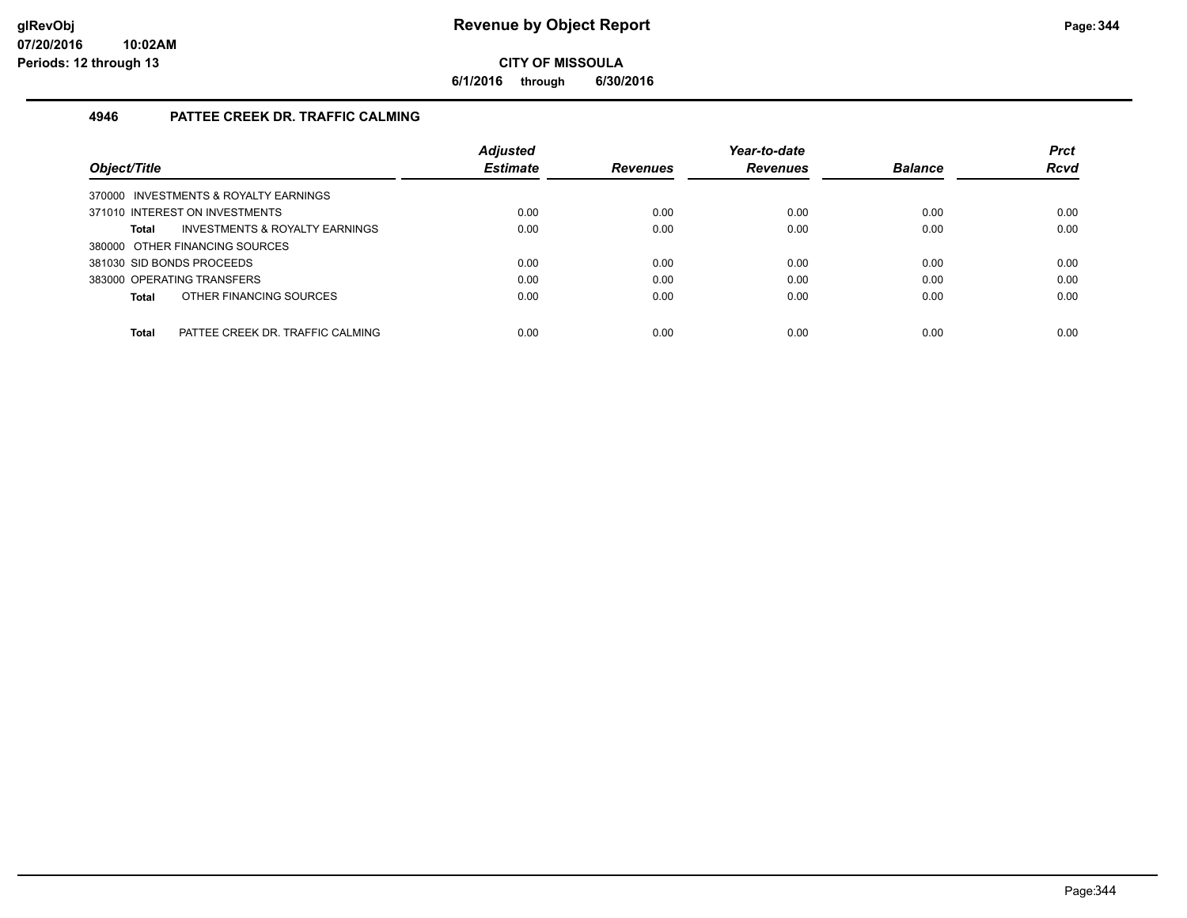**CITY OF MISSOULA**

**6/1/2016 through 6/30/2016**

### 4946 PATTEE CREEK DR. TRAFFIC CALMING

| Object/Title | Adjusted Estimate | Revenues | Year-to-date Revenues | Balance | Prct Rcvd |
|---|---|---|---|---|---|
| 370000 INVESTMENTS & ROYALTY EARNINGS | | | | | |
| 371010 INTEREST ON INVESTMENTS | 0.00 | 0.00 | 0.00 | 0.00 | 0.00 |
| **Total** INVESTMENTS & ROYALTY EARNINGS | 0.00 | 0.00 | 0.00 | 0.00 | 0.00 |
| 380000 OTHER FINANCING SOURCES | | | | | |
| 381030 SID BONDS PROCEEDS | 0.00 | 0.00 | 0.00 | 0.00 | 0.00 |
| 383000 OPERATING TRANSFERS | 0.00 | 0.00 | 0.00 | 0.00 | 0.00 |
| **Total** OTHER FINANCING SOURCES | 0.00 | 0.00 | 0.00 | 0.00 | 0.00 |
| **Total** PATTEE CREEK DR. TRAFFIC CALMING | 0.00 | 0.00 | 0.00 | 0.00 | 0.00 |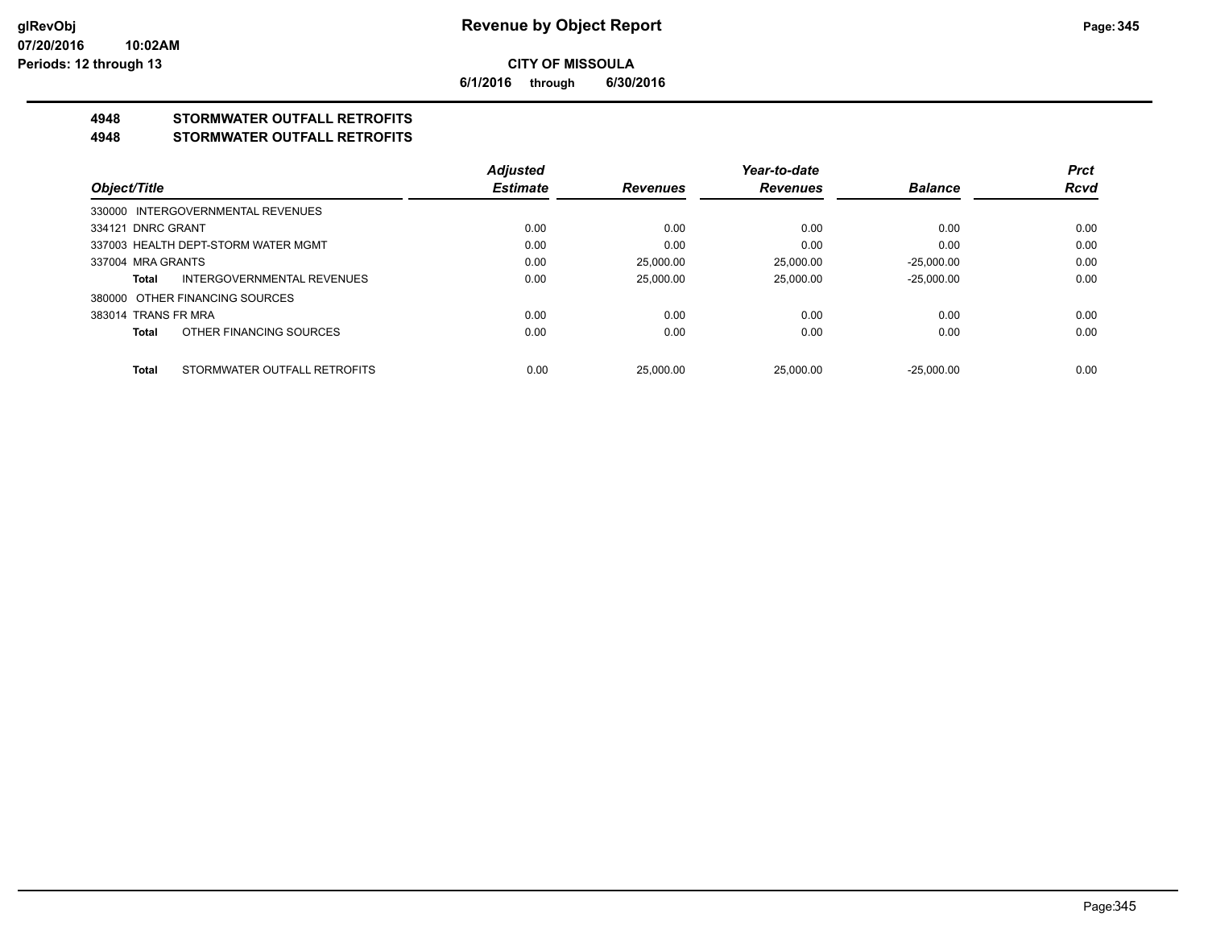**Revenue by Object Report**

**CITY OF MISSOULA**

**6/1/2016 through 6/30/2016**

glRevObj
07/20/2016 10:02AM
Periods: 12 through 13

## 4948 STORMWATER OUTFALL RETROFITS
## 4948 STORMWATER OUTFALL RETROFITS

| Object/Title | Adjusted Estimate | Revenues | Year-to-date Revenues | Balance | Prct Rcvd |
|---|---|---|---|---|---|
| 330000 INTERGOVERNMENTAL REVENUES | | | | | |
| 334121 DNRC GRANT | 0.00 | 0.00 | 0.00 | 0.00 | 0.00 |
| 337003 HEALTH DEPT-STORM WATER MGMT | 0.00 | 0.00 | 0.00 | 0.00 | 0.00 |
| 337004 MRA GRANTS | 0.00 | 25,000.00 | 25,000.00 | -25,000.00 | 0.00 |
| **Total** INTERGOVERNMENTAL REVENUES | 0.00 | 25,000.00 | 25,000.00 | -25,000.00 | 0.00 |
| 380000 OTHER FINANCING SOURCES | | | | | |
| 383014 TRANS FR MRA | 0.00 | 0.00 | 0.00 | 0.00 | 0.00 |
| **Total** OTHER FINANCING SOURCES | 0.00 | 0.00 | 0.00 | 0.00 | 0.00 |
| **Total** STORMWATER OUTFALL RETROFITS | 0.00 | 25,000.00 | 25,000.00 | -25,000.00 | 0.00 |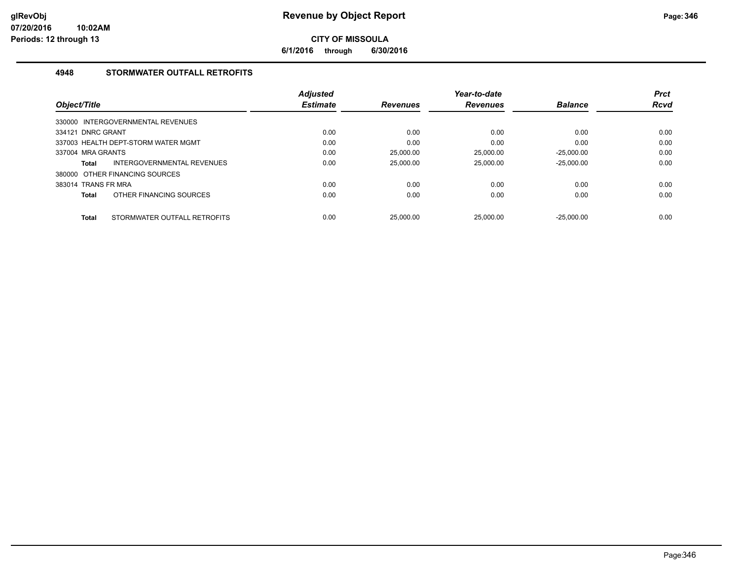**CITY OF MISSOULA**

**6/1/2016 through 6/30/2016**

### 4948 STORMWATER OUTFALL RETROFITS

| Object/Title | Adjusted Estimate | Revenues | Year-to-date Revenues | Balance | Prct Rcvd |
|---|---|---|---|---|---|
| 330000 INTERGOVERNMENTAL REVENUES | | | | | |
| 334121 DNRC GRANT | 0.00 | 0.00 | 0.00 | 0.00 | 0.00 |
| 337003 HEALTH DEPT-STORM WATER MGMT | 0.00 | 0.00 | 0.00 | 0.00 | 0.00 |
| 337004 MRA GRANTS | 0.00 | 25,000.00 | 25,000.00 | -25,000.00 | 0.00 |
| **Total** INTERGOVERNMENTAL REVENUES | 0.00 | 25,000.00 | 25,000.00 | -25,000.00 | 0.00 |
| 380000 OTHER FINANCING SOURCES | | | | | |
| 383014 TRANS FR MRA | 0.00 | 0.00 | 0.00 | 0.00 | 0.00 |
| **Total** OTHER FINANCING SOURCES | 0.00 | 0.00 | 0.00 | 0.00 | 0.00 |
| **Total** STORMWATER OUTFALL RETROFITS | 0.00 | 25,000.00 | 25,000.00 | -25,000.00 | 0.00 |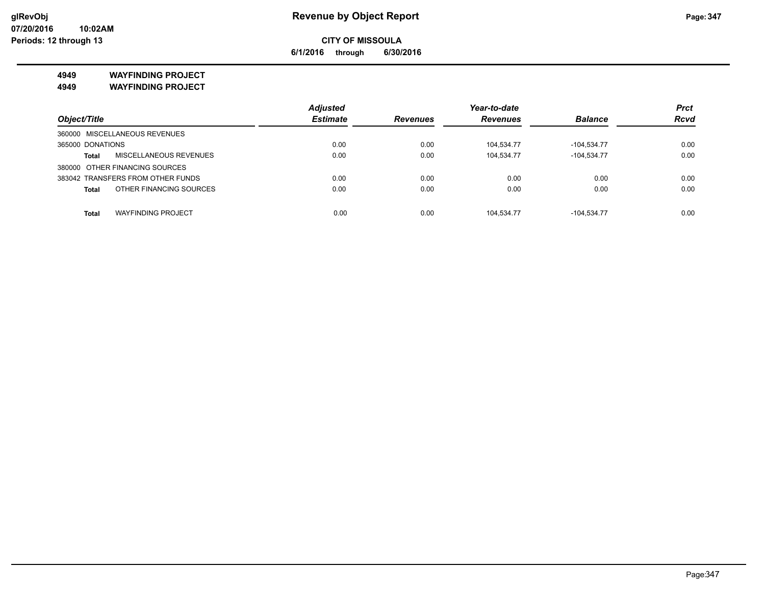# Revenue by Object Report

**CITY OF MISSOULA**

**6/1/2016 through 6/30/2016**

glRevObj
07/20/2016 10:02AM
Periods: 12 through 13

**4949 WAYFINDING PROJECT**
**4949 WAYFINDING PROJECT**

| Object/Title | Adjusted Estimate | Revenues | Year-to-date Revenues | Balance | Prct Rcvd |
|---|---|---|---|---|---|
| 360000 MISCELLANEOUS REVENUES | | | | | |
| 365000 DONATIONS | 0.00 | 0.00 | 104,534.77 | -104,534.77 | 0.00 |
| **Total** MISCELLANEOUS REVENUES | 0.00 | 0.00 | 104,534.77 | -104,534.77 | 0.00 |
| 380000 OTHER FINANCING SOURCES | | | | | |
| 383042 TRANSFERS FROM OTHER FUNDS | 0.00 | 0.00 | 0.00 | 0.00 | 0.00 |
| **Total** OTHER FINANCING SOURCES | 0.00 | 0.00 | 0.00 | 0.00 | 0.00 |
| **Total** WAYFINDING PROJECT | 0.00 | 0.00 | 104,534.77 | -104,534.77 | 0.00 |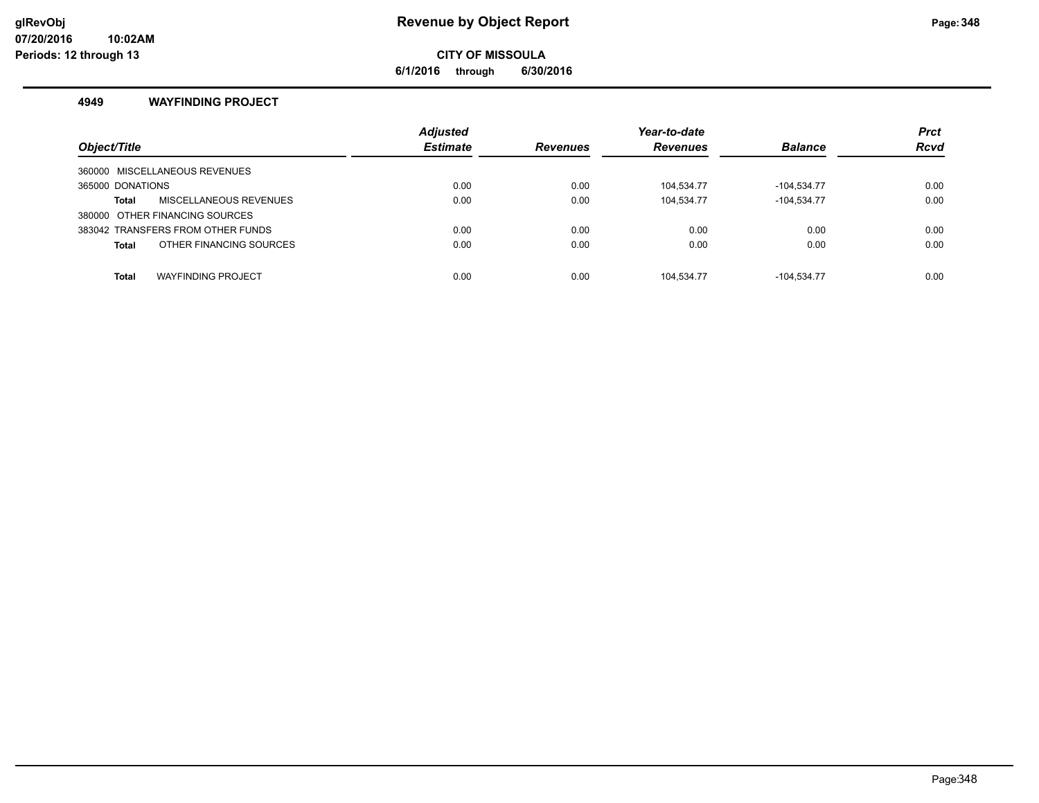# Revenue by Object Report

**CITY OF MISSOULA**

**6/1/2016 through 6/30/2016**

### 4949 WAYFINDING PROJECT

| Object/Title | Adjusted Estimate | Revenues | Year-to-date Revenues | Balance | Prct Rcvd |
|---|---|---|---|---|---|
| 360000 MISCELLANEOUS REVENUES | | | | | |
| 365000 DONATIONS | 0.00 | 0.00 | 104,534.77 | -104,534.77 | 0.00 |
| **Total** MISCELLANEOUS REVENUES | 0.00 | 0.00 | 104,534.77 | -104,534.77 | 0.00 |
| 380000 OTHER FINANCING SOURCES | | | | | |
| 383042 TRANSFERS FROM OTHER FUNDS | 0.00 | 0.00 | 0.00 | 0.00 | 0.00 |
| **Total** OTHER FINANCING SOURCES | 0.00 | 0.00 | 0.00 | 0.00 | 0.00 |
| **Total** WAYFINDING PROJECT | 0.00 | 0.00 | 104,534.77 | -104,534.77 | 0.00 |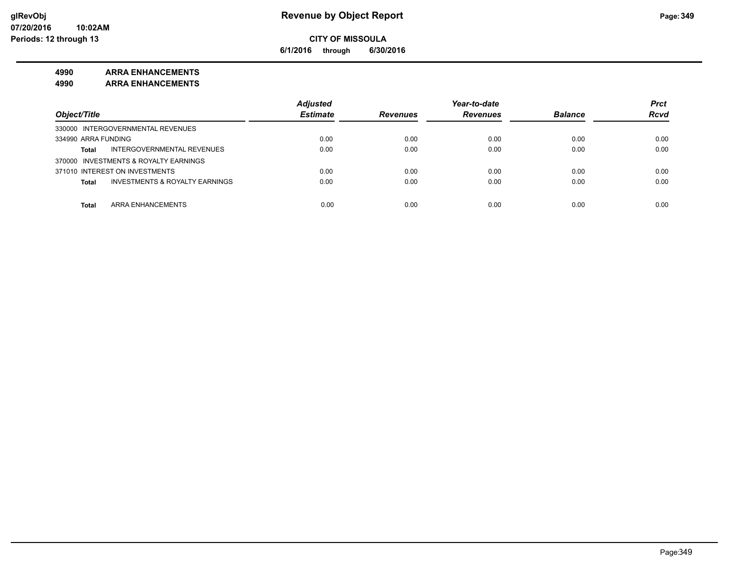**CITY OF MISSOULA**

**6/1/2016 through 6/30/2016**

**4990 ARRA ENHANCEMENTS**

**4990 ARRA ENHANCEMENTS**

| Object/Title | | Adjusted Estimate | Revenues | Year-to-date Revenues | Balance | Prct Rcvd |
|---|---|---|---|---|---|---|
| 330000 INTERGOVERNMENTAL REVENUES | | | | | | |
| 334990 ARRA FUNDING | | 0.00 | 0.00 | 0.00 | 0.00 | 0.00 |
| Total | INTERGOVERNMENTAL REVENUES | 0.00 | 0.00 | 0.00 | 0.00 | 0.00 |
| 370000 INVESTMENTS & ROYALTY EARNINGS | | | | | | |
| 371010 INTEREST ON INVESTMENTS | | 0.00 | 0.00 | 0.00 | 0.00 | 0.00 |
| Total | INVESTMENTS & ROYALTY EARNINGS | 0.00 | 0.00 | 0.00 | 0.00 | 0.00 |
| Total | ARRA ENHANCEMENTS | 0.00 | 0.00 | 0.00 | 0.00 | 0.00 |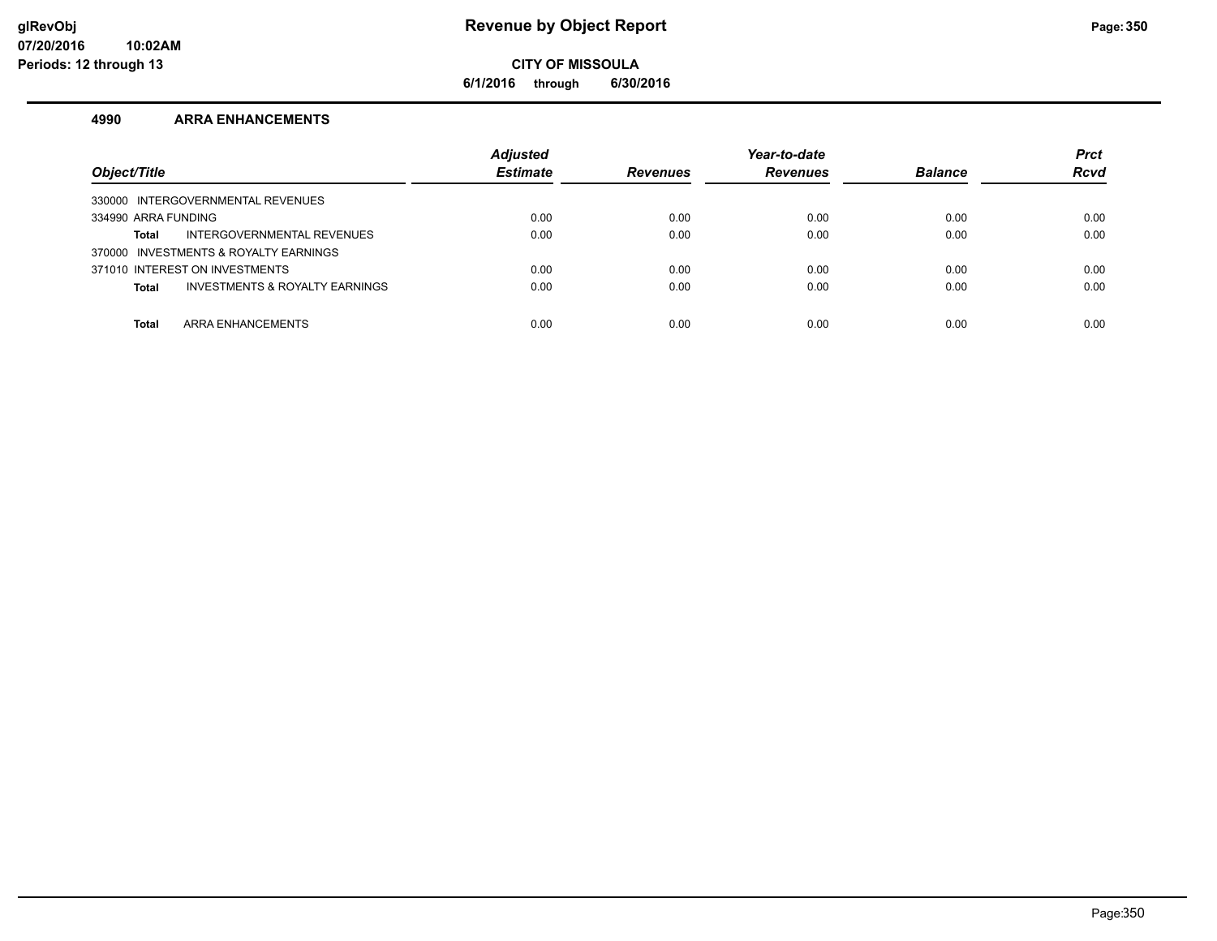## Revenue by Object Report

**CITY OF MISSOULA**

**6/1/2016 through 6/30/2016**

glRevObj
07/20/2016 10:02AM
Periods: 12 through 13

### 4990 ARRA ENHANCEMENTS

| Object/Title | Adjusted Estimate | Revenues | Year-to-date Revenues | Balance | Prct Rcvd |
|---|---|---|---|---|---|
| 330000 INTERGOVERNMENTAL REVENUES | | | | | |
| 334990 ARRA FUNDING | 0.00 | 0.00 | 0.00 | 0.00 | 0.00 |
| **Total** INTERGOVERNMENTAL REVENUES | 0.00 | 0.00 | 0.00 | 0.00 | 0.00 |
| 370000 INVESTMENTS & ROYALTY EARNINGS | | | | | |
| 371010 INTEREST ON INVESTMENTS | 0.00 | 0.00 | 0.00 | 0.00 | 0.00 |
| **Total** INVESTMENTS & ROYALTY EARNINGS | 0.00 | 0.00 | 0.00 | 0.00 | 0.00 |
| **Total** ARRA ENHANCEMENTS | 0.00 | 0.00 | 0.00 | 0.00 | 0.00 |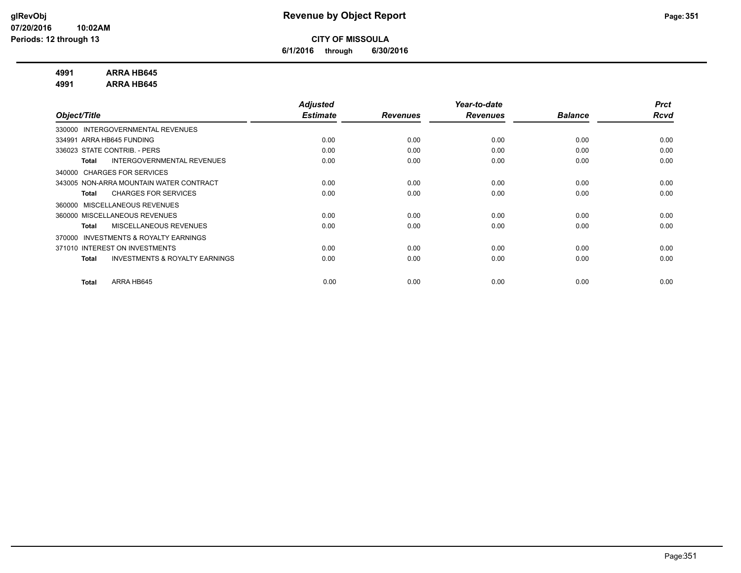**CITY OF MISSOULA**

**6/1/2016 through 6/30/2016**

**4991 ARRA HB645**

**4991 ARRA HB645**

| Object/Title | Adjusted Estimate | Revenues | Year-to-date Revenues | Balance | Prct Rcvd |
|---|---|---|---|---|---|
| 330000 INTERGOVERNMENTAL REVENUES | | | | | |
| 334991 ARRA HB645 FUNDING | 0.00 | 0.00 | 0.00 | 0.00 | 0.00 |
| 336023 STATE CONTRIB. - PERS | 0.00 | 0.00 | 0.00 | 0.00 | 0.00 |
| **Total** INTERGOVERNMENTAL REVENUES | 0.00 | 0.00 | 0.00 | 0.00 | 0.00 |
| 340000 CHARGES FOR SERVICES | | | | | |
| 343005 NON-ARRA MOUNTAIN WATER CONTRACT | 0.00 | 0.00 | 0.00 | 0.00 | 0.00 |
| **Total** CHARGES FOR SERVICES | 0.00 | 0.00 | 0.00 | 0.00 | 0.00 |
| 360000 MISCELLANEOUS REVENUES | | | | | |
| 360000 MISCELLANEOUS REVENUES | 0.00 | 0.00 | 0.00 | 0.00 | 0.00 |
| **Total** MISCELLANEOUS REVENUES | 0.00 | 0.00 | 0.00 | 0.00 | 0.00 |
| 370000 INVESTMENTS & ROYALTY EARNINGS | | | | | |
| 371010 INTEREST ON INVESTMENTS | 0.00 | 0.00 | 0.00 | 0.00 | 0.00 |
| **Total** INVESTMENTS & ROYALTY EARNINGS | 0.00 | 0.00 | 0.00 | 0.00 | 0.00 |
| **Total** ARRA HB645 | 0.00 | 0.00 | 0.00 | 0.00 | 0.00 |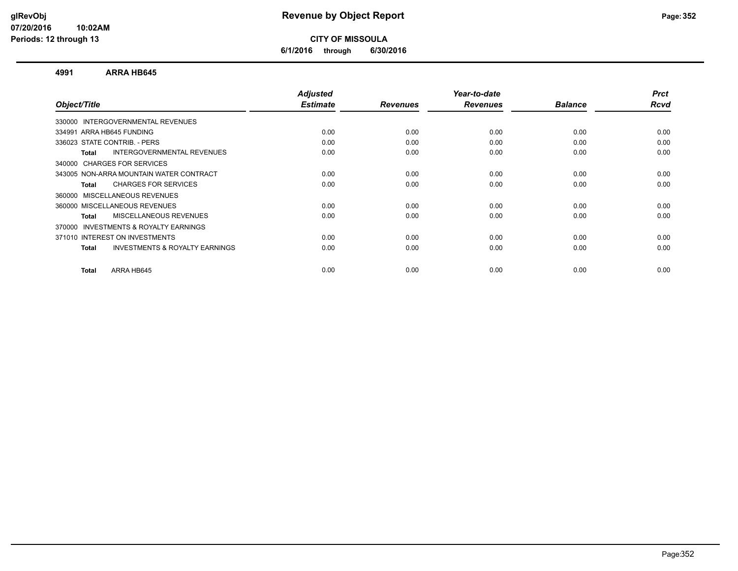**CITY OF MISSOULA**

**6/1/2016 through 6/30/2016**

# Revenue by Object Report

## 4991 ARRA HB645

| Object/Title | Adjusted Estimate | Revenues | Year-to-date Revenues | Balance | Prct Rcvd |
|---|---|---|---|---|---|
| 330000 INTERGOVERNMENTAL REVENUES | | | | | |
| 334991 ARRA HB645 FUNDING | 0.00 | 0.00 | 0.00 | 0.00 | 0.00 |
| 336023 STATE CONTRIB. - PERS | 0.00 | 0.00 | 0.00 | 0.00 | 0.00 |
| **Total** INTERGOVERNMENTAL REVENUES | 0.00 | 0.00 | 0.00 | 0.00 | 0.00 |
| 340000 CHARGES FOR SERVICES | | | | | |
| 343005 NON-ARRA MOUNTAIN WATER CONTRACT | 0.00 | 0.00 | 0.00 | 0.00 | 0.00 |
| **Total** CHARGES FOR SERVICES | 0.00 | 0.00 | 0.00 | 0.00 | 0.00 |
| 360000 MISCELLANEOUS REVENUES | | | | | |
| 360000 MISCELLANEOUS REVENUES | 0.00 | 0.00 | 0.00 | 0.00 | 0.00 |
| **Total** MISCELLANEOUS REVENUES | 0.00 | 0.00 | 0.00 | 0.00 | 0.00 |
| 370000 INVESTMENTS & ROYALTY EARNINGS | | | | | |
| 371010 INTEREST ON INVESTMENTS | 0.00 | 0.00 | 0.00 | 0.00 | 0.00 |
| **Total** INVESTMENTS & ROYALTY EARNINGS | 0.00 | 0.00 | 0.00 | 0.00 | 0.00 |
| **Total** ARRA HB645 | 0.00 | 0.00 | 0.00 | 0.00 | 0.00 |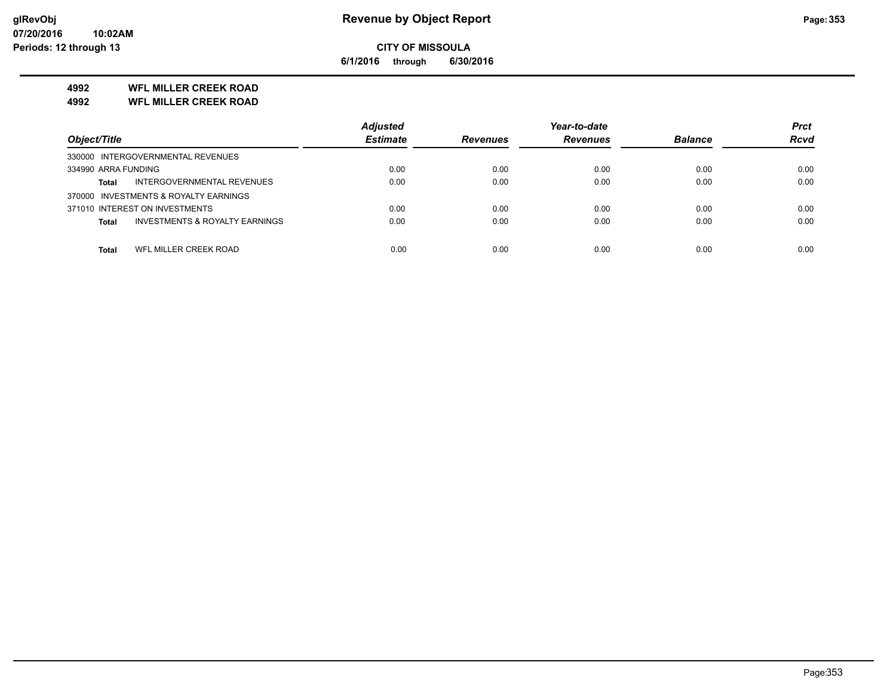**CITY OF MISSOULA**

**6/1/2016 through 6/30/2016**

**4992 WFL MILLER CREEK ROAD**

**4992 WFL MILLER CREEK ROAD**

| Object/Title | | Adjusted Estimate | Revenues | Year-to-date Revenues | Balance | Prct Rcvd |
|---|---|---|---|---|---|---|
| 330000 INTERGOVERNMENTAL REVENUES | | | | | | |
| 334990 ARRA FUNDING | | 0.00 | 0.00 | 0.00 | 0.00 | 0.00 |
| Total | INTERGOVERNMENTAL REVENUES | 0.00 | 0.00 | 0.00 | 0.00 | 0.00 |
| 370000 INVESTMENTS & ROYALTY EARNINGS | | | | | | |
| 371010 INTEREST ON INVESTMENTS | | 0.00 | 0.00 | 0.00 | 0.00 | 0.00 |
| Total | INVESTMENTS & ROYALTY EARNINGS | 0.00 | 0.00 | 0.00 | 0.00 | 0.00 |
| Total | WFL MILLER CREEK ROAD | 0.00 | 0.00 | 0.00 | 0.00 | 0.00 |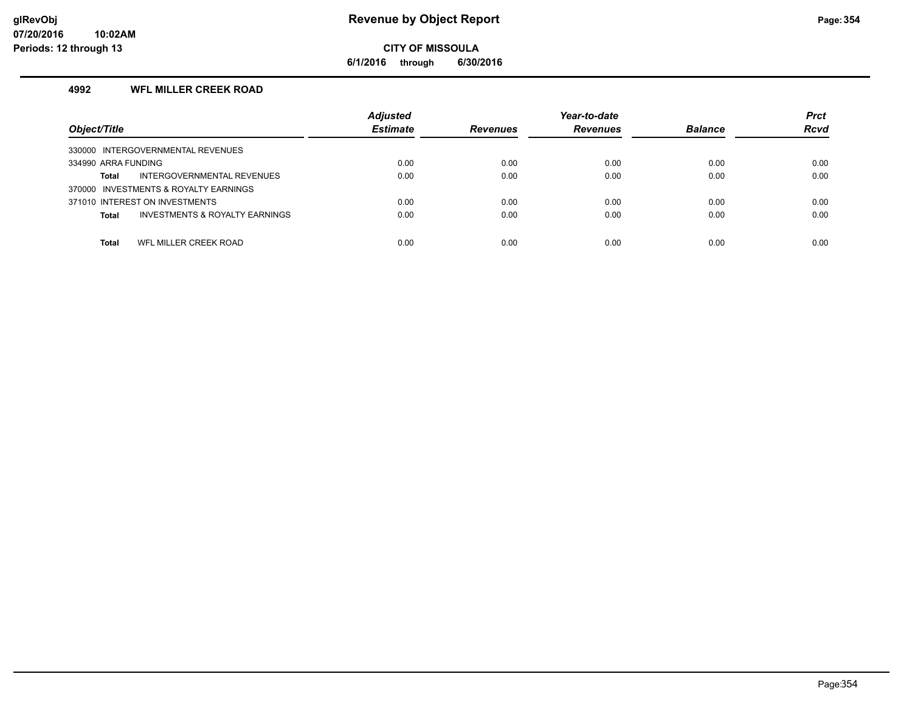# Revenue by Object Report

glRevObj
07/20/2016 10:02AM
Periods: 12 through 13

**CITY OF MISSOULA**

**6/1/2016 through 6/30/2016**

## 4992 WFL MILLER CREEK ROAD

| Object/Title | Adjusted Estimate | Revenues | Year-to-date Revenues | Balance | Prct Rcvd |
|---|---|---|---|---|---|
| 330000 INTERGOVERNMENTAL REVENUES | | | | | |
| 334990 ARRA FUNDING | 0.00 | 0.00 | 0.00 | 0.00 | 0.00 |
| **Total** INTERGOVERNMENTAL REVENUES | 0.00 | 0.00 | 0.00 | 0.00 | 0.00 |
| 370000 INVESTMENTS & ROYALTY EARNINGS | | | | | |
| 371010 INTEREST ON INVESTMENTS | 0.00 | 0.00 | 0.00 | 0.00 | 0.00 |
| **Total** INVESTMENTS & ROYALTY EARNINGS | 0.00 | 0.00 | 0.00 | 0.00 | 0.00 |
| **Total** WFL MILLER CREEK ROAD | 0.00 | 0.00 | 0.00 | 0.00 | 0.00 |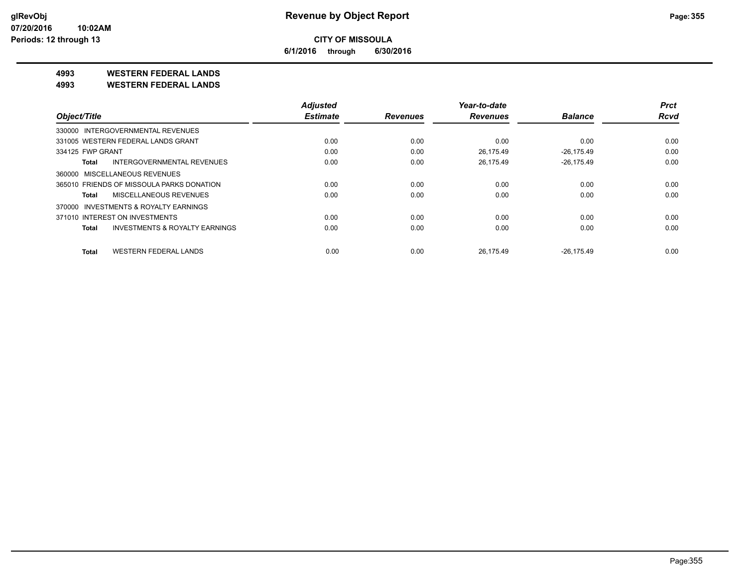**glRevObj**
**07/20/2016 10:02AM**
**Periods: 12 through 13**

# Revenue by Object Report

**CITY OF MISSOULA**

**6/1/2016 through 6/30/2016**

## 4993 WESTERN FEDERAL LANDS
## 4993 WESTERN FEDERAL LANDS

| Object/Title | Adjusted Estimate | Revenues | Year-to-date Revenues | Balance | Prct Rcvd |
|---|---|---|---|---|---|
| 330000 INTERGOVERNMENTAL REVENUES | | | | | |
| 331005 WESTERN FEDERAL LANDS GRANT | 0.00 | 0.00 | 0.00 | 0.00 | 0.00 |
| 334125 FWP GRANT | 0.00 | 0.00 | 26,175.49 | -26,175.49 | 0.00 |
| **Total** INTERGOVERNMENTAL REVENUES | 0.00 | 0.00 | 26,175.49 | -26,175.49 | 0.00 |
| 360000 MISCELLANEOUS REVENUES | | | | | |
| 365010 FRIENDS OF MISSOULA PARKS DONATION | 0.00 | 0.00 | 0.00 | 0.00 | 0.00 |
| **Total** MISCELLANEOUS REVENUES | 0.00 | 0.00 | 0.00 | 0.00 | 0.00 |
| 370000 INVESTMENTS & ROYALTY EARNINGS | | | | | |
| 371010 INTEREST ON INVESTMENTS | 0.00 | 0.00 | 0.00 | 0.00 | 0.00 |
| **Total** INVESTMENTS & ROYALTY EARNINGS | 0.00 | 0.00 | 0.00 | 0.00 | 0.00 |
| **Total** WESTERN FEDERAL LANDS | 0.00 | 0.00 | 26,175.49 | -26,175.49 | 0.00 |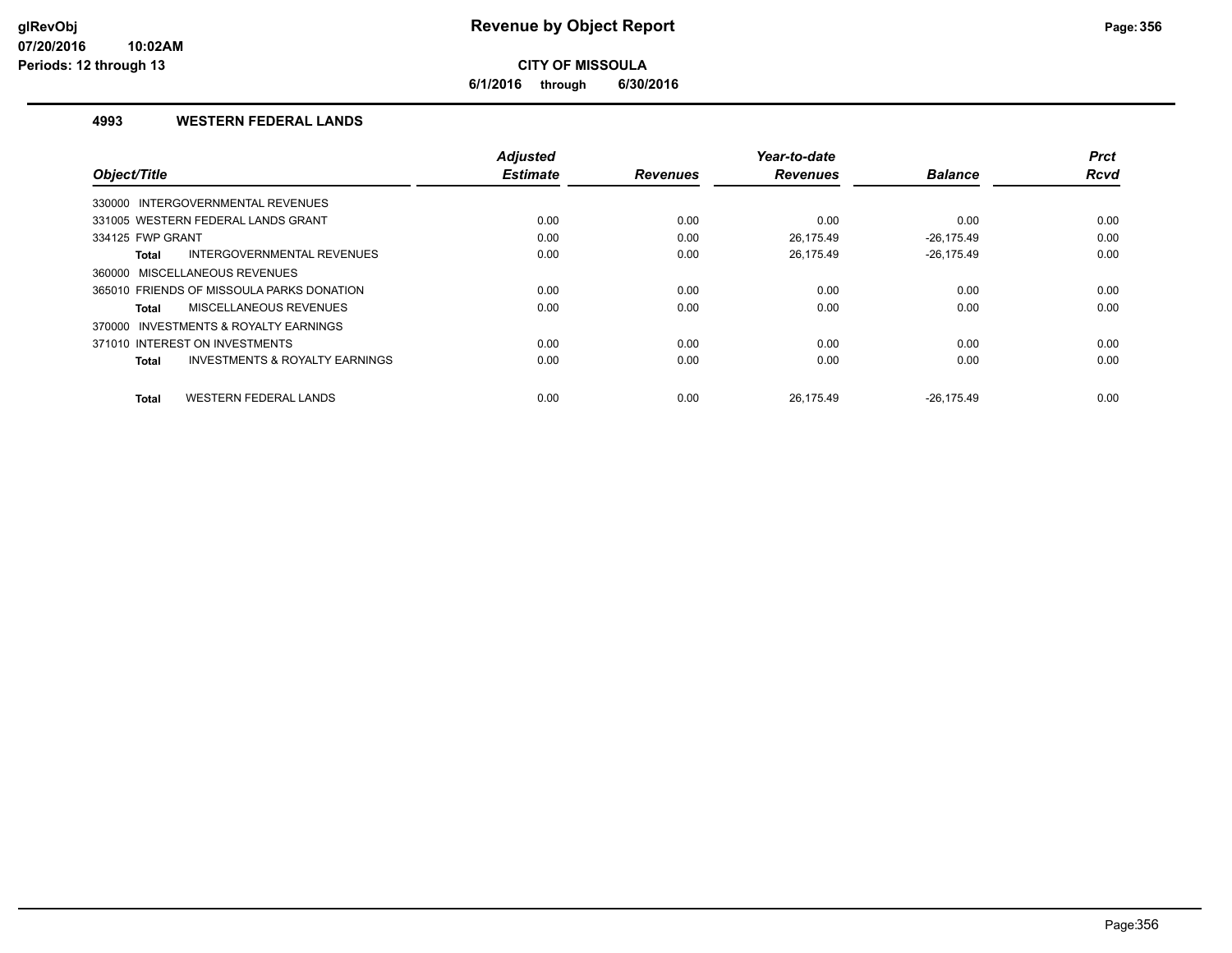**CITY OF MISSOULA**

**6/1/2016 through 6/30/2016**

### 4993 WESTERN FEDERAL LANDS

| Object/Title | Adjusted Estimate | Revenues | Year-to-date Revenues | Balance | Prct Rcvd |
|---|---|---|---|---|---|
| 330000 INTERGOVERNMENTAL REVENUES | | | | | |
| 331005 WESTERN FEDERAL LANDS GRANT | 0.00 | 0.00 | 0.00 | 0.00 | 0.00 |
| 334125 FWP GRANT | 0.00 | 0.00 | 26,175.49 | -26,175.49 | 0.00 |
| **Total** INTERGOVERNMENTAL REVENUES | 0.00 | 0.00 | 26,175.49 | -26,175.49 | 0.00 |
| 360000 MISCELLANEOUS REVENUES | | | | | |
| 365010 FRIENDS OF MISSOULA PARKS DONATION | 0.00 | 0.00 | 0.00 | 0.00 | 0.00 |
| **Total** MISCELLANEOUS REVENUES | 0.00 | 0.00 | 0.00 | 0.00 | 0.00 |
| 370000 INVESTMENTS & ROYALTY EARNINGS | | | | | |
| 371010 INTEREST ON INVESTMENTS | 0.00 | 0.00 | 0.00 | 0.00 | 0.00 |
| **Total** INVESTMENTS & ROYALTY EARNINGS | 0.00 | 0.00 | 0.00 | 0.00 | 0.00 |
| **Total** WESTERN FEDERAL LANDS | 0.00 | 0.00 | 26,175.49 | -26,175.49 | 0.00 |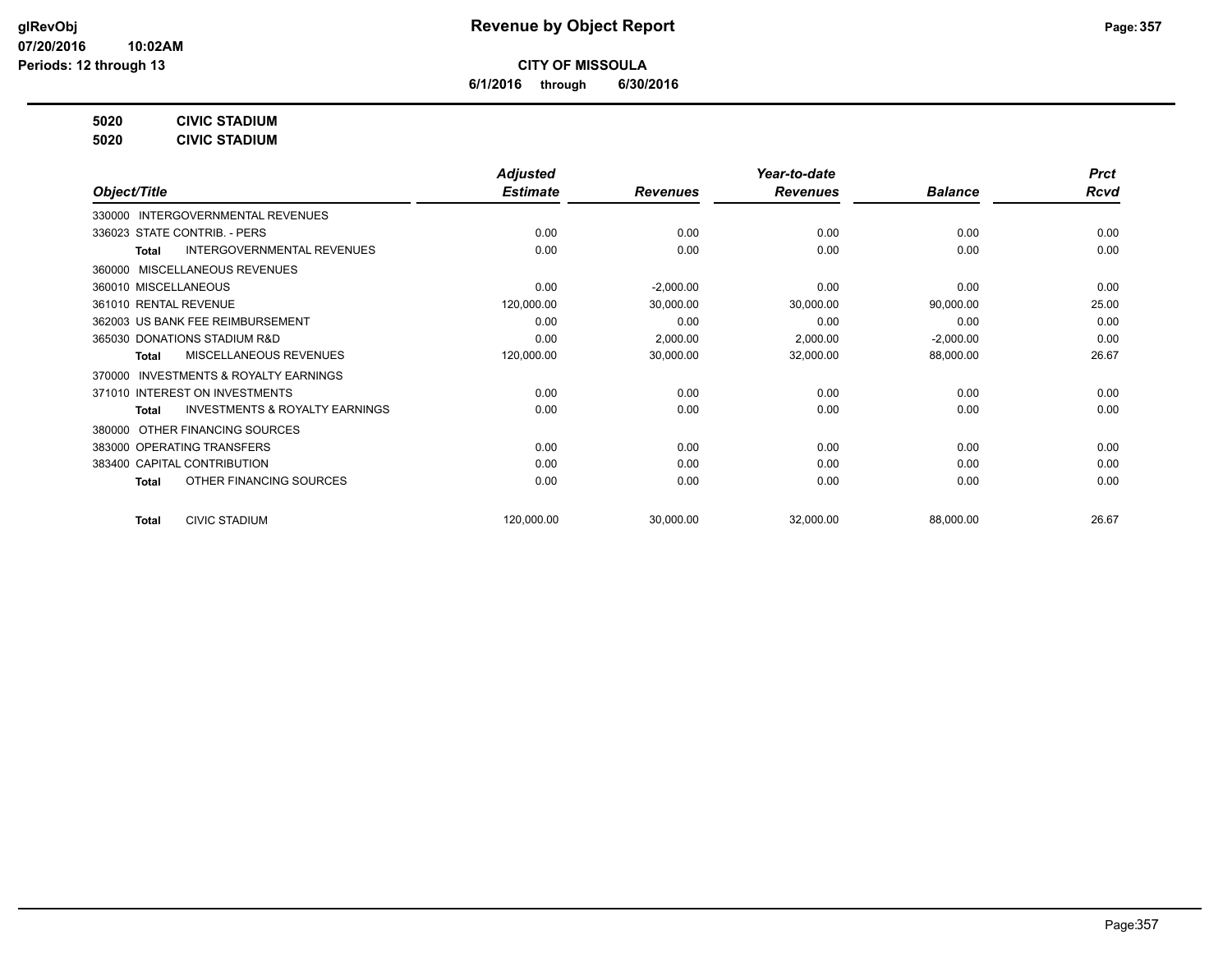**Revenue by Object Report**

**CITY OF MISSOULA**

**6/1/2016 through 6/30/2016**

**5020 CIVIC STADIUM**

**5020 CIVIC STADIUM**

| Object/Title | Adjusted Estimate | Revenues | Year-to-date Revenues | Balance | Prct Rcvd |
|---|---|---|---|---|---|
| 330000 INTERGOVERNMENTAL REVENUES | | | | | |
| 336023 STATE CONTRIB. - PERS | 0.00 | 0.00 | 0.00 | 0.00 | 0.00 |
| **Total** INTERGOVERNMENTAL REVENUES | 0.00 | 0.00 | 0.00 | 0.00 | 0.00 |
| 360000 MISCELLANEOUS REVENUES | | | | | |
| 360010 MISCELLANEOUS | 0.00 | -2,000.00 | 0.00 | 0.00 | 0.00 |
| 361010 RENTAL REVENUE | 120,000.00 | 30,000.00 | 30,000.00 | 90,000.00 | 25.00 |
| 362003 US BANK FEE REIMBURSEMENT | 0.00 | 0.00 | 0.00 | 0.00 | 0.00 |
| 365030 DONATIONS STADIUM R&D | 0.00 | 2,000.00 | 2,000.00 | -2,000.00 | 0.00 |
| **Total** MISCELLANEOUS REVENUES | 120,000.00 | 30,000.00 | 32,000.00 | 88,000.00 | 26.67 |
| 370000 INVESTMENTS & ROYALTY EARNINGS | | | | | |
| 371010 INTEREST ON INVESTMENTS | 0.00 | 0.00 | 0.00 | 0.00 | 0.00 |
| **Total** INVESTMENTS & ROYALTY EARNINGS | 0.00 | 0.00 | 0.00 | 0.00 | 0.00 |
| 380000 OTHER FINANCING SOURCES | | | | | |
| 383000 OPERATING TRANSFERS | 0.00 | 0.00 | 0.00 | 0.00 | 0.00 |
| 383400 CAPITAL CONTRIBUTION | 0.00 | 0.00 | 0.00 | 0.00 | 0.00 |
| **Total** OTHER FINANCING SOURCES | 0.00 | 0.00 | 0.00 | 0.00 | 0.00 |
| **Total** CIVIC STADIUM | 120,000.00 | 30,000.00 | 32,000.00 | 88,000.00 | 26.67 |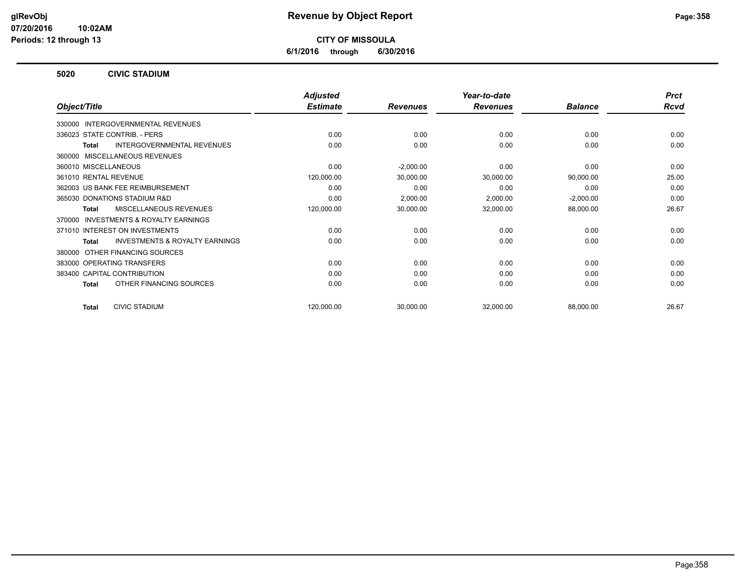# Revenue by Object Report

**CITY OF MISSOULA**

**6/1/2016 through 6/30/2016**

glRevObj
07/20/2016 10:02AM
Periods: 12 through 13

## 5020 CIVIC STADIUM

| Object/Title | Adjusted Estimate | Revenues | Year-to-date Revenues | Balance | Prct Rcvd |
|---|---|---|---|---|---|
| 330000 INTERGOVERNMENTAL REVENUES | | | | | |
| 336023 STATE CONTRIB. - PERS | 0.00 | 0.00 | 0.00 | 0.00 | 0.00 |
| **Total** INTERGOVERNMENTAL REVENUES | 0.00 | 0.00 | 0.00 | 0.00 | 0.00 |
| 360000 MISCELLANEOUS REVENUES | | | | | |
| 360010 MISCELLANEOUS | 0.00 | -2,000.00 | 0.00 | 0.00 | 0.00 |
| 361010 RENTAL REVENUE | 120,000.00 | 30,000.00 | 30,000.00 | 90,000.00 | 25.00 |
| 362003 US BANK FEE REIMBURSEMENT | 0.00 | 0.00 | 0.00 | 0.00 | 0.00 |
| 365030 DONATIONS STADIUM R&D | 0.00 | 2,000.00 | 2,000.00 | -2,000.00 | 0.00 |
| **Total** MISCELLANEOUS REVENUES | 120,000.00 | 30,000.00 | 32,000.00 | 88,000.00 | 26.67 |
| 370000 INVESTMENTS & ROYALTY EARNINGS | | | | | |
| 371010 INTEREST ON INVESTMENTS | 0.00 | 0.00 | 0.00 | 0.00 | 0.00 |
| **Total** INVESTMENTS & ROYALTY EARNINGS | 0.00 | 0.00 | 0.00 | 0.00 | 0.00 |
| 380000 OTHER FINANCING SOURCES | | | | | |
| 383000 OPERATING TRANSFERS | 0.00 | 0.00 | 0.00 | 0.00 | 0.00 |
| 383400 CAPITAL CONTRIBUTION | 0.00 | 0.00 | 0.00 | 0.00 | 0.00 |
| **Total** OTHER FINANCING SOURCES | 0.00 | 0.00 | 0.00 | 0.00 | 0.00 |
| **Total** CIVIC STADIUM | 120,000.00 | 30,000.00 | 32,000.00 | 88,000.00 | 26.67 |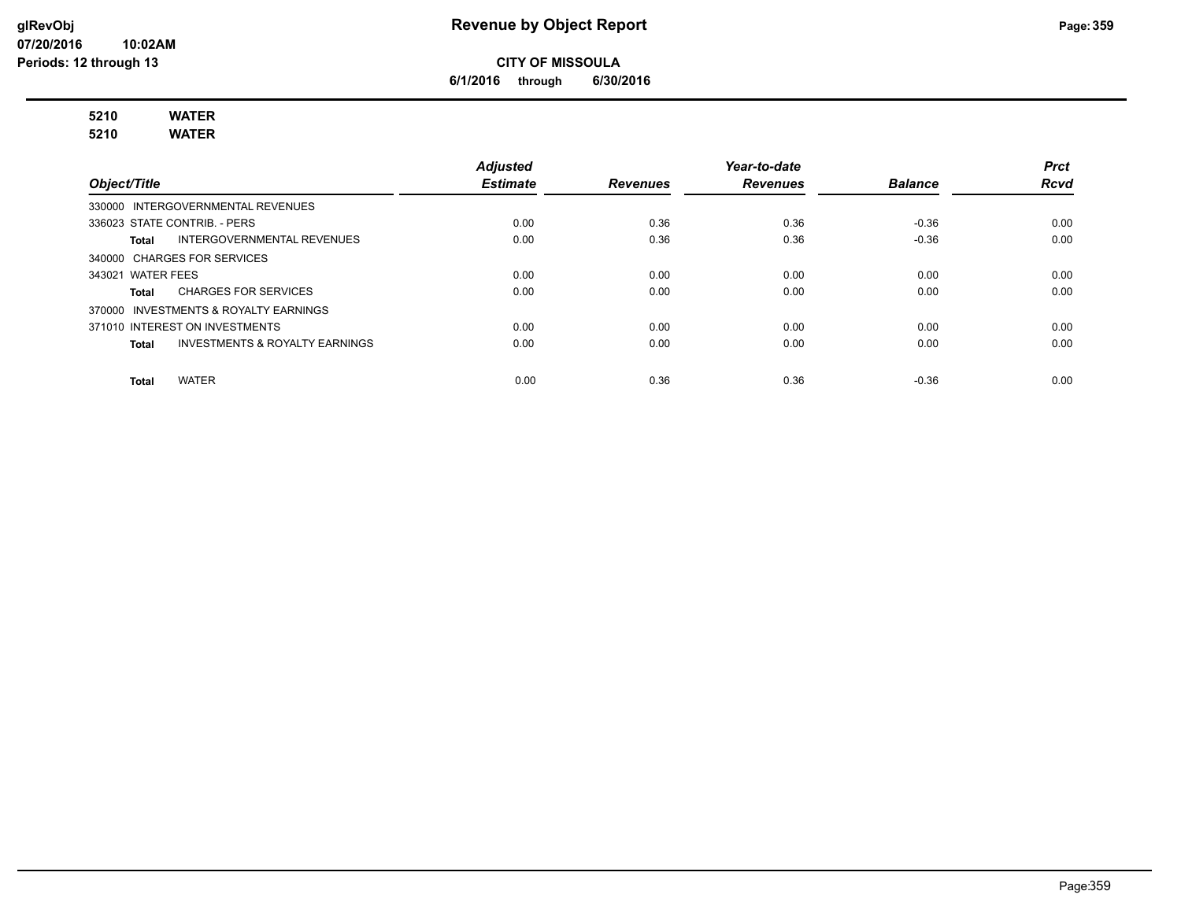## Revenue by Object Report

**CITY OF MISSOULA**

**6/1/2016 through 6/30/2016**

glRevObj
07/20/2016 10:02AM
Periods: 12 through 13

**5210 WATER**
**5210 WATER**

| Object/Title | Adjusted Estimate | Revenues | Year-to-date Revenues | Balance | Prct Rcvd |
|---|---|---|---|---|---|
| 330000 INTERGOVERNMENTAL REVENUES | | | | | |
| 336023 STATE CONTRIB. - PERS | 0.00 | 0.36 | 0.36 | -0.36 | 0.00 |
| **Total** INTERGOVERNMENTAL REVENUES | 0.00 | 0.36 | 0.36 | -0.36 | 0.00 |
| 340000 CHARGES FOR SERVICES | | | | | |
| 343021 WATER FEES | 0.00 | 0.00 | 0.00 | 0.00 | 0.00 |
| **Total** CHARGES FOR SERVICES | 0.00 | 0.00 | 0.00 | 0.00 | 0.00 |
| 370000 INVESTMENTS & ROYALTY EARNINGS | | | | | |
| 371010 INTEREST ON INVESTMENTS | 0.00 | 0.00 | 0.00 | 0.00 | 0.00 |
| **Total** INVESTMENTS & ROYALTY EARNINGS | 0.00 | 0.00 | 0.00 | 0.00 | 0.00 |
| **Total** WATER | 0.00 | 0.36 | 0.36 | -0.36 | 0.00 |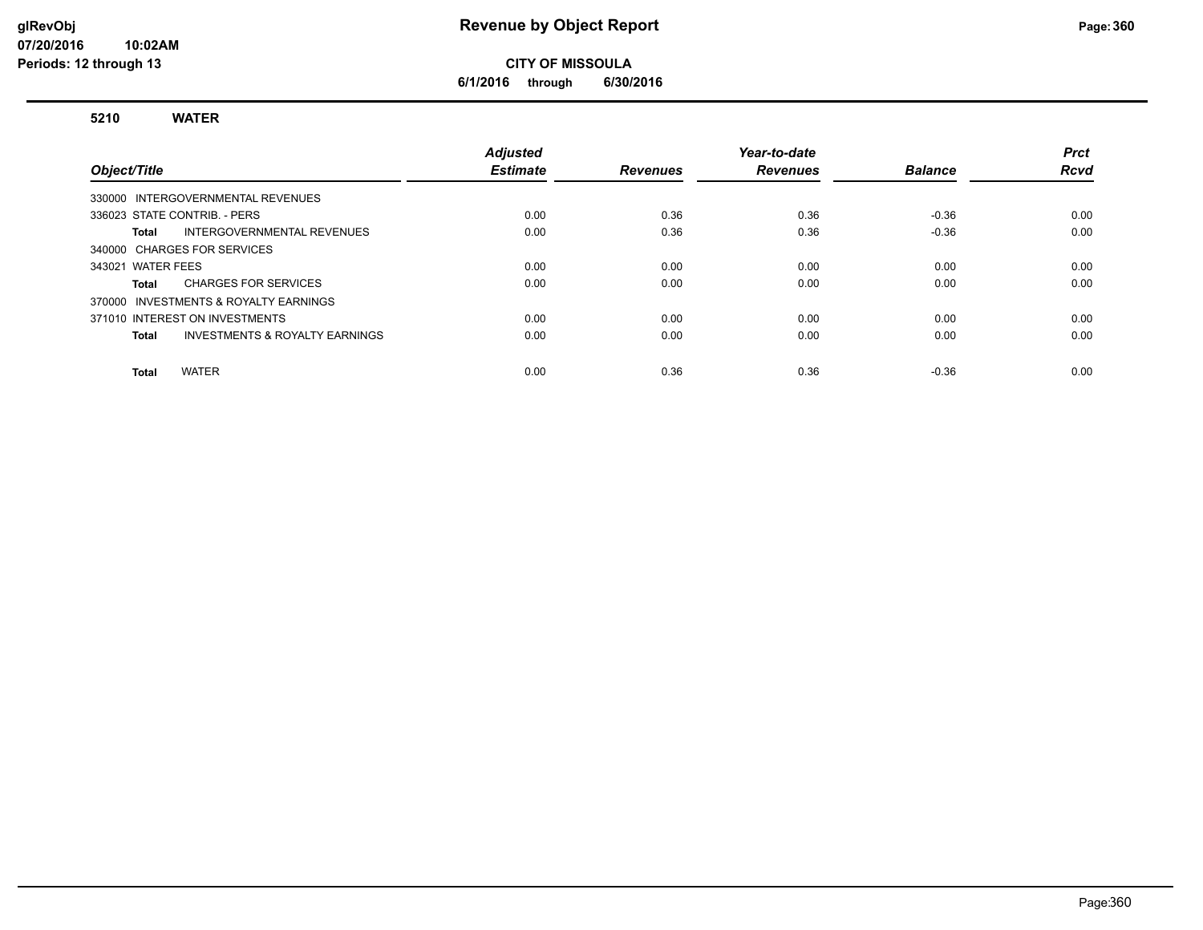# Revenue by Object Report

**CITY OF MISSOULA**

**6/1/2016 through 6/30/2016**

glRevObj
07/20/2016 10:02AM
Periods: 12 through 13

## 5210 WATER

| Object/Title | Adjusted Estimate | Revenues | Year-to-date Revenues | Balance | Prct Rcvd |
|---|---|---|---|---|---|
| 330000 INTERGOVERNMENTAL REVENUES | | | | | |
| 336023 STATE CONTRIB. - PERS | 0.00 | 0.36 | 0.36 | -0.36 | 0.00 |
| **Total** INTERGOVERNMENTAL REVENUES | 0.00 | 0.36 | 0.36 | -0.36 | 0.00 |
| 340000 CHARGES FOR SERVICES | | | | | |
| 343021 WATER FEES | 0.00 | 0.00 | 0.00 | 0.00 | 0.00 |
| **Total** CHARGES FOR SERVICES | 0.00 | 0.00 | 0.00 | 0.00 | 0.00 |
| 370000 INVESTMENTS & ROYALTY EARNINGS | | | | | |
| 371010 INTEREST ON INVESTMENTS | 0.00 | 0.00 | 0.00 | 0.00 | 0.00 |
| **Total** INVESTMENTS & ROYALTY EARNINGS | 0.00 | 0.00 | 0.00 | 0.00 | 0.00 |
| **Total** WATER | 0.00 | 0.36 | 0.36 | -0.36 | 0.00 |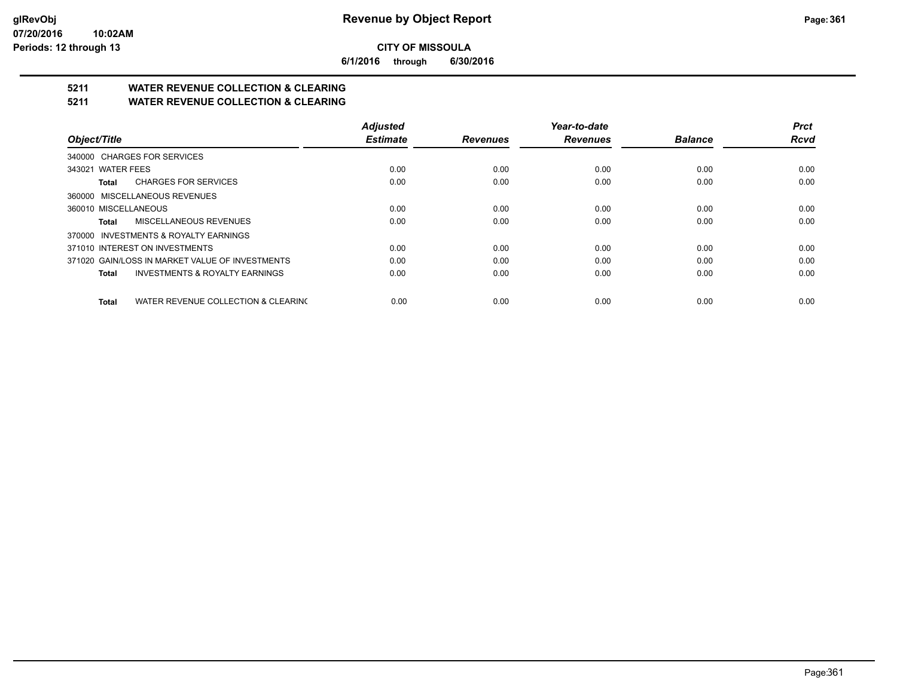**CITY OF MISSOULA**

**6/1/2016 through 6/30/2016**

## 5211 WATER REVENUE COLLECTION & CLEARING

## 5211 WATER REVENUE COLLECTION & CLEARING

| Object/Title | Adjusted Estimate | Revenues | Year-to-date Revenues | Balance | Prct Rcvd |
|---|---|---|---|---|---|
| 340000 CHARGES FOR SERVICES | | | | | |
| 343021 WATER FEES | 0.00 | 0.00 | 0.00 | 0.00 | 0.00 |
| **Total** CHARGES FOR SERVICES | 0.00 | 0.00 | 0.00 | 0.00 | 0.00 |
| 360000 MISCELLANEOUS REVENUES | | | | | |
| 360010 MISCELLANEOUS | 0.00 | 0.00 | 0.00 | 0.00 | 0.00 |
| **Total** MISCELLANEOUS REVENUES | 0.00 | 0.00 | 0.00 | 0.00 | 0.00 |
| 370000 INVESTMENTS & ROYALTY EARNINGS | | | | | |
| 371010 INTEREST ON INVESTMENTS | 0.00 | 0.00 | 0.00 | 0.00 | 0.00 |
| 371020 GAIN/LOSS IN MARKET VALUE OF INVESTMENTS | 0.00 | 0.00 | 0.00 | 0.00 | 0.00 |
| **Total** INVESTMENTS & ROYALTY EARNINGS | 0.00 | 0.00 | 0.00 | 0.00 | 0.00 |
| **Total** WATER REVENUE COLLECTION & CLEARING | 0.00 | 0.00 | 0.00 | 0.00 | 0.00 |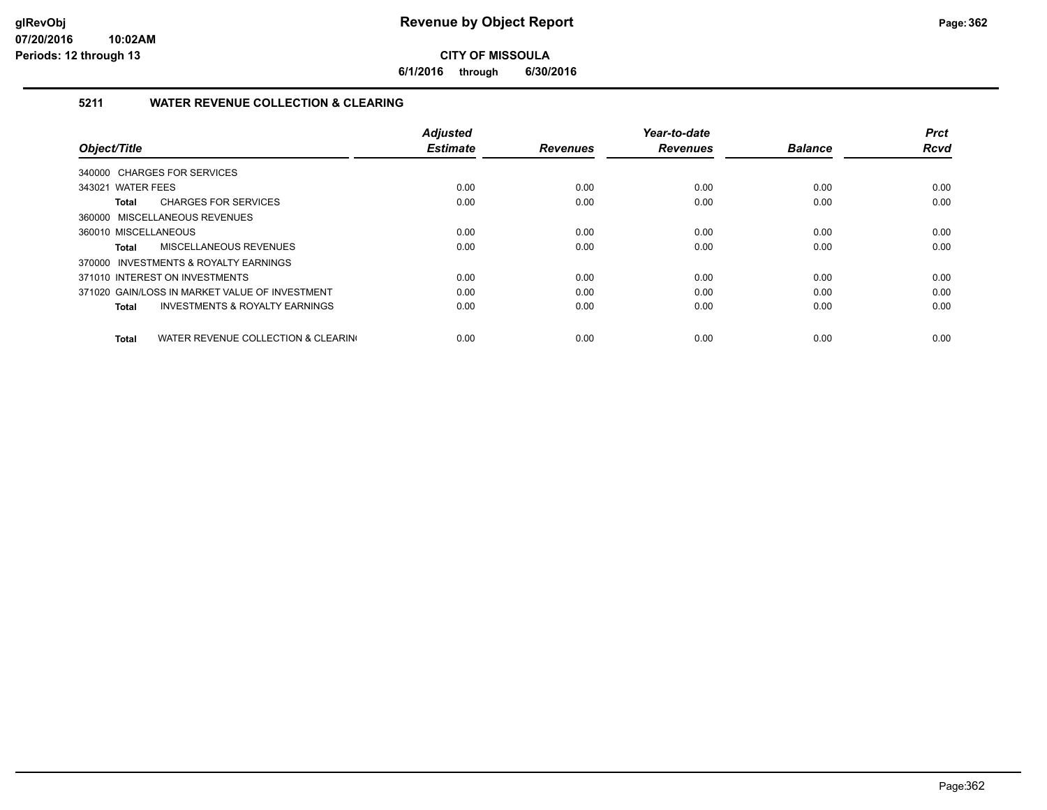**CITY OF MISSOULA**

**6/1/2016 through 6/30/2016**

## 5211 WATER REVENUE COLLECTION & CLEARING

| Object/Title | Adjusted Estimate | Revenues | Year-to-date Revenues | Balance | Prct Rcvd |
|---|---|---|---|---|---|
| 340000 CHARGES FOR SERVICES | | | | | |
| 343021 WATER FEES | 0.00 | 0.00 | 0.00 | 0.00 | 0.00 |
| **Total** CHARGES FOR SERVICES | 0.00 | 0.00 | 0.00 | 0.00 | 0.00 |
| 360000 MISCELLANEOUS REVENUES | | | | | |
| 360010 MISCELLANEOUS | 0.00 | 0.00 | 0.00 | 0.00 | 0.00 |
| **Total** MISCELLANEOUS REVENUES | 0.00 | 0.00 | 0.00 | 0.00 | 0.00 |
| 370000 INVESTMENTS & ROYALTY EARNINGS | | | | | |
| 371010 INTEREST ON INVESTMENTS | 0.00 | 0.00 | 0.00 | 0.00 | 0.00 |
| 371020 GAIN/LOSS IN MARKET VALUE OF INVESTMENT | 0.00 | 0.00 | 0.00 | 0.00 | 0.00 |
| **Total** INVESTMENTS & ROYALTY EARNINGS | 0.00 | 0.00 | 0.00 | 0.00 | 0.00 |
| **Total** WATER REVENUE COLLECTION & CLEARIN( | 0.00 | 0.00 | 0.00 | 0.00 | 0.00 |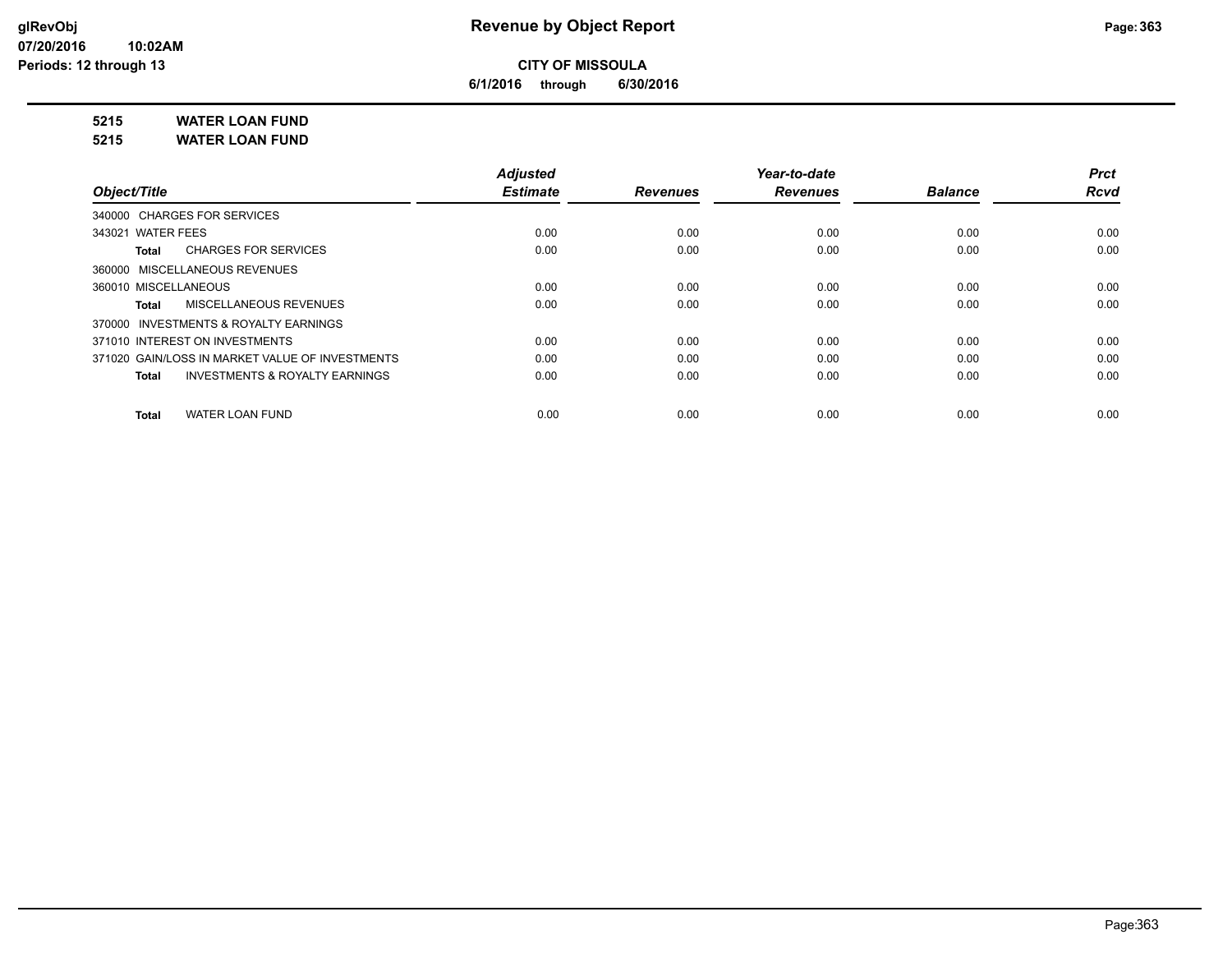# Revenue by Object Report

**CITY OF MISSOULA**

**6/1/2016 through 6/30/2016**

glRevObj
07/20/2016 10:02AM
Periods: 12 through 13

**5215 WATER LOAN FUND**
**5215 WATER LOAN FUND**

| Object/Title | Adjusted Estimate | Revenues | Year-to-date Revenues | Balance | Prct Rcvd |
|---|---|---|---|---|---|
| 340000 CHARGES FOR SERVICES | | | | | |
| 343021 WATER FEES | 0.00 | 0.00 | 0.00 | 0.00 | 0.00 |
| **Total** CHARGES FOR SERVICES | 0.00 | 0.00 | 0.00 | 0.00 | 0.00 |
| 360000 MISCELLANEOUS REVENUES | | | | | |
| 360010 MISCELLANEOUS | 0.00 | 0.00 | 0.00 | 0.00 | 0.00 |
| **Total** MISCELLANEOUS REVENUES | 0.00 | 0.00 | 0.00 | 0.00 | 0.00 |
| 370000 INVESTMENTS & ROYALTY EARNINGS | | | | | |
| 371010 INTEREST ON INVESTMENTS | 0.00 | 0.00 | 0.00 | 0.00 | 0.00 |
| 371020 GAIN/LOSS IN MARKET VALUE OF INVESTMENTS | 0.00 | 0.00 | 0.00 | 0.00 | 0.00 |
| **Total** INVESTMENTS & ROYALTY EARNINGS | 0.00 | 0.00 | 0.00 | 0.00 | 0.00 |
| **Total** WATER LOAN FUND | 0.00 | 0.00 | 0.00 | 0.00 | 0.00 |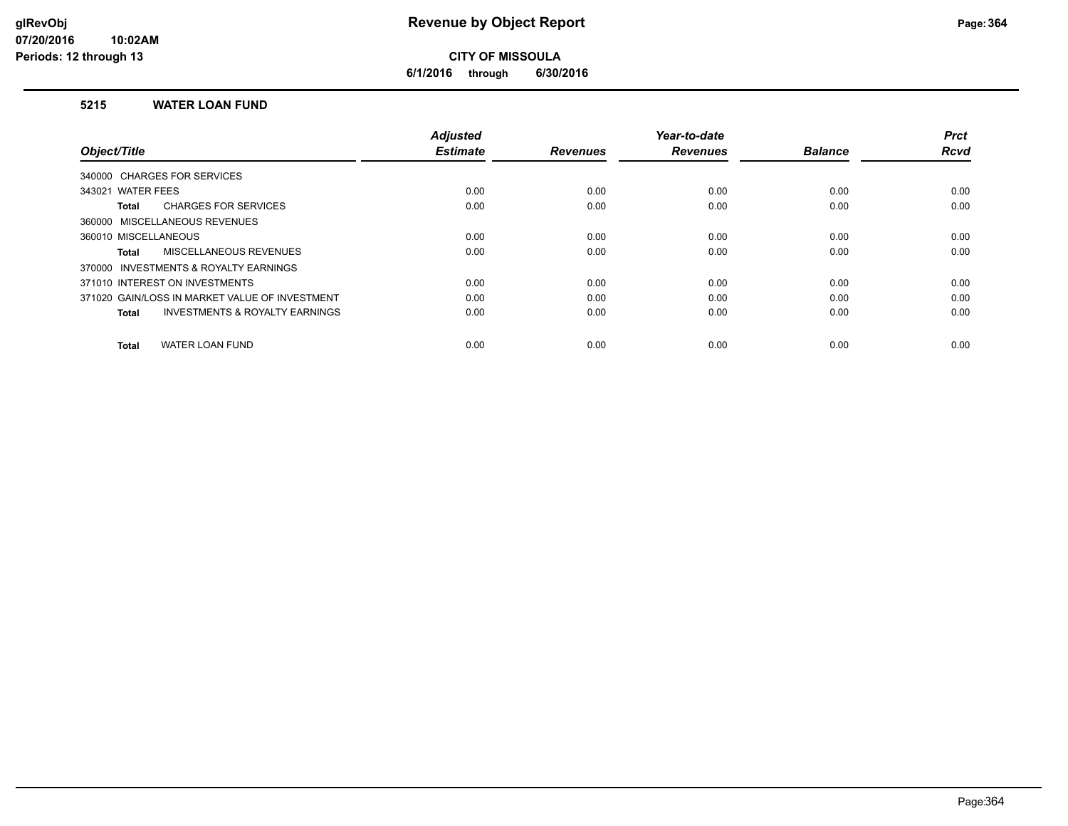**CITY OF MISSOULA**

**6/1/2016 through 6/30/2016**

### 5215 WATER LOAN FUND

| Object/Title | Adjusted Estimate | Revenues | Year-to-date Revenues | Balance | Prct Rcvd |
|---|---|---|---|---|---|
| 340000 CHARGES FOR SERVICES | | | | | |
| 343021 WATER FEES | 0.00 | 0.00 | 0.00 | 0.00 | 0.00 |
| **Total** CHARGES FOR SERVICES | 0.00 | 0.00 | 0.00 | 0.00 | 0.00 |
| 360000 MISCELLANEOUS REVENUES | | | | | |
| 360010 MISCELLANEOUS | 0.00 | 0.00 | 0.00 | 0.00 | 0.00 |
| **Total** MISCELLANEOUS REVENUES | 0.00 | 0.00 | 0.00 | 0.00 | 0.00 |
| 370000 INVESTMENTS & ROYALTY EARNINGS | | | | | |
| 371010 INTEREST ON INVESTMENTS | 0.00 | 0.00 | 0.00 | 0.00 | 0.00 |
| 371020 GAIN/LOSS IN MARKET VALUE OF INVESTMENT | 0.00 | 0.00 | 0.00 | 0.00 | 0.00 |
| **Total** INVESTMENTS & ROYALTY EARNINGS | 0.00 | 0.00 | 0.00 | 0.00 | 0.00 |
| **Total** WATER LOAN FUND | 0.00 | 0.00 | 0.00 | 0.00 | 0.00 |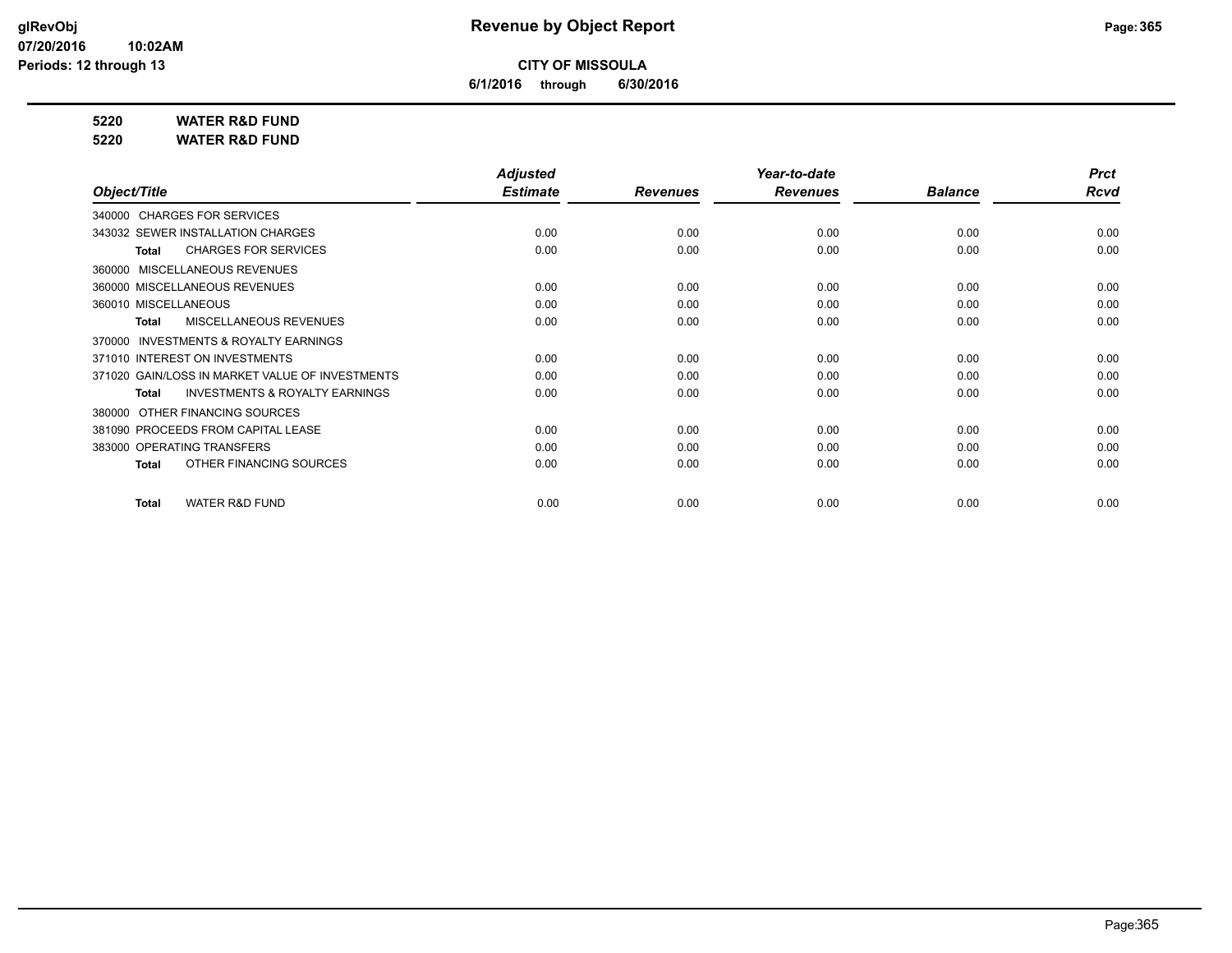**CITY OF MISSOULA**

**6/1/2016 through 6/30/2016**

**5220 WATER R&D FUND**

**5220 WATER R&D FUND**

| Object/Title | Adjusted Estimate | Revenues | Year-to-date Revenues | Balance | Prct Rcvd |
|---|---|---|---|---|---|
| 340000 CHARGES FOR SERVICES | | | | | |
| 343032 SEWER INSTALLATION CHARGES | 0.00 | 0.00 | 0.00 | 0.00 | 0.00 |
| **Total** CHARGES FOR SERVICES | 0.00 | 0.00 | 0.00 | 0.00 | 0.00 |
| 360000 MISCELLANEOUS REVENUES | | | | | |
| 360000 MISCELLANEOUS REVENUES | 0.00 | 0.00 | 0.00 | 0.00 | 0.00 |
| 360010 MISCELLANEOUS | 0.00 | 0.00 | 0.00 | 0.00 | 0.00 |
| **Total** MISCELLANEOUS REVENUES | 0.00 | 0.00 | 0.00 | 0.00 | 0.00 |
| 370000 INVESTMENTS & ROYALTY EARNINGS | | | | | |
| 371010 INTEREST ON INVESTMENTS | 0.00 | 0.00 | 0.00 | 0.00 | 0.00 |
| 371020 GAIN/LOSS IN MARKET VALUE OF INVESTMENTS | 0.00 | 0.00 | 0.00 | 0.00 | 0.00 |
| **Total** INVESTMENTS & ROYALTY EARNINGS | 0.00 | 0.00 | 0.00 | 0.00 | 0.00 |
| 380000 OTHER FINANCING SOURCES | | | | | |
| 381090 PROCEEDS FROM CAPITAL LEASE | 0.00 | 0.00 | 0.00 | 0.00 | 0.00 |
| 383000 OPERATING TRANSFERS | 0.00 | 0.00 | 0.00 | 0.00 | 0.00 |
| **Total** OTHER FINANCING SOURCES | 0.00 | 0.00 | 0.00 | 0.00 | 0.00 |
| **Total** WATER R&D FUND | 0.00 | 0.00 | 0.00 | 0.00 | 0.00 |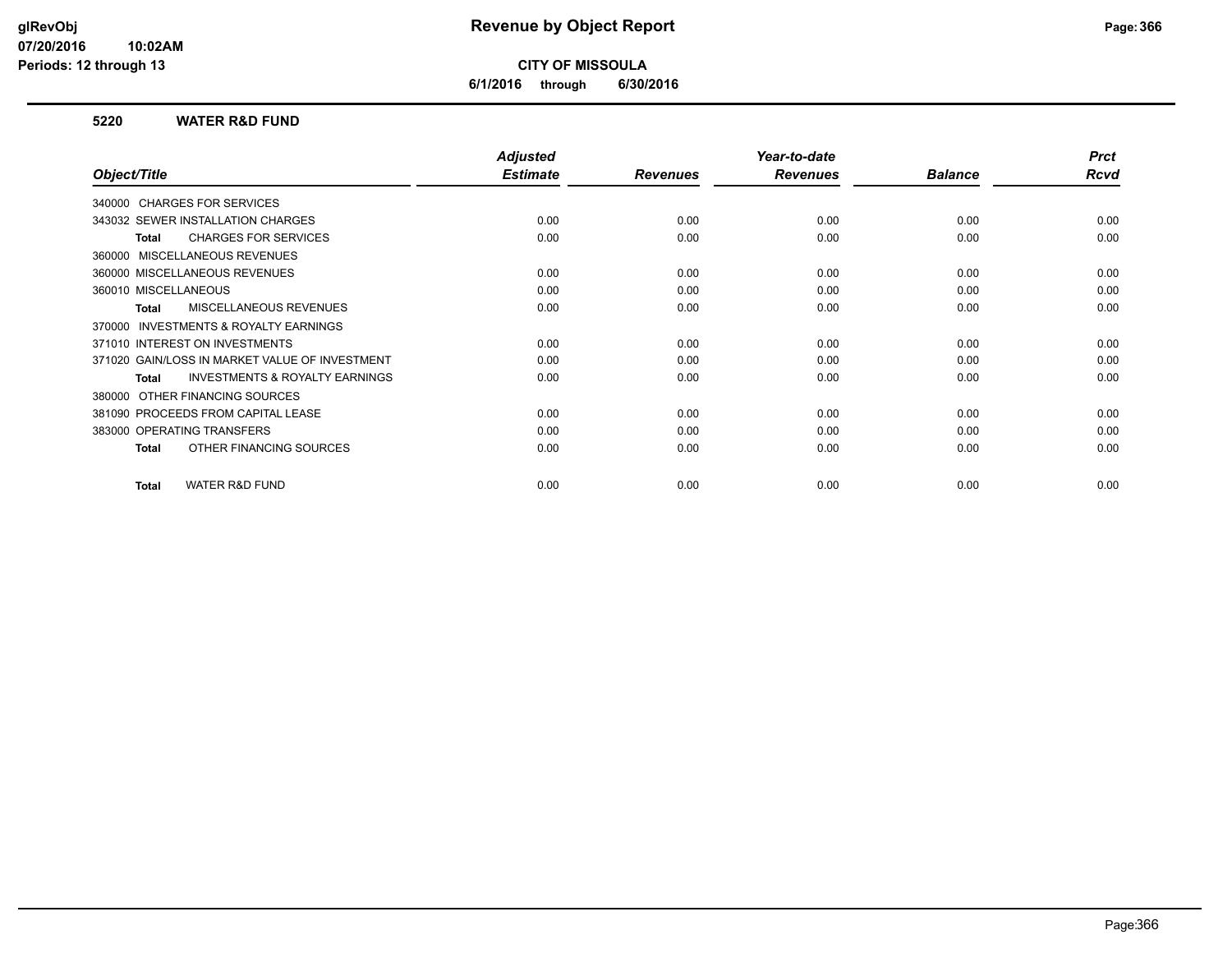# Revenue by Object Report

**CITY OF MISSOULA**

**6/1/2016 through 6/30/2016**

glRevObj
07/20/2016 10:02AM
Periods: 12 through 13

## 5220 WATER R&D FUND

| Object/Title | Adjusted Estimate | Revenues | Year-to-date Revenues | Balance | Prct Rcvd |
|---|---|---|---|---|---|
| 340000 CHARGES FOR SERVICES | | | | | |
| 343032 SEWER INSTALLATION CHARGES | 0.00 | 0.00 | 0.00 | 0.00 | 0.00 |
| **Total** CHARGES FOR SERVICES | 0.00 | 0.00 | 0.00 | 0.00 | 0.00 |
| 360000 MISCELLANEOUS REVENUES | | | | | |
| 360000 MISCELLANEOUS REVENUES | 0.00 | 0.00 | 0.00 | 0.00 | 0.00 |
| 360010 MISCELLANEOUS | 0.00 | 0.00 | 0.00 | 0.00 | 0.00 |
| **Total** MISCELLANEOUS REVENUES | 0.00 | 0.00 | 0.00 | 0.00 | 0.00 |
| 370000 INVESTMENTS & ROYALTY EARNINGS | | | | | |
| 371010 INTEREST ON INVESTMENTS | 0.00 | 0.00 | 0.00 | 0.00 | 0.00 |
| 371020 GAIN/LOSS IN MARKET VALUE OF INVESTMENT | 0.00 | 0.00 | 0.00 | 0.00 | 0.00 |
| **Total** INVESTMENTS & ROYALTY EARNINGS | 0.00 | 0.00 | 0.00 | 0.00 | 0.00 |
| 380000 OTHER FINANCING SOURCES | | | | | |
| 381090 PROCEEDS FROM CAPITAL LEASE | 0.00 | 0.00 | 0.00 | 0.00 | 0.00 |
| 383000 OPERATING TRANSFERS | 0.00 | 0.00 | 0.00 | 0.00 | 0.00 |
| **Total** OTHER FINANCING SOURCES | 0.00 | 0.00 | 0.00 | 0.00 | 0.00 |
| **Total** WATER R&D FUND | 0.00 | 0.00 | 0.00 | 0.00 | 0.00 |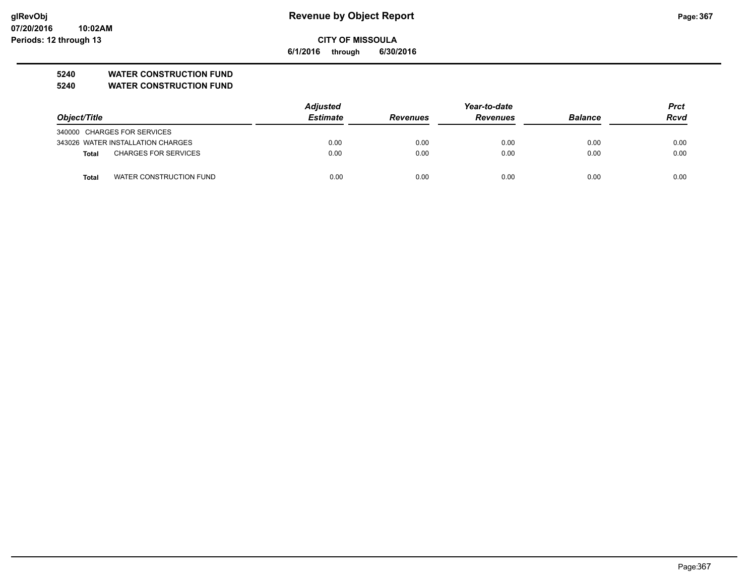# Revenue by Object Report

glRevObj
07/20/2016 10:02AM
Periods: 12 through 13

**CITY OF MISSOULA**

**6/1/2016 through 6/30/2016**

**5240 WATER CONSTRUCTION FUND**
**5240 WATER CONSTRUCTION FUND**

| Object/Title | | Adjusted Estimate | Revenues | Year-to-date Revenues | Balance | Prct Rcvd |
|---|---|---|---|---|---|---|
| 340000 CHARGES FOR SERVICES | | | | | | |
| 343026 WATER INSTALLATION CHARGES | | 0.00 | 0.00 | 0.00 | 0.00 | 0.00 |
| **Total** | CHARGES FOR SERVICES | 0.00 | 0.00 | 0.00 | 0.00 | 0.00 |
| **Total** | WATER CONSTRUCTION FUND | 0.00 | 0.00 | 0.00 | 0.00 | 0.00 |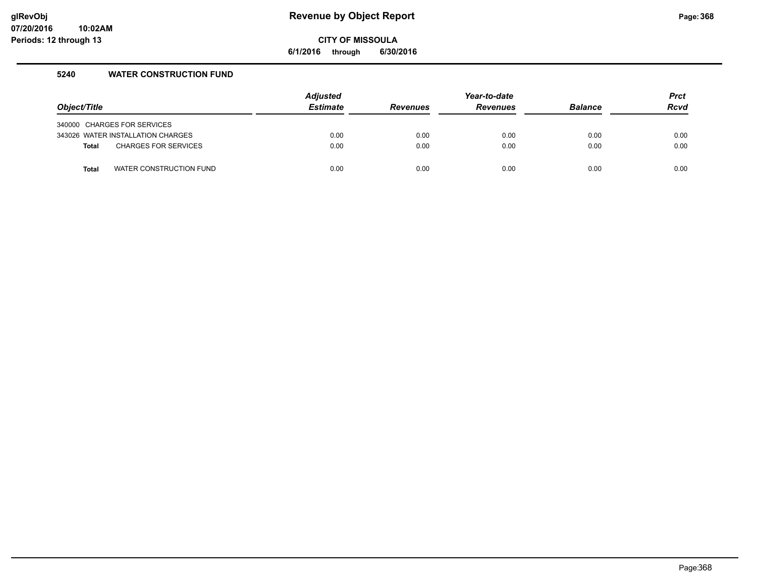# Revenue by Object Report

**CITY OF MISSOULA**

**6/1/2016 through 6/30/2016**

glRevObj
07/20/2016 10:02AM
Periods: 12 through 13

## 5240 WATER CONSTRUCTION FUND

| Object/Title | Adjusted Estimate | Revenues | Year-to-date Revenues | Balance | Prct Rcvd |
|---|---|---|---|---|---|
| 340000 CHARGES FOR SERVICES | | | | | |
| 343026 WATER INSTALLATION CHARGES | 0.00 | 0.00 | 0.00 | 0.00 | 0.00 |
| **Total** CHARGES FOR SERVICES | 0.00 | 0.00 | 0.00 | 0.00 | 0.00 |
| **Total** WATER CONSTRUCTION FUND | 0.00 | 0.00 | 0.00 | 0.00 | 0.00 |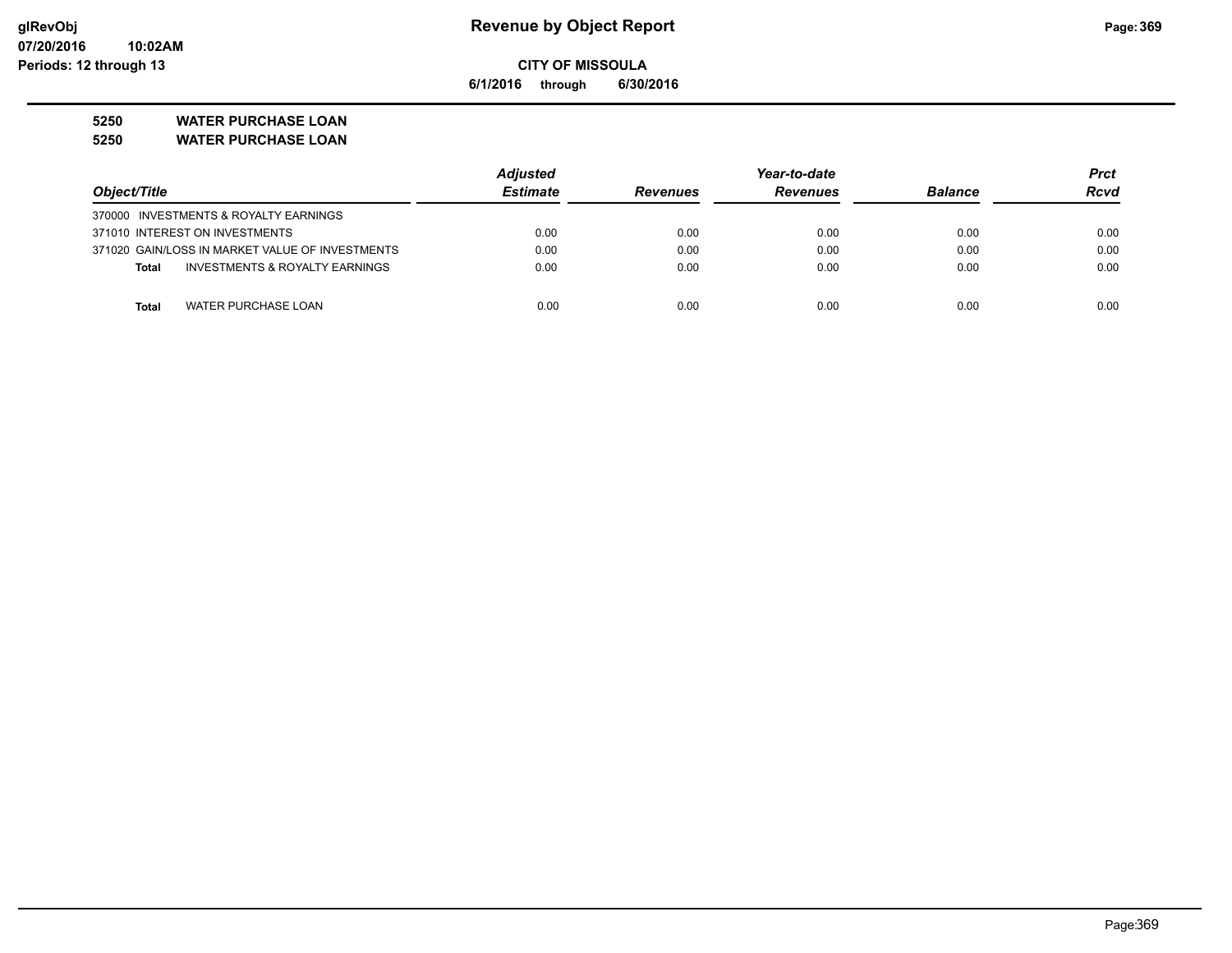# Revenue by Object Report

**CITY OF MISSOULA**

**6/1/2016 through 6/30/2016**

glRevObj
07/20/2016 10:02AM
Periods: 12 through 13

**5250 WATER PURCHASE LOAN**

**5250 WATER PURCHASE LOAN**

| Object/Title | Adjusted Estimate | Revenues | Year-to-date Revenues | Balance | Prct Rcvd |
|---|---|---|---|---|---|
| 370000 INVESTMENTS & ROYALTY EARNINGS | | | | | |
| 371010 INTEREST ON INVESTMENTS | 0.00 | 0.00 | 0.00 | 0.00 | 0.00 |
| 371020 GAIN/LOSS IN MARKET VALUE OF INVESTMENTS | 0.00 | 0.00 | 0.00 | 0.00 | 0.00 |
| **Total** INVESTMENTS & ROYALTY EARNINGS | 0.00 | 0.00 | 0.00 | 0.00 | 0.00 |
| **Total** WATER PURCHASE LOAN | 0.00 | 0.00 | 0.00 | 0.00 | 0.00 |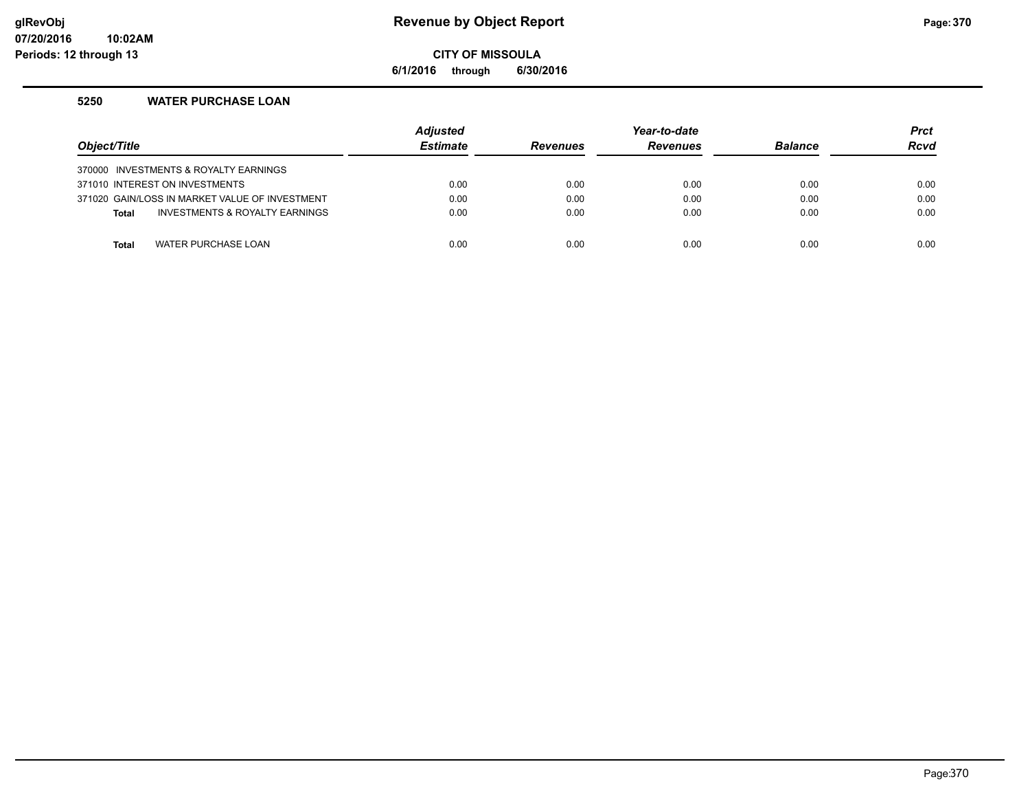# Revenue by Object Report

**CITY OF MISSOULA**

**6/1/2016 through 6/30/2016**

glRevObj
07/20/2016 10:02AM
Periods: 12 through 13

### 5250 WATER PURCHASE LOAN

| Object/Title | Adjusted Estimate | Revenues | Year-to-date Revenues | Balance | Prct Rcvd |
|---|---|---|---|---|---|
| 370000 INVESTMENTS & ROYALTY EARNINGS | | | | | |
| 371010 INTEREST ON INVESTMENTS | 0.00 | 0.00 | 0.00 | 0.00 | 0.00 |
| 371020 GAIN/LOSS IN MARKET VALUE OF INVESTMENT | 0.00 | 0.00 | 0.00 | 0.00 | 0.00 |
| **Total** INVESTMENTS & ROYALTY EARNINGS | 0.00 | 0.00 | 0.00 | 0.00 | 0.00 |
| **Total** WATER PURCHASE LOAN | 0.00 | 0.00 | 0.00 | 0.00 | 0.00 |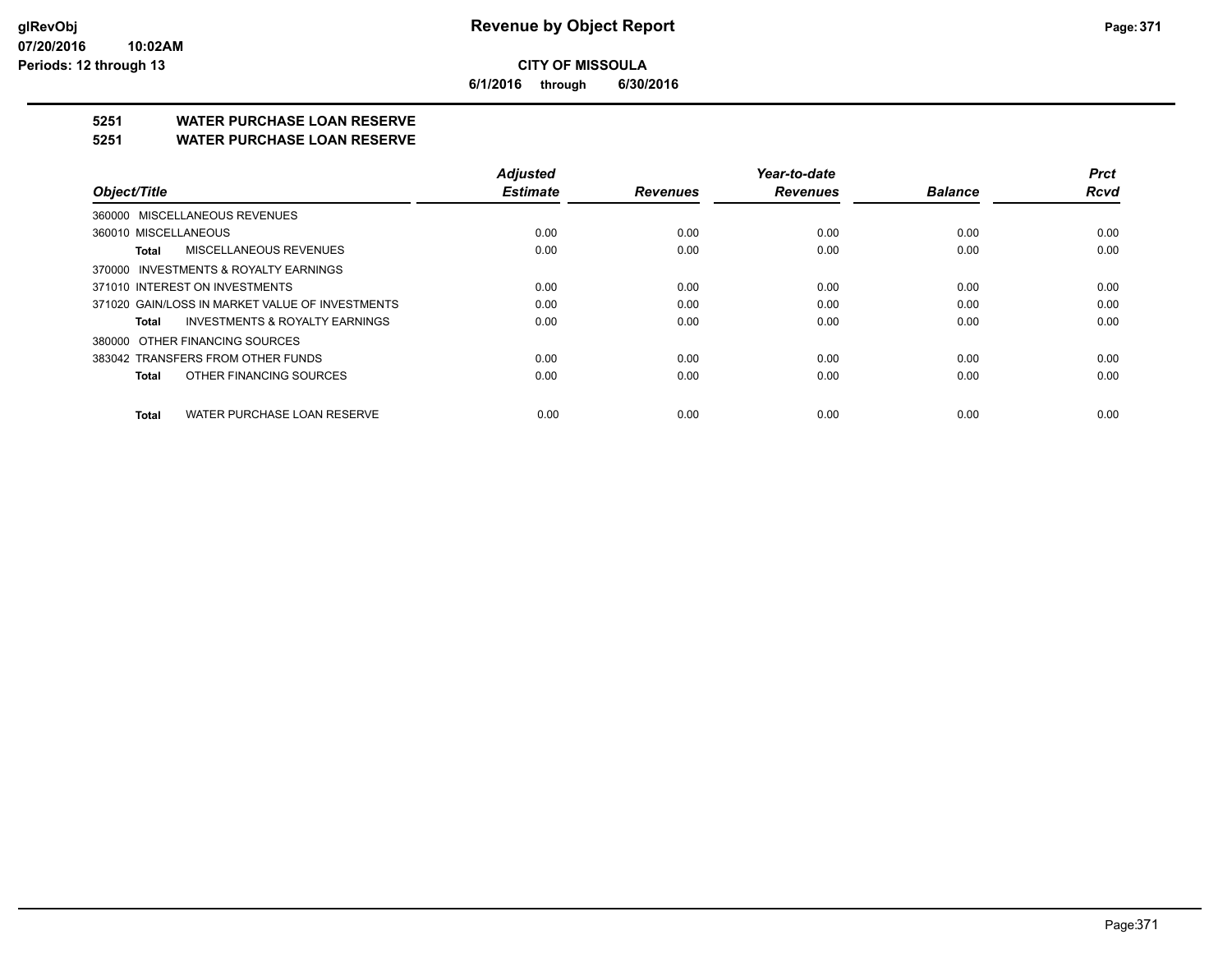**CITY OF MISSOULA**

**6/1/2016 through 6/30/2016**

## 5251 WATER PURCHASE LOAN RESERVE

## 5251 WATER PURCHASE LOAN RESERVE

| Object/Title | Adjusted Estimate | Revenues | Year-to-date Revenues | Balance | Prct Rcvd |
|---|---|---|---|---|---|
| 360000 MISCELLANEOUS REVENUES | | | | | |
| 360010 MISCELLANEOUS | 0.00 | 0.00 | 0.00 | 0.00 | 0.00 |
| **Total** MISCELLANEOUS REVENUES | 0.00 | 0.00 | 0.00 | 0.00 | 0.00 |
| 370000 INVESTMENTS & ROYALTY EARNINGS | | | | | |
| 371010 INTEREST ON INVESTMENTS | 0.00 | 0.00 | 0.00 | 0.00 | 0.00 |
| 371020 GAIN/LOSS IN MARKET VALUE OF INVESTMENTS | 0.00 | 0.00 | 0.00 | 0.00 | 0.00 |
| **Total** INVESTMENTS & ROYALTY EARNINGS | 0.00 | 0.00 | 0.00 | 0.00 | 0.00 |
| 380000 OTHER FINANCING SOURCES | | | | | |
| 383042 TRANSFERS FROM OTHER FUNDS | 0.00 | 0.00 | 0.00 | 0.00 | 0.00 |
| **Total** OTHER FINANCING SOURCES | 0.00 | 0.00 | 0.00 | 0.00 | 0.00 |
| **Total** WATER PURCHASE LOAN RESERVE | 0.00 | 0.00 | 0.00 | 0.00 | 0.00 |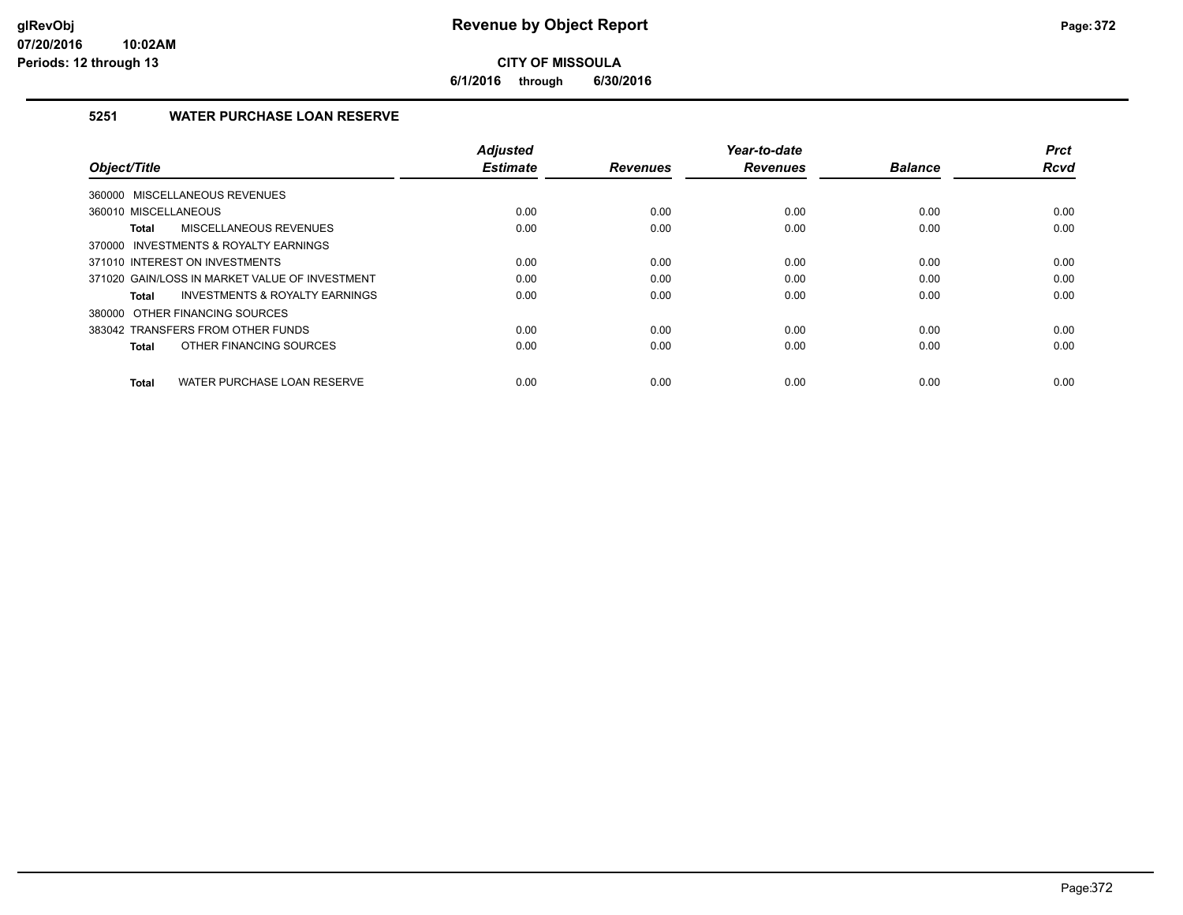**CITY OF MISSOULA**

**6/1/2016 through 6/30/2016**

## 5251 WATER PURCHASE LOAN RESERVE

| Object/Title | Adjusted Estimate | Revenues | Year-to-date Revenues | Balance | Prct Rcvd |
|---|---|---|---|---|---|
| 360000 MISCELLANEOUS REVENUES | | | | | |
| 360010 MISCELLANEOUS | 0.00 | 0.00 | 0.00 | 0.00 | 0.00 |
| **Total** MISCELLANEOUS REVENUES | 0.00 | 0.00 | 0.00 | 0.00 | 0.00 |
| 370000 INVESTMENTS & ROYALTY EARNINGS | | | | | |
| 371010 INTEREST ON INVESTMENTS | 0.00 | 0.00 | 0.00 | 0.00 | 0.00 |
| 371020 GAIN/LOSS IN MARKET VALUE OF INVESTMENT | 0.00 | 0.00 | 0.00 | 0.00 | 0.00 |
| **Total** INVESTMENTS & ROYALTY EARNINGS | 0.00 | 0.00 | 0.00 | 0.00 | 0.00 |
| 380000 OTHER FINANCING SOURCES | | | | | |
| 383042 TRANSFERS FROM OTHER FUNDS | 0.00 | 0.00 | 0.00 | 0.00 | 0.00 |
| **Total** OTHER FINANCING SOURCES | 0.00 | 0.00 | 0.00 | 0.00 | 0.00 |
| **Total** WATER PURCHASE LOAN RESERVE | 0.00 | 0.00 | 0.00 | 0.00 | 0.00 |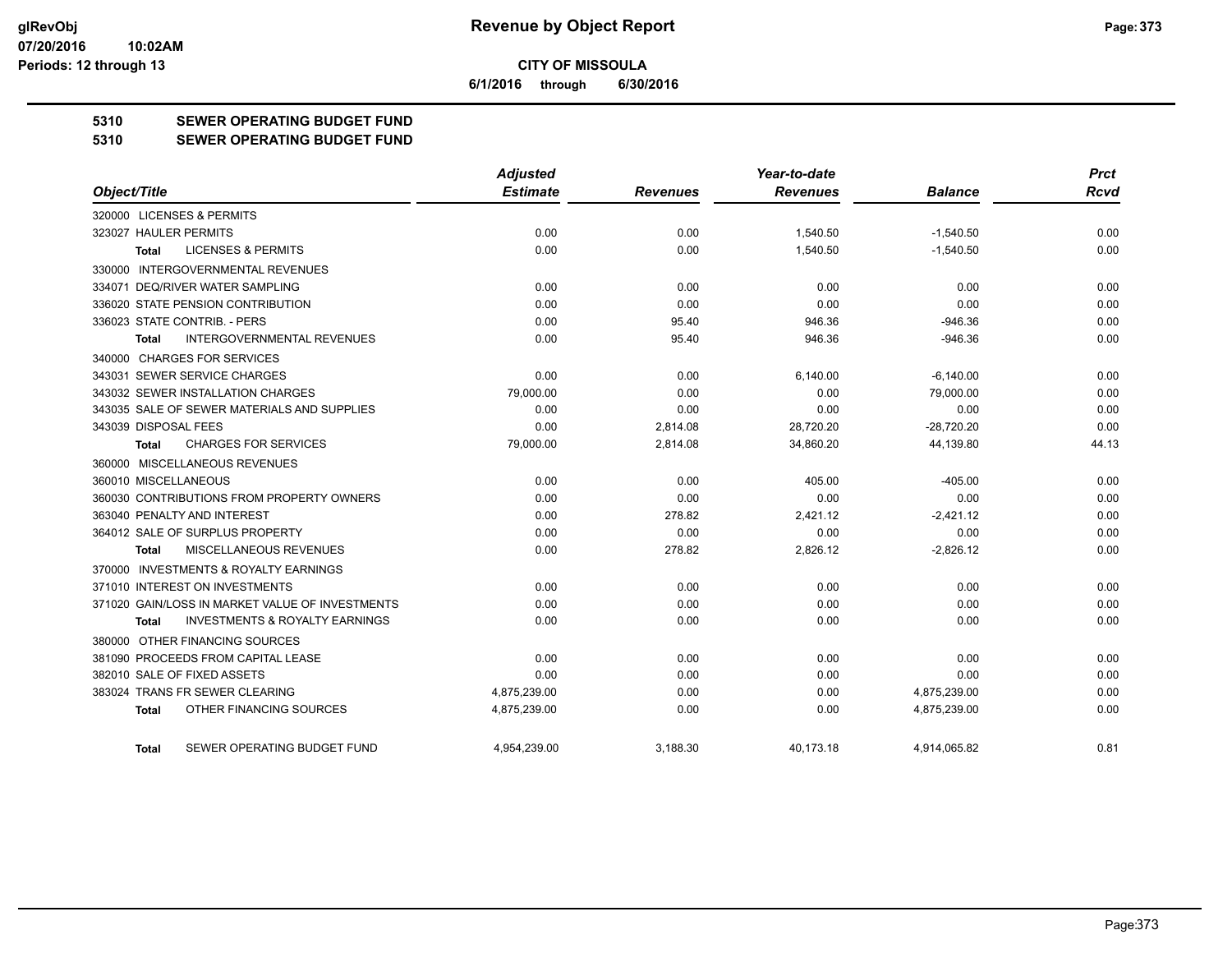# Revenue by Object Report

**CITY OF MISSOULA**

**6/1/2016 through 6/30/2016**

glRevObj
07/20/2016 10:02AM
Periods: 12 through 13

## 5310 SEWER OPERATING BUDGET FUND
## 5310 SEWER OPERATING BUDGET FUND

| Object/Title | Adjusted Estimate | Revenues | Year-to-date Revenues | Balance | Prct Rcvd |
|---|---|---|---|---|---|
| 320000 LICENSES & PERMITS | | | | | |
| 323027 HAULER PERMITS | 0.00 | 0.00 | 1,540.50 | -1,540.50 | 0.00 |
| **Total** LICENSES & PERMITS | 0.00 | 0.00 | 1,540.50 | -1,540.50 | 0.00 |
| 330000 INTERGOVERNMENTAL REVENUES | | | | | |
| 334071 DEQ/RIVER WATER SAMPLING | 0.00 | 0.00 | 0.00 | 0.00 | 0.00 |
| 336020 STATE PENSION CONTRIBUTION | 0.00 | 0.00 | 0.00 | 0.00 | 0.00 |
| 336023 STATE CONTRIB. - PERS | 0.00 | 95.40 | 946.36 | -946.36 | 0.00 |
| **Total** INTERGOVERNMENTAL REVENUES | 0.00 | 95.40 | 946.36 | -946.36 | 0.00 |
| 340000 CHARGES FOR SERVICES | | | | | |
| 343031 SEWER SERVICE CHARGES | 0.00 | 0.00 | 6,140.00 | -6,140.00 | 0.00 |
| 343032 SEWER INSTALLATION CHARGES | 79,000.00 | 0.00 | 0.00 | 79,000.00 | 0.00 |
| 343035 SALE OF SEWER MATERIALS AND SUPPLIES | 0.00 | 0.00 | 0.00 | 0.00 | 0.00 |
| 343039 DISPOSAL FEES | 0.00 | 2,814.08 | 28,720.20 | -28,720.20 | 0.00 |
| **Total** CHARGES FOR SERVICES | 79,000.00 | 2,814.08 | 34,860.20 | 44,139.80 | 44.13 |
| 360000 MISCELLANEOUS REVENUES | | | | | |
| 360010 MISCELLANEOUS | 0.00 | 0.00 | 405.00 | -405.00 | 0.00 |
| 360030 CONTRIBUTIONS FROM PROPERTY OWNERS | 0.00 | 0.00 | 0.00 | 0.00 | 0.00 |
| 363040 PENALTY AND INTEREST | 0.00 | 278.82 | 2,421.12 | -2,421.12 | 0.00 |
| 364012 SALE OF SURPLUS PROPERTY | 0.00 | 0.00 | 0.00 | 0.00 | 0.00 |
| **Total** MISCELLANEOUS REVENUES | 0.00 | 278.82 | 2,826.12 | -2,826.12 | 0.00 |
| 370000 INVESTMENTS & ROYALTY EARNINGS | | | | | |
| 371010 INTEREST ON INVESTMENTS | 0.00 | 0.00 | 0.00 | 0.00 | 0.00 |
| 371020 GAIN/LOSS IN MARKET VALUE OF INVESTMENTS | 0.00 | 0.00 | 0.00 | 0.00 | 0.00 |
| **Total** INVESTMENTS & ROYALTY EARNINGS | 0.00 | 0.00 | 0.00 | 0.00 | 0.00 |
| 380000 OTHER FINANCING SOURCES | | | | | |
| 381090 PROCEEDS FROM CAPITAL LEASE | 0.00 | 0.00 | 0.00 | 0.00 | 0.00 |
| 382010 SALE OF FIXED ASSETS | 0.00 | 0.00 | 0.00 | 0.00 | 0.00 |
| 383024 TRANS FR SEWER CLEARING | 4,875,239.00 | 0.00 | 0.00 | 4,875,239.00 | 0.00 |
| **Total** OTHER FINANCING SOURCES | 4,875,239.00 | 0.00 | 0.00 | 4,875,239.00 | 0.00 |
| **Total** SEWER OPERATING BUDGET FUND | 4,954,239.00 | 3,188.30 | 40,173.18 | 4,914,065.82 | 0.81 |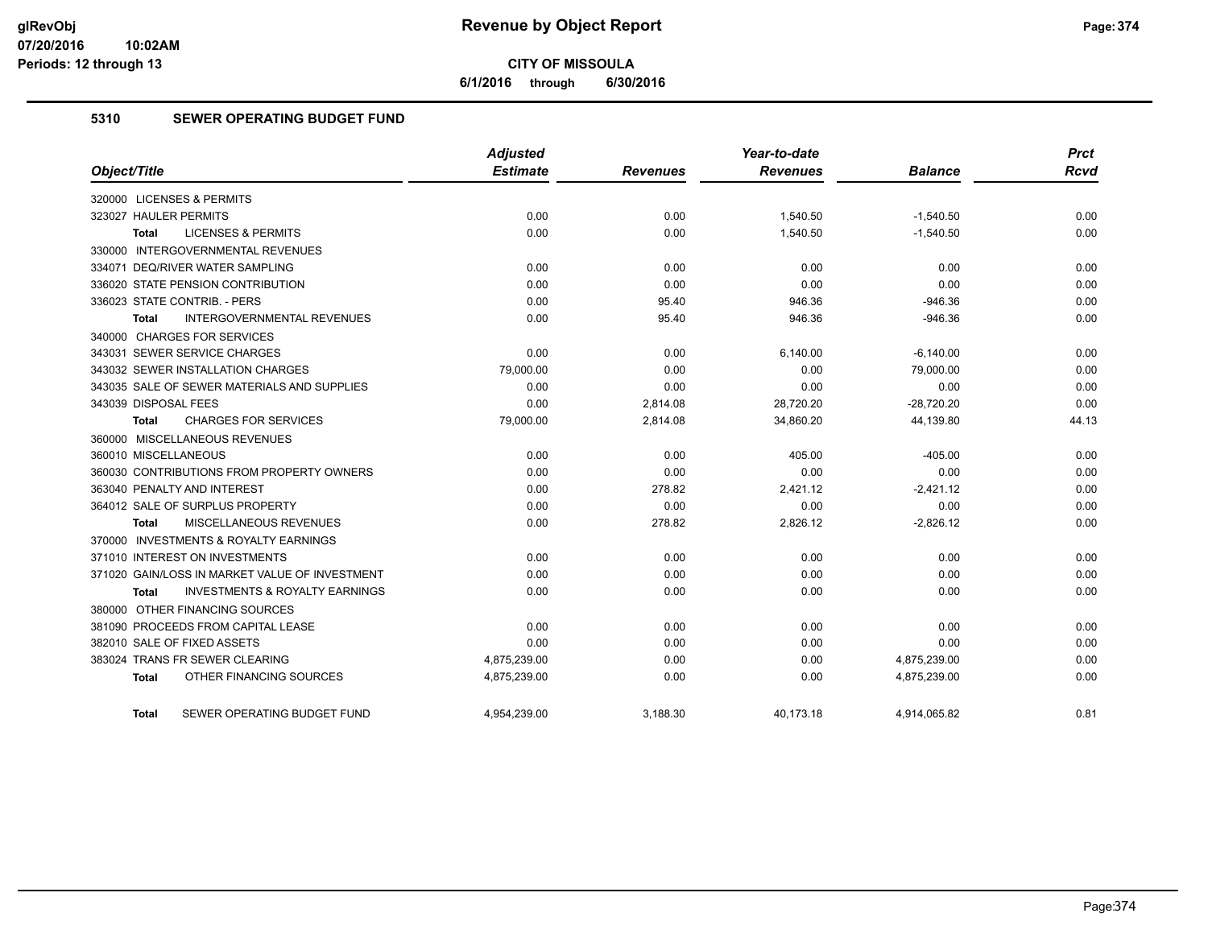**CITY OF MISSOULA**

**6/1/2016 through 6/30/2016**

### 5310 SEWER OPERATING BUDGET FUND

| Object/Title | Adjusted Estimate | Revenues | Year-to-date Revenues | Balance | Prct Rcvd |
|---|---|---|---|---|---|
| 320000 LICENSES & PERMITS | | | | | |
| 323027 HAULER PERMITS | 0.00 | 0.00 | 1,540.50 | -1,540.50 | 0.00 |
| **Total** LICENSES & PERMITS | 0.00 | 0.00 | 1,540.50 | -1,540.50 | 0.00 |
| 330000 INTERGOVERNMENTAL REVENUES | | | | | |
| 334071 DEQ/RIVER WATER SAMPLING | 0.00 | 0.00 | 0.00 | 0.00 | 0.00 |
| 336020 STATE PENSION CONTRIBUTION | 0.00 | 0.00 | 0.00 | 0.00 | 0.00 |
| 336023 STATE CONTRIB. - PERS | 0.00 | 95.40 | 946.36 | -946.36 | 0.00 |
| **Total** INTERGOVERNMENTAL REVENUES | 0.00 | 95.40 | 946.36 | -946.36 | 0.00 |
| 340000 CHARGES FOR SERVICES | | | | | |
| 343031 SEWER SERVICE CHARGES | 0.00 | 0.00 | 6,140.00 | -6,140.00 | 0.00 |
| 343032 SEWER INSTALLATION CHARGES | 79,000.00 | 0.00 | 0.00 | 79,000.00 | 0.00 |
| 343035 SALE OF SEWER MATERIALS AND SUPPLIES | 0.00 | 0.00 | 0.00 | 0.00 | 0.00 |
| 343039 DISPOSAL FEES | 0.00 | 2,814.08 | 28,720.20 | -28,720.20 | 0.00 |
| **Total** CHARGES FOR SERVICES | 79,000.00 | 2,814.08 | 34,860.20 | 44,139.80 | 44.13 |
| 360000 MISCELLANEOUS REVENUES | | | | | |
| 360010 MISCELLANEOUS | 0.00 | 0.00 | 405.00 | -405.00 | 0.00 |
| 360030 CONTRIBUTIONS FROM PROPERTY OWNERS | 0.00 | 0.00 | 0.00 | 0.00 | 0.00 |
| 363040 PENALTY AND INTEREST | 0.00 | 278.82 | 2,421.12 | -2,421.12 | 0.00 |
| 364012 SALE OF SURPLUS PROPERTY | 0.00 | 0.00 | 0.00 | 0.00 | 0.00 |
| **Total** MISCELLANEOUS REVENUES | 0.00 | 278.82 | 2,826.12 | -2,826.12 | 0.00 |
| 370000 INVESTMENTS & ROYALTY EARNINGS | | | | | |
| 371010 INTEREST ON INVESTMENTS | 0.00 | 0.00 | 0.00 | 0.00 | 0.00 |
| 371020 GAIN/LOSS IN MARKET VALUE OF INVESTMENT | 0.00 | 0.00 | 0.00 | 0.00 | 0.00 |
| **Total** INVESTMENTS & ROYALTY EARNINGS | 0.00 | 0.00 | 0.00 | 0.00 | 0.00 |
| 380000 OTHER FINANCING SOURCES | | | | | |
| 381090 PROCEEDS FROM CAPITAL LEASE | 0.00 | 0.00 | 0.00 | 0.00 | 0.00 |
| 382010 SALE OF FIXED ASSETS | 0.00 | 0.00 | 0.00 | 0.00 | 0.00 |
| 383024 TRANS FR SEWER CLEARING | 4,875,239.00 | 0.00 | 0.00 | 4,875,239.00 | 0.00 |
| **Total** OTHER FINANCING SOURCES | 4,875,239.00 | 0.00 | 0.00 | 4,875,239.00 | 0.00 |
| **Total** SEWER OPERATING BUDGET FUND | 4,954,239.00 | 3,188.30 | 40,173.18 | 4,914,065.82 | 0.81 |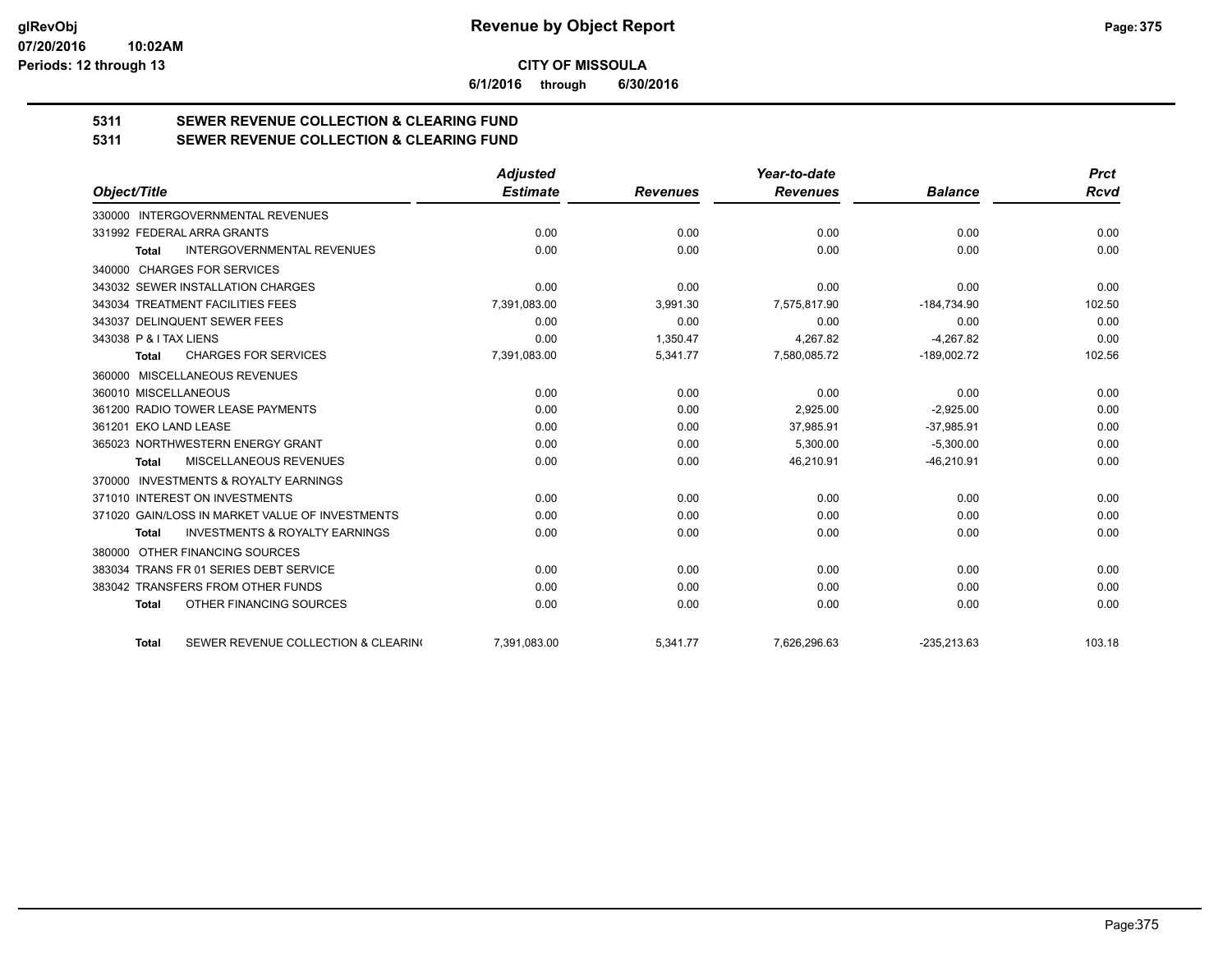**CITY OF MISSOULA**

**6/1/2016 through 6/30/2016**

## 5311 SEWER REVENUE COLLECTION & CLEARING FUND
## 5311 SEWER REVENUE COLLECTION & CLEARING FUND

| Object/Title | Adjusted Estimate | Revenues | Year-to-date Revenues | Balance | Prct Rcvd |
|---|---|---|---|---|---|
| 330000 INTERGOVERNMENTAL REVENUES | | | | | |
| 331992 FEDERAL ARRA GRANTS | 0.00 | 0.00 | 0.00 | 0.00 | 0.00 |
| Total INTERGOVERNMENTAL REVENUES | 0.00 | 0.00 | 0.00 | 0.00 | 0.00 |
| 340000 CHARGES FOR SERVICES | | | | | |
| 343032 SEWER INSTALLATION CHARGES | 0.00 | 0.00 | 0.00 | 0.00 | 0.00 |
| 343034 TREATMENT FACILITIES FEES | 7,391,083.00 | 3,991.30 | 7,575,817.90 | -184,734.90 | 102.50 |
| 343037 DELINQUENT SEWER FEES | 0.00 | 0.00 | 0.00 | 0.00 | 0.00 |
| 343038 P & I TAX LIENS | 0.00 | 1,350.47 | 4,267.82 | -4,267.82 | 0.00 |
| Total CHARGES FOR SERVICES | 7,391,083.00 | 5,341.77 | 7,580,085.72 | -189,002.72 | 102.56 |
| 360000 MISCELLANEOUS REVENUES | | | | | |
| 360010 MISCELLANEOUS | 0.00 | 0.00 | 0.00 | 0.00 | 0.00 |
| 361200 RADIO TOWER LEASE PAYMENTS | 0.00 | 0.00 | 2,925.00 | -2,925.00 | 0.00 |
| 361201 EKO LAND LEASE | 0.00 | 0.00 | 37,985.91 | -37,985.91 | 0.00 |
| 365023 NORTHWESTERN ENERGY GRANT | 0.00 | 0.00 | 5,300.00 | -5,300.00 | 0.00 |
| Total MISCELLANEOUS REVENUES | 0.00 | 0.00 | 46,210.91 | -46,210.91 | 0.00 |
| 370000 INVESTMENTS & ROYALTY EARNINGS | | | | | |
| 371010 INTEREST ON INVESTMENTS | 0.00 | 0.00 | 0.00 | 0.00 | 0.00 |
| 371020 GAIN/LOSS IN MARKET VALUE OF INVESTMENTS | 0.00 | 0.00 | 0.00 | 0.00 | 0.00 |
| Total INVESTMENTS & ROYALTY EARNINGS | 0.00 | 0.00 | 0.00 | 0.00 | 0.00 |
| 380000 OTHER FINANCING SOURCES | | | | | |
| 383034 TRANS FR 01 SERIES DEBT SERVICE | 0.00 | 0.00 | 0.00 | 0.00 | 0.00 |
| 383042 TRANSFERS FROM OTHER FUNDS | 0.00 | 0.00 | 0.00 | 0.00 | 0.00 |
| Total OTHER FINANCING SOURCES | 0.00 | 0.00 | 0.00 | 0.00 | 0.00 |
| Total SEWER REVENUE COLLECTION & CLEARIN( | 7,391,083.00 | 5,341.77 | 7,626,296.63 | -235,213.63 | 103.18 |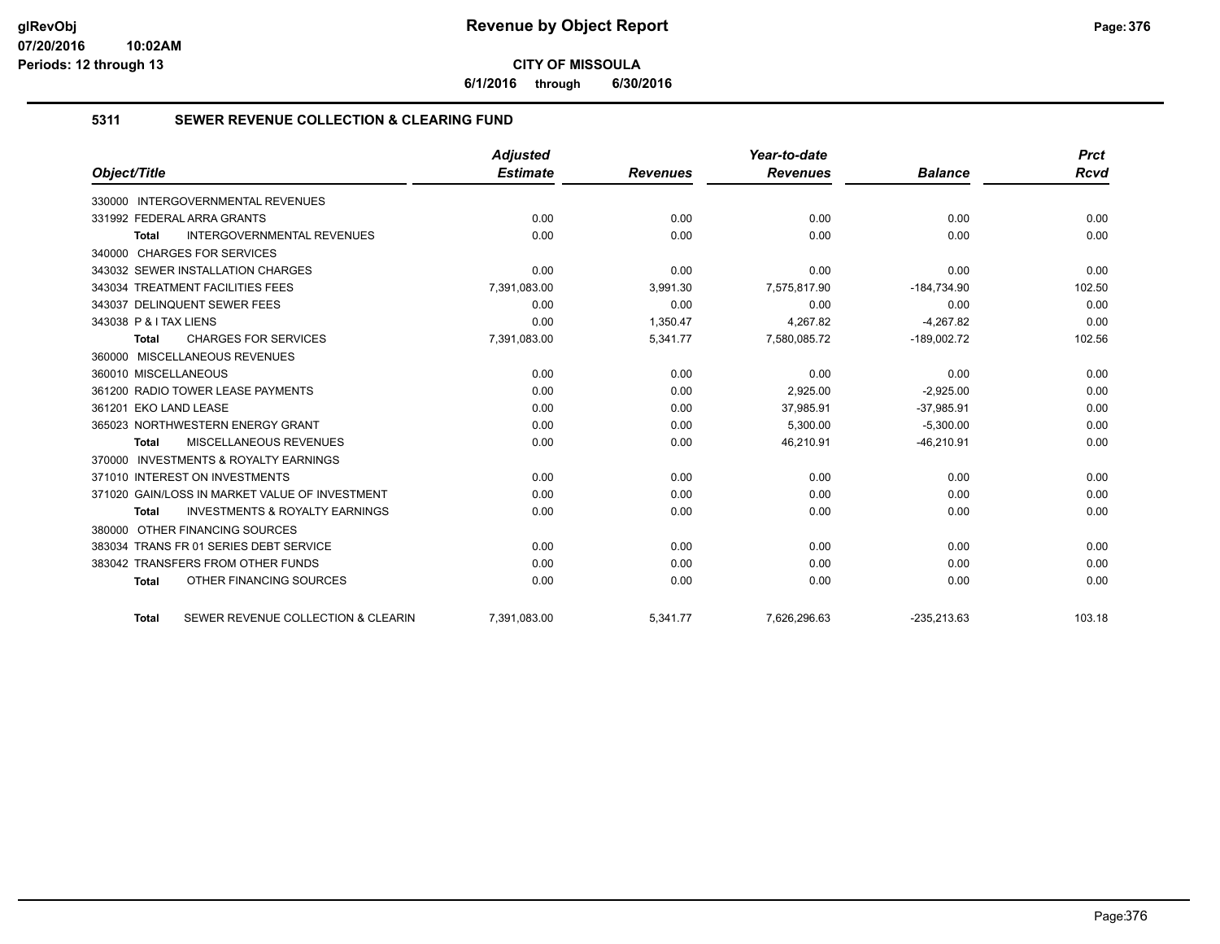# Revenue by Object Report

**CITY OF MISSOULA**

**6/1/2016 through 6/30/2016**

glRevObj
07/20/2016 10:02AM
Periods: 12 through 13

## 5311 SEWER REVENUE COLLECTION & CLEARING FUND

| Object/Title | Adjusted Estimate | Revenues | Year-to-date Revenues | Balance | Prct Rcvd |
|---|---|---|---|---|---|
| 330000 INTERGOVERNMENTAL REVENUES | | | | | |
| 331992 FEDERAL ARRA GRANTS | 0.00 | 0.00 | 0.00 | 0.00 | 0.00 |
| **Total** INTERGOVERNMENTAL REVENUES | 0.00 | 0.00 | 0.00 | 0.00 | 0.00 |
| 340000 CHARGES FOR SERVICES | | | | | |
| 343032 SEWER INSTALLATION CHARGES | 0.00 | 0.00 | 0.00 | 0.00 | 0.00 |
| 343034 TREATMENT FACILITIES FEES | 7,391,083.00 | 3,991.30 | 7,575,817.90 | -184,734.90 | 102.50 |
| 343037 DELINQUENT SEWER FEES | 0.00 | 0.00 | 0.00 | 0.00 | 0.00 |
| 343038 P & I TAX LIENS | 0.00 | 1,350.47 | 4,267.82 | -4,267.82 | 0.00 |
| **Total** CHARGES FOR SERVICES | 7,391,083.00 | 5,341.77 | 7,580,085.72 | -189,002.72 | 102.56 |
| 360000 MISCELLANEOUS REVENUES | | | | | |
| 360010 MISCELLANEOUS | 0.00 | 0.00 | 0.00 | 0.00 | 0.00 |
| 361200 RADIO TOWER LEASE PAYMENTS | 0.00 | 0.00 | 2,925.00 | -2,925.00 | 0.00 |
| 361201 EKO LAND LEASE | 0.00 | 0.00 | 37,985.91 | -37,985.91 | 0.00 |
| 365023 NORTHWESTERN ENERGY GRANT | 0.00 | 0.00 | 5,300.00 | -5,300.00 | 0.00 |
| **Total** MISCELLANEOUS REVENUES | 0.00 | 0.00 | 46,210.91 | -46,210.91 | 0.00 |
| 370000 INVESTMENTS & ROYALTY EARNINGS | | | | | |
| 371010 INTEREST ON INVESTMENTS | 0.00 | 0.00 | 0.00 | 0.00 | 0.00 |
| 371020 GAIN/LOSS IN MARKET VALUE OF INVESTMENT | 0.00 | 0.00 | 0.00 | 0.00 | 0.00 |
| **Total** INVESTMENTS & ROYALTY EARNINGS | 0.00 | 0.00 | 0.00 | 0.00 | 0.00 |
| 380000 OTHER FINANCING SOURCES | | | | | |
| 383034 TRANS FR 01 SERIES DEBT SERVICE | 0.00 | 0.00 | 0.00 | 0.00 | 0.00 |
| 383042 TRANSFERS FROM OTHER FUNDS | 0.00 | 0.00 | 0.00 | 0.00 | 0.00 |
| **Total** OTHER FINANCING SOURCES | 0.00 | 0.00 | 0.00 | 0.00 | 0.00 |
| **Total** SEWER REVENUE COLLECTION & CLEARIN | 7,391,083.00 | 5,341.77 | 7,626,296.63 | -235,213.63 | 103.18 |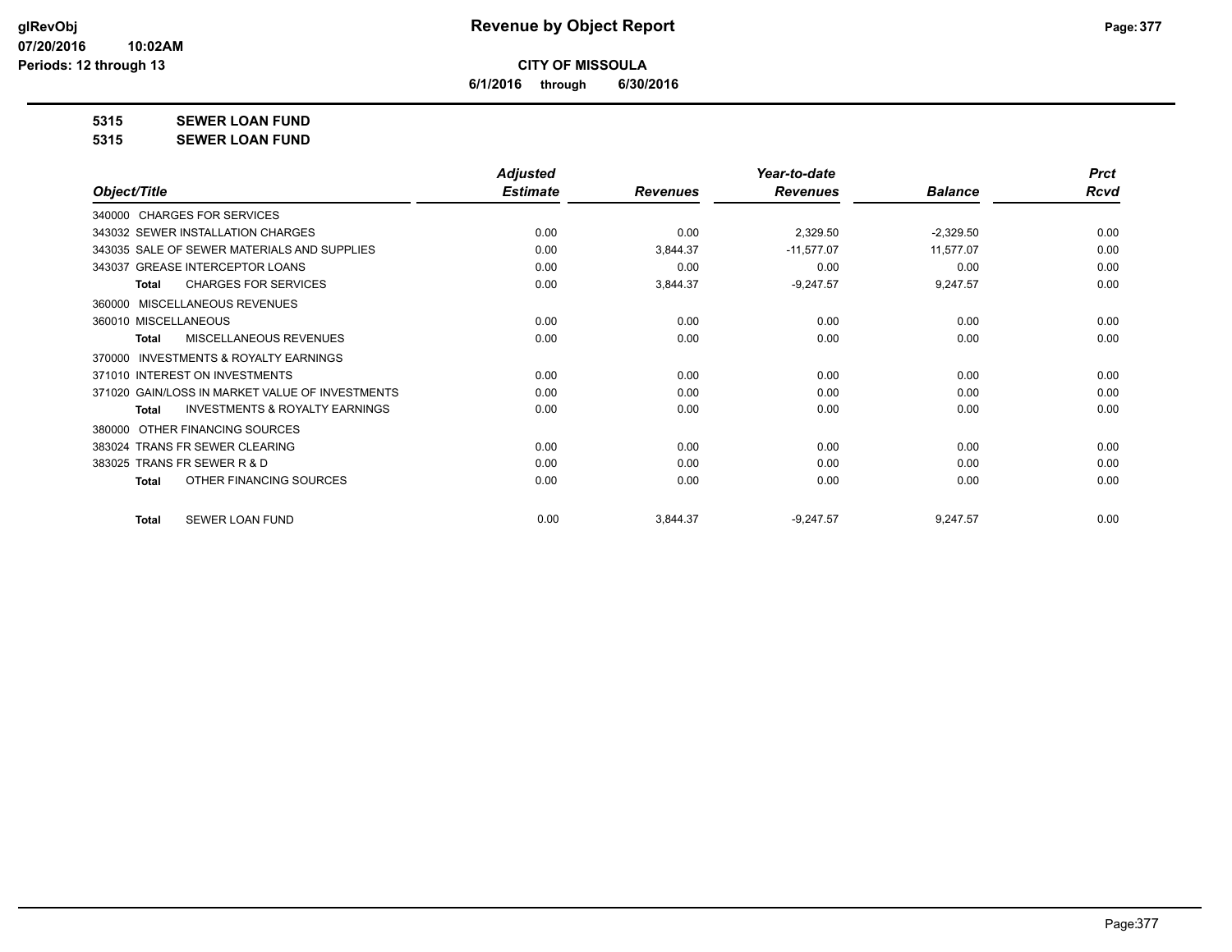# Revenue by Object Report

**CITY OF MISSOULA**

**6/1/2016 through 6/30/2016**

glRevObj
07/20/2016 10:02AM
Periods: 12 through 13

**5315 SEWER LOAN FUND**

**5315 SEWER LOAN FUND**

| Object/Title | Adjusted Estimate | Revenues | Year-to-date Revenues | Balance | Prct Rcvd |
|---|---|---|---|---|---|
| 340000 CHARGES FOR SERVICES | | | | | |
| 343032 SEWER INSTALLATION CHARGES | 0.00 | 0.00 | 2,329.50 | -2,329.50 | 0.00 |
| 343035 SALE OF SEWER MATERIALS AND SUPPLIES | 0.00 | 3,844.37 | -11,577.07 | 11,577.07 | 0.00 |
| 343037 GREASE INTERCEPTOR LOANS | 0.00 | 0.00 | 0.00 | 0.00 | 0.00 |
| **Total** CHARGES FOR SERVICES | 0.00 | 3,844.37 | -9,247.57 | 9,247.57 | 0.00 |
| 360000 MISCELLANEOUS REVENUES | | | | | |
| 360010 MISCELLANEOUS | 0.00 | 0.00 | 0.00 | 0.00 | 0.00 |
| **Total** MISCELLANEOUS REVENUES | 0.00 | 0.00 | 0.00 | 0.00 | 0.00 |
| 370000 INVESTMENTS & ROYALTY EARNINGS | | | | | |
| 371010 INTEREST ON INVESTMENTS | 0.00 | 0.00 | 0.00 | 0.00 | 0.00 |
| 371020 GAIN/LOSS IN MARKET VALUE OF INVESTMENTS | 0.00 | 0.00 | 0.00 | 0.00 | 0.00 |
| **Total** INVESTMENTS & ROYALTY EARNINGS | 0.00 | 0.00 | 0.00 | 0.00 | 0.00 |
| 380000 OTHER FINANCING SOURCES | | | | | |
| 383024 TRANS FR SEWER CLEARING | 0.00 | 0.00 | 0.00 | 0.00 | 0.00 |
| 383025 TRANS FR SEWER R & D | 0.00 | 0.00 | 0.00 | 0.00 | 0.00 |
| **Total** OTHER FINANCING SOURCES | 0.00 | 0.00 | 0.00 | 0.00 | 0.00 |
| **Total** SEWER LOAN FUND | 0.00 | 3,844.37 | -9,247.57 | 9,247.57 | 0.00 |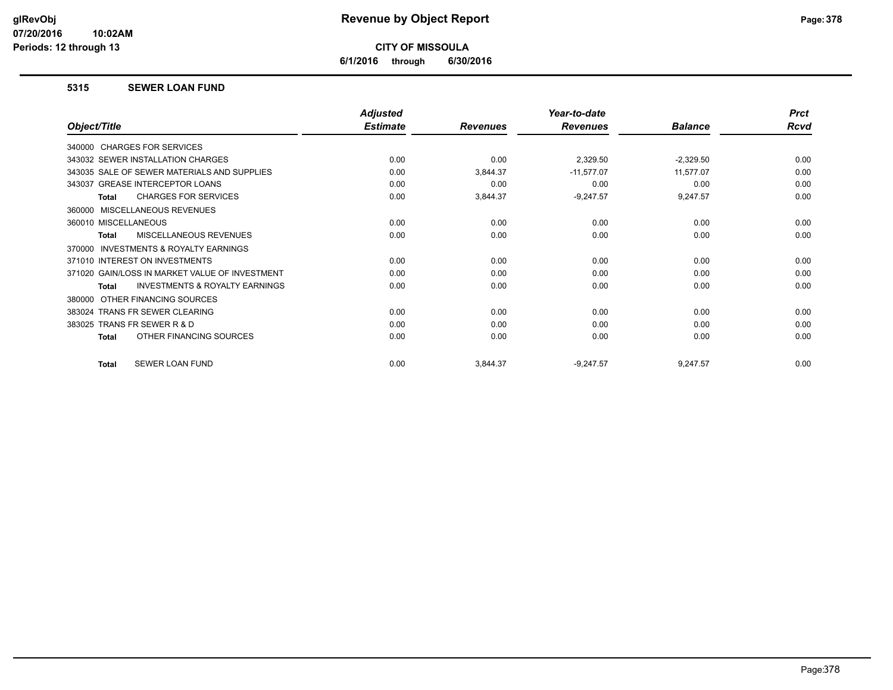# Revenue by Object Report

**CITY OF MISSOULA**

**6/1/2016 through 6/30/2016**

glRevObj
07/20/2016 10:02AM
Periods: 12 through 13

## 5315 SEWER LOAN FUND

| Object/Title | Adjusted Estimate | Revenues | Year-to-date Revenues | Balance | Prct Rcvd |
|---|---|---|---|---|---|
| 340000 CHARGES FOR SERVICES | | | | | |
| 343032 SEWER INSTALLATION CHARGES | 0.00 | 0.00 | 2,329.50 | -2,329.50 | 0.00 |
| 343035 SALE OF SEWER MATERIALS AND SUPPLIES | 0.00 | 3,844.37 | -11,577.07 | 11,577.07 | 0.00 |
| 343037 GREASE INTERCEPTOR LOANS | 0.00 | 0.00 | 0.00 | 0.00 | 0.00 |
| **Total** CHARGES FOR SERVICES | 0.00 | 3,844.37 | -9,247.57 | 9,247.57 | 0.00 |
| 360000 MISCELLANEOUS REVENUES | | | | | |
| 360010 MISCELLANEOUS | 0.00 | 0.00 | 0.00 | 0.00 | 0.00 |
| **Total** MISCELLANEOUS REVENUES | 0.00 | 0.00 | 0.00 | 0.00 | 0.00 |
| 370000 INVESTMENTS & ROYALTY EARNINGS | | | | | |
| 371010 INTEREST ON INVESTMENTS | 0.00 | 0.00 | 0.00 | 0.00 | 0.00 |
| 371020 GAIN/LOSS IN MARKET VALUE OF INVESTMENT | 0.00 | 0.00 | 0.00 | 0.00 | 0.00 |
| **Total** INVESTMENTS & ROYALTY EARNINGS | 0.00 | 0.00 | 0.00 | 0.00 | 0.00 |
| 380000 OTHER FINANCING SOURCES | | | | | |
| 383024 TRANS FR SEWER CLEARING | 0.00 | 0.00 | 0.00 | 0.00 | 0.00 |
| 383025 TRANS FR SEWER R & D | 0.00 | 0.00 | 0.00 | 0.00 | 0.00 |
| **Total** OTHER FINANCING SOURCES | 0.00 | 0.00 | 0.00 | 0.00 | 0.00 |
| **Total** SEWER LOAN FUND | 0.00 | 3,844.37 | -9,247.57 | 9,247.57 | 0.00 |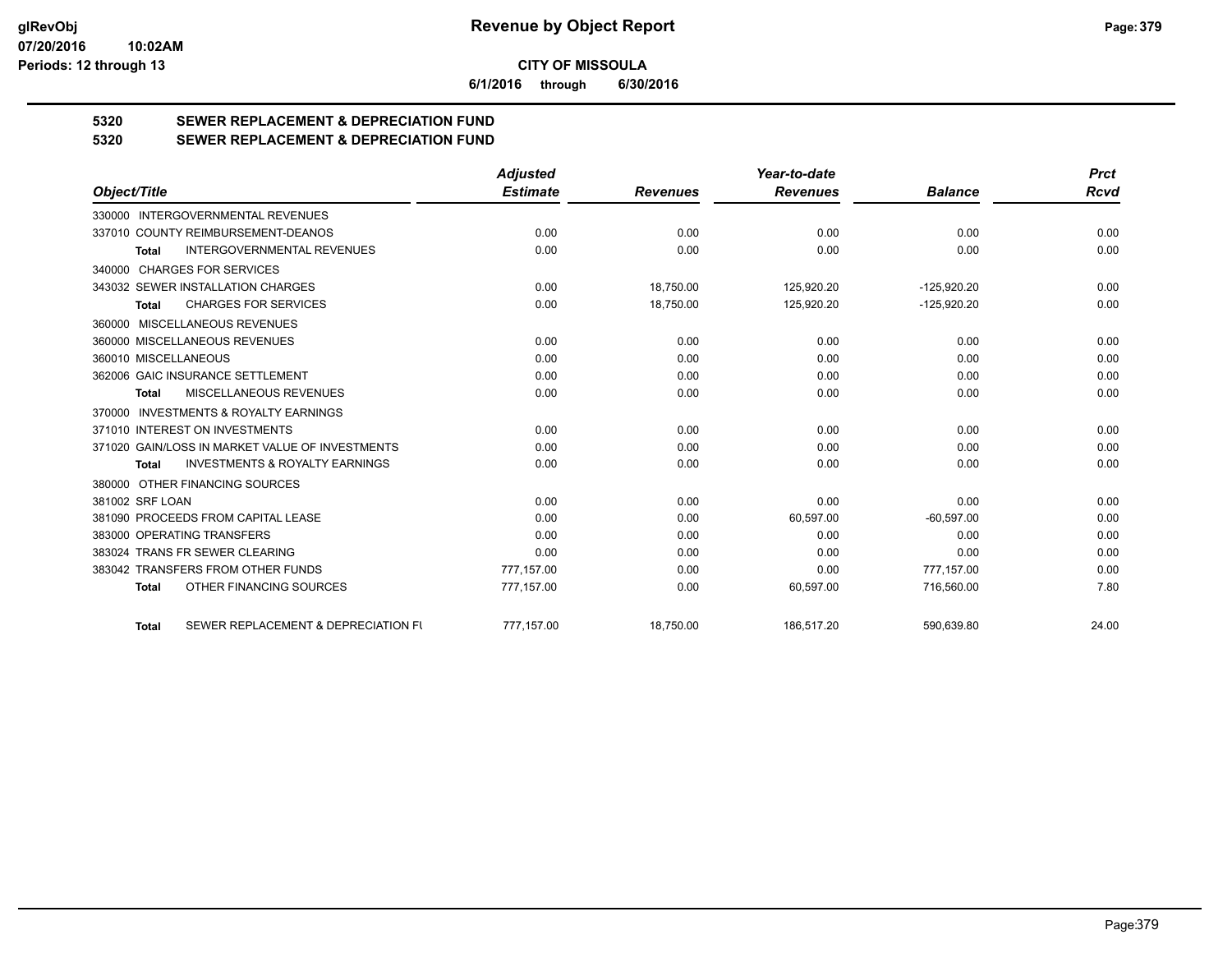**CITY OF MISSOULA**

**6/1/2016 through 6/30/2016**

**Revenue by Object Report**

**Periods: 12 through 13**

## 5320 SEWER REPLACEMENT & DEPRECIATION FUND
## 5320 SEWER REPLACEMENT & DEPRECIATION FUND

| Object/Title | Adjusted Estimate | Revenues | Year-to-date Revenues | Balance | Prct Rcvd |
|---|---|---|---|---|---|
| 330000 INTERGOVERNMENTAL REVENUES | | | | | |
| 337010 COUNTY REIMBURSEMENT-DEANOS | 0.00 | 0.00 | 0.00 | 0.00 | 0.00 |
| **Total** INTERGOVERNMENTAL REVENUES | 0.00 | 0.00 | 0.00 | 0.00 | 0.00 |
| 340000 CHARGES FOR SERVICES | | | | | |
| 343032 SEWER INSTALLATION CHARGES | 0.00 | 18,750.00 | 125,920.20 | -125,920.20 | 0.00 |
| **Total** CHARGES FOR SERVICES | 0.00 | 18,750.00 | 125,920.20 | -125,920.20 | 0.00 |
| 360000 MISCELLANEOUS REVENUES | | | | | |
| 360000 MISCELLANEOUS REVENUES | 0.00 | 0.00 | 0.00 | 0.00 | 0.00 |
| 360010 MISCELLANEOUS | 0.00 | 0.00 | 0.00 | 0.00 | 0.00 |
| 362006 GAIC INSURANCE SETTLEMENT | 0.00 | 0.00 | 0.00 | 0.00 | 0.00 |
| **Total** MISCELLANEOUS REVENUES | 0.00 | 0.00 | 0.00 | 0.00 | 0.00 |
| 370000 INVESTMENTS & ROYALTY EARNINGS | | | | | |
| 371010 INTEREST ON INVESTMENTS | 0.00 | 0.00 | 0.00 | 0.00 | 0.00 |
| 371020 GAIN/LOSS IN MARKET VALUE OF INVESTMENTS | 0.00 | 0.00 | 0.00 | 0.00 | 0.00 |
| **Total** INVESTMENTS & ROYALTY EARNINGS | 0.00 | 0.00 | 0.00 | 0.00 | 0.00 |
| 380000 OTHER FINANCING SOURCES | | | | | |
| 381002 SRF LOAN | 0.00 | 0.00 | 0.00 | 0.00 | 0.00 |
| 381090 PROCEEDS FROM CAPITAL LEASE | 0.00 | 0.00 | 60,597.00 | -60,597.00 | 0.00 |
| 383000 OPERATING TRANSFERS | 0.00 | 0.00 | 0.00 | 0.00 | 0.00 |
| 383024 TRANS FR SEWER CLEARING | 0.00 | 0.00 | 0.00 | 0.00 | 0.00 |
| 383042 TRANSFERS FROM OTHER FUNDS | 777,157.00 | 0.00 | 0.00 | 777,157.00 | 0.00 |
| **Total** OTHER FINANCING SOURCES | 777,157.00 | 0.00 | 60,597.00 | 716,560.00 | 7.80 |
| **Total** SEWER REPLACEMENT & DEPRECIATION FU | 777,157.00 | 18,750.00 | 186,517.20 | 590,639.80 | 24.00 |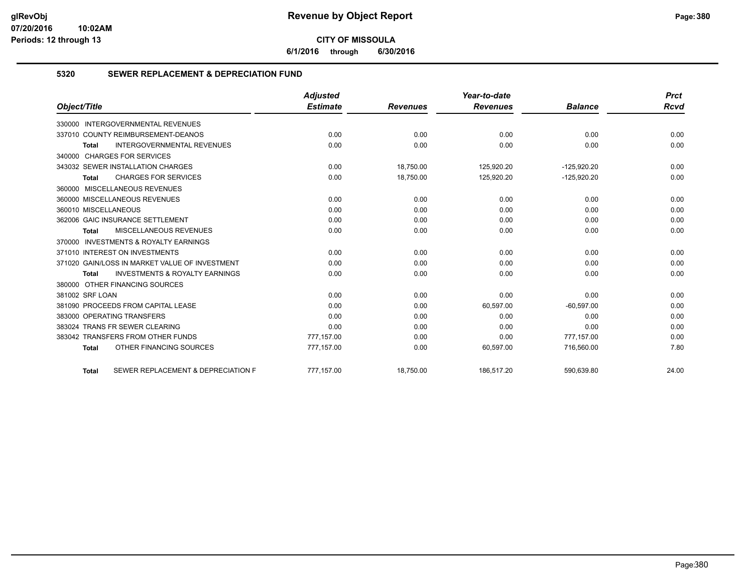# Revenue by Object Report

**CITY OF MISSOULA**

**6/1/2016 through 6/30/2016**

glRevObj
07/20/2016 10:02AM
Periods: 12 through 13

## 5320 SEWER REPLACEMENT & DEPRECIATION FUND

| Object/Title | Adjusted Estimate | Revenues | Year-to-date Revenues | Balance | Prct Rcvd |
|---|---|---|---|---|---|
| 330000 INTERGOVERNMENTAL REVENUES | | | | | |
| 337010 COUNTY REIMBURSEMENT-DEANOS | 0.00 | 0.00 | 0.00 | 0.00 | 0.00 |
| **Total** INTERGOVERNMENTAL REVENUES | 0.00 | 0.00 | 0.00 | 0.00 | 0.00 |
| 340000 CHARGES FOR SERVICES | | | | | |
| 343032 SEWER INSTALLATION CHARGES | 0.00 | 18,750.00 | 125,920.20 | -125,920.20 | 0.00 |
| **Total** CHARGES FOR SERVICES | 0.00 | 18,750.00 | 125,920.20 | -125,920.20 | 0.00 |
| 360000 MISCELLANEOUS REVENUES | | | | | |
| 360000 MISCELLANEOUS REVENUES | 0.00 | 0.00 | 0.00 | 0.00 | 0.00 |
| 360010 MISCELLANEOUS | 0.00 | 0.00 | 0.00 | 0.00 | 0.00 |
| 362006 GAIC INSURANCE SETTLEMENT | 0.00 | 0.00 | 0.00 | 0.00 | 0.00 |
| **Total** MISCELLANEOUS REVENUES | 0.00 | 0.00 | 0.00 | 0.00 | 0.00 |
| 370000 INVESTMENTS & ROYALTY EARNINGS | | | | | |
| 371010 INTEREST ON INVESTMENTS | 0.00 | 0.00 | 0.00 | 0.00 | 0.00 |
| 371020 GAIN/LOSS IN MARKET VALUE OF INVESTMENT | 0.00 | 0.00 | 0.00 | 0.00 | 0.00 |
| **Total** INVESTMENTS & ROYALTY EARNINGS | 0.00 | 0.00 | 0.00 | 0.00 | 0.00 |
| 380000 OTHER FINANCING SOURCES | | | | | |
| 381002 SRF LOAN | 0.00 | 0.00 | 0.00 | 0.00 | 0.00 |
| 381090 PROCEEDS FROM CAPITAL LEASE | 0.00 | 0.00 | 60,597.00 | -60,597.00 | 0.00 |
| 383000 OPERATING TRANSFERS | 0.00 | 0.00 | 0.00 | 0.00 | 0.00 |
| 383024 TRANS FR SEWER CLEARING | 0.00 | 0.00 | 0.00 | 0.00 | 0.00 |
| 383042 TRANSFERS FROM OTHER FUNDS | 777,157.00 | 0.00 | 0.00 | 777,157.00 | 0.00 |
| **Total** OTHER FINANCING SOURCES | 777,157.00 | 0.00 | 60,597.00 | 716,560.00 | 7.80 |
| **Total** SEWER REPLACEMENT & DEPRECIATION F | 777,157.00 | 18,750.00 | 186,517.20 | 590,639.80 | 24.00 |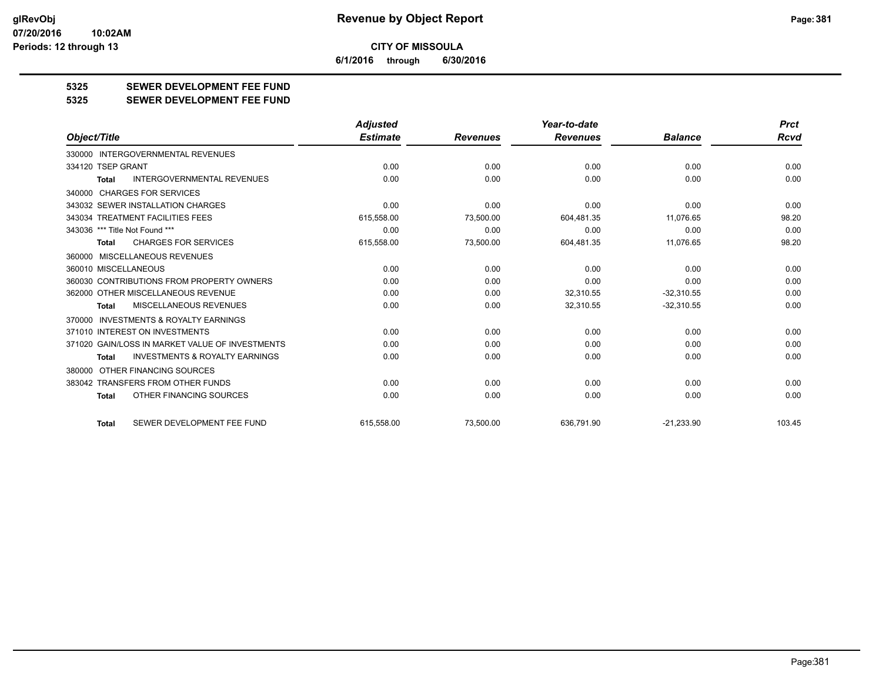# Revenue by Object Report

**CITY OF MISSOULA**

6/1/2016 through 6/30/2016

glRevObj
07/20/2016 10:02AM
Periods: 12 through 13

## 5325 SEWER DEVELOPMENT FEE FUND
## 5325 SEWER DEVELOPMENT FEE FUND

| Object/Title | Adjusted Estimate | Revenues | Year-to-date Revenues | Balance | Prct Rcvd |
|---|---|---|---|---|---|
| 330000 INTERGOVERNMENTAL REVENUES | | | | | |
| 334120 TSEP GRANT | 0.00 | 0.00 | 0.00 | 0.00 | 0.00 |
| **Total** INTERGOVERNMENTAL REVENUES | 0.00 | 0.00 | 0.00 | 0.00 | 0.00 |
| 340000 CHARGES FOR SERVICES | | | | | |
| 343032 SEWER INSTALLATION CHARGES | 0.00 | 0.00 | 0.00 | 0.00 | 0.00 |
| 343034 TREATMENT FACILITIES FEES | 615,558.00 | 73,500.00 | 604,481.35 | 11,076.65 | 98.20 |
| 343036 *** Title Not Found *** | 0.00 | 0.00 | 0.00 | 0.00 | 0.00 |
| **Total** CHARGES FOR SERVICES | 615,558.00 | 73,500.00 | 604,481.35 | 11,076.65 | 98.20 |
| 360000 MISCELLANEOUS REVENUES | | | | | |
| 360010 MISCELLANEOUS | 0.00 | 0.00 | 0.00 | 0.00 | 0.00 |
| 360030 CONTRIBUTIONS FROM PROPERTY OWNERS | 0.00 | 0.00 | 0.00 | 0.00 | 0.00 |
| 362000 OTHER MISCELLANEOUS REVENUE | 0.00 | 0.00 | 32,310.55 | -32,310.55 | 0.00 |
| **Total** MISCELLANEOUS REVENUES | 0.00 | 0.00 | 32,310.55 | -32,310.55 | 0.00 |
| 370000 INVESTMENTS & ROYALTY EARNINGS | | | | | |
| 371010 INTEREST ON INVESTMENTS | 0.00 | 0.00 | 0.00 | 0.00 | 0.00 |
| 371020 GAIN/LOSS IN MARKET VALUE OF INVESTMENTS | 0.00 | 0.00 | 0.00 | 0.00 | 0.00 |
| **Total** INVESTMENTS & ROYALTY EARNINGS | 0.00 | 0.00 | 0.00 | 0.00 | 0.00 |
| 380000 OTHER FINANCING SOURCES | | | | | |
| 383042 TRANSFERS FROM OTHER FUNDS | 0.00 | 0.00 | 0.00 | 0.00 | 0.00 |
| **Total** OTHER FINANCING SOURCES | 0.00 | 0.00 | 0.00 | 0.00 | 0.00 |
| **Total** SEWER DEVELOPMENT FEE FUND | 615,558.00 | 73,500.00 | 636,791.90 | -21,233.90 | 103.45 |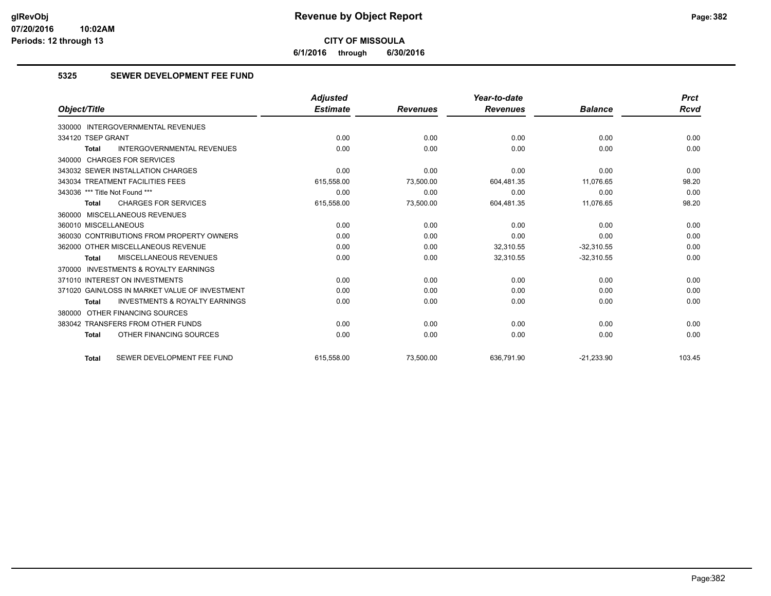**glRevObj**
**07/20/2016 10:02AM**
**Periods: 12 through 13**

# Revenue by Object Report

**CITY OF MISSOULA**

**6/1/2016 through 6/30/2016**

## 5325 SEWER DEVELOPMENT FEE FUND

| Object/Title | Adjusted Estimate | Revenues | Year-to-date Revenues | Balance | Prct Rcvd |
|---|---|---|---|---|---|
| 330000 INTERGOVERNMENTAL REVENUES | | | | | |
| 334120 TSEP GRANT | 0.00 | 0.00 | 0.00 | 0.00 | 0.00 |
| **Total** INTERGOVERNMENTAL REVENUES | 0.00 | 0.00 | 0.00 | 0.00 | 0.00 |
| 340000 CHARGES FOR SERVICES | | | | | |
| 343032 SEWER INSTALLATION CHARGES | 0.00 | 0.00 | 0.00 | 0.00 | 0.00 |
| 343034 TREATMENT FACILITIES FEES | 615,558.00 | 73,500.00 | 604,481.35 | 11,076.65 | 98.20 |
| 343036 *** Title Not Found *** | 0.00 | 0.00 | 0.00 | 0.00 | 0.00 |
| **Total** CHARGES FOR SERVICES | 615,558.00 | 73,500.00 | 604,481.35 | 11,076.65 | 98.20 |
| 360000 MISCELLANEOUS REVENUES | | | | | |
| 360010 MISCELLANEOUS | 0.00 | 0.00 | 0.00 | 0.00 | 0.00 |
| 360030 CONTRIBUTIONS FROM PROPERTY OWNERS | 0.00 | 0.00 | 0.00 | 0.00 | 0.00 |
| 362000 OTHER MISCELLANEOUS REVENUE | 0.00 | 0.00 | 32,310.55 | -32,310.55 | 0.00 |
| **Total** MISCELLANEOUS REVENUES | 0.00 | 0.00 | 32,310.55 | -32,310.55 | 0.00 |
| 370000 INVESTMENTS & ROYALTY EARNINGS | | | | | |
| 371010 INTEREST ON INVESTMENTS | 0.00 | 0.00 | 0.00 | 0.00 | 0.00 |
| 371020 GAIN/LOSS IN MARKET VALUE OF INVESTMENT | 0.00 | 0.00 | 0.00 | 0.00 | 0.00 |
| **Total** INVESTMENTS & ROYALTY EARNINGS | 0.00 | 0.00 | 0.00 | 0.00 | 0.00 |
| 380000 OTHER FINANCING SOURCES | | | | | |
| 383042 TRANSFERS FROM OTHER FUNDS | 0.00 | 0.00 | 0.00 | 0.00 | 0.00 |
| **Total** OTHER FINANCING SOURCES | 0.00 | 0.00 | 0.00 | 0.00 | 0.00 |
| **Total** SEWER DEVELOPMENT FEE FUND | 615,558.00 | 73,500.00 | 636,791.90 | -21,233.90 | 103.45 |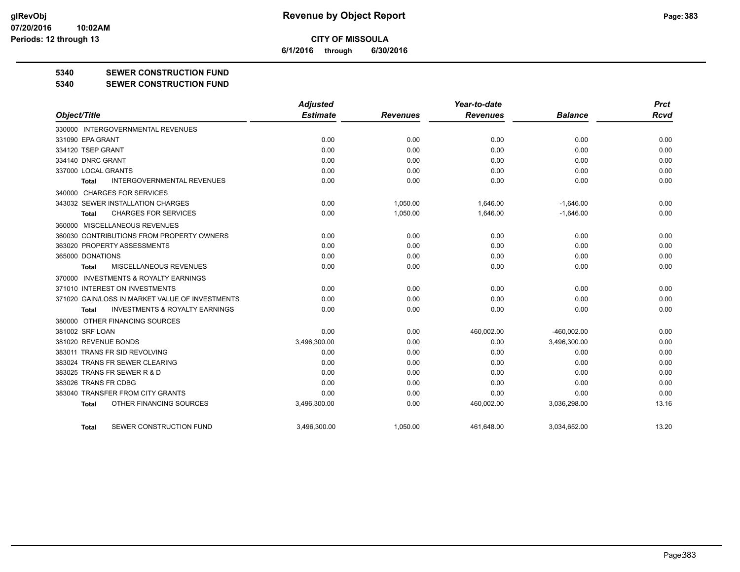**CITY OF MISSOULA**

**6/1/2016 through 6/30/2016**

## 5340 SEWER CONSTRUCTION FUND
## 5340 SEWER CONSTRUCTION FUND

| Object/Title | Adjusted Estimate | Revenues | Year-to-date Revenues | Balance | Prct Rcvd |
|---|---|---|---|---|---|
| 330000 INTERGOVERNMENTAL REVENUES | | | | | |
| 331090 EPA GRANT | 0.00 | 0.00 | 0.00 | 0.00 | 0.00 |
| 334120 TSEP GRANT | 0.00 | 0.00 | 0.00 | 0.00 | 0.00 |
| 334140 DNRC GRANT | 0.00 | 0.00 | 0.00 | 0.00 | 0.00 |
| 337000 LOCAL GRANTS | 0.00 | 0.00 | 0.00 | 0.00 | 0.00 |
| **Total** INTERGOVERNMENTAL REVENUES | 0.00 | 0.00 | 0.00 | 0.00 | 0.00 |
| 340000 CHARGES FOR SERVICES | | | | | |
| 343032 SEWER INSTALLATION CHARGES | 0.00 | 1,050.00 | 1,646.00 | -1,646.00 | 0.00 |
| **Total** CHARGES FOR SERVICES | 0.00 | 1,050.00 | 1,646.00 | -1,646.00 | 0.00 |
| 360000 MISCELLANEOUS REVENUES | | | | | |
| 360030 CONTRIBUTIONS FROM PROPERTY OWNERS | 0.00 | 0.00 | 0.00 | 0.00 | 0.00 |
| 363020 PROPERTY ASSESSMENTS | 0.00 | 0.00 | 0.00 | 0.00 | 0.00 |
| 365000 DONATIONS | 0.00 | 0.00 | 0.00 | 0.00 | 0.00 |
| **Total** MISCELLANEOUS REVENUES | 0.00 | 0.00 | 0.00 | 0.00 | 0.00 |
| 370000 INVESTMENTS & ROYALTY EARNINGS | | | | | |
| 371010 INTEREST ON INVESTMENTS | 0.00 | 0.00 | 0.00 | 0.00 | 0.00 |
| 371020 GAIN/LOSS IN MARKET VALUE OF INVESTMENTS | 0.00 | 0.00 | 0.00 | 0.00 | 0.00 |
| **Total** INVESTMENTS & ROYALTY EARNINGS | 0.00 | 0.00 | 0.00 | 0.00 | 0.00 |
| 380000 OTHER FINANCING SOURCES | | | | | |
| 381002 SRF LOAN | 0.00 | 0.00 | 460,002.00 | -460,002.00 | 0.00 |
| 381020 REVENUE BONDS | 3,496,300.00 | 0.00 | 0.00 | 3,496,300.00 | 0.00 |
| 383011 TRANS FR SID REVOLVING | 0.00 | 0.00 | 0.00 | 0.00 | 0.00 |
| 383024 TRANS FR SEWER CLEARING | 0.00 | 0.00 | 0.00 | 0.00 | 0.00 |
| 383025 TRANS FR SEWER R & D | 0.00 | 0.00 | 0.00 | 0.00 | 0.00 |
| 383026 TRANS FR CDBG | 0.00 | 0.00 | 0.00 | 0.00 | 0.00 |
| 383040 TRANSFER FROM CITY GRANTS | 0.00 | 0.00 | 0.00 | 0.00 | 0.00 |
| **Total** OTHER FINANCING SOURCES | 3,496,300.00 | 0.00 | 460,002.00 | 3,036,298.00 | 13.16 |
| **Total** SEWER CONSTRUCTION FUND | 3,496,300.00 | 1,050.00 | 461,648.00 | 3,034,652.00 | 13.20 |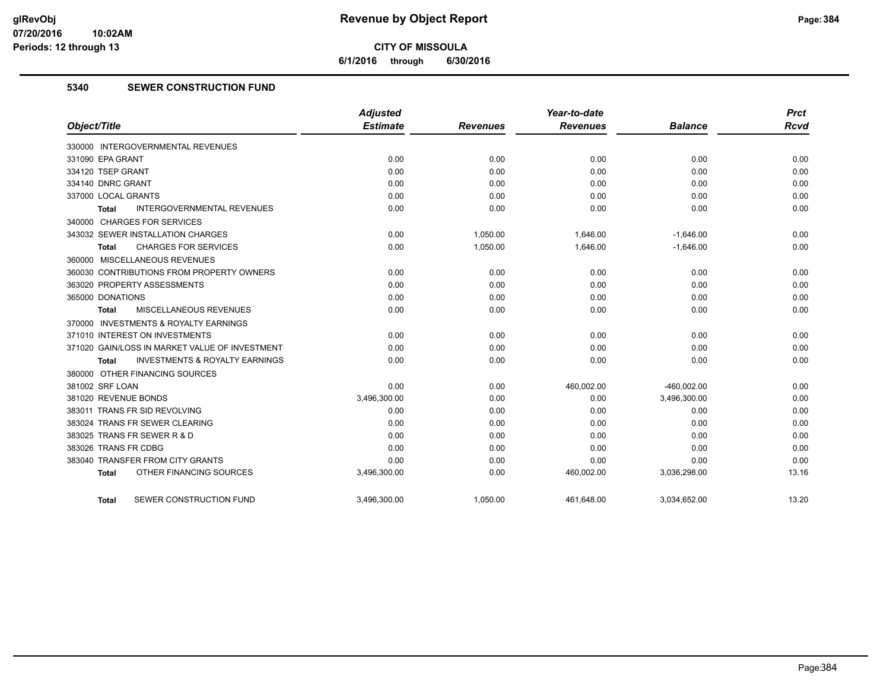**glRevObj**
**07/20/2016 10:02AM**
**Periods: 12 through 13**

# Revenue by Object Report

**CITY OF MISSOULA**

**6/1/2016 through 6/30/2016**

## 5340 SEWER CONSTRUCTION FUND

| Object/Title | Adjusted Estimate | Revenues | Year-to-date Revenues | Balance | Prct Rcvd |
|---|---|---|---|---|---|
| 330000 INTERGOVERNMENTAL REVENUES | | | | | |
| 331090 EPA GRANT | 0.00 | 0.00 | 0.00 | 0.00 | 0.00 |
| 334120 TSEP GRANT | 0.00 | 0.00 | 0.00 | 0.00 | 0.00 |
| 334140 DNRC GRANT | 0.00 | 0.00 | 0.00 | 0.00 | 0.00 |
| 337000 LOCAL GRANTS | 0.00 | 0.00 | 0.00 | 0.00 | 0.00 |
| **Total** INTERGOVERNMENTAL REVENUES | 0.00 | 0.00 | 0.00 | 0.00 | 0.00 |
| 340000 CHARGES FOR SERVICES | | | | | |
| 343032 SEWER INSTALLATION CHARGES | 0.00 | 1,050.00 | 1,646.00 | -1,646.00 | 0.00 |
| **Total** CHARGES FOR SERVICES | 0.00 | 1,050.00 | 1,646.00 | -1,646.00 | 0.00 |
| 360000 MISCELLANEOUS REVENUES | | | | | |
| 360030 CONTRIBUTIONS FROM PROPERTY OWNERS | 0.00 | 0.00 | 0.00 | 0.00 | 0.00 |
| 363020 PROPERTY ASSESSMENTS | 0.00 | 0.00 | 0.00 | 0.00 | 0.00 |
| 365000 DONATIONS | 0.00 | 0.00 | 0.00 | 0.00 | 0.00 |
| **Total** MISCELLANEOUS REVENUES | 0.00 | 0.00 | 0.00 | 0.00 | 0.00 |
| 370000 INVESTMENTS & ROYALTY EARNINGS | | | | | |
| 371010 INTEREST ON INVESTMENTS | 0.00 | 0.00 | 0.00 | 0.00 | 0.00 |
| 371020 GAIN/LOSS IN MARKET VALUE OF INVESTMENT | 0.00 | 0.00 | 0.00 | 0.00 | 0.00 |
| **Total** INVESTMENTS & ROYALTY EARNINGS | 0.00 | 0.00 | 0.00 | 0.00 | 0.00 |
| 380000 OTHER FINANCING SOURCES | | | | | |
| 381002 SRF LOAN | 0.00 | 0.00 | 460,002.00 | -460,002.00 | 0.00 |
| 381020 REVENUE BONDS | 3,496,300.00 | 0.00 | 0.00 | 3,496,300.00 | 0.00 |
| 383011 TRANS FR SID REVOLVING | 0.00 | 0.00 | 0.00 | 0.00 | 0.00 |
| 383024 TRANS FR SEWER CLEARING | 0.00 | 0.00 | 0.00 | 0.00 | 0.00 |
| 383025 TRANS FR SEWER R & D | 0.00 | 0.00 | 0.00 | 0.00 | 0.00 |
| 383026 TRANS FR CDBG | 0.00 | 0.00 | 0.00 | 0.00 | 0.00 |
| 383040 TRANSFER FROM CITY GRANTS | 0.00 | 0.00 | 0.00 | 0.00 | 0.00 |
| **Total** OTHER FINANCING SOURCES | 3,496,300.00 | 0.00 | 460,002.00 | 3,036,298.00 | 13.16 |
| **Total** SEWER CONSTRUCTION FUND | 3,496,300.00 | 1,050.00 | 461,648.00 | 3,034,652.00 | 13.20 |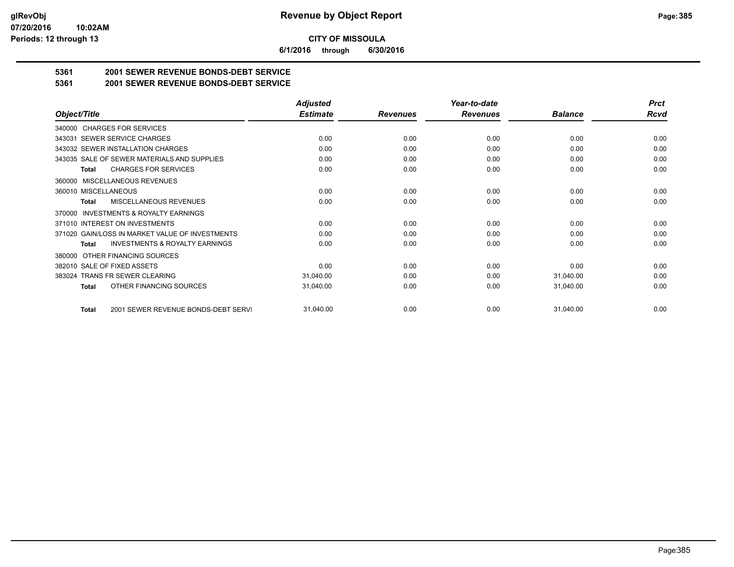**CITY OF MISSOULA**

**6/1/2016 through 6/30/2016**

# 5361 2001 SEWER REVENUE BONDS-DEBT SERVICE

## 5361 2001 SEWER REVENUE BONDS-DEBT SERVICE

| Object/Title | Adjusted Estimate | Revenues | Year-to-date Revenues | Balance | Prct Rcvd |
|---|---|---|---|---|---|
| 340000 CHARGES FOR SERVICES | | | | | |
| 343031 SEWER SERVICE CHARGES | 0.00 | 0.00 | 0.00 | 0.00 | 0.00 |
| 343032 SEWER INSTALLATION CHARGES | 0.00 | 0.00 | 0.00 | 0.00 | 0.00 |
| 343035 SALE OF SEWER MATERIALS AND SUPPLIES | 0.00 | 0.00 | 0.00 | 0.00 | 0.00 |
| **Total** CHARGES FOR SERVICES | 0.00 | 0.00 | 0.00 | 0.00 | 0.00 |
| 360000 MISCELLANEOUS REVENUES | | | | | |
| 360010 MISCELLANEOUS | 0.00 | 0.00 | 0.00 | 0.00 | 0.00 |
| **Total** MISCELLANEOUS REVENUES | 0.00 | 0.00 | 0.00 | 0.00 | 0.00 |
| 370000 INVESTMENTS & ROYALTY EARNINGS | | | | | |
| 371010 INTEREST ON INVESTMENTS | 0.00 | 0.00 | 0.00 | 0.00 | 0.00 |
| 371020 GAIN/LOSS IN MARKET VALUE OF INVESTMENTS | 0.00 | 0.00 | 0.00 | 0.00 | 0.00 |
| **Total** INVESTMENTS & ROYALTY EARNINGS | 0.00 | 0.00 | 0.00 | 0.00 | 0.00 |
| 380000 OTHER FINANCING SOURCES | | | | | |
| 382010 SALE OF FIXED ASSETS | 0.00 | 0.00 | 0.00 | 0.00 | 0.00 |
| 383024 TRANS FR SEWER CLEARING | 31,040.00 | 0.00 | 0.00 | 31,040.00 | 0.00 |
| **Total** OTHER FINANCING SOURCES | 31,040.00 | 0.00 | 0.00 | 31,040.00 | 0.00 |
| **Total** 2001 SEWER REVENUE BONDS-DEBT SERVI | 31,040.00 | 0.00 | 0.00 | 31,040.00 | 0.00 |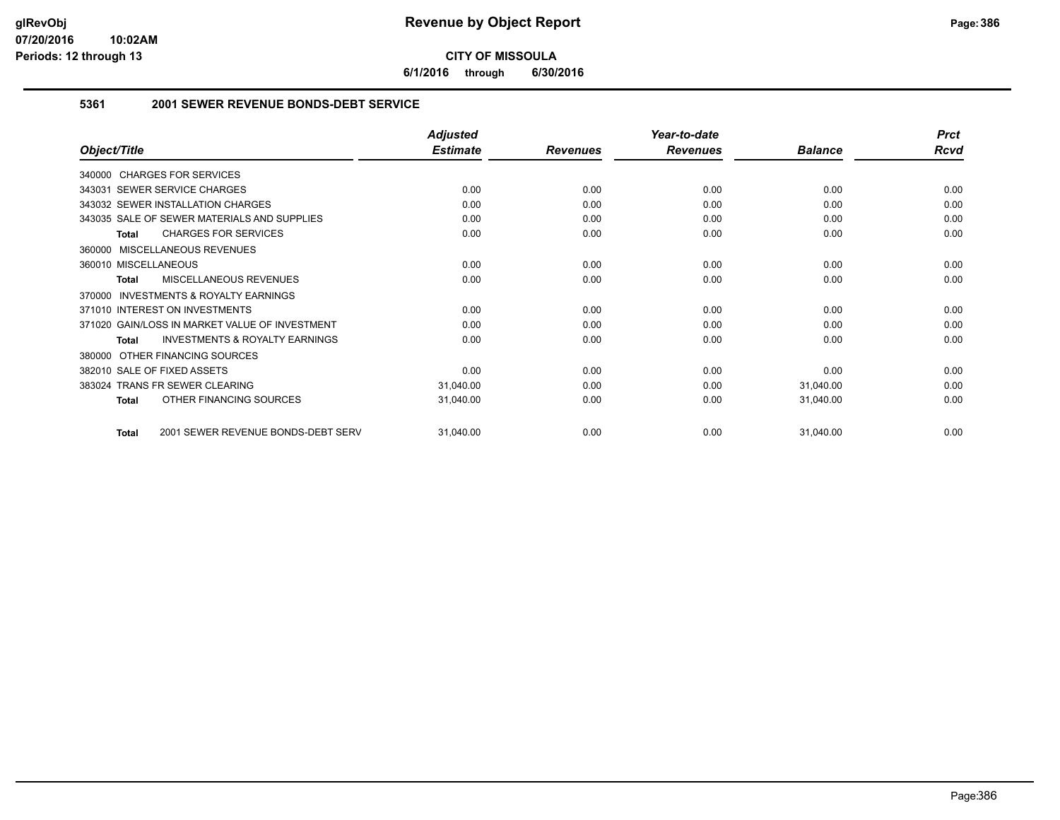**CITY OF MISSOULA**

**6/1/2016 through 6/30/2016**

## 5361 2001 SEWER REVENUE BONDS-DEBT SERVICE

| Object/Title | Adjusted Estimate | Revenues | Year-to-date Revenues | Balance | Prct Rcvd |
|---|---|---|---|---|---|
| 340000 CHARGES FOR SERVICES | | | | | |
| 343031 SEWER SERVICE CHARGES | 0.00 | 0.00 | 0.00 | 0.00 | 0.00 |
| 343032 SEWER INSTALLATION CHARGES | 0.00 | 0.00 | 0.00 | 0.00 | 0.00 |
| 343035 SALE OF SEWER MATERIALS AND SUPPLIES | 0.00 | 0.00 | 0.00 | 0.00 | 0.00 |
| **Total** CHARGES FOR SERVICES | 0.00 | 0.00 | 0.00 | 0.00 | 0.00 |
| 360000 MISCELLANEOUS REVENUES | | | | | |
| 360010 MISCELLANEOUS | 0.00 | 0.00 | 0.00 | 0.00 | 0.00 |
| **Total** MISCELLANEOUS REVENUES | 0.00 | 0.00 | 0.00 | 0.00 | 0.00 |
| 370000 INVESTMENTS & ROYALTY EARNINGS | | | | | |
| 371010 INTEREST ON INVESTMENTS | 0.00 | 0.00 | 0.00 | 0.00 | 0.00 |
| 371020 GAIN/LOSS IN MARKET VALUE OF INVESTMENT | 0.00 | 0.00 | 0.00 | 0.00 | 0.00 |
| **Total** INVESTMENTS & ROYALTY EARNINGS | 0.00 | 0.00 | 0.00 | 0.00 | 0.00 |
| 380000 OTHER FINANCING SOURCES | | | | | |
| 382010 SALE OF FIXED ASSETS | 0.00 | 0.00 | 0.00 | 0.00 | 0.00 |
| 383024 TRANS FR SEWER CLEARING | 31,040.00 | 0.00 | 0.00 | 31,040.00 | 0.00 |
| **Total** OTHER FINANCING SOURCES | 31,040.00 | 0.00 | 0.00 | 31,040.00 | 0.00 |
| **Total** 2001 SEWER REVENUE BONDS-DEBT SERV | 31,040.00 | 0.00 | 0.00 | 31,040.00 | 0.00 |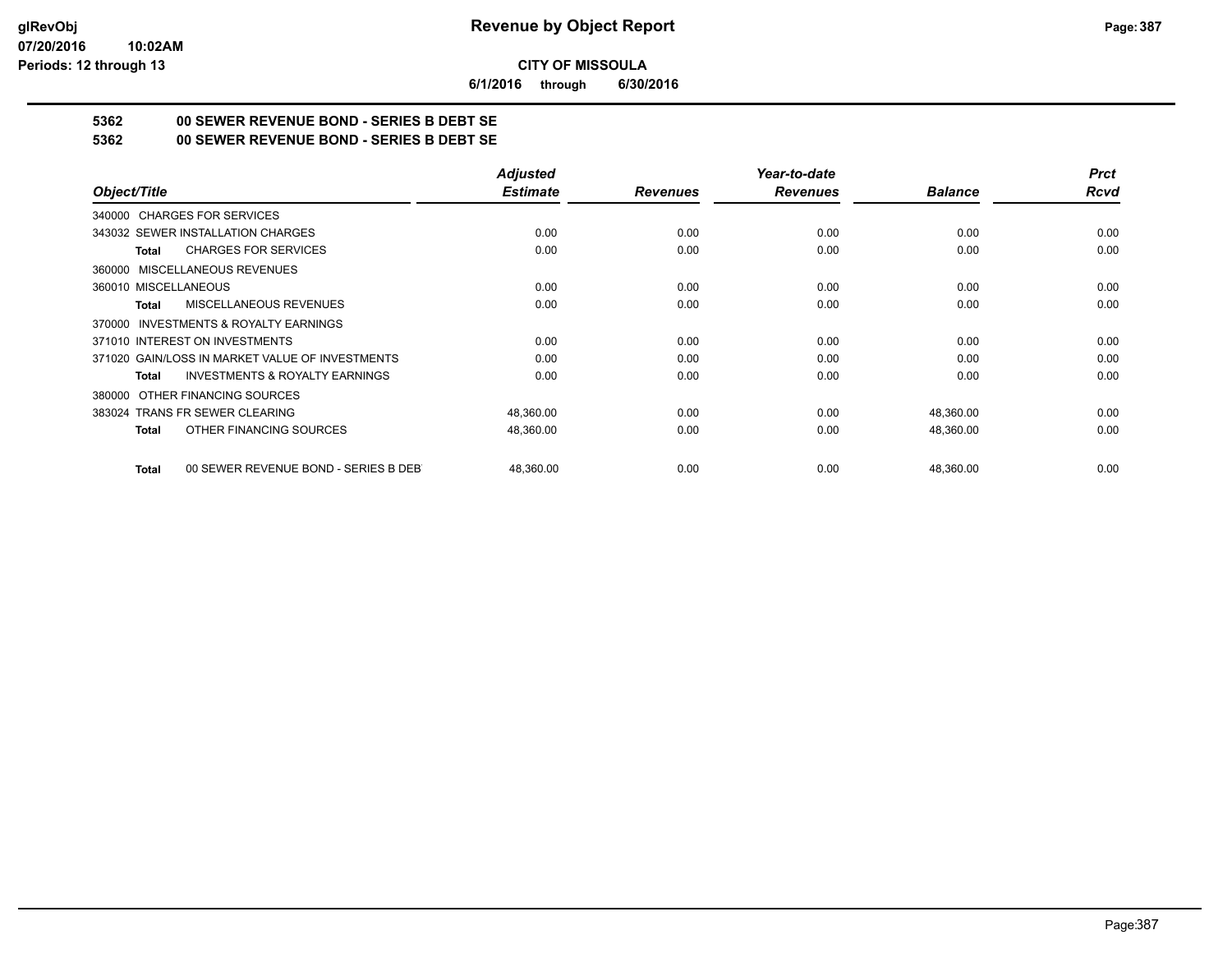**CITY OF MISSOULA**

**6/1/2016 through 6/30/2016**

**5362 00 SEWER REVENUE BOND - SERIES B DEBT SE**

**5362 00 SEWER REVENUE BOND - SERIES B DEBT SE**

| Object/Title | Adjusted Estimate | Revenues | Year-to-date Revenues | Balance | Prct Rcvd |
|---|---|---|---|---|---|
| 340000 CHARGES FOR SERVICES | | | | | |
| 343032 SEWER INSTALLATION CHARGES | 0.00 | 0.00 | 0.00 | 0.00 | 0.00 |
| **Total** CHARGES FOR SERVICES | 0.00 | 0.00 | 0.00 | 0.00 | 0.00 |
| 360000 MISCELLANEOUS REVENUES | | | | | |
| 360010 MISCELLANEOUS | 0.00 | 0.00 | 0.00 | 0.00 | 0.00 |
| **Total** MISCELLANEOUS REVENUES | 0.00 | 0.00 | 0.00 | 0.00 | 0.00 |
| 370000 INVESTMENTS & ROYALTY EARNINGS | | | | | |
| 371010 INTEREST ON INVESTMENTS | 0.00 | 0.00 | 0.00 | 0.00 | 0.00 |
| 371020 GAIN/LOSS IN MARKET VALUE OF INVESTMENTS | 0.00 | 0.00 | 0.00 | 0.00 | 0.00 |
| **Total** INVESTMENTS & ROYALTY EARNINGS | 0.00 | 0.00 | 0.00 | 0.00 | 0.00 |
| 380000 OTHER FINANCING SOURCES | | | | | |
| 383024 TRANS FR SEWER CLEARING | 48,360.00 | 0.00 | 0.00 | 48,360.00 | 0.00 |
| **Total** OTHER FINANCING SOURCES | 48,360.00 | 0.00 | 0.00 | 48,360.00 | 0.00 |
| **Total** 00 SEWER REVENUE BOND - SERIES B DEBT | 48,360.00 | 0.00 | 0.00 | 48,360.00 | 0.00 |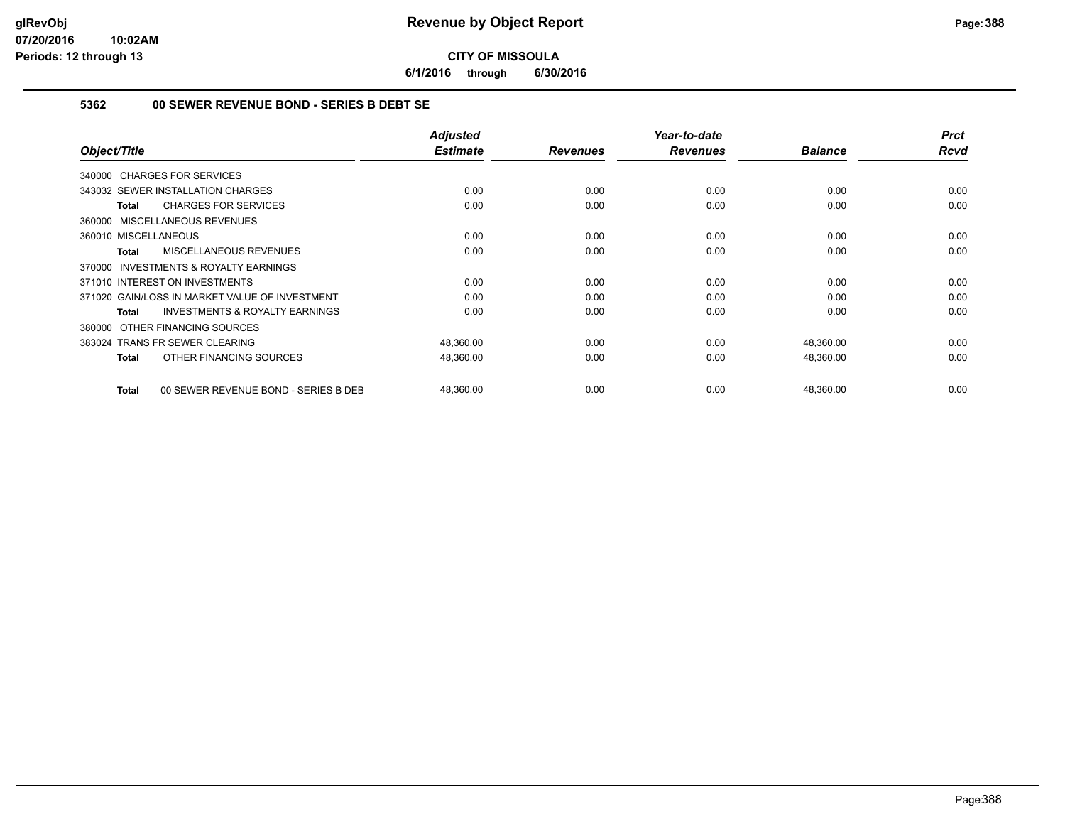**CITY OF MISSOULA**

**6/1/2016 through 6/30/2016**

### 5362 00 SEWER REVENUE BOND - SERIES B DEBT SE

| Object/Title | Adjusted Estimate | Revenues | Year-to-date Revenues | Balance | Prct Rcvd |
|---|---|---|---|---|---|
| 340000 CHARGES FOR SERVICES | | | | | |
| 343032 SEWER INSTALLATION CHARGES | 0.00 | 0.00 | 0.00 | 0.00 | 0.00 |
| **Total** CHARGES FOR SERVICES | 0.00 | 0.00 | 0.00 | 0.00 | 0.00 |
| 360000 MISCELLANEOUS REVENUES | | | | | |
| 360010 MISCELLANEOUS | 0.00 | 0.00 | 0.00 | 0.00 | 0.00 |
| **Total** MISCELLANEOUS REVENUES | 0.00 | 0.00 | 0.00 | 0.00 | 0.00 |
| 370000 INVESTMENTS & ROYALTY EARNINGS | | | | | |
| 371010 INTEREST ON INVESTMENTS | 0.00 | 0.00 | 0.00 | 0.00 | 0.00 |
| 371020 GAIN/LOSS IN MARKET VALUE OF INVESTMENT | 0.00 | 0.00 | 0.00 | 0.00 | 0.00 |
| **Total** INVESTMENTS & ROYALTY EARNINGS | 0.00 | 0.00 | 0.00 | 0.00 | 0.00 |
| 380000 OTHER FINANCING SOURCES | | | | | |
| 383024 TRANS FR SEWER CLEARING | 48,360.00 | 0.00 | 0.00 | 48,360.00 | 0.00 |
| **Total** OTHER FINANCING SOURCES | 48,360.00 | 0.00 | 0.00 | 48,360.00 | 0.00 |
| **Total** 00 SEWER REVENUE BOND - SERIES B DEB | 48,360.00 | 0.00 | 0.00 | 48,360.00 | 0.00 |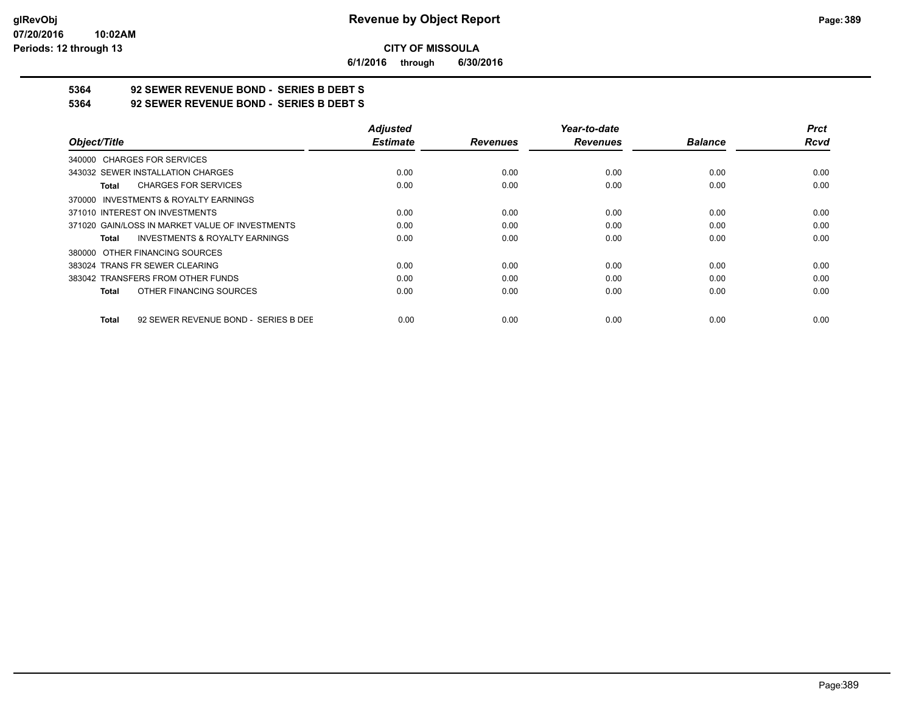**CITY OF MISSOULA**

**6/1/2016 through 6/30/2016**

**5364 92 SEWER REVENUE BOND - SERIES B DEBT S**

**5364 92 SEWER REVENUE BOND - SERIES B DEBT S**

| Object/Title | Adjusted Estimate | Revenues | Year-to-date Revenues | Balance | Prct Rcvd |
|---|---|---|---|---|---|
| 340000 CHARGES FOR SERVICES | | | | | |
| 343032 SEWER INSTALLATION CHARGES | 0.00 | 0.00 | 0.00 | 0.00 | 0.00 |
| **Total** CHARGES FOR SERVICES | 0.00 | 0.00 | 0.00 | 0.00 | 0.00 |
| 370000 INVESTMENTS & ROYALTY EARNINGS | | | | | |
| 371010 INTEREST ON INVESTMENTS | 0.00 | 0.00 | 0.00 | 0.00 | 0.00 |
| 371020 GAIN/LOSS IN MARKET VALUE OF INVESTMENTS | 0.00 | 0.00 | 0.00 | 0.00 | 0.00 |
| **Total** INVESTMENTS & ROYALTY EARNINGS | 0.00 | 0.00 | 0.00 | 0.00 | 0.00 |
| 380000 OTHER FINANCING SOURCES | | | | | |
| 383024 TRANS FR SEWER CLEARING | 0.00 | 0.00 | 0.00 | 0.00 | 0.00 |
| 383042 TRANSFERS FROM OTHER FUNDS | 0.00 | 0.00 | 0.00 | 0.00 | 0.00 |
| **Total** OTHER FINANCING SOURCES | 0.00 | 0.00 | 0.00 | 0.00 | 0.00 |
| **Total** 92 SEWER REVENUE BOND - SERIES B DEE | 0.00 | 0.00 | 0.00 | 0.00 | 0.00 |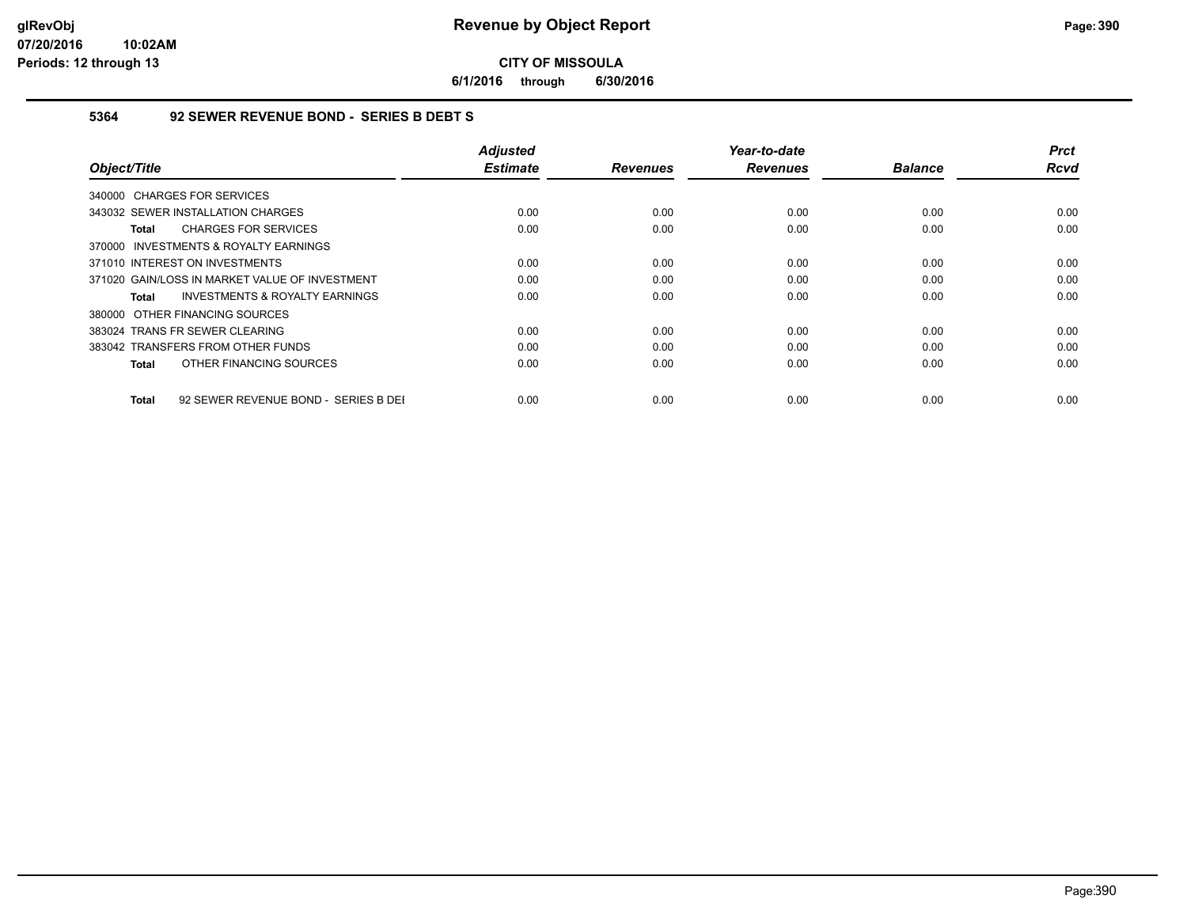**CITY OF MISSOULA**

**6/1/2016 through 6/30/2016**

## 5364 92 SEWER REVENUE BOND - SERIES B DEBT S

| Object/Title | Adjusted Estimate | Revenues | Year-to-date Revenues | Balance | Prct Rcvd |
|---|---|---|---|---|---|
| 340000 CHARGES FOR SERVICES | | | | | |
| 343032 SEWER INSTALLATION CHARGES | 0.00 | 0.00 | 0.00 | 0.00 | 0.00 |
| **Total** CHARGES FOR SERVICES | 0.00 | 0.00 | 0.00 | 0.00 | 0.00 |
| 370000 INVESTMENTS & ROYALTY EARNINGS | | | | | |
| 371010 INTEREST ON INVESTMENTS | 0.00 | 0.00 | 0.00 | 0.00 | 0.00 |
| 371020 GAIN/LOSS IN MARKET VALUE OF INVESTMENT | 0.00 | 0.00 | 0.00 | 0.00 | 0.00 |
| **Total** INVESTMENTS & ROYALTY EARNINGS | 0.00 | 0.00 | 0.00 | 0.00 | 0.00 |
| 380000 OTHER FINANCING SOURCES | | | | | |
| 383024 TRANS FR SEWER CLEARING | 0.00 | 0.00 | 0.00 | 0.00 | 0.00 |
| 383042 TRANSFERS FROM OTHER FUNDS | 0.00 | 0.00 | 0.00 | 0.00 | 0.00 |
| **Total** OTHER FINANCING SOURCES | 0.00 | 0.00 | 0.00 | 0.00 | 0.00 |
| **Total** 92 SEWER REVENUE BOND - SERIES B DEI | 0.00 | 0.00 | 0.00 | 0.00 | 0.00 |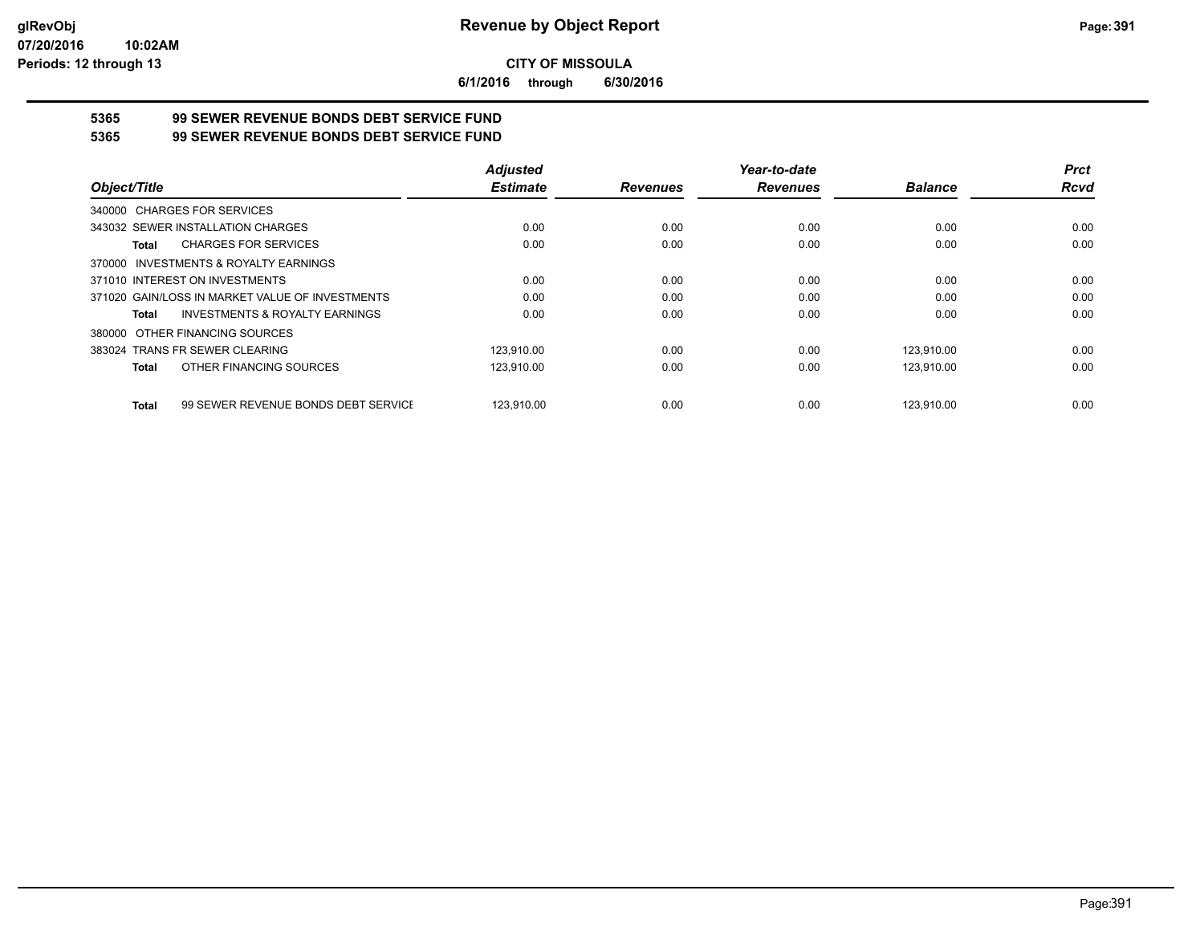# Revenue by Object Report

glRevObj
07/20/2016 10:02AM
Periods: 12 through 13

**CITY OF MISSOULA**

**6/1/2016 through 6/30/2016**

## 5365 99 SEWER REVENUE BONDS DEBT SERVICE FUND
## 5365 99 SEWER REVENUE BONDS DEBT SERVICE FUND

| Object/Title | Adjusted Estimate | Revenues | Year-to-date Revenues | Balance | Prct Rcvd |
|---|---|---|---|---|---|
| 340000 CHARGES FOR SERVICES | | | | | |
| 343032 SEWER INSTALLATION CHARGES | 0.00 | 0.00 | 0.00 | 0.00 | 0.00 |
| **Total** CHARGES FOR SERVICES | 0.00 | 0.00 | 0.00 | 0.00 | 0.00 |
| 370000 INVESTMENTS & ROYALTY EARNINGS | | | | | |
| 371010 INTEREST ON INVESTMENTS | 0.00 | 0.00 | 0.00 | 0.00 | 0.00 |
| 371020 GAIN/LOSS IN MARKET VALUE OF INVESTMENTS | 0.00 | 0.00 | 0.00 | 0.00 | 0.00 |
| **Total** INVESTMENTS & ROYALTY EARNINGS | 0.00 | 0.00 | 0.00 | 0.00 | 0.00 |
| 380000 OTHER FINANCING SOURCES | | | | | |
| 383024 TRANS FR SEWER CLEARING | 123,910.00 | 0.00 | 0.00 | 123,910.00 | 0.00 |
| **Total** OTHER FINANCING SOURCES | 123,910.00 | 0.00 | 0.00 | 123,910.00 | 0.00 |
| **Total** 99 SEWER REVENUE BONDS DEBT SERVICE | 123,910.00 | 0.00 | 0.00 | 123,910.00 | 0.00 |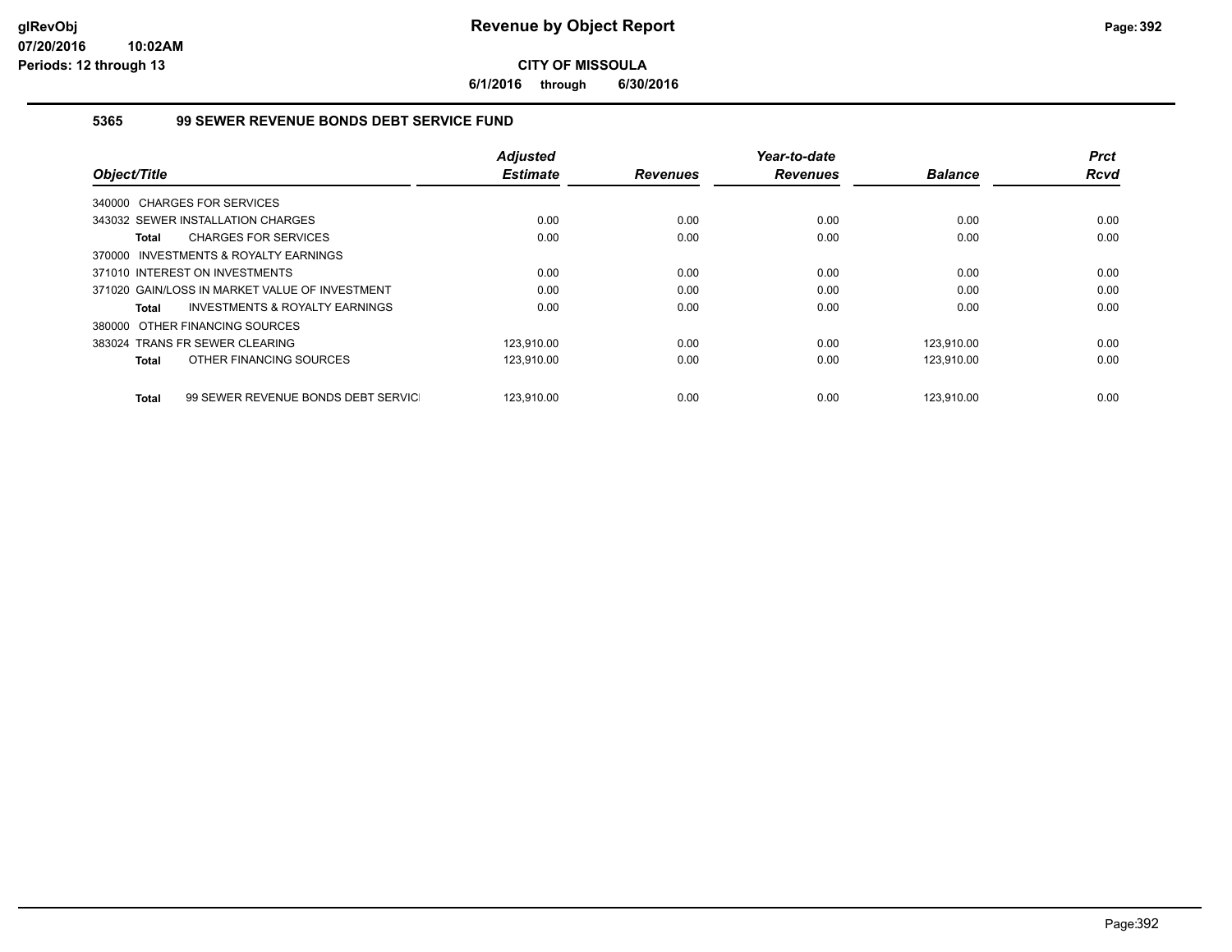**CITY OF MISSOULA**

**6/1/2016 through 6/30/2016**

### 5365 99 SEWER REVENUE BONDS DEBT SERVICE FUND

| Object/Title | Adjusted Estimate | Revenues | Year-to-date Revenues | Balance | Prct Rcvd |
|---|---|---|---|---|---|
| 340000 CHARGES FOR SERVICES | | | | | |
| 343032 SEWER INSTALLATION CHARGES | 0.00 | 0.00 | 0.00 | 0.00 | 0.00 |
| **Total** CHARGES FOR SERVICES | 0.00 | 0.00 | 0.00 | 0.00 | 0.00 |
| 370000 INVESTMENTS & ROYALTY EARNINGS | | | | | |
| 371010 INTEREST ON INVESTMENTS | 0.00 | 0.00 | 0.00 | 0.00 | 0.00 |
| 371020 GAIN/LOSS IN MARKET VALUE OF INVESTMENT | 0.00 | 0.00 | 0.00 | 0.00 | 0.00 |
| **Total** INVESTMENTS & ROYALTY EARNINGS | 0.00 | 0.00 | 0.00 | 0.00 | 0.00 |
| 380000 OTHER FINANCING SOURCES | | | | | |
| 383024 TRANS FR SEWER CLEARING | 123,910.00 | 0.00 | 0.00 | 123,910.00 | 0.00 |
| **Total** OTHER FINANCING SOURCES | 123,910.00 | 0.00 | 0.00 | 123,910.00 | 0.00 |
| **Total** 99 SEWER REVENUE BONDS DEBT SERVIC | 123,910.00 | 0.00 | 0.00 | 123,910.00 | 0.00 |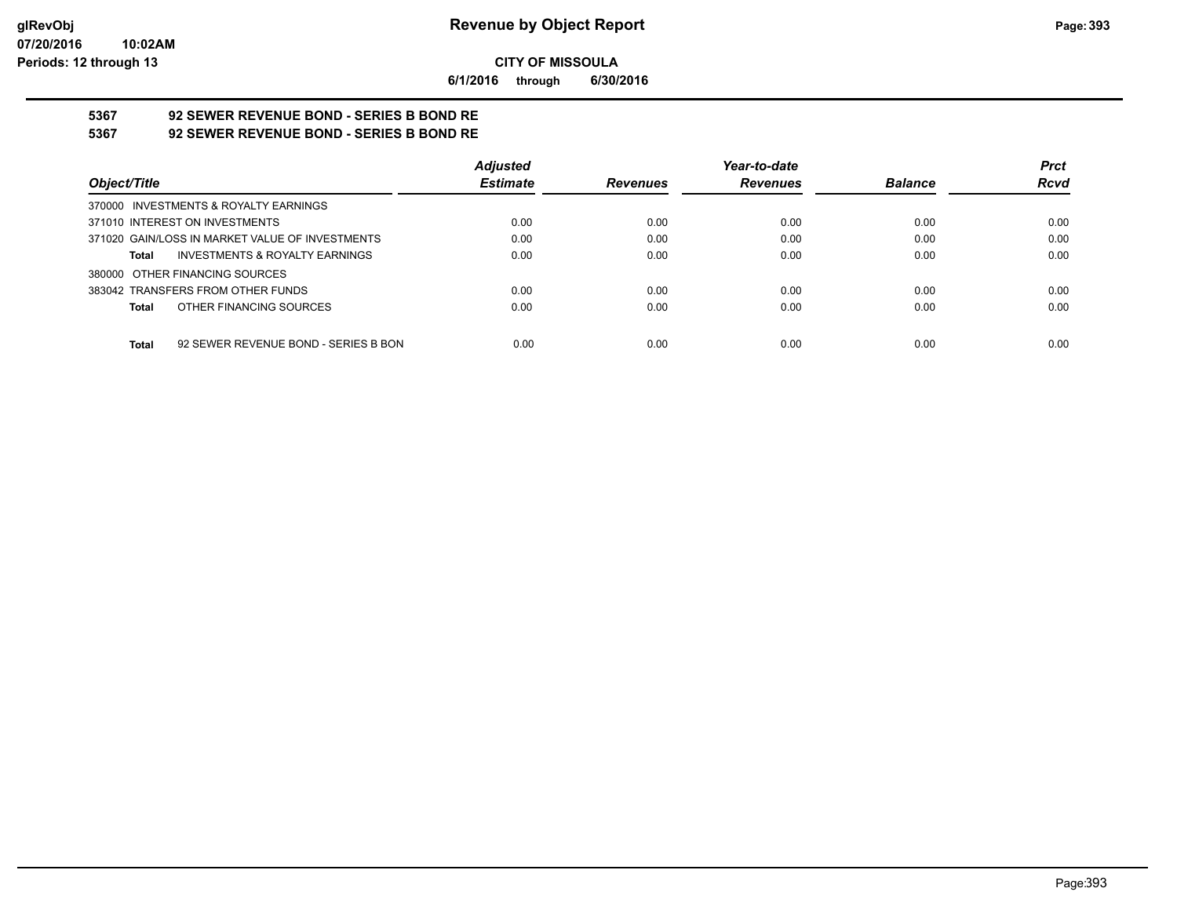**CITY OF MISSOULA**

**6/1/2016 through 6/30/2016**

**5367 92 SEWER REVENUE BOND - SERIES B BOND RE**

**5367 92 SEWER REVENUE BOND - SERIES B BOND RE**

| Object/Title | Adjusted Estimate | Revenues | Year-to-date Revenues | Balance | Prct Rcvd |
|---|---|---|---|---|---|
| 370000 INVESTMENTS & ROYALTY EARNINGS | | | | | |
| 371010 INTEREST ON INVESTMENTS | 0.00 | 0.00 | 0.00 | 0.00 | 0.00 |
| 371020 GAIN/LOSS IN MARKET VALUE OF INVESTMENTS | 0.00 | 0.00 | 0.00 | 0.00 | 0.00 |
| **Total** INVESTMENTS & ROYALTY EARNINGS | 0.00 | 0.00 | 0.00 | 0.00 | 0.00 |
| 380000 OTHER FINANCING SOURCES | | | | | |
| 383042 TRANSFERS FROM OTHER FUNDS | 0.00 | 0.00 | 0.00 | 0.00 | 0.00 |
| **Total** OTHER FINANCING SOURCES | 0.00 | 0.00 | 0.00 | 0.00 | 0.00 |
| **Total** 92 SEWER REVENUE BOND - SERIES B BON | 0.00 | 0.00 | 0.00 | 0.00 | 0.00 |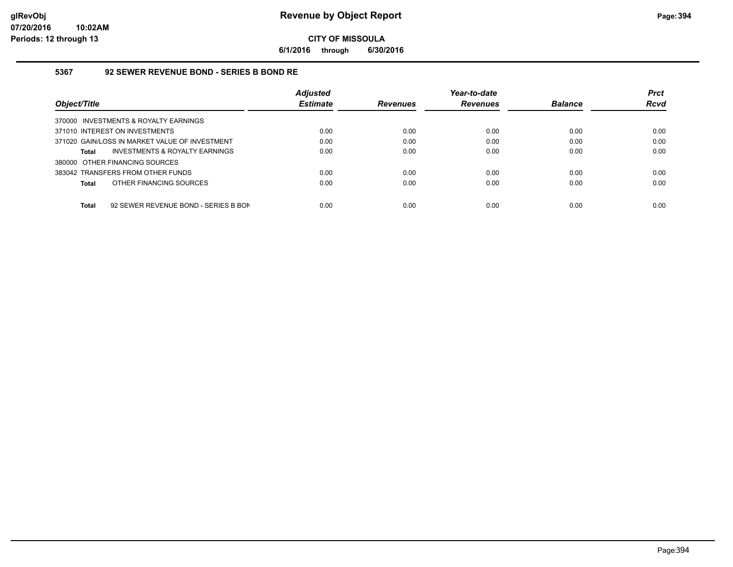glRevObj
07/20/2016 10:02AM
Periods: 12 through 13

# Revenue by Object Report

**CITY OF MISSOULA**

**6/1/2016 through 6/30/2016**

### 5367 92 SEWER REVENUE BOND - SERIES B BOND RE

| Object/Title | Adjusted Estimate | Revenues | Year-to-date Revenues | Balance | Prct Rcvd |
|---|---|---|---|---|---|
| 370000 INVESTMENTS & ROYALTY EARNINGS | | | | | |
| 371010 INTEREST ON INVESTMENTS | 0.00 | 0.00 | 0.00 | 0.00 | 0.00 |
| 371020 GAIN/LOSS IN MARKET VALUE OF INVESTMENT | 0.00 | 0.00 | 0.00 | 0.00 | 0.00 |
| **Total** INVESTMENTS & ROYALTY EARNINGS | 0.00 | 0.00 | 0.00 | 0.00 | 0.00 |
| 380000 OTHER FINANCING SOURCES | | | | | |
| 383042 TRANSFERS FROM OTHER FUNDS | 0.00 | 0.00 | 0.00 | 0.00 | 0.00 |
| **Total** OTHER FINANCING SOURCES | 0.00 | 0.00 | 0.00 | 0.00 | 0.00 |
| **Total** 92 SEWER REVENUE BOND - SERIES B BON | 0.00 | 0.00 | 0.00 | 0.00 | 0.00 |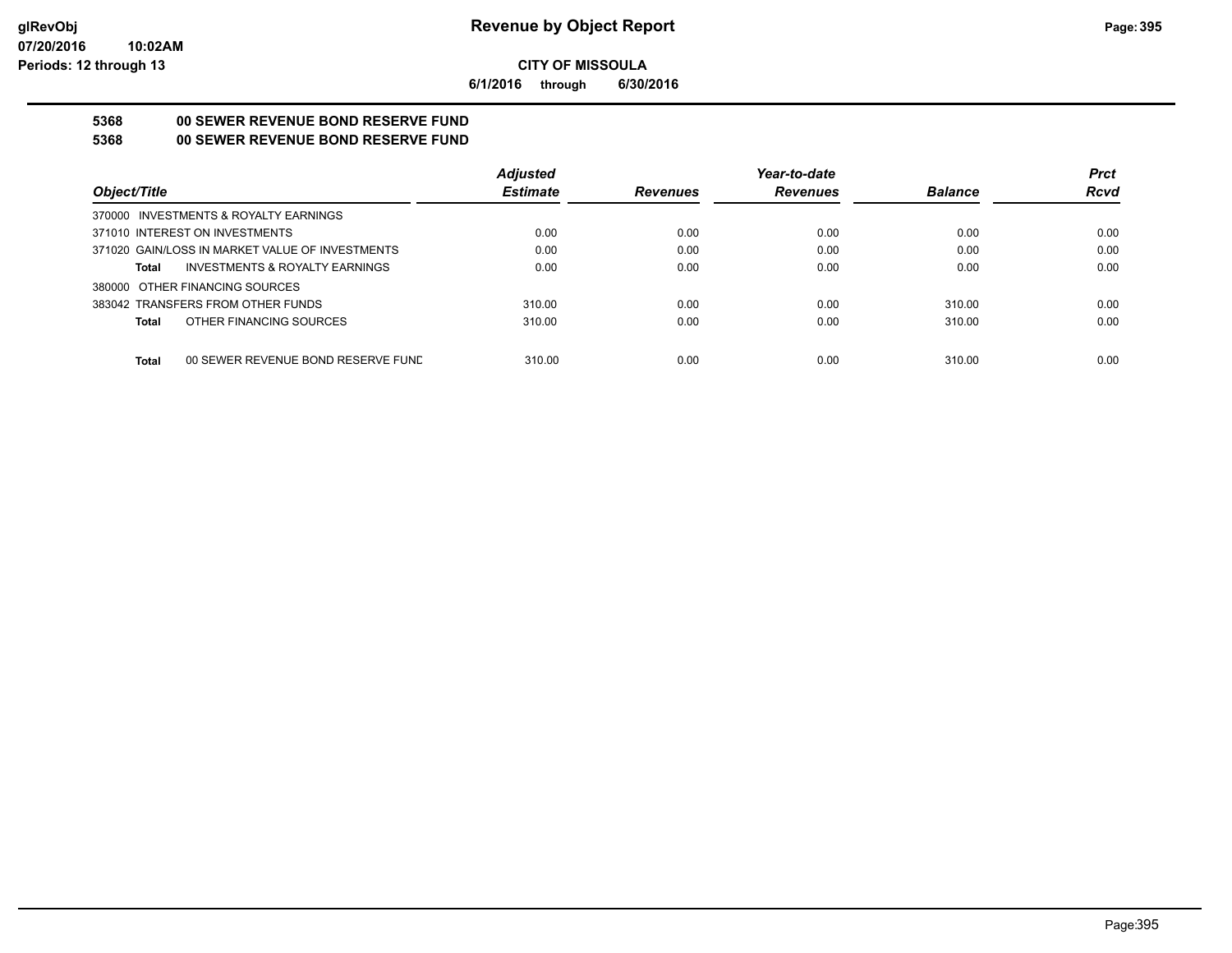**CITY OF MISSOULA**

**6/1/2016 through 6/30/2016**

**5368 00 SEWER REVENUE BOND RESERVE FUND**

**5368 00 SEWER REVENUE BOND RESERVE FUND**

| Object/Title | Adjusted Estimate | Revenues | Year-to-date Revenues | Balance | Prct Rcvd |
|---|---|---|---|---|---|
| 370000 INVESTMENTS & ROYALTY EARNINGS | | | | | |
| 371010 INTEREST ON INVESTMENTS | 0.00 | 0.00 | 0.00 | 0.00 | 0.00 |
| 371020 GAIN/LOSS IN MARKET VALUE OF INVESTMENTS | 0.00 | 0.00 | 0.00 | 0.00 | 0.00 |
| **Total** INVESTMENTS & ROYALTY EARNINGS | 0.00 | 0.00 | 0.00 | 0.00 | 0.00 |
| 380000 OTHER FINANCING SOURCES | | | | | |
| 383042 TRANSFERS FROM OTHER FUNDS | 310.00 | 0.00 | 0.00 | 310.00 | 0.00 |
| **Total** OTHER FINANCING SOURCES | 310.00 | 0.00 | 0.00 | 310.00 | 0.00 |
| **Total** 00 SEWER REVENUE BOND RESERVE FUND | 310.00 | 0.00 | 0.00 | 310.00 | 0.00 |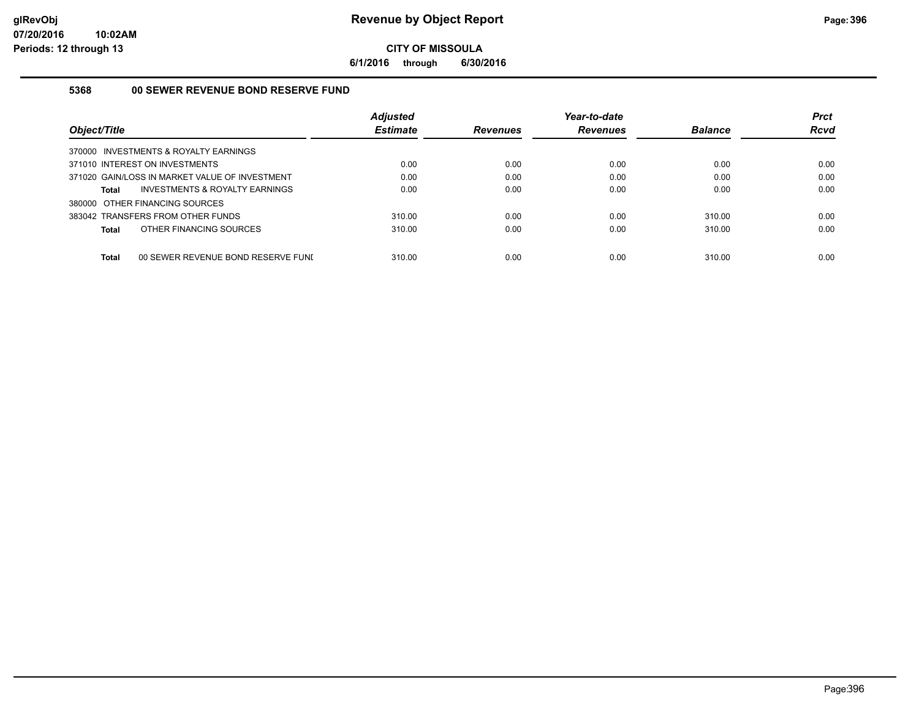# Revenue by Object Report

**CITY OF MISSOULA**

**6/1/2016 through 6/30/2016**

glRevObj
07/20/2016 10:02AM
Periods: 12 through 13

## 5368 00 SEWER REVENUE BOND RESERVE FUND

| Object/Title | Adjusted Estimate | Revenues | Year-to-date Revenues | Balance | Prct Rcvd |
|---|---|---|---|---|---|
| 370000 INVESTMENTS & ROYALTY EARNINGS | | | | | |
| 371010 INTEREST ON INVESTMENTS | 0.00 | 0.00 | 0.00 | 0.00 | 0.00 |
| 371020 GAIN/LOSS IN MARKET VALUE OF INVESTMENT | 0.00 | 0.00 | 0.00 | 0.00 | 0.00 |
| **Total** INVESTMENTS & ROYALTY EARNINGS | 0.00 | 0.00 | 0.00 | 0.00 | 0.00 |
| 380000 OTHER FINANCING SOURCES | | | | | |
| 383042 TRANSFERS FROM OTHER FUNDS | 310.00 | 0.00 | 0.00 | 310.00 | 0.00 |
| **Total** OTHER FINANCING SOURCES | 310.00 | 0.00 | 0.00 | 310.00 | 0.00 |
| **Total** 00 SEWER REVENUE BOND RESERVE FUNI | 310.00 | 0.00 | 0.00 | 310.00 | 0.00 |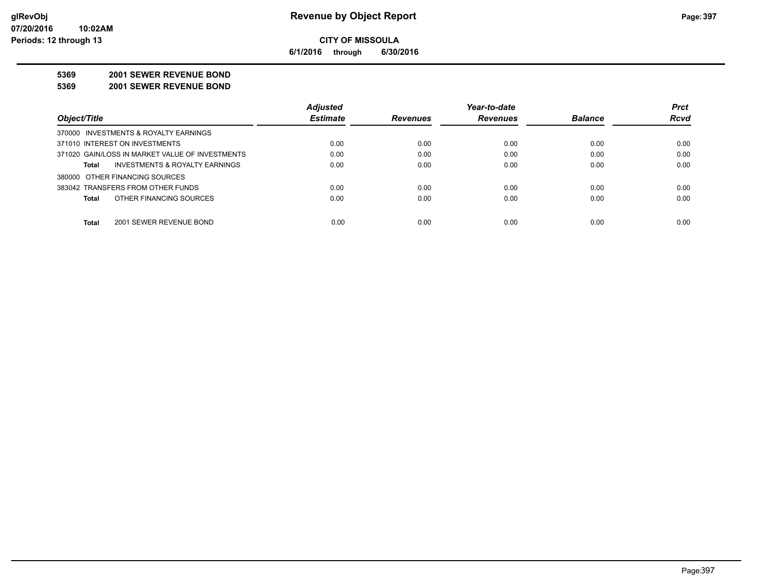**glRevObj**
**07/20/2016 10:02AM**
**Periods: 12 through 13**

# Revenue by Object Report

**CITY OF MISSOULA**

**6/1/2016 through 6/30/2016**

## 5369 2001 SEWER REVENUE BOND

## 5369 2001 SEWER REVENUE BOND

| Object/Title | *Adjusted Estimate* | *Revenues* | *Year-to-date Revenues* | *Balance* | *Prct Rcvd* |
|---|---|---|---|---|---|
| 370000 INVESTMENTS & ROYALTY EARNINGS | | | | | |
| 371010 INTEREST ON INVESTMENTS | 0.00 | 0.00 | 0.00 | 0.00 | 0.00 |
| 371020 GAIN/LOSS IN MARKET VALUE OF INVESTMENTS | 0.00 | 0.00 | 0.00 | 0.00 | 0.00 |
| **Total** INVESTMENTS & ROYALTY EARNINGS | 0.00 | 0.00 | 0.00 | 0.00 | 0.00 |
| 380000 OTHER FINANCING SOURCES | | | | | |
| 383042 TRANSFERS FROM OTHER FUNDS | 0.00 | 0.00 | 0.00 | 0.00 | 0.00 |
| **Total** OTHER FINANCING SOURCES | 0.00 | 0.00 | 0.00 | 0.00 | 0.00 |
| **Total** 2001 SEWER REVENUE BOND | 0.00 | 0.00 | 0.00 | 0.00 | 0.00 |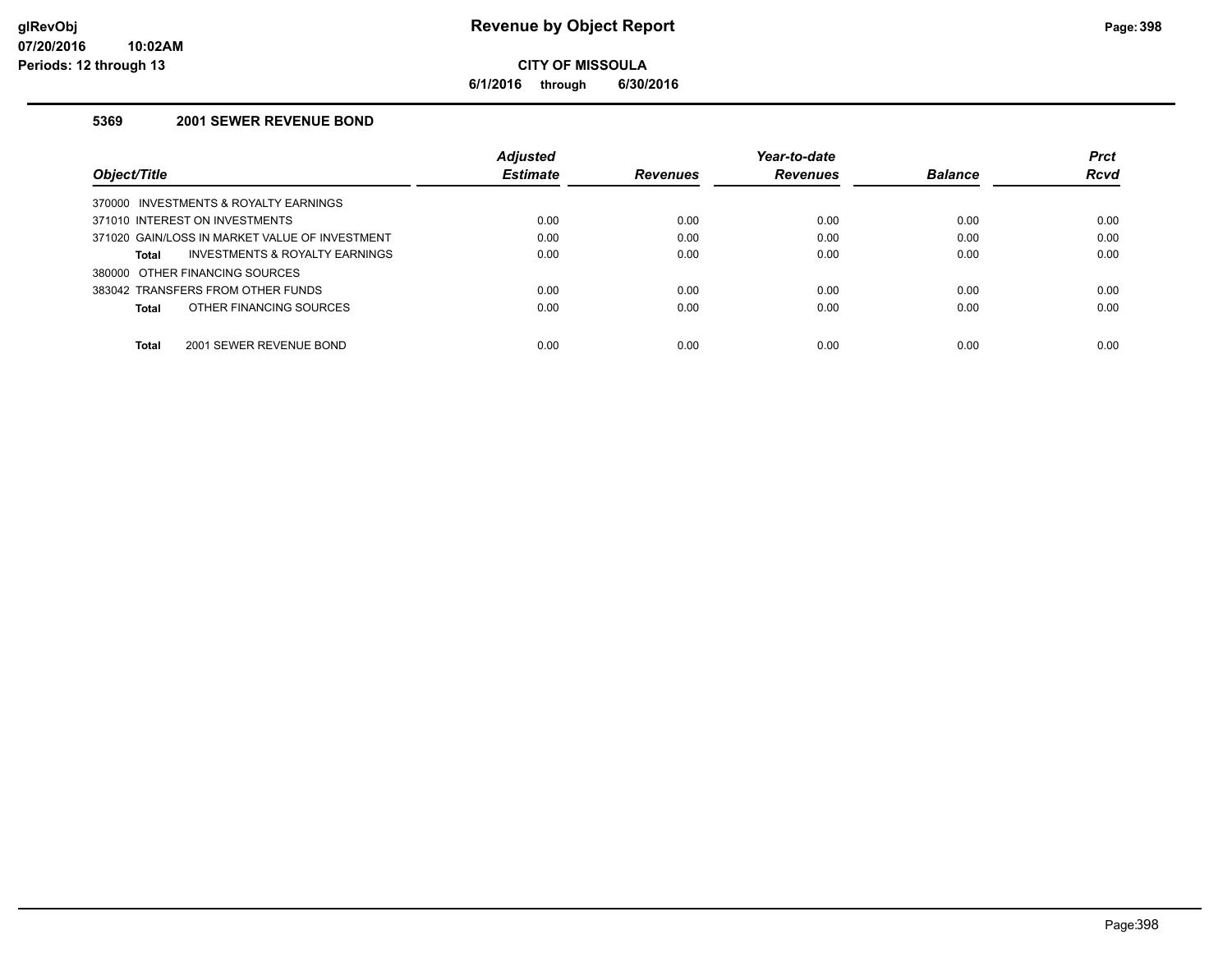# Revenue by Object Report

**CITY OF MISSOULA**

**6/1/2016 through 6/30/2016**

glRevObj
07/20/2016 10:02AM
Periods: 12 through 13

### 5369 2001 SEWER REVENUE BOND

| Object/Title | Adjusted Estimate | Revenues | Year-to-date Revenues | Balance | Prct Rcvd |
|---|---|---|---|---|---|
| 370000 INVESTMENTS & ROYALTY EARNINGS | | | | | |
| 371010 INTEREST ON INVESTMENTS | 0.00 | 0.00 | 0.00 | 0.00 | 0.00 |
| 371020 GAIN/LOSS IN MARKET VALUE OF INVESTMENT | 0.00 | 0.00 | 0.00 | 0.00 | 0.00 |
| **Total** INVESTMENTS & ROYALTY EARNINGS | 0.00 | 0.00 | 0.00 | 0.00 | 0.00 |
| 380000 OTHER FINANCING SOURCES | | | | | |
| 383042 TRANSFERS FROM OTHER FUNDS | 0.00 | 0.00 | 0.00 | 0.00 | 0.00 |
| **Total** OTHER FINANCING SOURCES | 0.00 | 0.00 | 0.00 | 0.00 | 0.00 |
| **Total** 2001 SEWER REVENUE BOND | 0.00 | 0.00 | 0.00 | 0.00 | 0.00 |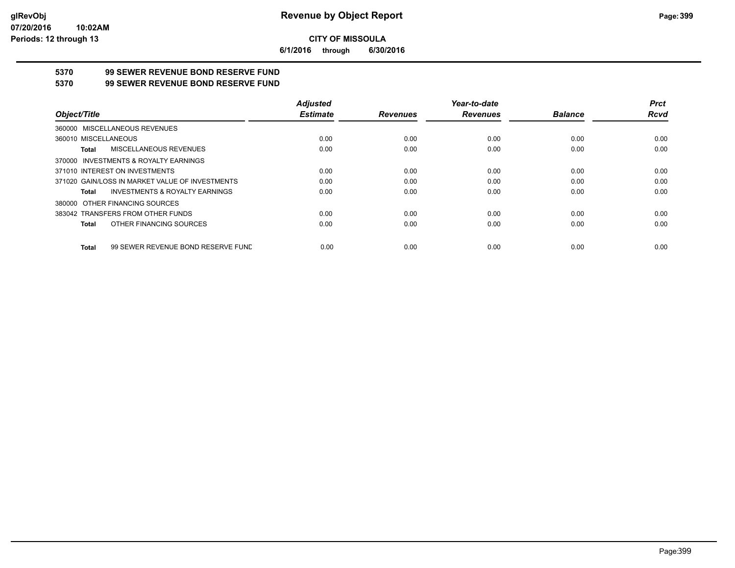# Revenue by Object Report

**CITY OF MISSOULA**

**6/1/2016 through 6/30/2016**

glRevObj
07/20/2016 10:02AM
Periods: 12 through 13

## 5370 99 SEWER REVENUE BOND RESERVE FUND
## 5370 99 SEWER REVENUE BOND RESERVE FUND

| Object/Title | Adjusted Estimate | Revenues | Year-to-date Revenues | Balance | Prct Rcvd |
|---|---|---|---|---|---|
| 360000 MISCELLANEOUS REVENUES | | | | | |
| 360010 MISCELLANEOUS | 0.00 | 0.00 | 0.00 | 0.00 | 0.00 |
| **Total** MISCELLANEOUS REVENUES | 0.00 | 0.00 | 0.00 | 0.00 | 0.00 |
| 370000 INVESTMENTS & ROYALTY EARNINGS | | | | | |
| 371010 INTEREST ON INVESTMENTS | 0.00 | 0.00 | 0.00 | 0.00 | 0.00 |
| 371020 GAIN/LOSS IN MARKET VALUE OF INVESTMENTS | 0.00 | 0.00 | 0.00 | 0.00 | 0.00 |
| **Total** INVESTMENTS & ROYALTY EARNINGS | 0.00 | 0.00 | 0.00 | 0.00 | 0.00 |
| 380000 OTHER FINANCING SOURCES | | | | | |
| 383042 TRANSFERS FROM OTHER FUNDS | 0.00 | 0.00 | 0.00 | 0.00 | 0.00 |
| **Total** OTHER FINANCING SOURCES | 0.00 | 0.00 | 0.00 | 0.00 | 0.00 |
| **Total** 99 SEWER REVENUE BOND RESERVE FUNC | 0.00 | 0.00 | 0.00 | 0.00 | 0.00 |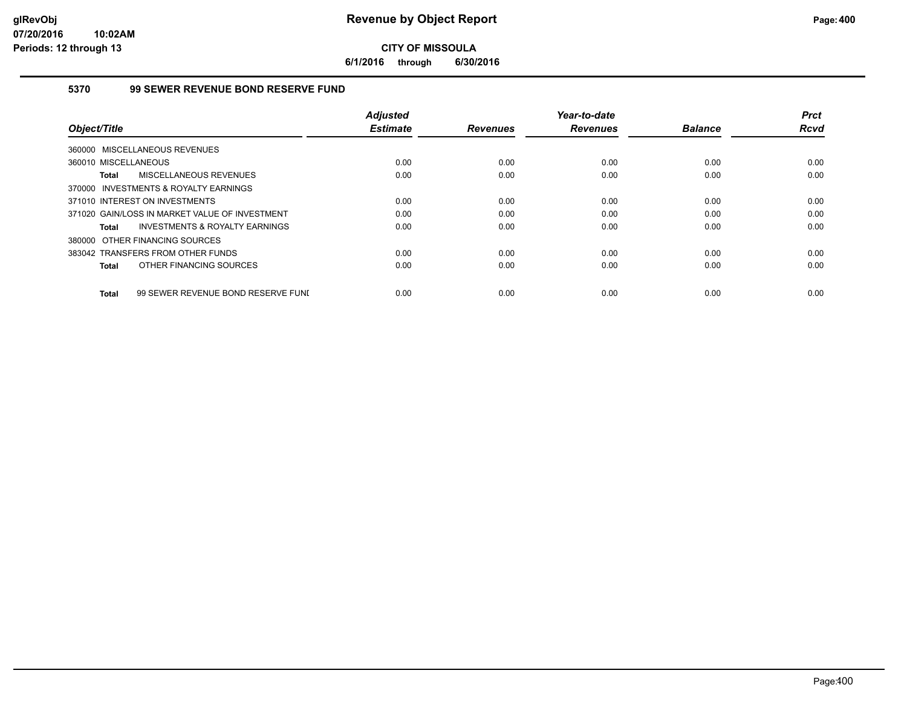# Revenue by Object Report

**CITY OF MISSOULA**

**6/1/2016 through 6/30/2016**

### 5370 99 SEWER REVENUE BOND RESERVE FUND

| Object/Title | Adjusted Estimate | Revenues | Year-to-date Revenues | Balance | Prct Rcvd |
|---|---|---|---|---|---|
| 360000 MISCELLANEOUS REVENUES | | | | | |
| 360010 MISCELLANEOUS | 0.00 | 0.00 | 0.00 | 0.00 | 0.00 |
| **Total** MISCELLANEOUS REVENUES | 0.00 | 0.00 | 0.00 | 0.00 | 0.00 |
| 370000 INVESTMENTS & ROYALTY EARNINGS | | | | | |
| 371010 INTEREST ON INVESTMENTS | 0.00 | 0.00 | 0.00 | 0.00 | 0.00 |
| 371020 GAIN/LOSS IN MARKET VALUE OF INVESTMENT | 0.00 | 0.00 | 0.00 | 0.00 | 0.00 |
| **Total** INVESTMENTS & ROYALTY EARNINGS | 0.00 | 0.00 | 0.00 | 0.00 | 0.00 |
| 380000 OTHER FINANCING SOURCES | | | | | |
| 383042 TRANSFERS FROM OTHER FUNDS | 0.00 | 0.00 | 0.00 | 0.00 | 0.00 |
| **Total** OTHER FINANCING SOURCES | 0.00 | 0.00 | 0.00 | 0.00 | 0.00 |
| **Total** 99 SEWER REVENUE BOND RESERVE FUNI | 0.00 | 0.00 | 0.00 | 0.00 | 0.00 |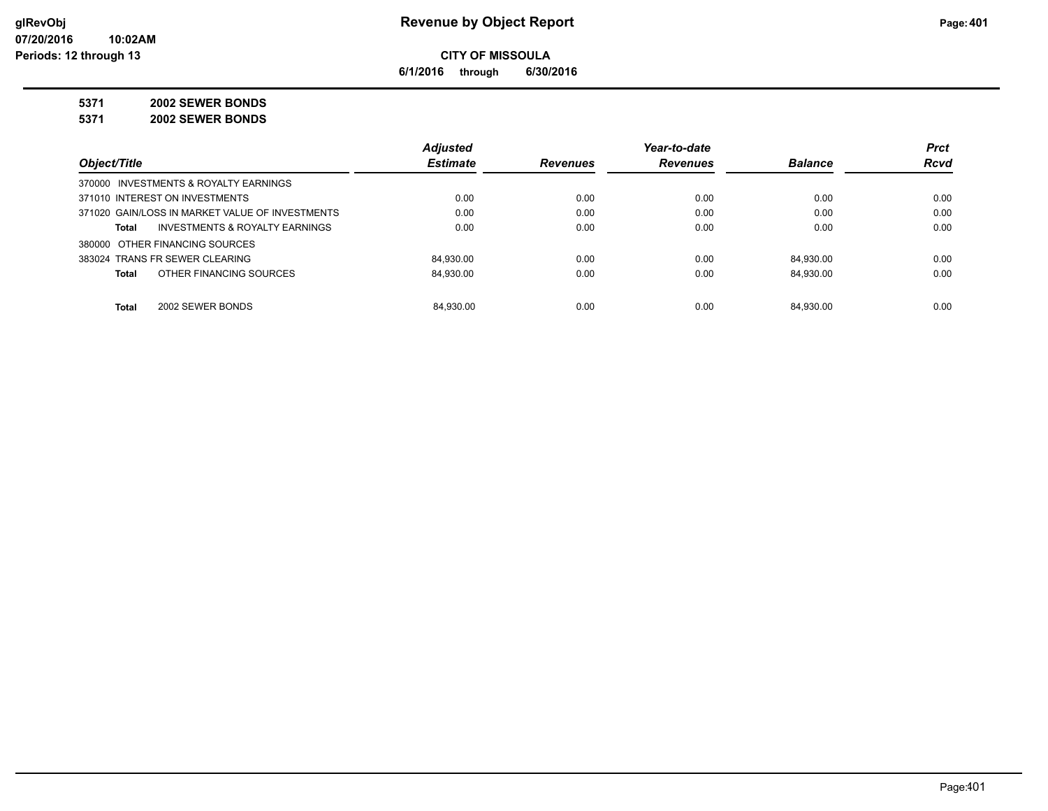**Revenue by Object Report**

**CITY OF MISSOULA**

**6/1/2016 through 6/30/2016**

glRevObj
07/20/2016 10:02AM
Periods: 12 through 13

**5371 2002 SEWER BONDS**

**5371 2002 SEWER BONDS**

| Object/Title | Adjusted Estimate | Revenues | Year-to-date Revenues | Balance | Prct Rcvd |
|---|---|---|---|---|---|
| 370000 INVESTMENTS & ROYALTY EARNINGS | | | | | |
| 371010 INTEREST ON INVESTMENTS | 0.00 | 0.00 | 0.00 | 0.00 | 0.00 |
| 371020 GAIN/LOSS IN MARKET VALUE OF INVESTMENTS | 0.00 | 0.00 | 0.00 | 0.00 | 0.00 |
| **Total** INVESTMENTS & ROYALTY EARNINGS | 0.00 | 0.00 | 0.00 | 0.00 | 0.00 |
| 380000 OTHER FINANCING SOURCES | | | | | |
| 383024 TRANS FR SEWER CLEARING | 84,930.00 | 0.00 | 0.00 | 84,930.00 | 0.00 |
| **Total** OTHER FINANCING SOURCES | 84,930.00 | 0.00 | 0.00 | 84,930.00 | 0.00 |
| **Total** 2002 SEWER BONDS | 84,930.00 | 0.00 | 0.00 | 84,930.00 | 0.00 |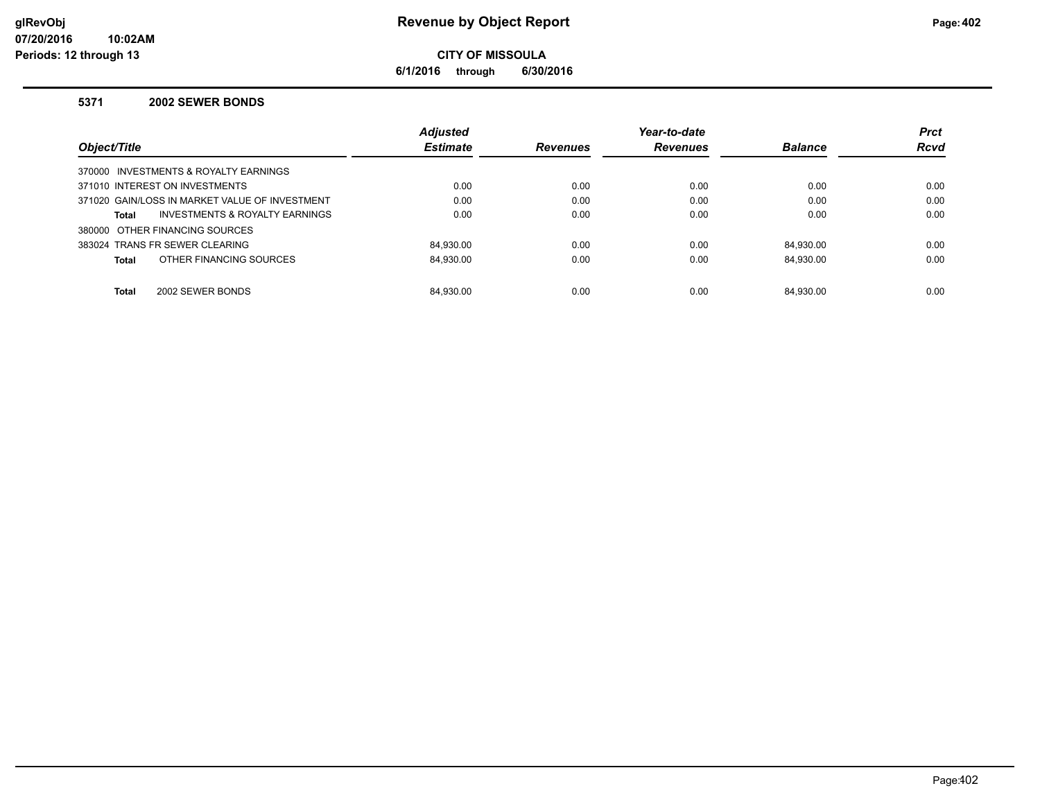# Revenue by Object Report

glRevObj
07/20/2016 10:02AM
Periods: 12 through 13

**CITY OF MISSOULA**

**6/1/2016 through 6/30/2016**

## 5371 2002 SEWER BONDS

| Object/Title | Adjusted Estimate | Revenues | Year-to-date Revenues | Balance | Prct Rcvd |
|---|---|---|---|---|---|
| 370000 INVESTMENTS & ROYALTY EARNINGS | | | | | |
| 371010 INTEREST ON INVESTMENTS | 0.00 | 0.00 | 0.00 | 0.00 | 0.00 |
| 371020 GAIN/LOSS IN MARKET VALUE OF INVESTMENT | 0.00 | 0.00 | 0.00 | 0.00 | 0.00 |
| **Total** INVESTMENTS & ROYALTY EARNINGS | 0.00 | 0.00 | 0.00 | 0.00 | 0.00 |
| 380000 OTHER FINANCING SOURCES | | | | | |
| 383024 TRANS FR SEWER CLEARING | 84,930.00 | 0.00 | 0.00 | 84,930.00 | 0.00 |
| **Total** OTHER FINANCING SOURCES | 84,930.00 | 0.00 | 0.00 | 84,930.00 | 0.00 |
| **Total** 2002 SEWER BONDS | 84,930.00 | 0.00 | 0.00 | 84,930.00 | 0.00 |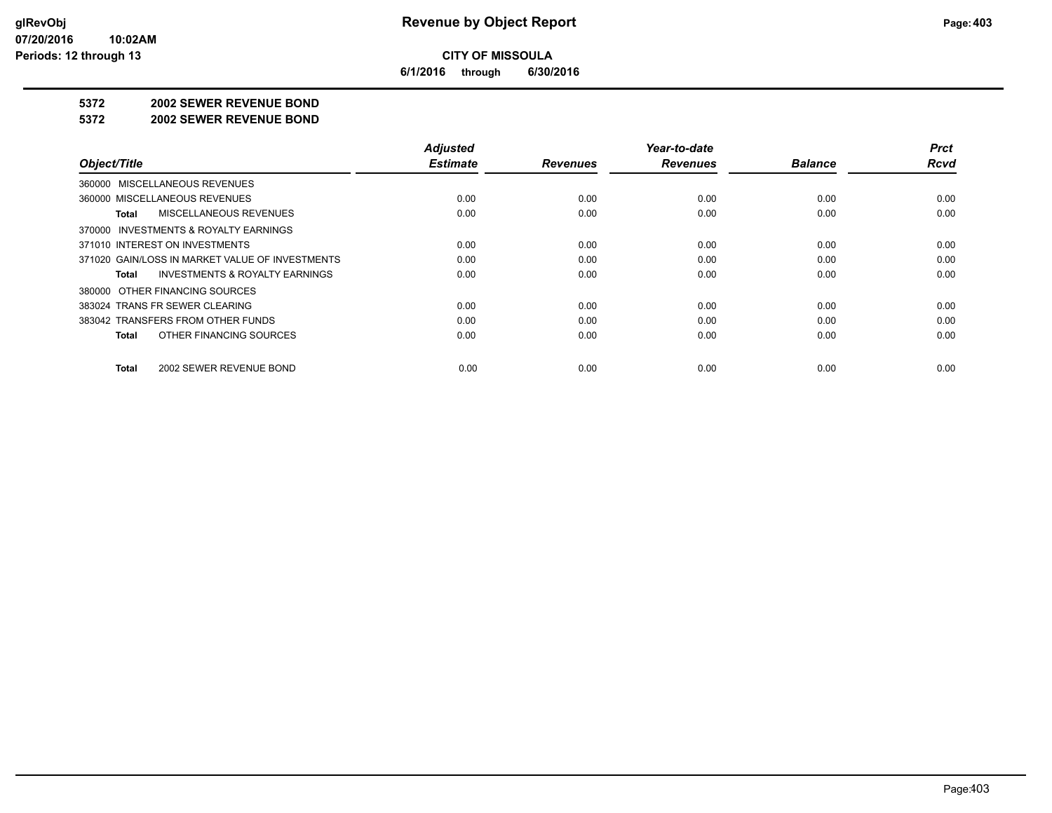# Revenue by Object Report

**CITY OF MISSOULA**

**6/1/2016 through 6/30/2016**

glRevObj
07/20/2016 10:02AM
Periods: 12 through 13

**5372 2002 SEWER REVENUE BOND**

**5372 2002 SEWER REVENUE BOND**

| Object/Title | Adjusted Estimate | Revenues | Year-to-date Revenues | Balance | Prct Rcvd |
|---|---|---|---|---|---|
| 360000 MISCELLANEOUS REVENUES | | | | | |
| 360000 MISCELLANEOUS REVENUES | 0.00 | 0.00 | 0.00 | 0.00 | 0.00 |
| **Total** MISCELLANEOUS REVENUES | 0.00 | 0.00 | 0.00 | 0.00 | 0.00 |
| 370000 INVESTMENTS & ROYALTY EARNINGS | | | | | |
| 371010 INTEREST ON INVESTMENTS | 0.00 | 0.00 | 0.00 | 0.00 | 0.00 |
| 371020 GAIN/LOSS IN MARKET VALUE OF INVESTMENTS | 0.00 | 0.00 | 0.00 | 0.00 | 0.00 |
| **Total** INVESTMENTS & ROYALTY EARNINGS | 0.00 | 0.00 | 0.00 | 0.00 | 0.00 |
| 380000 OTHER FINANCING SOURCES | | | | | |
| 383024 TRANS FR SEWER CLEARING | 0.00 | 0.00 | 0.00 | 0.00 | 0.00 |
| 383042 TRANSFERS FROM OTHER FUNDS | 0.00 | 0.00 | 0.00 | 0.00 | 0.00 |
| **Total** OTHER FINANCING SOURCES | 0.00 | 0.00 | 0.00 | 0.00 | 0.00 |
| **Total** 2002 SEWER REVENUE BOND | 0.00 | 0.00 | 0.00 | 0.00 | 0.00 |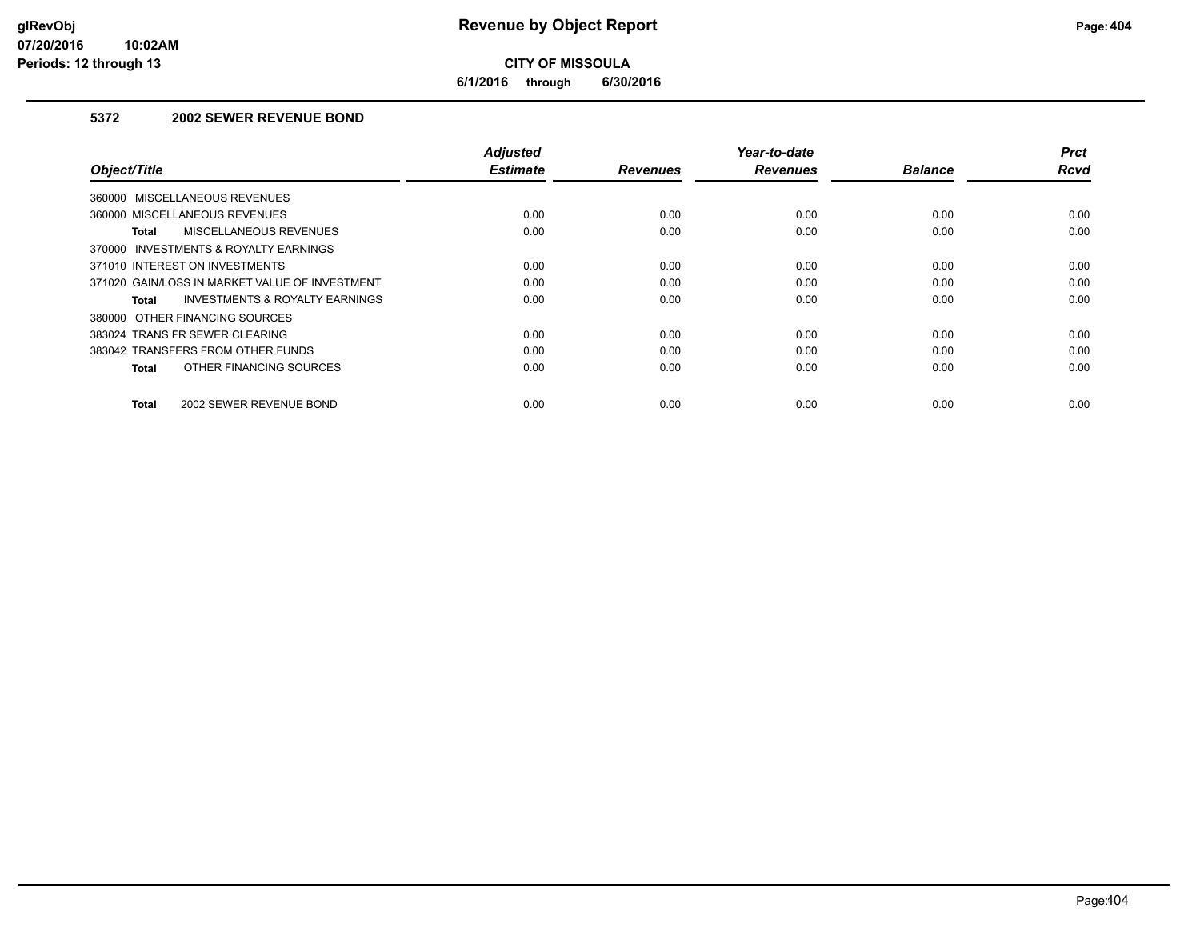**CITY OF MISSOULA**

**6/1/2016 through 6/30/2016**

### 5372 2002 SEWER REVENUE BOND

| Object/Title | Adjusted Estimate | Revenues | Year-to-date Revenues | Balance | Prct Rcvd |
|---|---|---|---|---|---|
| 360000 MISCELLANEOUS REVENUES | | | | | |
| 360000 MISCELLANEOUS REVENUES | 0.00 | 0.00 | 0.00 | 0.00 | 0.00 |
| **Total** MISCELLANEOUS REVENUES | 0.00 | 0.00 | 0.00 | 0.00 | 0.00 |
| 370000 INVESTMENTS & ROYALTY EARNINGS | | | | | |
| 371010 INTEREST ON INVESTMENTS | 0.00 | 0.00 | 0.00 | 0.00 | 0.00 |
| 371020 GAIN/LOSS IN MARKET VALUE OF INVESTMENT | 0.00 | 0.00 | 0.00 | 0.00 | 0.00 |
| **Total** INVESTMENTS & ROYALTY EARNINGS | 0.00 | 0.00 | 0.00 | 0.00 | 0.00 |
| 380000 OTHER FINANCING SOURCES | | | | | |
| 383024 TRANS FR SEWER CLEARING | 0.00 | 0.00 | 0.00 | 0.00 | 0.00 |
| 383042 TRANSFERS FROM OTHER FUNDS | 0.00 | 0.00 | 0.00 | 0.00 | 0.00 |
| **Total** OTHER FINANCING SOURCES | 0.00 | 0.00 | 0.00 | 0.00 | 0.00 |
| **Total** 2002 SEWER REVENUE BOND | 0.00 | 0.00 | 0.00 | 0.00 | 0.00 |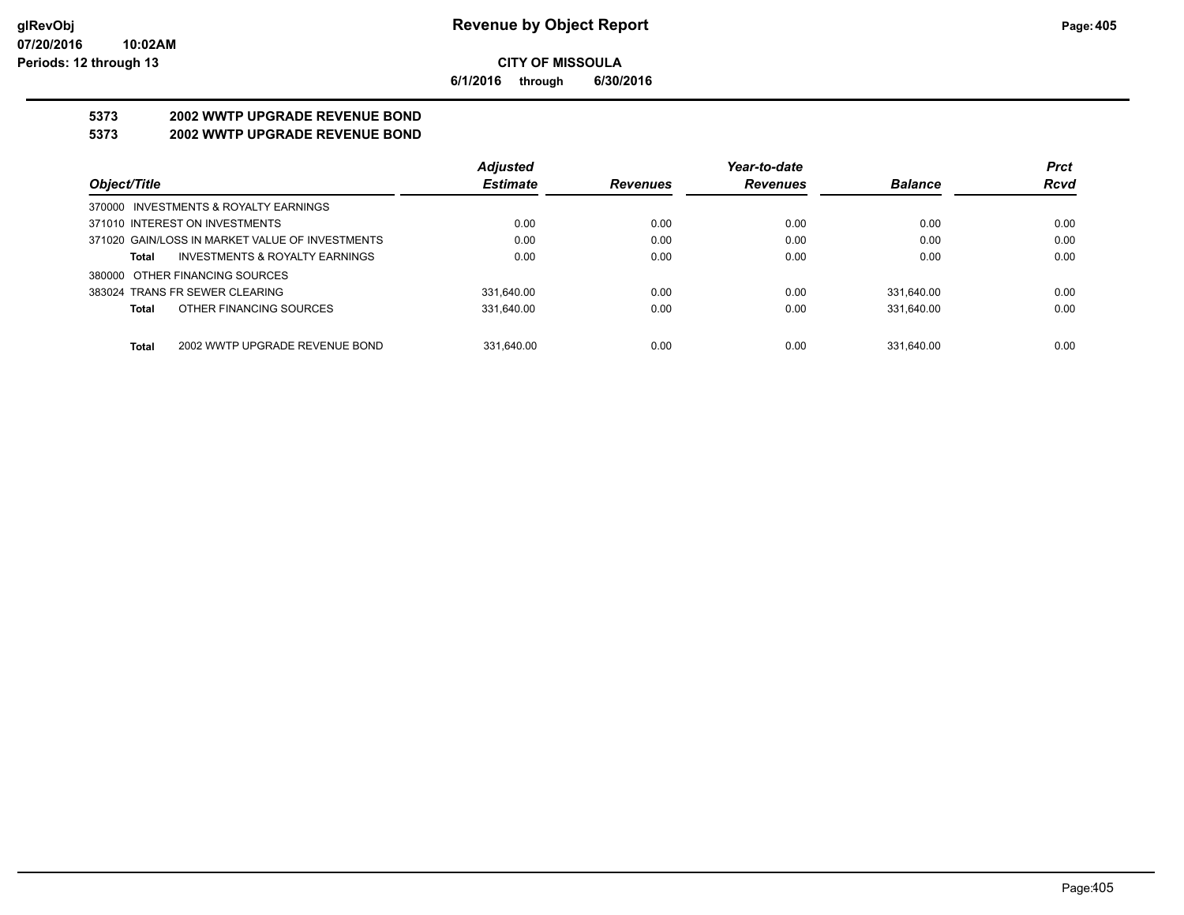**glRevObj**
**07/20/2016 10:02AM**
**Periods: 12 through 13**

# Revenue by Object Report

**CITY OF MISSOULA**

**6/1/2016 through 6/30/2016**

## 5373 2002 WWTP UPGRADE REVENUE BOND
## 5373 2002 WWTP UPGRADE REVENUE BOND

| Object/Title | | Adjusted Estimate | Revenues | Year-to-date Revenues | Balance | Prct Rcvd |
|---|---|---|---|---|---|---|
| 370000 INVESTMENTS & ROYALTY EARNINGS | | | | | | |
| 371010 INTEREST ON INVESTMENTS | | 0.00 | 0.00 | 0.00 | 0.00 | 0.00 |
| 371020 GAIN/LOSS IN MARKET VALUE OF INVESTMENTS | | 0.00 | 0.00 | 0.00 | 0.00 | 0.00 |
| **Total** | INVESTMENTS & ROYALTY EARNINGS | 0.00 | 0.00 | 0.00 | 0.00 | 0.00 |
| 380000 OTHER FINANCING SOURCES | | | | | | |
| 383024 TRANS FR SEWER CLEARING | | 331,640.00 | 0.00 | 0.00 | 331,640.00 | 0.00 |
| **Total** | OTHER FINANCING SOURCES | 331,640.00 | 0.00 | 0.00 | 331,640.00 | 0.00 |
| **Total** | 2002 WWTP UPGRADE REVENUE BOND | 331,640.00 | 0.00 | 0.00 | 331,640.00 | 0.00 |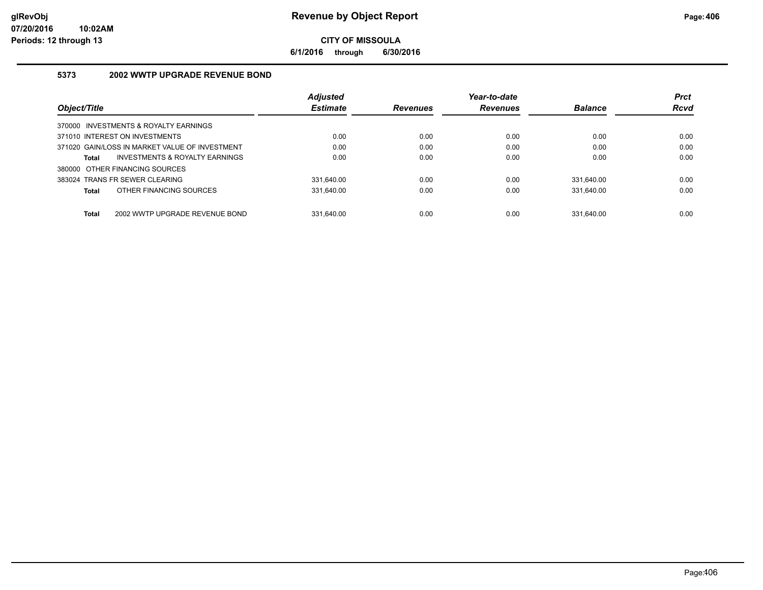**glRevObj**
**07/20/2016 10:02AM**
**Periods: 12 through 13**

# Revenue by Object Report

**CITY OF MISSOULA**

**6/1/2016 through 6/30/2016**

### 5373 2002 WWTP UPGRADE REVENUE BOND

| Object/Title | Adjusted Estimate | Revenues | Year-to-date Revenues | Balance | Prct Rcvd |
|---|---|---|---|---|---|
| 370000 INVESTMENTS & ROYALTY EARNINGS | | | | | |
| 371010 INTEREST ON INVESTMENTS | 0.00 | 0.00 | 0.00 | 0.00 | 0.00 |
| 371020 GAIN/LOSS IN MARKET VALUE OF INVESTMENT | 0.00 | 0.00 | 0.00 | 0.00 | 0.00 |
| **Total** INVESTMENTS & ROYALTY EARNINGS | 0.00 | 0.00 | 0.00 | 0.00 | 0.00 |
| 380000 OTHER FINANCING SOURCES | | | | | |
| 383024 TRANS FR SEWER CLEARING | 331,640.00 | 0.00 | 0.00 | 331,640.00 | 0.00 |
| **Total** OTHER FINANCING SOURCES | 331,640.00 | 0.00 | 0.00 | 331,640.00 | 0.00 |
| **Total** 2002 WWTP UPGRADE REVENUE BOND | 331,640.00 | 0.00 | 0.00 | 331,640.00 | 0.00 |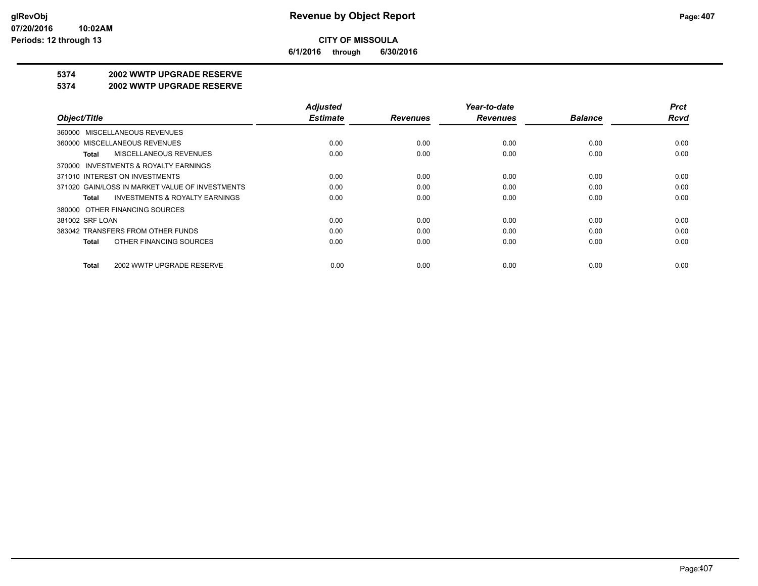**CITY OF MISSOULA**

**6/1/2016 through 6/30/2016**

**5374 2002 WWTP UPGRADE RESERVE**

**5374 2002 WWTP UPGRADE RESERVE**

| Object/Title | Adjusted Estimate | Revenues | Year-to-date Revenues | Balance | Prct Rcvd |
|---|---|---|---|---|---|
| 360000 MISCELLANEOUS REVENUES | | | | | |
| 360000 MISCELLANEOUS REVENUES | 0.00 | 0.00 | 0.00 | 0.00 | 0.00 |
| **Total** MISCELLANEOUS REVENUES | 0.00 | 0.00 | 0.00 | 0.00 | 0.00 |
| 370000 INVESTMENTS & ROYALTY EARNINGS | | | | | |
| 371010 INTEREST ON INVESTMENTS | 0.00 | 0.00 | 0.00 | 0.00 | 0.00 |
| 371020 GAIN/LOSS IN MARKET VALUE OF INVESTMENTS | 0.00 | 0.00 | 0.00 | 0.00 | 0.00 |
| **Total** INVESTMENTS & ROYALTY EARNINGS | 0.00 | 0.00 | 0.00 | 0.00 | 0.00 |
| 380000 OTHER FINANCING SOURCES | | | | | |
| 381002 SRF LOAN | 0.00 | 0.00 | 0.00 | 0.00 | 0.00 |
| 383042 TRANSFERS FROM OTHER FUNDS | 0.00 | 0.00 | 0.00 | 0.00 | 0.00 |
| **Total** OTHER FINANCING SOURCES | 0.00 | 0.00 | 0.00 | 0.00 | 0.00 |
| **Total** 2002 WWTP UPGRADE RESERVE | 0.00 | 0.00 | 0.00 | 0.00 | 0.00 |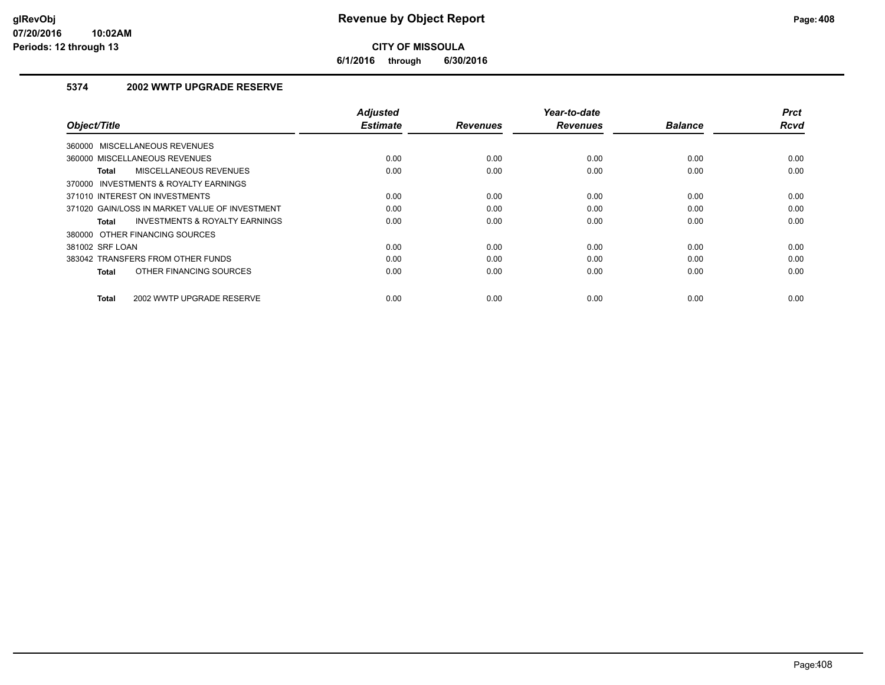# Revenue by Object Report

**CITY OF MISSOULA**

**6/1/2016 through 6/30/2016**

glRevObj
07/20/2016 10:02AM
Periods: 12 through 13

### 5374 2002 WWTP UPGRADE RESERVE

| Object/Title | Adjusted Estimate | Revenues | Year-to-date Revenues | Balance | Prct Rcvd |
|---|---|---|---|---|---|
| 360000 MISCELLANEOUS REVENUES | | | | | |
| 360000 MISCELLANEOUS REVENUES | 0.00 | 0.00 | 0.00 | 0.00 | 0.00 |
| **Total** MISCELLANEOUS REVENUES | 0.00 | 0.00 | 0.00 | 0.00 | 0.00 |
| 370000 INVESTMENTS & ROYALTY EARNINGS | | | | | |
| 371010 INTEREST ON INVESTMENTS | 0.00 | 0.00 | 0.00 | 0.00 | 0.00 |
| 371020 GAIN/LOSS IN MARKET VALUE OF INVESTMENT | 0.00 | 0.00 | 0.00 | 0.00 | 0.00 |
| **Total** INVESTMENTS & ROYALTY EARNINGS | 0.00 | 0.00 | 0.00 | 0.00 | 0.00 |
| 380000 OTHER FINANCING SOURCES | | | | | |
| 381002 SRF LOAN | 0.00 | 0.00 | 0.00 | 0.00 | 0.00 |
| 383042 TRANSFERS FROM OTHER FUNDS | 0.00 | 0.00 | 0.00 | 0.00 | 0.00 |
| **Total** OTHER FINANCING SOURCES | 0.00 | 0.00 | 0.00 | 0.00 | 0.00 |
| **Total** 2002 WWTP UPGRADE RESERVE | 0.00 | 0.00 | 0.00 | 0.00 | 0.00 |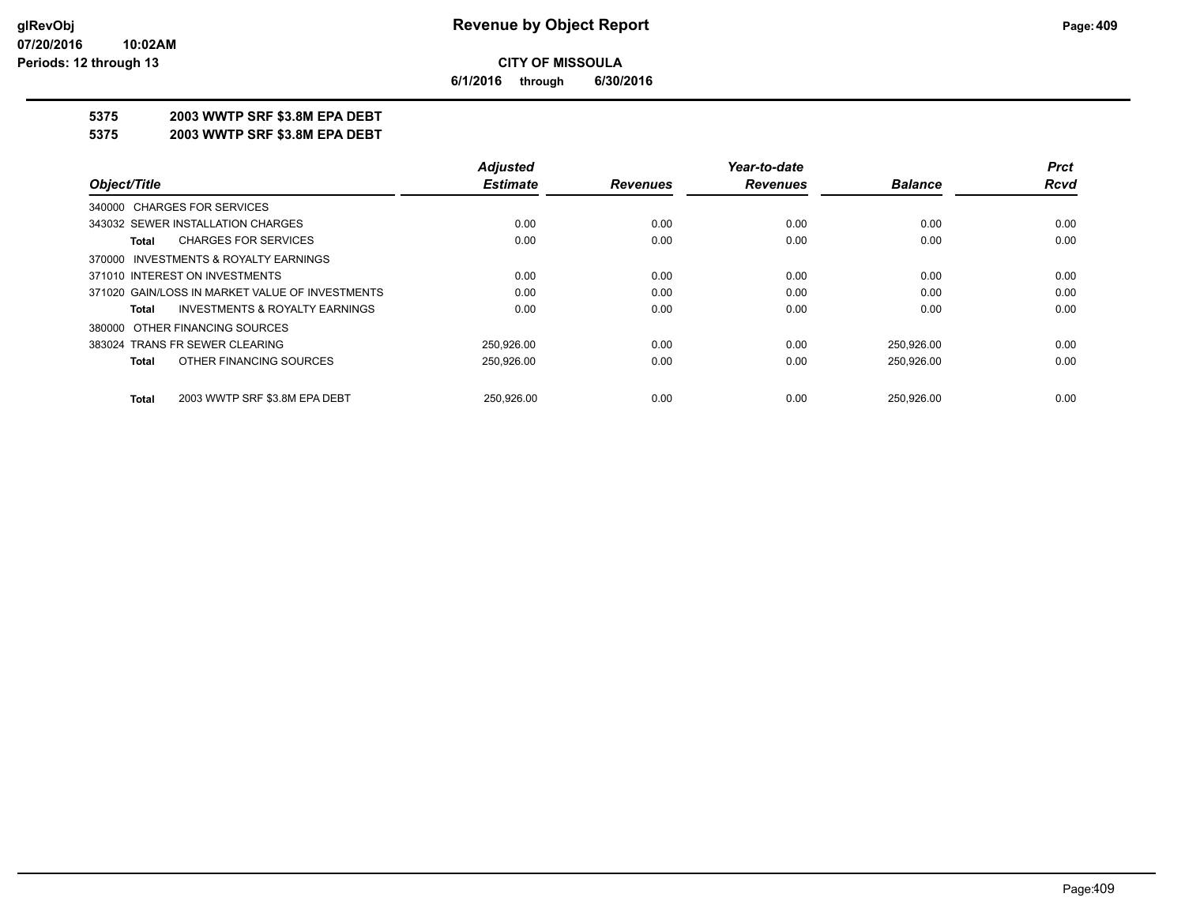**Revenue by Object Report**

**CITY OF MISSOULA**

**6/1/2016 through 6/30/2016**

glRevObj
07/20/2016 10:02AM
Periods: 12 through 13

**5375 2003 WWTP SRF $3.8M EPA DEBT**

**5375 2003 WWTP SRF $3.8M EPA DEBT**

| Object/Title | Adjusted Estimate | Revenues | Year-to-date Revenues | Balance | Prct Rcvd |
|---|---|---|---|---|---|
| 340000 CHARGES FOR SERVICES | | | | | |
| 343032 SEWER INSTALLATION CHARGES | 0.00 | 0.00 | 0.00 | 0.00 | 0.00 |
| **Total** CHARGES FOR SERVICES | 0.00 | 0.00 | 0.00 | 0.00 | 0.00 |
| 370000 INVESTMENTS & ROYALTY EARNINGS | | | | | |
| 371010 INTEREST ON INVESTMENTS | 0.00 | 0.00 | 0.00 | 0.00 | 0.00 |
| 371020 GAIN/LOSS IN MARKET VALUE OF INVESTMENTS | 0.00 | 0.00 | 0.00 | 0.00 | 0.00 |
| **Total** INVESTMENTS & ROYALTY EARNINGS | 0.00 | 0.00 | 0.00 | 0.00 | 0.00 |
| 380000 OTHER FINANCING SOURCES | | | | | |
| 383024 TRANS FR SEWER CLEARING | 250,926.00 | 0.00 | 0.00 | 250,926.00 | 0.00 |
| **Total** OTHER FINANCING SOURCES | 250,926.00 | 0.00 | 0.00 | 250,926.00 | 0.00 |
| **Total** 2003 WWTP SRF $3.8M EPA DEBT | 250,926.00 | 0.00 | 0.00 | 250,926.00 | 0.00 |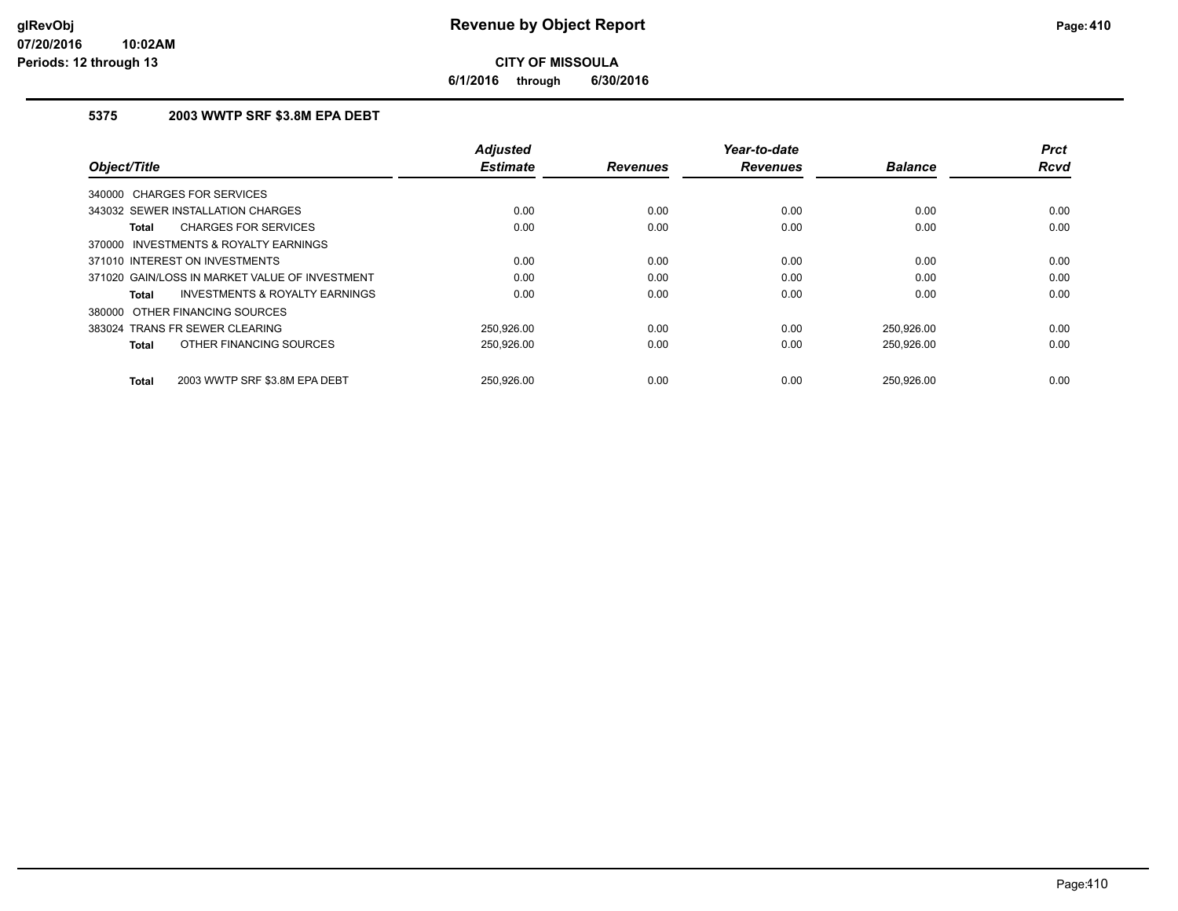# Revenue by Object Report

glRevObj
07/20/2016 10:02AM
Periods: 12 through 13

**CITY OF MISSOULA**

**6/1/2016 through 6/30/2016**

## 5375 2003 WWTP SRF $3.8M EPA DEBT

| Object/Title | Adjusted Estimate | Revenues | Year-to-date Revenues | Balance | Prct Rcvd |
|---|---|---|---|---|---|
| 340000 CHARGES FOR SERVICES | | | | | |
| 343032 SEWER INSTALLATION CHARGES | 0.00 | 0.00 | 0.00 | 0.00 | 0.00 |
| **Total** CHARGES FOR SERVICES | 0.00 | 0.00 | 0.00 | 0.00 | 0.00 |
| 370000 INVESTMENTS & ROYALTY EARNINGS | | | | | |
| 371010 INTEREST ON INVESTMENTS | 0.00 | 0.00 | 0.00 | 0.00 | 0.00 |
| 371020 GAIN/LOSS IN MARKET VALUE OF INVESTMENT | 0.00 | 0.00 | 0.00 | 0.00 | 0.00 |
| **Total** INVESTMENTS & ROYALTY EARNINGS | 0.00 | 0.00 | 0.00 | 0.00 | 0.00 |
| 380000 OTHER FINANCING SOURCES | | | | | |
| 383024 TRANS FR SEWER CLEARING | 250,926.00 | 0.00 | 0.00 | 250,926.00 | 0.00 |
| **Total** OTHER FINANCING SOURCES | 250,926.00 | 0.00 | 0.00 | 250,926.00 | 0.00 |
| **Total** 2003 WWTP SRF $3.8M EPA DEBT | 250,926.00 | 0.00 | 0.00 | 250,926.00 | 0.00 |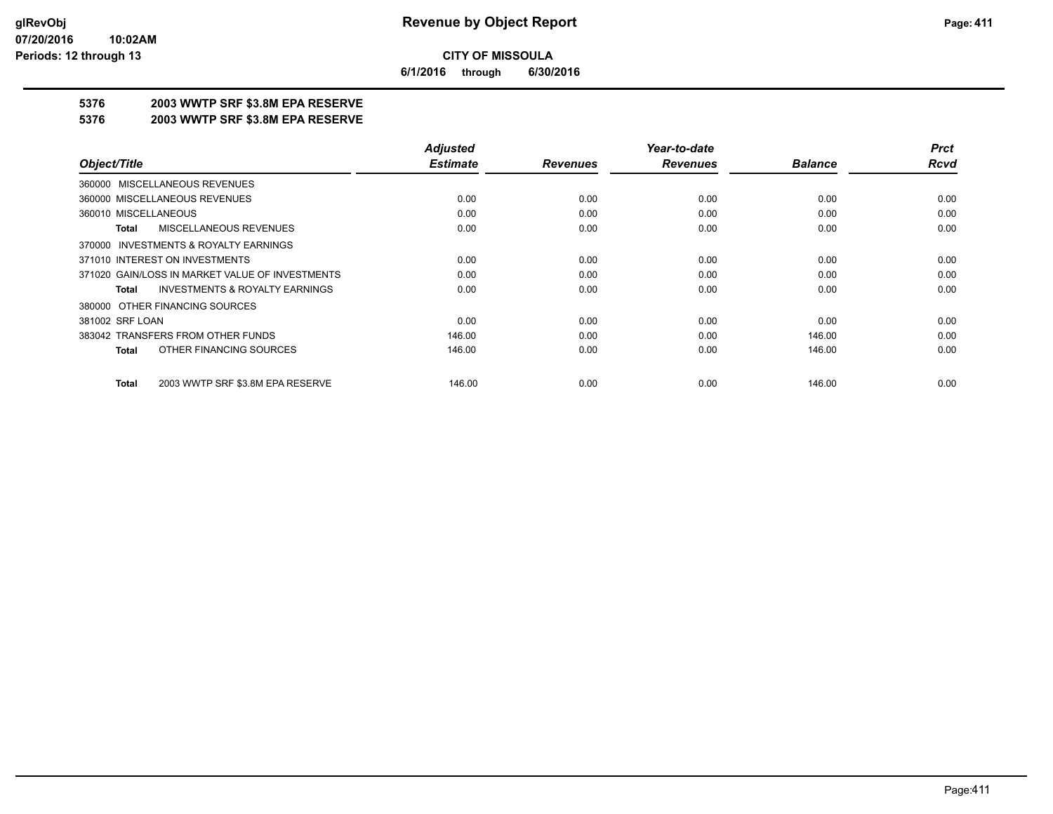**Revenue by Object Report**

**CITY OF MISSOULA**

**6/1/2016 through 6/30/2016**

glRevObj
07/20/2016 10:02AM
Periods: 12 through 13

## 5376 2003 WWTP SRF $3.8M EPA RESERVE
## 5376 2003 WWTP SRF $3.8M EPA RESERVE

| Object/Title | Adjusted Estimate | Revenues | Year-to-date Revenues | Balance | Prct Rcvd |
|---|---|---|---|---|---|
| 360000 MISCELLANEOUS REVENUES | | | | | |
| 360000 MISCELLANEOUS REVENUES | 0.00 | 0.00 | 0.00 | 0.00 | 0.00 |
| 360010 MISCELLANEOUS | 0.00 | 0.00 | 0.00 | 0.00 | 0.00 |
| **Total** MISCELLANEOUS REVENUES | 0.00 | 0.00 | 0.00 | 0.00 | 0.00 |
| 370000 INVESTMENTS & ROYALTY EARNINGS | | | | | |
| 371010 INTEREST ON INVESTMENTS | 0.00 | 0.00 | 0.00 | 0.00 | 0.00 |
| 371020 GAIN/LOSS IN MARKET VALUE OF INVESTMENTS | 0.00 | 0.00 | 0.00 | 0.00 | 0.00 |
| **Total** INVESTMENTS & ROYALTY EARNINGS | 0.00 | 0.00 | 0.00 | 0.00 | 0.00 |
| 380000 OTHER FINANCING SOURCES | | | | | |
| 381002 SRF LOAN | 0.00 | 0.00 | 0.00 | 0.00 | 0.00 |
| 383042 TRANSFERS FROM OTHER FUNDS | 146.00 | 0.00 | 0.00 | 146.00 | 0.00 |
| **Total** OTHER FINANCING SOURCES | 146.00 | 0.00 | 0.00 | 146.00 | 0.00 |
| **Total** 2003 WWTP SRF $3.8M EPA RESERVE | 146.00 | 0.00 | 0.00 | 146.00 | 0.00 |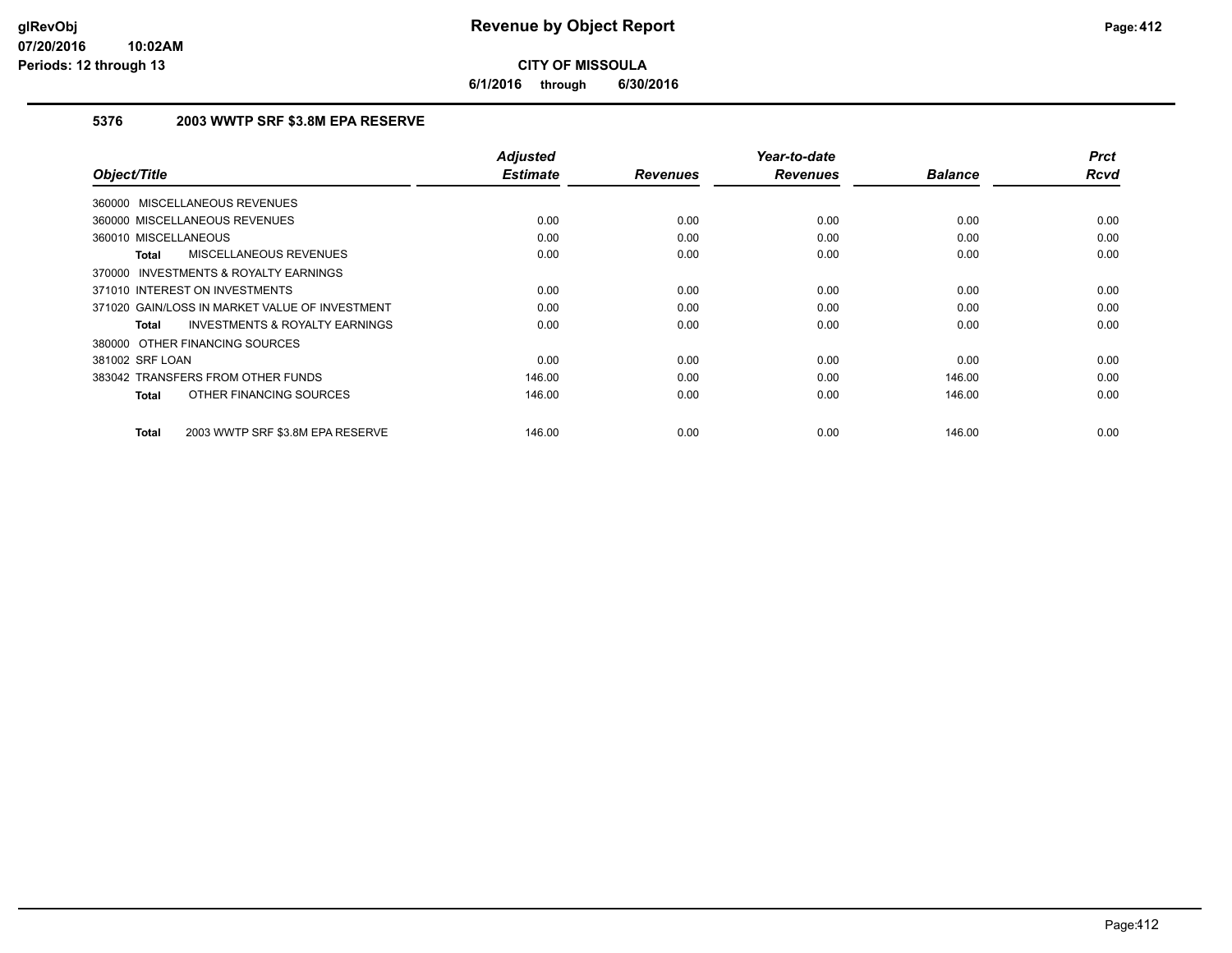**Revenue by Object Report**

**CITY OF MISSOULA**

**6/1/2016 through 6/30/2016**

glRevObj
07/20/2016 10:02AM
Periods: 12 through 13

## 5376 2003 WWTP SRF $3.8M EPA RESERVE

| Object/Title | Adjusted Estimate | Revenues | Year-to-date Revenues | Balance | Prct Rcvd |
|---|---|---|---|---|---|
| 360000 MISCELLANEOUS REVENUES | | | | | |
| 360000 MISCELLANEOUS REVENUES | 0.00 | 0.00 | 0.00 | 0.00 | 0.00 |
| 360010 MISCELLANEOUS | 0.00 | 0.00 | 0.00 | 0.00 | 0.00 |
| **Total** MISCELLANEOUS REVENUES | 0.00 | 0.00 | 0.00 | 0.00 | 0.00 |
| 370000 INVESTMENTS & ROYALTY EARNINGS | | | | | |
| 371010 INTEREST ON INVESTMENTS | 0.00 | 0.00 | 0.00 | 0.00 | 0.00 |
| 371020 GAIN/LOSS IN MARKET VALUE OF INVESTMENT | 0.00 | 0.00 | 0.00 | 0.00 | 0.00 |
| **Total** INVESTMENTS & ROYALTY EARNINGS | 0.00 | 0.00 | 0.00 | 0.00 | 0.00 |
| 380000 OTHER FINANCING SOURCES | | | | | |
| 381002 SRF LOAN | 0.00 | 0.00 | 0.00 | 0.00 | 0.00 |
| 383042 TRANSFERS FROM OTHER FUNDS | 146.00 | 0.00 | 0.00 | 146.00 | 0.00 |
| **Total** OTHER FINANCING SOURCES | 146.00 | 0.00 | 0.00 | 146.00 | 0.00 |
| **Total** 2003 WWTP SRF $3.8M EPA RESERVE | 146.00 | 0.00 | 0.00 | 146.00 | 0.00 |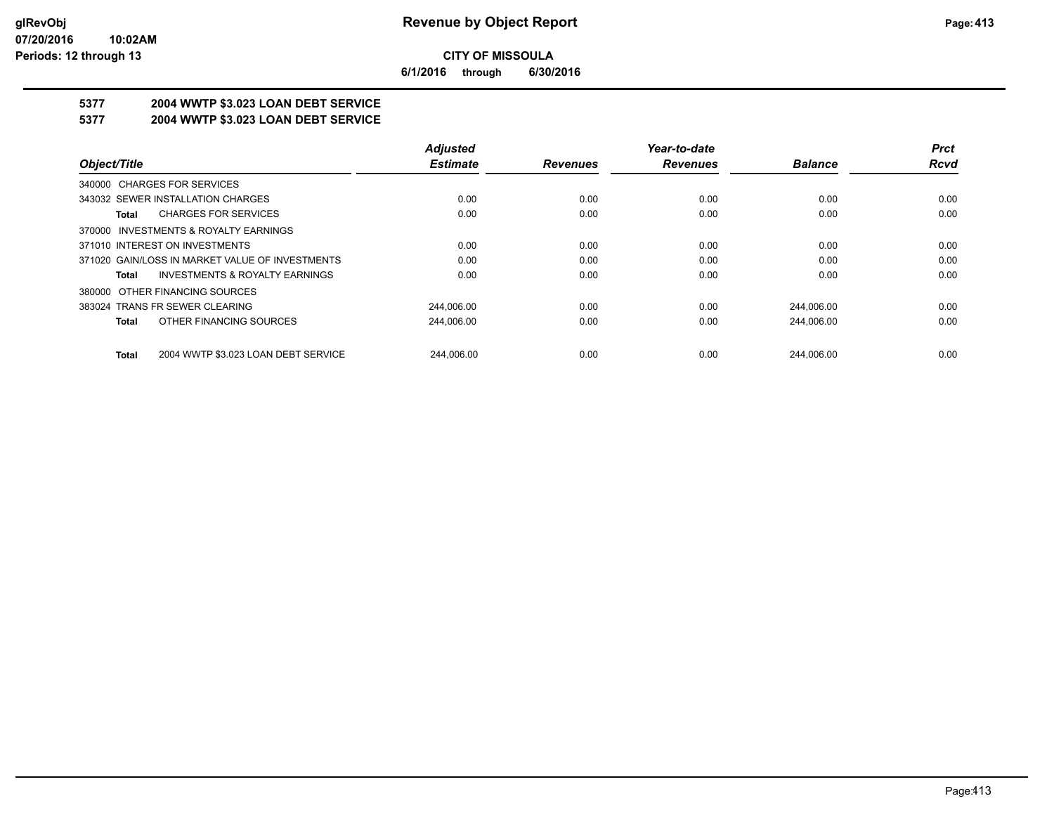**Revenue by Object Report**

**CITY OF MISSOULA**

**6/1/2016 through 6/30/2016**

glRevObj
07/20/2016 10:02AM
Periods: 12 through 13

## 5377 2004 WWTP $3.023 LOAN DEBT SERVICE
## 5377 2004 WWTP $3.023 LOAN DEBT SERVICE

| Object/Title | Adjusted Estimate | Revenues | Year-to-date Revenues | Balance | Prct Rcvd |
|---|---|---|---|---|---|
| 340000 CHARGES FOR SERVICES | | | | | |
| 343032 SEWER INSTALLATION CHARGES | 0.00 | 0.00 | 0.00 | 0.00 | 0.00 |
| **Total** CHARGES FOR SERVICES | 0.00 | 0.00 | 0.00 | 0.00 | 0.00 |
| 370000 INVESTMENTS & ROYALTY EARNINGS | | | | | |
| 371010 INTEREST ON INVESTMENTS | 0.00 | 0.00 | 0.00 | 0.00 | 0.00 |
| 371020 GAIN/LOSS IN MARKET VALUE OF INVESTMENTS | 0.00 | 0.00 | 0.00 | 0.00 | 0.00 |
| **Total** INVESTMENTS & ROYALTY EARNINGS | 0.00 | 0.00 | 0.00 | 0.00 | 0.00 |
| 380000 OTHER FINANCING SOURCES | | | | | |
| 383024 TRANS FR SEWER CLEARING | 244,006.00 | 0.00 | 0.00 | 244,006.00 | 0.00 |
| **Total** OTHER FINANCING SOURCES | 244,006.00 | 0.00 | 0.00 | 244,006.00 | 0.00 |
| **Total** 2004 WWTP $3.023 LOAN DEBT SERVICE | 244,006.00 | 0.00 | 0.00 | 244,006.00 | 0.00 |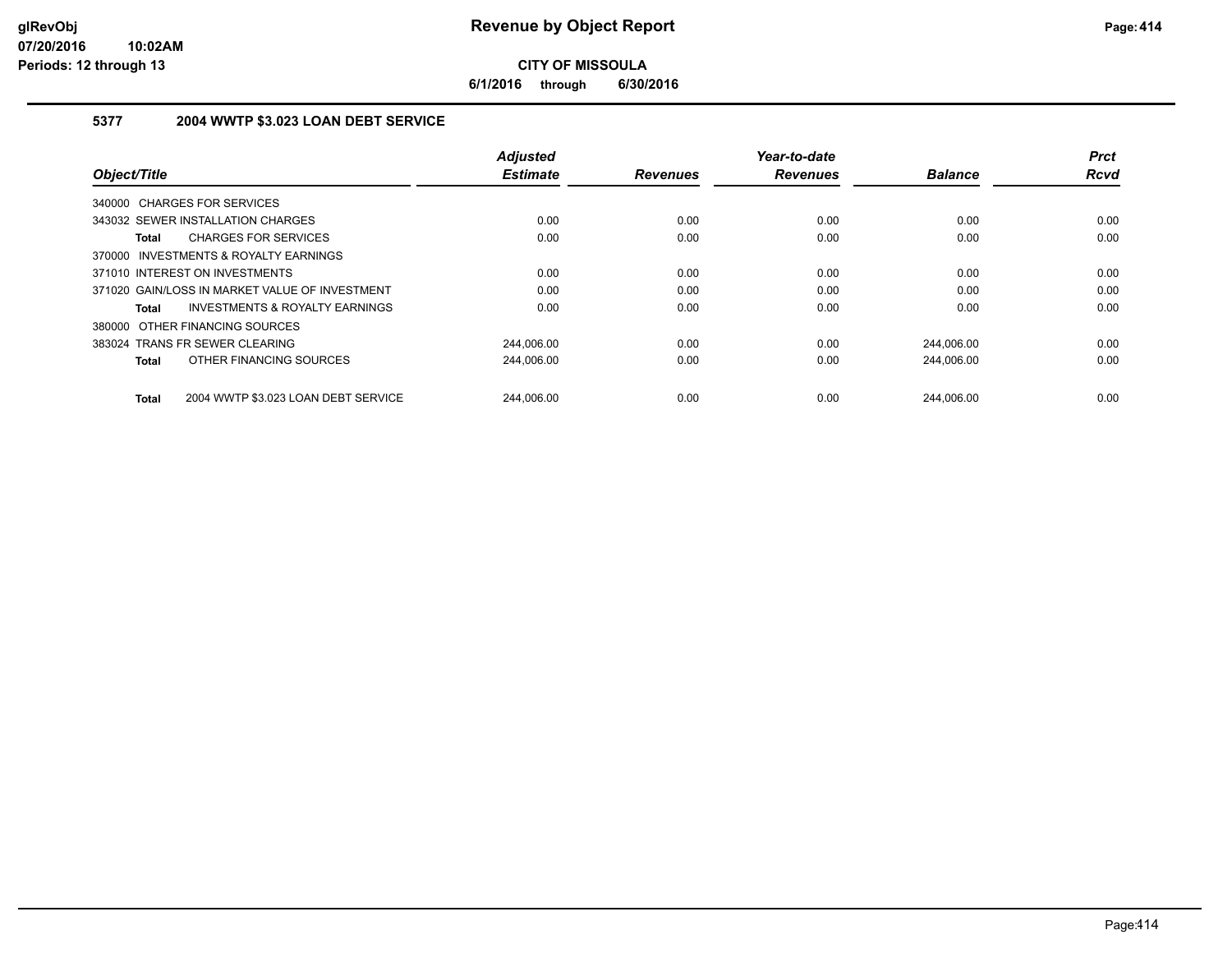# Revenue by Object Report

**CITY OF MISSOULA**

**6/1/2016 through 6/30/2016**

glRevObj
07/20/2016 10:02AM
Periods: 12 through 13

## 5377 2004 WWTP $3.023 LOAN DEBT SERVICE

| Object/Title | Adjusted Estimate | Revenues | Year-to-date Revenues | Balance | Prct Rcvd |
|---|---|---|---|---|---|
| 340000 CHARGES FOR SERVICES | | | | | |
| 343032 SEWER INSTALLATION CHARGES | 0.00 | 0.00 | 0.00 | 0.00 | 0.00 |
| **Total** CHARGES FOR SERVICES | 0.00 | 0.00 | 0.00 | 0.00 | 0.00 |
| 370000 INVESTMENTS & ROYALTY EARNINGS | | | | | |
| 371010 INTEREST ON INVESTMENTS | 0.00 | 0.00 | 0.00 | 0.00 | 0.00 |
| 371020 GAIN/LOSS IN MARKET VALUE OF INVESTMENT | 0.00 | 0.00 | 0.00 | 0.00 | 0.00 |
| **Total** INVESTMENTS & ROYALTY EARNINGS | 0.00 | 0.00 | 0.00 | 0.00 | 0.00 |
| 380000 OTHER FINANCING SOURCES | | | | | |
| 383024 TRANS FR SEWER CLEARING | 244,006.00 | 0.00 | 0.00 | 244,006.00 | 0.00 |
| **Total** OTHER FINANCING SOURCES | 244,006.00 | 0.00 | 0.00 | 244,006.00 | 0.00 |
| **Total** 2004 WWTP $3.023 LOAN DEBT SERVICE | 244,006.00 | 0.00 | 0.00 | 244,006.00 | 0.00 |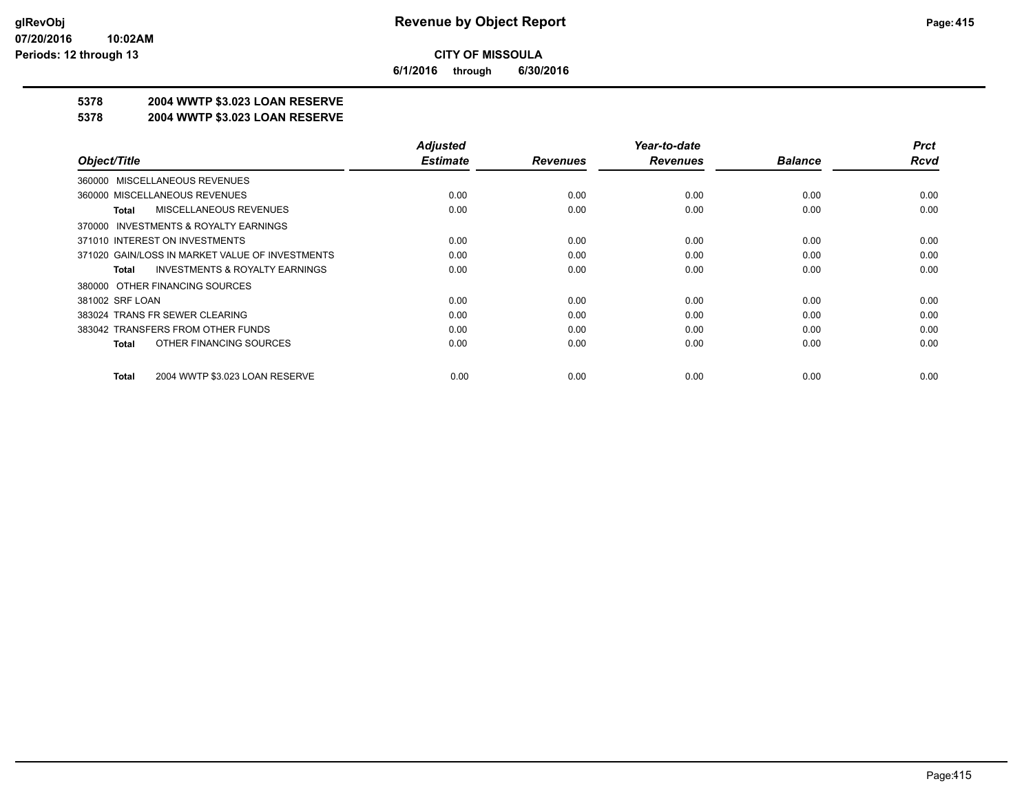**CITY OF MISSOULA**

**6/1/2016 through 6/30/2016**

## 5378 2004 WWTP $3.023 LOAN RESERVE
## 5378 2004 WWTP $3.023 LOAN RESERVE

| Object/Title | Adjusted Estimate | Revenues | Year-to-date Revenues | Balance | Prct Rcvd |
|---|---|---|---|---|---|
| 360000 MISCELLANEOUS REVENUES | | | | | |
| 360000 MISCELLANEOUS REVENUES | 0.00 | 0.00 | 0.00 | 0.00 | 0.00 |
| **Total** MISCELLANEOUS REVENUES | 0.00 | 0.00 | 0.00 | 0.00 | 0.00 |
| 370000 INVESTMENTS & ROYALTY EARNINGS | | | | | |
| 371010 INTEREST ON INVESTMENTS | 0.00 | 0.00 | 0.00 | 0.00 | 0.00 |
| 371020 GAIN/LOSS IN MARKET VALUE OF INVESTMENTS | 0.00 | 0.00 | 0.00 | 0.00 | 0.00 |
| **Total** INVESTMENTS & ROYALTY EARNINGS | 0.00 | 0.00 | 0.00 | 0.00 | 0.00 |
| 380000 OTHER FINANCING SOURCES | | | | | |
| 381002 SRF LOAN | 0.00 | 0.00 | 0.00 | 0.00 | 0.00 |
| 383024 TRANS FR SEWER CLEARING | 0.00 | 0.00 | 0.00 | 0.00 | 0.00 |
| 383042 TRANSFERS FROM OTHER FUNDS | 0.00 | 0.00 | 0.00 | 0.00 | 0.00 |
| **Total** OTHER FINANCING SOURCES | 0.00 | 0.00 | 0.00 | 0.00 | 0.00 |
| **Total** 2004 WWTP $3.023 LOAN RESERVE | 0.00 | 0.00 | 0.00 | 0.00 | 0.00 |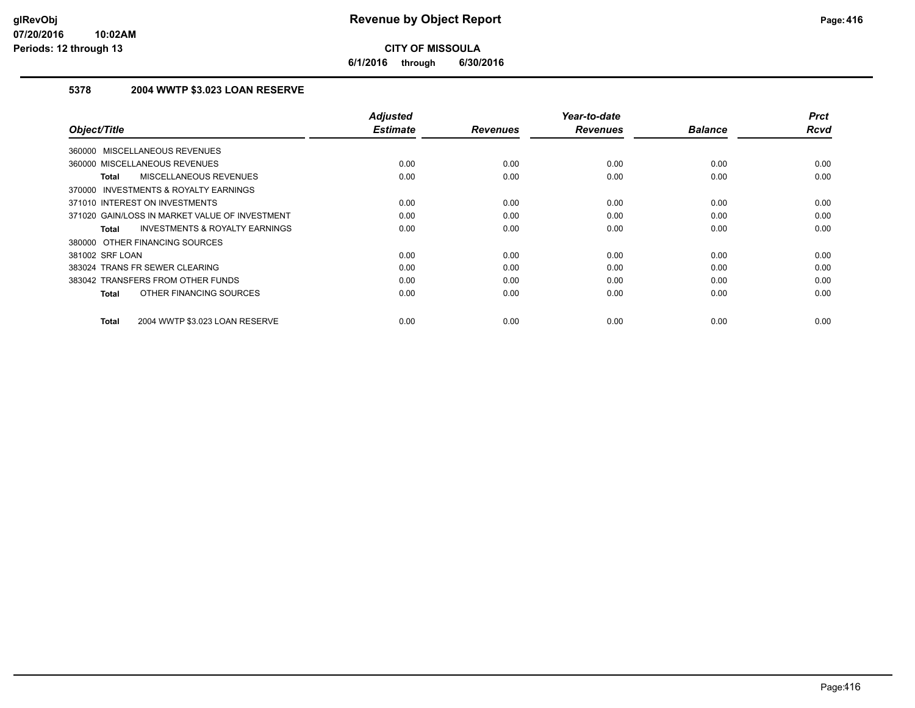**glRevObj** 07/20/2016 10:02AM
**Periods: 12 through 13**

# Revenue by Object Report

**CITY OF MISSOULA**

**6/1/2016 through 6/30/2016**

## 5378 2004 WWTP $3.023 LOAN RESERVE

| Object/Title | | Adjusted Estimate | Revenues | Year-to-date Revenues | Balance | Prct Rcvd |
|---|---|---|---|---|---|---|
| 360000 MISCELLANEOUS REVENUES | | | | | | |
| 360000 MISCELLANEOUS REVENUES | | 0.00 | 0.00 | 0.00 | 0.00 | 0.00 |
| **Total** | MISCELLANEOUS REVENUES | 0.00 | 0.00 | 0.00 | 0.00 | 0.00 |
| 370000 INVESTMENTS & ROYALTY EARNINGS | | | | | | |
| 371010 INTEREST ON INVESTMENTS | | 0.00 | 0.00 | 0.00 | 0.00 | 0.00 |
| 371020 GAIN/LOSS IN MARKET VALUE OF INVESTMENT | | 0.00 | 0.00 | 0.00 | 0.00 | 0.00 |
| **Total** | INVESTMENTS & ROYALTY EARNINGS | 0.00 | 0.00 | 0.00 | 0.00 | 0.00 |
| 380000 OTHER FINANCING SOURCES | | | | | | |
| 381002 SRF LOAN | | 0.00 | 0.00 | 0.00 | 0.00 | 0.00 |
| 383024 TRANS FR SEWER CLEARING | | 0.00 | 0.00 | 0.00 | 0.00 | 0.00 |
| 383042 TRANSFERS FROM OTHER FUNDS | | 0.00 | 0.00 | 0.00 | 0.00 | 0.00 |
| **Total** | OTHER FINANCING SOURCES | 0.00 | 0.00 | 0.00 | 0.00 | 0.00 |
| **Total** | 2004 WWTP $3.023 LOAN RESERVE | 0.00 | 0.00 | 0.00 | 0.00 | 0.00 |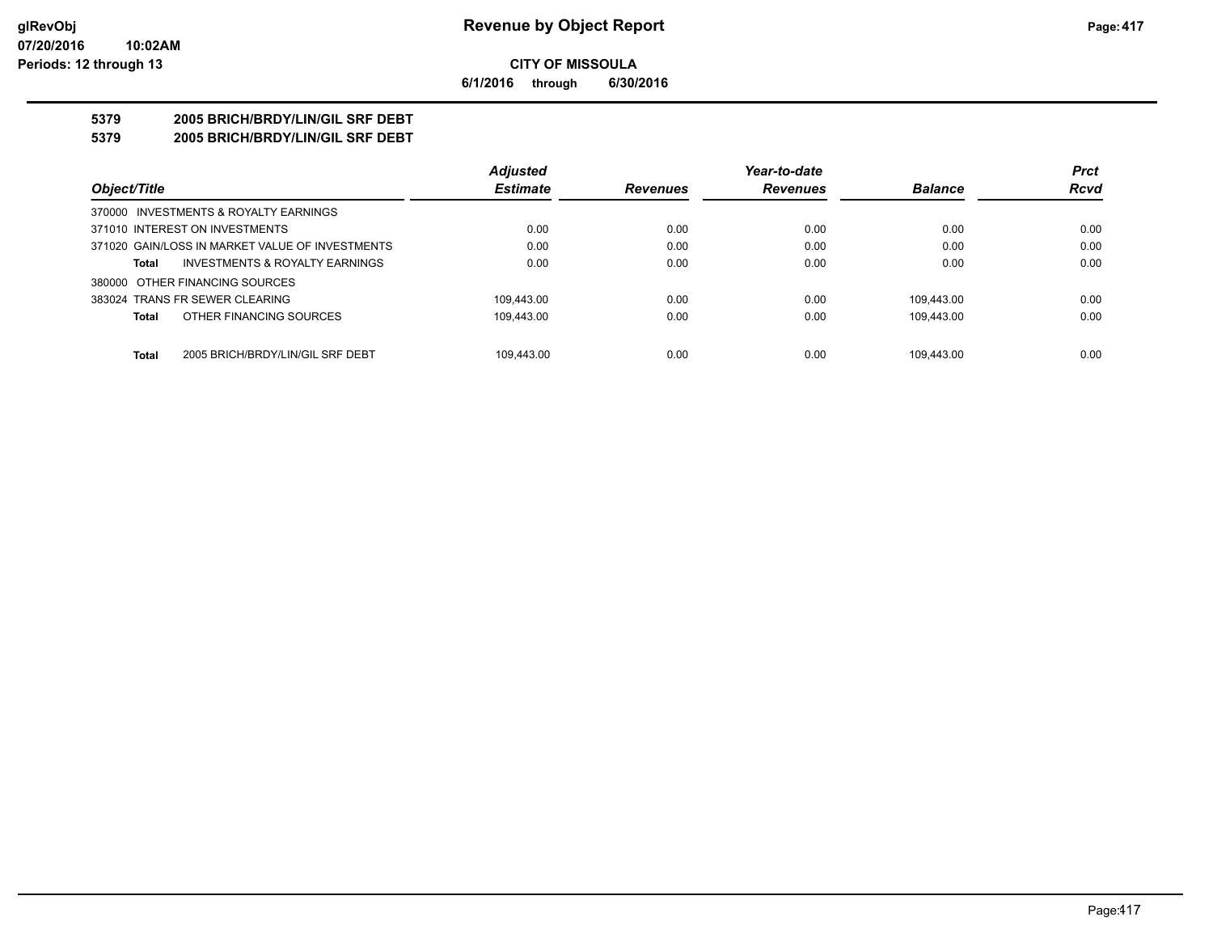**CITY OF MISSOULA**

**6/1/2016 through 6/30/2016**

**5379 2005 BRICH/BRDY/LIN/GIL SRF DEBT**

**5379 2005 BRICH/BRDY/LIN/GIL SRF DEBT**

| Object/Title | Adjusted Estimate | Revenues | Year-to-date Revenues | Balance | Prct Rcvd |
|---|---|---|---|---|---|
| 370000 INVESTMENTS & ROYALTY EARNINGS | | | | | |
| 371010 INTEREST ON INVESTMENTS | 0.00 | 0.00 | 0.00 | 0.00 | 0.00 |
| 371020 GAIN/LOSS IN MARKET VALUE OF INVESTMENTS | 0.00 | 0.00 | 0.00 | 0.00 | 0.00 |
| **Total** INVESTMENTS & ROYALTY EARNINGS | 0.00 | 0.00 | 0.00 | 0.00 | 0.00 |
| 380000 OTHER FINANCING SOURCES | | | | | |
| 383024 TRANS FR SEWER CLEARING | 109,443.00 | 0.00 | 0.00 | 109,443.00 | 0.00 |
| **Total** OTHER FINANCING SOURCES | 109,443.00 | 0.00 | 0.00 | 109,443.00 | 0.00 |
| **Total** 2005 BRICH/BRDY/LIN/GIL SRF DEBT | 109,443.00 | 0.00 | 0.00 | 109,443.00 | 0.00 |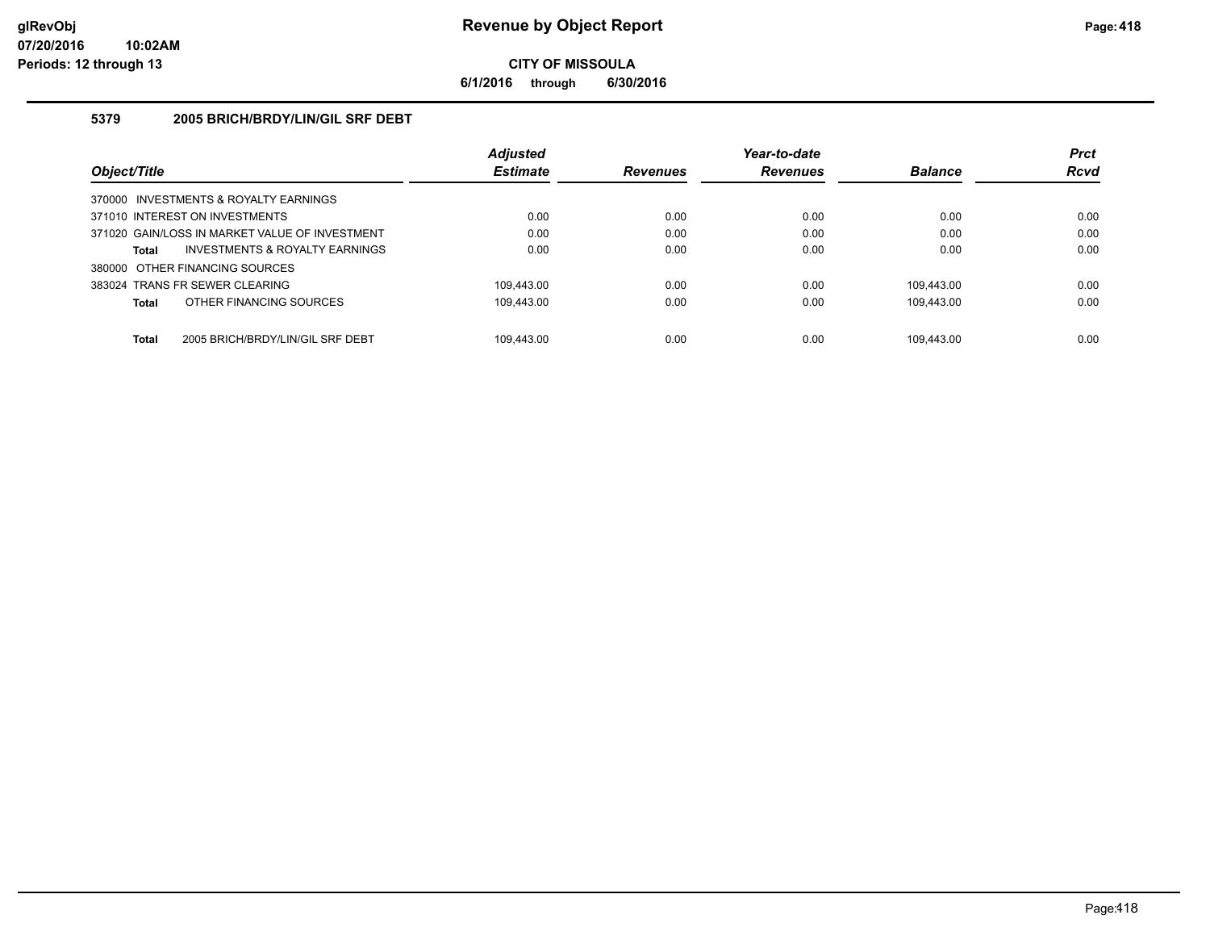**Revenue by Object Report**

**CITY OF MISSOULA**

**6/1/2016 through 6/30/2016**

glRevObj
07/20/2016 10:02AM
Periods: 12 through 13

### 5379 2005 BRICH/BRDY/LIN/GIL SRF DEBT

| Object/Title | Adjusted Estimate | Revenues | Year-to-date Revenues | Balance | Prct Rcvd |
|---|---|---|---|---|---|
| 370000 INVESTMENTS & ROYALTY EARNINGS | | | | | |
| 371010 INTEREST ON INVESTMENTS | 0.00 | 0.00 | 0.00 | 0.00 | 0.00 |
| 371020 GAIN/LOSS IN MARKET VALUE OF INVESTMENT | 0.00 | 0.00 | 0.00 | 0.00 | 0.00 |
| **Total** INVESTMENTS & ROYALTY EARNINGS | 0.00 | 0.00 | 0.00 | 0.00 | 0.00 |
| 380000 OTHER FINANCING SOURCES | | | | | |
| 383024 TRANS FR SEWER CLEARING | 109,443.00 | 0.00 | 0.00 | 109,443.00 | 0.00 |
| **Total** OTHER FINANCING SOURCES | 109,443.00 | 0.00 | 0.00 | 109,443.00 | 0.00 |
| **Total** 2005 BRICH/BRDY/LIN/GIL SRF DEBT | 109,443.00 | 0.00 | 0.00 | 109,443.00 | 0.00 |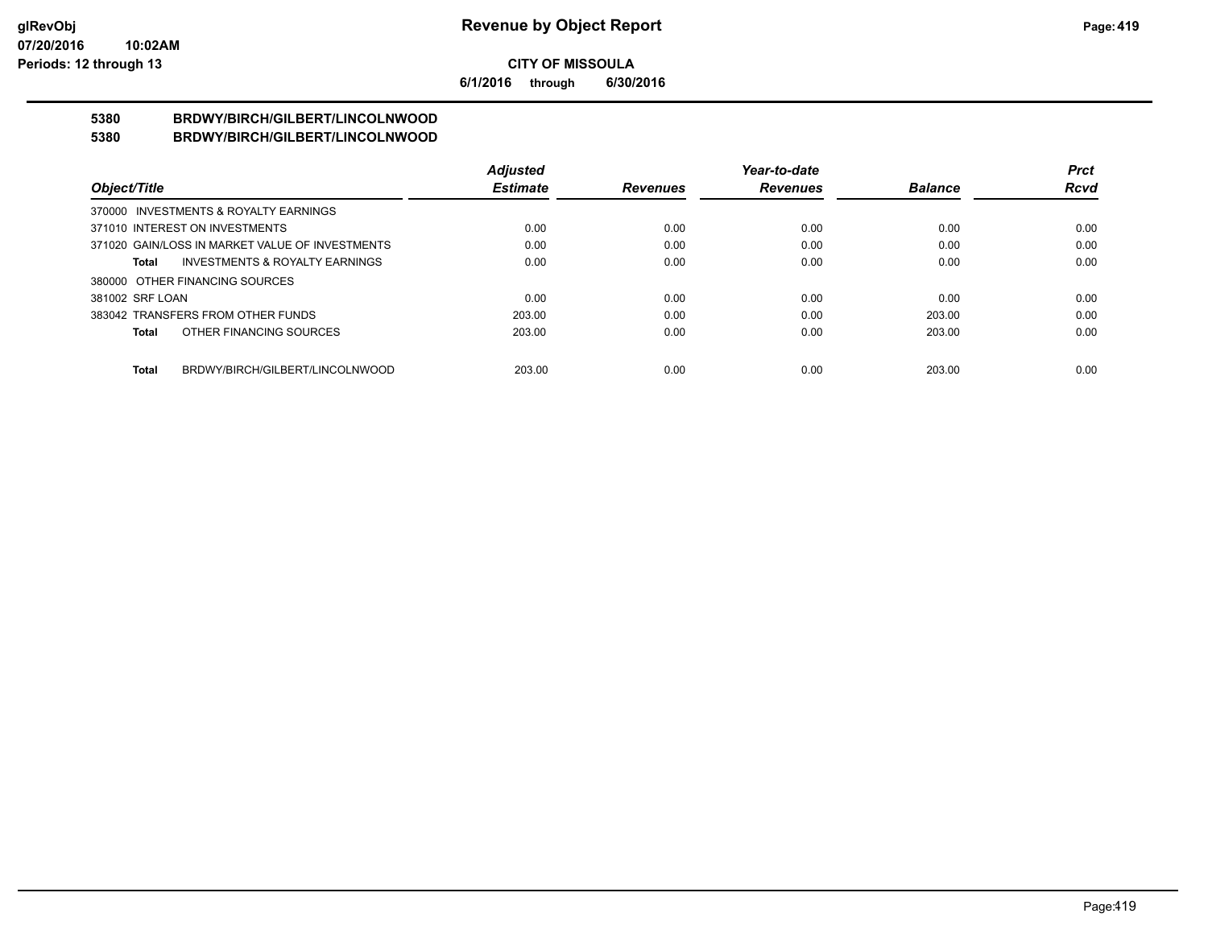**Revenue by Object Report**

**CITY OF MISSOULA**

**6/1/2016 through 6/30/2016**

glRevObj
07/20/2016 10:02AM
Periods: 12 through 13

## 5380 BRDWY/BIRCH/GILBERT/LINCOLNWOOD
## 5380 BRDWY/BIRCH/GILBERT/LINCOLNWOOD

| Object/Title | Adjusted Estimate | Revenues | Year-to-date Revenues | Balance | Prct Rcvd |
|---|---|---|---|---|---|
| 370000 INVESTMENTS & ROYALTY EARNINGS | | | | | |
| 371010 INTEREST ON INVESTMENTS | 0.00 | 0.00 | 0.00 | 0.00 | 0.00 |
| 371020 GAIN/LOSS IN MARKET VALUE OF INVESTMENTS | 0.00 | 0.00 | 0.00 | 0.00 | 0.00 |
| **Total** INVESTMENTS & ROYALTY EARNINGS | 0.00 | 0.00 | 0.00 | 0.00 | 0.00 |
| 380000 OTHER FINANCING SOURCES | | | | | |
| 381002 SRF LOAN | 0.00 | 0.00 | 0.00 | 0.00 | 0.00 |
| 383042 TRANSFERS FROM OTHER FUNDS | 203.00 | 0.00 | 0.00 | 203.00 | 0.00 |
| **Total** OTHER FINANCING SOURCES | 203.00 | 0.00 | 0.00 | 203.00 | 0.00 |
| **Total** BRDWY/BIRCH/GILBERT/LINCOLNWOOD | 203.00 | 0.00 | 0.00 | 203.00 | 0.00 |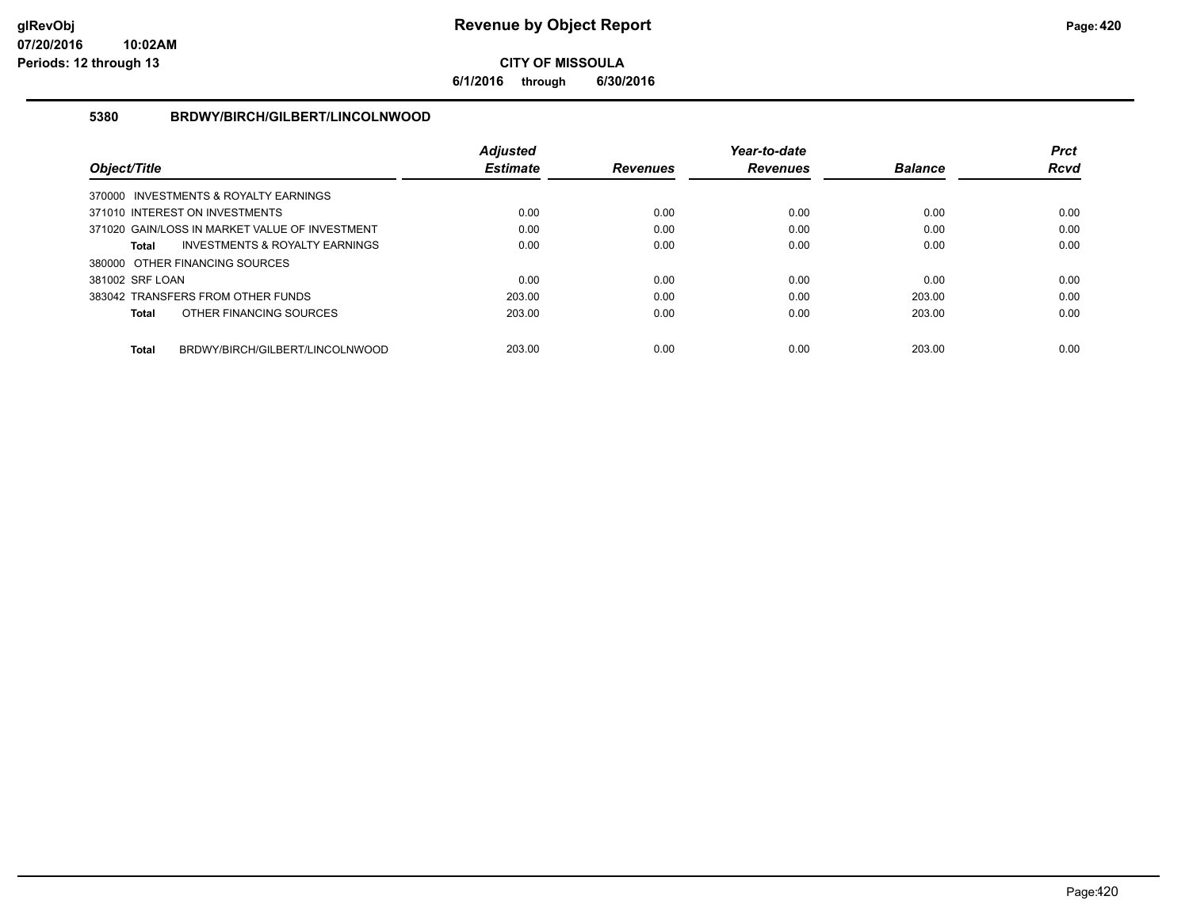**CITY OF MISSOULA**

**6/1/2016 through 6/30/2016**

## 5380 BRDWY/BIRCH/GILBERT/LINCOLNWOOD

| Object/Title | Adjusted Estimate | Revenues | Year-to-date Revenues | Balance | Prct Rcvd |
|---|---|---|---|---|---|
| 370000 INVESTMENTS & ROYALTY EARNINGS | | | | | |
| 371010 INTEREST ON INVESTMENTS | 0.00 | 0.00 | 0.00 | 0.00 | 0.00 |
| 371020 GAIN/LOSS IN MARKET VALUE OF INVESTMENT | 0.00 | 0.00 | 0.00 | 0.00 | 0.00 |
| **Total** INVESTMENTS & ROYALTY EARNINGS | 0.00 | 0.00 | 0.00 | 0.00 | 0.00 |
| 380000 OTHER FINANCING SOURCES | | | | | |
| 381002 SRF LOAN | 0.00 | 0.00 | 0.00 | 0.00 | 0.00 |
| 383042 TRANSFERS FROM OTHER FUNDS | 203.00 | 0.00 | 0.00 | 203.00 | 0.00 |
| **Total** OTHER FINANCING SOURCES | 203.00 | 0.00 | 0.00 | 203.00 | 0.00 |
| **Total** BRDWY/BIRCH/GILBERT/LINCOLNWOOD | 203.00 | 0.00 | 0.00 | 203.00 | 0.00 |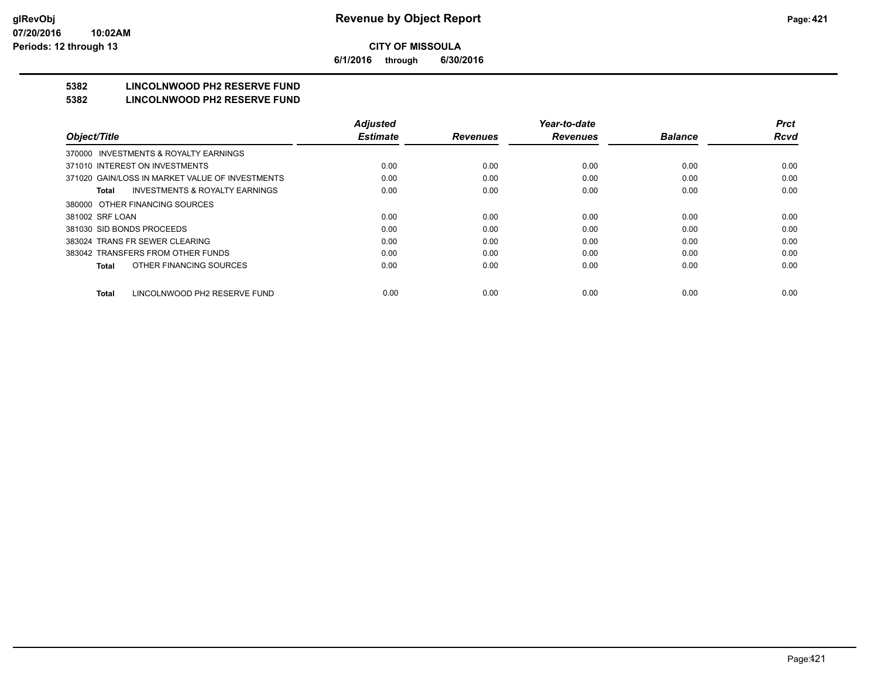# Revenue by Object Report

## CITY OF MISSOULA

**6/1/2016 through 6/30/2016**

glRevObj
07/20/2016 10:02AM
Periods: 12 through 13

### 5382 LINCOLNWOOD PH2 RESERVE FUND
### 5382 LINCOLNWOOD PH2 RESERVE FUND

| Object/Title | Adjusted Estimate | Revenues | Year-to-date Revenues | Balance | Prct Rcvd |
|---|---|---|---|---|---|
| 370000 INVESTMENTS & ROYALTY EARNINGS | | | | | |
| 371010 INTEREST ON INVESTMENTS | 0.00 | 0.00 | 0.00 | 0.00 | 0.00 |
| 371020 GAIN/LOSS IN MARKET VALUE OF INVESTMENTS | 0.00 | 0.00 | 0.00 | 0.00 | 0.00 |
| **Total** INVESTMENTS & ROYALTY EARNINGS | 0.00 | 0.00 | 0.00 | 0.00 | 0.00 |
| 380000 OTHER FINANCING SOURCES | | | | | |
| 381002 SRF LOAN | 0.00 | 0.00 | 0.00 | 0.00 | 0.00 |
| 381030 SID BONDS PROCEEDS | 0.00 | 0.00 | 0.00 | 0.00 | 0.00 |
| 383024 TRANS FR SEWER CLEARING | 0.00 | 0.00 | 0.00 | 0.00 | 0.00 |
| 383042 TRANSFERS FROM OTHER FUNDS | 0.00 | 0.00 | 0.00 | 0.00 | 0.00 |
| **Total** OTHER FINANCING SOURCES | 0.00 | 0.00 | 0.00 | 0.00 | 0.00 |
| **Total** LINCOLNWOOD PH2 RESERVE FUND | 0.00 | 0.00 | 0.00 | 0.00 | 0.00 |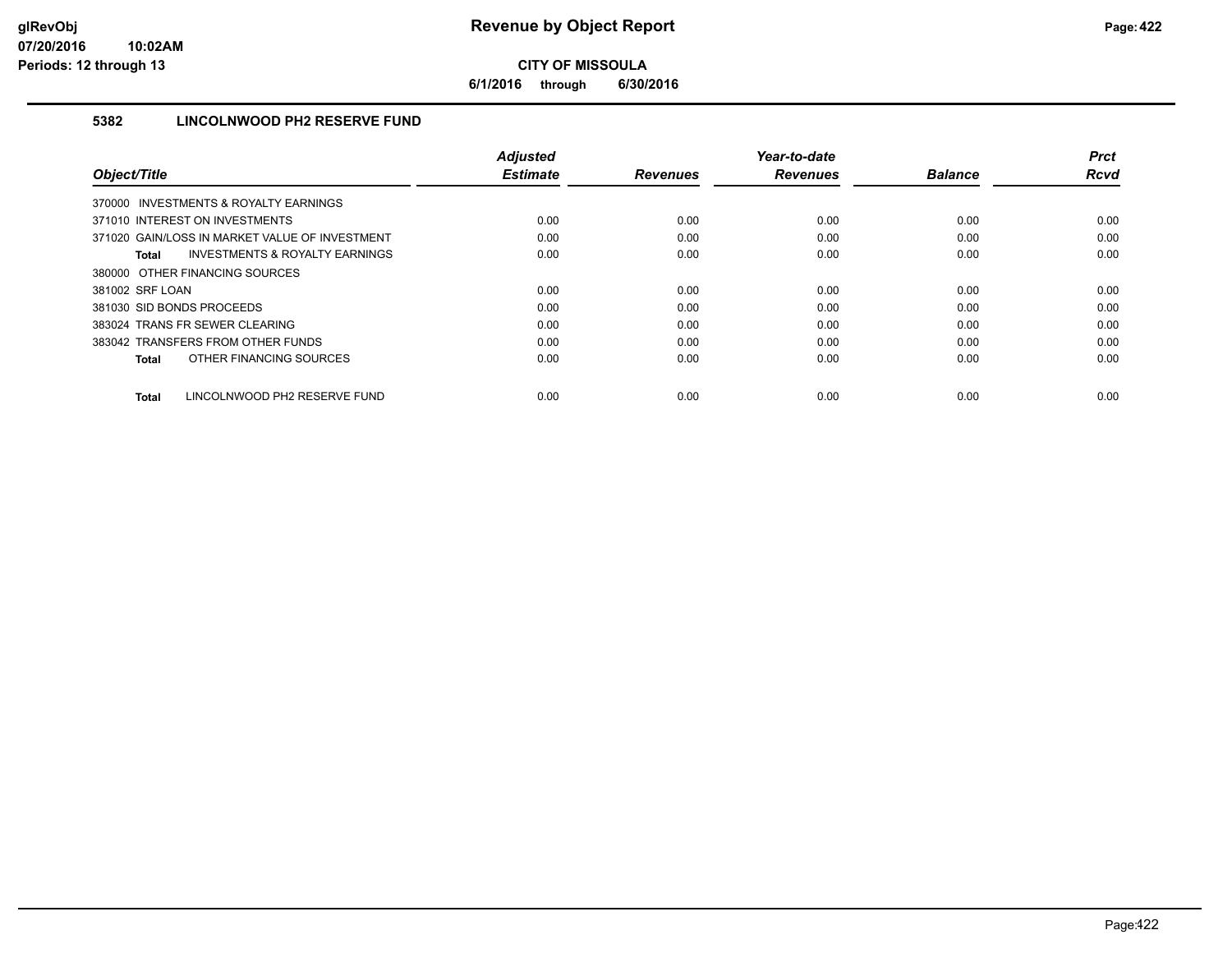# Revenue by Object Report

**CITY OF MISSOULA**

**6/1/2016 through 6/30/2016**

glRevObj
07/20/2016 10:02AM
Periods: 12 through 13

## 5382 LINCOLNWOOD PH2 RESERVE FUND

| Object/Title | Adjusted Estimate | Revenues | Year-to-date Revenues | Balance | Prct Rcvd |
|---|---|---|---|---|---|
| 370000 INVESTMENTS & ROYALTY EARNINGS | | | | | |
| 371010 INTEREST ON INVESTMENTS | 0.00 | 0.00 | 0.00 | 0.00 | 0.00 |
| 371020 GAIN/LOSS IN MARKET VALUE OF INVESTMENT | 0.00 | 0.00 | 0.00 | 0.00 | 0.00 |
| **Total** INVESTMENTS & ROYALTY EARNINGS | 0.00 | 0.00 | 0.00 | 0.00 | 0.00 |
| 380000 OTHER FINANCING SOURCES | | | | | |
| 381002 SRF LOAN | 0.00 | 0.00 | 0.00 | 0.00 | 0.00 |
| 381030 SID BONDS PROCEEDS | 0.00 | 0.00 | 0.00 | 0.00 | 0.00 |
| 383024 TRANS FR SEWER CLEARING | 0.00 | 0.00 | 0.00 | 0.00 | 0.00 |
| 383042 TRANSFERS FROM OTHER FUNDS | 0.00 | 0.00 | 0.00 | 0.00 | 0.00 |
| **Total** OTHER FINANCING SOURCES | 0.00 | 0.00 | 0.00 | 0.00 | 0.00 |
| **Total** LINCOLNWOOD PH2 RESERVE FUND | 0.00 | 0.00 | 0.00 | 0.00 | 0.00 |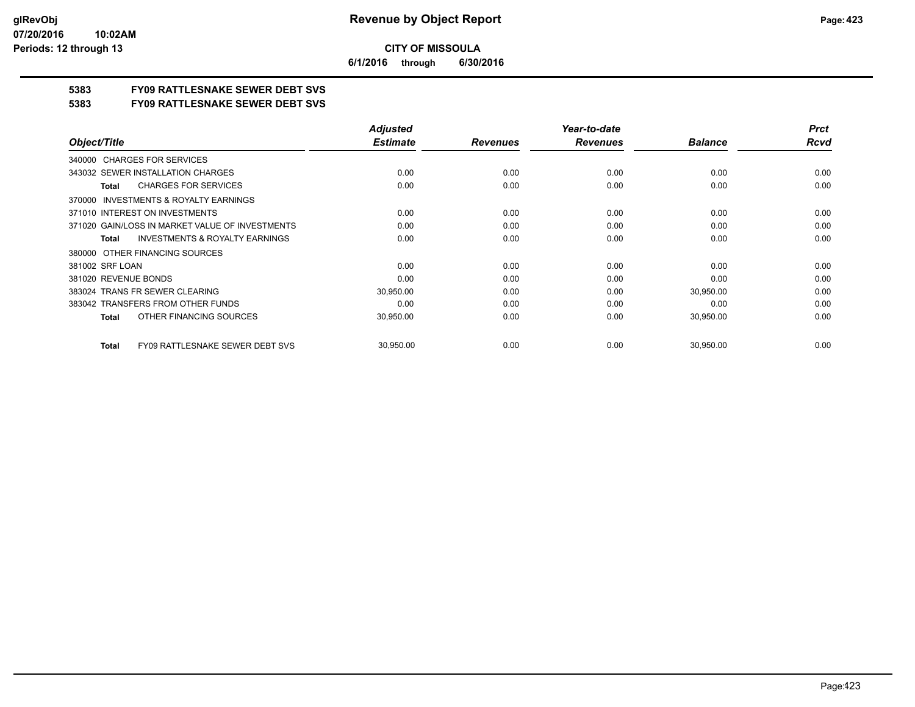**CITY OF MISSOULA**

**6/1/2016 through 6/30/2016**

**glRevObj**
**07/20/2016 10:02AM**
**Periods: 12 through 13**

# Revenue by Object Report

## 5383 FY09 RATTLESNAKE SEWER DEBT SVS
## 5383 FY09 RATTLESNAKE SEWER DEBT SVS

| Object/Title | Adjusted Estimate | Revenues | Year-to-date Revenues | Balance | Prct Rcvd |
|---|---|---|---|---|---|
| 340000 CHARGES FOR SERVICES | | | | | |
| 343032 SEWER INSTALLATION CHARGES | 0.00 | 0.00 | 0.00 | 0.00 | 0.00 |
| **Total** CHARGES FOR SERVICES | 0.00 | 0.00 | 0.00 | 0.00 | 0.00 |
| 370000 INVESTMENTS & ROYALTY EARNINGS | | | | | |
| 371010 INTEREST ON INVESTMENTS | 0.00 | 0.00 | 0.00 | 0.00 | 0.00 |
| 371020 GAIN/LOSS IN MARKET VALUE OF INVESTMENTS | 0.00 | 0.00 | 0.00 | 0.00 | 0.00 |
| **Total** INVESTMENTS & ROYALTY EARNINGS | 0.00 | 0.00 | 0.00 | 0.00 | 0.00 |
| 380000 OTHER FINANCING SOURCES | | | | | |
| 381002 SRF LOAN | 0.00 | 0.00 | 0.00 | 0.00 | 0.00 |
| 381020 REVENUE BONDS | 0.00 | 0.00 | 0.00 | 0.00 | 0.00 |
| 383024 TRANS FR SEWER CLEARING | 30,950.00 | 0.00 | 0.00 | 30,950.00 | 0.00 |
| 383042 TRANSFERS FROM OTHER FUNDS | 0.00 | 0.00 | 0.00 | 0.00 | 0.00 |
| **Total** OTHER FINANCING SOURCES | 30,950.00 | 0.00 | 0.00 | 30,950.00 | 0.00 |
| **Total** FY09 RATTLESNAKE SEWER DEBT SVS | 30,950.00 | 0.00 | 0.00 | 30,950.00 | 0.00 |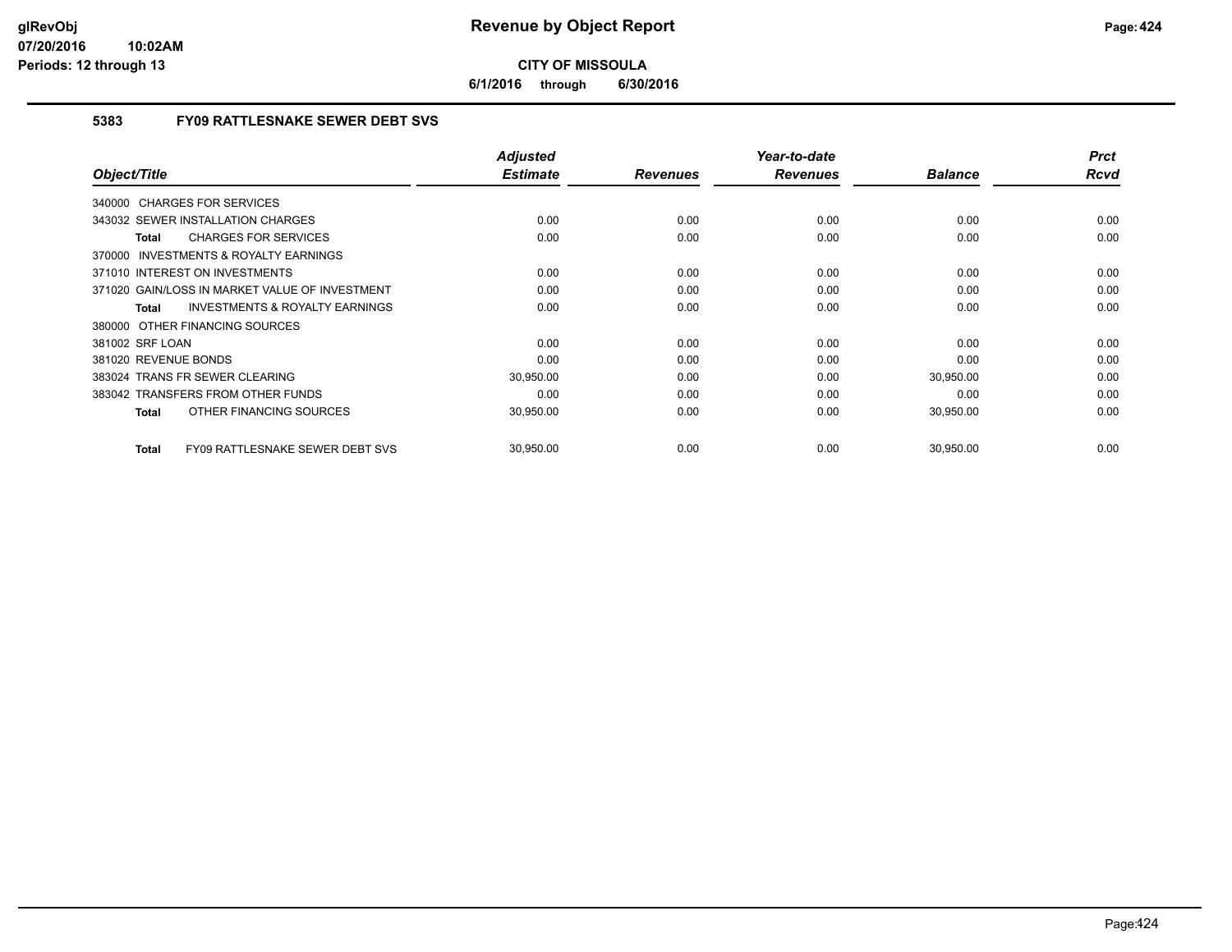# Revenue by Object Report

**CITY OF MISSOULA**

**6/1/2016 through 6/30/2016**

glRevObj
07/20/2016 10:02AM
Periods: 12 through 13

## 5383 FY09 RATTLESNAKE SEWER DEBT SVS

| Object/Title | Adjusted Estimate | Revenues | Year-to-date Revenues | Balance | Prct Rcvd |
|---|---|---|---|---|---|
| 340000 CHARGES FOR SERVICES | | | | | |
| 343032 SEWER INSTALLATION CHARGES | 0.00 | 0.00 | 0.00 | 0.00 | 0.00 |
| **Total** CHARGES FOR SERVICES | 0.00 | 0.00 | 0.00 | 0.00 | 0.00 |
| 370000 INVESTMENTS & ROYALTY EARNINGS | | | | | |
| 371010 INTEREST ON INVESTMENTS | 0.00 | 0.00 | 0.00 | 0.00 | 0.00 |
| 371020 GAIN/LOSS IN MARKET VALUE OF INVESTMENT | 0.00 | 0.00 | 0.00 | 0.00 | 0.00 |
| **Total** INVESTMENTS & ROYALTY EARNINGS | 0.00 | 0.00 | 0.00 | 0.00 | 0.00 |
| 380000 OTHER FINANCING SOURCES | | | | | |
| 381002 SRF LOAN | 0.00 | 0.00 | 0.00 | 0.00 | 0.00 |
| 381020 REVENUE BONDS | 0.00 | 0.00 | 0.00 | 0.00 | 0.00 |
| 383024 TRANS FR SEWER CLEARING | 30,950.00 | 0.00 | 0.00 | 30,950.00 | 0.00 |
| 383042 TRANSFERS FROM OTHER FUNDS | 0.00 | 0.00 | 0.00 | 0.00 | 0.00 |
| **Total** OTHER FINANCING SOURCES | 30,950.00 | 0.00 | 0.00 | 30,950.00 | 0.00 |
| **Total** FY09 RATTLESNAKE SEWER DEBT SVS | 30,950.00 | 0.00 | 0.00 | 30,950.00 | 0.00 |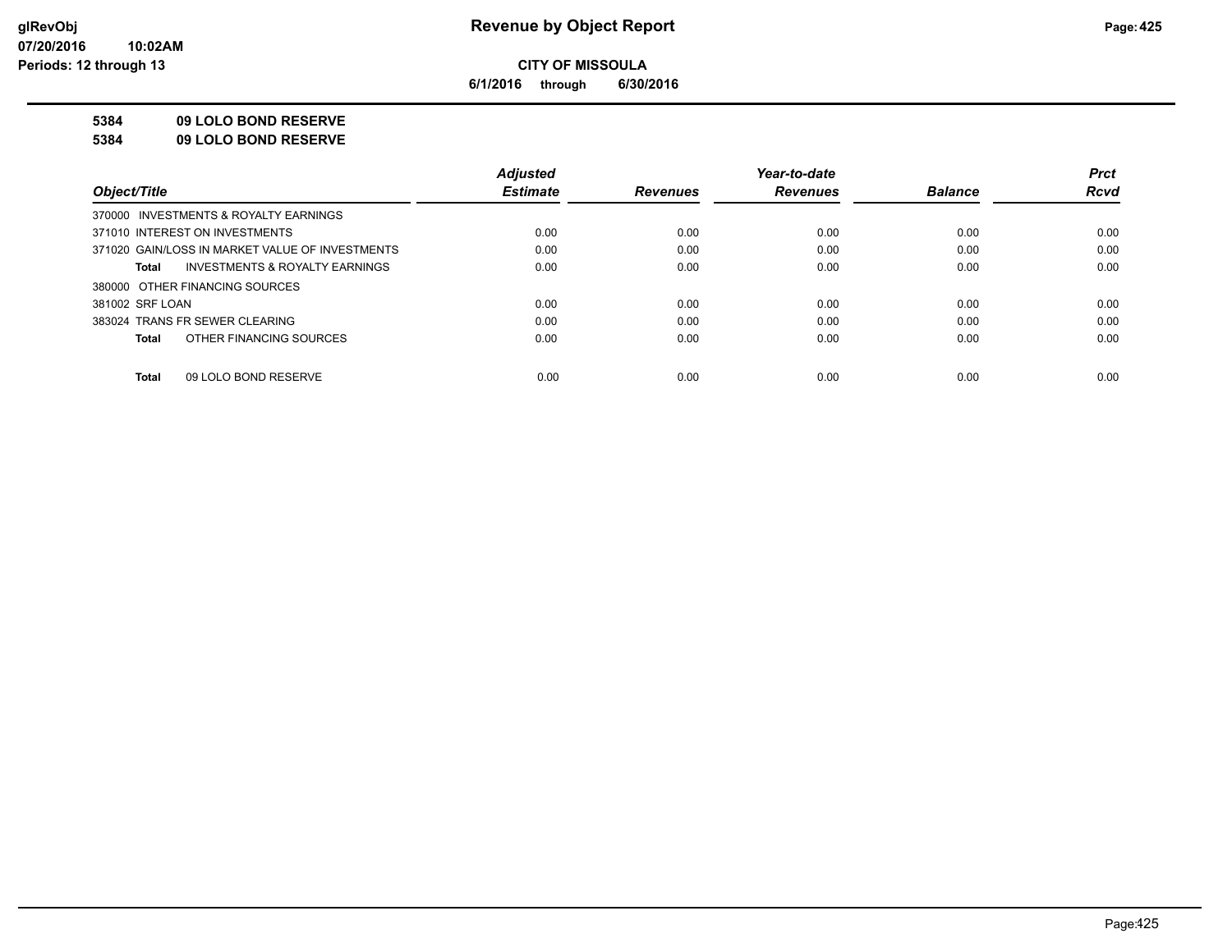**CITY OF MISSOULA**

**6/1/2016 through 6/30/2016**

**5384 09 LOLO BOND RESERVE**

**5384 09 LOLO BOND RESERVE**

| Object/Title | Adjusted Estimate | Revenues | Year-to-date Revenues | Balance | Prct Rcvd |
|---|---|---|---|---|---|
| 370000 INVESTMENTS & ROYALTY EARNINGS | | | | | |
| 371010 INTEREST ON INVESTMENTS | 0.00 | 0.00 | 0.00 | 0.00 | 0.00 |
| 371020 GAIN/LOSS IN MARKET VALUE OF INVESTMENTS | 0.00 | 0.00 | 0.00 | 0.00 | 0.00 |
| **Total** INVESTMENTS & ROYALTY EARNINGS | 0.00 | 0.00 | 0.00 | 0.00 | 0.00 |
| 380000 OTHER FINANCING SOURCES | | | | | |
| 381002 SRF LOAN | 0.00 | 0.00 | 0.00 | 0.00 | 0.00 |
| 383024 TRANS FR SEWER CLEARING | 0.00 | 0.00 | 0.00 | 0.00 | 0.00 |
| **Total** OTHER FINANCING SOURCES | 0.00 | 0.00 | 0.00 | 0.00 | 0.00 |
| **Total** 09 LOLO BOND RESERVE | 0.00 | 0.00 | 0.00 | 0.00 | 0.00 |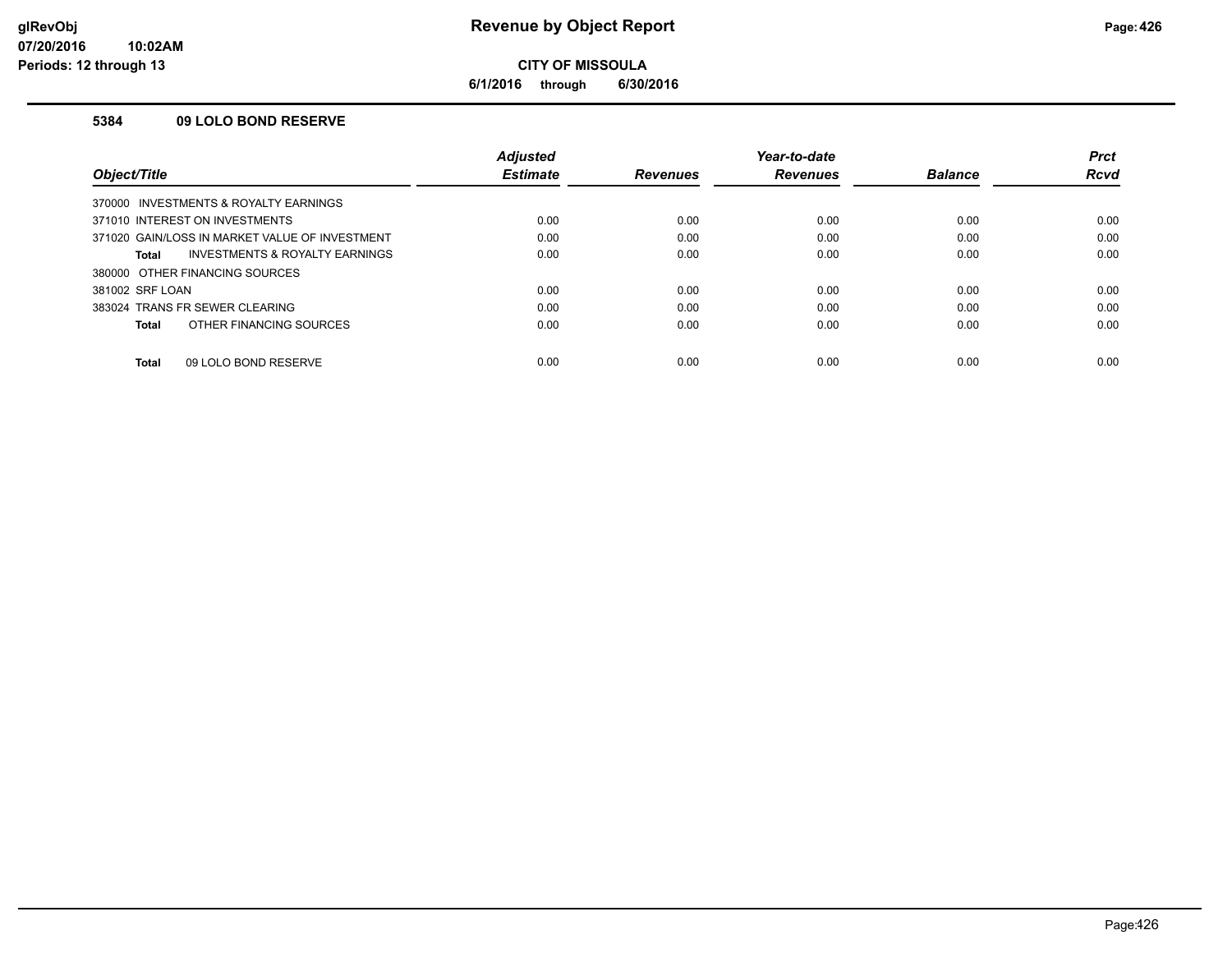**Revenue by Object Report**

**CITY OF MISSOULA**

**6/1/2016 through 6/30/2016**

glRevObj
07/20/2016 10:02AM
Periods: 12 through 13

### 5384 09 LOLO BOND RESERVE

| Object/Title | Adjusted Estimate | Revenues | Year-to-date Revenues | Balance | Prct Rcvd |
|---|---|---|---|---|---|
| 370000 INVESTMENTS & ROYALTY EARNINGS | | | | | |
| 371010 INTEREST ON INVESTMENTS | 0.00 | 0.00 | 0.00 | 0.00 | 0.00 |
| 371020 GAIN/LOSS IN MARKET VALUE OF INVESTMENT | 0.00 | 0.00 | 0.00 | 0.00 | 0.00 |
| **Total** INVESTMENTS & ROYALTY EARNINGS | 0.00 | 0.00 | 0.00 | 0.00 | 0.00 |
| 380000 OTHER FINANCING SOURCES | | | | | |
| 381002 SRF LOAN | 0.00 | 0.00 | 0.00 | 0.00 | 0.00 |
| 383024 TRANS FR SEWER CLEARING | 0.00 | 0.00 | 0.00 | 0.00 | 0.00 |
| **Total** OTHER FINANCING SOURCES | 0.00 | 0.00 | 0.00 | 0.00 | 0.00 |
| **Total** 09 LOLO BOND RESERVE | 0.00 | 0.00 | 0.00 | 0.00 | 0.00 |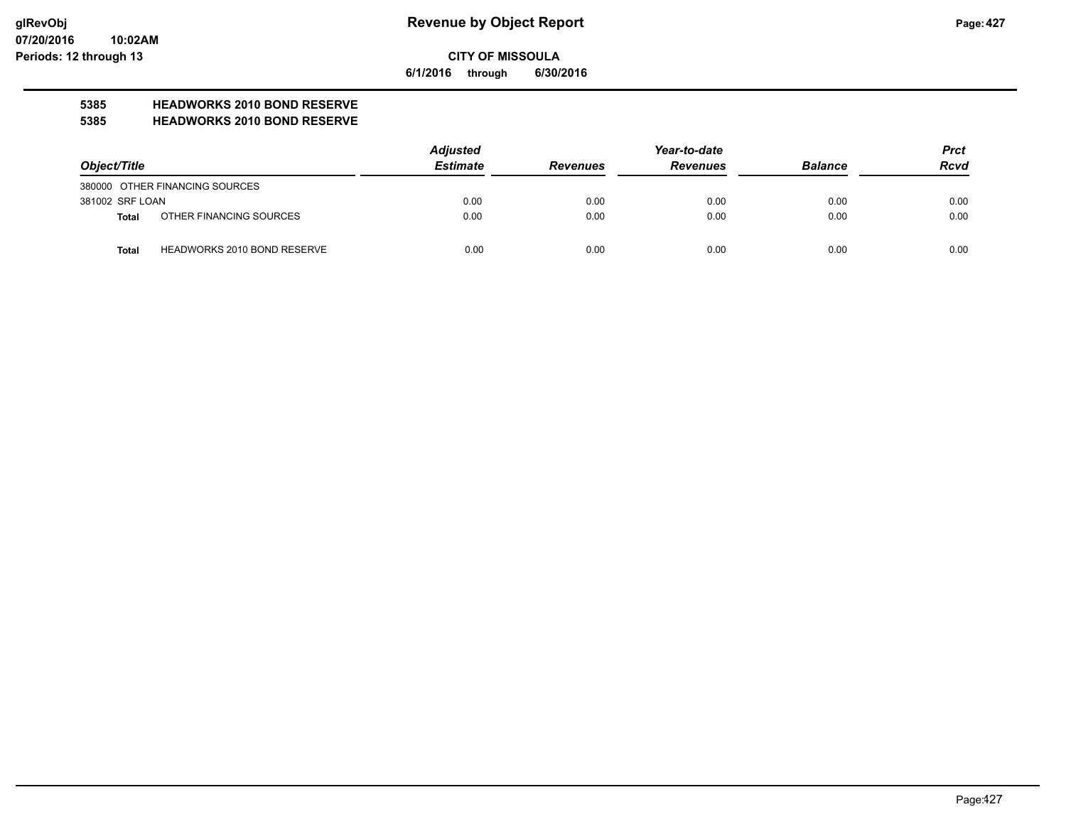# Revenue by Object Report

**CITY OF MISSOULA**

**6/1/2016 through 6/30/2016**

glRevObj
07/20/2016 10:02AM
Periods: 12 through 13

**5385 HEADWORKS 2010 BOND RESERVE**
**5385 HEADWORKS 2010 BOND RESERVE**

| Object/Title | | Adjusted Estimate | Revenues | Year-to-date Revenues | Balance | Prct Rcvd |
|---|---|---|---|---|---|---|
| 380000 OTHER FINANCING SOURCES | | | | | | |
| 381002 SRF LOAN | | 0.00 | 0.00 | 0.00 | 0.00 | 0.00 |
| Total | OTHER FINANCING SOURCES | 0.00 | 0.00 | 0.00 | 0.00 | 0.00 |
| Total | HEADWORKS 2010 BOND RESERVE | 0.00 | 0.00 | 0.00 | 0.00 | 0.00 |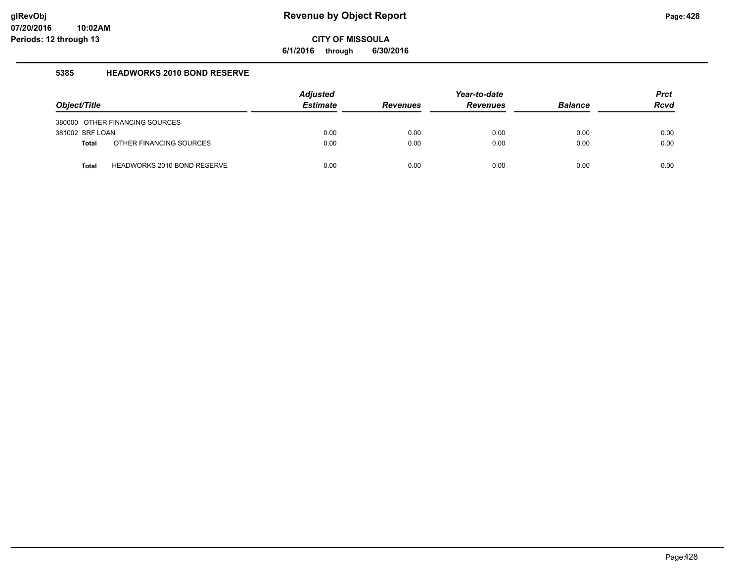# Revenue by Object Report

**CITY OF MISSOULA**

**6/1/2016 through 6/30/2016**

glRevObj
07/20/2016 10:02AM
Periods: 12 through 13

## 5385 HEADWORKS 2010 BOND RESERVE

| Object/Title | Adjusted Estimate | Revenues | Year-to-date Revenues | Balance | Prct Rcvd |
|---|---|---|---|---|---|
| 380000 OTHER FINANCING SOURCES | | | | | |
| 381002 SRF LOAN | 0.00 | 0.00 | 0.00 | 0.00 | 0.00 |
| **Total** OTHER FINANCING SOURCES | 0.00 | 0.00 | 0.00 | 0.00 | 0.00 |
| **Total** HEADWORKS 2010 BOND RESERVE | 0.00 | 0.00 | 0.00 | 0.00 | 0.00 |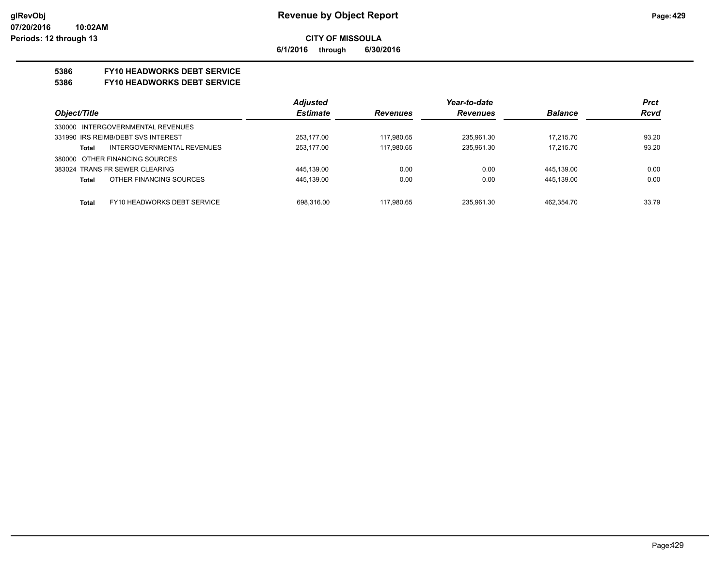# Revenue by Object Report

**CITY OF MISSOULA**

**6/1/2016 through 6/30/2016**

glRevObj
07/20/2016 10:02AM
Periods: 12 through 13

## 5386 FY10 HEADWORKS DEBT SERVICE
## 5386 FY10 HEADWORKS DEBT SERVICE

| Object/Title | Adjusted Estimate | Revenues | Year-to-date Revenues | Balance | Prct Rcvd |
|---|---|---|---|---|---|
| 330000 INTERGOVERNMENTAL REVENUES | | | | | |
| 331990 IRS REIMB/DEBT SVS INTEREST | 253,177.00 | 117,980.65 | 235,961.30 | 17,215.70 | 93.20 |
| **Total** INTERGOVERNMENTAL REVENUES | 253,177.00 | 117,980.65 | 235,961.30 | 17,215.70 | 93.20 |
| 380000 OTHER FINANCING SOURCES | | | | | |
| 383024 TRANS FR SEWER CLEARING | 445,139.00 | 0.00 | 0.00 | 445,139.00 | 0.00 |
| **Total** OTHER FINANCING SOURCES | 445,139.00 | 0.00 | 0.00 | 445,139.00 | 0.00 |
| **Total** FY10 HEADWORKS DEBT SERVICE | 698,316.00 | 117,980.65 | 235,961.30 | 462,354.70 | 33.79 |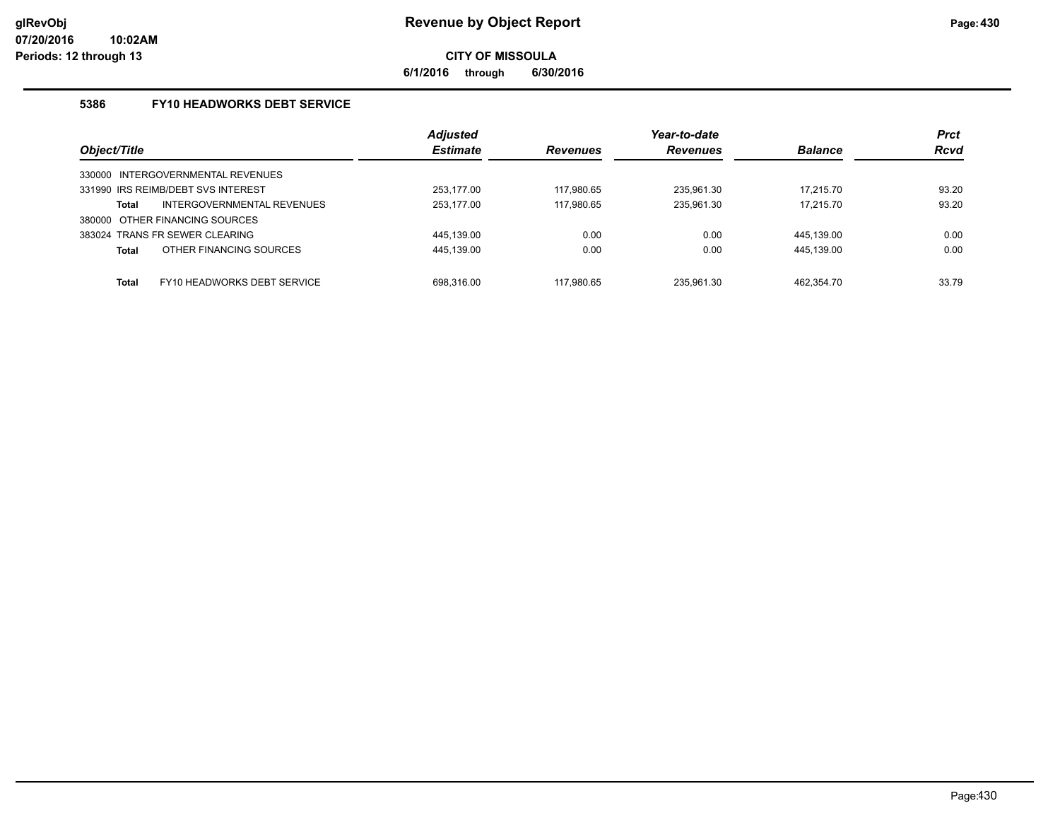**Revenue by Object Report**

**CITY OF MISSOULA**

**6/1/2016 through 6/30/2016**

glRevObj
07/20/2016 10:02AM
Periods: 12 through 13

### 5386 FY10 HEADWORKS DEBT SERVICE

| Object/Title | Adjusted Estimate | Revenues | Year-to-date Revenues | Balance | Prct Rcvd |
|---|---|---|---|---|---|
| 330000 INTERGOVERNMENTAL REVENUES | | | | | |
| 331990 IRS REIMB/DEBT SVS INTEREST | 253,177.00 | 117,980.65 | 235,961.30 | 17,215.70 | 93.20 |
| **Total** INTERGOVERNMENTAL REVENUES | 253,177.00 | 117,980.65 | 235,961.30 | 17,215.70 | 93.20 |
| 380000 OTHER FINANCING SOURCES | | | | | |
| 383024 TRANS FR SEWER CLEARING | 445,139.00 | 0.00 | 0.00 | 445,139.00 | 0.00 |
| **Total** OTHER FINANCING SOURCES | 445,139.00 | 0.00 | 0.00 | 445,139.00 | 0.00 |
| **Total** FY10 HEADWORKS DEBT SERVICE | 698,316.00 | 117,980.65 | 235,961.30 | 462,354.70 | 33.79 |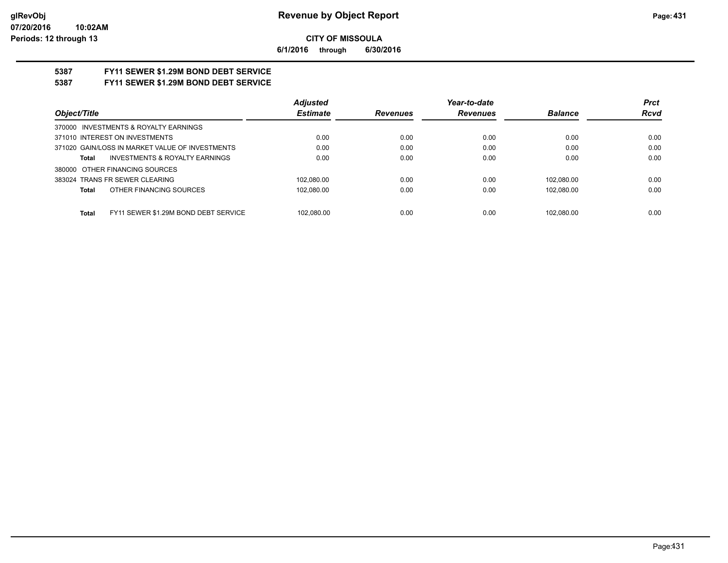# Revenue by Object Report

## CITY OF MISSOULA

**6/1/2016 through 6/30/2016**

glRevObj
07/20/2016 10:02AM
Periods: 12 through 13

### 5387 FY11 SEWER $1.29M BOND DEBT SERVICE
### 5387 FY11 SEWER $1.29M BOND DEBT SERVICE

| Object/Title | Adjusted Estimate | Revenues | Year-to-date Revenues | Balance | Prct Rcvd |
|---|---|---|---|---|---|
| 370000 INVESTMENTS & ROYALTY EARNINGS | | | | | |
| 371010 INTEREST ON INVESTMENTS | 0.00 | 0.00 | 0.00 | 0.00 | 0.00 |
| 371020 GAIN/LOSS IN MARKET VALUE OF INVESTMENTS | 0.00 | 0.00 | 0.00 | 0.00 | 0.00 |
| **Total** INVESTMENTS & ROYALTY EARNINGS | 0.00 | 0.00 | 0.00 | 0.00 | 0.00 |
| 380000 OTHER FINANCING SOURCES | | | | | |
| 383024 TRANS FR SEWER CLEARING | 102,080.00 | 0.00 | 0.00 | 102,080.00 | 0.00 |
| **Total** OTHER FINANCING SOURCES | 102,080.00 | 0.00 | 0.00 | 102,080.00 | 0.00 |
| **Total** FY11 SEWER $1.29M BOND DEBT SERVICE | 102,080.00 | 0.00 | 0.00 | 102,080.00 | 0.00 |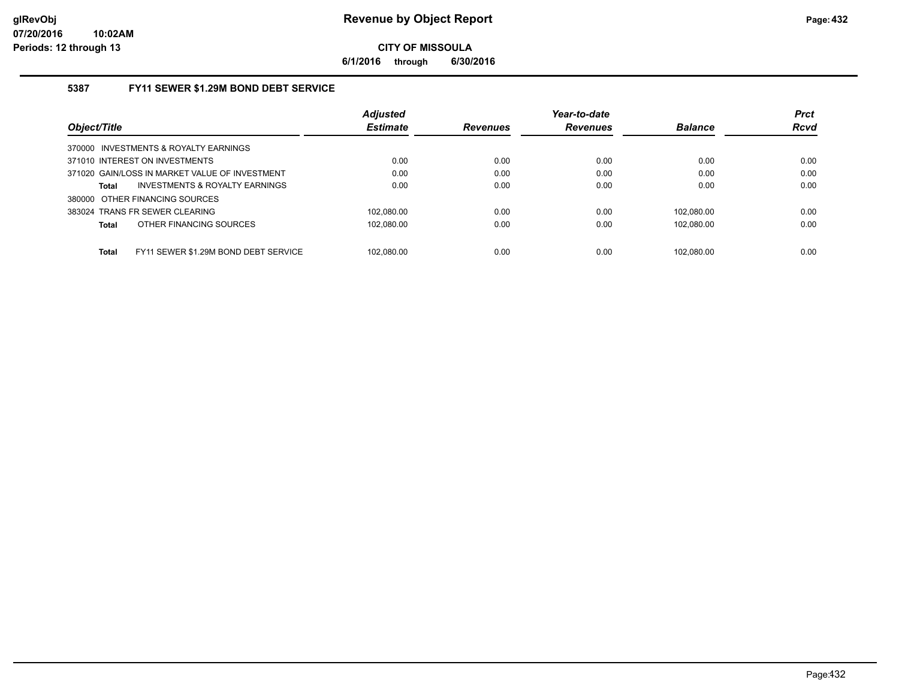# Revenue by Object Report

**CITY OF MISSOULA**

**6/1/2016 through 6/30/2016**

glRevObj
07/20/2016 10:02AM
Periods: 12 through 13

## 5387 FY11 SEWER $1.29M BOND DEBT SERVICE

| Object/Title | Adjusted Estimate | Revenues | Year-to-date Revenues | Balance | Prct Rcvd |
|---|---|---|---|---|---|
| 370000 INVESTMENTS & ROYALTY EARNINGS | | | | | |
| 371010 INTEREST ON INVESTMENTS | 0.00 | 0.00 | 0.00 | 0.00 | 0.00 |
| 371020 GAIN/LOSS IN MARKET VALUE OF INVESTMENT | 0.00 | 0.00 | 0.00 | 0.00 | 0.00 |
| **Total** INVESTMENTS & ROYALTY EARNINGS | 0.00 | 0.00 | 0.00 | 0.00 | 0.00 |
| 380000 OTHER FINANCING SOURCES | | | | | |
| 383024 TRANS FR SEWER CLEARING | 102,080.00 | 0.00 | 0.00 | 102,080.00 | 0.00 |
| **Total** OTHER FINANCING SOURCES | 102,080.00 | 0.00 | 0.00 | 102,080.00 | 0.00 |
| **Total** FY11 SEWER $1.29M BOND DEBT SERVICE | 102,080.00 | 0.00 | 0.00 | 102,080.00 | 0.00 |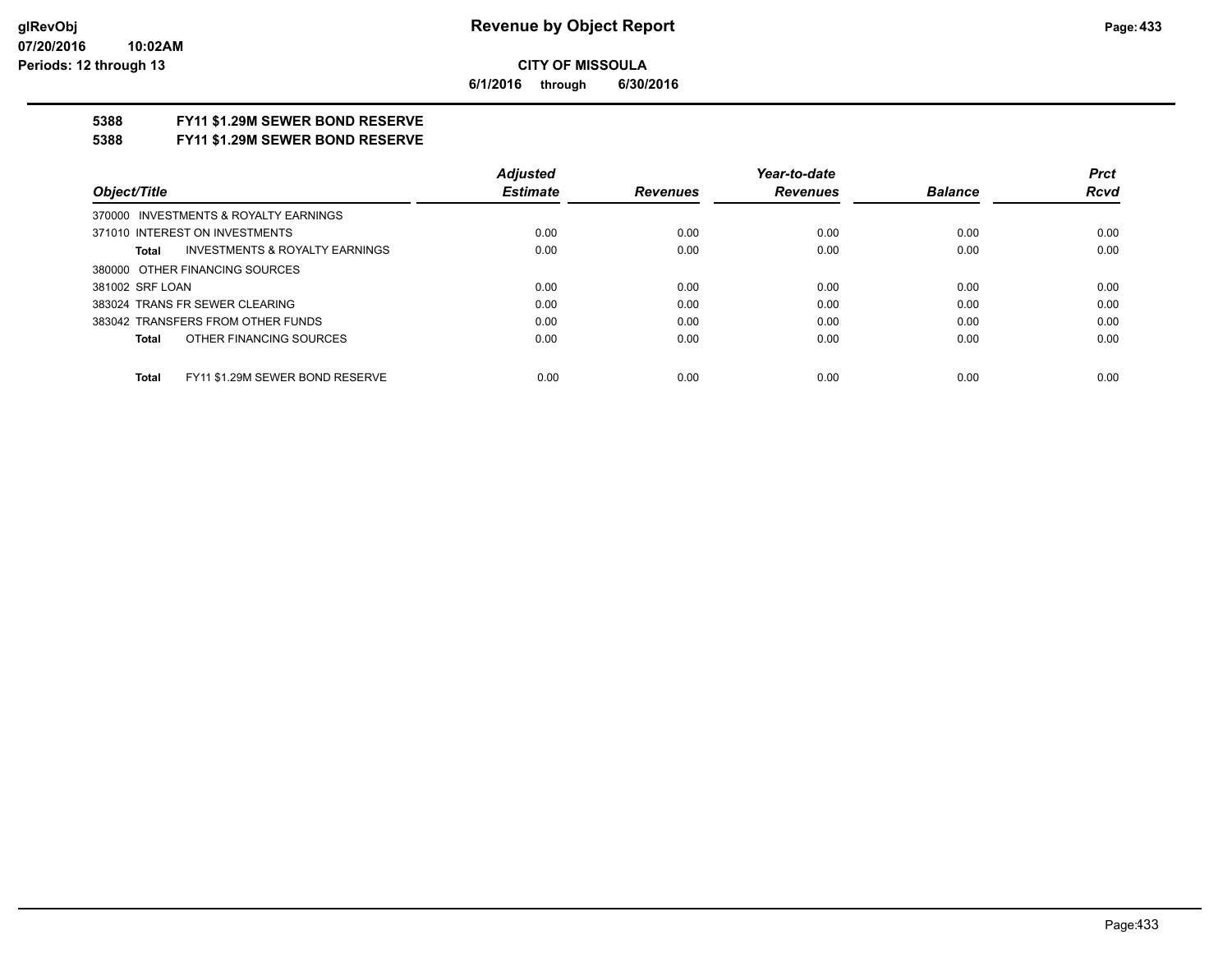**CITY OF MISSOULA**

**6/1/2016 through 6/30/2016**

**5388 FY11 $1.29M SEWER BOND RESERVE**

**5388 FY11 $1.29M SEWER BOND RESERVE**

| Object/Title | Adjusted Estimate | Revenues | Year-to-date Revenues | Balance | Prct Rcvd |
|---|---|---|---|---|---|
| 370000 INVESTMENTS & ROYALTY EARNINGS | | | | | |
| 371010 INTEREST ON INVESTMENTS | 0.00 | 0.00 | 0.00 | 0.00 | 0.00 |
| **Total** INVESTMENTS & ROYALTY EARNINGS | 0.00 | 0.00 | 0.00 | 0.00 | 0.00 |
| 380000 OTHER FINANCING SOURCES | | | | | |
| 381002 SRF LOAN | 0.00 | 0.00 | 0.00 | 0.00 | 0.00 |
| 383024 TRANS FR SEWER CLEARING | 0.00 | 0.00 | 0.00 | 0.00 | 0.00 |
| 383042 TRANSFERS FROM OTHER FUNDS | 0.00 | 0.00 | 0.00 | 0.00 | 0.00 |
| **Total** OTHER FINANCING SOURCES | 0.00 | 0.00 | 0.00 | 0.00 | 0.00 |
| **Total** FY11 $1.29M SEWER BOND RESERVE | 0.00 | 0.00 | 0.00 | 0.00 | 0.00 |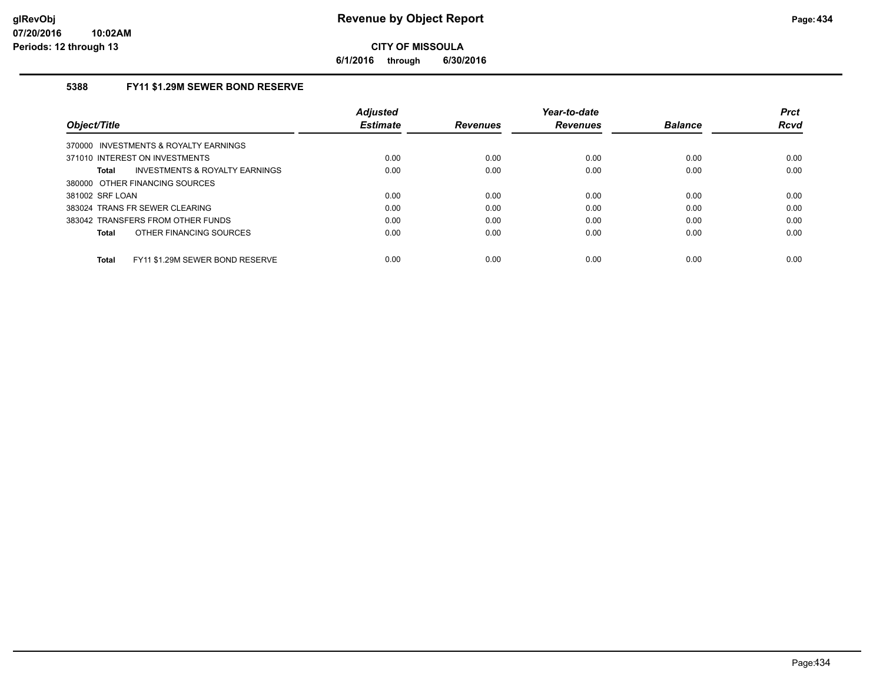**Revenue by Object Report**

**CITY OF MISSOULA**

**6/1/2016 through 6/30/2016**

glRevObj
07/20/2016 10:02AM
Periods: 12 through 13

## 5388 FY11 $1.29M SEWER BOND RESERVE

| Object/Title | Adjusted Estimate | Revenues | Year-to-date Revenues | Balance | Prct Rcvd |
|---|---|---|---|---|---|
| 370000 INVESTMENTS & ROYALTY EARNINGS | | | | | |
| 371010 INTEREST ON INVESTMENTS | 0.00 | 0.00 | 0.00 | 0.00 | 0.00 |
| **Total** INVESTMENTS & ROYALTY EARNINGS | 0.00 | 0.00 | 0.00 | 0.00 | 0.00 |
| 380000 OTHER FINANCING SOURCES | | | | | |
| 381002 SRF LOAN | 0.00 | 0.00 | 0.00 | 0.00 | 0.00 |
| 383024 TRANS FR SEWER CLEARING | 0.00 | 0.00 | 0.00 | 0.00 | 0.00 |
| 383042 TRANSFERS FROM OTHER FUNDS | 0.00 | 0.00 | 0.00 | 0.00 | 0.00 |
| **Total** OTHER FINANCING SOURCES | 0.00 | 0.00 | 0.00 | 0.00 | 0.00 |
| **Total** FY11 $1.29M SEWER BOND RESERVE | 0.00 | 0.00 | 0.00 | 0.00 | 0.00 |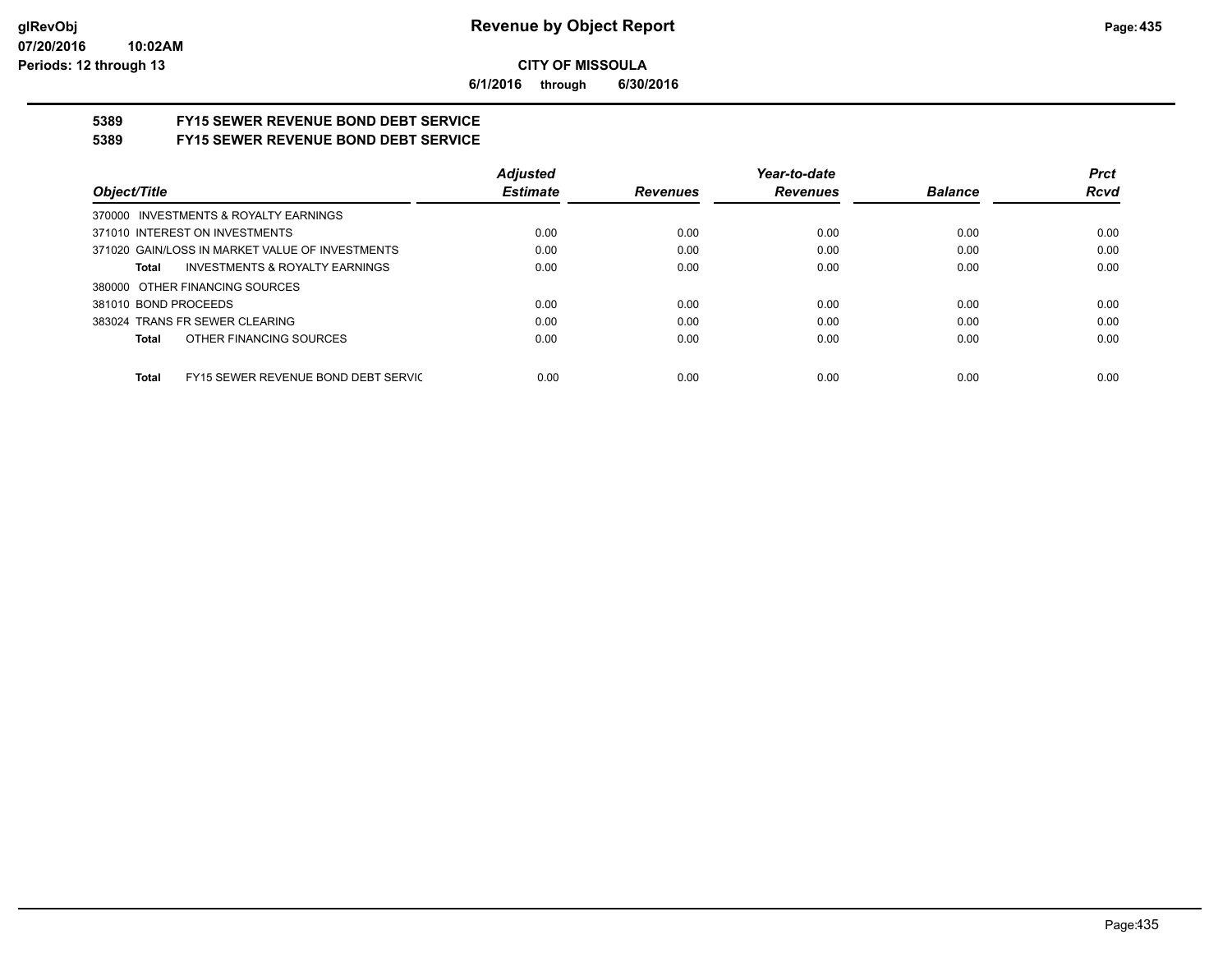**CITY OF MISSOULA**

**6/1/2016 through 6/30/2016**

## 5389 FY15 SEWER REVENUE BOND DEBT SERVICE

## 5389 FY15 SEWER REVENUE BOND DEBT SERVICE

| Object/Title | Adjusted Estimate | Revenues | Year-to-date Revenues | Balance | Prct Rcvd |
|---|---|---|---|---|---|
| 370000 INVESTMENTS & ROYALTY EARNINGS | | | | | |
| 371010 INTEREST ON INVESTMENTS | 0.00 | 0.00 | 0.00 | 0.00 | 0.00 |
| 371020 GAIN/LOSS IN MARKET VALUE OF INVESTMENTS | 0.00 | 0.00 | 0.00 | 0.00 | 0.00 |
| **Total** INVESTMENTS & ROYALTY EARNINGS | 0.00 | 0.00 | 0.00 | 0.00 | 0.00 |
| 380000 OTHER FINANCING SOURCES | | | | | |
| 381010 BOND PROCEEDS | 0.00 | 0.00 | 0.00 | 0.00 | 0.00 |
| 383024 TRANS FR SEWER CLEARING | 0.00 | 0.00 | 0.00 | 0.00 | 0.00 |
| **Total** OTHER FINANCING SOURCES | 0.00 | 0.00 | 0.00 | 0.00 | 0.00 |
| **Total** FY15 SEWER REVENUE BOND DEBT SERVIC | 0.00 | 0.00 | 0.00 | 0.00 | 0.00 |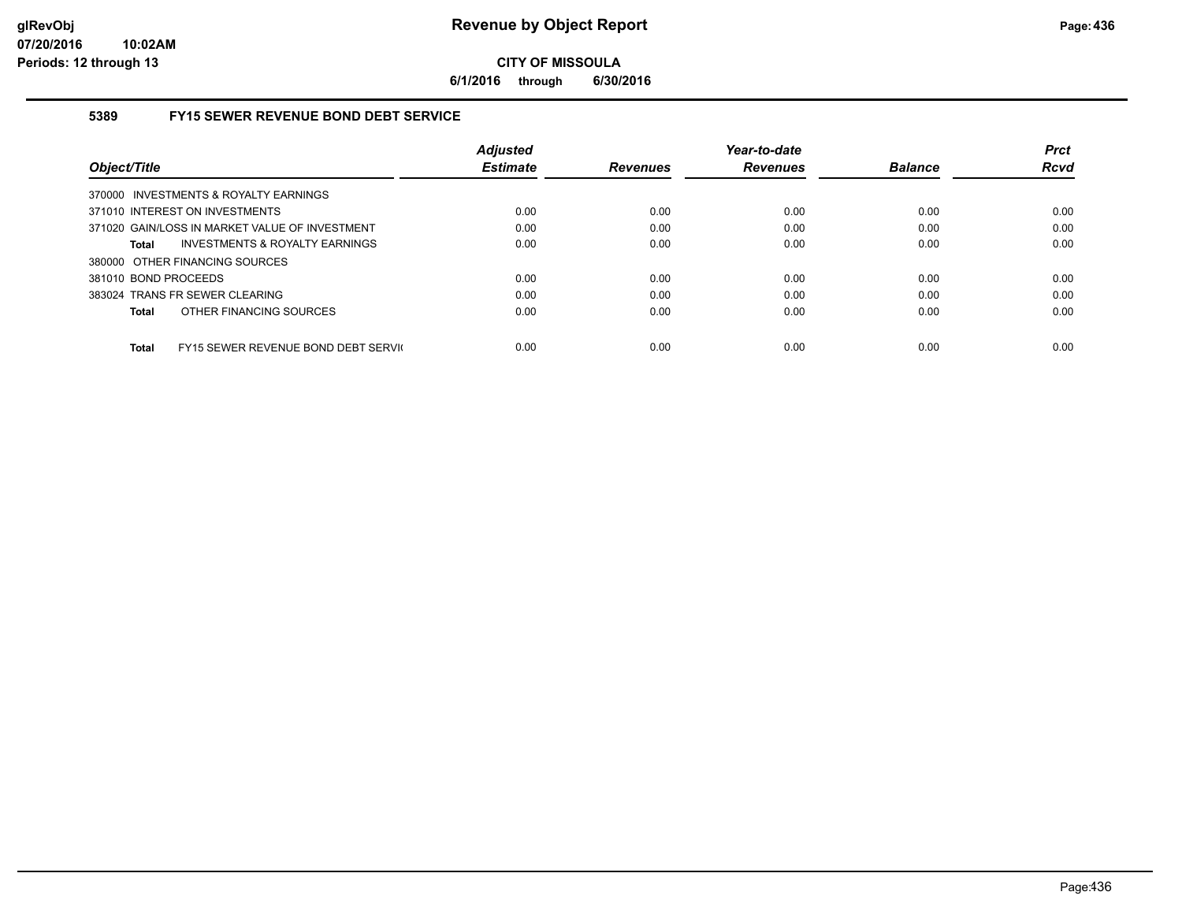# Revenue by Object Report

**CITY OF MISSOULA**

**6/1/2016 through 6/30/2016**

glRevObj
07/20/2016 10:02AM
Periods: 12 through 13

## 5389 FY15 SEWER REVENUE BOND DEBT SERVICE

| Object/Title | Adjusted Estimate | Revenues | Year-to-date Revenues | Balance | Prct Rcvd |
|---|---|---|---|---|---|
| 370000 INVESTMENTS & ROYALTY EARNINGS | | | | | |
| 371010 INTEREST ON INVESTMENTS | 0.00 | 0.00 | 0.00 | 0.00 | 0.00 |
| 371020 GAIN/LOSS IN MARKET VALUE OF INVESTMENT | 0.00 | 0.00 | 0.00 | 0.00 | 0.00 |
| **Total** INVESTMENTS & ROYALTY EARNINGS | 0.00 | 0.00 | 0.00 | 0.00 | 0.00 |
| 380000 OTHER FINANCING SOURCES | | | | | |
| 381010 BOND PROCEEDS | 0.00 | 0.00 | 0.00 | 0.00 | 0.00 |
| 383024 TRANS FR SEWER CLEARING | 0.00 | 0.00 | 0.00 | 0.00 | 0.00 |
| **Total** OTHER FINANCING SOURCES | 0.00 | 0.00 | 0.00 | 0.00 | 0.00 |
| **Total** FY15 SEWER REVENUE BOND DEBT SERVI( | 0.00 | 0.00 | 0.00 | 0.00 | 0.00 |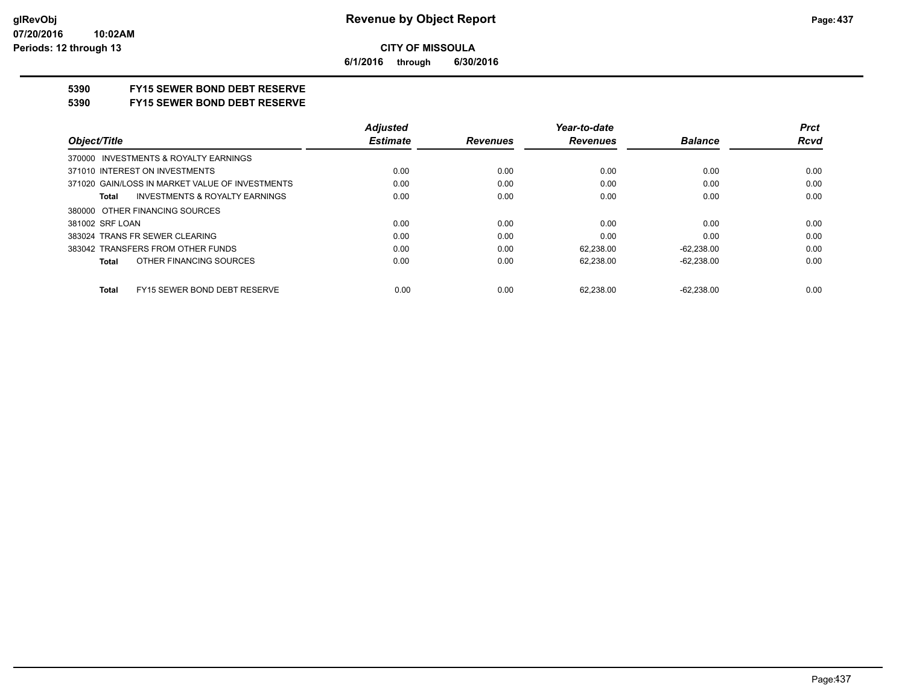**Revenue by Object Report**

**CITY OF MISSOULA**

**6/1/2016 through 6/30/2016**

glRevObj
07/20/2016 10:02AM
Periods: 12 through 13

**5390 FY15 SEWER BOND DEBT RESERVE**

**5390 FY15 SEWER BOND DEBT RESERVE**

| Object/Title | Adjusted Estimate | Revenues | Year-to-date Revenues | Balance | Prct Rcvd |
|---|---|---|---|---|---|
| 370000 INVESTMENTS & ROYALTY EARNINGS | | | | | |
| 371010 INTEREST ON INVESTMENTS | 0.00 | 0.00 | 0.00 | 0.00 | 0.00 |
| 371020 GAIN/LOSS IN MARKET VALUE OF INVESTMENTS | 0.00 | 0.00 | 0.00 | 0.00 | 0.00 |
| **Total** INVESTMENTS & ROYALTY EARNINGS | 0.00 | 0.00 | 0.00 | 0.00 | 0.00 |
| 380000 OTHER FINANCING SOURCES | | | | | |
| 381002 SRF LOAN | 0.00 | 0.00 | 0.00 | 0.00 | 0.00 |
| 383024 TRANS FR SEWER CLEARING | 0.00 | 0.00 | 0.00 | 0.00 | 0.00 |
| 383042 TRANSFERS FROM OTHER FUNDS | 0.00 | 0.00 | 62,238.00 | -62,238.00 | 0.00 |
| **Total** OTHER FINANCING SOURCES | 0.00 | 0.00 | 62,238.00 | -62,238.00 | 0.00 |
| **Total** FY15 SEWER BOND DEBT RESERVE | 0.00 | 0.00 | 62,238.00 | -62,238.00 | 0.00 |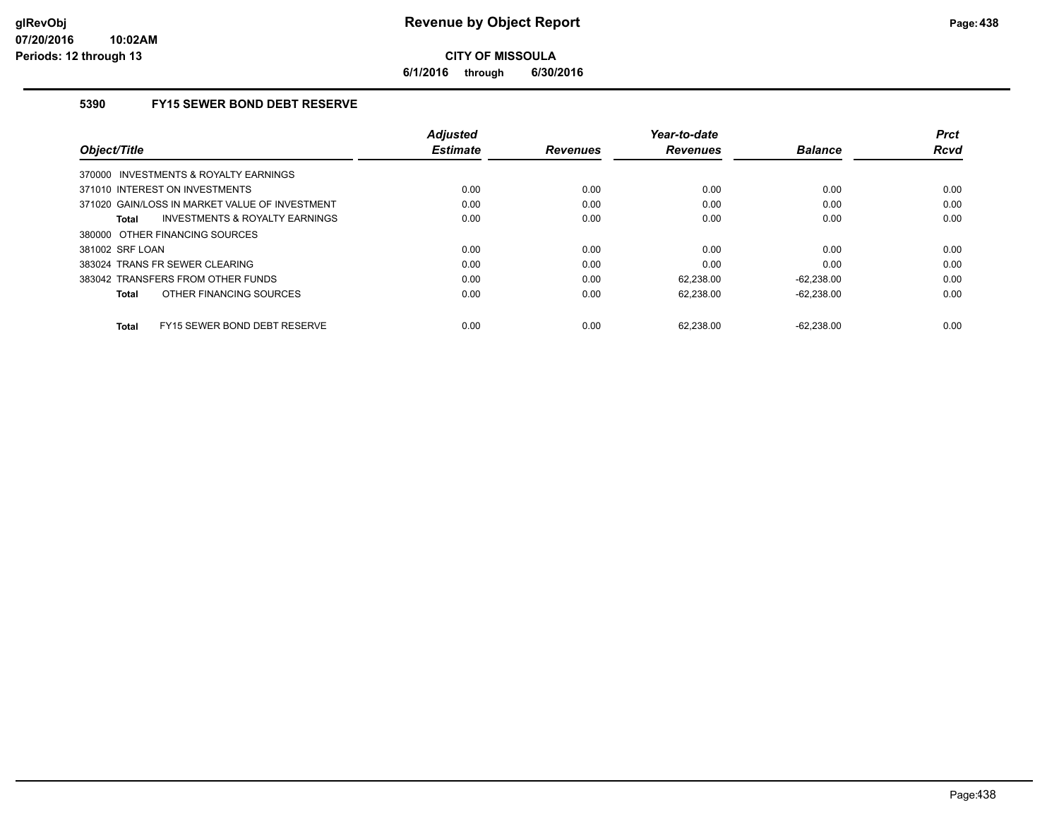# Revenue by Object Report

**CITY OF MISSOULA**

**6/1/2016 through 6/30/2016**

glRevObj
07/20/2016 10:02AM
Periods: 12 through 13

## 5390 FY15 SEWER BOND DEBT RESERVE

| Object/Title | Adjusted Estimate | Revenues | Year-to-date Revenues | Balance | Prct Rcvd |
|---|---|---|---|---|---|
| 370000 INVESTMENTS & ROYALTY EARNINGS | | | | | |
| 371010 INTEREST ON INVESTMENTS | 0.00 | 0.00 | 0.00 | 0.00 | 0.00 |
| 371020 GAIN/LOSS IN MARKET VALUE OF INVESTMENT | 0.00 | 0.00 | 0.00 | 0.00 | 0.00 |
| **Total** INVESTMENTS & ROYALTY EARNINGS | 0.00 | 0.00 | 0.00 | 0.00 | 0.00 |
| 380000 OTHER FINANCING SOURCES | | | | | |
| 381002 SRF LOAN | 0.00 | 0.00 | 0.00 | 0.00 | 0.00 |
| 383024 TRANS FR SEWER CLEARING | 0.00 | 0.00 | 0.00 | 0.00 | 0.00 |
| 383042 TRANSFERS FROM OTHER FUNDS | 0.00 | 0.00 | 62,238.00 | -62,238.00 | 0.00 |
| **Total** OTHER FINANCING SOURCES | 0.00 | 0.00 | 62,238.00 | -62,238.00 | 0.00 |
| **Total** FY15 SEWER BOND DEBT RESERVE | 0.00 | 0.00 | 62,238.00 | -62,238.00 | 0.00 |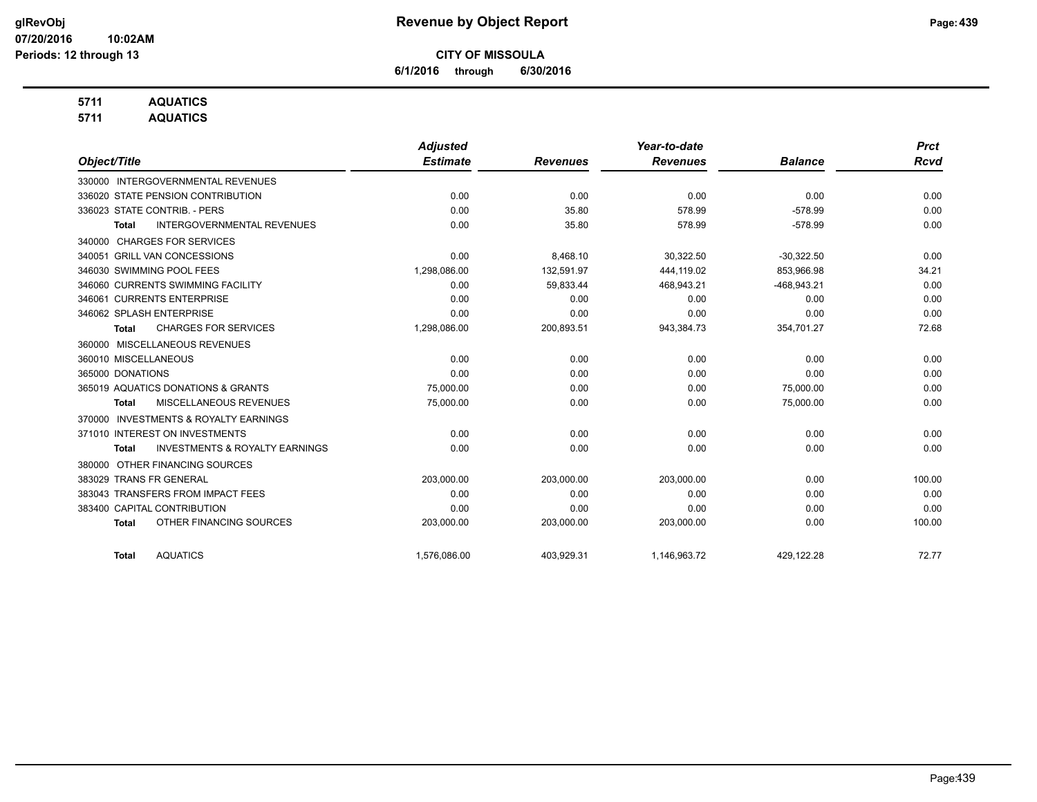**Revenue by Object Report**

**CITY OF MISSOULA**

**6/1/2016 through 6/30/2016**

glRevObj
07/20/2016 10:02AM
Periods: 12 through 13

**5711 AQUATICS**
**5711 AQUATICS**

| Object/Title | Adjusted Estimate | Revenues | Year-to-date Revenues | Balance | Prct Rcvd |
|---|---|---|---|---|---|
| 330000 INTERGOVERNMENTAL REVENUES | | | | | |
| 336020 STATE PENSION CONTRIBUTION | 0.00 | 0.00 | 0.00 | 0.00 | 0.00 |
| 336023 STATE CONTRIB. - PERS | 0.00 | 35.80 | 578.99 | -578.99 | 0.00 |
| Total INTERGOVERNMENTAL REVENUES | 0.00 | 35.80 | 578.99 | -578.99 | 0.00 |
| 340000 CHARGES FOR SERVICES | | | | | |
| 340051 GRILL VAN CONCESSIONS | 0.00 | 8,468.10 | 30,322.50 | -30,322.50 | 0.00 |
| 346030 SWIMMING POOL FEES | 1,298,086.00 | 132,591.97 | 444,119.02 | 853,966.98 | 34.21 |
| 346060 CURRENTS SWIMMING FACILITY | 0.00 | 59,833.44 | 468,943.21 | -468,943.21 | 0.00 |
| 346061 CURRENTS ENTERPRISE | 0.00 | 0.00 | 0.00 | 0.00 | 0.00 |
| 346062 SPLASH ENTERPRISE | 0.00 | 0.00 | 0.00 | 0.00 | 0.00 |
| Total CHARGES FOR SERVICES | 1,298,086.00 | 200,893.51 | 943,384.73 | 354,701.27 | 72.68 |
| 360000 MISCELLANEOUS REVENUES | | | | | |
| 360010 MISCELLANEOUS | 0.00 | 0.00 | 0.00 | 0.00 | 0.00 |
| 365000 DONATIONS | 0.00 | 0.00 | 0.00 | 0.00 | 0.00 |
| 365019 AQUATICS DONATIONS & GRANTS | 75,000.00 | 0.00 | 0.00 | 75,000.00 | 0.00 |
| Total MISCELLANEOUS REVENUES | 75,000.00 | 0.00 | 0.00 | 75,000.00 | 0.00 |
| 370000 INVESTMENTS & ROYALTY EARNINGS | | | | | |
| 371010 INTEREST ON INVESTMENTS | 0.00 | 0.00 | 0.00 | 0.00 | 0.00 |
| Total INVESTMENTS & ROYALTY EARNINGS | 0.00 | 0.00 | 0.00 | 0.00 | 0.00 |
| 380000 OTHER FINANCING SOURCES | | | | | |
| 383029 TRANS FR GENERAL | 203,000.00 | 203,000.00 | 203,000.00 | 0.00 | 100.00 |
| 383043 TRANSFERS FROM IMPACT FEES | 0.00 | 0.00 | 0.00 | 0.00 | 0.00 |
| 383400 CAPITAL CONTRIBUTION | 0.00 | 0.00 | 0.00 | 0.00 | 0.00 |
| Total OTHER FINANCING SOURCES | 203,000.00 | 203,000.00 | 203,000.00 | 0.00 | 100.00 |
| Total AQUATICS | 1,576,086.00 | 403,929.31 | 1,146,963.72 | 429,122.28 | 72.77 |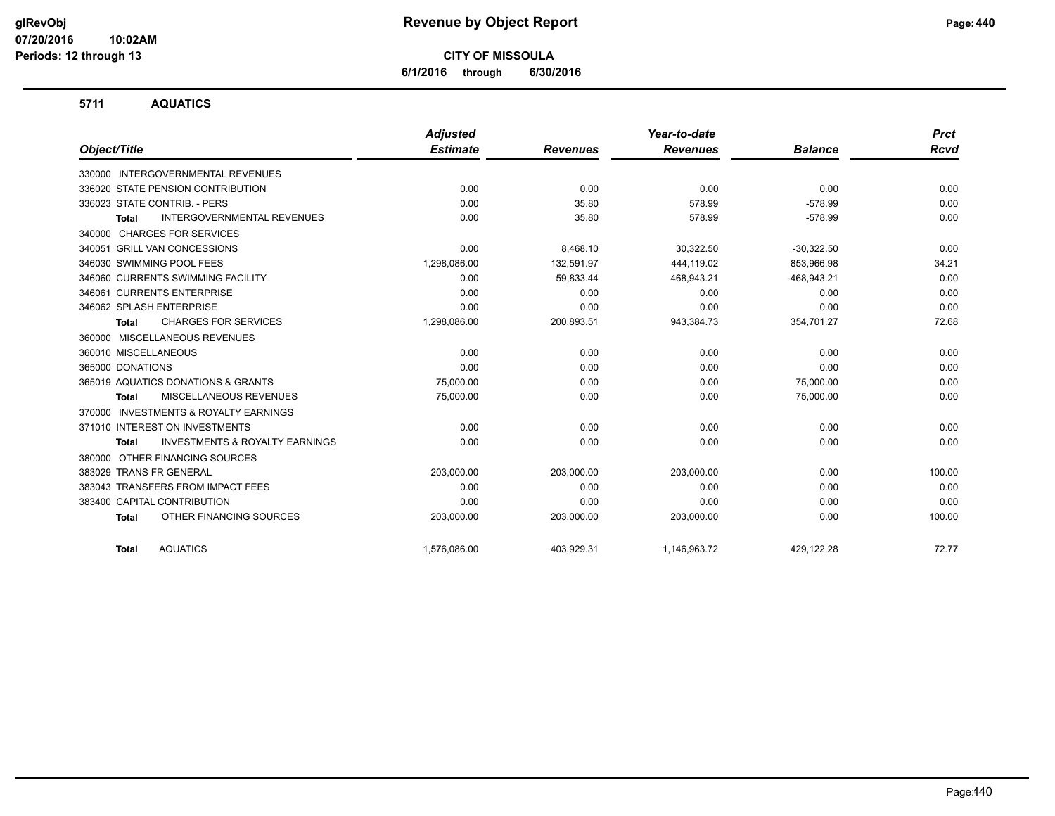# Revenue by Object Report

**CITY OF MISSOULA**

**6/1/2016 through 6/30/2016**

glRevObj
07/20/2016 10:02AM
Periods: 12 through 13

## 5711 AQUATICS

| Object/Title | Adjusted Estimate | Revenues | Year-to-date Revenues | Balance | Prct Rcvd |
|---|---|---|---|---|---|
| 330000 INTERGOVERNMENTAL REVENUES | | | | | |
| 336020 STATE PENSION CONTRIBUTION | 0.00 | 0.00 | 0.00 | 0.00 | 0.00 |
| 336023 STATE CONTRIB. - PERS | 0.00 | 35.80 | 578.99 | -578.99 | 0.00 |
| **Total** INTERGOVERNMENTAL REVENUES | 0.00 | 35.80 | 578.99 | -578.99 | 0.00 |
| 340000 CHARGES FOR SERVICES | | | | | |
| 340051 GRILL VAN CONCESSIONS | 0.00 | 8,468.10 | 30,322.50 | -30,322.50 | 0.00 |
| 346030 SWIMMING POOL FEES | 1,298,086.00 | 132,591.97 | 444,119.02 | 853,966.98 | 34.21 |
| 346060 CURRENTS SWIMMING FACILITY | 0.00 | 59,833.44 | 468,943.21 | -468,943.21 | 0.00 |
| 346061 CURRENTS ENTERPRISE | 0.00 | 0.00 | 0.00 | 0.00 | 0.00 |
| 346062 SPLASH ENTERPRISE | 0.00 | 0.00 | 0.00 | 0.00 | 0.00 |
| **Total** CHARGES FOR SERVICES | 1,298,086.00 | 200,893.51 | 943,384.73 | 354,701.27 | 72.68 |
| 360000 MISCELLANEOUS REVENUES | | | | | |
| 360010 MISCELLANEOUS | 0.00 | 0.00 | 0.00 | 0.00 | 0.00 |
| 365000 DONATIONS | 0.00 | 0.00 | 0.00 | 0.00 | 0.00 |
| 365019 AQUATICS DONATIONS & GRANTS | 75,000.00 | 0.00 | 0.00 | 75,000.00 | 0.00 |
| **Total** MISCELLANEOUS REVENUES | 75,000.00 | 0.00 | 0.00 | 75,000.00 | 0.00 |
| 370000 INVESTMENTS & ROYALTY EARNINGS | | | | | |
| 371010 INTEREST ON INVESTMENTS | 0.00 | 0.00 | 0.00 | 0.00 | 0.00 |
| **Total** INVESTMENTS & ROYALTY EARNINGS | 0.00 | 0.00 | 0.00 | 0.00 | 0.00 |
| 380000 OTHER FINANCING SOURCES | | | | | |
| 383029 TRANS FR GENERAL | 203,000.00 | 203,000.00 | 203,000.00 | 0.00 | 100.00 |
| 383043 TRANSFERS FROM IMPACT FEES | 0.00 | 0.00 | 0.00 | 0.00 | 0.00 |
| 383400 CAPITAL CONTRIBUTION | 0.00 | 0.00 | 0.00 | 0.00 | 0.00 |
| **Total** OTHER FINANCING SOURCES | 203,000.00 | 203,000.00 | 203,000.00 | 0.00 | 100.00 |
| **Total** AQUATICS | 1,576,086.00 | 403,929.31 | 1,146,963.72 | 429,122.28 | 72.77 |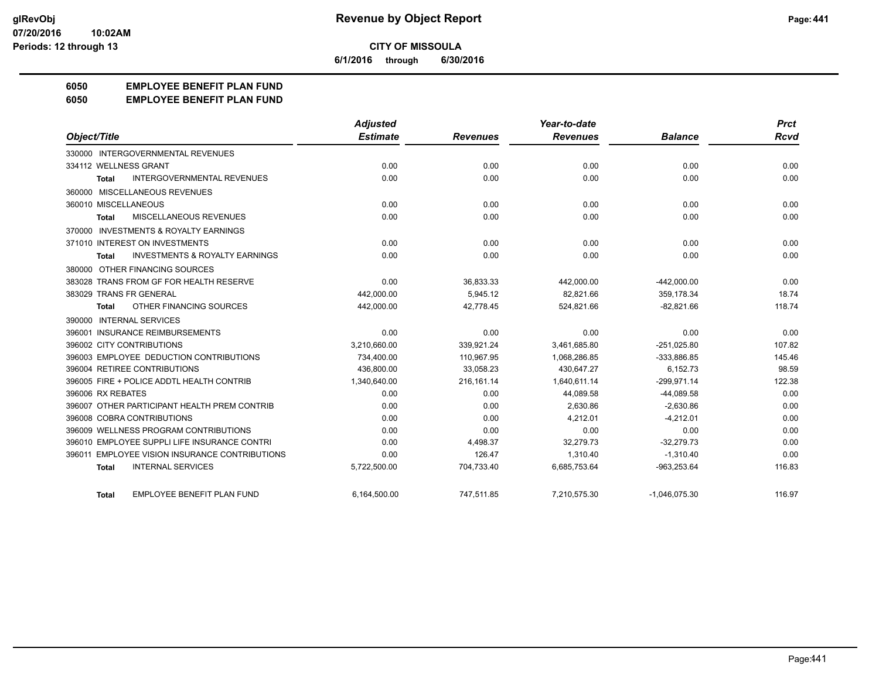**glRevObj**
**07/20/2016 10:02AM**
**Periods: 12 through 13**

# Revenue by Object Report

**CITY OF MISSOULA**

**6/1/2016 through 6/30/2016**

## 6050 EMPLOYEE BENEFIT PLAN FUND
## 6050 EMPLOYEE BENEFIT PLAN FUND

| Object/Title | Adjusted Estimate | Revenues | Year-to-date Revenues | Balance | Prct Rcvd |
|---|---|---|---|---|---|
| 330000 INTERGOVERNMENTAL REVENUES | | | | | |
| 334112 WELLNESS GRANT | 0.00 | 0.00 | 0.00 | 0.00 | 0.00 |
| **Total** INTERGOVERNMENTAL REVENUES | 0.00 | 0.00 | 0.00 | 0.00 | 0.00 |
| 360000 MISCELLANEOUS REVENUES | | | | | |
| 360010 MISCELLANEOUS | 0.00 | 0.00 | 0.00 | 0.00 | 0.00 |
| **Total** MISCELLANEOUS REVENUES | 0.00 | 0.00 | 0.00 | 0.00 | 0.00 |
| 370000 INVESTMENTS & ROYALTY EARNINGS | | | | | |
| 371010 INTEREST ON INVESTMENTS | 0.00 | 0.00 | 0.00 | 0.00 | 0.00 |
| **Total** INVESTMENTS & ROYALTY EARNINGS | 0.00 | 0.00 | 0.00 | 0.00 | 0.00 |
| 380000 OTHER FINANCING SOURCES | | | | | |
| 383028 TRANS FROM GF FOR HEALTH RESERVE | 0.00 | 36,833.33 | 442,000.00 | -442,000.00 | 0.00 |
| 383029 TRANS FR GENERAL | 442,000.00 | 5,945.12 | 82,821.66 | 359,178.34 | 18.74 |
| **Total** OTHER FINANCING SOURCES | 442,000.00 | 42,778.45 | 524,821.66 | -82,821.66 | 118.74 |
| 390000 INTERNAL SERVICES | | | | | |
| 396001 INSURANCE REIMBURSEMENTS | 0.00 | 0.00 | 0.00 | 0.00 | 0.00 |
| 396002 CITY CONTRIBUTIONS | 3,210,660.00 | 339,921.24 | 3,461,685.80 | -251,025.80 | 107.82 |
| 396003 EMPLOYEE DEDUCTION CONTRIBUTIONS | 734,400.00 | 110,967.95 | 1,068,286.85 | -333,886.85 | 145.46 |
| 396004 RETIREE CONTRIBUTIONS | 436,800.00 | 33,058.23 | 430,647.27 | 6,152.73 | 98.59 |
| 396005 FIRE + POLICE ADDTL HEALTH CONTRIB | 1,340,640.00 | 216,161.14 | 1,640,611.14 | -299,971.14 | 122.38 |
| 396006 RX REBATES | 0.00 | 0.00 | 44,089.58 | -44,089.58 | 0.00 |
| 396007 OTHER PARTICIPANT HEALTH PREM CONTRIB | 0.00 | 0.00 | 2,630.86 | -2,630.86 | 0.00 |
| 396008 COBRA CONTRIBUTIONS | 0.00 | 0.00 | 4,212.01 | -4,212.01 | 0.00 |
| 396009 WELLNESS PROGRAM CONTRIBUTIONS | 0.00 | 0.00 | 0.00 | 0.00 | 0.00 |
| 396010 EMPLOYEE SUPPLI LIFE INSURANCE CONTRI | 0.00 | 4,498.37 | 32,279.73 | -32,279.73 | 0.00 |
| 396011 EMPLOYEE VISION INSURANCE CONTRIBUTIONS | 0.00 | 126.47 | 1,310.40 | -1,310.40 | 0.00 |
| **Total** INTERNAL SERVICES | 5,722,500.00 | 704,733.40 | 6,685,753.64 | -963,253.64 | 116.83 |
| **Total** EMPLOYEE BENEFIT PLAN FUND | 6,164,500.00 | 747,511.85 | 7,210,575.30 | -1,046,075.30 | 116.97 |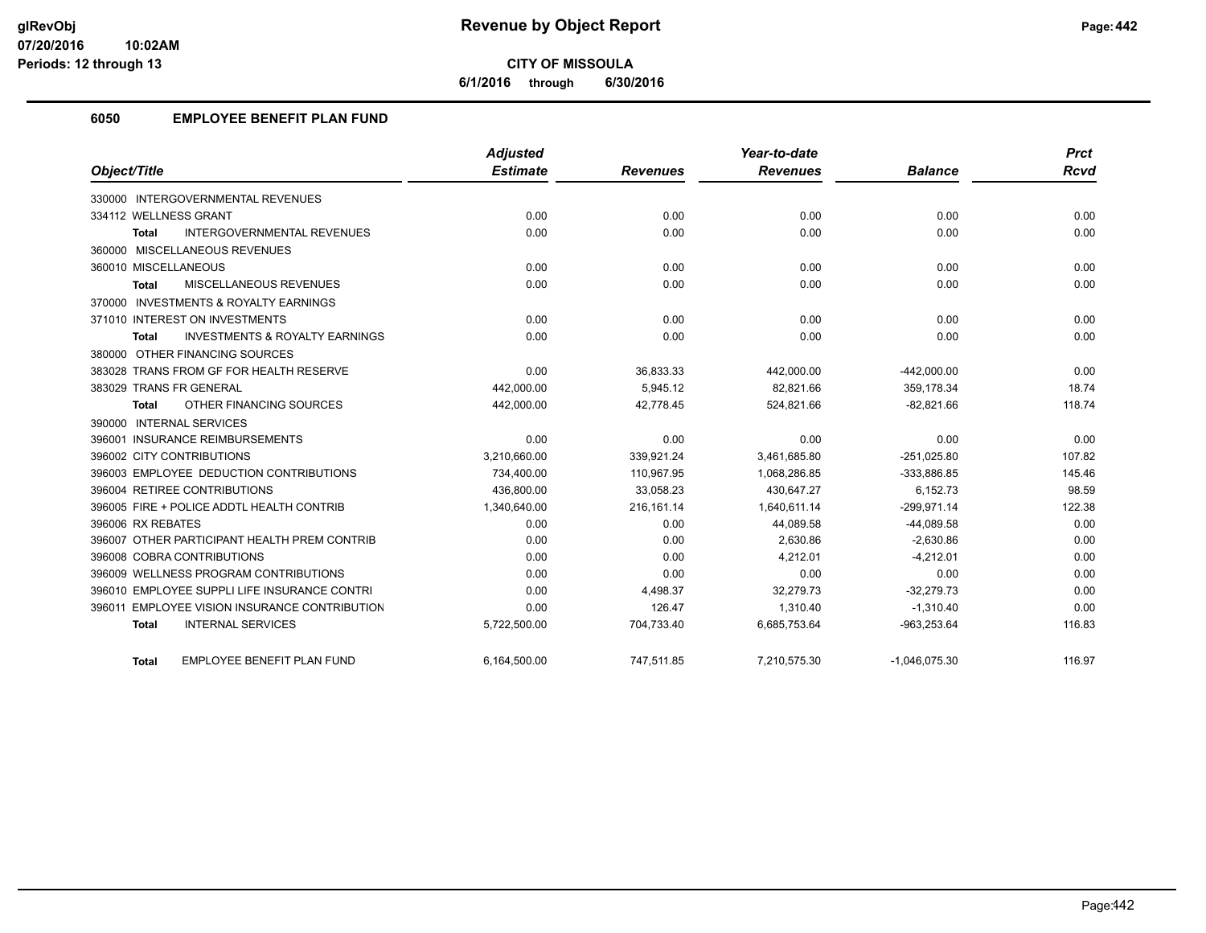# Revenue by Object Report

glRevObj
07/20/2016 10:02AM
Periods: 12 through 13

**CITY OF MISSOULA**

**6/1/2016 through 6/30/2016**

## 6050 EMPLOYEE BENEFIT PLAN FUND

| Object/Title | Adjusted Estimate | Revenues | Year-to-date Revenues | Balance | Prct Rcvd |
|---|---|---|---|---|---|
| 330000 INTERGOVERNMENTAL REVENUES | | | | | |
| 334112 WELLNESS GRANT | 0.00 | 0.00 | 0.00 | 0.00 | 0.00 |
| **Total** INTERGOVERNMENTAL REVENUES | 0.00 | 0.00 | 0.00 | 0.00 | 0.00 |
| 360000 MISCELLANEOUS REVENUES | | | | | |
| 360010 MISCELLANEOUS | 0.00 | 0.00 | 0.00 | 0.00 | 0.00 |
| **Total** MISCELLANEOUS REVENUES | 0.00 | 0.00 | 0.00 | 0.00 | 0.00 |
| 370000 INVESTMENTS & ROYALTY EARNINGS | | | | | |
| 371010 INTEREST ON INVESTMENTS | 0.00 | 0.00 | 0.00 | 0.00 | 0.00 |
| **Total** INVESTMENTS & ROYALTY EARNINGS | 0.00 | 0.00 | 0.00 | 0.00 | 0.00 |
| 380000 OTHER FINANCING SOURCES | | | | | |
| 383028 TRANS FROM GF FOR HEALTH RESERVE | 0.00 | 36,833.33 | 442,000.00 | -442,000.00 | 0.00 |
| 383029 TRANS FR GENERAL | 442,000.00 | 5,945.12 | 82,821.66 | 359,178.34 | 18.74 |
| **Total** OTHER FINANCING SOURCES | 442,000.00 | 42,778.45 | 524,821.66 | -82,821.66 | 118.74 |
| 390000 INTERNAL SERVICES | | | | | |
| 396001 INSURANCE REIMBURSEMENTS | 0.00 | 0.00 | 0.00 | 0.00 | 0.00 |
| 396002 CITY CONTRIBUTIONS | 3,210,660.00 | 339,921.24 | 3,461,685.80 | -251,025.80 | 107.82 |
| 396003 EMPLOYEE DEDUCTION CONTRIBUTIONS | 734,400.00 | 110,967.95 | 1,068,286.85 | -333,886.85 | 145.46 |
| 396004 RETIREE CONTRIBUTIONS | 436,800.00 | 33,058.23 | 430,647.27 | 6,152.73 | 98.59 |
| 396005 FIRE + POLICE ADDTL HEALTH CONTRIB | 1,340,640.00 | 216,161.14 | 1,640,611.14 | -299,971.14 | 122.38 |
| 396006 RX REBATES | 0.00 | 0.00 | 44,089.58 | -44,089.58 | 0.00 |
| 396007 OTHER PARTICIPANT HEALTH PREM CONTRIB | 0.00 | 0.00 | 2,630.86 | -2,630.86 | 0.00 |
| 396008 COBRA CONTRIBUTIONS | 0.00 | 0.00 | 4,212.01 | -4,212.01 | 0.00 |
| 396009 WELLNESS PROGRAM CONTRIBUTIONS | 0.00 | 0.00 | 0.00 | 0.00 | 0.00 |
| 396010 EMPLOYEE SUPPLI LIFE INSURANCE CONTRI | 0.00 | 4,498.37 | 32,279.73 | -32,279.73 | 0.00 |
| 396011 EMPLOYEE VISION INSURANCE CONTRIBUTION | 0.00 | 126.47 | 1,310.40 | -1,310.40 | 0.00 |
| **Total** INTERNAL SERVICES | 5,722,500.00 | 704,733.40 | 6,685,753.64 | -963,253.64 | 116.83 |
| **Total** EMPLOYEE BENEFIT PLAN FUND | 6,164,500.00 | 747,511.85 | 7,210,575.30 | -1,046,075.30 | 116.97 |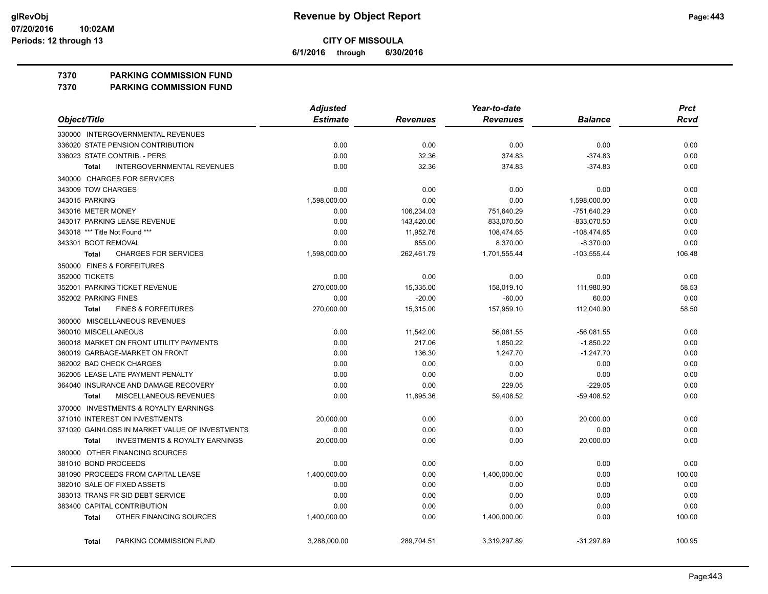# Revenue by Object Report

**CITY OF MISSOULA**

**6/1/2016 through 6/30/2016**

glRevObj
07/20/2016 10:02AM
Periods: 12 through 13

## 7370 PARKING COMMISSION FUND
## 7370 PARKING COMMISSION FUND

| Object/Title | Adjusted Estimate | Revenues | Year-to-date Revenues | Balance | Prct Rcvd |
|---|---|---|---|---|---|
| 330000 INTERGOVERNMENTAL REVENUES | | | | | |
| 336020 STATE PENSION CONTRIBUTION | 0.00 | 0.00 | 0.00 | 0.00 | 0.00 |
| 336023 STATE CONTRIB. - PERS | 0.00 | 32.36 | 374.83 | -374.83 | 0.00 |
| **Total** INTERGOVERNMENTAL REVENUES | 0.00 | 32.36 | 374.83 | -374.83 | 0.00 |
| 340000 CHARGES FOR SERVICES | | | | | |
| 343009 TOW CHARGES | 0.00 | 0.00 | 0.00 | 0.00 | 0.00 |
| 343015 PARKING | 1,598,000.00 | 0.00 | 0.00 | 1,598,000.00 | 0.00 |
| 343016 METER MONEY | 0.00 | 106,234.03 | 751,640.29 | -751,640.29 | 0.00 |
| 343017 PARKING LEASE REVENUE | 0.00 | 143,420.00 | 833,070.50 | -833,070.50 | 0.00 |
| 343018 *** Title Not Found *** | 0.00 | 11,952.76 | 108,474.65 | -108,474.65 | 0.00 |
| 343301 BOOT REMOVAL | 0.00 | 855.00 | 8,370.00 | -8,370.00 | 0.00 |
| **Total** CHARGES FOR SERVICES | 1,598,000.00 | 262,461.79 | 1,701,555.44 | -103,555.44 | 106.48 |
| 350000 FINES & FORFEITURES | | | | | |
| 352000 TICKETS | 0.00 | 0.00 | 0.00 | 0.00 | 0.00 |
| 352001 PARKING TICKET REVENUE | 270,000.00 | 15,335.00 | 158,019.10 | 111,980.90 | 58.53 |
| 352002 PARKING FINES | 0.00 | -20.00 | -60.00 | 60.00 | 0.00 |
| **Total** FINES & FORFEITURES | 270,000.00 | 15,315.00 | 157,959.10 | 112,040.90 | 58.50 |
| 360000 MISCELLANEOUS REVENUES | | | | | |
| 360010 MISCELLANEOUS | 0.00 | 11,542.00 | 56,081.55 | -56,081.55 | 0.00 |
| 360018 MARKET ON FRONT UTILITY PAYMENTS | 0.00 | 217.06 | 1,850.22 | -1,850.22 | 0.00 |
| 360019 GARBAGE-MARKET ON FRONT | 0.00 | 136.30 | 1,247.70 | -1,247.70 | 0.00 |
| 362002 BAD CHECK CHARGES | 0.00 | 0.00 | 0.00 | 0.00 | 0.00 |
| 362005 LEASE LATE PAYMENT PENALTY | 0.00 | 0.00 | 0.00 | 0.00 | 0.00 |
| 364040 INSURANCE AND DAMAGE RECOVERY | 0.00 | 0.00 | 229.05 | -229.05 | 0.00 |
| **Total** MISCELLANEOUS REVENUES | 0.00 | 11,895.36 | 59,408.52 | -59,408.52 | 0.00 |
| 370000 INVESTMENTS & ROYALTY EARNINGS | | | | | |
| 371010 INTEREST ON INVESTMENTS | 20,000.00 | 0.00 | 0.00 | 20,000.00 | 0.00 |
| 371020 GAIN/LOSS IN MARKET VALUE OF INVESTMENTS | 0.00 | 0.00 | 0.00 | 0.00 | 0.00 |
| **Total** INVESTMENTS & ROYALTY EARNINGS | 20,000.00 | 0.00 | 0.00 | 20,000.00 | 0.00 |
| 380000 OTHER FINANCING SOURCES | | | | | |
| 381010 BOND PROCEEDS | 0.00 | 0.00 | 0.00 | 0.00 | 0.00 |
| 381090 PROCEEDS FROM CAPITAL LEASE | 1,400,000.00 | 0.00 | 1,400,000.00 | 0.00 | 100.00 |
| 382010 SALE OF FIXED ASSETS | 0.00 | 0.00 | 0.00 | 0.00 | 0.00 |
| 383013 TRANS FR SID DEBT SERVICE | 0.00 | 0.00 | 0.00 | 0.00 | 0.00 |
| 383400 CAPITAL CONTRIBUTION | 0.00 | 0.00 | 0.00 | 0.00 | 0.00 |
| **Total** OTHER FINANCING SOURCES | 1,400,000.00 | 0.00 | 1,400,000.00 | 0.00 | 100.00 |
| **Total** PARKING COMMISSION FUND | 3,288,000.00 | 289,704.51 | 3,319,297.89 | -31,297.89 | 100.95 |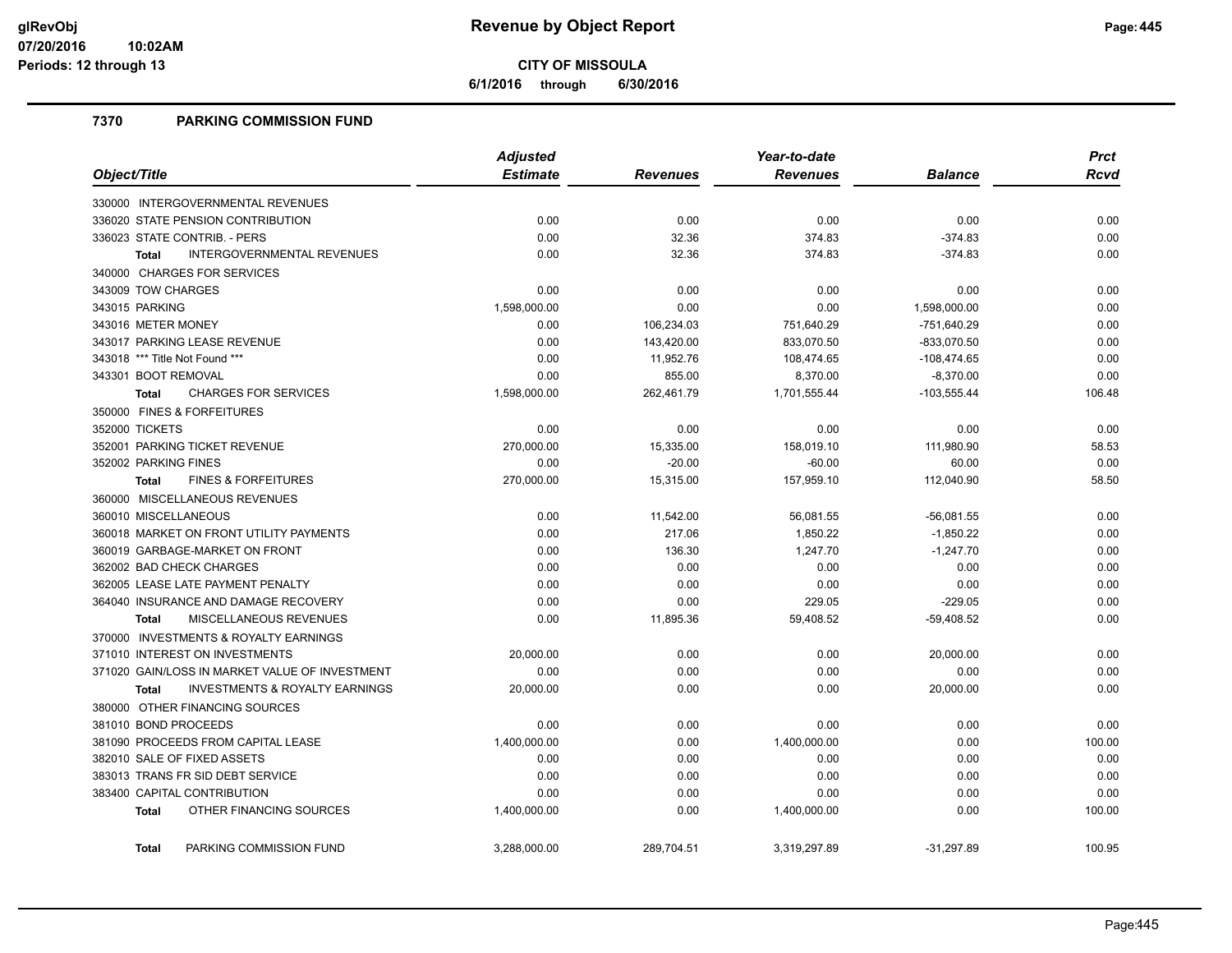# Revenue by Object Report

**CITY OF MISSOULA**

**6/1/2016 through 6/30/2016**

glRevObj
07/20/2016 10:02AM
Periods: 12 through 13

## 7370 PARKING COMMISSION FUND

| Object/Title | Adjusted Estimate | Revenues | Year-to-date Revenues | Balance | Prct Rcvd |
|---|---|---|---|---|---|
| 330000 INTERGOVERNMENTAL REVENUES | | | | | |
| 336020 STATE PENSION CONTRIBUTION | 0.00 | 0.00 | 0.00 | 0.00 | 0.00 |
| 336023 STATE CONTRIB. - PERS | 0.00 | 32.36 | 374.83 | -374.83 | 0.00 |
| **Total** INTERGOVERNMENTAL REVENUES | 0.00 | 32.36 | 374.83 | -374.83 | 0.00 |
| 340000 CHARGES FOR SERVICES | | | | | |
| 343009 TOW CHARGES | 0.00 | 0.00 | 0.00 | 0.00 | 0.00 |
| 343015 PARKING | 1,598,000.00 | 0.00 | 0.00 | 1,598,000.00 | 0.00 |
| 343016 METER MONEY | 0.00 | 106,234.03 | 751,640.29 | -751,640.29 | 0.00 |
| 343017 PARKING LEASE REVENUE | 0.00 | 143,420.00 | 833,070.50 | -833,070.50 | 0.00 |
| 343018 *** Title Not Found *** | 0.00 | 11,952.76 | 108,474.65 | -108,474.65 | 0.00 |
| 343301 BOOT REMOVAL | 0.00 | 855.00 | 8,370.00 | -8,370.00 | 0.00 |
| **Total** CHARGES FOR SERVICES | 1,598,000.00 | 262,461.79 | 1,701,555.44 | -103,555.44 | 106.48 |
| 350000 FINES & FORFEITURES | | | | | |
| 352000 TICKETS | 0.00 | 0.00 | 0.00 | 0.00 | 0.00 |
| 352001 PARKING TICKET REVENUE | 270,000.00 | 15,335.00 | 158,019.10 | 111,980.90 | 58.53 |
| 352002 PARKING FINES | 0.00 | -20.00 | -60.00 | 60.00 | 0.00 |
| **Total** FINES & FORFEITURES | 270,000.00 | 15,315.00 | 157,959.10 | 112,040.90 | 58.50 |
| 360000 MISCELLANEOUS REVENUES | | | | | |
| 360010 MISCELLANEOUS | 0.00 | 11,542.00 | 56,081.55 | -56,081.55 | 0.00 |
| 360018 MARKET ON FRONT UTILITY PAYMENTS | 0.00 | 217.06 | 1,850.22 | -1,850.22 | 0.00 |
| 360019 GARBAGE-MARKET ON FRONT | 0.00 | 136.30 | 1,247.70 | -1,247.70 | 0.00 |
| 362002 BAD CHECK CHARGES | 0.00 | 0.00 | 0.00 | 0.00 | 0.00 |
| 362005 LEASE LATE PAYMENT PENALTY | 0.00 | 0.00 | 0.00 | 0.00 | 0.00 |
| 364040 INSURANCE AND DAMAGE RECOVERY | 0.00 | 0.00 | 229.05 | -229.05 | 0.00 |
| **Total** MISCELLANEOUS REVENUES | 0.00 | 11,895.36 | 59,408.52 | -59,408.52 | 0.00 |
| 370000 INVESTMENTS & ROYALTY EARNINGS | | | | | |
| 371010 INTEREST ON INVESTMENTS | 20,000.00 | 0.00 | 0.00 | 20,000.00 | 0.00 |
| 371020 GAIN/LOSS IN MARKET VALUE OF INVESTMENT | 0.00 | 0.00 | 0.00 | 0.00 | 0.00 |
| **Total** INVESTMENTS & ROYALTY EARNINGS | 20,000.00 | 0.00 | 0.00 | 20,000.00 | 0.00 |
| 380000 OTHER FINANCING SOURCES | | | | | |
| 381010 BOND PROCEEDS | 0.00 | 0.00 | 0.00 | 0.00 | 0.00 |
| 381090 PROCEEDS FROM CAPITAL LEASE | 1,400,000.00 | 0.00 | 1,400,000.00 | 0.00 | 100.00 |
| 382010 SALE OF FIXED ASSETS | 0.00 | 0.00 | 0.00 | 0.00 | 0.00 |
| 383013 TRANS FR SID DEBT SERVICE | 0.00 | 0.00 | 0.00 | 0.00 | 0.00 |
| 383400 CAPITAL CONTRIBUTION | 0.00 | 0.00 | 0.00 | 0.00 | 0.00 |
| **Total** OTHER FINANCING SOURCES | 1,400,000.00 | 0.00 | 1,400,000.00 | 0.00 | 100.00 |
| **Total** PARKING COMMISSION FUND | 3,288,000.00 | 289,704.51 | 3,319,297.89 | -31,297.89 | 100.95 |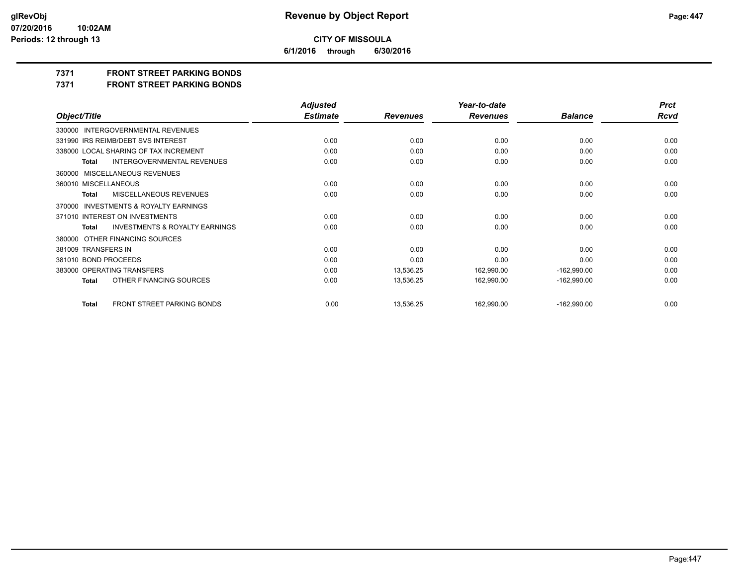# Revenue by Object Report

**CITY OF MISSOULA**

**6/1/2016 through 6/30/2016**

glRevObj
07/20/2016 10:02AM
Periods: 12 through 13

## 7371 FRONT STREET PARKING BONDS
## 7371 FRONT STREET PARKING BONDS

| Object/Title | Adjusted Estimate | Revenues | Year-to-date Revenues | Balance | Prct Rcvd |
|---|---|---|---|---|---|
| 330000 INTERGOVERNMENTAL REVENUES | | | | | |
| 331990 IRS REIMB/DEBT SVS INTEREST | 0.00 | 0.00 | 0.00 | 0.00 | 0.00 |
| 338000 LOCAL SHARING OF TAX INCREMENT | 0.00 | 0.00 | 0.00 | 0.00 | 0.00 |
| **Total** INTERGOVERNMENTAL REVENUES | 0.00 | 0.00 | 0.00 | 0.00 | 0.00 |
| 360000 MISCELLANEOUS REVENUES | | | | | |
| 360010 MISCELLANEOUS | 0.00 | 0.00 | 0.00 | 0.00 | 0.00 |
| **Total** MISCELLANEOUS REVENUES | 0.00 | 0.00 | 0.00 | 0.00 | 0.00 |
| 370000 INVESTMENTS & ROYALTY EARNINGS | | | | | |
| 371010 INTEREST ON INVESTMENTS | 0.00 | 0.00 | 0.00 | 0.00 | 0.00 |
| **Total** INVESTMENTS & ROYALTY EARNINGS | 0.00 | 0.00 | 0.00 | 0.00 | 0.00 |
| 380000 OTHER FINANCING SOURCES | | | | | |
| 381009 TRANSFERS IN | 0.00 | 0.00 | 0.00 | 0.00 | 0.00 |
| 381010 BOND PROCEEDS | 0.00 | 0.00 | 0.00 | 0.00 | 0.00 |
| 383000 OPERATING TRANSFERS | 0.00 | 13,536.25 | 162,990.00 | -162,990.00 | 0.00 |
| **Total** OTHER FINANCING SOURCES | 0.00 | 13,536.25 | 162,990.00 | -162,990.00 | 0.00 |
| **Total** FRONT STREET PARKING BONDS | 0.00 | 13,536.25 | 162,990.00 | -162,990.00 | 0.00 |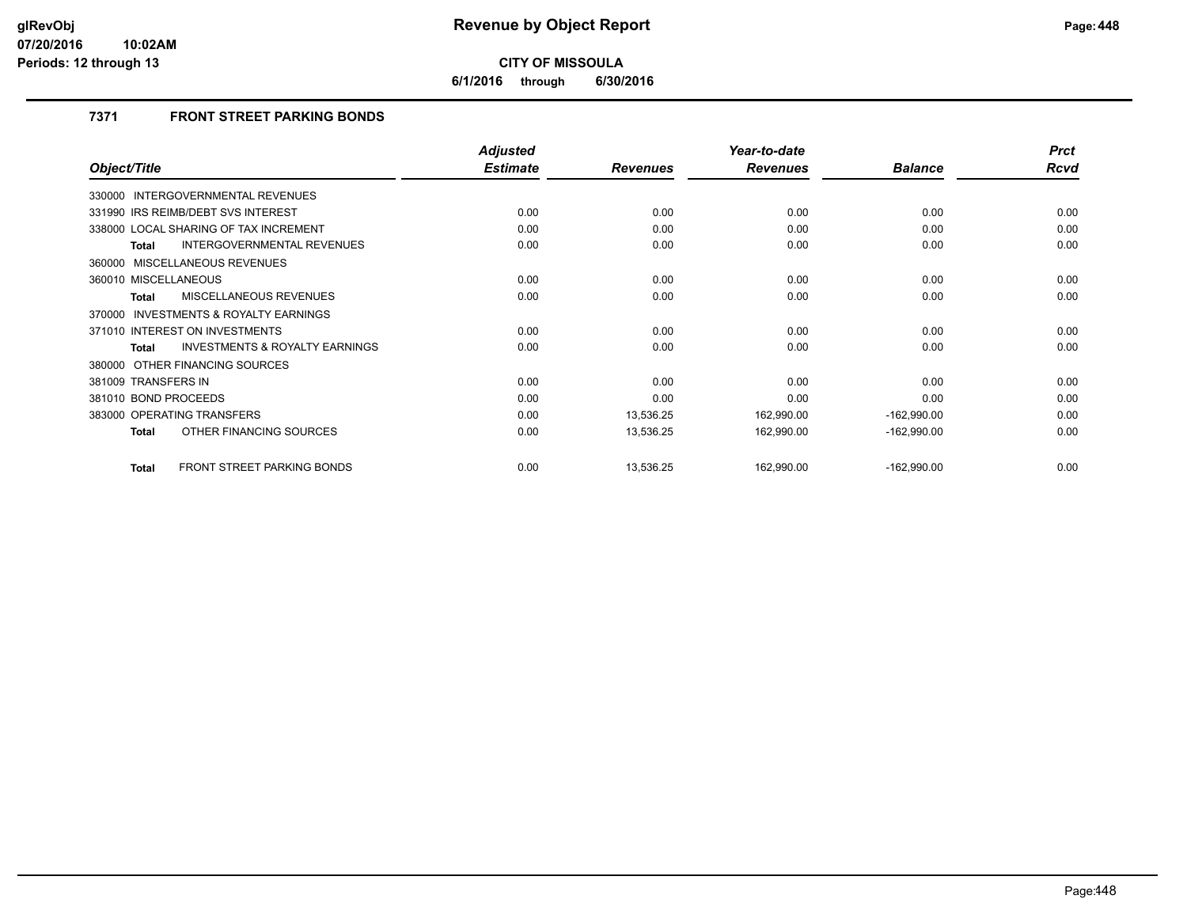# Revenue by Object Report

**CITY OF MISSOULA**

**6/1/2016 through 6/30/2016**

glRevObj
07/20/2016 10:02AM
Periods: 12 through 13

## 7371 FRONT STREET PARKING BONDS

| Object/Title | Adjusted Estimate | Revenues | Year-to-date Revenues | Balance | Prct Rcvd |
|---|---|---|---|---|---|
| 330000 INTERGOVERNMENTAL REVENUES | | | | | |
| 331990 IRS REIMB/DEBT SVS INTEREST | 0.00 | 0.00 | 0.00 | 0.00 | 0.00 |
| 338000 LOCAL SHARING OF TAX INCREMENT | 0.00 | 0.00 | 0.00 | 0.00 | 0.00 |
| **Total** INTERGOVERNMENTAL REVENUES | 0.00 | 0.00 | 0.00 | 0.00 | 0.00 |
| 360000 MISCELLANEOUS REVENUES | | | | | |
| 360010 MISCELLANEOUS | 0.00 | 0.00 | 0.00 | 0.00 | 0.00 |
| **Total** MISCELLANEOUS REVENUES | 0.00 | 0.00 | 0.00 | 0.00 | 0.00 |
| 370000 INVESTMENTS & ROYALTY EARNINGS | | | | | |
| 371010 INTEREST ON INVESTMENTS | 0.00 | 0.00 | 0.00 | 0.00 | 0.00 |
| **Total** INVESTMENTS & ROYALTY EARNINGS | 0.00 | 0.00 | 0.00 | 0.00 | 0.00 |
| 380000 OTHER FINANCING SOURCES | | | | | |
| 381009 TRANSFERS IN | 0.00 | 0.00 | 0.00 | 0.00 | 0.00 |
| 381010 BOND PROCEEDS | 0.00 | 0.00 | 0.00 | 0.00 | 0.00 |
| 383000 OPERATING TRANSFERS | 0.00 | 13,536.25 | 162,990.00 | -162,990.00 | 0.00 |
| **Total** OTHER FINANCING SOURCES | 0.00 | 13,536.25 | 162,990.00 | -162,990.00 | 0.00 |
| **Total** FRONT STREET PARKING BONDS | 0.00 | 13,536.25 | 162,990.00 | -162,990.00 | 0.00 |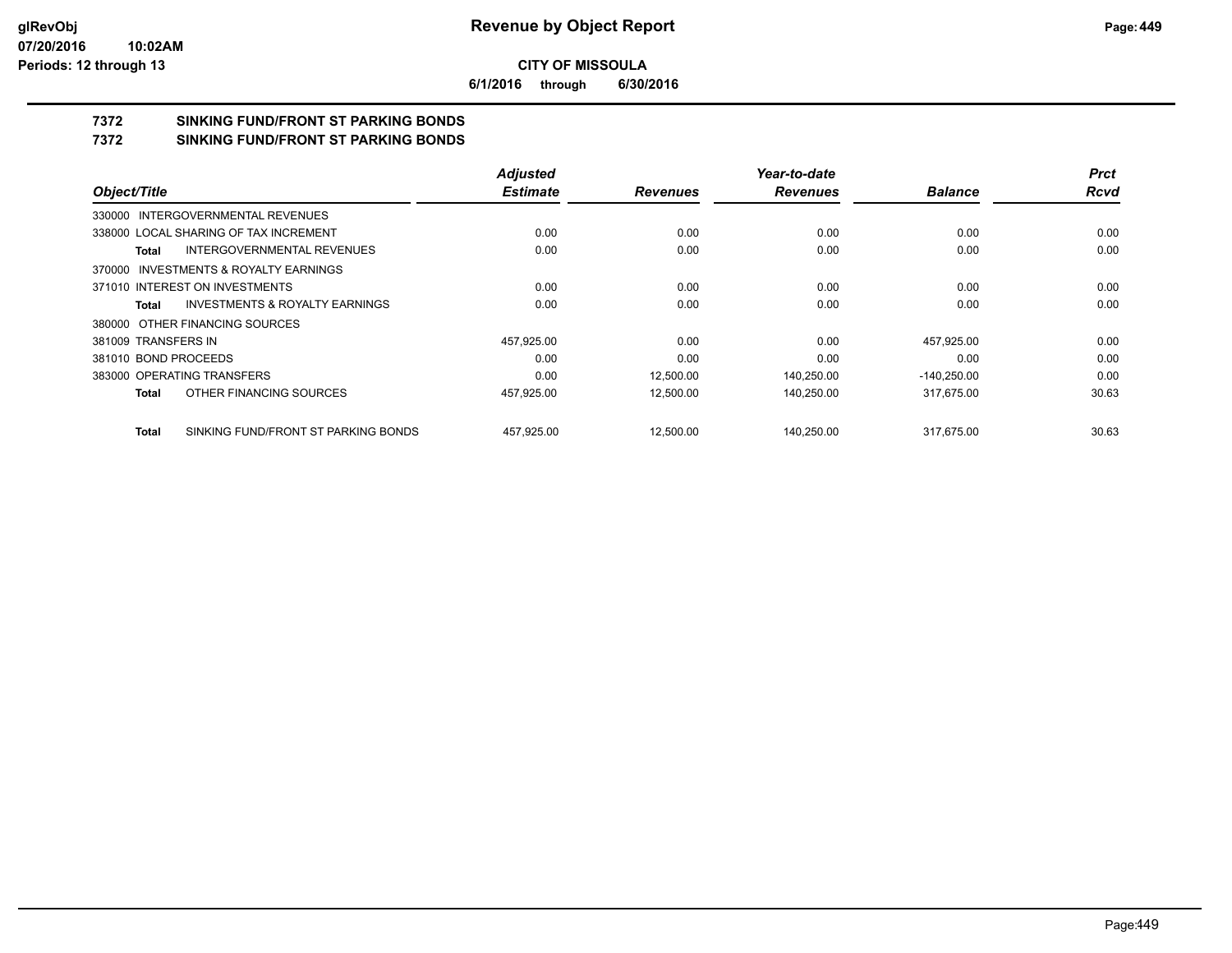# Revenue by Object Report

**CITY OF MISSOULA**

**6/1/2016 through 6/30/2016**

glRevObj
07/20/2016 10:02AM
Periods: 12 through 13

## 7372 SINKING FUND/FRONT ST PARKING BONDS
## 7372 SINKING FUND/FRONT ST PARKING BONDS

| Object/Title | Adjusted Estimate | Revenues | Year-to-date Revenues | Balance | Prct Rcvd |
|---|---|---|---|---|---|
| 330000 INTERGOVERNMENTAL REVENUES | | | | | |
| 338000 LOCAL SHARING OF TAX INCREMENT | 0.00 | 0.00 | 0.00 | 0.00 | 0.00 |
| **Total** INTERGOVERNMENTAL REVENUES | 0.00 | 0.00 | 0.00 | 0.00 | 0.00 |
| 370000 INVESTMENTS & ROYALTY EARNINGS | | | | | |
| 371010 INTEREST ON INVESTMENTS | 0.00 | 0.00 | 0.00 | 0.00 | 0.00 |
| **Total** INVESTMENTS & ROYALTY EARNINGS | 0.00 | 0.00 | 0.00 | 0.00 | 0.00 |
| 380000 OTHER FINANCING SOURCES | | | | | |
| 381009 TRANSFERS IN | 457,925.00 | 0.00 | 0.00 | 457,925.00 | 0.00 |
| 381010 BOND PROCEEDS | 0.00 | 0.00 | 0.00 | 0.00 | 0.00 |
| 383000 OPERATING TRANSFERS | 0.00 | 12,500.00 | 140,250.00 | -140,250.00 | 0.00 |
| **Total** OTHER FINANCING SOURCES | 457,925.00 | 12,500.00 | 140,250.00 | 317,675.00 | 30.63 |
| **Total** SINKING FUND/FRONT ST PARKING BONDS | 457,925.00 | 12,500.00 | 140,250.00 | 317,675.00 | 30.63 |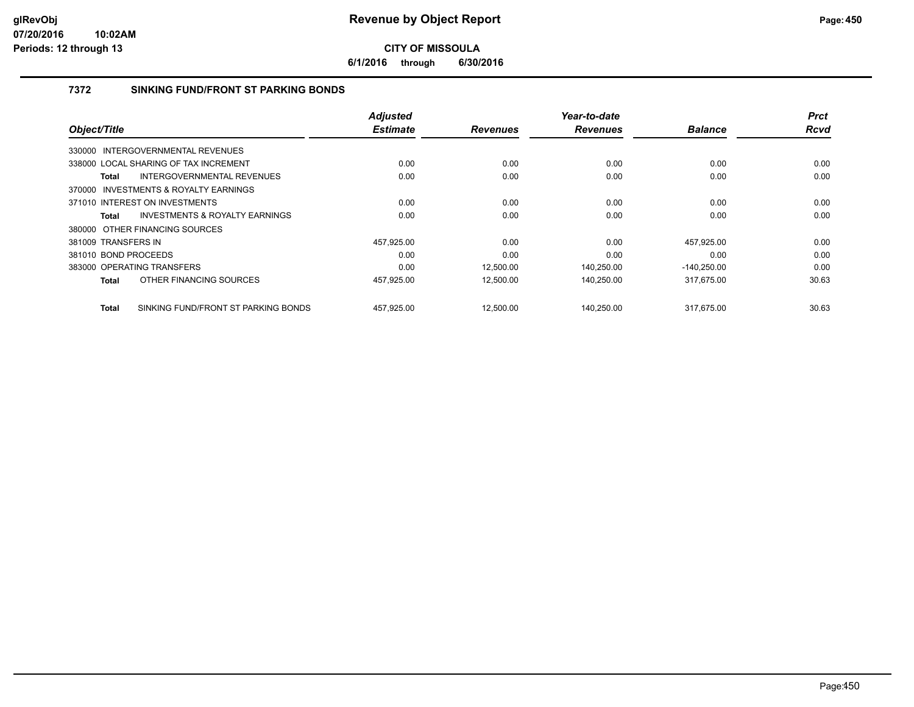**Revenue by Object Report**

**CITY OF MISSOULA**

**6/1/2016 through 6/30/2016**

glRevObj
07/20/2016 10:02AM
Periods: 12 through 13

### 7372 SINKING FUND/FRONT ST PARKING BONDS

| Object/Title | Adjusted Estimate | Revenues | Year-to-date Revenues | Balance | Prct Rcvd |
|---|---|---|---|---|---|
| 330000 INTERGOVERNMENTAL REVENUES | | | | | |
| 338000 LOCAL SHARING OF TAX INCREMENT | 0.00 | 0.00 | 0.00 | 0.00 | 0.00 |
| **Total** INTERGOVERNMENTAL REVENUES | 0.00 | 0.00 | 0.00 | 0.00 | 0.00 |
| 370000 INVESTMENTS & ROYALTY EARNINGS | | | | | |
| 371010 INTEREST ON INVESTMENTS | 0.00 | 0.00 | 0.00 | 0.00 | 0.00 |
| **Total** INVESTMENTS & ROYALTY EARNINGS | 0.00 | 0.00 | 0.00 | 0.00 | 0.00 |
| 380000 OTHER FINANCING SOURCES | | | | | |
| 381009 TRANSFERS IN | 457,925.00 | 0.00 | 0.00 | 457,925.00 | 0.00 |
| 381010 BOND PROCEEDS | 0.00 | 0.00 | 0.00 | 0.00 | 0.00 |
| 383000 OPERATING TRANSFERS | 0.00 | 12,500.00 | 140,250.00 | -140,250.00 | 0.00 |
| **Total** OTHER FINANCING SOURCES | 457,925.00 | 12,500.00 | 140,250.00 | 317,675.00 | 30.63 |
| **Total** SINKING FUND/FRONT ST PARKING BONDS | 457,925.00 | 12,500.00 | 140,250.00 | 317,675.00 | 30.63 |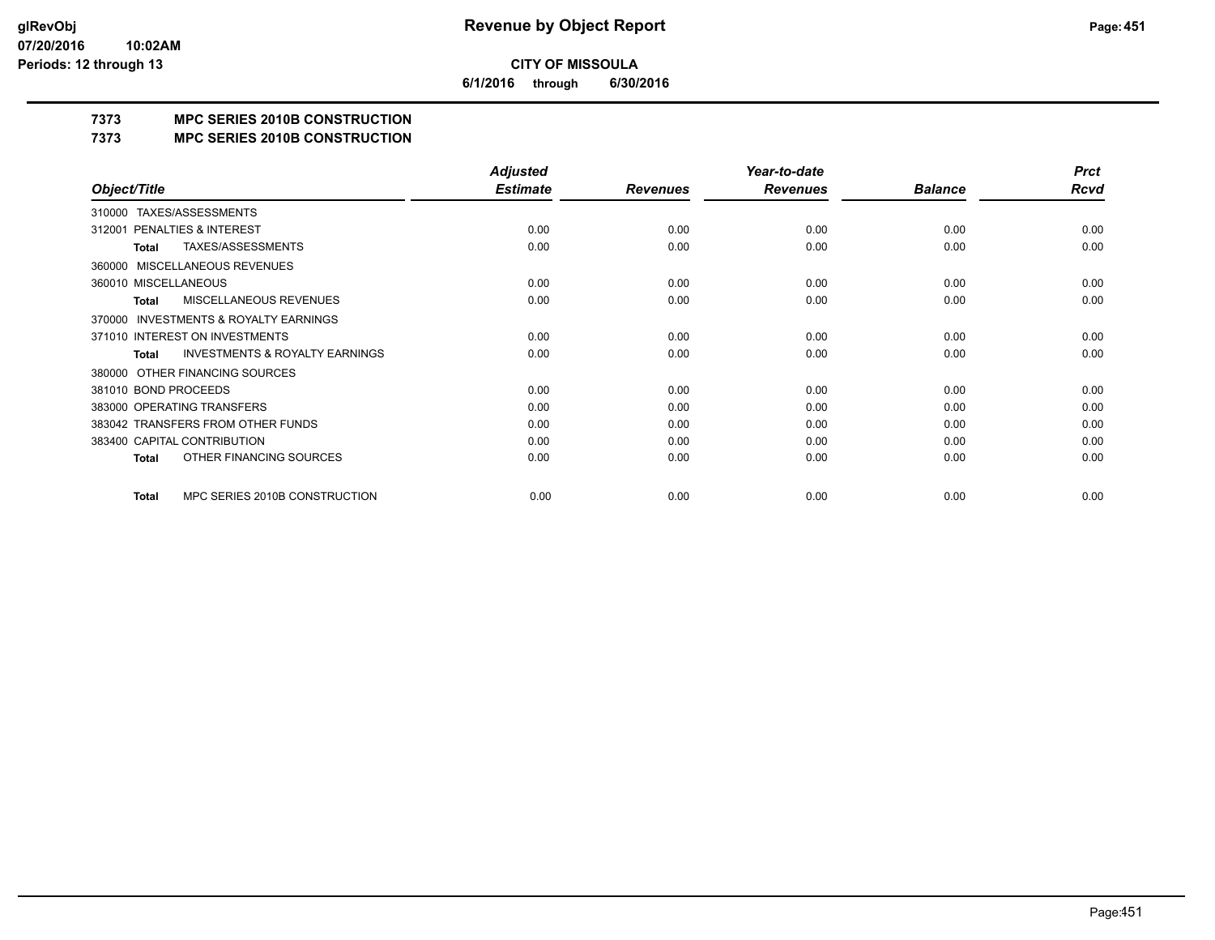# Revenue by Object Report

**CITY OF MISSOULA**

**6/1/2016 through 6/30/2016**

glRevObj
07/20/2016 10:02AM
Periods: 12 through 13

## 7373 MPC SERIES 2010B CONSTRUCTION
## 7373 MPC SERIES 2010B CONSTRUCTION

| Object/Title | Adjusted Estimate | Revenues | Year-to-date Revenues | Balance | Prct Rcvd |
|---|---|---|---|---|---|
| 310000 TAXES/ASSESSMENTS | | | | | |
| 312001 PENALTIES & INTEREST | 0.00 | 0.00 | 0.00 | 0.00 | 0.00 |
| **Total** TAXES/ASSESSMENTS | 0.00 | 0.00 | 0.00 | 0.00 | 0.00 |
| 360000 MISCELLANEOUS REVENUES | | | | | |
| 360010 MISCELLANEOUS | 0.00 | 0.00 | 0.00 | 0.00 | 0.00 |
| **Total** MISCELLANEOUS REVENUES | 0.00 | 0.00 | 0.00 | 0.00 | 0.00 |
| 370000 INVESTMENTS & ROYALTY EARNINGS | | | | | |
| 371010 INTEREST ON INVESTMENTS | 0.00 | 0.00 | 0.00 | 0.00 | 0.00 |
| **Total** INVESTMENTS & ROYALTY EARNINGS | 0.00 | 0.00 | 0.00 | 0.00 | 0.00 |
| 380000 OTHER FINANCING SOURCES | | | | | |
| 381010 BOND PROCEEDS | 0.00 | 0.00 | 0.00 | 0.00 | 0.00 |
| 383000 OPERATING TRANSFERS | 0.00 | 0.00 | 0.00 | 0.00 | 0.00 |
| 383042 TRANSFERS FROM OTHER FUNDS | 0.00 | 0.00 | 0.00 | 0.00 | 0.00 |
| 383400 CAPITAL CONTRIBUTION | 0.00 | 0.00 | 0.00 | 0.00 | 0.00 |
| **Total** OTHER FINANCING SOURCES | 0.00 | 0.00 | 0.00 | 0.00 | 0.00 |
| **Total** MPC SERIES 2010B CONSTRUCTION | 0.00 | 0.00 | 0.00 | 0.00 | 0.00 |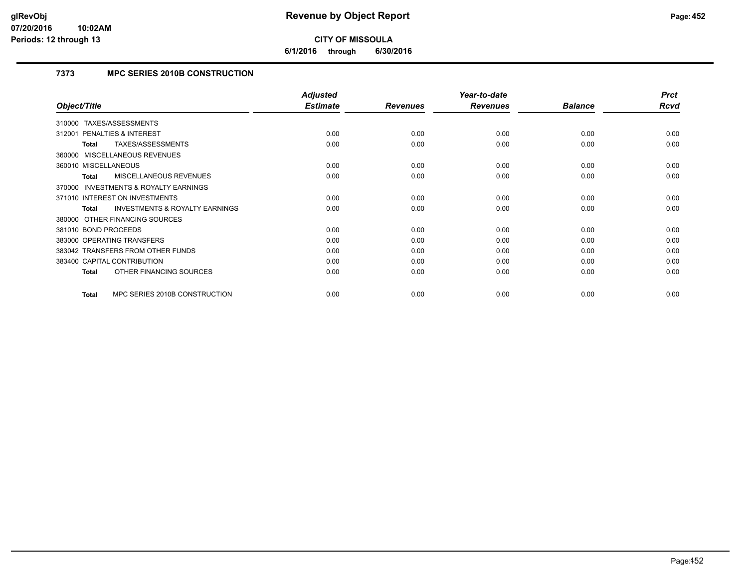**glRevObj**
**07/20/2016 10:02AM**
**Periods: 12 through 13**

# Revenue by Object Report

**CITY OF MISSOULA**

**6/1/2016 through 6/30/2016**

## 7373 MPC SERIES 2010B CONSTRUCTION

| Object/Title | Adjusted Estimate | Revenues | Year-to-date Revenues | Balance | Prct Rcvd |
|---|---|---|---|---|---|
| 310000 TAXES/ASSESSMENTS | | | | | |
| 312001 PENALTIES & INTEREST | 0.00 | 0.00 | 0.00 | 0.00 | 0.00 |
| **Total** TAXES/ASSESSMENTS | 0.00 | 0.00 | 0.00 | 0.00 | 0.00 |
| 360000 MISCELLANEOUS REVENUES | | | | | |
| 360010 MISCELLANEOUS | 0.00 | 0.00 | 0.00 | 0.00 | 0.00 |
| **Total** MISCELLANEOUS REVENUES | 0.00 | 0.00 | 0.00 | 0.00 | 0.00 |
| 370000 INVESTMENTS & ROYALTY EARNINGS | | | | | |
| 371010 INTEREST ON INVESTMENTS | 0.00 | 0.00 | 0.00 | 0.00 | 0.00 |
| **Total** INVESTMENTS & ROYALTY EARNINGS | 0.00 | 0.00 | 0.00 | 0.00 | 0.00 |
| 380000 OTHER FINANCING SOURCES | | | | | |
| 381010 BOND PROCEEDS | 0.00 | 0.00 | 0.00 | 0.00 | 0.00 |
| 383000 OPERATING TRANSFERS | 0.00 | 0.00 | 0.00 | 0.00 | 0.00 |
| 383042 TRANSFERS FROM OTHER FUNDS | 0.00 | 0.00 | 0.00 | 0.00 | 0.00 |
| 383400 CAPITAL CONTRIBUTION | 0.00 | 0.00 | 0.00 | 0.00 | 0.00 |
| **Total** OTHER FINANCING SOURCES | 0.00 | 0.00 | 0.00 | 0.00 | 0.00 |
| **Total** MPC SERIES 2010B CONSTRUCTION | 0.00 | 0.00 | 0.00 | 0.00 | 0.00 |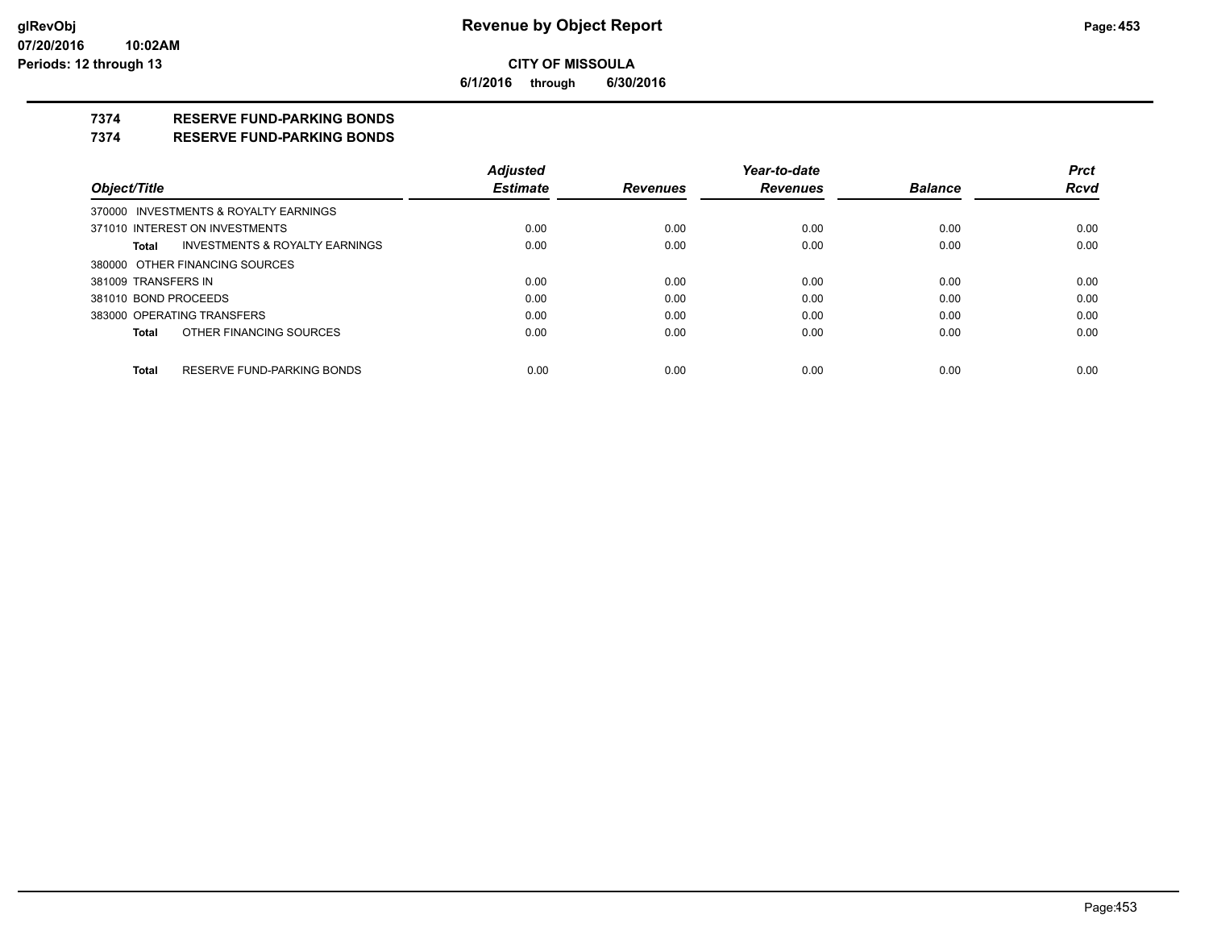# CITY OF MISSOULA

**6/1/2016 through 6/30/2016**

## 7374 RESERVE FUND-PARKING BONDS

## 7374 RESERVE FUND-PARKING BONDS

| Object/Title | Adjusted Estimate | Revenues | Year-to-date Revenues | Balance | Prct Rcvd |
|---|---|---|---|---|---|
| 370000 INVESTMENTS & ROYALTY EARNINGS | | | | | |
| 371010 INTEREST ON INVESTMENTS | 0.00 | 0.00 | 0.00 | 0.00 | 0.00 |
| **Total** INVESTMENTS & ROYALTY EARNINGS | 0.00 | 0.00 | 0.00 | 0.00 | 0.00 |
| 380000 OTHER FINANCING SOURCES | | | | | |
| 381009 TRANSFERS IN | 0.00 | 0.00 | 0.00 | 0.00 | 0.00 |
| 381010 BOND PROCEEDS | 0.00 | 0.00 | 0.00 | 0.00 | 0.00 |
| 383000 OPERATING TRANSFERS | 0.00 | 0.00 | 0.00 | 0.00 | 0.00 |
| **Total** OTHER FINANCING SOURCES | 0.00 | 0.00 | 0.00 | 0.00 | 0.00 |
| **Total** RESERVE FUND-PARKING BONDS | 0.00 | 0.00 | 0.00 | 0.00 | 0.00 |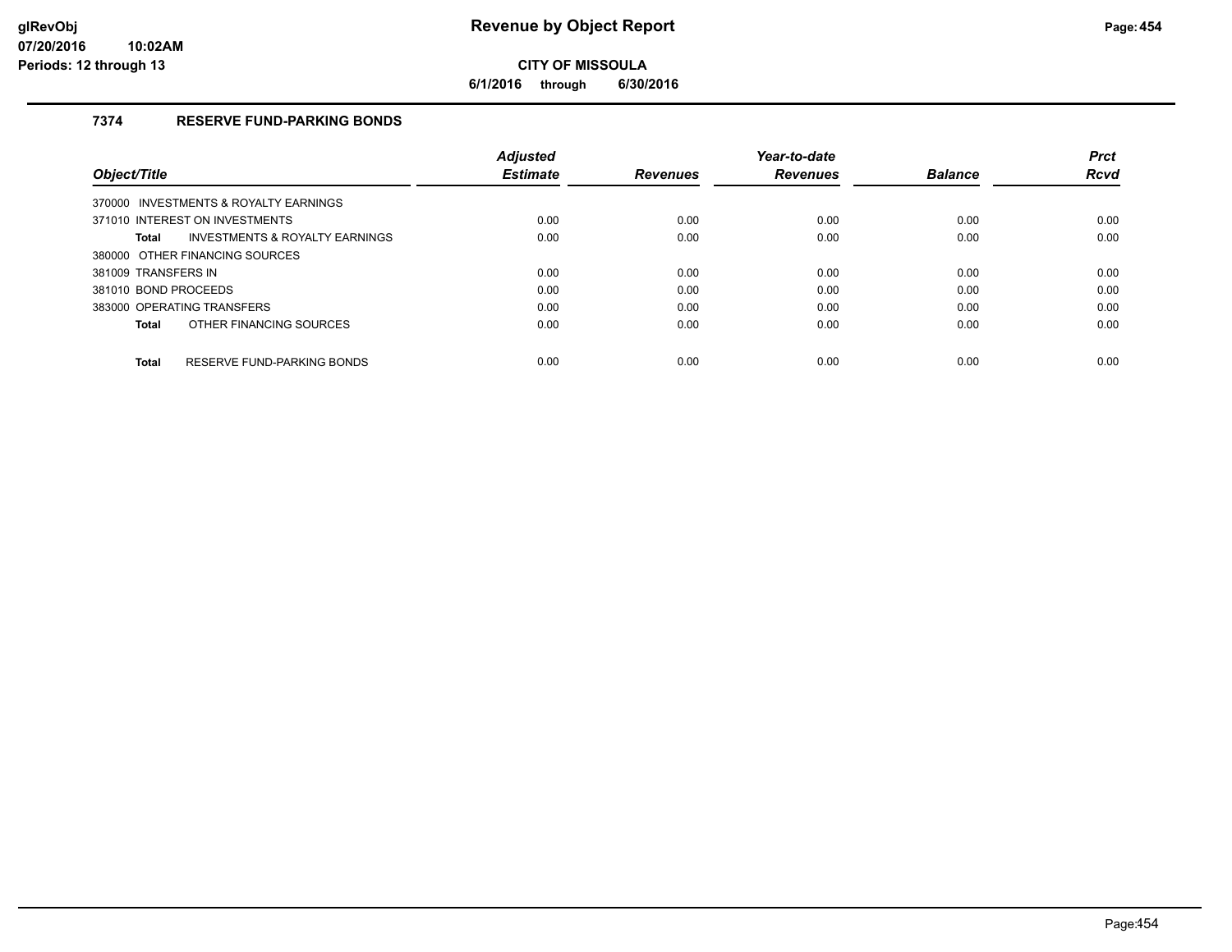# Revenue by Object Report

**CITY OF MISSOULA**

**6/1/2016 through 6/30/2016**

glRevObj
07/20/2016 10:02AM
Periods: 12 through 13

## 7374 RESERVE FUND-PARKING BONDS

| Object/Title | Adjusted Estimate | Revenues | Year-to-date Revenues | Balance | Prct Rcvd |
|---|---|---|---|---|---|
| 370000 INVESTMENTS & ROYALTY EARNINGS | | | | | |
| 371010 INTEREST ON INVESTMENTS | 0.00 | 0.00 | 0.00 | 0.00 | 0.00 |
| **Total** INVESTMENTS & ROYALTY EARNINGS | 0.00 | 0.00 | 0.00 | 0.00 | 0.00 |
| 380000 OTHER FINANCING SOURCES | | | | | |
| 381009 TRANSFERS IN | 0.00 | 0.00 | 0.00 | 0.00 | 0.00 |
| 381010 BOND PROCEEDS | 0.00 | 0.00 | 0.00 | 0.00 | 0.00 |
| 383000 OPERATING TRANSFERS | 0.00 | 0.00 | 0.00 | 0.00 | 0.00 |
| **Total** OTHER FINANCING SOURCES | 0.00 | 0.00 | 0.00 | 0.00 | 0.00 |
| **Total** RESERVE FUND-PARKING BONDS | 0.00 | 0.00 | 0.00 | 0.00 | 0.00 |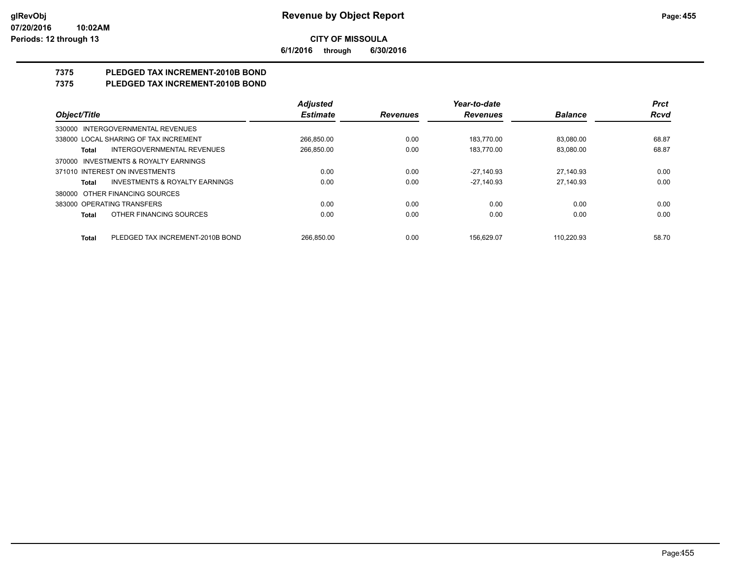**Revenue by Object Report**

**CITY OF MISSOULA**

**6/1/2016 through 6/30/2016**

**7375 PLEDGED TAX INCREMENT-2010B BOND**

**7375 PLEDGED TAX INCREMENT-2010B BOND**

| Object/Title | Adjusted Estimate | Revenues | Year-to-date Revenues | Balance | Prct Rcvd |
|---|---|---|---|---|---|
| 330000 INTERGOVERNMENTAL REVENUES | | | | | |
| 338000 LOCAL SHARING OF TAX INCREMENT | 266,850.00 | 0.00 | 183,770.00 | 83,080.00 | 68.87 |
| **Total** INTERGOVERNMENTAL REVENUES | 266,850.00 | 0.00 | 183,770.00 | 83,080.00 | 68.87 |
| 370000 INVESTMENTS & ROYALTY EARNINGS | | | | | |
| 371010 INTEREST ON INVESTMENTS | 0.00 | 0.00 | -27,140.93 | 27,140.93 | 0.00 |
| **Total** INVESTMENTS & ROYALTY EARNINGS | 0.00 | 0.00 | -27,140.93 | 27,140.93 | 0.00 |
| 380000 OTHER FINANCING SOURCES | | | | | |
| 383000 OPERATING TRANSFERS | 0.00 | 0.00 | 0.00 | 0.00 | 0.00 |
| **Total** OTHER FINANCING SOURCES | 0.00 | 0.00 | 0.00 | 0.00 | 0.00 |
| **Total** PLEDGED TAX INCREMENT-2010B BOND | 266,850.00 | 0.00 | 156,629.07 | 110,220.93 | 58.70 |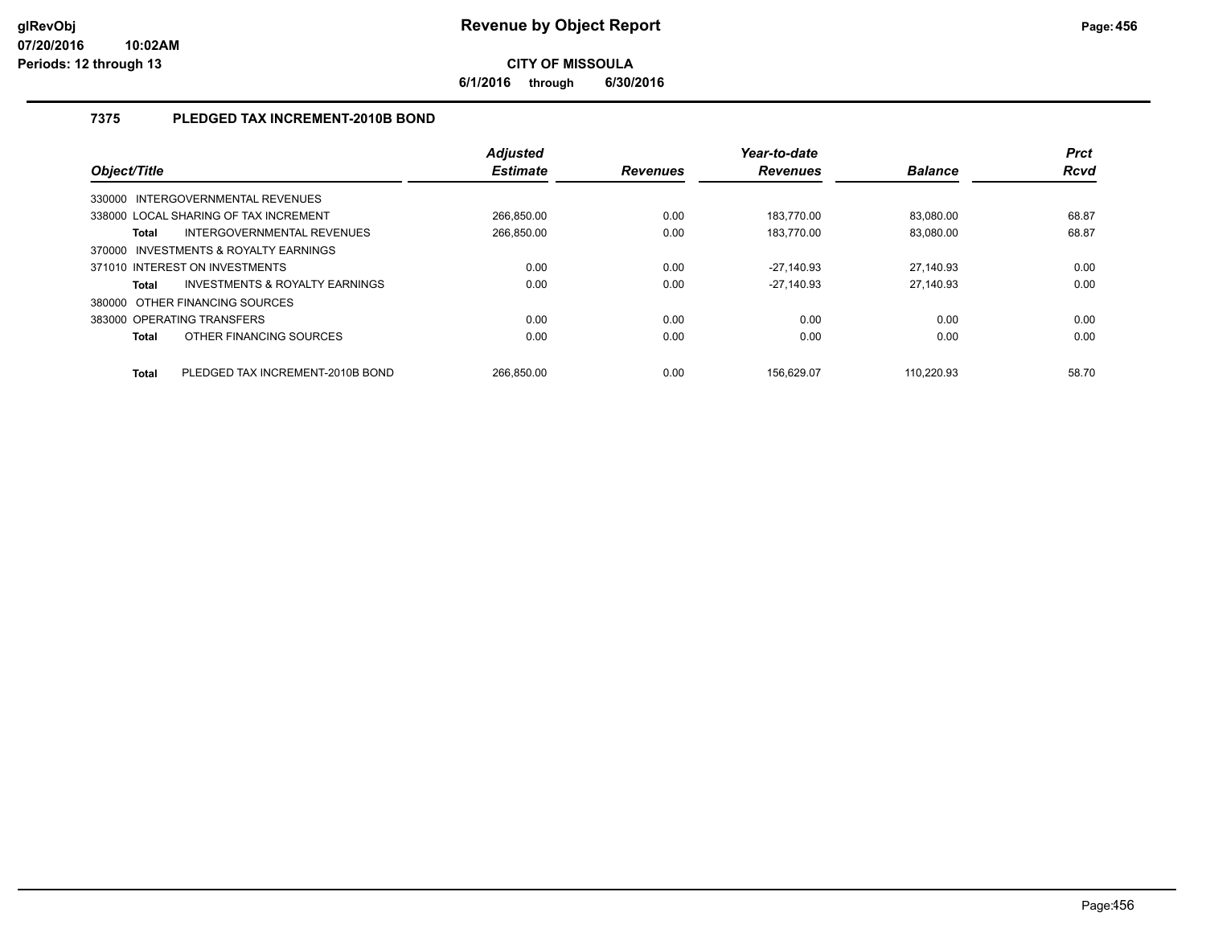**Revenue by Object Report**

**CITY OF MISSOULA**

**6/1/2016 through 6/30/2016**

glRevObj
07/20/2016 10:02AM
Periods: 12 through 13

## 7375 PLEDGED TAX INCREMENT-2010B BOND

| Object/Title | | Adjusted Estimate | Revenues | Year-to-date Revenues | Balance | Prct Rcvd |
|---|---|---|---|---|---|---|
| 330000 INTERGOVERNMENTAL REVENUES | | | | | | |
| 338000 LOCAL SHARING OF TAX INCREMENT | | 266,850.00 | 0.00 | 183,770.00 | 83,080.00 | 68.87 |
| **Total** | INTERGOVERNMENTAL REVENUES | 266,850.00 | 0.00 | 183,770.00 | 83,080.00 | 68.87 |
| 370000 INVESTMENTS & ROYALTY EARNINGS | | | | | | |
| 371010 INTEREST ON INVESTMENTS | | 0.00 | 0.00 | -27,140.93 | 27,140.93 | 0.00 |
| **Total** | INVESTMENTS & ROYALTY EARNINGS | 0.00 | 0.00 | -27,140.93 | 27,140.93 | 0.00 |
| 380000 OTHER FINANCING SOURCES | | | | | | |
| 383000 OPERATING TRANSFERS | | 0.00 | 0.00 | 0.00 | 0.00 | 0.00 |
| **Total** | OTHER FINANCING SOURCES | 0.00 | 0.00 | 0.00 | 0.00 | 0.00 |
| **Total** | PLEDGED TAX INCREMENT-2010B BOND | 266,850.00 | 0.00 | 156,629.07 | 110,220.93 | 58.70 |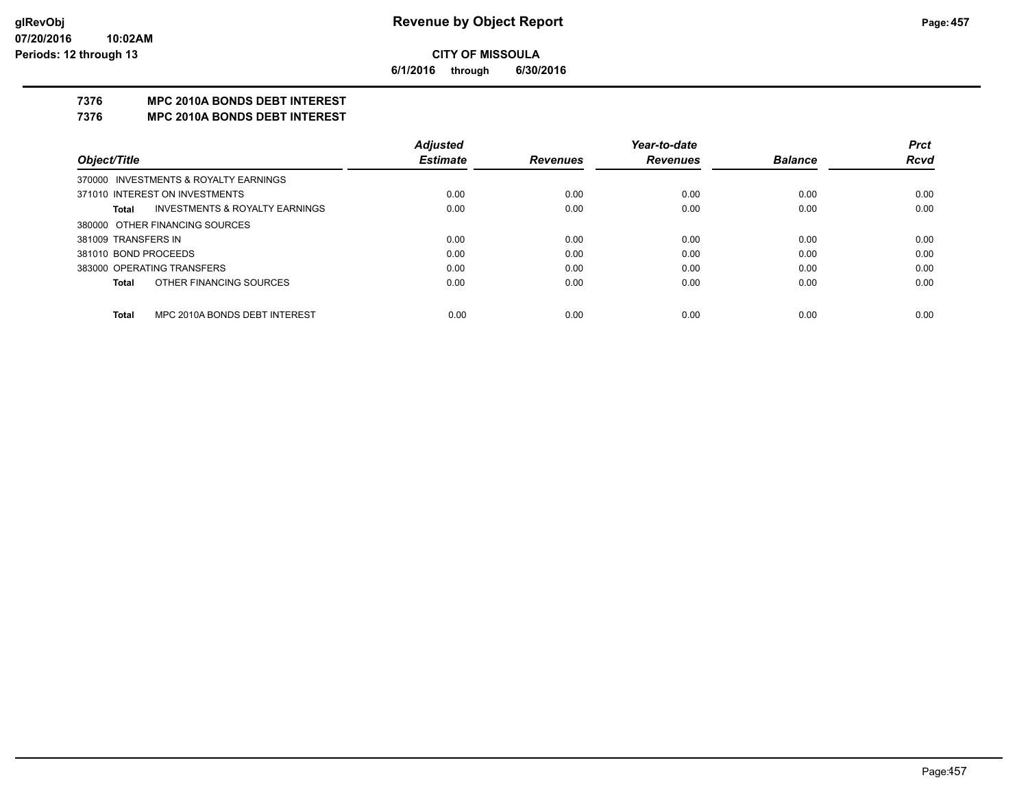**CITY OF MISSOULA**

**6/1/2016 through 6/30/2016**

## 7376 MPC 2010A BONDS DEBT INTEREST

## 7376 MPC 2010A BONDS DEBT INTEREST

| Object/Title | Adjusted Estimate | Revenues | Year-to-date Revenues | Balance | Prct Rcvd |
|---|---|---|---|---|---|
| 370000 INVESTMENTS & ROYALTY EARNINGS | | | | | |
| 371010 INTEREST ON INVESTMENTS | 0.00 | 0.00 | 0.00 | 0.00 | 0.00 |
| **Total** INVESTMENTS & ROYALTY EARNINGS | 0.00 | 0.00 | 0.00 | 0.00 | 0.00 |
| 380000 OTHER FINANCING SOURCES | | | | | |
| 381009 TRANSFERS IN | 0.00 | 0.00 | 0.00 | 0.00 | 0.00 |
| 381010 BOND PROCEEDS | 0.00 | 0.00 | 0.00 | 0.00 | 0.00 |
| 383000 OPERATING TRANSFERS | 0.00 | 0.00 | 0.00 | 0.00 | 0.00 |
| **Total** OTHER FINANCING SOURCES | 0.00 | 0.00 | 0.00 | 0.00 | 0.00 |
| **Total** MPC 2010A BONDS DEBT INTEREST | 0.00 | 0.00 | 0.00 | 0.00 | 0.00 |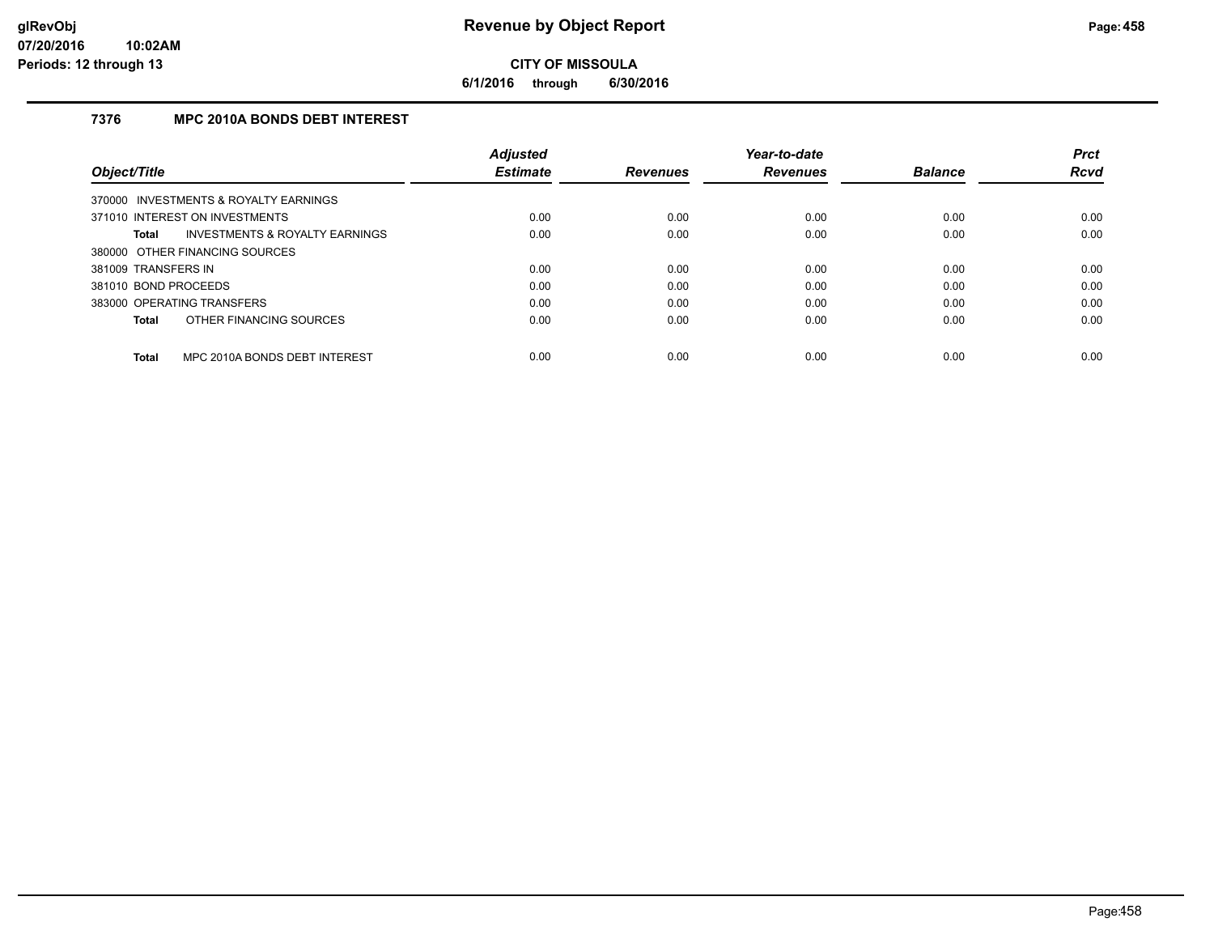# Revenue by Object Report

## CITY OF MISSOULA

**6/1/2016 through 6/30/2016**

glRevObj
07/20/2016 10:02AM
Periods: 12 through 13

### 7376 MPC 2010A BONDS DEBT INTEREST

| Object/Title | Adjusted Estimate | Revenues | Year-to-date Revenues | Balance | Prct Rcvd |
|---|---|---|---|---|---|
| 370000 INVESTMENTS & ROYALTY EARNINGS | | | | | |
| 371010 INTEREST ON INVESTMENTS | 0.00 | 0.00 | 0.00 | 0.00 | 0.00 |
| **Total** INVESTMENTS & ROYALTY EARNINGS | 0.00 | 0.00 | 0.00 | 0.00 | 0.00 |
| 380000 OTHER FINANCING SOURCES | | | | | |
| 381009 TRANSFERS IN | 0.00 | 0.00 | 0.00 | 0.00 | 0.00 |
| 381010 BOND PROCEEDS | 0.00 | 0.00 | 0.00 | 0.00 | 0.00 |
| 383000 OPERATING TRANSFERS | 0.00 | 0.00 | 0.00 | 0.00 | 0.00 |
| **Total** OTHER FINANCING SOURCES | 0.00 | 0.00 | 0.00 | 0.00 | 0.00 |
| **Total** MPC 2010A BONDS DEBT INTEREST | 0.00 | 0.00 | 0.00 | 0.00 | 0.00 |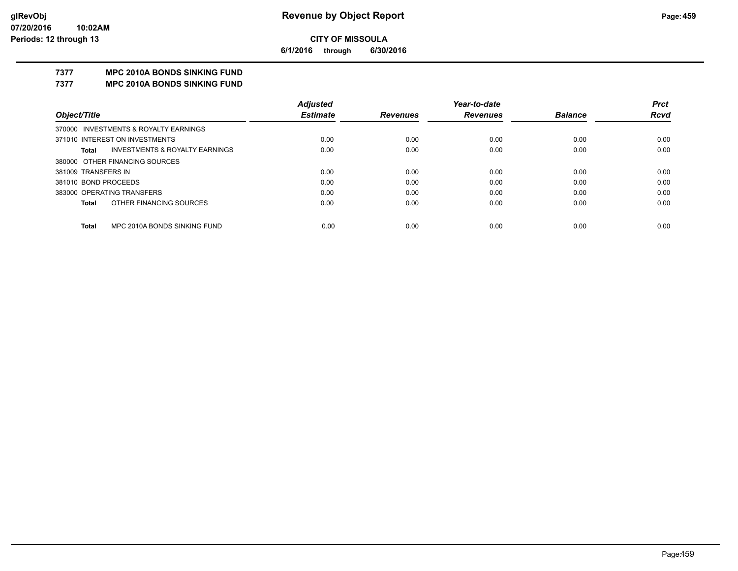**CITY OF MISSOULA**

**6/1/2016 through 6/30/2016**

**7377 MPC 2010A BONDS SINKING FUND**

**7377 MPC 2010A BONDS SINKING FUND**

| Object/Title | Adjusted Estimate | Revenues | Year-to-date Revenues | Balance | Prct Rcvd |
|---|---|---|---|---|---|
| 370000 INVESTMENTS & ROYALTY EARNINGS | | | | | |
| 371010 INTEREST ON INVESTMENTS | 0.00 | 0.00 | 0.00 | 0.00 | 0.00 |
| **Total** INVESTMENTS & ROYALTY EARNINGS | 0.00 | 0.00 | 0.00 | 0.00 | 0.00 |
| 380000 OTHER FINANCING SOURCES | | | | | |
| 381009 TRANSFERS IN | 0.00 | 0.00 | 0.00 | 0.00 | 0.00 |
| 381010 BOND PROCEEDS | 0.00 | 0.00 | 0.00 | 0.00 | 0.00 |
| 383000 OPERATING TRANSFERS | 0.00 | 0.00 | 0.00 | 0.00 | 0.00 |
| **Total** OTHER FINANCING SOURCES | 0.00 | 0.00 | 0.00 | 0.00 | 0.00 |
| **Total** MPC 2010A BONDS SINKING FUND | 0.00 | 0.00 | 0.00 | 0.00 | 0.00 |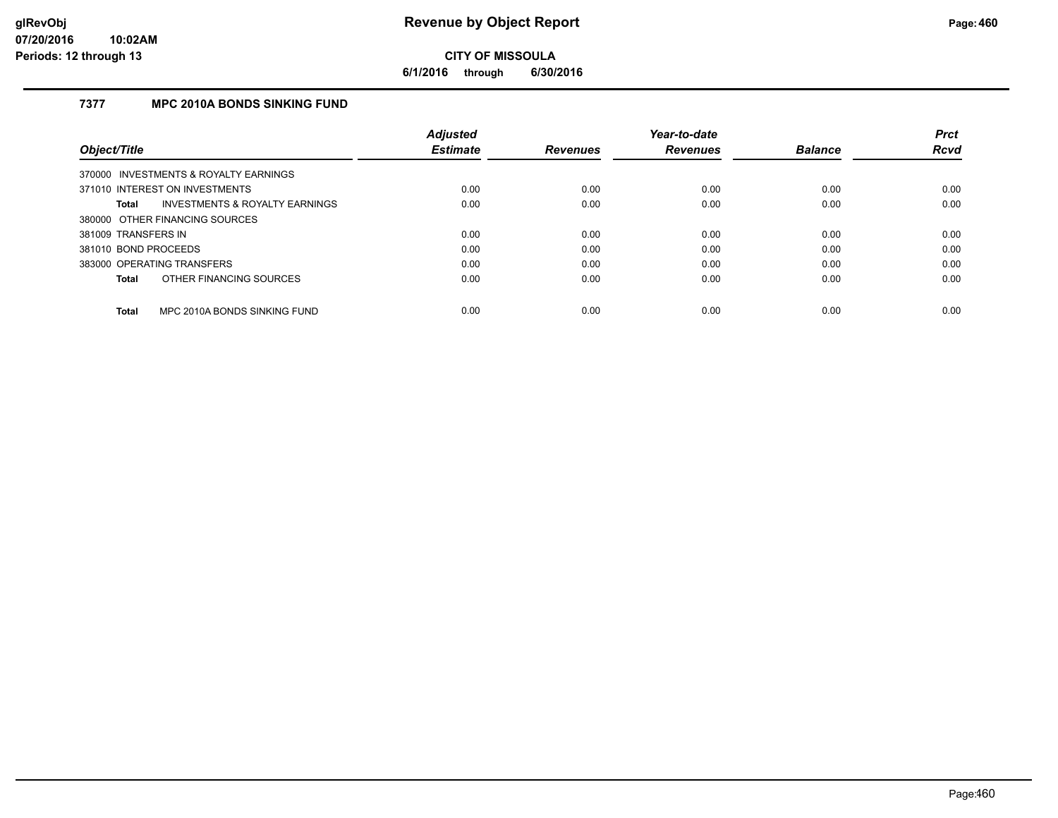# Revenue by Object Report

**CITY OF MISSOULA**

**6/1/2016 through 6/30/2016**

glRevObj
07/20/2016 10:02AM
Periods: 12 through 13

### 7377 MPC 2010A BONDS SINKING FUND

| Object/Title | Adjusted Estimate | Revenues | Year-to-date Revenues | Balance | Prct Rcvd |
|---|---|---|---|---|---|
| 370000 INVESTMENTS & ROYALTY EARNINGS | | | | | |
| 371010 INTEREST ON INVESTMENTS | 0.00 | 0.00 | 0.00 | 0.00 | 0.00 |
| **Total** INVESTMENTS & ROYALTY EARNINGS | 0.00 | 0.00 | 0.00 | 0.00 | 0.00 |
| 380000 OTHER FINANCING SOURCES | | | | | |
| 381009 TRANSFERS IN | 0.00 | 0.00 | 0.00 | 0.00 | 0.00 |
| 381010 BOND PROCEEDS | 0.00 | 0.00 | 0.00 | 0.00 | 0.00 |
| 383000 OPERATING TRANSFERS | 0.00 | 0.00 | 0.00 | 0.00 | 0.00 |
| **Total** OTHER FINANCING SOURCES | 0.00 | 0.00 | 0.00 | 0.00 | 0.00 |
| **Total** MPC 2010A BONDS SINKING FUND | 0.00 | 0.00 | 0.00 | 0.00 | 0.00 |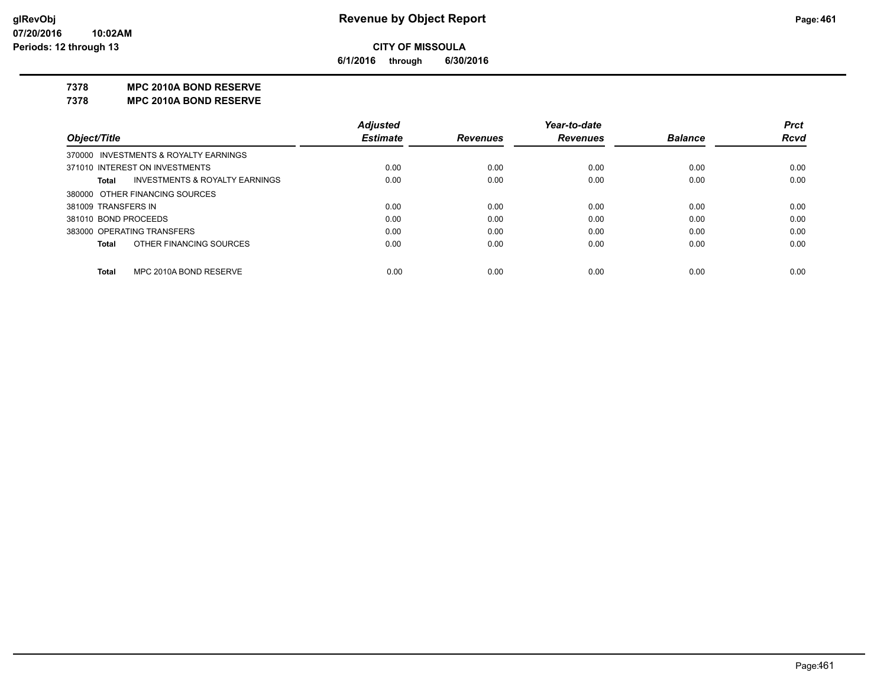# Revenue by Object Report

**CITY OF MISSOULA**

**6/1/2016 through 6/30/2016**

glRevObj
07/20/2016 10:02AM
Periods: 12 through 13

**7378 MPC 2010A BOND RESERVE**

**7378 MPC 2010A BOND RESERVE**

| Object/Title | Adjusted Estimate | Revenues | Year-to-date Revenues | Balance | Prct Rcvd |
|---|---|---|---|---|---|
| 370000 INVESTMENTS & ROYALTY EARNINGS | | | | | |
| 371010 INTEREST ON INVESTMENTS | 0.00 | 0.00 | 0.00 | 0.00 | 0.00 |
| **Total** INVESTMENTS & ROYALTY EARNINGS | 0.00 | 0.00 | 0.00 | 0.00 | 0.00 |
| 380000 OTHER FINANCING SOURCES | | | | | |
| 381009 TRANSFERS IN | 0.00 | 0.00 | 0.00 | 0.00 | 0.00 |
| 381010 BOND PROCEEDS | 0.00 | 0.00 | 0.00 | 0.00 | 0.00 |
| 383000 OPERATING TRANSFERS | 0.00 | 0.00 | 0.00 | 0.00 | 0.00 |
| **Total** OTHER FINANCING SOURCES | 0.00 | 0.00 | 0.00 | 0.00 | 0.00 |
| **Total** MPC 2010A BOND RESERVE | 0.00 | 0.00 | 0.00 | 0.00 | 0.00 |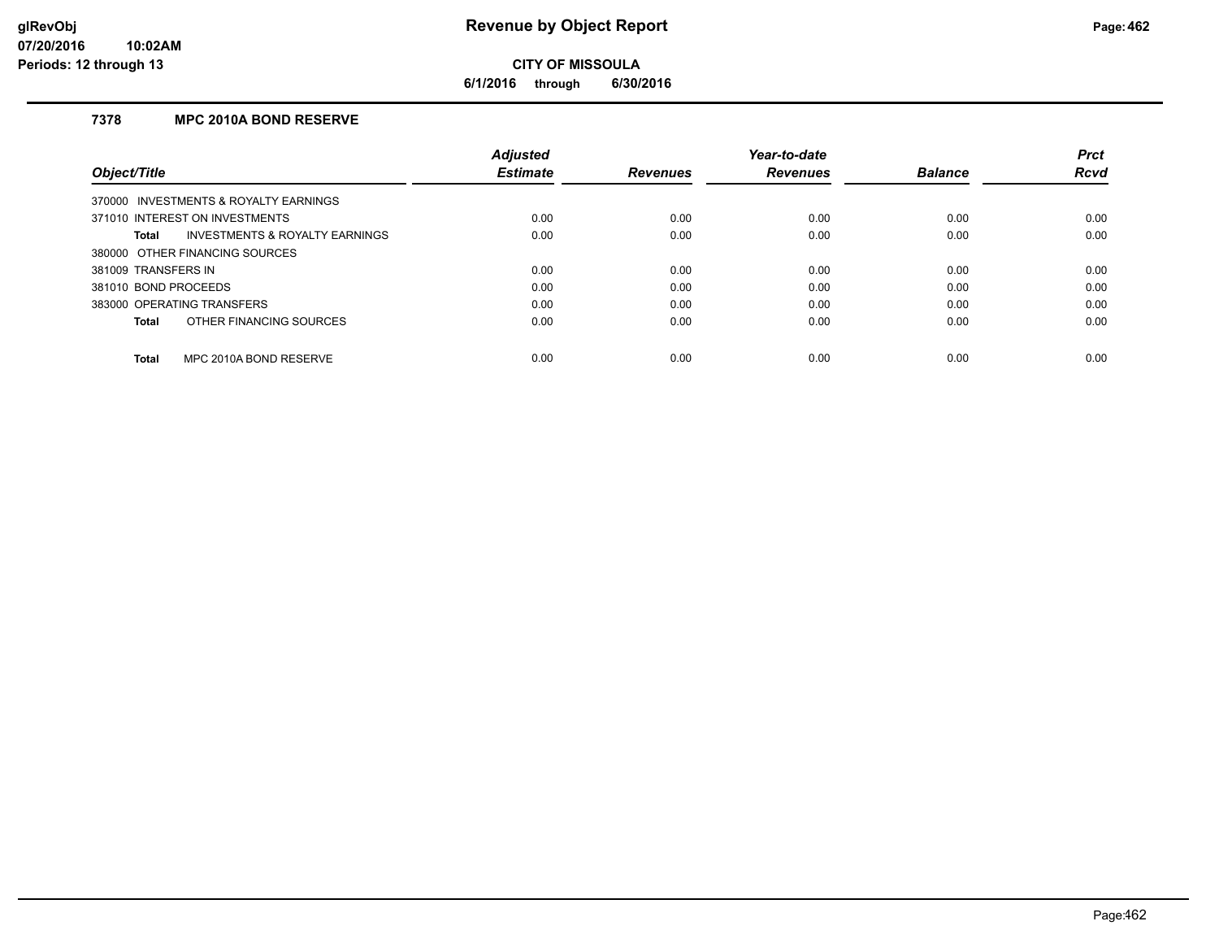# Revenue by Object Report

**CITY OF MISSOULA**

**6/1/2016 through 6/30/2016**

glRevObj
07/20/2016 10:02AM
Periods: 12 through 13

## 7378 MPC 2010A BOND RESERVE

| Object/Title | Adjusted Estimate | Revenues | Year-to-date Revenues | Balance | Prct Rcvd |
|---|---|---|---|---|---|
| 370000 INVESTMENTS & ROYALTY EARNINGS | | | | | |
| 371010 INTEREST ON INVESTMENTS | 0.00 | 0.00 | 0.00 | 0.00 | 0.00 |
| **Total** INVESTMENTS & ROYALTY EARNINGS | 0.00 | 0.00 | 0.00 | 0.00 | 0.00 |
| 380000 OTHER FINANCING SOURCES | | | | | |
| 381009 TRANSFERS IN | 0.00 | 0.00 | 0.00 | 0.00 | 0.00 |
| 381010 BOND PROCEEDS | 0.00 | 0.00 | 0.00 | 0.00 | 0.00 |
| 383000 OPERATING TRANSFERS | 0.00 | 0.00 | 0.00 | 0.00 | 0.00 |
| **Total** OTHER FINANCING SOURCES | 0.00 | 0.00 | 0.00 | 0.00 | 0.00 |
| **Total** MPC 2010A BOND RESERVE | 0.00 | 0.00 | 0.00 | 0.00 | 0.00 |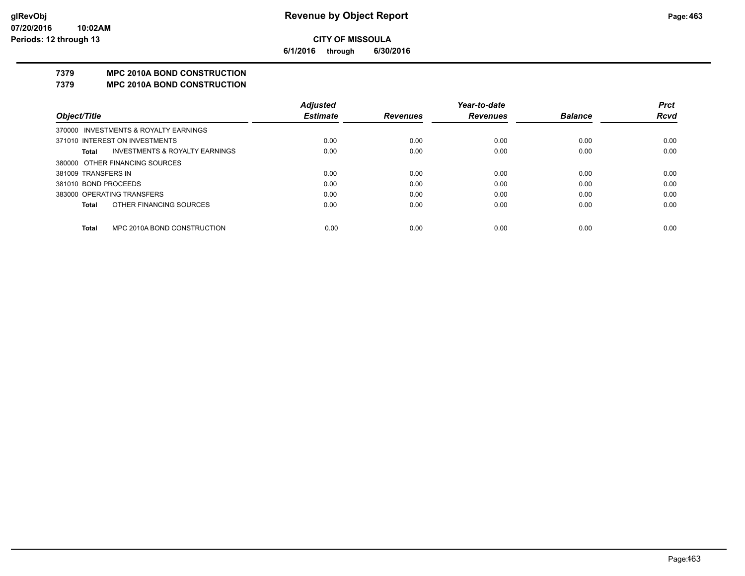**CITY OF MISSOULA**

**6/1/2016 through 6/30/2016**

## 7379 MPC 2010A BOND CONSTRUCTION

## 7379 MPC 2010A BOND CONSTRUCTION

| Object/Title | Adjusted Estimate | Revenues | Year-to-date Revenues | Balance | Prct Rcvd |
|---|---|---|---|---|---|
| 370000 INVESTMENTS & ROYALTY EARNINGS | | | | | |
| 371010 INTEREST ON INVESTMENTS | 0.00 | 0.00 | 0.00 | 0.00 | 0.00 |
| **Total** INVESTMENTS & ROYALTY EARNINGS | 0.00 | 0.00 | 0.00 | 0.00 | 0.00 |
| 380000 OTHER FINANCING SOURCES | | | | | |
| 381009 TRANSFERS IN | 0.00 | 0.00 | 0.00 | 0.00 | 0.00 |
| 381010 BOND PROCEEDS | 0.00 | 0.00 | 0.00 | 0.00 | 0.00 |
| 383000 OPERATING TRANSFERS | 0.00 | 0.00 | 0.00 | 0.00 | 0.00 |
| **Total** OTHER FINANCING SOURCES | 0.00 | 0.00 | 0.00 | 0.00 | 0.00 |
| **Total** MPC 2010A BOND CONSTRUCTION | 0.00 | 0.00 | 0.00 | 0.00 | 0.00 |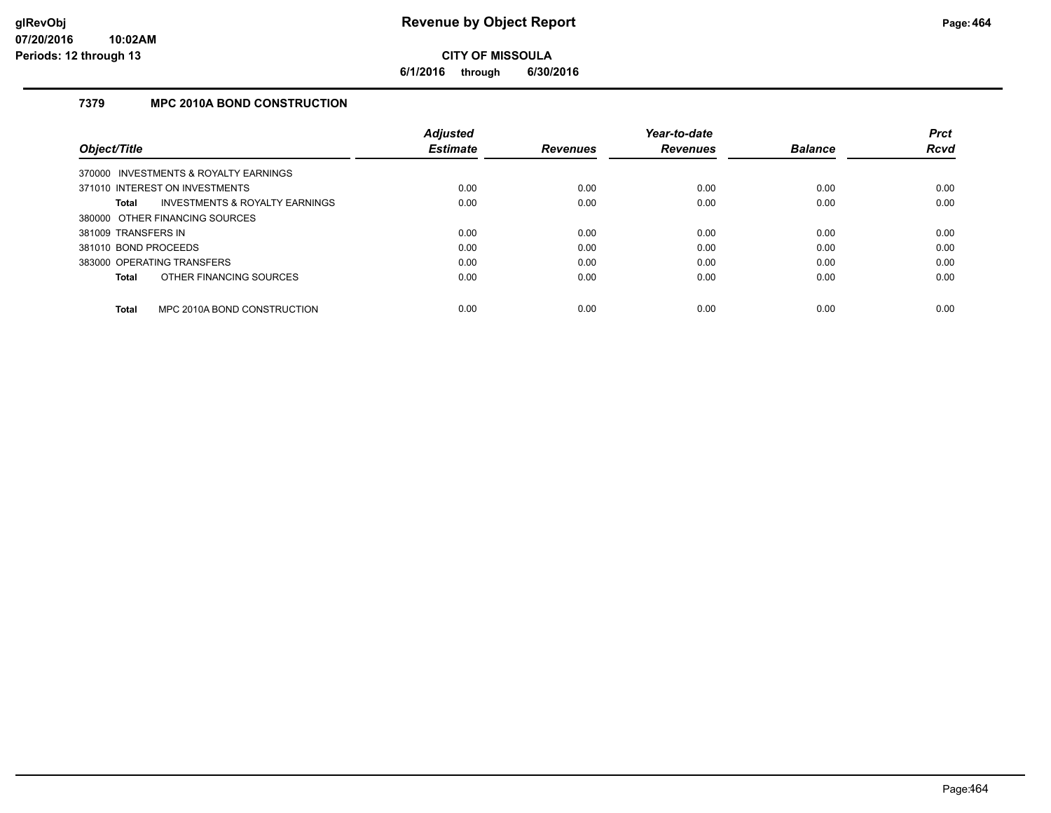**CITY OF MISSOULA**

**6/1/2016 through 6/30/2016**

### 7379 MPC 2010A BOND CONSTRUCTION

| Object/Title | Adjusted Estimate | Revenues | Year-to-date Revenues | Balance | Prct Rcvd |
|---|---|---|---|---|---|
| 370000 INVESTMENTS & ROYALTY EARNINGS | | | | | |
| 371010 INTEREST ON INVESTMENTS | 0.00 | 0.00 | 0.00 | 0.00 | 0.00 |
| **Total** INVESTMENTS & ROYALTY EARNINGS | 0.00 | 0.00 | 0.00 | 0.00 | 0.00 |
| 380000 OTHER FINANCING SOURCES | | | | | |
| 381009 TRANSFERS IN | 0.00 | 0.00 | 0.00 | 0.00 | 0.00 |
| 381010 BOND PROCEEDS | 0.00 | 0.00 | 0.00 | 0.00 | 0.00 |
| 383000 OPERATING TRANSFERS | 0.00 | 0.00 | 0.00 | 0.00 | 0.00 |
| **Total** OTHER FINANCING SOURCES | 0.00 | 0.00 | 0.00 | 0.00 | 0.00 |
| **Total** MPC 2010A BOND CONSTRUCTION | 0.00 | 0.00 | 0.00 | 0.00 | 0.00 |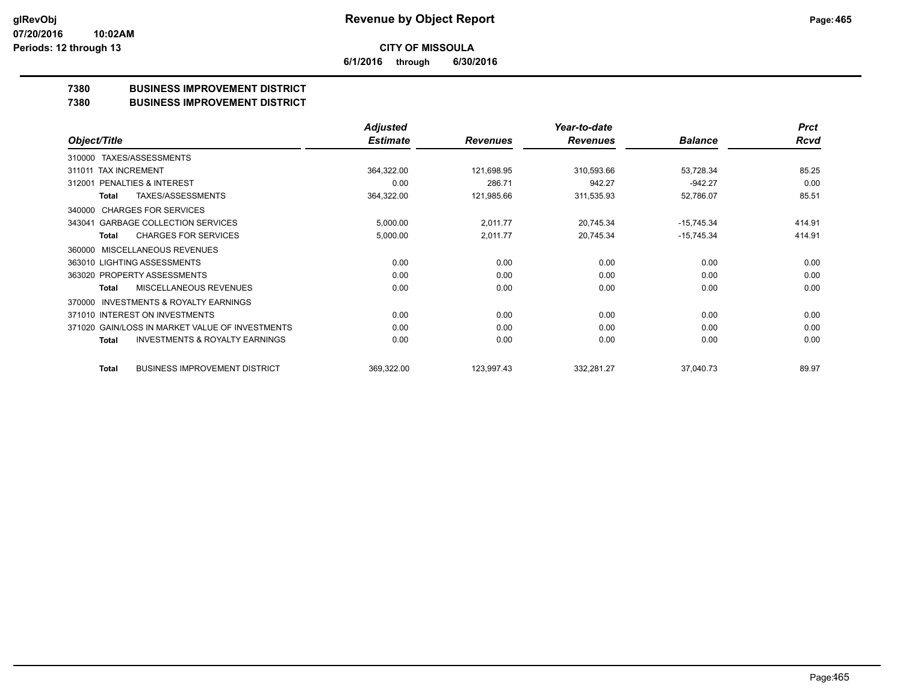**CITY OF MISSOULA**

**6/1/2016 through 6/30/2016**

**7380 BUSINESS IMPROVEMENT DISTRICT**

**7380 BUSINESS IMPROVEMENT DISTRICT**

| Object/Title | Adjusted Estimate | Revenues | Year-to-date Revenues | Balance | Prct Rcvd |
|---|---|---|---|---|---|
| 310000 TAXES/ASSESSMENTS | | | | | |
| 311011 TAX INCREMENT | 364,322.00 | 121,698.95 | 310,593.66 | 53,728.34 | 85.25 |
| 312001 PENALTIES & INTEREST | 0.00 | 286.71 | 942.27 | -942.27 | 0.00 |
| **Total** TAXES/ASSESSMENTS | 364,322.00 | 121,985.66 | 311,535.93 | 52,786.07 | 85.51 |
| 340000 CHARGES FOR SERVICES | | | | | |
| 343041 GARBAGE COLLECTION SERVICES | 5,000.00 | 2,011.77 | 20,745.34 | -15,745.34 | 414.91 |
| **Total** CHARGES FOR SERVICES | 5,000.00 | 2,011.77 | 20,745.34 | -15,745.34 | 414.91 |
| 360000 MISCELLANEOUS REVENUES | | | | | |
| 363010 LIGHTING ASSESSMENTS | 0.00 | 0.00 | 0.00 | 0.00 | 0.00 |
| 363020 PROPERTY ASSESSMENTS | 0.00 | 0.00 | 0.00 | 0.00 | 0.00 |
| **Total** MISCELLANEOUS REVENUES | 0.00 | 0.00 | 0.00 | 0.00 | 0.00 |
| 370000 INVESTMENTS & ROYALTY EARNINGS | | | | | |
| 371010 INTEREST ON INVESTMENTS | 0.00 | 0.00 | 0.00 | 0.00 | 0.00 |
| 371020 GAIN/LOSS IN MARKET VALUE OF INVESTMENTS | 0.00 | 0.00 | 0.00 | 0.00 | 0.00 |
| **Total** INVESTMENTS & ROYALTY EARNINGS | 0.00 | 0.00 | 0.00 | 0.00 | 0.00 |
| **Total** BUSINESS IMPROVEMENT DISTRICT | 369,322.00 | 123,997.43 | 332,281.27 | 37,040.73 | 89.97 |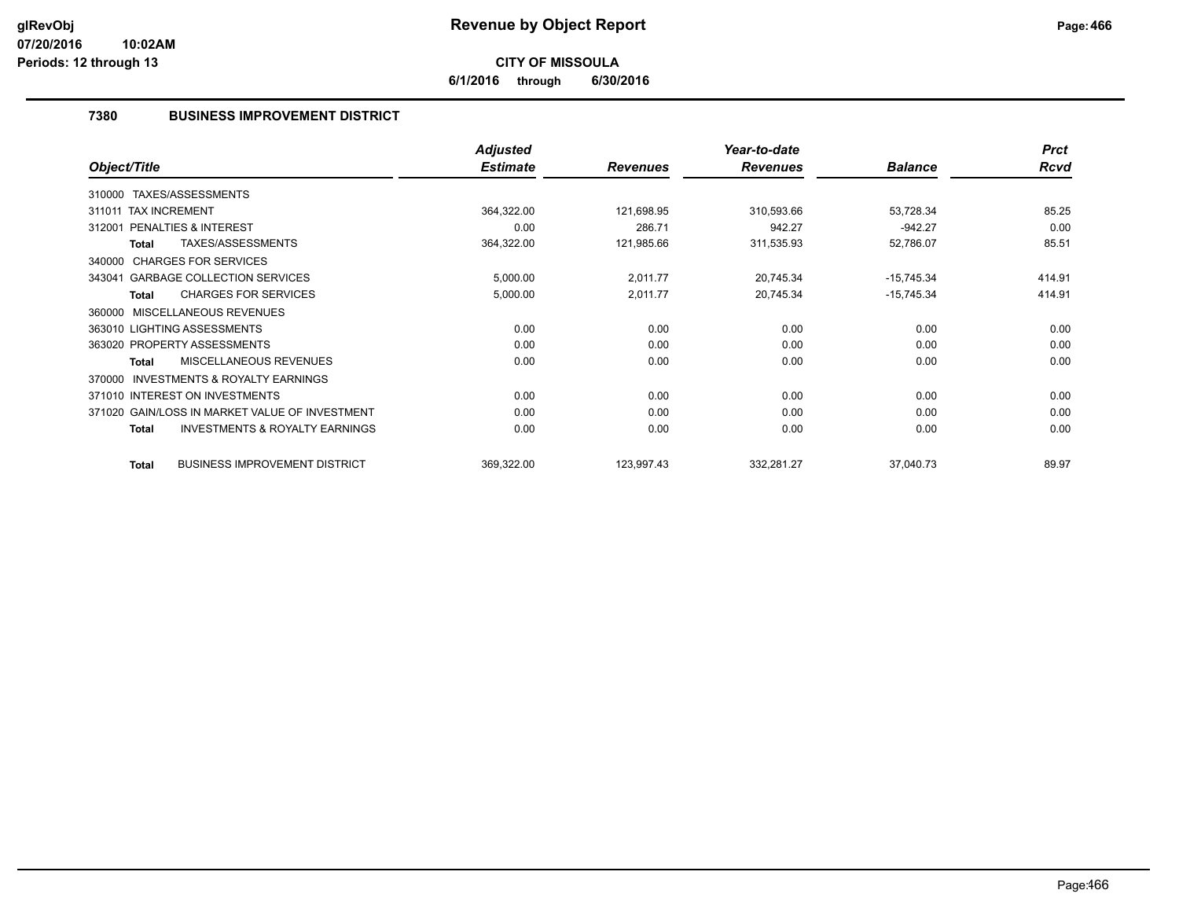# Revenue by Object Report

**CITY OF MISSOULA**

**6/1/2016 through 6/30/2016**

glRevObj
07/20/2016 10:02AM
Periods: 12 through 13

## 7380 BUSINESS IMPROVEMENT DISTRICT

| Object/Title | Adjusted Estimate | Revenues | Year-to-date Revenues | Balance | Prct Rcvd |
|---|---|---|---|---|---|
| 310000 TAXES/ASSESSMENTS | | | | | |
| 311011 TAX INCREMENT | 364,322.00 | 121,698.95 | 310,593.66 | 53,728.34 | 85.25 |
| 312001 PENALTIES & INTEREST | 0.00 | 286.71 | 942.27 | -942.27 | 0.00 |
| **Total** TAXES/ASSESSMENTS | 364,322.00 | 121,985.66 | 311,535.93 | 52,786.07 | 85.51 |
| 340000 CHARGES FOR SERVICES | | | | | |
| 343041 GARBAGE COLLECTION SERVICES | 5,000.00 | 2,011.77 | 20,745.34 | -15,745.34 | 414.91 |
| **Total** CHARGES FOR SERVICES | 5,000.00 | 2,011.77 | 20,745.34 | -15,745.34 | 414.91 |
| 360000 MISCELLANEOUS REVENUES | | | | | |
| 363010 LIGHTING ASSESSMENTS | 0.00 | 0.00 | 0.00 | 0.00 | 0.00 |
| 363020 PROPERTY ASSESSMENTS | 0.00 | 0.00 | 0.00 | 0.00 | 0.00 |
| **Total** MISCELLANEOUS REVENUES | 0.00 | 0.00 | 0.00 | 0.00 | 0.00 |
| 370000 INVESTMENTS & ROYALTY EARNINGS | | | | | |
| 371010 INTEREST ON INVESTMENTS | 0.00 | 0.00 | 0.00 | 0.00 | 0.00 |
| 371020 GAIN/LOSS IN MARKET VALUE OF INVESTMENT | 0.00 | 0.00 | 0.00 | 0.00 | 0.00 |
| **Total** INVESTMENTS & ROYALTY EARNINGS | 0.00 | 0.00 | 0.00 | 0.00 | 0.00 |
| **Total** BUSINESS IMPROVEMENT DISTRICT | 369,322.00 | 123,997.43 | 332,281.27 | 37,040.73 | 89.97 |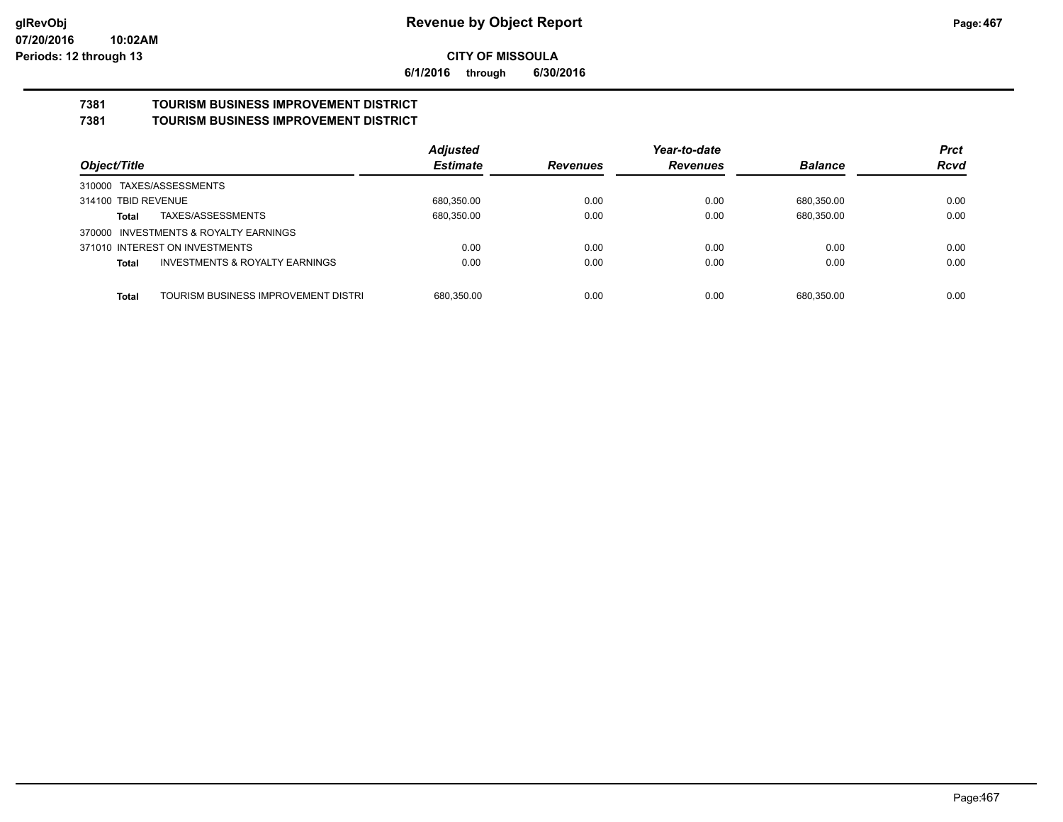**Revenue by Object Report**

**CITY OF MISSOULA**

**6/1/2016 through 6/30/2016**

**7381 TOURISM BUSINESS IMPROVEMENT DISTRICT**

**7381 TOURISM BUSINESS IMPROVEMENT DISTRICT**

| Object/Title | | Adjusted Estimate | Revenues | Year-to-date Revenues | Balance | Prct Rcvd |
|---|---|---|---|---|---|---|
| 310000 TAXES/ASSESSMENTS | | | | | | |
| 314100 TBID REVENUE | | 680,350.00 | 0.00 | 0.00 | 680,350.00 | 0.00 |
| **Total** | TAXES/ASSESSMENTS | 680,350.00 | 0.00 | 0.00 | 680,350.00 | 0.00 |
| 370000 INVESTMENTS & ROYALTY EARNINGS | | | | | | |
| 371010 INTEREST ON INVESTMENTS | | 0.00 | 0.00 | 0.00 | 0.00 | 0.00 |
| **Total** | INVESTMENTS & ROYALTY EARNINGS | 0.00 | 0.00 | 0.00 | 0.00 | 0.00 |
| **Total** | TOURISM BUSINESS IMPROVEMENT DISTRI | 680,350.00 | 0.00 | 0.00 | 680,350.00 | 0.00 |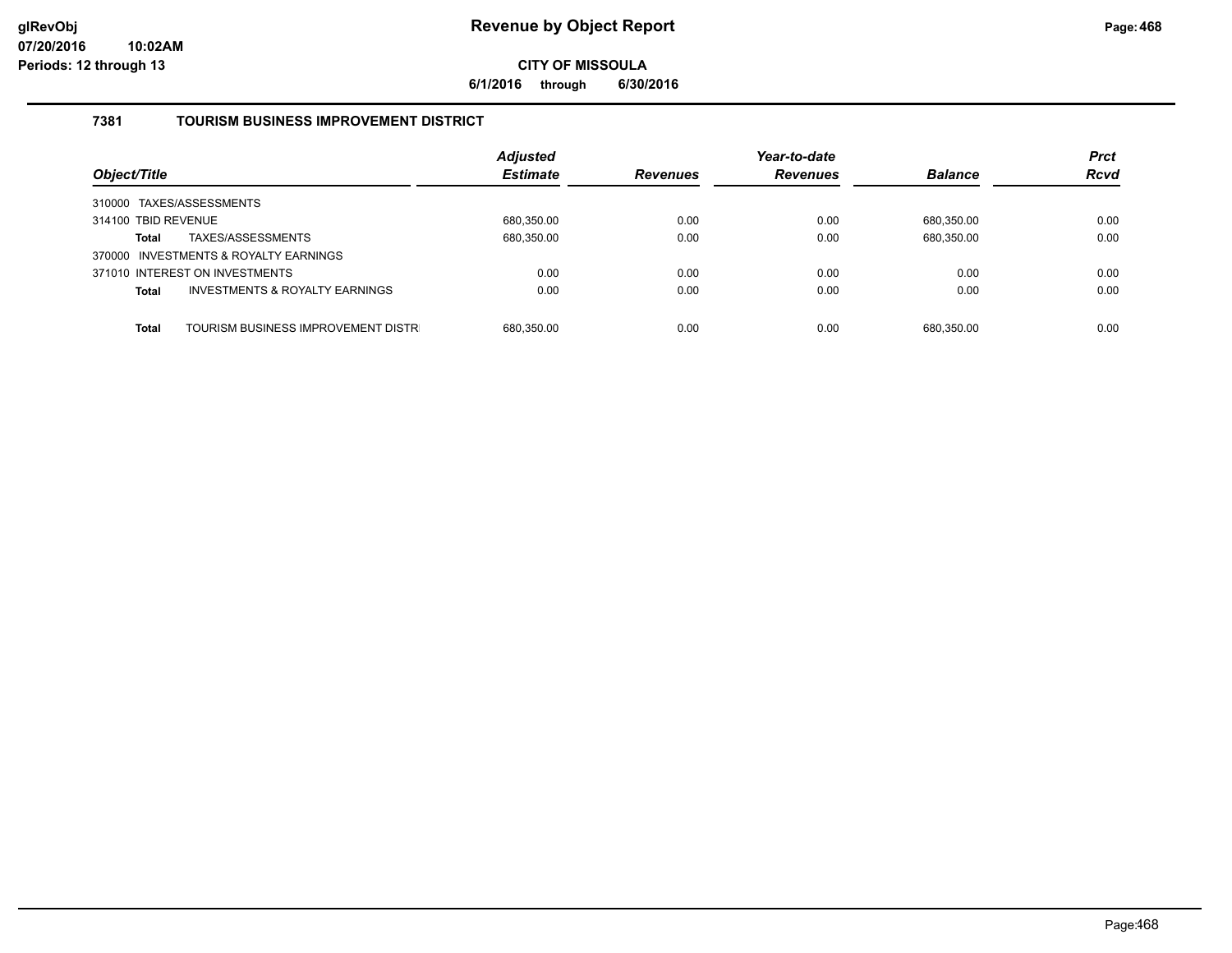# Revenue by Object Report

**CITY OF MISSOULA**

**6/1/2016 through 6/30/2016**

glRevObj
07/20/2016 10:02AM
Periods: 12 through 13

## 7381 TOURISM BUSINESS IMPROVEMENT DISTRICT

| Object/Title | Adjusted Estimate | Revenues | Year-to-date Revenues | Balance | Prct Rcvd |
|---|---|---|---|---|---|
| 310000 TAXES/ASSESSMENTS | | | | | |
| 314100 TBID REVENUE | 680,350.00 | 0.00 | 0.00 | 680,350.00 | 0.00 |
| **Total** TAXES/ASSESSMENTS | 680,350.00 | 0.00 | 0.00 | 680,350.00 | 0.00 |
| 370000 INVESTMENTS & ROYALTY EARNINGS | | | | | |
| 371010 INTEREST ON INVESTMENTS | 0.00 | 0.00 | 0.00 | 0.00 | 0.00 |
| **Total** INVESTMENTS & ROYALTY EARNINGS | 0.00 | 0.00 | 0.00 | 0.00 | 0.00 |
| **Total** TOURISM BUSINESS IMPROVEMENT DISTR | 680,350.00 | 0.00 | 0.00 | 680,350.00 | 0.00 |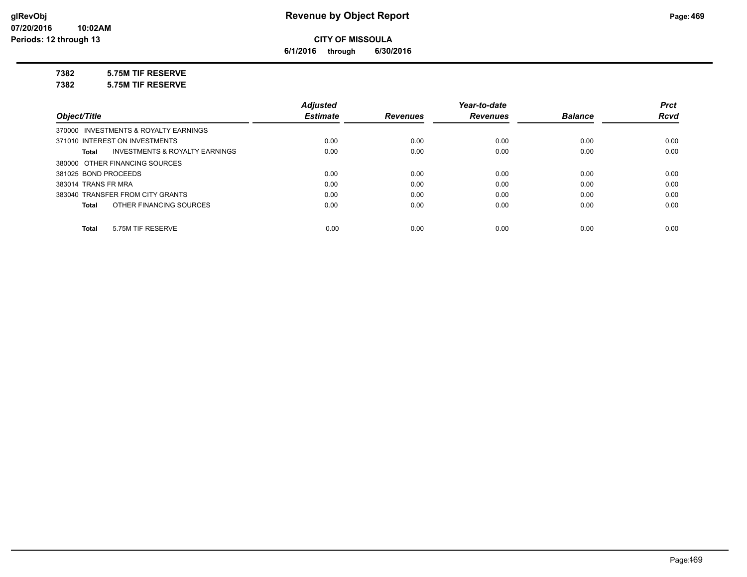**CITY OF MISSOULA**

**6/1/2016 through 6/30/2016**

**7382 5.75M TIF RESERVE**

**7382 5.75M TIF RESERVE**

| Object/Title | Adjusted Estimate | Revenues | Year-to-date Revenues | Balance | Prct Rcvd |
|---|---|---|---|---|---|
| 370000 INVESTMENTS & ROYALTY EARNINGS | | | | | |
| 371010 INTEREST ON INVESTMENTS | 0.00 | 0.00 | 0.00 | 0.00 | 0.00 |
| **Total** INVESTMENTS & ROYALTY EARNINGS | 0.00 | 0.00 | 0.00 | 0.00 | 0.00 |
| 380000 OTHER FINANCING SOURCES | | | | | |
| 381025 BOND PROCEEDS | 0.00 | 0.00 | 0.00 | 0.00 | 0.00 |
| 383014 TRANS FR MRA | 0.00 | 0.00 | 0.00 | 0.00 | 0.00 |
| 383040 TRANSFER FROM CITY GRANTS | 0.00 | 0.00 | 0.00 | 0.00 | 0.00 |
| **Total** OTHER FINANCING SOURCES | 0.00 | 0.00 | 0.00 | 0.00 | 0.00 |
| **Total** 5.75M TIF RESERVE | 0.00 | 0.00 | 0.00 | 0.00 | 0.00 |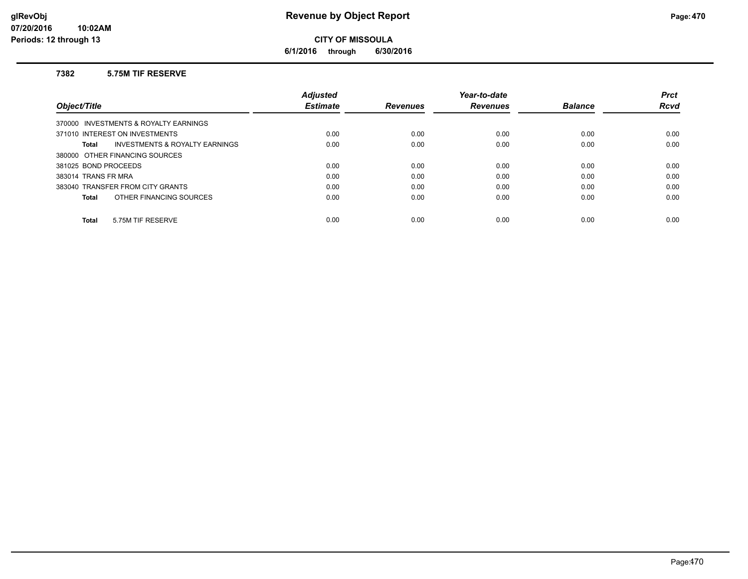# Revenue by Object Report

**CITY OF MISSOULA**

**6/1/2016 through 6/30/2016**

glRevObj
07/20/2016 10:02AM
Periods: 12 through 13

### 7382 5.75M TIF RESERVE

| Object/Title | Adjusted Estimate | Revenues | Year-to-date Revenues | Balance | Prct Rcvd |
|---|---|---|---|---|---|
| 370000 INVESTMENTS & ROYALTY EARNINGS | | | | | |
| 371010 INTEREST ON INVESTMENTS | 0.00 | 0.00 | 0.00 | 0.00 | 0.00 |
| **Total** INVESTMENTS & ROYALTY EARNINGS | 0.00 | 0.00 | 0.00 | 0.00 | 0.00 |
| 380000 OTHER FINANCING SOURCES | | | | | |
| 381025 BOND PROCEEDS | 0.00 | 0.00 | 0.00 | 0.00 | 0.00 |
| 383014 TRANS FR MRA | 0.00 | 0.00 | 0.00 | 0.00 | 0.00 |
| 383040 TRANSFER FROM CITY GRANTS | 0.00 | 0.00 | 0.00 | 0.00 | 0.00 |
| **Total** OTHER FINANCING SOURCES | 0.00 | 0.00 | 0.00 | 0.00 | 0.00 |
| **Total** 5.75M TIF RESERVE | 0.00 | 0.00 | 0.00 | 0.00 | 0.00 |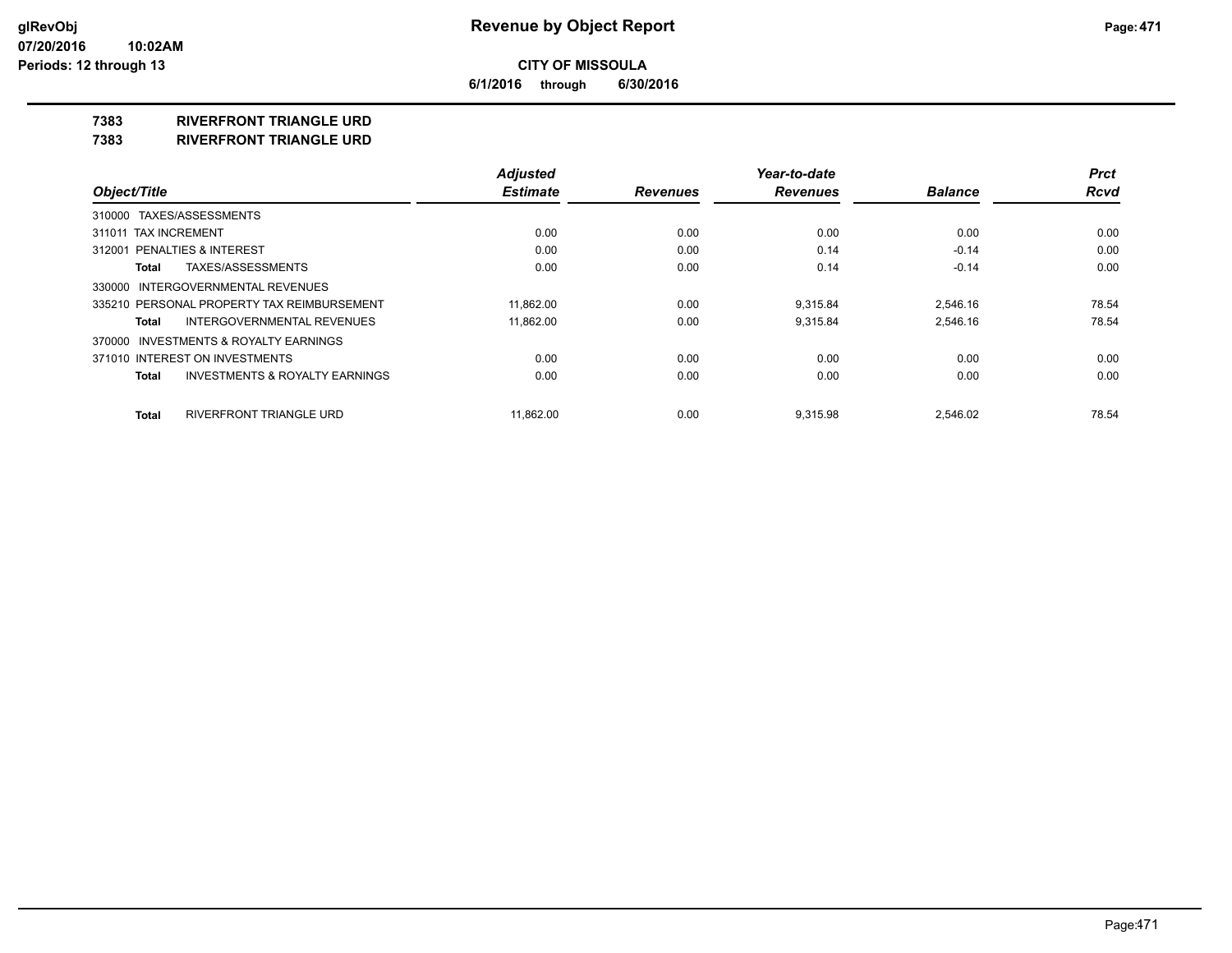**CITY OF MISSOULA**

**6/1/2016 through 6/30/2016**

## 7383 RIVERFRONT TRIANGLE URD

## 7383 RIVERFRONT TRIANGLE URD

| Object/Title | | Adjusted Estimate | Revenues | Year-to-date Revenues | Balance | Prct Rcvd |
|---|---|---|---|---|---|---|
| 310000 TAXES/ASSESSMENTS | | | | | | |
| 311011 TAX INCREMENT | | 0.00 | 0.00 | 0.00 | 0.00 | 0.00 |
| 312001 PENALTIES & INTEREST | | 0.00 | 0.00 | 0.14 | -0.14 | 0.00 |
| **Total** | TAXES/ASSESSMENTS | 0.00 | 0.00 | 0.14 | -0.14 | 0.00 |
| 330000 INTERGOVERNMENTAL REVENUES | | | | | | |
| 335210 PERSONAL PROPERTY TAX REIMBURSEMENT | | 11,862.00 | 0.00 | 9,315.84 | 2,546.16 | 78.54 |
| **Total** | INTERGOVERNMENTAL REVENUES | 11,862.00 | 0.00 | 9,315.84 | 2,546.16 | 78.54 |
| 370000 INVESTMENTS & ROYALTY EARNINGS | | | | | | |
| 371010 INTEREST ON INVESTMENTS | | 0.00 | 0.00 | 0.00 | 0.00 | 0.00 |
| **Total** | INVESTMENTS & ROYALTY EARNINGS | 0.00 | 0.00 | 0.00 | 0.00 | 0.00 |
| **Total** | RIVERFRONT TRIANGLE URD | 11,862.00 | 0.00 | 9,315.98 | 2,546.02 | 78.54 |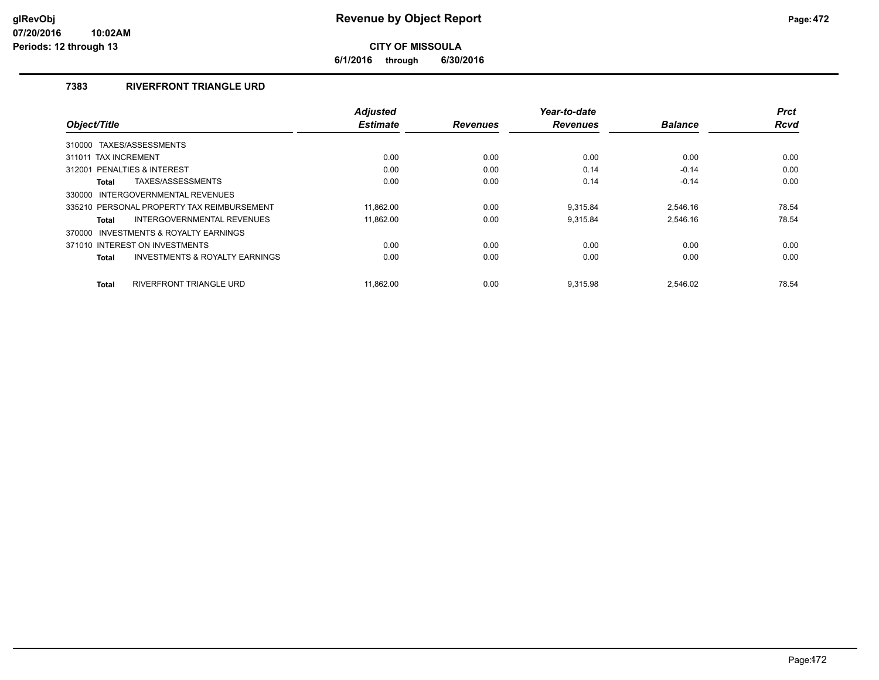# Revenue by Object Report

**CITY OF MISSOULA**

**6/1/2016 through 6/30/2016**

glRevObj
07/20/2016 10:02AM
Periods: 12 through 13

## 7383 RIVERFRONT TRIANGLE URD

| Object/Title | Adjusted Estimate | Revenues | Year-to-date Revenues | Balance | Prct Rcvd |
|---|---|---|---|---|---|
| 310000 TAXES/ASSESSMENTS | | | | | |
| 311011 TAX INCREMENT | 0.00 | 0.00 | 0.00 | 0.00 | 0.00 |
| 312001 PENALTIES & INTEREST | 0.00 | 0.00 | 0.14 | -0.14 | 0.00 |
| **Total** TAXES/ASSESSMENTS | 0.00 | 0.00 | 0.14 | -0.14 | 0.00 |
| 330000 INTERGOVERNMENTAL REVENUES | | | | | |
| 335210 PERSONAL PROPERTY TAX REIMBURSEMENT | 11,862.00 | 0.00 | 9,315.84 | 2,546.16 | 78.54 |
| **Total** INTERGOVERNMENTAL REVENUES | 11,862.00 | 0.00 | 9,315.84 | 2,546.16 | 78.54 |
| 370000 INVESTMENTS & ROYALTY EARNINGS | | | | | |
| 371010 INTEREST ON INVESTMENTS | 0.00 | 0.00 | 0.00 | 0.00 | 0.00 |
| **Total** INVESTMENTS & ROYALTY EARNINGS | 0.00 | 0.00 | 0.00 | 0.00 | 0.00 |
| **Total** RIVERFRONT TRIANGLE URD | 11,862.00 | 0.00 | 9,315.98 | 2,546.02 | 78.54 |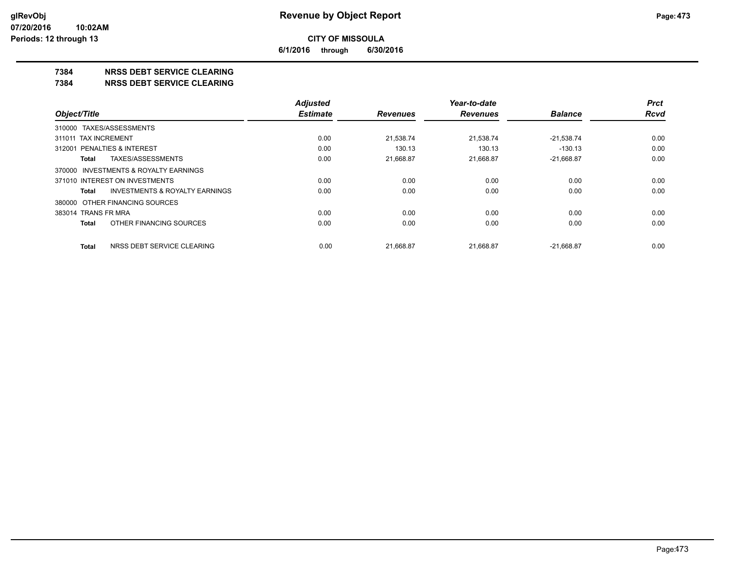# Revenue by Object Report

**CITY OF MISSOULA**

**6/1/2016 through 6/30/2016**

glRevObj
07/20/2016 10:02AM
Periods: 12 through 13

## 7384 NRSS DEBT SERVICE CLEARING

## 7384 NRSS DEBT SERVICE CLEARING

| Object/Title | Adjusted Estimate | Revenues | Year-to-date Revenues | Balance | Prct Rcvd |
|---|---|---|---|---|---|
| 310000 TAXES/ASSESSMENTS | | | | | |
| 311011 TAX INCREMENT | 0.00 | 21,538.74 | 21,538.74 | -21,538.74 | 0.00 |
| 312001 PENALTIES & INTEREST | 0.00 | 130.13 | 130.13 | -130.13 | 0.00 |
| **Total** TAXES/ASSESSMENTS | 0.00 | 21,668.87 | 21,668.87 | -21,668.87 | 0.00 |
| 370000 INVESTMENTS & ROYALTY EARNINGS | | | | | |
| 371010 INTEREST ON INVESTMENTS | 0.00 | 0.00 | 0.00 | 0.00 | 0.00 |
| **Total** INVESTMENTS & ROYALTY EARNINGS | 0.00 | 0.00 | 0.00 | 0.00 | 0.00 |
| 380000 OTHER FINANCING SOURCES | | | | | |
| 383014 TRANS FR MRA | 0.00 | 0.00 | 0.00 | 0.00 | 0.00 |
| **Total** OTHER FINANCING SOURCES | 0.00 | 0.00 | 0.00 | 0.00 | 0.00 |
| **Total** NRSS DEBT SERVICE CLEARING | 0.00 | 21,668.87 | 21,668.87 | -21,668.87 | 0.00 |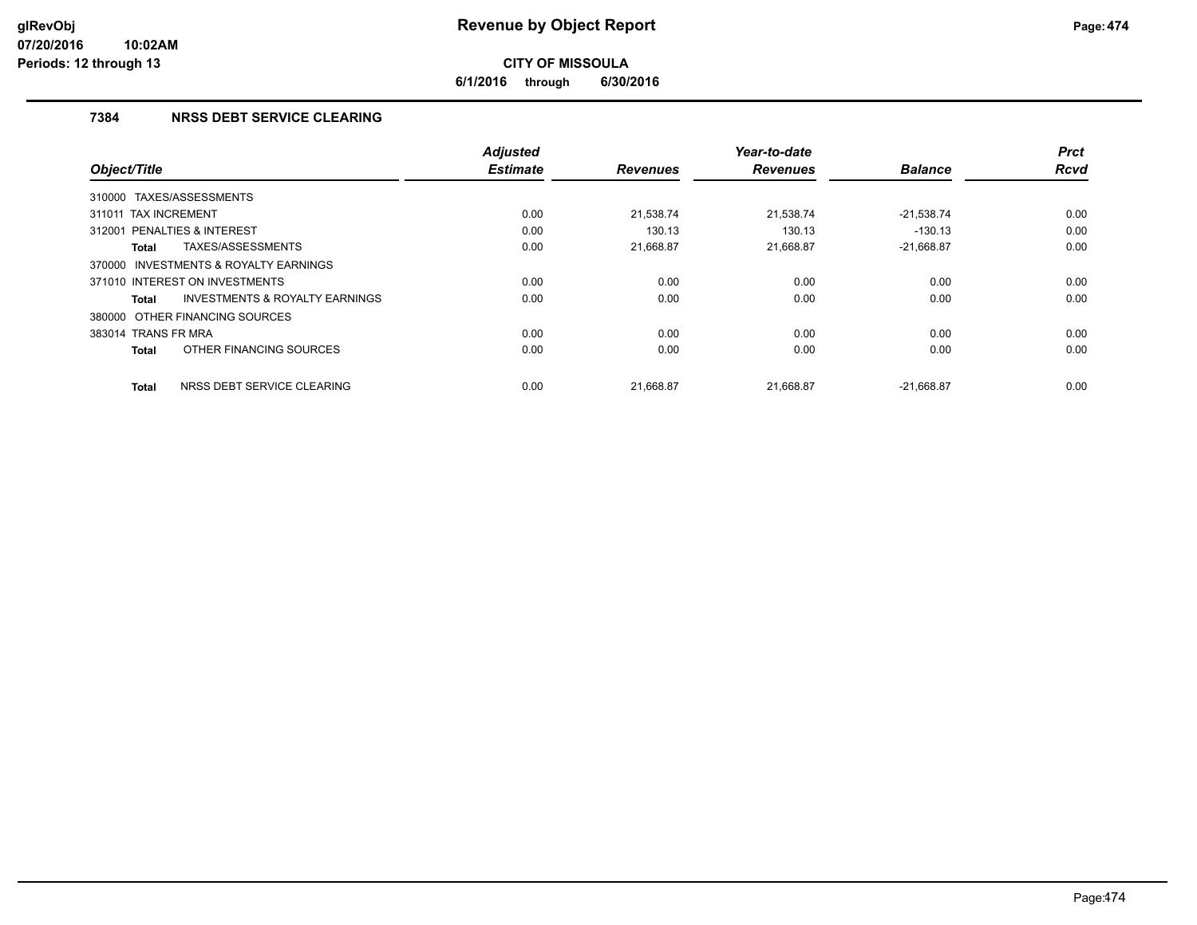# Revenue by Object Report

glRevObj
07/20/2016 10:02AM
Periods: 12 through 13

**CITY OF MISSOULA**

**6/1/2016 through 6/30/2016**

## 7384 NRSS DEBT SERVICE CLEARING

| Object/Title | Adjusted Estimate | Revenues | Year-to-date Revenues | Balance | Prct Rcvd |
|---|---|---|---|---|---|
| 310000 TAXES/ASSESSMENTS | | | | | |
| 311011 TAX INCREMENT | 0.00 | 21,538.74 | 21,538.74 | -21,538.74 | 0.00 |
| 312001 PENALTIES & INTEREST | 0.00 | 130.13 | 130.13 | -130.13 | 0.00 |
| **Total** TAXES/ASSESSMENTS | 0.00 | 21,668.87 | 21,668.87 | -21,668.87 | 0.00 |
| 370000 INVESTMENTS & ROYALTY EARNINGS | | | | | |
| 371010 INTEREST ON INVESTMENTS | 0.00 | 0.00 | 0.00 | 0.00 | 0.00 |
| **Total** INVESTMENTS & ROYALTY EARNINGS | 0.00 | 0.00 | 0.00 | 0.00 | 0.00 |
| 380000 OTHER FINANCING SOURCES | | | | | |
| 383014 TRANS FR MRA | 0.00 | 0.00 | 0.00 | 0.00 | 0.00 |
| **Total** OTHER FINANCING SOURCES | 0.00 | 0.00 | 0.00 | 0.00 | 0.00 |
| **Total** NRSS DEBT SERVICE CLEARING | 0.00 | 21,668.87 | 21,668.87 | -21,668.87 | 0.00 |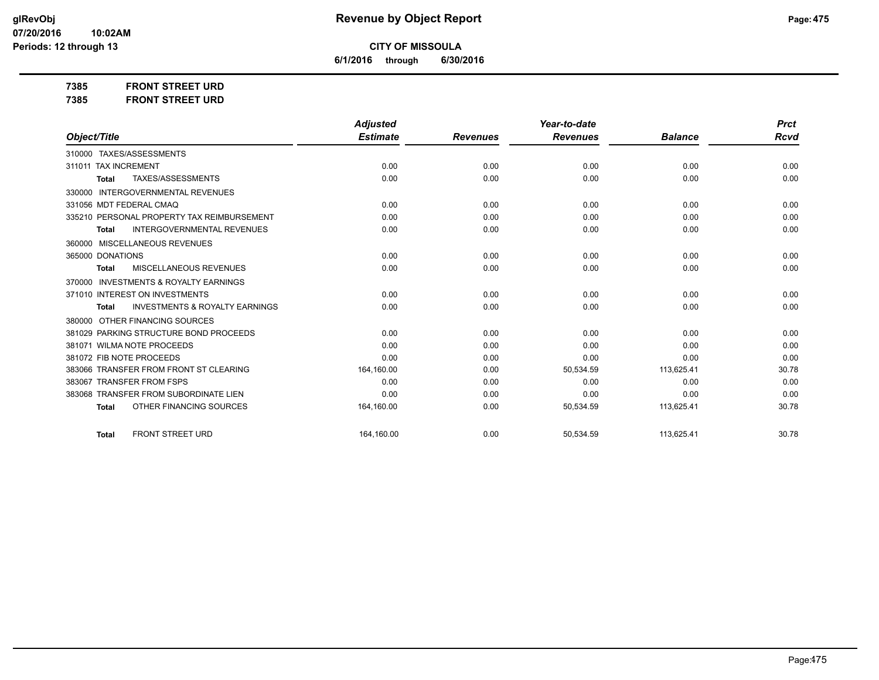# Revenue by Object Report

glRevObj
07/20/2016 10:02AM
Periods: 12 through 13

**CITY OF MISSOULA**

**6/1/2016 through 6/30/2016**

**7385 FRONT STREET URD**

**7385 FRONT STREET URD**

| Object/Title | Adjusted Estimate | Revenues | Year-to-date Revenues | Balance | Prct Rcvd |
|---|---|---|---|---|---|
| 310000 TAXES/ASSESSMENTS | | | | | |
| 311011 TAX INCREMENT | 0.00 | 0.00 | 0.00 | 0.00 | 0.00 |
| **Total** TAXES/ASSESSMENTS | 0.00 | 0.00 | 0.00 | 0.00 | 0.00 |
| 330000 INTERGOVERNMENTAL REVENUES | | | | | |
| 331056 MDT FEDERAL CMAQ | 0.00 | 0.00 | 0.00 | 0.00 | 0.00 |
| 335210 PERSONAL PROPERTY TAX REIMBURSEMENT | 0.00 | 0.00 | 0.00 | 0.00 | 0.00 |
| **Total** INTERGOVERNMENTAL REVENUES | 0.00 | 0.00 | 0.00 | 0.00 | 0.00 |
| 360000 MISCELLANEOUS REVENUES | | | | | |
| 365000 DONATIONS | 0.00 | 0.00 | 0.00 | 0.00 | 0.00 |
| **Total** MISCELLANEOUS REVENUES | 0.00 | 0.00 | 0.00 | 0.00 | 0.00 |
| 370000 INVESTMENTS & ROYALTY EARNINGS | | | | | |
| 371010 INTEREST ON INVESTMENTS | 0.00 | 0.00 | 0.00 | 0.00 | 0.00 |
| **Total** INVESTMENTS & ROYALTY EARNINGS | 0.00 | 0.00 | 0.00 | 0.00 | 0.00 |
| 380000 OTHER FINANCING SOURCES | | | | | |
| 381029 PARKING STRUCTURE BOND PROCEEDS | 0.00 | 0.00 | 0.00 | 0.00 | 0.00 |
| 381071 WILMA NOTE PROCEEDS | 0.00 | 0.00 | 0.00 | 0.00 | 0.00 |
| 381072 FIB NOTE PROCEEDS | 0.00 | 0.00 | 0.00 | 0.00 | 0.00 |
| 383066 TRANSFER FROM FRONT ST CLEARING | 164,160.00 | 0.00 | 50,534.59 | 113,625.41 | 30.78 |
| 383067 TRANSFER FROM FSPS | 0.00 | 0.00 | 0.00 | 0.00 | 0.00 |
| 383068 TRANSFER FROM SUBORDINATE LIEN | 0.00 | 0.00 | 0.00 | 0.00 | 0.00 |
| **Total** OTHER FINANCING SOURCES | 164,160.00 | 0.00 | 50,534.59 | 113,625.41 | 30.78 |
| **Total** FRONT STREET URD | 164,160.00 | 0.00 | 50,534.59 | 113,625.41 | 30.78 |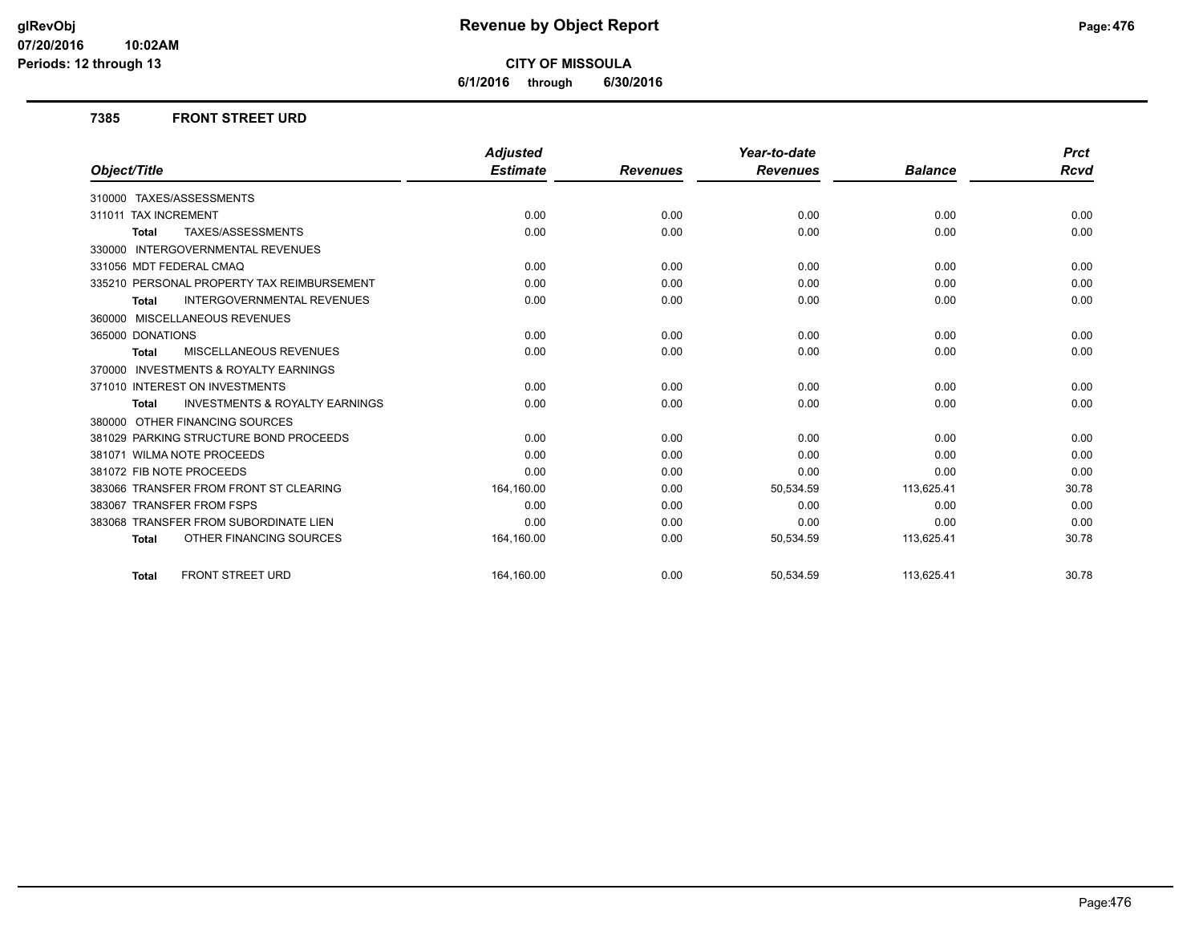# Revenue by Object Report

glRevObj
07/20/2016 10:02AM
Periods: 12 through 13

**CITY OF MISSOULA**

**6/1/2016 through 6/30/2016**

## 7385 FRONT STREET URD

| Object/Title | Adjusted Estimate | Revenues | Year-to-date Revenues | Balance | Prct Rcvd |
|---|---|---|---|---|---|
| 310000 TAXES/ASSESSMENTS | | | | | |
| 311011 TAX INCREMENT | 0.00 | 0.00 | 0.00 | 0.00 | 0.00 |
| **Total** TAXES/ASSESSMENTS | 0.00 | 0.00 | 0.00 | 0.00 | 0.00 |
| 330000 INTERGOVERNMENTAL REVENUES | | | | | |
| 331056 MDT FEDERAL CMAQ | 0.00 | 0.00 | 0.00 | 0.00 | 0.00 |
| 335210 PERSONAL PROPERTY TAX REIMBURSEMENT | 0.00 | 0.00 | 0.00 | 0.00 | 0.00 |
| **Total** INTERGOVERNMENTAL REVENUES | 0.00 | 0.00 | 0.00 | 0.00 | 0.00 |
| 360000 MISCELLANEOUS REVENUES | | | | | |
| 365000 DONATIONS | 0.00 | 0.00 | 0.00 | 0.00 | 0.00 |
| **Total** MISCELLANEOUS REVENUES | 0.00 | 0.00 | 0.00 | 0.00 | 0.00 |
| 370000 INVESTMENTS & ROYALTY EARNINGS | | | | | |
| 371010 INTEREST ON INVESTMENTS | 0.00 | 0.00 | 0.00 | 0.00 | 0.00 |
| **Total** INVESTMENTS & ROYALTY EARNINGS | 0.00 | 0.00 | 0.00 | 0.00 | 0.00 |
| 380000 OTHER FINANCING SOURCES | | | | | |
| 381029 PARKING STRUCTURE BOND PROCEEDS | 0.00 | 0.00 | 0.00 | 0.00 | 0.00 |
| 381071 WILMA NOTE PROCEEDS | 0.00 | 0.00 | 0.00 | 0.00 | 0.00 |
| 381072 FIB NOTE PROCEEDS | 0.00 | 0.00 | 0.00 | 0.00 | 0.00 |
| 383066 TRANSFER FROM FRONT ST CLEARING | 164,160.00 | 0.00 | 50,534.59 | 113,625.41 | 30.78 |
| 383067 TRANSFER FROM FSPS | 0.00 | 0.00 | 0.00 | 0.00 | 0.00 |
| 383068 TRANSFER FROM SUBORDINATE LIEN | 0.00 | 0.00 | 0.00 | 0.00 | 0.00 |
| **Total** OTHER FINANCING SOURCES | 164,160.00 | 0.00 | 50,534.59 | 113,625.41 | 30.78 |
| **Total** FRONT STREET URD | 164,160.00 | 0.00 | 50,534.59 | 113,625.41 | 30.78 |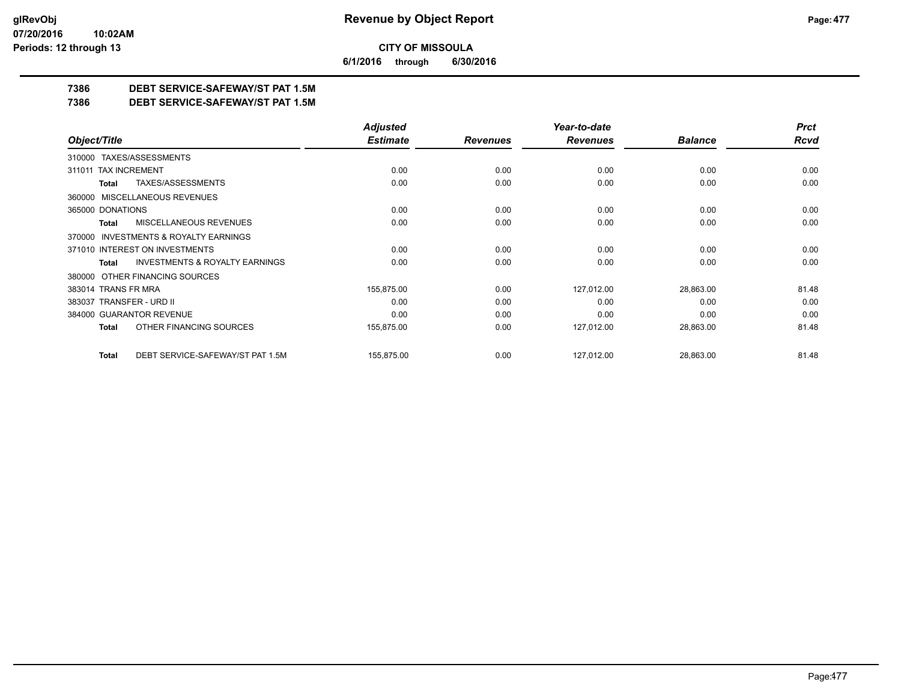# Revenue by Object Report

**CITY OF MISSOULA**

**6/1/2016 through 6/30/2016**

glRevObj
07/20/2016 10:02AM
Periods: 12 through 13

## 7386 DEBT SERVICE-SAFEWAY/ST PAT 1.5M
## 7386 DEBT SERVICE-SAFEWAY/ST PAT 1.5M

| Object/Title | Adjusted Estimate | Revenues | Year-to-date Revenues | Balance | Prct Rcvd |
|---|---|---|---|---|---|
| 310000 TAXES/ASSESSMENTS | | | | | |
| 311011 TAX INCREMENT | 0.00 | 0.00 | 0.00 | 0.00 | 0.00 |
| **Total** TAXES/ASSESSMENTS | 0.00 | 0.00 | 0.00 | 0.00 | 0.00 |
| 360000 MISCELLANEOUS REVENUES | | | | | |
| 365000 DONATIONS | 0.00 | 0.00 | 0.00 | 0.00 | 0.00 |
| **Total** MISCELLANEOUS REVENUES | 0.00 | 0.00 | 0.00 | 0.00 | 0.00 |
| 370000 INVESTMENTS & ROYALTY EARNINGS | | | | | |
| 371010 INTEREST ON INVESTMENTS | 0.00 | 0.00 | 0.00 | 0.00 | 0.00 |
| **Total** INVESTMENTS & ROYALTY EARNINGS | 0.00 | 0.00 | 0.00 | 0.00 | 0.00 |
| 380000 OTHER FINANCING SOURCES | | | | | |
| 383014 TRANS FR MRA | 155,875.00 | 0.00 | 127,012.00 | 28,863.00 | 81.48 |
| 383037 TRANSFER - URD II | 0.00 | 0.00 | 0.00 | 0.00 | 0.00 |
| 384000 GUARANTOR REVENUE | 0.00 | 0.00 | 0.00 | 0.00 | 0.00 |
| **Total** OTHER FINANCING SOURCES | 155,875.00 | 0.00 | 127,012.00 | 28,863.00 | 81.48 |
| **Total** DEBT SERVICE-SAFEWAY/ST PAT 1.5M | 155,875.00 | 0.00 | 127,012.00 | 28,863.00 | 81.48 |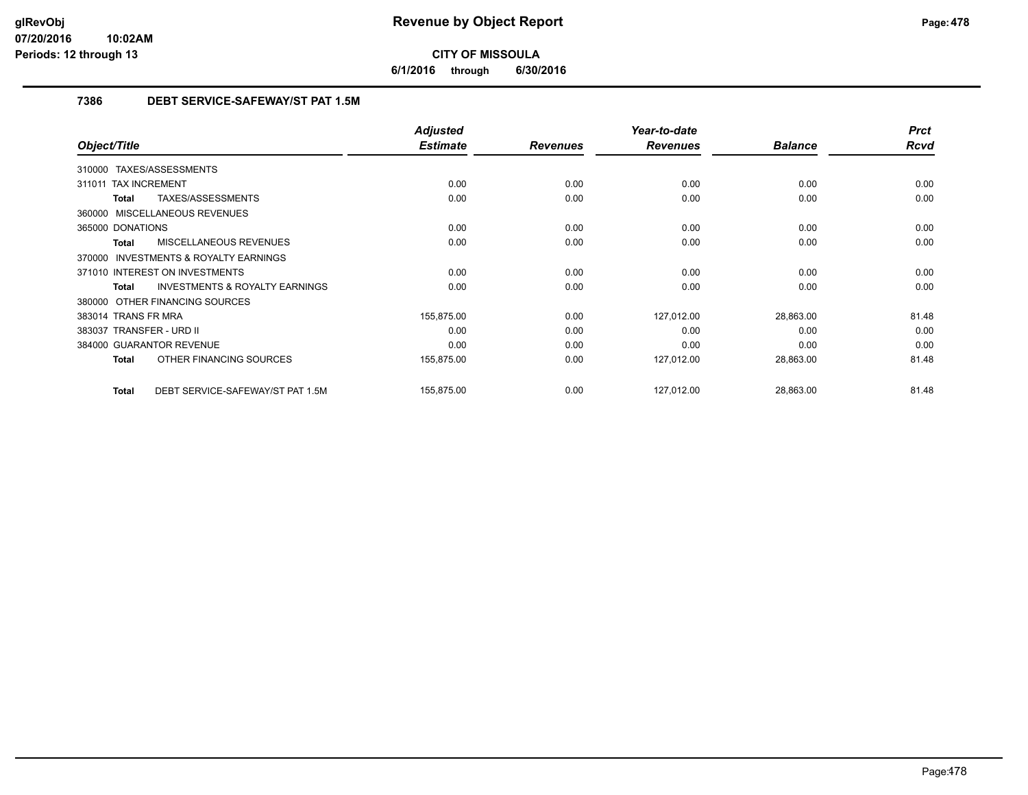**CITY OF MISSOULA**

**6/1/2016 through 6/30/2016**

## 7386 DEBT SERVICE-SAFEWAY/ST PAT 1.5M

| Object/Title | Adjusted Estimate | Revenues | Year-to-date Revenues | Balance | Prct Rcvd |
|---|---|---|---|---|---|
| 310000 TAXES/ASSESSMENTS | | | | | |
| 311011 TAX INCREMENT | 0.00 | 0.00 | 0.00 | 0.00 | 0.00 |
| **Total** TAXES/ASSESSMENTS | 0.00 | 0.00 | 0.00 | 0.00 | 0.00 |
| 360000 MISCELLANEOUS REVENUES | | | | | |
| 365000 DONATIONS | 0.00 | 0.00 | 0.00 | 0.00 | 0.00 |
| **Total** MISCELLANEOUS REVENUES | 0.00 | 0.00 | 0.00 | 0.00 | 0.00 |
| 370000 INVESTMENTS & ROYALTY EARNINGS | | | | | |
| 371010 INTEREST ON INVESTMENTS | 0.00 | 0.00 | 0.00 | 0.00 | 0.00 |
| **Total** INVESTMENTS & ROYALTY EARNINGS | 0.00 | 0.00 | 0.00 | 0.00 | 0.00 |
| 380000 OTHER FINANCING SOURCES | | | | | |
| 383014 TRANS FR MRA | 155,875.00 | 0.00 | 127,012.00 | 28,863.00 | 81.48 |
| 383037 TRANSFER - URD II | 0.00 | 0.00 | 0.00 | 0.00 | 0.00 |
| 384000 GUARANTOR REVENUE | 0.00 | 0.00 | 0.00 | 0.00 | 0.00 |
| **Total** OTHER FINANCING SOURCES | 155,875.00 | 0.00 | 127,012.00 | 28,863.00 | 81.48 |
| **Total** DEBT SERVICE-SAFEWAY/ST PAT 1.5M | 155,875.00 | 0.00 | 127,012.00 | 28,863.00 | 81.48 |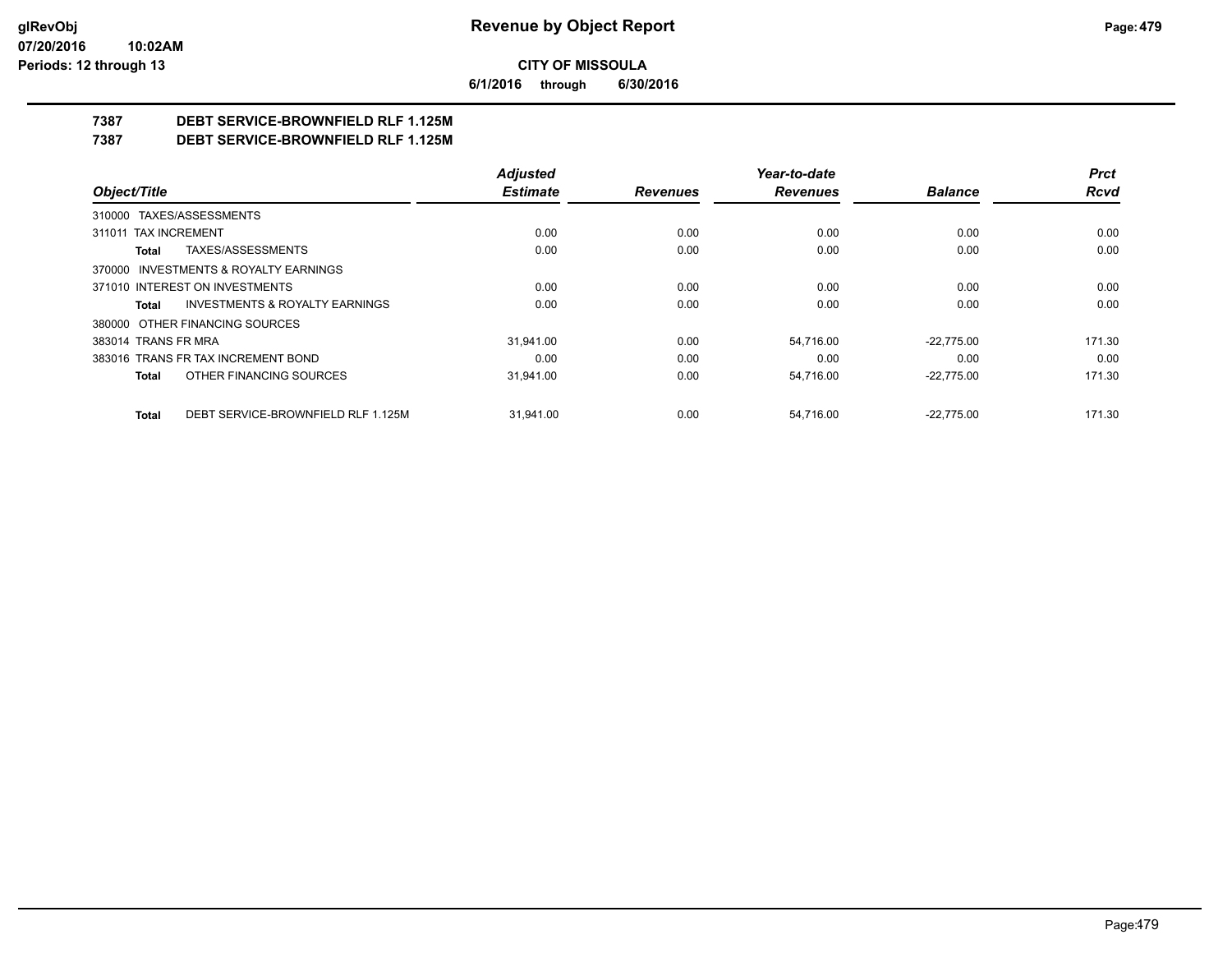**CITY OF MISSOULA**

**6/1/2016 through 6/30/2016**

## 7387 DEBT SERVICE-BROWNFIELD RLF 1.125M

## 7387 DEBT SERVICE-BROWNFIELD RLF 1.125M

| Object/Title | Adjusted Estimate | Revenues | Year-to-date Revenues | Balance | Prct Rcvd |
|---|---|---|---|---|---|
| 310000 TAXES/ASSESSMENTS | | | | | |
| 311011 TAX INCREMENT | 0.00 | 0.00 | 0.00 | 0.00 | 0.00 |
| **Total** TAXES/ASSESSMENTS | 0.00 | 0.00 | 0.00 | 0.00 | 0.00 |
| 370000 INVESTMENTS & ROYALTY EARNINGS | | | | | |
| 371010 INTEREST ON INVESTMENTS | 0.00 | 0.00 | 0.00 | 0.00 | 0.00 |
| **Total** INVESTMENTS & ROYALTY EARNINGS | 0.00 | 0.00 | 0.00 | 0.00 | 0.00 |
| 380000 OTHER FINANCING SOURCES | | | | | |
| 383014 TRANS FR MRA | 31,941.00 | 0.00 | 54,716.00 | -22,775.00 | 171.30 |
| 383016 TRANS FR TAX INCREMENT BOND | 0.00 | 0.00 | 0.00 | 0.00 | 0.00 |
| **Total** OTHER FINANCING SOURCES | 31,941.00 | 0.00 | 54,716.00 | -22,775.00 | 171.30 |
| **Total** DEBT SERVICE-BROWNFIELD RLF 1.125M | 31,941.00 | 0.00 | 54,716.00 | -22,775.00 | 171.30 |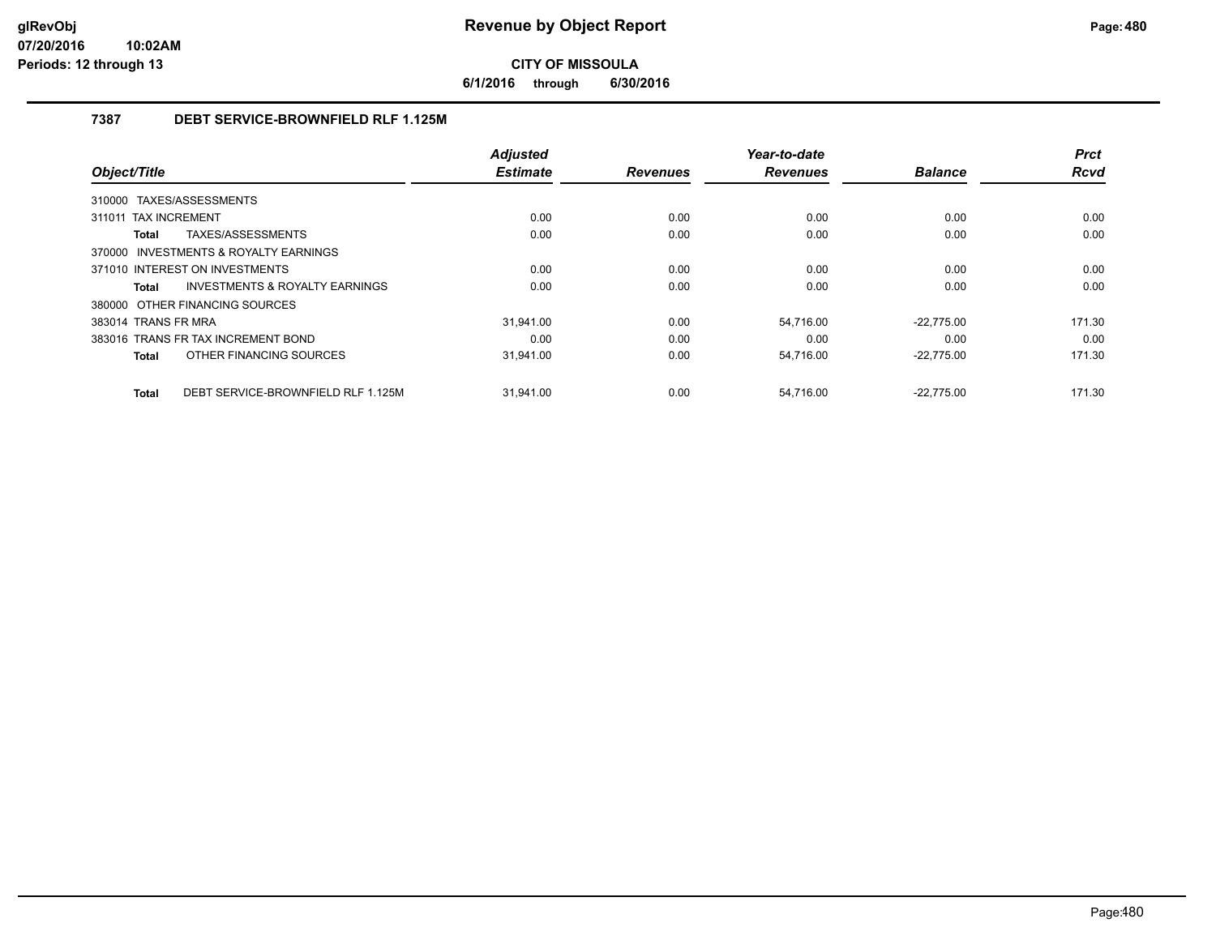**CITY OF MISSOULA**

**6/1/2016 through 6/30/2016**

### 7387 DEBT SERVICE-BROWNFIELD RLF 1.125M

| Object/Title | Adjusted Estimate | Revenues | Year-to-date Revenues | Balance | Prct Rcvd |
|---|---|---|---|---|---|
| 310000 TAXES/ASSESSMENTS | | | | | |
| 311011 TAX INCREMENT | 0.00 | 0.00 | 0.00 | 0.00 | 0.00 |
| **Total** TAXES/ASSESSMENTS | 0.00 | 0.00 | 0.00 | 0.00 | 0.00 |
| 370000 INVESTMENTS & ROYALTY EARNINGS | | | | | |
| 371010 INTEREST ON INVESTMENTS | 0.00 | 0.00 | 0.00 | 0.00 | 0.00 |
| **Total** INVESTMENTS & ROYALTY EARNINGS | 0.00 | 0.00 | 0.00 | 0.00 | 0.00 |
| 380000 OTHER FINANCING SOURCES | | | | | |
| 383014 TRANS FR MRA | 31,941.00 | 0.00 | 54,716.00 | -22,775.00 | 171.30 |
| 383016 TRANS FR TAX INCREMENT BOND | 0.00 | 0.00 | 0.00 | 0.00 | 0.00 |
| **Total** OTHER FINANCING SOURCES | 31,941.00 | 0.00 | 54,716.00 | -22,775.00 | 171.30 |
| **Total** DEBT SERVICE-BROWNFIELD RLF 1.125M | 31,941.00 | 0.00 | 54,716.00 | -22,775.00 | 171.30 |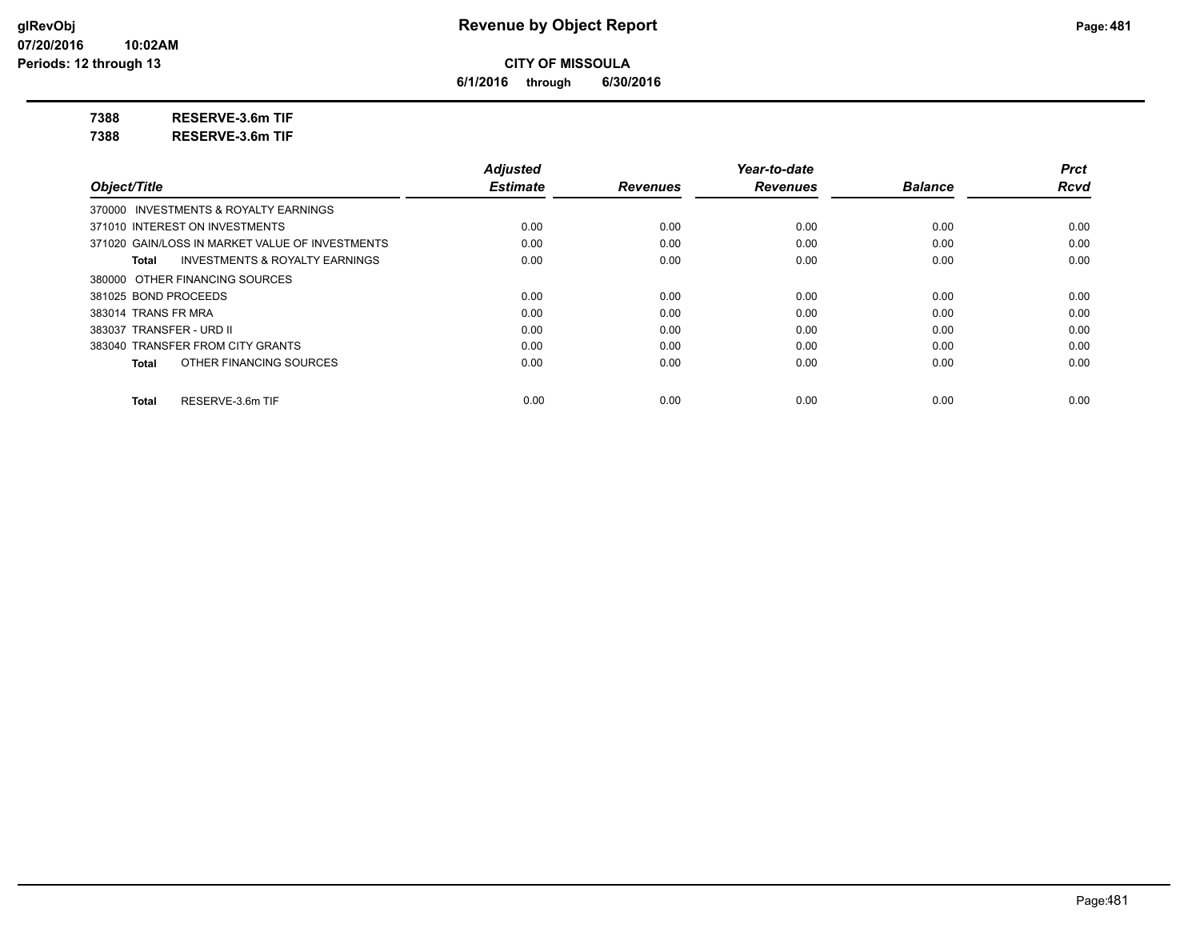**CITY OF MISSOULA**

**6/1/2016 through 6/30/2016**

**7388 RESERVE-3.6m TIF**

**7388 RESERVE-3.6m TIF**

| Object/Title | Adjusted Estimate | Revenues | Year-to-date Revenues | Balance | Prct Rcvd |
|---|---|---|---|---|---|
| 370000 INVESTMENTS & ROYALTY EARNINGS | | | | | |
| 371010 INTEREST ON INVESTMENTS | 0.00 | 0.00 | 0.00 | 0.00 | 0.00 |
| 371020 GAIN/LOSS IN MARKET VALUE OF INVESTMENTS | 0.00 | 0.00 | 0.00 | 0.00 | 0.00 |
| **Total** INVESTMENTS & ROYALTY EARNINGS | 0.00 | 0.00 | 0.00 | 0.00 | 0.00 |
| 380000 OTHER FINANCING SOURCES | | | | | |
| 381025 BOND PROCEEDS | 0.00 | 0.00 | 0.00 | 0.00 | 0.00 |
| 383014 TRANS FR MRA | 0.00 | 0.00 | 0.00 | 0.00 | 0.00 |
| 383037 TRANSFER - URD II | 0.00 | 0.00 | 0.00 | 0.00 | 0.00 |
| 383040 TRANSFER FROM CITY GRANTS | 0.00 | 0.00 | 0.00 | 0.00 | 0.00 |
| **Total** OTHER FINANCING SOURCES | 0.00 | 0.00 | 0.00 | 0.00 | 0.00 |
| **Total** RESERVE-3.6m TIF | 0.00 | 0.00 | 0.00 | 0.00 | 0.00 |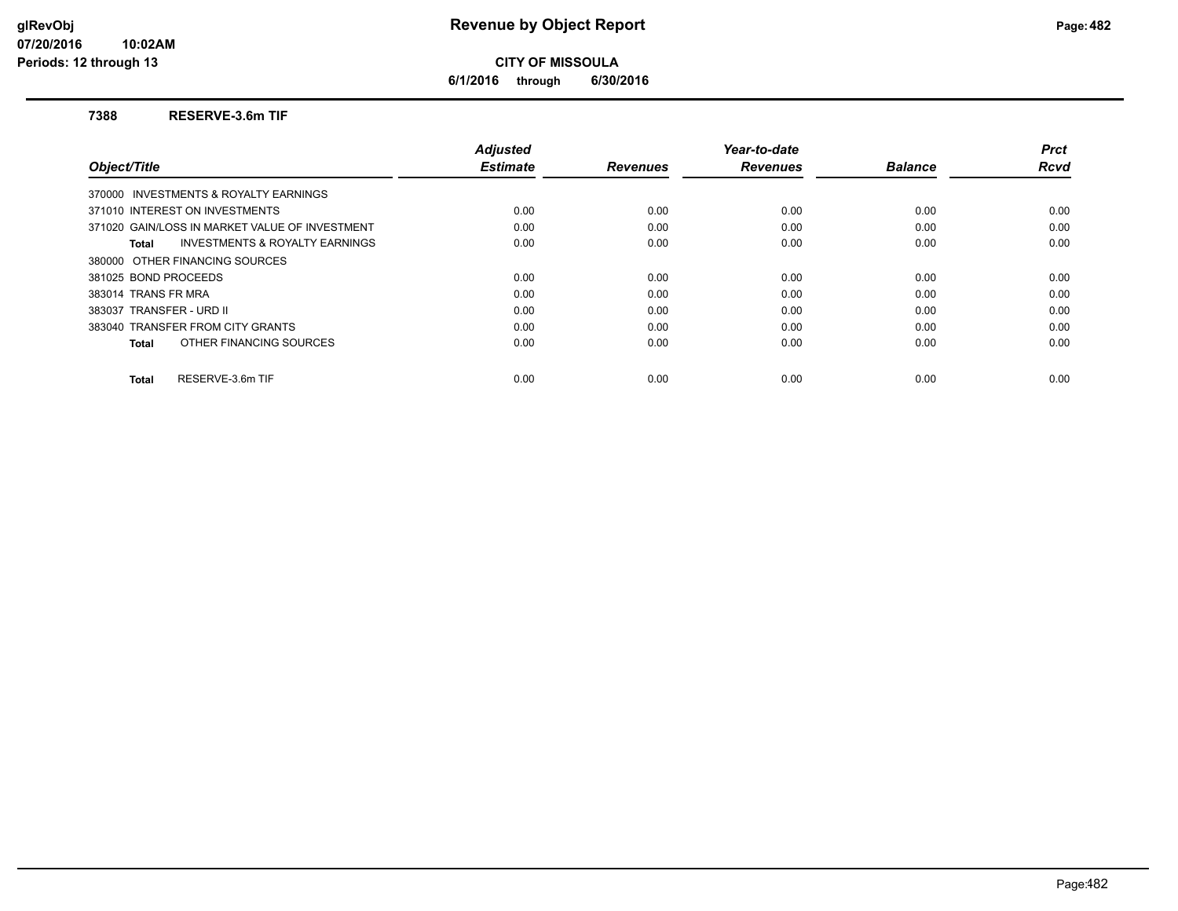# Revenue by Object Report

**glRevObj**
**07/20/2016 10:02AM**
**Periods: 12 through 13**

**CITY OF MISSOULA**

**6/1/2016 through 6/30/2016**

## 7388 RESERVE-3.6m TIF

| Object/Title | Adjusted Estimate | Revenues | Year-to-date Revenues | Balance | Prct Rcvd |
|---|---|---|---|---|---|
| 370000 INVESTMENTS & ROYALTY EARNINGS | | | | | |
| 371010 INTEREST ON INVESTMENTS | 0.00 | 0.00 | 0.00 | 0.00 | 0.00 |
| 371020 GAIN/LOSS IN MARKET VALUE OF INVESTMENT | 0.00 | 0.00 | 0.00 | 0.00 | 0.00 |
| **Total** INVESTMENTS & ROYALTY EARNINGS | 0.00 | 0.00 | 0.00 | 0.00 | 0.00 |
| 380000 OTHER FINANCING SOURCES | | | | | |
| 381025 BOND PROCEEDS | 0.00 | 0.00 | 0.00 | 0.00 | 0.00 |
| 383014 TRANS FR MRA | 0.00 | 0.00 | 0.00 | 0.00 | 0.00 |
| 383037 TRANSFER - URD II | 0.00 | 0.00 | 0.00 | 0.00 | 0.00 |
| 383040 TRANSFER FROM CITY GRANTS | 0.00 | 0.00 | 0.00 | 0.00 | 0.00 |
| **Total** OTHER FINANCING SOURCES | 0.00 | 0.00 | 0.00 | 0.00 | 0.00 |
| **Total** RESERVE-3.6m TIF | 0.00 | 0.00 | 0.00 | 0.00 | 0.00 |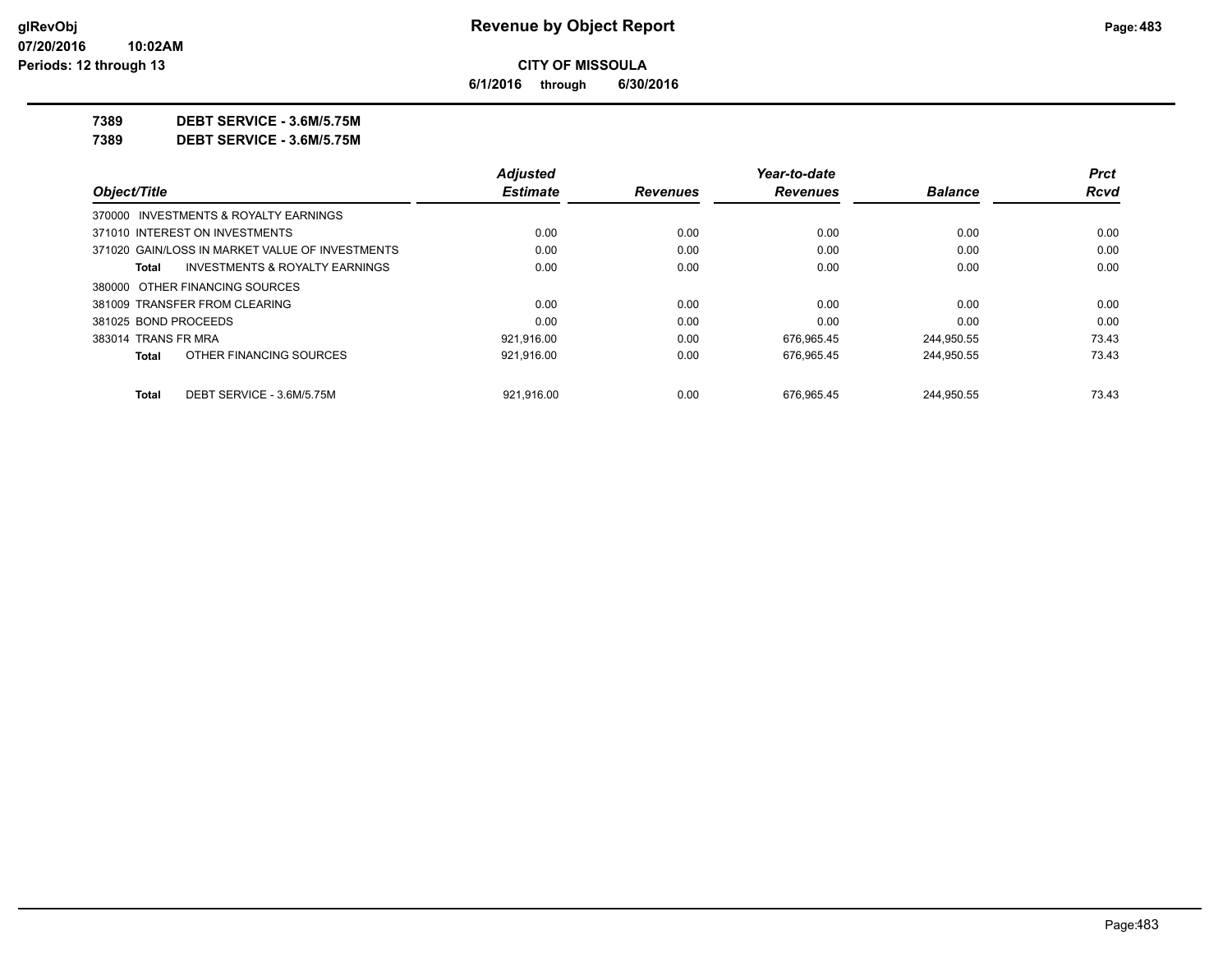# Revenue by Object Report

**CITY OF MISSOULA**

**6/1/2016 through 6/30/2016**

glRevObj
07/20/2016 10:02AM
Periods: 12 through 13

**7389 DEBT SERVICE - 3.6M/5.75M**

**7389 DEBT SERVICE - 3.6M/5.75M**

| Object/Title | Adjusted Estimate | Revenues | Year-to-date Revenues | Balance | Prct Rcvd |
|---|---|---|---|---|---|
| 370000 INVESTMENTS & ROYALTY EARNINGS | | | | | |
| 371010 INTEREST ON INVESTMENTS | 0.00 | 0.00 | 0.00 | 0.00 | 0.00 |
| 371020 GAIN/LOSS IN MARKET VALUE OF INVESTMENTS | 0.00 | 0.00 | 0.00 | 0.00 | 0.00 |
| **Total** INVESTMENTS & ROYALTY EARNINGS | 0.00 | 0.00 | 0.00 | 0.00 | 0.00 |
| 380000 OTHER FINANCING SOURCES | | | | | |
| 381009 TRANSFER FROM CLEARING | 0.00 | 0.00 | 0.00 | 0.00 | 0.00 |
| 381025 BOND PROCEEDS | 0.00 | 0.00 | 0.00 | 0.00 | 0.00 |
| 383014 TRANS FR MRA | 921,916.00 | 0.00 | 676,965.45 | 244,950.55 | 73.43 |
| **Total** OTHER FINANCING SOURCES | 921,916.00 | 0.00 | 676,965.45 | 244,950.55 | 73.43 |
| **Total** DEBT SERVICE - 3.6M/5.75M | 921,916.00 | 0.00 | 676,965.45 | 244,950.55 | 73.43 |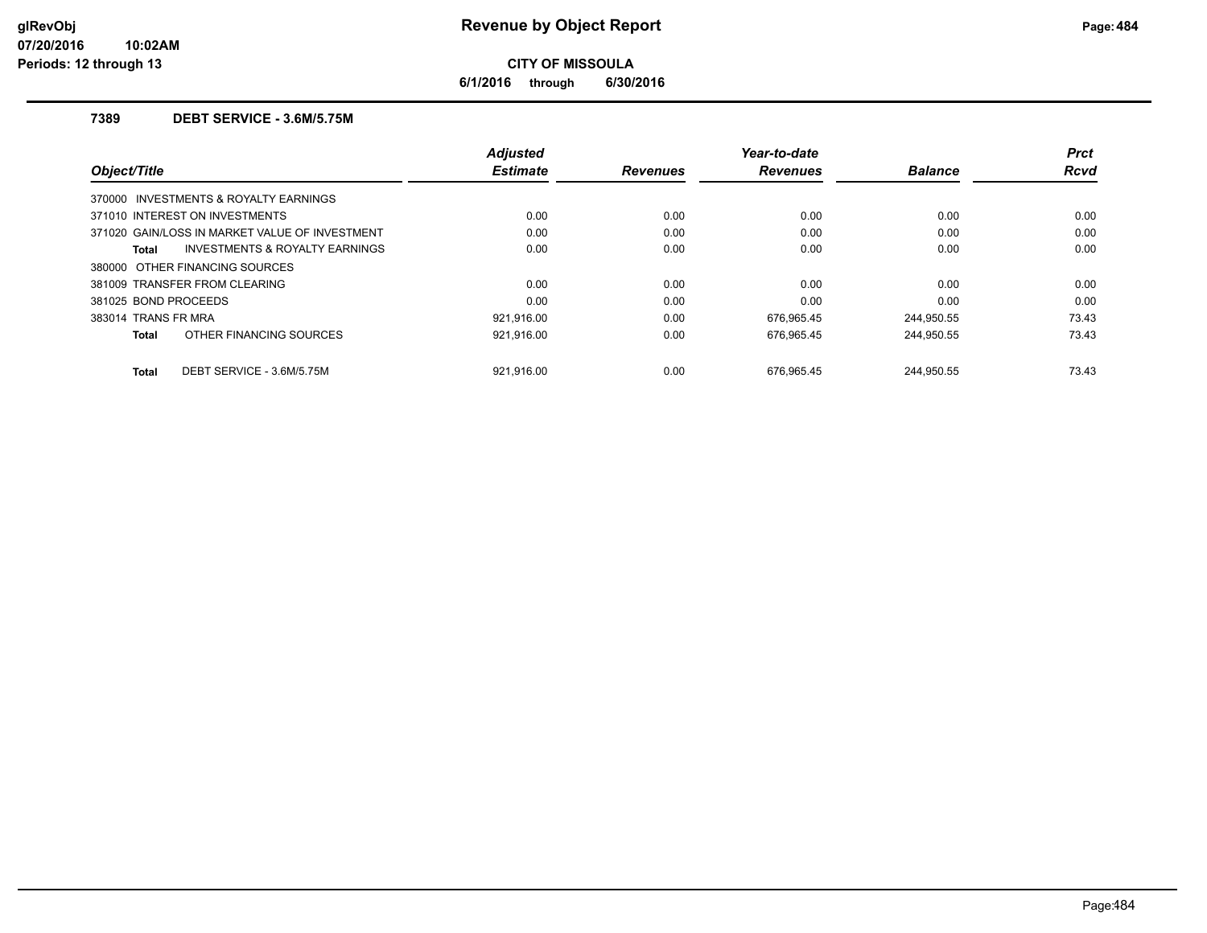**glRevObj**
**07/20/2016 10:02AM**
**Periods: 12 through 13**

# Revenue by Object Report

**CITY OF MISSOULA**

**6/1/2016 through 6/30/2016**

## 7389 DEBT SERVICE - 3.6M/5.75M

| Object/Title | Adjusted Estimate | Revenues | Year-to-date Revenues | Balance | Prct Rcvd |
|---|---|---|---|---|---|
| 370000 INVESTMENTS & ROYALTY EARNINGS | | | | | |
| 371010 INTEREST ON INVESTMENTS | 0.00 | 0.00 | 0.00 | 0.00 | 0.00 |
| 371020 GAIN/LOSS IN MARKET VALUE OF INVESTMENT | 0.00 | 0.00 | 0.00 | 0.00 | 0.00 |
| **Total** INVESTMENTS & ROYALTY EARNINGS | 0.00 | 0.00 | 0.00 | 0.00 | 0.00 |
| 380000 OTHER FINANCING SOURCES | | | | | |
| 381009 TRANSFER FROM CLEARING | 0.00 | 0.00 | 0.00 | 0.00 | 0.00 |
| 381025 BOND PROCEEDS | 0.00 | 0.00 | 0.00 | 0.00 | 0.00 |
| 383014 TRANS FR MRA | 921,916.00 | 0.00 | 676,965.45 | 244,950.55 | 73.43 |
| **Total** OTHER FINANCING SOURCES | 921,916.00 | 0.00 | 676,965.45 | 244,950.55 | 73.43 |
| **Total** DEBT SERVICE - 3.6M/5.75M | 921,916.00 | 0.00 | 676,965.45 | 244,950.55 | 73.43 |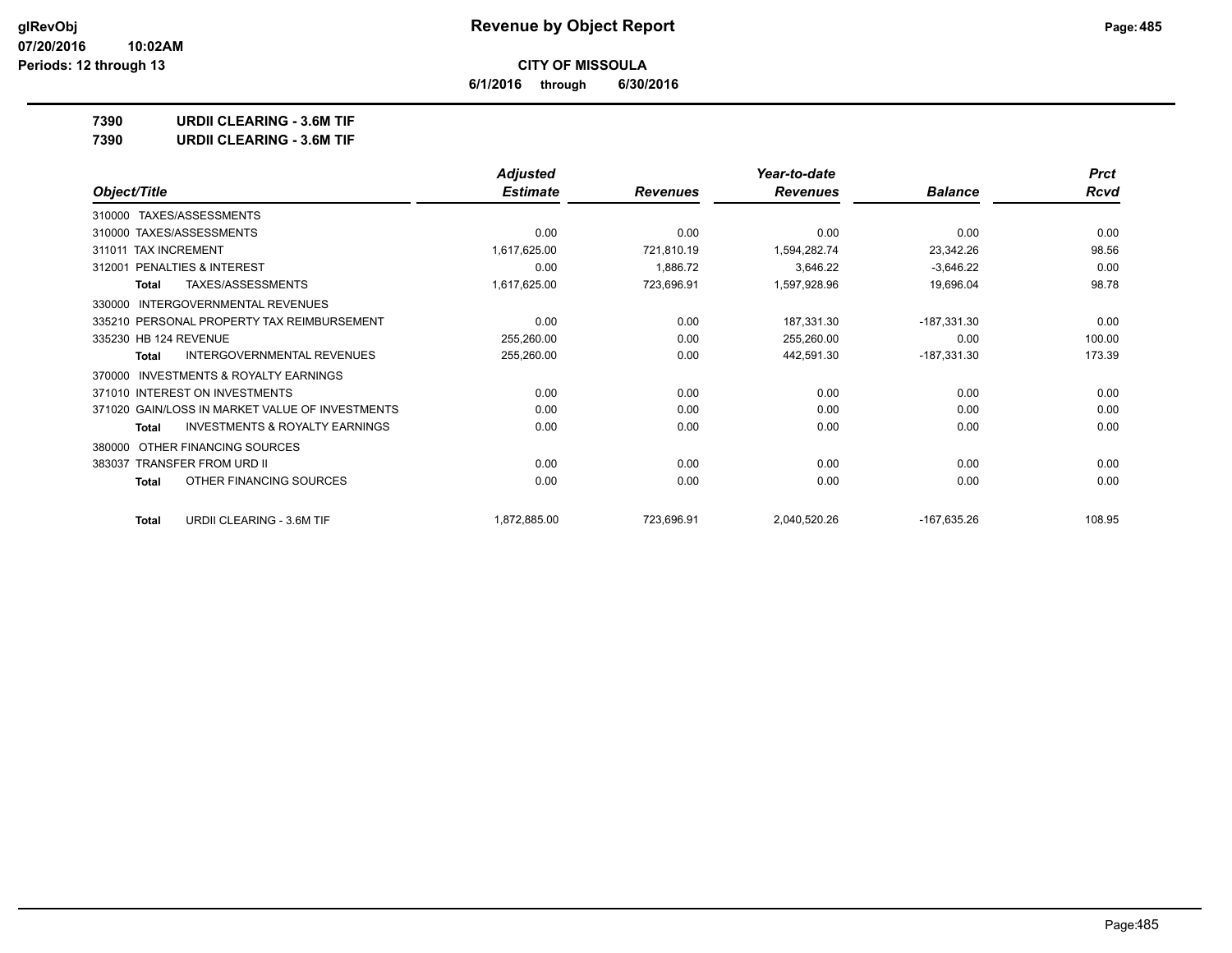**glRevObj**
**07/20/2016 10:02AM**
**Periods: 12 through 13**

# Revenue by Object Report

**CITY OF MISSOULA**

**6/1/2016 through 6/30/2016**

**7390 URDII CLEARING - 3.6M TIF**

**7390 URDII CLEARING - 3.6M TIF**

| Object/Title | Adjusted Estimate | Revenues | Year-to-date Revenues | Balance | Prct Rcvd |
|---|---|---|---|---|---|
| 310000 TAXES/ASSESSMENTS | | | | | |
| 310000 TAXES/ASSESSMENTS | 0.00 | 0.00 | 0.00 | 0.00 | 0.00 |
| 311011 TAX INCREMENT | 1,617,625.00 | 721,810.19 | 1,594,282.74 | 23,342.26 | 98.56 |
| 312001 PENALTIES & INTEREST | 0.00 | 1,886.72 | 3,646.22 | -3,646.22 | 0.00 |
| **Total** TAXES/ASSESSMENTS | 1,617,625.00 | 723,696.91 | 1,597,928.96 | 19,696.04 | 98.78 |
| 330000 INTERGOVERNMENTAL REVENUES | | | | | |
| 335210 PERSONAL PROPERTY TAX REIMBURSEMENT | 0.00 | 0.00 | 187,331.30 | -187,331.30 | 0.00 |
| 335230 HB 124 REVENUE | 255,260.00 | 0.00 | 255,260.00 | 0.00 | 100.00 |
| **Total** INTERGOVERNMENTAL REVENUES | 255,260.00 | 0.00 | 442,591.30 | -187,331.30 | 173.39 |
| 370000 INVESTMENTS & ROYALTY EARNINGS | | | | | |
| 371010 INTEREST ON INVESTMENTS | 0.00 | 0.00 | 0.00 | 0.00 | 0.00 |
| 371020 GAIN/LOSS IN MARKET VALUE OF INVESTMENTS | 0.00 | 0.00 | 0.00 | 0.00 | 0.00 |
| **Total** INVESTMENTS & ROYALTY EARNINGS | 0.00 | 0.00 | 0.00 | 0.00 | 0.00 |
| 380000 OTHER FINANCING SOURCES | | | | | |
| 383037 TRANSFER FROM URD II | 0.00 | 0.00 | 0.00 | 0.00 | 0.00 |
| **Total** OTHER FINANCING SOURCES | 0.00 | 0.00 | 0.00 | 0.00 | 0.00 |
| **Total** URDII CLEARING - 3.6M TIF | 1,872,885.00 | 723,696.91 | 2,040,520.26 | -167,635.26 | 108.95 |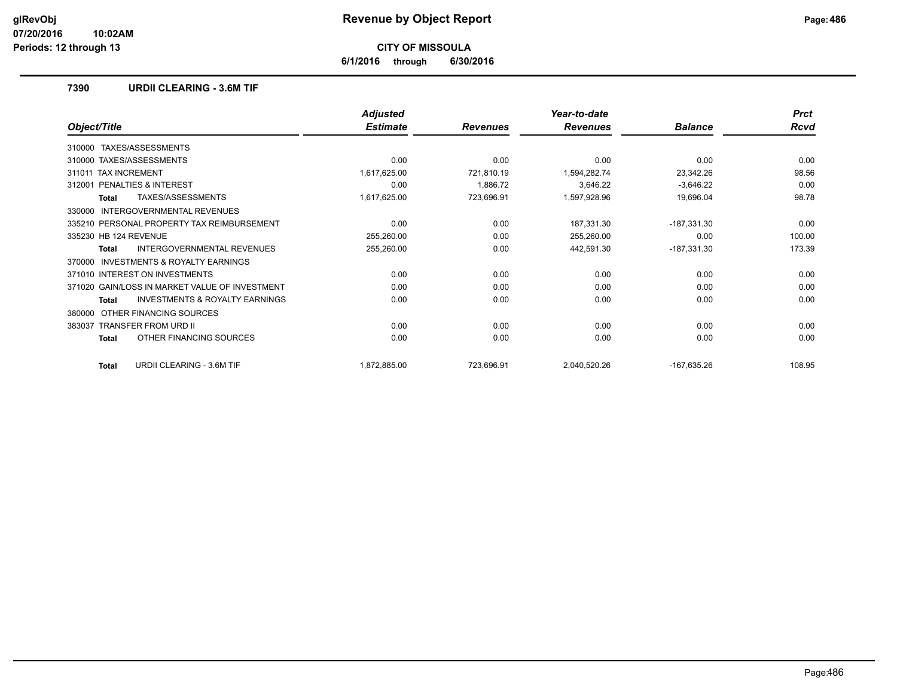# Revenue by Object Report

**CITY OF MISSOULA**

**6/1/2016 through 6/30/2016**

glRevObj
07/20/2016 10:02AM
Periods: 12 through 13

## 7390 URDII CLEARING - 3.6M TIF

| Object/Title | Adjusted Estimate | Revenues | Year-to-date Revenues | Balance | Prct Rcvd |
|---|---|---|---|---|---|
| 310000 TAXES/ASSESSMENTS | | | | | |
| 310000 TAXES/ASSESSMENTS | 0.00 | 0.00 | 0.00 | 0.00 | 0.00 |
| 311011 TAX INCREMENT | 1,617,625.00 | 721,810.19 | 1,594,282.74 | 23,342.26 | 98.56 |
| 312001 PENALTIES & INTEREST | 0.00 | 1,886.72 | 3,646.22 | -3,646.22 | 0.00 |
| **Total** TAXES/ASSESSMENTS | 1,617,625.00 | 723,696.91 | 1,597,928.96 | 19,696.04 | 98.78 |
| 330000 INTERGOVERNMENTAL REVENUES | | | | | |
| 335210 PERSONAL PROPERTY TAX REIMBURSEMENT | 0.00 | 0.00 | 187,331.30 | -187,331.30 | 0.00 |
| 335230 HB 124 REVENUE | 255,260.00 | 0.00 | 255,260.00 | 0.00 | 100.00 |
| **Total** INTERGOVERNMENTAL REVENUES | 255,260.00 | 0.00 | 442,591.30 | -187,331.30 | 173.39 |
| 370000 INVESTMENTS & ROYALTY EARNINGS | | | | | |
| 371010 INTEREST ON INVESTMENTS | 0.00 | 0.00 | 0.00 | 0.00 | 0.00 |
| 371020 GAIN/LOSS IN MARKET VALUE OF INVESTMENT | 0.00 | 0.00 | 0.00 | 0.00 | 0.00 |
| **Total** INVESTMENTS & ROYALTY EARNINGS | 0.00 | 0.00 | 0.00 | 0.00 | 0.00 |
| 380000 OTHER FINANCING SOURCES | | | | | |
| 383037 TRANSFER FROM URD II | 0.00 | 0.00 | 0.00 | 0.00 | 0.00 |
| **Total** OTHER FINANCING SOURCES | 0.00 | 0.00 | 0.00 | 0.00 | 0.00 |
| **Total** URDII CLEARING - 3.6M TIF | 1,872,885.00 | 723,696.91 | 2,040,520.26 | -167,635.26 | 108.95 |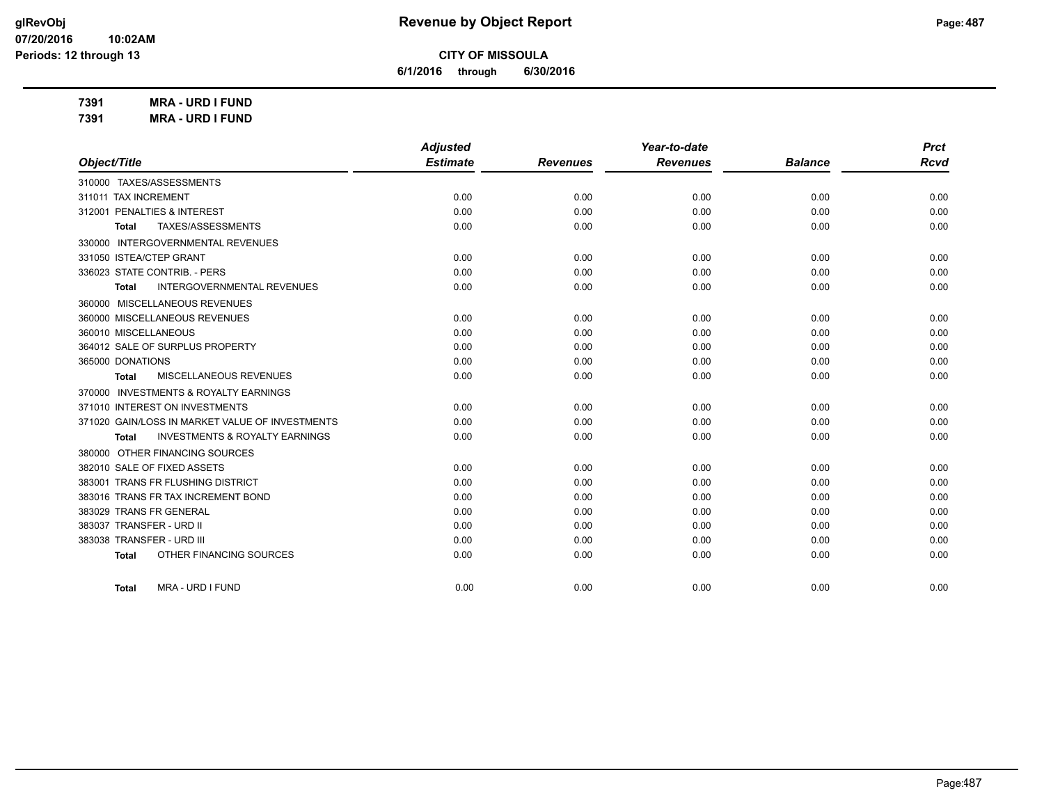**CITY OF MISSOULA**

**6/1/2016 through 6/30/2016**

**7391 MRA - URD I FUND**

**7391 MRA - URD I FUND**

| Object/Title | Adjusted Estimate | Revenues | Year-to-date Revenues | Balance | Prct Rcvd |
|---|---|---|---|---|---|
| 310000 TAXES/ASSESSMENTS | | | | | |
| 311011 TAX INCREMENT | 0.00 | 0.00 | 0.00 | 0.00 | 0.00 |
| 312001 PENALTIES & INTEREST | 0.00 | 0.00 | 0.00 | 0.00 | 0.00 |
| **Total** TAXES/ASSESSMENTS | 0.00 | 0.00 | 0.00 | 0.00 | 0.00 |
| 330000 INTERGOVERNMENTAL REVENUES | | | | | |
| 331050 ISTEA/CTEP GRANT | 0.00 | 0.00 | 0.00 | 0.00 | 0.00 |
| 336023 STATE CONTRIB. - PERS | 0.00 | 0.00 | 0.00 | 0.00 | 0.00 |
| **Total** INTERGOVERNMENTAL REVENUES | 0.00 | 0.00 | 0.00 | 0.00 | 0.00 |
| 360000 MISCELLANEOUS REVENUES | | | | | |
| 360000 MISCELLANEOUS REVENUES | 0.00 | 0.00 | 0.00 | 0.00 | 0.00 |
| 360010 MISCELLANEOUS | 0.00 | 0.00 | 0.00 | 0.00 | 0.00 |
| 364012 SALE OF SURPLUS PROPERTY | 0.00 | 0.00 | 0.00 | 0.00 | 0.00 |
| 365000 DONATIONS | 0.00 | 0.00 | 0.00 | 0.00 | 0.00 |
| **Total** MISCELLANEOUS REVENUES | 0.00 | 0.00 | 0.00 | 0.00 | 0.00 |
| 370000 INVESTMENTS & ROYALTY EARNINGS | | | | | |
| 371010 INTEREST ON INVESTMENTS | 0.00 | 0.00 | 0.00 | 0.00 | 0.00 |
| 371020 GAIN/LOSS IN MARKET VALUE OF INVESTMENTS | 0.00 | 0.00 | 0.00 | 0.00 | 0.00 |
| **Total** INVESTMENTS & ROYALTY EARNINGS | 0.00 | 0.00 | 0.00 | 0.00 | 0.00 |
| 380000 OTHER FINANCING SOURCES | | | | | |
| 382010 SALE OF FIXED ASSETS | 0.00 | 0.00 | 0.00 | 0.00 | 0.00 |
| 383001 TRANS FR FLUSHING DISTRICT | 0.00 | 0.00 | 0.00 | 0.00 | 0.00 |
| 383016 TRANS FR TAX INCREMENT BOND | 0.00 | 0.00 | 0.00 | 0.00 | 0.00 |
| 383029 TRANS FR GENERAL | 0.00 | 0.00 | 0.00 | 0.00 | 0.00 |
| 383037 TRANSFER - URD II | 0.00 | 0.00 | 0.00 | 0.00 | 0.00 |
| 383038 TRANSFER - URD III | 0.00 | 0.00 | 0.00 | 0.00 | 0.00 |
| **Total** OTHER FINANCING SOURCES | 0.00 | 0.00 | 0.00 | 0.00 | 0.00 |
| **Total** MRA - URD I FUND | 0.00 | 0.00 | 0.00 | 0.00 | 0.00 |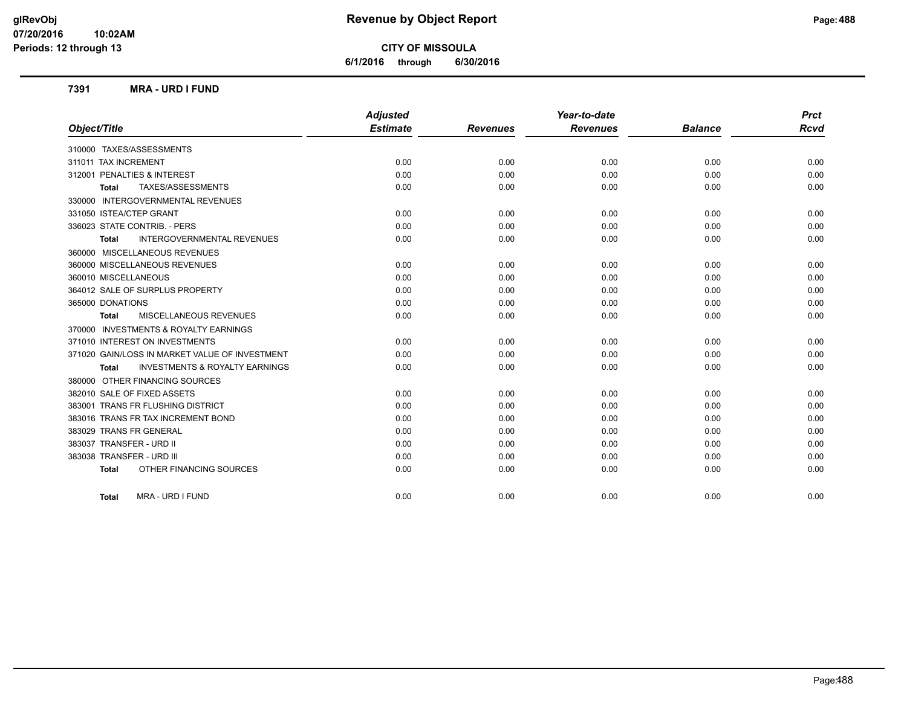**CITY OF MISSOULA**

**6/1/2016 through 6/30/2016**

**Revenue by Object Report**

glRevObj
07/20/2016 10:02AM
Periods: 12 through 13

## 7391 MRA - URD I FUND

| Object/Title | Adjusted Estimate | Revenues | Year-to-date Revenues | Balance | Prct Rcvd |
|---|---|---|---|---|---|
| 310000 TAXES/ASSESSMENTS | | | | | |
| 311011 TAX INCREMENT | 0.00 | 0.00 | 0.00 | 0.00 | 0.00 |
| 312001 PENALTIES & INTEREST | 0.00 | 0.00 | 0.00 | 0.00 | 0.00 |
| **Total** TAXES/ASSESSMENTS | 0.00 | 0.00 | 0.00 | 0.00 | 0.00 |
| 330000 INTERGOVERNMENTAL REVENUES | | | | | |
| 331050 ISTEA/CTEP GRANT | 0.00 | 0.00 | 0.00 | 0.00 | 0.00 |
| 336023 STATE CONTRIB. - PERS | 0.00 | 0.00 | 0.00 | 0.00 | 0.00 |
| **Total** INTERGOVERNMENTAL REVENUES | 0.00 | 0.00 | 0.00 | 0.00 | 0.00 |
| 360000 MISCELLANEOUS REVENUES | | | | | |
| 360000 MISCELLANEOUS REVENUES | 0.00 | 0.00 | 0.00 | 0.00 | 0.00 |
| 360010 MISCELLANEOUS | 0.00 | 0.00 | 0.00 | 0.00 | 0.00 |
| 364012 SALE OF SURPLUS PROPERTY | 0.00 | 0.00 | 0.00 | 0.00 | 0.00 |
| 365000 DONATIONS | 0.00 | 0.00 | 0.00 | 0.00 | 0.00 |
| **Total** MISCELLANEOUS REVENUES | 0.00 | 0.00 | 0.00 | 0.00 | 0.00 |
| 370000 INVESTMENTS & ROYALTY EARNINGS | | | | | |
| 371010 INTEREST ON INVESTMENTS | 0.00 | 0.00 | 0.00 | 0.00 | 0.00 |
| 371020 GAIN/LOSS IN MARKET VALUE OF INVESTMENT | 0.00 | 0.00 | 0.00 | 0.00 | 0.00 |
| **Total** INVESTMENTS & ROYALTY EARNINGS | 0.00 | 0.00 | 0.00 | 0.00 | 0.00 |
| 380000 OTHER FINANCING SOURCES | | | | | |
| 382010 SALE OF FIXED ASSETS | 0.00 | 0.00 | 0.00 | 0.00 | 0.00 |
| 383001 TRANS FR FLUSHING DISTRICT | 0.00 | 0.00 | 0.00 | 0.00 | 0.00 |
| 383016 TRANS FR TAX INCREMENT BOND | 0.00 | 0.00 | 0.00 | 0.00 | 0.00 |
| 383029 TRANS FR GENERAL | 0.00 | 0.00 | 0.00 | 0.00 | 0.00 |
| 383037 TRANSFER - URD II | 0.00 | 0.00 | 0.00 | 0.00 | 0.00 |
| 383038 TRANSFER - URD III | 0.00 | 0.00 | 0.00 | 0.00 | 0.00 |
| **Total** OTHER FINANCING SOURCES | 0.00 | 0.00 | 0.00 | 0.00 | 0.00 |
| **Total** MRA - URD I FUND | 0.00 | 0.00 | 0.00 | 0.00 | 0.00 |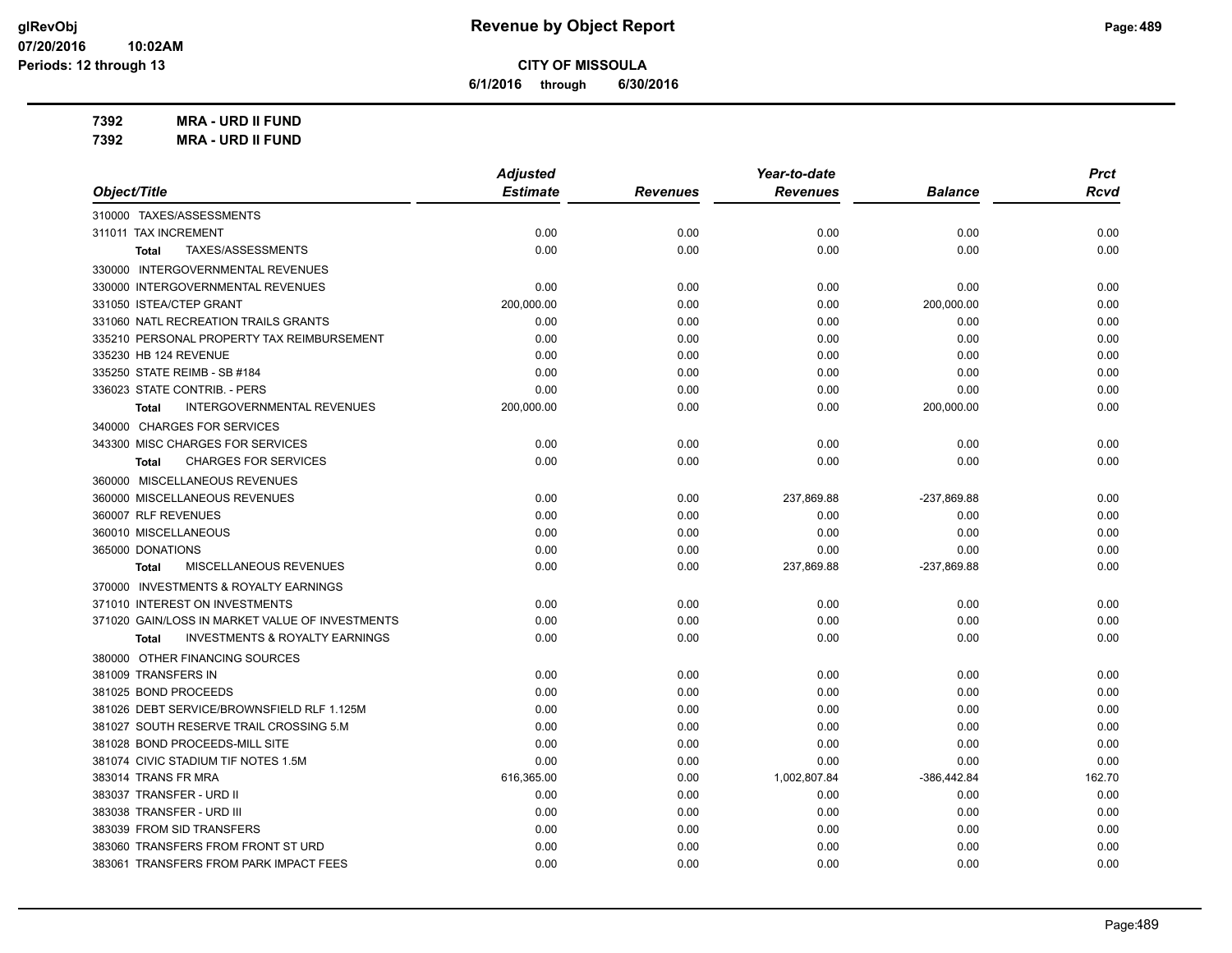# Revenue by Object Report

glRevObj
07/20/2016 10:02AM
Periods: 12 through 13

**CITY OF MISSOULA**

**6/1/2016 through 6/30/2016**

**7392 MRA - URD II FUND**
**7392 MRA - URD II FUND**

| Object/Title | Adjusted Estimate | Revenues | Year-to-date Revenues | Balance | Prct Rcvd |
|---|---|---|---|---|---|
| 310000 TAXES/ASSESSMENTS | | | | | |
| 311011 TAX INCREMENT | 0.00 | 0.00 | 0.00 | 0.00 | 0.00 |
| **Total** TAXES/ASSESSMENTS | 0.00 | 0.00 | 0.00 | 0.00 | 0.00 |
| 330000 INTERGOVERNMENTAL REVENUES | | | | | |
| 330000 INTERGOVERNMENTAL REVENUES | 0.00 | 0.00 | 0.00 | 0.00 | 0.00 |
| 331050 ISTEA/CTEP GRANT | 200,000.00 | 0.00 | 0.00 | 200,000.00 | 0.00 |
| 331060 NATL RECREATION TRAILS GRANTS | 0.00 | 0.00 | 0.00 | 0.00 | 0.00 |
| 335210 PERSONAL PROPERTY TAX REIMBURSEMENT | 0.00 | 0.00 | 0.00 | 0.00 | 0.00 |
| 335230 HB 124 REVENUE | 0.00 | 0.00 | 0.00 | 0.00 | 0.00 |
| 335250 STATE REIMB - SB #184 | 0.00 | 0.00 | 0.00 | 0.00 | 0.00 |
| 336023 STATE CONTRIB. - PERS | 0.00 | 0.00 | 0.00 | 0.00 | 0.00 |
| **Total** INTERGOVERNMENTAL REVENUES | 200,000.00 | 0.00 | 0.00 | 200,000.00 | 0.00 |
| 340000 CHARGES FOR SERVICES | | | | | |
| 343300 MISC CHARGES FOR SERVICES | 0.00 | 0.00 | 0.00 | 0.00 | 0.00 |
| **Total** CHARGES FOR SERVICES | 0.00 | 0.00 | 0.00 | 0.00 | 0.00 |
| 360000 MISCELLANEOUS REVENUES | | | | | |
| 360000 MISCELLANEOUS REVENUES | 0.00 | 0.00 | 237,869.88 | -237,869.88 | 0.00 |
| 360007 RLF REVENUES | 0.00 | 0.00 | 0.00 | 0.00 | 0.00 |
| 360010 MISCELLANEOUS | 0.00 | 0.00 | 0.00 | 0.00 | 0.00 |
| 365000 DONATIONS | 0.00 | 0.00 | 0.00 | 0.00 | 0.00 |
| **Total** MISCELLANEOUS REVENUES | 0.00 | 0.00 | 237,869.88 | -237,869.88 | 0.00 |
| 370000 INVESTMENTS & ROYALTY EARNINGS | | | | | |
| 371010 INTEREST ON INVESTMENTS | 0.00 | 0.00 | 0.00 | 0.00 | 0.00 |
| 371020 GAIN/LOSS IN MARKET VALUE OF INVESTMENTS | 0.00 | 0.00 | 0.00 | 0.00 | 0.00 |
| **Total** INVESTMENTS & ROYALTY EARNINGS | 0.00 | 0.00 | 0.00 | 0.00 | 0.00 |
| 380000 OTHER FINANCING SOURCES | | | | | |
| 381009 TRANSFERS IN | 0.00 | 0.00 | 0.00 | 0.00 | 0.00 |
| 381025 BOND PROCEEDS | 0.00 | 0.00 | 0.00 | 0.00 | 0.00 |
| 381026 DEBT SERVICE/BROWNSFIELD RLF 1.125M | 0.00 | 0.00 | 0.00 | 0.00 | 0.00 |
| 381027 SOUTH RESERVE TRAIL CROSSING 5.M | 0.00 | 0.00 | 0.00 | 0.00 | 0.00 |
| 381028 BOND PROCEEDS-MILL SITE | 0.00 | 0.00 | 0.00 | 0.00 | 0.00 |
| 381074 CIVIC STADIUM TIF NOTES 1.5M | 0.00 | 0.00 | 0.00 | 0.00 | 0.00 |
| 383014 TRANS FR MRA | 616,365.00 | 0.00 | 1,002,807.84 | -386,442.84 | 162.70 |
| 383037 TRANSFER - URD II | 0.00 | 0.00 | 0.00 | 0.00 | 0.00 |
| 383038 TRANSFER - URD III | 0.00 | 0.00 | 0.00 | 0.00 | 0.00 |
| 383039 FROM SID TRANSFERS | 0.00 | 0.00 | 0.00 | 0.00 | 0.00 |
| 383060 TRANSFERS FROM FRONT ST URD | 0.00 | 0.00 | 0.00 | 0.00 | 0.00 |
| 383061 TRANSFERS FROM PARK IMPACT FEES | 0.00 | 0.00 | 0.00 | 0.00 | 0.00 |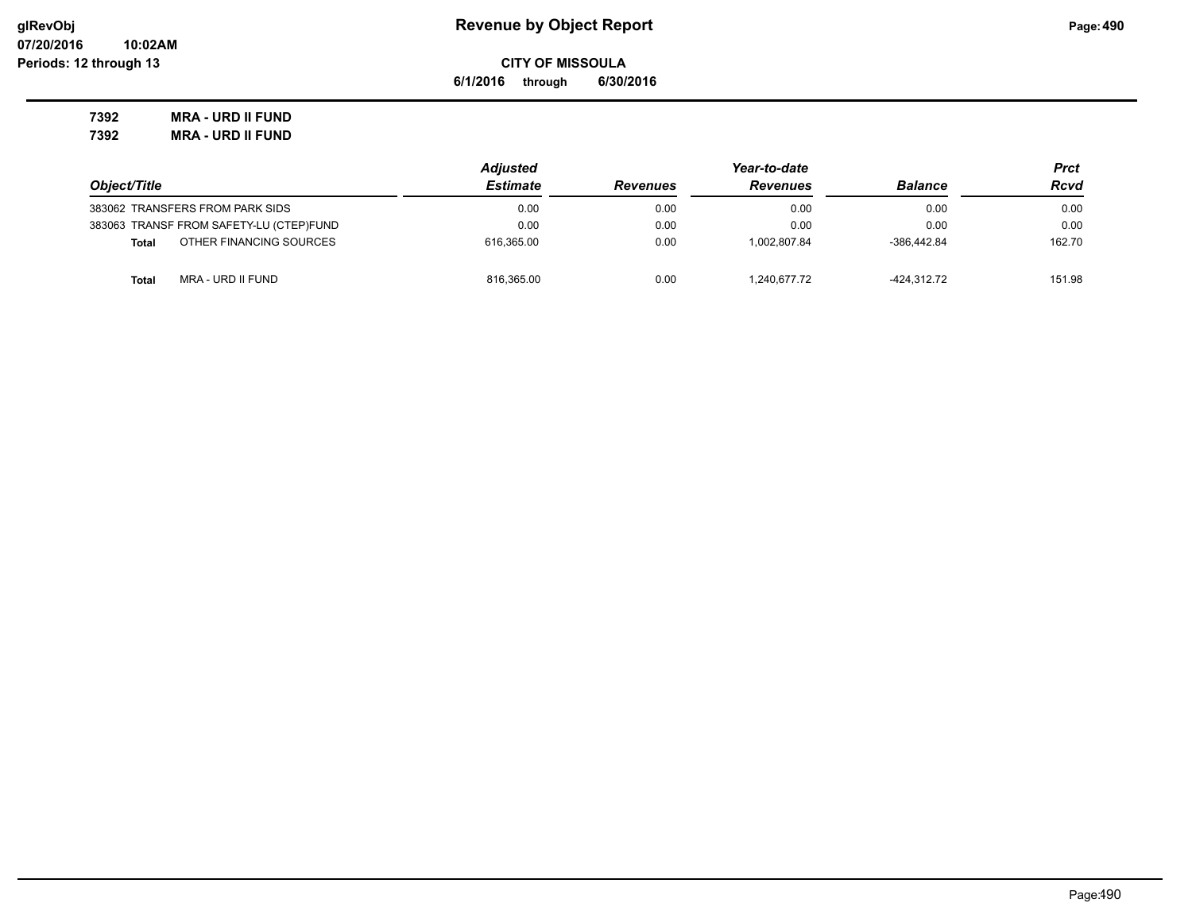# Revenue by Object Report

glRevObj
07/20/2016 10:02AM
Periods: 12 through 13

**CITY OF MISSOULA**

**6/1/2016 through 6/30/2016**

**7392 MRA - URD II FUND**

**7392 MRA - URD II FUND**

| Object/Title | Adjusted Estimate | Revenues | Year-to-date Revenues | Balance | Prct Rcvd |
|---|---|---|---|---|---|
| 383062 TRANSFERS FROM PARK SIDS | 0.00 | 0.00 | 0.00 | 0.00 | 0.00 |
| 383063 TRANSF FROM SAFETY-LU (CTEP)FUND | 0.00 | 0.00 | 0.00 | 0.00 | 0.00 |
| **Total** OTHER FINANCING SOURCES | 616,365.00 | 0.00 | 1,002,807.84 | -386,442.84 | 162.70 |
| **Total** MRA - URD II FUND | 816,365.00 | 0.00 | 1,240,677.72 | -424,312.72 | 151.98 |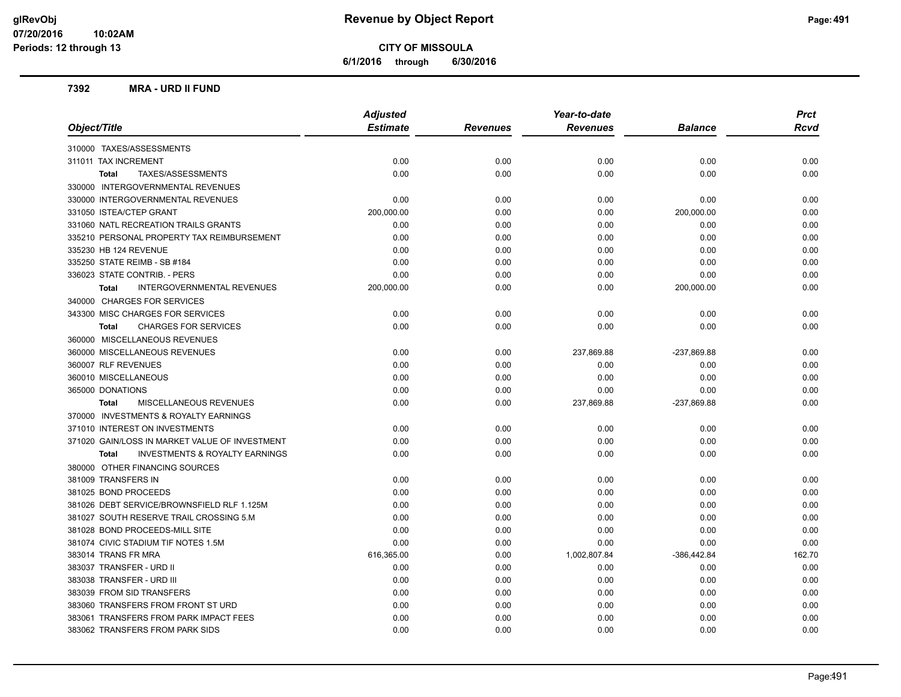# Revenue by Object Report

**CITY OF MISSOULA**

**6/1/2016 through 6/30/2016**

glRevObj
07/20/2016 10:02AM
Periods: 12 through 13

## 7392 MRA - URD II FUND

| Object/Title | Adjusted Estimate | Revenues | Year-to-date Revenues | Balance | Prct Rcvd |
|---|---|---|---|---|---|
| 310000 TAXES/ASSESSMENTS | | | | | |
| 311011 TAX INCREMENT | 0.00 | 0.00 | 0.00 | 0.00 | 0.00 |
| **Total** TAXES/ASSESSMENTS | 0.00 | 0.00 | 0.00 | 0.00 | 0.00 |
| 330000 INTERGOVERNMENTAL REVENUES | | | | | |
| 330000 INTERGOVERNMENTAL REVENUES | 0.00 | 0.00 | 0.00 | 0.00 | 0.00 |
| 331050 ISTEA/CTEP GRANT | 200,000.00 | 0.00 | 0.00 | 200,000.00 | 0.00 |
| 331060 NATL RECREATION TRAILS GRANTS | 0.00 | 0.00 | 0.00 | 0.00 | 0.00 |
| 335210 PERSONAL PROPERTY TAX REIMBURSEMENT | 0.00 | 0.00 | 0.00 | 0.00 | 0.00 |
| 335230 HB 124 REVENUE | 0.00 | 0.00 | 0.00 | 0.00 | 0.00 |
| 335250 STATE REIMB - SB #184 | 0.00 | 0.00 | 0.00 | 0.00 | 0.00 |
| 336023 STATE CONTRIB. - PERS | 0.00 | 0.00 | 0.00 | 0.00 | 0.00 |
| **Total** INTERGOVERNMENTAL REVENUES | 200,000.00 | 0.00 | 0.00 | 200,000.00 | 0.00 |
| 340000 CHARGES FOR SERVICES | | | | | |
| 343300 MISC CHARGES FOR SERVICES | 0.00 | 0.00 | 0.00 | 0.00 | 0.00 |
| **Total** CHARGES FOR SERVICES | 0.00 | 0.00 | 0.00 | 0.00 | 0.00 |
| 360000 MISCELLANEOUS REVENUES | | | | | |
| 360000 MISCELLANEOUS REVENUES | 0.00 | 0.00 | 237,869.88 | -237,869.88 | 0.00 |
| 360007 RLF REVENUES | 0.00 | 0.00 | 0.00 | 0.00 | 0.00 |
| 360010 MISCELLANEOUS | 0.00 | 0.00 | 0.00 | 0.00 | 0.00 |
| 365000 DONATIONS | 0.00 | 0.00 | 0.00 | 0.00 | 0.00 |
| **Total** MISCELLANEOUS REVENUES | 0.00 | 0.00 | 237,869.88 | -237,869.88 | 0.00 |
| 370000 INVESTMENTS & ROYALTY EARNINGS | | | | | |
| 371010 INTEREST ON INVESTMENTS | 0.00 | 0.00 | 0.00 | 0.00 | 0.00 |
| 371020 GAIN/LOSS IN MARKET VALUE OF INVESTMENT | 0.00 | 0.00 | 0.00 | 0.00 | 0.00 |
| **Total** INVESTMENTS & ROYALTY EARNINGS | 0.00 | 0.00 | 0.00 | 0.00 | 0.00 |
| 380000 OTHER FINANCING SOURCES | | | | | |
| 381009 TRANSFERS IN | 0.00 | 0.00 | 0.00 | 0.00 | 0.00 |
| 381025 BOND PROCEEDS | 0.00 | 0.00 | 0.00 | 0.00 | 0.00 |
| 381026 DEBT SERVICE/BROWNSFIELD RLF 1.125M | 0.00 | 0.00 | 0.00 | 0.00 | 0.00 |
| 381027 SOUTH RESERVE TRAIL CROSSING 5.M | 0.00 | 0.00 | 0.00 | 0.00 | 0.00 |
| 381028 BOND PROCEEDS-MILL SITE | 0.00 | 0.00 | 0.00 | 0.00 | 0.00 |
| 381074 CIVIC STADIUM TIF NOTES 1.5M | 0.00 | 0.00 | 0.00 | 0.00 | 0.00 |
| 383014 TRANS FR MRA | 616,365.00 | 0.00 | 1,002,807.84 | -386,442.84 | 162.70 |
| 383037 TRANSFER - URD II | 0.00 | 0.00 | 0.00 | 0.00 | 0.00 |
| 383038 TRANSFER - URD III | 0.00 | 0.00 | 0.00 | 0.00 | 0.00 |
| 383039 FROM SID TRANSFERS | 0.00 | 0.00 | 0.00 | 0.00 | 0.00 |
| 383060 TRANSFERS FROM FRONT ST URD | 0.00 | 0.00 | 0.00 | 0.00 | 0.00 |
| 383061 TRANSFERS FROM PARK IMPACT FEES | 0.00 | 0.00 | 0.00 | 0.00 | 0.00 |
| 383062 TRANSFERS FROM PARK SIDS | 0.00 | 0.00 | 0.00 | 0.00 | 0.00 |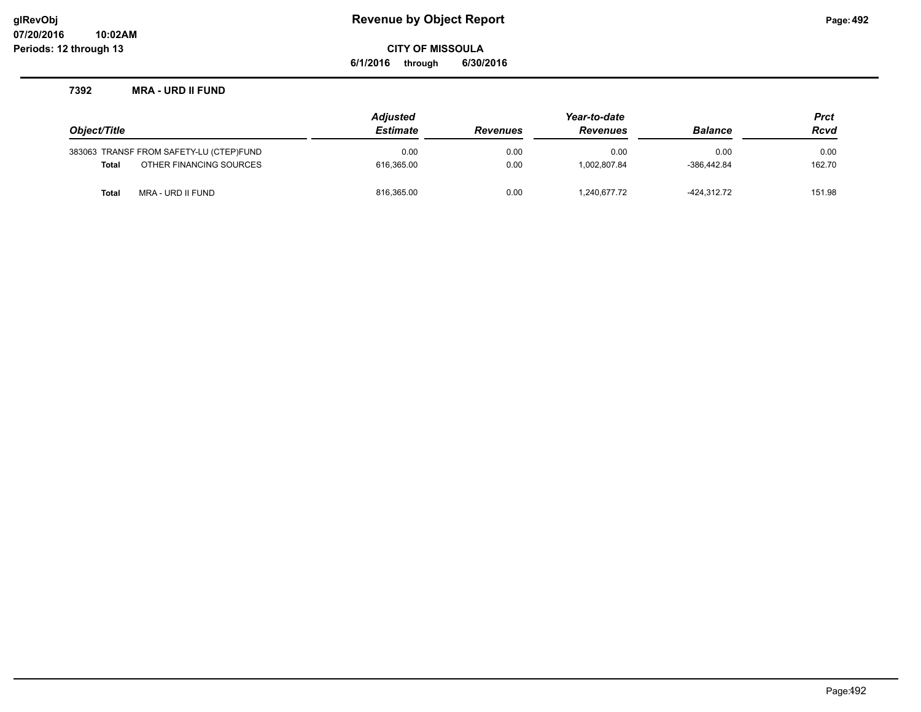# Revenue by Object Report

**CITY OF MISSOULA**

**6/1/2016 through 6/30/2016**

glRevObj
07/20/2016 10:02AM
Periods: 12 through 13

## 7392 MRA - URD II FUND

| Object/Title | | Adjusted Estimate | Revenues | Year-to-date Revenues | Balance | Prct Rcvd |
|---|---|---|---|---|---|---|
| 383063 | TRANSF FROM SAFETY-LU (CTEP)FUND | 0.00 | 0.00 | 0.00 | 0.00 | 0.00 |
| **Total** | OTHER FINANCING SOURCES | 616,365.00 | 0.00 | 1,002,807.84 | -386,442.84 | 162.70 |
| **Total** | MRA - URD II FUND | 816,365.00 | 0.00 | 1,240,677.72 | -424,312.72 | 151.98 |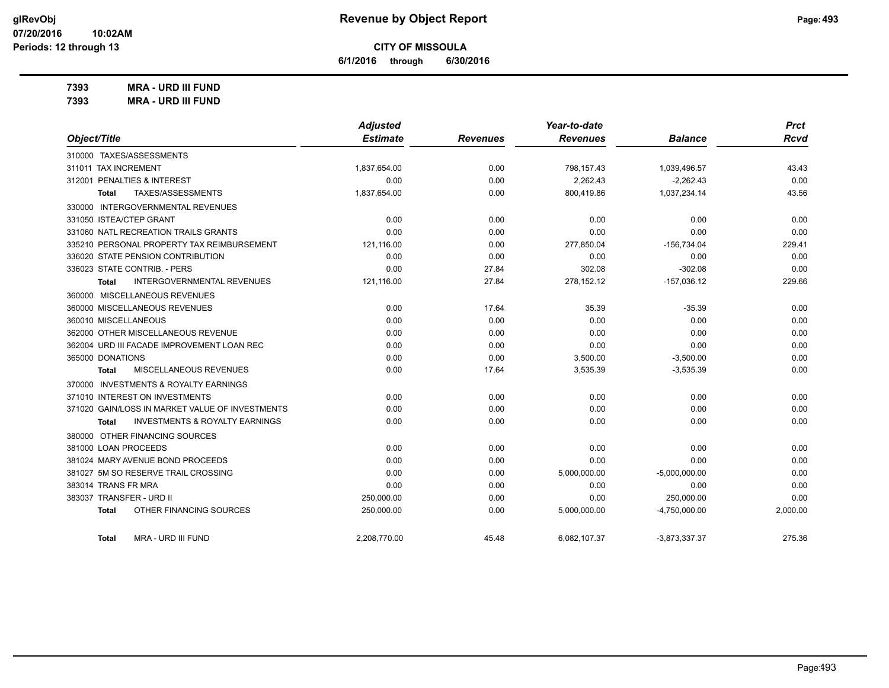**Revenue by Object Report**

**CITY OF MISSOULA**

**6/1/2016 through 6/30/2016**

glRevObj
07/20/2016 10:02AM
Periods: 12 through 13

**7393 MRA - URD III FUND**
**7393 MRA - URD III FUND**

| Object/Title | Adjusted Estimate | Revenues | Year-to-date Revenues | Balance | Prct Rcvd |
|---|---|---|---|---|---|
| 310000 TAXES/ASSESSMENTS | | | | | |
| 311011 TAX INCREMENT | 1,837,654.00 | 0.00 | 798,157.43 | 1,039,496.57 | 43.43 |
| 312001 PENALTIES & INTEREST | 0.00 | 0.00 | 2,262.43 | -2,262.43 | 0.00 |
| **Total** TAXES/ASSESSMENTS | 1,837,654.00 | 0.00 | 800,419.86 | 1,037,234.14 | 43.56 |
| 330000 INTERGOVERNMENTAL REVENUES | | | | | |
| 331050 ISTEA/CTEP GRANT | 0.00 | 0.00 | 0.00 | 0.00 | 0.00 |
| 331060 NATL RECREATION TRAILS GRANTS | 0.00 | 0.00 | 0.00 | 0.00 | 0.00 |
| 335210 PERSONAL PROPERTY TAX REIMBURSEMENT | 121,116.00 | 0.00 | 277,850.04 | -156,734.04 | 229.41 |
| 336020 STATE PENSION CONTRIBUTION | 0.00 | 0.00 | 0.00 | 0.00 | 0.00 |
| 336023 STATE CONTRIB. - PERS | 0.00 | 27.84 | 302.08 | -302.08 | 0.00 |
| **Total** INTERGOVERNMENTAL REVENUES | 121,116.00 | 27.84 | 278,152.12 | -157,036.12 | 229.66 |
| 360000 MISCELLANEOUS REVENUES | | | | | |
| 360000 MISCELLANEOUS REVENUES | 0.00 | 17.64 | 35.39 | -35.39 | 0.00 |
| 360010 MISCELLANEOUS | 0.00 | 0.00 | 0.00 | 0.00 | 0.00 |
| 362000 OTHER MISCELLANEOUS REVENUE | 0.00 | 0.00 | 0.00 | 0.00 | 0.00 |
| 362004 URD III FACADE IMPROVEMENT LOAN REC | 0.00 | 0.00 | 0.00 | 0.00 | 0.00 |
| 365000 DONATIONS | 0.00 | 0.00 | 3,500.00 | -3,500.00 | 0.00 |
| **Total** MISCELLANEOUS REVENUES | 0.00 | 17.64 | 3,535.39 | -3,535.39 | 0.00 |
| 370000 INVESTMENTS & ROYALTY EARNINGS | | | | | |
| 371010 INTEREST ON INVESTMENTS | 0.00 | 0.00 | 0.00 | 0.00 | 0.00 |
| 371020 GAIN/LOSS IN MARKET VALUE OF INVESTMENTS | 0.00 | 0.00 | 0.00 | 0.00 | 0.00 |
| **Total** INVESTMENTS & ROYALTY EARNINGS | 0.00 | 0.00 | 0.00 | 0.00 | 0.00 |
| 380000 OTHER FINANCING SOURCES | | | | | |
| 381000 LOAN PROCEEDS | 0.00 | 0.00 | 0.00 | 0.00 | 0.00 |
| 381024 MARY AVENUE BOND PROCEEDS | 0.00 | 0.00 | 0.00 | 0.00 | 0.00 |
| 381027 5M SO RESERVE TRAIL CROSSING | 0.00 | 0.00 | 5,000,000.00 | -5,000,000.00 | 0.00 |
| 383014 TRANS FR MRA | 0.00 | 0.00 | 0.00 | 0.00 | 0.00 |
| 383037 TRANSFER - URD II | 250,000.00 | 0.00 | 0.00 | 250,000.00 | 0.00 |
| **Total** OTHER FINANCING SOURCES | 250,000.00 | 0.00 | 5,000,000.00 | -4,750,000.00 | 2,000.00 |
| **Total** MRA - URD III FUND | 2,208,770.00 | 45.48 | 6,082,107.37 | -3,873,337.37 | 275.36 |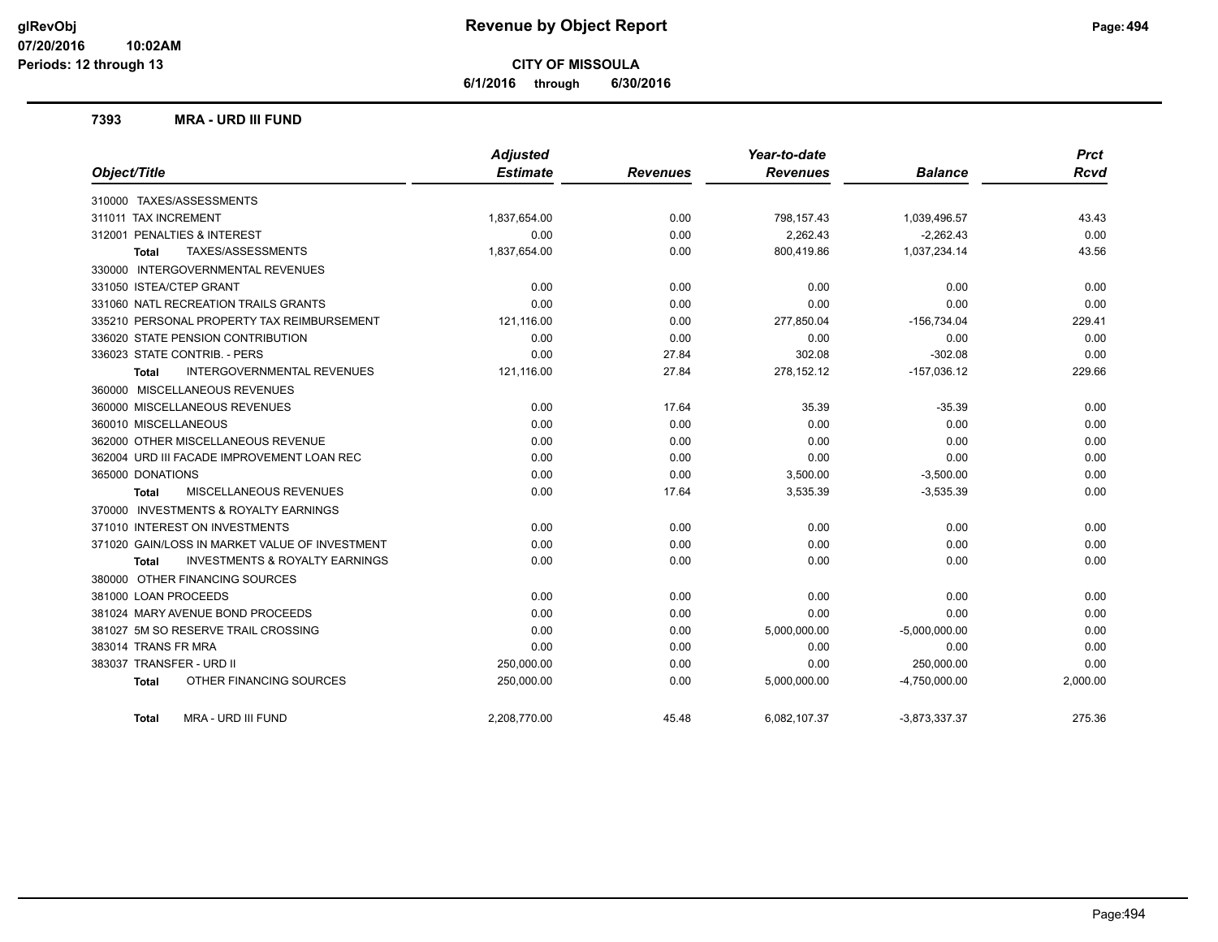# CITY OF MISSOULA

**6/1/2016 through 6/30/2016**

## 7393 MRA - URD III FUND

| Object/Title | Adjusted Estimate | Revenues | Year-to-date Revenues | Balance | Prct Rcvd |
|---|---|---|---|---|---|
| 310000 TAXES/ASSESSMENTS | | | | | |
| 311011 TAX INCREMENT | 1,837,654.00 | 0.00 | 798,157.43 | 1,039,496.57 | 43.43 |
| 312001 PENALTIES & INTEREST | 0.00 | 0.00 | 2,262.43 | -2,262.43 | 0.00 |
| **Total** TAXES/ASSESSMENTS | 1,837,654.00 | 0.00 | 800,419.86 | 1,037,234.14 | 43.56 |
| 330000 INTERGOVERNMENTAL REVENUES | | | | | |
| 331050 ISTEA/CTEP GRANT | 0.00 | 0.00 | 0.00 | 0.00 | 0.00 |
| 331060 NATL RECREATION TRAILS GRANTS | 0.00 | 0.00 | 0.00 | 0.00 | 0.00 |
| 335210 PERSONAL PROPERTY TAX REIMBURSEMENT | 121,116.00 | 0.00 | 277,850.04 | -156,734.04 | 229.41 |
| 336020 STATE PENSION CONTRIBUTION | 0.00 | 0.00 | 0.00 | 0.00 | 0.00 |
| 336023 STATE CONTRIB. - PERS | 0.00 | 27.84 | 302.08 | -302.08 | 0.00 |
| **Total** INTERGOVERNMENTAL REVENUES | 121,116.00 | 27.84 | 278,152.12 | -157,036.12 | 229.66 |
| 360000 MISCELLANEOUS REVENUES | | | | | |
| 360000 MISCELLANEOUS REVENUES | 0.00 | 17.64 | 35.39 | -35.39 | 0.00 |
| 360010 MISCELLANEOUS | 0.00 | 0.00 | 0.00 | 0.00 | 0.00 |
| 362000 OTHER MISCELLANEOUS REVENUE | 0.00 | 0.00 | 0.00 | 0.00 | 0.00 |
| 362004 URD III FACADE IMPROVEMENT LOAN REC | 0.00 | 0.00 | 0.00 | 0.00 | 0.00 |
| 365000 DONATIONS | 0.00 | 0.00 | 3,500.00 | -3,500.00 | 0.00 |
| **Total** MISCELLANEOUS REVENUES | 0.00 | 17.64 | 3,535.39 | -3,535.39 | 0.00 |
| 370000 INVESTMENTS & ROYALTY EARNINGS | | | | | |
| 371010 INTEREST ON INVESTMENTS | 0.00 | 0.00 | 0.00 | 0.00 | 0.00 |
| 371020 GAIN/LOSS IN MARKET VALUE OF INVESTMENT | 0.00 | 0.00 | 0.00 | 0.00 | 0.00 |
| **Total** INVESTMENTS & ROYALTY EARNINGS | 0.00 | 0.00 | 0.00 | 0.00 | 0.00 |
| 380000 OTHER FINANCING SOURCES | | | | | |
| 381000 LOAN PROCEEDS | 0.00 | 0.00 | 0.00 | 0.00 | 0.00 |
| 381024 MARY AVENUE BOND PROCEEDS | 0.00 | 0.00 | 0.00 | 0.00 | 0.00 |
| 381027 5M SO RESERVE TRAIL CROSSING | 0.00 | 0.00 | 5,000,000.00 | -5,000,000.00 | 0.00 |
| 383014 TRANS FR MRA | 0.00 | 0.00 | 0.00 | 0.00 | 0.00 |
| 383037 TRANSFER - URD II | 250,000.00 | 0.00 | 0.00 | 250,000.00 | 0.00 |
| **Total** OTHER FINANCING SOURCES | 250,000.00 | 0.00 | 5,000,000.00 | -4,750,000.00 | 2,000.00 |
| **Total** MRA - URD III FUND | 2,208,770.00 | 45.48 | 6,082,107.37 | -3,873,337.37 | 275.36 |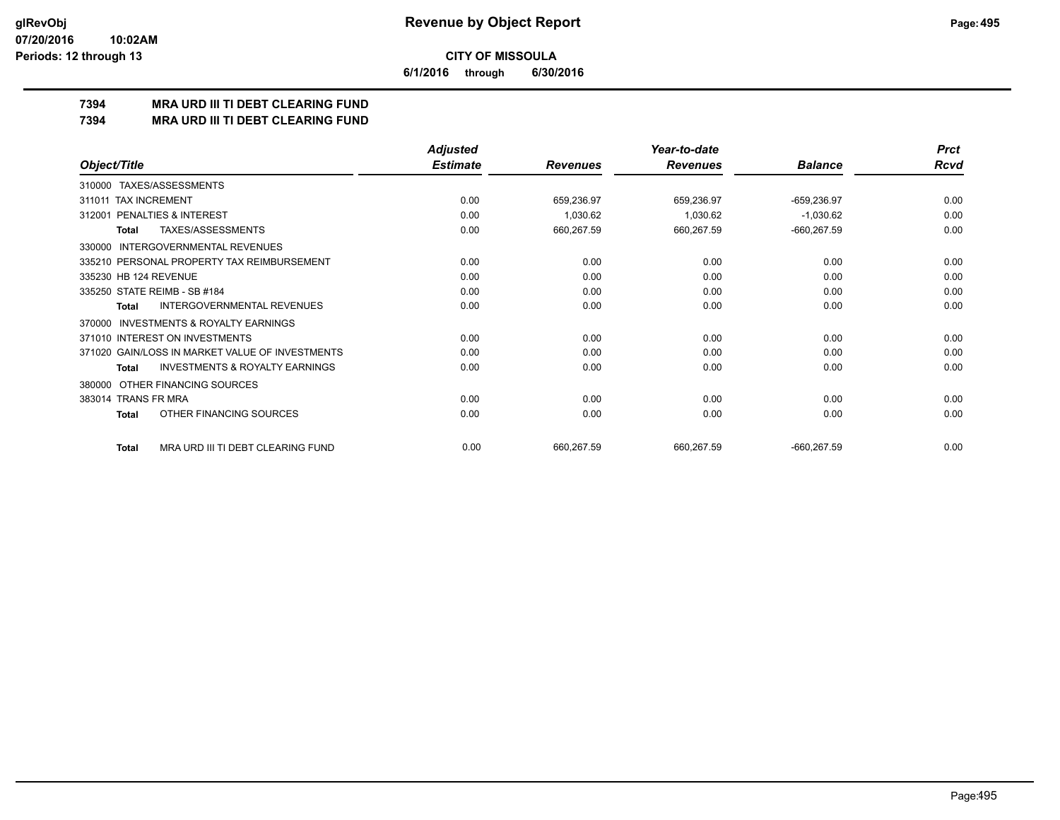**CITY OF MISSOULA**

**6/1/2016 through 6/30/2016**

## 7394 MRA URD III TI DEBT CLEARING FUND
## 7394 MRA URD III TI DEBT CLEARING FUND

| Object/Title | Adjusted Estimate | Revenues | Year-to-date Revenues | Balance | Prct Rcvd |
|---|---|---|---|---|---|
| 310000 TAXES/ASSESSMENTS | | | | | |
| 311011 TAX INCREMENT | 0.00 | 659,236.97 | 659,236.97 | -659,236.97 | 0.00 |
| 312001 PENALTIES & INTEREST | 0.00 | 1,030.62 | 1,030.62 | -1,030.62 | 0.00 |
| **Total** TAXES/ASSESSMENTS | 0.00 | 660,267.59 | 660,267.59 | -660,267.59 | 0.00 |
| 330000 INTERGOVERNMENTAL REVENUES | | | | | |
| 335210 PERSONAL PROPERTY TAX REIMBURSEMENT | 0.00 | 0.00 | 0.00 | 0.00 | 0.00 |
| 335230 HB 124 REVENUE | 0.00 | 0.00 | 0.00 | 0.00 | 0.00 |
| 335250 STATE REIMB - SB #184 | 0.00 | 0.00 | 0.00 | 0.00 | 0.00 |
| **Total** INTERGOVERNMENTAL REVENUES | 0.00 | 0.00 | 0.00 | 0.00 | 0.00 |
| 370000 INVESTMENTS & ROYALTY EARNINGS | | | | | |
| 371010 INTEREST ON INVESTMENTS | 0.00 | 0.00 | 0.00 | 0.00 | 0.00 |
| 371020 GAIN/LOSS IN MARKET VALUE OF INVESTMENTS | 0.00 | 0.00 | 0.00 | 0.00 | 0.00 |
| **Total** INVESTMENTS & ROYALTY EARNINGS | 0.00 | 0.00 | 0.00 | 0.00 | 0.00 |
| 380000 OTHER FINANCING SOURCES | | | | | |
| 383014 TRANS FR MRA | 0.00 | 0.00 | 0.00 | 0.00 | 0.00 |
| **Total** OTHER FINANCING SOURCES | 0.00 | 0.00 | 0.00 | 0.00 | 0.00 |
| **Total** MRA URD III TI DEBT CLEARING FUND | 0.00 | 660,267.59 | 660,267.59 | -660,267.59 | 0.00 |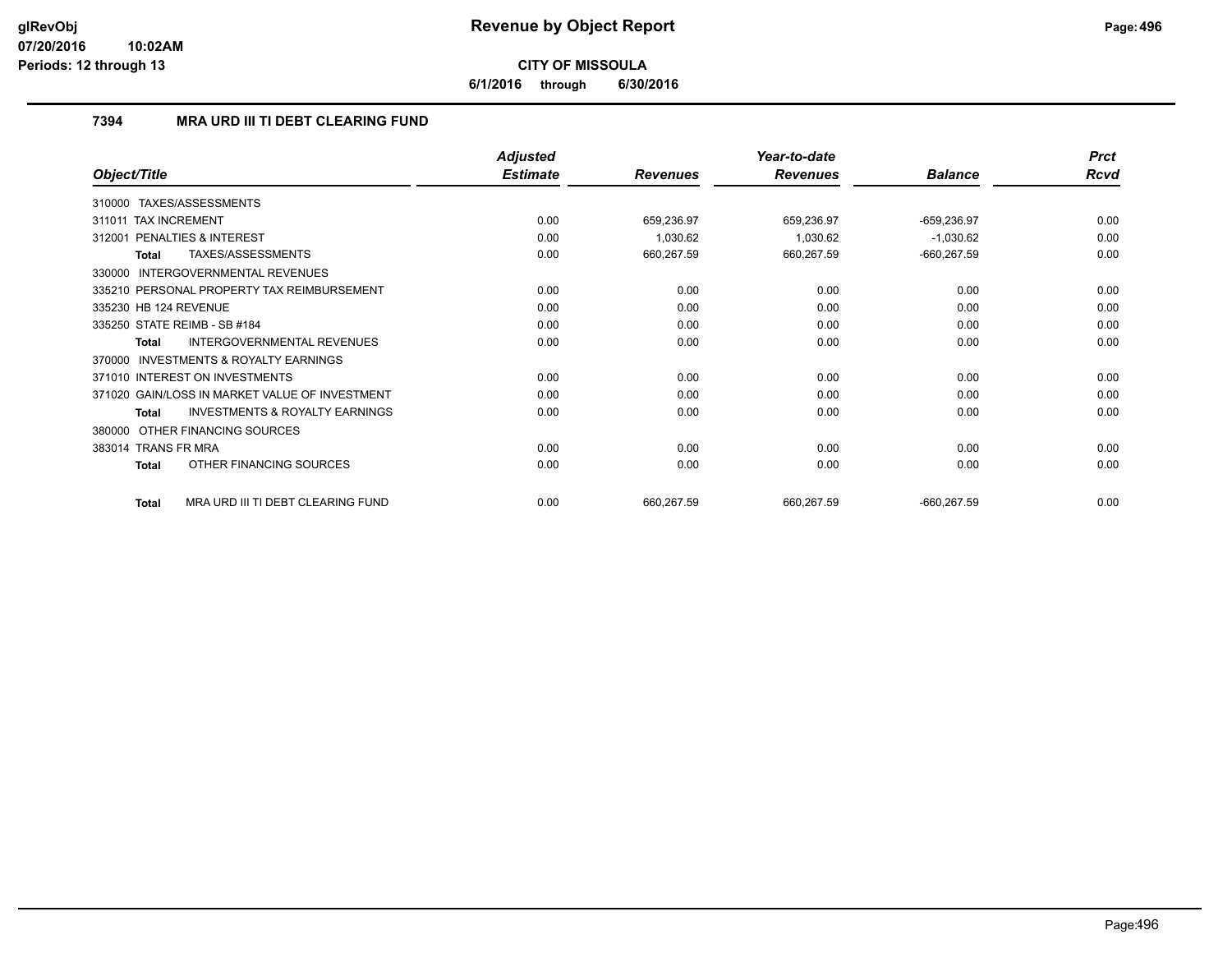# Revenue by Object Report

**CITY OF MISSOULA**

**6/1/2016 through 6/30/2016**

glRevObj
07/20/2016 10:02AM
Periods: 12 through 13

## 7394 MRA URD III TI DEBT CLEARING FUND

| Object/Title | Adjusted Estimate | Revenues | Year-to-date Revenues | Balance | Prct Rcvd |
|---|---|---|---|---|---|
| 310000 TAXES/ASSESSMENTS | | | | | |
| 311011 TAX INCREMENT | 0.00 | 659,236.97 | 659,236.97 | -659,236.97 | 0.00 |
| 312001 PENALTIES & INTEREST | 0.00 | 1,030.62 | 1,030.62 | -1,030.62 | 0.00 |
| **Total** TAXES/ASSESSMENTS | 0.00 | 660,267.59 | 660,267.59 | -660,267.59 | 0.00 |
| 330000 INTERGOVERNMENTAL REVENUES | | | | | |
| 335210 PERSONAL PROPERTY TAX REIMBURSEMENT | 0.00 | 0.00 | 0.00 | 0.00 | 0.00 |
| 335230 HB 124 REVENUE | 0.00 | 0.00 | 0.00 | 0.00 | 0.00 |
| 335250 STATE REIMB - SB #184 | 0.00 | 0.00 | 0.00 | 0.00 | 0.00 |
| **Total** INTERGOVERNMENTAL REVENUES | 0.00 | 0.00 | 0.00 | 0.00 | 0.00 |
| 370000 INVESTMENTS & ROYALTY EARNINGS | | | | | |
| 371010 INTEREST ON INVESTMENTS | 0.00 | 0.00 | 0.00 | 0.00 | 0.00 |
| 371020 GAIN/LOSS IN MARKET VALUE OF INVESTMENT | 0.00 | 0.00 | 0.00 | 0.00 | 0.00 |
| **Total** INVESTMENTS & ROYALTY EARNINGS | 0.00 | 0.00 | 0.00 | 0.00 | 0.00 |
| 380000 OTHER FINANCING SOURCES | | | | | |
| 383014 TRANS FR MRA | 0.00 | 0.00 | 0.00 | 0.00 | 0.00 |
| **Total** OTHER FINANCING SOURCES | 0.00 | 0.00 | 0.00 | 0.00 | 0.00 |
| **Total** MRA URD III TI DEBT CLEARING FUND | 0.00 | 660,267.59 | 660,267.59 | -660,267.59 | 0.00 |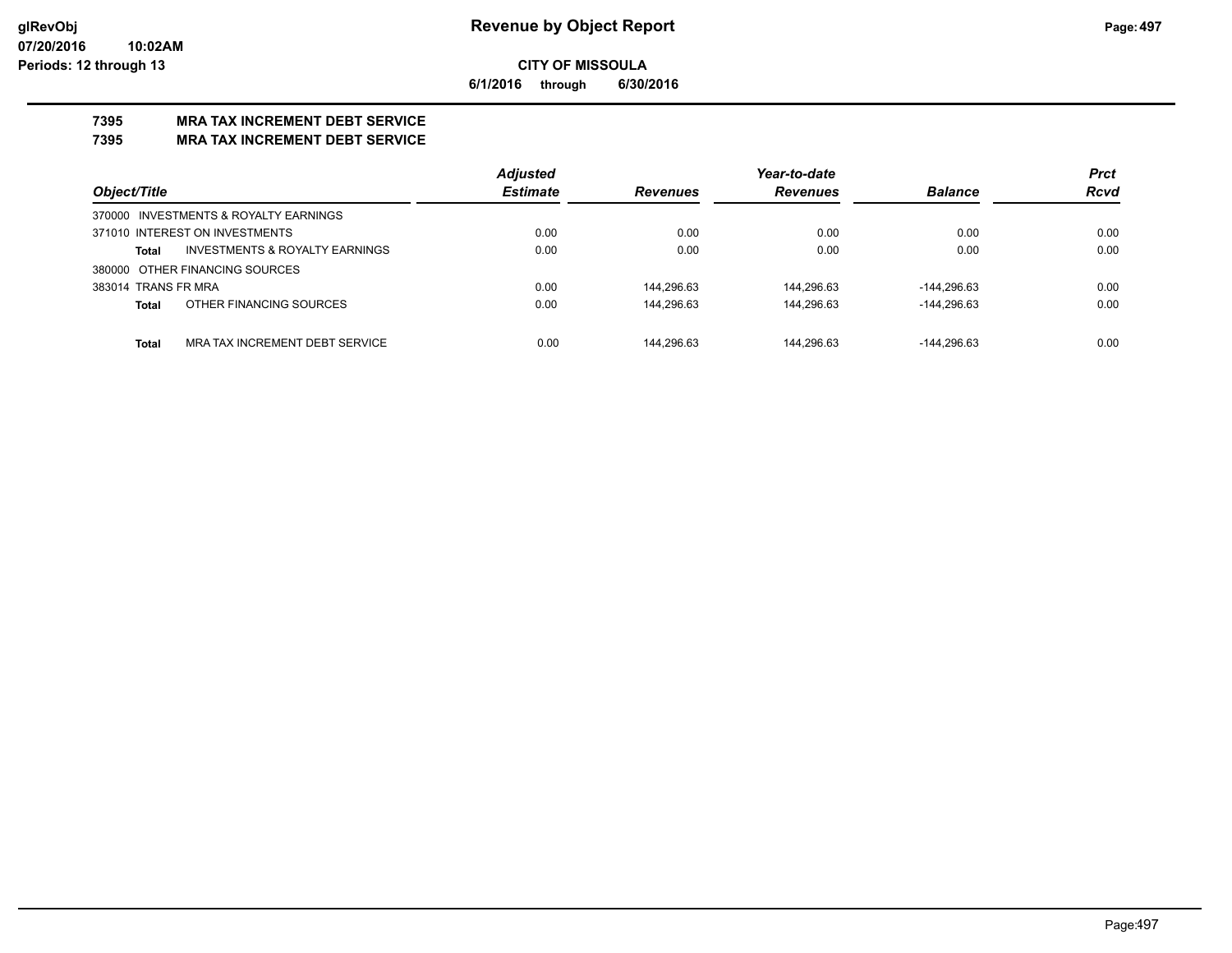**CITY OF MISSOULA**

**6/1/2016 through 6/30/2016**

# 7395 MRA TAX INCREMENT DEBT SERVICE

## 7395 MRA TAX INCREMENT DEBT SERVICE

| Object/Title | Adjusted Estimate | Revenues | Year-to-date Revenues | Balance | Prct Rcvd |
|---|---|---|---|---|---|
| 370000 INVESTMENTS & ROYALTY EARNINGS | | | | | |
| 371010 INTEREST ON INVESTMENTS | 0.00 | 0.00 | 0.00 | 0.00 | 0.00 |
| **Total** INVESTMENTS & ROYALTY EARNINGS | 0.00 | 0.00 | 0.00 | 0.00 | 0.00 |
| 380000 OTHER FINANCING SOURCES | | | | | |
| 383014 TRANS FR MRA | 0.00 | 144,296.63 | 144,296.63 | -144,296.63 | 0.00 |
| **Total** OTHER FINANCING SOURCES | 0.00 | 144,296.63 | 144,296.63 | -144,296.63 | 0.00 |
| **Total** MRA TAX INCREMENT DEBT SERVICE | 0.00 | 144,296.63 | 144,296.63 | -144,296.63 | 0.00 |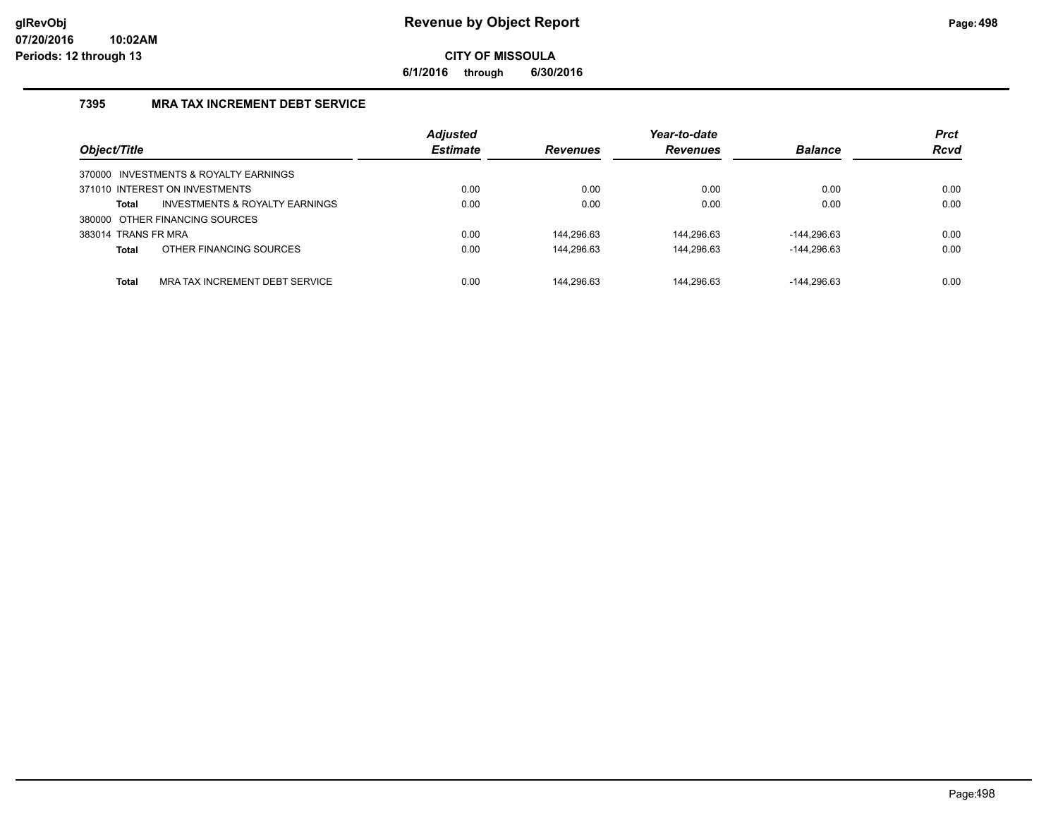**Revenue by Object Report**

**CITY OF MISSOULA**

**6/1/2016 through 6/30/2016**

glRevObj
07/20/2016 10:02AM
Periods: 12 through 13

### 7395 MRA TAX INCREMENT DEBT SERVICE

| Object/Title | Adjusted Estimate | Revenues | Year-to-date Revenues | Balance | Prct Rcvd |
|---|---|---|---|---|---|
| 370000 INVESTMENTS & ROYALTY EARNINGS | | | | | |
| 371010 INTEREST ON INVESTMENTS | 0.00 | 0.00 | 0.00 | 0.00 | 0.00 |
| **Total** INVESTMENTS & ROYALTY EARNINGS | 0.00 | 0.00 | 0.00 | 0.00 | 0.00 |
| 380000 OTHER FINANCING SOURCES | | | | | |
| 383014 TRANS FR MRA | 0.00 | 144,296.63 | 144,296.63 | -144,296.63 | 0.00 |
| **Total** OTHER FINANCING SOURCES | 0.00 | 144,296.63 | 144,296.63 | -144,296.63 | 0.00 |
| **Total** MRA TAX INCREMENT DEBT SERVICE | 0.00 | 144,296.63 | 144,296.63 | -144,296.63 | 0.00 |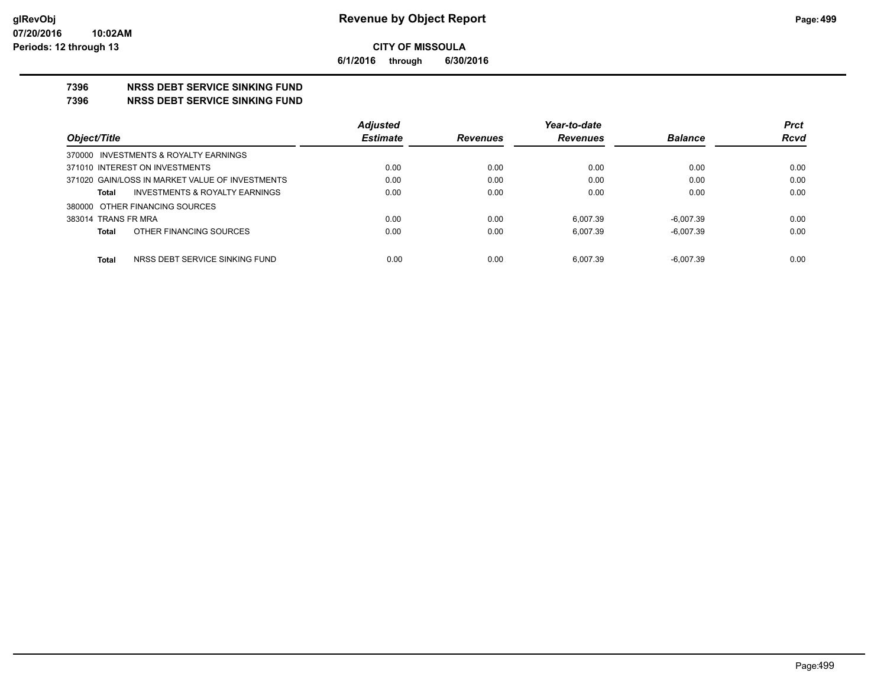# Revenue by Object Report

glRevObj
07/20/2016 10:02AM
Periods: 12 through 13

**CITY OF MISSOULA**

**6/1/2016 through 6/30/2016**

## 7396 NRSS DEBT SERVICE SINKING FUND
## 7396 NRSS DEBT SERVICE SINKING FUND

| Object/Title | Adjusted Estimate | Revenues | Year-to-date Revenues | Balance | Prct Rcvd |
|---|---|---|---|---|---|
| 370000 INVESTMENTS & ROYALTY EARNINGS | | | | | |
| 371010 INTEREST ON INVESTMENTS | 0.00 | 0.00 | 0.00 | 0.00 | 0.00 |
| 371020 GAIN/LOSS IN MARKET VALUE OF INVESTMENTS | 0.00 | 0.00 | 0.00 | 0.00 | 0.00 |
| **Total** INVESTMENTS & ROYALTY EARNINGS | 0.00 | 0.00 | 0.00 | 0.00 | 0.00 |
| 380000 OTHER FINANCING SOURCES | | | | | |
| 383014 TRANS FR MRA | 0.00 | 0.00 | 6,007.39 | -6,007.39 | 0.00 |
| **Total** OTHER FINANCING SOURCES | 0.00 | 0.00 | 6,007.39 | -6,007.39 | 0.00 |
| **Total** NRSS DEBT SERVICE SINKING FUND | 0.00 | 0.00 | 6,007.39 | -6,007.39 | 0.00 |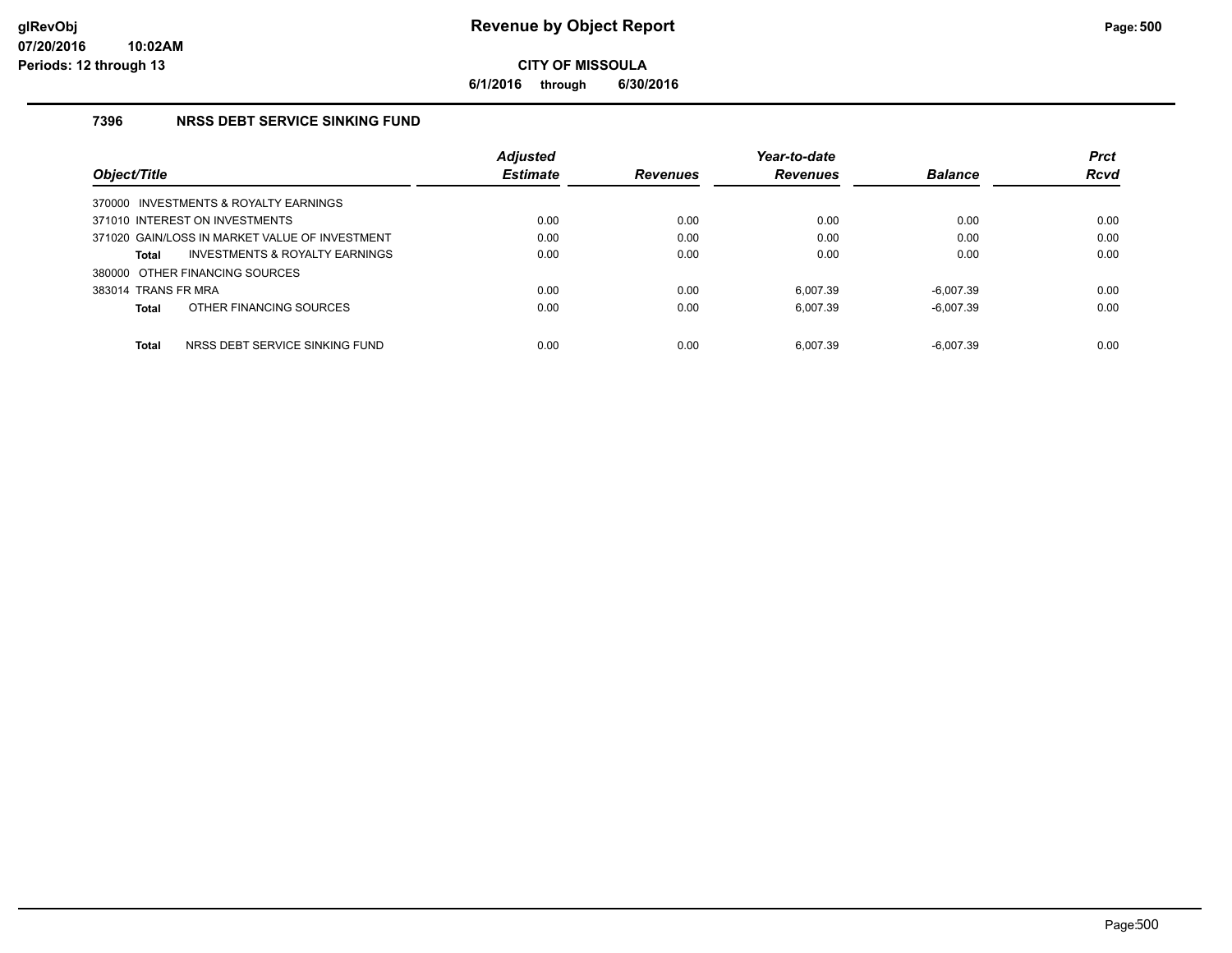# Revenue by Object Report

glRevObj
07/20/2016 10:02AM
Periods: 12 through 13

**CITY OF MISSOULA**

**6/1/2016 through 6/30/2016**

## 7396 NRSS DEBT SERVICE SINKING FUND

| Object/Title | Adjusted Estimate | Revenues | Year-to-date Revenues | Balance | Prct Rcvd |
|---|---|---|---|---|---|
| 370000 INVESTMENTS & ROYALTY EARNINGS | | | | | |
| 371010 INTEREST ON INVESTMENTS | 0.00 | 0.00 | 0.00 | 0.00 | 0.00 |
| 371020 GAIN/LOSS IN MARKET VALUE OF INVESTMENT | 0.00 | 0.00 | 0.00 | 0.00 | 0.00 |
| **Total** INVESTMENTS & ROYALTY EARNINGS | 0.00 | 0.00 | 0.00 | 0.00 | 0.00 |
| 380000 OTHER FINANCING SOURCES | | | | | |
| 383014 TRANS FR MRA | 0.00 | 0.00 | 6,007.39 | -6,007.39 | 0.00 |
| **Total** OTHER FINANCING SOURCES | 0.00 | 0.00 | 6,007.39 | -6,007.39 | 0.00 |
| **Total** NRSS DEBT SERVICE SINKING FUND | 0.00 | 0.00 | 6,007.39 | -6,007.39 | 0.00 |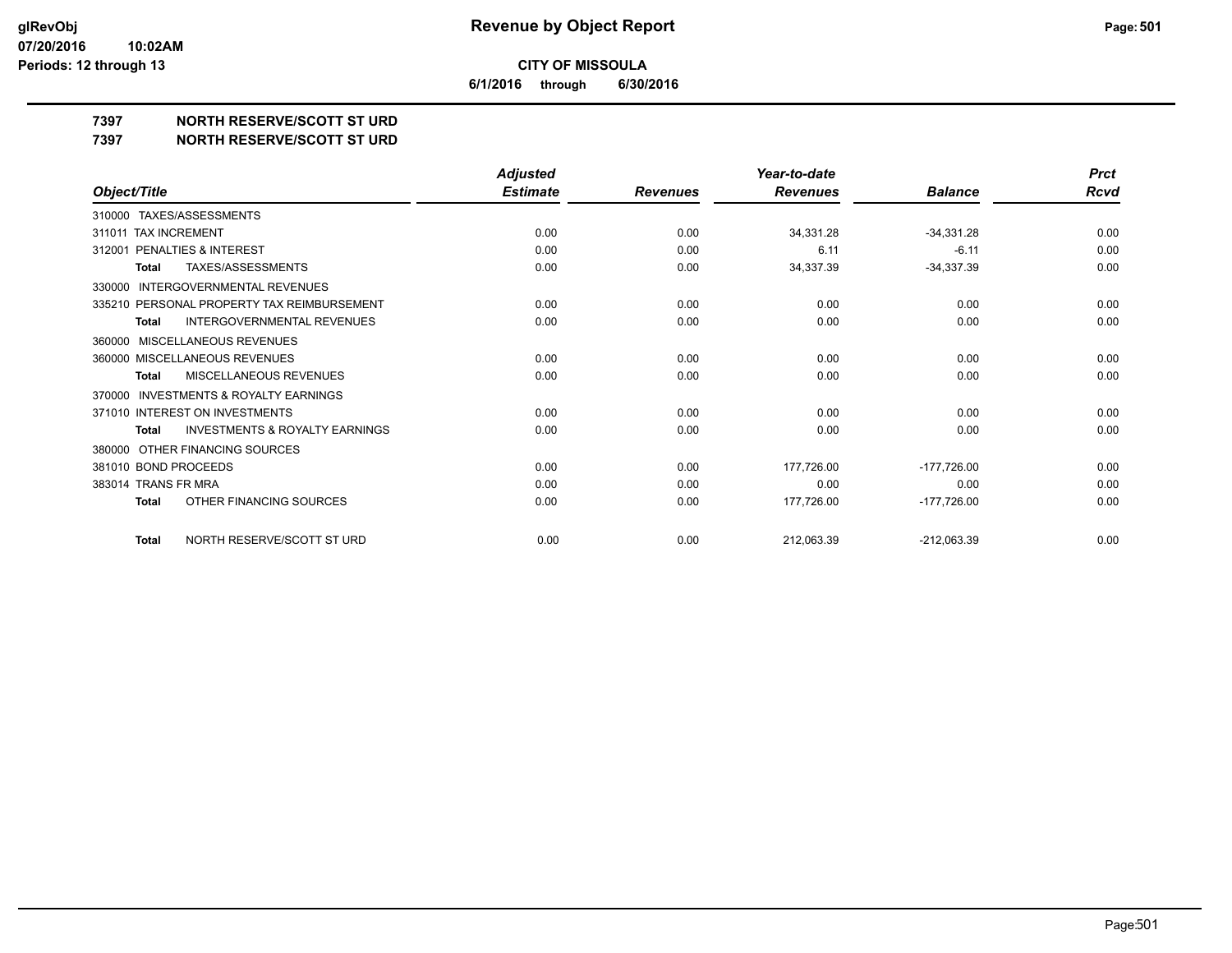# CITY OF MISSOULA

**6/1/2016 through 6/30/2016**

## 7397 NORTH RESERVE/SCOTT ST URD
## 7397 NORTH RESERVE/SCOTT ST URD

| Object/Title | Adjusted Estimate | Revenues | Year-to-date Revenues | Balance | Prct Rcvd |
|---|---|---|---|---|---|
| 310000 TAXES/ASSESSMENTS | | | | | |
| 311011 TAX INCREMENT | 0.00 | 0.00 | 34,331.28 | -34,331.28 | 0.00 |
| 312001 PENALTIES & INTEREST | 0.00 | 0.00 | 6.11 | -6.11 | 0.00 |
| **Total** TAXES/ASSESSMENTS | 0.00 | 0.00 | 34,337.39 | -34,337.39 | 0.00 |
| 330000 INTERGOVERNMENTAL REVENUES | | | | | |
| 335210 PERSONAL PROPERTY TAX REIMBURSEMENT | 0.00 | 0.00 | 0.00 | 0.00 | 0.00 |
| **Total** INTERGOVERNMENTAL REVENUES | 0.00 | 0.00 | 0.00 | 0.00 | 0.00 |
| 360000 MISCELLANEOUS REVENUES | | | | | |
| 360000 MISCELLANEOUS REVENUES | 0.00 | 0.00 | 0.00 | 0.00 | 0.00 |
| **Total** MISCELLANEOUS REVENUES | 0.00 | 0.00 | 0.00 | 0.00 | 0.00 |
| 370000 INVESTMENTS & ROYALTY EARNINGS | | | | | |
| 371010 INTEREST ON INVESTMENTS | 0.00 | 0.00 | 0.00 | 0.00 | 0.00 |
| **Total** INVESTMENTS & ROYALTY EARNINGS | 0.00 | 0.00 | 0.00 | 0.00 | 0.00 |
| 380000 OTHER FINANCING SOURCES | | | | | |
| 381010 BOND PROCEEDS | 0.00 | 0.00 | 177,726.00 | -177,726.00 | 0.00 |
| 383014 TRANS FR MRA | 0.00 | 0.00 | 0.00 | 0.00 | 0.00 |
| **Total** OTHER FINANCING SOURCES | 0.00 | 0.00 | 177,726.00 | -177,726.00 | 0.00 |
| **Total** NORTH RESERVE/SCOTT ST URD | 0.00 | 0.00 | 212,063.39 | -212,063.39 | 0.00 |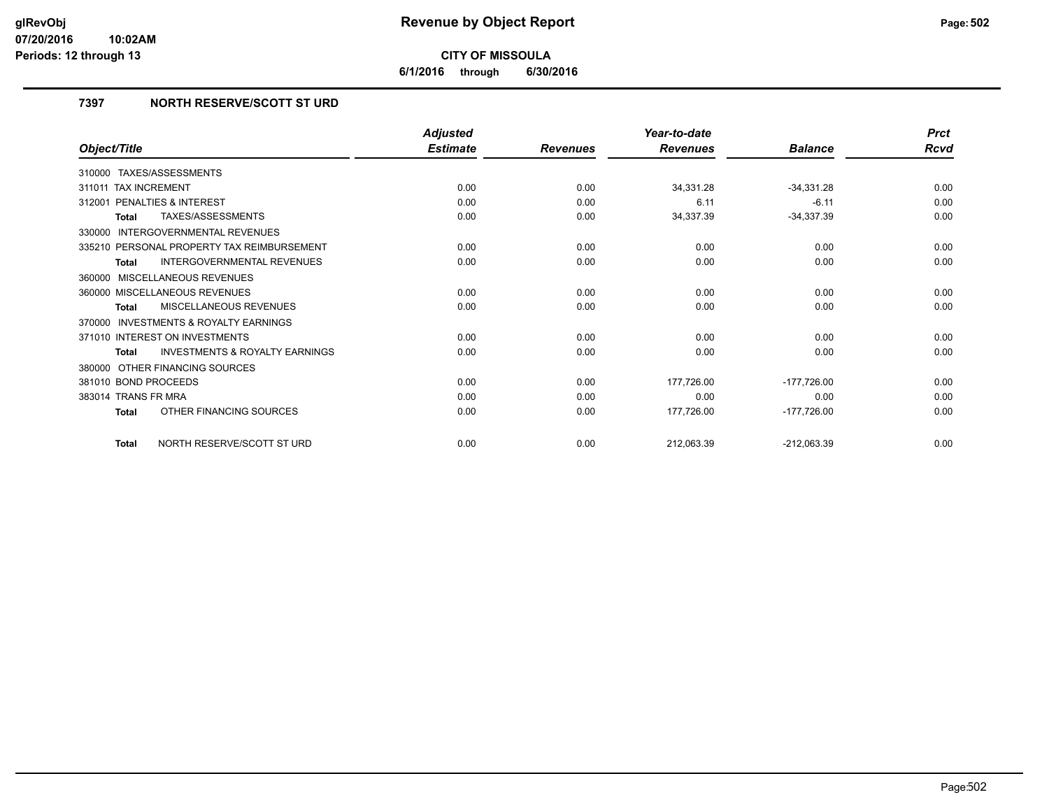# Revenue by Object Report

**CITY OF MISSOULA**

**6/1/2016 through 6/30/2016**

glRevObj
07/20/2016 10:02AM
Periods: 12 through 13

## 7397 NORTH RESERVE/SCOTT ST URD

| Object/Title | Adjusted Estimate | Revenues | Year-to-date Revenues | Balance | Prct Rcvd |
|---|---|---|---|---|---|
| 310000 TAXES/ASSESSMENTS | | | | | |
| 311011 TAX INCREMENT | 0.00 | 0.00 | 34,331.28 | -34,331.28 | 0.00 |
| 312001 PENALTIES & INTEREST | 0.00 | 0.00 | 6.11 | -6.11 | 0.00 |
| **Total** TAXES/ASSESSMENTS | 0.00 | 0.00 | 34,337.39 | -34,337.39 | 0.00 |
| 330000 INTERGOVERNMENTAL REVENUES | | | | | |
| 335210 PERSONAL PROPERTY TAX REIMBURSEMENT | 0.00 | 0.00 | 0.00 | 0.00 | 0.00 |
| **Total** INTERGOVERNMENTAL REVENUES | 0.00 | 0.00 | 0.00 | 0.00 | 0.00 |
| 360000 MISCELLANEOUS REVENUES | | | | | |
| 360000 MISCELLANEOUS REVENUES | 0.00 | 0.00 | 0.00 | 0.00 | 0.00 |
| **Total** MISCELLANEOUS REVENUES | 0.00 | 0.00 | 0.00 | 0.00 | 0.00 |
| 370000 INVESTMENTS & ROYALTY EARNINGS | | | | | |
| 371010 INTEREST ON INVESTMENTS | 0.00 | 0.00 | 0.00 | 0.00 | 0.00 |
| **Total** INVESTMENTS & ROYALTY EARNINGS | 0.00 | 0.00 | 0.00 | 0.00 | 0.00 |
| 380000 OTHER FINANCING SOURCES | | | | | |
| 381010 BOND PROCEEDS | 0.00 | 0.00 | 177,726.00 | -177,726.00 | 0.00 |
| 383014 TRANS FR MRA | 0.00 | 0.00 | 0.00 | 0.00 | 0.00 |
| **Total** OTHER FINANCING SOURCES | 0.00 | 0.00 | 177,726.00 | -177,726.00 | 0.00 |
| **Total** NORTH RESERVE/SCOTT ST URD | 0.00 | 0.00 | 212,063.39 | -212,063.39 | 0.00 |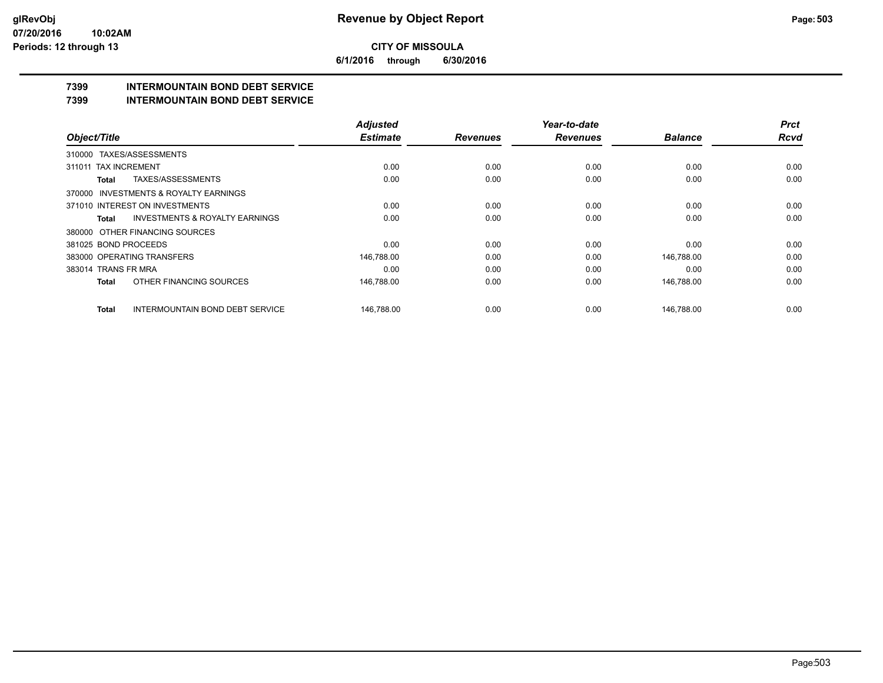# Revenue by Object Report

**CITY OF MISSOULA**

**6/1/2016 through 6/30/2016**

glRevObj
07/20/2016 10:02AM
Periods: 12 through 13

## 7399 INTERMOUNTAIN BOND DEBT SERVICE
## 7399 INTERMOUNTAIN BOND DEBT SERVICE

| Object/Title | Adjusted Estimate | Revenues | Year-to-date Revenues | Balance | Prct Rcvd |
|---|---|---|---|---|---|
| 310000 TAXES/ASSESSMENTS | | | | | |
| 311011 TAX INCREMENT | 0.00 | 0.00 | 0.00 | 0.00 | 0.00 |
| **Total** TAXES/ASSESSMENTS | 0.00 | 0.00 | 0.00 | 0.00 | 0.00 |
| 370000 INVESTMENTS & ROYALTY EARNINGS | | | | | |
| 371010 INTEREST ON INVESTMENTS | 0.00 | 0.00 | 0.00 | 0.00 | 0.00 |
| **Total** INVESTMENTS & ROYALTY EARNINGS | 0.00 | 0.00 | 0.00 | 0.00 | 0.00 |
| 380000 OTHER FINANCING SOURCES | | | | | |
| 381025 BOND PROCEEDS | 0.00 | 0.00 | 0.00 | 0.00 | 0.00 |
| 383000 OPERATING TRANSFERS | 146,788.00 | 0.00 | 0.00 | 146,788.00 | 0.00 |
| 383014 TRANS FR MRA | 0.00 | 0.00 | 0.00 | 0.00 | 0.00 |
| **Total** OTHER FINANCING SOURCES | 146,788.00 | 0.00 | 0.00 | 146,788.00 | 0.00 |
| **Total** INTERMOUNTAIN BOND DEBT SERVICE | 146,788.00 | 0.00 | 0.00 | 146,788.00 | 0.00 |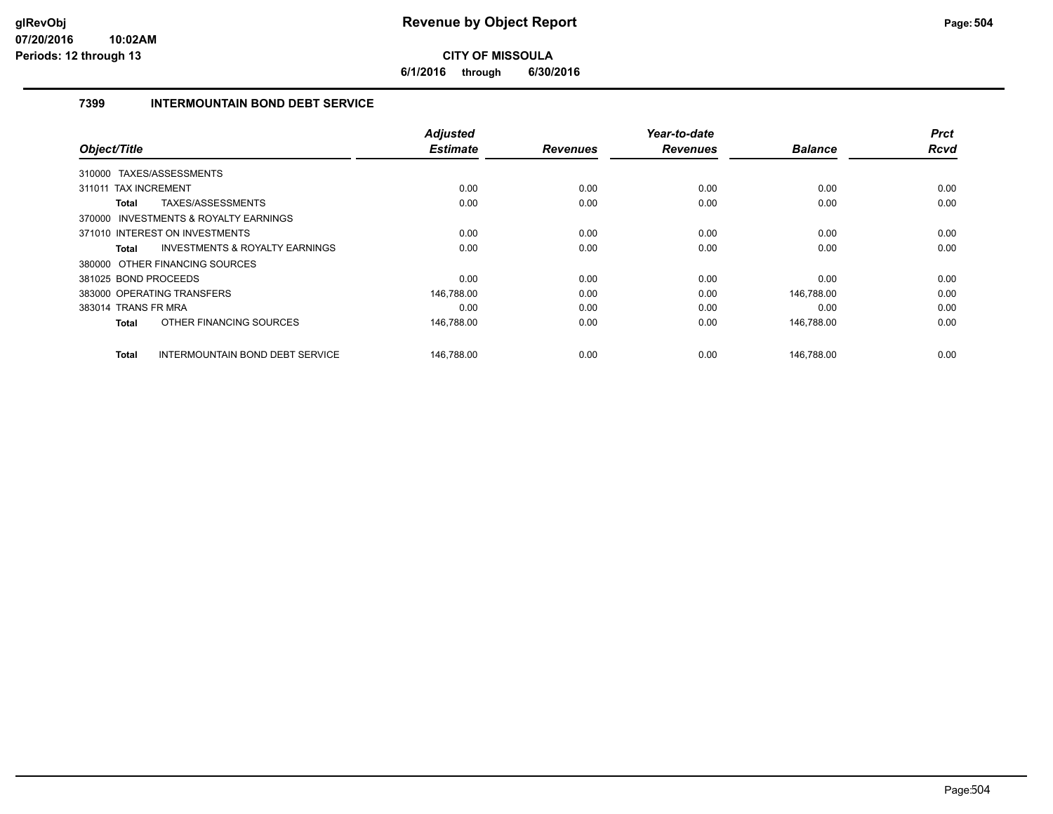# Revenue by Object Report

**CITY OF MISSOULA**

**6/1/2016 through 6/30/2016**

glRevObj
07/20/2016 10:02AM
Periods: 12 through 13

## 7399 INTERMOUNTAIN BOND DEBT SERVICE

| Object/Title | Adjusted Estimate | Revenues | Year-to-date Revenues | Balance | Prct Rcvd |
|---|---|---|---|---|---|
| 310000 TAXES/ASSESSMENTS | | | | | |
| 311011 TAX INCREMENT | 0.00 | 0.00 | 0.00 | 0.00 | 0.00 |
| **Total** TAXES/ASSESSMENTS | 0.00 | 0.00 | 0.00 | 0.00 | 0.00 |
| 370000 INVESTMENTS & ROYALTY EARNINGS | | | | | |
| 371010 INTEREST ON INVESTMENTS | 0.00 | 0.00 | 0.00 | 0.00 | 0.00 |
| **Total** INVESTMENTS & ROYALTY EARNINGS | 0.00 | 0.00 | 0.00 | 0.00 | 0.00 |
| 380000 OTHER FINANCING SOURCES | | | | | |
| 381025 BOND PROCEEDS | 0.00 | 0.00 | 0.00 | 0.00 | 0.00 |
| 383000 OPERATING TRANSFERS | 146,788.00 | 0.00 | 0.00 | 146,788.00 | 0.00 |
| 383014 TRANS FR MRA | 0.00 | 0.00 | 0.00 | 0.00 | 0.00 |
| **Total** OTHER FINANCING SOURCES | 146,788.00 | 0.00 | 0.00 | 146,788.00 | 0.00 |
| **Total** INTERMOUNTAIN BOND DEBT SERVICE | 146,788.00 | 0.00 | 0.00 | 146,788.00 | 0.00 |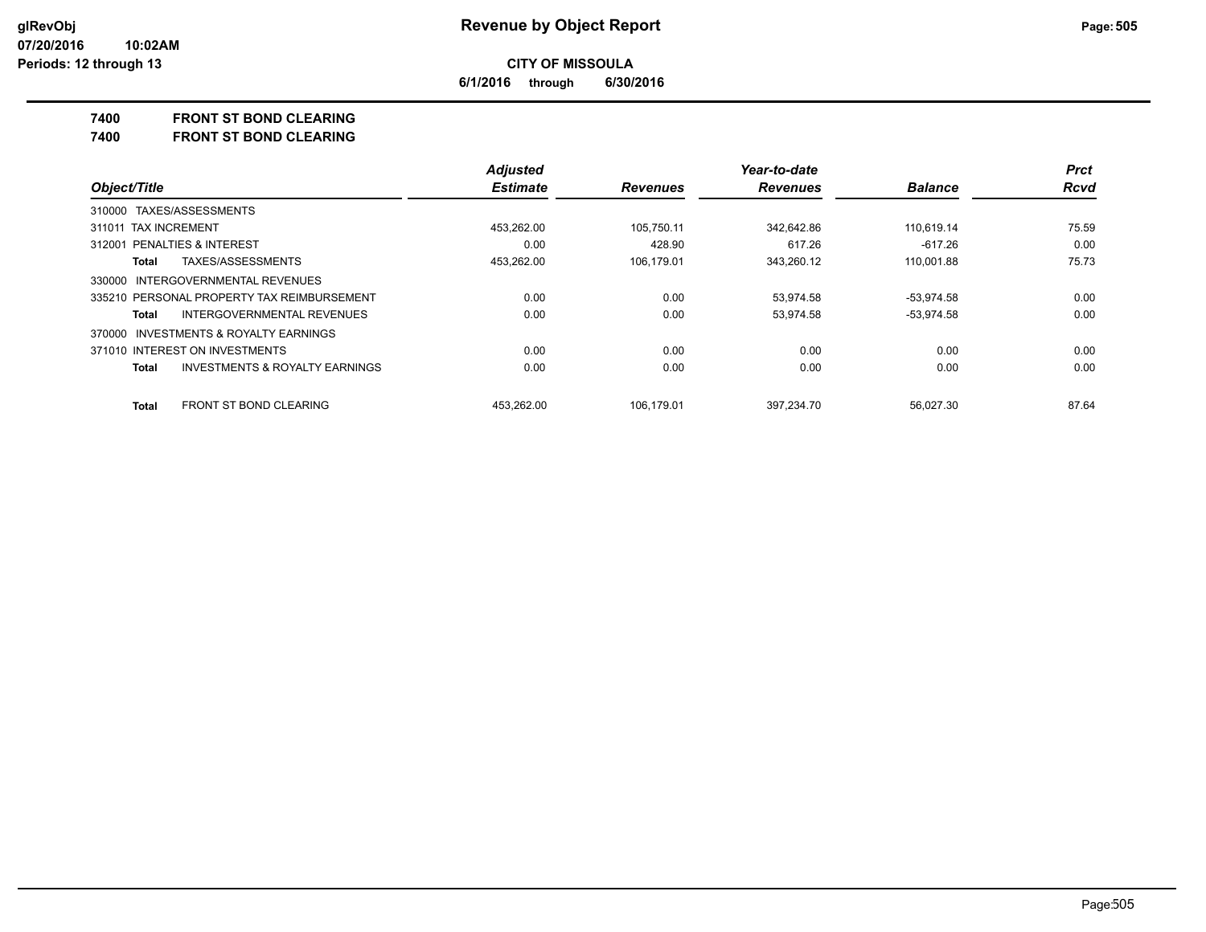# Revenue by Object Report

glRevObj
07/20/2016 10:02AM
Periods: 12 through 13

**CITY OF MISSOULA**

**6/1/2016 through 6/30/2016**

**7400 FRONT ST BOND CLEARING**

**7400 FRONT ST BOND CLEARING**

| Object/Title | Adjusted Estimate | Revenues | Year-to-date Revenues | Balance | Prct Rcvd |
|---|---|---|---|---|---|
| 310000 TAXES/ASSESSMENTS | | | | | |
| 311011 TAX INCREMENT | 453,262.00 | 105,750.11 | 342,642.86 | 110,619.14 | 75.59 |
| 312001 PENALTIES & INTEREST | 0.00 | 428.90 | 617.26 | -617.26 | 0.00 |
| **Total** TAXES/ASSESSMENTS | 453,262.00 | 106,179.01 | 343,260.12 | 110,001.88 | 75.73 |
| 330000 INTERGOVERNMENTAL REVENUES | | | | | |
| 335210 PERSONAL PROPERTY TAX REIMBURSEMENT | 0.00 | 0.00 | 53,974.58 | -53,974.58 | 0.00 |
| **Total** INTERGOVERNMENTAL REVENUES | 0.00 | 0.00 | 53,974.58 | -53,974.58 | 0.00 |
| 370000 INVESTMENTS & ROYALTY EARNINGS | | | | | |
| 371010 INTEREST ON INVESTMENTS | 0.00 | 0.00 | 0.00 | 0.00 | 0.00 |
| **Total** INVESTMENTS & ROYALTY EARNINGS | 0.00 | 0.00 | 0.00 | 0.00 | 0.00 |
| **Total** FRONT ST BOND CLEARING | 453,262.00 | 106,179.01 | 397,234.70 | 56,027.30 | 87.64 |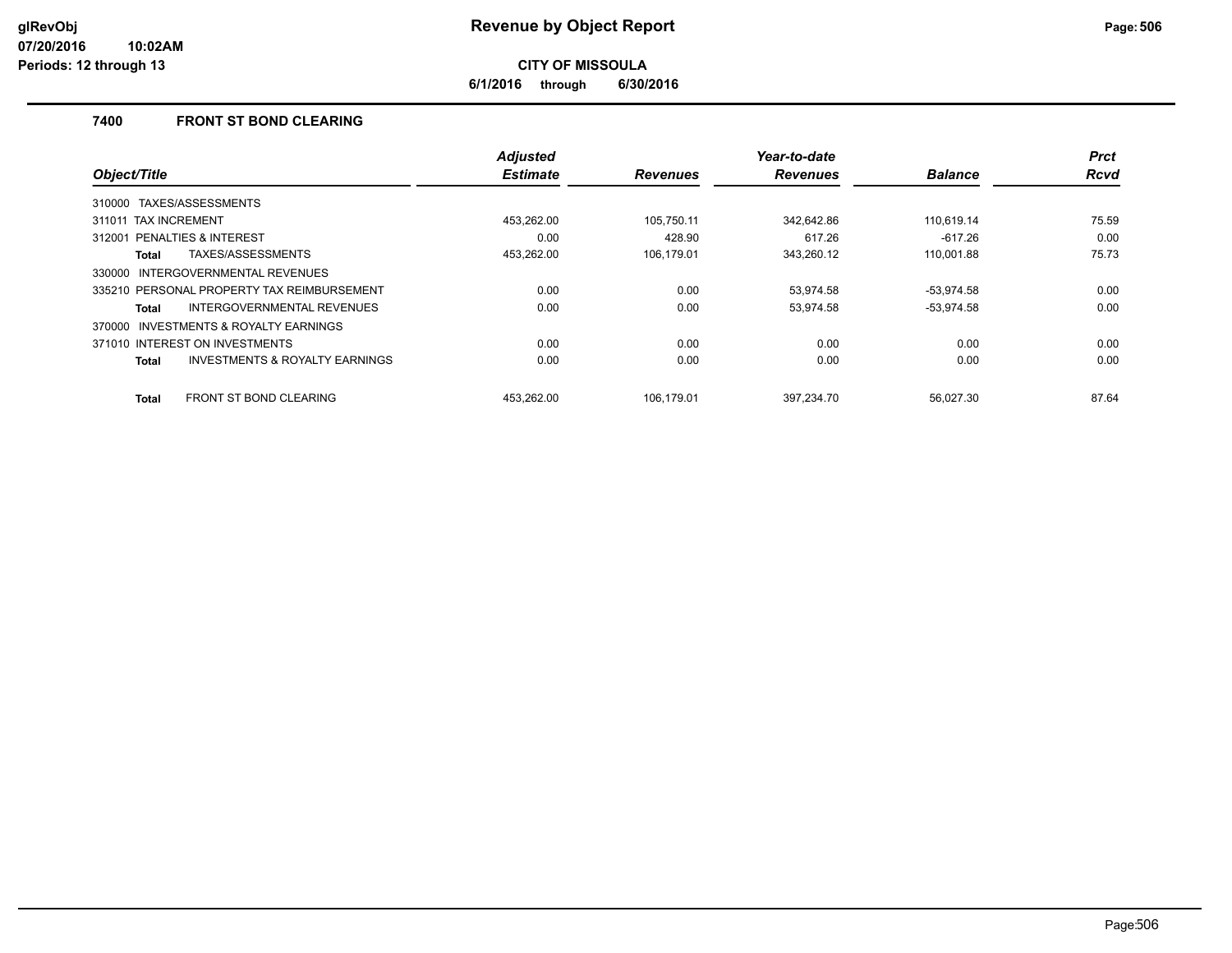**Revenue by Object Report**

**CITY OF MISSOULA**

**6/1/2016 through 6/30/2016**

glRevObj
07/20/2016 10:02AM
Periods: 12 through 13

### 7400 FRONT ST BOND CLEARING

| Object/Title | Adjusted Estimate | Revenues | Year-to-date Revenues | Balance | Prct Rcvd |
|---|---|---|---|---|---|
| 310000 TAXES/ASSESSMENTS | | | | | |
| 311011 TAX INCREMENT | 453,262.00 | 105,750.11 | 342,642.86 | 110,619.14 | 75.59 |
| 312001 PENALTIES & INTEREST | 0.00 | 428.90 | 617.26 | -617.26 | 0.00 |
| **Total** TAXES/ASSESSMENTS | 453,262.00 | 106,179.01 | 343,260.12 | 110,001.88 | 75.73 |
| 330000 INTERGOVERNMENTAL REVENUES | | | | | |
| 335210 PERSONAL PROPERTY TAX REIMBURSEMENT | 0.00 | 0.00 | 53,974.58 | -53,974.58 | 0.00 |
| **Total** INTERGOVERNMENTAL REVENUES | 0.00 | 0.00 | 53,974.58 | -53,974.58 | 0.00 |
| 370000 INVESTMENTS & ROYALTY EARNINGS | | | | | |
| 371010 INTEREST ON INVESTMENTS | 0.00 | 0.00 | 0.00 | 0.00 | 0.00 |
| **Total** INVESTMENTS & ROYALTY EARNINGS | 0.00 | 0.00 | 0.00 | 0.00 | 0.00 |
| **Total** FRONT ST BOND CLEARING | 453,262.00 | 106,179.01 | 397,234.70 | 56,027.30 | 87.64 |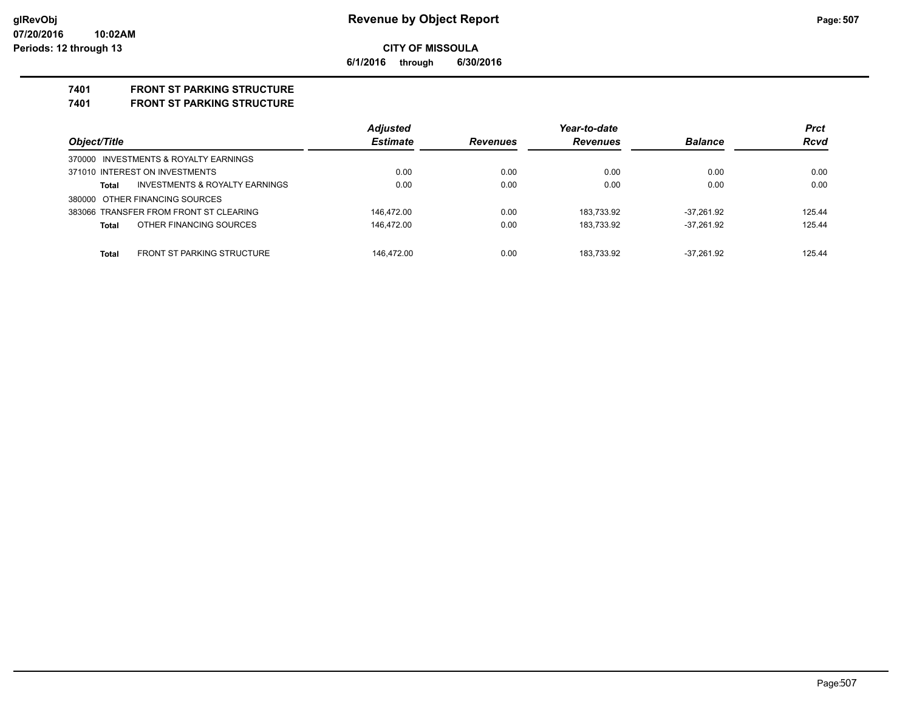# Revenue by Object Report

**CITY OF MISSOULA**

**6/1/2016 through 6/30/2016**

glRevObj
07/20/2016 10:02AM
Periods: 12 through 13

## 7401 FRONT ST PARKING STRUCTURE
## 7401 FRONT ST PARKING STRUCTURE

| Object/Title | | Adjusted Estimate | Revenues | Year-to-date Revenues | Balance | Prct Rcvd |
|---|---|---|---|---|---|---|
| 370000 INVESTMENTS & ROYALTY EARNINGS | | | | | | |
| 371010 INTEREST ON INVESTMENTS | | 0.00 | 0.00 | 0.00 | 0.00 | 0.00 |
| **Total** | INVESTMENTS & ROYALTY EARNINGS | 0.00 | 0.00 | 0.00 | 0.00 | 0.00 |
| 380000 OTHER FINANCING SOURCES | | | | | | |
| 383066 TRANSFER FROM FRONT ST CLEARING | | 146,472.00 | 0.00 | 183,733.92 | -37,261.92 | 125.44 |
| **Total** | OTHER FINANCING SOURCES | 146,472.00 | 0.00 | 183,733.92 | -37,261.92 | 125.44 |
| **Total** | FRONT ST PARKING STRUCTURE | 146,472.00 | 0.00 | 183,733.92 | -37,261.92 | 125.44 |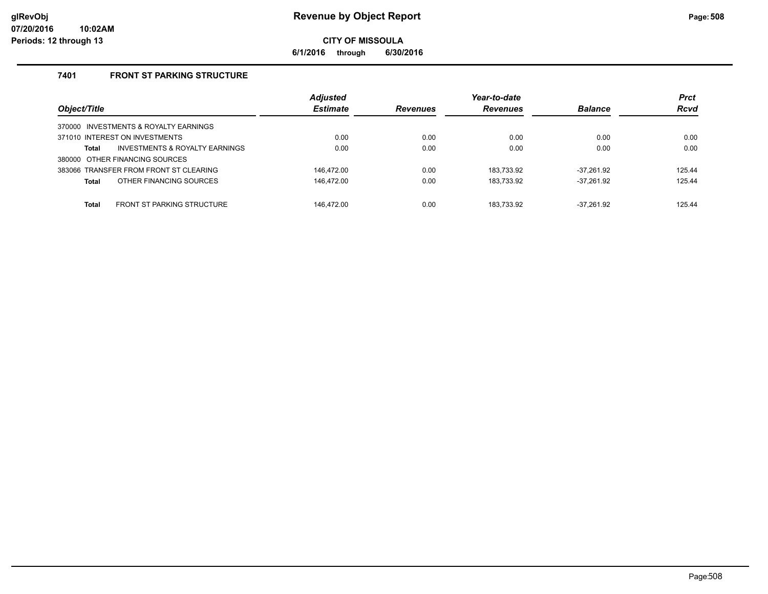# Revenue by Object Report

glRevObj
07/20/2016 10:02AM
Periods: 12 through 13

**CITY OF MISSOULA**

**6/1/2016 through 6/30/2016**

## 7401 FRONT ST PARKING STRUCTURE

| Object/Title | Adjusted Estimate | Revenues | Year-to-date Revenues | Balance | Prct Rcvd |
|---|---|---|---|---|---|
| 370000 INVESTMENTS & ROYALTY EARNINGS | | | | | |
| 371010 INTEREST ON INVESTMENTS | 0.00 | 0.00 | 0.00 | 0.00 | 0.00 |
| **Total** INVESTMENTS & ROYALTY EARNINGS | 0.00 | 0.00 | 0.00 | 0.00 | 0.00 |
| 380000 OTHER FINANCING SOURCES | | | | | |
| 383066 TRANSFER FROM FRONT ST CLEARING | 146,472.00 | 0.00 | 183,733.92 | -37,261.92 | 125.44 |
| **Total** OTHER FINANCING SOURCES | 146,472.00 | 0.00 | 183,733.92 | -37,261.92 | 125.44 |
| **Total** FRONT ST PARKING STRUCTURE | 146,472.00 | 0.00 | 183,733.92 | -37,261.92 | 125.44 |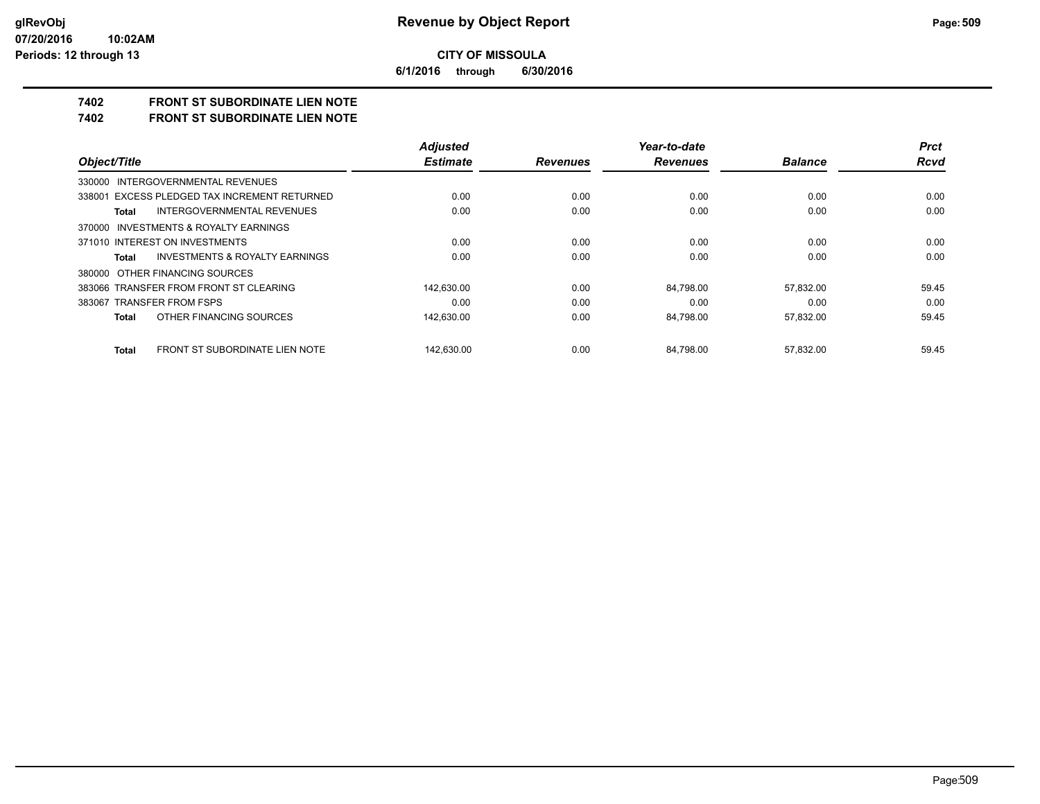# Revenue by Object Report

glRevObj
07/20/2016 10:02AM
Periods: 12 through 13

**CITY OF MISSOULA**

**6/1/2016 through 6/30/2016**

## 7402 FRONT ST SUBORDINATE LIEN NOTE
## 7402 FRONT ST SUBORDINATE LIEN NOTE

| Object/Title | Adjusted Estimate | Revenues | Year-to-date Revenues | Balance | Prct Rcvd |
|---|---|---|---|---|---|
| 330000 INTERGOVERNMENTAL REVENUES | | | | | |
| 338001 EXCESS PLEDGED TAX INCREMENT RETURNED | 0.00 | 0.00 | 0.00 | 0.00 | 0.00 |
| **Total** INTERGOVERNMENTAL REVENUES | 0.00 | 0.00 | 0.00 | 0.00 | 0.00 |
| 370000 INVESTMENTS & ROYALTY EARNINGS | | | | | |
| 371010 INTEREST ON INVESTMENTS | 0.00 | 0.00 | 0.00 | 0.00 | 0.00 |
| **Total** INVESTMENTS & ROYALTY EARNINGS | 0.00 | 0.00 | 0.00 | 0.00 | 0.00 |
| 380000 OTHER FINANCING SOURCES | | | | | |
| 383066 TRANSFER FROM FRONT ST CLEARING | 142,630.00 | 0.00 | 84,798.00 | 57,832.00 | 59.45 |
| 383067 TRANSFER FROM FSPS | 0.00 | 0.00 | 0.00 | 0.00 | 0.00 |
| **Total** OTHER FINANCING SOURCES | 142,630.00 | 0.00 | 84,798.00 | 57,832.00 | 59.45 |
| **Total** FRONT ST SUBORDINATE LIEN NOTE | 142,630.00 | 0.00 | 84,798.00 | 57,832.00 | 59.45 |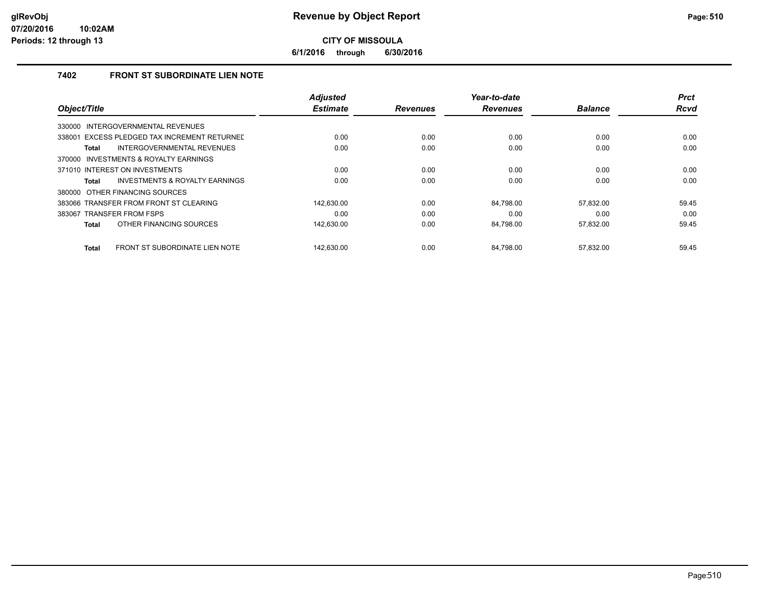**Revenue by Object Report**

**CITY OF MISSOULA**

**6/1/2016 through 6/30/2016**

glRevObj
07/20/2016 10:02AM
Periods: 12 through 13

## 7402 FRONT ST SUBORDINATE LIEN NOTE

| Object/Title | Adjusted Estimate | Revenues | Year-to-date Revenues | Balance | Prct Rcvd |
|---|---|---|---|---|---|
| 330000 INTERGOVERNMENTAL REVENUES | | | | | |
| 338001 EXCESS PLEDGED TAX INCREMENT RETURNED | 0.00 | 0.00 | 0.00 | 0.00 | 0.00 |
| **Total** INTERGOVERNMENTAL REVENUES | 0.00 | 0.00 | 0.00 | 0.00 | 0.00 |
| 370000 INVESTMENTS & ROYALTY EARNINGS | | | | | |
| 371010 INTEREST ON INVESTMENTS | 0.00 | 0.00 | 0.00 | 0.00 | 0.00 |
| **Total** INVESTMENTS & ROYALTY EARNINGS | 0.00 | 0.00 | 0.00 | 0.00 | 0.00 |
| 380000 OTHER FINANCING SOURCES | | | | | |
| 383066 TRANSFER FROM FRONT ST CLEARING | 142,630.00 | 0.00 | 84,798.00 | 57,832.00 | 59.45 |
| 383067 TRANSFER FROM FSPS | 0.00 | 0.00 | 0.00 | 0.00 | 0.00 |
| **Total** OTHER FINANCING SOURCES | 142,630.00 | 0.00 | 84,798.00 | 57,832.00 | 59.45 |
| **Total** FRONT ST SUBORDINATE LIEN NOTE | 142,630.00 | 0.00 | 84,798.00 | 57,832.00 | 59.45 |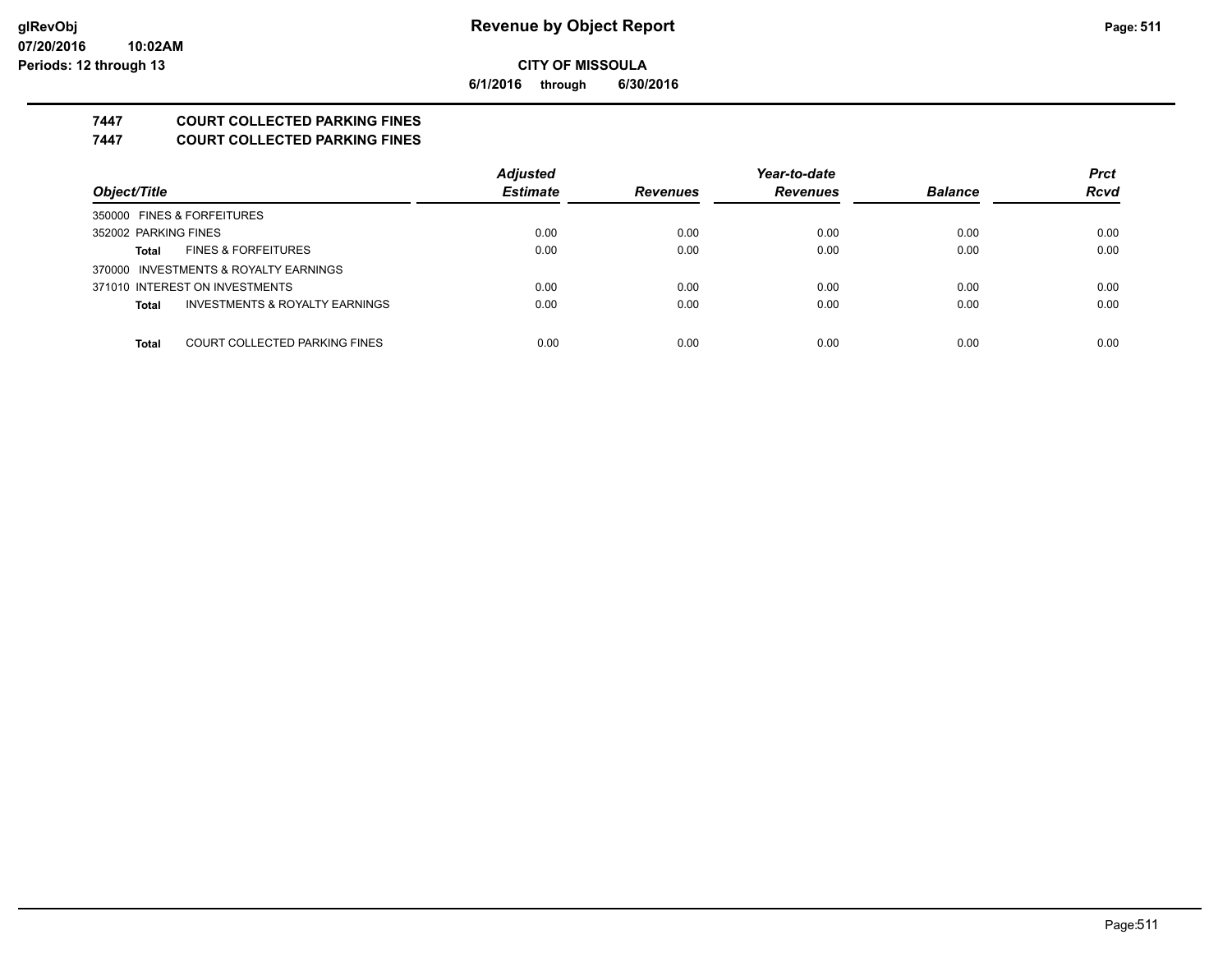# Revenue by Object Report

**CITY OF MISSOULA**

**6/1/2016 through 6/30/2016**

glRevObj
07/20/2016 10:02AM
Periods: 12 through 13

## 7447 COURT COLLECTED PARKING FINES
## 7447 COURT COLLECTED PARKING FINES

| Object/Title | | Adjusted Estimate | Revenues | Year-to-date Revenues | Balance | Prct Rcvd |
|---|---|---|---|---|---|---|
| 350000 FINES & FORFEITURES | | | | | | |
| 352002 PARKING FINES | | 0.00 | 0.00 | 0.00 | 0.00 | 0.00 |
| Total | FINES & FORFEITURES | 0.00 | 0.00 | 0.00 | 0.00 | 0.00 |
| 370000 INVESTMENTS & ROYALTY EARNINGS | | | | | | |
| 371010 INTEREST ON INVESTMENTS | | 0.00 | 0.00 | 0.00 | 0.00 | 0.00 |
| Total | INVESTMENTS & ROYALTY EARNINGS | 0.00 | 0.00 | 0.00 | 0.00 | 0.00 |
| Total | COURT COLLECTED PARKING FINES | 0.00 | 0.00 | 0.00 | 0.00 | 0.00 |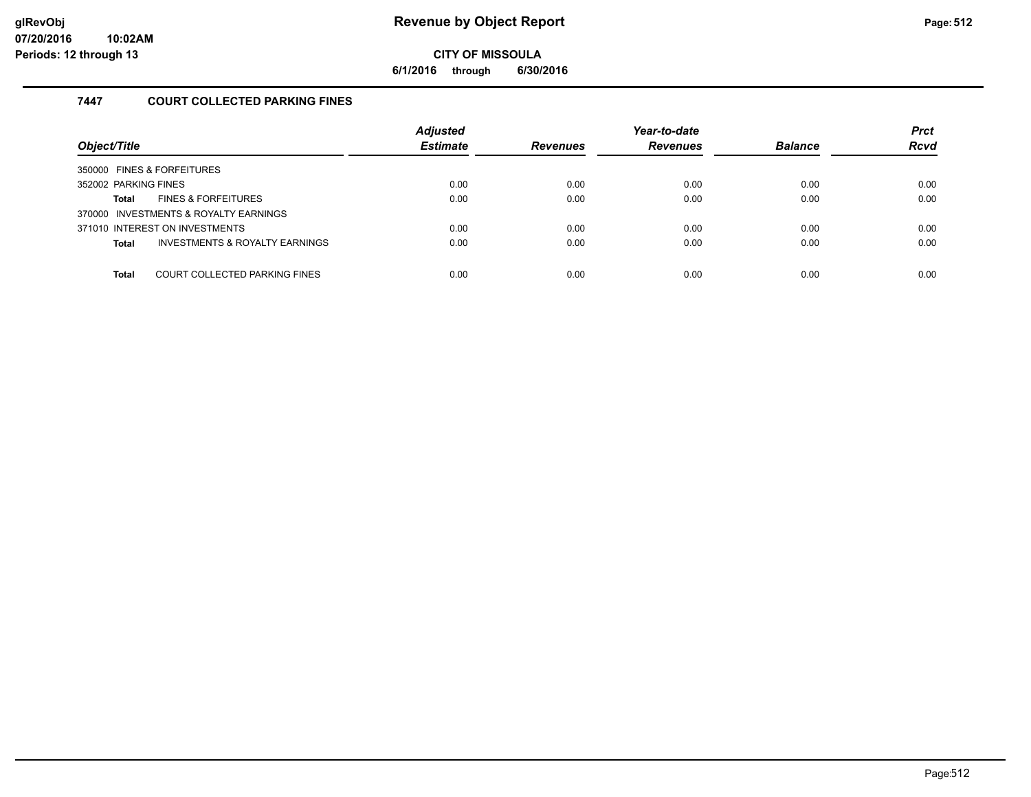**glRevObj**
**07/20/2016 10:02AM**
**Periods: 12 through 13**

# Revenue by Object Report

**CITY OF MISSOULA**

**6/1/2016 through 6/30/2016**

## 7447 COURT COLLECTED PARKING FINES

| *Object/Title* | *Adjusted Estimate* | *Revenues* | *Year-to-date Revenues* | *Balance* | *Prct Rcvd* |
|---|---|---|---|---|---|
| 350000 FINES & FORFEITURES | | | | | |
| 352002 PARKING FINES | 0.00 | 0.00 | 0.00 | 0.00 | 0.00 |
| **Total** FINES & FORFEITURES | 0.00 | 0.00 | 0.00 | 0.00 | 0.00 |
| 370000 INVESTMENTS & ROYALTY EARNINGS | | | | | |
| 371010 INTEREST ON INVESTMENTS | 0.00 | 0.00 | 0.00 | 0.00 | 0.00 |
| **Total** INVESTMENTS & ROYALTY EARNINGS | 0.00 | 0.00 | 0.00 | 0.00 | 0.00 |
| **Total** COURT COLLECTED PARKING FINES | 0.00 | 0.00 | 0.00 | 0.00 | 0.00 |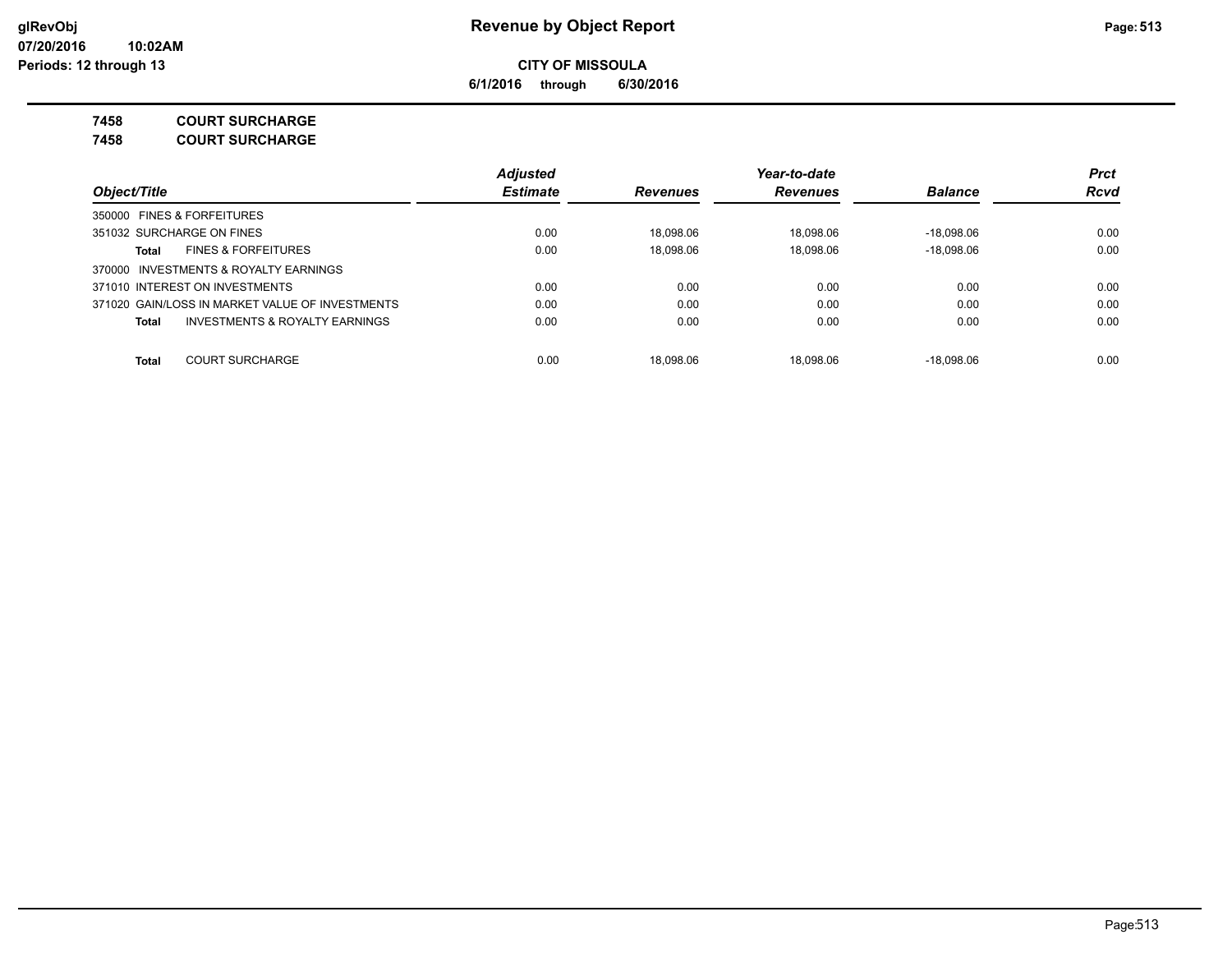**Revenue by Object Report**

**CITY OF MISSOULA**

**6/1/2016 through 6/30/2016**

glRevObj
07/20/2016 10:02AM
Periods: 12 through 13

**7458 COURT SURCHARGE**

**7458 COURT SURCHARGE**

| Object/Title | Adjusted Estimate | Revenues | Year-to-date Revenues | Balance | Prct Rcvd |
|---|---|---|---|---|---|
| 350000 FINES & FORFEITURES | | | | | |
| 351032 SURCHARGE ON FINES | 0.00 | 18,098.06 | 18,098.06 | -18,098.06 | 0.00 |
| **Total** FINES & FORFEITURES | 0.00 | 18,098.06 | 18,098.06 | -18,098.06 | 0.00 |
| 370000 INVESTMENTS & ROYALTY EARNINGS | | | | | |
| 371010 INTEREST ON INVESTMENTS | 0.00 | 0.00 | 0.00 | 0.00 | 0.00 |
| 371020 GAIN/LOSS IN MARKET VALUE OF INVESTMENTS | 0.00 | 0.00 | 0.00 | 0.00 | 0.00 |
| **Total** INVESTMENTS & ROYALTY EARNINGS | 0.00 | 0.00 | 0.00 | 0.00 | 0.00 |
| **Total** COURT SURCHARGE | 0.00 | 18,098.06 | 18,098.06 | -18,098.06 | 0.00 |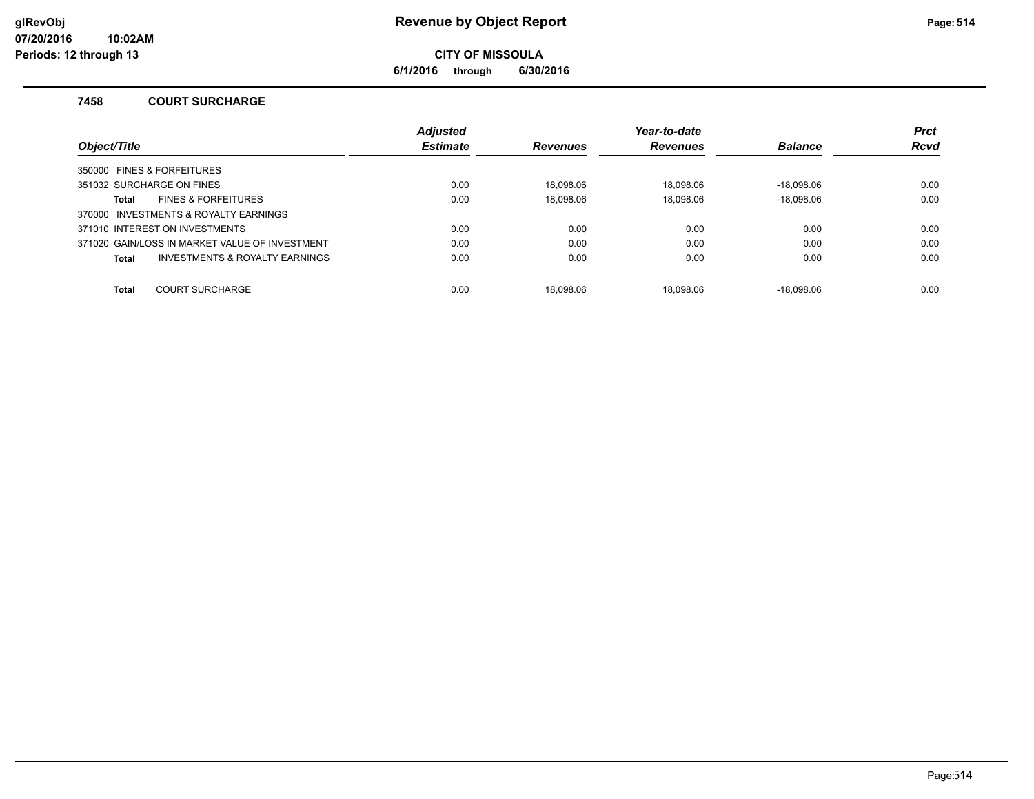**CITY OF MISSOULA**

**6/1/2016 through 6/30/2016**

### 7458 COURT SURCHARGE

| Object/Title | Adjusted Estimate | Revenues | Year-to-date Revenues | Balance | Prct Rcvd |
|---|---|---|---|---|---|
| 350000 FINES & FORFEITURES | | | | | |
| 351032 SURCHARGE ON FINES | 0.00 | 18,098.06 | 18,098.06 | -18,098.06 | 0.00 |
| **Total** FINES & FORFEITURES | 0.00 | 18,098.06 | 18,098.06 | -18,098.06 | 0.00 |
| 370000 INVESTMENTS & ROYALTY EARNINGS | | | | | |
| 371010 INTEREST ON INVESTMENTS | 0.00 | 0.00 | 0.00 | 0.00 | 0.00 |
| 371020 GAIN/LOSS IN MARKET VALUE OF INVESTMENT | 0.00 | 0.00 | 0.00 | 0.00 | 0.00 |
| **Total** INVESTMENTS & ROYALTY EARNINGS | 0.00 | 0.00 | 0.00 | 0.00 | 0.00 |
| **Total** COURT SURCHARGE | 0.00 | 18,098.06 | 18,098.06 | -18,098.06 | 0.00 |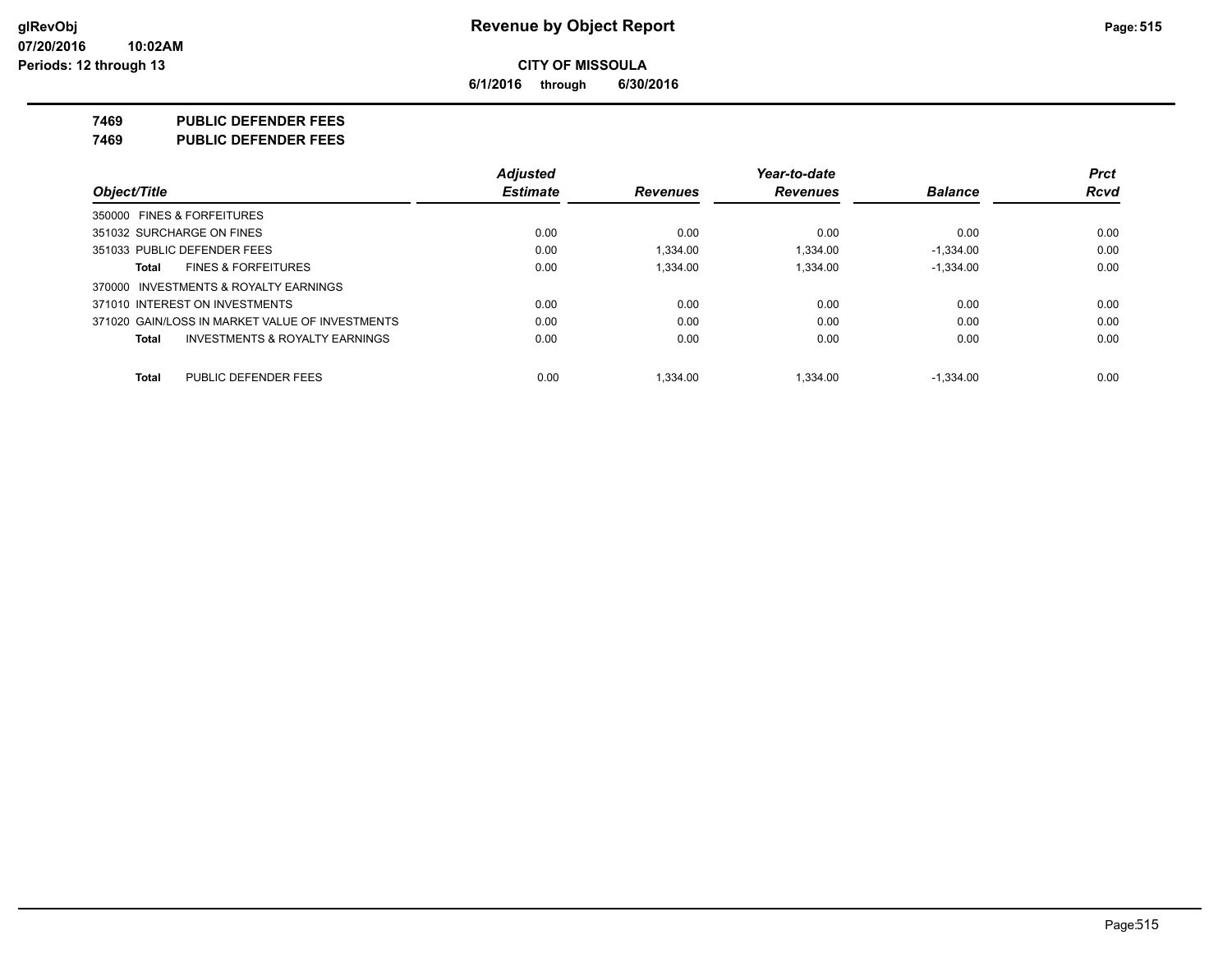**CITY OF MISSOULA**

**6/1/2016 through 6/30/2016**

**Revenue by Object Report**

glRevObj
07/20/2016 10:02AM
Periods: 12 through 13

**7469 PUBLIC DEFENDER FEES**

**7469 PUBLIC DEFENDER FEES**

| Object/Title | Adjusted Estimate | Revenues | Year-to-date Revenues | Balance | Prct Rcvd |
|---|---|---|---|---|---|
| 350000 FINES & FORFEITURES | | | | | |
| 351032 SURCHARGE ON FINES | 0.00 | 0.00 | 0.00 | 0.00 | 0.00 |
| 351033 PUBLIC DEFENDER FEES | 0.00 | 1,334.00 | 1,334.00 | -1,334.00 | 0.00 |
| **Total** FINES & FORFEITURES | 0.00 | 1,334.00 | 1,334.00 | -1,334.00 | 0.00 |
| 370000 INVESTMENTS & ROYALTY EARNINGS | | | | | |
| 371010 INTEREST ON INVESTMENTS | 0.00 | 0.00 | 0.00 | 0.00 | 0.00 |
| 371020 GAIN/LOSS IN MARKET VALUE OF INVESTMENTS | 0.00 | 0.00 | 0.00 | 0.00 | 0.00 |
| **Total** INVESTMENTS & ROYALTY EARNINGS | 0.00 | 0.00 | 0.00 | 0.00 | 0.00 |
| **Total** PUBLIC DEFENDER FEES | 0.00 | 1,334.00 | 1,334.00 | -1,334.00 | 0.00 |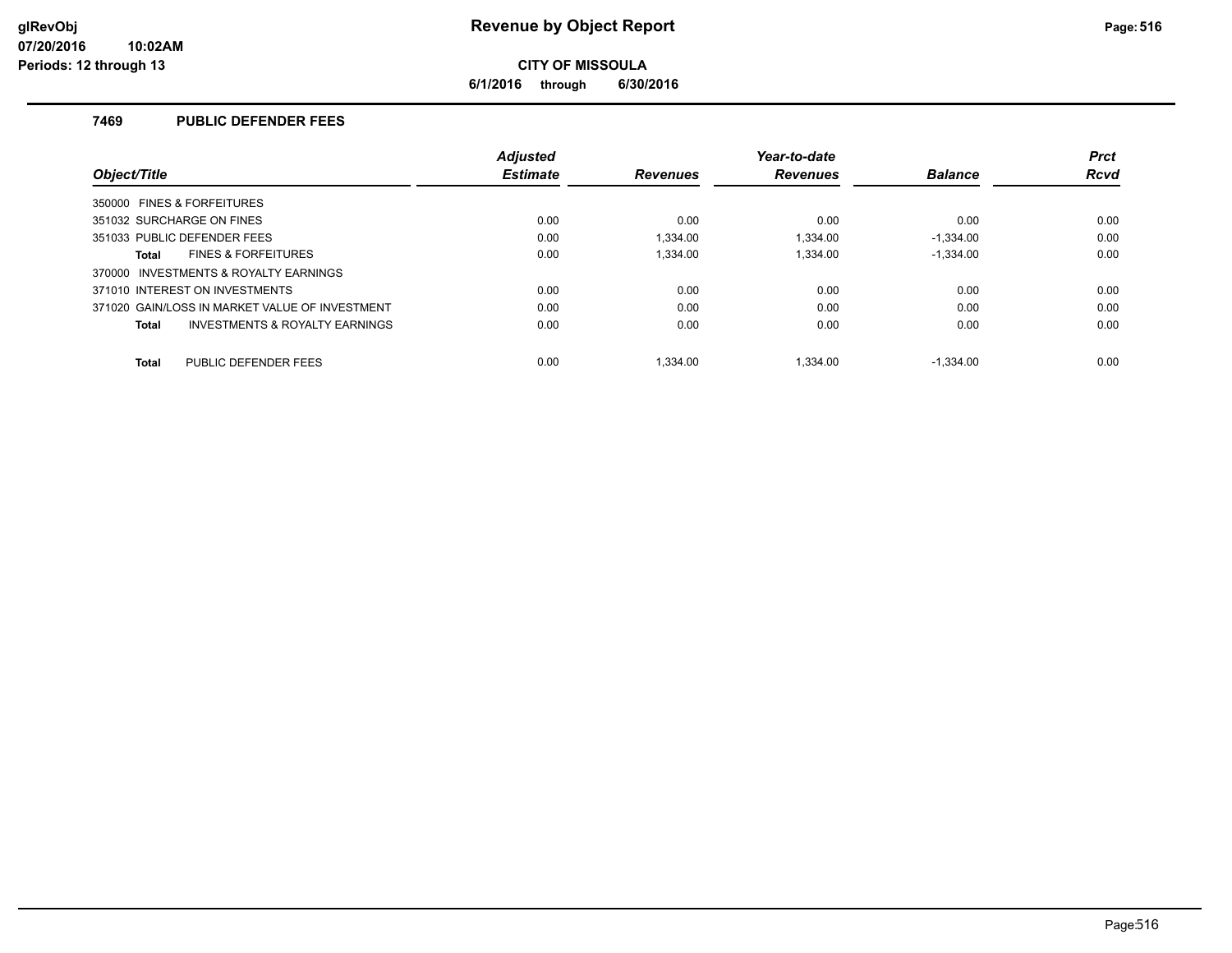# Revenue by Object Report

**CITY OF MISSOULA**

**6/1/2016 through 6/30/2016**

glRevObj
07/20/2016 10:02AM
Periods: 12 through 13

## 7469 PUBLIC DEFENDER FEES

| Object/Title | Adjusted Estimate | Revenues | Year-to-date Revenues | Balance | Prct Rcvd |
|---|---|---|---|---|---|
| 350000 FINES & FORFEITURES | | | | | |
| 351032 SURCHARGE ON FINES | 0.00 | 0.00 | 0.00 | 0.00 | 0.00 |
| 351033 PUBLIC DEFENDER FEES | 0.00 | 1,334.00 | 1,334.00 | -1,334.00 | 0.00 |
| **Total** FINES & FORFEITURES | 0.00 | 1,334.00 | 1,334.00 | -1,334.00 | 0.00 |
| 370000 INVESTMENTS & ROYALTY EARNINGS | | | | | |
| 371010 INTEREST ON INVESTMENTS | 0.00 | 0.00 | 0.00 | 0.00 | 0.00 |
| 371020 GAIN/LOSS IN MARKET VALUE OF INVESTMENT | 0.00 | 0.00 | 0.00 | 0.00 | 0.00 |
| **Total** INVESTMENTS & ROYALTY EARNINGS | 0.00 | 0.00 | 0.00 | 0.00 | 0.00 |
| **Total** PUBLIC DEFENDER FEES | 0.00 | 1,334.00 | 1,334.00 | -1,334.00 | 0.00 |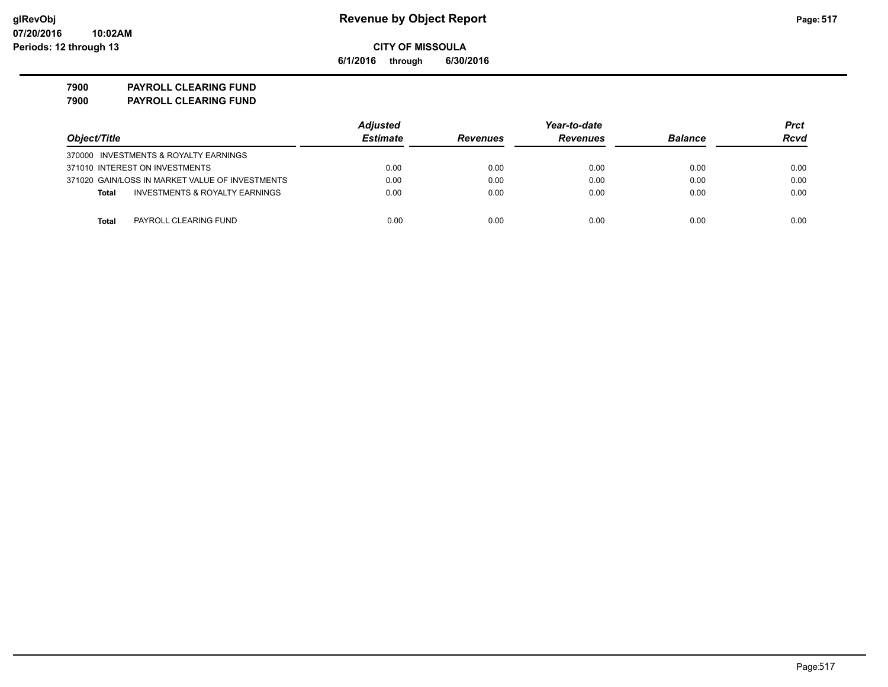**CITY OF MISSOULA**

**6/1/2016 through 6/30/2016**

**7900 PAYROLL CLEARING FUND**

**7900 PAYROLL CLEARING FUND**

| Object/Title | Adjusted Estimate | Revenues | Year-to-date Revenues | Balance | Prct Rcvd |
|---|---|---|---|---|---|
| 370000 INVESTMENTS & ROYALTY EARNINGS | | | | | |
| 371010 INTEREST ON INVESTMENTS | 0.00 | 0.00 | 0.00 | 0.00 | 0.00 |
| 371020 GAIN/LOSS IN MARKET VALUE OF INVESTMENTS | 0.00 | 0.00 | 0.00 | 0.00 | 0.00 |
| **Total** INVESTMENTS & ROYALTY EARNINGS | 0.00 | 0.00 | 0.00 | 0.00 | 0.00 |
| **Total** PAYROLL CLEARING FUND | 0.00 | 0.00 | 0.00 | 0.00 | 0.00 |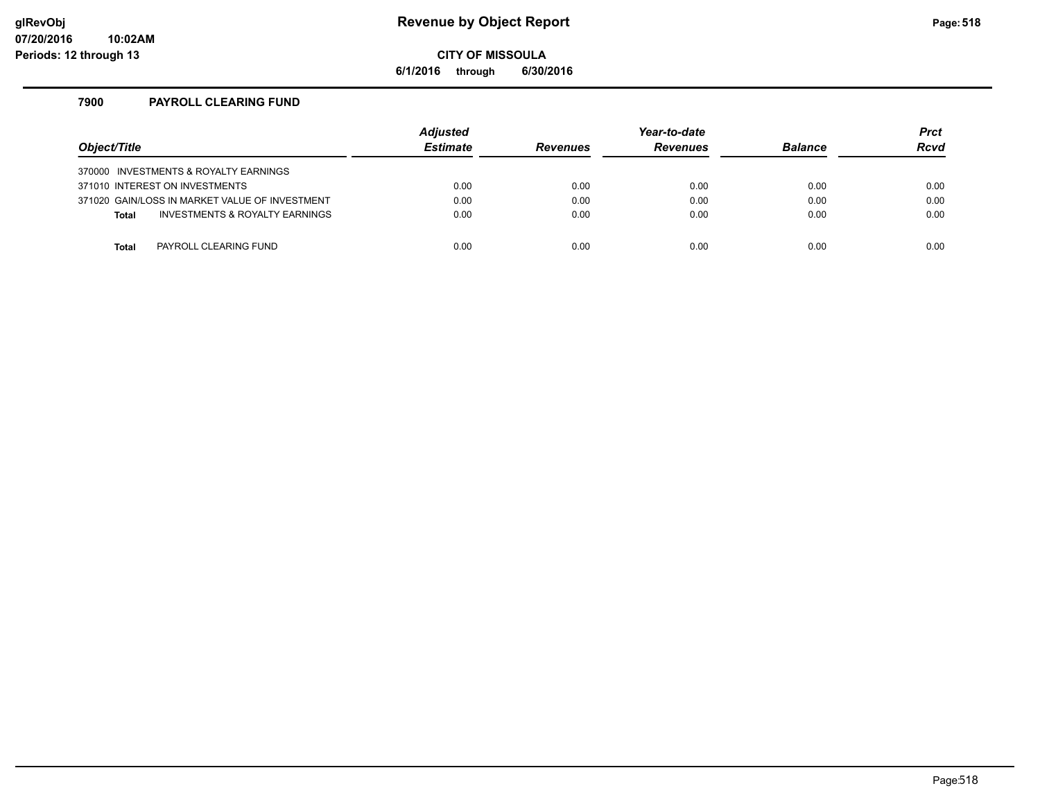# Revenue by Object Report

**CITY OF MISSOULA**

**6/1/2016 through 6/30/2016**

glRevObj
07/20/2016 10:02AM
Periods: 12 through 13

### 7900 PAYROLL CLEARING FUND

| Object/Title | Adjusted Estimate | Revenues | Year-to-date Revenues | Balance | Prct Rcvd |
|---|---|---|---|---|---|
| 370000 INVESTMENTS & ROYALTY EARNINGS | | | | | |
| 371010 INTEREST ON INVESTMENTS | 0.00 | 0.00 | 0.00 | 0.00 | 0.00 |
| 371020 GAIN/LOSS IN MARKET VALUE OF INVESTMENT | 0.00 | 0.00 | 0.00 | 0.00 | 0.00 |
| **Total** INVESTMENTS & ROYALTY EARNINGS | 0.00 | 0.00 | 0.00 | 0.00 | 0.00 |
| | | | | | |
| **Total** PAYROLL CLEARING FUND | 0.00 | 0.00 | 0.00 | 0.00 | 0.00 |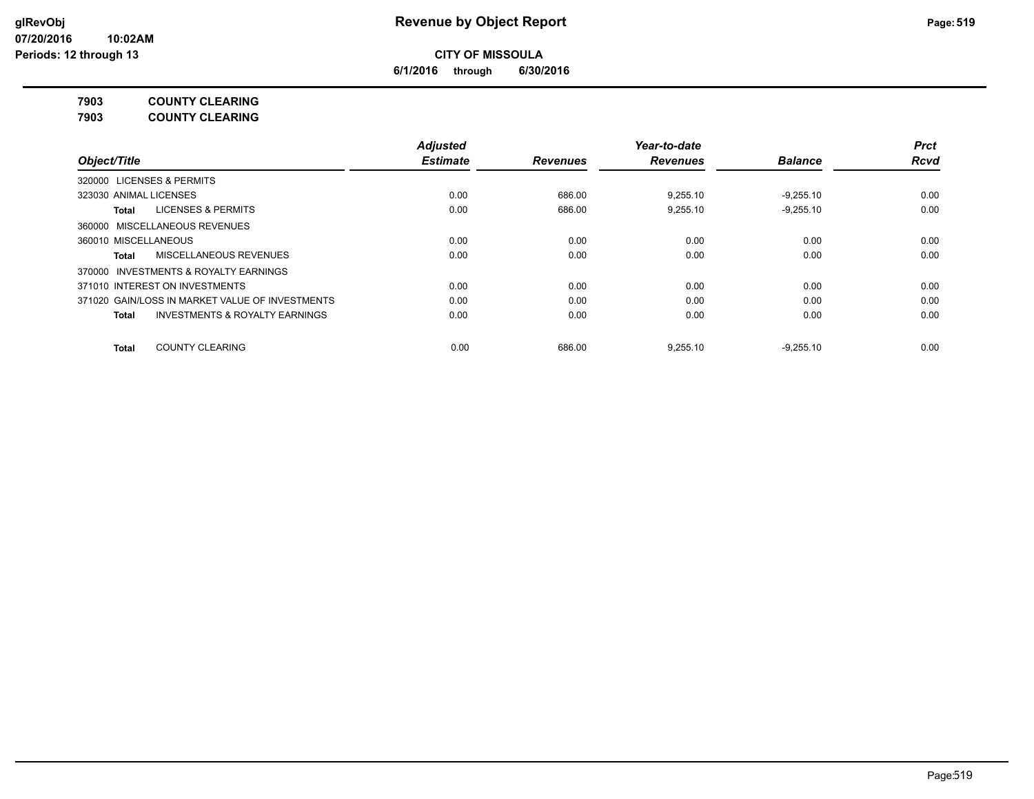# Revenue by Object Report

**CITY OF MISSOULA**

**6/1/2016 through 6/30/2016**

glRevObj
07/20/2016 10:02AM
Periods: 12 through 13

**7903 COUNTY CLEARING**

**7903 COUNTY CLEARING**

| Object/Title | Adjusted Estimate | Revenues | Year-to-date Revenues | Balance | Prct Rcvd |
|---|---|---|---|---|---|
| 320000 LICENSES & PERMITS | | | | | |
| 323030 ANIMAL LICENSES | 0.00 | 686.00 | 9,255.10 | -9,255.10 | 0.00 |
| **Total** LICENSES & PERMITS | 0.00 | 686.00 | 9,255.10 | -9,255.10 | 0.00 |
| 360000 MISCELLANEOUS REVENUES | | | | | |
| 360010 MISCELLANEOUS | 0.00 | 0.00 | 0.00 | 0.00 | 0.00 |
| **Total** MISCELLANEOUS REVENUES | 0.00 | 0.00 | 0.00 | 0.00 | 0.00 |
| 370000 INVESTMENTS & ROYALTY EARNINGS | | | | | |
| 371010 INTEREST ON INVESTMENTS | 0.00 | 0.00 | 0.00 | 0.00 | 0.00 |
| 371020 GAIN/LOSS IN MARKET VALUE OF INVESTMENTS | 0.00 | 0.00 | 0.00 | 0.00 | 0.00 |
| **Total** INVESTMENTS & ROYALTY EARNINGS | 0.00 | 0.00 | 0.00 | 0.00 | 0.00 |
| **Total** COUNTY CLEARING | 0.00 | 686.00 | 9,255.10 | -9,255.10 | 0.00 |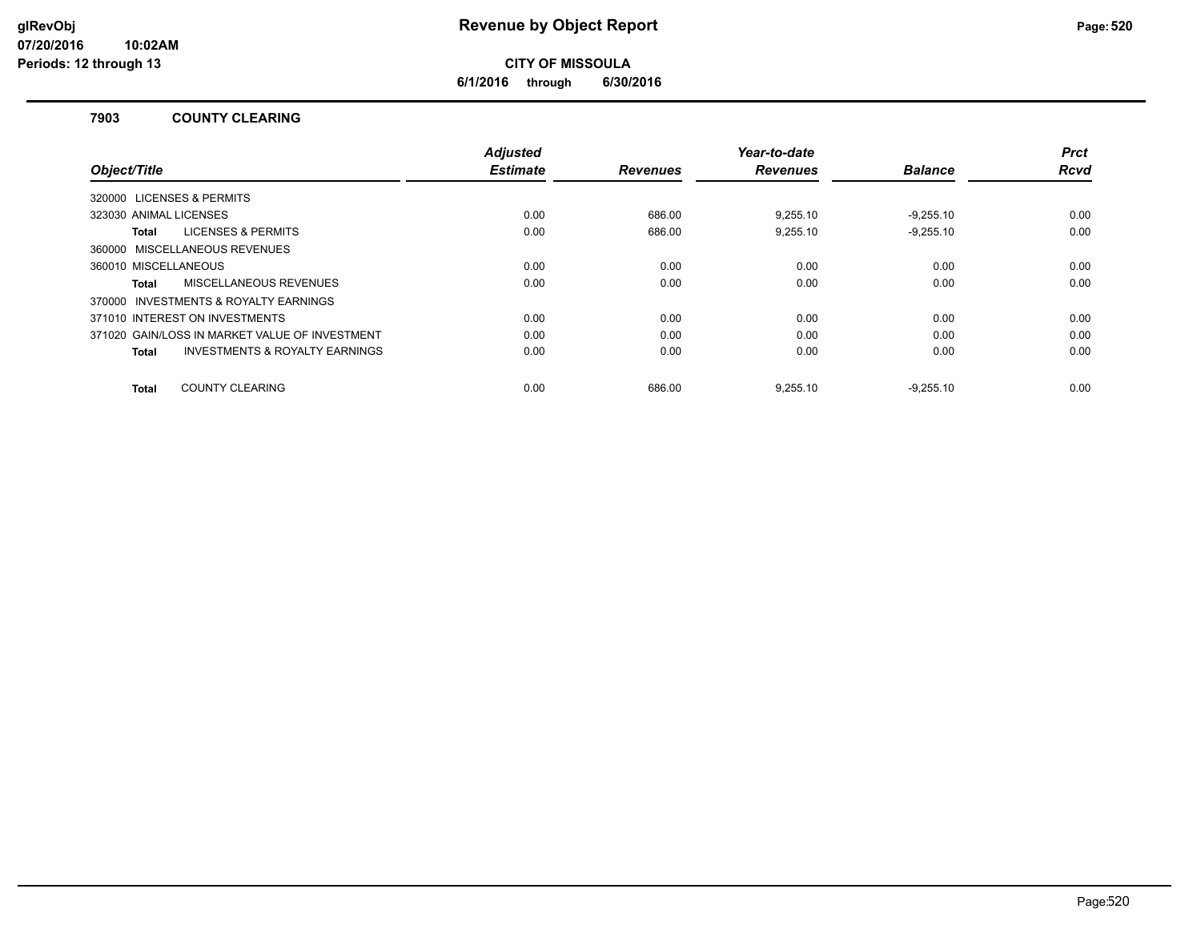# Revenue by Object Report

**CITY OF MISSOULA**

**6/1/2016 through 6/30/2016**

glRevObj
07/20/2016 10:02AM
Periods: 12 through 13

### 7903 COUNTY CLEARING

| Object/Title | Adjusted Estimate | Revenues | Year-to-date Revenues | Balance | Prct Rcvd |
|---|---|---|---|---|---|
| 320000 LICENSES & PERMITS | | | | | |
| 323030 ANIMAL LICENSES | 0.00 | 686.00 | 9,255.10 | -9,255.10 | 0.00 |
| **Total** LICENSES & PERMITS | 0.00 | 686.00 | 9,255.10 | -9,255.10 | 0.00 |
| 360000 MISCELLANEOUS REVENUES | | | | | |
| 360010 MISCELLANEOUS | 0.00 | 0.00 | 0.00 | 0.00 | 0.00 |
| **Total** MISCELLANEOUS REVENUES | 0.00 | 0.00 | 0.00 | 0.00 | 0.00 |
| 370000 INVESTMENTS & ROYALTY EARNINGS | | | | | |
| 371010 INTEREST ON INVESTMENTS | 0.00 | 0.00 | 0.00 | 0.00 | 0.00 |
| 371020 GAIN/LOSS IN MARKET VALUE OF INVESTMENT | 0.00 | 0.00 | 0.00 | 0.00 | 0.00 |
| **Total** INVESTMENTS & ROYALTY EARNINGS | 0.00 | 0.00 | 0.00 | 0.00 | 0.00 |
| **Total** COUNTY CLEARING | 0.00 | 686.00 | 9,255.10 | -9,255.10 | 0.00 |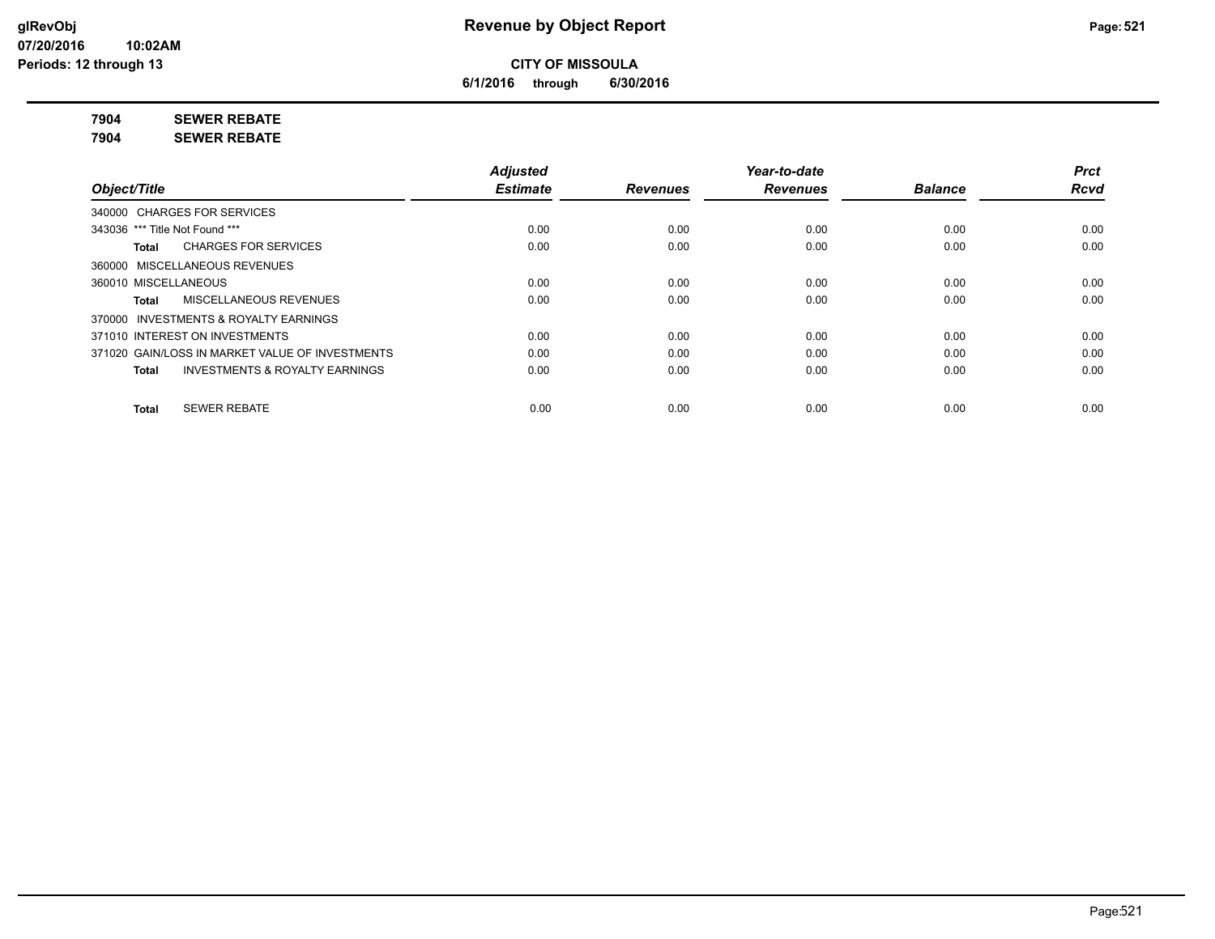# Revenue by Object Report

**CITY OF MISSOULA**

**6/1/2016 through 6/30/2016**

glRevObj
07/20/2016 10:02AM
Periods: 12 through 13

**7904 SEWER REBATE**
**7904 SEWER REBATE**

| Object/Title | Adjusted Estimate | Revenues | Year-to-date Revenues | Balance | Prct Rcvd |
|---|---|---|---|---|---|
| 340000 CHARGES FOR SERVICES | | | | | |
| 343036 *** Title Not Found *** | 0.00 | 0.00 | 0.00 | 0.00 | 0.00 |
| **Total** CHARGES FOR SERVICES | 0.00 | 0.00 | 0.00 | 0.00 | 0.00 |
| 360000 MISCELLANEOUS REVENUES | | | | | |
| 360010 MISCELLANEOUS | 0.00 | 0.00 | 0.00 | 0.00 | 0.00 |
| **Total** MISCELLANEOUS REVENUES | 0.00 | 0.00 | 0.00 | 0.00 | 0.00 |
| 370000 INVESTMENTS & ROYALTY EARNINGS | | | | | |
| 371010 INTEREST ON INVESTMENTS | 0.00 | 0.00 | 0.00 | 0.00 | 0.00 |
| 371020 GAIN/LOSS IN MARKET VALUE OF INVESTMENTS | 0.00 | 0.00 | 0.00 | 0.00 | 0.00 |
| **Total** INVESTMENTS & ROYALTY EARNINGS | 0.00 | 0.00 | 0.00 | 0.00 | 0.00 |
| **Total** SEWER REBATE | 0.00 | 0.00 | 0.00 | 0.00 | 0.00 |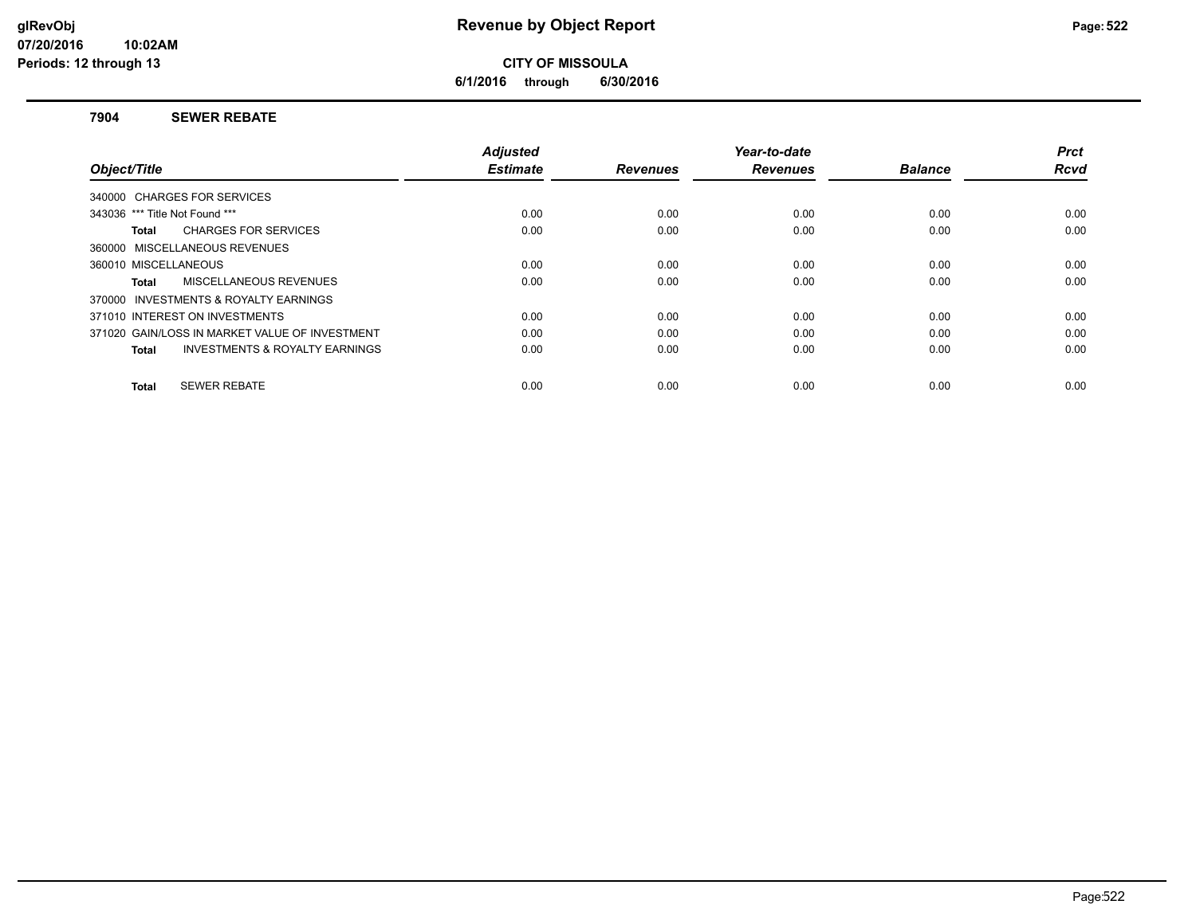**CITY OF MISSOULA**

**6/1/2016 through 6/30/2016**

## 7904 SEWER REBATE

| Object/Title | Adjusted Estimate | Revenues | Year-to-date Revenues | Balance | Prct Rcvd |
|---|---|---|---|---|---|
| 340000 CHARGES FOR SERVICES | | | | | |
| 343036 *** Title Not Found *** | 0.00 | 0.00 | 0.00 | 0.00 | 0.00 |
| **Total** CHARGES FOR SERVICES | 0.00 | 0.00 | 0.00 | 0.00 | 0.00 |
| 360000 MISCELLANEOUS REVENUES | | | | | |
| 360010 MISCELLANEOUS | 0.00 | 0.00 | 0.00 | 0.00 | 0.00 |
| **Total** MISCELLANEOUS REVENUES | 0.00 | 0.00 | 0.00 | 0.00 | 0.00 |
| 370000 INVESTMENTS & ROYALTY EARNINGS | | | | | |
| 371010 INTEREST ON INVESTMENTS | 0.00 | 0.00 | 0.00 | 0.00 | 0.00 |
| 371020 GAIN/LOSS IN MARKET VALUE OF INVESTMENT | 0.00 | 0.00 | 0.00 | 0.00 | 0.00 |
| **Total** INVESTMENTS & ROYALTY EARNINGS | 0.00 | 0.00 | 0.00 | 0.00 | 0.00 |
| **Total** SEWER REBATE | 0.00 | 0.00 | 0.00 | 0.00 | 0.00 |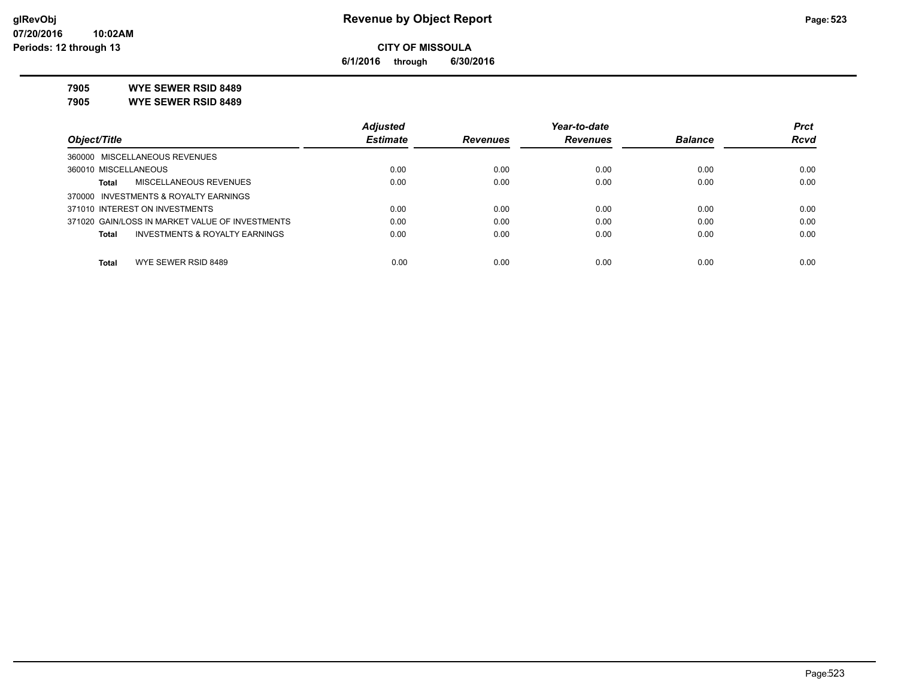**Revenue by Object Report**

**CITY OF MISSOULA**

**6/1/2016 through 6/30/2016**

glRevObj
07/20/2016 10:02AM
Periods: 12 through 13

**7905 WYE SEWER RSID 8489**

**7905 WYE SEWER RSID 8489**

| Object/Title | Adjusted Estimate | Revenues | Year-to-date Revenues | Balance | Prct Rcvd |
|---|---|---|---|---|---|
| 360000 MISCELLANEOUS REVENUES | | | | | |
| 360010 MISCELLANEOUS | 0.00 | 0.00 | 0.00 | 0.00 | 0.00 |
| **Total** MISCELLANEOUS REVENUES | 0.00 | 0.00 | 0.00 | 0.00 | 0.00 |
| 370000 INVESTMENTS & ROYALTY EARNINGS | | | | | |
| 371010 INTEREST ON INVESTMENTS | 0.00 | 0.00 | 0.00 | 0.00 | 0.00 |
| 371020 GAIN/LOSS IN MARKET VALUE OF INVESTMENTS | 0.00 | 0.00 | 0.00 | 0.00 | 0.00 |
| **Total** INVESTMENTS & ROYALTY EARNINGS | 0.00 | 0.00 | 0.00 | 0.00 | 0.00 |
| **Total** WYE SEWER RSID 8489 | 0.00 | 0.00 | 0.00 | 0.00 | 0.00 |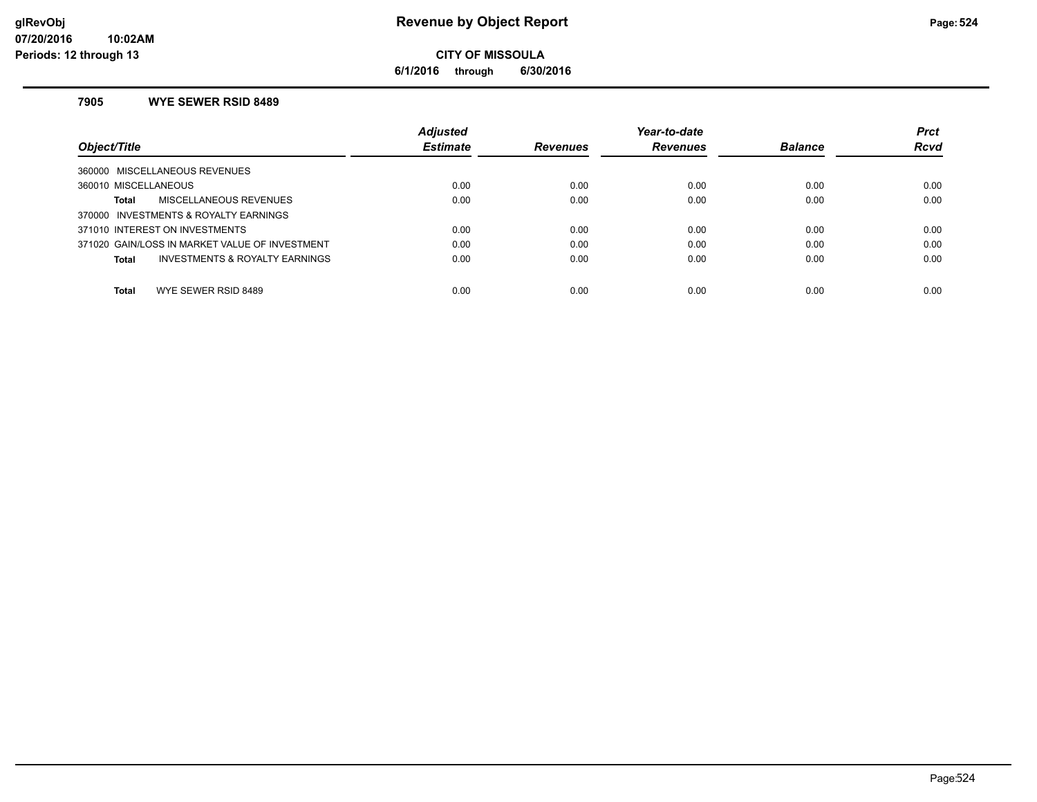# Revenue by Object Report

**CITY OF MISSOULA**

**6/1/2016 through 6/30/2016**

glRevObj
07/20/2016 10:02AM
Periods: 12 through 13

## 7905 WYE SEWER RSID 8489

| Object/Title | Adjusted Estimate | Revenues | Year-to-date Revenues | Balance | Prct Rcvd |
|---|---|---|---|---|---|
| 360000 MISCELLANEOUS REVENUES | | | | | |
| 360010 MISCELLANEOUS | 0.00 | 0.00 | 0.00 | 0.00 | 0.00 |
| **Total** MISCELLANEOUS REVENUES | 0.00 | 0.00 | 0.00 | 0.00 | 0.00 |
| 370000 INVESTMENTS & ROYALTY EARNINGS | | | | | |
| 371010 INTEREST ON INVESTMENTS | 0.00 | 0.00 | 0.00 | 0.00 | 0.00 |
| 371020 GAIN/LOSS IN MARKET VALUE OF INVESTMENT | 0.00 | 0.00 | 0.00 | 0.00 | 0.00 |
| **Total** INVESTMENTS & ROYALTY EARNINGS | 0.00 | 0.00 | 0.00 | 0.00 | 0.00 |
| **Total** WYE SEWER RSID 8489 | 0.00 | 0.00 | 0.00 | 0.00 | 0.00 |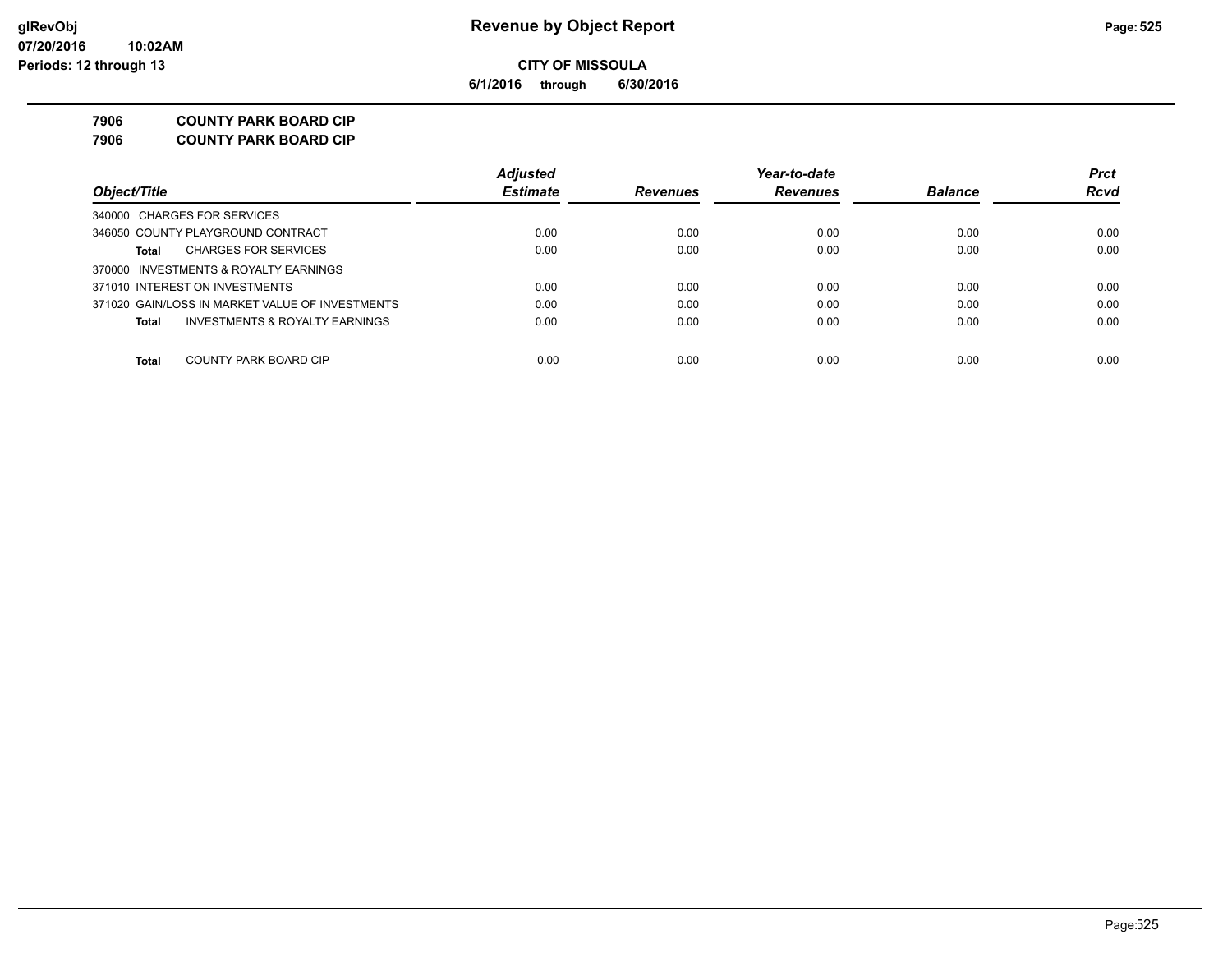**CITY OF MISSOULA**

**6/1/2016 through 6/30/2016**

**7906 COUNTY PARK BOARD CIP**

**7906 COUNTY PARK BOARD CIP**

| Object/Title | Adjusted Estimate | Revenues | Year-to-date Revenues | Balance | Prct Rcvd |
|---|---|---|---|---|---|
| 340000 CHARGES FOR SERVICES | | | | | |
| 346050 COUNTY PLAYGROUND CONTRACT | 0.00 | 0.00 | 0.00 | 0.00 | 0.00 |
| **Total** CHARGES FOR SERVICES | 0.00 | 0.00 | 0.00 | 0.00 | 0.00 |
| 370000 INVESTMENTS & ROYALTY EARNINGS | | | | | |
| 371010 INTEREST ON INVESTMENTS | 0.00 | 0.00 | 0.00 | 0.00 | 0.00 |
| 371020 GAIN/LOSS IN MARKET VALUE OF INVESTMENTS | 0.00 | 0.00 | 0.00 | 0.00 | 0.00 |
| **Total** INVESTMENTS & ROYALTY EARNINGS | 0.00 | 0.00 | 0.00 | 0.00 | 0.00 |
| **Total** COUNTY PARK BOARD CIP | 0.00 | 0.00 | 0.00 | 0.00 | 0.00 |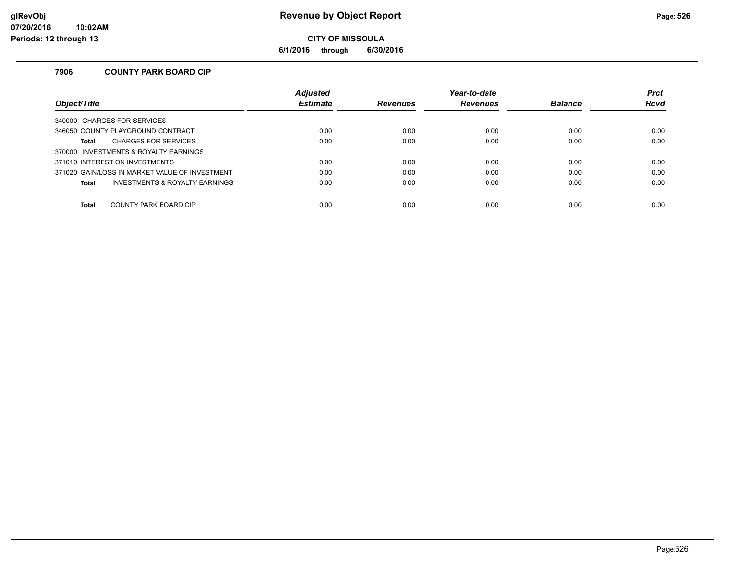**glRevObj**
**07/20/2016 10:02AM**
**Periods: 12 through 13**

# Revenue by Object Report

**CITY OF MISSOULA**

**6/1/2016 through 6/30/2016**

## 7906 COUNTY PARK BOARD CIP

| Object/Title | Adjusted Estimate | Revenues | Year-to-date Revenues | Balance | Prct Rcvd |
|---|---|---|---|---|---|
| 340000 CHARGES FOR SERVICES | | | | | |
| 346050 COUNTY PLAYGROUND CONTRACT | 0.00 | 0.00 | 0.00 | 0.00 | 0.00 |
| **Total** CHARGES FOR SERVICES | 0.00 | 0.00 | 0.00 | 0.00 | 0.00 |
| 370000 INVESTMENTS & ROYALTY EARNINGS | | | | | |
| 371010 INTEREST ON INVESTMENTS | 0.00 | 0.00 | 0.00 | 0.00 | 0.00 |
| 371020 GAIN/LOSS IN MARKET VALUE OF INVESTMENT | 0.00 | 0.00 | 0.00 | 0.00 | 0.00 |
| **Total** INVESTMENTS & ROYALTY EARNINGS | 0.00 | 0.00 | 0.00 | 0.00 | 0.00 |
| **Total** COUNTY PARK BOARD CIP | 0.00 | 0.00 | 0.00 | 0.00 | 0.00 |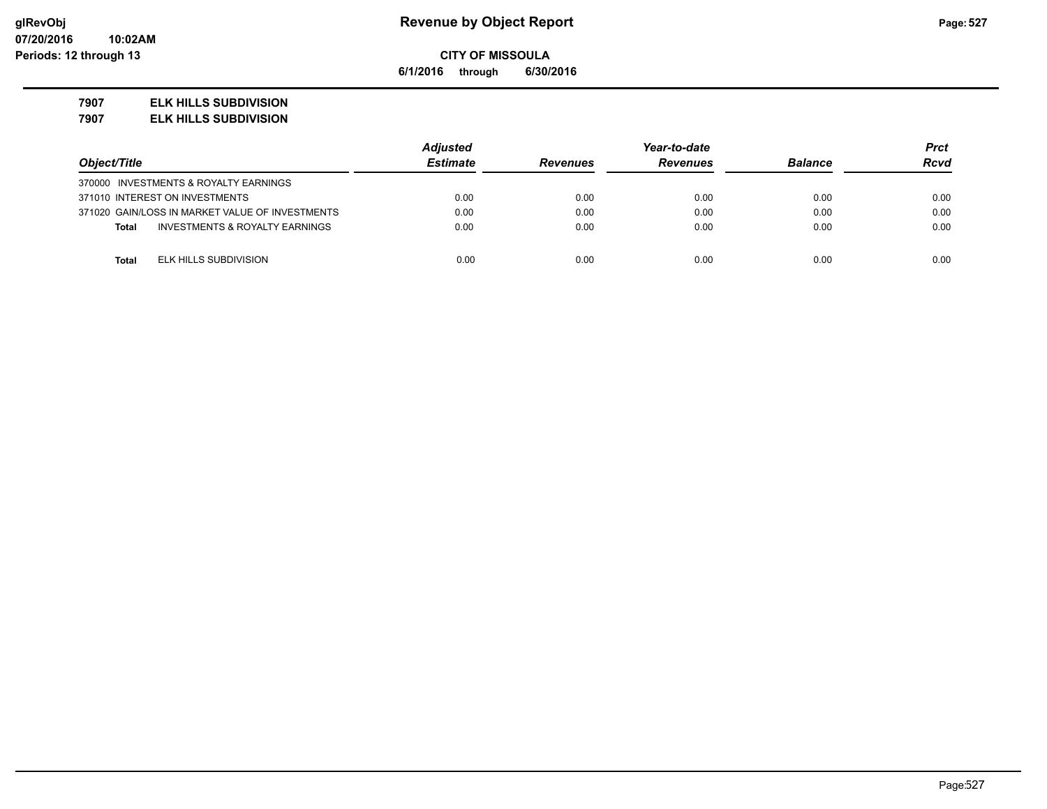# Revenue by Object Report

**glRevObj**
**07/20/2016 10:02AM**
**Periods: 12 through 13**

**CITY OF MISSOULA**

**6/1/2016 through 6/30/2016**

**7907 ELK HILLS SUBDIVISION**
**7907 ELK HILLS SUBDIVISION**

| Object/Title | Adjusted Estimate | Revenues | Year-to-date Revenues | Balance | Prct Rcvd |
|---|---|---|---|---|---|
| 370000 INVESTMENTS & ROYALTY EARNINGS | | | | | |
| 371010 INTEREST ON INVESTMENTS | 0.00 | 0.00 | 0.00 | 0.00 | 0.00 |
| 371020 GAIN/LOSS IN MARKET VALUE OF INVESTMENTS | 0.00 | 0.00 | 0.00 | 0.00 | 0.00 |
| **Total** INVESTMENTS & ROYALTY EARNINGS | 0.00 | 0.00 | 0.00 | 0.00 | 0.00 |
| **Total** ELK HILLS SUBDIVISION | 0.00 | 0.00 | 0.00 | 0.00 | 0.00 |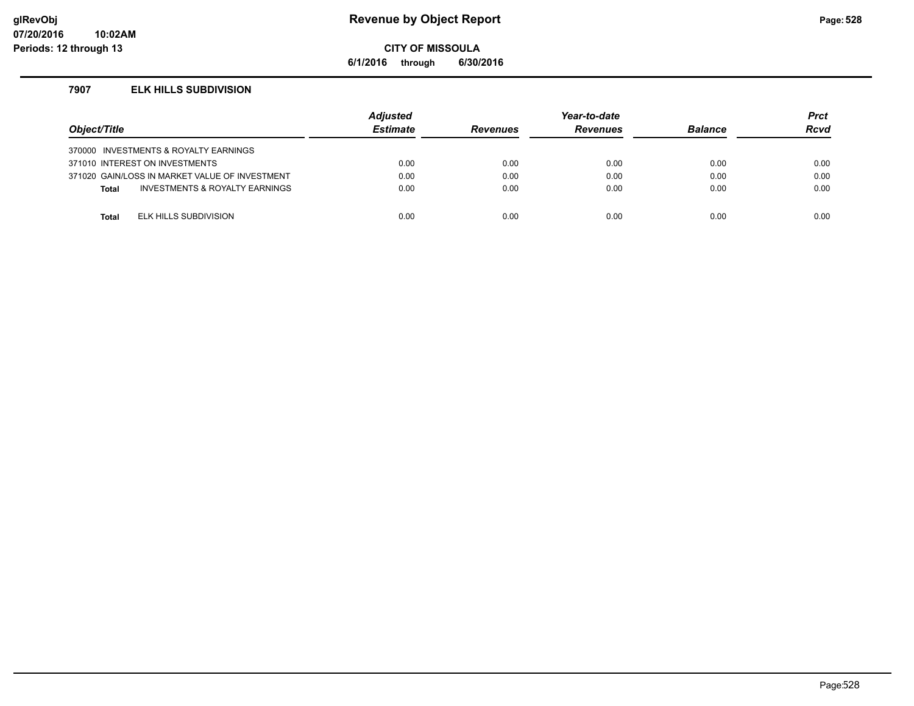**Revenue by Object Report**

**CITY OF MISSOULA**

**6/1/2016 through 6/30/2016**

glRevObj
07/20/2016 10:02AM
Periods: 12 through 13

### 7907 ELK HILLS SUBDIVISION

| Object/Title | Adjusted Estimate | Revenues | Year-to-date Revenues | Balance | Prct Rcvd |
|---|---|---|---|---|---|
| 370000 INVESTMENTS & ROYALTY EARNINGS | | | | | |
| 371010 INTEREST ON INVESTMENTS | 0.00 | 0.00 | 0.00 | 0.00 | 0.00 |
| 371020 GAIN/LOSS IN MARKET VALUE OF INVESTMENT | 0.00 | 0.00 | 0.00 | 0.00 | 0.00 |
| **Total** INVESTMENTS & ROYALTY EARNINGS | 0.00 | 0.00 | 0.00 | 0.00 | 0.00 |
| **Total** ELK HILLS SUBDIVISION | 0.00 | 0.00 | 0.00 | 0.00 | 0.00 |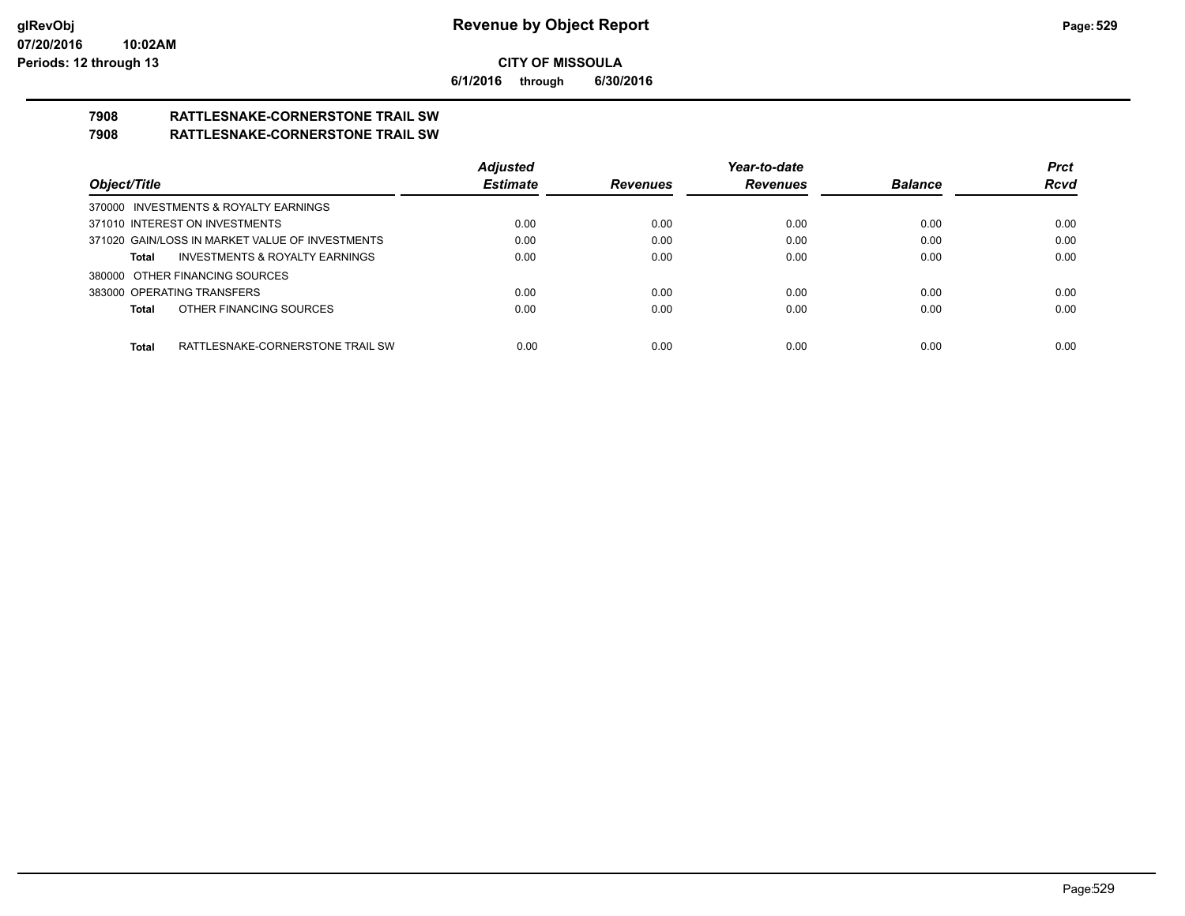**glRevObj**
**07/20/2016 10:02AM**
**Periods: 12 through 13**

# Revenue by Object Report

**CITY OF MISSOULA**

**6/1/2016 through 6/30/2016**

## 7908 RATTLESNAKE-CORNERSTONE TRAIL SW
## 7908 RATTLESNAKE-CORNERSTONE TRAIL SW

| Object/Title | Adjusted Estimate | Revenues | Year-to-date Revenues | Balance | Prct Rcvd |
|---|---|---|---|---|---|
| 370000 INVESTMENTS & ROYALTY EARNINGS | | | | | |
| 371010 INTEREST ON INVESTMENTS | 0.00 | 0.00 | 0.00 | 0.00 | 0.00 |
| 371020 GAIN/LOSS IN MARKET VALUE OF INVESTMENTS | 0.00 | 0.00 | 0.00 | 0.00 | 0.00 |
| **Total** INVESTMENTS & ROYALTY EARNINGS | 0.00 | 0.00 | 0.00 | 0.00 | 0.00 |
| 380000 OTHER FINANCING SOURCES | | | | | |
| 383000 OPERATING TRANSFERS | 0.00 | 0.00 | 0.00 | 0.00 | 0.00 |
| **Total** OTHER FINANCING SOURCES | 0.00 | 0.00 | 0.00 | 0.00 | 0.00 |
| **Total** RATTLESNAKE-CORNERSTONE TRAIL SW | 0.00 | 0.00 | 0.00 | 0.00 | 0.00 |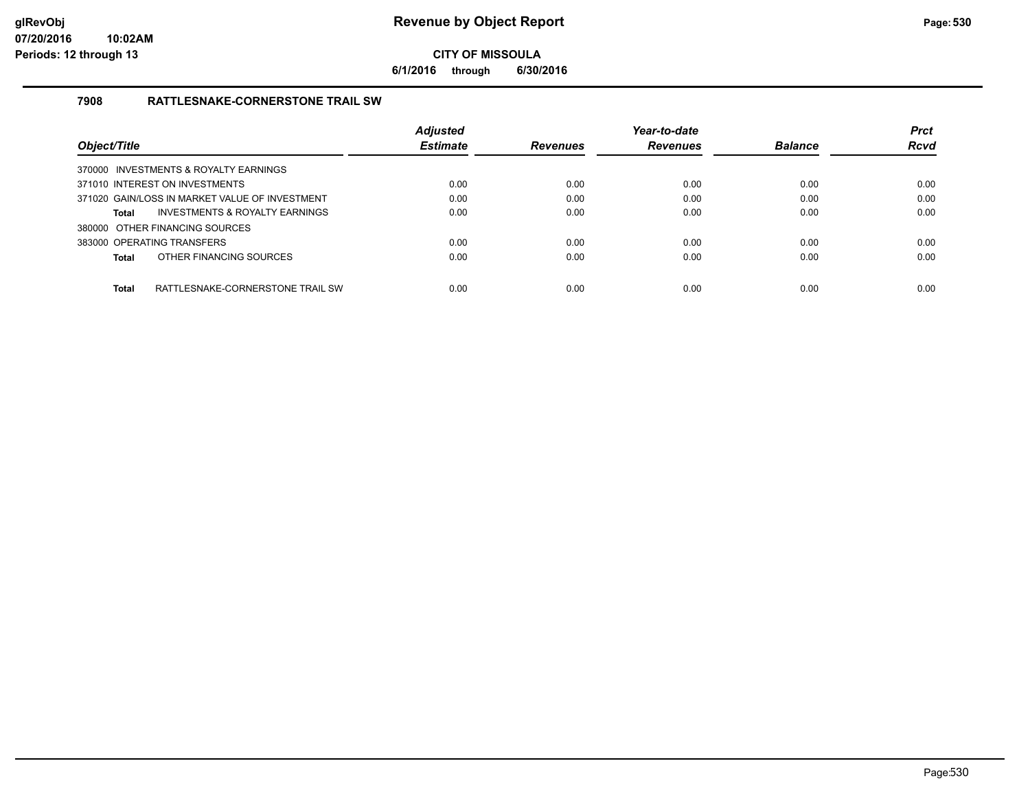# Revenue by Object Report

**CITY OF MISSOULA**

**6/1/2016 through 6/30/2016**

glRevObj
07/20/2016 10:02AM
Periods: 12 through 13

### 7908 RATTLESNAKE-CORNERSTONE TRAIL SW

| Object/Title | Adjusted Estimate | Revenues | Year-to-date Revenues | Balance | Prct Rcvd |
|---|---|---|---|---|---|
| 370000 INVESTMENTS & ROYALTY EARNINGS | | | | | |
| 371010 INTEREST ON INVESTMENTS | 0.00 | 0.00 | 0.00 | 0.00 | 0.00 |
| 371020 GAIN/LOSS IN MARKET VALUE OF INVESTMENT | 0.00 | 0.00 | 0.00 | 0.00 | 0.00 |
| **Total** INVESTMENTS & ROYALTY EARNINGS | 0.00 | 0.00 | 0.00 | 0.00 | 0.00 |
| 380000 OTHER FINANCING SOURCES | | | | | |
| 383000 OPERATING TRANSFERS | 0.00 | 0.00 | 0.00 | 0.00 | 0.00 |
| **Total** OTHER FINANCING SOURCES | 0.00 | 0.00 | 0.00 | 0.00 | 0.00 |
| **Total** RATTLESNAKE-CORNERSTONE TRAIL SW | 0.00 | 0.00 | 0.00 | 0.00 | 0.00 |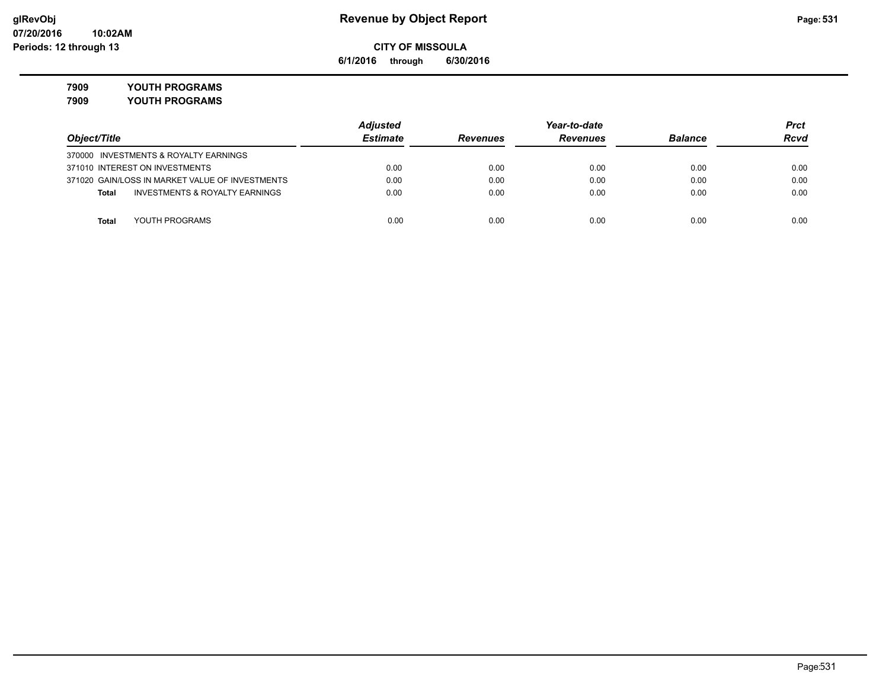# Revenue by Object Report

glRevObj
07/20/2016 10:02AM
Periods: 12 through 13

**CITY OF MISSOULA**

**6/1/2016 through 6/30/2016**

**7909 YOUTH PROGRAMS**

**7909 YOUTH PROGRAMS**

| Object/Title | Adjusted Estimate | Revenues | Year-to-date Revenues | Balance | Prct Rcvd |
|---|---|---|---|---|---|
| 370000 INVESTMENTS & ROYALTY EARNINGS | | | | | |
| 371010 INTEREST ON INVESTMENTS | 0.00 | 0.00 | 0.00 | 0.00 | 0.00 |
| 371020 GAIN/LOSS IN MARKET VALUE OF INVESTMENTS | 0.00 | 0.00 | 0.00 | 0.00 | 0.00 |
| **Total** INVESTMENTS & ROYALTY EARNINGS | 0.00 | 0.00 | 0.00 | 0.00 | 0.00 |
| **Total** YOUTH PROGRAMS | 0.00 | 0.00 | 0.00 | 0.00 | 0.00 |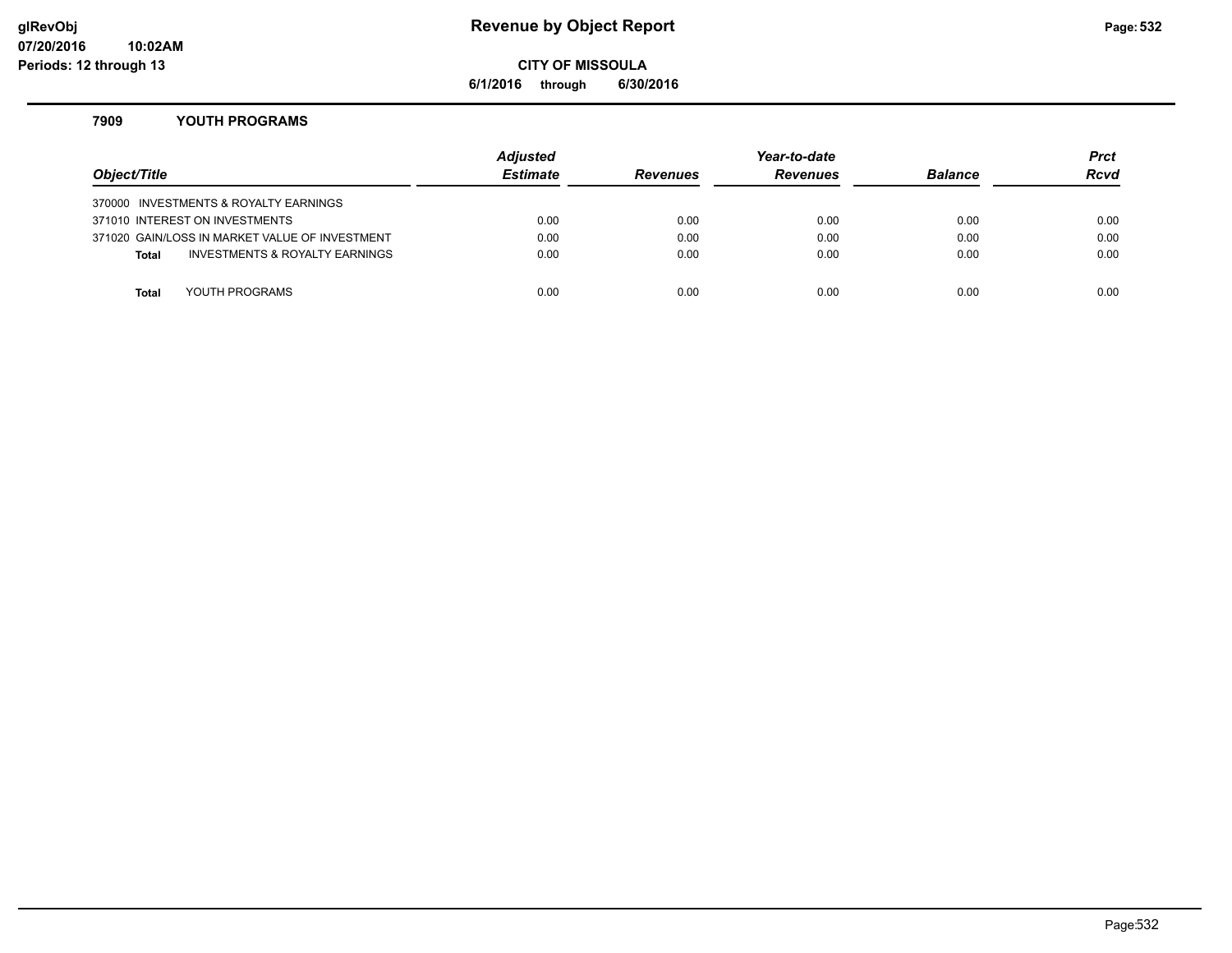# Revenue by Object Report

glRevObj
07/20/2016 10:02AM
Periods: 12 through 13

**CITY OF MISSOULA**

**6/1/2016 through 6/30/2016**

## 7909 YOUTH PROGRAMS

| Object/Title | Adjusted Estimate | Revenues | Year-to-date Revenues | Balance | Prct Rcvd |
|---|---|---|---|---|---|
| 370000 INVESTMENTS & ROYALTY EARNINGS | | | | | |
| 371010 INTEREST ON INVESTMENTS | 0.00 | 0.00 | 0.00 | 0.00 | 0.00 |
| 371020 GAIN/LOSS IN MARKET VALUE OF INVESTMENT | 0.00 | 0.00 | 0.00 | 0.00 | 0.00 |
| **Total** INVESTMENTS & ROYALTY EARNINGS | 0.00 | 0.00 | 0.00 | 0.00 | 0.00 |
| **Total** YOUTH PROGRAMS | 0.00 | 0.00 | 0.00 | 0.00 | 0.00 |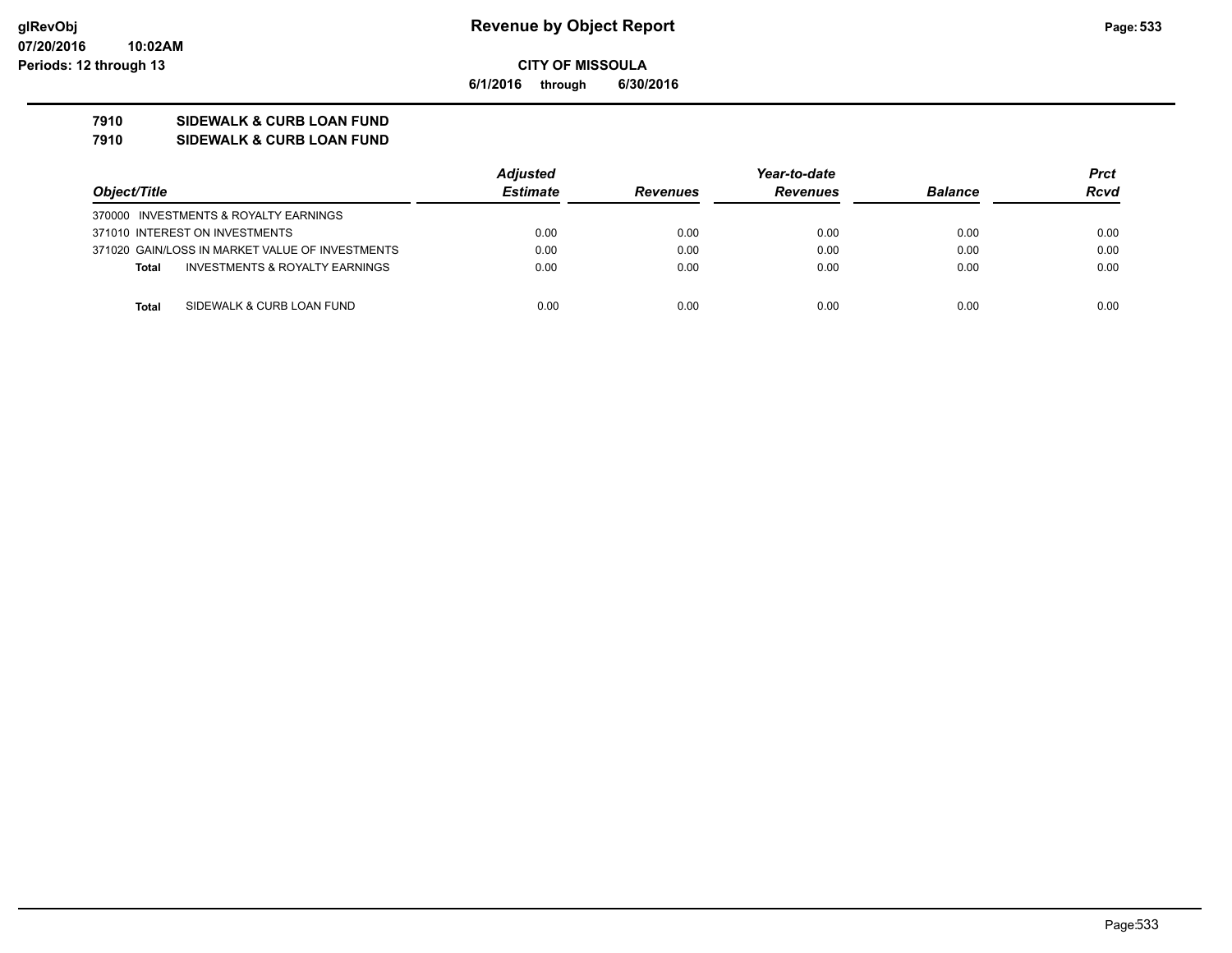**CITY OF MISSOULA**

**6/1/2016 through 6/30/2016**

**7910 SIDEWALK & CURB LOAN FUND**

**7910 SIDEWALK & CURB LOAN FUND**

| Object/Title | | Adjusted Estimate | Revenues | Year-to-date Revenues | Balance | Prct Rcvd |
|---|---|---|---|---|---|---|
| 370000 INVESTMENTS & ROYALTY EARNINGS | | | | | | |
| 371010 INTEREST ON INVESTMENTS | | 0.00 | 0.00 | 0.00 | 0.00 | 0.00 |
| 371020 GAIN/LOSS IN MARKET VALUE OF INVESTMENTS | | 0.00 | 0.00 | 0.00 | 0.00 | 0.00 |
| **Total** | INVESTMENTS & ROYALTY EARNINGS | 0.00 | 0.00 | 0.00 | 0.00 | 0.00 |
| **Total** | SIDEWALK & CURB LOAN FUND | 0.00 | 0.00 | 0.00 | 0.00 | 0.00 |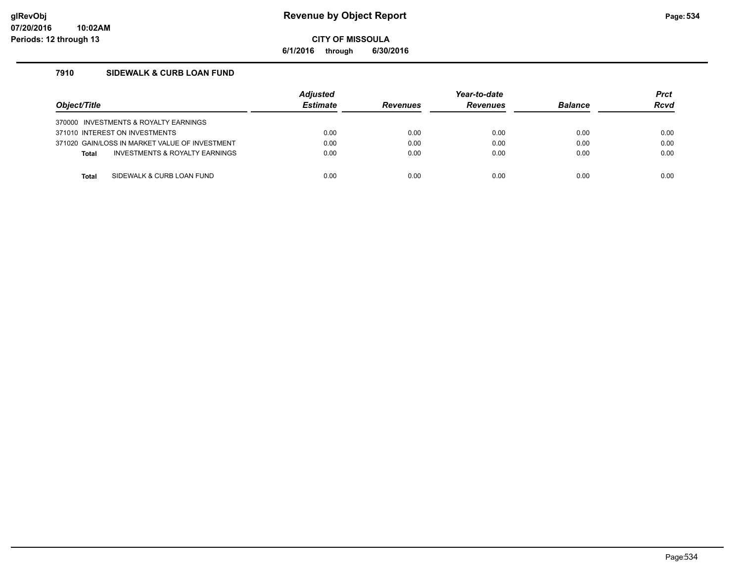# Revenue by Object Report

**CITY OF MISSOULA**

**6/1/2016 through 6/30/2016**

glRevObj
07/20/2016 10:02AM
Periods: 12 through 13

## 7910 SIDEWALK & CURB LOAN FUND

| Object/Title | Adjusted Estimate | Revenues | Year-to-date Revenues | Balance | Prct Rcvd |
|---|---|---|---|---|---|
| 370000 INVESTMENTS & ROYALTY EARNINGS | | | | | |
| 371010 INTEREST ON INVESTMENTS | 0.00 | 0.00 | 0.00 | 0.00 | 0.00 |
| 371020 GAIN/LOSS IN MARKET VALUE OF INVESTMENT | 0.00 | 0.00 | 0.00 | 0.00 | 0.00 |
| **Total** INVESTMENTS & ROYALTY EARNINGS | 0.00 | 0.00 | 0.00 | 0.00 | 0.00 |
| **Total** SIDEWALK & CURB LOAN FUND | 0.00 | 0.00 | 0.00 | 0.00 | 0.00 |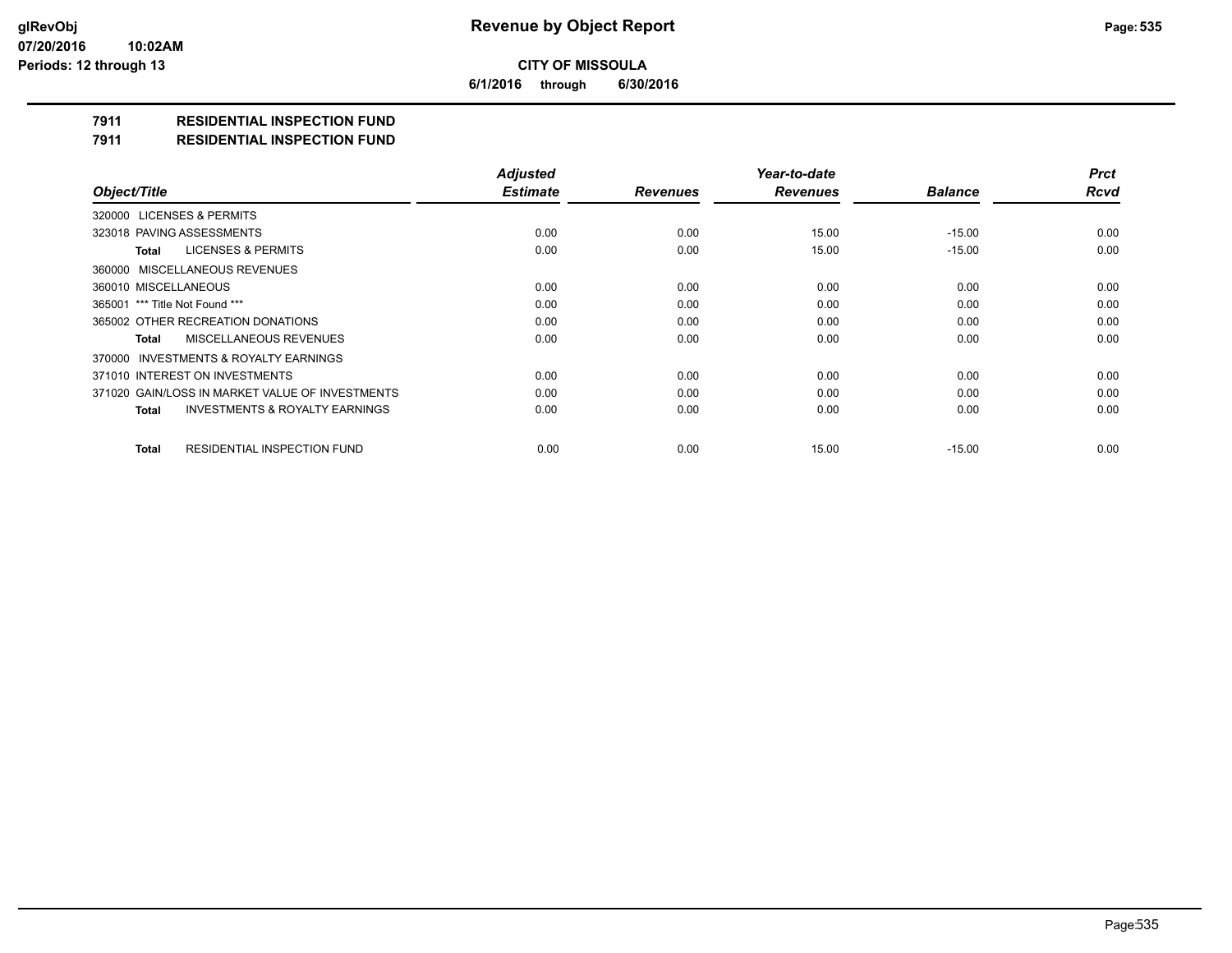**glRevObj**
**07/20/2016 10:02AM**
**Periods: 12 through 13**

# Revenue by Object Report

**CITY OF MISSOULA**

**6/1/2016 through 6/30/2016**

## 7911 RESIDENTIAL INSPECTION FUND
## 7911 RESIDENTIAL INSPECTION FUND

| Object/Title | Adjusted Estimate | Revenues | Year-to-date Revenues | Balance | Prct Rcvd |
|---|---|---|---|---|---|
| 320000 LICENSES & PERMITS | | | | | |
| 323018 PAVING ASSESSMENTS | 0.00 | 0.00 | 15.00 | -15.00 | 0.00 |
| **Total** LICENSES & PERMITS | 0.00 | 0.00 | 15.00 | -15.00 | 0.00 |
| 360000 MISCELLANEOUS REVENUES | | | | | |
| 360010 MISCELLANEOUS | 0.00 | 0.00 | 0.00 | 0.00 | 0.00 |
| 365001 *** Title Not Found *** | 0.00 | 0.00 | 0.00 | 0.00 | 0.00 |
| 365002 OTHER RECREATION DONATIONS | 0.00 | 0.00 | 0.00 | 0.00 | 0.00 |
| **Total** MISCELLANEOUS REVENUES | 0.00 | 0.00 | 0.00 | 0.00 | 0.00 |
| 370000 INVESTMENTS & ROYALTY EARNINGS | | | | | |
| 371010 INTEREST ON INVESTMENTS | 0.00 | 0.00 | 0.00 | 0.00 | 0.00 |
| 371020 GAIN/LOSS IN MARKET VALUE OF INVESTMENTS | 0.00 | 0.00 | 0.00 | 0.00 | 0.00 |
| **Total** INVESTMENTS & ROYALTY EARNINGS | 0.00 | 0.00 | 0.00 | 0.00 | 0.00 |
| **Total** RESIDENTIAL INSPECTION FUND | 0.00 | 0.00 | 15.00 | -15.00 | 0.00 |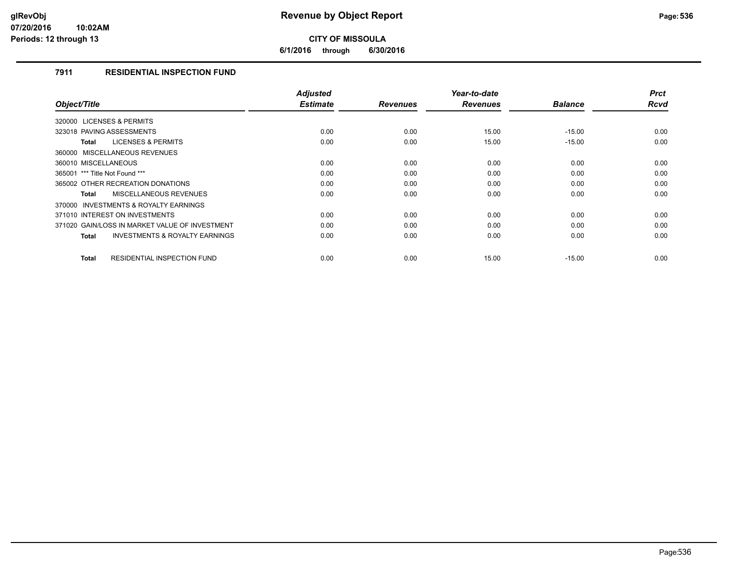**Revenue by Object Report**

**CITY OF MISSOULA**

**6/1/2016 through 6/30/2016**

## 7911 RESIDENTIAL INSPECTION FUND

| Object/Title | Adjusted Estimate | Revenues | Year-to-date Revenues | Balance | Prct Rcvd |
|---|---|---|---|---|---|
| 320000 LICENSES & PERMITS | | | | | |
| 323018 PAVING ASSESSMENTS | 0.00 | 0.00 | 15.00 | -15.00 | 0.00 |
| **Total** LICENSES & PERMITS | 0.00 | 0.00 | 15.00 | -15.00 | 0.00 |
| 360000 MISCELLANEOUS REVENUES | | | | | |
| 360010 MISCELLANEOUS | 0.00 | 0.00 | 0.00 | 0.00 | 0.00 |
| 365001 *** Title Not Found *** | 0.00 | 0.00 | 0.00 | 0.00 | 0.00 |
| 365002 OTHER RECREATION DONATIONS | 0.00 | 0.00 | 0.00 | 0.00 | 0.00 |
| **Total** MISCELLANEOUS REVENUES | 0.00 | 0.00 | 0.00 | 0.00 | 0.00 |
| 370000 INVESTMENTS & ROYALTY EARNINGS | | | | | |
| 371010 INTEREST ON INVESTMENTS | 0.00 | 0.00 | 0.00 | 0.00 | 0.00 |
| 371020 GAIN/LOSS IN MARKET VALUE OF INVESTMENT | 0.00 | 0.00 | 0.00 | 0.00 | 0.00 |
| **Total** INVESTMENTS & ROYALTY EARNINGS | 0.00 | 0.00 | 0.00 | 0.00 | 0.00 |
| **Total** RESIDENTIAL INSPECTION FUND | 0.00 | 0.00 | 15.00 | -15.00 | 0.00 |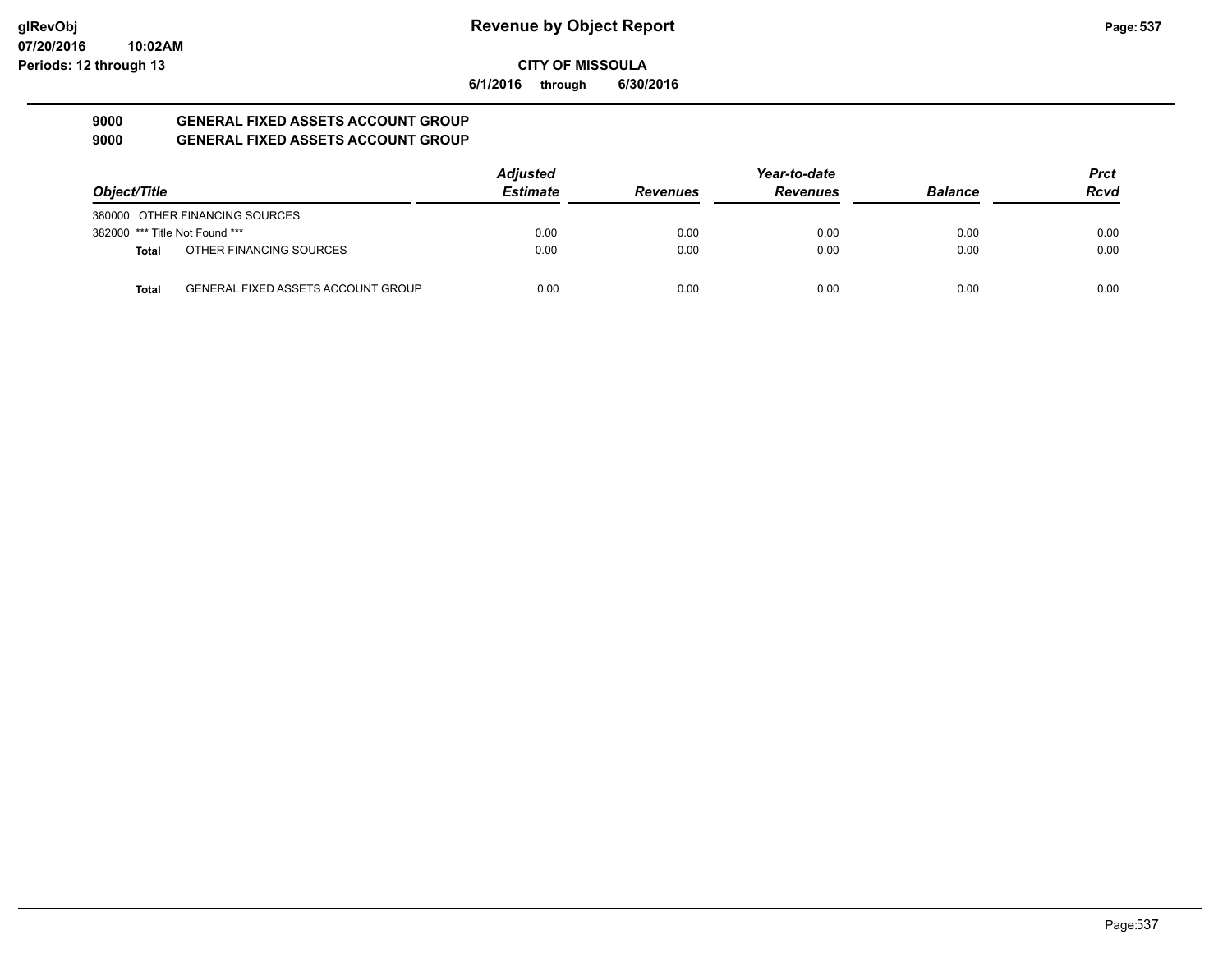**CITY OF MISSOULA**

**6/1/2016 through 6/30/2016**

**9000 GENERAL FIXED ASSETS ACCOUNT GROUP**

**9000 GENERAL FIXED ASSETS ACCOUNT GROUP**

| Object/Title | | Adjusted Estimate | Revenues | Year-to-date Revenues | Balance | Prct Rcvd |
|---|---|---|---|---|---|---|
| 380000 OTHER FINANCING SOURCES | | | | | | |
| 382000 *** Title Not Found *** | | 0.00 | 0.00 | 0.00 | 0.00 | 0.00 |
| **Total** | OTHER FINANCING SOURCES | 0.00 | 0.00 | 0.00 | 0.00 | 0.00 |
| **Total** | GENERAL FIXED ASSETS ACCOUNT GROUP | 0.00 | 0.00 | 0.00 | 0.00 | 0.00 |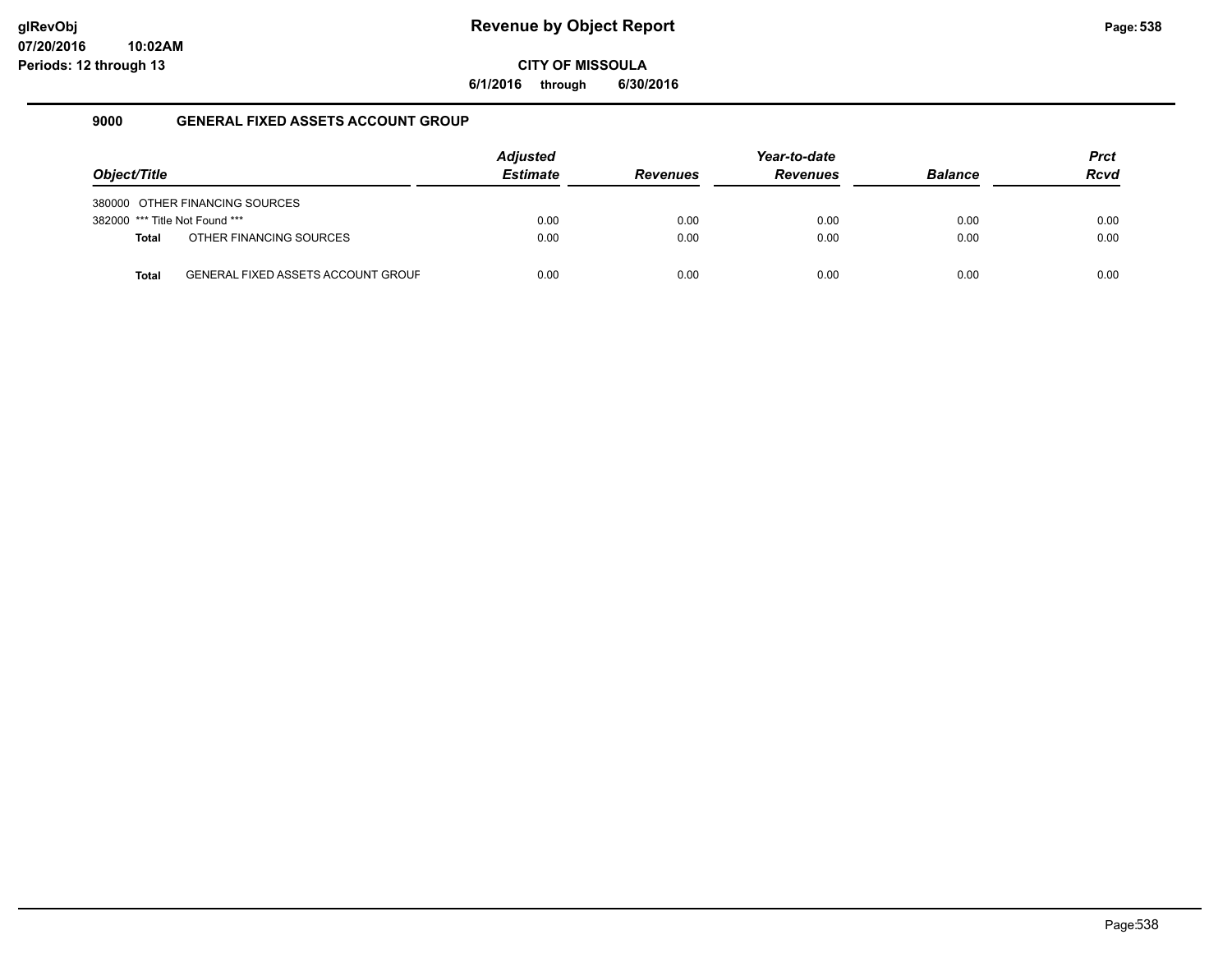# Revenue by Object Report

**CITY OF MISSOULA**

**6/1/2016 through 6/30/2016**

glRevObj
07/20/2016 10:02AM
Periods: 12 through 13

## 9000 GENERAL FIXED ASSETS ACCOUNT GROUP

| Object/Title | Adjusted Estimate | Revenues | Year-to-date Revenues | Balance | Prct Rcvd |
|---|---|---|---|---|---|
| 380000 OTHER FINANCING SOURCES | | | | | |
| 382000 *** Title Not Found *** | 0.00 | 0.00 | 0.00 | 0.00 | 0.00 |
| **Total** OTHER FINANCING SOURCES | 0.00 | 0.00 | 0.00 | 0.00 | 0.00 |
| **Total** GENERAL FIXED ASSETS ACCOUNT GROUF | 0.00 | 0.00 | 0.00 | 0.00 | 0.00 |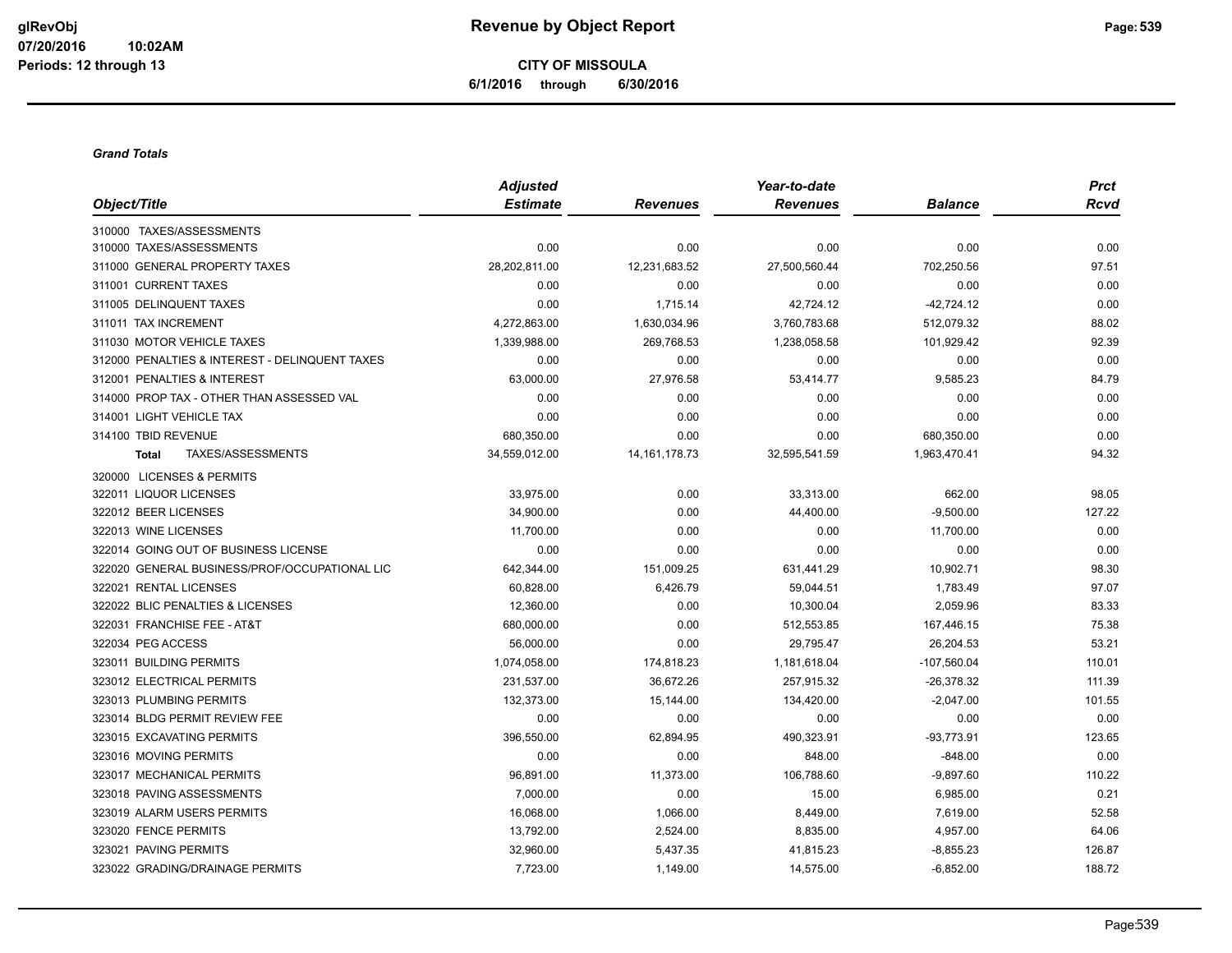**CITY OF MISSOULA**

**6/1/2016 through 6/30/2016**

*Grand Totals*

| Object/Title | Adjusted Estimate | Revenues | Year-to-date Revenues | Balance | Prct Rcvd |
|---|---|---|---|---|---|
| 310000 TAXES/ASSESSMENTS | | | | | |
| 310000 TAXES/ASSESSMENTS | 0.00 | 0.00 | 0.00 | 0.00 | 0.00 |
| 311000 GENERAL PROPERTY TAXES | 28,202,811.00 | 12,231,683.52 | 27,500,560.44 | 702,250.56 | 97.51 |
| 311001 CURRENT TAXES | 0.00 | 0.00 | 0.00 | 0.00 | 0.00 |
| 311005 DELINQUENT TAXES | 0.00 | 1,715.14 | 42,724.12 | -42,724.12 | 0.00 |
| 311011 TAX INCREMENT | 4,272,863.00 | 1,630,034.96 | 3,760,783.68 | 512,079.32 | 88.02 |
| 311030 MOTOR VEHICLE TAXES | 1,339,988.00 | 269,768.53 | 1,238,058.58 | 101,929.42 | 92.39 |
| 312000 PENALTIES & INTEREST - DELINQUENT TAXES | 0.00 | 0.00 | 0.00 | 0.00 | 0.00 |
| 312001 PENALTIES & INTEREST | 63,000.00 | 27,976.58 | 53,414.77 | 9,585.23 | 84.79 |
| 314000 PROP TAX - OTHER THAN ASSESSED VAL | 0.00 | 0.00 | 0.00 | 0.00 | 0.00 |
| 314001 LIGHT VEHICLE TAX | 0.00 | 0.00 | 0.00 | 0.00 | 0.00 |
| 314100 TBID REVENUE | 680,350.00 | 0.00 | 0.00 | 680,350.00 | 0.00 |
| **Total** TAXES/ASSESSMENTS | 34,559,012.00 | 14,161,178.73 | 32,595,541.59 | 1,963,470.41 | 94.32 |
| 320000 LICENSES & PERMITS | | | | | |
| 322011 LIQUOR LICENSES | 33,975.00 | 0.00 | 33,313.00 | 662.00 | 98.05 |
| 322012 BEER LICENSES | 34,900.00 | 0.00 | 44,400.00 | -9,500.00 | 127.22 |
| 322013 WINE LICENSES | 11,700.00 | 0.00 | 0.00 | 11,700.00 | 0.00 |
| 322014 GOING OUT OF BUSINESS LICENSE | 0.00 | 0.00 | 0.00 | 0.00 | 0.00 |
| 322020 GENERAL BUSINESS/PROF/OCCUPATIONAL LIC | 642,344.00 | 151,009.25 | 631,441.29 | 10,902.71 | 98.30 |
| 322021 RENTAL LICENSES | 60,828.00 | 6,426.79 | 59,044.51 | 1,783.49 | 97.07 |
| 322022 BLIC PENALTIES & LICENSES | 12,360.00 | 0.00 | 10,300.04 | 2,059.96 | 83.33 |
| 322031 FRANCHISE FEE - AT&T | 680,000.00 | 0.00 | 512,553.85 | 167,446.15 | 75.38 |
| 322034 PEG ACCESS | 56,000.00 | 0.00 | 29,795.47 | 26,204.53 | 53.21 |
| 323011 BUILDING PERMITS | 1,074,058.00 | 174,818.23 | 1,181,618.04 | -107,560.04 | 110.01 |
| 323012 ELECTRICAL PERMITS | 231,537.00 | 36,672.26 | 257,915.32 | -26,378.32 | 111.39 |
| 323013 PLUMBING PERMITS | 132,373.00 | 15,144.00 | 134,420.00 | -2,047.00 | 101.55 |
| 323014 BLDG PERMIT REVIEW FEE | 0.00 | 0.00 | 0.00 | 0.00 | 0.00 |
| 323015 EXCAVATING PERMITS | 396,550.00 | 62,894.95 | 490,323.91 | -93,773.91 | 123.65 |
| 323016 MOVING PERMITS | 0.00 | 0.00 | 848.00 | -848.00 | 0.00 |
| 323017 MECHANICAL PERMITS | 96,891.00 | 11,373.00 | 106,788.60 | -9,897.60 | 110.22 |
| 323018 PAVING ASSESSMENTS | 7,000.00 | 0.00 | 15.00 | 6,985.00 | 0.21 |
| 323019 ALARM USERS PERMITS | 16,068.00 | 1,066.00 | 8,449.00 | 7,619.00 | 52.58 |
| 323020 FENCE PERMITS | 13,792.00 | 2,524.00 | 8,835.00 | 4,957.00 | 64.06 |
| 323021 PAVING PERMITS | 32,960.00 | 5,437.35 | 41,815.23 | -8,855.23 | 126.87 |
| 323022 GRADING/DRAINAGE PERMITS | 7,723.00 | 1,149.00 | 14,575.00 | -6,852.00 | 188.72 |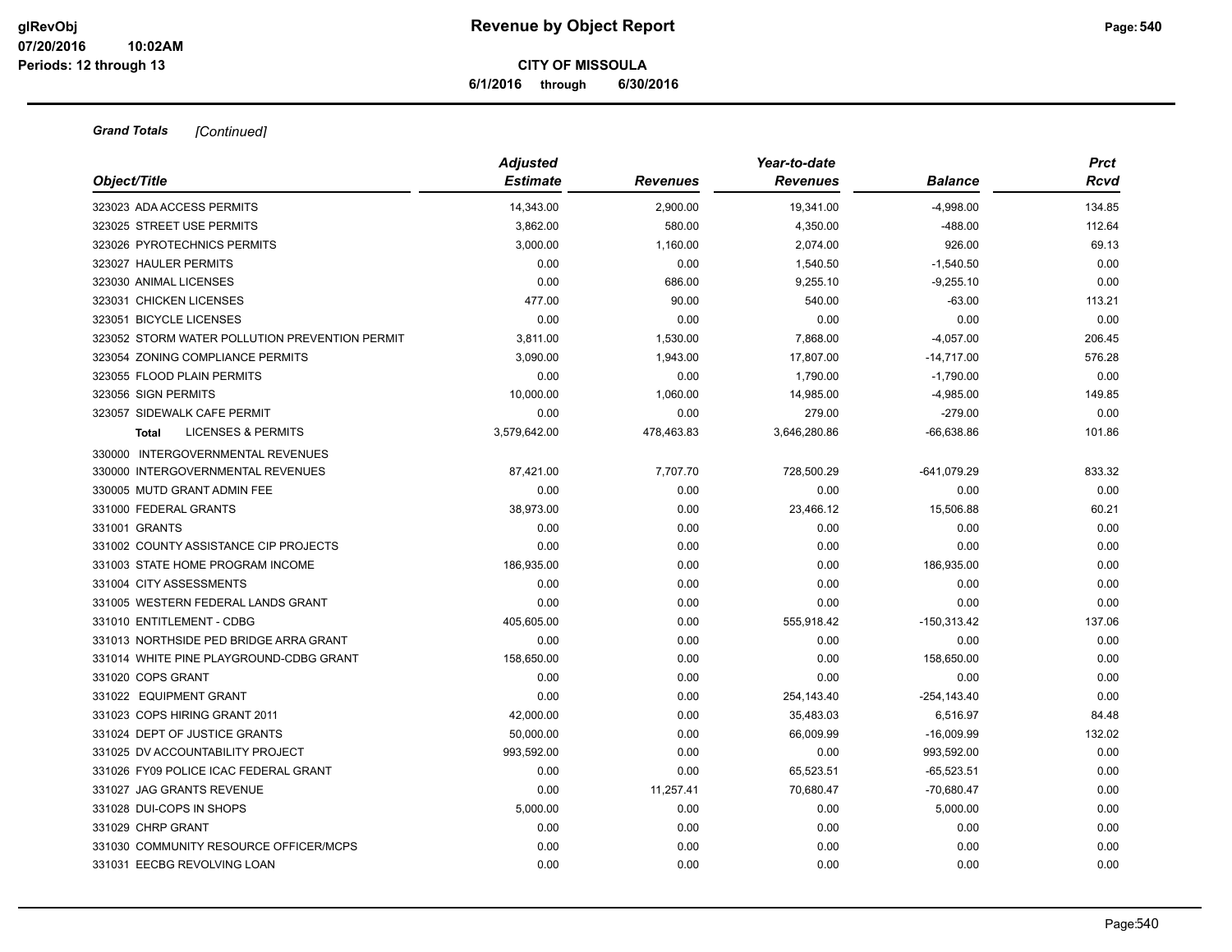# Revenue by Object Report

## CITY OF MISSOULA

**6/1/2016 through 6/30/2016**

***Grand Totals*** *[Continued]*

| *Object/Title* | *Adjusted Estimate* | *Revenues* | *Year-to-date Revenues* | *Balance* | *Prct Rcvd* |
|---|---|---|---|---|---|
| 323023 ADA ACCESS PERMITS | 14,343.00 | 2,900.00 | 19,341.00 | -4,998.00 | 134.85 |
| 323025 STREET USE PERMITS | 3,862.00 | 580.00 | 4,350.00 | -488.00 | 112.64 |
| 323026 PYROTECHNICS PERMITS | 3,000.00 | 1,160.00 | 2,074.00 | 926.00 | 69.13 |
| 323027 HAULER PERMITS | 0.00 | 0.00 | 1,540.50 | -1,540.50 | 0.00 |
| 323030 ANIMAL LICENSES | 0.00 | 686.00 | 9,255.10 | -9,255.10 | 0.00 |
| 323031 CHICKEN LICENSES | 477.00 | 90.00 | 540.00 | -63.00 | 113.21 |
| 323051 BICYCLE LICENSES | 0.00 | 0.00 | 0.00 | 0.00 | 0.00 |
| 323052 STORM WATER POLLUTION PREVENTION PERMIT | 3,811.00 | 1,530.00 | 7,868.00 | -4,057.00 | 206.45 |
| 323054 ZONING COMPLIANCE PERMITS | 3,090.00 | 1,943.00 | 17,807.00 | -14,717.00 | 576.28 |
| 323055 FLOOD PLAIN PERMITS | 0.00 | 0.00 | 1,790.00 | -1,790.00 | 0.00 |
| 323056 SIGN PERMITS | 10,000.00 | 1,060.00 | 14,985.00 | -4,985.00 | 149.85 |
| 323057 SIDEWALK CAFE PERMIT | 0.00 | 0.00 | 279.00 | -279.00 | 0.00 |
| **Total** LICENSES & PERMITS | 3,579,642.00 | 478,463.83 | 3,646,280.86 | -66,638.86 | 101.86 |
| 330000 INTERGOVERNMENTAL REVENUES | | | | | |
| 330000 INTERGOVERNMENTAL REVENUES | 87,421.00 | 7,707.70 | 728,500.29 | -641,079.29 | 833.32 |
| 330005 MUTD GRANT ADMIN FEE | 0.00 | 0.00 | 0.00 | 0.00 | 0.00 |
| 331000 FEDERAL GRANTS | 38,973.00 | 0.00 | 23,466.12 | 15,506.88 | 60.21 |
| 331001 GRANTS | 0.00 | 0.00 | 0.00 | 0.00 | 0.00 |
| 331002 COUNTY ASSISTANCE CIP PROJECTS | 0.00 | 0.00 | 0.00 | 0.00 | 0.00 |
| 331003 STATE HOME PROGRAM INCOME | 186,935.00 | 0.00 | 0.00 | 186,935.00 | 0.00 |
| 331004 CITY ASSESSMENTS | 0.00 | 0.00 | 0.00 | 0.00 | 0.00 |
| 331005 WESTERN FEDERAL LANDS GRANT | 0.00 | 0.00 | 0.00 | 0.00 | 0.00 |
| 331010 ENTITLEMENT - CDBG | 405,605.00 | 0.00 | 555,918.42 | -150,313.42 | 137.06 |
| 331013 NORTHSIDE PED BRIDGE ARRA GRANT | 0.00 | 0.00 | 0.00 | 0.00 | 0.00 |
| 331014 WHITE PINE PLAYGROUND-CDBG GRANT | 158,650.00 | 0.00 | 0.00 | 158,650.00 | 0.00 |
| 331020 COPS GRANT | 0.00 | 0.00 | 0.00 | 0.00 | 0.00 |
| 331022 EQUIPMENT GRANT | 0.00 | 0.00 | 254,143.40 | -254,143.40 | 0.00 |
| 331023 COPS HIRING GRANT 2011 | 42,000.00 | 0.00 | 35,483.03 | 6,516.97 | 84.48 |
| 331024 DEPT OF JUSTICE GRANTS | 50,000.00 | 0.00 | 66,009.99 | -16,009.99 | 132.02 |
| 331025 DV ACCOUNTABILITY PROJECT | 993,592.00 | 0.00 | 0.00 | 993,592.00 | 0.00 |
| 331026 FY09 POLICE ICAC FEDERAL GRANT | 0.00 | 0.00 | 65,523.51 | -65,523.51 | 0.00 |
| 331027 JAG GRANTS REVENUE | 0.00 | 11,257.41 | 70,680.47 | -70,680.47 | 0.00 |
| 331028 DUI-COPS IN SHOPS | 5,000.00 | 0.00 | 0.00 | 5,000.00 | 0.00 |
| 331029 CHRP GRANT | 0.00 | 0.00 | 0.00 | 0.00 | 0.00 |
| 331030 COMMUNITY RESOURCE OFFICER/MCPS | 0.00 | 0.00 | 0.00 | 0.00 | 0.00 |
| 331031 EECBG REVOLVING LOAN | 0.00 | 0.00 | 0.00 | 0.00 | 0.00 |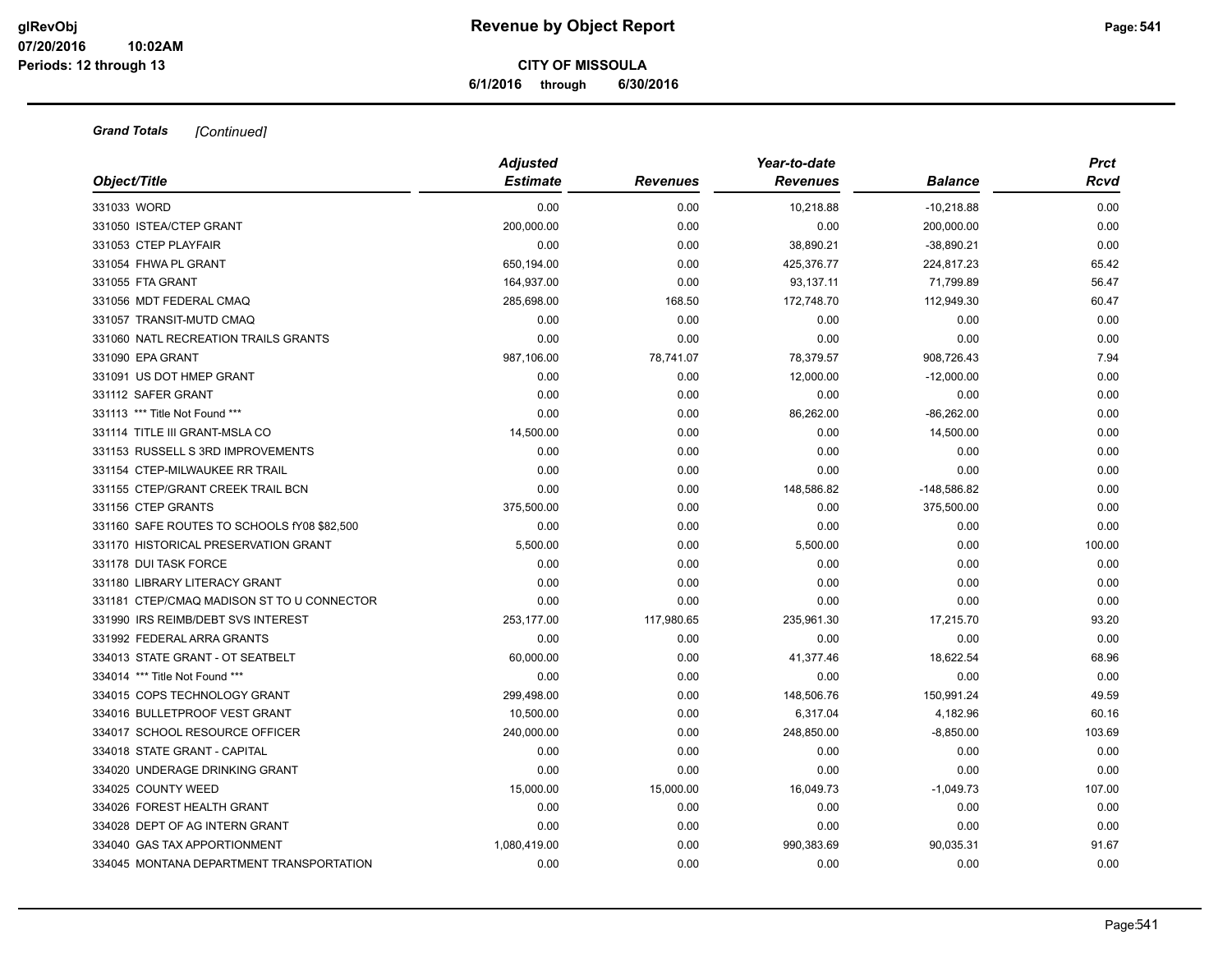# Revenue by Object Report

**CITY OF MISSOULA**

**6/1/2016 through 6/30/2016**

***Grand Totals*** *[Continued]*

| Object/Title | Adjusted Estimate | Revenues | Year-to-date Revenues | Balance | Prct Rcvd |
|---|---|---|---|---|---|
| 331033 WORD | 0.00 | 0.00 | 10,218.88 | -10,218.88 | 0.00 |
| 331050 ISTEA/CTEP GRANT | 200,000.00 | 0.00 | 0.00 | 200,000.00 | 0.00 |
| 331053 CTEP PLAYFAIR | 0.00 | 0.00 | 38,890.21 | -38,890.21 | 0.00 |
| 331054 FHWA PL GRANT | 650,194.00 | 0.00 | 425,376.77 | 224,817.23 | 65.42 |
| 331055 FTA GRANT | 164,937.00 | 0.00 | 93,137.11 | 71,799.89 | 56.47 |
| 331056 MDT FEDERAL CMAQ | 285,698.00 | 168.50 | 172,748.70 | 112,949.30 | 60.47 |
| 331057 TRANSIT-MUTD CMAQ | 0.00 | 0.00 | 0.00 | 0.00 | 0.00 |
| 331060 NATL RECREATION TRAILS GRANTS | 0.00 | 0.00 | 0.00 | 0.00 | 0.00 |
| 331090 EPA GRANT | 987,106.00 | 78,741.07 | 78,379.57 | 908,726.43 | 7.94 |
| 331091 US DOT HMEP GRANT | 0.00 | 0.00 | 12,000.00 | -12,000.00 | 0.00 |
| 331112 SAFER GRANT | 0.00 | 0.00 | 0.00 | 0.00 | 0.00 |
| 331113 *** Title Not Found *** | 0.00 | 0.00 | 86,262.00 | -86,262.00 | 0.00 |
| 331114 TITLE III GRANT-MSLA CO | 14,500.00 | 0.00 | 0.00 | 14,500.00 | 0.00 |
| 331153 RUSSELL S 3RD IMPROVEMENTS | 0.00 | 0.00 | 0.00 | 0.00 | 0.00 |
| 331154 CTEP-MILWAUKEE RR TRAIL | 0.00 | 0.00 | 0.00 | 0.00 | 0.00 |
| 331155 CTEP/GRANT CREEK TRAIL BCN | 0.00 | 0.00 | 148,586.82 | -148,586.82 | 0.00 |
| 331156 CTEP GRANTS | 375,500.00 | 0.00 | 0.00 | 375,500.00 | 0.00 |
| 331160 SAFE ROUTES TO SCHOOLS fY08 $82,500 | 0.00 | 0.00 | 0.00 | 0.00 | 0.00 |
| 331170 HISTORICAL PRESERVATION GRANT | 5,500.00 | 0.00 | 5,500.00 | 0.00 | 100.00 |
| 331178 DUI TASK FORCE | 0.00 | 0.00 | 0.00 | 0.00 | 0.00 |
| 331180 LIBRARY LITERACY GRANT | 0.00 | 0.00 | 0.00 | 0.00 | 0.00 |
| 331181 CTEP/CMAQ MADISON ST TO U CONNECTOR | 0.00 | 0.00 | 0.00 | 0.00 | 0.00 |
| 331990 IRS REIMB/DEBT SVS INTEREST | 253,177.00 | 117,980.65 | 235,961.30 | 17,215.70 | 93.20 |
| 331992 FEDERAL ARRA GRANTS | 0.00 | 0.00 | 0.00 | 0.00 | 0.00 |
| 334013 STATE GRANT - OT SEATBELT | 60,000.00 | 0.00 | 41,377.46 | 18,622.54 | 68.96 |
| 334014 *** Title Not Found *** | 0.00 | 0.00 | 0.00 | 0.00 | 0.00 |
| 334015 COPS TECHNOLOGY GRANT | 299,498.00 | 0.00 | 148,506.76 | 150,991.24 | 49.59 |
| 334016 BULLETPROOF VEST GRANT | 10,500.00 | 0.00 | 6,317.04 | 4,182.96 | 60.16 |
| 334017 SCHOOL RESOURCE OFFICER | 240,000.00 | 0.00 | 248,850.00 | -8,850.00 | 103.69 |
| 334018 STATE GRANT - CAPITAL | 0.00 | 0.00 | 0.00 | 0.00 | 0.00 |
| 334020 UNDERAGE DRINKING GRANT | 0.00 | 0.00 | 0.00 | 0.00 | 0.00 |
| 334025 COUNTY WEED | 15,000.00 | 15,000.00 | 16,049.73 | -1,049.73 | 107.00 |
| 334026 FOREST HEALTH GRANT | 0.00 | 0.00 | 0.00 | 0.00 | 0.00 |
| 334028 DEPT OF AG INTERN GRANT | 0.00 | 0.00 | 0.00 | 0.00 | 0.00 |
| 334040 GAS TAX APPORTIONMENT | 1,080,419.00 | 0.00 | 990,383.69 | 90,035.31 | 91.67 |
| 334045 MONTANA DEPARTMENT TRANSPORTATION | 0.00 | 0.00 | 0.00 | 0.00 | 0.00 |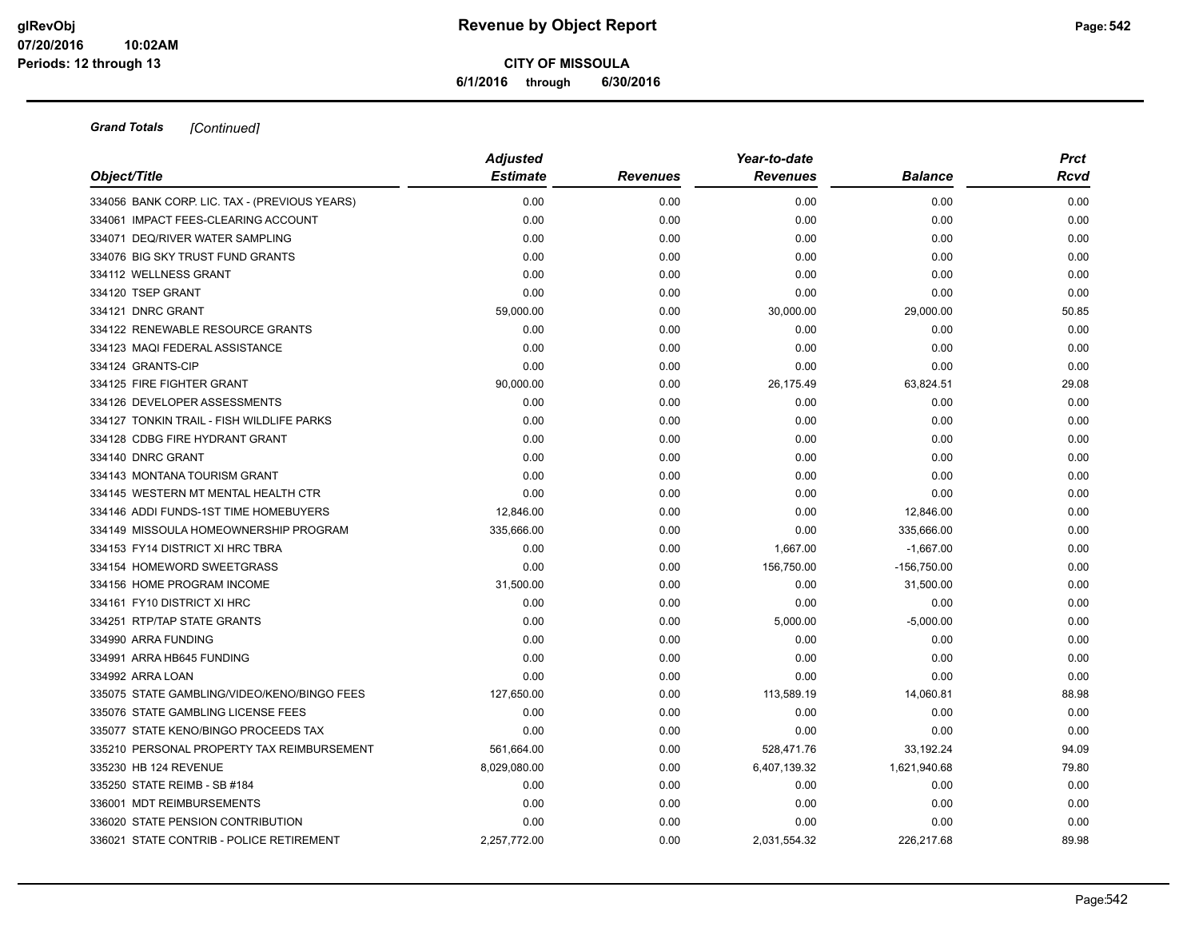**Grand Totals** *[Continued]*

| Object/Title | Adjusted Estimate | Revenues | Year-to-date Revenues | Balance | Prct Rcvd |
|---|---|---|---|---|---|
| 334056 BANK CORP. LIC. TAX - (PREVIOUS YEARS) | 0.00 | 0.00 | 0.00 | 0.00 | 0.00 |
| 334061 IMPACT FEES-CLEARING ACCOUNT | 0.00 | 0.00 | 0.00 | 0.00 | 0.00 |
| 334071 DEQ/RIVER WATER SAMPLING | 0.00 | 0.00 | 0.00 | 0.00 | 0.00 |
| 334076 BIG SKY TRUST FUND GRANTS | 0.00 | 0.00 | 0.00 | 0.00 | 0.00 |
| 334112 WELLNESS GRANT | 0.00 | 0.00 | 0.00 | 0.00 | 0.00 |
| 334120 TSEP GRANT | 0.00 | 0.00 | 0.00 | 0.00 | 0.00 |
| 334121 DNRC GRANT | 59,000.00 | 0.00 | 30,000.00 | 29,000.00 | 50.85 |
| 334122 RENEWABLE RESOURCE GRANTS | 0.00 | 0.00 | 0.00 | 0.00 | 0.00 |
| 334123 MAQI FEDERAL ASSISTANCE | 0.00 | 0.00 | 0.00 | 0.00 | 0.00 |
| 334124 GRANTS-CIP | 0.00 | 0.00 | 0.00 | 0.00 | 0.00 |
| 334125 FIRE FIGHTER GRANT | 90,000.00 | 0.00 | 26,175.49 | 63,824.51 | 29.08 |
| 334126 DEVELOPER ASSESSMENTS | 0.00 | 0.00 | 0.00 | 0.00 | 0.00 |
| 334127 TONKIN TRAIL - FISH WILDLIFE PARKS | 0.00 | 0.00 | 0.00 | 0.00 | 0.00 |
| 334128 CDBG FIRE HYDRANT GRANT | 0.00 | 0.00 | 0.00 | 0.00 | 0.00 |
| 334140 DNRC GRANT | 0.00 | 0.00 | 0.00 | 0.00 | 0.00 |
| 334143 MONTANA TOURISM GRANT | 0.00 | 0.00 | 0.00 | 0.00 | 0.00 |
| 334145 WESTERN MT MENTAL HEALTH CTR | 0.00 | 0.00 | 0.00 | 0.00 | 0.00 |
| 334146 ADDI FUNDS-1ST TIME HOMEBUYERS | 12,846.00 | 0.00 | 0.00 | 12,846.00 | 0.00 |
| 334149 MISSOULA HOMEOWNERSHIP PROGRAM | 335,666.00 | 0.00 | 0.00 | 335,666.00 | 0.00 |
| 334153 FY14 DISTRICT XI HRC TBRA | 0.00 | 0.00 | 1,667.00 | -1,667.00 | 0.00 |
| 334154 HOMEWORD SWEETGRASS | 0.00 | 0.00 | 156,750.00 | -156,750.00 | 0.00 |
| 334156 HOME PROGRAM INCOME | 31,500.00 | 0.00 | 0.00 | 31,500.00 | 0.00 |
| 334161 FY10 DISTRICT XI HRC | 0.00 | 0.00 | 0.00 | 0.00 | 0.00 |
| 334251 RTP/TAP STATE GRANTS | 0.00 | 0.00 | 5,000.00 | -5,000.00 | 0.00 |
| 334990 ARRA FUNDING | 0.00 | 0.00 | 0.00 | 0.00 | 0.00 |
| 334991 ARRA HB645 FUNDING | 0.00 | 0.00 | 0.00 | 0.00 | 0.00 |
| 334992 ARRA LOAN | 0.00 | 0.00 | 0.00 | 0.00 | 0.00 |
| 335075 STATE GAMBLING/VIDEO/KENO/BINGO FEES | 127,650.00 | 0.00 | 113,589.19 | 14,060.81 | 88.98 |
| 335076 STATE GAMBLING LICENSE FEES | 0.00 | 0.00 | 0.00 | 0.00 | 0.00 |
| 335077 STATE KENO/BINGO PROCEEDS TAX | 0.00 | 0.00 | 0.00 | 0.00 | 0.00 |
| 335210 PERSONAL PROPERTY TAX REIMBURSEMENT | 561,664.00 | 0.00 | 528,471.76 | 33,192.24 | 94.09 |
| 335230 HB 124 REVENUE | 8,029,080.00 | 0.00 | 6,407,139.32 | 1,621,940.68 | 79.80 |
| 335250 STATE REIMB - SB #184 | 0.00 | 0.00 | 0.00 | 0.00 | 0.00 |
| 336001 MDT REIMBURSEMENTS | 0.00 | 0.00 | 0.00 | 0.00 | 0.00 |
| 336020 STATE PENSION CONTRIBUTION | 0.00 | 0.00 | 0.00 | 0.00 | 0.00 |
| 336021 STATE CONTRIB - POLICE RETIREMENT | 2,257,772.00 | 0.00 | 2,031,554.32 | 226,217.68 | 89.98 |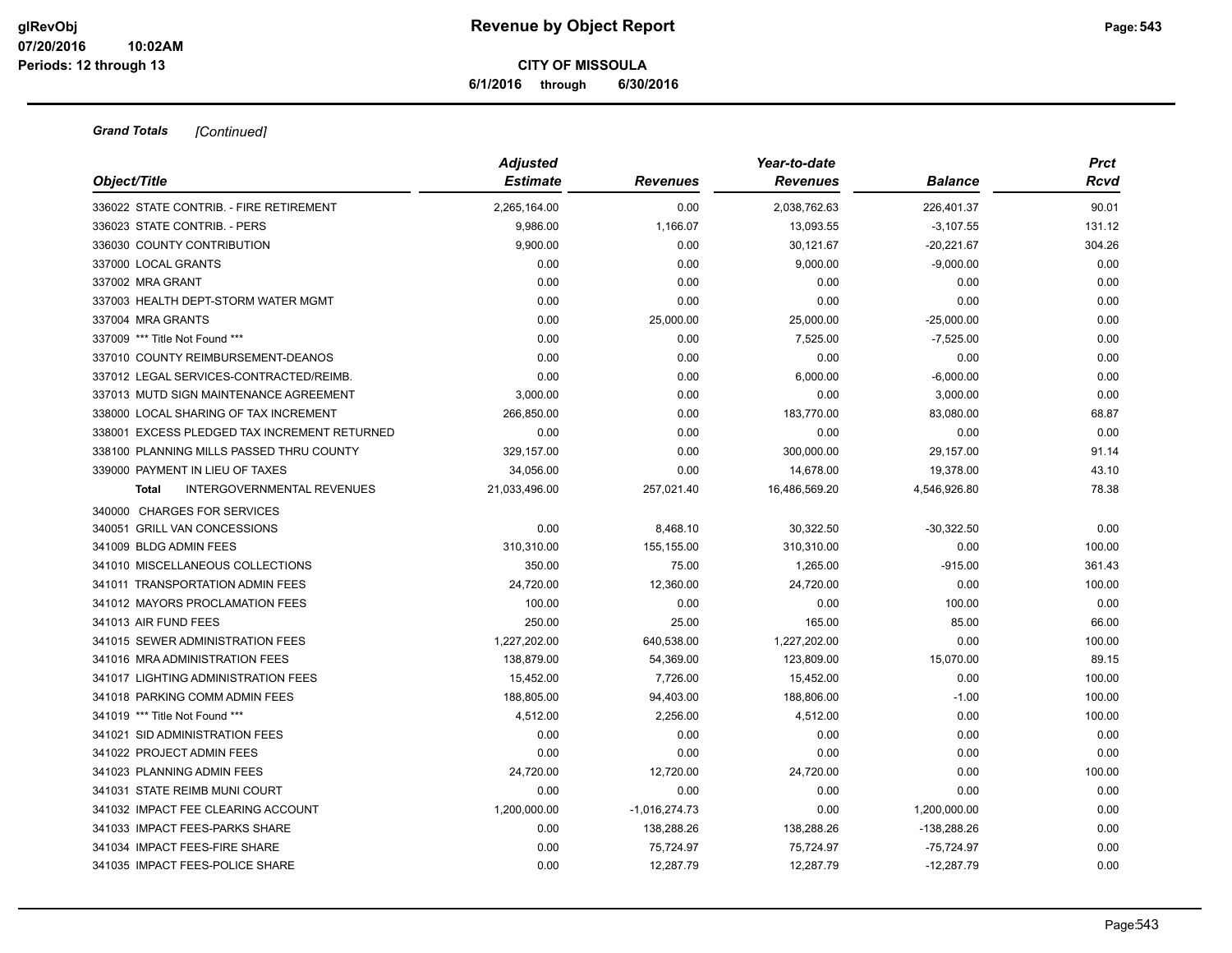**CITY OF MISSOULA**

**6/1/2016 through 6/30/2016**

***Grand Totals*** *[Continued]*

| Object/Title | Adjusted Estimate | Revenues | Year-to-date Revenues | Balance | Prct Rcvd |
|---|---|---|---|---|---|
| 336022 STATE CONTRIB. - FIRE RETIREMENT | 2,265,164.00 | 0.00 | 2,038,762.63 | 226,401.37 | 90.01 |
| 336023 STATE CONTRIB. - PERS | 9,986.00 | 1,166.07 | 13,093.55 | -3,107.55 | 131.12 |
| 336030 COUNTY CONTRIBUTION | 9,900.00 | 0.00 | 30,121.67 | -20,221.67 | 304.26 |
| 337000 LOCAL GRANTS | 0.00 | 0.00 | 9,000.00 | -9,000.00 | 0.00 |
| 337002 MRA GRANT | 0.00 | 0.00 | 0.00 | 0.00 | 0.00 |
| 337003 HEALTH DEPT-STORM WATER MGMT | 0.00 | 0.00 | 0.00 | 0.00 | 0.00 |
| 337004 MRA GRANTS | 0.00 | 25,000.00 | 25,000.00 | -25,000.00 | 0.00 |
| 337009 *** Title Not Found *** | 0.00 | 0.00 | 7,525.00 | -7,525.00 | 0.00 |
| 337010 COUNTY REIMBURSEMENT-DEANOS | 0.00 | 0.00 | 0.00 | 0.00 | 0.00 |
| 337012 LEGAL SERVICES-CONTRACTED/REIMB. | 0.00 | 0.00 | 6,000.00 | -6,000.00 | 0.00 |
| 337013 MUTD SIGN MAINTENANCE AGREEMENT | 3,000.00 | 0.00 | 0.00 | 3,000.00 | 0.00 |
| 338000 LOCAL SHARING OF TAX INCREMENT | 266,850.00 | 0.00 | 183,770.00 | 83,080.00 | 68.87 |
| 338001 EXCESS PLEDGED TAX INCREMENT RETURNED | 0.00 | 0.00 | 0.00 | 0.00 | 0.00 |
| 338100 PLANNING MILLS PASSED THRU COUNTY | 329,157.00 | 0.00 | 300,000.00 | 29,157.00 | 91.14 |
| 339000 PAYMENT IN LIEU OF TAXES | 34,056.00 | 0.00 | 14,678.00 | 19,378.00 | 43.10 |
| **Total** INTERGOVERNMENTAL REVENUES | 21,033,496.00 | 257,021.40 | 16,486,569.20 | 4,546,926.80 | 78.38 |
| 340000 CHARGES FOR SERVICES | | | | | |
| 340051 GRILL VAN CONCESSIONS | 0.00 | 8,468.10 | 30,322.50 | -30,322.50 | 0.00 |
| 341009 BLDG ADMIN FEES | 310,310.00 | 155,155.00 | 310,310.00 | 0.00 | 100.00 |
| 341010 MISCELLANEOUS COLLECTIONS | 350.00 | 75.00 | 1,265.00 | -915.00 | 361.43 |
| 341011 TRANSPORTATION ADMIN FEES | 24,720.00 | 12,360.00 | 24,720.00 | 0.00 | 100.00 |
| 341012 MAYORS PROCLAMATION FEES | 100.00 | 0.00 | 0.00 | 100.00 | 0.00 |
| 341013 AIR FUND FEES | 250.00 | 25.00 | 165.00 | 85.00 | 66.00 |
| 341015 SEWER ADMINISTRATION FEES | 1,227,202.00 | 640,538.00 | 1,227,202.00 | 0.00 | 100.00 |
| 341016 MRA ADMINISTRATION FEES | 138,879.00 | 54,369.00 | 123,809.00 | 15,070.00 | 89.15 |
| 341017 LIGHTING ADMINISTRATION FEES | 15,452.00 | 7,726.00 | 15,452.00 | 0.00 | 100.00 |
| 341018 PARKING COMM ADMIN FEES | 188,805.00 | 94,403.00 | 188,806.00 | -1.00 | 100.00 |
| 341019 *** Title Not Found *** | 4,512.00 | 2,256.00 | 4,512.00 | 0.00 | 100.00 |
| 341021 SID ADMINISTRATION FEES | 0.00 | 0.00 | 0.00 | 0.00 | 0.00 |
| 341022 PROJECT ADMIN FEES | 0.00 | 0.00 | 0.00 | 0.00 | 0.00 |
| 341023 PLANNING ADMIN FEES | 24,720.00 | 12,720.00 | 24,720.00 | 0.00 | 100.00 |
| 341031 STATE REIMB MUNI COURT | 0.00 | 0.00 | 0.00 | 0.00 | 0.00 |
| 341032 IMPACT FEE CLEARING ACCOUNT | 1,200,000.00 | -1,016,274.73 | 0.00 | 1,200,000.00 | 0.00 |
| 341033 IMPACT FEES-PARKS SHARE | 0.00 | 138,288.26 | 138,288.26 | -138,288.26 | 0.00 |
| 341034 IMPACT FEES-FIRE SHARE | 0.00 | 75,724.97 | 75,724.97 | -75,724.97 | 0.00 |
| 341035 IMPACT FEES-POLICE SHARE | 0.00 | 12,287.79 | 12,287.79 | -12,287.79 | 0.00 |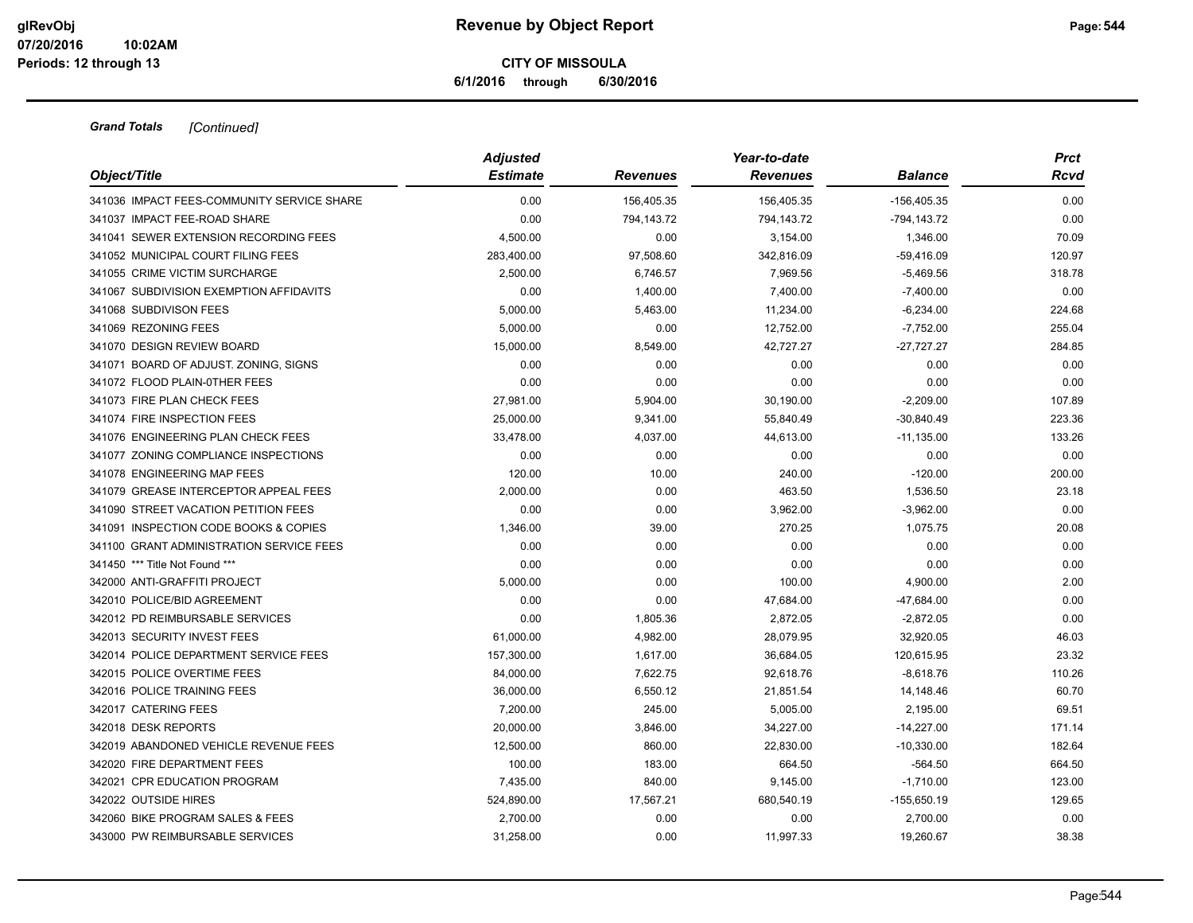# Revenue by Object Report

**CITY OF MISSOULA**

**6/1/2016 through 6/30/2016**

glRevObj
07/20/2016 10:02AM
Periods: 12 through 13

***Grand Totals*** *[Continued]*

| *Object/Title* | *Adjusted Estimate* | *Revenues* | *Year-to-date Revenues* | *Balance* | *Prct Rcvd* |
|---|---|---|---|---|---|
| 341036 IMPACT FEES-COMMUNITY SERVICE SHARE | 0.00 | 156,405.35 | 156,405.35 | -156,405.35 | 0.00 |
| 341037 IMPACT FEE-ROAD SHARE | 0.00 | 794,143.72 | 794,143.72 | -794,143.72 | 0.00 |
| 341041 SEWER EXTENSION RECORDING FEES | 4,500.00 | 0.00 | 3,154.00 | 1,346.00 | 70.09 |
| 341052 MUNICIPAL COURT FILING FEES | 283,400.00 | 97,508.60 | 342,816.09 | -59,416.09 | 120.97 |
| 341055 CRIME VICTIM SURCHARGE | 2,500.00 | 6,746.57 | 7,969.56 | -5,469.56 | 318.78 |
| 341067 SUBDIVISION EXEMPTION AFFIDAVITS | 0.00 | 1,400.00 | 7,400.00 | -7,400.00 | 0.00 |
| 341068 SUBDIVISON FEES | 5,000.00 | 5,463.00 | 11,234.00 | -6,234.00 | 224.68 |
| 341069 REZONING FEES | 5,000.00 | 0.00 | 12,752.00 | -7,752.00 | 255.04 |
| 341070 DESIGN REVIEW BOARD | 15,000.00 | 8,549.00 | 42,727.27 | -27,727.27 | 284.85 |
| 341071 BOARD OF ADJUST. ZONING, SIGNS | 0.00 | 0.00 | 0.00 | 0.00 | 0.00 |
| 341072 FLOOD PLAIN-0THER FEES | 0.00 | 0.00 | 0.00 | 0.00 | 0.00 |
| 341073 FIRE PLAN CHECK FEES | 27,981.00 | 5,904.00 | 30,190.00 | -2,209.00 | 107.89 |
| 341074 FIRE INSPECTION FEES | 25,000.00 | 9,341.00 | 55,840.49 | -30,840.49 | 223.36 |
| 341076 ENGINEERING PLAN CHECK FEES | 33,478.00 | 4,037.00 | 44,613.00 | -11,135.00 | 133.26 |
| 341077 ZONING COMPLIANCE INSPECTIONS | 0.00 | 0.00 | 0.00 | 0.00 | 0.00 |
| 341078 ENGINEERING MAP FEES | 120.00 | 10.00 | 240.00 | -120.00 | 200.00 |
| 341079 GREASE INTERCEPTOR APPEAL FEES | 2,000.00 | 0.00 | 463.50 | 1,536.50 | 23.18 |
| 341090 STREET VACATION PETITION FEES | 0.00 | 0.00 | 3,962.00 | -3,962.00 | 0.00 |
| 341091 INSPECTION CODE BOOKS & COPIES | 1,346.00 | 39.00 | 270.25 | 1,075.75 | 20.08 |
| 341100 GRANT ADMINISTRATION SERVICE FEES | 0.00 | 0.00 | 0.00 | 0.00 | 0.00 |
| 341450 *** Title Not Found *** | 0.00 | 0.00 | 0.00 | 0.00 | 0.00 |
| 342000 ANTI-GRAFFITI PROJECT | 5,000.00 | 0.00 | 100.00 | 4,900.00 | 2.00 |
| 342010 POLICE/BID AGREEMENT | 0.00 | 0.00 | 47,684.00 | -47,684.00 | 0.00 |
| 342012 PD REIMBURSABLE SERVICES | 0.00 | 1,805.36 | 2,872.05 | -2,872.05 | 0.00 |
| 342013 SECURITY INVEST FEES | 61,000.00 | 4,982.00 | 28,079.95 | 32,920.05 | 46.03 |
| 342014 POLICE DEPARTMENT SERVICE FEES | 157,300.00 | 1,617.00 | 36,684.05 | 120,615.95 | 23.32 |
| 342015 POLICE OVERTIME FEES | 84,000.00 | 7,622.75 | 92,618.76 | -8,618.76 | 110.26 |
| 342016 POLICE TRAINING FEES | 36,000.00 | 6,550.12 | 21,851.54 | 14,148.46 | 60.70 |
| 342017 CATERING FEES | 7,200.00 | 245.00 | 5,005.00 | 2,195.00 | 69.51 |
| 342018 DESK REPORTS | 20,000.00 | 3,846.00 | 34,227.00 | -14,227.00 | 171.14 |
| 342019 ABANDONED VEHICLE REVENUE FEES | 12,500.00 | 860.00 | 22,830.00 | -10,330.00 | 182.64 |
| 342020 FIRE DEPARTMENT FEES | 100.00 | 183.00 | 664.50 | -564.50 | 664.50 |
| 342021 CPR EDUCATION PROGRAM | 7,435.00 | 840.00 | 9,145.00 | -1,710.00 | 123.00 |
| 342022 OUTSIDE HIRES | 524,890.00 | 17,567.21 | 680,540.19 | -155,650.19 | 129.65 |
| 342060 BIKE PROGRAM SALES & FEES | 2,700.00 | 0.00 | 0.00 | 2,700.00 | 0.00 |
| 343000 PW REIMBURSABLE SERVICES | 31,258.00 | 0.00 | 11,997.33 | 19,260.67 | 38.38 |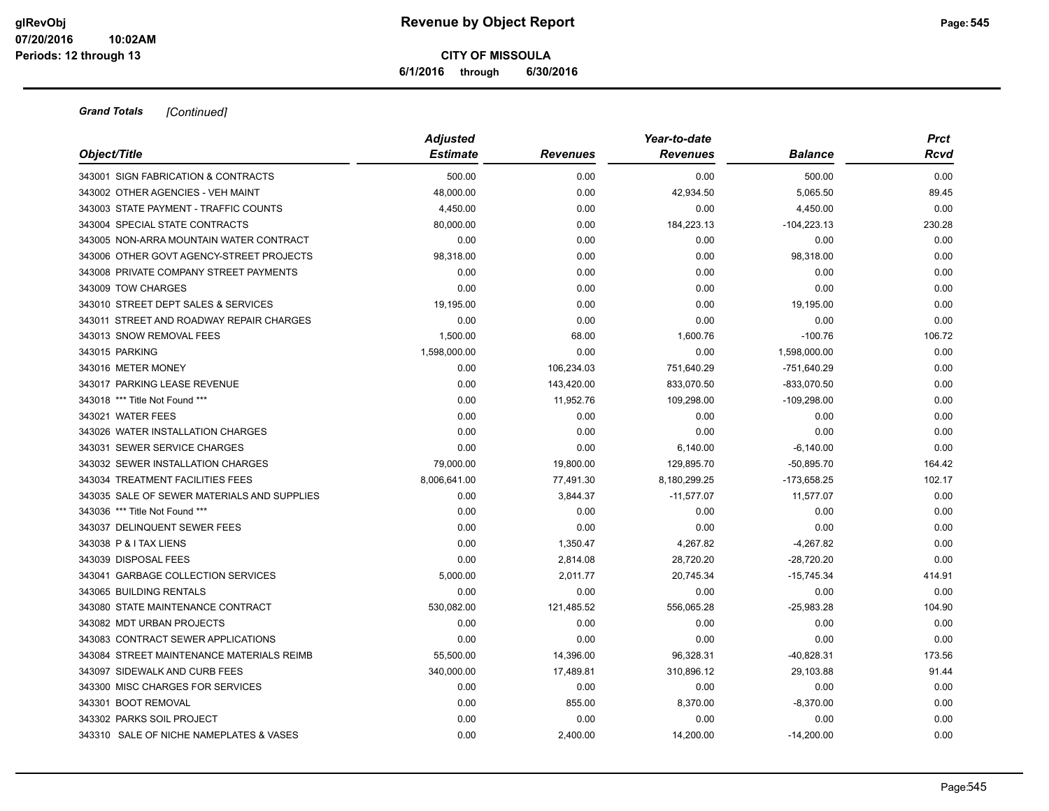# Revenue by Object Report

**CITY OF MISSOULA**

**6/1/2016 through 6/30/2016**

glRevObj
07/20/2016 10:02AM
Periods: 12 through 13

***Grand Totals*** *[Continued]*

| Object/Title | Adjusted Estimate | Revenues | Year-to-date Revenues | Balance | Prct Rcvd |
|---|---|---|---|---|---|
| 343001 SIGN FABRICATION & CONTRACTS | 500.00 | 0.00 | 0.00 | 500.00 | 0.00 |
| 343002 OTHER AGENCIES - VEH MAINT | 48,000.00 | 0.00 | 42,934.50 | 5,065.50 | 89.45 |
| 343003 STATE PAYMENT - TRAFFIC COUNTS | 4,450.00 | 0.00 | 0.00 | 4,450.00 | 0.00 |
| 343004 SPECIAL STATE CONTRACTS | 80,000.00 | 0.00 | 184,223.13 | -104,223.13 | 230.28 |
| 343005 NON-ARRA MOUNTAIN WATER CONTRACT | 0.00 | 0.00 | 0.00 | 0.00 | 0.00 |
| 343006 OTHER GOVT AGENCY-STREET PROJECTS | 98,318.00 | 0.00 | 0.00 | 98,318.00 | 0.00 |
| 343008 PRIVATE COMPANY STREET PAYMENTS | 0.00 | 0.00 | 0.00 | 0.00 | 0.00 |
| 343009 TOW CHARGES | 0.00 | 0.00 | 0.00 | 0.00 | 0.00 |
| 343010 STREET DEPT SALES & SERVICES | 19,195.00 | 0.00 | 0.00 | 19,195.00 | 0.00 |
| 343011 STREET AND ROADWAY REPAIR CHARGES | 0.00 | 0.00 | 0.00 | 0.00 | 0.00 |
| 343013 SNOW REMOVAL FEES | 1,500.00 | 68.00 | 1,600.76 | -100.76 | 106.72 |
| 343015 PARKING | 1,598,000.00 | 0.00 | 0.00 | 1,598,000.00 | 0.00 |
| 343016 METER MONEY | 0.00 | 106,234.03 | 751,640.29 | -751,640.29 | 0.00 |
| 343017 PARKING LEASE REVENUE | 0.00 | 143,420.00 | 833,070.50 | -833,070.50 | 0.00 |
| 343018 *** Title Not Found *** | 0.00 | 11,952.76 | 109,298.00 | -109,298.00 | 0.00 |
| 343021 WATER FEES | 0.00 | 0.00 | 0.00 | 0.00 | 0.00 |
| 343026 WATER INSTALLATION CHARGES | 0.00 | 0.00 | 0.00 | 0.00 | 0.00 |
| 343031 SEWER SERVICE CHARGES | 0.00 | 0.00 | 6,140.00 | -6,140.00 | 0.00 |
| 343032 SEWER INSTALLATION CHARGES | 79,000.00 | 19,800.00 | 129,895.70 | -50,895.70 | 164.42 |
| 343034 TREATMENT FACILITIES FEES | 8,006,641.00 | 77,491.30 | 8,180,299.25 | -173,658.25 | 102.17 |
| 343035 SALE OF SEWER MATERIALS AND SUPPLIES | 0.00 | 3,844.37 | -11,577.07 | 11,577.07 | 0.00 |
| 343036 *** Title Not Found *** | 0.00 | 0.00 | 0.00 | 0.00 | 0.00 |
| 343037 DELINQUENT SEWER FEES | 0.00 | 0.00 | 0.00 | 0.00 | 0.00 |
| 343038 P & I TAX LIENS | 0.00 | 1,350.47 | 4,267.82 | -4,267.82 | 0.00 |
| 343039 DISPOSAL FEES | 0.00 | 2,814.08 | 28,720.20 | -28,720.20 | 0.00 |
| 343041 GARBAGE COLLECTION SERVICES | 5,000.00 | 2,011.77 | 20,745.34 | -15,745.34 | 414.91 |
| 343065 BUILDING RENTALS | 0.00 | 0.00 | 0.00 | 0.00 | 0.00 |
| 343080 STATE MAINTENANCE CONTRACT | 530,082.00 | 121,485.52 | 556,065.28 | -25,983.28 | 104.90 |
| 343082 MDT URBAN PROJECTS | 0.00 | 0.00 | 0.00 | 0.00 | 0.00 |
| 343083 CONTRACT SEWER APPLICATIONS | 0.00 | 0.00 | 0.00 | 0.00 | 0.00 |
| 343084 STREET MAINTENANCE MATERIALS REIMB | 55,500.00 | 14,396.00 | 96,328.31 | -40,828.31 | 173.56 |
| 343097 SIDEWALK AND CURB FEES | 340,000.00 | 17,489.81 | 310,896.12 | 29,103.88 | 91.44 |
| 343300 MISC CHARGES FOR SERVICES | 0.00 | 0.00 | 0.00 | 0.00 | 0.00 |
| 343301 BOOT REMOVAL | 0.00 | 855.00 | 8,370.00 | -8,370.00 | 0.00 |
| 343302 PARKS SOIL PROJECT | 0.00 | 0.00 | 0.00 | 0.00 | 0.00 |
| 343310 SALE OF NICHE NAMEPLATES & VASES | 0.00 | 2,400.00 | 14,200.00 | -14,200.00 | 0.00 |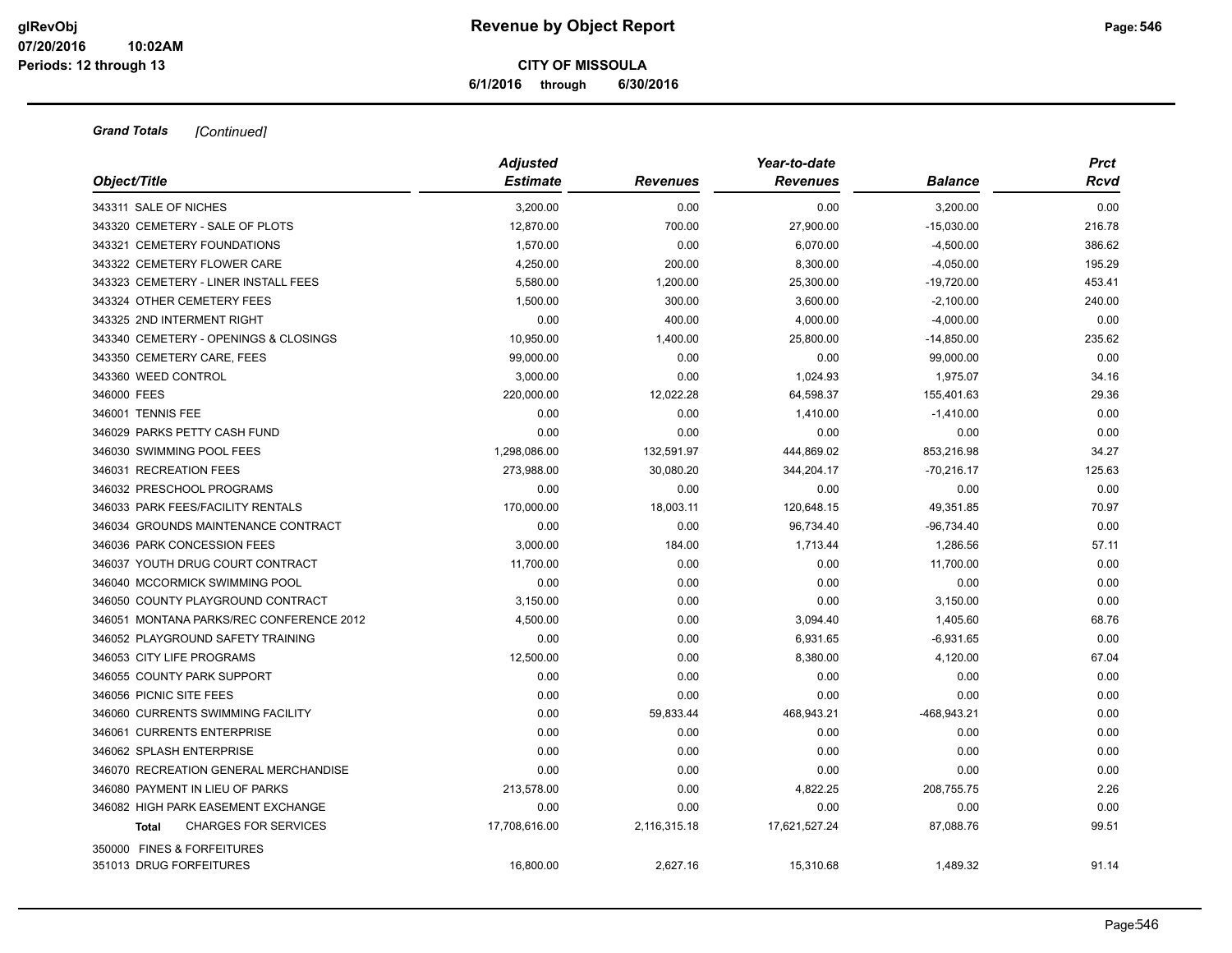**Grand Totals** *[Continued]*

| Object/Title | Adjusted Estimate | Revenues | Year-to-date Revenues | Balance | Prct Rcvd |
|---|---|---|---|---|---|
| 343311 SALE OF NICHES | 3,200.00 | 0.00 | 0.00 | 3,200.00 | 0.00 |
| 343320 CEMETERY - SALE OF PLOTS | 12,870.00 | 700.00 | 27,900.00 | -15,030.00 | 216.78 |
| 343321 CEMETERY FOUNDATIONS | 1,570.00 | 0.00 | 6,070.00 | -4,500.00 | 386.62 |
| 343322 CEMETERY FLOWER CARE | 4,250.00 | 200.00 | 8,300.00 | -4,050.00 | 195.29 |
| 343323 CEMETERY - LINER INSTALL FEES | 5,580.00 | 1,200.00 | 25,300.00 | -19,720.00 | 453.41 |
| 343324 OTHER CEMETERY FEES | 1,500.00 | 300.00 | 3,600.00 | -2,100.00 | 240.00 |
| 343325 2ND INTERMENT RIGHT | 0.00 | 400.00 | 4,000.00 | -4,000.00 | 0.00 |
| 343340 CEMETERY - OPENINGS & CLOSINGS | 10,950.00 | 1,400.00 | 25,800.00 | -14,850.00 | 235.62 |
| 343350 CEMETERY CARE, FEES | 99,000.00 | 0.00 | 0.00 | 99,000.00 | 0.00 |
| 343360 WEED CONTROL | 3,000.00 | 0.00 | 1,024.93 | 1,975.07 | 34.16 |
| 346000 FEES | 220,000.00 | 12,022.28 | 64,598.37 | 155,401.63 | 29.36 |
| 346001 TENNIS FEE | 0.00 | 0.00 | 1,410.00 | -1,410.00 | 0.00 |
| 346029 PARKS PETTY CASH FUND | 0.00 | 0.00 | 0.00 | 0.00 | 0.00 |
| 346030 SWIMMING POOL FEES | 1,298,086.00 | 132,591.97 | 444,869.02 | 853,216.98 | 34.27 |
| 346031 RECREATION FEES | 273,988.00 | 30,080.20 | 344,204.17 | -70,216.17 | 125.63 |
| 346032 PRESCHOOL PROGRAMS | 0.00 | 0.00 | 0.00 | 0.00 | 0.00 |
| 346033 PARK FEES/FACILITY RENTALS | 170,000.00 | 18,003.11 | 120,648.15 | 49,351.85 | 70.97 |
| 346034 GROUNDS MAINTENANCE CONTRACT | 0.00 | 0.00 | 96,734.40 | -96,734.40 | 0.00 |
| 346036 PARK CONCESSION FEES | 3,000.00 | 184.00 | 1,713.44 | 1,286.56 | 57.11 |
| 346037 YOUTH DRUG COURT CONTRACT | 11,700.00 | 0.00 | 0.00 | 11,700.00 | 0.00 |
| 346040 MCCORMICK SWIMMING POOL | 0.00 | 0.00 | 0.00 | 0.00 | 0.00 |
| 346050 COUNTY PLAYGROUND CONTRACT | 3,150.00 | 0.00 | 0.00 | 3,150.00 | 0.00 |
| 346051 MONTANA PARKS/REC CONFERENCE 2012 | 4,500.00 | 0.00 | 3,094.40 | 1,405.60 | 68.76 |
| 346052 PLAYGROUND SAFETY TRAINING | 0.00 | 0.00 | 6,931.65 | -6,931.65 | 0.00 |
| 346053 CITY LIFE PROGRAMS | 12,500.00 | 0.00 | 8,380.00 | 4,120.00 | 67.04 |
| 346055 COUNTY PARK SUPPORT | 0.00 | 0.00 | 0.00 | 0.00 | 0.00 |
| 346056 PICNIC SITE FEES | 0.00 | 0.00 | 0.00 | 0.00 | 0.00 |
| 346060 CURRENTS SWIMMING FACILITY | 0.00 | 59,833.44 | 468,943.21 | -468,943.21 | 0.00 |
| 346061 CURRENTS ENTERPRISE | 0.00 | 0.00 | 0.00 | 0.00 | 0.00 |
| 346062 SPLASH ENTERPRISE | 0.00 | 0.00 | 0.00 | 0.00 | 0.00 |
| 346070 RECREATION GENERAL MERCHANDISE | 0.00 | 0.00 | 0.00 | 0.00 | 0.00 |
| 346080 PAYMENT IN LIEU OF PARKS | 213,578.00 | 0.00 | 4,822.25 | 208,755.75 | 2.26 |
| 346082 HIGH PARK EASEMENT EXCHANGE | 0.00 | 0.00 | 0.00 | 0.00 | 0.00 |
| **Total** CHARGES FOR SERVICES | 17,708,616.00 | 2,116,315.18 | 17,621,527.24 | 87,088.76 | 99.51 |
| 350000 FINES & FORFEITURES | | | | | |
| 351013 DRUG FORFEITURES | 16,800.00 | 2,627.16 | 15,310.68 | 1,489.32 | 91.14 |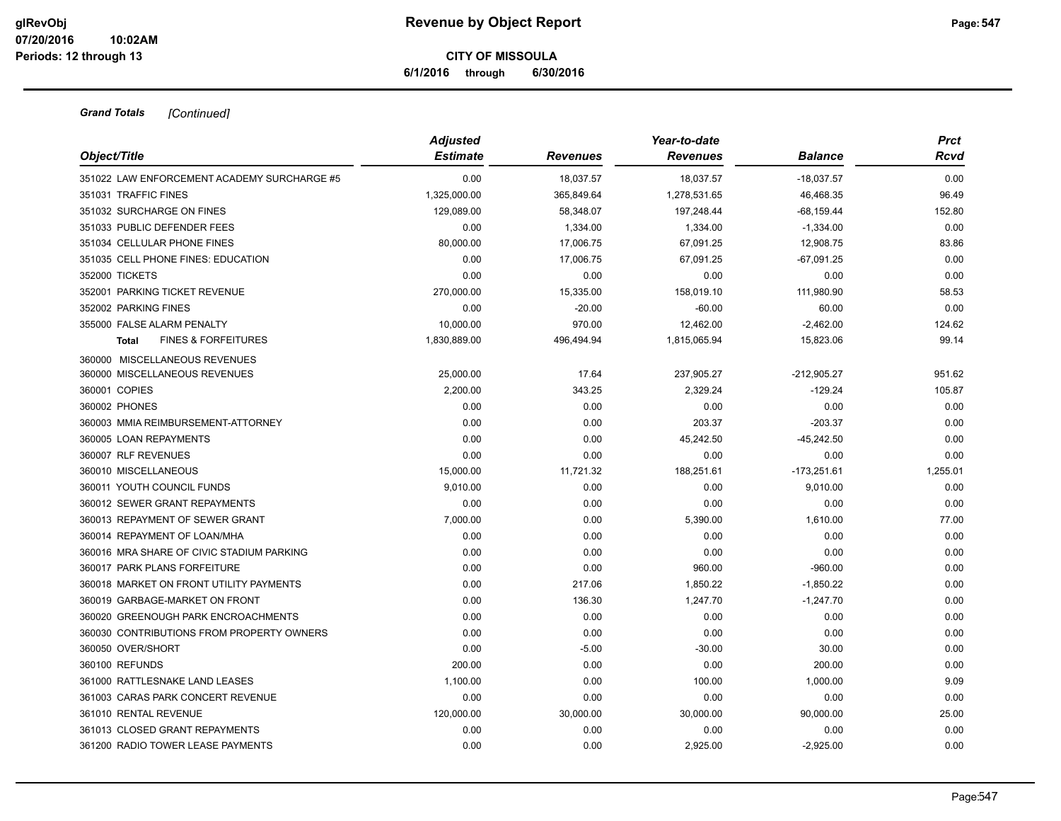**Grand Totals** *[Continued]*

| Object/Title | Adjusted Estimate | Revenues | Year-to-date Revenues | Balance | Prct Rcvd |
|---|---|---|---|---|---|
| 351022 LAW ENFORCEMENT ACADEMY SURCHARGE #5 | 0.00 | 18,037.57 | 18,037.57 | -18,037.57 | 0.00 |
| 351031 TRAFFIC FINES | 1,325,000.00 | 365,849.64 | 1,278,531.65 | 46,468.35 | 96.49 |
| 351032 SURCHARGE ON FINES | 129,089.00 | 58,348.07 | 197,248.44 | -68,159.44 | 152.80 |
| 351033 PUBLIC DEFENDER FEES | 0.00 | 1,334.00 | 1,334.00 | -1,334.00 | 0.00 |
| 351034 CELLULAR PHONE FINES | 80,000.00 | 17,006.75 | 67,091.25 | 12,908.75 | 83.86 |
| 351035 CELL PHONE FINES: EDUCATION | 0.00 | 17,006.75 | 67,091.25 | -67,091.25 | 0.00 |
| 352000 TICKETS | 0.00 | 0.00 | 0.00 | 0.00 | 0.00 |
| 352001 PARKING TICKET REVENUE | 270,000.00 | 15,335.00 | 158,019.10 | 111,980.90 | 58.53 |
| 352002 PARKING FINES | 0.00 | -20.00 | -60.00 | 60.00 | 0.00 |
| 355000 FALSE ALARM PENALTY | 10,000.00 | 970.00 | 12,462.00 | -2,462.00 | 124.62 |
| **Total** FINES & FORFEITURES | 1,830,889.00 | 496,494.94 | 1,815,065.94 | 15,823.06 | 99.14 |
| 360000 MISCELLANEOUS REVENUES | | | | | |
| 360000 MISCELLANEOUS REVENUES | 25,000.00 | 17.64 | 237,905.27 | -212,905.27 | 951.62 |
| 360001 COPIES | 2,200.00 | 343.25 | 2,329.24 | -129.24 | 105.87 |
| 360002 PHONES | 0.00 | 0.00 | 0.00 | 0.00 | 0.00 |
| 360003 MMIA REIMBURSEMENT-ATTORNEY | 0.00 | 0.00 | 203.37 | -203.37 | 0.00 |
| 360005 LOAN REPAYMENTS | 0.00 | 0.00 | 45,242.50 | -45,242.50 | 0.00 |
| 360007 RLF REVENUES | 0.00 | 0.00 | 0.00 | 0.00 | 0.00 |
| 360010 MISCELLANEOUS | 15,000.00 | 11,721.32 | 188,251.61 | -173,251.61 | 1,255.01 |
| 360011 YOUTH COUNCIL FUNDS | 9,010.00 | 0.00 | 0.00 | 9,010.00 | 0.00 |
| 360012 SEWER GRANT REPAYMENTS | 0.00 | 0.00 | 0.00 | 0.00 | 0.00 |
| 360013 REPAYMENT OF SEWER GRANT | 7,000.00 | 0.00 | 5,390.00 | 1,610.00 | 77.00 |
| 360014 REPAYMENT OF LOAN/MHA | 0.00 | 0.00 | 0.00 | 0.00 | 0.00 |
| 360016 MRA SHARE OF CIVIC STADIUM PARKING | 0.00 | 0.00 | 0.00 | 0.00 | 0.00 |
| 360017 PARK PLANS FORFEITURE | 0.00 | 0.00 | 960.00 | -960.00 | 0.00 |
| 360018 MARKET ON FRONT UTILITY PAYMENTS | 0.00 | 217.06 | 1,850.22 | -1,850.22 | 0.00 |
| 360019 GARBAGE-MARKET ON FRONT | 0.00 | 136.30 | 1,247.70 | -1,247.70 | 0.00 |
| 360020 GREENOUGH PARK ENCROACHMENTS | 0.00 | 0.00 | 0.00 | 0.00 | 0.00 |
| 360030 CONTRIBUTIONS FROM PROPERTY OWNERS | 0.00 | 0.00 | 0.00 | 0.00 | 0.00 |
| 360050 OVER/SHORT | 0.00 | -5.00 | -30.00 | 30.00 | 0.00 |
| 360100 REFUNDS | 200.00 | 0.00 | 0.00 | 200.00 | 0.00 |
| 361000 RATTLESNAKE LAND LEASES | 1,100.00 | 0.00 | 100.00 | 1,000.00 | 9.09 |
| 361003 CARAS PARK CONCERT REVENUE | 0.00 | 0.00 | 0.00 | 0.00 | 0.00 |
| 361010 RENTAL REVENUE | 120,000.00 | 30,000.00 | 30,000.00 | 90,000.00 | 25.00 |
| 361013 CLOSED GRANT REPAYMENTS | 0.00 | 0.00 | 0.00 | 0.00 | 0.00 |
| 361200 RADIO TOWER LEASE PAYMENTS | 0.00 | 0.00 | 2,925.00 | -2,925.00 | 0.00 |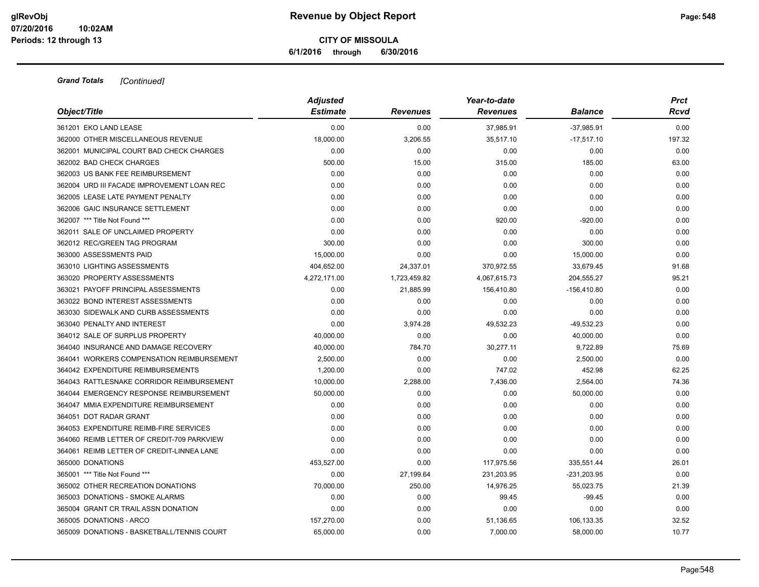# Revenue by Object Report

**CITY OF MISSOULA**

**6/1/2016 through 6/30/2016**

glRevObj
07/20/2016 10:02AM
Periods: 12 through 13

***Grand Totals*** *[Continued]*

| Object/Title | Adjusted Estimate | Revenues | Year-to-date Revenues | Balance | Prct Rcvd |
|---|---|---|---|---|---|
| 361201 EKO LAND LEASE | 0.00 | 0.00 | 37,985.91 | -37,985.91 | 0.00 |
| 362000 OTHER MISCELLANEOUS REVENUE | 18,000.00 | 3,206.55 | 35,517.10 | -17,517.10 | 197.32 |
| 362001 MUNICIPAL COURT BAD CHECK CHARGES | 0.00 | 0.00 | 0.00 | 0.00 | 0.00 |
| 362002 BAD CHECK CHARGES | 500.00 | 15.00 | 315.00 | 185.00 | 63.00 |
| 362003 US BANK FEE REIMBURSEMENT | 0.00 | 0.00 | 0.00 | 0.00 | 0.00 |
| 362004 URD III FACADE IMPROVEMENT LOAN REC | 0.00 | 0.00 | 0.00 | 0.00 | 0.00 |
| 362005 LEASE LATE PAYMENT PENALTY | 0.00 | 0.00 | 0.00 | 0.00 | 0.00 |
| 362006 GAIC INSURANCE SETTLEMENT | 0.00 | 0.00 | 0.00 | 0.00 | 0.00 |
| 362007 *** Title Not Found *** | 0.00 | 0.00 | 920.00 | -920.00 | 0.00 |
| 362011 SALE OF UNCLAIMED PROPERTY | 0.00 | 0.00 | 0.00 | 0.00 | 0.00 |
| 362012 REC/GREEN TAG PROGRAM | 300.00 | 0.00 | 0.00 | 300.00 | 0.00 |
| 363000 ASSESSMENTS PAID | 15,000.00 | 0.00 | 0.00 | 15,000.00 | 0.00 |
| 363010 LIGHTING ASSESSMENTS | 404,652.00 | 24,337.01 | 370,972.55 | 33,679.45 | 91.68 |
| 363020 PROPERTY ASSESSMENTS | 4,272,171.00 | 1,723,459.82 | 4,067,615.73 | 204,555.27 | 95.21 |
| 363021 PAYOFF PRINCIPAL ASSESSMENTS | 0.00 | 21,885.99 | 156,410.80 | -156,410.80 | 0.00 |
| 363022 BOND INTEREST ASSESSMENTS | 0.00 | 0.00 | 0.00 | 0.00 | 0.00 |
| 363030 SIDEWALK AND CURB ASSESSMENTS | 0.00 | 0.00 | 0.00 | 0.00 | 0.00 |
| 363040 PENALTY AND INTEREST | 0.00 | 3,974.28 | 49,532.23 | -49,532.23 | 0.00 |
| 364012 SALE OF SURPLUS PROPERTY | 40,000.00 | 0.00 | 0.00 | 40,000.00 | 0.00 |
| 364040 INSURANCE AND DAMAGE RECOVERY | 40,000.00 | 784.70 | 30,277.11 | 9,722.89 | 75.69 |
| 364041 WORKERS COMPENSATION REIMBURSEMENT | 2,500.00 | 0.00 | 0.00 | 2,500.00 | 0.00 |
| 364042 EXPENDITURE REIMBURSEMENTS | 1,200.00 | 0.00 | 747.02 | 452.98 | 62.25 |
| 364043 RATTLESNAKE CORRIDOR REIMBURSEMENT | 10,000.00 | 2,288.00 | 7,436.00 | 2,564.00 | 74.36 |
| 364044 EMERGENCY RESPONSE REIMBURSEMENT | 50,000.00 | 0.00 | 0.00 | 50,000.00 | 0.00 |
| 364047 MMIA EXPENDITURE REIMBURSEMENT | 0.00 | 0.00 | 0.00 | 0.00 | 0.00 |
| 364051 DOT RADAR GRANT | 0.00 | 0.00 | 0.00 | 0.00 | 0.00 |
| 364053 EXPENDITURE REIMB-FIRE SERVICES | 0.00 | 0.00 | 0.00 | 0.00 | 0.00 |
| 364060 REIMB LETTER OF CREDIT-709 PARKVIEW | 0.00 | 0.00 | 0.00 | 0.00 | 0.00 |
| 364061 REIMB LETTER OF CREDIT-LINNEA LANE | 0.00 | 0.00 | 0.00 | 0.00 | 0.00 |
| 365000 DONATIONS | 453,527.00 | 0.00 | 117,975.56 | 335,551.44 | 26.01 |
| 365001 *** Title Not Found *** | 0.00 | 27,199.64 | 231,203.95 | -231,203.95 | 0.00 |
| 365002 OTHER RECREATION DONATIONS | 70,000.00 | 250.00 | 14,976.25 | 55,023.75 | 21.39 |
| 365003 DONATIONS - SMOKE ALARMS | 0.00 | 0.00 | 99.45 | -99.45 | 0.00 |
| 365004 GRANT CR TRAIL ASSN DONATION | 0.00 | 0.00 | 0.00 | 0.00 | 0.00 |
| 365005 DONATIONS - ARCO | 157,270.00 | 0.00 | 51,136.65 | 106,133.35 | 32.52 |
| 365009 DONATIONS - BASKETBALL/TENNIS COURT | 65,000.00 | 0.00 | 7,000.00 | 58,000.00 | 10.77 |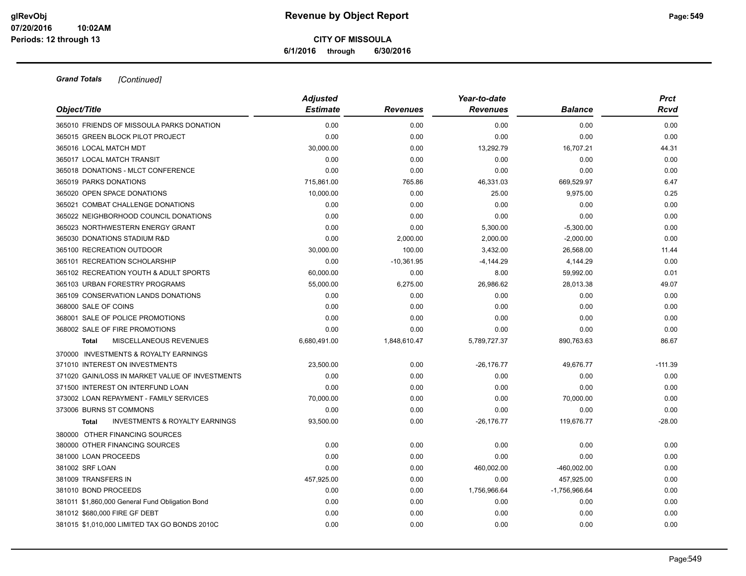# Revenue by Object Report

**CITY OF MISSOULA**

**6/1/2016 through 6/30/2016**

***Grand Totals*** *[Continued]*

| Object/Title | Adjusted Estimate | Revenues | Year-to-date Revenues | Balance | Prct Rcvd |
|---|---|---|---|---|---|
| 365010 FRIENDS OF MISSOULA PARKS DONATION | 0.00 | 0.00 | 0.00 | 0.00 | 0.00 |
| 365015 GREEN BLOCK PILOT PROJECT | 0.00 | 0.00 | 0.00 | 0.00 | 0.00 |
| 365016 LOCAL MATCH MDT | 30,000.00 | 0.00 | 13,292.79 | 16,707.21 | 44.31 |
| 365017 LOCAL MATCH TRANSIT | 0.00 | 0.00 | 0.00 | 0.00 | 0.00 |
| 365018 DONATIONS - MLCT CONFERENCE | 0.00 | 0.00 | 0.00 | 0.00 | 0.00 |
| 365019 PARKS DONATIONS | 715,861.00 | 765.86 | 46,331.03 | 669,529.97 | 6.47 |
| 365020 OPEN SPACE DONATIONS | 10,000.00 | 0.00 | 25.00 | 9,975.00 | 0.25 |
| 365021 COMBAT CHALLENGE DONATIONS | 0.00 | 0.00 | 0.00 | 0.00 | 0.00 |
| 365022 NEIGHBORHOOD COUNCIL DONATIONS | 0.00 | 0.00 | 0.00 | 0.00 | 0.00 |
| 365023 NORTHWESTERN ENERGY GRANT | 0.00 | 0.00 | 5,300.00 | -5,300.00 | 0.00 |
| 365030 DONATIONS STADIUM R&D | 0.00 | 2,000.00 | 2,000.00 | -2,000.00 | 0.00 |
| 365100 RECREATION OUTDOOR | 30,000.00 | 100.00 | 3,432.00 | 26,568.00 | 11.44 |
| 365101 RECREATION SCHOLARSHIP | 0.00 | -10,361.95 | -4,144.29 | 4,144.29 | 0.00 |
| 365102 RECREATION YOUTH & ADULT SPORTS | 60,000.00 | 0.00 | 8.00 | 59,992.00 | 0.01 |
| 365103 URBAN FORESTRY PROGRAMS | 55,000.00 | 6,275.00 | 26,986.62 | 28,013.38 | 49.07 |
| 365109 CONSERVATION LANDS DONATIONS | 0.00 | 0.00 | 0.00 | 0.00 | 0.00 |
| 368000 SALE OF COINS | 0.00 | 0.00 | 0.00 | 0.00 | 0.00 |
| 368001 SALE OF POLICE PROMOTIONS | 0.00 | 0.00 | 0.00 | 0.00 | 0.00 |
| 368002 SALE OF FIRE PROMOTIONS | 0.00 | 0.00 | 0.00 | 0.00 | 0.00 |
| **Total** MISCELLANEOUS REVENUES | 6,680,491.00 | 1,848,610.47 | 5,789,727.37 | 890,763.63 | 86.67 |
| 370000 INVESTMENTS & ROYALTY EARNINGS | | | | | |
| 371010 INTEREST ON INVESTMENTS | 23,500.00 | 0.00 | -26,176.77 | 49,676.77 | -111.39 |
| 371020 GAIN/LOSS IN MARKET VALUE OF INVESTMENTS | 0.00 | 0.00 | 0.00 | 0.00 | 0.00 |
| 371500 INTEREST ON INTERFUND LOAN | 0.00 | 0.00 | 0.00 | 0.00 | 0.00 |
| 373002 LOAN REPAYMENT - FAMILY SERVICES | 70,000.00 | 0.00 | 0.00 | 70,000.00 | 0.00 |
| 373006 BURNS ST COMMONS | 0.00 | 0.00 | 0.00 | 0.00 | 0.00 |
| **Total** INVESTMENTS & ROYALTY EARNINGS | 93,500.00 | 0.00 | -26,176.77 | 119,676.77 | -28.00 |
| 380000 OTHER FINANCING SOURCES | | | | | |
| 380000 OTHER FINANCING SOURCES | 0.00 | 0.00 | 0.00 | 0.00 | 0.00 |
| 381000 LOAN PROCEEDS | 0.00 | 0.00 | 0.00 | 0.00 | 0.00 |
| 381002 SRF LOAN | 0.00 | 0.00 | 460,002.00 | -460,002.00 | 0.00 |
| 381009 TRANSFERS IN | 457,925.00 | 0.00 | 0.00 | 457,925.00 | 0.00 |
| 381010 BOND PROCEEDS | 0.00 | 0.00 | 1,756,966.64 | -1,756,966.64 | 0.00 |
| 381011 $1,860,000 General Fund Obligation Bond | 0.00 | 0.00 | 0.00 | 0.00 | 0.00 |
| 381012 $680,000 FIRE GF DEBT | 0.00 | 0.00 | 0.00 | 0.00 | 0.00 |
| 381015 $1,010,000 LIMITED TAX GO BONDS 2010C | 0.00 | 0.00 | 0.00 | 0.00 | 0.00 |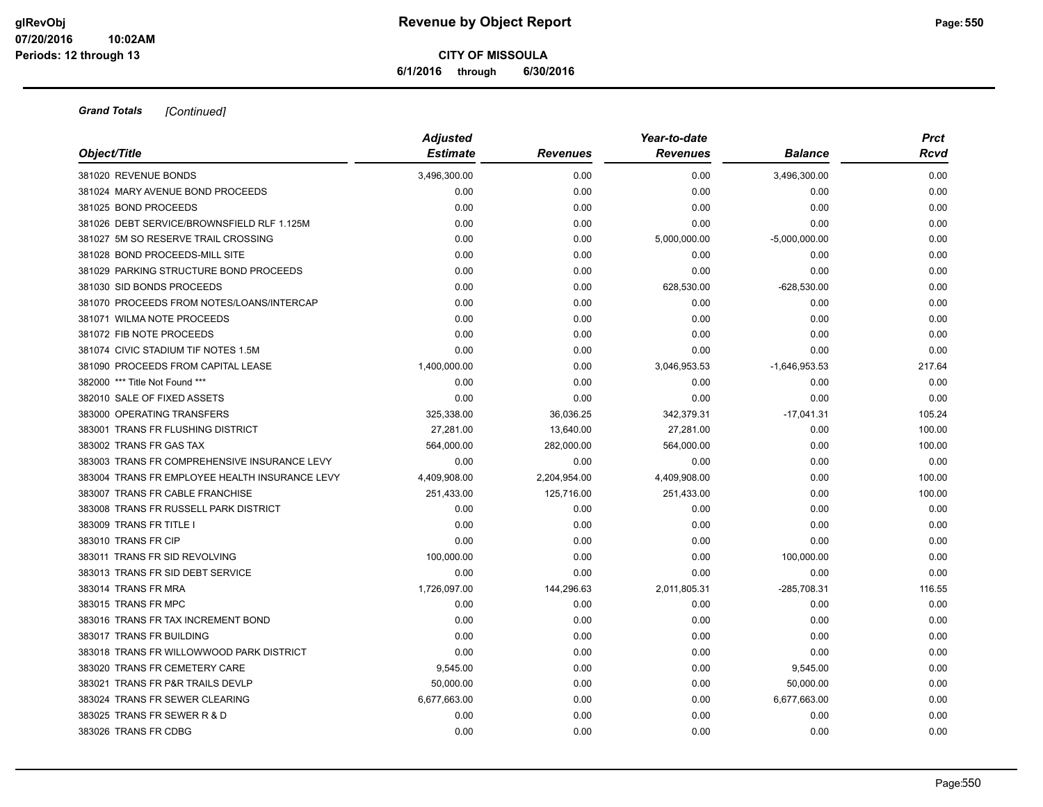**Grand Totals** *[Continued]*

| Object/Title | Adjusted Estimate | Revenues | Year-to-date Revenues | Balance | Prct Rcvd |
|---|---|---|---|---|---|
| 381020 REVENUE BONDS | 3,496,300.00 | 0.00 | 0.00 | 3,496,300.00 | 0.00 |
| 381024 MARY AVENUE BOND PROCEEDS | 0.00 | 0.00 | 0.00 | 0.00 | 0.00 |
| 381025 BOND PROCEEDS | 0.00 | 0.00 | 0.00 | 0.00 | 0.00 |
| 381026 DEBT SERVICE/BROWNSFIELD RLF 1.125M | 0.00 | 0.00 | 0.00 | 0.00 | 0.00 |
| 381027 5M SO RESERVE TRAIL CROSSING | 0.00 | 0.00 | 5,000,000.00 | -5,000,000.00 | 0.00 |
| 381028 BOND PROCEEDS-MILL SITE | 0.00 | 0.00 | 0.00 | 0.00 | 0.00 |
| 381029 PARKING STRUCTURE BOND PROCEEDS | 0.00 | 0.00 | 0.00 | 0.00 | 0.00 |
| 381030 SID BONDS PROCEEDS | 0.00 | 0.00 | 628,530.00 | -628,530.00 | 0.00 |
| 381070 PROCEEDS FROM NOTES/LOANS/INTERCAP | 0.00 | 0.00 | 0.00 | 0.00 | 0.00 |
| 381071 WILMA NOTE PROCEEDS | 0.00 | 0.00 | 0.00 | 0.00 | 0.00 |
| 381072 FIB NOTE PROCEEDS | 0.00 | 0.00 | 0.00 | 0.00 | 0.00 |
| 381074 CIVIC STADIUM TIF NOTES 1.5M | 0.00 | 0.00 | 0.00 | 0.00 | 0.00 |
| 381090 PROCEEDS FROM CAPITAL LEASE | 1,400,000.00 | 0.00 | 3,046,953.53 | -1,646,953.53 | 217.64 |
| 382000 *** Title Not Found *** | 0.00 | 0.00 | 0.00 | 0.00 | 0.00 |
| 382010 SALE OF FIXED ASSETS | 0.00 | 0.00 | 0.00 | 0.00 | 0.00 |
| 383000 OPERATING TRANSFERS | 325,338.00 | 36,036.25 | 342,379.31 | -17,041.31 | 105.24 |
| 383001 TRANS FR FLUSHING DISTRICT | 27,281.00 | 13,640.00 | 27,281.00 | 0.00 | 100.00 |
| 383002 TRANS FR GAS TAX | 564,000.00 | 282,000.00 | 564,000.00 | 0.00 | 100.00 |
| 383003 TRANS FR COMPREHENSIVE INSURANCE LEVY | 0.00 | 0.00 | 0.00 | 0.00 | 0.00 |
| 383004 TRANS FR EMPLOYEE HEALTH INSURANCE LEVY | 4,409,908.00 | 2,204,954.00 | 4,409,908.00 | 0.00 | 100.00 |
| 383007 TRANS FR CABLE FRANCHISE | 251,433.00 | 125,716.00 | 251,433.00 | 0.00 | 100.00 |
| 383008 TRANS FR RUSSELL PARK DISTRICT | 0.00 | 0.00 | 0.00 | 0.00 | 0.00 |
| 383009 TRANS FR TITLE I | 0.00 | 0.00 | 0.00 | 0.00 | 0.00 |
| 383010 TRANS FR CIP | 0.00 | 0.00 | 0.00 | 0.00 | 0.00 |
| 383011 TRANS FR SID REVOLVING | 100,000.00 | 0.00 | 0.00 | 100,000.00 | 0.00 |
| 383013 TRANS FR SID DEBT SERVICE | 0.00 | 0.00 | 0.00 | 0.00 | 0.00 |
| 383014 TRANS FR MRA | 1,726,097.00 | 144,296.63 | 2,011,805.31 | -285,708.31 | 116.55 |
| 383015 TRANS FR MPC | 0.00 | 0.00 | 0.00 | 0.00 | 0.00 |
| 383016 TRANS FR TAX INCREMENT BOND | 0.00 | 0.00 | 0.00 | 0.00 | 0.00 |
| 383017 TRANS FR BUILDING | 0.00 | 0.00 | 0.00 | 0.00 | 0.00 |
| 383018 TRANS FR WILLOWWOOD PARK DISTRICT | 0.00 | 0.00 | 0.00 | 0.00 | 0.00 |
| 383020 TRANS FR CEMETERY CARE | 9,545.00 | 0.00 | 0.00 | 9,545.00 | 0.00 |
| 383021 TRANS FR P&R TRAILS DEVLP | 50,000.00 | 0.00 | 0.00 | 50,000.00 | 0.00 |
| 383024 TRANS FR SEWER CLEARING | 6,677,663.00 | 0.00 | 0.00 | 6,677,663.00 | 0.00 |
| 383025 TRANS FR SEWER R & D | 0.00 | 0.00 | 0.00 | 0.00 | 0.00 |
| 383026 TRANS FR CDBG | 0.00 | 0.00 | 0.00 | 0.00 | 0.00 |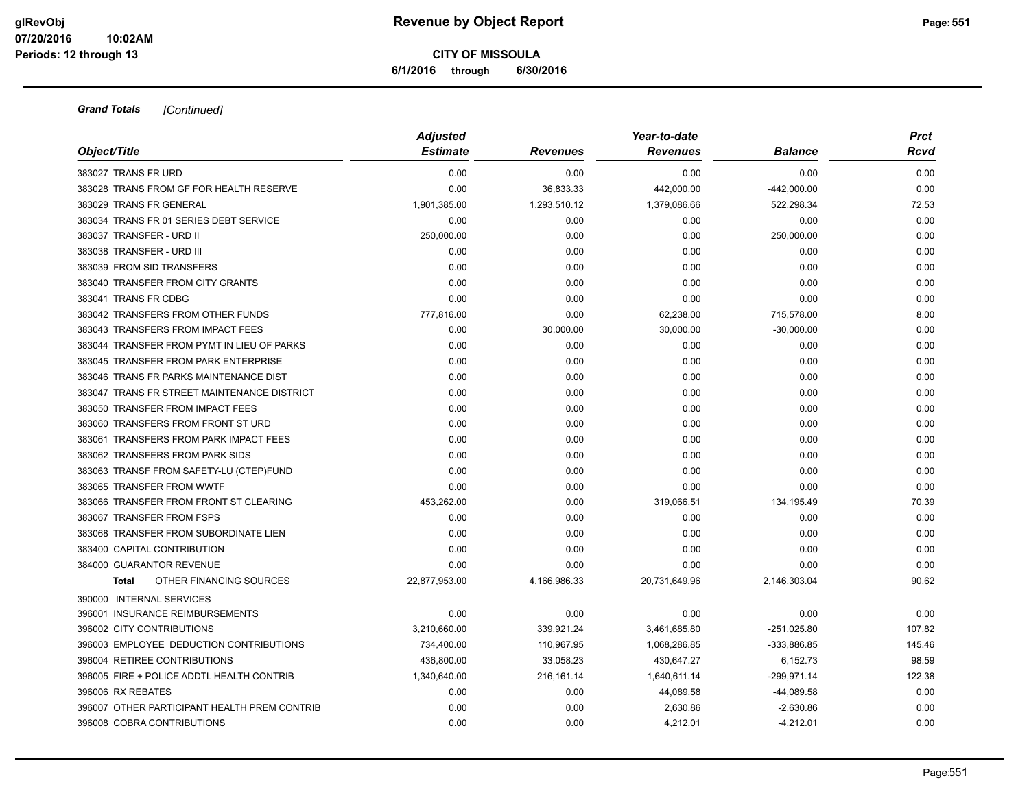**Grand Totals** *[Continued]*

| Object/Title | Adjusted Estimate | Revenues | Year-to-date Revenues | Balance | Prct Rcvd |
|---|---|---|---|---|---|
| 383027 TRANS FR URD | 0.00 | 0.00 | 0.00 | 0.00 | 0.00 |
| 383028 TRANS FROM GF FOR HEALTH RESERVE | 0.00 | 36,833.33 | 442,000.00 | -442,000.00 | 0.00 |
| 383029 TRANS FR GENERAL | 1,901,385.00 | 1,293,510.12 | 1,379,086.66 | 522,298.34 | 72.53 |
| 383034 TRANS FR 01 SERIES DEBT SERVICE | 0.00 | 0.00 | 0.00 | 0.00 | 0.00 |
| 383037 TRANSFER - URD II | 250,000.00 | 0.00 | 0.00 | 250,000.00 | 0.00 |
| 383038 TRANSFER - URD III | 0.00 | 0.00 | 0.00 | 0.00 | 0.00 |
| 383039 FROM SID TRANSFERS | 0.00 | 0.00 | 0.00 | 0.00 | 0.00 |
| 383040 TRANSFER FROM CITY GRANTS | 0.00 | 0.00 | 0.00 | 0.00 | 0.00 |
| 383041 TRANS FR CDBG | 0.00 | 0.00 | 0.00 | 0.00 | 0.00 |
| 383042 TRANSFERS FROM OTHER FUNDS | 777,816.00 | 0.00 | 62,238.00 | 715,578.00 | 8.00 |
| 383043 TRANSFERS FROM IMPACT FEES | 0.00 | 30,000.00 | 30,000.00 | -30,000.00 | 0.00 |
| 383044 TRANSFER FROM PYMT IN LIEU OF PARKS | 0.00 | 0.00 | 0.00 | 0.00 | 0.00 |
| 383045 TRANSFER FROM PARK ENTERPRISE | 0.00 | 0.00 | 0.00 | 0.00 | 0.00 |
| 383046 TRANS FR PARKS MAINTENANCE DIST | 0.00 | 0.00 | 0.00 | 0.00 | 0.00 |
| 383047 TRANS FR STREET MAINTENANCE DISTRICT | 0.00 | 0.00 | 0.00 | 0.00 | 0.00 |
| 383050 TRANSFER FROM IMPACT FEES | 0.00 | 0.00 | 0.00 | 0.00 | 0.00 |
| 383060 TRANSFERS FROM FRONT ST URD | 0.00 | 0.00 | 0.00 | 0.00 | 0.00 |
| 383061 TRANSFERS FROM PARK IMPACT FEES | 0.00 | 0.00 | 0.00 | 0.00 | 0.00 |
| 383062 TRANSFERS FROM PARK SIDS | 0.00 | 0.00 | 0.00 | 0.00 | 0.00 |
| 383063 TRANSF FROM SAFETY-LU (CTEP)FUND | 0.00 | 0.00 | 0.00 | 0.00 | 0.00 |
| 383065 TRANSFER FROM WWTF | 0.00 | 0.00 | 0.00 | 0.00 | 0.00 |
| 383066 TRANSFER FROM FRONT ST CLEARING | 453,262.00 | 0.00 | 319,066.51 | 134,195.49 | 70.39 |
| 383067 TRANSFER FROM FSPS | 0.00 | 0.00 | 0.00 | 0.00 | 0.00 |
| 383068 TRANSFER FROM SUBORDINATE LIEN | 0.00 | 0.00 | 0.00 | 0.00 | 0.00 |
| 383400 CAPITAL CONTRIBUTION | 0.00 | 0.00 | 0.00 | 0.00 | 0.00 |
| 384000 GUARANTOR REVENUE | 0.00 | 0.00 | 0.00 | 0.00 | 0.00 |
| **Total** OTHER FINANCING SOURCES | 22,877,953.00 | 4,166,986.33 | 20,731,649.96 | 2,146,303.04 | 90.62 |
| 390000 INTERNAL SERVICES | | | | | |
| 396001 INSURANCE REIMBURSEMENTS | 0.00 | 0.00 | 0.00 | 0.00 | 0.00 |
| 396002 CITY CONTRIBUTIONS | 3,210,660.00 | 339,921.24 | 3,461,685.80 | -251,025.80 | 107.82 |
| 396003 EMPLOYEE DEDUCTION CONTRIBUTIONS | 734,400.00 | 110,967.95 | 1,068,286.85 | -333,886.85 | 145.46 |
| 396004 RETIREE CONTRIBUTIONS | 436,800.00 | 33,058.23 | 430,647.27 | 6,152.73 | 98.59 |
| 396005 FIRE + POLICE ADDTL HEALTH CONTRIB | 1,340,640.00 | 216,161.14 | 1,640,611.14 | -299,971.14 | 122.38 |
| 396006 RX REBATES | 0.00 | 0.00 | 44,089.58 | -44,089.58 | 0.00 |
| 396007 OTHER PARTICIPANT HEALTH PREM CONTRIB | 0.00 | 0.00 | 2,630.86 | -2,630.86 | 0.00 |
| 396008 COBRA CONTRIBUTIONS | 0.00 | 0.00 | 4,212.01 | -4,212.01 | 0.00 |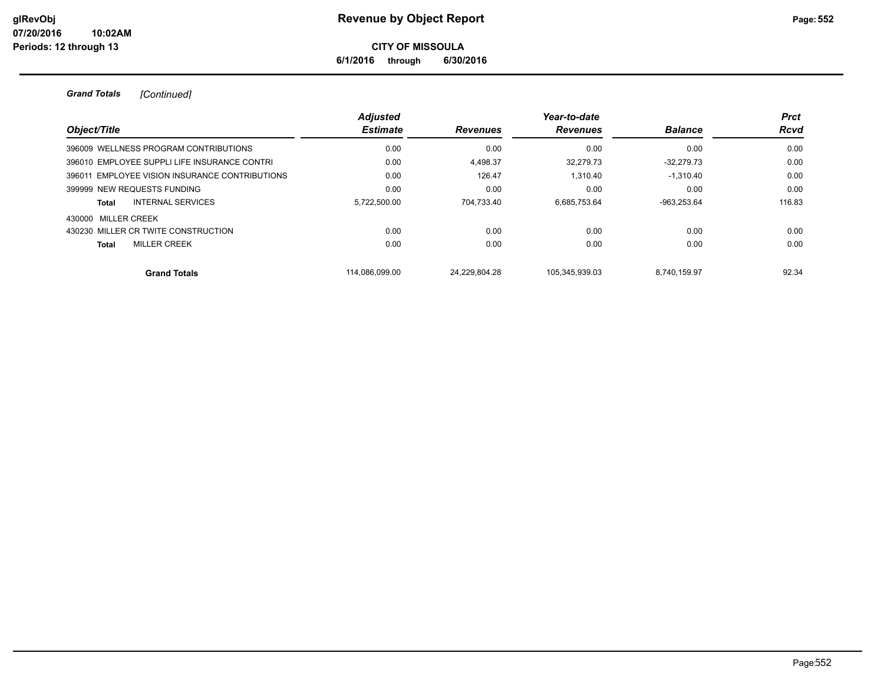# Revenue by Object Report

**CITY OF MISSOULA**

**6/1/2016 through 6/30/2016**

glRevObj
07/20/2016 10:02AM
Periods: 12 through 13

***Grand Totals*** *[Continued]*

| *Object/Title* | *Adjusted Estimate* | *Revenues* | *Year-to-date Revenues* | *Balance* | *Prct Rcvd* |
|---|---|---|---|---|---|
| 396009 WELLNESS PROGRAM CONTRIBUTIONS | 0.00 | 0.00 | 0.00 | 0.00 | 0.00 |
| 396010 EMPLOYEE SUPPLI LIFE INSURANCE CONTRI | 0.00 | 4,498.37 | 32,279.73 | -32,279.73 | 0.00 |
| 396011 EMPLOYEE VISION INSURANCE CONTRIBUTIONS | 0.00 | 126.47 | 1,310.40 | -1,310.40 | 0.00 |
| 399999 NEW REQUESTS FUNDING | 0.00 | 0.00 | 0.00 | 0.00 | 0.00 |
| **Total** INTERNAL SERVICES | 5,722,500.00 | 704,733.40 | 6,685,753.64 | -963,253.64 | 116.83 |
| 430000 MILLER CREEK | | | | | |
| 430230 MILLER CR TWITE CONSTRUCTION | 0.00 | 0.00 | 0.00 | 0.00 | 0.00 |
| **Total** MILLER CREEK | 0.00 | 0.00 | 0.00 | 0.00 | 0.00 |
| **Grand Totals** | 114,086,099.00 | 24,229,804.28 | 105,345,939.03 | 8,740,159.97 | 92.34 |